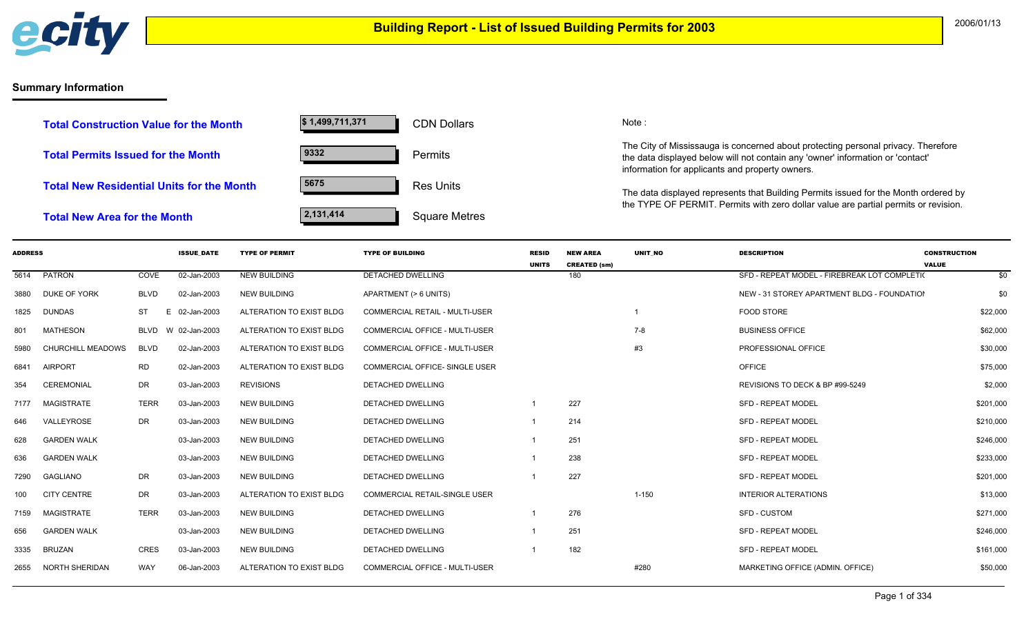# Building Report - List of Issued Building Permits for 2003

2006/01/13

## Summary Information

| | | |
|---|---|---|
| **Total Construction Value for the Month** | $ 1,499,711,371 | CDN Dollars |
| **Total Permits Issued for the Month** | 9332 | Permits |
| **Total New Residential Units for the Month** | 5675 | Res Units |
| **Total New Area for the Month** | 2,131,414 | Square Metres |

Note :

The City of Mississauga is concerned about protecting personal privacy. Therefore the data displayed below will not contain any 'owner' information or 'contact' information for applicants and property owners.

The data displayed represents that Building Permits issued for the Month ordered by the TYPE OF PERMIT. Permits with zero dollar value are partial permits or revision.

| ADDRESS | | | | ISSUE_DATE | TYPE OF PERMIT | TYPE OF BUILDING | RESID UNITS | NEW AREA CREATED (sm) | UNIT_NO | DESCRIPTION | CONSTRUCTION VALUE |
|---|---|---|---|---|---|---|---|---|---|---|---|
| 5614 | PATRON | COVE | | 02-Jan-2003 | NEW BUILDING | DETACHED DWELLING | | 180 | | SFD - REPEAT MODEL - FIREBREAK LOT COMPLETI( | $0 |
| 3880 | DUKE OF YORK | BLVD | | 02-Jan-2003 | NEW BUILDING | APARTMENT (> 6 UNITS) | | | | NEW - 31 STOREY APARTMENT BLDG - FOUNDATIOI | $0 |
| 1825 | DUNDAS | ST | E | 02-Jan-2003 | ALTERATION TO EXIST BLDG | COMMERCIAL RETAIL - MULTI-USER | | | 1 | FOOD STORE | $22,000 |
| 801 | MATHESON | BLVD | W | 02-Jan-2003 | ALTERATION TO EXIST BLDG | COMMERCIAL OFFICE - MULTI-USER | | | 7-8 | BUSINESS OFFICE | $62,000 |
| 5980 | CHURCHILL MEADOWS | BLVD | | 02-Jan-2003 | ALTERATION TO EXIST BLDG | COMMERCIAL OFFICE - MULTI-USER | | | #3 | PROFESSIONAL OFFICE | $30,000 |
| 6841 | AIRPORT | RD | | 02-Jan-2003 | ALTERATION TO EXIST BLDG | COMMERCIAL OFFICE- SINGLE USER | | | | OFFICE | $75,000 |
| 354 | CEREMONIAL | DR | | 03-Jan-2003 | REVISIONS | DETACHED DWELLING | | | | REVISIONS TO DECK & BP #99-5249 | $2,000 |
| 7177 | MAGISTRATE | TERR | | 03-Jan-2003 | NEW BUILDING | DETACHED DWELLING | 1 | 227 | | SFD - REPEAT MODEL | $201,000 |
| 646 | VALLEYROSE | DR | | 03-Jan-2003 | NEW BUILDING | DETACHED DWELLING | 1 | 214 | | SFD - REPEAT MODEL | $210,000 |
| 628 | GARDEN WALK | | | 03-Jan-2003 | NEW BUILDING | DETACHED DWELLING | 1 | 251 | | SFD - REPEAT MODEL | $246,000 |
| 636 | GARDEN WALK | | | 03-Jan-2003 | NEW BUILDING | DETACHED DWELLING | 1 | 238 | | SFD - REPEAT MODEL | $233,000 |
| 7290 | GAGLIANO | DR | | 03-Jan-2003 | NEW BUILDING | DETACHED DWELLING | 1 | 227 | | SFD - REPEAT MODEL | $201,000 |
| 100 | CITY CENTRE | DR | | 03-Jan-2003 | ALTERATION TO EXIST BLDG | COMMERCIAL RETAIL-SINGLE USER | | | 1-150 | INTERIOR ALTERATIONS | $13,000 |
| 7159 | MAGISTRATE | TERR | | 03-Jan-2003 | NEW BUILDING | DETACHED DWELLING | 1 | 276 | | SFD - CUSTOM | $271,000 |
| 656 | GARDEN WALK | | | 03-Jan-2003 | NEW BUILDING | DETACHED DWELLING | 1 | 251 | | SFD - REPEAT MODEL | $246,000 |
| 3335 | BRUZAN | CRES | | 03-Jan-2003 | NEW BUILDING | DETACHED DWELLING | 1 | 182 | | SFD - REPEAT MODEL | $161,000 |
| 2655 | NORTH SHERIDAN | WAY | | 06-Jan-2003 | ALTERATION TO EXIST BLDG | COMMERCIAL OFFICE - MULTI-USER | | | #280 | MARKETING OFFICE (ADMIN. OFFICE) | $50,000 |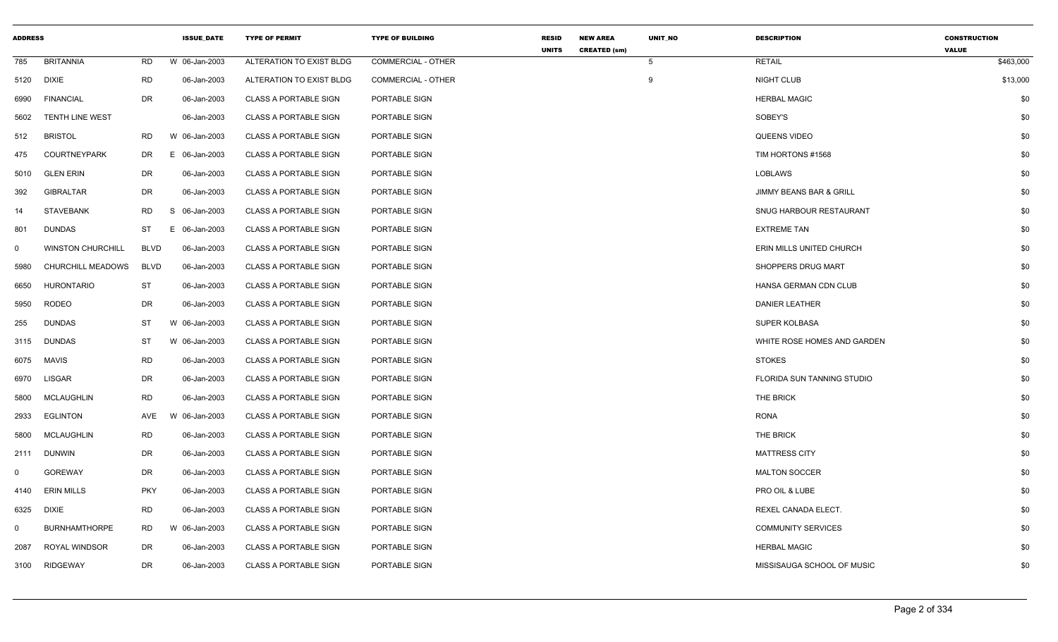| ADDRESS | | | | ISSUE_DATE | TYPE OF PERMIT | TYPE OF BUILDING | RESID UNITS | NEW AREA CREATED (sm) | UNIT_NO | DESCRIPTION | CONSTRUCTION VALUE |
|---|---|---|---|---|---|---|---|---|---|---|---|
| 785 | BRITANNIA | RD | W | 06-Jan-2003 | ALTERATION TO EXIST BLDG | COMMERCIAL - OTHER | | | 5 | RETAIL | $463,000 |
| 5120 | DIXIE | RD | | 06-Jan-2003 | ALTERATION TO EXIST BLDG | COMMERCIAL - OTHER | | | 9 | NIGHT CLUB | $13,000 |
| 6990 | FINANCIAL | DR | | 06-Jan-2003 | CLASS A PORTABLE SIGN | PORTABLE SIGN | | | | HERBAL MAGIC | $0 |
| 5602 | TENTH LINE WEST | | | 06-Jan-2003 | CLASS A PORTABLE SIGN | PORTABLE SIGN | | | | SOBEY'S | $0 |
| 512 | BRISTOL | RD | W | 06-Jan-2003 | CLASS A PORTABLE SIGN | PORTABLE SIGN | | | | QUEENS VIDEO | $0 |
| 475 | COURTNEYPARK | DR | E | 06-Jan-2003 | CLASS A PORTABLE SIGN | PORTABLE SIGN | | | | TIM HORTONS #1568 | $0 |
| 5010 | GLEN ERIN | DR | | 06-Jan-2003 | CLASS A PORTABLE SIGN | PORTABLE SIGN | | | | LOBLAWS | $0 |
| 392 | GIBRALTAR | DR | | 06-Jan-2003 | CLASS A PORTABLE SIGN | PORTABLE SIGN | | | | JIMMY BEANS BAR & GRILL | $0 |
| 14 | STAVEBANK | RD | S | 06-Jan-2003 | CLASS A PORTABLE SIGN | PORTABLE SIGN | | | | SNUG HARBOUR RESTAURANT | $0 |
| 801 | DUNDAS | ST | E | 06-Jan-2003 | CLASS A PORTABLE SIGN | PORTABLE SIGN | | | | EXTREME TAN | $0 |
| 0 | WINSTON CHURCHILL | BLVD | | 06-Jan-2003 | CLASS A PORTABLE SIGN | PORTABLE SIGN | | | | ERIN MILLS UNITED CHURCH | $0 |
| 5980 | CHURCHILL MEADOWS | BLVD | | 06-Jan-2003 | CLASS A PORTABLE SIGN | PORTABLE SIGN | | | | SHOPPERS DRUG MART | $0 |
| 6650 | HURONTARIO | ST | | 06-Jan-2003 | CLASS A PORTABLE SIGN | PORTABLE SIGN | | | | HANSA GERMAN CDN CLUB | $0 |
| 5950 | RODEO | DR | | 06-Jan-2003 | CLASS A PORTABLE SIGN | PORTABLE SIGN | | | | DANIER LEATHER | $0 |
| 255 | DUNDAS | ST | W | 06-Jan-2003 | CLASS A PORTABLE SIGN | PORTABLE SIGN | | | | SUPER KOLBASA | $0 |
| 3115 | DUNDAS | ST | W | 06-Jan-2003 | CLASS A PORTABLE SIGN | PORTABLE SIGN | | | | WHITE ROSE HOMES AND GARDEN | $0 |
| 6075 | MAVIS | RD | | 06-Jan-2003 | CLASS A PORTABLE SIGN | PORTABLE SIGN | | | | STOKES | $0 |
| 6970 | LISGAR | DR | | 06-Jan-2003 | CLASS A PORTABLE SIGN | PORTABLE SIGN | | | | FLORIDA SUN TANNING STUDIO | $0 |
| 5800 | MCLAUGHLIN | RD | | 06-Jan-2003 | CLASS A PORTABLE SIGN | PORTABLE SIGN | | | | THE BRICK | $0 |
| 2933 | EGLINTON | AVE | W | 06-Jan-2003 | CLASS A PORTABLE SIGN | PORTABLE SIGN | | | | RONA | $0 |
| 5800 | MCLAUGHLIN | RD | | 06-Jan-2003 | CLASS A PORTABLE SIGN | PORTABLE SIGN | | | | THE BRICK | $0 |
| 2111 | DUNWIN | DR | | 06-Jan-2003 | CLASS A PORTABLE SIGN | PORTABLE SIGN | | | | MATTRESS CITY | $0 |
| 0 | GOREWAY | DR | | 06-Jan-2003 | CLASS A PORTABLE SIGN | PORTABLE SIGN | | | | MALTON SOCCER | $0 |
| 4140 | ERIN MILLS | PKY | | 06-Jan-2003 | CLASS A PORTABLE SIGN | PORTABLE SIGN | | | | PRO OIL & LUBE | $0 |
| 6325 | DIXIE | RD | | 06-Jan-2003 | CLASS A PORTABLE SIGN | PORTABLE SIGN | | | | REXEL CANADA ELECT. | $0 |
| 0 | BURNHAMTHORPE | RD | W | 06-Jan-2003 | CLASS A PORTABLE SIGN | PORTABLE SIGN | | | | COMMUNITY SERVICES | $0 |
| 2087 | ROYAL WINDSOR | DR | | 06-Jan-2003 | CLASS A PORTABLE SIGN | PORTABLE SIGN | | | | HERBAL MAGIC | $0 |
| 3100 | RIDGEWAY | DR | | 06-Jan-2003 | CLASS A PORTABLE SIGN | PORTABLE SIGN | | | | MISSISAUGA SCHOOL OF MUSIC | $0 |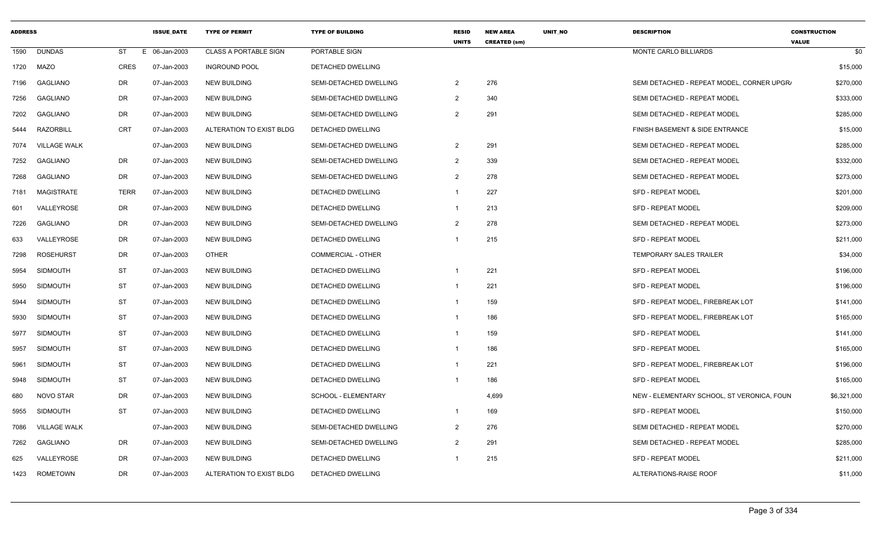| ADDRESS | | | ISSUE_DATE | TYPE OF PERMIT | TYPE OF BUILDING | RESID UNITS | NEW AREA CREATED (sm) | UNIT_NO | DESCRIPTION | CONSTRUCTION VALUE |
|---|---|---|---|---|---|---|---|---|---|---|
| 1590 | DUNDAS | ST E | 06-Jan-2003 | CLASS A PORTABLE SIGN | PORTABLE SIGN | | | | MONTE CARLO BILLIARDS | $0 |
| 1720 | MAZO | CRES | 07-Jan-2003 | INGROUND POOL | DETACHED DWELLING | | | | | $15,000 |
| 7196 | GAGLIANO | DR | 07-Jan-2003 | NEW BUILDING | SEMI-DETACHED DWELLING | 2 | 276 | | SEMI DETACHED - REPEAT MODEL, CORNER UPGR/ | $270,000 |
| 7256 | GAGLIANO | DR | 07-Jan-2003 | NEW BUILDING | SEMI-DETACHED DWELLING | 2 | 340 | | SEMI DETACHED - REPEAT MODEL | $333,000 |
| 7202 | GAGLIANO | DR | 07-Jan-2003 | NEW BUILDING | SEMI-DETACHED DWELLING | 2 | 291 | | SEMI DETACHED - REPEAT MODEL | $285,000 |
| 5444 | RAZORBILL | CRT | 07-Jan-2003 | ALTERATION TO EXIST BLDG | DETACHED DWELLING | | | | FINISH BASEMENT & SIDE ENTRANCE | $15,000 |
| 7074 | VILLAGE WALK | | 07-Jan-2003 | NEW BUILDING | SEMI-DETACHED DWELLING | 2 | 291 | | SEMI DETACHED - REPEAT MODEL | $285,000 |
| 7252 | GAGLIANO | DR | 07-Jan-2003 | NEW BUILDING | SEMI-DETACHED DWELLING | 2 | 339 | | SEMI DETACHED - REPEAT MODEL | $332,000 |
| 7268 | GAGLIANO | DR | 07-Jan-2003 | NEW BUILDING | SEMI-DETACHED DWELLING | 2 | 278 | | SEMI DETACHED - REPEAT MODEL | $273,000 |
| 7181 | MAGISTRATE | TERR | 07-Jan-2003 | NEW BUILDING | DETACHED DWELLING | 1 | 227 | | SFD - REPEAT MODEL | $201,000 |
| 601 | VALLEYROSE | DR | 07-Jan-2003 | NEW BUILDING | DETACHED DWELLING | 1 | 213 | | SFD - REPEAT MODEL | $209,000 |
| 7226 | GAGLIANO | DR | 07-Jan-2003 | NEW BUILDING | SEMI-DETACHED DWELLING | 2 | 278 | | SEMI DETACHED - REPEAT MODEL | $273,000 |
| 633 | VALLEYROSE | DR | 07-Jan-2003 | NEW BUILDING | DETACHED DWELLING | 1 | 215 | | SFD - REPEAT MODEL | $211,000 |
| 7298 | ROSEHURST | DR | 07-Jan-2003 | OTHER | COMMERCIAL - OTHER | | | | TEMPORARY SALES TRAILER | $34,000 |
| 5954 | SIDMOUTH | ST | 07-Jan-2003 | NEW BUILDING | DETACHED DWELLING | 1 | 221 | | SFD - REPEAT MODEL | $196,000 |
| 5950 | SIDMOUTH | ST | 07-Jan-2003 | NEW BUILDING | DETACHED DWELLING | 1 | 221 | | SFD - REPEAT MODEL | $196,000 |
| 5944 | SIDMOUTH | ST | 07-Jan-2003 | NEW BUILDING | DETACHED DWELLING | 1 | 159 | | SFD - REPEAT MODEL, FIREBREAK LOT | $141,000 |
| 5930 | SIDMOUTH | ST | 07-Jan-2003 | NEW BUILDING | DETACHED DWELLING | 1 | 186 | | SFD - REPEAT MODEL, FIREBREAK LOT | $165,000 |
| 5977 | SIDMOUTH | ST | 07-Jan-2003 | NEW BUILDING | DETACHED DWELLING | 1 | 159 | | SFD - REPEAT MODEL | $141,000 |
| 5957 | SIDMOUTH | ST | 07-Jan-2003 | NEW BUILDING | DETACHED DWELLING | 1 | 186 | | SFD - REPEAT MODEL | $165,000 |
| 5961 | SIDMOUTH | ST | 07-Jan-2003 | NEW BUILDING | DETACHED DWELLING | 1 | 221 | | SFD - REPEAT MODEL, FIREBREAK LOT | $196,000 |
| 5948 | SIDMOUTH | ST | 07-Jan-2003 | NEW BUILDING | DETACHED DWELLING | 1 | 186 | | SFD - REPEAT MODEL | $165,000 |
| 680 | NOVO STAR | DR | 07-Jan-2003 | NEW BUILDING | SCHOOL - ELEMENTARY | | 4,699 | | NEW - ELEMENTARY SCHOOL, ST VERONICA, FOUN | $6,321,000 |
| 5955 | SIDMOUTH | ST | 07-Jan-2003 | NEW BUILDING | DETACHED DWELLING | 1 | 169 | | SFD - REPEAT MODEL | $150,000 |
| 7086 | VILLAGE WALK | | 07-Jan-2003 | NEW BUILDING | SEMI-DETACHED DWELLING | 2 | 276 | | SEMI DETACHED - REPEAT MODEL | $270,000 |
| 7262 | GAGLIANO | DR | 07-Jan-2003 | NEW BUILDING | SEMI-DETACHED DWELLING | 2 | 291 | | SEMI DETACHED - REPEAT MODEL | $285,000 |
| 625 | VALLEYROSE | DR | 07-Jan-2003 | NEW BUILDING | DETACHED DWELLING | 1 | 215 | | SFD - REPEAT MODEL | $211,000 |
| 1423 | ROMETOWN | DR | 07-Jan-2003 | ALTERATION TO EXIST BLDG | DETACHED DWELLING | | | | ALTERATIONS-RAISE ROOF | $11,000 |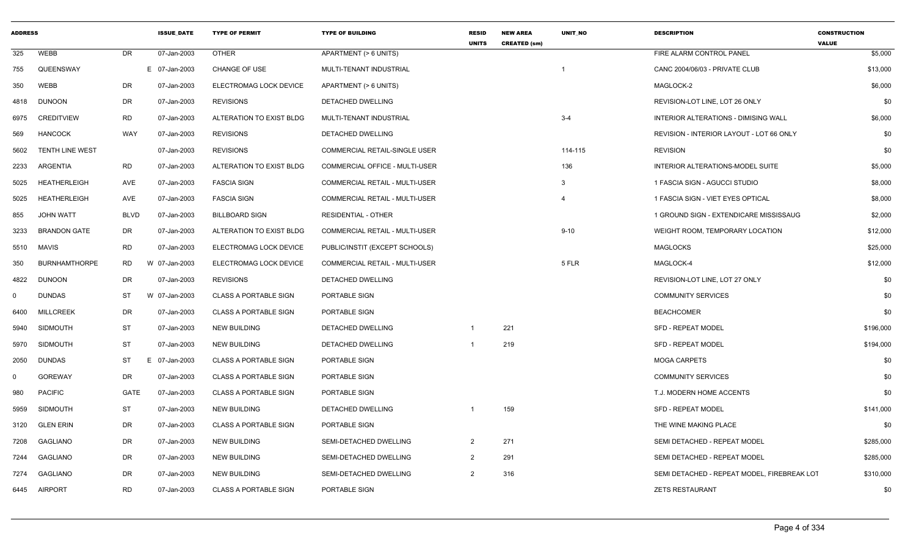| ADDRESS | | | ISSUE_DATE | TYPE OF PERMIT | TYPE OF BUILDING | RESID UNITS | NEW AREA CREATED (sm) | UNIT_NO | DESCRIPTION | CONSTRUCTION VALUE |
|---|---|---|---|---|---|---|---|---|---|---|
| 325 | WEBB | DR | 07-Jan-2003 | OTHER | APARTMENT (> 6 UNITS) | | | | FIRE ALARM CONTROL PANEL | $5,000 |
| 755 | QUEENSWAY | | E 07-Jan-2003 | CHANGE OF USE | MULTI-TENANT INDUSTRIAL | | | 1 | CANC 2004/06/03 - PRIVATE CLUB | $13,000 |
| 350 | WEBB | DR | 07-Jan-2003 | ELECTROMAG LOCK DEVICE | APARTMENT (> 6 UNITS) | | | | MAGLOCK-2 | $6,000 |
| 4818 | DUNOON | DR | 07-Jan-2003 | REVISIONS | DETACHED DWELLING | | | | REVISION-LOT LINE, LOT 26 ONLY | $0 |
| 6975 | CREDITVIEW | RD | 07-Jan-2003 | ALTERATION TO EXIST BLDG | MULTI-TENANT INDUSTRIAL | | | 3-4 | INTERIOR ALTERATIONS - DIMISING WALL | $6,000 |
| 569 | HANCOCK | WAY | 07-Jan-2003 | REVISIONS | DETACHED DWELLING | | | | REVISION - INTERIOR LAYOUT - LOT 66 ONLY | $0 |
| 5602 | TENTH LINE WEST | | 07-Jan-2003 | REVISIONS | COMMERCIAL RETAIL-SINGLE USER | | | 114-115 | REVISION | $0 |
| 2233 | ARGENTIA | RD | 07-Jan-2003 | ALTERATION TO EXIST BLDG | COMMERCIAL OFFICE - MULTI-USER | | | 136 | INTERIOR ALTERATIONS-MODEL SUITE | $5,000 |
| 5025 | HEATHERLEIGH | AVE | 07-Jan-2003 | FASCIA SIGN | COMMERCIAL RETAIL - MULTI-USER | | | 3 | 1 FASCIA SIGN - AGUCCI STUDIO | $8,000 |
| 5025 | HEATHERLEIGH | AVE | 07-Jan-2003 | FASCIA SIGN | COMMERCIAL RETAIL - MULTI-USER | | | 4 | 1 FASCIA SIGN - VIET EYES OPTICAL | $8,000 |
| 855 | JOHN WATT | BLVD | 07-Jan-2003 | BILLBOARD SIGN | RESIDENTIAL - OTHER | | | | 1 GROUND SIGN - EXTENDICARE MISSISSAUG | $2,000 |
| 3233 | BRANDON GATE | DR | 07-Jan-2003 | ALTERATION TO EXIST BLDG | COMMERCIAL RETAIL - MULTI-USER | | | 9-10 | WEIGHT ROOM, TEMPORARY LOCATION | $12,000 |
| 5510 | MAVIS | RD | 07-Jan-2003 | ELECTROMAG LOCK DEVICE | PUBLIC/INSTIT (EXCEPT SCHOOLS) | | | | MAGLOCKS | $25,000 |
| 350 | BURNHAMTHORPE | RD | W 07-Jan-2003 | ELECTROMAG LOCK DEVICE | COMMERCIAL RETAIL - MULTI-USER | | | 5 FLR | MAGLOCK-4 | $12,000 |
| 4822 | DUNOON | DR | 07-Jan-2003 | REVISIONS | DETACHED DWELLING | | | | REVISION-LOT LINE, LOT 27 ONLY | $0 |
| 0 | DUNDAS | ST | W 07-Jan-2003 | CLASS A PORTABLE SIGN | PORTABLE SIGN | | | | COMMUNITY SERVICES | $0 |
| 6400 | MILLCREEK | DR | 07-Jan-2003 | CLASS A PORTABLE SIGN | PORTABLE SIGN | | | | BEACHCOMER | $0 |
| 5940 | SIDMOUTH | ST | 07-Jan-2003 | NEW BUILDING | DETACHED DWELLING | 1 | 221 | | SFD - REPEAT MODEL | $196,000 |
| 5970 | SIDMOUTH | ST | 07-Jan-2003 | NEW BUILDING | DETACHED DWELLING | 1 | 219 | | SFD - REPEAT MODEL | $194,000 |
| 2050 | DUNDAS | ST | E 07-Jan-2003 | CLASS A PORTABLE SIGN | PORTABLE SIGN | | | | MOGA CARPETS | $0 |
| 0 | GOREWAY | DR | 07-Jan-2003 | CLASS A PORTABLE SIGN | PORTABLE SIGN | | | | COMMUNITY SERVICES | $0 |
| 980 | PACIFIC | GATE | 07-Jan-2003 | CLASS A PORTABLE SIGN | PORTABLE SIGN | | | | T.J. MODERN HOME ACCENTS | $0 |
| 5959 | SIDMOUTH | ST | 07-Jan-2003 | NEW BUILDING | DETACHED DWELLING | 1 | 159 | | SFD - REPEAT MODEL | $141,000 |
| 3120 | GLEN ERIN | DR | 07-Jan-2003 | CLASS A PORTABLE SIGN | PORTABLE SIGN | | | | THE WINE MAKING PLACE | $0 |
| 7208 | GAGLIANO | DR | 07-Jan-2003 | NEW BUILDING | SEMI-DETACHED DWELLING | 2 | 271 | | SEMI DETACHED - REPEAT MODEL | $285,000 |
| 7244 | GAGLIANO | DR | 07-Jan-2003 | NEW BUILDING | SEMI-DETACHED DWELLING | 2 | 291 | | SEMI DETACHED - REPEAT MODEL | $285,000 |
| 7274 | GAGLIANO | DR | 07-Jan-2003 | NEW BUILDING | SEMI-DETACHED DWELLING | 2 | 316 | | SEMI DETACHED - REPEAT MODEL, FIREBREAK LOT | $310,000 |
| 6445 | AIRPORT | RD | 07-Jan-2003 | CLASS A PORTABLE SIGN | PORTABLE SIGN | | | | ZETS RESTAURANT | $0 |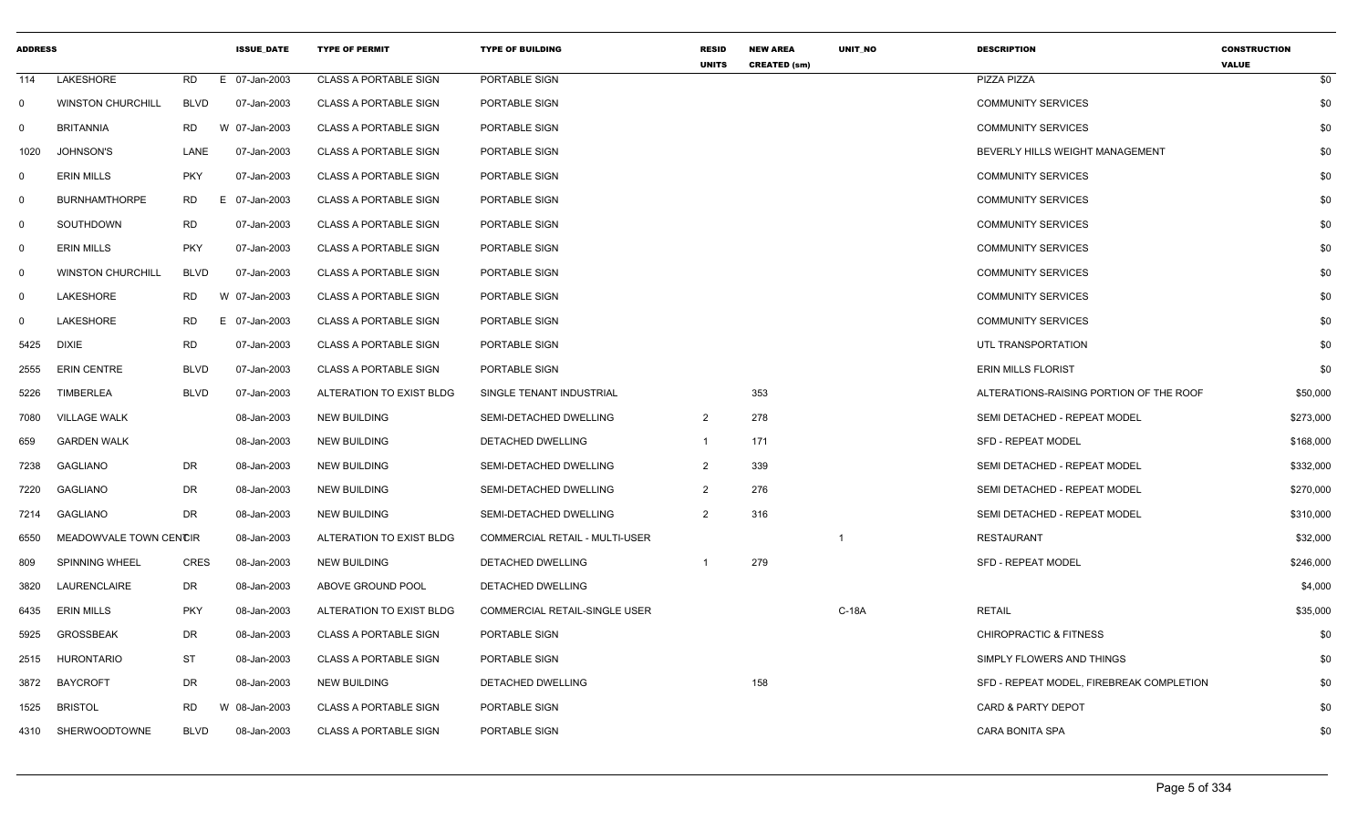| ADDRESS | | | ISSUE_DATE | TYPE OF PERMIT | TYPE OF BUILDING | RESID UNITS | NEW AREA CREATED (sm) | UNIT_NO | DESCRIPTION | CONSTRUCTION VALUE |
|---|---|---|---|---|---|---|---|---|---|---|
| 114 | LAKESHORE | RD | E 07-Jan-2003 | CLASS A PORTABLE SIGN | PORTABLE SIGN | | | | PIZZA PIZZA | $0 |
| 0 | WINSTON CHURCHILL | BLVD | 07-Jan-2003 | CLASS A PORTABLE SIGN | PORTABLE SIGN | | | | COMMUNITY SERVICES | $0 |
| 0 | BRITANNIA | RD | W 07-Jan-2003 | CLASS A PORTABLE SIGN | PORTABLE SIGN | | | | COMMUNITY SERVICES | $0 |
| 1020 | JOHNSON'S | LANE | 07-Jan-2003 | CLASS A PORTABLE SIGN | PORTABLE SIGN | | | | BEVERLY HILLS WEIGHT MANAGEMENT | $0 |
| 0 | ERIN MILLS | PKY | 07-Jan-2003 | CLASS A PORTABLE SIGN | PORTABLE SIGN | | | | COMMUNITY SERVICES | $0 |
| 0 | BURNHAMTHORPE | RD | E 07-Jan-2003 | CLASS A PORTABLE SIGN | PORTABLE SIGN | | | | COMMUNITY SERVICES | $0 |
| 0 | SOUTHDOWN | RD | 07-Jan-2003 | CLASS A PORTABLE SIGN | PORTABLE SIGN | | | | COMMUNITY SERVICES | $0 |
| 0 | ERIN MILLS | PKY | 07-Jan-2003 | CLASS A PORTABLE SIGN | PORTABLE SIGN | | | | COMMUNITY SERVICES | $0 |
| 0 | WINSTON CHURCHILL | BLVD | 07-Jan-2003 | CLASS A PORTABLE SIGN | PORTABLE SIGN | | | | COMMUNITY SERVICES | $0 |
| 0 | LAKESHORE | RD | W 07-Jan-2003 | CLASS A PORTABLE SIGN | PORTABLE SIGN | | | | COMMUNITY SERVICES | $0 |
| 0 | LAKESHORE | RD | E 07-Jan-2003 | CLASS A PORTABLE SIGN | PORTABLE SIGN | | | | COMMUNITY SERVICES | $0 |
| 5425 | DIXIE | RD | 07-Jan-2003 | CLASS A PORTABLE SIGN | PORTABLE SIGN | | | | UTL TRANSPORTATION | $0 |
| 2555 | ERIN CENTRE | BLVD | 07-Jan-2003 | CLASS A PORTABLE SIGN | PORTABLE SIGN | | | | ERIN MILLS FLORIST | $0 |
| 5226 | TIMBERLEA | BLVD | 07-Jan-2003 | ALTERATION TO EXIST BLDG | SINGLE TENANT INDUSTRIAL | | 353 | | ALTERATIONS-RAISING PORTION OF THE ROOF | $50,000 |
| 7080 | VILLAGE WALK | | 08-Jan-2003 | NEW BUILDING | SEMI-DETACHED DWELLING | 2 | 278 | | SEMI DETACHED - REPEAT MODEL | $273,000 |
| 659 | GARDEN WALK | | 08-Jan-2003 | NEW BUILDING | DETACHED DWELLING | 1 | 171 | | SFD - REPEAT MODEL | $168,000 |
| 7238 | GAGLIANO | DR | 08-Jan-2003 | NEW BUILDING | SEMI-DETACHED DWELLING | 2 | 339 | | SEMI DETACHED - REPEAT MODEL | $332,000 |
| 7220 | GAGLIANO | DR | 08-Jan-2003 | NEW BUILDING | SEMI-DETACHED DWELLING | 2 | 276 | | SEMI DETACHED - REPEAT MODEL | $270,000 |
| 7214 | GAGLIANO | DR | 08-Jan-2003 | NEW BUILDING | SEMI-DETACHED DWELLING | 2 | 316 | | SEMI DETACHED - REPEAT MODEL | $310,000 |
| 6550 | MEADOWVALE TOWN CENTCIR | | 08-Jan-2003 | ALTERATION TO EXIST BLDG | COMMERCIAL RETAIL - MULTI-USER | | | 1 | RESTAURANT | $32,000 |
| 809 | SPINNING WHEEL | CRES | 08-Jan-2003 | NEW BUILDING | DETACHED DWELLING | 1 | 279 | | SFD - REPEAT MODEL | $246,000 |
| 3820 | LAURENCLAIRE | DR | 08-Jan-2003 | ABOVE GROUND POOL | DETACHED DWELLING | | | | | $4,000 |
| 6435 | ERIN MILLS | PKY | 08-Jan-2003 | ALTERATION TO EXIST BLDG | COMMERCIAL RETAIL-SINGLE USER | | | C-18A | RETAIL | $35,000 |
| 5925 | GROSSBEAK | DR | 08-Jan-2003 | CLASS A PORTABLE SIGN | PORTABLE SIGN | | | | CHIROPRACTIC & FITNESS | $0 |
| 2515 | HURONTARIO | ST | 08-Jan-2003 | CLASS A PORTABLE SIGN | PORTABLE SIGN | | | | SIMPLY FLOWERS AND THINGS | $0 |
| 3872 | BAYCROFT | DR | 08-Jan-2003 | NEW BUILDING | DETACHED DWELLING | | 158 | | SFD - REPEAT MODEL, FIREBREAK COMPLETION | $0 |
| 1525 | BRISTOL | RD | W 08-Jan-2003 | CLASS A PORTABLE SIGN | PORTABLE SIGN | | | | CARD & PARTY DEPOT | $0 |
| 4310 | SHERWOODTOWNE | BLVD | 08-Jan-2003 | CLASS A PORTABLE SIGN | PORTABLE SIGN | | | | CARA BONITA SPA | $0 |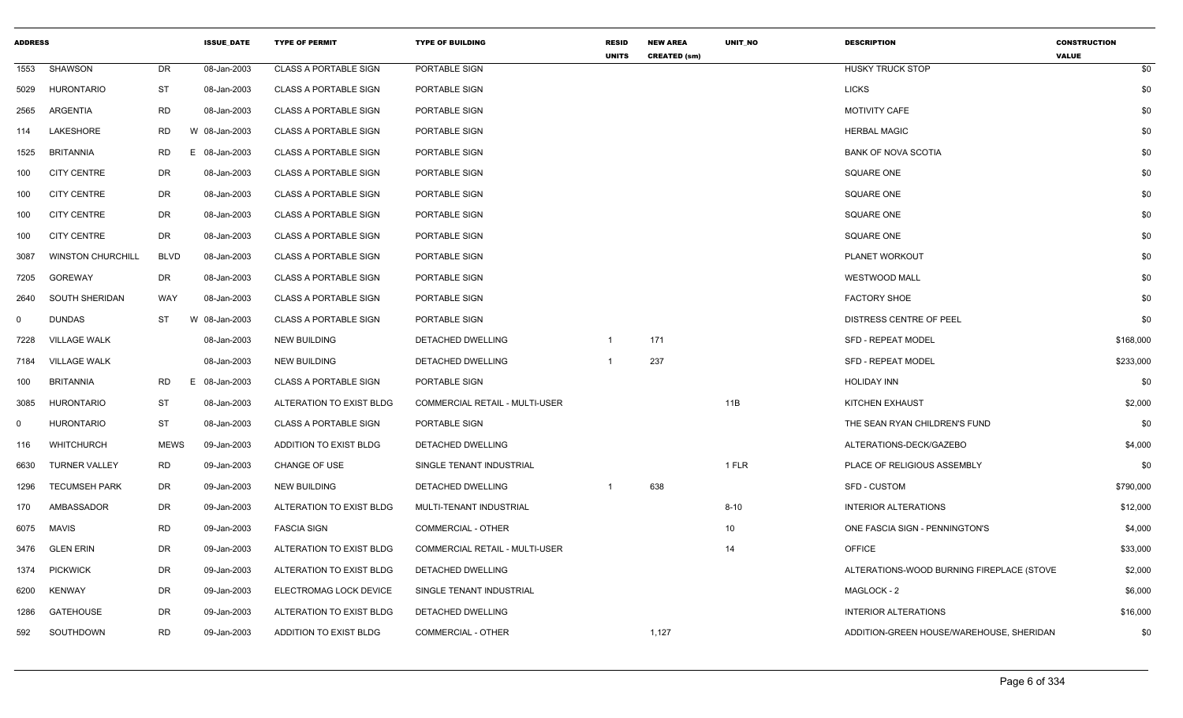| ADDRESS | | | ISSUE_DATE | TYPE OF PERMIT | TYPE OF BUILDING | RESID UNITS | NEW AREA CREATED (sm) | UNIT_NO | DESCRIPTION | CONSTRUCTION VALUE |
|---|---|---|---|---|---|---|---|---|---|---|
| 1553 | SHAWSON | DR | 08-Jan-2003 | CLASS A PORTABLE SIGN | PORTABLE SIGN | | | | HUSKY TRUCK STOP | $0 |
| 5029 | HURONTARIO | ST | 08-Jan-2003 | CLASS A PORTABLE SIGN | PORTABLE SIGN | | | | LICKS | $0 |
| 2565 | ARGENTIA | RD | 08-Jan-2003 | CLASS A PORTABLE SIGN | PORTABLE SIGN | | | | MOTIVITY CAFE | $0 |
| 114 | LAKESHORE | RD W | 08-Jan-2003 | CLASS A PORTABLE SIGN | PORTABLE SIGN | | | | HERBAL MAGIC | $0 |
| 1525 | BRITANNIA | RD E | 08-Jan-2003 | CLASS A PORTABLE SIGN | PORTABLE SIGN | | | | BANK OF NOVA SCOTIA | $0 |
| 100 | CITY CENTRE | DR | 08-Jan-2003 | CLASS A PORTABLE SIGN | PORTABLE SIGN | | | | SQUARE ONE | $0 |
| 100 | CITY CENTRE | DR | 08-Jan-2003 | CLASS A PORTABLE SIGN | PORTABLE SIGN | | | | SQUARE ONE | $0 |
| 100 | CITY CENTRE | DR | 08-Jan-2003 | CLASS A PORTABLE SIGN | PORTABLE SIGN | | | | SQUARE ONE | $0 |
| 100 | CITY CENTRE | DR | 08-Jan-2003 | CLASS A PORTABLE SIGN | PORTABLE SIGN | | | | SQUARE ONE | $0 |
| 3087 | WINSTON CHURCHILL | BLVD | 08-Jan-2003 | CLASS A PORTABLE SIGN | PORTABLE SIGN | | | | PLANET WORKOUT | $0 |
| 7205 | GOREWAY | DR | 08-Jan-2003 | CLASS A PORTABLE SIGN | PORTABLE SIGN | | | | WESTWOOD MALL | $0 |
| 2640 | SOUTH SHERIDAN | WAY | 08-Jan-2003 | CLASS A PORTABLE SIGN | PORTABLE SIGN | | | | FACTORY SHOE | $0 |
| 0 | DUNDAS | ST W | 08-Jan-2003 | CLASS A PORTABLE SIGN | PORTABLE SIGN | | | | DISTRESS CENTRE OF PEEL | $0 |
| 7228 | VILLAGE WALK | | 08-Jan-2003 | NEW BUILDING | DETACHED DWELLING | 1 | 171 | | SFD - REPEAT MODEL | $168,000 |
| 7184 | VILLAGE WALK | | 08-Jan-2003 | NEW BUILDING | DETACHED DWELLING | 1 | 237 | | SFD - REPEAT MODEL | $233,000 |
| 100 | BRITANNIA | RD E | 08-Jan-2003 | CLASS A PORTABLE SIGN | PORTABLE SIGN | | | | HOLIDAY INN | $0 |
| 3085 | HURONTARIO | ST | 08-Jan-2003 | ALTERATION TO EXIST BLDG | COMMERCIAL RETAIL - MULTI-USER | | | 11B | KITCHEN EXHAUST | $2,000 |
| 0 | HURONTARIO | ST | 08-Jan-2003 | CLASS A PORTABLE SIGN | PORTABLE SIGN | | | | THE SEAN RYAN CHILDREN'S FUND | $0 |
| 116 | WHITCHURCH | MEWS | 09-Jan-2003 | ADDITION TO EXIST BLDG | DETACHED DWELLING | | | | ALTERATIONS-DECK/GAZEBO | $4,000 |
| 6630 | TURNER VALLEY | RD | 09-Jan-2003 | CHANGE OF USE | SINGLE TENANT INDUSTRIAL | | | 1 FLR | PLACE OF RELIGIOUS ASSEMBLY | $0 |
| 1296 | TECUMSEH PARK | DR | 09-Jan-2003 | NEW BUILDING | DETACHED DWELLING | 1 | 638 | | SFD - CUSTOM | $790,000 |
| 170 | AMBASSADOR | DR | 09-Jan-2003 | ALTERATION TO EXIST BLDG | MULTI-TENANT INDUSTRIAL | | | 8-10 | INTERIOR ALTERATIONS | $12,000 |
| 6075 | MAVIS | RD | 09-Jan-2003 | FASCIA SIGN | COMMERCIAL - OTHER | | | 10 | ONE FASCIA SIGN - PENNINGTON'S | $4,000 |
| 3476 | GLEN ERIN | DR | 09-Jan-2003 | ALTERATION TO EXIST BLDG | COMMERCIAL RETAIL - MULTI-USER | | | 14 | OFFICE | $33,000 |
| 1374 | PICKWICK | DR | 09-Jan-2003 | ALTERATION TO EXIST BLDG | DETACHED DWELLING | | | | ALTERATIONS-WOOD BURNING FIREPLACE (STOVE | $2,000 |
| 6200 | KENWAY | DR | 09-Jan-2003 | ELECTROMAG LOCK DEVICE | SINGLE TENANT INDUSTRIAL | | | | MAGLOCK - 2 | $6,000 |
| 1286 | GATEHOUSE | DR | 09-Jan-2003 | ALTERATION TO EXIST BLDG | DETACHED DWELLING | | | | INTERIOR ALTERATIONS | $16,000 |
| 592 | SOUTHDOWN | RD | 09-Jan-2003 | ADDITION TO EXIST BLDG | COMMERCIAL - OTHER | | 1,127 | | ADDITION-GREEN HOUSE/WAREHOUSE, SHERIDAN | $0 |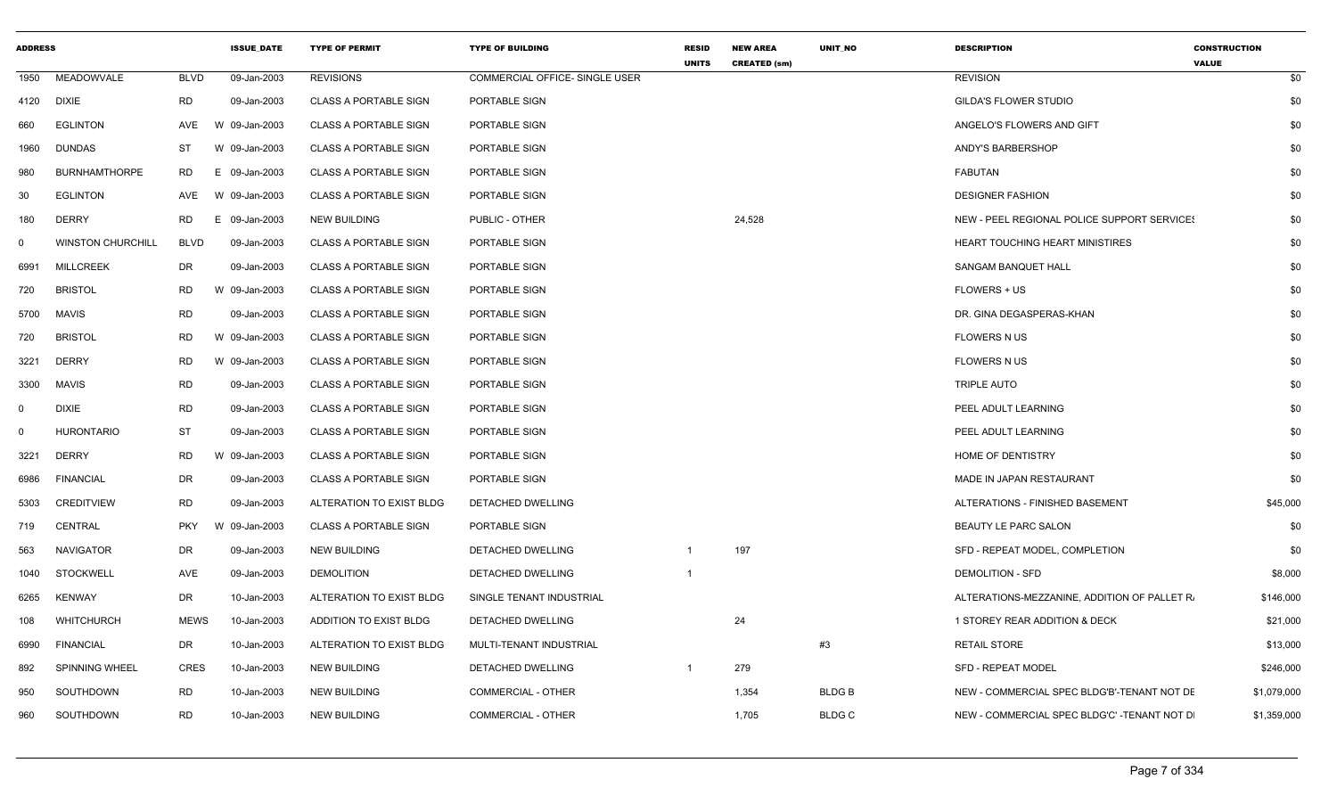| ADDRESS | | | ISSUE_DATE | TYPE OF PERMIT | TYPE OF BUILDING | RESID UNITS | NEW AREA CREATED (sm) | UNIT_NO | DESCRIPTION | CONSTRUCTION VALUE |
|---|---|---|---|---|---|---|---|---|---|---|
| 1950 | MEADOWVALE | BLVD | 09-Jan-2003 | REVISIONS | COMMERCIAL OFFICE- SINGLE USER | | | | REVISION | $0 |
| 4120 | DIXIE | RD | 09-Jan-2003 | CLASS A PORTABLE SIGN | PORTABLE SIGN | | | | GILDA'S FLOWER STUDIO | $0 |
| 660 | EGLINTON | AVE | W 09-Jan-2003 | CLASS A PORTABLE SIGN | PORTABLE SIGN | | | | ANGELO'S FLOWERS AND GIFT | $0 |
| 1960 | DUNDAS | ST | W 09-Jan-2003 | CLASS A PORTABLE SIGN | PORTABLE SIGN | | | | ANDY'S BARBERSHOP | $0 |
| 980 | BURNHAMTHORPE | RD | E 09-Jan-2003 | CLASS A PORTABLE SIGN | PORTABLE SIGN | | | | FABUTAN | $0 |
| 30 | EGLINTON | AVE | W 09-Jan-2003 | CLASS A PORTABLE SIGN | PORTABLE SIGN | | | | DESIGNER FASHION | $0 |
| 180 | DERRY | RD | E 09-Jan-2003 | NEW BUILDING | PUBLIC - OTHER | | 24,528 | | NEW - PEEL REGIONAL POLICE SUPPORT SERVICES | $0 |
| 0 | WINSTON CHURCHILL | BLVD | 09-Jan-2003 | CLASS A PORTABLE SIGN | PORTABLE SIGN | | | | HEART TOUCHING HEART MINISTIRES | $0 |
| 6991 | MILLCREEK | DR | 09-Jan-2003 | CLASS A PORTABLE SIGN | PORTABLE SIGN | | | | SANGAM BANQUET HALL | $0 |
| 720 | BRISTOL | RD | W 09-Jan-2003 | CLASS A PORTABLE SIGN | PORTABLE SIGN | | | | FLOWERS + US | $0 |
| 5700 | MAVIS | RD | 09-Jan-2003 | CLASS A PORTABLE SIGN | PORTABLE SIGN | | | | DR. GINA DEGASPERAS-KHAN | $0 |
| 720 | BRISTOL | RD | W 09-Jan-2003 | CLASS A PORTABLE SIGN | PORTABLE SIGN | | | | FLOWERS N US | $0 |
| 3221 | DERRY | RD | W 09-Jan-2003 | CLASS A PORTABLE SIGN | PORTABLE SIGN | | | | FLOWERS N US | $0 |
| 3300 | MAVIS | RD | 09-Jan-2003 | CLASS A PORTABLE SIGN | PORTABLE SIGN | | | | TRIPLE AUTO | $0 |
| 0 | DIXIE | RD | 09-Jan-2003 | CLASS A PORTABLE SIGN | PORTABLE SIGN | | | | PEEL ADULT LEARNING | $0 |
| 0 | HURONTARIO | ST | 09-Jan-2003 | CLASS A PORTABLE SIGN | PORTABLE SIGN | | | | PEEL ADULT LEARNING | $0 |
| 3221 | DERRY | RD | W 09-Jan-2003 | CLASS A PORTABLE SIGN | PORTABLE SIGN | | | | HOME OF DENTISTRY | $0 |
| 6986 | FINANCIAL | DR | 09-Jan-2003 | CLASS A PORTABLE SIGN | PORTABLE SIGN | | | | MADE IN JAPAN RESTAURANT | $0 |
| 5303 | CREDITVIEW | RD | 09-Jan-2003 | ALTERATION TO EXIST BLDG | DETACHED DWELLING | | | | ALTERATIONS - FINISHED BASEMENT | $45,000 |
| 719 | CENTRAL | PKY | W 09-Jan-2003 | CLASS A PORTABLE SIGN | PORTABLE SIGN | | | | BEAUTY LE PARC SALON | $0 |
| 563 | NAVIGATOR | DR | 09-Jan-2003 | NEW BUILDING | DETACHED DWELLING | 1 | 197 | | SFD - REPEAT MODEL, COMPLETION | $0 |
| 1040 | STOCKWELL | AVE | 09-Jan-2003 | DEMOLITION | DETACHED DWELLING | 1 | | | DEMOLITION - SFD | $8,000 |
| 6265 | KENWAY | DR | 10-Jan-2003 | ALTERATION TO EXIST BLDG | SINGLE TENANT INDUSTRIAL | | | | ALTERATIONS-MEZZANINE, ADDITION OF PALLET RA | $146,000 |
| 108 | WHITCHURCH | MEWS | 10-Jan-2003 | ADDITION TO EXIST BLDG | DETACHED DWELLING | | 24 | | 1 STOREY REAR ADDITION & DECK | $21,000 |
| 6990 | FINANCIAL | DR | 10-Jan-2003 | ALTERATION TO EXIST BLDG | MULTI-TENANT INDUSTRIAL | | | #3 | RETAIL STORE | $13,000 |
| 892 | SPINNING WHEEL | CRES | 10-Jan-2003 | NEW BUILDING | DETACHED DWELLING | 1 | 279 | | SFD - REPEAT MODEL | $246,000 |
| 950 | SOUTHDOWN | RD | 10-Jan-2003 | NEW BUILDING | COMMERCIAL - OTHER | | 1,354 | BLDG B | NEW - COMMERCIAL SPEC BLDG'B'-TENANT NOT DE | $1,079,000 |
| 960 | SOUTHDOWN | RD | 10-Jan-2003 | NEW BUILDING | COMMERCIAL - OTHER | | 1,705 | BLDG C | NEW - COMMERCIAL SPEC BLDG'C' -TENANT NOT DI | $1,359,000 |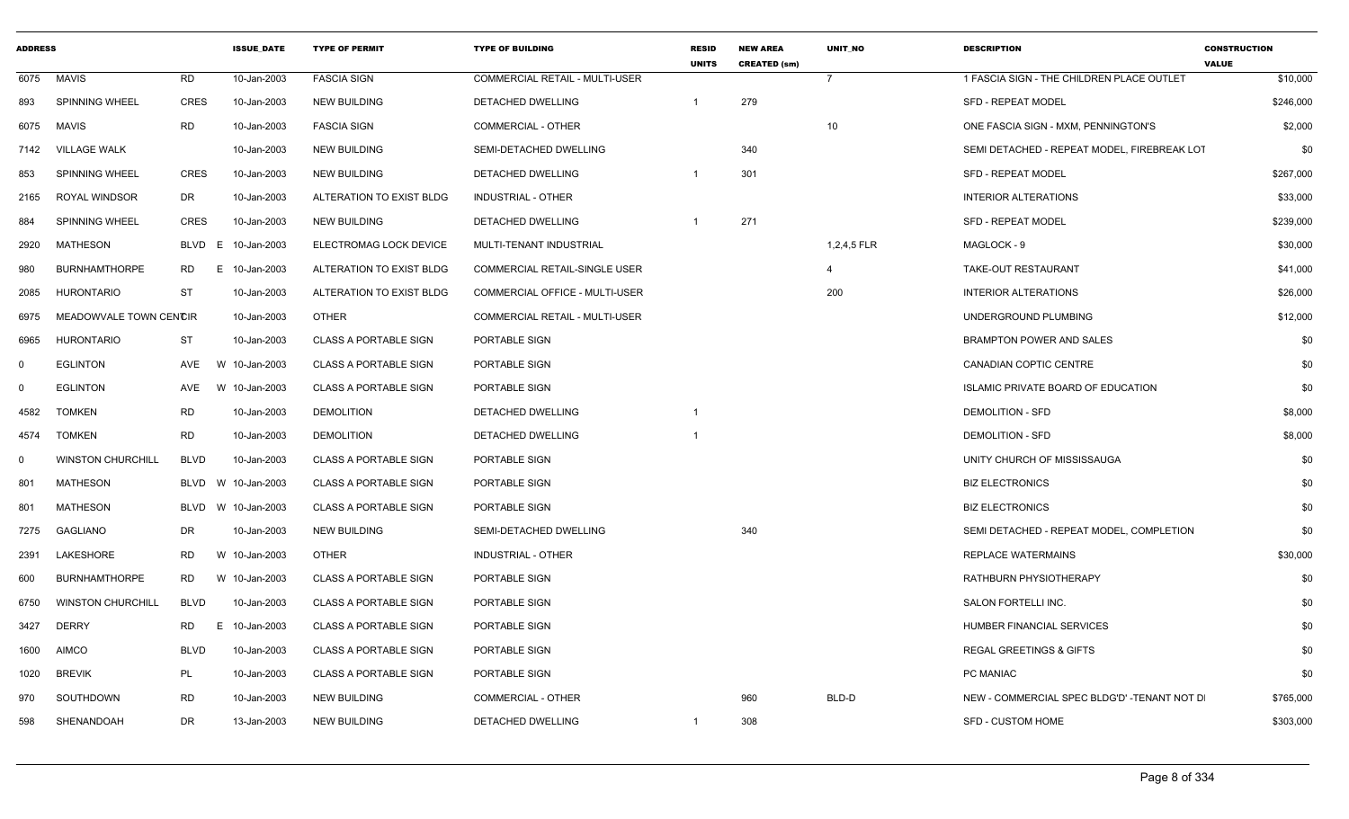| ADDRESS | | | ISSUE_DATE | TYPE OF PERMIT | TYPE OF BUILDING | RESID UNITS | NEW AREA CREATED (sm) | UNIT_NO | DESCRIPTION | CONSTRUCTION VALUE |
|---|---|---|---|---|---|---|---|---|---|---|
| 6075 | MAVIS | RD | 10-Jan-2003 | FASCIA SIGN | COMMERCIAL RETAIL - MULTI-USER | | | 7 | 1 FASCIA SIGN - THE CHILDREN PLACE OUTLET | $10,000 |
| 893 | SPINNING WHEEL | CRES | 10-Jan-2003 | NEW BUILDING | DETACHED DWELLING | 1 | 279 | | SFD - REPEAT MODEL | $246,000 |
| 6075 | MAVIS | RD | 10-Jan-2003 | FASCIA SIGN | COMMERCIAL - OTHER | | | 10 | ONE FASCIA SIGN - MXM, PENNINGTON'S | $2,000 |
| 7142 | VILLAGE WALK | | 10-Jan-2003 | NEW BUILDING | SEMI-DETACHED DWELLING | | 340 | | SEMI DETACHED - REPEAT MODEL, FIREBREAK LOT | $0 |
| 853 | SPINNING WHEEL | CRES | 10-Jan-2003 | NEW BUILDING | DETACHED DWELLING | 1 | 301 | | SFD - REPEAT MODEL | $267,000 |
| 2165 | ROYAL WINDSOR | DR | 10-Jan-2003 | ALTERATION TO EXIST BLDG | INDUSTRIAL - OTHER | | | | INTERIOR ALTERATIONS | $33,000 |
| 884 | SPINNING WHEEL | CRES | 10-Jan-2003 | NEW BUILDING | DETACHED DWELLING | 1 | 271 | | SFD - REPEAT MODEL | $239,000 |
| 2920 | MATHESON | BLVD E | 10-Jan-2003 | ELECTROMAG LOCK DEVICE | MULTI-TENANT INDUSTRIAL | | | 1,2,4,5 FLR | MAGLOCK - 9 | $30,000 |
| 980 | BURNHAMTHORPE | RD E | 10-Jan-2003 | ALTERATION TO EXIST BLDG | COMMERCIAL RETAIL-SINGLE USER | | | 4 | TAKE-OUT RESTAURANT | $41,000 |
| 2085 | HURONTARIO | ST | 10-Jan-2003 | ALTERATION TO EXIST BLDG | COMMERCIAL OFFICE - MULTI-USER | | | 200 | INTERIOR ALTERATIONS | $26,000 |
| 6975 | MEADOWVALE TOWN CENTCIR | | 10-Jan-2003 | OTHER | COMMERCIAL RETAIL - MULTI-USER | | | | UNDERGROUND PLUMBING | $12,000 |
| 6965 | HURONTARIO | ST | 10-Jan-2003 | CLASS A PORTABLE SIGN | PORTABLE SIGN | | | | BRAMPTON POWER AND SALES | $0 |
| 0 | EGLINTON | AVE W | 10-Jan-2003 | CLASS A PORTABLE SIGN | PORTABLE SIGN | | | | CANADIAN COPTIC CENTRE | $0 |
| 0 | EGLINTON | AVE W | 10-Jan-2003 | CLASS A PORTABLE SIGN | PORTABLE SIGN | | | | ISLAMIC PRIVATE BOARD OF EDUCATION | $0 |
| 4582 | TOMKEN | RD | 10-Jan-2003 | DEMOLITION | DETACHED DWELLING | 1 | | | DEMOLITION - SFD | $8,000 |
| 4574 | TOMKEN | RD | 10-Jan-2003 | DEMOLITION | DETACHED DWELLING | 1 | | | DEMOLITION - SFD | $8,000 |
| 0 | WINSTON CHURCHILL | BLVD | 10-Jan-2003 | CLASS A PORTABLE SIGN | PORTABLE SIGN | | | | UNITY CHURCH OF MISSISSAUGA | $0 |
| 801 | MATHESON | BLVD W | 10-Jan-2003 | CLASS A PORTABLE SIGN | PORTABLE SIGN | | | | BIZ ELECTRONICS | $0 |
| 801 | MATHESON | BLVD W | 10-Jan-2003 | CLASS A PORTABLE SIGN | PORTABLE SIGN | | | | BIZ ELECTRONICS | $0 |
| 7275 | GAGLIANO | DR | 10-Jan-2003 | NEW BUILDING | SEMI-DETACHED DWELLING | | 340 | | SEMI DETACHED - REPEAT MODEL, COMPLETION | $0 |
| 2391 | LAKESHORE | RD W | 10-Jan-2003 | OTHER | INDUSTRIAL - OTHER | | | | REPLACE WATERMAINS | $30,000 |
| 600 | BURNHAMTHORPE | RD W | 10-Jan-2003 | CLASS A PORTABLE SIGN | PORTABLE SIGN | | | | RATHBURN PHYSIOTHERAPY | $0 |
| 6750 | WINSTON CHURCHILL | BLVD | 10-Jan-2003 | CLASS A PORTABLE SIGN | PORTABLE SIGN | | | | SALON FORTELLI INC. | $0 |
| 3427 | DERRY | RD E | 10-Jan-2003 | CLASS A PORTABLE SIGN | PORTABLE SIGN | | | | HUMBER FINANCIAL SERVICES | $0 |
| 1600 | AIMCO | BLVD | 10-Jan-2003 | CLASS A PORTABLE SIGN | PORTABLE SIGN | | | | REGAL GREETINGS & GIFTS | $0 |
| 1020 | BREVIK | PL | 10-Jan-2003 | CLASS A PORTABLE SIGN | PORTABLE SIGN | | | | PC MANIAC | $0 |
| 970 | SOUTHDOWN | RD | 10-Jan-2003 | NEW BUILDING | COMMERCIAL - OTHER | | 960 | BLD-D | NEW - COMMERCIAL SPEC BLDG'D' -TENANT NOT DI | $765,000 |
| 598 | SHENANDOAH | DR | 13-Jan-2003 | NEW BUILDING | DETACHED DWELLING | 1 | 308 | | SFD - CUSTOM HOME | $303,000 |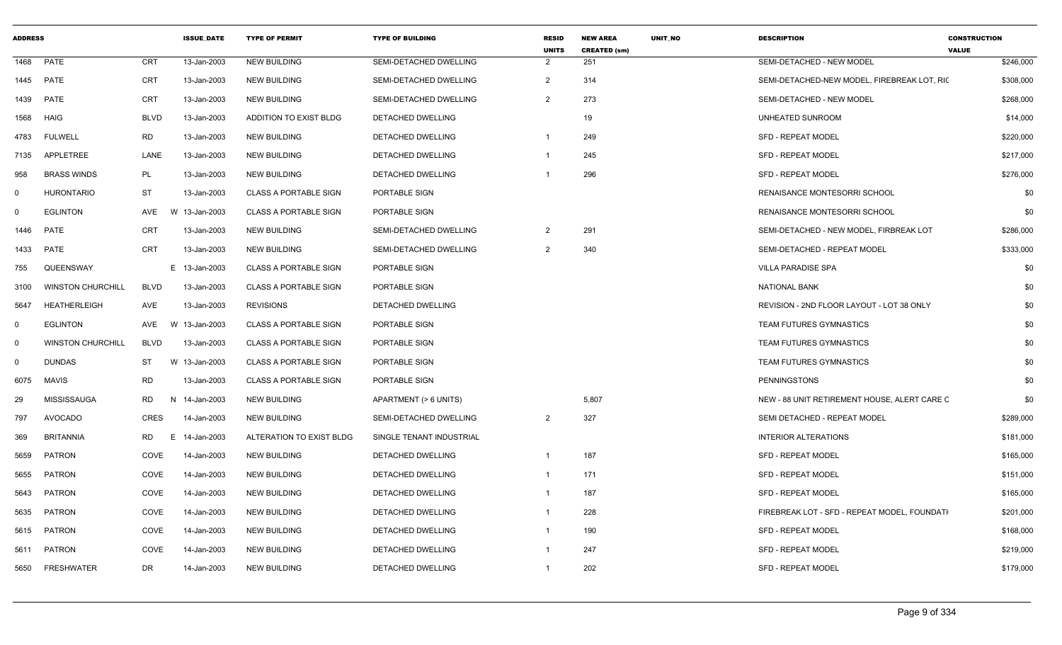| ADDRESS | | | ISSUE_DATE | TYPE OF PERMIT | TYPE OF BUILDING | RESID UNITS | NEW AREA CREATED (sm) | UNIT_NO | DESCRIPTION | CONSTRUCTION VALUE |
|---|---|---|---|---|---|---|---|---|---|---|
| 1468 | PATE | CRT | 13-Jan-2003 | NEW BUILDING | SEMI-DETACHED DWELLING | 2 | 251 | | SEMI-DETACHED - NEW MODEL | $246,000 |
| 1445 | PATE | CRT | 13-Jan-2003 | NEW BUILDING | SEMI-DETACHED DWELLING | 2 | 314 | | SEMI-DETACHED-NEW MODEL, FIREBREAK LOT, RIC | $308,000 |
| 1439 | PATE | CRT | 13-Jan-2003 | NEW BUILDING | SEMI-DETACHED DWELLING | 2 | 273 | | SEMI-DETACHED - NEW MODEL | $268,000 |
| 1568 | HAIG | BLVD | 13-Jan-2003 | ADDITION TO EXIST BLDG | DETACHED DWELLING | | 19 | | UNHEATED SUNROOM | $14,000 |
| 4783 | FULWELL | RD | 13-Jan-2003 | NEW BUILDING | DETACHED DWELLING | 1 | 249 | | SFD - REPEAT MODEL | $220,000 |
| 7135 | APPLETREE | LANE | 13-Jan-2003 | NEW BUILDING | DETACHED DWELLING | 1 | 245 | | SFD - REPEAT MODEL | $217,000 |
| 958 | BRASS WINDS | PL | 13-Jan-2003 | NEW BUILDING | DETACHED DWELLING | 1 | 296 | | SFD - REPEAT MODEL | $276,000 |
| 0 | HURONTARIO | ST | 13-Jan-2003 | CLASS A PORTABLE SIGN | PORTABLE SIGN | | | | RENAISANCE MONTESORRI SCHOOL | $0 |
| 0 | EGLINTON | AVE | W 13-Jan-2003 | CLASS A PORTABLE SIGN | PORTABLE SIGN | | | | RENAISANCE MONTESORRI SCHOOL | $0 |
| 1446 | PATE | CRT | 13-Jan-2003 | NEW BUILDING | SEMI-DETACHED DWELLING | 2 | 291 | | SEMI-DETACHED - NEW MODEL, FIRBREAK LOT | $286,000 |
| 1433 | PATE | CRT | 13-Jan-2003 | NEW BUILDING | SEMI-DETACHED DWELLING | 2 | 340 | | SEMI-DETACHED - REPEAT MODEL | $333,000 |
| 755 | QUEENSWAY | | E 13-Jan-2003 | CLASS A PORTABLE SIGN | PORTABLE SIGN | | | | VILLA PARADISE SPA | $0 |
| 3100 | WINSTON CHURCHILL | BLVD | 13-Jan-2003 | CLASS A PORTABLE SIGN | PORTABLE SIGN | | | | NATIONAL BANK | $0 |
| 5647 | HEATHERLEIGH | AVE | 13-Jan-2003 | REVISIONS | DETACHED DWELLING | | | | REVISION - 2ND FLOOR LAYOUT - LOT 38 ONLY | $0 |
| 0 | EGLINTON | AVE | W 13-Jan-2003 | CLASS A PORTABLE SIGN | PORTABLE SIGN | | | | TEAM FUTURES GYMNASTICS | $0 |
| 0 | WINSTON CHURCHILL | BLVD | 13-Jan-2003 | CLASS A PORTABLE SIGN | PORTABLE SIGN | | | | TEAM FUTURES GYMNASTICS | $0 |
| 0 | DUNDAS | ST | W 13-Jan-2003 | CLASS A PORTABLE SIGN | PORTABLE SIGN | | | | TEAM FUTURES GYMNASTICS | $0 |
| 6075 | MAVIS | RD | 13-Jan-2003 | CLASS A PORTABLE SIGN | PORTABLE SIGN | | | | PENNINGSTONS | $0 |
| 29 | MISSISSAUGA | RD | N 14-Jan-2003 | NEW BUILDING | APARTMENT (> 6 UNITS) | | 5,807 | | NEW - 88 UNIT RETIREMENT HOUSE, ALERT CARE C | $0 |
| 797 | AVOCADO | CRES | 14-Jan-2003 | NEW BUILDING | SEMI-DETACHED DWELLING | 2 | 327 | | SEMI DETACHED - REPEAT MODEL | $289,000 |
| 369 | BRITANNIA | RD | E 14-Jan-2003 | ALTERATION TO EXIST BLDG | SINGLE TENANT INDUSTRIAL | | | | INTERIOR ALTERATIONS | $181,000 |
| 5659 | PATRON | COVE | 14-Jan-2003 | NEW BUILDING | DETACHED DWELLING | 1 | 187 | | SFD - REPEAT MODEL | $165,000 |
| 5655 | PATRON | COVE | 14-Jan-2003 | NEW BUILDING | DETACHED DWELLING | 1 | 171 | | SFD - REPEAT MODEL | $151,000 |
| 5643 | PATRON | COVE | 14-Jan-2003 | NEW BUILDING | DETACHED DWELLING | 1 | 187 | | SFD - REPEAT MODEL | $165,000 |
| 5635 | PATRON | COVE | 14-Jan-2003 | NEW BUILDING | DETACHED DWELLING | 1 | 228 | | FIREBREAK LOT - SFD - REPEAT MODEL, FOUNDATI | $201,000 |
| 5615 | PATRON | COVE | 14-Jan-2003 | NEW BUILDING | DETACHED DWELLING | 1 | 190 | | SFD - REPEAT MODEL | $168,000 |
| 5611 | PATRON | COVE | 14-Jan-2003 | NEW BUILDING | DETACHED DWELLING | 1 | 247 | | SFD - REPEAT MODEL | $219,000 |
| 5650 | FRESHWATER | DR | 14-Jan-2003 | NEW BUILDING | DETACHED DWELLING | 1 | 202 | | SFD - REPEAT MODEL | $179,000 |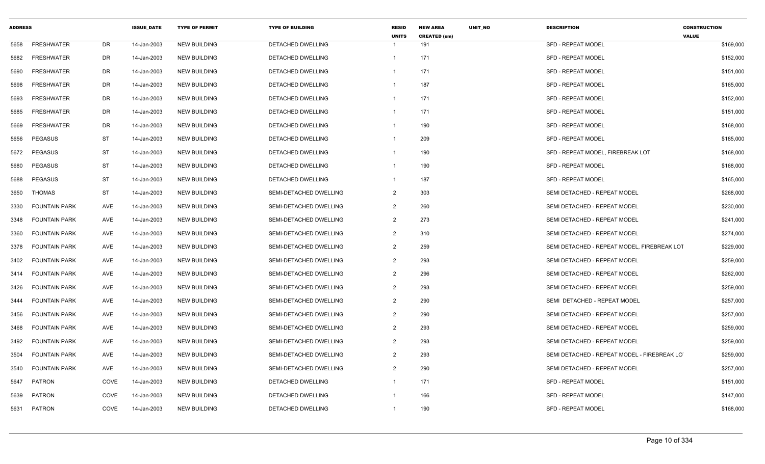| ADDRESS | | | ISSUE_DATE | TYPE OF PERMIT | TYPE OF BUILDING | RESID UNITS | NEW AREA CREATED (sm) | UNIT_NO | DESCRIPTION | CONSTRUCTION VALUE |
|---|---|---|---|---|---|---|---|---|---|---|
| 5658 | FRESHWATER | DR | 14-Jan-2003 | NEW BUILDING | DETACHED DWELLING | 1 | 191 | | SFD - REPEAT MODEL | $169,000 |
| 5682 | FRESHWATER | DR | 14-Jan-2003 | NEW BUILDING | DETACHED DWELLING | 1 | 171 | | SFD - REPEAT MODEL | $152,000 |
| 5690 | FRESHWATER | DR | 14-Jan-2003 | NEW BUILDING | DETACHED DWELLING | 1 | 171 | | SFD - REPEAT MODEL | $151,000 |
| 5698 | FRESHWATER | DR | 14-Jan-2003 | NEW BUILDING | DETACHED DWELLING | 1 | 187 | | SFD - REPEAT MODEL | $165,000 |
| 5693 | FRESHWATER | DR | 14-Jan-2003 | NEW BUILDING | DETACHED DWELLING | 1 | 171 | | SFD - REPEAT MODEL | $152,000 |
| 5685 | FRESHWATER | DR | 14-Jan-2003 | NEW BUILDING | DETACHED DWELLING | 1 | 171 | | SFD - REPEAT MODEL | $151,000 |
| 5669 | FRESHWATER | DR | 14-Jan-2003 | NEW BUILDING | DETACHED DWELLING | 1 | 190 | | SFD - REPEAT MODEL | $168,000 |
| 5656 | PEGASUS | ST | 14-Jan-2003 | NEW BUILDING | DETACHED DWELLING | 1 | 209 | | SFD - REPEAT MODEL | $185,000 |
| 5672 | PEGASUS | ST | 14-Jan-2003 | NEW BUILDING | DETACHED DWELLING | 1 | 190 | | SFD - REPEAT MODEL, FIREBREAK LOT | $168,000 |
| 5680 | PEGASUS | ST | 14-Jan-2003 | NEW BUILDING | DETACHED DWELLING | 1 | 190 | | SFD - REPEAT MODEL | $168,000 |
| 5688 | PEGASUS | ST | 14-Jan-2003 | NEW BUILDING | DETACHED DWELLING | 1 | 187 | | SFD - REPEAT MODEL | $165,000 |
| 3650 | THOMAS | ST | 14-Jan-2003 | NEW BUILDING | SEMI-DETACHED DWELLING | 2 | 303 | | SEMI DETACHED - REPEAT MODEL | $268,000 |
| 3330 | FOUNTAIN PARK | AVE | 14-Jan-2003 | NEW BUILDING | SEMI-DETACHED DWELLING | 2 | 260 | | SEMI DETACHED - REPEAT MODEL | $230,000 |
| 3348 | FOUNTAIN PARK | AVE | 14-Jan-2003 | NEW BUILDING | SEMI-DETACHED DWELLING | 2 | 273 | | SEMI DETACHED - REPEAT MODEL | $241,000 |
| 3360 | FOUNTAIN PARK | AVE | 14-Jan-2003 | NEW BUILDING | SEMI-DETACHED DWELLING | 2 | 310 | | SEMI DETACHED - REPEAT MODEL | $274,000 |
| 3378 | FOUNTAIN PARK | AVE | 14-Jan-2003 | NEW BUILDING | SEMI-DETACHED DWELLING | 2 | 259 | | SEMI DETACHED - REPEAT MODEL, FIREBREAK LOT | $229,000 |
| 3402 | FOUNTAIN PARK | AVE | 14-Jan-2003 | NEW BUILDING | SEMI-DETACHED DWELLING | 2 | 293 | | SEMI DETACHED - REPEAT MODEL | $259,000 |
| 3414 | FOUNTAIN PARK | AVE | 14-Jan-2003 | NEW BUILDING | SEMI-DETACHED DWELLING | 2 | 296 | | SEMI DETACHED - REPEAT MODEL | $262,000 |
| 3426 | FOUNTAIN PARK | AVE | 14-Jan-2003 | NEW BUILDING | SEMI-DETACHED DWELLING | 2 | 293 | | SEMI DETACHED - REPEAT MODEL | $259,000 |
| 3444 | FOUNTAIN PARK | AVE | 14-Jan-2003 | NEW BUILDING | SEMI-DETACHED DWELLING | 2 | 290 | | SEMI DETACHED - REPEAT MODEL | $257,000 |
| 3456 | FOUNTAIN PARK | AVE | 14-Jan-2003 | NEW BUILDING | SEMI-DETACHED DWELLING | 2 | 290 | | SEMI DETACHED - REPEAT MODEL | $257,000 |
| 3468 | FOUNTAIN PARK | AVE | 14-Jan-2003 | NEW BUILDING | SEMI-DETACHED DWELLING | 2 | 293 | | SEMI DETACHED - REPEAT MODEL | $259,000 |
| 3492 | FOUNTAIN PARK | AVE | 14-Jan-2003 | NEW BUILDING | SEMI-DETACHED DWELLING | 2 | 293 | | SEMI DETACHED - REPEAT MODEL | $259,000 |
| 3504 | FOUNTAIN PARK | AVE | 14-Jan-2003 | NEW BUILDING | SEMI-DETACHED DWELLING | 2 | 293 | | SEMI DETACHED - REPEAT MODEL - FIREBREAK LOT | $259,000 |
| 3540 | FOUNTAIN PARK | AVE | 14-Jan-2003 | NEW BUILDING | SEMI-DETACHED DWELLING | 2 | 290 | | SEMI DETACHED - REPEAT MODEL | $257,000 |
| 5647 | PATRON | COVE | 14-Jan-2003 | NEW BUILDING | DETACHED DWELLING | 1 | 171 | | SFD - REPEAT MODEL | $151,000 |
| 5639 | PATRON | COVE | 14-Jan-2003 | NEW BUILDING | DETACHED DWELLING | 1 | 166 | | SFD - REPEAT MODEL | $147,000 |
| 5631 | PATRON | COVE | 14-Jan-2003 | NEW BUILDING | DETACHED DWELLING | 1 | 190 | | SFD - REPEAT MODEL | $168,000 |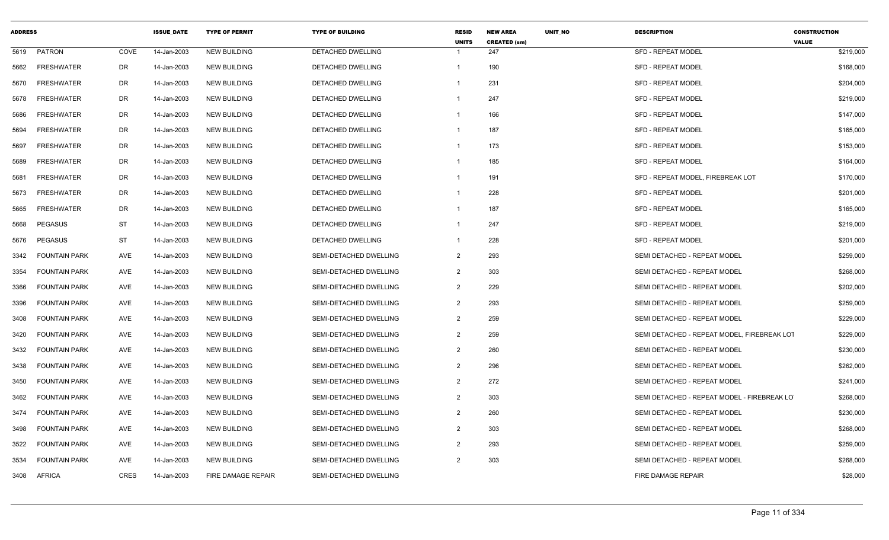| ADDRESS | | | ISSUE_DATE | TYPE OF PERMIT | TYPE OF BUILDING | RESID UNITS | NEW AREA CREATED (sm) | UNIT_NO | DESCRIPTION | CONSTRUCTION VALUE |
|---|---|---|---|---|---|---|---|---|---|---|
| 5619 | PATRON | COVE | 14-Jan-2003 | NEW BUILDING | DETACHED DWELLING | 1 | 247 | | SFD - REPEAT MODEL | $219,000 |
| 5662 | FRESHWATER | DR | 14-Jan-2003 | NEW BUILDING | DETACHED DWELLING | 1 | 190 | | SFD - REPEAT MODEL | $168,000 |
| 5670 | FRESHWATER | DR | 14-Jan-2003 | NEW BUILDING | DETACHED DWELLING | 1 | 231 | | SFD - REPEAT MODEL | $204,000 |
| 5678 | FRESHWATER | DR | 14-Jan-2003 | NEW BUILDING | DETACHED DWELLING | 1 | 247 | | SFD - REPEAT MODEL | $219,000 |
| 5686 | FRESHWATER | DR | 14-Jan-2003 | NEW BUILDING | DETACHED DWELLING | 1 | 166 | | SFD - REPEAT MODEL | $147,000 |
| 5694 | FRESHWATER | DR | 14-Jan-2003 | NEW BUILDING | DETACHED DWELLING | 1 | 187 | | SFD - REPEAT MODEL | $165,000 |
| 5697 | FRESHWATER | DR | 14-Jan-2003 | NEW BUILDING | DETACHED DWELLING | 1 | 173 | | SFD - REPEAT MODEL | $153,000 |
| 5689 | FRESHWATER | DR | 14-Jan-2003 | NEW BUILDING | DETACHED DWELLING | 1 | 185 | | SFD - REPEAT MODEL | $164,000 |
| 5681 | FRESHWATER | DR | 14-Jan-2003 | NEW BUILDING | DETACHED DWELLING | 1 | 191 | | SFD - REPEAT MODEL, FIREBREAK LOT | $170,000 |
| 5673 | FRESHWATER | DR | 14-Jan-2003 | NEW BUILDING | DETACHED DWELLING | 1 | 228 | | SFD - REPEAT MODEL | $201,000 |
| 5665 | FRESHWATER | DR | 14-Jan-2003 | NEW BUILDING | DETACHED DWELLING | 1 | 187 | | SFD - REPEAT MODEL | $165,000 |
| 5668 | PEGASUS | ST | 14-Jan-2003 | NEW BUILDING | DETACHED DWELLING | 1 | 247 | | SFD - REPEAT MODEL | $219,000 |
| 5676 | PEGASUS | ST | 14-Jan-2003 | NEW BUILDING | DETACHED DWELLING | 1 | 228 | | SFD - REPEAT MODEL | $201,000 |
| 3342 | FOUNTAIN PARK | AVE | 14-Jan-2003 | NEW BUILDING | SEMI-DETACHED DWELLING | 2 | 293 | | SEMI DETACHED - REPEAT MODEL | $259,000 |
| 3354 | FOUNTAIN PARK | AVE | 14-Jan-2003 | NEW BUILDING | SEMI-DETACHED DWELLING | 2 | 303 | | SEMI DETACHED - REPEAT MODEL | $268,000 |
| 3366 | FOUNTAIN PARK | AVE | 14-Jan-2003 | NEW BUILDING | SEMI-DETACHED DWELLING | 2 | 229 | | SEMI DETACHED - REPEAT MODEL | $202,000 |
| 3396 | FOUNTAIN PARK | AVE | 14-Jan-2003 | NEW BUILDING | SEMI-DETACHED DWELLING | 2 | 293 | | SEMI DETACHED - REPEAT MODEL | $259,000 |
| 3408 | FOUNTAIN PARK | AVE | 14-Jan-2003 | NEW BUILDING | SEMI-DETACHED DWELLING | 2 | 259 | | SEMI DETACHED - REPEAT MODEL | $229,000 |
| 3420 | FOUNTAIN PARK | AVE | 14-Jan-2003 | NEW BUILDING | SEMI-DETACHED DWELLING | 2 | 259 | | SEMI DETACHED - REPEAT MODEL, FIREBREAK LOT | $229,000 |
| 3432 | FOUNTAIN PARK | AVE | 14-Jan-2003 | NEW BUILDING | SEMI-DETACHED DWELLING | 2 | 260 | | SEMI DETACHED - REPEAT MODEL | $230,000 |
| 3438 | FOUNTAIN PARK | AVE | 14-Jan-2003 | NEW BUILDING | SEMI-DETACHED DWELLING | 2 | 296 | | SEMI DETACHED - REPEAT MODEL | $262,000 |
| 3450 | FOUNTAIN PARK | AVE | 14-Jan-2003 | NEW BUILDING | SEMI-DETACHED DWELLING | 2 | 272 | | SEMI DETACHED - REPEAT MODEL | $241,000 |
| 3462 | FOUNTAIN PARK | AVE | 14-Jan-2003 | NEW BUILDING | SEMI-DETACHED DWELLING | 2 | 303 | | SEMI DETACHED - REPEAT MODEL - FIREBREAK LOT | $268,000 |
| 3474 | FOUNTAIN PARK | AVE | 14-Jan-2003 | NEW BUILDING | SEMI-DETACHED DWELLING | 2 | 260 | | SEMI DETACHED - REPEAT MODEL | $230,000 |
| 3498 | FOUNTAIN PARK | AVE | 14-Jan-2003 | NEW BUILDING | SEMI-DETACHED DWELLING | 2 | 303 | | SEMI DETACHED - REPEAT MODEL | $268,000 |
| 3522 | FOUNTAIN PARK | AVE | 14-Jan-2003 | NEW BUILDING | SEMI-DETACHED DWELLING | 2 | 293 | | SEMI DETACHED - REPEAT MODEL | $259,000 |
| 3534 | FOUNTAIN PARK | AVE | 14-Jan-2003 | NEW BUILDING | SEMI-DETACHED DWELLING | 2 | 303 | | SEMI DETACHED - REPEAT MODEL | $268,000 |
| 3408 | AFRICA | CRES | 14-Jan-2003 | FIRE DAMAGE REPAIR | SEMI-DETACHED DWELLING | | | | FIRE DAMAGE REPAIR | $28,000 |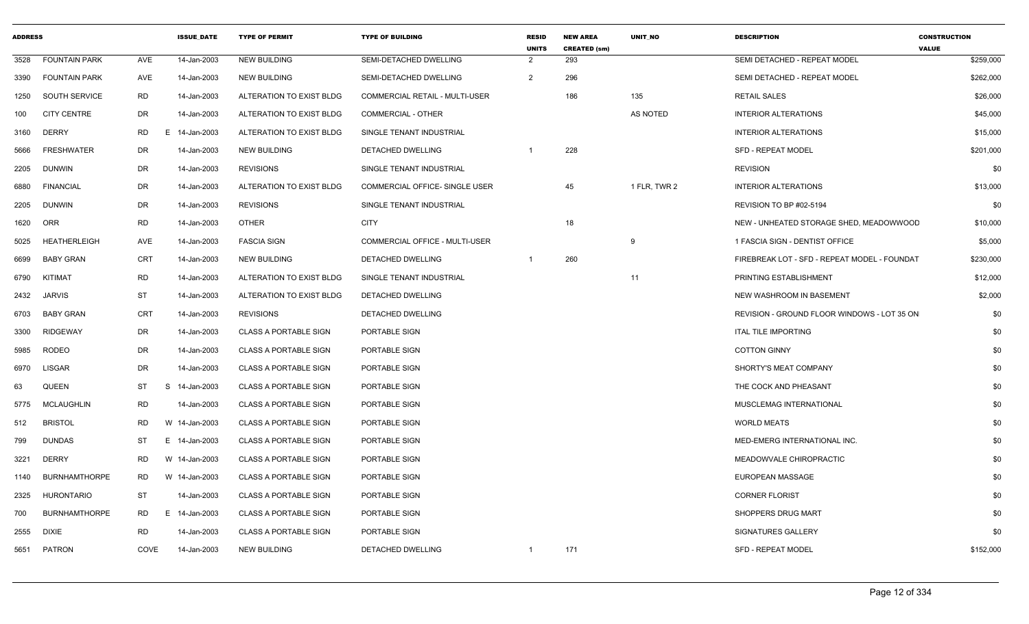| ADDRESS | | | ISSUE_DATE | TYPE OF PERMIT | TYPE OF BUILDING | RESID UNITS | NEW AREA CREATED (sm) | UNIT_NO | DESCRIPTION | CONSTRUCTION VALUE |
|---|---|---|---|---|---|---|---|---|---|---|
| 3528 | FOUNTAIN PARK | AVE | 14-Jan-2003 | NEW BUILDING | SEMI-DETACHED DWELLING | 2 | 293 | | SEMI DETACHED - REPEAT MODEL | $259,000 |
| 3390 | FOUNTAIN PARK | AVE | 14-Jan-2003 | NEW BUILDING | SEMI-DETACHED DWELLING | 2 | 296 | | SEMI DETACHED - REPEAT MODEL | $262,000 |
| 1250 | SOUTH SERVICE | RD | 14-Jan-2003 | ALTERATION TO EXIST BLDG | COMMERCIAL RETAIL - MULTI-USER | | 186 | 135 | RETAIL SALES | $26,000 |
| 100 | CITY CENTRE | DR | 14-Jan-2003 | ALTERATION TO EXIST BLDG | COMMERCIAL - OTHER | | | AS NOTED | INTERIOR ALTERATIONS | $45,000 |
| 3160 | DERRY | RD E | 14-Jan-2003 | ALTERATION TO EXIST BLDG | SINGLE TENANT INDUSTRIAL | | | | INTERIOR ALTERATIONS | $15,000 |
| 5666 | FRESHWATER | DR | 14-Jan-2003 | NEW BUILDING | DETACHED DWELLING | 1 | 228 | | SFD - REPEAT MODEL | $201,000 |
| 2205 | DUNWIN | DR | 14-Jan-2003 | REVISIONS | SINGLE TENANT INDUSTRIAL | | | | REVISION | $0 |
| 6880 | FINANCIAL | DR | 14-Jan-2003 | ALTERATION TO EXIST BLDG | COMMERCIAL OFFICE- SINGLE USER | | 45 | 1 FLR, TWR 2 | INTERIOR ALTERATIONS | $13,000 |
| 2205 | DUNWIN | DR | 14-Jan-2003 | REVISIONS | SINGLE TENANT INDUSTRIAL | | | | REVISION TO BP #02-5194 | $0 |
| 1620 | ORR | RD | 14-Jan-2003 | OTHER | CITY | | 18 | | NEW - UNHEATED STORAGE SHED, MEADOWWOOD | $10,000 |
| 5025 | HEATHERLEIGH | AVE | 14-Jan-2003 | FASCIA SIGN | COMMERCIAL OFFICE - MULTI-USER | | | 9 | 1 FASCIA SIGN - DENTIST OFFICE | $5,000 |
| 6699 | BABY GRAN | CRT | 14-Jan-2003 | NEW BUILDING | DETACHED DWELLING | 1 | 260 | | FIREBREAK LOT - SFD - REPEAT MODEL - FOUNDAT | $230,000 |
| 6790 | KITIMAT | RD | 14-Jan-2003 | ALTERATION TO EXIST BLDG | SINGLE TENANT INDUSTRIAL | | | 11 | PRINTING ESTABLISHMENT | $12,000 |
| 2432 | JARVIS | ST | 14-Jan-2003 | ALTERATION TO EXIST BLDG | DETACHED DWELLING | | | | NEW WASHROOM IN BASEMENT | $2,000 |
| 6703 | BABY GRAN | CRT | 14-Jan-2003 | REVISIONS | DETACHED DWELLING | | | | REVISION - GROUND FLOOR WINDOWS - LOT 35 ON | $0 |
| 3300 | RIDGEWAY | DR | 14-Jan-2003 | CLASS A PORTABLE SIGN | PORTABLE SIGN | | | | ITAL TILE IMPORTING | $0 |
| 5985 | RODEO | DR | 14-Jan-2003 | CLASS A PORTABLE SIGN | PORTABLE SIGN | | | | COTTON GINNY | $0 |
| 6970 | LISGAR | DR | 14-Jan-2003 | CLASS A PORTABLE SIGN | PORTABLE SIGN | | | | SHORTY'S MEAT COMPANY | $0 |
| 63 | QUEEN | ST S | 14-Jan-2003 | CLASS A PORTABLE SIGN | PORTABLE SIGN | | | | THE COCK AND PHEASANT | $0 |
| 5775 | MCLAUGHLIN | RD | 14-Jan-2003 | CLASS A PORTABLE SIGN | PORTABLE SIGN | | | | MUSCLEMAG INTERNATIONAL | $0 |
| 512 | BRISTOL | RD W | 14-Jan-2003 | CLASS A PORTABLE SIGN | PORTABLE SIGN | | | | WORLD MEATS | $0 |
| 799 | DUNDAS | ST E | 14-Jan-2003 | CLASS A PORTABLE SIGN | PORTABLE SIGN | | | | MED-EMERG INTERNATIONAL INC. | $0 |
| 3221 | DERRY | RD W | 14-Jan-2003 | CLASS A PORTABLE SIGN | PORTABLE SIGN | | | | MEADOWVALE CHIROPRACTIC | $0 |
| 1140 | BURNHAMTHORPE | RD W | 14-Jan-2003 | CLASS A PORTABLE SIGN | PORTABLE SIGN | | | | EUROPEAN MASSAGE | $0 |
| 2325 | HURONTARIO | ST | 14-Jan-2003 | CLASS A PORTABLE SIGN | PORTABLE SIGN | | | | CORNER FLORIST | $0 |
| 700 | BURNHAMTHORPE | RD E | 14-Jan-2003 | CLASS A PORTABLE SIGN | PORTABLE SIGN | | | | SHOPPERS DRUG MART | $0 |
| 2555 | DIXIE | RD | 14-Jan-2003 | CLASS A PORTABLE SIGN | PORTABLE SIGN | | | | SIGNATURES GALLERY | $0 |
| 5651 | PATRON | COVE | 14-Jan-2003 | NEW BUILDING | DETACHED DWELLING | 1 | 171 | | SFD - REPEAT MODEL | $152,000 |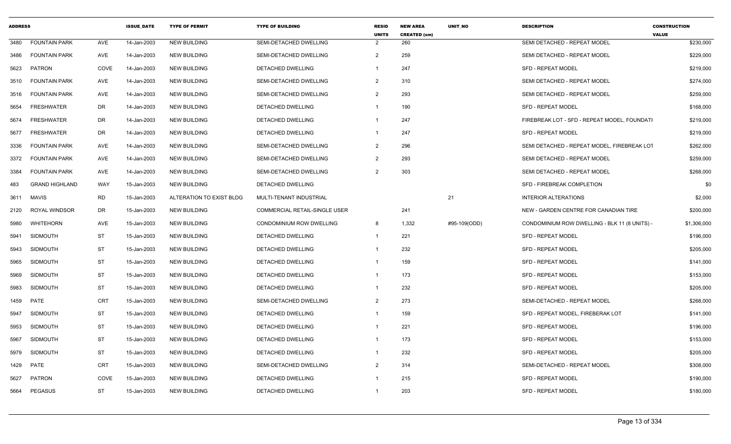| ADDRESS | | | ISSUE_DATE | TYPE OF PERMIT | TYPE OF BUILDING | RESID UNITS | NEW AREA CREATED (sm) | UNIT_NO | DESCRIPTION | CONSTRUCTION VALUE |
|---|---|---|---|---|---|---|---|---|---|---|
| 3480 | FOUNTAIN PARK | AVE | 14-Jan-2003 | NEW BUILDING | SEMI-DETACHED DWELLING | 2 | 260 | | SEMI DETACHED - REPEAT MODEL | $230,000 |
| 3486 | FOUNTAIN PARK | AVE | 14-Jan-2003 | NEW BUILDING | SEMI-DETACHED DWELLING | 2 | 259 | | SEMI DETACHED - REPEAT MODEL | $229,000 |
| 5623 | PATRON | COVE | 14-Jan-2003 | NEW BUILDING | DETACHED DWELLING | 1 | 247 | | SFD - REPEAT MODEL | $219,000 |
| 3510 | FOUNTAIN PARK | AVE | 14-Jan-2003 | NEW BUILDING | SEMI-DETACHED DWELLING | 2 | 310 | | SEMI DETACHED - REPEAT MODEL | $274,000 |
| 3516 | FOUNTAIN PARK | AVE | 14-Jan-2003 | NEW BUILDING | SEMI-DETACHED DWELLING | 2 | 293 | | SEMI DETACHED - REPEAT MODEL | $259,000 |
| 5654 | FRESHWATER | DR | 14-Jan-2003 | NEW BUILDING | DETACHED DWELLING | 1 | 190 | | SFD - REPEAT MODEL | $168,000 |
| 5674 | FRESHWATER | DR | 14-Jan-2003 | NEW BUILDING | DETACHED DWELLING | 1 | 247 | | FIREBREAK LOT - SFD - REPEAT MODEL, FOUNDATI | $219,000 |
| 5677 | FRESHWATER | DR | 14-Jan-2003 | NEW BUILDING | DETACHED DWELLING | 1 | 247 | | SFD - REPEAT MODEL | $219,000 |
| 3336 | FOUNTAIN PARK | AVE | 14-Jan-2003 | NEW BUILDING | SEMI-DETACHED DWELLING | 2 | 296 | | SEMI DETACHED - REPEAT MODEL, FIREBREAK LOT | $262,000 |
| 3372 | FOUNTAIN PARK | AVE | 14-Jan-2003 | NEW BUILDING | SEMI-DETACHED DWELLING | 2 | 293 | | SEMI DETACHED - REPEAT MODEL | $259,000 |
| 3384 | FOUNTAIN PARK | AVE | 14-Jan-2003 | NEW BUILDING | SEMI-DETACHED DWELLING | 2 | 303 | | SEMI DETACHED - REPEAT MODEL | $268,000 |
| 483 | GRAND HIGHLAND | WAY | 15-Jan-2003 | NEW BUILDING | DETACHED DWELLING | | | | SFD - FIREBREAK COMPLETION | $0 |
| 3611 | MAVIS | RD | 15-Jan-2003 | ALTERATION TO EXIST BLDG | MULTI-TENANT INDUSTRIAL | | | 21 | INTERIOR ALTERATIONS | $2,000 |
| 2120 | ROYAL WINDSOR | DR | 15-Jan-2003 | NEW BUILDING | COMMERCIAL RETAIL-SINGLE USER | | 241 | | NEW - GARDEN CENTRE FOR CANADIAN TIRE | $200,000 |
| 5980 | WHITEHORN | AVE | 15-Jan-2003 | NEW BUILDING | CONDOMINIUM ROW DWELLING | 8 | 1,332 | #95-109(ODD) | CONDOMINIUM ROW DWELLING - BLK 11 (8 UNITS) - | $1,306,000 |
| 5941 | SIDMOUTH | ST | 15-Jan-2003 | NEW BUILDING | DETACHED DWELLING | 1 | 221 | | SFD - REPEAT MODEL | $196,000 |
| 5943 | SIDMOUTH | ST | 15-Jan-2003 | NEW BUILDING | DETACHED DWELLING | 1 | 232 | | SFD - REPEAT MODEL | $205,000 |
| 5965 | SIDMOUTH | ST | 15-Jan-2003 | NEW BUILDING | DETACHED DWELLING | 1 | 159 | | SFD - REPEAT MODEL | $141,000 |
| 5969 | SIDMOUTH | ST | 15-Jan-2003 | NEW BUILDING | DETACHED DWELLING | 1 | 173 | | SFD - REPEAT MODEL | $153,000 |
| 5983 | SIDMOUTH | ST | 15-Jan-2003 | NEW BUILDING | DETACHED DWELLING | 1 | 232 | | SFD - REPEAT MODEL | $205,000 |
| 1459 | PATE | CRT | 15-Jan-2003 | NEW BUILDING | SEMI-DETACHED DWELLING | 2 | 273 | | SEMI-DETACHED - REPEAT MODEL | $268,000 |
| 5947 | SIDMOUTH | ST | 15-Jan-2003 | NEW BUILDING | DETACHED DWELLING | 1 | 159 | | SFD - REPEAT MODEL, FIREBERAK LOT | $141,000 |
| 5953 | SIDMOUTH | ST | 15-Jan-2003 | NEW BUILDING | DETACHED DWELLING | 1 | 221 | | SFD - REPEAT MODEL | $196,000 |
| 5967 | SIDMOUTH | ST | 15-Jan-2003 | NEW BUILDING | DETACHED DWELLING | 1 | 173 | | SFD - REPEAT MODEL | $153,000 |
| 5979 | SIDMOUTH | ST | 15-Jan-2003 | NEW BUILDING | DETACHED DWELLING | 1 | 232 | | SFD - REPEAT MODEL | $205,000 |
| 1429 | PATE | CRT | 15-Jan-2003 | NEW BUILDING | SEMI-DETACHED DWELLING | 2 | 314 | | SEMI-DETACHED - REPEAT MODEL | $308,000 |
| 5627 | PATRON | COVE | 15-Jan-2003 | NEW BUILDING | DETACHED DWELLING | 1 | 215 | | SFD - REPEAT MODEL | $190,000 |
| 5664 | PEGASUS | ST | 15-Jan-2003 | NEW BUILDING | DETACHED DWELLING | 1 | 203 | | SFD - REPEAT MODEL | $180,000 |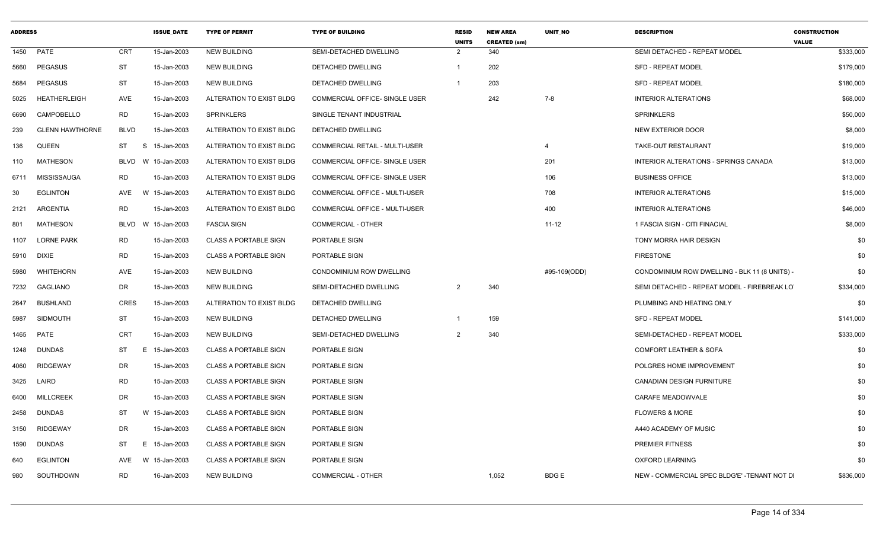| ADDRESS | | | ISSUE_DATE | TYPE OF PERMIT | TYPE OF BUILDING | RESID UNITS | NEW AREA CREATED (sm) | UNIT_NO | DESCRIPTION | CONSTRUCTION VALUE |
|---|---|---|---|---|---|---|---|---|---|---|
| 1450 | PATE | CRT | 15-Jan-2003 | NEW BUILDING | SEMI-DETACHED DWELLING | 2 | 340 | | SEMI DETACHED - REPEAT MODEL | $333,000 |
| 5660 | PEGASUS | ST | 15-Jan-2003 | NEW BUILDING | DETACHED DWELLING | 1 | 202 | | SFD - REPEAT MODEL | $179,000 |
| 5684 | PEGASUS | ST | 15-Jan-2003 | NEW BUILDING | DETACHED DWELLING | 1 | 203 | | SFD - REPEAT MODEL | $180,000 |
| 5025 | HEATHERLEIGH | AVE | 15-Jan-2003 | ALTERATION TO EXIST BLDG | COMMERCIAL OFFICE- SINGLE USER | | 242 | 7-8 | INTERIOR ALTERATIONS | $68,000 |
| 6690 | CAMPOBELLO | RD | 15-Jan-2003 | SPRINKLERS | SINGLE TENANT INDUSTRIAL | | | | SPRINKLERS | $50,000 |
| 239 | GLENN HAWTHORNE | BLVD | 15-Jan-2003 | ALTERATION TO EXIST BLDG | DETACHED DWELLING | | | | NEW EXTERIOR DOOR | $8,000 |
| 136 | QUEEN | ST | S 15-Jan-2003 | ALTERATION TO EXIST BLDG | COMMERCIAL RETAIL - MULTI-USER | | | 4 | TAKE-OUT RESTAURANT | $19,000 |
| 110 | MATHESON | BLVD | W 15-Jan-2003 | ALTERATION TO EXIST BLDG | COMMERCIAL OFFICE- SINGLE USER | | | 201 | INTERIOR ALTERATIONS - SPRINGS CANADA | $13,000 |
| 6711 | MISSISSAUGA | RD | 15-Jan-2003 | ALTERATION TO EXIST BLDG | COMMERCIAL OFFICE- SINGLE USER | | | 106 | BUSINESS OFFICE | $13,000 |
| 30 | EGLINTON | AVE | W 15-Jan-2003 | ALTERATION TO EXIST BLDG | COMMERCIAL OFFICE - MULTI-USER | | | 708 | INTERIOR ALTERATIONS | $15,000 |
| 2121 | ARGENTIA | RD | 15-Jan-2003 | ALTERATION TO EXIST BLDG | COMMERCIAL OFFICE - MULTI-USER | | | 400 | INTERIOR ALTERATIONS | $46,000 |
| 801 | MATHESON | BLVD | W 15-Jan-2003 | FASCIA SIGN | COMMERCIAL - OTHER | | | 11-12 | 1 FASCIA SIGN - CITI FINACIAL | $8,000 |
| 1107 | LORNE PARK | RD | 15-Jan-2003 | CLASS A PORTABLE SIGN | PORTABLE SIGN | | | | TONY MORRA HAIR DESIGN | $0 |
| 5910 | DIXIE | RD | 15-Jan-2003 | CLASS A PORTABLE SIGN | PORTABLE SIGN | | | | FIRESTONE | $0 |
| 5980 | WHITEHORN | AVE | 15-Jan-2003 | NEW BUILDING | CONDOMINIUM ROW DWELLING | | | #95-109(ODD) | CONDOMINIUM ROW DWELLING - BLK 11 (8 UNITS) - | $0 |
| 7232 | GAGLIANO | DR | 15-Jan-2003 | NEW BUILDING | SEMI-DETACHED DWELLING | 2 | 340 | | SEMI DETACHED - REPEAT MODEL - FIREBREAK LO | $334,000 |
| 2647 | BUSHLAND | CRES | 15-Jan-2003 | ALTERATION TO EXIST BLDG | DETACHED DWELLING | | | | PLUMBING AND HEATING ONLY | $0 |
| 5987 | SIDMOUTH | ST | 15-Jan-2003 | NEW BUILDING | DETACHED DWELLING | 1 | 159 | | SFD - REPEAT MODEL | $141,000 |
| 1465 | PATE | CRT | 15-Jan-2003 | NEW BUILDING | SEMI-DETACHED DWELLING | 2 | 340 | | SEMI-DETACHED - REPEAT MODEL | $333,000 |
| 1248 | DUNDAS | ST | E 15-Jan-2003 | CLASS A PORTABLE SIGN | PORTABLE SIGN | | | | COMFORT LEATHER & SOFA | $0 |
| 4060 | RIDGEWAY | DR | 15-Jan-2003 | CLASS A PORTABLE SIGN | PORTABLE SIGN | | | | POLGRES HOME IMPROVEMENT | $0 |
| 3425 | LAIRD | RD | 15-Jan-2003 | CLASS A PORTABLE SIGN | PORTABLE SIGN | | | | CANADIAN DESIGN FURNITURE | $0 |
| 6400 | MILLCREEK | DR | 15-Jan-2003 | CLASS A PORTABLE SIGN | PORTABLE SIGN | | | | CARAFE MEADOWVALE | $0 |
| 2458 | DUNDAS | ST | W 15-Jan-2003 | CLASS A PORTABLE SIGN | PORTABLE SIGN | | | | FLOWERS & MORE | $0 |
| 3150 | RIDGEWAY | DR | 15-Jan-2003 | CLASS A PORTABLE SIGN | PORTABLE SIGN | | | | A440 ACADEMY OF MUSIC | $0 |
| 1590 | DUNDAS | ST | E 15-Jan-2003 | CLASS A PORTABLE SIGN | PORTABLE SIGN | | | | PREMIER FITNESS | $0 |
| 640 | EGLINTON | AVE | W 15-Jan-2003 | CLASS A PORTABLE SIGN | PORTABLE SIGN | | | | OXFORD LEARNING | $0 |
| 980 | SOUTHDOWN | RD | 16-Jan-2003 | NEW BUILDING | COMMERCIAL - OTHER | | 1,052 | BDG E | NEW - COMMERCIAL SPEC BLDG'E' -TENANT NOT DI | $836,000 |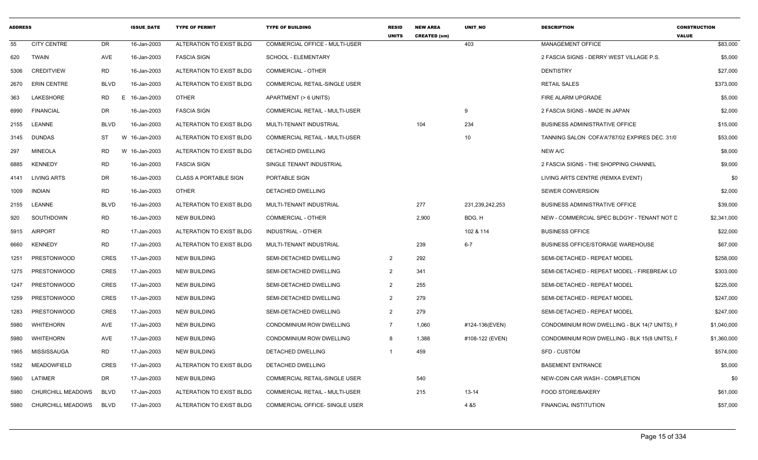| ADDRESS | | | ISSUE_DATE | TYPE OF PERMIT | TYPE OF BUILDING | RESID UNITS | NEW AREA CREATED (sm) | UNIT_NO | DESCRIPTION | CONSTRUCTION VALUE |
|---|---|---|---|---|---|---|---|---|---|---|
| 55 | CITY CENTRE | DR | 16-Jan-2003 | ALTERATION TO EXIST BLDG | COMMERCIAL OFFICE - MULTI-USER | | | 403 | MANAGEMENT OFFICE | $83,000 |
| 620 | TWAIN | AVE | 16-Jan-2003 | FASCIA SIGN | SCHOOL - ELEMENTARY | | | | 2 FASCIA SIGNS - DERRY WEST VILLAGE P.S. | $5,000 |
| 5306 | CREDITVIEW | RD | 16-Jan-2003 | ALTERATION TO EXIST BLDG | COMMERCIAL - OTHER | | | | DENTISTRY | $27,000 |
| 2670 | ERIN CENTRE | BLVD | 16-Jan-2003 | ALTERATION TO EXIST BLDG | COMMERCIAL RETAIL-SINGLE USER | | | | RETAIL SALES | $373,000 |
| 363 | LAKESHORE | RD E | 16-Jan-2003 | OTHER | APARTMENT (> 6 UNITS) | | | | FIRE ALARM UPGRADE | $5,000 |
| 6990 | FINANCIAL | DR | 16-Jan-2003 | FASCIA SIGN | COMMERCIAL RETAIL - MULTI-USER | | | 9 | 2 FASCIA SIGNS - MADE IN JAPAN | $2,000 |
| 2155 | LEANNE | BLVD | 16-Jan-2003 | ALTERATION TO EXIST BLDG | MULTI-TENANT INDUSTRIAL | | 104 | 234 | BUSINESS ADMINISTRATIVE OFFICE | $15,000 |
| 3145 | DUNDAS | ST W | 16-Jan-2003 | ALTERATION TO EXIST BLDG | COMMERCIAL RETAIL - MULTI-USER | | | 10 | TANNING SALON COFA'A'787/02 EXPIRES DEC. 31/0 | $53,000 |
| 297 | MINEOLA | RD W | 16-Jan-2003 | ALTERATION TO EXIST BLDG | DETACHED DWELLING | | | | NEW A/C | $8,000 |
| 6885 | KENNEDY | RD | 16-Jan-2003 | FASCIA SIGN | SINGLE TENANT INDUSTRIAL | | | | 2 FASCIA SIGNS - THE SHOPPING CHANNEL | $9,000 |
| 4141 | LIVING ARTS | DR | 16-Jan-2003 | CLASS A PORTABLE SIGN | PORTABLE SIGN | | | | LIVING ARTS CENTRE (REMXA EVENT) | $0 |
| 1009 | INDIAN | RD | 16-Jan-2003 | OTHER | DETACHED DWELLING | | | | SEWER CONVERSION | $2,000 |
| 2155 | LEANNE | BLVD | 16-Jan-2003 | ALTERATION TO EXIST BLDG | MULTI-TENANT INDUSTRIAL | | 277 | 231,239,242,253 | BUSINESS ADMINISTRATIVE OFFICE | $39,000 |
| 920 | SOUTHDOWN | RD | 16-Jan-2003 | NEW BUILDING | COMMERCIAL - OTHER | | 2,900 | BDG. H | NEW - COMMERCIAL SPEC BLDG'H' - TENANT NOT D | $2,341,000 |
| 5915 | AIRPORT | RD | 17-Jan-2003 | ALTERATION TO EXIST BLDG | INDUSTRIAL - OTHER | | | 102 & 114 | BUSINESS OFFICE | $22,000 |
| 6660 | KENNEDY | RD | 17-Jan-2003 | ALTERATION TO EXIST BLDG | MULTI-TENANT INDUSTRIAL | | 239 | 6-7 | BUSINESS OFFICE/STORAGE WAREHOUSE | $67,000 |
| 1251 | PRESTONWOOD | CRES | 17-Jan-2003 | NEW BUILDING | SEMI-DETACHED DWELLING | 2 | 292 | | SEMI-DETACHED - REPEAT MODEL | $258,000 |
| 1275 | PRESTONWOOD | CRES | 17-Jan-2003 | NEW BUILDING | SEMI-DETACHED DWELLING | 2 | 341 | | SEMI-DETACHED - REPEAT MODEL - FIREBREAK LO | $303,000 |
| 1247 | PRESTONWOOD | CRES | 17-Jan-2003 | NEW BUILDING | SEMI-DETACHED DWELLING | 2 | 255 | | SEMI-DETACHED - REPEAT MODEL | $225,000 |
| 1259 | PRESTONWOOD | CRES | 17-Jan-2003 | NEW BUILDING | SEMI-DETACHED DWELLING | 2 | 279 | | SEMI-DETACHED - REPEAT MODEL | $247,000 |
| 1283 | PRESTONWOOD | CRES | 17-Jan-2003 | NEW BUILDING | SEMI-DETACHED DWELLING | 2 | 279 | | SEMI-DETACHED - REPEAT MODEL | $247,000 |
| 5980 | WHITEHORN | AVE | 17-Jan-2003 | NEW BUILDING | CONDOMINIUM ROW DWELLING | 7 | 1,060 | #124-136(EVEN) | CONDOMINIUM ROW DWELLING - BLK 14(7 UNITS), F | $1,040,000 |
| 5980 | WHITEHORN | AVE | 17-Jan-2003 | NEW BUILDING | CONDOMINIUM ROW DWELLING | 8 | 1,388 | #108-122 (EVEN) | CONDOMINIUM ROW DWELLING - BLK 15(8 UNITS), F | $1,360,000 |
| 1965 | MISSISSAUGA | RD | 17-Jan-2003 | NEW BUILDING | DETACHED DWELLING | 1 | 459 | | SFD - CUSTOM | $574,000 |
| 1582 | MEADOWFIELD | CRES | 17-Jan-2003 | ALTERATION TO EXIST BLDG | DETACHED DWELLING | | | | BASEMENT ENTRANCE | $5,000 |
| 5960 | LATIMER | DR | 17-Jan-2003 | NEW BUILDING | COMMERCIAL RETAIL-SINGLE USER | | 540 | | NEW-COIN CAR WASH - COMPLETION | $0 |
| 5980 | CHURCHILL MEADOWS | BLVD | 17-Jan-2003 | ALTERATION TO EXIST BLDG | COMMERCIAL RETAIL - MULTI-USER | | 215 | 13-14 | FOOD STORE/BAKERY | $61,000 |
| 5980 | CHURCHILL MEADOWS | BLVD | 17-Jan-2003 | ALTERATION TO EXIST BLDG | COMMERCIAL OFFICE- SINGLE USER | | | 4 &5 | FINANCIAL INSTITUTION | $57,000 |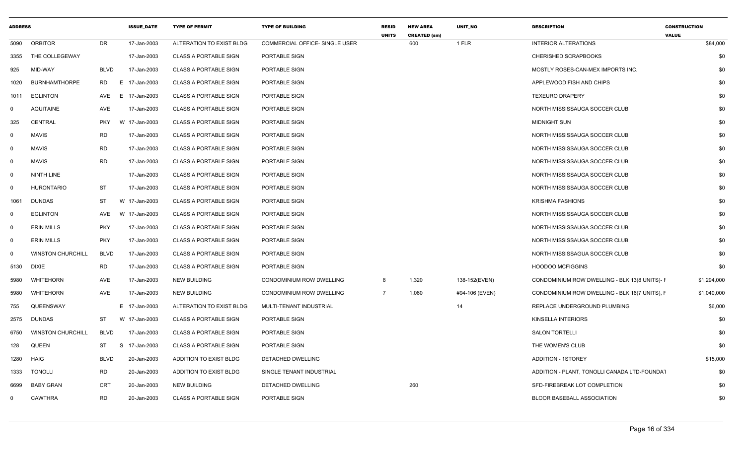| ADDRESS | | | ISSUE_DATE | TYPE OF PERMIT | TYPE OF BUILDING | RESID UNITS | NEW AREA CREATED (sm) | UNIT_NO | DESCRIPTION | CONSTRUCTION VALUE |
|---|---|---|---|---|---|---|---|---|---|---|
| 5090 | ORBITOR | DR | 17-Jan-2003 | ALTERATION TO EXIST BLDG | COMMERCIAL OFFICE- SINGLE USER | | 600 | 1 FLR | INTERIOR ALTERATIONS | $84,000 |
| 3355 | THE COLLEGEWAY | | 17-Jan-2003 | CLASS A PORTABLE SIGN | PORTABLE SIGN | | | | CHERISHED SCRAPBOOKS | $0 |
| 925 | MID-WAY | BLVD | 17-Jan-2003 | CLASS A PORTABLE SIGN | PORTABLE SIGN | | | | MOSTLY ROSES-CAN-MEX IMPORTS INC. | $0 |
| 1020 | BURNHAMTHORPE | RD | E 17-Jan-2003 | CLASS A PORTABLE SIGN | PORTABLE SIGN | | | | APPLEWOOD FISH AND CHIPS | $0 |
| 1011 | EGLINTON | AVE | E 17-Jan-2003 | CLASS A PORTABLE SIGN | PORTABLE SIGN | | | | TEXEURO DRAPERY | $0 |
| 0 | AQUITAINE | AVE | 17-Jan-2003 | CLASS A PORTABLE SIGN | PORTABLE SIGN | | | | NORTH MISSISSAUGA SOCCER CLUB | $0 |
| 325 | CENTRAL | PKY | W 17-Jan-2003 | CLASS A PORTABLE SIGN | PORTABLE SIGN | | | | MIDNIGHT SUN | $0 |
| 0 | MAVIS | RD | 17-Jan-2003 | CLASS A PORTABLE SIGN | PORTABLE SIGN | | | | NORTH MISSISSSAUGA SOCCER CLUB | $0 |
| 0 | MAVIS | RD | 17-Jan-2003 | CLASS A PORTABLE SIGN | PORTABLE SIGN | | | | NORTH MISSISSAUGA SOCCER CLUB | $0 |
| 0 | MAVIS | RD | 17-Jan-2003 | CLASS A PORTABLE SIGN | PORTABLE SIGN | | | | NORTH MISSISSAUGA SOCCER CLUB | $0 |
| 0 | NINTH LINE | | 17-Jan-2003 | CLASS A PORTABLE SIGN | PORTABLE SIGN | | | | NORTH MISSISSAUGA SOCCER CLUB | $0 |
| 0 | HURONTARIO | ST | 17-Jan-2003 | CLASS A PORTABLE SIGN | PORTABLE SIGN | | | | NORTH MISSISSAUGA SOCCER CLUB | $0 |
| 1061 | DUNDAS | ST | W 17-Jan-2003 | CLASS A PORTABLE SIGN | PORTABLE SIGN | | | | KRISHMA FASHIONS | $0 |
| 0 | EGLINTON | AVE | W 17-Jan-2003 | CLASS A PORTABLE SIGN | PORTABLE SIGN | | | | NORTH MISSISSAUGA SOCCER CLUB | $0 |
| 0 | ERIN MILLS | PKY | 17-Jan-2003 | CLASS A PORTABLE SIGN | PORTABLE SIGN | | | | NORTH MISSISSAUGA SOCCER CLUB | $0 |
| 0 | ERIN MILLS | PKY | 17-Jan-2003 | CLASS A PORTABLE SIGN | PORTABLE SIGN | | | | NORTH MISSISSAUGA SOCCER CLUB | $0 |
| 0 | WINSTON CHURCHILL | BLVD | 17-Jan-2003 | CLASS A PORTABLE SIGN | PORTABLE SIGN | | | | NORTH MISSISSAGUA SOCCER CLUB | $0 |
| 5130 | DIXIE | RD | 17-Jan-2003 | CLASS A PORTABLE SIGN | PORTABLE SIGN | | | | HOODOO MCFIGGINS | $0 |
| 5980 | WHITEHORN | AVE | 17-Jan-2003 | NEW BUILDING | CONDOMINIUM ROW DWELLING | 8 | 1,320 | 138-152(EVEN) | CONDOMINIUM ROW DWELLING - BLK 13(8 UNITS)- F | $1,294,000 |
| 5980 | WHITEHORN | AVE | 17-Jan-2003 | NEW BUILDING | CONDOMINIUM ROW DWELLING | 7 | 1,060 | #94-106 (EVEN) | CONDOMINIUM ROW DWELLING - BLK 16(7 UNITS), F | $1,040,000 |
| 755 | QUEENSWAY | | E 17-Jan-2003 | ALTERATION TO EXIST BLDG | MULTI-TENANT INDUSTRIAL | | | 14 | REPLACE UNDERGROUND PLUMBING | $6,000 |
| 2575 | DUNDAS | ST | W 17-Jan-2003 | CLASS A PORTABLE SIGN | PORTABLE SIGN | | | | KINSELLA INTERIORS | $0 |
| 6750 | WINSTON CHURCHILL | BLVD | 17-Jan-2003 | CLASS A PORTABLE SIGN | PORTABLE SIGN | | | | SALON TORTELLI | $0 |
| 128 | QUEEN | ST | S 17-Jan-2003 | CLASS A PORTABLE SIGN | PORTABLE SIGN | | | | THE WOMEN'S CLUB | $0 |
| 1280 | HAIG | BLVD | 20-Jan-2003 | ADDITION TO EXIST BLDG | DETACHED DWELLING | | | | ADDITION - 1STOREY | $15,000 |
| 1333 | TONOLLI | RD | 20-Jan-2003 | ADDITION TO EXIST BLDG | SINGLE TENANT INDUSTRIAL | | | | ADDITION - PLANT, TONOLLI CANADA LTD-FOUNDAT | $0 |
| 6699 | BABY GRAN | CRT | 20-Jan-2003 | NEW BUILDING | DETACHED DWELLING | | 260 | | SFD-FIREBREAK LOT COMPLETION | $0 |
| 0 | CAWTHRA | RD | 20-Jan-2003 | CLASS A PORTABLE SIGN | PORTABLE SIGN | | | | BLOOR BASEBALL ASSOCIATION | $0 |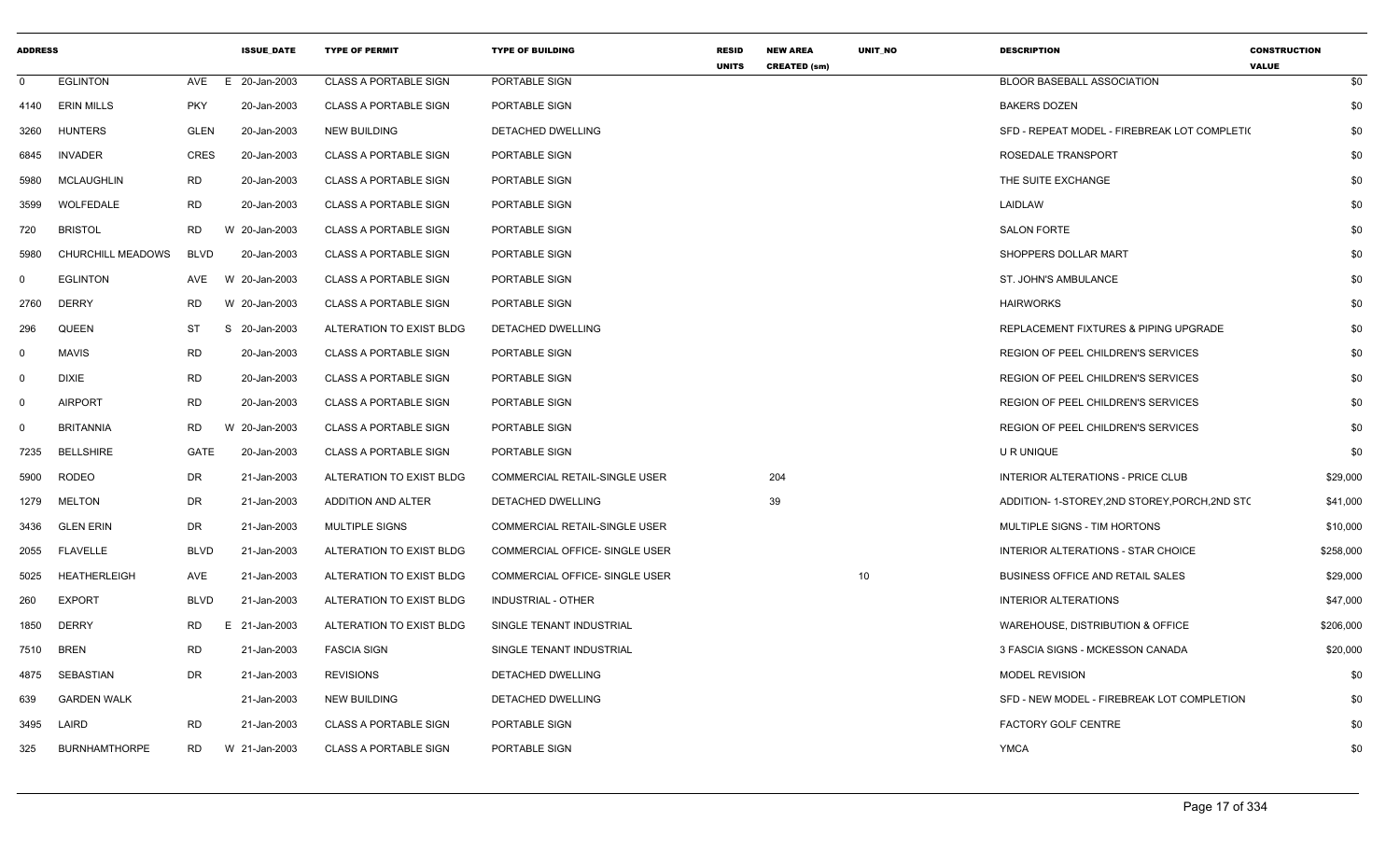| ADDRESS | | | ISSUE_DATE | TYPE OF PERMIT | TYPE OF BUILDING | RESID UNITS | NEW AREA CREATED (sm) | UNIT_NO | DESCRIPTION | CONSTRUCTION VALUE |
|---|---|---|---|---|---|---|---|---|---|---|
| 0 | EGLINTON | AVE | E 20-Jan-2003 | CLASS A PORTABLE SIGN | PORTABLE SIGN | | | | BLOOR BASEBALL ASSOCIATION | $0 |
| 4140 | ERIN MILLS | PKY | 20-Jan-2003 | CLASS A PORTABLE SIGN | PORTABLE SIGN | | | | BAKERS DOZEN | $0 |
| 3260 | HUNTERS | GLEN | 20-Jan-2003 | NEW BUILDING | DETACHED DWELLING | | | | SFD - REPEAT MODEL - FIREBREAK LOT COMPLETI( | $0 |
| 6845 | INVADER | CRES | 20-Jan-2003 | CLASS A PORTABLE SIGN | PORTABLE SIGN | | | | ROSEDALE TRANSPORT | $0 |
| 5980 | MCLAUGHLIN | RD | 20-Jan-2003 | CLASS A PORTABLE SIGN | PORTABLE SIGN | | | | THE SUITE EXCHANGE | $0 |
| 3599 | WOLFEDALE | RD | 20-Jan-2003 | CLASS A PORTABLE SIGN | PORTABLE SIGN | | | | LAIDLAW | $0 |
| 720 | BRISTOL | RD | W 20-Jan-2003 | CLASS A PORTABLE SIGN | PORTABLE SIGN | | | | SALON FORTE | $0 |
| 5980 | CHURCHILL MEADOWS | BLVD | 20-Jan-2003 | CLASS A PORTABLE SIGN | PORTABLE SIGN | | | | SHOPPERS DOLLAR MART | $0 |
| 0 | EGLINTON | AVE | W 20-Jan-2003 | CLASS A PORTABLE SIGN | PORTABLE SIGN | | | | ST. JOHN'S AMBULANCE | $0 |
| 2760 | DERRY | RD | W 20-Jan-2003 | CLASS A PORTABLE SIGN | PORTABLE SIGN | | | | HAIRWORKS | $0 |
| 296 | QUEEN | ST | S 20-Jan-2003 | ALTERATION TO EXIST BLDG | DETACHED DWELLING | | | | REPLACEMENT FIXTURES & PIPING UPGRADE | $0 |
| 0 | MAVIS | RD | 20-Jan-2003 | CLASS A PORTABLE SIGN | PORTABLE SIGN | | | | REGION OF PEEL CHILDREN'S SERVICES | $0 |
| 0 | DIXIE | RD | 20-Jan-2003 | CLASS A PORTABLE SIGN | PORTABLE SIGN | | | | REGION OF PEEL CHILDREN'S SERVICES | $0 |
| 0 | AIRPORT | RD | 20-Jan-2003 | CLASS A PORTABLE SIGN | PORTABLE SIGN | | | | REGION OF PEEL CHILDREN'S SERVICES | $0 |
| 0 | BRITANNIA | RD | W 20-Jan-2003 | CLASS A PORTABLE SIGN | PORTABLE SIGN | | | | REGION OF PEEL CHILDREN'S SERVICES | $0 |
| 7235 | BELLSHIRE | GATE | 20-Jan-2003 | CLASS A PORTABLE SIGN | PORTABLE SIGN | | | | U R UNIQUE | $0 |
| 5900 | RODEO | DR | 21-Jan-2003 | ALTERATION TO EXIST BLDG | COMMERCIAL RETAIL-SINGLE USER | | 204 | | INTERIOR ALTERATIONS - PRICE CLUB | $29,000 |
| 1279 | MELTON | DR | 21-Jan-2003 | ADDITION AND ALTER | DETACHED DWELLING | | 39 | | ADDITION- 1-STOREY,2ND STOREY,PORCH,2ND STC | $41,000 |
| 3436 | GLEN ERIN | DR | 21-Jan-2003 | MULTIPLE SIGNS | COMMERCIAL RETAIL-SINGLE USER | | | | MULTIPLE SIGNS - TIM HORTONS | $10,000 |
| 2055 | FLAVELLE | BLVD | 21-Jan-2003 | ALTERATION TO EXIST BLDG | COMMERCIAL OFFICE- SINGLE USER | | | | INTERIOR ALTERATIONS - STAR CHOICE | $258,000 |
| 5025 | HEATHERLEIGH | AVE | 21-Jan-2003 | ALTERATION TO EXIST BLDG | COMMERCIAL OFFICE- SINGLE USER | | | 10 | BUSINESS OFFICE AND RETAIL SALES | $29,000 |
| 260 | EXPORT | BLVD | 21-Jan-2003 | ALTERATION TO EXIST BLDG | INDUSTRIAL - OTHER | | | | INTERIOR ALTERATIONS | $47,000 |
| 1850 | DERRY | RD | E 21-Jan-2003 | ALTERATION TO EXIST BLDG | SINGLE TENANT INDUSTRIAL | | | | WAREHOUSE, DISTRIBUTION & OFFICE | $206,000 |
| 7510 | BREN | RD | 21-Jan-2003 | FASCIA SIGN | SINGLE TENANT INDUSTRIAL | | | | 3 FASCIA SIGNS - MCKESSON CANADA | $20,000 |
| 4875 | SEBASTIAN | DR | 21-Jan-2003 | REVISIONS | DETACHED DWELLING | | | | MODEL REVISION | $0 |
| 639 | GARDEN WALK | | 21-Jan-2003 | NEW BUILDING | DETACHED DWELLING | | | | SFD - NEW MODEL - FIREBREAK LOT COMPLETION | $0 |
| 3495 | LAIRD | RD | 21-Jan-2003 | CLASS A PORTABLE SIGN | PORTABLE SIGN | | | | FACTORY GOLF CENTRE | $0 |
| 325 | BURNHAMTHORPE | RD | W 21-Jan-2003 | CLASS A PORTABLE SIGN | PORTABLE SIGN | | | | YMCA | $0 |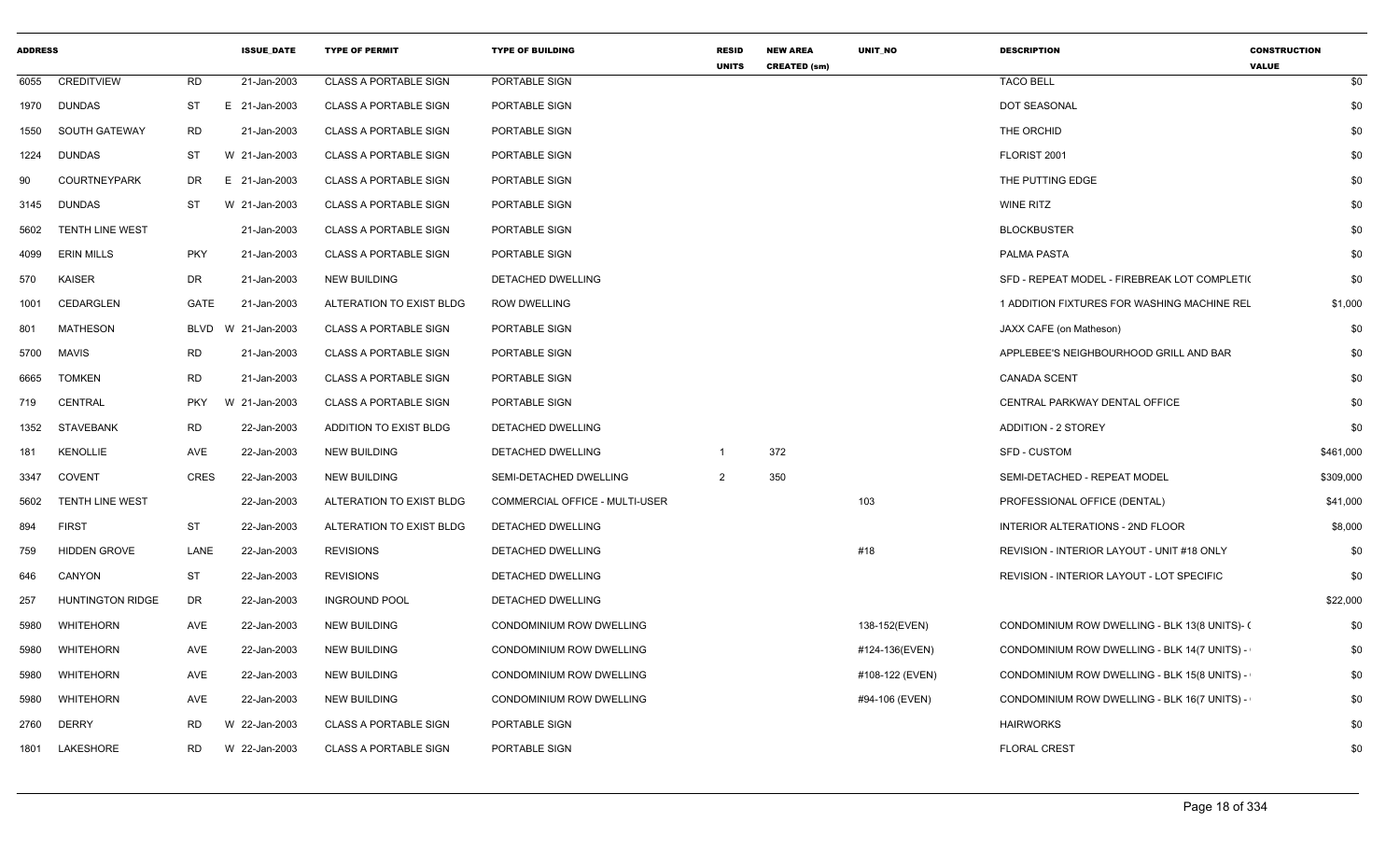| ADDRESS | | | ISSUE_DATE | TYPE OF PERMIT | TYPE OF BUILDING | RESID UNITS | NEW AREA CREATED (sm) | UNIT_NO | DESCRIPTION | CONSTRUCTION VALUE |
|---|---|---|---|---|---|---|---|---|---|---|
| 6055 | CREDITVIEW | RD | 21-Jan-2003 | CLASS A PORTABLE SIGN | PORTABLE SIGN | | | | TACO BELL | $0 |
| 1970 | DUNDAS | ST | E 21-Jan-2003 | CLASS A PORTABLE SIGN | PORTABLE SIGN | | | | DOT SEASONAL | $0 |
| 1550 | SOUTH GATEWAY | RD | 21-Jan-2003 | CLASS A PORTABLE SIGN | PORTABLE SIGN | | | | THE ORCHID | $0 |
| 1224 | DUNDAS | ST | W 21-Jan-2003 | CLASS A PORTABLE SIGN | PORTABLE SIGN | | | | FLORIST 2001 | $0 |
| 90 | COURTNEYPARK | DR | E 21-Jan-2003 | CLASS A PORTABLE SIGN | PORTABLE SIGN | | | | THE PUTTING EDGE | $0 |
| 3145 | DUNDAS | ST | W 21-Jan-2003 | CLASS A PORTABLE SIGN | PORTABLE SIGN | | | | WINE RITZ | $0 |
| 5602 | TENTH LINE WEST | | 21-Jan-2003 | CLASS A PORTABLE SIGN | PORTABLE SIGN | | | | BLOCKBUSTER | $0 |
| 4099 | ERIN MILLS | PKY | 21-Jan-2003 | CLASS A PORTABLE SIGN | PORTABLE SIGN | | | | PALMA PASTA | $0 |
| 570 | KAISER | DR | 21-Jan-2003 | NEW BUILDING | DETACHED DWELLING | | | | SFD - REPEAT MODEL - FIREBREAK LOT COMPLETI( | $0 |
| 1001 | CEDARGLEN | GATE | 21-Jan-2003 | ALTERATION TO EXIST BLDG | ROW DWELLING | | | | 1 ADDITION FIXTURES FOR WASHING MACHINE REL | $1,000 |
| 801 | MATHESON | BLVD | W 21-Jan-2003 | CLASS A PORTABLE SIGN | PORTABLE SIGN | | | | JAXX CAFE (on Matheson) | $0 |
| 5700 | MAVIS | RD | 21-Jan-2003 | CLASS A PORTABLE SIGN | PORTABLE SIGN | | | | APPLEBEE'S NEIGHBOURHOOD GRILL AND BAR | $0 |
| 6665 | TOMKEN | RD | 21-Jan-2003 | CLASS A PORTABLE SIGN | PORTABLE SIGN | | | | CANADA SCENT | $0 |
| 719 | CENTRAL | PKY | W 21-Jan-2003 | CLASS A PORTABLE SIGN | PORTABLE SIGN | | | | CENTRAL PARKWAY DENTAL OFFICE | $0 |
| 1352 | STAVEBANK | RD | 22-Jan-2003 | ADDITION TO EXIST BLDG | DETACHED DWELLING | | | | ADDITION - 2 STOREY | $0 |
| 181 | KENOLLIE | AVE | 22-Jan-2003 | NEW BUILDING | DETACHED DWELLING | 1 | 372 | | SFD - CUSTOM | $461,000 |
| 3347 | COVENT | CRES | 22-Jan-2003 | NEW BUILDING | SEMI-DETACHED DWELLING | 2 | 350 | | SEMI-DETACHED - REPEAT MODEL | $309,000 |
| 5602 | TENTH LINE WEST | | 22-Jan-2003 | ALTERATION TO EXIST BLDG | COMMERCIAL OFFICE - MULTI-USER | | | 103 | PROFESSIONAL OFFICE (DENTAL) | $41,000 |
| 894 | FIRST | ST | 22-Jan-2003 | ALTERATION TO EXIST BLDG | DETACHED DWELLING | | | | INTERIOR ALTERATIONS - 2ND FLOOR | $8,000 |
| 759 | HIDDEN GROVE | LANE | 22-Jan-2003 | REVISIONS | DETACHED DWELLING | | | #18 | REVISION - INTERIOR LAYOUT - UNIT #18 ONLY | $0 |
| 646 | CANYON | ST | 22-Jan-2003 | REVISIONS | DETACHED DWELLING | | | | REVISION - INTERIOR LAYOUT - LOT SPECIFIC | $0 |
| 257 | HUNTINGTON RIDGE | DR | 22-Jan-2003 | INGROUND POOL | DETACHED DWELLING | | | | | $22,000 |
| 5980 | WHITEHORN | AVE | 22-Jan-2003 | NEW BUILDING | CONDOMINIUM ROW DWELLING | | | 138-152(EVEN) | CONDOMINIUM ROW DWELLING - BLK 13(8 UNITS)- ( | $0 |
| 5980 | WHITEHORN | AVE | 22-Jan-2003 | NEW BUILDING | CONDOMINIUM ROW DWELLING | | | #124-136(EVEN) | CONDOMINIUM ROW DWELLING - BLK 14(7 UNITS) - | $0 |
| 5980 | WHITEHORN | AVE | 22-Jan-2003 | NEW BUILDING | CONDOMINIUM ROW DWELLING | | | #108-122 (EVEN) | CONDOMINIUM ROW DWELLING - BLK 15(8 UNITS) - | $0 |
| 5980 | WHITEHORN | AVE | 22-Jan-2003 | NEW BUILDING | CONDOMINIUM ROW DWELLING | | | #94-106 (EVEN) | CONDOMINIUM ROW DWELLING - BLK 16(7 UNITS) - | $0 |
| 2760 | DERRY | RD | W 22-Jan-2003 | CLASS A PORTABLE SIGN | PORTABLE SIGN | | | | HAIRWORKS | $0 |
| 1801 | LAKESHORE | RD | W 22-Jan-2003 | CLASS A PORTABLE SIGN | PORTABLE SIGN | | | | FLORAL CREST | $0 |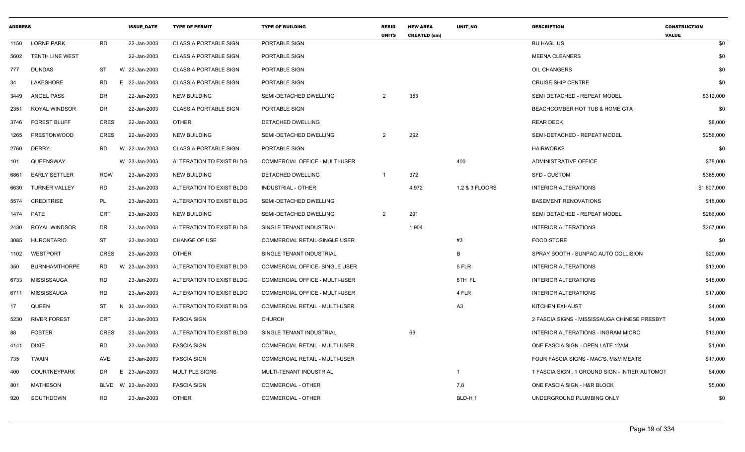| ADDRESS | | | ISSUE_DATE | TYPE OF PERMIT | TYPE OF BUILDING | RESID UNITS | NEW AREA CREATED (sm) | UNIT_NO | DESCRIPTION | CONSTRUCTION VALUE |
|---|---|---|---|---|---|---|---|---|---|---|
| 1150 | LORNE PARK | RD | 22-Jan-2003 | CLASS A PORTABLE SIGN | PORTABLE SIGN | | | | BU HAGLIUS | $0 |
| 5602 | TENTH LINE WEST | | 22-Jan-2003 | CLASS A PORTABLE SIGN | PORTABLE SIGN | | | | MEENA CLEANERS | $0 |
| 777 | DUNDAS | ST | W 22-Jan-2003 | CLASS A PORTABLE SIGN | PORTABLE SIGN | | | | OIL CHANGERS | $0 |
| 34 | LAKESHORE | RD | E 22-Jan-2003 | CLASS A PORTABLE SIGN | PORTABLE SIGN | | | | CRUISE SHIP CENTRE | $0 |
| 3449 | ANGEL PASS | DR | 22-Jan-2003 | NEW BUILDING | SEMI-DETACHED DWELLING | 2 | 353 | | SEMI DETACHED - REPEAT MODEL | $312,000 |
| 2351 | ROYAL WINDSOR | DR | 22-Jan-2003 | CLASS A PORTABLE SIGN | PORTABLE SIGN | | | | BEACHCOMBER HOT TUB & HOME GTA | $0 |
| 3746 | FOREST BLUFF | CRES | 22-Jan-2003 | OTHER | DETACHED DWELLING | | | | REAR DECK | $8,000 |
| 1265 | PRESTONWOOD | CRES | 22-Jan-2003 | NEW BUILDING | SEMI-DETACHED DWELLING | 2 | 292 | | SEMI-DETACHED - REPEAT MODEL | $258,000 |
| 2760 | DERRY | RD | W 22-Jan-2003 | CLASS A PORTABLE SIGN | PORTABLE SIGN | | | | HAIRWORKS | $0 |
| 101 | QUEENSWAY | | W 23-Jan-2003 | ALTERATION TO EXIST BLDG | COMMERCIAL OFFICE - MULTI-USER | | | 400 | ADMINISTRATIVE OFFICE | $78,000 |
| 6861 | EARLY SETTLER | ROW | 23-Jan-2003 | NEW BUILDING | DETACHED DWELLING | 1 | 372 | | SFD - CUSTOM | $365,000 |
| 6630 | TURNER VALLEY | RD | 23-Jan-2003 | ALTERATION TO EXIST BLDG | INDUSTRIAL - OTHER | | 4,972 | 1,2 & 3 FLOORS | INTERIOR ALTERATIONS | $1,807,000 |
| 5574 | CREDITRISE | PL | 23-Jan-2003 | ALTERATION TO EXIST BLDG | SEMI-DETACHED DWELLING | | | | BASEMENT RENOVATIONS | $18,000 |
| 1474 | PATE | CRT | 23-Jan-2003 | NEW BUILDING | SEMI-DETACHED DWELLING | 2 | 291 | | SEMI DETACHED - REPEAT MODEL | $286,000 |
| 2430 | ROYAL WINDSOR | DR | 23-Jan-2003 | ALTERATION TO EXIST BLDG | SINGLE TENANT INDUSTRIAL | | 1,904 | | INTERIOR ALTERATIONS | $267,000 |
| 3085 | HURONTARIO | ST | 23-Jan-2003 | CHANGE OF USE | COMMERCIAL RETAIL-SINGLE USER | | | #3 | FOOD STORE | $0 |
| 1102 | WESTPORT | CRES | 23-Jan-2003 | OTHER | SINGLE TENANT INDUSTRIAL | | | B | SPRAY BOOTH - SUNPAC AUTO COLLISION | $20,000 |
| 350 | BURNHAMTHORPE | RD | W 23-Jan-2003 | ALTERATION TO EXIST BLDG | COMMERCIAL OFFICE- SINGLE USER | | | 5 FLR | INTERIOR ALTERATIONS | $13,000 |
| 6733 | MISSISSAUGA | RD | 23-Jan-2003 | ALTERATION TO EXIST BLDG | COMMERCIAL OFFICE - MULTI-USER | | | 6TH FL | INTERIOR ALTERATIONS | $18,000 |
| 6711 | MISSISSAUGA | RD | 23-Jan-2003 | ALTERATION TO EXIST BLDG | COMMERCIAL OFFICE - MULTI-USER | | | 4 FLR | INTERIOR ALTERATIONS | $17,000 |
| 17 | QUEEN | ST | N 23-Jan-2003 | ALTERATION TO EXIST BLDG | COMMERCIAL RETAIL - MULTI-USER | | | A3 | KITCHEN EXHAUST | $4,000 |
| 5230 | RIVER FOREST | CRT | 23-Jan-2003 | FASCIA SIGN | CHURCH | | | | 2 FASCIA SIGNS - MISSISSAUGA CHINESE PRESBYT | $4,000 |
| 88 | FOSTER | CRES | 23-Jan-2003 | ALTERATION TO EXIST BLDG | SINGLE TENANT INDUSTRIAL | | 69 | | INTERIOR ALTERATIONS - INGRAM MICRO | $13,000 |
| 4141 | DIXIE | RD | 23-Jan-2003 | FASCIA SIGN | COMMERCIAL RETAIL - MULTI-USER | | | | ONE FASCIA SIGN - OPEN LATE 12AM | $1,000 |
| 735 | TWAIN | AVE | 23-Jan-2003 | FASCIA SIGN | COMMERCIAL RETAIL - MULTI-USER | | | | FOUR FASCIA SIGNS - MAC'S, M&M MEATS | $17,000 |
| 400 | COURTNEYPARK | DR | E 23-Jan-2003 | MULTIPLE SIGNS | MULTI-TENANT INDUSTRIAL | | | 1 | 1 FASCIA SIGN , 1 GROUND SIGN - INTIER AUTOMOT | $4,000 |
| 801 | MATHESON | BLVD | W 23-Jan-2003 | FASCIA SIGN | COMMERCIAL - OTHER | | | 7,8 | ONE FASCIA SIGN - H&R BLOCK | $5,000 |
| 920 | SOUTHDOWN | RD | 23-Jan-2003 | OTHER | COMMERCIAL - OTHER | | | BLD-H 1 | UNDERGROUND PLUMBING ONLY | $0 |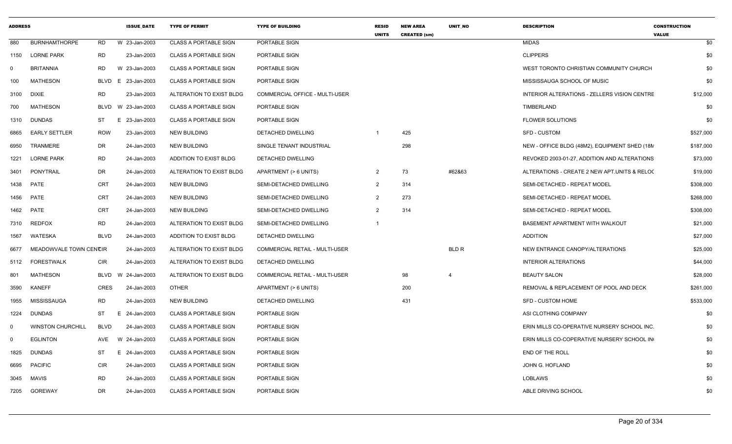| ADDRESS | | | ISSUE_DATE | TYPE OF PERMIT | TYPE OF BUILDING | RESID UNITS | NEW AREA CREATED (sm) | UNIT_NO | DESCRIPTION | CONSTRUCTION VALUE |
|---|---|---|---|---|---|---|---|---|---|---|
| 880 | BURNHAMTHORPE | RD | W 23-Jan-2003 | CLASS A PORTABLE SIGN | PORTABLE SIGN | | | | MIDAS | $0 |
| 1150 | LORNE PARK | RD | 23-Jan-2003 | CLASS A PORTABLE SIGN | PORTABLE SIGN | | | | CLIPPERS | $0 |
| 0 | BRITANNIA | RD | W 23-Jan-2003 | CLASS A PORTABLE SIGN | PORTABLE SIGN | | | | WEST TORONTO CHRISTIAN COMMUNITY CHURCH | $0 |
| 100 | MATHESON | BLVD | E 23-Jan-2003 | CLASS A PORTABLE SIGN | PORTABLE SIGN | | | | MISSISSAUGA SCHOOL OF MUSIC | $0 |
| 3100 | DIXIE | RD | 23-Jan-2003 | ALTERATION TO EXIST BLDG | COMMERCIAL OFFICE - MULTI-USER | | | | INTERIOR ALTERATIONS - ZELLERS VISION CENTRE | $12,000 |
| 700 | MATHESON | BLVD | W 23-Jan-2003 | CLASS A PORTABLE SIGN | PORTABLE SIGN | | | | TIMBERLAND | $0 |
| 1310 | DUNDAS | ST | E 23-Jan-2003 | CLASS A PORTABLE SIGN | PORTABLE SIGN | | | | FLOWER SOLUTIONS | $0 |
| 6865 | EARLY SETTLER | ROW | 23-Jan-2003 | NEW BUILDING | DETACHED DWELLING | 1 | 425 | | SFD - CUSTOM | $527,000 |
| 6950 | TRANMERE | DR | 24-Jan-2003 | NEW BUILDING | SINGLE TENANT INDUSTRIAL | | 298 | | NEW - OFFICE BLDG (48M2), EQUIPMENT SHED (18M | $187,000 |
| 1221 | LORNE PARK | RD | 24-Jan-2003 | ADDITION TO EXIST BLDG | DETACHED DWELLING | | | | REVOKED 2003-01-27, ADDITION AND ALTERATIONS | $73,000 |
| 3401 | PONYTRAIL | DR | 24-Jan-2003 | ALTERATION TO EXIST BLDG | APARTMENT (> 6 UNITS) | 2 | 73 | #62&63 | ALTERATIONS - CREATE 2 NEW APT.UNITS & RELOC | $19,000 |
| 1438 | PATE | CRT | 24-Jan-2003 | NEW BUILDING | SEMI-DETACHED DWELLING | 2 | 314 | | SEMI-DETACHED - REPEAT MODEL | $308,000 |
| 1456 | PATE | CRT | 24-Jan-2003 | NEW BUILDING | SEMI-DETACHED DWELLING | 2 | 273 | | SEMI-DETACHED - REPEAT MODEL | $268,000 |
| 1462 | PATE | CRT | 24-Jan-2003 | NEW BUILDING | SEMI-DETACHED DWELLING | 2 | 314 | | SEMI-DETACHED - REPEAT MODEL | $308,000 |
| 7310 | REDFOX | RD | 24-Jan-2003 | ALTERATION TO EXIST BLDG | SEMI-DETACHED DWELLING | 1 | | | BASEMENT APARTMENT WITH WALKOUT | $21,000 |
| 1567 | WATESKA | BLVD | 24-Jan-2003 | ADDITION TO EXIST BLDG | DETACHED DWELLING | | | | ADDITION | $27,000 |
| 6677 | MEADOWVALE TOWN CENTCIR | | 24-Jan-2003 | ALTERATION TO EXIST BLDG | COMMERCIAL RETAIL - MULTI-USER | | | BLD R | NEW ENTRANCE CANOPY/ALTERATIONS | $25,000 |
| 5112 | FORESTWALK | CIR | 24-Jan-2003 | ALTERATION TO EXIST BLDG | DETACHED DWELLING | | | | INTERIOR ALTERATIONS | $44,000 |
| 801 | MATHESON | BLVD | W 24-Jan-2003 | ALTERATION TO EXIST BLDG | COMMERCIAL RETAIL - MULTI-USER | | 98 | 4 | BEAUTY SALON | $28,000 |
| 3590 | KANEFF | CRES | 24-Jan-2003 | OTHER | APARTMENT (> 6 UNITS) | | 200 | | REMOVAL & REPLACEMENT OF POOL AND DECK | $261,000 |
| 1955 | MISSISSAUGA | RD | 24-Jan-2003 | NEW BUILDING | DETACHED DWELLING | | 431 | | SFD - CUSTOM HOME | $533,000 |
| 1224 | DUNDAS | ST | E 24-Jan-2003 | CLASS A PORTABLE SIGN | PORTABLE SIGN | | | | ASI CLOTHING COMPANY | $0 |
| 0 | WINSTON CHURCHILL | BLVD | 24-Jan-2003 | CLASS A PORTABLE SIGN | PORTABLE SIGN | | | | ERIN MILLS CO-OPERATIVE NURSERY SCHOOL INC. | $0 |
| 0 | EGLINTON | AVE | W 24-Jan-2003 | CLASS A PORTABLE SIGN | PORTABLE SIGN | | | | ERIN MILLS CO-COPERATIVE NURSERY SCHOOL IN | $0 |
| 1825 | DUNDAS | ST | E 24-Jan-2003 | CLASS A PORTABLE SIGN | PORTABLE SIGN | | | | END OF THE ROLL | $0 |
| 6695 | PACIFIC | CIR | 24-Jan-2003 | CLASS A PORTABLE SIGN | PORTABLE SIGN | | | | JOHN G. HOFLAND | $0 |
| 3045 | MAVIS | RD | 24-Jan-2003 | CLASS A PORTABLE SIGN | PORTABLE SIGN | | | | LOBLAWS | $0 |
| 7205 | GOREWAY | DR | 24-Jan-2003 | CLASS A PORTABLE SIGN | PORTABLE SIGN | | | | ABLE DRIVING SCHOOL | $0 |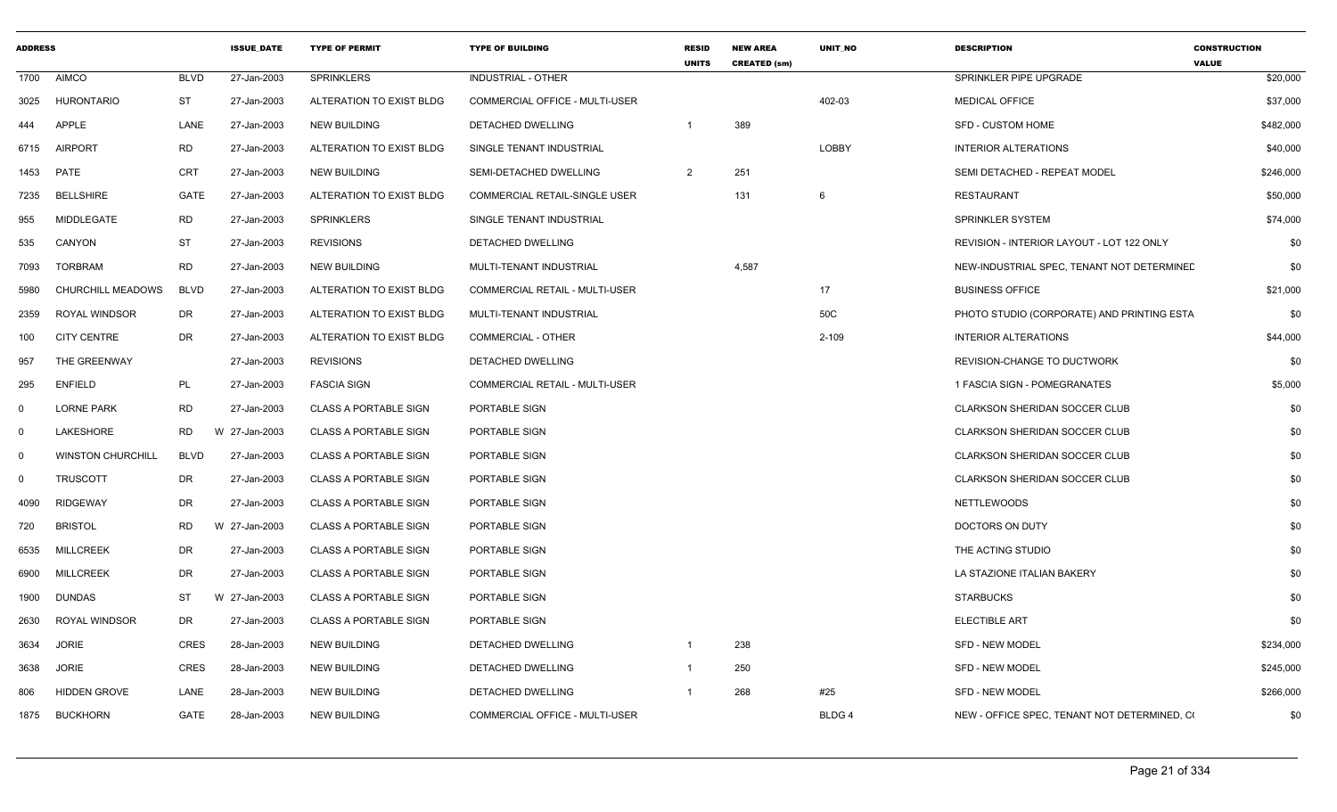| ADDRESS | | | ISSUE_DATE | TYPE OF PERMIT | TYPE OF BUILDING | RESID UNITS | NEW AREA CREATED (sm) | UNIT_NO | DESCRIPTION | CONSTRUCTION VALUE |
|---|---|---|---|---|---|---|---|---|---|---|
| 1700 | AIMCO | BLVD | 27-Jan-2003 | SPRINKLERS | INDUSTRIAL - OTHER | | | | SPRINKLER PIPE UPGRADE | $20,000 |
| 3025 | HURONTARIO | ST | 27-Jan-2003 | ALTERATION TO EXIST BLDG | COMMERCIAL OFFICE - MULTI-USER | | | 402-03 | MEDICAL OFFICE | $37,000 |
| 444 | APPLE | LANE | 27-Jan-2003 | NEW BUILDING | DETACHED DWELLING | 1 | 389 | | SFD - CUSTOM HOME | $482,000 |
| 6715 | AIRPORT | RD | 27-Jan-2003 | ALTERATION TO EXIST BLDG | SINGLE TENANT INDUSTRIAL | | | LOBBY | INTERIOR ALTERATIONS | $40,000 |
| 1453 | PATE | CRT | 27-Jan-2003 | NEW BUILDING | SEMI-DETACHED DWELLING | 2 | 251 | | SEMI DETACHED - REPEAT MODEL | $246,000 |
| 7235 | BELLSHIRE | GATE | 27-Jan-2003 | ALTERATION TO EXIST BLDG | COMMERCIAL RETAIL-SINGLE USER | | 131 | 6 | RESTAURANT | $50,000 |
| 955 | MIDDLEGATE | RD | 27-Jan-2003 | SPRINKLERS | SINGLE TENANT INDUSTRIAL | | | | SPRINKLER SYSTEM | $74,000 |
| 535 | CANYON | ST | 27-Jan-2003 | REVISIONS | DETACHED DWELLING | | | | REVISION - INTERIOR LAYOUT - LOT 122 ONLY | $0 |
| 7093 | TORBRAM | RD | 27-Jan-2003 | NEW BUILDING | MULTI-TENANT INDUSTRIAL | | 4,587 | | NEW-INDUSTRIAL SPEC, TENANT NOT DETERMINED | $0 |
| 5980 | CHURCHILL MEADOWS | BLVD | 27-Jan-2003 | ALTERATION TO EXIST BLDG | COMMERCIAL RETAIL - MULTI-USER | | | 17 | BUSINESS OFFICE | $21,000 |
| 2359 | ROYAL WINDSOR | DR | 27-Jan-2003 | ALTERATION TO EXIST BLDG | MULTI-TENANT INDUSTRIAL | | | 50C | PHOTO STUDIO (CORPORATE) AND PRINTING ESTA | $0 |
| 100 | CITY CENTRE | DR | 27-Jan-2003 | ALTERATION TO EXIST BLDG | COMMERCIAL - OTHER | | | 2-109 | INTERIOR ALTERATIONS | $44,000 |
| 957 | THE GREENWAY | | 27-Jan-2003 | REVISIONS | DETACHED DWELLING | | | | REVISION-CHANGE TO DUCTWORK | $0 |
| 295 | ENFIELD | PL | 27-Jan-2003 | FASCIA SIGN | COMMERCIAL RETAIL - MULTI-USER | | | | 1 FASCIA SIGN - POMEGRANATES | $5,000 |
| 0 | LORNE PARK | RD | 27-Jan-2003 | CLASS A PORTABLE SIGN | PORTABLE SIGN | | | | CLARKSON SHERIDAN SOCCER CLUB | $0 |
| 0 | LAKESHORE | RD W | 27-Jan-2003 | CLASS A PORTABLE SIGN | PORTABLE SIGN | | | | CLARKSON SHERIDAN SOCCER CLUB | $0 |
| 0 | WINSTON CHURCHILL | BLVD | 27-Jan-2003 | CLASS A PORTABLE SIGN | PORTABLE SIGN | | | | CLARKSON SHERIDAN SOCCER CLUB | $0 |
| 0 | TRUSCOTT | DR | 27-Jan-2003 | CLASS A PORTABLE SIGN | PORTABLE SIGN | | | | CLARKSON SHERIDAN SOCCER CLUB | $0 |
| 4090 | RIDGEWAY | DR | 27-Jan-2003 | CLASS A PORTABLE SIGN | PORTABLE SIGN | | | | NETTLEWOODS | $0 |
| 720 | BRISTOL | RD W | 27-Jan-2003 | CLASS A PORTABLE SIGN | PORTABLE SIGN | | | | DOCTORS ON DUTY | $0 |
| 6535 | MILLCREEK | DR | 27-Jan-2003 | CLASS A PORTABLE SIGN | PORTABLE SIGN | | | | THE ACTING STUDIO | $0 |
| 6900 | MILLCREEK | DR | 27-Jan-2003 | CLASS A PORTABLE SIGN | PORTABLE SIGN | | | | LA STAZIONE ITALIAN BAKERY | $0 |
| 1900 | DUNDAS | ST W | 27-Jan-2003 | CLASS A PORTABLE SIGN | PORTABLE SIGN | | | | STARBUCKS | $0 |
| 2630 | ROYAL WINDSOR | DR | 27-Jan-2003 | CLASS A PORTABLE SIGN | PORTABLE SIGN | | | | ELECTIBLE ART | $0 |
| 3634 | JORIE | CRES | 28-Jan-2003 | NEW BUILDING | DETACHED DWELLING | 1 | 238 | | SFD - NEW MODEL | $234,000 |
| 3638 | JORIE | CRES | 28-Jan-2003 | NEW BUILDING | DETACHED DWELLING | 1 | 250 | | SFD - NEW MODEL | $245,000 |
| 806 | HIDDEN GROVE | LANE | 28-Jan-2003 | NEW BUILDING | DETACHED DWELLING | 1 | 268 | #25 | SFD - NEW MODEL | $266,000 |
| 1875 | BUCKHORN | GATE | 28-Jan-2003 | NEW BUILDING | COMMERCIAL OFFICE - MULTI-USER | | | BLDG 4 | NEW - OFFICE SPEC, TENANT NOT DETERMINED, C( | $0 |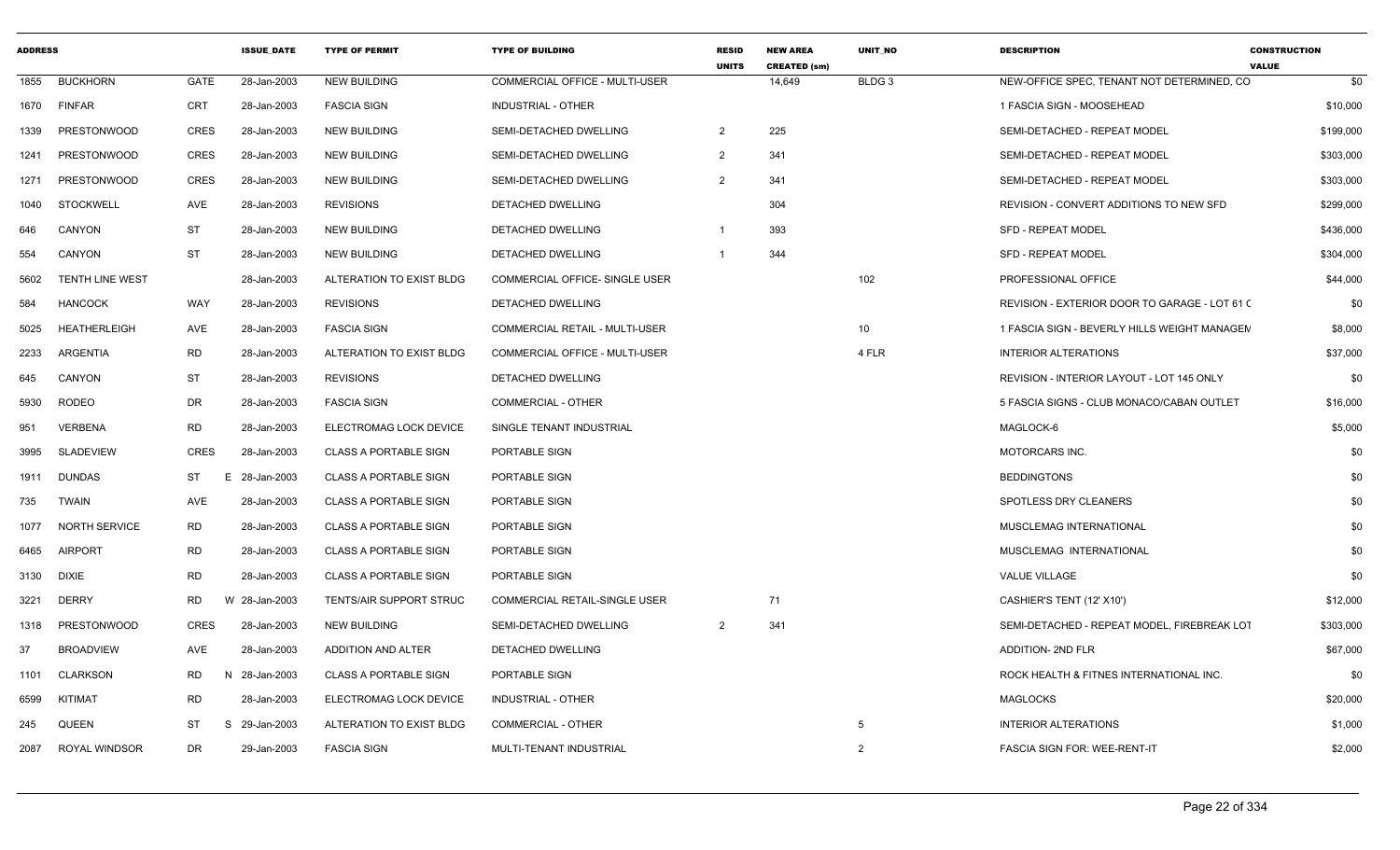| ADDRESS | | | ISSUE_DATE | TYPE OF PERMIT | TYPE OF BUILDING | RESID UNITS | NEW AREA CREATED (sm) | UNIT_NO | DESCRIPTION | CONSTRUCTION VALUE |
|---|---|---|---|---|---|---|---|---|---|---|
| 1855 | BUCKHORN | GATE | 28-Jan-2003 | NEW BUILDING | COMMERCIAL OFFICE - MULTI-USER | | 14,649 | BLDG 3 | NEW-OFFICE SPEC, TENANT NOT DETERMINED, CO | $0 |
| 1670 | FINFAR | CRT | 28-Jan-2003 | FASCIA SIGN | INDUSTRIAL - OTHER | | | | 1 FASCIA SIGN - MOOSEHEAD | $10,000 |
| 1339 | PRESTONWOOD | CRES | 28-Jan-2003 | NEW BUILDING | SEMI-DETACHED DWELLING | 2 | 225 | | SEMI-DETACHED - REPEAT MODEL | $199,000 |
| 1241 | PRESTONWOOD | CRES | 28-Jan-2003 | NEW BUILDING | SEMI-DETACHED DWELLING | 2 | 341 | | SEMI-DETACHED - REPEAT MODEL | $303,000 |
| 1271 | PRESTONWOOD | CRES | 28-Jan-2003 | NEW BUILDING | SEMI-DETACHED DWELLING | 2 | 341 | | SEMI-DETACHED - REPEAT MODEL | $303,000 |
| 1040 | STOCKWELL | AVE | 28-Jan-2003 | REVISIONS | DETACHED DWELLING | | 304 | | REVISION - CONVERT ADDITIONS TO NEW SFD | $299,000 |
| 646 | CANYON | ST | 28-Jan-2003 | NEW BUILDING | DETACHED DWELLING | 1 | 393 | | SFD - REPEAT MODEL | $436,000 |
| 554 | CANYON | ST | 28-Jan-2003 | NEW BUILDING | DETACHED DWELLING | 1 | 344 | | SFD - REPEAT MODEL | $304,000 |
| 5602 | TENTH LINE WEST | | 28-Jan-2003 | ALTERATION TO EXIST BLDG | COMMERCIAL OFFICE- SINGLE USER | | | 102 | PROFESSIONAL OFFICE | $44,000 |
| 584 | HANCOCK | WAY | 28-Jan-2003 | REVISIONS | DETACHED DWELLING | | | | REVISION - EXTERIOR DOOR TO GARAGE - LOT 61 C | $0 |
| 5025 | HEATHERLEIGH | AVE | 28-Jan-2003 | FASCIA SIGN | COMMERCIAL RETAIL - MULTI-USER | | | 10 | 1 FASCIA SIGN - BEVERLY HILLS WEIGHT MANAGEM | $8,000 |
| 2233 | ARGENTIA | RD | 28-Jan-2003 | ALTERATION TO EXIST BLDG | COMMERCIAL OFFICE - MULTI-USER | | | 4 FLR | INTERIOR ALTERATIONS | $37,000 |
| 645 | CANYON | ST | 28-Jan-2003 | REVISIONS | DETACHED DWELLING | | | | REVISION - INTERIOR LAYOUT - LOT 145 ONLY | $0 |
| 5930 | RODEO | DR | 28-Jan-2003 | FASCIA SIGN | COMMERCIAL - OTHER | | | | 5 FASCIA SIGNS - CLUB MONACO/CABAN OUTLET | $16,000 |
| 951 | VERBENA | RD | 28-Jan-2003 | ELECTROMAG LOCK DEVICE | SINGLE TENANT INDUSTRIAL | | | | MAGLOCK-6 | $5,000 |
| 3995 | SLADEVIEW | CRES | 28-Jan-2003 | CLASS A PORTABLE SIGN | PORTABLE SIGN | | | | MOTORCARS INC. | $0 |
| 1911 | DUNDAS | ST | E 28-Jan-2003 | CLASS A PORTABLE SIGN | PORTABLE SIGN | | | | BEDDINGTONS | $0 |
| 735 | TWAIN | AVE | 28-Jan-2003 | CLASS A PORTABLE SIGN | PORTABLE SIGN | | | | SPOTLESS DRY CLEANERS | $0 |
| 1077 | NORTH SERVICE | RD | 28-Jan-2003 | CLASS A PORTABLE SIGN | PORTABLE SIGN | | | | MUSCLEMAG INTERNATIONAL | $0 |
| 6465 | AIRPORT | RD | 28-Jan-2003 | CLASS A PORTABLE SIGN | PORTABLE SIGN | | | | MUSCLEMAG INTERNATIONAL | $0 |
| 3130 | DIXIE | RD | 28-Jan-2003 | CLASS A PORTABLE SIGN | PORTABLE SIGN | | | | VALUE VILLAGE | $0 |
| 3221 | DERRY | RD | W 28-Jan-2003 | TENTS/AIR SUPPORT STRUC | COMMERCIAL RETAIL-SINGLE USER | | 71 | | CASHIER'S TENT (12' X10') | $12,000 |
| 1318 | PRESTONWOOD | CRES | 28-Jan-2003 | NEW BUILDING | SEMI-DETACHED DWELLING | 2 | 341 | | SEMI-DETACHED - REPEAT MODEL, FIREBREAK LOT | $303,000 |
| 37 | BROADVIEW | AVE | 28-Jan-2003 | ADDITION AND ALTER | DETACHED DWELLING | | | | ADDITION- 2ND FLR | $67,000 |
| 1101 | CLARKSON | RD | N 28-Jan-2003 | CLASS A PORTABLE SIGN | PORTABLE SIGN | | | | ROCK HEALTH & FITNES INTERNATIONAL INC. | $0 |
| 6599 | KITIMAT | RD | 28-Jan-2003 | ELECTROMAG LOCK DEVICE | INDUSTRIAL - OTHER | | | | MAGLOCKS | $20,000 |
| 245 | QUEEN | ST | S 29-Jan-2003 | ALTERATION TO EXIST BLDG | COMMERCIAL - OTHER | | | 5 | INTERIOR ALTERATIONS | $1,000 |
| 2087 | ROYAL WINDSOR | DR | 29-Jan-2003 | FASCIA SIGN | MULTI-TENANT INDUSTRIAL | | | 2 | FASCIA SIGN FOR: WEE-RENT-IT | $2,000 |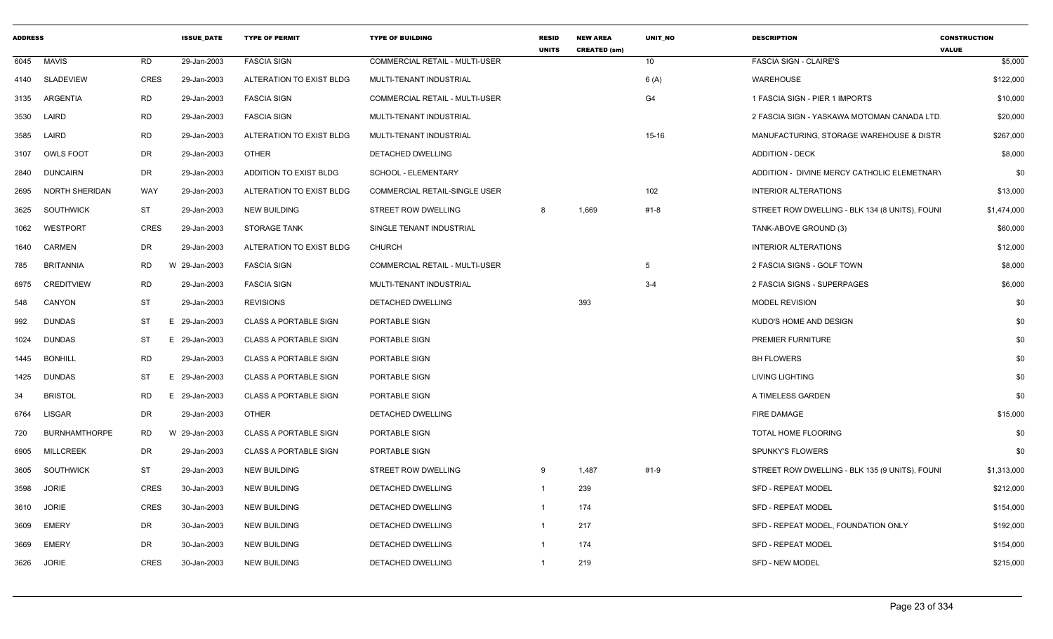| ADDRESS | | | ISSUE_DATE | TYPE OF PERMIT | TYPE OF BUILDING | RESID UNITS | NEW AREA CREATED (sm) | UNIT_NO | DESCRIPTION | CONSTRUCTION VALUE |
|---|---|---|---|---|---|---|---|---|---|---|
| 6045 | MAVIS | RD | 29-Jan-2003 | FASCIA SIGN | COMMERCIAL RETAIL - MULTI-USER | | | 10 | FASCIA SIGN - CLAIRE'S | $5,000 |
| 4140 | SLADEVIEW | CRES | 29-Jan-2003 | ALTERATION TO EXIST BLDG | MULTI-TENANT INDUSTRIAL | | | 6 (A) | WAREHOUSE | $122,000 |
| 3135 | ARGENTIA | RD | 29-Jan-2003 | FASCIA SIGN | COMMERCIAL RETAIL - MULTI-USER | | | G4 | 1 FASCIA SIGN - PIER 1 IMPORTS | $10,000 |
| 3530 | LAIRD | RD | 29-Jan-2003 | FASCIA SIGN | MULTI-TENANT INDUSTRIAL | | | | 2 FASCIA SIGN - YASKAWA MOTOMAN CANADA LTD. | $20,000 |
| 3585 | LAIRD | RD | 29-Jan-2003 | ALTERATION TO EXIST BLDG | MULTI-TENANT INDUSTRIAL | | | 15-16 | MANUFACTURING, STORAGE WAREHOUSE & DISTR | $267,000 |
| 3107 | OWLS FOOT | DR | 29-Jan-2003 | OTHER | DETACHED DWELLING | | | | ADDITION - DECK | $8,000 |
| 2840 | DUNCAIRN | DR | 29-Jan-2003 | ADDITION TO EXIST BLDG | SCHOOL - ELEMENTARY | | | | ADDITION - DIVINE MERCY CATHOLIC ELEMETNARY | $0 |
| 2695 | NORTH SHERIDAN | WAY | 29-Jan-2003 | ALTERATION TO EXIST BLDG | COMMERCIAL RETAIL-SINGLE USER | | | 102 | INTERIOR ALTERATIONS | $13,000 |
| 3625 | SOUTHWICK | ST | 29-Jan-2003 | NEW BUILDING | STREET ROW DWELLING | 8 | 1,669 | #1-8 | STREET ROW DWELLING - BLK 134 (8 UNITS), FOUNI | $1,474,000 |
| 1062 | WESTPORT | CRES | 29-Jan-2003 | STORAGE TANK | SINGLE TENANT INDUSTRIAL | | | | TANK-ABOVE GROUND (3) | $60,000 |
| 1640 | CARMEN | DR | 29-Jan-2003 | ALTERATION TO EXIST BLDG | CHURCH | | | | INTERIOR ALTERATIONS | $12,000 |
| 785 | BRITANNIA | RD | W 29-Jan-2003 | FASCIA SIGN | COMMERCIAL RETAIL - MULTI-USER | | | 5 | 2 FASCIA SIGNS - GOLF TOWN | $8,000 |
| 6975 | CREDITVIEW | RD | 29-Jan-2003 | FASCIA SIGN | MULTI-TENANT INDUSTRIAL | | | 3-4 | 2 FASCIA SIGNS - SUPERPAGES | $6,000 |
| 548 | CANYON | ST | 29-Jan-2003 | REVISIONS | DETACHED DWELLING | | 393 | | MODEL REVISION | $0 |
| 992 | DUNDAS | ST | E 29-Jan-2003 | CLASS A PORTABLE SIGN | PORTABLE SIGN | | | | KUDO'S HOME AND DESIGN | $0 |
| 1024 | DUNDAS | ST | E 29-Jan-2003 | CLASS A PORTABLE SIGN | PORTABLE SIGN | | | | PREMIER FURNITURE | $0 |
| 1445 | BONHILL | RD | 29-Jan-2003 | CLASS A PORTABLE SIGN | PORTABLE SIGN | | | | BH FLOWERS | $0 |
| 1425 | DUNDAS | ST | E 29-Jan-2003 | CLASS A PORTABLE SIGN | PORTABLE SIGN | | | | LIVING LIGHTING | $0 |
| 34 | BRISTOL | RD | E 29-Jan-2003 | CLASS A PORTABLE SIGN | PORTABLE SIGN | | | | A TIMELESS GARDEN | $0 |
| 6764 | LISGAR | DR | 29-Jan-2003 | OTHER | DETACHED DWELLING | | | | FIRE DAMAGE | $15,000 |
| 720 | BURNHAMTHORPE | RD | W 29-Jan-2003 | CLASS A PORTABLE SIGN | PORTABLE SIGN | | | | TOTAL HOME FLOORING | $0 |
| 6905 | MILLCREEK | DR | 29-Jan-2003 | CLASS A PORTABLE SIGN | PORTABLE SIGN | | | | SPUNKY'S FLOWERS | $0 |
| 3605 | SOUTHWICK | ST | 29-Jan-2003 | NEW BUILDING | STREET ROW DWELLING | 9 | 1,487 | #1-9 | STREET ROW DWELLING - BLK 135 (9 UNITS), FOUNI | $1,313,000 |
| 3598 | JORIE | CRES | 30-Jan-2003 | NEW BUILDING | DETACHED DWELLING | 1 | 239 | | SFD - REPEAT MODEL | $212,000 |
| 3610 | JORIE | CRES | 30-Jan-2003 | NEW BUILDING | DETACHED DWELLING | 1 | 174 | | SFD - REPEAT MODEL | $154,000 |
| 3609 | EMERY | DR | 30-Jan-2003 | NEW BUILDING | DETACHED DWELLING | 1 | 217 | | SFD - REPEAT MODEL, FOUNDATION ONLY | $192,000 |
| 3669 | EMERY | DR | 30-Jan-2003 | NEW BUILDING | DETACHED DWELLING | 1 | 174 | | SFD - REPEAT MODEL | $154,000 |
| 3626 | JORIE | CRES | 30-Jan-2003 | NEW BUILDING | DETACHED DWELLING | 1 | 219 | | SFD - NEW MODEL | $215,000 |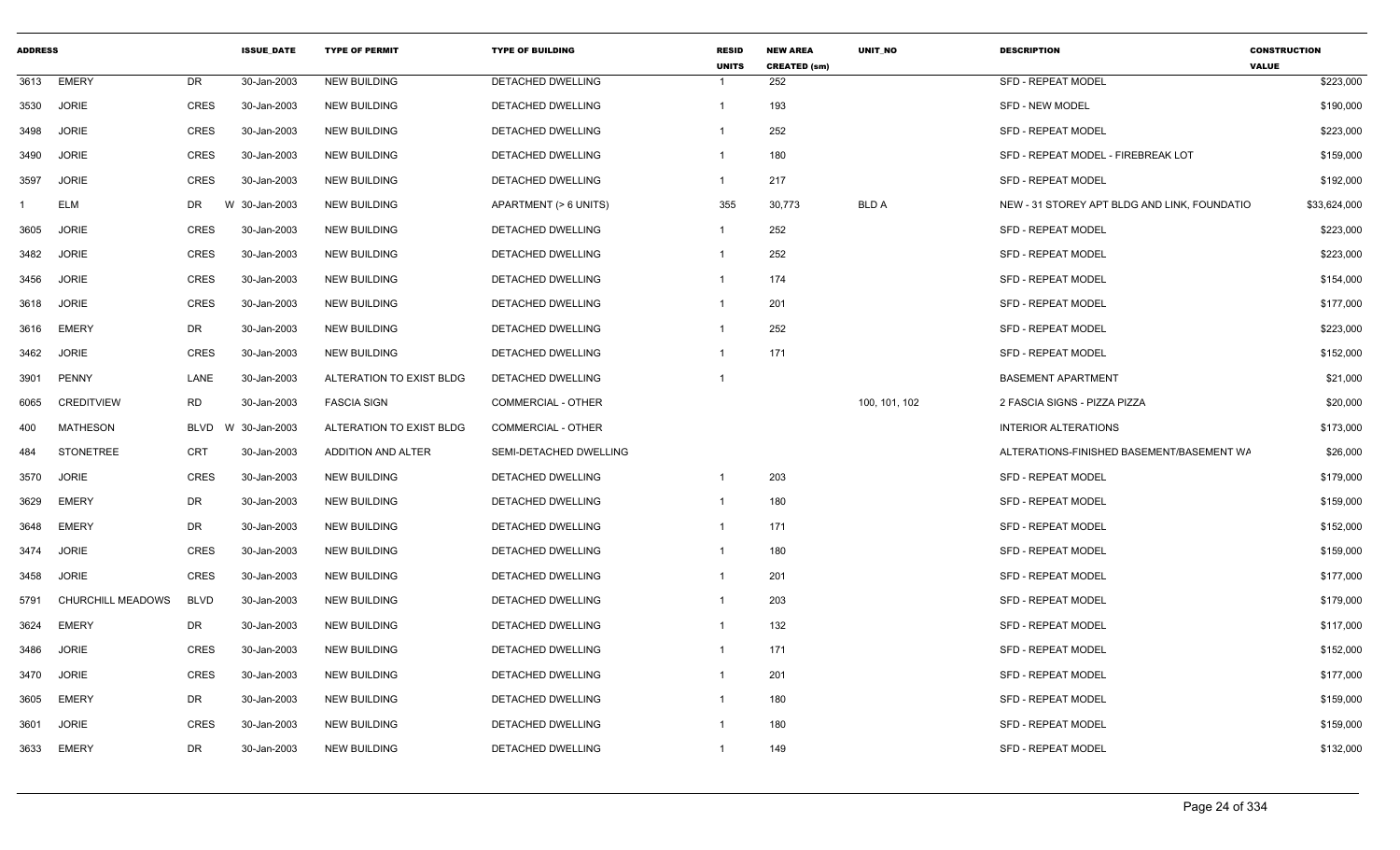| ADDRESS | | | ISSUE_DATE | TYPE OF PERMIT | TYPE OF BUILDING | RESID UNITS | NEW AREA CREATED (sm) | UNIT_NO | DESCRIPTION | CONSTRUCTION VALUE |
|---|---|---|---|---|---|---|---|---|---|---|
| 3613 | EMERY | DR | 30-Jan-2003 | NEW BUILDING | DETACHED DWELLING | 1 | 252 | | SFD - REPEAT MODEL | $223,000 |
| 3530 | JORIE | CRES | 30-Jan-2003 | NEW BUILDING | DETACHED DWELLING | 1 | 193 | | SFD - NEW MODEL | $190,000 |
| 3498 | JORIE | CRES | 30-Jan-2003 | NEW BUILDING | DETACHED DWELLING | 1 | 252 | | SFD - REPEAT MODEL | $223,000 |
| 3490 | JORIE | CRES | 30-Jan-2003 | NEW BUILDING | DETACHED DWELLING | 1 | 180 | | SFD - REPEAT MODEL - FIREBREAK LOT | $159,000 |
| 3597 | JORIE | CRES | 30-Jan-2003 | NEW BUILDING | DETACHED DWELLING | 1 | 217 | | SFD - REPEAT MODEL | $192,000 |
| 1 | ELM | DR | W 30-Jan-2003 | NEW BUILDING | APARTMENT (> 6 UNITS) | 355 | 30,773 | BLD A | NEW - 31 STOREY APT BLDG AND LINK, FOUNDATIO | $33,624,000 |
| 3605 | JORIE | CRES | 30-Jan-2003 | NEW BUILDING | DETACHED DWELLING | 1 | 252 | | SFD - REPEAT MODEL | $223,000 |
| 3482 | JORIE | CRES | 30-Jan-2003 | NEW BUILDING | DETACHED DWELLING | 1 | 252 | | SFD - REPEAT MODEL | $223,000 |
| 3456 | JORIE | CRES | 30-Jan-2003 | NEW BUILDING | DETACHED DWELLING | 1 | 174 | | SFD - REPEAT MODEL | $154,000 |
| 3618 | JORIE | CRES | 30-Jan-2003 | NEW BUILDING | DETACHED DWELLING | 1 | 201 | | SFD - REPEAT MODEL | $177,000 |
| 3616 | EMERY | DR | 30-Jan-2003 | NEW BUILDING | DETACHED DWELLING | 1 | 252 | | SFD - REPEAT MODEL | $223,000 |
| 3462 | JORIE | CRES | 30-Jan-2003 | NEW BUILDING | DETACHED DWELLING | 1 | 171 | | SFD - REPEAT MODEL | $152,000 |
| 3901 | PENNY | LANE | 30-Jan-2003 | ALTERATION TO EXIST BLDG | DETACHED DWELLING | 1 | | | BASEMENT APARTMENT | $21,000 |
| 6065 | CREDITVIEW | RD | 30-Jan-2003 | FASCIA SIGN | COMMERCIAL - OTHER | | | 100, 101, 102 | 2 FASCIA SIGNS - PIZZA PIZZA | $20,000 |
| 400 | MATHESON | BLVD | W 30-Jan-2003 | ALTERATION TO EXIST BLDG | COMMERCIAL - OTHER | | | | INTERIOR ALTERATIONS | $173,000 |
| 484 | STONETREE | CRT | 30-Jan-2003 | ADDITION AND ALTER | SEMI-DETACHED DWELLING | | | | ALTERATIONS-FINISHED BASEMENT/BASEMENT WA | $26,000 |
| 3570 | JORIE | CRES | 30-Jan-2003 | NEW BUILDING | DETACHED DWELLING | 1 | 203 | | SFD - REPEAT MODEL | $179,000 |
| 3629 | EMERY | DR | 30-Jan-2003 | NEW BUILDING | DETACHED DWELLING | 1 | 180 | | SFD - REPEAT MODEL | $159,000 |
| 3648 | EMERY | DR | 30-Jan-2003 | NEW BUILDING | DETACHED DWELLING | 1 | 171 | | SFD - REPEAT MODEL | $152,000 |
| 3474 | JORIE | CRES | 30-Jan-2003 | NEW BUILDING | DETACHED DWELLING | 1 | 180 | | SFD - REPEAT MODEL | $159,000 |
| 3458 | JORIE | CRES | 30-Jan-2003 | NEW BUILDING | DETACHED DWELLING | 1 | 201 | | SFD - REPEAT MODEL | $177,000 |
| 5791 | CHURCHILL MEADOWS | BLVD | 30-Jan-2003 | NEW BUILDING | DETACHED DWELLING | 1 | 203 | | SFD - REPEAT MODEL | $179,000 |
| 3624 | EMERY | DR | 30-Jan-2003 | NEW BUILDING | DETACHED DWELLING | 1 | 132 | | SFD - REPEAT MODEL | $117,000 |
| 3486 | JORIE | CRES | 30-Jan-2003 | NEW BUILDING | DETACHED DWELLING | 1 | 171 | | SFD - REPEAT MODEL | $152,000 |
| 3470 | JORIE | CRES | 30-Jan-2003 | NEW BUILDING | DETACHED DWELLING | 1 | 201 | | SFD - REPEAT MODEL | $177,000 |
| 3605 | EMERY | DR | 30-Jan-2003 | NEW BUILDING | DETACHED DWELLING | 1 | 180 | | SFD - REPEAT MODEL | $159,000 |
| 3601 | JORIE | CRES | 30-Jan-2003 | NEW BUILDING | DETACHED DWELLING | 1 | 180 | | SFD - REPEAT MODEL | $159,000 |
| 3633 | EMERY | DR | 30-Jan-2003 | NEW BUILDING | DETACHED DWELLING | 1 | 149 | | SFD - REPEAT MODEL | $132,000 |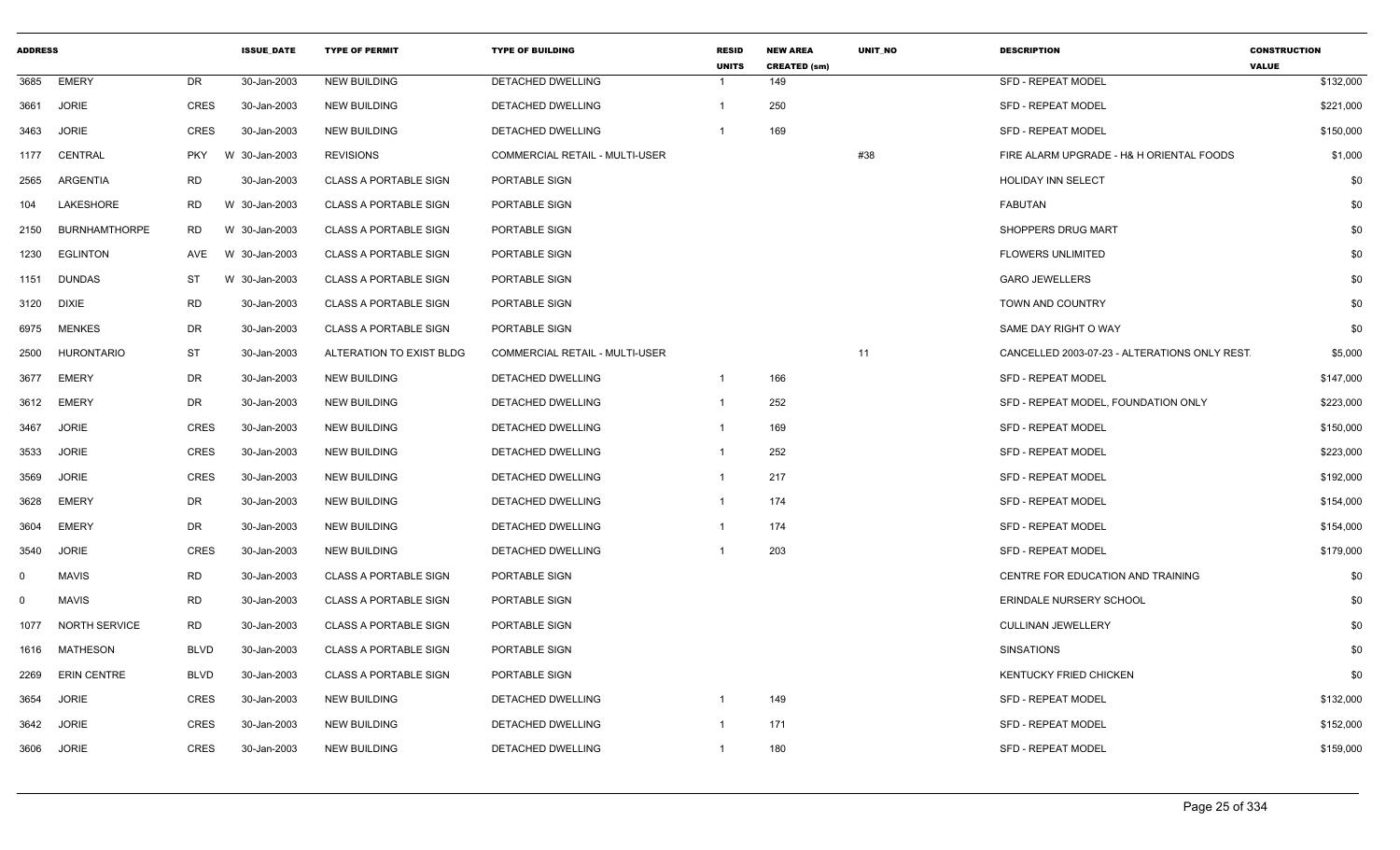| ADDRESS | | | ISSUE_DATE | TYPE OF PERMIT | TYPE OF BUILDING | RESID UNITS | NEW AREA CREATED (sm) | UNIT_NO | DESCRIPTION | CONSTRUCTION VALUE |
|---|---|---|---|---|---|---|---|---|---|---|
| 3685 | EMERY | DR | 30-Jan-2003 | NEW BUILDING | DETACHED DWELLING | 1 | 149 | | SFD - REPEAT MODEL | $132,000 |
| 3661 | JORIE | CRES | 30-Jan-2003 | NEW BUILDING | DETACHED DWELLING | 1 | 250 | | SFD - REPEAT MODEL | $221,000 |
| 3463 | JORIE | CRES | 30-Jan-2003 | NEW BUILDING | DETACHED DWELLING | 1 | 169 | | SFD - REPEAT MODEL | $150,000 |
| 1177 | CENTRAL | PKY | W 30-Jan-2003 | REVISIONS | COMMERCIAL RETAIL - MULTI-USER | | | #38 | FIRE ALARM UPGRADE - H& H ORIENTAL FOODS | $1,000 |
| 2565 | ARGENTIA | RD | 30-Jan-2003 | CLASS A PORTABLE SIGN | PORTABLE SIGN | | | | HOLIDAY INN SELECT | $0 |
| 104 | LAKESHORE | RD | W 30-Jan-2003 | CLASS A PORTABLE SIGN | PORTABLE SIGN | | | | FABUTAN | $0 |
| 2150 | BURNHAMTHORPE | RD | W 30-Jan-2003 | CLASS A PORTABLE SIGN | PORTABLE SIGN | | | | SHOPPERS DRUG MART | $0 |
| 1230 | EGLINTON | AVE | W 30-Jan-2003 | CLASS A PORTABLE SIGN | PORTABLE SIGN | | | | FLOWERS UNLIMITED | $0 |
| 1151 | DUNDAS | ST | W 30-Jan-2003 | CLASS A PORTABLE SIGN | PORTABLE SIGN | | | | GARO JEWELLERS | $0 |
| 3120 | DIXIE | RD | 30-Jan-2003 | CLASS A PORTABLE SIGN | PORTABLE SIGN | | | | TOWN AND COUNTRY | $0 |
| 6975 | MENKES | DR | 30-Jan-2003 | CLASS A PORTABLE SIGN | PORTABLE SIGN | | | | SAME DAY RIGHT O WAY | $0 |
| 2500 | HURONTARIO | ST | 30-Jan-2003 | ALTERATION TO EXIST BLDG | COMMERCIAL RETAIL - MULTI-USER | | | 11 | CANCELLED 2003-07-23 - ALTERATIONS ONLY REST. | $5,000 |
| 3677 | EMERY | DR | 30-Jan-2003 | NEW BUILDING | DETACHED DWELLING | 1 | 166 | | SFD - REPEAT MODEL | $147,000 |
| 3612 | EMERY | DR | 30-Jan-2003 | NEW BUILDING | DETACHED DWELLING | 1 | 252 | | SFD - REPEAT MODEL, FOUNDATION ONLY | $223,000 |
| 3467 | JORIE | CRES | 30-Jan-2003 | NEW BUILDING | DETACHED DWELLING | 1 | 169 | | SFD - REPEAT MODEL | $150,000 |
| 3533 | JORIE | CRES | 30-Jan-2003 | NEW BUILDING | DETACHED DWELLING | 1 | 252 | | SFD - REPEAT MODEL | $223,000 |
| 3569 | JORIE | CRES | 30-Jan-2003 | NEW BUILDING | DETACHED DWELLING | 1 | 217 | | SFD - REPEAT MODEL | $192,000 |
| 3628 | EMERY | DR | 30-Jan-2003 | NEW BUILDING | DETACHED DWELLING | 1 | 174 | | SFD - REPEAT MODEL | $154,000 |
| 3604 | EMERY | DR | 30-Jan-2003 | NEW BUILDING | DETACHED DWELLING | 1 | 174 | | SFD - REPEAT MODEL | $154,000 |
| 3540 | JORIE | CRES | 30-Jan-2003 | NEW BUILDING | DETACHED DWELLING | 1 | 203 | | SFD - REPEAT MODEL | $179,000 |
| 0 | MAVIS | RD | 30-Jan-2003 | CLASS A PORTABLE SIGN | PORTABLE SIGN | | | | CENTRE FOR EDUCATION AND TRAINING | $0 |
| 0 | MAVIS | RD | 30-Jan-2003 | CLASS A PORTABLE SIGN | PORTABLE SIGN | | | | ERINDALE NURSERY SCHOOL | $0 |
| 1077 | NORTH SERVICE | RD | 30-Jan-2003 | CLASS A PORTABLE SIGN | PORTABLE SIGN | | | | CULLINAN JEWELLERY | $0 |
| 1616 | MATHESON | BLVD | 30-Jan-2003 | CLASS A PORTABLE SIGN | PORTABLE SIGN | | | | SINSATIONS | $0 |
| 2269 | ERIN CENTRE | BLVD | 30-Jan-2003 | CLASS A PORTABLE SIGN | PORTABLE SIGN | | | | KENTUCKY FRIED CHICKEN | $0 |
| 3654 | JORIE | CRES | 30-Jan-2003 | NEW BUILDING | DETACHED DWELLING | 1 | 149 | | SFD - REPEAT MODEL | $132,000 |
| 3642 | JORIE | CRES | 30-Jan-2003 | NEW BUILDING | DETACHED DWELLING | 1 | 171 | | SFD - REPEAT MODEL | $152,000 |
| 3606 | JORIE | CRES | 30-Jan-2003 | NEW BUILDING | DETACHED DWELLING | 1 | 180 | | SFD - REPEAT MODEL | $159,000 |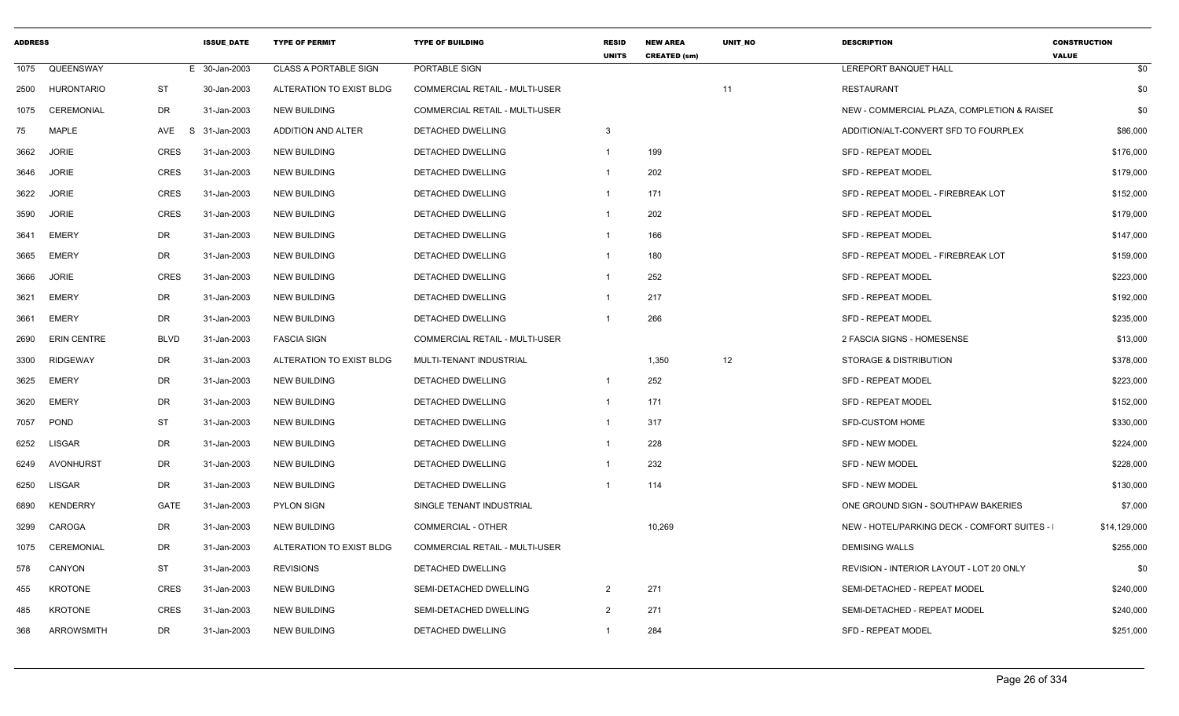| ADDRESS | | | ISSUE_DATE | TYPE OF PERMIT | TYPE OF BUILDING | RESID UNITS | NEW AREA CREATED (sm) | UNIT_NO | DESCRIPTION | CONSTRUCTION VALUE |
|---|---|---|---|---|---|---|---|---|---|---|
| 1075 | QUEENSWAY | | E 30-Jan-2003 | CLASS A PORTABLE SIGN | PORTABLE SIGN | | | | LEREPORT BANQUET HALL | $0 |
| 2500 | HURONTARIO | ST | 30-Jan-2003 | ALTERATION TO EXIST BLDG | COMMERCIAL RETAIL - MULTI-USER | | | 11 | RESTAURANT | $0 |
| 1075 | CEREMONIAL | DR | 31-Jan-2003 | NEW BUILDING | COMMERCIAL RETAIL - MULTI-USER | | | | NEW - COMMERCIAL PLAZA, COMPLETION & RAISEL | $0 |
| 75 | MAPLE | AVE | S 31-Jan-2003 | ADDITION AND ALTER | DETACHED DWELLING | 3 | | | ADDITION/ALT-CONVERT SFD TO FOURPLEX | $86,000 |
| 3662 | JORIE | CRES | 31-Jan-2003 | NEW BUILDING | DETACHED DWELLING | 1 | 199 | | SFD - REPEAT MODEL | $176,000 |
| 3646 | JORIE | CRES | 31-Jan-2003 | NEW BUILDING | DETACHED DWELLING | 1 | 202 | | SFD - REPEAT MODEL | $179,000 |
| 3622 | JORIE | CRES | 31-Jan-2003 | NEW BUILDING | DETACHED DWELLING | 1 | 171 | | SFD - REPEAT MODEL - FIREBREAK LOT | $152,000 |
| 3590 | JORIE | CRES | 31-Jan-2003 | NEW BUILDING | DETACHED DWELLING | 1 | 202 | | SFD - REPEAT MODEL | $179,000 |
| 3641 | EMERY | DR | 31-Jan-2003 | NEW BUILDING | DETACHED DWELLING | 1 | 166 | | SFD - REPEAT MODEL | $147,000 |
| 3665 | EMERY | DR | 31-Jan-2003 | NEW BUILDING | DETACHED DWELLING | 1 | 180 | | SFD - REPEAT MODEL - FIREBREAK LOT | $159,000 |
| 3666 | JORIE | CRES | 31-Jan-2003 | NEW BUILDING | DETACHED DWELLING | 1 | 252 | | SFD - REPEAT MODEL | $223,000 |
| 3621 | EMERY | DR | 31-Jan-2003 | NEW BUILDING | DETACHED DWELLING | 1 | 217 | | SFD - REPEAT MODEL | $192,000 |
| 3661 | EMERY | DR | 31-Jan-2003 | NEW BUILDING | DETACHED DWELLING | 1 | 266 | | SFD - REPEAT MODEL | $235,000 |
| 2690 | ERIN CENTRE | BLVD | 31-Jan-2003 | FASCIA SIGN | COMMERCIAL RETAIL - MULTI-USER | | | | 2 FASCIA SIGNS - HOMESENSE | $13,000 |
| 3300 | RIDGEWAY | DR | 31-Jan-2003 | ALTERATION TO EXIST BLDG | MULTI-TENANT INDUSTRIAL | | 1,350 | 12 | STORAGE & DISTRIBUTION | $378,000 |
| 3625 | EMERY | DR | 31-Jan-2003 | NEW BUILDING | DETACHED DWELLING | 1 | 252 | | SFD - REPEAT MODEL | $223,000 |
| 3620 | EMERY | DR | 31-Jan-2003 | NEW BUILDING | DETACHED DWELLING | 1 | 171 | | SFD - REPEAT MODEL | $152,000 |
| 7057 | POND | ST | 31-Jan-2003 | NEW BUILDING | DETACHED DWELLING | 1 | 317 | | SFD-CUSTOM HOME | $330,000 |
| 6252 | LISGAR | DR | 31-Jan-2003 | NEW BUILDING | DETACHED DWELLING | 1 | 228 | | SFD - NEW MODEL | $224,000 |
| 6249 | AVONHURST | DR | 31-Jan-2003 | NEW BUILDING | DETACHED DWELLING | 1 | 232 | | SFD - NEW MODEL | $228,000 |
| 6250 | LISGAR | DR | 31-Jan-2003 | NEW BUILDING | DETACHED DWELLING | 1 | 114 | | SFD - NEW MODEL | $130,000 |
| 6890 | KENDERRY | GATE | 31-Jan-2003 | PYLON SIGN | SINGLE TENANT INDUSTRIAL | | | | ONE GROUND SIGN - SOUTHPAW BAKERIES | $7,000 |
| 3299 | CAROGA | DR | 31-Jan-2003 | NEW BUILDING | COMMERCIAL - OTHER | | 10,269 | | NEW - HOTEL/PARKING DECK - COMFORT SUITES - | $14,129,000 |
| 1075 | CEREMONIAL | DR | 31-Jan-2003 | ALTERATION TO EXIST BLDG | COMMERCIAL RETAIL - MULTI-USER | | | | DEMISING WALLS | $255,000 |
| 578 | CANYON | ST | 31-Jan-2003 | REVISIONS | DETACHED DWELLING | | | | REVISION - INTERIOR LAYOUT - LOT 20 ONLY | $0 |
| 455 | KROTONE | CRES | 31-Jan-2003 | NEW BUILDING | SEMI-DETACHED DWELLING | 2 | 271 | | SEMI-DETACHED - REPEAT MODEL | $240,000 |
| 485 | KROTONE | CRES | 31-Jan-2003 | NEW BUILDING | SEMI-DETACHED DWELLING | 2 | 271 | | SEMI-DETACHED - REPEAT MODEL | $240,000 |
| 368 | ARROWSMITH | DR | 31-Jan-2003 | NEW BUILDING | DETACHED DWELLING | 1 | 284 | | SFD - REPEAT MODEL | $251,000 |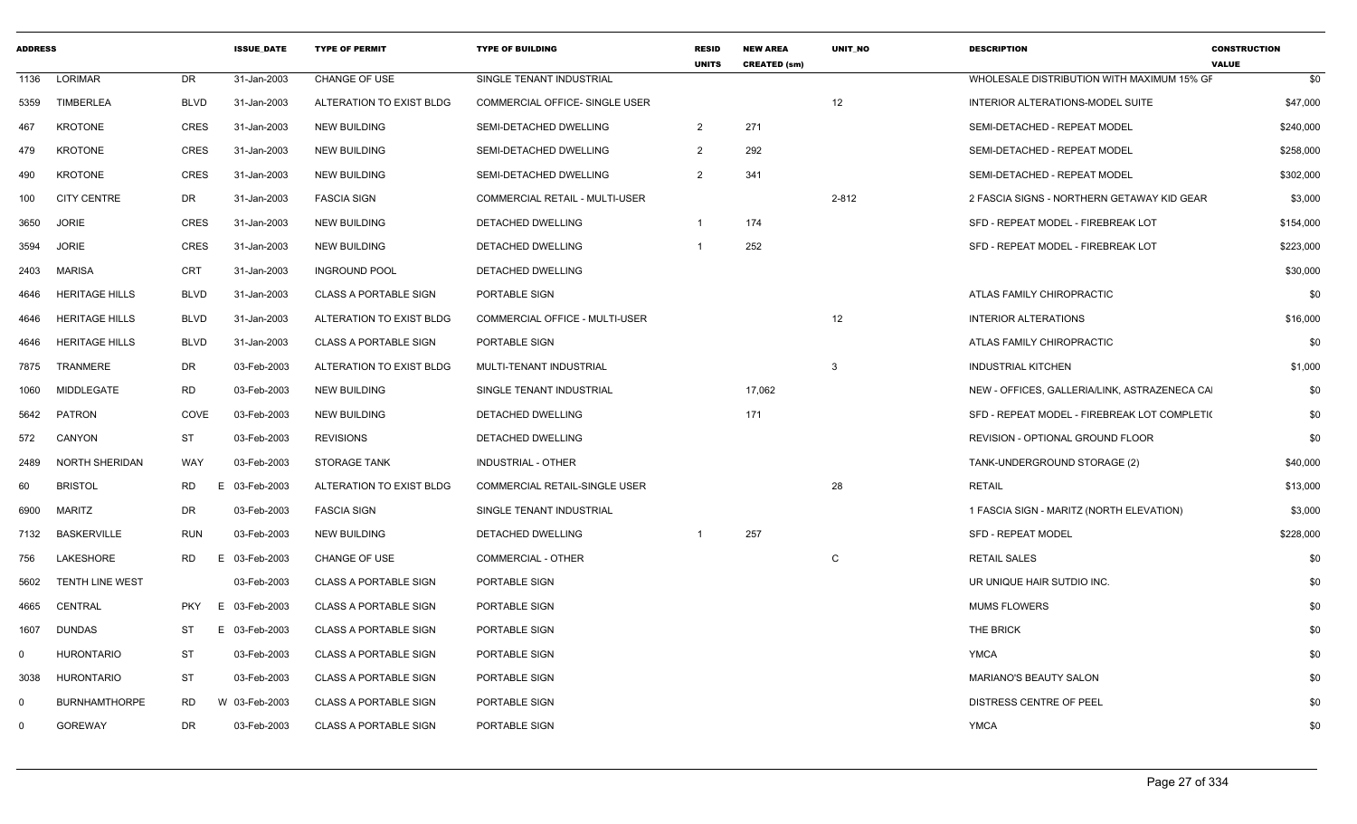| ADDRESS | | | ISSUE_DATE | TYPE OF PERMIT | TYPE OF BUILDING | RESID UNITS | NEW AREA CREATED (sm) | UNIT_NO | DESCRIPTION | CONSTRUCTION VALUE |
|---|---|---|---|---|---|---|---|---|---|---|
| 1136 | LORIMAR | DR | 31-Jan-2003 | CHANGE OF USE | SINGLE TENANT INDUSTRIAL | | | | WHOLESALE DISTRIBUTION WITH MAXIMUM 15% GF | $0 |
| 5359 | TIMBERLEA | BLVD | 31-Jan-2003 | ALTERATION TO EXIST BLDG | COMMERCIAL OFFICE- SINGLE USER | | | 12 | INTERIOR ALTERATIONS-MODEL SUITE | $47,000 |
| 467 | KROTONE | CRES | 31-Jan-2003 | NEW BUILDING | SEMI-DETACHED DWELLING | 2 | 271 | | SEMI-DETACHED - REPEAT MODEL | $240,000 |
| 479 | KROTONE | CRES | 31-Jan-2003 | NEW BUILDING | SEMI-DETACHED DWELLING | 2 | 292 | | SEMI-DETACHED - REPEAT MODEL | $258,000 |
| 490 | KROTONE | CRES | 31-Jan-2003 | NEW BUILDING | SEMI-DETACHED DWELLING | 2 | 341 | | SEMI-DETACHED - REPEAT MODEL | $302,000 |
| 100 | CITY CENTRE | DR | 31-Jan-2003 | FASCIA SIGN | COMMERCIAL RETAIL - MULTI-USER | | | 2-812 | 2 FASCIA SIGNS - NORTHERN GETAWAY KID GEAR | $3,000 |
| 3650 | JORIE | CRES | 31-Jan-2003 | NEW BUILDING | DETACHED DWELLING | 1 | 174 | | SFD - REPEAT MODEL - FIREBREAK LOT | $154,000 |
| 3594 | JORIE | CRES | 31-Jan-2003 | NEW BUILDING | DETACHED DWELLING | 1 | 252 | | SFD - REPEAT MODEL - FIREBREAK LOT | $223,000 |
| 2403 | MARISA | CRT | 31-Jan-2003 | INGROUND POOL | DETACHED DWELLING | | | | | $30,000 |
| 4646 | HERITAGE HILLS | BLVD | 31-Jan-2003 | CLASS A PORTABLE SIGN | PORTABLE SIGN | | | | ATLAS FAMILY CHIROPRACTIC | $0 |
| 4646 | HERITAGE HILLS | BLVD | 31-Jan-2003 | ALTERATION TO EXIST BLDG | COMMERCIAL OFFICE - MULTI-USER | | | 12 | INTERIOR ALTERATIONS | $16,000 |
| 4646 | HERITAGE HILLS | BLVD | 31-Jan-2003 | CLASS A PORTABLE SIGN | PORTABLE SIGN | | | | ATLAS FAMILY CHIROPRACTIC | $0 |
| 7875 | TRANMERE | DR | 03-Feb-2003 | ALTERATION TO EXIST BLDG | MULTI-TENANT INDUSTRIAL | | | 3 | INDUSTRIAL KITCHEN | $1,000 |
| 1060 | MIDDLEGATE | RD | 03-Feb-2003 | NEW BUILDING | SINGLE TENANT INDUSTRIAL | | 17,062 | | NEW - OFFICES, GALLERIA/LINK, ASTRAZENECA CAI | $0 |
| 5642 | PATRON | COVE | 03-Feb-2003 | NEW BUILDING | DETACHED DWELLING | | 171 | | SFD - REPEAT MODEL - FIREBREAK LOT COMPLETI( | $0 |
| 572 | CANYON | ST | 03-Feb-2003 | REVISIONS | DETACHED DWELLING | | | | REVISION - OPTIONAL GROUND FLOOR | $0 |
| 2489 | NORTH SHERIDAN | WAY | 03-Feb-2003 | STORAGE TANK | INDUSTRIAL - OTHER | | | | TANK-UNDERGROUND STORAGE (2) | $40,000 |
| 60 | BRISTOL | RD E | 03-Feb-2003 | ALTERATION TO EXIST BLDG | COMMERCIAL RETAIL-SINGLE USER | | | 28 | RETAIL | $13,000 |
| 6900 | MARITZ | DR | 03-Feb-2003 | FASCIA SIGN | SINGLE TENANT INDUSTRIAL | | | | 1 FASCIA SIGN - MARITZ (NORTH ELEVATION) | $3,000 |
| 7132 | BASKERVILLE | RUN | 03-Feb-2003 | NEW BUILDING | DETACHED DWELLING | 1 | 257 | | SFD - REPEAT MODEL | $228,000 |
| 756 | LAKESHORE | RD E | 03-Feb-2003 | CHANGE OF USE | COMMERCIAL - OTHER | | | C | RETAIL SALES | $0 |
| 5602 | TENTH LINE WEST | | 03-Feb-2003 | CLASS A PORTABLE SIGN | PORTABLE SIGN | | | | UR UNIQUE HAIR SUTDIO INC. | $0 |
| 4665 | CENTRAL | PKY E | 03-Feb-2003 | CLASS A PORTABLE SIGN | PORTABLE SIGN | | | | MUMS FLOWERS | $0 |
| 1607 | DUNDAS | ST E | 03-Feb-2003 | CLASS A PORTABLE SIGN | PORTABLE SIGN | | | | THE BRICK | $0 |
| 0 | HURONTARIO | ST | 03-Feb-2003 | CLASS A PORTABLE SIGN | PORTABLE SIGN | | | | YMCA | $0 |
| 3038 | HURONTARIO | ST | 03-Feb-2003 | CLASS A PORTABLE SIGN | PORTABLE SIGN | | | | MARIANO'S BEAUTY SALON | $0 |
| 0 | BURNHAMTHORPE | RD W | 03-Feb-2003 | CLASS A PORTABLE SIGN | PORTABLE SIGN | | | | DISTRESS CENTRE OF PEEL | $0 |
| 0 | GOREWAY | DR | 03-Feb-2003 | CLASS A PORTABLE SIGN | PORTABLE SIGN | | | | YMCA | $0 |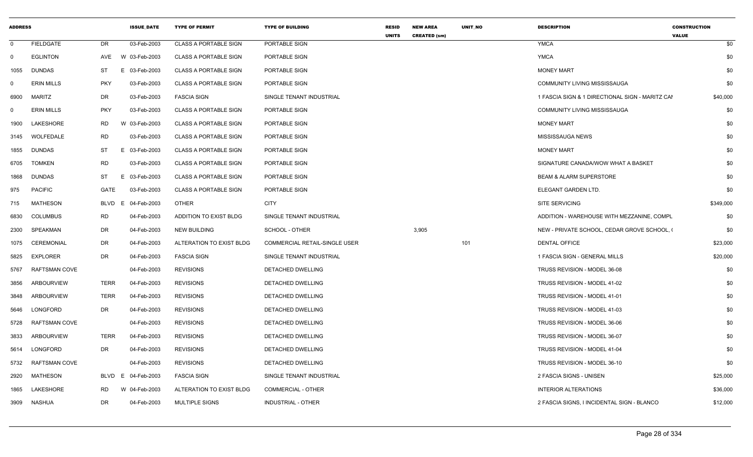| ADDRESS | | | | ISSUE_DATE | TYPE OF PERMIT | TYPE OF BUILDING | RESID UNITS | NEW AREA CREATED (sm) | UNIT_NO | DESCRIPTION | CONSTRUCTION VALUE |
|---|---|---|---|---|---|---|---|---|---|---|---|
| 0 | FIELDGATE | DR | | 03-Feb-2003 | CLASS A PORTABLE SIGN | PORTABLE SIGN | | | | YMCA | $0 |
| 0 | EGLINTON | AVE | W | 03-Feb-2003 | CLASS A PORTABLE SIGN | PORTABLE SIGN | | | | YMCA | $0 |
| 1055 | DUNDAS | ST | E | 03-Feb-2003 | CLASS A PORTABLE SIGN | PORTABLE SIGN | | | | MONEY MART | $0 |
| 0 | ERIN MILLS | PKY | | 03-Feb-2003 | CLASS A PORTABLE SIGN | PORTABLE SIGN | | | | COMMUNITY LIVING MISSISSAUGA | $0 |
| 6900 | MARITZ | DR | | 03-Feb-2003 | FASCIA SIGN | SINGLE TENANT INDUSTRIAL | | | | 1 FASCIA SIGN & 1 DIRECTIONAL SIGN - MARITZ CAI | $40,000 |
| 0 | ERIN MILLS | PKY | | 03-Feb-2003 | CLASS A PORTABLE SIGN | PORTABLE SIGN | | | | COMMUNITY LIVING MISSISSAUGA | $0 |
| 1900 | LAKESHORE | RD | W | 03-Feb-2003 | CLASS A PORTABLE SIGN | PORTABLE SIGN | | | | MONEY MART | $0 |
| 3145 | WOLFEDALE | RD | | 03-Feb-2003 | CLASS A PORTABLE SIGN | PORTABLE SIGN | | | | MISSISSAUGA NEWS | $0 |
| 1855 | DUNDAS | ST | E | 03-Feb-2003 | CLASS A PORTABLE SIGN | PORTABLE SIGN | | | | MONEY MART | $0 |
| 6705 | TOMKEN | RD | | 03-Feb-2003 | CLASS A PORTABLE SIGN | PORTABLE SIGN | | | | SIGNATURE CANADA/WOW WHAT A BASKET | $0 |
| 1868 | DUNDAS | ST | E | 03-Feb-2003 | CLASS A PORTABLE SIGN | PORTABLE SIGN | | | | BEAM & ALARM SUPERSTORE | $0 |
| 975 | PACIFIC | GATE | | 03-Feb-2003 | CLASS A PORTABLE SIGN | PORTABLE SIGN | | | | ELEGANT GARDEN LTD. | $0 |
| 715 | MATHESON | BLVD | E | 04-Feb-2003 | OTHER | CITY | | | | SITE SERVICING | $349,000 |
| 6830 | COLUMBUS | RD | | 04-Feb-2003 | ADDITION TO EXIST BLDG | SINGLE TENANT INDUSTRIAL | | | | ADDITION - WAREHOUSE WITH MEZZANINE, COMPL | $0 |
| 2300 | SPEAKMAN | DR | | 04-Feb-2003 | NEW BUILDING | SCHOOL - OTHER | | 3,905 | | NEW - PRIVATE SCHOOL, CEDAR GROVE SCHOOL, ( | $0 |
| 1075 | CEREMONIAL | DR | | 04-Feb-2003 | ALTERATION TO EXIST BLDG | COMMERCIAL RETAIL-SINGLE USER | | | 101 | DENTAL OFFICE | $23,000 |
| 5825 | EXPLORER | DR | | 04-Feb-2003 | FASCIA SIGN | SINGLE TENANT INDUSTRIAL | | | | 1 FASCIA SIGN - GENERAL MILLS | $20,000 |
| 5767 | RAFTSMAN COVE | | | 04-Feb-2003 | REVISIONS | DETACHED DWELLING | | | | TRUSS REVISION - MODEL 36-08 | $0 |
| 3856 | ARBOURVIEW | TERR | | 04-Feb-2003 | REVISIONS | DETACHED DWELLING | | | | TRUSS REVISION - MODEL 41-02 | $0 |
| 3848 | ARBOURVIEW | TERR | | 04-Feb-2003 | REVISIONS | DETACHED DWELLING | | | | TRUSS REVISION - MODEL 41-01 | $0 |
| 5646 | LONGFORD | DR | | 04-Feb-2003 | REVISIONS | DETACHED DWELLING | | | | TRUSS REVISION - MODEL 41-03 | $0 |
| 5728 | RAFTSMAN COVE | | | 04-Feb-2003 | REVISIONS | DETACHED DWELLING | | | | TRUSS REVISION - MODEL 36-06 | $0 |
| 3833 | ARBOURVIEW | TERR | | 04-Feb-2003 | REVISIONS | DETACHED DWELLING | | | | TRUSS REVISION - MODEL 36-07 | $0 |
| 5614 | LONGFORD | DR | | 04-Feb-2003 | REVISIONS | DETACHED DWELLING | | | | TRUSS REVISION - MODEL 41-04 | $0 |
| 5732 | RAFTSMAN COVE | | | 04-Feb-2003 | REVISIONS | DETACHED DWELLING | | | | TRUSS REVISION - MODEL 36-10 | $0 |
| 2920 | MATHESON | BLVD | E | 04-Feb-2003 | FASCIA SIGN | SINGLE TENANT INDUSTRIAL | | | | 2 FASCIA SIGNS - UNISEN | $25,000 |
| 1865 | LAKESHORE | RD | W | 04-Feb-2003 | ALTERATION TO EXIST BLDG | COMMERCIAL - OTHER | | | | INTERIOR ALTERATIONS | $36,000 |
| 3909 | NASHUA | DR | | 04-Feb-2003 | MULTIPLE SIGNS | INDUSTRIAL - OTHER | | | | 2 FASCIA SIGNS, I INCIDENTAL SIGN - BLANCO | $12,000 |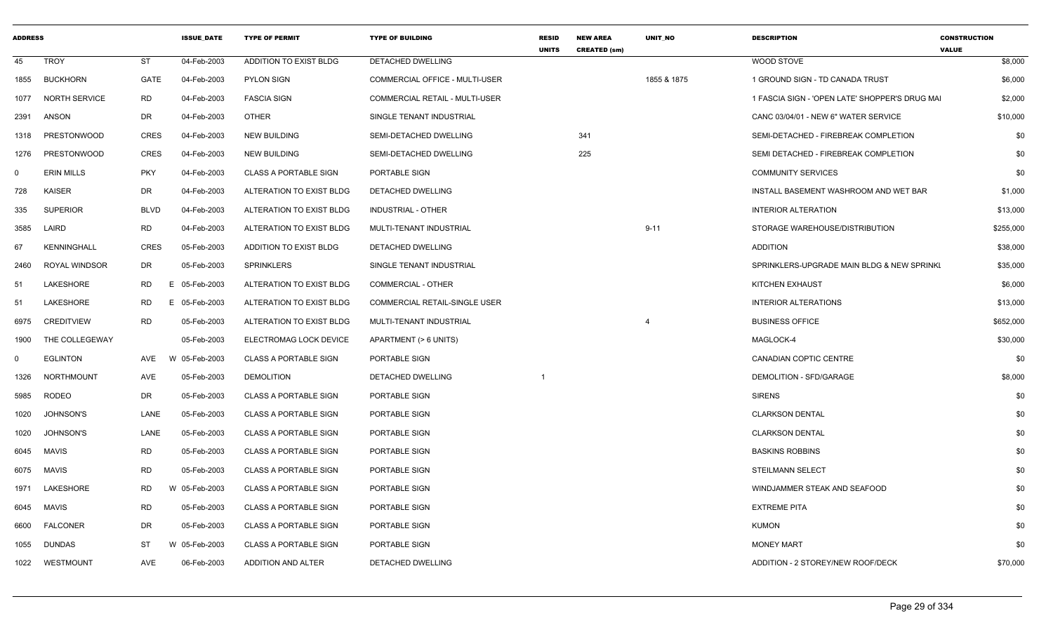| ADDRESS | | | ISSUE_DATE | TYPE OF PERMIT | TYPE OF BUILDING | RESID UNITS | NEW AREA CREATED (sm) | UNIT_NO | DESCRIPTION | CONSTRUCTION VALUE |
|---|---|---|---|---|---|---|---|---|---|---|
| 45 | TROY | ST | 04-Feb-2003 | ADDITION TO EXIST BLDG | DETACHED DWELLING | | | | WOOD STOVE | $8,000 |
| 1855 | BUCKHORN | GATE | 04-Feb-2003 | PYLON SIGN | COMMERCIAL OFFICE - MULTI-USER | | | 1855 & 1875 | 1 GROUND SIGN - TD CANADA TRUST | $6,000 |
| 1077 | NORTH SERVICE | RD | 04-Feb-2003 | FASCIA SIGN | COMMERCIAL RETAIL - MULTI-USER | | | | 1 FASCIA SIGN - 'OPEN LATE' SHOPPER'S DRUG MAI | $2,000 |
| 2391 | ANSON | DR | 04-Feb-2003 | OTHER | SINGLE TENANT INDUSTRIAL | | | | CANC 03/04/01 - NEW 6" WATER SERVICE | $10,000 |
| 1318 | PRESTONWOOD | CRES | 04-Feb-2003 | NEW BUILDING | SEMI-DETACHED DWELLING | | 341 | | SEMI-DETACHED - FIREBREAK COMPLETION | $0 |
| 1276 | PRESTONWOOD | CRES | 04-Feb-2003 | NEW BUILDING | SEMI-DETACHED DWELLING | | 225 | | SEMI DETACHED - FIREBREAK COMPLETION | $0 |
| 0 | ERIN MILLS | PKY | 04-Feb-2003 | CLASS A PORTABLE SIGN | PORTABLE SIGN | | | | COMMUNITY SERVICES | $0 |
| 728 | KAISER | DR | 04-Feb-2003 | ALTERATION TO EXIST BLDG | DETACHED DWELLING | | | | INSTALL BASEMENT WASHROOM AND WET BAR | $1,000 |
| 335 | SUPERIOR | BLVD | 04-Feb-2003 | ALTERATION TO EXIST BLDG | INDUSTRIAL - OTHER | | | | INTERIOR ALTERATION | $13,000 |
| 3585 | LAIRD | RD | 04-Feb-2003 | ALTERATION TO EXIST BLDG | MULTI-TENANT INDUSTRIAL | | | 9-11 | STORAGE WAREHOUSE/DISTRIBUTION | $255,000 |
| 67 | KENNINGHALL | CRES | 05-Feb-2003 | ADDITION TO EXIST BLDG | DETACHED DWELLING | | | | ADDITION | $38,000 |
| 2460 | ROYAL WINDSOR | DR | 05-Feb-2003 | SPRINKLERS | SINGLE TENANT INDUSTRIAL | | | | SPRINKLERS-UPGRADE MAIN BLDG & NEW SPRINKL | $35,000 |
| 51 | LAKESHORE | RD | E 05-Feb-2003 | ALTERATION TO EXIST BLDG | COMMERCIAL - OTHER | | | | KITCHEN EXHAUST | $6,000 |
| 51 | LAKESHORE | RD | E 05-Feb-2003 | ALTERATION TO EXIST BLDG | COMMERCIAL RETAIL-SINGLE USER | | | | INTERIOR ALTERATIONS | $13,000 |
| 6975 | CREDITVIEW | RD | 05-Feb-2003 | ALTERATION TO EXIST BLDG | MULTI-TENANT INDUSTRIAL | | | 4 | BUSINESS OFFICE | $652,000 |
| 1900 | THE COLLEGEWAY | | 05-Feb-2003 | ELECTROMAG LOCK DEVICE | APARTMENT (> 6 UNITS) | | | | MAGLOCK-4 | $30,000 |
| 0 | EGLINTON | AVE | W 05-Feb-2003 | CLASS A PORTABLE SIGN | PORTABLE SIGN | | | | CANADIAN COPTIC CENTRE | $0 |
| 1326 | NORTHMOUNT | AVE | 05-Feb-2003 | DEMOLITION | DETACHED DWELLING | 1 | | | DEMOLITION - SFD/GARAGE | $8,000 |
| 5985 | RODEO | DR | 05-Feb-2003 | CLASS A PORTABLE SIGN | PORTABLE SIGN | | | | SIRENS | $0 |
| 1020 | JOHNSON'S | LANE | 05-Feb-2003 | CLASS A PORTABLE SIGN | PORTABLE SIGN | | | | CLARKSON DENTAL | $0 |
| 1020 | JOHNSON'S | LANE | 05-Feb-2003 | CLASS A PORTABLE SIGN | PORTABLE SIGN | | | | CLARKSON DENTAL | $0 |
| 6045 | MAVIS | RD | 05-Feb-2003 | CLASS A PORTABLE SIGN | PORTABLE SIGN | | | | BASKINS ROBBINS | $0 |
| 6075 | MAVIS | RD | 05-Feb-2003 | CLASS A PORTABLE SIGN | PORTABLE SIGN | | | | STEILMANN SELECT | $0 |
| 1971 | LAKESHORE | RD | W 05-Feb-2003 | CLASS A PORTABLE SIGN | PORTABLE SIGN | | | | WINDJAMMER STEAK AND SEAFOOD | $0 |
| 6045 | MAVIS | RD | 05-Feb-2003 | CLASS A PORTABLE SIGN | PORTABLE SIGN | | | | EXTREME PITA | $0 |
| 6600 | FALCONER | DR | 05-Feb-2003 | CLASS A PORTABLE SIGN | PORTABLE SIGN | | | | KUMON | $0 |
| 1055 | DUNDAS | ST | W 05-Feb-2003 | CLASS A PORTABLE SIGN | PORTABLE SIGN | | | | MONEY MART | $0 |
| 1022 | WESTMOUNT | AVE | 06-Feb-2003 | ADDITION AND ALTER | DETACHED DWELLING | | | | ADDITION - 2 STOREY/NEW ROOF/DECK | $70,000 |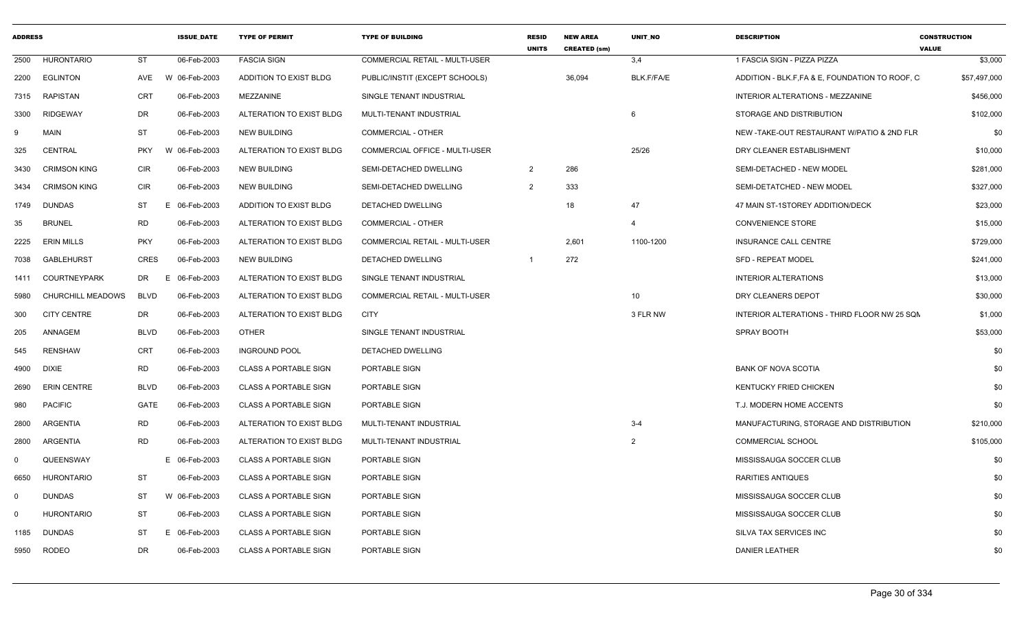| ADDRESS | | | ISSUE_DATE | TYPE OF PERMIT | TYPE OF BUILDING | RESID UNITS | NEW AREA CREATED (sm) | UNIT_NO | DESCRIPTION | CONSTRUCTION VALUE |
|---|---|---|---|---|---|---|---|---|---|---|
| 2500 | HURONTARIO | ST | 06-Feb-2003 | FASCIA SIGN | COMMERCIAL RETAIL - MULTI-USER | | | 3,4 | 1 FASCIA SIGN - PIZZA PIZZA | $3,000 |
| 2200 | EGLINTON | AVE W | 06-Feb-2003 | ADDITION TO EXIST BLDG | PUBLIC/INSTIT (EXCEPT SCHOOLS) | | 36,094 | BLK.F/FA/E | ADDITION - BLK.F,FA & E, FOUNDATION TO ROOF, C | $57,497,000 |
| 7315 | RAPISTAN | CRT | 06-Feb-2003 | MEZZANINE | SINGLE TENANT INDUSTRIAL | | | | INTERIOR ALTERATIONS - MEZZANINE | $456,000 |
| 3300 | RIDGEWAY | DR | 06-Feb-2003 | ALTERATION TO EXIST BLDG | MULTI-TENANT INDUSTRIAL | | | 6 | STORAGE AND DISTRIBUTION | $102,000 |
| 9 | MAIN | ST | 06-Feb-2003 | NEW BUILDING | COMMERCIAL - OTHER | | | | NEW -TAKE-OUT RESTAURANT W/PATIO & 2ND FLR | $0 |
| 325 | CENTRAL | PKY W | 06-Feb-2003 | ALTERATION TO EXIST BLDG | COMMERCIAL OFFICE - MULTI-USER | | | 25/26 | DRY CLEANER ESTABLISHMENT | $10,000 |
| 3430 | CRIMSON KING | CIR | 06-Feb-2003 | NEW BUILDING | SEMI-DETACHED DWELLING | 2 | 286 | | SEMI-DETACHED - NEW MODEL | $281,000 |
| 3434 | CRIMSON KING | CIR | 06-Feb-2003 | NEW BUILDING | SEMI-DETACHED DWELLING | 2 | 333 | | SEMI-DETATCHED - NEW MODEL | $327,000 |
| 1749 | DUNDAS | ST E | 06-Feb-2003 | ADDITION TO EXIST BLDG | DETACHED DWELLING | | 18 | 47 | 47 MAIN ST-1STOREY ADDITION/DECK | $23,000 |
| 35 | BRUNEL | RD | 06-Feb-2003 | ALTERATION TO EXIST BLDG | COMMERCIAL - OTHER | | | 4 | CONVENIENCE STORE | $15,000 |
| 2225 | ERIN MILLS | PKY | 06-Feb-2003 | ALTERATION TO EXIST BLDG | COMMERCIAL RETAIL - MULTI-USER | | 2,601 | 1100-1200 | INSURANCE CALL CENTRE | $729,000 |
| 7038 | GABLEHURST | CRES | 06-Feb-2003 | NEW BUILDING | DETACHED DWELLING | 1 | 272 | | SFD - REPEAT MODEL | $241,000 |
| 1411 | COURTNEYPARK | DR E | 06-Feb-2003 | ALTERATION TO EXIST BLDG | SINGLE TENANT INDUSTRIAL | | | | INTERIOR ALTERATIONS | $13,000 |
| 5980 | CHURCHILL MEADOWS | BLVD | 06-Feb-2003 | ALTERATION TO EXIST BLDG | COMMERCIAL RETAIL - MULTI-USER | | | 10 | DRY CLEANERS DEPOT | $30,000 |
| 300 | CITY CENTRE | DR | 06-Feb-2003 | ALTERATION TO EXIST BLDG | CITY | | | 3 FLR NW | INTERIOR ALTERATIONS - THIRD FLOOR NW 25 SQM | $1,000 |
| 205 | ANNAGEM | BLVD | 06-Feb-2003 | OTHER | SINGLE TENANT INDUSTRIAL | | | | SPRAY BOOTH | $53,000 |
| 545 | RENSHAW | CRT | 06-Feb-2003 | INGROUND POOL | DETACHED DWELLING | | | | | $0 |
| 4900 | DIXIE | RD | 06-Feb-2003 | CLASS A PORTABLE SIGN | PORTABLE SIGN | | | | BANK OF NOVA SCOTIA | $0 |
| 2690 | ERIN CENTRE | BLVD | 06-Feb-2003 | CLASS A PORTABLE SIGN | PORTABLE SIGN | | | | KENTUCKY FRIED CHICKEN | $0 |
| 980 | PACIFIC | GATE | 06-Feb-2003 | CLASS A PORTABLE SIGN | PORTABLE SIGN | | | | T.J. MODERN HOME ACCENTS | $0 |
| 2800 | ARGENTIA | RD | 06-Feb-2003 | ALTERATION TO EXIST BLDG | MULTI-TENANT INDUSTRIAL | | | 3-4 | MANUFACTURING, STORAGE AND DISTRIBUTION | $210,000 |
| 2800 | ARGENTIA | RD | 06-Feb-2003 | ALTERATION TO EXIST BLDG | MULTI-TENANT INDUSTRIAL | | | 2 | COMMERCIAL SCHOOL | $105,000 |
| 0 | QUEENSWAY | E | 06-Feb-2003 | CLASS A PORTABLE SIGN | PORTABLE SIGN | | | | MISSISSAUGA SOCCER CLUB | $0 |
| 6650 | HURONTARIO | ST | 06-Feb-2003 | CLASS A PORTABLE SIGN | PORTABLE SIGN | | | | RARITIES ANTIQUES | $0 |
| 0 | DUNDAS | ST W | 06-Feb-2003 | CLASS A PORTABLE SIGN | PORTABLE SIGN | | | | MISSISSAUGA SOCCER CLUB | $0 |
| 0 | HURONTARIO | ST | 06-Feb-2003 | CLASS A PORTABLE SIGN | PORTABLE SIGN | | | | MISSISSAUGA SOCCER CLUB | $0 |
| 1185 | DUNDAS | ST E | 06-Feb-2003 | CLASS A PORTABLE SIGN | PORTABLE SIGN | | | | SILVA TAX SERVICES INC | $0 |
| 5950 | RODEO | DR | 06-Feb-2003 | CLASS A PORTABLE SIGN | PORTABLE SIGN | | | | DANIER LEATHER | $0 |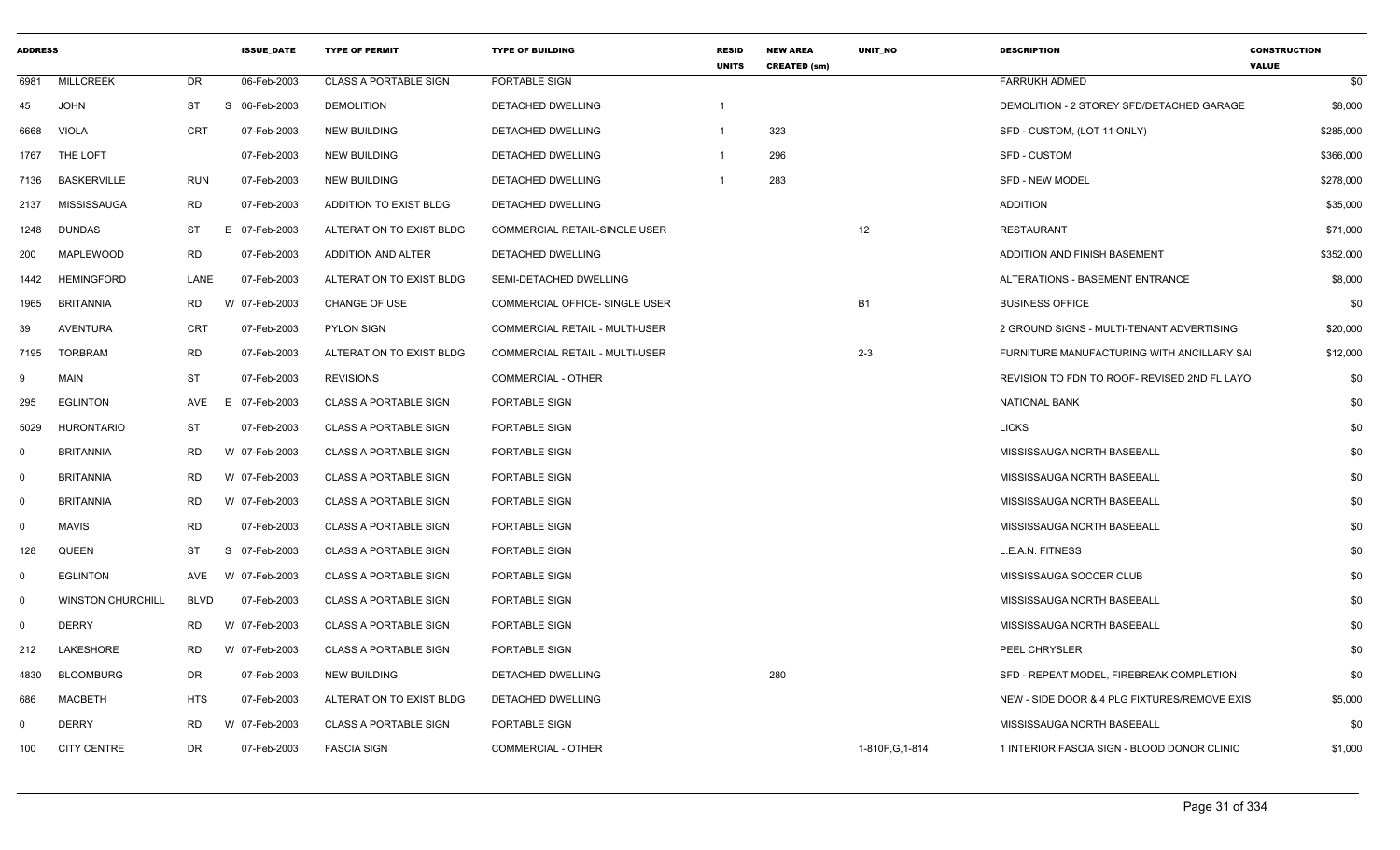| ADDRESS | | | ISSUE_DATE | TYPE OF PERMIT | TYPE OF BUILDING | RESID UNITS | NEW AREA CREATED (sm) | UNIT_NO | DESCRIPTION | CONSTRUCTION VALUE |
|---|---|---|---|---|---|---|---|---|---|---|
| 6981 | MILLCREEK | DR | 06-Feb-2003 | CLASS A PORTABLE SIGN | PORTABLE SIGN | | | | FARRUKH ADMED | $0 |
| 45 | JOHN | ST | S 06-Feb-2003 | DEMOLITION | DETACHED DWELLING | 1 | | | DEMOLITION - 2 STOREY SFD/DETACHED GARAGE | $8,000 |
| 6668 | VIOLA | CRT | 07-Feb-2003 | NEW BUILDING | DETACHED DWELLING | 1 | 323 | | SFD - CUSTOM, (LOT 11 ONLY) | $285,000 |
| 1767 | THE LOFT | | 07-Feb-2003 | NEW BUILDING | DETACHED DWELLING | 1 | 296 | | SFD - CUSTOM | $366,000 |
| 7136 | BASKERVILLE | RUN | 07-Feb-2003 | NEW BUILDING | DETACHED DWELLING | 1 | 283 | | SFD - NEW MODEL | $278,000 |
| 2137 | MISSISSAUGA | RD | 07-Feb-2003 | ADDITION TO EXIST BLDG | DETACHED DWELLING | | | | ADDITION | $35,000 |
| 1248 | DUNDAS | ST | E 07-Feb-2003 | ALTERATION TO EXIST BLDG | COMMERCIAL RETAIL-SINGLE USER | | | 12 | RESTAURANT | $71,000 |
| 200 | MAPLEWOOD | RD | 07-Feb-2003 | ADDITION AND ALTER | DETACHED DWELLING | | | | ADDITION AND FINISH BASEMENT | $352,000 |
| 1442 | HEMINGFORD | LANE | 07-Feb-2003 | ALTERATION TO EXIST BLDG | SEMI-DETACHED DWELLING | | | | ALTERATIONS - BASEMENT ENTRANCE | $8,000 |
| 1965 | BRITANNIA | RD | W 07-Feb-2003 | CHANGE OF USE | COMMERCIAL OFFICE- SINGLE USER | | | B1 | BUSINESS OFFICE | $0 |
| 39 | AVENTURA | CRT | 07-Feb-2003 | PYLON SIGN | COMMERCIAL RETAIL - MULTI-USER | | | | 2 GROUND SIGNS - MULTI-TENANT ADVERTISING | $20,000 |
| 7195 | TORBRAM | RD | 07-Feb-2003 | ALTERATION TO EXIST BLDG | COMMERCIAL RETAIL - MULTI-USER | | | 2-3 | FURNITURE MANUFACTURING WITH ANCILLARY SAI | $12,000 |
| 9 | MAIN | ST | 07-Feb-2003 | REVISIONS | COMMERCIAL - OTHER | | | | REVISION TO FDN TO ROOF- REVISED 2ND FL LAYO | $0 |
| 295 | EGLINTON | AVE | E 07-Feb-2003 | CLASS A PORTABLE SIGN | PORTABLE SIGN | | | | NATIONAL BANK | $0 |
| 5029 | HURONTARIO | ST | 07-Feb-2003 | CLASS A PORTABLE SIGN | PORTABLE SIGN | | | | LICKS | $0 |
| 0 | BRITANNIA | RD | W 07-Feb-2003 | CLASS A PORTABLE SIGN | PORTABLE SIGN | | | | MISSISSAUGA NORTH BASEBALL | $0 |
| 0 | BRITANNIA | RD | W 07-Feb-2003 | CLASS A PORTABLE SIGN | PORTABLE SIGN | | | | MISSISSAUGA NORTH BASEBALL | $0 |
| 0 | BRITANNIA | RD | W 07-Feb-2003 | CLASS A PORTABLE SIGN | PORTABLE SIGN | | | | MISSISSAUGA NORTH BASEBALL | $0 |
| 0 | MAVIS | RD | 07-Feb-2003 | CLASS A PORTABLE SIGN | PORTABLE SIGN | | | | MISSISSAUGA NORTH BASEBALL | $0 |
| 128 | QUEEN | ST | S 07-Feb-2003 | CLASS A PORTABLE SIGN | PORTABLE SIGN | | | | L.E.A.N. FITNESS | $0 |
| 0 | EGLINTON | AVE | W 07-Feb-2003 | CLASS A PORTABLE SIGN | PORTABLE SIGN | | | | MISSISSAUGA SOCCER CLUB | $0 |
| 0 | WINSTON CHURCHILL | BLVD | 07-Feb-2003 | CLASS A PORTABLE SIGN | PORTABLE SIGN | | | | MISSISSAUGA NORTH BASEBALL | $0 |
| 0 | DERRY | RD | W 07-Feb-2003 | CLASS A PORTABLE SIGN | PORTABLE SIGN | | | | MISSISSAUGA NORTH BASEBALL | $0 |
| 212 | LAKESHORE | RD | W 07-Feb-2003 | CLASS A PORTABLE SIGN | PORTABLE SIGN | | | | PEEL CHRYSLER | $0 |
| 4830 | BLOOMBURG | DR | 07-Feb-2003 | NEW BUILDING | DETACHED DWELLING | | 280 | | SFD - REPEAT MODEL, FIREBREAK COMPLETION | $0 |
| 686 | MACBETH | HTS | 07-Feb-2003 | ALTERATION TO EXIST BLDG | DETACHED DWELLING | | | | NEW - SIDE DOOR & 4 PLG FIXTURES/REMOVE EXIS | $5,000 |
| 0 | DERRY | RD | W 07-Feb-2003 | CLASS A PORTABLE SIGN | PORTABLE SIGN | | | | MISSISSAUGA NORTH BASEBALL | $0 |
| 100 | CITY CENTRE | DR | 07-Feb-2003 | FASCIA SIGN | COMMERCIAL - OTHER | | | 1-810F,G,1-814 | 1 INTERIOR FASCIA SIGN - BLOOD DONOR CLINIC | $1,000 |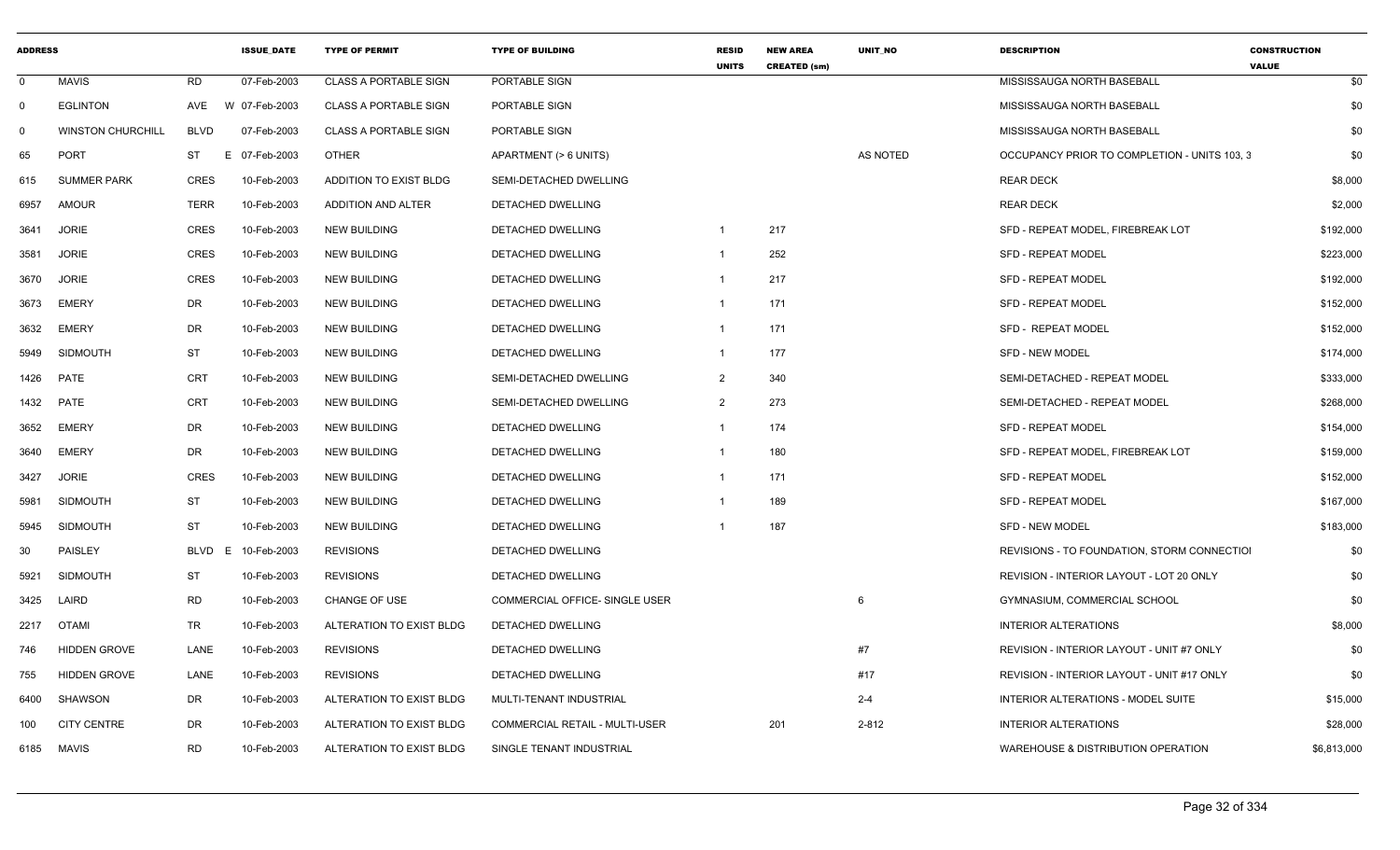| ADDRESS | | | ISSUE_DATE | TYPE OF PERMIT | TYPE OF BUILDING | RESID UNITS | NEW AREA CREATED (sm) | UNIT_NO | DESCRIPTION | CONSTRUCTION VALUE |
|---|---|---|---|---|---|---|---|---|---|---|
| 0 | MAVIS | RD | 07-Feb-2003 | CLASS A PORTABLE SIGN | PORTABLE SIGN | | | | MISSISSAUGA NORTH BASEBALL | $0 |
| 0 | EGLINTON | AVE W | 07-Feb-2003 | CLASS A PORTABLE SIGN | PORTABLE SIGN | | | | MISSISSAUGA NORTH BASEBALL | $0 |
| 0 | WINSTON CHURCHILL | BLVD | 07-Feb-2003 | CLASS A PORTABLE SIGN | PORTABLE SIGN | | | | MISSISSAUGA NORTH BASEBALL | $0 |
| 65 | PORT | ST E | 07-Feb-2003 | OTHER | APARTMENT (> 6 UNITS) | | | AS NOTED | OCCUPANCY PRIOR TO COMPLETION - UNITS 103, 3 | $0 |
| 615 | SUMMER PARK | CRES | 10-Feb-2003 | ADDITION TO EXIST BLDG | SEMI-DETACHED DWELLING | | | | REAR DECK | $8,000 |
| 6957 | AMOUR | TERR | 10-Feb-2003 | ADDITION AND ALTER | DETACHED DWELLING | | | | REAR DECK | $2,000 |
| 3641 | JORIE | CRES | 10-Feb-2003 | NEW BUILDING | DETACHED DWELLING | 1 | 217 | | SFD - REPEAT MODEL, FIREBREAK LOT | $192,000 |
| 3581 | JORIE | CRES | 10-Feb-2003 | NEW BUILDING | DETACHED DWELLING | 1 | 252 | | SFD - REPEAT MODEL | $223,000 |
| 3670 | JORIE | CRES | 10-Feb-2003 | NEW BUILDING | DETACHED DWELLING | 1 | 217 | | SFD - REPEAT MODEL | $192,000 |
| 3673 | EMERY | DR | 10-Feb-2003 | NEW BUILDING | DETACHED DWELLING | 1 | 171 | | SFD - REPEAT MODEL | $152,000 |
| 3632 | EMERY | DR | 10-Feb-2003 | NEW BUILDING | DETACHED DWELLING | 1 | 171 | | SFD - REPEAT MODEL | $152,000 |
| 5949 | SIDMOUTH | ST | 10-Feb-2003 | NEW BUILDING | DETACHED DWELLING | 1 | 177 | | SFD - NEW MODEL | $174,000 |
| 1426 | PATE | CRT | 10-Feb-2003 | NEW BUILDING | SEMI-DETACHED DWELLING | 2 | 340 | | SEMI-DETACHED - REPEAT MODEL | $333,000 |
| 1432 | PATE | CRT | 10-Feb-2003 | NEW BUILDING | SEMI-DETACHED DWELLING | 2 | 273 | | SEMI-DETACHED - REPEAT MODEL | $268,000 |
| 3652 | EMERY | DR | 10-Feb-2003 | NEW BUILDING | DETACHED DWELLING | 1 | 174 | | SFD - REPEAT MODEL | $154,000 |
| 3640 | EMERY | DR | 10-Feb-2003 | NEW BUILDING | DETACHED DWELLING | 1 | 180 | | SFD - REPEAT MODEL, FIREBREAK LOT | $159,000 |
| 3427 | JORIE | CRES | 10-Feb-2003 | NEW BUILDING | DETACHED DWELLING | 1 | 171 | | SFD - REPEAT MODEL | $152,000 |
| 5981 | SIDMOUTH | ST | 10-Feb-2003 | NEW BUILDING | DETACHED DWELLING | 1 | 189 | | SFD - REPEAT MODEL | $167,000 |
| 5945 | SIDMOUTH | ST | 10-Feb-2003 | NEW BUILDING | DETACHED DWELLING | 1 | 187 | | SFD - NEW MODEL | $183,000 |
| 30 | PAISLEY | BLVD E | 10-Feb-2003 | REVISIONS | DETACHED DWELLING | | | | REVISIONS - TO FOUNDATION, STORM CONNECTIOI | $0 |
| 5921 | SIDMOUTH | ST | 10-Feb-2003 | REVISIONS | DETACHED DWELLING | | | | REVISION - INTERIOR LAYOUT - LOT 20 ONLY | $0 |
| 3425 | LAIRD | RD | 10-Feb-2003 | CHANGE OF USE | COMMERCIAL OFFICE- SINGLE USER | | | 6 | GYMNASIUM, COMMERCIAL SCHOOL | $0 |
| 2217 | OTAMI | TR | 10-Feb-2003 | ALTERATION TO EXIST BLDG | DETACHED DWELLING | | | | INTERIOR ALTERATIONS | $8,000 |
| 746 | HIDDEN GROVE | LANE | 10-Feb-2003 | REVISIONS | DETACHED DWELLING | | | #7 | REVISION - INTERIOR LAYOUT - UNIT #7 ONLY | $0 |
| 755 | HIDDEN GROVE | LANE | 10-Feb-2003 | REVISIONS | DETACHED DWELLING | | | #17 | REVISION - INTERIOR LAYOUT - UNIT #17 ONLY | $0 |
| 6400 | SHAWSON | DR | 10-Feb-2003 | ALTERATION TO EXIST BLDG | MULTI-TENANT INDUSTRIAL | | | 2-4 | INTERIOR ALTERATIONS - MODEL SUITE | $15,000 |
| 100 | CITY CENTRE | DR | 10-Feb-2003 | ALTERATION TO EXIST BLDG | COMMERCIAL RETAIL - MULTI-USER | | 201 | 2-812 | INTERIOR ALTERATIONS | $28,000 |
| 6185 | MAVIS | RD | 10-Feb-2003 | ALTERATION TO EXIST BLDG | SINGLE TENANT INDUSTRIAL | | | | WAREHOUSE & DISTRIBUTION OPERATION | $6,813,000 |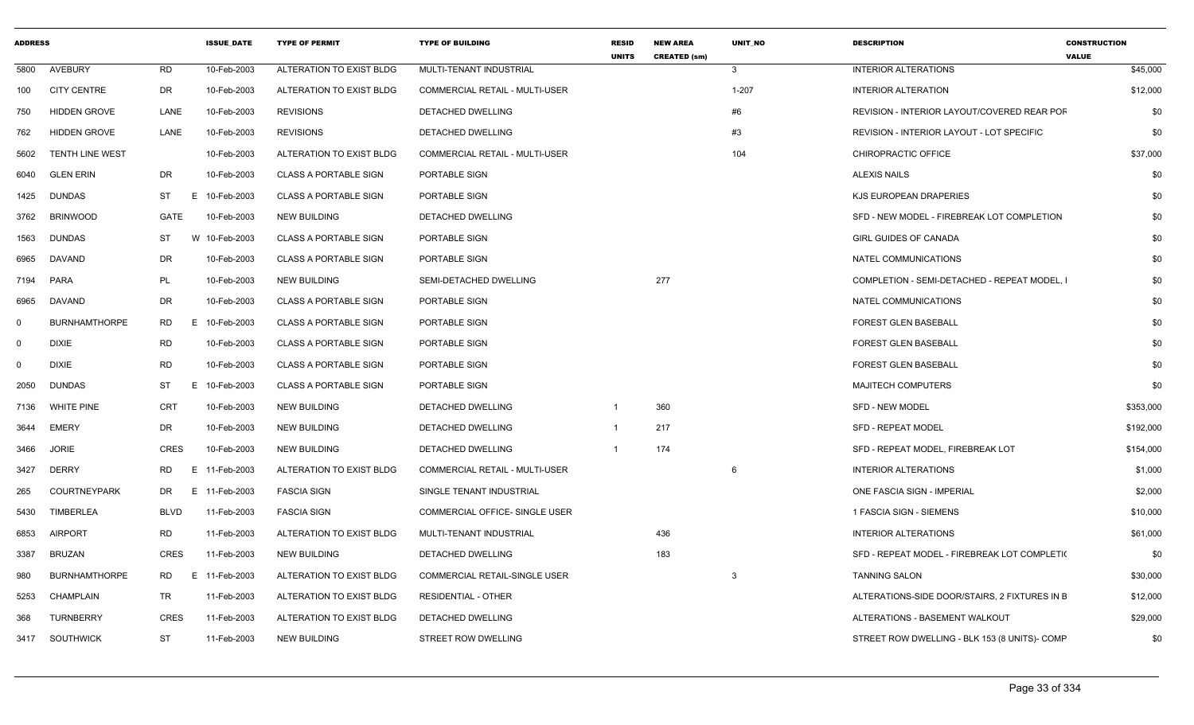| ADDRESS | | | ISSUE_DATE | TYPE OF PERMIT | TYPE OF BUILDING | RESID UNITS | NEW AREA CREATED (sm) | UNIT_NO | DESCRIPTION | CONSTRUCTION VALUE |
|---|---|---|---|---|---|---|---|---|---|---|
| 5800 | AVEBURY | RD | 10-Feb-2003 | ALTERATION TO EXIST BLDG | MULTI-TENANT INDUSTRIAL | | | 3 | INTERIOR ALTERATIONS | $45,000 |
| 100 | CITY CENTRE | DR | 10-Feb-2003 | ALTERATION TO EXIST BLDG | COMMERCIAL RETAIL - MULTI-USER | | | 1-207 | INTERIOR ALTERATION | $12,000 |
| 750 | HIDDEN GROVE | LANE | 10-Feb-2003 | REVISIONS | DETACHED DWELLING | | | #6 | REVISION - INTERIOR LAYOUT/COVERED REAR POF | $0 |
| 762 | HIDDEN GROVE | LANE | 10-Feb-2003 | REVISIONS | DETACHED DWELLING | | | #3 | REVISION - INTERIOR LAYOUT - LOT SPECIFIC | $0 |
| 5602 | TENTH LINE WEST | | 10-Feb-2003 | ALTERATION TO EXIST BLDG | COMMERCIAL RETAIL - MULTI-USER | | | 104 | CHIROPRACTIC OFFICE | $37,000 |
| 6040 | GLEN ERIN | DR | 10-Feb-2003 | CLASS A PORTABLE SIGN | PORTABLE SIGN | | | | ALEXIS NAILS | $0 |
| 1425 | DUNDAS | ST | E 10-Feb-2003 | CLASS A PORTABLE SIGN | PORTABLE SIGN | | | | KJS EUROPEAN DRAPERIES | $0 |
| 3762 | BRINWOOD | GATE | 10-Feb-2003 | NEW BUILDING | DETACHED DWELLING | | | | SFD - NEW MODEL - FIREBREAK LOT COMPLETION | $0 |
| 1563 | DUNDAS | ST | W 10-Feb-2003 | CLASS A PORTABLE SIGN | PORTABLE SIGN | | | | GIRL GUIDES OF CANADA | $0 |
| 6965 | DAVAND | DR | 10-Feb-2003 | CLASS A PORTABLE SIGN | PORTABLE SIGN | | | | NATEL COMMUNICATIONS | $0 |
| 7194 | PARA | PL | 10-Feb-2003 | NEW BUILDING | SEMI-DETACHED DWELLING | | 277 | | COMPLETION - SEMI-DETACHED - REPEAT MODEL, I | $0 |
| 6965 | DAVAND | DR | 10-Feb-2003 | CLASS A PORTABLE SIGN | PORTABLE SIGN | | | | NATEL COMMUNICATIONS | $0 |
| 0 | BURNHAMTHORPE | RD | E 10-Feb-2003 | CLASS A PORTABLE SIGN | PORTABLE SIGN | | | | FOREST GLEN BASEBALL | $0 |
| 0 | DIXIE | RD | 10-Feb-2003 | CLASS A PORTABLE SIGN | PORTABLE SIGN | | | | FOREST GLEN BASEBALL | $0 |
| 0 | DIXIE | RD | 10-Feb-2003 | CLASS A PORTABLE SIGN | PORTABLE SIGN | | | | FOREST GLEN BASEBALL | $0 |
| 2050 | DUNDAS | ST | E 10-Feb-2003 | CLASS A PORTABLE SIGN | PORTABLE SIGN | | | | MAJITECH COMPUTERS | $0 |
| 7136 | WHITE PINE | CRT | 10-Feb-2003 | NEW BUILDING | DETACHED DWELLING | 1 | 360 | | SFD - NEW MODEL | $353,000 |
| 3644 | EMERY | DR | 10-Feb-2003 | NEW BUILDING | DETACHED DWELLING | 1 | 217 | | SFD - REPEAT MODEL | $192,000 |
| 3466 | JORIE | CRES | 10-Feb-2003 | NEW BUILDING | DETACHED DWELLING | 1 | 174 | | SFD - REPEAT MODEL, FIREBREAK LOT | $154,000 |
| 3427 | DERRY | RD | E 11-Feb-2003 | ALTERATION TO EXIST BLDG | COMMERCIAL RETAIL - MULTI-USER | | | 6 | INTERIOR ALTERATIONS | $1,000 |
| 265 | COURTNEYPARK | DR | E 11-Feb-2003 | FASCIA SIGN | SINGLE TENANT INDUSTRIAL | | | | ONE FASCIA SIGN - IMPERIAL | $2,000 |
| 5430 | TIMBERLEA | BLVD | 11-Feb-2003 | FASCIA SIGN | COMMERCIAL OFFICE- SINGLE USER | | | | 1 FASCIA SIGN - SIEMENS | $10,000 |
| 6853 | AIRPORT | RD | 11-Feb-2003 | ALTERATION TO EXIST BLDG | MULTI-TENANT INDUSTRIAL | | 436 | | INTERIOR ALTERATIONS | $61,000 |
| 3387 | BRUZAN | CRES | 11-Feb-2003 | NEW BUILDING | DETACHED DWELLING | | 183 | | SFD - REPEAT MODEL - FIREBREAK LOT COMPLETIC | $0 |
| 980 | BURNHAMTHORPE | RD | E 11-Feb-2003 | ALTERATION TO EXIST BLDG | COMMERCIAL RETAIL-SINGLE USER | | | 3 | TANNING SALON | $30,000 |
| 5253 | CHAMPLAIN | TR | 11-Feb-2003 | ALTERATION TO EXIST BLDG | RESIDENTIAL - OTHER | | | | ALTERATIONS-SIDE DOOR/STAIRS, 2 FIXTURES IN B | $12,000 |
| 368 | TURNBERRY | CRES | 11-Feb-2003 | ALTERATION TO EXIST BLDG | DETACHED DWELLING | | | | ALTERATIONS - BASEMENT WALKOUT | $29,000 |
| 3417 | SOUTHWICK | ST | 11-Feb-2003 | NEW BUILDING | STREET ROW DWELLING | | | | STREET ROW DWELLING - BLK 153 (8 UNITS)- COMP | $0 |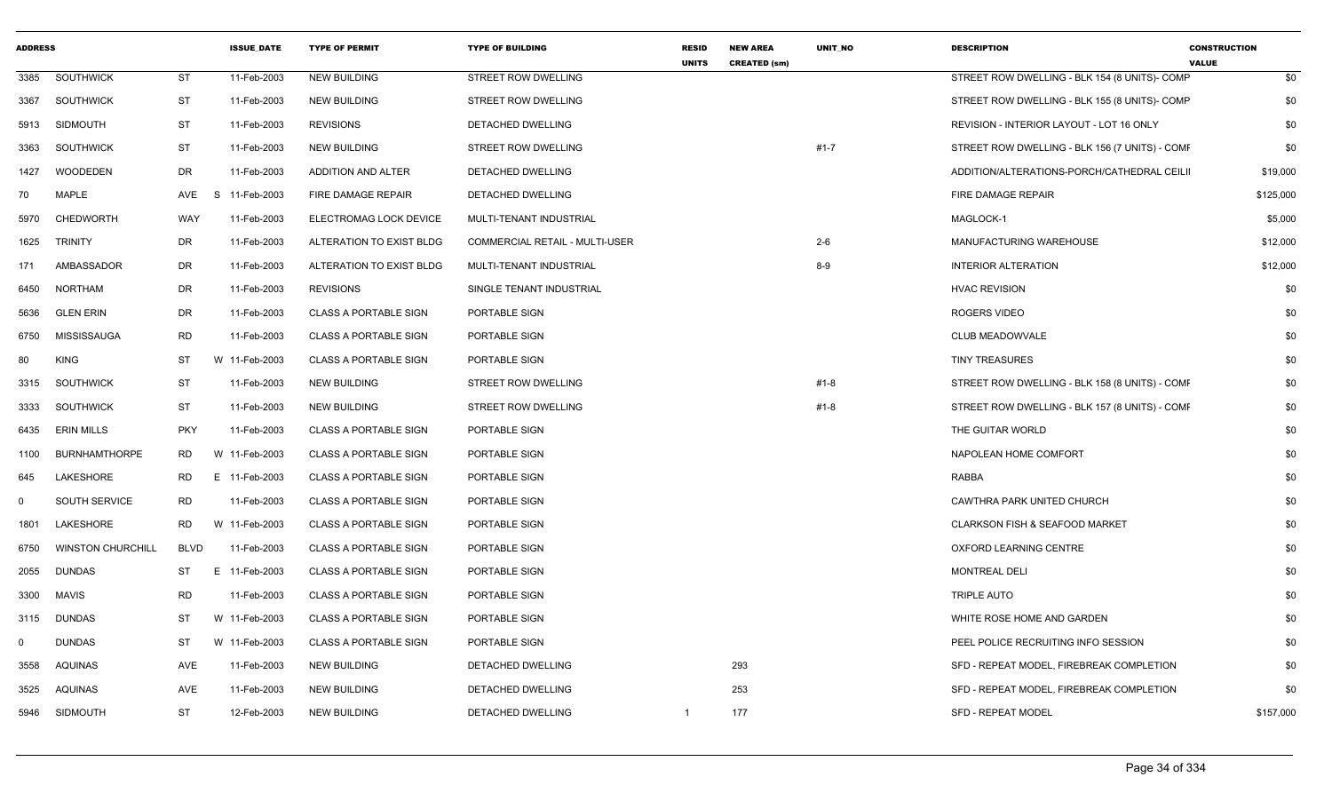| ADDRESS | | | ISSUE_DATE | TYPE OF PERMIT | TYPE OF BUILDING | RESID UNITS | NEW AREA CREATED (sm) | UNIT_NO | DESCRIPTION | CONSTRUCTION VALUE |
|---|---|---|---|---|---|---|---|---|---|---|
| 3385 | SOUTHWICK | ST | 11-Feb-2003 | NEW BUILDING | STREET ROW DWELLING | | | | STREET ROW DWELLING - BLK 154 (8 UNITS)- COMP | $0 |
| 3367 | SOUTHWICK | ST | 11-Feb-2003 | NEW BUILDING | STREET ROW DWELLING | | | | STREET ROW DWELLING - BLK 155 (8 UNITS)- COMP | $0 |
| 5913 | SIDMOUTH | ST | 11-Feb-2003 | REVISIONS | DETACHED DWELLING | | | | REVISION - INTERIOR LAYOUT - LOT 16 ONLY | $0 |
| 3363 | SOUTHWICK | ST | 11-Feb-2003 | NEW BUILDING | STREET ROW DWELLING | | | #1-7 | STREET ROW DWELLING - BLK 156 (7 UNITS) - COMF | $0 |
| 1427 | WOODEDEN | DR | 11-Feb-2003 | ADDITION AND ALTER | DETACHED DWELLING | | | | ADDITION/ALTERATIONS-PORCH/CATHEDRAL CEILII | $19,000 |
| 70 | MAPLE | AVE S | 11-Feb-2003 | FIRE DAMAGE REPAIR | DETACHED DWELLING | | | | FIRE DAMAGE REPAIR | $125,000 |
| 5970 | CHEDWORTH | WAY | 11-Feb-2003 | ELECTROMAG LOCK DEVICE | MULTI-TENANT INDUSTRIAL | | | | MAGLOCK-1 | $5,000 |
| 1625 | TRINITY | DR | 11-Feb-2003 | ALTERATION TO EXIST BLDG | COMMERCIAL RETAIL - MULTI-USER | | | 2-6 | MANUFACTURING WAREHOUSE | $12,000 |
| 171 | AMBASSADOR | DR | 11-Feb-2003 | ALTERATION TO EXIST BLDG | MULTI-TENANT INDUSTRIAL | | | 8-9 | INTERIOR ALTERATION | $12,000 |
| 6450 | NORTHAM | DR | 11-Feb-2003 | REVISIONS | SINGLE TENANT INDUSTRIAL | | | | HVAC REVISION | $0 |
| 5636 | GLEN ERIN | DR | 11-Feb-2003 | CLASS A PORTABLE SIGN | PORTABLE SIGN | | | | ROGERS VIDEO | $0 |
| 6750 | MISSISSAUGA | RD | 11-Feb-2003 | CLASS A PORTABLE SIGN | PORTABLE SIGN | | | | CLUB MEADOWVALE | $0 |
| 80 | KING | ST W | 11-Feb-2003 | CLASS A PORTABLE SIGN | PORTABLE SIGN | | | | TINY TREASURES | $0 |
| 3315 | SOUTHWICK | ST | 11-Feb-2003 | NEW BUILDING | STREET ROW DWELLING | | | #1-8 | STREET ROW DWELLING - BLK 158 (8 UNITS) - COMF | $0 |
| 3333 | SOUTHWICK | ST | 11-Feb-2003 | NEW BUILDING | STREET ROW DWELLING | | | #1-8 | STREET ROW DWELLING - BLK 157 (8 UNITS) - COMF | $0 |
| 6435 | ERIN MILLS | PKY | 11-Feb-2003 | CLASS A PORTABLE SIGN | PORTABLE SIGN | | | | THE GUITAR WORLD | $0 |
| 1100 | BURNHAMTHORPE | RD W | 11-Feb-2003 | CLASS A PORTABLE SIGN | PORTABLE SIGN | | | | NAPOLEAN HOME COMFORT | $0 |
| 645 | LAKESHORE | RD E | 11-Feb-2003 | CLASS A PORTABLE SIGN | PORTABLE SIGN | | | | RABBA | $0 |
| 0 | SOUTH SERVICE | RD | 11-Feb-2003 | CLASS A PORTABLE SIGN | PORTABLE SIGN | | | | CAWTHRA PARK UNITED CHURCH | $0 |
| 1801 | LAKESHORE | RD W | 11-Feb-2003 | CLASS A PORTABLE SIGN | PORTABLE SIGN | | | | CLARKSON FISH & SEAFOOD MARKET | $0 |
| 6750 | WINSTON CHURCHILL | BLVD | 11-Feb-2003 | CLASS A PORTABLE SIGN | PORTABLE SIGN | | | | OXFORD LEARNING CENTRE | $0 |
| 2055 | DUNDAS | ST E | 11-Feb-2003 | CLASS A PORTABLE SIGN | PORTABLE SIGN | | | | MONTREAL DELI | $0 |
| 3300 | MAVIS | RD | 11-Feb-2003 | CLASS A PORTABLE SIGN | PORTABLE SIGN | | | | TRIPLE AUTO | $0 |
| 3115 | DUNDAS | ST W | 11-Feb-2003 | CLASS A PORTABLE SIGN | PORTABLE SIGN | | | | WHITE ROSE HOME AND GARDEN | $0 |
| 0 | DUNDAS | ST W | 11-Feb-2003 | CLASS A PORTABLE SIGN | PORTABLE SIGN | | | | PEEL POLICE RECRUITING INFO SESSION | $0 |
| 3558 | AQUINAS | AVE | 11-Feb-2003 | NEW BUILDING | DETACHED DWELLING | | 293 | | SFD - REPEAT MODEL, FIREBREAK COMPLETION | $0 |
| 3525 | AQUINAS | AVE | 11-Feb-2003 | NEW BUILDING | DETACHED DWELLING | | 253 | | SFD - REPEAT MODEL, FIREBREAK COMPLETION | $0 |
| 5946 | SIDMOUTH | ST | 12-Feb-2003 | NEW BUILDING | DETACHED DWELLING | 1 | 177 | | SFD - REPEAT MODEL | $157,000 |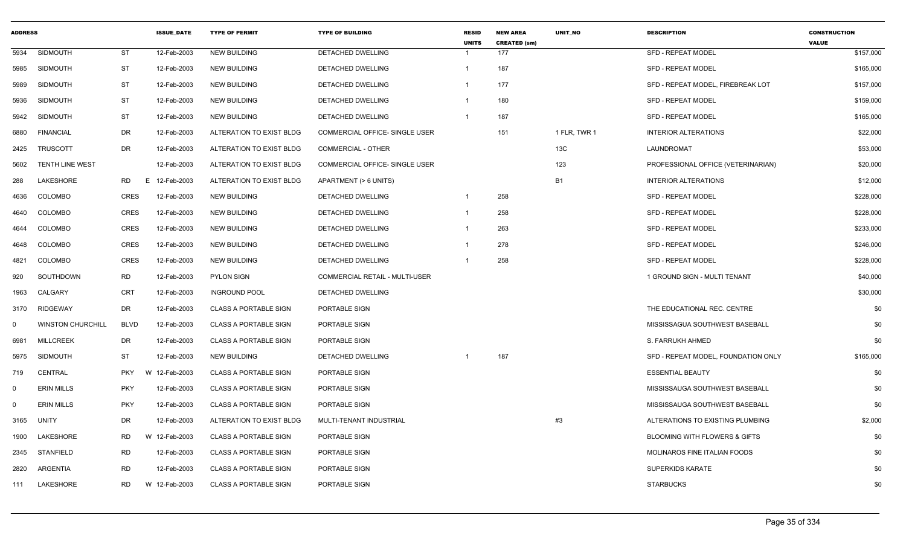| ADDRESS | | | ISSUE_DATE | TYPE OF PERMIT | TYPE OF BUILDING | RESID UNITS | NEW AREA CREATED (sm) | UNIT_NO | DESCRIPTION | CONSTRUCTION VALUE |
|---|---|---|---|---|---|---|---|---|---|---|
| 5934 | SIDMOUTH | ST | 12-Feb-2003 | NEW BUILDING | DETACHED DWELLING | 1 | 177 | | SFD - REPEAT MODEL | $157,000 |
| 5985 | SIDMOUTH | ST | 12-Feb-2003 | NEW BUILDING | DETACHED DWELLING | 1 | 187 | | SFD - REPEAT MODEL | $165,000 |
| 5989 | SIDMOUTH | ST | 12-Feb-2003 | NEW BUILDING | DETACHED DWELLING | 1 | 177 | | SFD - REPEAT MODEL, FIREBREAK LOT | $157,000 |
| 5936 | SIDMOUTH | ST | 12-Feb-2003 | NEW BUILDING | DETACHED DWELLING | 1 | 180 | | SFD - REPEAT MODEL | $159,000 |
| 5942 | SIDMOUTH | ST | 12-Feb-2003 | NEW BUILDING | DETACHED DWELLING | 1 | 187 | | SFD - REPEAT MODEL | $165,000 |
| 6880 | FINANCIAL | DR | 12-Feb-2003 | ALTERATION TO EXIST BLDG | COMMERCIAL OFFICE- SINGLE USER | | 151 | 1 FLR, TWR 1 | INTERIOR ALTERATIONS | $22,000 |
| 2425 | TRUSCOTT | DR | 12-Feb-2003 | ALTERATION TO EXIST BLDG | COMMERCIAL - OTHER | | | 13C | LAUNDROMAT | $53,000 |
| 5602 | TENTH LINE WEST | | 12-Feb-2003 | ALTERATION TO EXIST BLDG | COMMERCIAL OFFICE- SINGLE USER | | | 123 | PROFESSIONAL OFFICE (VETERINARIAN) | $20,000 |
| 288 | LAKESHORE | RD E | 12-Feb-2003 | ALTERATION TO EXIST BLDG | APARTMENT (> 6 UNITS) | | | B1 | INTERIOR ALTERATIONS | $12,000 |
| 4636 | COLOMBO | CRES | 12-Feb-2003 | NEW BUILDING | DETACHED DWELLING | 1 | 258 | | SFD - REPEAT MODEL | $228,000 |
| 4640 | COLOMBO | CRES | 12-Feb-2003 | NEW BUILDING | DETACHED DWELLING | 1 | 258 | | SFD - REPEAT MODEL | $228,000 |
| 4644 | COLOMBO | CRES | 12-Feb-2003 | NEW BUILDING | DETACHED DWELLING | 1 | 263 | | SFD - REPEAT MODEL | $233,000 |
| 4648 | COLOMBO | CRES | 12-Feb-2003 | NEW BUILDING | DETACHED DWELLING | 1 | 278 | | SFD - REPEAT MODEL | $246,000 |
| 4821 | COLOMBO | CRES | 12-Feb-2003 | NEW BUILDING | DETACHED DWELLING | 1 | 258 | | SFD - REPEAT MODEL | $228,000 |
| 920 | SOUTHDOWN | RD | 12-Feb-2003 | PYLON SIGN | COMMERCIAL RETAIL - MULTI-USER | | | | 1 GROUND SIGN - MULTI TENANT | $40,000 |
| 1963 | CALGARY | CRT | 12-Feb-2003 | INGROUND POOL | DETACHED DWELLING | | | | | $30,000 |
| 3170 | RIDGEWAY | DR | 12-Feb-2003 | CLASS A PORTABLE SIGN | PORTABLE SIGN | | | | THE EDUCATIONAL REC. CENTRE | $0 |
| 0 | WINSTON CHURCHILL | BLVD | 12-Feb-2003 | CLASS A PORTABLE SIGN | PORTABLE SIGN | | | | MISSISSAGUA SOUTHWEST BASEBALL | $0 |
| 6981 | MILLCREEK | DR | 12-Feb-2003 | CLASS A PORTABLE SIGN | PORTABLE SIGN | | | | S. FARRUKH AHMED | $0 |
| 5975 | SIDMOUTH | ST | 12-Feb-2003 | NEW BUILDING | DETACHED DWELLING | 1 | 187 | | SFD - REPEAT MODEL, FOUNDATION ONLY | $165,000 |
| 719 | CENTRAL | PKY W | 12-Feb-2003 | CLASS A PORTABLE SIGN | PORTABLE SIGN | | | | ESSENTIAL BEAUTY | $0 |
| 0 | ERIN MILLS | PKY | 12-Feb-2003 | CLASS A PORTABLE SIGN | PORTABLE SIGN | | | | MISSISSAUGA SOUTHWEST BASEBALL | $0 |
| 0 | ERIN MILLS | PKY | 12-Feb-2003 | CLASS A PORTABLE SIGN | PORTABLE SIGN | | | | MISSISSAUGA SOUTHWEST BASEBALL | $0 |
| 3165 | UNITY | DR | 12-Feb-2003 | ALTERATION TO EXIST BLDG | MULTI-TENANT INDUSTRIAL | | | #3 | ALTERATIONS TO EXISTING PLUMBING | $2,000 |
| 1900 | LAKESHORE | RD W | 12-Feb-2003 | CLASS A PORTABLE SIGN | PORTABLE SIGN | | | | BLOOMING WITH FLOWERS & GIFTS | $0 |
| 2345 | STANFIELD | RD | 12-Feb-2003 | CLASS A PORTABLE SIGN | PORTABLE SIGN | | | | MOLINAROS FINE ITALIAN FOODS | $0 |
| 2820 | ARGENTIA | RD | 12-Feb-2003 | CLASS A PORTABLE SIGN | PORTABLE SIGN | | | | SUPERKIDS KARATE | $0 |
| 111 | LAKESHORE | RD W | 12-Feb-2003 | CLASS A PORTABLE SIGN | PORTABLE SIGN | | | | STARBUCKS | $0 |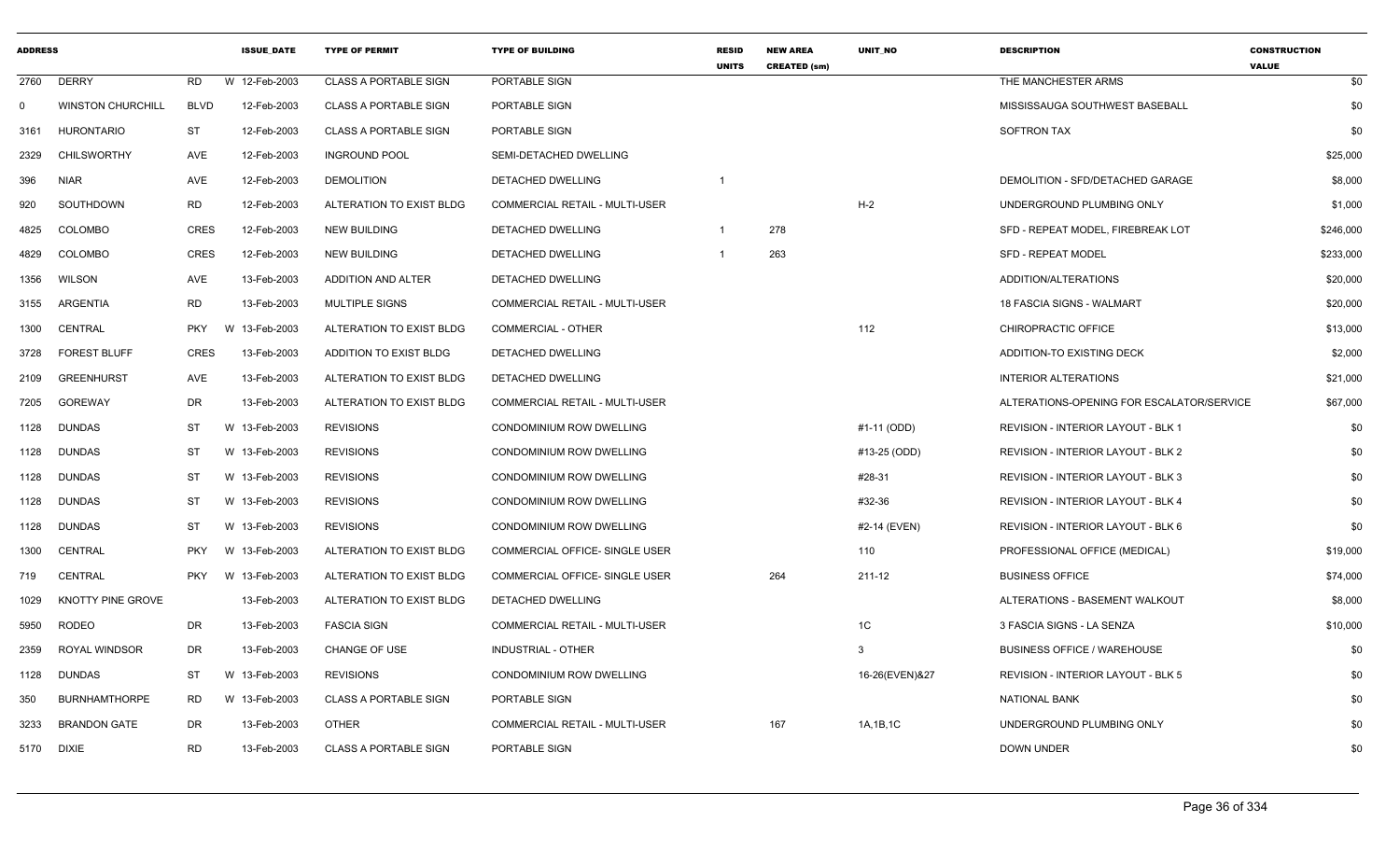| ADDRESS | | | ISSUE_DATE | TYPE OF PERMIT | TYPE OF BUILDING | RESID UNITS | NEW AREA CREATED (sm) | UNIT_NO | DESCRIPTION | CONSTRUCTION VALUE |
|---|---|---|---|---|---|---|---|---|---|---|
| 2760 | DERRY | RD | W 12-Feb-2003 | CLASS A PORTABLE SIGN | PORTABLE SIGN | | | | THE MANCHESTER ARMS | $0 |
| 0 | WINSTON CHURCHILL | BLVD | 12-Feb-2003 | CLASS A PORTABLE SIGN | PORTABLE SIGN | | | | MISSISSAUGA SOUTHWEST BASEBALL | $0 |
| 3161 | HURONTARIO | ST | 12-Feb-2003 | CLASS A PORTABLE SIGN | PORTABLE SIGN | | | | SOFTRON TAX | $0 |
| 2329 | CHILSWORTHY | AVE | 12-Feb-2003 | INGROUND POOL | SEMI-DETACHED DWELLING | | | | | $25,000 |
| 396 | NIAR | AVE | 12-Feb-2003 | DEMOLITION | DETACHED DWELLING | 1 | | | DEMOLITION - SFD/DETACHED GARAGE | $8,000 |
| 920 | SOUTHDOWN | RD | 12-Feb-2003 | ALTERATION TO EXIST BLDG | COMMERCIAL RETAIL - MULTI-USER | | | H-2 | UNDERGROUND PLUMBING ONLY | $1,000 |
| 4825 | COLOMBO | CRES | 12-Feb-2003 | NEW BUILDING | DETACHED DWELLING | 1 | 278 | | SFD - REPEAT MODEL, FIREBREAK LOT | $246,000 |
| 4829 | COLOMBO | CRES | 12-Feb-2003 | NEW BUILDING | DETACHED DWELLING | 1 | 263 | | SFD - REPEAT MODEL | $233,000 |
| 1356 | WILSON | AVE | 13-Feb-2003 | ADDITION AND ALTER | DETACHED DWELLING | | | | ADDITION/ALTERATIONS | $20,000 |
| 3155 | ARGENTIA | RD | 13-Feb-2003 | MULTIPLE SIGNS | COMMERCIAL RETAIL - MULTI-USER | | | | 18 FASCIA SIGNS - WALMART | $20,000 |
| 1300 | CENTRAL | PKY | W 13-Feb-2003 | ALTERATION TO EXIST BLDG | COMMERCIAL - OTHER | | | 112 | CHIROPRACTIC OFFICE | $13,000 |
| 3728 | FOREST BLUFF | CRES | 13-Feb-2003 | ADDITION TO EXIST BLDG | DETACHED DWELLING | | | | ADDITION-TO EXISTING DECK | $2,000 |
| 2109 | GREENHURST | AVE | 13-Feb-2003 | ALTERATION TO EXIST BLDG | DETACHED DWELLING | | | | INTERIOR ALTERATIONS | $21,000 |
| 7205 | GOREWAY | DR | 13-Feb-2003 | ALTERATION TO EXIST BLDG | COMMERCIAL RETAIL - MULTI-USER | | | | ALTERATIONS-OPENING FOR ESCALATOR/SERVICE | $67,000 |
| 1128 | DUNDAS | ST | W 13-Feb-2003 | REVISIONS | CONDOMINIUM ROW DWELLING | | | #1-11 (ODD) | REVISION - INTERIOR LAYOUT - BLK 1 | $0 |
| 1128 | DUNDAS | ST | W 13-Feb-2003 | REVISIONS | CONDOMINIUM ROW DWELLING | | | #13-25 (ODD) | REVISION - INTERIOR LAYOUT - BLK 2 | $0 |
| 1128 | DUNDAS | ST | W 13-Feb-2003 | REVISIONS | CONDOMINIUM ROW DWELLING | | | #28-31 | REVISION - INTERIOR LAYOUT - BLK 3 | $0 |
| 1128 | DUNDAS | ST | W 13-Feb-2003 | REVISIONS | CONDOMINIUM ROW DWELLING | | | #32-36 | REVISION - INTERIOR LAYOUT - BLK 4 | $0 |
| 1128 | DUNDAS | ST | W 13-Feb-2003 | REVISIONS | CONDOMINIUM ROW DWELLING | | | #2-14 (EVEN) | REVISION - INTERIOR LAYOUT - BLK 6 | $0 |
| 1300 | CENTRAL | PKY | W 13-Feb-2003 | ALTERATION TO EXIST BLDG | COMMERCIAL OFFICE- SINGLE USER | | | 110 | PROFESSIONAL OFFICE (MEDICAL) | $19,000 |
| 719 | CENTRAL | PKY | W 13-Feb-2003 | ALTERATION TO EXIST BLDG | COMMERCIAL OFFICE- SINGLE USER | | 264 | 211-12 | BUSINESS OFFICE | $74,000 |
| 1029 | KNOTTY PINE GROVE | | 13-Feb-2003 | ALTERATION TO EXIST BLDG | DETACHED DWELLING | | | | ALTERATIONS - BASEMENT WALKOUT | $8,000 |
| 5950 | RODEO | DR | 13-Feb-2003 | FASCIA SIGN | COMMERCIAL RETAIL - MULTI-USER | | | 1C | 3 FASCIA SIGNS - LA SENZA | $10,000 |
| 2359 | ROYAL WINDSOR | DR | 13-Feb-2003 | CHANGE OF USE | INDUSTRIAL - OTHER | | | 3 | BUSINESS OFFICE / WAREHOUSE | $0 |
| 1128 | DUNDAS | ST | W 13-Feb-2003 | REVISIONS | CONDOMINIUM ROW DWELLING | | | 16-26(EVEN)&27 | REVISION - INTERIOR LAYOUT - BLK 5 | $0 |
| 350 | BURNHAMTHORPE | RD | W 13-Feb-2003 | CLASS A PORTABLE SIGN | PORTABLE SIGN | | | | NATIONAL BANK | $0 |
| 3233 | BRANDON GATE | DR | 13-Feb-2003 | OTHER | COMMERCIAL RETAIL - MULTI-USER | | 167 | 1A,1B,1C | UNDERGROUND PLUMBING ONLY | $0 |
| 5170 | DIXIE | RD | 13-Feb-2003 | CLASS A PORTABLE SIGN | PORTABLE SIGN | | | | DOWN UNDER | $0 |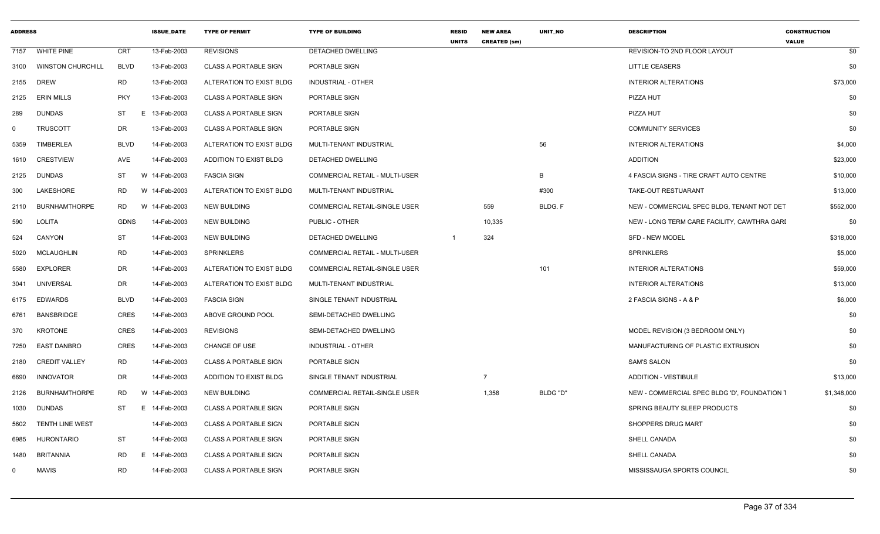| ADDRESS | | | ISSUE_DATE | TYPE OF PERMIT | TYPE OF BUILDING | RESID UNITS | NEW AREA CREATED (sm) | UNIT_NO | DESCRIPTION | CONSTRUCTION VALUE |
|---|---|---|---|---|---|---|---|---|---|---|
| 7157 | WHITE PINE | CRT | 13-Feb-2003 | REVISIONS | DETACHED DWELLING | | | | REVISION-TO 2ND FLOOR LAYOUT | $0 |
| 3100 | WINSTON CHURCHILL | BLVD | 13-Feb-2003 | CLASS A PORTABLE SIGN | PORTABLE SIGN | | | | LITTLE CEASERS | $0 |
| 2155 | DREW | RD | 13-Feb-2003 | ALTERATION TO EXIST BLDG | INDUSTRIAL - OTHER | | | | INTERIOR ALTERATIONS | $73,000 |
| 2125 | ERIN MILLS | PKY | 13-Feb-2003 | CLASS A PORTABLE SIGN | PORTABLE SIGN | | | | PIZZA HUT | $0 |
| 289 | DUNDAS | ST | E 13-Feb-2003 | CLASS A PORTABLE SIGN | PORTABLE SIGN | | | | PIZZA HUT | $0 |
| 0 | TRUSCOTT | DR | 13-Feb-2003 | CLASS A PORTABLE SIGN | PORTABLE SIGN | | | | COMMUNITY SERVICES | $0 |
| 5359 | TIMBERLEA | BLVD | 14-Feb-2003 | ALTERATION TO EXIST BLDG | MULTI-TENANT INDUSTRIAL | | | 56 | INTERIOR ALTERATIONS | $4,000 |
| 1610 | CRESTVIEW | AVE | 14-Feb-2003 | ADDITION TO EXIST BLDG | DETACHED DWELLING | | | | ADDITION | $23,000 |
| 2125 | DUNDAS | ST | W 14-Feb-2003 | FASCIA SIGN | COMMERCIAL RETAIL - MULTI-USER | | | B | 4 FASCIA SIGNS - TIRE CRAFT AUTO CENTRE | $10,000 |
| 300 | LAKESHORE | RD | W 14-Feb-2003 | ALTERATION TO EXIST BLDG | MULTI-TENANT INDUSTRIAL | | | #300 | TAKE-OUT RESTUARANT | $13,000 |
| 2110 | BURNHAMTHORPE | RD | W 14-Feb-2003 | NEW BUILDING | COMMERCIAL RETAIL-SINGLE USER | | 559 | BLDG. F | NEW - COMMERCIAL SPEC BLDG, TENANT NOT DET | $552,000 |
| 590 | LOLITA | GDNS | 14-Feb-2003 | NEW BUILDING | PUBLIC - OTHER | | 10,335 | | NEW - LONG TERM CARE FACILITY, CAWTHRA GARI | $0 |
| 524 | CANYON | ST | 14-Feb-2003 | NEW BUILDING | DETACHED DWELLING | 1 | 324 | | SFD - NEW MODEL | $318,000 |
| 5020 | MCLAUGHLIN | RD | 14-Feb-2003 | SPRINKLERS | COMMERCIAL RETAIL - MULTI-USER | | | | SPRINKLERS | $5,000 |
| 5580 | EXPLORER | DR | 14-Feb-2003 | ALTERATION TO EXIST BLDG | COMMERCIAL RETAIL-SINGLE USER | | | 101 | INTERIOR ALTERATIONS | $59,000 |
| 3041 | UNIVERSAL | DR | 14-Feb-2003 | ALTERATION TO EXIST BLDG | MULTI-TENANT INDUSTRIAL | | | | INTERIOR ALTERATIONS | $13,000 |
| 6175 | EDWARDS | BLVD | 14-Feb-2003 | FASCIA SIGN | SINGLE TENANT INDUSTRIAL | | | | 2 FASCIA SIGNS - A & P | $6,000 |
| 6761 | BANSBRIDGE | CRES | 14-Feb-2003 | ABOVE GROUND POOL | SEMI-DETACHED DWELLING | | | | | $0 |
| 370 | KROTONE | CRES | 14-Feb-2003 | REVISIONS | SEMI-DETACHED DWELLING | | | | MODEL REVISION (3 BEDROOM ONLY) | $0 |
| 7250 | EAST DANBRO | CRES | 14-Feb-2003 | CHANGE OF USE | INDUSTRIAL - OTHER | | | | MANUFACTURING OF PLASTIC EXTRUSION | $0 |
| 2180 | CREDIT VALLEY | RD | 14-Feb-2003 | CLASS A PORTABLE SIGN | PORTABLE SIGN | | | | SAM'S SALON | $0 |
| 6690 | INNOVATOR | DR | 14-Feb-2003 | ADDITION TO EXIST BLDG | SINGLE TENANT INDUSTRIAL | | 7 | | ADDITION - VESTIBULE | $13,000 |
| 2126 | BURNHAMTHORPE | RD | W 14-Feb-2003 | NEW BUILDING | COMMERCIAL RETAIL-SINGLE USER | | 1,358 | BLDG "D" | NEW - COMMERCIAL SPEC BLDG 'D', FOUNDATION T | $1,348,000 |
| 1030 | DUNDAS | ST | E 14-Feb-2003 | CLASS A PORTABLE SIGN | PORTABLE SIGN | | | | SPRING BEAUTY SLEEP PRODUCTS | $0 |
| 5602 | TENTH LINE WEST | | 14-Feb-2003 | CLASS A PORTABLE SIGN | PORTABLE SIGN | | | | SHOPPERS DRUG MART | $0 |
| 6985 | HURONTARIO | ST | 14-Feb-2003 | CLASS A PORTABLE SIGN | PORTABLE SIGN | | | | SHELL CANADA | $0 |
| 1480 | BRITANNIA | RD | E 14-Feb-2003 | CLASS A PORTABLE SIGN | PORTABLE SIGN | | | | SHELL CANADA | $0 |
| 0 | MAVIS | RD | 14-Feb-2003 | CLASS A PORTABLE SIGN | PORTABLE SIGN | | | | MISSISSAUGA SPORTS COUNCIL | $0 |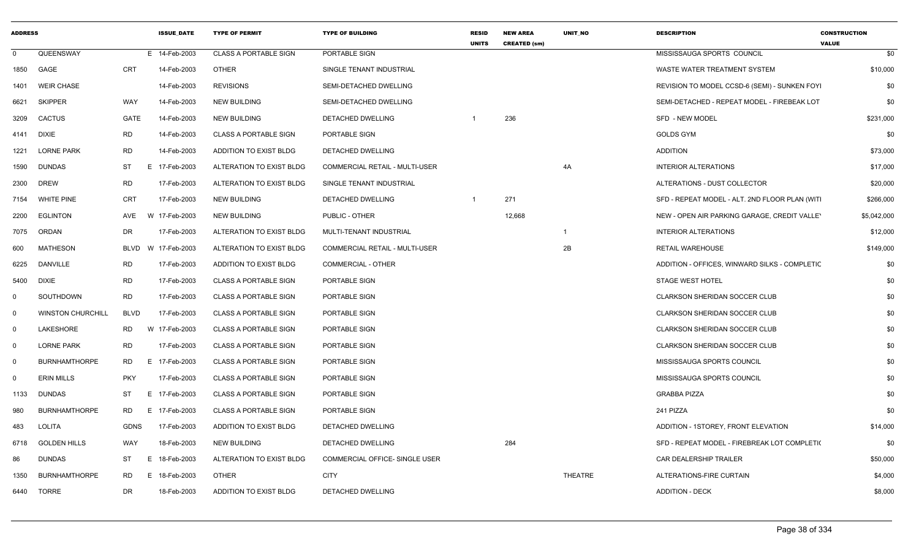| ADDRESS | | | ISSUE_DATE | TYPE OF PERMIT | TYPE OF BUILDING | RESID UNITS | NEW AREA CREATED (sm) | UNIT_NO | DESCRIPTION | CONSTRUCTION VALUE |
|---|---|---|---|---|---|---|---|---|---|---|
| 0 | QUEENSWAY | | E 14-Feb-2003 | CLASS A PORTABLE SIGN | PORTABLE SIGN | | | | MISSISSAUGA SPORTS COUNCIL | $0 |
| 1850 | GAGE | CRT | 14-Feb-2003 | OTHER | SINGLE TENANT INDUSTRIAL | | | | WASTE WATER TREATMENT SYSTEM | $10,000 |
| 1401 | WEIR CHASE | | 14-Feb-2003 | REVISIONS | SEMI-DETACHED DWELLING | | | | REVISION TO MODEL CCSD-6 (SEMI) - SUNKEN FOYI | $0 |
| 6621 | SKIPPER | WAY | 14-Feb-2003 | NEW BUILDING | SEMI-DETACHED DWELLING | | | | SEMI-DETACHED - REPEAT MODEL - FIREBEAK LOT | $0 |
| 3209 | CACTUS | GATE | 14-Feb-2003 | NEW BUILDING | DETACHED DWELLING | 1 | 236 | | SFD - NEW MODEL | $231,000 |
| 4141 | DIXIE | RD | 14-Feb-2003 | CLASS A PORTABLE SIGN | PORTABLE SIGN | | | | GOLDS GYM | $0 |
| 1221 | LORNE PARK | RD | 14-Feb-2003 | ADDITION TO EXIST BLDG | DETACHED DWELLING | | | | ADDITION | $73,000 |
| 1590 | DUNDAS | ST | E 17-Feb-2003 | ALTERATION TO EXIST BLDG | COMMERCIAL RETAIL - MULTI-USER | | | 4A | INTERIOR ALTERATIONS | $17,000 |
| 2300 | DREW | RD | 17-Feb-2003 | ALTERATION TO EXIST BLDG | SINGLE TENANT INDUSTRIAL | | | | ALTERATIONS - DUST COLLECTOR | $20,000 |
| 7154 | WHITE PINE | CRT | 17-Feb-2003 | NEW BUILDING | DETACHED DWELLING | 1 | 271 | | SFD - REPEAT MODEL - ALT. 2ND FLOOR PLAN (WITI | $266,000 |
| 2200 | EGLINTON | AVE | W 17-Feb-2003 | NEW BUILDING | PUBLIC - OTHER | | 12,668 | | NEW - OPEN AIR PARKING GARAGE, CREDIT VALLEY | $5,042,000 |
| 7075 | ORDAN | DR | 17-Feb-2003 | ALTERATION TO EXIST BLDG | MULTI-TENANT INDUSTRIAL | | | 1 | INTERIOR ALTERATIONS | $12,000 |
| 600 | MATHESON | BLVD | W 17-Feb-2003 | ALTERATION TO EXIST BLDG | COMMERCIAL RETAIL - MULTI-USER | | | 2B | RETAIL WAREHOUSE | $149,000 |
| 6225 | DANVILLE | RD | 17-Feb-2003 | ADDITION TO EXIST BLDG | COMMERCIAL - OTHER | | | | ADDITION - OFFICES, WINWARD SILKS - COMPLETIC | $0 |
| 5400 | DIXIE | RD | 17-Feb-2003 | CLASS A PORTABLE SIGN | PORTABLE SIGN | | | | STAGE WEST HOTEL | $0 |
| 0 | SOUTHDOWN | RD | 17-Feb-2003 | CLASS A PORTABLE SIGN | PORTABLE SIGN | | | | CLARKSON SHERIDAN SOCCER CLUB | $0 |
| 0 | WINSTON CHURCHILL | BLVD | 17-Feb-2003 | CLASS A PORTABLE SIGN | PORTABLE SIGN | | | | CLARKSON SHERIDAN SOCCER CLUB | $0 |
| 0 | LAKESHORE | RD | W 17-Feb-2003 | CLASS A PORTABLE SIGN | PORTABLE SIGN | | | | CLARKSON SHERIDAN SOCCER CLUB | $0 |
| 0 | LORNE PARK | RD | 17-Feb-2003 | CLASS A PORTABLE SIGN | PORTABLE SIGN | | | | CLARKSON SHERIDAN SOCCER CLUB | $0 |
| 0 | BURNHAMTHORPE | RD | E 17-Feb-2003 | CLASS A PORTABLE SIGN | PORTABLE SIGN | | | | MISSISSAUGA SPORTS COUNCIL | $0 |
| 0 | ERIN MILLS | PKY | 17-Feb-2003 | CLASS A PORTABLE SIGN | PORTABLE SIGN | | | | MISSISSAUGA SPORTS COUNCIL | $0 |
| 1133 | DUNDAS | ST | E 17-Feb-2003 | CLASS A PORTABLE SIGN | PORTABLE SIGN | | | | GRABBA PIZZA | $0 |
| 980 | BURNHAMTHORPE | RD | E 17-Feb-2003 | CLASS A PORTABLE SIGN | PORTABLE SIGN | | | | 241 PIZZA | $0 |
| 483 | LOLITA | GDNS | 17-Feb-2003 | ADDITION TO EXIST BLDG | DETACHED DWELLING | | | | ADDITION - 1STOREY, FRONT ELEVATION | $14,000 |
| 6718 | GOLDEN HILLS | WAY | 18-Feb-2003 | NEW BUILDING | DETACHED DWELLING | | 284 | | SFD - REPEAT MODEL - FIREBREAK LOT COMPLETIC | $0 |
| 86 | DUNDAS | ST | E 18-Feb-2003 | ALTERATION TO EXIST BLDG | COMMERCIAL OFFICE- SINGLE USER | | | | CAR DEALERSHIP TRAILER | $50,000 |
| 1350 | BURNHAMTHORPE | RD | E 18-Feb-2003 | OTHER | CITY | | | THEATRE | ALTERATIONS-FIRE CURTAIN | $4,000 |
| 6440 | TORRE | DR | 18-Feb-2003 | ADDITION TO EXIST BLDG | DETACHED DWELLING | | | | ADDITION - DECK | $8,000 |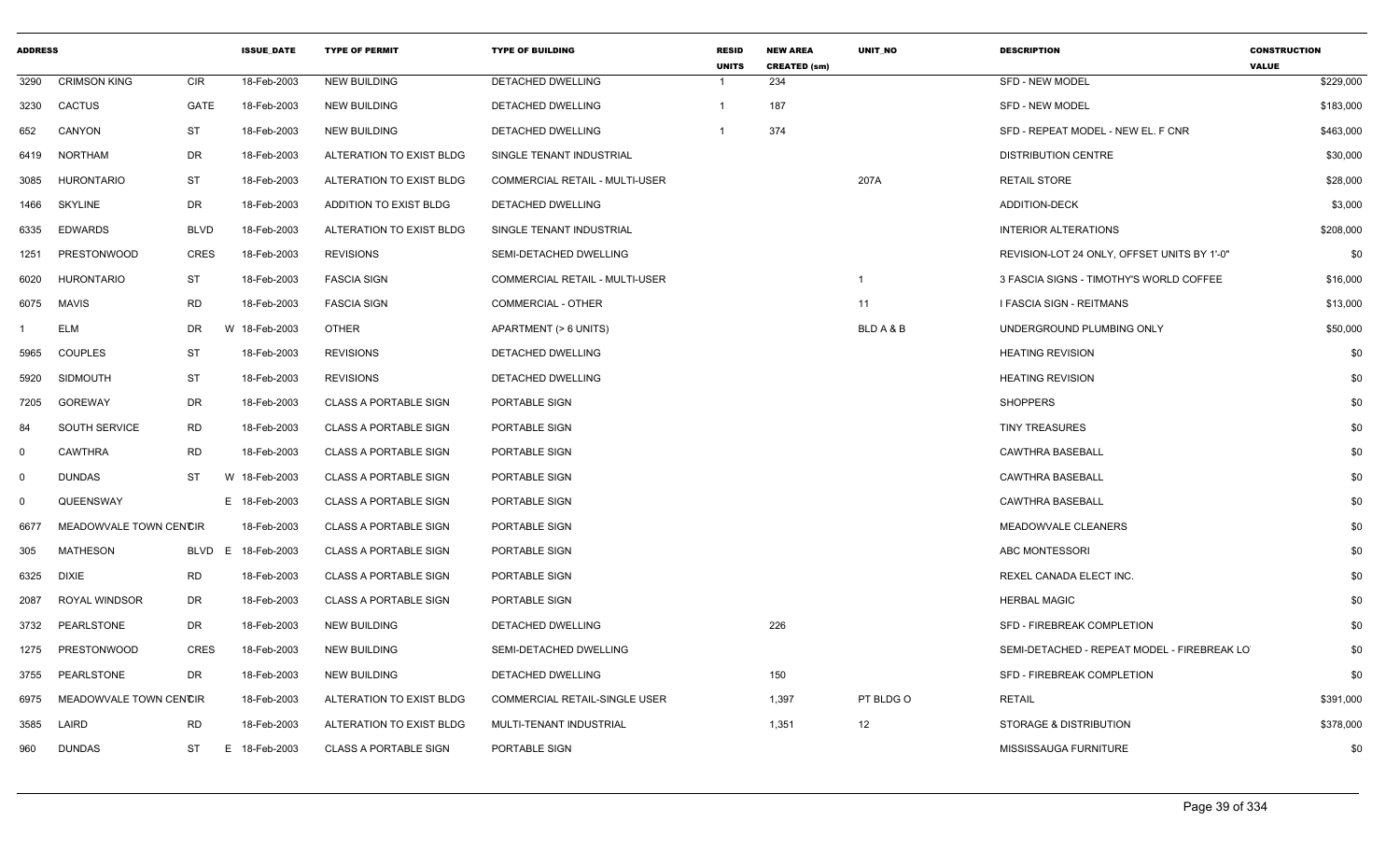| ADDRESS | | | ISSUE_DATE | TYPE OF PERMIT | TYPE OF BUILDING | RESID UNITS | NEW AREA CREATED (sm) | UNIT_NO | DESCRIPTION | CONSTRUCTION VALUE |
|---|---|---|---|---|---|---|---|---|---|---|
| 3290 | CRIMSON KING | CIR | 18-Feb-2003 | NEW BUILDING | DETACHED DWELLING | 1 | 234 | | SFD - NEW MODEL | $229,000 |
| 3230 | CACTUS | GATE | 18-Feb-2003 | NEW BUILDING | DETACHED DWELLING | 1 | 187 | | SFD - NEW MODEL | $183,000 |
| 652 | CANYON | ST | 18-Feb-2003 | NEW BUILDING | DETACHED DWELLING | 1 | 374 | | SFD - REPEAT MODEL - NEW EL. F CNR | $463,000 |
| 6419 | NORTHAM | DR | 18-Feb-2003 | ALTERATION TO EXIST BLDG | SINGLE TENANT INDUSTRIAL | | | | DISTRIBUTION CENTRE | $30,000 |
| 3085 | HURONTARIO | ST | 18-Feb-2003 | ALTERATION TO EXIST BLDG | COMMERCIAL RETAIL - MULTI-USER | | | 207A | RETAIL STORE | $28,000 |
| 1466 | SKYLINE | DR | 18-Feb-2003 | ADDITION TO EXIST BLDG | DETACHED DWELLING | | | | ADDITION-DECK | $3,000 |
| 6335 | EDWARDS | BLVD | 18-Feb-2003 | ALTERATION TO EXIST BLDG | SINGLE TENANT INDUSTRIAL | | | | INTERIOR ALTERATIONS | $208,000 |
| 1251 | PRESTONWOOD | CRES | 18-Feb-2003 | REVISIONS | SEMI-DETACHED DWELLING | | | | REVISION-LOT 24 ONLY, OFFSET UNITS BY 1'-0" | $0 |
| 6020 | HURONTARIO | ST | 18-Feb-2003 | FASCIA SIGN | COMMERCIAL RETAIL - MULTI-USER | | | 1 | 3 FASCIA SIGNS - TIMOTHY'S WORLD COFFEE | $16,000 |
| 6075 | MAVIS | RD | 18-Feb-2003 | FASCIA SIGN | COMMERCIAL - OTHER | | | 11 | I FASCIA SIGN - REITMANS | $13,000 |
| 1 | ELM | DR | W 18-Feb-2003 | OTHER | APARTMENT (> 6 UNITS) | | | BLD A & B | UNDERGROUND PLUMBING ONLY | $50,000 |
| 5965 | COUPLES | ST | 18-Feb-2003 | REVISIONS | DETACHED DWELLING | | | | HEATING REVISION | $0 |
| 5920 | SIDMOUTH | ST | 18-Feb-2003 | REVISIONS | DETACHED DWELLING | | | | HEATING REVISION | $0 |
| 7205 | GOREWAY | DR | 18-Feb-2003 | CLASS A PORTABLE SIGN | PORTABLE SIGN | | | | SHOPPERS | $0 |
| 84 | SOUTH SERVICE | RD | 18-Feb-2003 | CLASS A PORTABLE SIGN | PORTABLE SIGN | | | | TINY TREASURES | $0 |
| 0 | CAWTHRA | RD | 18-Feb-2003 | CLASS A PORTABLE SIGN | PORTABLE SIGN | | | | CAWTHRA BASEBALL | $0 |
| 0 | DUNDAS | ST | W 18-Feb-2003 | CLASS A PORTABLE SIGN | PORTABLE SIGN | | | | CAWTHRA BASEBALL | $0 |
| 0 | QUEENSWAY | | E 18-Feb-2003 | CLASS A PORTABLE SIGN | PORTABLE SIGN | | | | CAWTHRA BASEBALL | $0 |
| 6677 | MEADOWVALE TOWN CENTRE | CIR | 18-Feb-2003 | CLASS A PORTABLE SIGN | PORTABLE SIGN | | | | MEADOWVALE CLEANERS | $0 |
| 305 | MATHESON | BLVD | E 18-Feb-2003 | CLASS A PORTABLE SIGN | PORTABLE SIGN | | | | ABC MONTESSORI | $0 |
| 6325 | DIXIE | RD | 18-Feb-2003 | CLASS A PORTABLE SIGN | PORTABLE SIGN | | | | REXEL CANADA ELECT INC. | $0 |
| 2087 | ROYAL WINDSOR | DR | 18-Feb-2003 | CLASS A PORTABLE SIGN | PORTABLE SIGN | | | | HERBAL MAGIC | $0 |
| 3732 | PEARLSTONE | DR | 18-Feb-2003 | NEW BUILDING | DETACHED DWELLING | | 226 | | SFD - FIREBREAK COMPLETION | $0 |
| 1275 | PRESTONWOOD | CRES | 18-Feb-2003 | NEW BUILDING | SEMI-DETACHED DWELLING | | | | SEMI-DETACHED - REPEAT MODEL - FIREBREAK LOT | $0 |
| 3755 | PEARLSTONE | DR | 18-Feb-2003 | NEW BUILDING | DETACHED DWELLING | | 150 | | SFD - FIREBREAK COMPLETION | $0 |
| 6975 | MEADOWVALE TOWN CENTRE | CIR | 18-Feb-2003 | ALTERATION TO EXIST BLDG | COMMERCIAL RETAIL-SINGLE USER | | 1,397 | PT BLDG O | RETAIL | $391,000 |
| 3585 | LAIRD | RD | 18-Feb-2003 | ALTERATION TO EXIST BLDG | MULTI-TENANT INDUSTRIAL | | 1,351 | 12 | STORAGE & DISTRIBUTION | $378,000 |
| 960 | DUNDAS | ST | E 18-Feb-2003 | CLASS A PORTABLE SIGN | PORTABLE SIGN | | | | MISSISSAUGA FURNITURE | $0 |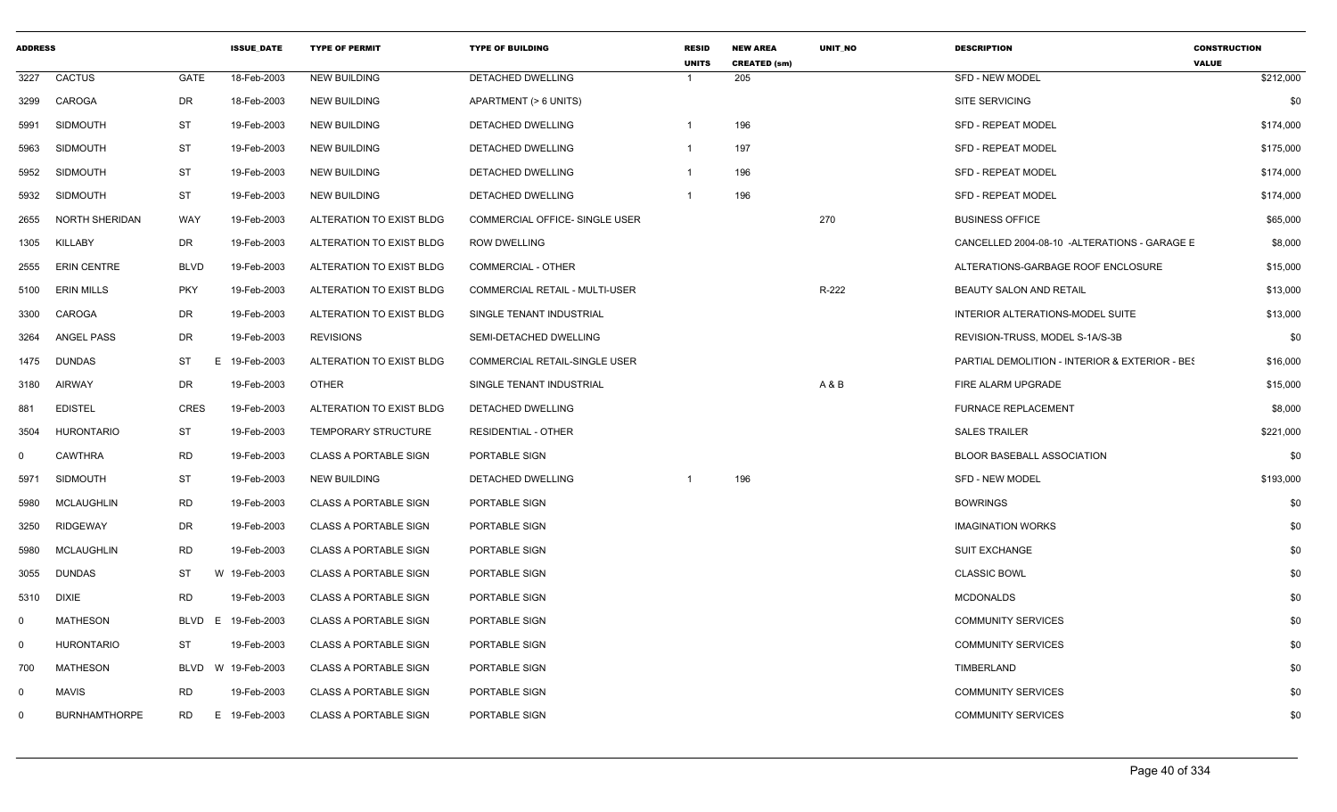| ADDRESS | | | ISSUE_DATE | TYPE OF PERMIT | TYPE OF BUILDING | RESID UNITS | NEW AREA CREATED (sm) | UNIT_NO | DESCRIPTION | CONSTRUCTION VALUE |
|---|---|---|---|---|---|---|---|---|---|---|
| 3227 | CACTUS | GATE | 18-Feb-2003 | NEW BUILDING | DETACHED DWELLING | 1 | 205 | | SFD - NEW MODEL | $212,000 |
| 3299 | CAROGA | DR | 18-Feb-2003 | NEW BUILDING | APARTMENT (> 6 UNITS) | | | | SITE SERVICING | $0 |
| 5991 | SIDMOUTH | ST | 19-Feb-2003 | NEW BUILDING | DETACHED DWELLING | 1 | 196 | | SFD - REPEAT MODEL | $174,000 |
| 5963 | SIDMOUTH | ST | 19-Feb-2003 | NEW BUILDING | DETACHED DWELLING | 1 | 197 | | SFD - REPEAT MODEL | $175,000 |
| 5952 | SIDMOUTH | ST | 19-Feb-2003 | NEW BUILDING | DETACHED DWELLING | 1 | 196 | | SFD - REPEAT MODEL | $174,000 |
| 5932 | SIDMOUTH | ST | 19-Feb-2003 | NEW BUILDING | DETACHED DWELLING | 1 | 196 | | SFD - REPEAT MODEL | $174,000 |
| 2655 | NORTH SHERIDAN | WAY | 19-Feb-2003 | ALTERATION TO EXIST BLDG | COMMERCIAL OFFICE- SINGLE USER | | | 270 | BUSINESS OFFICE | $65,000 |
| 1305 | KILLABY | DR | 19-Feb-2003 | ALTERATION TO EXIST BLDG | ROW DWELLING | | | | CANCELLED 2004-08-10 -ALTERATIONS - GARAGE E | $8,000 |
| 2555 | ERIN CENTRE | BLVD | 19-Feb-2003 | ALTERATION TO EXIST BLDG | COMMERCIAL - OTHER | | | | ALTERATIONS-GARBAGE ROOF ENCLOSURE | $15,000 |
| 5100 | ERIN MILLS | PKY | 19-Feb-2003 | ALTERATION TO EXIST BLDG | COMMERCIAL RETAIL - MULTI-USER | | | R-222 | BEAUTY SALON AND RETAIL | $13,000 |
| 3300 | CAROGA | DR | 19-Feb-2003 | ALTERATION TO EXIST BLDG | SINGLE TENANT INDUSTRIAL | | | | INTERIOR ALTERATIONS-MODEL SUITE | $13,000 |
| 3264 | ANGEL PASS | DR | 19-Feb-2003 | REVISIONS | SEMI-DETACHED DWELLING | | | | REVISION-TRUSS, MODEL S-1A/S-3B | $0 |
| 1475 | DUNDAS | ST | E 19-Feb-2003 | ALTERATION TO EXIST BLDG | COMMERCIAL RETAIL-SINGLE USER | | | | PARTIAL DEMOLITION - INTERIOR & EXTERIOR - BES | $16,000 |
| 3180 | AIRWAY | DR | 19-Feb-2003 | OTHER | SINGLE TENANT INDUSTRIAL | | | A & B | FIRE ALARM UPGRADE | $15,000 |
| 881 | EDISTEL | CRES | 19-Feb-2003 | ALTERATION TO EXIST BLDG | DETACHED DWELLING | | | | FURNACE REPLACEMENT | $8,000 |
| 3504 | HURONTARIO | ST | 19-Feb-2003 | TEMPORARY STRUCTURE | RESIDENTIAL - OTHER | | | | SALES TRAILER | $221,000 |
| 0 | CAWTHRA | RD | 19-Feb-2003 | CLASS A PORTABLE SIGN | PORTABLE SIGN | | | | BLOOR BASEBALL ASSOCIATION | $0 |
| 5971 | SIDMOUTH | ST | 19-Feb-2003 | NEW BUILDING | DETACHED DWELLING | 1 | 196 | | SFD - NEW MODEL | $193,000 |
| 5980 | MCLAUGHLIN | RD | 19-Feb-2003 | CLASS A PORTABLE SIGN | PORTABLE SIGN | | | | BOWRINGS | $0 |
| 3250 | RIDGEWAY | DR | 19-Feb-2003 | CLASS A PORTABLE SIGN | PORTABLE SIGN | | | | IMAGINATION WORKS | $0 |
| 5980 | MCLAUGHLIN | RD | 19-Feb-2003 | CLASS A PORTABLE SIGN | PORTABLE SIGN | | | | SUIT EXCHANGE | $0 |
| 3055 | DUNDAS | ST | W 19-Feb-2003 | CLASS A PORTABLE SIGN | PORTABLE SIGN | | | | CLASSIC BOWL | $0 |
| 5310 | DIXIE | RD | 19-Feb-2003 | CLASS A PORTABLE SIGN | PORTABLE SIGN | | | | MCDONALDS | $0 |
| 0 | MATHESON | BLVD | E 19-Feb-2003 | CLASS A PORTABLE SIGN | PORTABLE SIGN | | | | COMMUNITY SERVICES | $0 |
| 0 | HURONTARIO | ST | 19-Feb-2003 | CLASS A PORTABLE SIGN | PORTABLE SIGN | | | | COMMUNITY SERVICES | $0 |
| 700 | MATHESON | BLVD | W 19-Feb-2003 | CLASS A PORTABLE SIGN | PORTABLE SIGN | | | | TIMBERLAND | $0 |
| 0 | MAVIS | RD | 19-Feb-2003 | CLASS A PORTABLE SIGN | PORTABLE SIGN | | | | COMMUNITY SERVICES | $0 |
| 0 | BURNHAMTHORPE | RD | E 19-Feb-2003 | CLASS A PORTABLE SIGN | PORTABLE SIGN | | | | COMMUNITY SERVICES | $0 |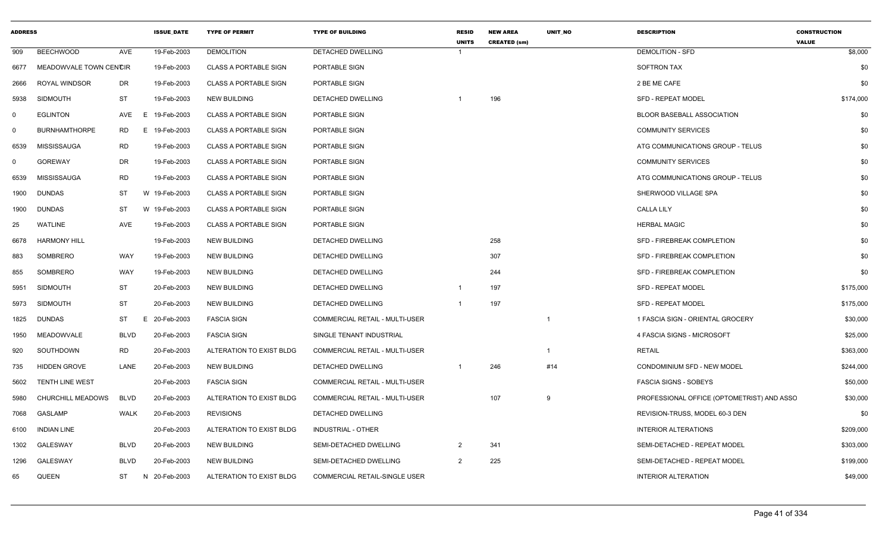| ADDRESS | | | ISSUE_DATE | TYPE OF PERMIT | TYPE OF BUILDING | RESID UNITS | NEW AREA CREATED (sm) | UNIT_NO | DESCRIPTION | CONSTRUCTION VALUE |
|---|---|---|---|---|---|---|---|---|---|---|
| 909 | BEECHWOOD | AVE | 19-Feb-2003 | DEMOLITION | DETACHED DWELLING | 1 | | | DEMOLITION - SFD | $8,000 |
| 6677 | MEADOWVALE TOWN CENTCIR | | 19-Feb-2003 | CLASS A PORTABLE SIGN | PORTABLE SIGN | | | | SOFTRON TAX | $0 |
| 2666 | ROYAL WINDSOR | DR | 19-Feb-2003 | CLASS A PORTABLE SIGN | PORTABLE SIGN | | | | 2 BE ME CAFE | $0 |
| 5938 | SIDMOUTH | ST | 19-Feb-2003 | NEW BUILDING | DETACHED DWELLING | 1 | 196 | | SFD - REPEAT MODEL | $174,000 |
| 0 | EGLINTON | AVE E | 19-Feb-2003 | CLASS A PORTABLE SIGN | PORTABLE SIGN | | | | BLOOR BASEBALL ASSOCIATION | $0 |
| 0 | BURNHAMTHORPE | RD E | 19-Feb-2003 | CLASS A PORTABLE SIGN | PORTABLE SIGN | | | | COMMUNITY SERVICES | $0 |
| 6539 | MISSISSAUGA | RD | 19-Feb-2003 | CLASS A PORTABLE SIGN | PORTABLE SIGN | | | | ATG COMMUNICATIONS GROUP - TELUS | $0 |
| 0 | GOREWAY | DR | 19-Feb-2003 | CLASS A PORTABLE SIGN | PORTABLE SIGN | | | | COMMUNITY SERVICES | $0 |
| 6539 | MISSISSAUGA | RD | 19-Feb-2003 | CLASS A PORTABLE SIGN | PORTABLE SIGN | | | | ATG COMMUNICATIONS GROUP - TELUS | $0 |
| 1900 | DUNDAS | ST W | 19-Feb-2003 | CLASS A PORTABLE SIGN | PORTABLE SIGN | | | | SHERWOOD VILLAGE SPA | $0 |
| 1900 | DUNDAS | ST W | 19-Feb-2003 | CLASS A PORTABLE SIGN | PORTABLE SIGN | | | | CALLA LILY | $0 |
| 25 | WATLINE | AVE | 19-Feb-2003 | CLASS A PORTABLE SIGN | PORTABLE SIGN | | | | HERBAL MAGIC | $0 |
| 6678 | HARMONY HILL | | 19-Feb-2003 | NEW BUILDING | DETACHED DWELLING | | 258 | | SFD - FIREBREAK COMPLETION | $0 |
| 883 | SOMBRERO | WAY | 19-Feb-2003 | NEW BUILDING | DETACHED DWELLING | | 307 | | SFD - FIREBREAK COMPLETION | $0 |
| 855 | SOMBRERO | WAY | 19-Feb-2003 | NEW BUILDING | DETACHED DWELLING | | 244 | | SFD - FIREBREAK COMPLETION | $0 |
| 5951 | SIDMOUTH | ST | 20-Feb-2003 | NEW BUILDING | DETACHED DWELLING | 1 | 197 | | SFD - REPEAT MODEL | $175,000 |
| 5973 | SIDMOUTH | ST | 20-Feb-2003 | NEW BUILDING | DETACHED DWELLING | 1 | 197 | | SFD - REPEAT MODEL | $175,000 |
| 1825 | DUNDAS | ST E | 20-Feb-2003 | FASCIA SIGN | COMMERCIAL RETAIL - MULTI-USER | | | 1 | 1 FASCIA SIGN - ORIENTAL GROCERY | $30,000 |
| 1950 | MEADOWVALE | BLVD | 20-Feb-2003 | FASCIA SIGN | SINGLE TENANT INDUSTRIAL | | | | 4 FASCIA SIGNS - MICROSOFT | $25,000 |
| 920 | SOUTHDOWN | RD | 20-Feb-2003 | ALTERATION TO EXIST BLDG | COMMERCIAL RETAIL - MULTI-USER | | | 1 | RETAIL | $363,000 |
| 735 | HIDDEN GROVE | LANE | 20-Feb-2003 | NEW BUILDING | DETACHED DWELLING | 1 | 246 | #14 | CONDOMINIUM SFD - NEW MODEL | $244,000 |
| 5602 | TENTH LINE WEST | | 20-Feb-2003 | FASCIA SIGN | COMMERCIAL RETAIL - MULTI-USER | | | | FASCIA SIGNS - SOBEYS | $50,000 |
| 5980 | CHURCHILL MEADOWS | BLVD | 20-Feb-2003 | ALTERATION TO EXIST BLDG | COMMERCIAL RETAIL - MULTI-USER | | 107 | 9 | PROFESSIONAL OFFICE (OPTOMETRIST) AND ASSO | $30,000 |
| 7068 | GASLAMP | WALK | 20-Feb-2003 | REVISIONS | DETACHED DWELLING | | | | REVISION-TRUSS, MODEL 60-3 DEN | $0 |
| 6100 | INDIAN LINE | | 20-Feb-2003 | ALTERATION TO EXIST BLDG | INDUSTRIAL - OTHER | | | | INTERIOR ALTERATIONS | $209,000 |
| 1302 | GALESWAY | BLVD | 20-Feb-2003 | NEW BUILDING | SEMI-DETACHED DWELLING | 2 | 341 | | SEMI-DETACHED - REPEAT MODEL | $303,000 |
| 1296 | GALESWAY | BLVD | 20-Feb-2003 | NEW BUILDING | SEMI-DETACHED DWELLING | 2 | 225 | | SEMI-DETACHED - REPEAT MODEL | $199,000 |
| 65 | QUEEN | ST N | 20-Feb-2003 | ALTERATION TO EXIST BLDG | COMMERCIAL RETAIL-SINGLE USER | | | | INTERIOR ALTERATION | $49,000 |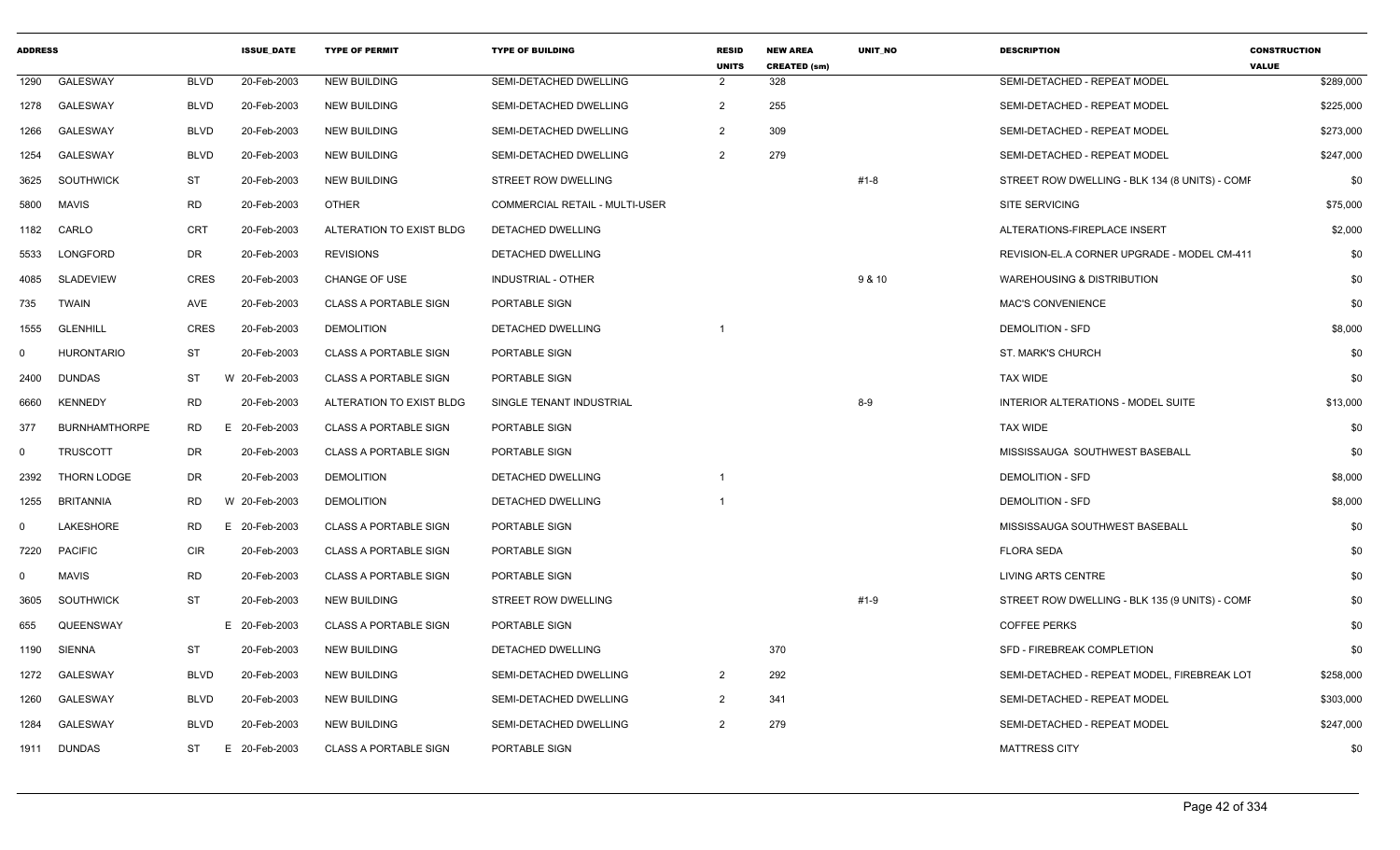| ADDRESS | | | ISSUE_DATE | TYPE OF PERMIT | TYPE OF BUILDING | RESID UNITS | NEW AREA CREATED (sm) | UNIT_NO | DESCRIPTION | CONSTRUCTION VALUE |
|---|---|---|---|---|---|---|---|---|---|---|
| 1290 | GALESWAY | BLVD | 20-Feb-2003 | NEW BUILDING | SEMI-DETACHED DWELLING | 2 | 328 | | SEMI-DETACHED - REPEAT MODEL | $289,000 |
| 1278 | GALESWAY | BLVD | 20-Feb-2003 | NEW BUILDING | SEMI-DETACHED DWELLING | 2 | 255 | | SEMI-DETACHED - REPEAT MODEL | $225,000 |
| 1266 | GALESWAY | BLVD | 20-Feb-2003 | NEW BUILDING | SEMI-DETACHED DWELLING | 2 | 309 | | SEMI-DETACHED - REPEAT MODEL | $273,000 |
| 1254 | GALESWAY | BLVD | 20-Feb-2003 | NEW BUILDING | SEMI-DETACHED DWELLING | 2 | 279 | | SEMI-DETACHED - REPEAT MODEL | $247,000 |
| 3625 | SOUTHWICK | ST | 20-Feb-2003 | NEW BUILDING | STREET ROW DWELLING | | | #1-8 | STREET ROW DWELLING - BLK 134 (8 UNITS) - COMF | $0 |
| 5800 | MAVIS | RD | 20-Feb-2003 | OTHER | COMMERCIAL RETAIL - MULTI-USER | | | | SITE SERVICING | $75,000 |
| 1182 | CARLO | CRT | 20-Feb-2003 | ALTERATION TO EXIST BLDG | DETACHED DWELLING | | | | ALTERATIONS-FIREPLACE INSERT | $2,000 |
| 5533 | LONGFORD | DR | 20-Feb-2003 | REVISIONS | DETACHED DWELLING | | | | REVISION-EL.A CORNER UPGRADE - MODEL CM-411 | $0 |
| 4085 | SLADEVIEW | CRES | 20-Feb-2003 | CHANGE OF USE | INDUSTRIAL - OTHER | | | 9 & 10 | WAREHOUSING & DISTRIBUTION | $0 |
| 735 | TWAIN | AVE | 20-Feb-2003 | CLASS A PORTABLE SIGN | PORTABLE SIGN | | | | MAC'S CONVENIENCE | $0 |
| 1555 | GLENHILL | CRES | 20-Feb-2003 | DEMOLITION | DETACHED DWELLING | 1 | | | DEMOLITION - SFD | $8,000 |
| 0 | HURONTARIO | ST | 20-Feb-2003 | CLASS A PORTABLE SIGN | PORTABLE SIGN | | | | ST. MARK'S CHURCH | $0 |
| 2400 | DUNDAS | ST | W 20-Feb-2003 | CLASS A PORTABLE SIGN | PORTABLE SIGN | | | | TAX WIDE | $0 |
| 6660 | KENNEDY | RD | 20-Feb-2003 | ALTERATION TO EXIST BLDG | SINGLE TENANT INDUSTRIAL | | | 8-9 | INTERIOR ALTERATIONS - MODEL SUITE | $13,000 |
| 377 | BURNHAMTHORPE | RD | E 20-Feb-2003 | CLASS A PORTABLE SIGN | PORTABLE SIGN | | | | TAX WIDE | $0 |
| 0 | TRUSCOTT | DR | 20-Feb-2003 | CLASS A PORTABLE SIGN | PORTABLE SIGN | | | | MISSISSAUGA SOUTHWEST BASEBALL | $0 |
| 2392 | THORN LODGE | DR | 20-Feb-2003 | DEMOLITION | DETACHED DWELLING | 1 | | | DEMOLITION - SFD | $8,000 |
| 1255 | BRITANNIA | RD | W 20-Feb-2003 | DEMOLITION | DETACHED DWELLING | 1 | | | DEMOLITION - SFD | $8,000 |
| 0 | LAKESHORE | RD | E 20-Feb-2003 | CLASS A PORTABLE SIGN | PORTABLE SIGN | | | | MISSISSAUGA SOUTHWEST BASEBALL | $0 |
| 7220 | PACIFIC | CIR | 20-Feb-2003 | CLASS A PORTABLE SIGN | PORTABLE SIGN | | | | FLORA SEDA | $0 |
| 0 | MAVIS | RD | 20-Feb-2003 | CLASS A PORTABLE SIGN | PORTABLE SIGN | | | | LIVING ARTS CENTRE | $0 |
| 3605 | SOUTHWICK | ST | 20-Feb-2003 | NEW BUILDING | STREET ROW DWELLING | | | #1-9 | STREET ROW DWELLING - BLK 135 (9 UNITS) - COMF | $0 |
| 655 | QUEENSWAY | | E 20-Feb-2003 | CLASS A PORTABLE SIGN | PORTABLE SIGN | | | | COFFEE PERKS | $0 |
| 1190 | SIENNA | ST | 20-Feb-2003 | NEW BUILDING | DETACHED DWELLING | | 370 | | SFD - FIREBREAK COMPLETION | $0 |
| 1272 | GALESWAY | BLVD | 20-Feb-2003 | NEW BUILDING | SEMI-DETACHED DWELLING | 2 | 292 | | SEMI-DETACHED - REPEAT MODEL, FIREBREAK LOT | $258,000 |
| 1260 | GALESWAY | BLVD | 20-Feb-2003 | NEW BUILDING | SEMI-DETACHED DWELLING | 2 | 341 | | SEMI-DETACHED - REPEAT MODEL | $303,000 |
| 1284 | GALESWAY | BLVD | 20-Feb-2003 | NEW BUILDING | SEMI-DETACHED DWELLING | 2 | 279 | | SEMI-DETACHED - REPEAT MODEL | $247,000 |
| 1911 | DUNDAS | ST | E 20-Feb-2003 | CLASS A PORTABLE SIGN | PORTABLE SIGN | | | | MATTRESS CITY | $0 |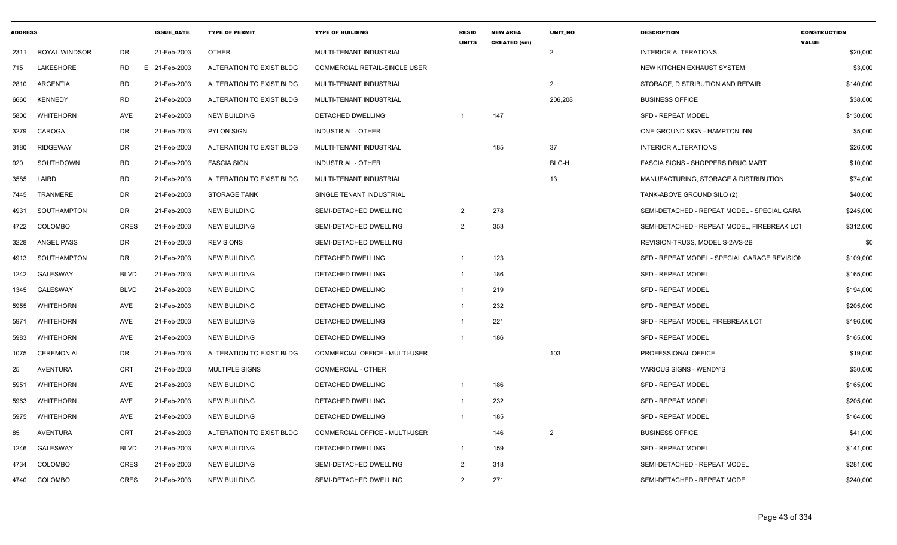| ADDRESS | | | ISSUE_DATE | TYPE OF PERMIT | TYPE OF BUILDING | RESID UNITS | NEW AREA CREATED (sm) | UNIT_NO | DESCRIPTION | CONSTRUCTION VALUE |
|---|---|---|---|---|---|---|---|---|---|---|
| 2311 | ROYAL WINDSOR | DR | 21-Feb-2003 | OTHER | MULTI-TENANT INDUSTRIAL | | | 2 | INTERIOR ALTERATIONS | $20,000 |
| 715 | LAKESHORE | RD | E 21-Feb-2003 | ALTERATION TO EXIST BLDG | COMMERCIAL RETAIL-SINGLE USER | | | | NEW KITCHEN EXHAUST SYSTEM | $3,000 |
| 2810 | ARGENTIA | RD | 21-Feb-2003 | ALTERATION TO EXIST BLDG | MULTI-TENANT INDUSTRIAL | | | 2 | STORAGE, DISTRIBUTION AND REPAIR | $140,000 |
| 6660 | KENNEDY | RD | 21-Feb-2003 | ALTERATION TO EXIST BLDG | MULTI-TENANT INDUSTRIAL | | | 206,208 | BUSINESS OFFICE | $38,000 |
| 5800 | WHITEHORN | AVE | 21-Feb-2003 | NEW BUILDING | DETACHED DWELLING | 1 | 147 | | SFD - REPEAT MODEL | $130,000 |
| 3279 | CAROGA | DR | 21-Feb-2003 | PYLON SIGN | INDUSTRIAL - OTHER | | | | ONE GROUND SIGN - HAMPTON INN | $5,000 |
| 3180 | RIDGEWAY | DR | 21-Feb-2003 | ALTERATION TO EXIST BLDG | MULTI-TENANT INDUSTRIAL | | 185 | 37 | INTERIOR ALTERATIONS | $26,000 |
| 920 | SOUTHDOWN | RD | 21-Feb-2003 | FASCIA SIGN | INDUSTRIAL - OTHER | | | BLG-H | FASCIA SIGNS - SHOPPERS DRUG MART | $10,000 |
| 3585 | LAIRD | RD | 21-Feb-2003 | ALTERATION TO EXIST BLDG | MULTI-TENANT INDUSTRIAL | | | 13 | MANUFACTURING, STORAGE & DISTRIBUTION | $74,000 |
| 7445 | TRANMERE | DR | 21-Feb-2003 | STORAGE TANK | SINGLE TENANT INDUSTRIAL | | | | TANK-ABOVE GROUND SILO (2) | $40,000 |
| 4931 | SOUTHAMPTON | DR | 21-Feb-2003 | NEW BUILDING | SEMI-DETACHED DWELLING | 2 | 278 | | SEMI-DETACHED - REPEAT MODEL - SPECIAL GARA | $245,000 |
| 4722 | COLOMBO | CRES | 21-Feb-2003 | NEW BUILDING | SEMI-DETACHED DWELLING | 2 | 353 | | SEMI-DETACHED - REPEAT MODEL, FIREBREAK LOT | $312,000 |
| 3228 | ANGEL PASS | DR | 21-Feb-2003 | REVISIONS | SEMI-DETACHED DWELLING | | | | REVISION-TRUSS, MODEL S-2A/S-2B | $0 |
| 4913 | SOUTHAMPTON | DR | 21-Feb-2003 | NEW BUILDING | DETACHED DWELLING | 1 | 123 | | SFD - REPEAT MODEL - SPECIAL GARAGE REVISION | $109,000 |
| 1242 | GALESWAY | BLVD | 21-Feb-2003 | NEW BUILDING | DETACHED DWELLING | 1 | 186 | | SFD - REPEAT MODEL | $165,000 |
| 1345 | GALESWAY | BLVD | 21-Feb-2003 | NEW BUILDING | DETACHED DWELLING | 1 | 219 | | SFD - REPEAT MODEL | $194,000 |
| 5955 | WHITEHORN | AVE | 21-Feb-2003 | NEW BUILDING | DETACHED DWELLING | 1 | 232 | | SFD - REPEAT MODEL | $205,000 |
| 5971 | WHITEHORN | AVE | 21-Feb-2003 | NEW BUILDING | DETACHED DWELLING | 1 | 221 | | SFD - REPEAT MODEL, FIREBREAK LOT | $196,000 |
| 5983 | WHITEHORN | AVE | 21-Feb-2003 | NEW BUILDING | DETACHED DWELLING | 1 | 186 | | SFD - REPEAT MODEL | $165,000 |
| 1075 | CEREMONIAL | DR | 21-Feb-2003 | ALTERATION TO EXIST BLDG | COMMERCIAL OFFICE - MULTI-USER | | | 103 | PROFESSIONAL OFFICE | $19,000 |
| 25 | AVENTURA | CRT | 21-Feb-2003 | MULTIPLE SIGNS | COMMERCIAL - OTHER | | | | VARIOUS SIGNS - WENDY'S | $30,000 |
| 5951 | WHITEHORN | AVE | 21-Feb-2003 | NEW BUILDING | DETACHED DWELLING | 1 | 186 | | SFD - REPEAT MODEL | $165,000 |
| 5963 | WHITEHORN | AVE | 21-Feb-2003 | NEW BUILDING | DETACHED DWELLING | 1 | 232 | | SFD - REPEAT MODEL | $205,000 |
| 5975 | WHITEHORN | AVE | 21-Feb-2003 | NEW BUILDING | DETACHED DWELLING | 1 | 185 | | SFD - REPEAT MODEL | $164,000 |
| 85 | AVENTURA | CRT | 21-Feb-2003 | ALTERATION TO EXIST BLDG | COMMERCIAL OFFICE - MULTI-USER | | 146 | 2 | BUSINESS OFFICE | $41,000 |
| 1246 | GALESWAY | BLVD | 21-Feb-2003 | NEW BUILDING | DETACHED DWELLING | 1 | 159 | | SFD - REPEAT MODEL | $141,000 |
| 4734 | COLOMBO | CRES | 21-Feb-2003 | NEW BUILDING | SEMI-DETACHED DWELLING | 2 | 318 | | SEMI-DETACHED - REPEAT MODEL | $281,000 |
| 4740 | COLOMBO | CRES | 21-Feb-2003 | NEW BUILDING | SEMI-DETACHED DWELLING | 2 | 271 | | SEMI-DETACHED - REPEAT MODEL | $240,000 |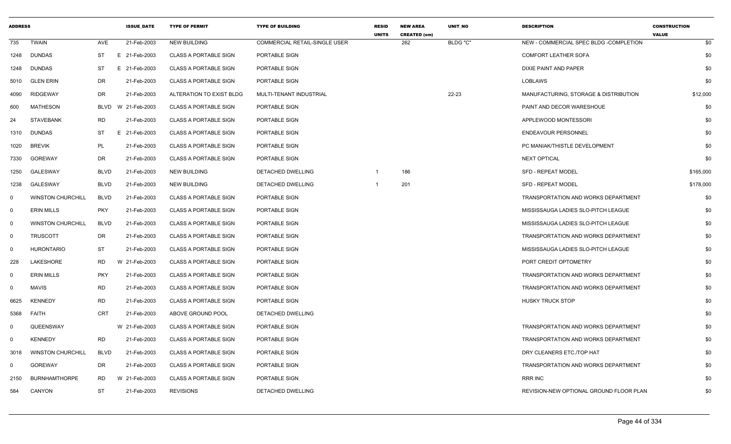| ADDRESS | | | ISSUE_DATE | TYPE OF PERMIT | TYPE OF BUILDING | RESID UNITS | NEW AREA CREATED (sm) | UNIT_NO | DESCRIPTION | CONSTRUCTION VALUE |
|---|---|---|---|---|---|---|---|---|---|---|
| 735 | TWAIN | AVE | 21-Feb-2003 | NEW BUILDING | COMMERCIAL RETAIL-SINGLE USER | | 262 | BLDG "C" | NEW - COMMERCIAL SPEC BLDG -COMPLETION | $0 |
| 1248 | DUNDAS | ST | E 21-Feb-2003 | CLASS A PORTABLE SIGN | PORTABLE SIGN | | | | COMFORT LEATHER SOFA | $0 |
| 1248 | DUNDAS | ST | E 21-Feb-2003 | CLASS A PORTABLE SIGN | PORTABLE SIGN | | | | DIXIE PAINT AND PAPER | $0 |
| 5010 | GLEN ERIN | DR | 21-Feb-2003 | CLASS A PORTABLE SIGN | PORTABLE SIGN | | | | LOBLAWS | $0 |
| 4090 | RIDGEWAY | DR | 21-Feb-2003 | ALTERATION TO EXIST BLDG | MULTI-TENANT INDUSTRIAL | | | 22-23 | MANUFACTURING, STORAGE & DISTRIBUTION | $12,000 |
| 600 | MATHESON | BLVD | W 21-Feb-2003 | CLASS A PORTABLE SIGN | PORTABLE SIGN | | | | PAINT AND DECOR WARESHOUE | $0 |
| 24 | STAVEBANK | RD | 21-Feb-2003 | CLASS A PORTABLE SIGN | PORTABLE SIGN | | | | APPLEWOOD MONTESSORI | $0 |
| 1310 | DUNDAS | ST | E 21-Feb-2003 | CLASS A PORTABLE SIGN | PORTABLE SIGN | | | | ENDEAVOUR PERSONNEL | $0 |
| 1020 | BREVIK | PL | 21-Feb-2003 | CLASS A PORTABLE SIGN | PORTABLE SIGN | | | | PC MANIAK/THISTLE DEVELOPMENT | $0 |
| 7330 | GOREWAY | DR | 21-Feb-2003 | CLASS A PORTABLE SIGN | PORTABLE SIGN | | | | NEXT OPTICAL | $0 |
| 1250 | GALESWAY | BLVD | 21-Feb-2003 | NEW BUILDING | DETACHED DWELLING | 1 | 186 | | SFD - REPEAT MODEL | $165,000 |
| 1238 | GALESWAY | BLVD | 21-Feb-2003 | NEW BUILDING | DETACHED DWELLING | 1 | 201 | | SFD - REPEAT MODEL | $178,000 |
| 0 | WINSTON CHURCHILL | BLVD | 21-Feb-2003 | CLASS A PORTABLE SIGN | PORTABLE SIGN | | | | TRANSPORTATION AND WORKS DEPARTMENT | $0 |
| 0 | ERIN MILLS | PKY | 21-Feb-2003 | CLASS A PORTABLE SIGN | PORTABLE SIGN | | | | MISSISSAUGA LADIES SLO-PITCH LEAGUE | $0 |
| 0 | WINSTON CHURCHILL | BLVD | 21-Feb-2003 | CLASS A PORTABLE SIGN | PORTABLE SIGN | | | | MISSISSAUGA LADIES SLO-PITCH LEAGUE | $0 |
| 0 | TRUSCOTT | DR | 21-Feb-2003 | CLASS A PORTABLE SIGN | PORTABLE SIGN | | | | TRANSPORTATION AND WORKS DEPARTMENT | $0 |
| 0 | HURONTARIO | ST | 21-Feb-2003 | CLASS A PORTABLE SIGN | PORTABLE SIGN | | | | MISSISSAUGA LADIES SLO-PITCH LEAGUE | $0 |
| 228 | LAKESHORE | RD | W 21-Feb-2003 | CLASS A PORTABLE SIGN | PORTABLE SIGN | | | | PORT CREDIT OPTOMETRY | $0 |
| 0 | ERIN MILLS | PKY | 21-Feb-2003 | CLASS A PORTABLE SIGN | PORTABLE SIGN | | | | TRANSPORTATION AND WORKS DEPARTMENT | $0 |
| 0 | MAVIS | RD | 21-Feb-2003 | CLASS A PORTABLE SIGN | PORTABLE SIGN | | | | TRANSPORTATION AND WORKS DEPARTMENT | $0 |
| 6625 | KENNEDY | RD | 21-Feb-2003 | CLASS A PORTABLE SIGN | PORTABLE SIGN | | | | HUSKY TRUCK STOP | $0 |
| 5368 | FAITH | CRT | 21-Feb-2003 | ABOVE GROUND POOL | DETACHED DWELLING | | | | | $0 |
| 0 | QUEENSWAY | | W 21-Feb-2003 | CLASS A PORTABLE SIGN | PORTABLE SIGN | | | | TRANSPORTATION AND WORKS DEPARTMENT | $0 |
| 0 | KENNEDY | RD | 21-Feb-2003 | CLASS A PORTABLE SIGN | PORTABLE SIGN | | | | TRANSPORTATION AND WORKS DEPARTMENT | $0 |
| 3018 | WINSTON CHURCHILL | BLVD | 21-Feb-2003 | CLASS A PORTABLE SIGN | PORTABLE SIGN | | | | DRY CLEANERS ETC./TOP HAT | $0 |
| 0 | GOREWAY | DR | 21-Feb-2003 | CLASS A PORTABLE SIGN | PORTABLE SIGN | | | | TRANSPORTATION AND WORKS DEPARTMENT | $0 |
| 2150 | BURNHAMTHORPE | RD | W 21-Feb-2003 | CLASS A PORTABLE SIGN | PORTABLE SIGN | | | | RRR INC | $0 |
| 584 | CANYON | ST | 21-Feb-2003 | REVISIONS | DETACHED DWELLING | | | | REVISION-NEW OPTIONAL GROUND FLOOR PLAN | $0 |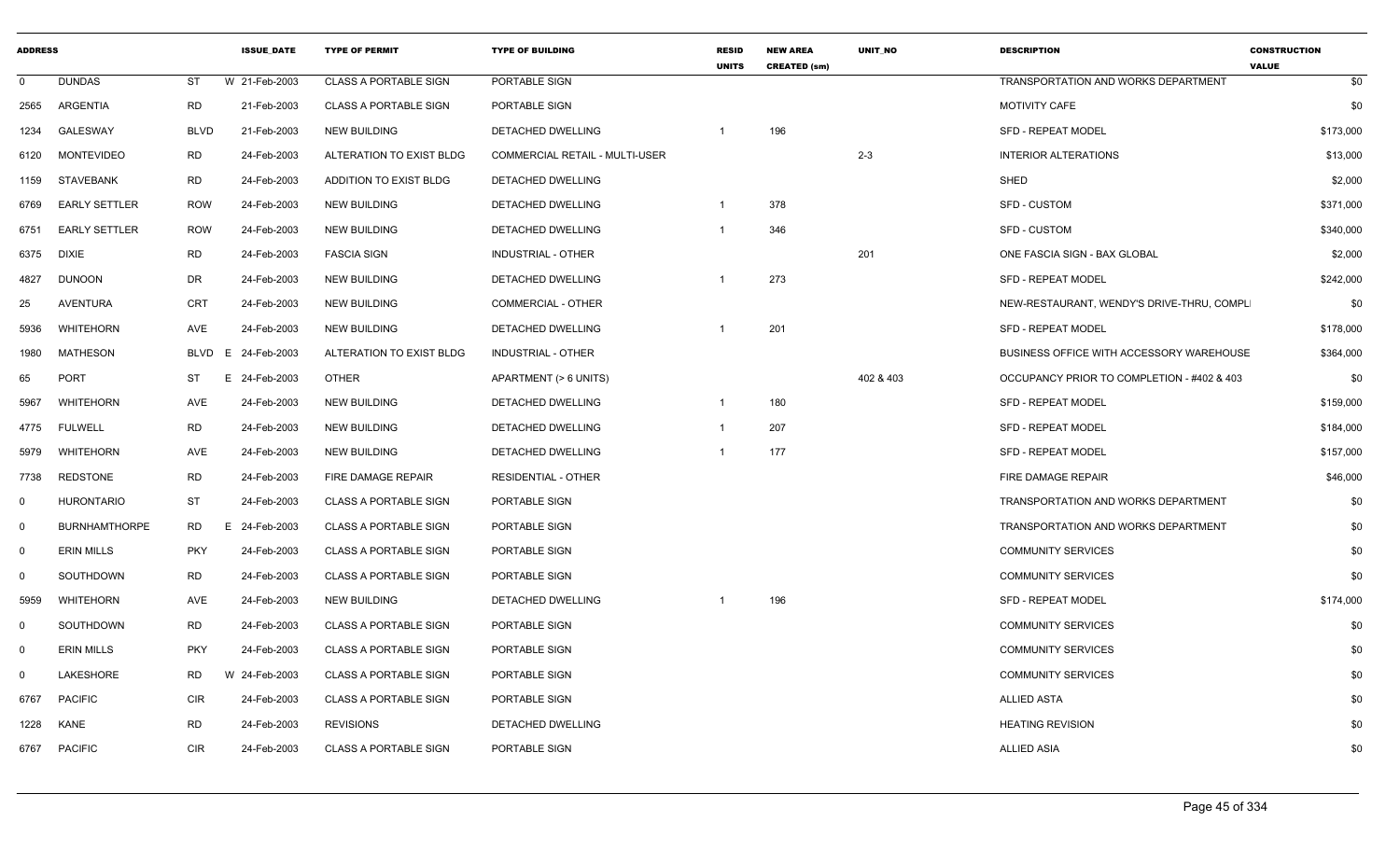| ADDRESS | | | | ISSUE_DATE | TYPE OF PERMIT | TYPE OF BUILDING | RESID UNITS | NEW AREA CREATED (sm) | UNIT_NO | DESCRIPTION | CONSTRUCTION VALUE |
|---|---|---|---|---|---|---|---|---|---|---|---|
| 0 | DUNDAS | ST | W | 21-Feb-2003 | CLASS A PORTABLE SIGN | PORTABLE SIGN | | | | TRANSPORTATION AND WORKS DEPARTMENT | $0 |
| 2565 | ARGENTIA | RD | | 21-Feb-2003 | CLASS A PORTABLE SIGN | PORTABLE SIGN | | | | MOTIVITY CAFE | $0 |
| 1234 | GALESWAY | BLVD | | 21-Feb-2003 | NEW BUILDING | DETACHED DWELLING | 1 | 196 | | SFD - REPEAT MODEL | $173,000 |
| 6120 | MONTEVIDEO | RD | | 24-Feb-2003 | ALTERATION TO EXIST BLDG | COMMERCIAL RETAIL - MULTI-USER | | | 2-3 | INTERIOR ALTERATIONS | $13,000 |
| 1159 | STAVEBANK | RD | | 24-Feb-2003 | ADDITION TO EXIST BLDG | DETACHED DWELLING | | | | SHED | $2,000 |
| 6769 | EARLY SETTLER | ROW | | 24-Feb-2003 | NEW BUILDING | DETACHED DWELLING | 1 | 378 | | SFD - CUSTOM | $371,000 |
| 6751 | EARLY SETTLER | ROW | | 24-Feb-2003 | NEW BUILDING | DETACHED DWELLING | 1 | 346 | | SFD - CUSTOM | $340,000 |
| 6375 | DIXIE | RD | | 24-Feb-2003 | FASCIA SIGN | INDUSTRIAL - OTHER | | | 201 | ONE FASCIA SIGN - BAX GLOBAL | $2,000 |
| 4827 | DUNOON | DR | | 24-Feb-2003 | NEW BUILDING | DETACHED DWELLING | 1 | 273 | | SFD - REPEAT MODEL | $242,000 |
| 25 | AVENTURA | CRT | | 24-Feb-2003 | NEW BUILDING | COMMERCIAL - OTHER | | | | NEW-RESTAURANT, WENDY'S DRIVE-THRU, COMPL | $0 |
| 5936 | WHITEHORN | AVE | | 24-Feb-2003 | NEW BUILDING | DETACHED DWELLING | 1 | 201 | | SFD - REPEAT MODEL | $178,000 |
| 1980 | MATHESON | BLVD | E | 24-Feb-2003 | ALTERATION TO EXIST BLDG | INDUSTRIAL - OTHER | | | | BUSINESS OFFICE WITH ACCESSORY WAREHOUSE | $364,000 |
| 65 | PORT | ST | E | 24-Feb-2003 | OTHER | APARTMENT (> 6 UNITS) | | | 402 & 403 | OCCUPANCY PRIOR TO COMPLETION - #402 & 403 | $0 |
| 5967 | WHITEHORN | AVE | | 24-Feb-2003 | NEW BUILDING | DETACHED DWELLING | 1 | 180 | | SFD - REPEAT MODEL | $159,000 |
| 4775 | FULWELL | RD | | 24-Feb-2003 | NEW BUILDING | DETACHED DWELLING | 1 | 207 | | SFD - REPEAT MODEL | $184,000 |
| 5979 | WHITEHORN | AVE | | 24-Feb-2003 | NEW BUILDING | DETACHED DWELLING | 1 | 177 | | SFD - REPEAT MODEL | $157,000 |
| 7738 | REDSTONE | RD | | 24-Feb-2003 | FIRE DAMAGE REPAIR | RESIDENTIAL - OTHER | | | | FIRE DAMAGE REPAIR | $46,000 |
| 0 | HURONTARIO | ST | | 24-Feb-2003 | CLASS A PORTABLE SIGN | PORTABLE SIGN | | | | TRANSPORTATION AND WORKS DEPARTMENT | $0 |
| 0 | BURNHAMTHORPE | RD | E | 24-Feb-2003 | CLASS A PORTABLE SIGN | PORTABLE SIGN | | | | TRANSPORTATION AND WORKS DEPARTMENT | $0 |
| 0 | ERIN MILLS | PKY | | 24-Feb-2003 | CLASS A PORTABLE SIGN | PORTABLE SIGN | | | | COMMUNITY SERVICES | $0 |
| 0 | SOUTHDOWN | RD | | 24-Feb-2003 | CLASS A PORTABLE SIGN | PORTABLE SIGN | | | | COMMUNITY SERVICES | $0 |
| 5959 | WHITEHORN | AVE | | 24-Feb-2003 | NEW BUILDING | DETACHED DWELLING | 1 | 196 | | SFD - REPEAT MODEL | $174,000 |
| 0 | SOUTHDOWN | RD | | 24-Feb-2003 | CLASS A PORTABLE SIGN | PORTABLE SIGN | | | | COMMUNITY SERVICES | $0 |
| 0 | ERIN MILLS | PKY | | 24-Feb-2003 | CLASS A PORTABLE SIGN | PORTABLE SIGN | | | | COMMUNITY SERVICES | $0 |
| 0 | LAKESHORE | RD | W | 24-Feb-2003 | CLASS A PORTABLE SIGN | PORTABLE SIGN | | | | COMMUNITY SERVICES | $0 |
| 6767 | PACIFIC | CIR | | 24-Feb-2003 | CLASS A PORTABLE SIGN | PORTABLE SIGN | | | | ALLIED ASTA | $0 |
| 1228 | KANE | RD | | 24-Feb-2003 | REVISIONS | DETACHED DWELLING | | | | HEATING REVISION | $0 |
| 6767 | PACIFIC | CIR | | 24-Feb-2003 | CLASS A PORTABLE SIGN | PORTABLE SIGN | | | | ALLIED ASIA | $0 |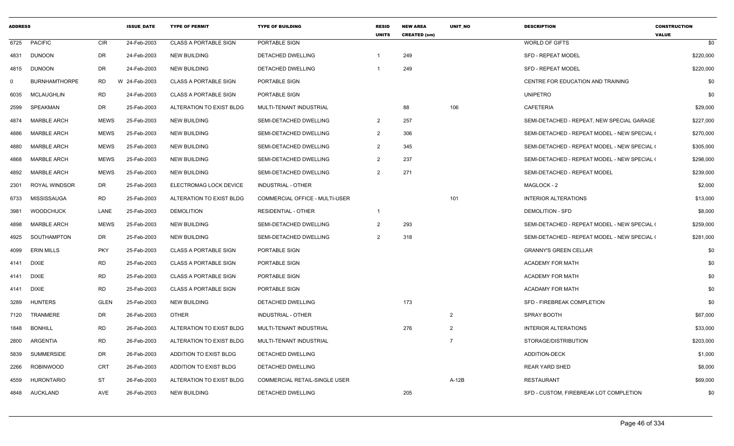| ADDRESS | | | ISSUE_DATE | TYPE OF PERMIT | TYPE OF BUILDING | RESID UNITS | NEW AREA CREATED (sm) | UNIT_NO | DESCRIPTION | CONSTRUCTION VALUE |
|---|---|---|---|---|---|---|---|---|---|---|
| 6725 | PACIFIC | CIR | 24-Feb-2003 | CLASS A PORTABLE SIGN | PORTABLE SIGN | | | | WORLD OF GIFTS | $0 |
| 4831 | DUNOON | DR | 24-Feb-2003 | NEW BUILDING | DETACHED DWELLING | 1 | 249 | | SFD - REPEAT MODEL | $220,000 |
| 4815 | DUNOON | DR | 24-Feb-2003 | NEW BUILDING | DETACHED DWELLING | 1 | 249 | | SFD - REPEAT MODEL | $220,000 |
| 0 | BURNHAMTHORPE | RD | W 24-Feb-2003 | CLASS A PORTABLE SIGN | PORTABLE SIGN | | | | CENTRE FOR EDUCATION AND TRAINING | $0 |
| 6035 | MCLAUGHLIN | RD | 24-Feb-2003 | CLASS A PORTABLE SIGN | PORTABLE SIGN | | | | UNIPETRO | $0 |
| 2599 | SPEAKMAN | DR | 25-Feb-2003 | ALTERATION TO EXIST BLDG | MULTI-TENANT INDUSTRIAL | | 88 | 106 | CAFETERIA | $29,000 |
| 4874 | MARBLE ARCH | MEWS | 25-Feb-2003 | NEW BUILDING | SEMI-DETACHED DWELLING | 2 | 257 | | SEMI-DETACHED - REPEAT, NEW SPECIAL GARAGE | $227,000 |
| 4886 | MARBLE ARCH | MEWS | 25-Feb-2003 | NEW BUILDING | SEMI-DETACHED DWELLING | 2 | 306 | | SEMI-DETACHED - REPEAT MODEL - NEW SPECIAL ( | $270,000 |
| 4880 | MARBLE ARCH | MEWS | 25-Feb-2003 | NEW BUILDING | SEMI-DETACHED DWELLING | 2 | 345 | | SEMI-DETACHED - REPEAT MODEL - NEW SPECIAL ( | $305,000 |
| 4868 | MARBLE ARCH | MEWS | 25-Feb-2003 | NEW BUILDING | SEMI-DETACHED DWELLING | 2 | 237 | | SEMI-DETACHED - REPEAT MODEL - NEW SPECIAL ( | $298,000 |
| 4892 | MARBLE ARCH | MEWS | 25-Feb-2003 | NEW BUILDING | SEMI-DETACHED DWELLING | 2 | 271 | | SEMI-DETACHED - REPEAT MODEL | $239,000 |
| 2301 | ROYAL WINDSOR | DR | 25-Feb-2003 | ELECTROMAG LOCK DEVICE | INDUSTRIAL - OTHER | | | | MAGLOCK - 2 | $2,000 |
| 6733 | MISSISSAUGA | RD | 25-Feb-2003 | ALTERATION TO EXIST BLDG | COMMERCIAL OFFICE - MULTI-USER | | | 101 | INTERIOR ALTERATIONS | $13,000 |
| 3981 | WOODCHUCK | LANE | 25-Feb-2003 | DEMOLITION | RESIDENTIAL - OTHER | 1 | | | DEMOLITION - SFD | $8,000 |
| 4898 | MARBLE ARCH | MEWS | 25-Feb-2003 | NEW BUILDING | SEMI-DETACHED DWELLING | 2 | 293 | | SEMI-DETACHED - REPEAT MODEL - NEW SPECIAL ( | $259,000 |
| 4925 | SOUTHAMPTON | DR | 25-Feb-2003 | NEW BUILDING | SEMI-DETACHED DWELLING | 2 | 318 | | SEMI-DETACHED - REPEAT MODEL - NEW SPECIAL ( | $281,000 |
| 4099 | ERIN MILLS | PKY | 25-Feb-2003 | CLASS A PORTABLE SIGN | PORTABLE SIGN | | | | GRANNY'S GREEN CELLAR | $0 |
| 4141 | DIXIE | RD | 25-Feb-2003 | CLASS A PORTABLE SIGN | PORTABLE SIGN | | | | ACADEMY FOR MATH | $0 |
| 4141 | DIXIE | RD | 25-Feb-2003 | CLASS A PORTABLE SIGN | PORTABLE SIGN | | | | ACADEMY FOR MATH | $0 |
| 4141 | DIXIE | RD | 25-Feb-2003 | CLASS A PORTABLE SIGN | PORTABLE SIGN | | | | ACADAMY FOR MATH | $0 |
| 3289 | HUNTERS | GLEN | 25-Feb-2003 | NEW BUILDING | DETACHED DWELLING | | 173 | | SFD - FIREBREAK COMPLETION | $0 |
| 7120 | TRANMERE | DR | 26-Feb-2003 | OTHER | INDUSTRIAL - OTHER | | | 2 | SPRAY BOOTH | $67,000 |
| 1848 | BONHILL | RD | 26-Feb-2003 | ALTERATION TO EXIST BLDG | MULTI-TENANT INDUSTRIAL | | 276 | 2 | INTERIOR ALTERATIONS | $33,000 |
| 2800 | ARGENTIA | RD | 26-Feb-2003 | ALTERATION TO EXIST BLDG | MULTI-TENANT INDUSTRIAL | | | 7 | STORAGE/DISTRIBUTION | $203,000 |
| 5839 | SUMMERSIDE | DR | 26-Feb-2003 | ADDITION TO EXIST BLDG | DETACHED DWELLING | | | | ADDITION-DECK | $1,000 |
| 2266 | ROBINWOOD | CRT | 26-Feb-2003 | ADDITION TO EXIST BLDG | DETACHED DWELLING | | | | REAR YARD SHED | $8,000 |
| 4559 | HURONTARIO | ST | 26-Feb-2003 | ALTERATION TO EXIST BLDG | COMMERCIAL RETAIL-SINGLE USER | | | A-12B | RESTAURANT | $69,000 |
| 4848 | AUCKLAND | AVE | 26-Feb-2003 | NEW BUILDING | DETACHED DWELLING | | 205 | | SFD - CUSTOM, FIREBREAK LOT COMPLETION | $0 |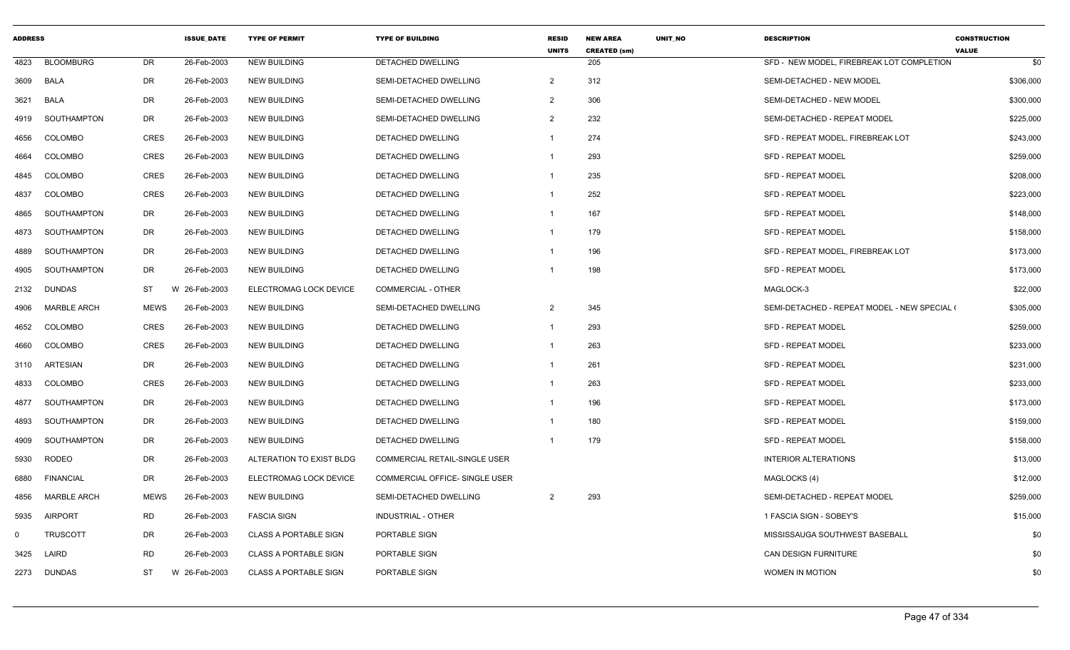| ADDRESS | | | ISSUE_DATE | TYPE OF PERMIT | TYPE OF BUILDING | RESID UNITS | NEW AREA CREATED (sm) | UNIT_NO | DESCRIPTION | CONSTRUCTION VALUE |
|---|---|---|---|---|---|---|---|---|---|---|
| 4823 | BLOOMBURG | DR | 26-Feb-2003 | NEW BUILDING | DETACHED DWELLING | | 205 | | SFD - NEW MODEL, FIREBREAK LOT COMPLETION | $0 |
| 3609 | BALA | DR | 26-Feb-2003 | NEW BUILDING | SEMI-DETACHED DWELLING | 2 | 312 | | SEMI-DETACHED - NEW MODEL | $306,000 |
| 3621 | BALA | DR | 26-Feb-2003 | NEW BUILDING | SEMI-DETACHED DWELLING | 2 | 306 | | SEMI-DETACHED - NEW MODEL | $300,000 |
| 4919 | SOUTHAMPTON | DR | 26-Feb-2003 | NEW BUILDING | SEMI-DETACHED DWELLING | 2 | 232 | | SEMI-DETACHED - REPEAT MODEL | $225,000 |
| 4656 | COLOMBO | CRES | 26-Feb-2003 | NEW BUILDING | DETACHED DWELLING | 1 | 274 | | SFD - REPEAT MODEL, FIREBREAK LOT | $243,000 |
| 4664 | COLOMBO | CRES | 26-Feb-2003 | NEW BUILDING | DETACHED DWELLING | 1 | 293 | | SFD - REPEAT MODEL | $259,000 |
| 4845 | COLOMBO | CRES | 26-Feb-2003 | NEW BUILDING | DETACHED DWELLING | 1 | 235 | | SFD - REPEAT MODEL | $208,000 |
| 4837 | COLOMBO | CRES | 26-Feb-2003 | NEW BUILDING | DETACHED DWELLING | 1 | 252 | | SFD - REPEAT MODEL | $223,000 |
| 4865 | SOUTHAMPTON | DR | 26-Feb-2003 | NEW BUILDING | DETACHED DWELLING | 1 | 167 | | SFD - REPEAT MODEL | $148,000 |
| 4873 | SOUTHAMPTON | DR | 26-Feb-2003 | NEW BUILDING | DETACHED DWELLING | 1 | 179 | | SFD - REPEAT MODEL | $158,000 |
| 4889 | SOUTHAMPTON | DR | 26-Feb-2003 | NEW BUILDING | DETACHED DWELLING | 1 | 196 | | SFD - REPEAT MODEL, FIREBREAK LOT | $173,000 |
| 4905 | SOUTHAMPTON | DR | 26-Feb-2003 | NEW BUILDING | DETACHED DWELLING | 1 | 198 | | SFD - REPEAT MODEL | $173,000 |
| 2132 | DUNDAS | ST | W 26-Feb-2003 | ELECTROMAG LOCK DEVICE | COMMERCIAL - OTHER | | | | MAGLOCK-3 | $22,000 |
| 4906 | MARBLE ARCH | MEWS | 26-Feb-2003 | NEW BUILDING | SEMI-DETACHED DWELLING | 2 | 345 | | SEMI-DETACHED - REPEAT MODEL - NEW SPECIAL ( | $305,000 |
| 4652 | COLOMBO | CRES | 26-Feb-2003 | NEW BUILDING | DETACHED DWELLING | 1 | 293 | | SFD - REPEAT MODEL | $259,000 |
| 4660 | COLOMBO | CRES | 26-Feb-2003 | NEW BUILDING | DETACHED DWELLING | 1 | 263 | | SFD - REPEAT MODEL | $233,000 |
| 3110 | ARTESIAN | DR | 26-Feb-2003 | NEW BUILDING | DETACHED DWELLING | 1 | 261 | | SFD - REPEAT MODEL | $231,000 |
| 4833 | COLOMBO | CRES | 26-Feb-2003 | NEW BUILDING | DETACHED DWELLING | 1 | 263 | | SFD - REPEAT MODEL | $233,000 |
| 4877 | SOUTHAMPTON | DR | 26-Feb-2003 | NEW BUILDING | DETACHED DWELLING | 1 | 196 | | SFD - REPEAT MODEL | $173,000 |
| 4893 | SOUTHAMPTON | DR | 26-Feb-2003 | NEW BUILDING | DETACHED DWELLING | 1 | 180 | | SFD - REPEAT MODEL | $159,000 |
| 4909 | SOUTHAMPTON | DR | 26-Feb-2003 | NEW BUILDING | DETACHED DWELLING | 1 | 179 | | SFD - REPEAT MODEL | $158,000 |
| 5930 | RODEO | DR | 26-Feb-2003 | ALTERATION TO EXIST BLDG | COMMERCIAL RETAIL-SINGLE USER | | | | INTERIOR ALTERATIONS | $13,000 |
| 6880 | FINANCIAL | DR | 26-Feb-2003 | ELECTROMAG LOCK DEVICE | COMMERCIAL OFFICE- SINGLE USER | | | | MAGLOCKS (4) | $12,000 |
| 4856 | MARBLE ARCH | MEWS | 26-Feb-2003 | NEW BUILDING | SEMI-DETACHED DWELLING | 2 | 293 | | SEMI-DETACHED - REPEAT MODEL | $259,000 |
| 5935 | AIRPORT | RD | 26-Feb-2003 | FASCIA SIGN | INDUSTRIAL - OTHER | | | | 1 FASCIA SIGN - SOBEY'S | $15,000 |
| 0 | TRUSCOTT | DR | 26-Feb-2003 | CLASS A PORTABLE SIGN | PORTABLE SIGN | | | | MISSISSAUGA SOUTHWEST BASEBALL | $0 |
| 3425 | LAIRD | RD | 26-Feb-2003 | CLASS A PORTABLE SIGN | PORTABLE SIGN | | | | CAN DESIGN FURNITURE | $0 |
| 2273 | DUNDAS | ST | W 26-Feb-2003 | CLASS A PORTABLE SIGN | PORTABLE SIGN | | | | WOMEN IN MOTION | $0 |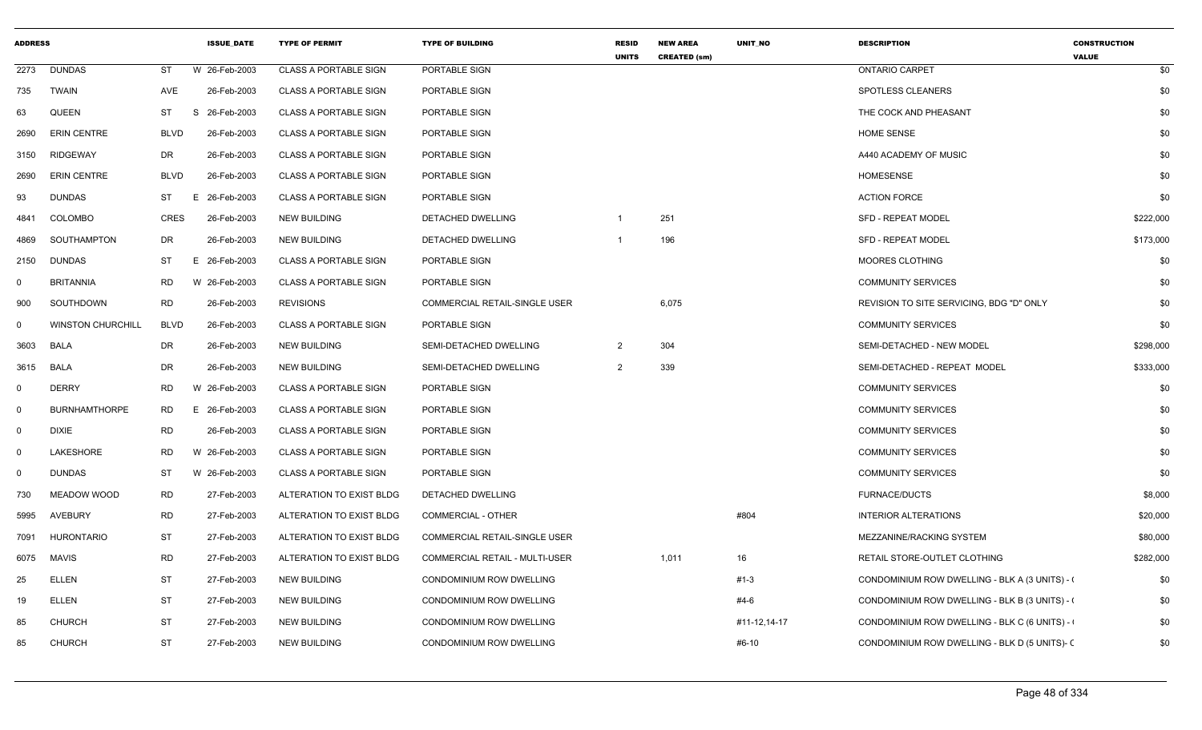| ADDRESS | | | ISSUE_DATE | TYPE OF PERMIT | TYPE OF BUILDING | RESID UNITS | NEW AREA CREATED (sm) | UNIT_NO | DESCRIPTION | CONSTRUCTION VALUE |
|---|---|---|---|---|---|---|---|---|---|---|
| 2273 | DUNDAS | ST | W 26-Feb-2003 | CLASS A PORTABLE SIGN | PORTABLE SIGN | | | | ONTARIO CARPET | $0 |
| 735 | TWAIN | AVE | 26-Feb-2003 | CLASS A PORTABLE SIGN | PORTABLE SIGN | | | | SPOTLESS CLEANERS | $0 |
| 63 | QUEEN | ST | S 26-Feb-2003 | CLASS A PORTABLE SIGN | PORTABLE SIGN | | | | THE COCK AND PHEASANT | $0 |
| 2690 | ERIN CENTRE | BLVD | 26-Feb-2003 | CLASS A PORTABLE SIGN | PORTABLE SIGN | | | | HOME SENSE | $0 |
| 3150 | RIDGEWAY | DR | 26-Feb-2003 | CLASS A PORTABLE SIGN | PORTABLE SIGN | | | | A440 ACADEMY OF MUSIC | $0 |
| 2690 | ERIN CENTRE | BLVD | 26-Feb-2003 | CLASS A PORTABLE SIGN | PORTABLE SIGN | | | | HOMESENSE | $0 |
| 93 | DUNDAS | ST | E 26-Feb-2003 | CLASS A PORTABLE SIGN | PORTABLE SIGN | | | | ACTION FORCE | $0 |
| 4841 | COLOMBO | CRES | 26-Feb-2003 | NEW BUILDING | DETACHED DWELLING | 1 | 251 | | SFD - REPEAT MODEL | $222,000 |
| 4869 | SOUTHAMPTON | DR | 26-Feb-2003 | NEW BUILDING | DETACHED DWELLING | 1 | 196 | | SFD - REPEAT MODEL | $173,000 |
| 2150 | DUNDAS | ST | E 26-Feb-2003 | CLASS A PORTABLE SIGN | PORTABLE SIGN | | | | MOORES CLOTHING | $0 |
| 0 | BRITANNIA | RD | W 26-Feb-2003 | CLASS A PORTABLE SIGN | PORTABLE SIGN | | | | COMMUNITY SERVICES | $0 |
| 900 | SOUTHDOWN | RD | 26-Feb-2003 | REVISIONS | COMMERCIAL RETAIL-SINGLE USER | | 6,075 | | REVISION TO SITE SERVICING, BDG "D" ONLY | $0 |
| 0 | WINSTON CHURCHILL | BLVD | 26-Feb-2003 | CLASS A PORTABLE SIGN | PORTABLE SIGN | | | | COMMUNITY SERVICES | $0 |
| 3603 | BALA | DR | 26-Feb-2003 | NEW BUILDING | SEMI-DETACHED DWELLING | 2 | 304 | | SEMI-DETACHED - NEW MODEL | $298,000 |
| 3615 | BALA | DR | 26-Feb-2003 | NEW BUILDING | SEMI-DETACHED DWELLING | 2 | 339 | | SEMI-DETACHED - REPEAT MODEL | $333,000 |
| 0 | DERRY | RD | W 26-Feb-2003 | CLASS A PORTABLE SIGN | PORTABLE SIGN | | | | COMMUNITY SERVICES | $0 |
| 0 | BURNHAMTHORPE | RD | E 26-Feb-2003 | CLASS A PORTABLE SIGN | PORTABLE SIGN | | | | COMMUNITY SERVICES | $0 |
| 0 | DIXIE | RD | 26-Feb-2003 | CLASS A PORTABLE SIGN | PORTABLE SIGN | | | | COMMUNITY SERVICES | $0 |
| 0 | LAKESHORE | RD | W 26-Feb-2003 | CLASS A PORTABLE SIGN | PORTABLE SIGN | | | | COMMUNITY SERVICES | $0 |
| 0 | DUNDAS | ST | W 26-Feb-2003 | CLASS A PORTABLE SIGN | PORTABLE SIGN | | | | COMMUNITY SERVICES | $0 |
| 730 | MEADOW WOOD | RD | 27-Feb-2003 | ALTERATION TO EXIST BLDG | DETACHED DWELLING | | | | FURNACE/DUCTS | $8,000 |
| 5995 | AVEBURY | RD | 27-Feb-2003 | ALTERATION TO EXIST BLDG | COMMERCIAL - OTHER | | | #804 | INTERIOR ALTERATIONS | $20,000 |
| 7091 | HURONTARIO | ST | 27-Feb-2003 | ALTERATION TO EXIST BLDG | COMMERCIAL RETAIL-SINGLE USER | | | | MEZZANINE/RACKING SYSTEM | $80,000 |
| 6075 | MAVIS | RD | 27-Feb-2003 | ALTERATION TO EXIST BLDG | COMMERCIAL RETAIL - MULTI-USER | | 1,011 | 16 | RETAIL STORE-OUTLET CLOTHING | $282,000 |
| 25 | ELLEN | ST | 27-Feb-2003 | NEW BUILDING | CONDOMINIUM ROW DWELLING | | | #1-3 | CONDOMINIUM ROW DWELLING - BLK A (3 UNITS) - ( | $0 |
| 19 | ELLEN | ST | 27-Feb-2003 | NEW BUILDING | CONDOMINIUM ROW DWELLING | | | #4-6 | CONDOMINIUM ROW DWELLING - BLK B (3 UNITS) - ( | $0 |
| 85 | CHURCH | ST | 27-Feb-2003 | NEW BUILDING | CONDOMINIUM ROW DWELLING | | | #11-12,14-17 | CONDOMINIUM ROW DWELLING - BLK C (6 UNITS) - ( | $0 |
| 85 | CHURCH | ST | 27-Feb-2003 | NEW BUILDING | CONDOMINIUM ROW DWELLING | | | #6-10 | CONDOMINIUM ROW DWELLING - BLK D (5 UNITS)- C | $0 |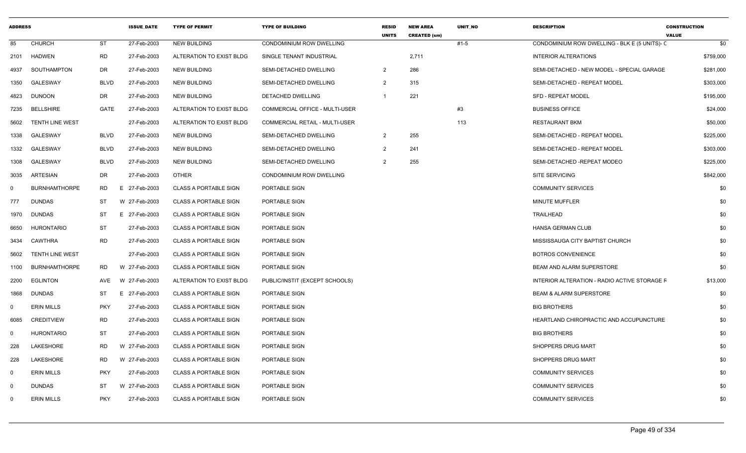| ADDRESS | | | ISSUE_DATE | TYPE OF PERMIT | TYPE OF BUILDING | RESID UNITS | NEW AREA CREATED (sm) | UNIT_NO | DESCRIPTION | CONSTRUCTION VALUE |
|---|---|---|---|---|---|---|---|---|---|---|
| 85 | CHURCH | ST | 27-Feb-2003 | NEW BUILDING | CONDOMINIUM ROW DWELLING | | | #1-5 | CONDOMINIUM ROW DWELLING - BLK E (5 UNITS)- C | $0 |
| 2101 | HADWEN | RD | 27-Feb-2003 | ALTERATION TO EXIST BLDG | SINGLE TENANT INDUSTRIAL | | 2,711 | | INTERIOR ALTERATIONS | $759,000 |
| 4937 | SOUTHAMPTON | DR | 27-Feb-2003 | NEW BUILDING | SEMI-DETACHED DWELLING | 2 | 286 | | SEMI-DETACHED - NEW MODEL - SPECIAL GARAGE | $281,000 |
| 1350 | GALESWAY | BLVD | 27-Feb-2003 | NEW BUILDING | SEMI-DETACHED DWELLING | 2 | 315 | | SEMI-DETACHED - REPEAT MODEL | $303,000 |
| 4823 | DUNOON | DR | 27-Feb-2003 | NEW BUILDING | DETACHED DWELLING | 1 | 221 | | SFD - REPEAT MODEL | $195,000 |
| 7235 | BELLSHIRE | GATE | 27-Feb-2003 | ALTERATION TO EXIST BLDG | COMMERCIAL OFFICE - MULTI-USER | | | #3 | BUSINESS OFFICE | $24,000 |
| 5602 | TENTH LINE WEST | | 27-Feb-2003 | ALTERATION TO EXIST BLDG | COMMERCIAL RETAIL - MULTI-USER | | | 113 | RESTAURANT BKM | $50,000 |
| 1338 | GALESWAY | BLVD | 27-Feb-2003 | NEW BUILDING | SEMI-DETACHED DWELLING | 2 | 255 | | SEMI-DETACHED - REPEAT MODEL | $225,000 |
| 1332 | GALESWAY | BLVD | 27-Feb-2003 | NEW BUILDING | SEMI-DETACHED DWELLING | 2 | 241 | | SEMI-DETACHED - REPEAT MODEL | $303,000 |
| 1308 | GALESWAY | BLVD | 27-Feb-2003 | NEW BUILDING | SEMI-DETACHED DWELLING | 2 | 255 | | SEMI-DETACHED -REPEAT MODEO | $225,000 |
| 3035 | ARTESIAN | DR | 27-Feb-2003 | OTHER | CONDOMINIUM ROW DWELLING | | | | SITE SERVICING | $842,000 |
| 0 | BURNHAMTHORPE | RD | E 27-Feb-2003 | CLASS A PORTABLE SIGN | PORTABLE SIGN | | | | COMMUNITY SERVICES | $0 |
| 777 | DUNDAS | ST | W 27-Feb-2003 | CLASS A PORTABLE SIGN | PORTABLE SIGN | | | | MINUTE MUFFLER | $0 |
| 1970 | DUNDAS | ST | E 27-Feb-2003 | CLASS A PORTABLE SIGN | PORTABLE SIGN | | | | TRAILHEAD | $0 |
| 6650 | HURONTARIO | ST | 27-Feb-2003 | CLASS A PORTABLE SIGN | PORTABLE SIGN | | | | HANSA GERMAN CLUB | $0 |
| 3434 | CAWTHRA | RD | 27-Feb-2003 | CLASS A PORTABLE SIGN | PORTABLE SIGN | | | | MISSISSAUGA CITY BAPTIST CHURCH | $0 |
| 5602 | TENTH LINE WEST | | 27-Feb-2003 | CLASS A PORTABLE SIGN | PORTABLE SIGN | | | | BOTROS CONVENIENCE | $0 |
| 1100 | BURNHAMTHORPE | RD | W 27-Feb-2003 | CLASS A PORTABLE SIGN | PORTABLE SIGN | | | | BEAM AND ALARM SUPERSTORE | $0 |
| 2200 | EGLINTON | AVE | W 27-Feb-2003 | ALTERATION TO EXIST BLDG | PUBLIC/INSTIT (EXCEPT SCHOOLS) | | | | INTERIOR ALTERATION - RADIO ACTIVE STORAGE F | $13,000 |
| 1868 | DUNDAS | ST | E 27-Feb-2003 | CLASS A PORTABLE SIGN | PORTABLE SIGN | | | | BEAM & ALARM SUPERSTORE | $0 |
| 0 | ERIN MILLS | PKY | 27-Feb-2003 | CLASS A PORTABLE SIGN | PORTABLE SIGN | | | | BIG BROTHERS | $0 |
| 6085 | CREDITVIEW | RD | 27-Feb-2003 | CLASS A PORTABLE SIGN | PORTABLE SIGN | | | | HEARTLAND CHIROPRACTIC AND ACCUPUNCTURE | $0 |
| 0 | HURONTARIO | ST | 27-Feb-2003 | CLASS A PORTABLE SIGN | PORTABLE SIGN | | | | BIG BROTHERS | $0 |
| 228 | LAKESHORE | RD | W 27-Feb-2003 | CLASS A PORTABLE SIGN | PORTABLE SIGN | | | | SHOPPERS DRUG MART | $0 |
| 228 | LAKESHORE | RD | W 27-Feb-2003 | CLASS A PORTABLE SIGN | PORTABLE SIGN | | | | SHOPPERS DRUG MART | $0 |
| 0 | ERIN MILLS | PKY | 27-Feb-2003 | CLASS A PORTABLE SIGN | PORTABLE SIGN | | | | COMMUNITY SERVICES | $0 |
| 0 | DUNDAS | ST | W 27-Feb-2003 | CLASS A PORTABLE SIGN | PORTABLE SIGN | | | | COMMUNITY SERVICES | $0 |
| 0 | ERIN MILLS | PKY | 27-Feb-2003 | CLASS A PORTABLE SIGN | PORTABLE SIGN | | | | COMMUNITY SERVICES | $0 |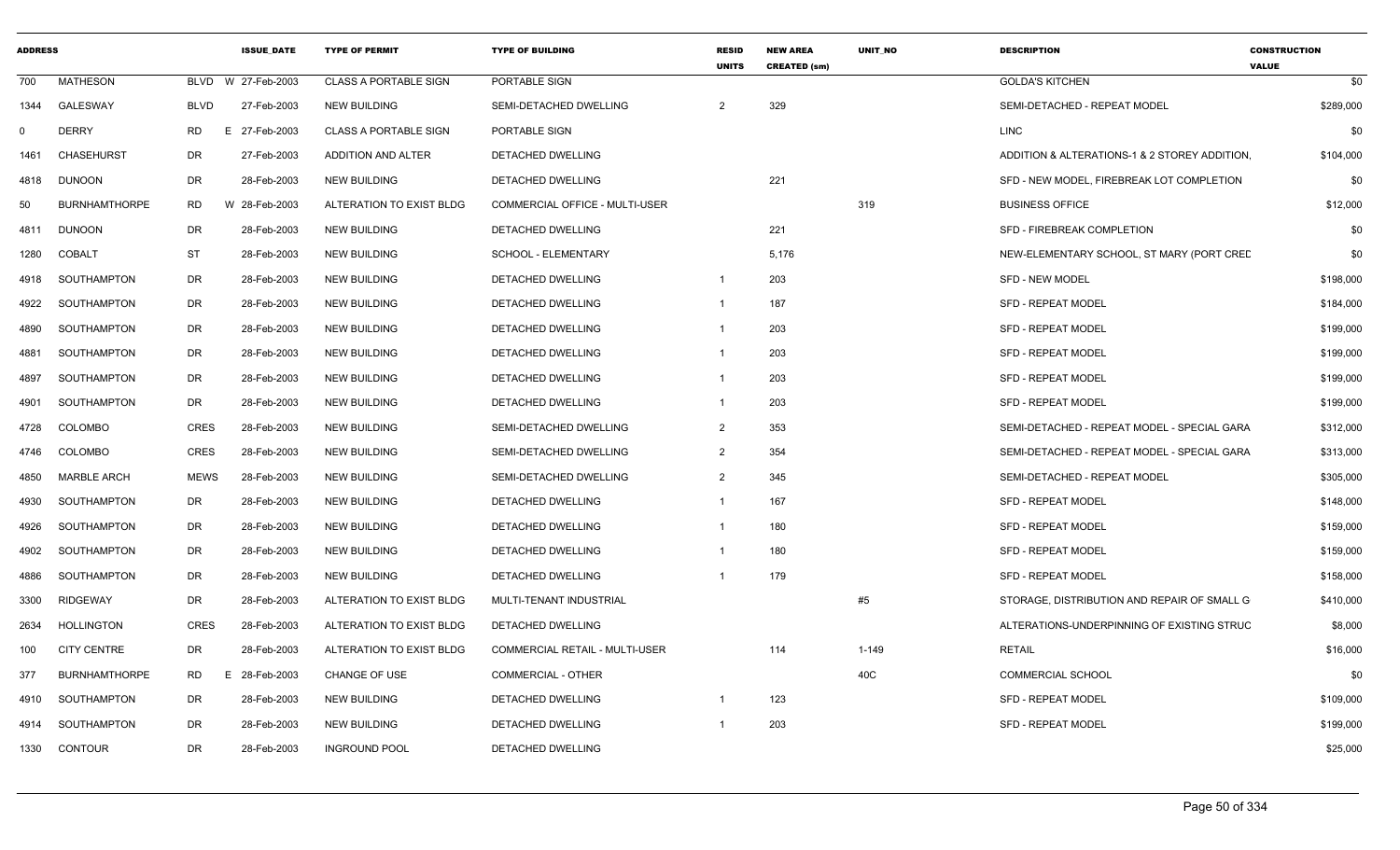| ADDRESS | | | ISSUE_DATE | TYPE OF PERMIT | TYPE OF BUILDING | RESID UNITS | NEW AREA CREATED (sm) | UNIT_NO | DESCRIPTION | CONSTRUCTION VALUE |
|---|---|---|---|---|---|---|---|---|---|---|
| 700 | MATHESON | BLVD | W 27-Feb-2003 | CLASS A PORTABLE SIGN | PORTABLE SIGN | | | | GOLDA'S KITCHEN | $0 |
| 1344 | GALESWAY | BLVD | 27-Feb-2003 | NEW BUILDING | SEMI-DETACHED DWELLING | 2 | 329 | | SEMI-DETACHED - REPEAT MODEL | $289,000 |
| 0 | DERRY | RD | E 27-Feb-2003 | CLASS A PORTABLE SIGN | PORTABLE SIGN | | | | LINC | $0 |
| 1461 | CHASEHURST | DR | 27-Feb-2003 | ADDITION AND ALTER | DETACHED DWELLING | | | | ADDITION & ALTERATIONS-1 & 2 STOREY ADDITION, | $104,000 |
| 4818 | DUNOON | DR | 28-Feb-2003 | NEW BUILDING | DETACHED DWELLING | | 221 | | SFD - NEW MODEL, FIREBREAK LOT COMPLETION | $0 |
| 50 | BURNHAMTHORPE | RD | W 28-Feb-2003 | ALTERATION TO EXIST BLDG | COMMERCIAL OFFICE - MULTI-USER | | | 319 | BUSINESS OFFICE | $12,000 |
| 4811 | DUNOON | DR | 28-Feb-2003 | NEW BUILDING | DETACHED DWELLING | | 221 | | SFD - FIREBREAK COMPLETION | $0 |
| 1280 | COBALT | ST | 28-Feb-2003 | NEW BUILDING | SCHOOL - ELEMENTARY | | 5,176 | | NEW-ELEMENTARY SCHOOL, ST MARY (PORT CRED | $0 |
| 4918 | SOUTHAMPTON | DR | 28-Feb-2003 | NEW BUILDING | DETACHED DWELLING | 1 | 203 | | SFD - NEW MODEL | $198,000 |
| 4922 | SOUTHAMPTON | DR | 28-Feb-2003 | NEW BUILDING | DETACHED DWELLING | 1 | 187 | | SFD - REPEAT MODEL | $184,000 |
| 4890 | SOUTHAMPTON | DR | 28-Feb-2003 | NEW BUILDING | DETACHED DWELLING | 1 | 203 | | SFD - REPEAT MODEL | $199,000 |
| 4881 | SOUTHAMPTON | DR | 28-Feb-2003 | NEW BUILDING | DETACHED DWELLING | 1 | 203 | | SFD - REPEAT MODEL | $199,000 |
| 4897 | SOUTHAMPTON | DR | 28-Feb-2003 | NEW BUILDING | DETACHED DWELLING | 1 | 203 | | SFD - REPEAT MODEL | $199,000 |
| 4901 | SOUTHAMPTON | DR | 28-Feb-2003 | NEW BUILDING | DETACHED DWELLING | 1 | 203 | | SFD - REPEAT MODEL | $199,000 |
| 4728 | COLOMBO | CRES | 28-Feb-2003 | NEW BUILDING | SEMI-DETACHED DWELLING | 2 | 353 | | SEMI-DETACHED - REPEAT MODEL - SPECIAL GARA | $312,000 |
| 4746 | COLOMBO | CRES | 28-Feb-2003 | NEW BUILDING | SEMI-DETACHED DWELLING | 2 | 354 | | SEMI-DETACHED - REPEAT MODEL - SPECIAL GARA | $313,000 |
| 4850 | MARBLE ARCH | MEWS | 28-Feb-2003 | NEW BUILDING | SEMI-DETACHED DWELLING | 2 | 345 | | SEMI-DETACHED - REPEAT MODEL | $305,000 |
| 4930 | SOUTHAMPTON | DR | 28-Feb-2003 | NEW BUILDING | DETACHED DWELLING | 1 | 167 | | SFD - REPEAT MODEL | $148,000 |
| 4926 | SOUTHAMPTON | DR | 28-Feb-2003 | NEW BUILDING | DETACHED DWELLING | 1 | 180 | | SFD - REPEAT MODEL | $159,000 |
| 4902 | SOUTHAMPTON | DR | 28-Feb-2003 | NEW BUILDING | DETACHED DWELLING | 1 | 180 | | SFD - REPEAT MODEL | $159,000 |
| 4886 | SOUTHAMPTON | DR | 28-Feb-2003 | NEW BUILDING | DETACHED DWELLING | 1 | 179 | | SFD - REPEAT MODEL | $158,000 |
| 3300 | RIDGEWAY | DR | 28-Feb-2003 | ALTERATION TO EXIST BLDG | MULTI-TENANT INDUSTRIAL | | | #5 | STORAGE, DISTRIBUTION AND REPAIR OF SMALL G | $410,000 |
| 2634 | HOLLINGTON | CRES | 28-Feb-2003 | ALTERATION TO EXIST BLDG | DETACHED DWELLING | | | | ALTERATIONS-UNDERPINNING OF EXISTING STRUC | $8,000 |
| 100 | CITY CENTRE | DR | 28-Feb-2003 | ALTERATION TO EXIST BLDG | COMMERCIAL RETAIL - MULTI-USER | | 114 | 1-149 | RETAIL | $16,000 |
| 377 | BURNHAMTHORPE | RD | E 28-Feb-2003 | CHANGE OF USE | COMMERCIAL - OTHER | | | 40C | COMMERCIAL SCHOOL | $0 |
| 4910 | SOUTHAMPTON | DR | 28-Feb-2003 | NEW BUILDING | DETACHED DWELLING | 1 | 123 | | SFD - REPEAT MODEL | $109,000 |
| 4914 | SOUTHAMPTON | DR | 28-Feb-2003 | NEW BUILDING | DETACHED DWELLING | 1 | 203 | | SFD - REPEAT MODEL | $199,000 |
| 1330 | CONTOUR | DR | 28-Feb-2003 | INGROUND POOL | DETACHED DWELLING | | | | | $25,000 |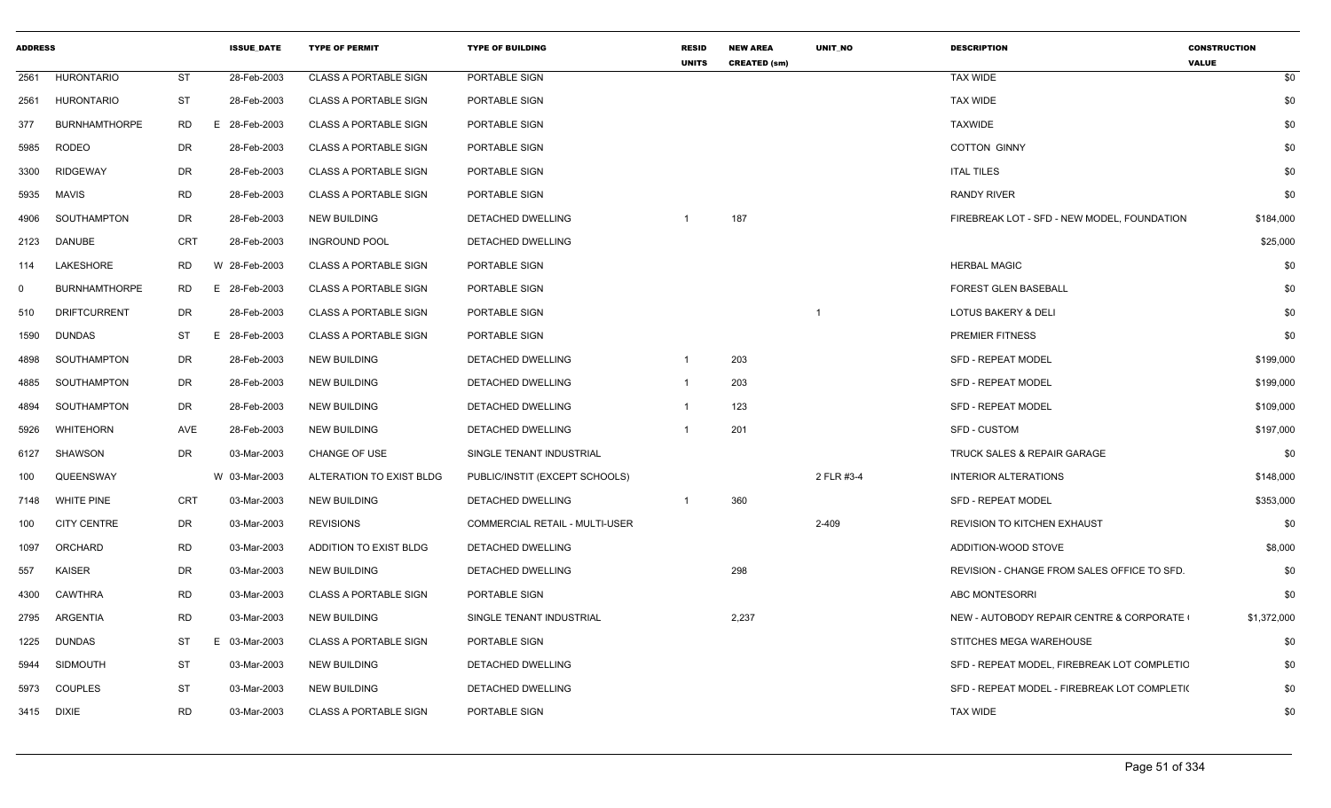| ADDRESS | | | ISSUE_DATE | TYPE OF PERMIT | TYPE OF BUILDING | RESID UNITS | NEW AREA CREATED (sm) | UNIT_NO | DESCRIPTION | CONSTRUCTION VALUE |
|---|---|---|---|---|---|---|---|---|---|---|
| 2561 | HURONTARIO | ST | 28-Feb-2003 | CLASS A PORTABLE SIGN | PORTABLE SIGN | | | | TAX WIDE | $0 |
| 2561 | HURONTARIO | ST | 28-Feb-2003 | CLASS A PORTABLE SIGN | PORTABLE SIGN | | | | TAX WIDE | $0 |
| 377 | BURNHAMTHORPE | RD | E 28-Feb-2003 | CLASS A PORTABLE SIGN | PORTABLE SIGN | | | | TAXWIDE | $0 |
| 5985 | RODEO | DR | 28-Feb-2003 | CLASS A PORTABLE SIGN | PORTABLE SIGN | | | | COTTON GINNY | $0 |
| 3300 | RIDGEWAY | DR | 28-Feb-2003 | CLASS A PORTABLE SIGN | PORTABLE SIGN | | | | ITAL TILES | $0 |
| 5935 | MAVIS | RD | 28-Feb-2003 | CLASS A PORTABLE SIGN | PORTABLE SIGN | | | | RANDY RIVER | $0 |
| 4906 | SOUTHAMPTON | DR | 28-Feb-2003 | NEW BUILDING | DETACHED DWELLING | 1 | 187 | | FIREBREAK LOT - SFD - NEW MODEL, FOUNDATION | $184,000 |
| 2123 | DANUBE | CRT | 28-Feb-2003 | INGROUND POOL | DETACHED DWELLING | | | | | $25,000 |
| 114 | LAKESHORE | RD | W 28-Feb-2003 | CLASS A PORTABLE SIGN | PORTABLE SIGN | | | | HERBAL MAGIC | $0 |
| 0 | BURNHAMTHORPE | RD | E 28-Feb-2003 | CLASS A PORTABLE SIGN | PORTABLE SIGN | | | | FOREST GLEN BASEBALL | $0 |
| 510 | DRIFTCURRENT | DR | 28-Feb-2003 | CLASS A PORTABLE SIGN | PORTABLE SIGN | | | 1 | LOTUS BAKERY & DELI | $0 |
| 1590 | DUNDAS | ST | E 28-Feb-2003 | CLASS A PORTABLE SIGN | PORTABLE SIGN | | | | PREMIER FITNESS | $0 |
| 4898 | SOUTHAMPTON | DR | 28-Feb-2003 | NEW BUILDING | DETACHED DWELLING | 1 | 203 | | SFD - REPEAT MODEL | $199,000 |
| 4885 | SOUTHAMPTON | DR | 28-Feb-2003 | NEW BUILDING | DETACHED DWELLING | 1 | 203 | | SFD - REPEAT MODEL | $199,000 |
| 4894 | SOUTHAMPTON | DR | 28-Feb-2003 | NEW BUILDING | DETACHED DWELLING | 1 | 123 | | SFD - REPEAT MODEL | $109,000 |
| 5926 | WHITEHORN | AVE | 28-Feb-2003 | NEW BUILDING | DETACHED DWELLING | 1 | 201 | | SFD - CUSTOM | $197,000 |
| 6127 | SHAWSON | DR | 03-Mar-2003 | CHANGE OF USE | SINGLE TENANT INDUSTRIAL | | | | TRUCK SALES & REPAIR GARAGE | $0 |
| 100 | QUEENSWAY | | W 03-Mar-2003 | ALTERATION TO EXIST BLDG | PUBLIC/INSTIT (EXCEPT SCHOOLS) | | | 2 FLR #3-4 | INTERIOR ALTERATIONS | $148,000 |
| 7148 | WHITE PINE | CRT | 03-Mar-2003 | NEW BUILDING | DETACHED DWELLING | 1 | 360 | | SFD - REPEAT MODEL | $353,000 |
| 100 | CITY CENTRE | DR | 03-Mar-2003 | REVISIONS | COMMERCIAL RETAIL - MULTI-USER | | | 2-409 | REVISION TO KITCHEN EXHAUST | $0 |
| 1097 | ORCHARD | RD | 03-Mar-2003 | ADDITION TO EXIST BLDG | DETACHED DWELLING | | | | ADDITION-WOOD STOVE | $8,000 |
| 557 | KAISER | DR | 03-Mar-2003 | NEW BUILDING | DETACHED DWELLING | | 298 | | REVISION - CHANGE FROM SALES OFFICE TO SFD. | $0 |
| 4300 | CAWTHRA | RD | 03-Mar-2003 | CLASS A PORTABLE SIGN | PORTABLE SIGN | | | | ABC MONTESORRI | $0 |
| 2795 | ARGENTIA | RD | 03-Mar-2003 | NEW BUILDING | SINGLE TENANT INDUSTRIAL | | 2,237 | | NEW - AUTOBODY REPAIR CENTRE & CORPORATE ( | $1,372,000 |
| 1225 | DUNDAS | ST | E 03-Mar-2003 | CLASS A PORTABLE SIGN | PORTABLE SIGN | | | | STITCHES MEGA WAREHOUSE | $0 |
| 5944 | SIDMOUTH | ST | 03-Mar-2003 | NEW BUILDING | DETACHED DWELLING | | | | SFD - REPEAT MODEL, FIREBREAK LOT COMPLETIO | $0 |
| 5973 | COUPLES | ST | 03-Mar-2003 | NEW BUILDING | DETACHED DWELLING | | | | SFD - REPEAT MODEL - FIREBREAK LOT COMPLETI( | $0 |
| 3415 | DIXIE | RD | 03-Mar-2003 | CLASS A PORTABLE SIGN | PORTABLE SIGN | | | | TAX WIDE | $0 |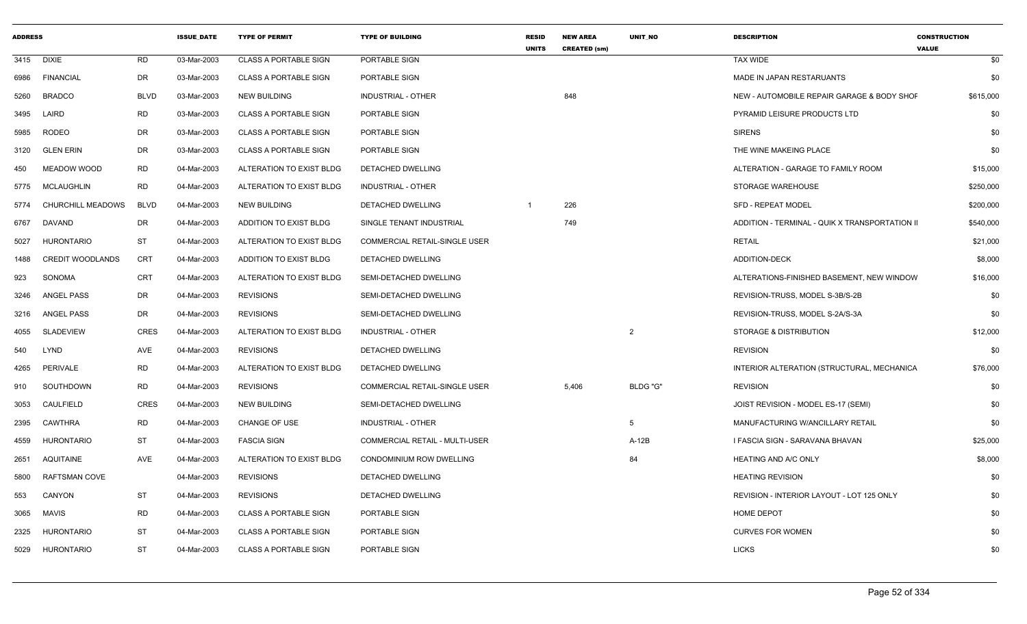| ADDRESS | | | ISSUE_DATE | TYPE OF PERMIT | TYPE OF BUILDING | RESID UNITS | NEW AREA CREATED (sm) | UNIT_NO | DESCRIPTION | CONSTRUCTION VALUE |
|---|---|---|---|---|---|---|---|---|---|---|
| 3415 | DIXIE | RD | 03-Mar-2003 | CLASS A PORTABLE SIGN | PORTABLE SIGN | | | | TAX WIDE | $0 |
| 6986 | FINANCIAL | DR | 03-Mar-2003 | CLASS A PORTABLE SIGN | PORTABLE SIGN | | | | MADE IN JAPAN RESTARUANTS | $0 |
| 5260 | BRADCO | BLVD | 03-Mar-2003 | NEW BUILDING | INDUSTRIAL - OTHER | | 848 | | NEW - AUTOMOBILE REPAIR GARAGE & BODY SHOF | $615,000 |
| 3495 | LAIRD | RD | 03-Mar-2003 | CLASS A PORTABLE SIGN | PORTABLE SIGN | | | | PYRAMID LEISURE PRODUCTS LTD | $0 |
| 5985 | RODEO | DR | 03-Mar-2003 | CLASS A PORTABLE SIGN | PORTABLE SIGN | | | | SIRENS | $0 |
| 3120 | GLEN ERIN | DR | 03-Mar-2003 | CLASS A PORTABLE SIGN | PORTABLE SIGN | | | | THE WINE MAKEING PLACE | $0 |
| 450 | MEADOW WOOD | RD | 04-Mar-2003 | ALTERATION TO EXIST BLDG | DETACHED DWELLING | | | | ALTERATION - GARAGE TO FAMILY ROOM | $15,000 |
| 5775 | MCLAUGHLIN | RD | 04-Mar-2003 | ALTERATION TO EXIST BLDG | INDUSTRIAL - OTHER | | | | STORAGE WAREHOUSE | $250,000 |
| 5774 | CHURCHILL MEADOWS | BLVD | 04-Mar-2003 | NEW BUILDING | DETACHED DWELLING | 1 | 226 | | SFD - REPEAT MODEL | $200,000 |
| 6767 | DAVAND | DR | 04-Mar-2003 | ADDITION TO EXIST BLDG | SINGLE TENANT INDUSTRIAL | | 749 | | ADDITION - TERMINAL - QUIK X TRANSPORTATION II | $540,000 |
| 5027 | HURONTARIO | ST | 04-Mar-2003 | ALTERATION TO EXIST BLDG | COMMERCIAL RETAIL-SINGLE USER | | | | RETAIL | $21,000 |
| 1488 | CREDIT WOODLANDS | CRT | 04-Mar-2003 | ADDITION TO EXIST BLDG | DETACHED DWELLING | | | | ADDITION-DECK | $8,000 |
| 923 | SONOMA | CRT | 04-Mar-2003 | ALTERATION TO EXIST BLDG | SEMI-DETACHED DWELLING | | | | ALTERATIONS-FINISHED BASEMENT, NEW WINDOW | $16,000 |
| 3246 | ANGEL PASS | DR | 04-Mar-2003 | REVISIONS | SEMI-DETACHED DWELLING | | | | REVISION-TRUSS, MODEL S-3B/S-2B | $0 |
| 3216 | ANGEL PASS | DR | 04-Mar-2003 | REVISIONS | SEMI-DETACHED DWELLING | | | | REVISION-TRUSS, MODEL S-2A/S-3A | $0 |
| 4055 | SLADEVIEW | CRES | 04-Mar-2003 | ALTERATION TO EXIST BLDG | INDUSTRIAL - OTHER | | | 2 | STORAGE & DISTRIBUTION | $12,000 |
| 540 | LYND | AVE | 04-Mar-2003 | REVISIONS | DETACHED DWELLING | | | | REVISION | $0 |
| 4265 | PERIVALE | RD | 04-Mar-2003 | ALTERATION TO EXIST BLDG | DETACHED DWELLING | | | | INTERIOR ALTERATION (STRUCTURAL, MECHANICA | $76,000 |
| 910 | SOUTHDOWN | RD | 04-Mar-2003 | REVISIONS | COMMERCIAL RETAIL-SINGLE USER | | 5,406 | BLDG "G" | REVISION | $0 |
| 3053 | CAULFIELD | CRES | 04-Mar-2003 | NEW BUILDING | SEMI-DETACHED DWELLING | | | | JOIST REVISION - MODEL ES-17 (SEMI) | $0 |
| 2395 | CAWTHRA | RD | 04-Mar-2003 | CHANGE OF USE | INDUSTRIAL - OTHER | | | 5 | MANUFACTURING W/ANCILLARY RETAIL | $0 |
| 4559 | HURONTARIO | ST | 04-Mar-2003 | FASCIA SIGN | COMMERCIAL RETAIL - MULTI-USER | | | A-12B | I FASCIA SIGN - SARAVANA BHAVAN | $25,000 |
| 2651 | AQUITAINE | AVE | 04-Mar-2003 | ALTERATION TO EXIST BLDG | CONDOMINIUM ROW DWELLING | | | 84 | HEATING AND A/C ONLY | $8,000 |
| 5800 | RAFTSMAN COVE | | 04-Mar-2003 | REVISIONS | DETACHED DWELLING | | | | HEATING REVISION | $0 |
| 553 | CANYON | ST | 04-Mar-2003 | REVISIONS | DETACHED DWELLING | | | | REVISION - INTERIOR LAYOUT - LOT 125 ONLY | $0 |
| 3065 | MAVIS | RD | 04-Mar-2003 | CLASS A PORTABLE SIGN | PORTABLE SIGN | | | | HOME DEPOT | $0 |
| 2325 | HURONTARIO | ST | 04-Mar-2003 | CLASS A PORTABLE SIGN | PORTABLE SIGN | | | | CURVES FOR WOMEN | $0 |
| 5029 | HURONTARIO | ST | 04-Mar-2003 | CLASS A PORTABLE SIGN | PORTABLE SIGN | | | | LICKS | $0 |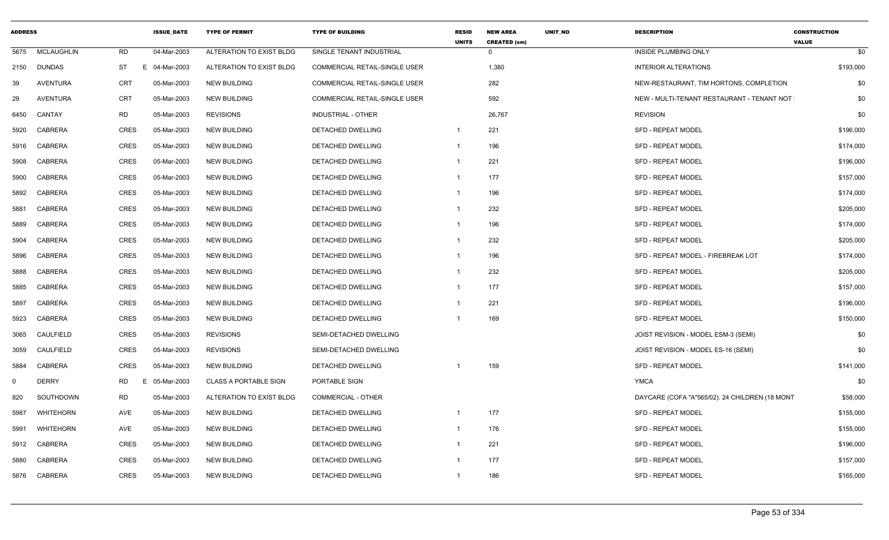| ADDRESS | | | ISSUE_DATE | TYPE OF PERMIT | TYPE OF BUILDING | RESID UNITS | NEW AREA CREATED (sm) | UNIT_NO | DESCRIPTION | CONSTRUCTION VALUE |
|---|---|---|---|---|---|---|---|---|---|---|
| 5675 | MCLAUGHLIN | RD | 04-Mar-2003 | ALTERATION TO EXIST BLDG | SINGLE TENANT INDUSTRIAL | | 0 | | INSIDE PLUMBING ONLY | $0 |
| 2150 | DUNDAS | ST E | 04-Mar-2003 | ALTERATION TO EXIST BLDG | COMMERCIAL RETAIL-SINGLE USER | | 1,380 | | INTERIOR ALTERATIONS | $193,000 |
| 39 | AVENTURA | CRT | 05-Mar-2003 | NEW BUILDING | COMMERCIAL RETAIL-SINGLE USER | | 282 | | NEW-RESTAURANT, TIM HORTONS, COMPLETION | $0 |
| 29 | AVENTURA | CRT | 05-Mar-2003 | NEW BUILDING | COMMERCIAL RETAIL-SINGLE USER | | 592 | | NEW - MULTI-TENANT RESTAURANT - TENANT NOT | $0 |
| 6450 | CANTAY | RD | 05-Mar-2003 | REVISIONS | INDUSTRIAL - OTHER | | 26,767 | | REVISION | $0 |
| 5920 | CABRERA | CRES | 05-Mar-2003 | NEW BUILDING | DETACHED DWELLING | 1 | 221 | | SFD - REPEAT MODEL | $196,000 |
| 5916 | CABRERA | CRES | 05-Mar-2003 | NEW BUILDING | DETACHED DWELLING | 1 | 196 | | SFD - REPEAT MODEL | $174,000 |
| 5908 | CABRERA | CRES | 05-Mar-2003 | NEW BUILDING | DETACHED DWELLING | 1 | 221 | | SFD - REPEAT MODEL | $196,000 |
| 5900 | CABRERA | CRES | 05-Mar-2003 | NEW BUILDING | DETACHED DWELLING | 1 | 177 | | SFD - REPEAT MODEL | $157,000 |
| 5892 | CABRERA | CRES | 05-Mar-2003 | NEW BUILDING | DETACHED DWELLING | 1 | 196 | | SFD - REPEAT MODEL | $174,000 |
| 5881 | CABRERA | CRES | 05-Mar-2003 | NEW BUILDING | DETACHED DWELLING | 1 | 232 | | SFD - REPEAT MODEL | $205,000 |
| 5889 | CABRERA | CRES | 05-Mar-2003 | NEW BUILDING | DETACHED DWELLING | 1 | 196 | | SFD - REPEAT MODEL | $174,000 |
| 5904 | CABRERA | CRES | 05-Mar-2003 | NEW BUILDING | DETACHED DWELLING | 1 | 232 | | SFD - REPEAT MODEL | $205,000 |
| 5896 | CABRERA | CRES | 05-Mar-2003 | NEW BUILDING | DETACHED DWELLING | 1 | 196 | | SFD - REPEAT MODEL - FIREBREAK LOT | $174,000 |
| 5888 | CABRERA | CRES | 05-Mar-2003 | NEW BUILDING | DETACHED DWELLING | 1 | 232 | | SFD - REPEAT MODEL | $205,000 |
| 5885 | CABRERA | CRES | 05-Mar-2003 | NEW BUILDING | DETACHED DWELLING | 1 | 177 | | SFD - REPEAT MODEL | $157,000 |
| 5897 | CABRERA | CRES | 05-Mar-2003 | NEW BUILDING | DETACHED DWELLING | 1 | 221 | | SFD - REPEAT MODEL | $196,000 |
| 5923 | CABRERA | CRES | 05-Mar-2003 | NEW BUILDING | DETACHED DWELLING | 1 | 169 | | SFD - REPEAT MODEL | $150,000 |
| 3065 | CAULFIELD | CRES | 05-Mar-2003 | REVISIONS | SEMI-DETACHED DWELLING | | | | JOIST REVISION - MODEL ESM-3 (SEMI) | $0 |
| 3059 | CAULFIELD | CRES | 05-Mar-2003 | REVISIONS | SEMI-DETACHED DWELLING | | | | JOIST REVISION - MODEL ES-16 (SEMI) | $0 |
| 5884 | CABRERA | CRES | 05-Mar-2003 | NEW BUILDING | DETACHED DWELLING | 1 | 159 | | SFD - REPEAT MODEL | $141,000 |
| 0 | DERRY | RD E | 05-Mar-2003 | CLASS A PORTABLE SIGN | PORTABLE SIGN | | | | YMCA | $0 |
| 820 | SOUTHDOWN | RD | 05-Mar-2003 | ALTERATION TO EXIST BLDG | COMMERCIAL - OTHER | | | | DAYCARE (COFA "A"565/02). 24 CHILDREN (18 MONT | $58,000 |
| 5987 | WHITEHORN | AVE | 05-Mar-2003 | NEW BUILDING | DETACHED DWELLING | 1 | 177 | | SFD - REPEAT MODEL | $155,000 |
| 5991 | WHITEHORN | AVE | 05-Mar-2003 | NEW BUILDING | DETACHED DWELLING | 1 | 176 | | SFD - REPEAT MODEL | $155,000 |
| 5912 | CABRERA | CRES | 05-Mar-2003 | NEW BUILDING | DETACHED DWELLING | 1 | 221 | | SFD - REPEAT MODEL | $196,000 |
| 5880 | CABRERA | CRES | 05-Mar-2003 | NEW BUILDING | DETACHED DWELLING | 1 | 177 | | SFD - REPEAT MODEL | $157,000 |
| 5876 | CABRERA | CRES | 05-Mar-2003 | NEW BUILDING | DETACHED DWELLING | 1 | 186 | | SFD - REPEAT MODEL | $165,000 |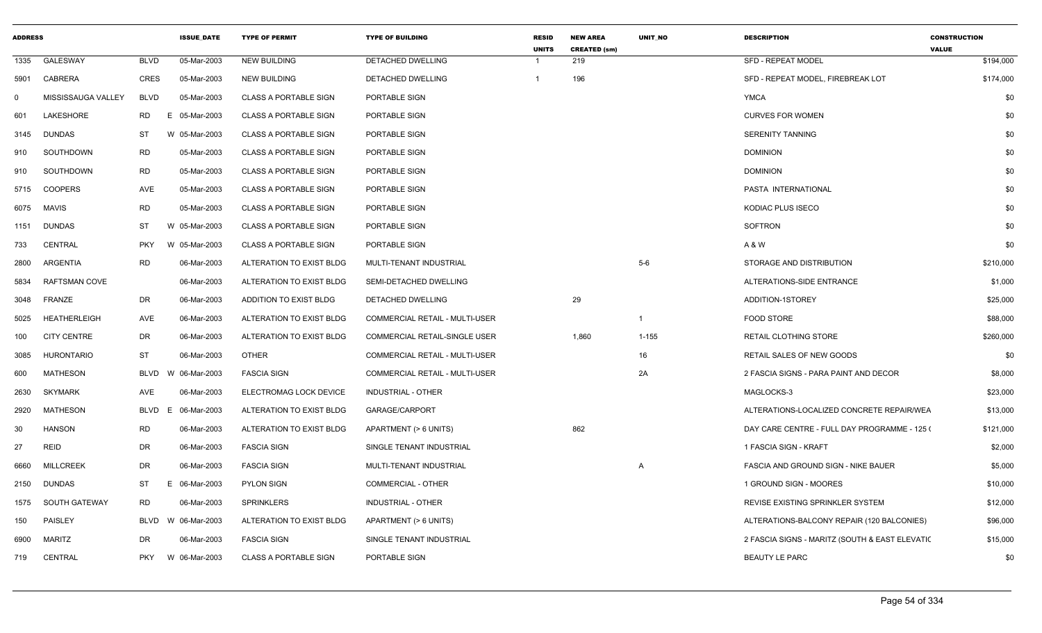| ADDRESS | | | ISSUE_DATE | TYPE OF PERMIT | TYPE OF BUILDING | RESID UNITS | NEW AREA CREATED (sm) | UNIT_NO | DESCRIPTION | CONSTRUCTION VALUE |
|---|---|---|---|---|---|---|---|---|---|---|
| 1335 | GALESWAY | BLVD | 05-Mar-2003 | NEW BUILDING | DETACHED DWELLING | 1 | 219 | | SFD - REPEAT MODEL | $194,000 |
| 5901 | CABRERA | CRES | 05-Mar-2003 | NEW BUILDING | DETACHED DWELLING | 1 | 196 | | SFD - REPEAT MODEL, FIREBREAK LOT | $174,000 |
| 0 | MISSISSAUGA VALLEY | BLVD | 05-Mar-2003 | CLASS A PORTABLE SIGN | PORTABLE SIGN | | | | YMCA | $0 |
| 601 | LAKESHORE | RD E | 05-Mar-2003 | CLASS A PORTABLE SIGN | PORTABLE SIGN | | | | CURVES FOR WOMEN | $0 |
| 3145 | DUNDAS | ST W | 05-Mar-2003 | CLASS A PORTABLE SIGN | PORTABLE SIGN | | | | SERENITY TANNING | $0 |
| 910 | SOUTHDOWN | RD | 05-Mar-2003 | CLASS A PORTABLE SIGN | PORTABLE SIGN | | | | DOMINION | $0 |
| 910 | SOUTHDOWN | RD | 05-Mar-2003 | CLASS A PORTABLE SIGN | PORTABLE SIGN | | | | DOMINION | $0 |
| 5715 | COOPERS | AVE | 05-Mar-2003 | CLASS A PORTABLE SIGN | PORTABLE SIGN | | | | PASTA INTERNATIONAL | $0 |
| 6075 | MAVIS | RD | 05-Mar-2003 | CLASS A PORTABLE SIGN | PORTABLE SIGN | | | | KODIAC PLUS ISECO | $0 |
| 1151 | DUNDAS | ST W | 05-Mar-2003 | CLASS A PORTABLE SIGN | PORTABLE SIGN | | | | SOFTRON | $0 |
| 733 | CENTRAL | PKY W | 05-Mar-2003 | CLASS A PORTABLE SIGN | PORTABLE SIGN | | | | A & W | $0 |
| 2800 | ARGENTIA | RD | 06-Mar-2003 | ALTERATION TO EXIST BLDG | MULTI-TENANT INDUSTRIAL | | | 5-6 | STORAGE AND DISTRIBUTION | $210,000 |
| 5834 | RAFTSMAN COVE | | 06-Mar-2003 | ALTERATION TO EXIST BLDG | SEMI-DETACHED DWELLING | | | | ALTERATIONS-SIDE ENTRANCE | $1,000 |
| 3048 | FRANZE | DR | 06-Mar-2003 | ADDITION TO EXIST BLDG | DETACHED DWELLING | | 29 | | ADDITION-1STOREY | $25,000 |
| 5025 | HEATHERLEIGH | AVE | 06-Mar-2003 | ALTERATION TO EXIST BLDG | COMMERCIAL RETAIL - MULTI-USER | | | 1 | FOOD STORE | $88,000 |
| 100 | CITY CENTRE | DR | 06-Mar-2003 | ALTERATION TO EXIST BLDG | COMMERCIAL RETAIL-SINGLE USER | | 1,860 | 1-155 | RETAIL CLOTHING STORE | $260,000 |
| 3085 | HURONTARIO | ST | 06-Mar-2003 | OTHER | COMMERCIAL RETAIL - MULTI-USER | | | 16 | RETAIL SALES OF NEW GOODS | $0 |
| 600 | MATHESON | BLVD W | 06-Mar-2003 | FASCIA SIGN | COMMERCIAL RETAIL - MULTI-USER | | | 2A | 2 FASCIA SIGNS - PARA PAINT AND DECOR | $8,000 |
| 2630 | SKYMARK | AVE | 06-Mar-2003 | ELECTROMAG LOCK DEVICE | INDUSTRIAL - OTHER | | | | MAGLOCKS-3 | $23,000 |
| 2920 | MATHESON | BLVD E | 06-Mar-2003 | ALTERATION TO EXIST BLDG | GARAGE/CARPORT | | | | ALTERATIONS-LOCALIZED CONCRETE REPAIR/WEA | $13,000 |
| 30 | HANSON | RD | 06-Mar-2003 | ALTERATION TO EXIST BLDG | APARTMENT (> 6 UNITS) | | 862 | | DAY CARE CENTRE - FULL DAY PROGRAMME - 125 ( | $121,000 |
| 27 | REID | DR | 06-Mar-2003 | FASCIA SIGN | SINGLE TENANT INDUSTRIAL | | | | 1 FASCIA SIGN - KRAFT | $2,000 |
| 6660 | MILLCREEK | DR | 06-Mar-2003 | FASCIA SIGN | MULTI-TENANT INDUSTRIAL | | | A | FASCIA AND GROUND SIGN - NIKE BAUER | $5,000 |
| 2150 | DUNDAS | ST E | 06-Mar-2003 | PYLON SIGN | COMMERCIAL - OTHER | | | | 1 GROUND SIGN - MOORES | $10,000 |
| 1575 | SOUTH GATEWAY | RD | 06-Mar-2003 | SPRINKLERS | INDUSTRIAL - OTHER | | | | REVISE EXISTING SPRINKLER SYSTEM | $12,000 |
| 150 | PAISLEY | BLVD W | 06-Mar-2003 | ALTERATION TO EXIST BLDG | APARTMENT (> 6 UNITS) | | | | ALTERATIONS-BALCONY REPAIR (120 BALCONIES) | $96,000 |
| 6900 | MARITZ | DR | 06-Mar-2003 | FASCIA SIGN | SINGLE TENANT INDUSTRIAL | | | | 2 FASCIA SIGNS - MARITZ (SOUTH & EAST ELEVATIC | $15,000 |
| 719 | CENTRAL | PKY W | 06-Mar-2003 | CLASS A PORTABLE SIGN | PORTABLE SIGN | | | | BEAUTY LE PARC | $0 |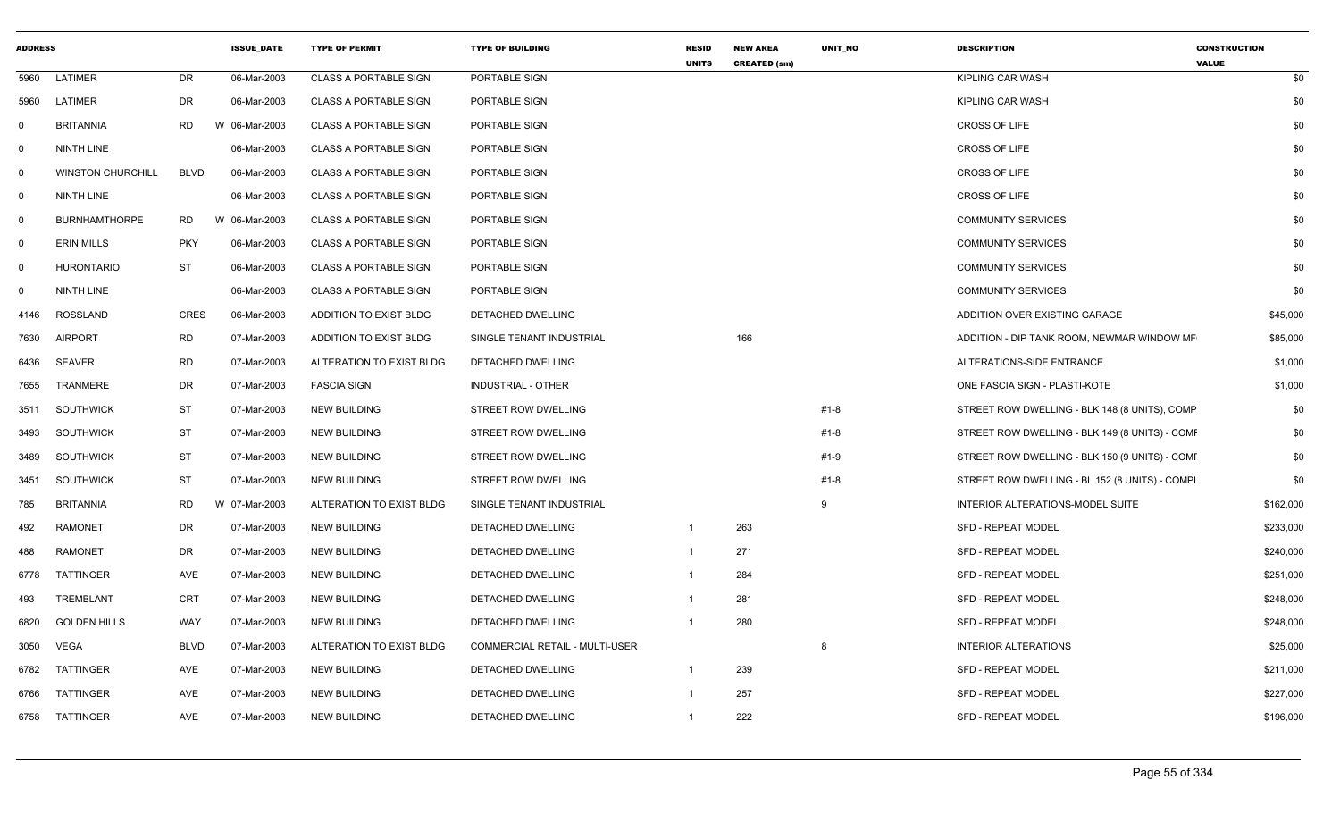| ADDRESS | | | ISSUE_DATE | TYPE OF PERMIT | TYPE OF BUILDING | RESID UNITS | NEW AREA CREATED (sm) | UNIT_NO | DESCRIPTION | CONSTRUCTION VALUE |
|---|---|---|---|---|---|---|---|---|---|---|
| 5960 | LATIMER | DR | 06-Mar-2003 | CLASS A PORTABLE SIGN | PORTABLE SIGN | | | | KIPLING CAR WASH | $0 |
| 5960 | LATIMER | DR | 06-Mar-2003 | CLASS A PORTABLE SIGN | PORTABLE SIGN | | | | KIPLING CAR WASH | $0 |
| 0 | BRITANNIA | RD | W 06-Mar-2003 | CLASS A PORTABLE SIGN | PORTABLE SIGN | | | | CROSS OF LIFE | $0 |
| 0 | NINTH LINE | | 06-Mar-2003 | CLASS A PORTABLE SIGN | PORTABLE SIGN | | | | CROSS OF LIFE | $0 |
| 0 | WINSTON CHURCHILL | BLVD | 06-Mar-2003 | CLASS A PORTABLE SIGN | PORTABLE SIGN | | | | CROSS OF LIFE | $0 |
| 0 | NINTH LINE | | 06-Mar-2003 | CLASS A PORTABLE SIGN | PORTABLE SIGN | | | | CROSS OF LIFE | $0 |
| 0 | BURNHAMTHORPE | RD | W 06-Mar-2003 | CLASS A PORTABLE SIGN | PORTABLE SIGN | | | | COMMUNITY SERVICES | $0 |
| 0 | ERIN MILLS | PKY | 06-Mar-2003 | CLASS A PORTABLE SIGN | PORTABLE SIGN | | | | COMMUNITY SERVICES | $0 |
| 0 | HURONTARIO | ST | 06-Mar-2003 | CLASS A PORTABLE SIGN | PORTABLE SIGN | | | | COMMUNITY SERVICES | $0 |
| 0 | NINTH LINE | | 06-Mar-2003 | CLASS A PORTABLE SIGN | PORTABLE SIGN | | | | COMMUNITY SERVICES | $0 |
| 4146 | ROSSLAND | CRES | 06-Mar-2003 | ADDITION TO EXIST BLDG | DETACHED DWELLING | | | | ADDITION OVER EXISTING GARAGE | $45,000 |
| 7630 | AIRPORT | RD | 07-Mar-2003 | ADDITION TO EXIST BLDG | SINGLE TENANT INDUSTRIAL | | 166 | | ADDITION - DIP TANK ROOM, NEWMAR WINDOW MF | $85,000 |
| 6436 | SEAVER | RD | 07-Mar-2003 | ALTERATION TO EXIST BLDG | DETACHED DWELLING | | | | ALTERATIONS-SIDE ENTRANCE | $1,000 |
| 7655 | TRANMERE | DR | 07-Mar-2003 | FASCIA SIGN | INDUSTRIAL - OTHER | | | | ONE FASCIA SIGN - PLASTI-KOTE | $1,000 |
| 3511 | SOUTHWICK | ST | 07-Mar-2003 | NEW BUILDING | STREET ROW DWELLING | | | #1-8 | STREET ROW DWELLING - BLK 148 (8 UNITS), COMP | $0 |
| 3493 | SOUTHWICK | ST | 07-Mar-2003 | NEW BUILDING | STREET ROW DWELLING | | | #1-8 | STREET ROW DWELLING - BLK 149 (8 UNITS) - COMF | $0 |
| 3489 | SOUTHWICK | ST | 07-Mar-2003 | NEW BUILDING | STREET ROW DWELLING | | | #1-9 | STREET ROW DWELLING - BLK 150 (9 UNITS) - COMF | $0 |
| 3451 | SOUTHWICK | ST | 07-Mar-2003 | NEW BUILDING | STREET ROW DWELLING | | | #1-8 | STREET ROW DWELLING - BL 152 (8 UNITS) - COMPL | $0 |
| 785 | BRITANNIA | RD | W 07-Mar-2003 | ALTERATION TO EXIST BLDG | SINGLE TENANT INDUSTRIAL | | | 9 | INTERIOR ALTERATIONS-MODEL SUITE | $162,000 |
| 492 | RAMONET | DR | 07-Mar-2003 | NEW BUILDING | DETACHED DWELLING | 1 | 263 | | SFD - REPEAT MODEL | $233,000 |
| 488 | RAMONET | DR | 07-Mar-2003 | NEW BUILDING | DETACHED DWELLING | 1 | 271 | | SFD - REPEAT MODEL | $240,000 |
| 6778 | TATTINGER | AVE | 07-Mar-2003 | NEW BUILDING | DETACHED DWELLING | 1 | 284 | | SFD - REPEAT MODEL | $251,000 |
| 493 | TREMBLANT | CRT | 07-Mar-2003 | NEW BUILDING | DETACHED DWELLING | 1 | 281 | | SFD - REPEAT MODEL | $248,000 |
| 6820 | GOLDEN HILLS | WAY | 07-Mar-2003 | NEW BUILDING | DETACHED DWELLING | 1 | 280 | | SFD - REPEAT MODEL | $248,000 |
| 3050 | VEGA | BLVD | 07-Mar-2003 | ALTERATION TO EXIST BLDG | COMMERCIAL RETAIL - MULTI-USER | | | 8 | INTERIOR ALTERATIONS | $25,000 |
| 6782 | TATTINGER | AVE | 07-Mar-2003 | NEW BUILDING | DETACHED DWELLING | 1 | 239 | | SFD - REPEAT MODEL | $211,000 |
| 6766 | TATTINGER | AVE | 07-Mar-2003 | NEW BUILDING | DETACHED DWELLING | 1 | 257 | | SFD - REPEAT MODEL | $227,000 |
| 6758 | TATTINGER | AVE | 07-Mar-2003 | NEW BUILDING | DETACHED DWELLING | 1 | 222 | | SFD - REPEAT MODEL | $196,000 |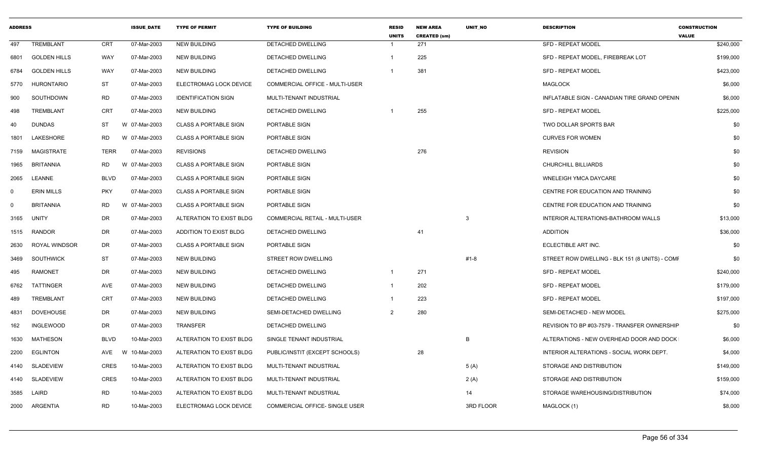| ADDRESS | | | ISSUE_DATE | TYPE OF PERMIT | TYPE OF BUILDING | RESID UNITS | NEW AREA CREATED (sm) | UNIT_NO | DESCRIPTION | CONSTRUCTION VALUE |
|---|---|---|---|---|---|---|---|---|---|---|
| 497 | TREMBLANT | CRT | 07-Mar-2003 | NEW BUILDING | DETACHED DWELLING | 1 | 271 | | SFD - REPEAT MODEL | $240,000 |
| 6801 | GOLDEN HILLS | WAY | 07-Mar-2003 | NEW BUILDING | DETACHED DWELLING | 1 | 225 | | SFD - REPEAT MODEL, FIREBREAK LOT | $199,000 |
| 6784 | GOLDEN HILLS | WAY | 07-Mar-2003 | NEW BUILDING | DETACHED DWELLING | 1 | 381 | | SFD - REPEAT MODEL | $423,000 |
| 5770 | HURONTARIO | ST | 07-Mar-2003 | ELECTROMAG LOCK DEVICE | COMMERCIAL OFFICE - MULTI-USER | | | | MAGLOCK | $6,000 |
| 900 | SOUTHDOWN | RD | 07-Mar-2003 | IDENTIFICATION SIGN | MULTI-TENANT INDUSTRIAL | | | | INFLATABLE SIGN - CANADIAN TIRE GRAND OPENIN | $6,000 |
| 498 | TREMBLANT | CRT | 07-Mar-2003 | NEW BUILDING | DETACHED DWELLING | 1 | 255 | | SFD - REPEAT MODEL | $225,000 |
| 40 | DUNDAS | ST | W 07-Mar-2003 | CLASS A PORTABLE SIGN | PORTABLE SIGN | | | | TWO DOLLAR SPORTS BAR | $0 |
| 1801 | LAKESHORE | RD | W 07-Mar-2003 | CLASS A PORTABLE SIGN | PORTABLE SIGN | | | | CURVES FOR WOMEN | $0 |
| 7159 | MAGISTRATE | TERR | 07-Mar-2003 | REVISIONS | DETACHED DWELLING | | 276 | | REVISION | $0 |
| 1965 | BRITANNIA | RD | W 07-Mar-2003 | CLASS A PORTABLE SIGN | PORTABLE SIGN | | | | CHURCHILL BILLIARDS | $0 |
| 2065 | LEANNE | BLVD | 07-Mar-2003 | CLASS A PORTABLE SIGN | PORTABLE SIGN | | | | WNELEIGH YMCA DAYCARE | $0 |
| 0 | ERIN MILLS | PKY | 07-Mar-2003 | CLASS A PORTABLE SIGN | PORTABLE SIGN | | | | CENTRE FOR EDUCATION AND TRAINING | $0 |
| 0 | BRITANNIA | RD | W 07-Mar-2003 | CLASS A PORTABLE SIGN | PORTABLE SIGN | | | | CENTRE FOR EDUCATION AND TRAINING | $0 |
| 3165 | UNITY | DR | 07-Mar-2003 | ALTERATION TO EXIST BLDG | COMMERCIAL RETAIL - MULTI-USER | | | 3 | INTERIOR ALTERATIONS-BATHROOM WALLS | $13,000 |
| 1515 | RANDOR | DR | 07-Mar-2003 | ADDITION TO EXIST BLDG | DETACHED DWELLING | | 41 | | ADDITION | $36,000 |
| 2630 | ROYAL WINDSOR | DR | 07-Mar-2003 | CLASS A PORTABLE SIGN | PORTABLE SIGN | | | | ECLECTIBLE ART INC. | $0 |
| 3469 | SOUTHWICK | ST | 07-Mar-2003 | NEW BUILDING | STREET ROW DWELLING | | | #1-8 | STREET ROW DWELLING - BLK 151 (8 UNITS) - COMF | $0 |
| 495 | RAMONET | DR | 07-Mar-2003 | NEW BUILDING | DETACHED DWELLING | 1 | 271 | | SFD - REPEAT MODEL | $240,000 |
| 6762 | TATTINGER | AVE | 07-Mar-2003 | NEW BUILDING | DETACHED DWELLING | 1 | 202 | | SFD - REPEAT MODEL | $179,000 |
| 489 | TREMBLANT | CRT | 07-Mar-2003 | NEW BUILDING | DETACHED DWELLING | 1 | 223 | | SFD - REPEAT MODEL | $197,000 |
| 4831 | DOVEHOUSE | DR | 07-Mar-2003 | NEW BUILDING | SEMI-DETACHED DWELLING | 2 | 280 | | SEMI-DETACHED - NEW MODEL | $275,000 |
| 162 | INGLEWOOD | DR | 07-Mar-2003 | TRANSFER | DETACHED DWELLING | | | | REVISION TO BP #03-7579 - TRANSFER OWNERSHIP | $0 |
| 1630 | MATHESON | BLVD | 10-Mar-2003 | ALTERATION TO EXIST BLDG | SINGLE TENANT INDUSTRIAL | | | B | ALTERATIONS - NEW OVERHEAD DOOR AND DOCK | $6,000 |
| 2200 | EGLINTON | AVE | W 10-Mar-2003 | ALTERATION TO EXIST BLDG | PUBLIC/INSTIT (EXCEPT SCHOOLS) | | 28 | | INTERIOR ALTERATIONS - SOCIAL WORK DEPT. | $4,000 |
| 4140 | SLADEVIEW | CRES | 10-Mar-2003 | ALTERATION TO EXIST BLDG | MULTI-TENANT INDUSTRIAL | | | 5 (A) | STORAGE AND DISTRIBUTION | $149,000 |
| 4140 | SLADEVIEW | CRES | 10-Mar-2003 | ALTERATION TO EXIST BLDG | MULTI-TENANT INDUSTRIAL | | | 2 (A) | STORAGE AND DISTRIBUTION | $159,000 |
| 3585 | LAIRD | RD | 10-Mar-2003 | ALTERATION TO EXIST BLDG | MULTI-TENANT INDUSTRIAL | | | 14 | STORAGE WAREHOUSING/DISTRIBUTION | $74,000 |
| 2000 | ARGENTIA | RD | 10-Mar-2003 | ELECTROMAG LOCK DEVICE | COMMERCIAL OFFICE- SINGLE USER | | | 3RD FLOOR | MAGLOCK (1) | $8,000 |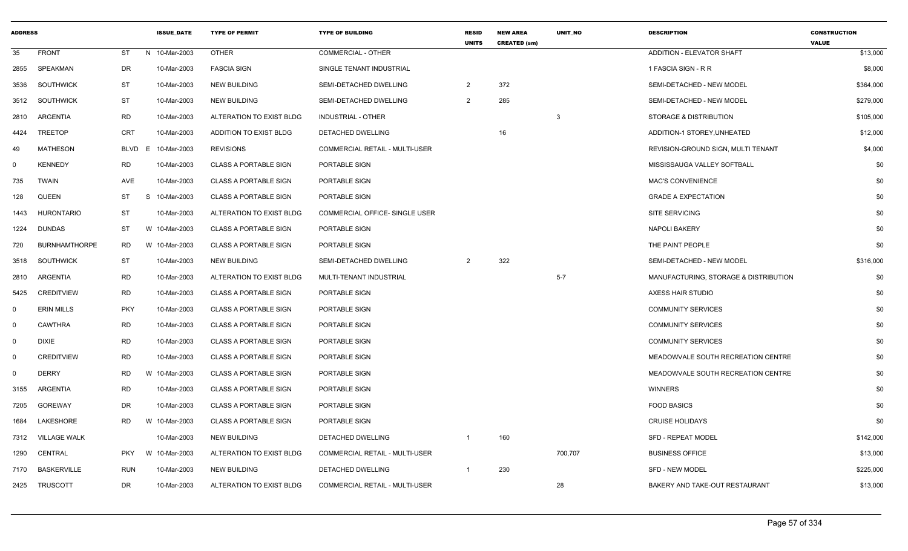| ADDRESS | | | ISSUE_DATE | TYPE OF PERMIT | TYPE OF BUILDING | RESID UNITS | NEW AREA CREATED (sm) | UNIT_NO | DESCRIPTION | CONSTRUCTION VALUE |
|---|---|---|---|---|---|---|---|---|---|---|
| 35 | FRONT | ST | N 10-Mar-2003 | OTHER | COMMERCIAL - OTHER | | | | ADDITION - ELEVATOR SHAFT | $13,000 |
| 2855 | SPEAKMAN | DR | 10-Mar-2003 | FASCIA SIGN | SINGLE TENANT INDUSTRIAL | | | | 1 FASCIA SIGN - R R | $8,000 |
| 3536 | SOUTHWICK | ST | 10-Mar-2003 | NEW BUILDING | SEMI-DETACHED DWELLING | 2 | 372 | | SEMI-DETACHED - NEW MODEL | $364,000 |
| 3512 | SOUTHWICK | ST | 10-Mar-2003 | NEW BUILDING | SEMI-DETACHED DWELLING | 2 | 285 | | SEMI-DETACHED - NEW MODEL | $279,000 |
| 2810 | ARGENTIA | RD | 10-Mar-2003 | ALTERATION TO EXIST BLDG | INDUSTRIAL - OTHER | | | 3 | STORAGE & DISTRIBUTION | $105,000 |
| 4424 | TREETOP | CRT | 10-Mar-2003 | ADDITION TO EXIST BLDG | DETACHED DWELLING | | 16 | | ADDITION-1 STOREY,UNHEATED | $12,000 |
| 49 | MATHESON | BLVD | E 10-Mar-2003 | REVISIONS | COMMERCIAL RETAIL - MULTI-USER | | | | REVISION-GROUND SIGN, MULTI TENANT | $4,000 |
| 0 | KENNEDY | RD | 10-Mar-2003 | CLASS A PORTABLE SIGN | PORTABLE SIGN | | | | MISSISSAUGA VALLEY SOFTBALL | $0 |
| 735 | TWAIN | AVE | 10-Mar-2003 | CLASS A PORTABLE SIGN | PORTABLE SIGN | | | | MAC'S CONVENIENCE | $0 |
| 128 | QUEEN | ST | S 10-Mar-2003 | CLASS A PORTABLE SIGN | PORTABLE SIGN | | | | GRADE A EXPECTATION | $0 |
| 1443 | HURONTARIO | ST | 10-Mar-2003 | ALTERATION TO EXIST BLDG | COMMERCIAL OFFICE- SINGLE USER | | | | SITE SERVICING | $0 |
| 1224 | DUNDAS | ST | W 10-Mar-2003 | CLASS A PORTABLE SIGN | PORTABLE SIGN | | | | NAPOLI BAKERY | $0 |
| 720 | BURNHAMTHORPE | RD | W 10-Mar-2003 | CLASS A PORTABLE SIGN | PORTABLE SIGN | | | | THE PAINT PEOPLE | $0 |
| 3518 | SOUTHWICK | ST | 10-Mar-2003 | NEW BUILDING | SEMI-DETACHED DWELLING | 2 | 322 | | SEMI-DETACHED - NEW MODEL | $316,000 |
| 2810 | ARGENTIA | RD | 10-Mar-2003 | ALTERATION TO EXIST BLDG | MULTI-TENANT INDUSTRIAL | | | 5-7 | MANUFACTURING, STORAGE & DISTRIBUTION | $0 |
| 5425 | CREDITVIEW | RD | 10-Mar-2003 | CLASS A PORTABLE SIGN | PORTABLE SIGN | | | | AXESS HAIR STUDIO | $0 |
| 0 | ERIN MILLS | PKY | 10-Mar-2003 | CLASS A PORTABLE SIGN | PORTABLE SIGN | | | | COMMUNITY SERVICES | $0 |
| 0 | CAWTHRA | RD | 10-Mar-2003 | CLASS A PORTABLE SIGN | PORTABLE SIGN | | | | COMMUNITY SERVICES | $0 |
| 0 | DIXIE | RD | 10-Mar-2003 | CLASS A PORTABLE SIGN | PORTABLE SIGN | | | | COMMUNITY SERVICES | $0 |
| 0 | CREDITVIEW | RD | 10-Mar-2003 | CLASS A PORTABLE SIGN | PORTABLE SIGN | | | | MEADOWVALE SOUTH RECREATION CENTRE | $0 |
| 0 | DERRY | RD | W 10-Mar-2003 | CLASS A PORTABLE SIGN | PORTABLE SIGN | | | | MEADOWVALE SOUTH RECREATION CENTRE | $0 |
| 3155 | ARGENTIA | RD | 10-Mar-2003 | CLASS A PORTABLE SIGN | PORTABLE SIGN | | | | WINNERS | $0 |
| 7205 | GOREWAY | DR | 10-Mar-2003 | CLASS A PORTABLE SIGN | PORTABLE SIGN | | | | FOOD BASICS | $0 |
| 1684 | LAKESHORE | RD | W 10-Mar-2003 | CLASS A PORTABLE SIGN | PORTABLE SIGN | | | | CRUISE HOLIDAYS | $0 |
| 7312 | VILLAGE WALK | | 10-Mar-2003 | NEW BUILDING | DETACHED DWELLING | 1 | 160 | | SFD - REPEAT MODEL | $142,000 |
| 1290 | CENTRAL | PKY | W 10-Mar-2003 | ALTERATION TO EXIST BLDG | COMMERCIAL RETAIL - MULTI-USER | | | 700,707 | BUSINESS OFFICE | $13,000 |
| 7170 | BASKERVILLE | RUN | 10-Mar-2003 | NEW BUILDING | DETACHED DWELLING | 1 | 230 | | SFD - NEW MODEL | $225,000 |
| 2425 | TRUSCOTT | DR | 10-Mar-2003 | ALTERATION TO EXIST BLDG | COMMERCIAL RETAIL - MULTI-USER | | | 28 | BAKERY AND TAKE-OUT RESTAURANT | $13,000 |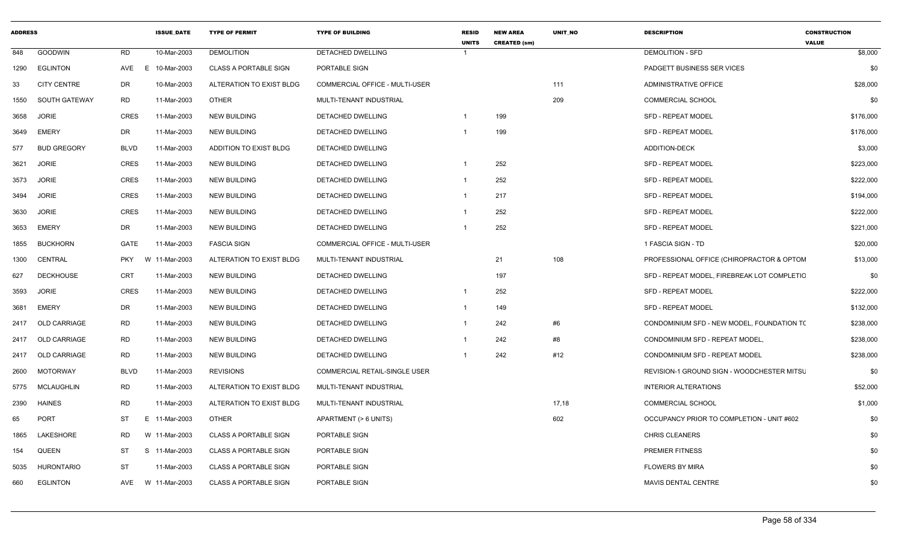| ADDRESS | | | ISSUE_DATE | TYPE OF PERMIT | TYPE OF BUILDING | RESID UNITS | NEW AREA CREATED (sm) | UNIT_NO | DESCRIPTION | CONSTRUCTION VALUE |
|---|---|---|---|---|---|---|---|---|---|---|
| 848 | GOODWIN | RD | 10-Mar-2003 | DEMOLITION | DETACHED DWELLING | 1 | | | DEMOLITION - SFD | $8,000 |
| 1290 | EGLINTON | AVE E | 10-Mar-2003 | CLASS A PORTABLE SIGN | PORTABLE SIGN | | | | PADGETT BUSINESS SER VICES | $0 |
| 33 | CITY CENTRE | DR | 10-Mar-2003 | ALTERATION TO EXIST BLDG | COMMERCIAL OFFICE - MULTI-USER | | | 111 | ADMINISTRATIVE OFFICE | $28,000 |
| 1550 | SOUTH GATEWAY | RD | 11-Mar-2003 | OTHER | MULTI-TENANT INDUSTRIAL | | | 209 | COMMERCIAL SCHOOL | $0 |
| 3658 | JORIE | CRES | 11-Mar-2003 | NEW BUILDING | DETACHED DWELLING | 1 | 199 | | SFD - REPEAT MODEL | $176,000 |
| 3649 | EMERY | DR | 11-Mar-2003 | NEW BUILDING | DETACHED DWELLING | 1 | 199 | | SFD - REPEAT MODEL | $176,000 |
| 577 | BUD GREGORY | BLVD | 11-Mar-2003 | ADDITION TO EXIST BLDG | DETACHED DWELLING | | | | ADDITION-DECK | $3,000 |
| 3621 | JORIE | CRES | 11-Mar-2003 | NEW BUILDING | DETACHED DWELLING | 1 | 252 | | SFD - REPEAT MODEL | $223,000 |
| 3573 | JORIE | CRES | 11-Mar-2003 | NEW BUILDING | DETACHED DWELLING | 1 | 252 | | SFD - REPEAT MODEL | $222,000 |
| 3494 | JORIE | CRES | 11-Mar-2003 | NEW BUILDING | DETACHED DWELLING | 1 | 217 | | SFD - REPEAT MODEL | $194,000 |
| 3630 | JORIE | CRES | 11-Mar-2003 | NEW BUILDING | DETACHED DWELLING | 1 | 252 | | SFD - REPEAT MODEL | $222,000 |
| 3653 | EMERY | DR | 11-Mar-2003 | NEW BUILDING | DETACHED DWELLING | 1 | 252 | | SFD - REPEAT MODEL | $221,000 |
| 1855 | BUCKHORN | GATE | 11-Mar-2003 | FASCIA SIGN | COMMERCIAL OFFICE - MULTI-USER | | | | 1 FASCIA SIGN - TD | $20,000 |
| 1300 | CENTRAL | PKY W | 11-Mar-2003 | ALTERATION TO EXIST BLDG | MULTI-TENANT INDUSTRIAL | | 21 | 108 | PROFESSIONAL OFFICE (CHIROPRACTOR & OPTOM | $13,000 |
| 627 | DECKHOUSE | CRT | 11-Mar-2003 | NEW BUILDING | DETACHED DWELLING | | 197 | | SFD - REPEAT MODEL, FIREBREAK LOT COMPLETIO | $0 |
| 3593 | JORIE | CRES | 11-Mar-2003 | NEW BUILDING | DETACHED DWELLING | 1 | 252 | | SFD - REPEAT MODEL | $222,000 |
| 3681 | EMERY | DR | 11-Mar-2003 | NEW BUILDING | DETACHED DWELLING | 1 | 149 | | SFD - REPEAT MODEL | $132,000 |
| 2417 | OLD CARRIAGE | RD | 11-Mar-2003 | NEW BUILDING | DETACHED DWELLING | 1 | 242 | #6 | CONDOMINIUM SFD - NEW MODEL, FOUNDATION TC | $238,000 |
| 2417 | OLD CARRIAGE | RD | 11-Mar-2003 | NEW BUILDING | DETACHED DWELLING | 1 | 242 | #8 | CONDOMINIUM SFD - REPEAT MODEL, | $238,000 |
| 2417 | OLD CARRIAGE | RD | 11-Mar-2003 | NEW BUILDING | DETACHED DWELLING | 1 | 242 | #12 | CONDOMINIUM SFD - REPEAT MODEL | $238,000 |
| 2600 | MOTORWAY | BLVD | 11-Mar-2003 | REVISIONS | COMMERCIAL RETAIL-SINGLE USER | | | | REVISION-1 GROUND SIGN - WOODCHESTER MITSU | $0 |
| 5775 | MCLAUGHLIN | RD | 11-Mar-2003 | ALTERATION TO EXIST BLDG | MULTI-TENANT INDUSTRIAL | | | | INTERIOR ALTERATIONS | $52,000 |
| 2390 | HAINES | RD | 11-Mar-2003 | ALTERATION TO EXIST BLDG | MULTI-TENANT INDUSTRIAL | | | 17,18 | COMMERCIAL SCHOOL | $1,000 |
| 65 | PORT | ST E | 11-Mar-2003 | OTHER | APARTMENT (> 6 UNITS) | | | 602 | OCCUPANCY PRIOR TO COMPLETION - UNIT #602 | $0 |
| 1865 | LAKESHORE | RD W | 11-Mar-2003 | CLASS A PORTABLE SIGN | PORTABLE SIGN | | | | CHRIS CLEANERS | $0 |
| 154 | QUEEN | ST S | 11-Mar-2003 | CLASS A PORTABLE SIGN | PORTABLE SIGN | | | | PREMIER FITNESS | $0 |
| 5035 | HURONTARIO | ST | 11-Mar-2003 | CLASS A PORTABLE SIGN | PORTABLE SIGN | | | | FLOWERS BY MIRA | $0 |
| 660 | EGLINTON | AVE W | 11-Mar-2003 | CLASS A PORTABLE SIGN | PORTABLE SIGN | | | | MAVIS DENTAL CENTRE | $0 |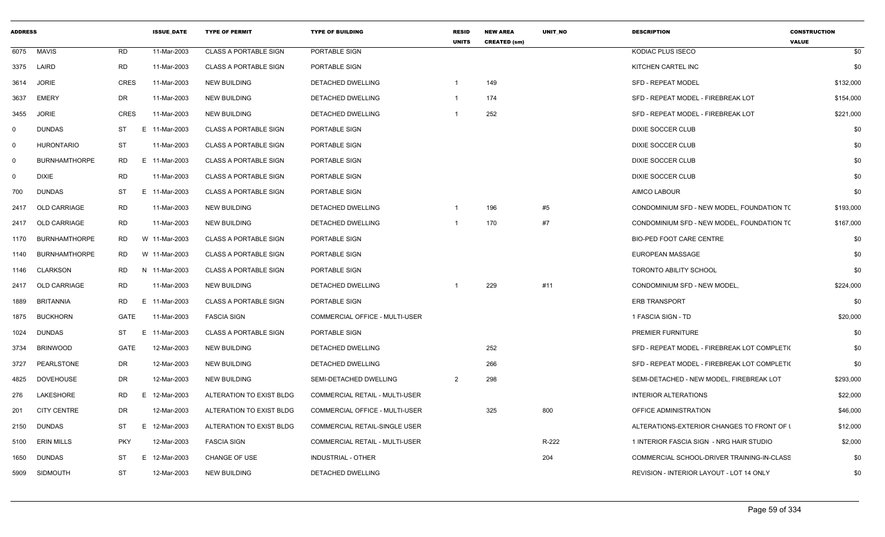| ADDRESS | | | ISSUE_DATE | TYPE OF PERMIT | TYPE OF BUILDING | RESID UNITS | NEW AREA CREATED (sm) | UNIT_NO | DESCRIPTION | CONSTRUCTION VALUE |
|---|---|---|---|---|---|---|---|---|---|---|
| 6075 | MAVIS | RD | 11-Mar-2003 | CLASS A PORTABLE SIGN | PORTABLE SIGN | | | | KODIAC PLUS ISECO | $0 |
| 3375 | LAIRD | RD | 11-Mar-2003 | CLASS A PORTABLE SIGN | PORTABLE SIGN | | | | KITCHEN CARTEL INC | $0 |
| 3614 | JORIE | CRES | 11-Mar-2003 | NEW BUILDING | DETACHED DWELLING | 1 | 149 | | SFD - REPEAT MODEL | $132,000 |
| 3637 | EMERY | DR | 11-Mar-2003 | NEW BUILDING | DETACHED DWELLING | 1 | 174 | | SFD - REPEAT MODEL - FIREBREAK LOT | $154,000 |
| 3455 | JORIE | CRES | 11-Mar-2003 | NEW BUILDING | DETACHED DWELLING | 1 | 252 | | SFD - REPEAT MODEL - FIREBREAK LOT | $221,000 |
| 0 | DUNDAS | ST | E 11-Mar-2003 | CLASS A PORTABLE SIGN | PORTABLE SIGN | | | | DIXIE SOCCER CLUB | $0 |
| 0 | HURONTARIO | ST | 11-Mar-2003 | CLASS A PORTABLE SIGN | PORTABLE SIGN | | | | DIXIE SOCCER CLUB | $0 |
| 0 | BURNHAMTHORPE | RD | E 11-Mar-2003 | CLASS A PORTABLE SIGN | PORTABLE SIGN | | | | DIXIE SOCCER CLUB | $0 |
| 0 | DIXIE | RD | 11-Mar-2003 | CLASS A PORTABLE SIGN | PORTABLE SIGN | | | | DIXIE SOCCER CLUB | $0 |
| 700 | DUNDAS | ST | E 11-Mar-2003 | CLASS A PORTABLE SIGN | PORTABLE SIGN | | | | AIMCO LABOUR | $0 |
| 2417 | OLD CARRIAGE | RD | 11-Mar-2003 | NEW BUILDING | DETACHED DWELLING | 1 | 196 | #5 | CONDOMINIUM SFD - NEW MODEL, FOUNDATION TC | $193,000 |
| 2417 | OLD CARRIAGE | RD | 11-Mar-2003 | NEW BUILDING | DETACHED DWELLING | 1 | 170 | #7 | CONDOMINIUM SFD - NEW MODEL, FOUNDATION TC | $167,000 |
| 1170 | BURNHAMTHORPE | RD | W 11-Mar-2003 | CLASS A PORTABLE SIGN | PORTABLE SIGN | | | | BIO-PED FOOT CARE CENTRE | $0 |
| 1140 | BURNHAMTHORPE | RD | W 11-Mar-2003 | CLASS A PORTABLE SIGN | PORTABLE SIGN | | | | EUROPEAN MASSAGE | $0 |
| 1146 | CLARKSON | RD | N 11-Mar-2003 | CLASS A PORTABLE SIGN | PORTABLE SIGN | | | | TORONTO ABILITY SCHOOL | $0 |
| 2417 | OLD CARRIAGE | RD | 11-Mar-2003 | NEW BUILDING | DETACHED DWELLING | 1 | 229 | #11 | CONDOMINIUM SFD - NEW MODEL, | $224,000 |
| 1889 | BRITANNIA | RD | E 11-Mar-2003 | CLASS A PORTABLE SIGN | PORTABLE SIGN | | | | ERB TRANSPORT | $0 |
| 1875 | BUCKHORN | GATE | 11-Mar-2003 | FASCIA SIGN | COMMERCIAL OFFICE - MULTI-USER | | | | 1 FASCIA SIGN - TD | $20,000 |
| 1024 | DUNDAS | ST | E 11-Mar-2003 | CLASS A PORTABLE SIGN | PORTABLE SIGN | | | | PREMIER FURNITURE | $0 |
| 3734 | BRINWOOD | GATE | 12-Mar-2003 | NEW BUILDING | DETACHED DWELLING | | 252 | | SFD - REPEAT MODEL - FIREBREAK LOT COMPLETIC | $0 |
| 3727 | PEARLSTONE | DR | 12-Mar-2003 | NEW BUILDING | DETACHED DWELLING | | 266 | | SFD - REPEAT MODEL - FIREBREAK LOT COMPLETIC | $0 |
| 4825 | DOVEHOUSE | DR | 12-Mar-2003 | NEW BUILDING | SEMI-DETACHED DWELLING | 2 | 298 | | SEMI-DETACHED - NEW MODEL, FIREBREAK LOT | $293,000 |
| 276 | LAKESHORE | RD | E 12-Mar-2003 | ALTERATION TO EXIST BLDG | COMMERCIAL RETAIL - MULTI-USER | | | | INTERIOR ALTERATIONS | $22,000 |
| 201 | CITY CENTRE | DR | 12-Mar-2003 | ALTERATION TO EXIST BLDG | COMMERCIAL OFFICE - MULTI-USER | | 325 | 800 | OFFICE ADMINISTRATION | $46,000 |
| 2150 | DUNDAS | ST | E 12-Mar-2003 | ALTERATION TO EXIST BLDG | COMMERCIAL RETAIL-SINGLE USER | | | | ALTERATIONS-EXTERIOR CHANGES TO FRONT OF U | $12,000 |
| 5100 | ERIN MILLS | PKY | 12-Mar-2003 | FASCIA SIGN | COMMERCIAL RETAIL - MULTI-USER | | | R-222 | 1 INTERIOR FASCIA SIGN - NRG HAIR STUDIO | $2,000 |
| 1650 | DUNDAS | ST | E 12-Mar-2003 | CHANGE OF USE | INDUSTRIAL - OTHER | | | 204 | COMMERCIAL SCHOOL-DRIVER TRAINING-IN-CLASS | $0 |
| 5909 | SIDMOUTH | ST | 12-Mar-2003 | NEW BUILDING | DETACHED DWELLING | | | | REVISION - INTERIOR LAYOUT - LOT 14 ONLY | $0 |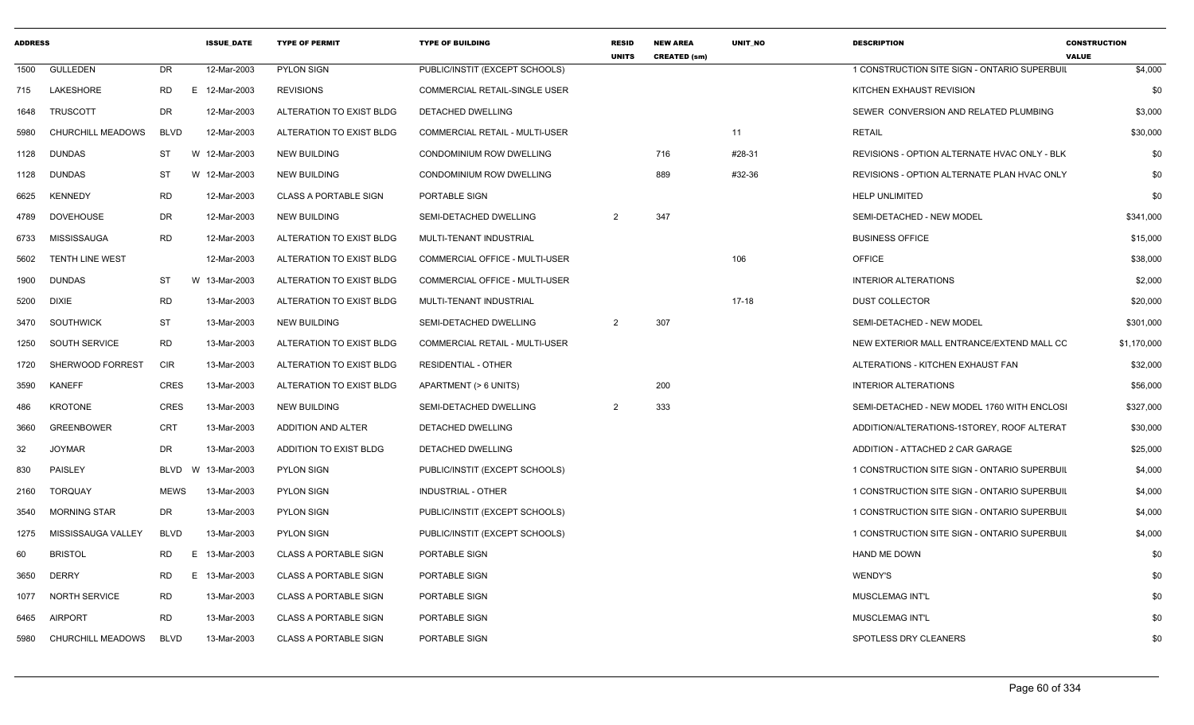| ADDRESS | | | ISSUE_DATE | TYPE OF PERMIT | TYPE OF BUILDING | RESID UNITS | NEW AREA CREATED (sm) | UNIT_NO | DESCRIPTION | CONSTRUCTION VALUE |
|---|---|---|---|---|---|---|---|---|---|---|
| 1500 | GULLEDEN | DR | 12-Mar-2003 | PYLON SIGN | PUBLIC/INSTIT (EXCEPT SCHOOLS) | | | | 1 CONSTRUCTION SITE SIGN - ONTARIO SUPERBUIL | $4,000 |
| 715 | LAKESHORE | RD E | 12-Mar-2003 | REVISIONS | COMMERCIAL RETAIL-SINGLE USER | | | | KITCHEN EXHAUST REVISION | $0 |
| 1648 | TRUSCOTT | DR | 12-Mar-2003 | ALTERATION TO EXIST BLDG | DETACHED DWELLING | | | | SEWER CONVERSION AND RELATED PLUMBING | $3,000 |
| 5980 | CHURCHILL MEADOWS | BLVD | 12-Mar-2003 | ALTERATION TO EXIST BLDG | COMMERCIAL RETAIL - MULTI-USER | | | 11 | RETAIL | $30,000 |
| 1128 | DUNDAS | ST W | 12-Mar-2003 | NEW BUILDING | CONDOMINIUM ROW DWELLING | | 716 | #28-31 | REVISIONS - OPTION ALTERNATE HVAC ONLY - BLK | $0 |
| 1128 | DUNDAS | ST W | 12-Mar-2003 | NEW BUILDING | CONDOMINIUM ROW DWELLING | | 889 | #32-36 | REVISIONS - OPTION ALTERNATE PLAN HVAC ONLY | $0 |
| 6625 | KENNEDY | RD | 12-Mar-2003 | CLASS A PORTABLE SIGN | PORTABLE SIGN | | | | HELP UNLIMITED | $0 |
| 4789 | DOVEHOUSE | DR | 12-Mar-2003 | NEW BUILDING | SEMI-DETACHED DWELLING | 2 | 347 | | SEMI-DETACHED - NEW MODEL | $341,000 |
| 6733 | MISSISSAUGA | RD | 12-Mar-2003 | ALTERATION TO EXIST BLDG | MULTI-TENANT INDUSTRIAL | | | | BUSINESS OFFICE | $15,000 |
| 5602 | TENTH LINE WEST | | 12-Mar-2003 | ALTERATION TO EXIST BLDG | COMMERCIAL OFFICE - MULTI-USER | | | 106 | OFFICE | $38,000 |
| 1900 | DUNDAS | ST W | 13-Mar-2003 | ALTERATION TO EXIST BLDG | COMMERCIAL OFFICE - MULTI-USER | | | | INTERIOR ALTERATIONS | $2,000 |
| 5200 | DIXIE | RD | 13-Mar-2003 | ALTERATION TO EXIST BLDG | MULTI-TENANT INDUSTRIAL | | | 17-18 | DUST COLLECTOR | $20,000 |
| 3470 | SOUTHWICK | ST | 13-Mar-2003 | NEW BUILDING | SEMI-DETACHED DWELLING | 2 | 307 | | SEMI-DETACHED - NEW MODEL | $301,000 |
| 1250 | SOUTH SERVICE | RD | 13-Mar-2003 | ALTERATION TO EXIST BLDG | COMMERCIAL RETAIL - MULTI-USER | | | | NEW EXTERIOR MALL ENTRANCE/EXTEND MALL CC | $1,170,000 |
| 1720 | SHERWOOD FORREST | CIR | 13-Mar-2003 | ALTERATION TO EXIST BLDG | RESIDENTIAL - OTHER | | | | ALTERATIONS - KITCHEN EXHAUST FAN | $32,000 |
| 3590 | KANEFF | CRES | 13-Mar-2003 | ALTERATION TO EXIST BLDG | APARTMENT (> 6 UNITS) | | 200 | | INTERIOR ALTERATIONS | $56,000 |
| 486 | KROTONE | CRES | 13-Mar-2003 | NEW BUILDING | SEMI-DETACHED DWELLING | 2 | 333 | | SEMI-DETACHED - NEW MODEL 1760 WITH ENCLOSI | $327,000 |
| 3660 | GREENBOWER | CRT | 13-Mar-2003 | ADDITION AND ALTER | DETACHED DWELLING | | | | ADDITION/ALTERATIONS-1STOREY, ROOF ALTERAT | $30,000 |
| 32 | JOYMAR | DR | 13-Mar-2003 | ADDITION TO EXIST BLDG | DETACHED DWELLING | | | | ADDITION - ATTACHED 2 CAR GARAGE | $25,000 |
| 830 | PAISLEY | BLVD W | 13-Mar-2003 | PYLON SIGN | PUBLIC/INSTIT (EXCEPT SCHOOLS) | | | | 1 CONSTRUCTION SITE SIGN - ONTARIO SUPERBUIL | $4,000 |
| 2160 | TORQUAY | MEWS | 13-Mar-2003 | PYLON SIGN | INDUSTRIAL - OTHER | | | | 1 CONSTRUCTION SITE SIGN - ONTARIO SUPERBUIL | $4,000 |
| 3540 | MORNING STAR | DR | 13-Mar-2003 | PYLON SIGN | PUBLIC/INSTIT (EXCEPT SCHOOLS) | | | | 1 CONSTRUCTION SITE SIGN - ONTARIO SUPERBUIL | $4,000 |
| 1275 | MISSISSAUGA VALLEY | BLVD | 13-Mar-2003 | PYLON SIGN | PUBLIC/INSTIT (EXCEPT SCHOOLS) | | | | 1 CONSTRUCTION SITE SIGN - ONTARIO SUPERBUIL | $4,000 |
| 60 | BRISTOL | RD E | 13-Mar-2003 | CLASS A PORTABLE SIGN | PORTABLE SIGN | | | | HAND ME DOWN | $0 |
| 3650 | DERRY | RD E | 13-Mar-2003 | CLASS A PORTABLE SIGN | PORTABLE SIGN | | | | WENDY'S | $0 |
| 1077 | NORTH SERVICE | RD | 13-Mar-2003 | CLASS A PORTABLE SIGN | PORTABLE SIGN | | | | MUSCLEMAG INT'L | $0 |
| 6465 | AIRPORT | RD | 13-Mar-2003 | CLASS A PORTABLE SIGN | PORTABLE SIGN | | | | MUSCLEMAG INT'L | $0 |
| 5980 | CHURCHILL MEADOWS | BLVD | 13-Mar-2003 | CLASS A PORTABLE SIGN | PORTABLE SIGN | | | | SPOTLESS DRY CLEANERS | $0 |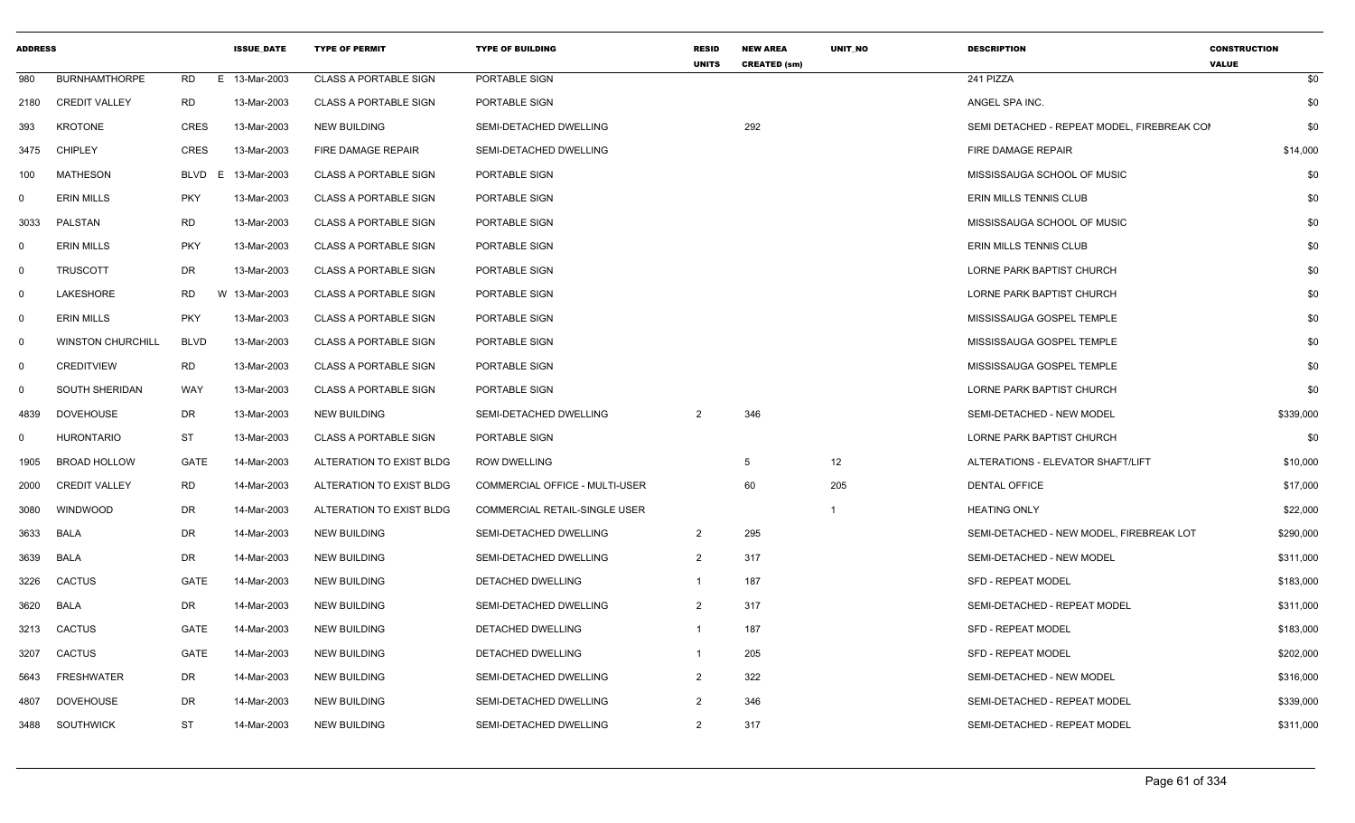| ADDRESS | | | ISSUE_DATE | TYPE OF PERMIT | TYPE OF BUILDING | RESID UNITS | NEW AREA CREATED (sm) | UNIT_NO | DESCRIPTION | CONSTRUCTION VALUE |
|---|---|---|---|---|---|---|---|---|---|---|
| 980 | BURNHAMTHORPE | RD E | 13-Mar-2003 | CLASS A PORTABLE SIGN | PORTABLE SIGN | | | | 241 PIZZA | $0 |
| 2180 | CREDIT VALLEY | RD | 13-Mar-2003 | CLASS A PORTABLE SIGN | PORTABLE SIGN | | | | ANGEL SPA INC. | $0 |
| 393 | KROTONE | CRES | 13-Mar-2003 | NEW BUILDING | SEMI-DETACHED DWELLING | | 292 | | SEMI DETACHED - REPEAT MODEL, FIREBREAK COI | $0 |
| 3475 | CHIPLEY | CRES | 13-Mar-2003 | FIRE DAMAGE REPAIR | SEMI-DETACHED DWELLING | | | | FIRE DAMAGE REPAIR | $14,000 |
| 100 | MATHESON | BLVD E | 13-Mar-2003 | CLASS A PORTABLE SIGN | PORTABLE SIGN | | | | MISSISSAUGA SCHOOL OF MUSIC | $0 |
| 0 | ERIN MILLS | PKY | 13-Mar-2003 | CLASS A PORTABLE SIGN | PORTABLE SIGN | | | | ERIN MILLS TENNIS CLUB | $0 |
| 3033 | PALSTAN | RD | 13-Mar-2003 | CLASS A PORTABLE SIGN | PORTABLE SIGN | | | | MISSISSAUGA SCHOOL OF MUSIC | $0 |
| 0 | ERIN MILLS | PKY | 13-Mar-2003 | CLASS A PORTABLE SIGN | PORTABLE SIGN | | | | ERIN MILLS TENNIS CLUB | $0 |
| 0 | TRUSCOTT | DR | 13-Mar-2003 | CLASS A PORTABLE SIGN | PORTABLE SIGN | | | | LORNE PARK BAPTIST CHURCH | $0 |
| 0 | LAKESHORE | RD W | 13-Mar-2003 | CLASS A PORTABLE SIGN | PORTABLE SIGN | | | | LORNE PARK BAPTIST CHURCH | $0 |
| 0 | ERIN MILLS | PKY | 13-Mar-2003 | CLASS A PORTABLE SIGN | PORTABLE SIGN | | | | MISSISSAUGA GOSPEL TEMPLE | $0 |
| 0 | WINSTON CHURCHILL | BLVD | 13-Mar-2003 | CLASS A PORTABLE SIGN | PORTABLE SIGN | | | | MISSISSAUGA GOSPEL TEMPLE | $0 |
| 0 | CREDITVIEW | RD | 13-Mar-2003 | CLASS A PORTABLE SIGN | PORTABLE SIGN | | | | MISSISSAUGA GOSPEL TEMPLE | $0 |
| 0 | SOUTH SHERIDAN | WAY | 13-Mar-2003 | CLASS A PORTABLE SIGN | PORTABLE SIGN | | | | LORNE PARK BAPTIST CHURCH | $0 |
| 4839 | DOVEHOUSE | DR | 13-Mar-2003 | NEW BUILDING | SEMI-DETACHED DWELLING | 2 | 346 | | SEMI-DETACHED - NEW MODEL | $339,000 |
| 0 | HURONTARIO | ST | 13-Mar-2003 | CLASS A PORTABLE SIGN | PORTABLE SIGN | | | | LORNE PARK BAPTIST CHURCH | $0 |
| 1905 | BROAD HOLLOW | GATE | 14-Mar-2003 | ALTERATION TO EXIST BLDG | ROW DWELLING | | 5 | 12 | ALTERATIONS - ELEVATOR SHAFT/LIFT | $10,000 |
| 2000 | CREDIT VALLEY | RD | 14-Mar-2003 | ALTERATION TO EXIST BLDG | COMMERCIAL OFFICE - MULTI-USER | | 60 | 205 | DENTAL OFFICE | $17,000 |
| 3080 | WINDWOOD | DR | 14-Mar-2003 | ALTERATION TO EXIST BLDG | COMMERCIAL RETAIL-SINGLE USER | | | 1 | HEATING ONLY | $22,000 |
| 3633 | BALA | DR | 14-Mar-2003 | NEW BUILDING | SEMI-DETACHED DWELLING | 2 | 295 | | SEMI-DETACHED - NEW MODEL, FIREBREAK LOT | $290,000 |
| 3639 | BALA | DR | 14-Mar-2003 | NEW BUILDING | SEMI-DETACHED DWELLING | 2 | 317 | | SEMI-DETACHED - NEW MODEL | $311,000 |
| 3226 | CACTUS | GATE | 14-Mar-2003 | NEW BUILDING | DETACHED DWELLING | 1 | 187 | | SFD - REPEAT MODEL | $183,000 |
| 3620 | BALA | DR | 14-Mar-2003 | NEW BUILDING | SEMI-DETACHED DWELLING | 2 | 317 | | SEMI-DETACHED - REPEAT MODEL | $311,000 |
| 3213 | CACTUS | GATE | 14-Mar-2003 | NEW BUILDING | DETACHED DWELLING | 1 | 187 | | SFD - REPEAT MODEL | $183,000 |
| 3207 | CACTUS | GATE | 14-Mar-2003 | NEW BUILDING | DETACHED DWELLING | 1 | 205 | | SFD - REPEAT MODEL | $202,000 |
| 5643 | FRESHWATER | DR | 14-Mar-2003 | NEW BUILDING | SEMI-DETACHED DWELLING | 2 | 322 | | SEMI-DETACHED - NEW MODEL | $316,000 |
| 4807 | DOVEHOUSE | DR | 14-Mar-2003 | NEW BUILDING | SEMI-DETACHED DWELLING | 2 | 346 | | SEMI-DETACHED - REPEAT MODEL | $339,000 |
| 3488 | SOUTHWICK | ST | 14-Mar-2003 | NEW BUILDING | SEMI-DETACHED DWELLING | 2 | 317 | | SEMI-DETACHED - REPEAT MODEL | $311,000 |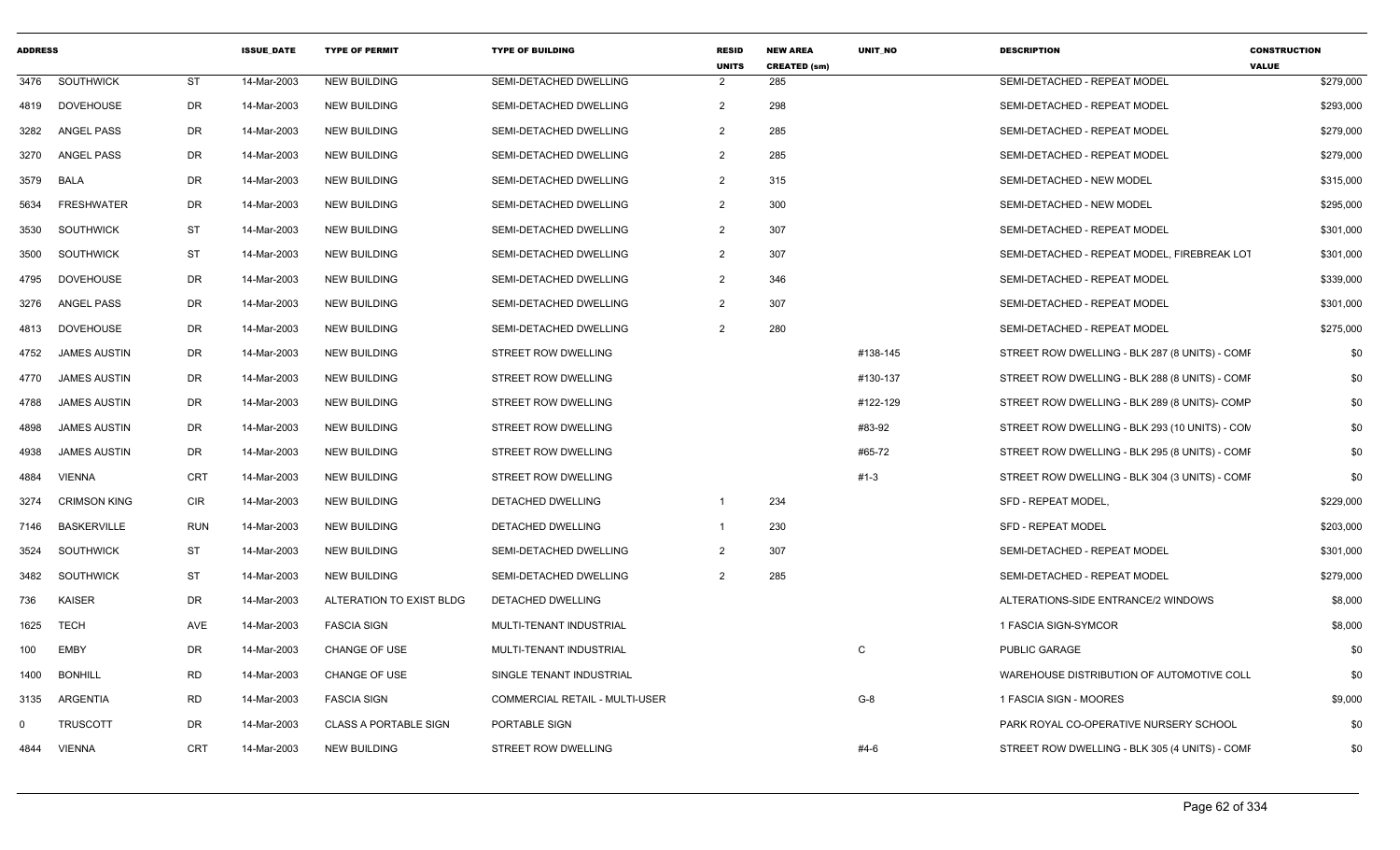| ADDRESS | | | ISSUE_DATE | TYPE OF PERMIT | TYPE OF BUILDING | RESID UNITS | NEW AREA CREATED (sm) | UNIT_NO | DESCRIPTION | CONSTRUCTION VALUE |
|---|---|---|---|---|---|---|---|---|---|---|
| 3476 | SOUTHWICK | ST | 14-Mar-2003 | NEW BUILDING | SEMI-DETACHED DWELLING | 2 | 285 | | SEMI-DETACHED - REPEAT MODEL | $279,000 |
| 4819 | DOVEHOUSE | DR | 14-Mar-2003 | NEW BUILDING | SEMI-DETACHED DWELLING | 2 | 298 | | SEMI-DETACHED - REPEAT MODEL | $293,000 |
| 3282 | ANGEL PASS | DR | 14-Mar-2003 | NEW BUILDING | SEMI-DETACHED DWELLING | 2 | 285 | | SEMI-DETACHED - REPEAT MODEL | $279,000 |
| 3270 | ANGEL PASS | DR | 14-Mar-2003 | NEW BUILDING | SEMI-DETACHED DWELLING | 2 | 285 | | SEMI-DETACHED - REPEAT MODEL | $279,000 |
| 3579 | BALA | DR | 14-Mar-2003 | NEW BUILDING | SEMI-DETACHED DWELLING | 2 | 315 | | SEMI-DETACHED - NEW MODEL | $315,000 |
| 5634 | FRESHWATER | DR | 14-Mar-2003 | NEW BUILDING | SEMI-DETACHED DWELLING | 2 | 300 | | SEMI-DETACHED - NEW MODEL | $295,000 |
| 3530 | SOUTHWICK | ST | 14-Mar-2003 | NEW BUILDING | SEMI-DETACHED DWELLING | 2 | 307 | | SEMI-DETACHED - REPEAT MODEL | $301,000 |
| 3500 | SOUTHWICK | ST | 14-Mar-2003 | NEW BUILDING | SEMI-DETACHED DWELLING | 2 | 307 | | SEMI-DETACHED - REPEAT MODEL, FIREBREAK LOT | $301,000 |
| 4795 | DOVEHOUSE | DR | 14-Mar-2003 | NEW BUILDING | SEMI-DETACHED DWELLING | 2 | 346 | | SEMI-DETACHED - REPEAT MODEL | $339,000 |
| 3276 | ANGEL PASS | DR | 14-Mar-2003 | NEW BUILDING | SEMI-DETACHED DWELLING | 2 | 307 | | SEMI-DETACHED - REPEAT MODEL | $301,000 |
| 4813 | DOVEHOUSE | DR | 14-Mar-2003 | NEW BUILDING | SEMI-DETACHED DWELLING | 2 | 280 | | SEMI-DETACHED - REPEAT MODEL | $275,000 |
| 4752 | JAMES AUSTIN | DR | 14-Mar-2003 | NEW BUILDING | STREET ROW DWELLING | | | #138-145 | STREET ROW DWELLING - BLK 287 (8 UNITS) - COMF | $0 |
| 4770 | JAMES AUSTIN | DR | 14-Mar-2003 | NEW BUILDING | STREET ROW DWELLING | | | #130-137 | STREET ROW DWELLING - BLK 288 (8 UNITS) - COMF | $0 |
| 4788 | JAMES AUSTIN | DR | 14-Mar-2003 | NEW BUILDING | STREET ROW DWELLING | | | #122-129 | STREET ROW DWELLING - BLK 289 (8 UNITS)- COMP | $0 |
| 4898 | JAMES AUSTIN | DR | 14-Mar-2003 | NEW BUILDING | STREET ROW DWELLING | | | #83-92 | STREET ROW DWELLING - BLK 293 (10 UNITS) - CON | $0 |
| 4938 | JAMES AUSTIN | DR | 14-Mar-2003 | NEW BUILDING | STREET ROW DWELLING | | | #65-72 | STREET ROW DWELLING - BLK 295 (8 UNITS) - COMF | $0 |
| 4884 | VIENNA | CRT | 14-Mar-2003 | NEW BUILDING | STREET ROW DWELLING | | | #1-3 | STREET ROW DWELLING - BLK 304 (3 UNITS) - COMF | $0 |
| 3274 | CRIMSON KING | CIR | 14-Mar-2003 | NEW BUILDING | DETACHED DWELLING | 1 | 234 | | SFD - REPEAT MODEL, | $229,000 |
| 7146 | BASKERVILLE | RUN | 14-Mar-2003 | NEW BUILDING | DETACHED DWELLING | 1 | 230 | | SFD - REPEAT MODEL | $203,000 |
| 3524 | SOUTHWICK | ST | 14-Mar-2003 | NEW BUILDING | SEMI-DETACHED DWELLING | 2 | 307 | | SEMI-DETACHED - REPEAT MODEL | $301,000 |
| 3482 | SOUTHWICK | ST | 14-Mar-2003 | NEW BUILDING | SEMI-DETACHED DWELLING | 2 | 285 | | SEMI-DETACHED - REPEAT MODEL | $279,000 |
| 736 | KAISER | DR | 14-Mar-2003 | ALTERATION TO EXIST BLDG | DETACHED DWELLING | | | | ALTERATIONS-SIDE ENTRANCE/2 WINDOWS | $8,000 |
| 1625 | TECH | AVE | 14-Mar-2003 | FASCIA SIGN | MULTI-TENANT INDUSTRIAL | | | | 1 FASCIA SIGN-SYMCOR | $8,000 |
| 100 | EMBY | DR | 14-Mar-2003 | CHANGE OF USE | MULTI-TENANT INDUSTRIAL | | | C | PUBLIC GARAGE | $0 |
| 1400 | BONHILL | RD | 14-Mar-2003 | CHANGE OF USE | SINGLE TENANT INDUSTRIAL | | | | WAREHOUSE DISTRIBUTION OF AUTOMOTIVE COLL | $0 |
| 3135 | ARGENTIA | RD | 14-Mar-2003 | FASCIA SIGN | COMMERCIAL RETAIL - MULTI-USER | | | G-8 | 1 FASCIA SIGN - MOORES | $9,000 |
| 0 | TRUSCOTT | DR | 14-Mar-2003 | CLASS A PORTABLE SIGN | PORTABLE SIGN | | | | PARK ROYAL CO-OPERATIVE NURSERY SCHOOL | $0 |
| 4844 | VIENNA | CRT | 14-Mar-2003 | NEW BUILDING | STREET ROW DWELLING | | | #4-6 | STREET ROW DWELLING - BLK 305 (4 UNITS) - COMF | $0 |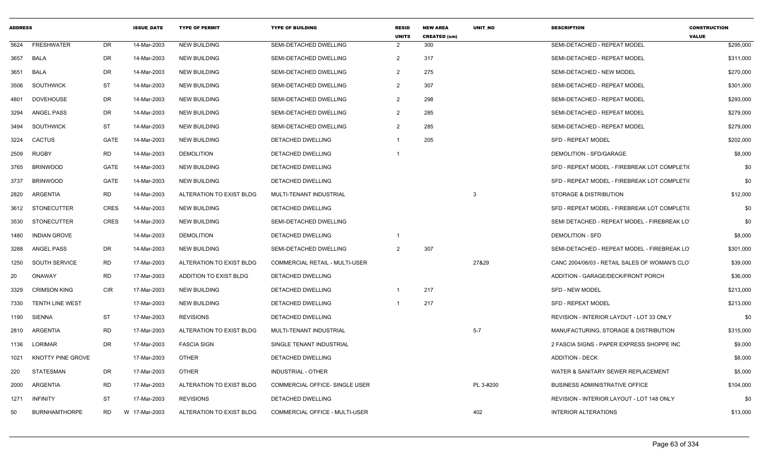| ADDRESS | | | ISSUE_DATE | TYPE OF PERMIT | TYPE OF BUILDING | RESID UNITS | NEW AREA CREATED (sm) | UNIT_NO | DESCRIPTION | CONSTRUCTION VALUE |
|---|---|---|---|---|---|---|---|---|---|---|
| 5624 | FRESHWATER | DR | 14-Mar-2003 | NEW BUILDING | SEMI-DETACHED DWELLING | 2 | 300 | | SEMI-DETACHED - REPEAT MODEL | $295,000 |
| 3657 | BALA | DR | 14-Mar-2003 | NEW BUILDING | SEMI-DETACHED DWELLING | 2 | 317 | | SEMI-DETACHED - REPEAT MODEL | $311,000 |
| 3651 | BALA | DR | 14-Mar-2003 | NEW BUILDING | SEMI-DETACHED DWELLING | 2 | 275 | | SEMI-DETACHED - NEW MODEL | $270,000 |
| 3506 | SOUTHWICK | ST | 14-Mar-2003 | NEW BUILDING | SEMI-DETACHED DWELLING | 2 | 307 | | SEMI-DETACHED - REPEAT MODEL | $301,000 |
| 4801 | DOVEHOUSE | DR | 14-Mar-2003 | NEW BUILDING | SEMI-DETACHED DWELLING | 2 | 298 | | SEMI-DETACHED - REPEAT MODEL | $293,000 |
| 3294 | ANGEL PASS | DR | 14-Mar-2003 | NEW BUILDING | SEMI-DETACHED DWELLING | 2 | 285 | | SEMI-DETACHED - REPEAT MODEL | $279,000 |
| 3494 | SOUTHWICK | ST | 14-Mar-2003 | NEW BUILDING | SEMI-DETACHED DWELLING | 2 | 285 | | SEMI-DETACHED - REPEAT MODEL | $279,000 |
| 3224 | CACTUS | GATE | 14-Mar-2003 | NEW BUILDING | DETACHED DWELLING | 1 | 205 | | SFD - REPEAT MODEL | $202,000 |
| 2509 | RUGBY | RD | 14-Mar-2003 | DEMOLITION | DETACHED DWELLING | 1 | | | DEMOLITION - SFD/GARAGE | $8,000 |
| 3765 | BRINWOOD | GATE | 14-Mar-2003 | NEW BUILDING | DETACHED DWELLING | | | | SFD - REPEAT MODEL - FIREBREAK LOT COMPLETI( | $0 |
| 3737 | BRINWOOD | GATE | 14-Mar-2003 | NEW BUILDING | DETACHED DWELLING | | | | SFD - REPEAT MODEL - FIREBREAK LOT COMPLETI( | $0 |
| 2820 | ARGENTIA | RD | 14-Mar-2003 | ALTERATION TO EXIST BLDG | MULTI-TENANT INDUSTRIAL | | | 3 | STORAGE & DISTRIBUTION | $12,000 |
| 3612 | STONECUTTER | CRES | 14-Mar-2003 | NEW BUILDING | DETACHED DWELLING | | | | SFD - REPEAT MODEL - FIREBREAK LOT COMPLETI( | $0 |
| 3530 | STONECUTTER | CRES | 14-Mar-2003 | NEW BUILDING | SEMI-DETACHED DWELLING | | | | SEMI DETACHED - REPEAT MODEL - FIREBREAK LO | $0 |
| 1480 | INDIAN GROVE | | 14-Mar-2003 | DEMOLITION | DETACHED DWELLING | 1 | | | DEMOLITION - SFD | $8,000 |
| 3288 | ANGEL PASS | DR | 14-Mar-2003 | NEW BUILDING | SEMI-DETACHED DWELLING | 2 | 307 | | SEMI-DETACHED - REPEAT MODEL - FIREBREAK LO | $301,000 |
| 1250 | SOUTH SERVICE | RD | 17-Mar-2003 | ALTERATION TO EXIST BLDG | COMMERCIAL RETAIL - MULTI-USER | | | 27&29 | CANC 2004/06/03 - RETAIL SALES OF WOMAN'S CLO | $39,000 |
| 20 | ONAWAY | RD | 17-Mar-2003 | ADDITION TO EXIST BLDG | DETACHED DWELLING | | | | ADDITION - GARAGE/DECK/FRONT PORCH | $36,000 |
| 3329 | CRIMSON KING | CIR | 17-Mar-2003 | NEW BUILDING | DETACHED DWELLING | 1 | 217 | | SFD - NEW MODEL | $213,000 |
| 7330 | TENTH LINE WEST | | 17-Mar-2003 | NEW BUILDING | DETACHED DWELLING | 1 | 217 | | SFD - REPEAT MODEL | $213,000 |
| 1190 | SIENNA | ST | 17-Mar-2003 | REVISIONS | DETACHED DWELLING | | | | REVISION - INTERIOR LAYOUT - LOT 33 ONLY | $0 |
| 2810 | ARGENTIA | RD | 17-Mar-2003 | ALTERATION TO EXIST BLDG | MULTI-TENANT INDUSTRIAL | | | 5-7 | MANUFACTURING, STORAGE & DISTRIBUTION | $315,000 |
| 1136 | LORIMAR | DR | 17-Mar-2003 | FASCIA SIGN | SINGLE TENANT INDUSTRIAL | | | | 2 FASCIA SIGNS - PAPER EXPRESS SHOPPE INC | $9,000 |
| 1021 | KNOTTY PINE GROVE | | 17-Mar-2003 | OTHER | DETACHED DWELLING | | | | ADDITION - DECK | $8,000 |
| 220 | STATESMAN | DR | 17-Mar-2003 | OTHER | INDUSTRIAL - OTHER | | | | WATER & SANITARY SEWER REPLACEMENT | $5,000 |
| 2000 | ARGENTIA | RD | 17-Mar-2003 | ALTERATION TO EXIST BLDG | COMMERCIAL OFFICE- SINGLE USER | | | PL 3-#200 | BUSINESS ADMINISTRATIVE OFFICE | $104,000 |
| 1271 | INFINITY | ST | 17-Mar-2003 | REVISIONS | DETACHED DWELLING | | | | REVISION - INTERIOR LAYOUT - LOT 148 ONLY | $0 |
| 50 | BURNHAMTHORPE | RD | W 17-Mar-2003 | ALTERATION TO EXIST BLDG | COMMERCIAL OFFICE - MULTI-USER | | | 402 | INTERIOR ALTERATIONS | $13,000 |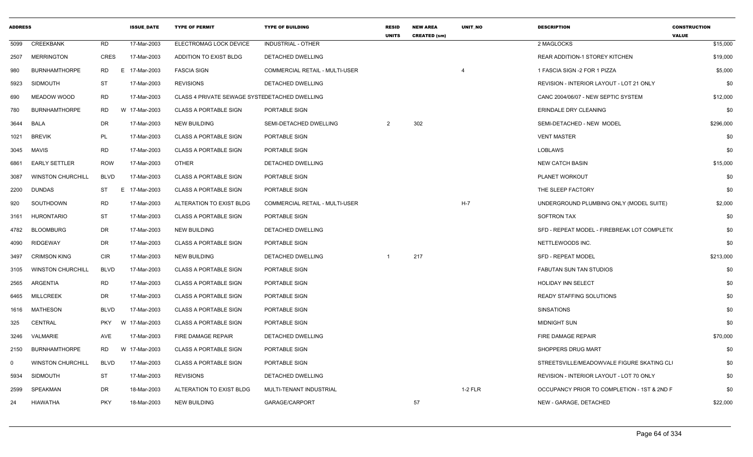| ADDRESS | | | ISSUE_DATE | TYPE OF PERMIT | TYPE OF BUILDING | RESID UNITS | NEW AREA CREATED (sm) | UNIT_NO | DESCRIPTION | CONSTRUCTION VALUE |
|---|---|---|---|---|---|---|---|---|---|---|
| 5099 | CREEKBANK | RD | 17-Mar-2003 | ELECTROMAG LOCK DEVICE | INDUSTRIAL - OTHER | | | | 2 MAGLOCKS | $15,000 |
| 2507 | MERRINGTON | CRES | 17-Mar-2003 | ADDITION TO EXIST BLDG | DETACHED DWELLING | | | | REAR ADDITION-1 STOREY KITCHEN | $19,000 |
| 980 | BURNHAMTHORPE | RD E | 17-Mar-2003 | FASCIA SIGN | COMMERCIAL RETAIL - MULTI-USER | | | 4 | 1 FASCIA SIGN -2 FOR 1 PIZZA | $5,000 |
| 5923 | SIDMOUTH | ST | 17-Mar-2003 | REVISIONS | DETACHED DWELLING | | | | REVISION - INTERIOR LAYOUT - LOT 21 ONLY | $0 |
| 690 | MEADOW WOOD | RD | 17-Mar-2003 | CLASS 4 PRIVATE SEWAGE SYSTE | DETACHED DWELLING | | | | CANC 2004/06/07 - NEW SEPTIC SYSTEM | $12,000 |
| 780 | BURNHAMTHORPE | RD W | 17-Mar-2003 | CLASS A PORTABLE SIGN | PORTABLE SIGN | | | | ERINDALE DRY CLEANING | $0 |
| 3644 | BALA | DR | 17-Mar-2003 | NEW BUILDING | SEMI-DETACHED DWELLING | 2 | 302 | | SEMI-DETACHED - NEW MODEL | $296,000 |
| 1021 | BREVIK | PL | 17-Mar-2003 | CLASS A PORTABLE SIGN | PORTABLE SIGN | | | | VENT MASTER | $0 |
| 3045 | MAVIS | RD | 17-Mar-2003 | CLASS A PORTABLE SIGN | PORTABLE SIGN | | | | LOBLAWS | $0 |
| 6861 | EARLY SETTLER | ROW | 17-Mar-2003 | OTHER | DETACHED DWELLING | | | | NEW CATCH BASIN | $15,000 |
| 3087 | WINSTON CHURCHILL | BLVD | 17-Mar-2003 | CLASS A PORTABLE SIGN | PORTABLE SIGN | | | | PLANET WORKOUT | $0 |
| 2200 | DUNDAS | ST E | 17-Mar-2003 | CLASS A PORTABLE SIGN | PORTABLE SIGN | | | | THE SLEEP FACTORY | $0 |
| 920 | SOUTHDOWN | RD | 17-Mar-2003 | ALTERATION TO EXIST BLDG | COMMERCIAL RETAIL - MULTI-USER | | | H-7 | UNDERGROUND PLUMBING ONLY (MODEL SUITE) | $2,000 |
| 3161 | HURONTARIO | ST | 17-Mar-2003 | CLASS A PORTABLE SIGN | PORTABLE SIGN | | | | SOFTRON TAX | $0 |
| 4782 | BLOOMBURG | DR | 17-Mar-2003 | NEW BUILDING | DETACHED DWELLING | | | | SFD - REPEAT MODEL - FIREBREAK LOT COMPLETI( | $0 |
| 4090 | RIDGEWAY | DR | 17-Mar-2003 | CLASS A PORTABLE SIGN | PORTABLE SIGN | | | | NETTLEWOODS INC. | $0 |
| 3497 | CRIMSON KING | CIR | 17-Mar-2003 | NEW BUILDING | DETACHED DWELLING | 1 | 217 | | SFD - REPEAT MODEL | $213,000 |
| 3105 | WINSTON CHURCHILL | BLVD | 17-Mar-2003 | CLASS A PORTABLE SIGN | PORTABLE SIGN | | | | FABUTAN SUN TAN STUDIOS | $0 |
| 2565 | ARGENTIA | RD | 17-Mar-2003 | CLASS A PORTABLE SIGN | PORTABLE SIGN | | | | HOLIDAY INN SELECT | $0 |
| 6465 | MILLCREEK | DR | 17-Mar-2003 | CLASS A PORTABLE SIGN | PORTABLE SIGN | | | | READY STAFFING SOLUTIONS | $0 |
| 1616 | MATHESON | BLVD | 17-Mar-2003 | CLASS A PORTABLE SIGN | PORTABLE SIGN | | | | SINSATIONS | $0 |
| 325 | CENTRAL | PKY W | 17-Mar-2003 | CLASS A PORTABLE SIGN | PORTABLE SIGN | | | | MIDNIGHT SUN | $0 |
| 3246 | VALMARIE | AVE | 17-Mar-2003 | FIRE DAMAGE REPAIR | DETACHED DWELLING | | | | FIRE DAMAGE REPAIR | $70,000 |
| 2150 | BURNHAMTHORPE | RD W | 17-Mar-2003 | CLASS A PORTABLE SIGN | PORTABLE SIGN | | | | SHOPPERS DRUG MART | $0 |
| 0 | WINSTON CHURCHILL | BLVD | 17-Mar-2003 | CLASS A PORTABLE SIGN | PORTABLE SIGN | | | | STREETSVILLE/MEADOWVALE FIGURE SKATING CLI | $0 |
| 5934 | SIDMOUTH | ST | 17-Mar-2003 | REVISIONS | DETACHED DWELLING | | | | REVISION - INTERIOR LAYOUT - LOT 70 ONLY | $0 |
| 2599 | SPEAKMAN | DR | 18-Mar-2003 | ALTERATION TO EXIST BLDG | MULTI-TENANT INDUSTRIAL | | | 1-2 FLR | OCCUPANCY PRIOR TO COMPLETION - 1ST & 2ND F | $0 |
| 24 | HIAWATHA | PKY | 18-Mar-2003 | NEW BUILDING | GARAGE/CARPORT | | 57 | | NEW - GARAGE, DETACHED | $22,000 |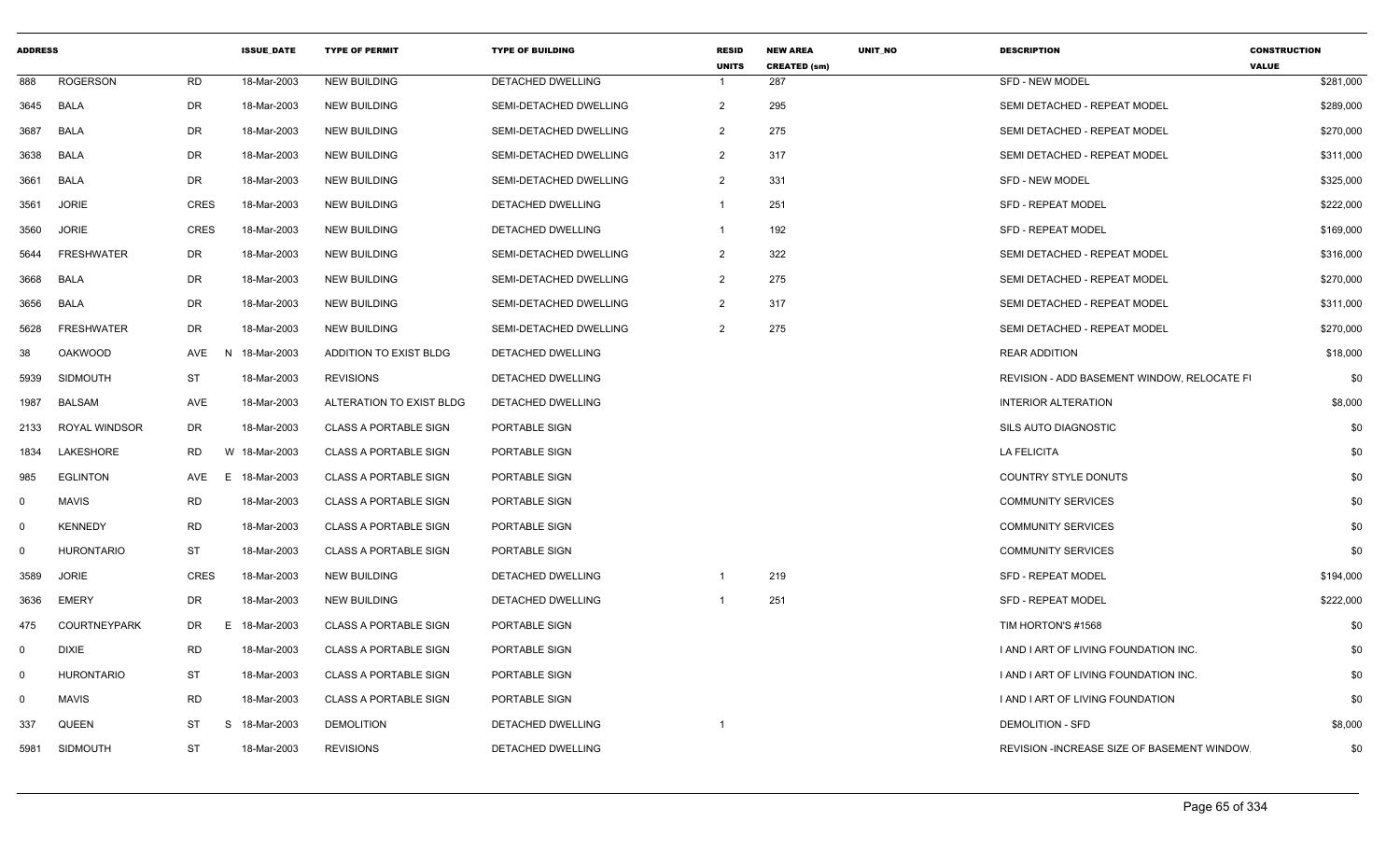| ADDRESS | | | ISSUE_DATE | TYPE OF PERMIT | TYPE OF BUILDING | RESID UNITS | NEW AREA CREATED (sm) | UNIT_NO | DESCRIPTION | CONSTRUCTION VALUE |
|---|---|---|---|---|---|---|---|---|---|---|
| 888 | ROGERSON | RD | 18-Mar-2003 | NEW BUILDING | DETACHED DWELLING | 1 | 287 | | SFD - NEW MODEL | $281,000 |
| 3645 | BALA | DR | 18-Mar-2003 | NEW BUILDING | SEMI-DETACHED DWELLING | 2 | 295 | | SEMI DETACHED - REPEAT MODEL | $289,000 |
| 3687 | BALA | DR | 18-Mar-2003 | NEW BUILDING | SEMI-DETACHED DWELLING | 2 | 275 | | SEMI DETACHED - REPEAT MODEL | $270,000 |
| 3638 | BALA | DR | 18-Mar-2003 | NEW BUILDING | SEMI-DETACHED DWELLING | 2 | 317 | | SEMI DETACHED - REPEAT MODEL | $311,000 |
| 3661 | BALA | DR | 18-Mar-2003 | NEW BUILDING | SEMI-DETACHED DWELLING | 2 | 331 | | SFD - NEW MODEL | $325,000 |
| 3561 | JORIE | CRES | 18-Mar-2003 | NEW BUILDING | DETACHED DWELLING | 1 | 251 | | SFD - REPEAT MODEL | $222,000 |
| 3560 | JORIE | CRES | 18-Mar-2003 | NEW BUILDING | DETACHED DWELLING | 1 | 192 | | SFD - REPEAT MODEL | $169,000 |
| 5644 | FRESHWATER | DR | 18-Mar-2003 | NEW BUILDING | SEMI-DETACHED DWELLING | 2 | 322 | | SEMI DETACHED - REPEAT MODEL | $316,000 |
| 3668 | BALA | DR | 18-Mar-2003 | NEW BUILDING | SEMI-DETACHED DWELLING | 2 | 275 | | SEMI DETACHED - REPEAT MODEL | $270,000 |
| 3656 | BALA | DR | 18-Mar-2003 | NEW BUILDING | SEMI-DETACHED DWELLING | 2 | 317 | | SEMI DETACHED - REPEAT MODEL | $311,000 |
| 5628 | FRESHWATER | DR | 18-Mar-2003 | NEW BUILDING | SEMI-DETACHED DWELLING | 2 | 275 | | SEMI DETACHED - REPEAT MODEL | $270,000 |
| 38 | OAKWOOD | AVE | N 18-Mar-2003 | ADDITION TO EXIST BLDG | DETACHED DWELLING | | | | REAR ADDITION | $18,000 |
| 5939 | SIDMOUTH | ST | 18-Mar-2003 | REVISIONS | DETACHED DWELLING | | | | REVISION - ADD BASEMENT WINDOW, RELOCATE FI | $0 |
| 1987 | BALSAM | AVE | 18-Mar-2003 | ALTERATION TO EXIST BLDG | DETACHED DWELLING | | | | INTERIOR ALTERATION | $8,000 |
| 2133 | ROYAL WINDSOR | DR | 18-Mar-2003 | CLASS A PORTABLE SIGN | PORTABLE SIGN | | | | SILS AUTO DIAGNOSTIC | $0 |
| 1834 | LAKESHORE | RD | W 18-Mar-2003 | CLASS A PORTABLE SIGN | PORTABLE SIGN | | | | LA FELICITA | $0 |
| 985 | EGLINTON | AVE | E 18-Mar-2003 | CLASS A PORTABLE SIGN | PORTABLE SIGN | | | | COUNTRY STYLE DONUTS | $0 |
| 0 | MAVIS | RD | 18-Mar-2003 | CLASS A PORTABLE SIGN | PORTABLE SIGN | | | | COMMUNITY SERVICES | $0 |
| 0 | KENNEDY | RD | 18-Mar-2003 | CLASS A PORTABLE SIGN | PORTABLE SIGN | | | | COMMUNITY SERVICES | $0 |
| 0 | HURONTARIO | ST | 18-Mar-2003 | CLASS A PORTABLE SIGN | PORTABLE SIGN | | | | COMMUNITY SERVICES | $0 |
| 3589 | JORIE | CRES | 18-Mar-2003 | NEW BUILDING | DETACHED DWELLING | 1 | 219 | | SFD - REPEAT MODEL | $194,000 |
| 3636 | EMERY | DR | 18-Mar-2003 | NEW BUILDING | DETACHED DWELLING | 1 | 251 | | SFD - REPEAT MODEL | $222,000 |
| 475 | COURTNEYPARK | DR | E 18-Mar-2003 | CLASS A PORTABLE SIGN | PORTABLE SIGN | | | | TIM HORTON'S #1568 | $0 |
| 0 | DIXIE | RD | 18-Mar-2003 | CLASS A PORTABLE SIGN | PORTABLE SIGN | | | | I AND I ART OF LIVING FOUNDATION INC. | $0 |
| 0 | HURONTARIO | ST | 18-Mar-2003 | CLASS A PORTABLE SIGN | PORTABLE SIGN | | | | I AND I ART OF LIVING FOUNDATION INC. | $0 |
| 0 | MAVIS | RD | 18-Mar-2003 | CLASS A PORTABLE SIGN | PORTABLE SIGN | | | | I AND I ART OF LIVING FOUNDATION | $0 |
| 337 | QUEEN | ST | S 18-Mar-2003 | DEMOLITION | DETACHED DWELLING | 1 | | | DEMOLITION - SFD | $8,000 |
| 5981 | SIDMOUTH | ST | 18-Mar-2003 | REVISIONS | DETACHED DWELLING | | | | REVISION -INCREASE SIZE OF BASEMENT WINDOW. | $0 |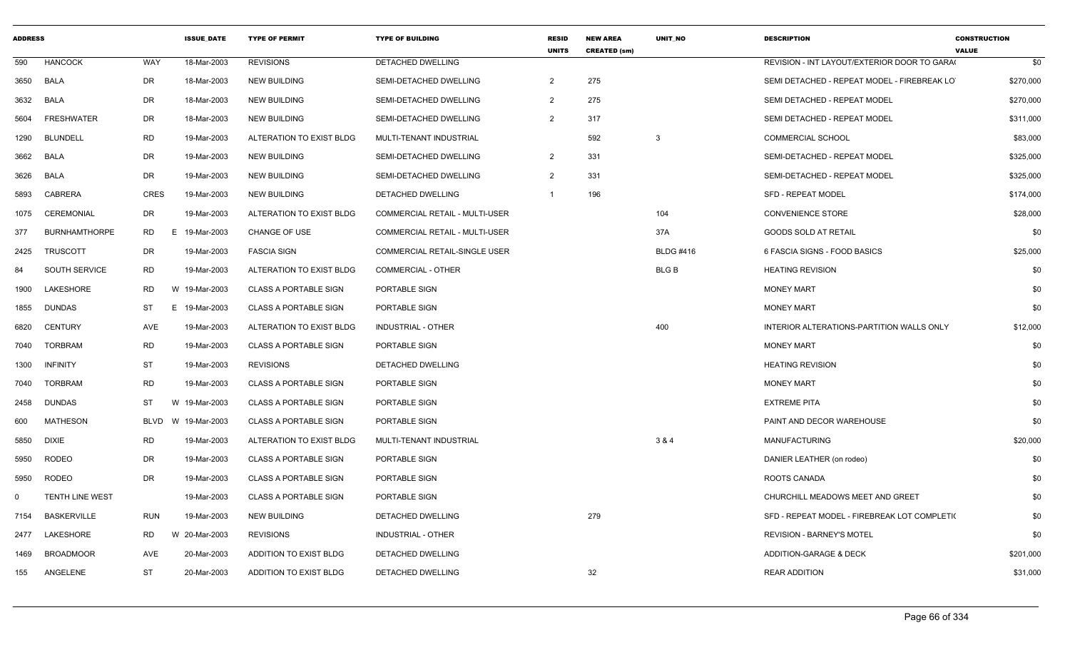| ADDRESS | | | ISSUE_DATE | TYPE OF PERMIT | TYPE OF BUILDING | RESID UNITS | NEW AREA CREATED (sm) | UNIT_NO | DESCRIPTION | CONSTRUCTION VALUE |
|---|---|---|---|---|---|---|---|---|---|---|
| 590 | HANCOCK | WAY | 18-Mar-2003 | REVISIONS | DETACHED DWELLING | | | | REVISION - INT LAYOUT/EXTERIOR DOOR TO GARA( | $0 |
| 3650 | BALA | DR | 18-Mar-2003 | NEW BUILDING | SEMI-DETACHED DWELLING | 2 | 275 | | SEMI DETACHED - REPEAT MODEL - FIREBREAK LO | $270,000 |
| 3632 | BALA | DR | 18-Mar-2003 | NEW BUILDING | SEMI-DETACHED DWELLING | 2 | 275 | | SEMI DETACHED - REPEAT MODEL | $270,000 |
| 5604 | FRESHWATER | DR | 18-Mar-2003 | NEW BUILDING | SEMI-DETACHED DWELLING | 2 | 317 | | SEMI DETACHED - REPEAT MODEL | $311,000 |
| 1290 | BLUNDELL | RD | 19-Mar-2003 | ALTERATION TO EXIST BLDG | MULTI-TENANT INDUSTRIAL | | 592 | 3 | COMMERCIAL SCHOOL | $83,000 |
| 3662 | BALA | DR | 19-Mar-2003 | NEW BUILDING | SEMI-DETACHED DWELLING | 2 | 331 | | SEMI-DETACHED - REPEAT MODEL | $325,000 |
| 3626 | BALA | DR | 19-Mar-2003 | NEW BUILDING | SEMI-DETACHED DWELLING | 2 | 331 | | SEMI-DETACHED - REPEAT MODEL | $325,000 |
| 5893 | CABRERA | CRES | 19-Mar-2003 | NEW BUILDING | DETACHED DWELLING | 1 | 196 | | SFD - REPEAT MODEL | $174,000 |
| 1075 | CEREMONIAL | DR | 19-Mar-2003 | ALTERATION TO EXIST BLDG | COMMERCIAL RETAIL - MULTI-USER | | | 104 | CONVENIENCE STORE | $28,000 |
| 377 | BURNHAMTHORPE | RD | E 19-Mar-2003 | CHANGE OF USE | COMMERCIAL RETAIL - MULTI-USER | | | 37A | GOODS SOLD AT RETAIL | $0 |
| 2425 | TRUSCOTT | DR | 19-Mar-2003 | FASCIA SIGN | COMMERCIAL RETAIL-SINGLE USER | | | BLDG #416 | 6 FASCIA SIGNS - FOOD BASICS | $25,000 |
| 84 | SOUTH SERVICE | RD | 19-Mar-2003 | ALTERATION TO EXIST BLDG | COMMERCIAL - OTHER | | | BLG B | HEATING REVISION | $0 |
| 1900 | LAKESHORE | RD | W 19-Mar-2003 | CLASS A PORTABLE SIGN | PORTABLE SIGN | | | | MONEY MART | $0 |
| 1855 | DUNDAS | ST | E 19-Mar-2003 | CLASS A PORTABLE SIGN | PORTABLE SIGN | | | | MONEY MART | $0 |
| 6820 | CENTURY | AVE | 19-Mar-2003 | ALTERATION TO EXIST BLDG | INDUSTRIAL - OTHER | | | 400 | INTERIOR ALTERATIONS-PARTITION WALLS ONLY | $12,000 |
| 7040 | TORBRAM | RD | 19-Mar-2003 | CLASS A PORTABLE SIGN | PORTABLE SIGN | | | | MONEY MART | $0 |
| 1300 | INFINITY | ST | 19-Mar-2003 | REVISIONS | DETACHED DWELLING | | | | HEATING REVISION | $0 |
| 7040 | TORBRAM | RD | 19-Mar-2003 | CLASS A PORTABLE SIGN | PORTABLE SIGN | | | | MONEY MART | $0 |
| 2458 | DUNDAS | ST | W 19-Mar-2003 | CLASS A PORTABLE SIGN | PORTABLE SIGN | | | | EXTREME PITA | $0 |
| 600 | MATHESON | BLVD | W 19-Mar-2003 | CLASS A PORTABLE SIGN | PORTABLE SIGN | | | | PAINT AND DECOR WAREHOUSE | $0 |
| 5850 | DIXIE | RD | 19-Mar-2003 | ALTERATION TO EXIST BLDG | MULTI-TENANT INDUSTRIAL | | | 3 & 4 | MANUFACTURING | $20,000 |
| 5950 | RODEO | DR | 19-Mar-2003 | CLASS A PORTABLE SIGN | PORTABLE SIGN | | | | DANIER LEATHER (on rodeo) | $0 |
| 5950 | RODEO | DR | 19-Mar-2003 | CLASS A PORTABLE SIGN | PORTABLE SIGN | | | | ROOTS CANADA | $0 |
| 0 | TENTH LINE WEST | | 19-Mar-2003 | CLASS A PORTABLE SIGN | PORTABLE SIGN | | | | CHURCHILL MEADOWS MEET AND GREET | $0 |
| 7154 | BASKERVILLE | RUN | 19-Mar-2003 | NEW BUILDING | DETACHED DWELLING | | 279 | | SFD - REPEAT MODEL - FIREBREAK LOT COMPLETI( | $0 |
| 2477 | LAKESHORE | RD | W 20-Mar-2003 | REVISIONS | INDUSTRIAL - OTHER | | | | REVISION - BARNEY'S MOTEL | $0 |
| 1469 | BROADMOOR | AVE | 20-Mar-2003 | ADDITION TO EXIST BLDG | DETACHED DWELLING | | | | ADDITION-GARAGE & DECK | $201,000 |
| 155 | ANGELENE | ST | 20-Mar-2003 | ADDITION TO EXIST BLDG | DETACHED DWELLING | | 32 | | REAR ADDITION | $31,000 |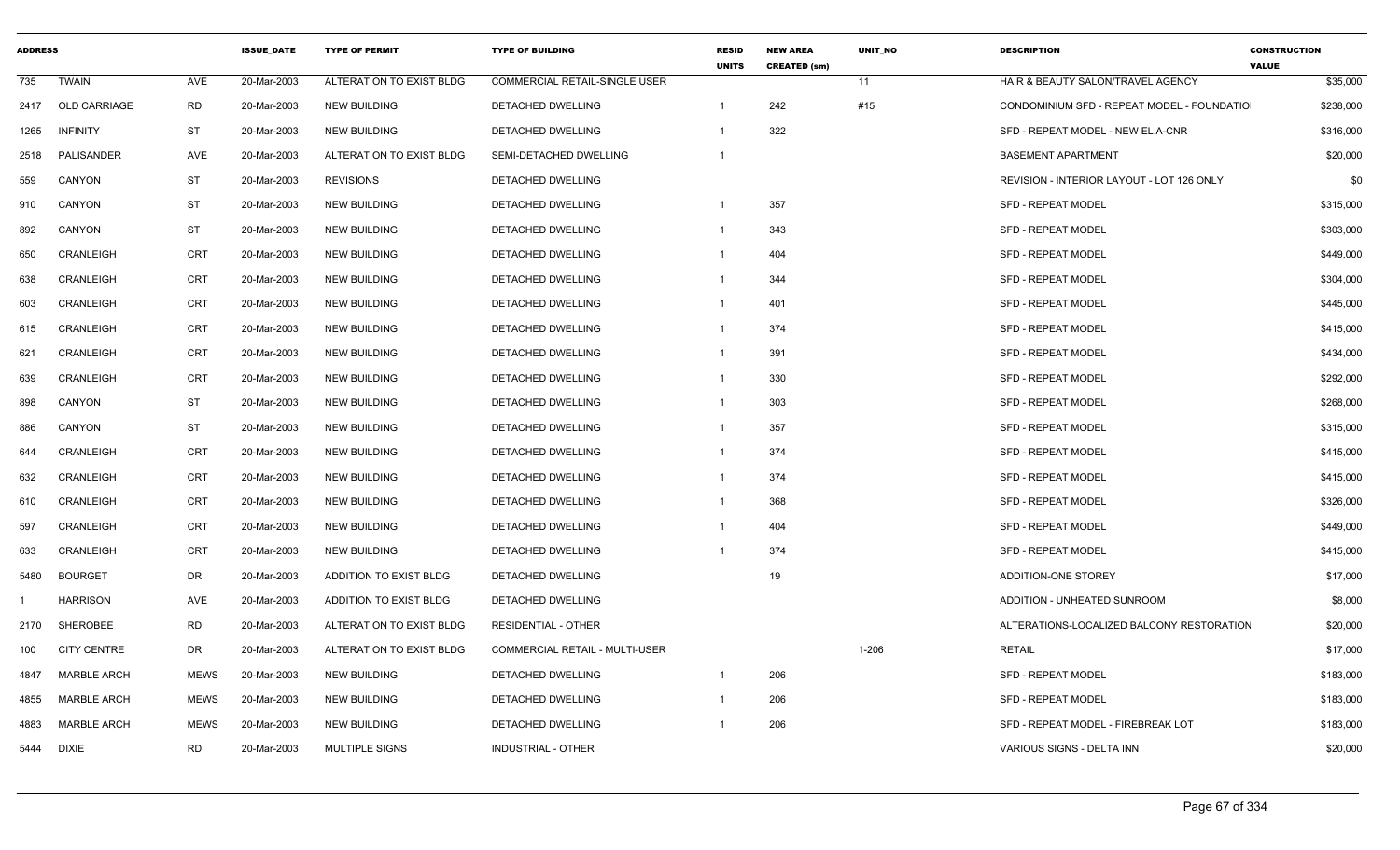| ADDRESS | | | ISSUE_DATE | TYPE OF PERMIT | TYPE OF BUILDING | RESID UNITS | NEW AREA CREATED (sm) | UNIT_NO | DESCRIPTION | CONSTRUCTION VALUE |
|---|---|---|---|---|---|---|---|---|---|---|
| 735 | TWAIN | AVE | 20-Mar-2003 | ALTERATION TO EXIST BLDG | COMMERCIAL RETAIL-SINGLE USER | | | 11 | HAIR & BEAUTY SALON/TRAVEL AGENCY | $35,000 |
| 2417 | OLD CARRIAGE | RD | 20-Mar-2003 | NEW BUILDING | DETACHED DWELLING | 1 | 242 | #15 | CONDOMINIUM SFD - REPEAT MODEL - FOUNDATIO | $238,000 |
| 1265 | INFINITY | ST | 20-Mar-2003 | NEW BUILDING | DETACHED DWELLING | 1 | 322 | | SFD - REPEAT MODEL - NEW EL.A-CNR | $316,000 |
| 2518 | PALISANDER | AVE | 20-Mar-2003 | ALTERATION TO EXIST BLDG | SEMI-DETACHED DWELLING | 1 | | | BASEMENT APARTMENT | $20,000 |
| 559 | CANYON | ST | 20-Mar-2003 | REVISIONS | DETACHED DWELLING | | | | REVISION - INTERIOR LAYOUT - LOT 126 ONLY | $0 |
| 910 | CANYON | ST | 20-Mar-2003 | NEW BUILDING | DETACHED DWELLING | 1 | 357 | | SFD - REPEAT MODEL | $315,000 |
| 892 | CANYON | ST | 20-Mar-2003 | NEW BUILDING | DETACHED DWELLING | 1 | 343 | | SFD - REPEAT MODEL | $303,000 |
| 650 | CRANLEIGH | CRT | 20-Mar-2003 | NEW BUILDING | DETACHED DWELLING | 1 | 404 | | SFD - REPEAT MODEL | $449,000 |
| 638 | CRANLEIGH | CRT | 20-Mar-2003 | NEW BUILDING | DETACHED DWELLING | 1 | 344 | | SFD - REPEAT MODEL | $304,000 |
| 603 | CRANLEIGH | CRT | 20-Mar-2003 | NEW BUILDING | DETACHED DWELLING | 1 | 401 | | SFD - REPEAT MODEL | $445,000 |
| 615 | CRANLEIGH | CRT | 20-Mar-2003 | NEW BUILDING | DETACHED DWELLING | 1 | 374 | | SFD - REPEAT MODEL | $415,000 |
| 621 | CRANLEIGH | CRT | 20-Mar-2003 | NEW BUILDING | DETACHED DWELLING | 1 | 391 | | SFD - REPEAT MODEL | $434,000 |
| 639 | CRANLEIGH | CRT | 20-Mar-2003 | NEW BUILDING | DETACHED DWELLING | 1 | 330 | | SFD - REPEAT MODEL | $292,000 |
| 898 | CANYON | ST | 20-Mar-2003 | NEW BUILDING | DETACHED DWELLING | 1 | 303 | | SFD - REPEAT MODEL | $268,000 |
| 886 | CANYON | ST | 20-Mar-2003 | NEW BUILDING | DETACHED DWELLING | 1 | 357 | | SFD - REPEAT MODEL | $315,000 |
| 644 | CRANLEIGH | CRT | 20-Mar-2003 | NEW BUILDING | DETACHED DWELLING | 1 | 374 | | SFD - REPEAT MODEL | $415,000 |
| 632 | CRANLEIGH | CRT | 20-Mar-2003 | NEW BUILDING | DETACHED DWELLING | 1 | 374 | | SFD - REPEAT MODEL | $415,000 |
| 610 | CRANLEIGH | CRT | 20-Mar-2003 | NEW BUILDING | DETACHED DWELLING | 1 | 368 | | SFD - REPEAT MODEL | $326,000 |
| 597 | CRANLEIGH | CRT | 20-Mar-2003 | NEW BUILDING | DETACHED DWELLING | 1 | 404 | | SFD - REPEAT MODEL | $449,000 |
| 633 | CRANLEIGH | CRT | 20-Mar-2003 | NEW BUILDING | DETACHED DWELLING | 1 | 374 | | SFD - REPEAT MODEL | $415,000 |
| 5480 | BOURGET | DR | 20-Mar-2003 | ADDITION TO EXIST BLDG | DETACHED DWELLING | | 19 | | ADDITION-ONE STOREY | $17,000 |
| 1 | HARRISON | AVE | 20-Mar-2003 | ADDITION TO EXIST BLDG | DETACHED DWELLING | | | | ADDITION - UNHEATED SUNROOM | $8,000 |
| 2170 | SHEROBEE | RD | 20-Mar-2003 | ALTERATION TO EXIST BLDG | RESIDENTIAL - OTHER | | | | ALTERATIONS-LOCALIZED BALCONY RESTORATION | $20,000 |
| 100 | CITY CENTRE | DR | 20-Mar-2003 | ALTERATION TO EXIST BLDG | COMMERCIAL RETAIL - MULTI-USER | | | 1-206 | RETAIL | $17,000 |
| 4847 | MARBLE ARCH | MEWS | 20-Mar-2003 | NEW BUILDING | DETACHED DWELLING | 1 | 206 | | SFD - REPEAT MODEL | $183,000 |
| 4855 | MARBLE ARCH | MEWS | 20-Mar-2003 | NEW BUILDING | DETACHED DWELLING | 1 | 206 | | SFD - REPEAT MODEL | $183,000 |
| 4883 | MARBLE ARCH | MEWS | 20-Mar-2003 | NEW BUILDING | DETACHED DWELLING | 1 | 206 | | SFD - REPEAT MODEL - FIREBREAK LOT | $183,000 |
| 5444 | DIXIE | RD | 20-Mar-2003 | MULTIPLE SIGNS | INDUSTRIAL - OTHER | | | | VARIOUS SIGNS - DELTA INN | $20,000 |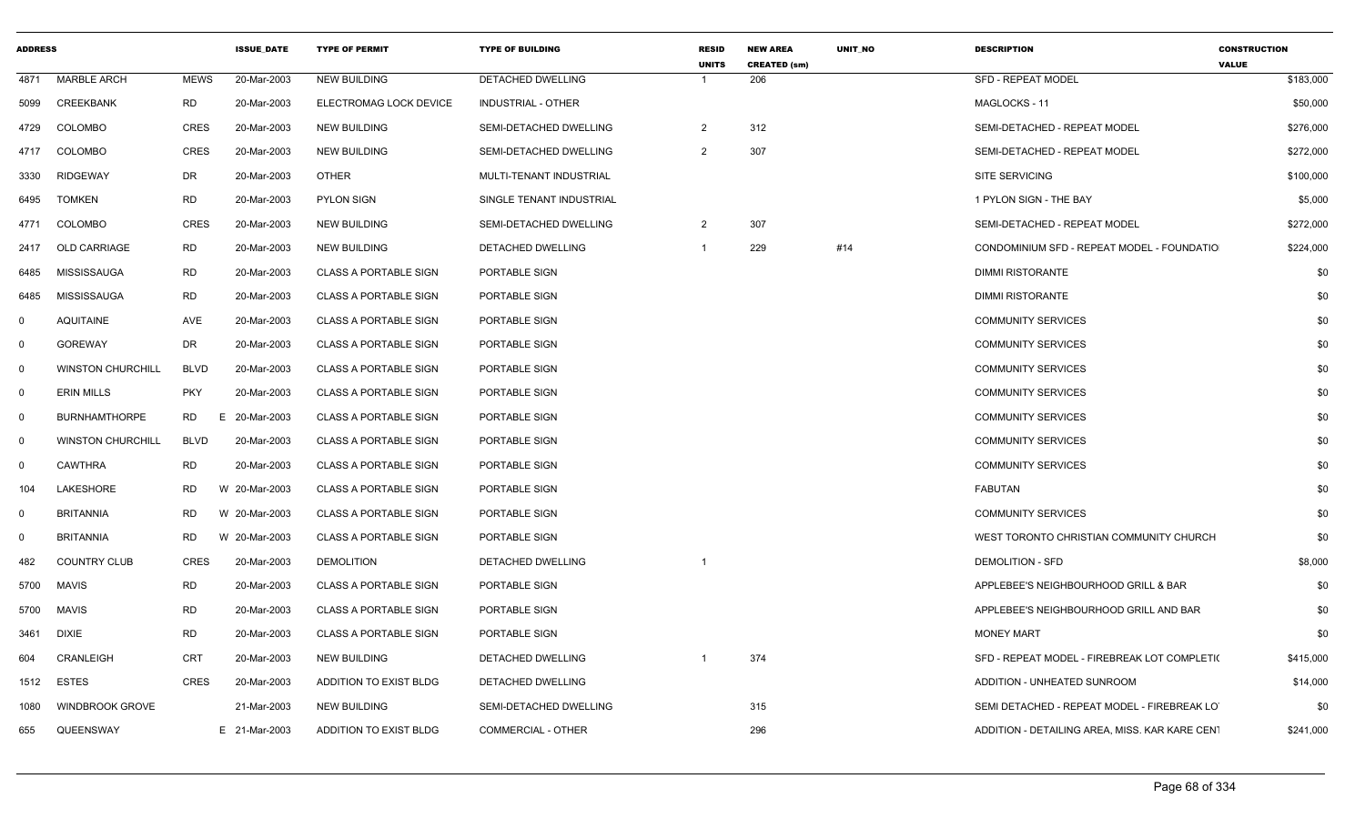| ADDRESS | | | ISSUE_DATE | TYPE OF PERMIT | TYPE OF BUILDING | RESID UNITS | NEW AREA CREATED (sm) | UNIT_NO | DESCRIPTION | CONSTRUCTION VALUE |
|---|---|---|---|---|---|---|---|---|---|---|
| 4871 | MARBLE ARCH | MEWS | 20-Mar-2003 | NEW BUILDING | DETACHED DWELLING | 1 | 206 | | SFD - REPEAT MODEL | $183,000 |
| 5099 | CREEKBANK | RD | 20-Mar-2003 | ELECTROMAG LOCK DEVICE | INDUSTRIAL - OTHER | | | | MAGLOCKS - 11 | $50,000 |
| 4729 | COLOMBO | CRES | 20-Mar-2003 | NEW BUILDING | SEMI-DETACHED DWELLING | 2 | 312 | | SEMI-DETACHED - REPEAT MODEL | $276,000 |
| 4717 | COLOMBO | CRES | 20-Mar-2003 | NEW BUILDING | SEMI-DETACHED DWELLING | 2 | 307 | | SEMI-DETACHED - REPEAT MODEL | $272,000 |
| 3330 | RIDGEWAY | DR | 20-Mar-2003 | OTHER | MULTI-TENANT INDUSTRIAL | | | | SITE SERVICING | $100,000 |
| 6495 | TOMKEN | RD | 20-Mar-2003 | PYLON SIGN | SINGLE TENANT INDUSTRIAL | | | | 1 PYLON SIGN - THE BAY | $5,000 |
| 4771 | COLOMBO | CRES | 20-Mar-2003 | NEW BUILDING | SEMI-DETACHED DWELLING | 2 | 307 | | SEMI-DETACHED - REPEAT MODEL | $272,000 |
| 2417 | OLD CARRIAGE | RD | 20-Mar-2003 | NEW BUILDING | DETACHED DWELLING | 1 | 229 | #14 | CONDOMINIUM SFD - REPEAT MODEL - FOUNDATIO | $224,000 |
| 6485 | MISSISSAUGA | RD | 20-Mar-2003 | CLASS A PORTABLE SIGN | PORTABLE SIGN | | | | DIMMI RISTORANTE | $0 |
| 6485 | MISSISSAUGA | RD | 20-Mar-2003 | CLASS A PORTABLE SIGN | PORTABLE SIGN | | | | DIMMI RISTORANTE | $0 |
| 0 | AQUITAINE | AVE | 20-Mar-2003 | CLASS A PORTABLE SIGN | PORTABLE SIGN | | | | COMMUNITY SERVICES | $0 |
| 0 | GOREWAY | DR | 20-Mar-2003 | CLASS A PORTABLE SIGN | PORTABLE SIGN | | | | COMMUNITY SERVICES | $0 |
| 0 | WINSTON CHURCHILL | BLVD | 20-Mar-2003 | CLASS A PORTABLE SIGN | PORTABLE SIGN | | | | COMMUNITY SERVICES | $0 |
| 0 | ERIN MILLS | PKY | 20-Mar-2003 | CLASS A PORTABLE SIGN | PORTABLE SIGN | | | | COMMUNITY SERVICES | $0 |
| 0 | BURNHAMTHORPE | RD | E 20-Mar-2003 | CLASS A PORTABLE SIGN | PORTABLE SIGN | | | | COMMUNITY SERVICES | $0 |
| 0 | WINSTON CHURCHILL | BLVD | 20-Mar-2003 | CLASS A PORTABLE SIGN | PORTABLE SIGN | | | | COMMUNITY SERVICES | $0 |
| 0 | CAWTHRA | RD | 20-Mar-2003 | CLASS A PORTABLE SIGN | PORTABLE SIGN | | | | COMMUNITY SERVICES | $0 |
| 104 | LAKESHORE | RD | W 20-Mar-2003 | CLASS A PORTABLE SIGN | PORTABLE SIGN | | | | FABUTAN | $0 |
| 0 | BRITANNIA | RD | W 20-Mar-2003 | CLASS A PORTABLE SIGN | PORTABLE SIGN | | | | COMMUNITY SERVICES | $0 |
| 0 | BRITANNIA | RD | W 20-Mar-2003 | CLASS A PORTABLE SIGN | PORTABLE SIGN | | | | WEST TORONTO CHRISTIAN COMMUNITY CHURCH | $0 |
| 482 | COUNTRY CLUB | CRES | 20-Mar-2003 | DEMOLITION | DETACHED DWELLING | 1 | | | DEMOLITION - SFD | $8,000 |
| 5700 | MAVIS | RD | 20-Mar-2003 | CLASS A PORTABLE SIGN | PORTABLE SIGN | | | | APPLEBEE'S NEIGHBOURHOOD GRILL & BAR | $0 |
| 5700 | MAVIS | RD | 20-Mar-2003 | CLASS A PORTABLE SIGN | PORTABLE SIGN | | | | APPLEBEE'S NEIGHBOURHOOD GRILL AND BAR | $0 |
| 3461 | DIXIE | RD | 20-Mar-2003 | CLASS A PORTABLE SIGN | PORTABLE SIGN | | | | MONEY MART | $0 |
| 604 | CRANLEIGH | CRT | 20-Mar-2003 | NEW BUILDING | DETACHED DWELLING | 1 | 374 | | SFD - REPEAT MODEL - FIREBREAK LOT COMPLETIO | $415,000 |
| 1512 | ESTES | CRES | 20-Mar-2003 | ADDITION TO EXIST BLDG | DETACHED DWELLING | | | | ADDITION - UNHEATED SUNROOM | $14,000 |
| 1080 | WINDBROOK GROVE | | 21-Mar-2003 | NEW BUILDING | SEMI-DETACHED DWELLING | | 315 | | SEMI DETACHED - REPEAT MODEL - FIREBREAK LO | $0 |
| 655 | QUEENSWAY | | E 21-Mar-2003 | ADDITION TO EXIST BLDG | COMMERCIAL - OTHER | | 296 | | ADDITION - DETAILING AREA, MISS. KAR KARE CENT | $241,000 |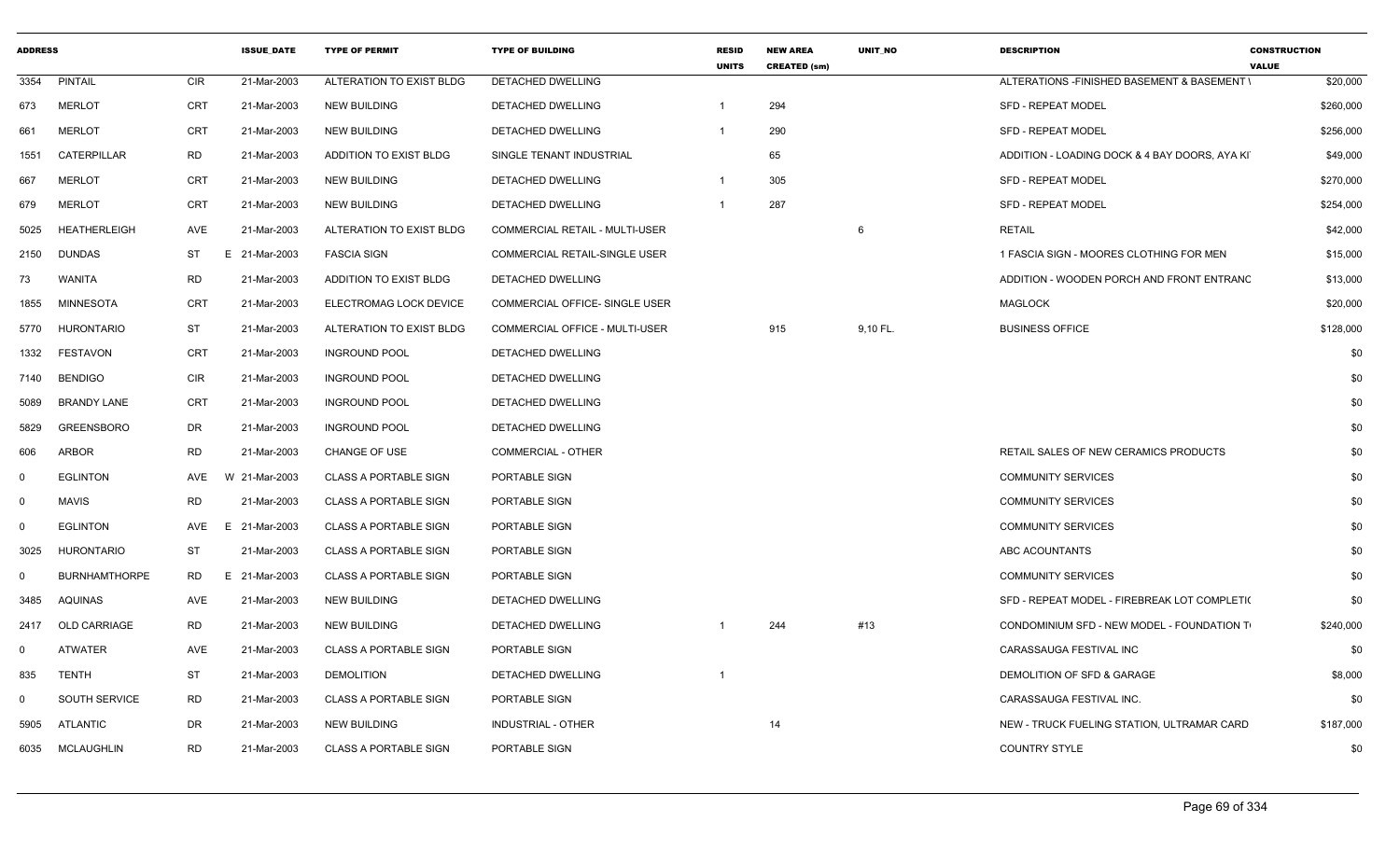| ADDRESS | | | ISSUE_DATE | TYPE OF PERMIT | TYPE OF BUILDING | RESID UNITS | NEW AREA CREATED (sm) | UNIT_NO | DESCRIPTION | CONSTRUCTION VALUE |
|---|---|---|---|---|---|---|---|---|---|---|
| 3354 | PINTAIL | CIR | 21-Mar-2003 | ALTERATION TO EXIST BLDG | DETACHED DWELLING | | | | ALTERATIONS -FINISHED BASEMENT & BASEMENT \ | $20,000 |
| 673 | MERLOT | CRT | 21-Mar-2003 | NEW BUILDING | DETACHED DWELLING | 1 | 294 | | SFD - REPEAT MODEL | $260,000 |
| 661 | MERLOT | CRT | 21-Mar-2003 | NEW BUILDING | DETACHED DWELLING | 1 | 290 | | SFD - REPEAT MODEL | $256,000 |
| 1551 | CATERPILLAR | RD | 21-Mar-2003 | ADDITION TO EXIST BLDG | SINGLE TENANT INDUSTRIAL | | 65 | | ADDITION - LOADING DOCK & 4 BAY DOORS, AYA KI | $49,000 |
| 667 | MERLOT | CRT | 21-Mar-2003 | NEW BUILDING | DETACHED DWELLING | 1 | 305 | | SFD - REPEAT MODEL | $270,000 |
| 679 | MERLOT | CRT | 21-Mar-2003 | NEW BUILDING | DETACHED DWELLING | 1 | 287 | | SFD - REPEAT MODEL | $254,000 |
| 5025 | HEATHERLEIGH | AVE | 21-Mar-2003 | ALTERATION TO EXIST BLDG | COMMERCIAL RETAIL - MULTI-USER | | | 6 | RETAIL | $42,000 |
| 2150 | DUNDAS | ST | E 21-Mar-2003 | FASCIA SIGN | COMMERCIAL RETAIL-SINGLE USER | | | | 1 FASCIA SIGN - MOORES CLOTHING FOR MEN | $15,000 |
| 73 | WANITA | RD | 21-Mar-2003 | ADDITION TO EXIST BLDG | DETACHED DWELLING | | | | ADDITION - WOODEN PORCH AND FRONT ENTRANC | $13,000 |
| 1855 | MINNESOTA | CRT | 21-Mar-2003 | ELECTROMAG LOCK DEVICE | COMMERCIAL OFFICE- SINGLE USER | | | | MAGLOCK | $20,000 |
| 5770 | HURONTARIO | ST | 21-Mar-2003 | ALTERATION TO EXIST BLDG | COMMERCIAL OFFICE - MULTI-USER | | 915 | 9,10 FL. | BUSINESS OFFICE | $128,000 |
| 1332 | FESTAVON | CRT | 21-Mar-2003 | INGROUND POOL | DETACHED DWELLING | | | | | $0 |
| 7140 | BENDIGO | CIR | 21-Mar-2003 | INGROUND POOL | DETACHED DWELLING | | | | | $0 |
| 5089 | BRANDY LANE | CRT | 21-Mar-2003 | INGROUND POOL | DETACHED DWELLING | | | | | $0 |
| 5829 | GREENSBORO | DR | 21-Mar-2003 | INGROUND POOL | DETACHED DWELLING | | | | | $0 |
| 606 | ARBOR | RD | 21-Mar-2003 | CHANGE OF USE | COMMERCIAL - OTHER | | | | RETAIL SALES OF NEW CERAMICS PRODUCTS | $0 |
| 0 | EGLINTON | AVE | W 21-Mar-2003 | CLASS A PORTABLE SIGN | PORTABLE SIGN | | | | COMMUNITY SERVICES | $0 |
| 0 | MAVIS | RD | 21-Mar-2003 | CLASS A PORTABLE SIGN | PORTABLE SIGN | | | | COMMUNITY SERVICES | $0 |
| 0 | EGLINTON | AVE | E 21-Mar-2003 | CLASS A PORTABLE SIGN | PORTABLE SIGN | | | | COMMUNITY SERVICES | $0 |
| 3025 | HURONTARIO | ST | 21-Mar-2003 | CLASS A PORTABLE SIGN | PORTABLE SIGN | | | | ABC ACOUNTANTS | $0 |
| 0 | BURNHAMTHORPE | RD | E 21-Mar-2003 | CLASS A PORTABLE SIGN | PORTABLE SIGN | | | | COMMUNITY SERVICES | $0 |
| 3485 | AQUINAS | AVE | 21-Mar-2003 | NEW BUILDING | DETACHED DWELLING | | | | SFD - REPEAT MODEL - FIREBREAK LOT COMPLETI( | $0 |
| 2417 | OLD CARRIAGE | RD | 21-Mar-2003 | NEW BUILDING | DETACHED DWELLING | 1 | 244 | #13 | CONDOMINIUM SFD - NEW MODEL - FOUNDATION T | $240,000 |
| 0 | ATWATER | AVE | 21-Mar-2003 | CLASS A PORTABLE SIGN | PORTABLE SIGN | | | | CARASSAUGA FESTIVAL INC | $0 |
| 835 | TENTH | ST | 21-Mar-2003 | DEMOLITION | DETACHED DWELLING | 1 | | | DEMOLITION OF SFD & GARAGE | $8,000 |
| 0 | SOUTH SERVICE | RD | 21-Mar-2003 | CLASS A PORTABLE SIGN | PORTABLE SIGN | | | | CARASSAUGA FESTIVAL INC. | $0 |
| 5905 | ATLANTIC | DR | 21-Mar-2003 | NEW BUILDING | INDUSTRIAL - OTHER | | 14 | | NEW - TRUCK FUELING STATION, ULTRAMAR CARD | $187,000 |
| 6035 | MCLAUGHLIN | RD | 21-Mar-2003 | CLASS A PORTABLE SIGN | PORTABLE SIGN | | | | COUNTRY STYLE | $0 |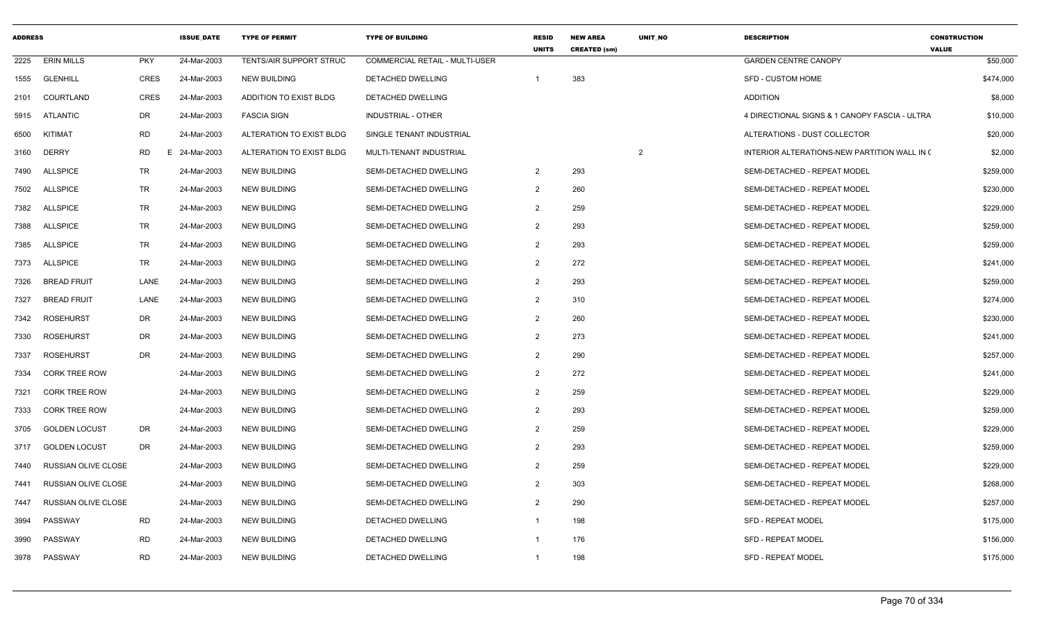| ADDRESS | | | ISSUE_DATE | TYPE OF PERMIT | TYPE OF BUILDING | RESID UNITS | NEW AREA CREATED (sm) | UNIT_NO | DESCRIPTION | CONSTRUCTION VALUE |
|---|---|---|---|---|---|---|---|---|---|---|
| 2225 | ERIN MILLS | PKY | 24-Mar-2003 | TENTS/AIR SUPPORT STRUC | COMMERCIAL RETAIL - MULTI-USER | | | | GARDEN CENTRE CANOPY | $50,000 |
| 1555 | GLENHILL | CRES | 24-Mar-2003 | NEW BUILDING | DETACHED DWELLING | 1 | 383 | | SFD - CUSTOM HOME | $474,000 |
| 2101 | COURTLAND | CRES | 24-Mar-2003 | ADDITION TO EXIST BLDG | DETACHED DWELLING | | | | ADDITION | $8,000 |
| 5915 | ATLANTIC | DR | 24-Mar-2003 | FASCIA SIGN | INDUSTRIAL - OTHER | | | | 4 DIRECTIONAL SIGNS & 1 CANOPY FASCIA - ULTRA | $10,000 |
| 6500 | KITIMAT | RD | 24-Mar-2003 | ALTERATION TO EXIST BLDG | SINGLE TENANT INDUSTRIAL | | | | ALTERATIONS - DUST COLLECTOR | $20,000 |
| 3160 | DERRY | RD E | 24-Mar-2003 | ALTERATION TO EXIST BLDG | MULTI-TENANT INDUSTRIAL | | | 2 | INTERIOR ALTERATIONS-NEW PARTITION WALL IN ( | $2,000 |
| 7490 | ALLSPICE | TR | 24-Mar-2003 | NEW BUILDING | SEMI-DETACHED DWELLING | 2 | 293 | | SEMI-DETACHED - REPEAT MODEL | $259,000 |
| 7502 | ALLSPICE | TR | 24-Mar-2003 | NEW BUILDING | SEMI-DETACHED DWELLING | 2 | 260 | | SEMI-DETACHED - REPEAT MODEL | $230,000 |
| 7382 | ALLSPICE | TR | 24-Mar-2003 | NEW BUILDING | SEMI-DETACHED DWELLING | 2 | 259 | | SEMI-DETACHED - REPEAT MODEL | $229,000 |
| 7388 | ALLSPICE | TR | 24-Mar-2003 | NEW BUILDING | SEMI-DETACHED DWELLING | 2 | 293 | | SEMI-DETACHED - REPEAT MODEL | $259,000 |
| 7385 | ALLSPICE | TR | 24-Mar-2003 | NEW BUILDING | SEMI-DETACHED DWELLING | 2 | 293 | | SEMI-DETACHED - REPEAT MODEL | $259,000 |
| 7373 | ALLSPICE | TR | 24-Mar-2003 | NEW BUILDING | SEMI-DETACHED DWELLING | 2 | 272 | | SEMI-DETACHED - REPEAT MODEL | $241,000 |
| 7326 | BREAD FRUIT | LANE | 24-Mar-2003 | NEW BUILDING | SEMI-DETACHED DWELLING | 2 | 293 | | SEMI-DETACHED - REPEAT MODEL | $259,000 |
| 7327 | BREAD FRUIT | LANE | 24-Mar-2003 | NEW BUILDING | SEMI-DETACHED DWELLING | 2 | 310 | | SEMI-DETACHED - REPEAT MODEL | $274,000 |
| 7342 | ROSEHURST | DR | 24-Mar-2003 | NEW BUILDING | SEMI-DETACHED DWELLING | 2 | 260 | | SEMI-DETACHED - REPEAT MODEL | $230,000 |
| 7330 | ROSEHURST | DR | 24-Mar-2003 | NEW BUILDING | SEMI-DETACHED DWELLING | 2 | 273 | | SEMI-DETACHED - REPEAT MODEL | $241,000 |
| 7337 | ROSEHURST | DR | 24-Mar-2003 | NEW BUILDING | SEMI-DETACHED DWELLING | 2 | 290 | | SEMI-DETACHED - REPEAT MODEL | $257,000 |
| 7334 | CORK TREE ROW | | 24-Mar-2003 | NEW BUILDING | SEMI-DETACHED DWELLING | 2 | 272 | | SEMI-DETACHED - REPEAT MODEL | $241,000 |
| 7321 | CORK TREE ROW | | 24-Mar-2003 | NEW BUILDING | SEMI-DETACHED DWELLING | 2 | 259 | | SEMI-DETACHED - REPEAT MODEL | $229,000 |
| 7333 | CORK TREE ROW | | 24-Mar-2003 | NEW BUILDING | SEMI-DETACHED DWELLING | 2 | 293 | | SEMI-DETACHED - REPEAT MODEL | $259,000 |
| 3705 | GOLDEN LOCUST | DR | 24-Mar-2003 | NEW BUILDING | SEMI-DETACHED DWELLING | 2 | 259 | | SEMI-DETACHED - REPEAT MODEL | $229,000 |
| 3717 | GOLDEN LOCUST | DR | 24-Mar-2003 | NEW BUILDING | SEMI-DETACHED DWELLING | 2 | 293 | | SEMI-DETACHED - REPEAT MODEL | $259,000 |
| 7440 | RUSSIAN OLIVE CLOSE | | 24-Mar-2003 | NEW BUILDING | SEMI-DETACHED DWELLING | 2 | 259 | | SEMI-DETACHED - REPEAT MODEL | $229,000 |
| 7441 | RUSSIAN OLIVE CLOSE | | 24-Mar-2003 | NEW BUILDING | SEMI-DETACHED DWELLING | 2 | 303 | | SEMI-DETACHED - REPEAT MODEL | $268,000 |
| 7447 | RUSSIAN OLIVE CLOSE | | 24-Mar-2003 | NEW BUILDING | SEMI-DETACHED DWELLING | 2 | 290 | | SEMI-DETACHED - REPEAT MODEL | $257,000 |
| 3994 | PASSWAY | RD | 24-Mar-2003 | NEW BUILDING | DETACHED DWELLING | 1 | 198 | | SFD - REPEAT MODEL | $175,000 |
| 3990 | PASSWAY | RD | 24-Mar-2003 | NEW BUILDING | DETACHED DWELLING | 1 | 176 | | SFD - REPEAT MODEL | $156,000 |
| 3978 | PASSWAY | RD | 24-Mar-2003 | NEW BUILDING | DETACHED DWELLING | 1 | 198 | | SFD - REPEAT MODEL | $175,000 |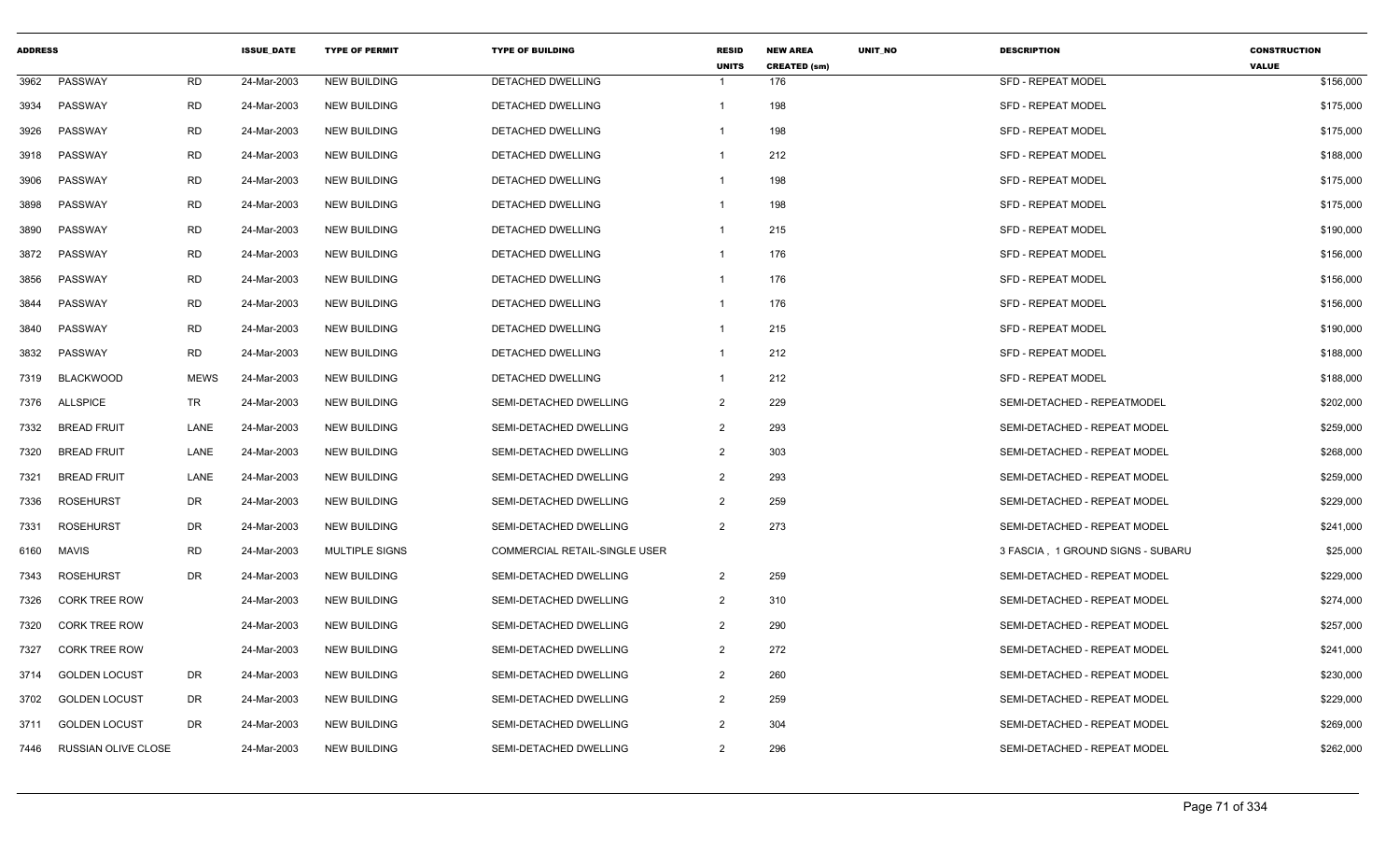| ADDRESS | | | ISSUE_DATE | TYPE OF PERMIT | TYPE OF BUILDING | RESID UNITS | NEW AREA CREATED (sm) | UNIT_NO | DESCRIPTION | CONSTRUCTION VALUE |
|---|---|---|---|---|---|---|---|---|---|---|
| 3962 | PASSWAY | RD | 24-Mar-2003 | NEW BUILDING | DETACHED DWELLING | 1 | 176 | | SFD - REPEAT MODEL | $156,000 |
| 3934 | PASSWAY | RD | 24-Mar-2003 | NEW BUILDING | DETACHED DWELLING | 1 | 198 | | SFD - REPEAT MODEL | $175,000 |
| 3926 | PASSWAY | RD | 24-Mar-2003 | NEW BUILDING | DETACHED DWELLING | 1 | 198 | | SFD - REPEAT MODEL | $175,000 |
| 3918 | PASSWAY | RD | 24-Mar-2003 | NEW BUILDING | DETACHED DWELLING | 1 | 212 | | SFD - REPEAT MODEL | $188,000 |
| 3906 | PASSWAY | RD | 24-Mar-2003 | NEW BUILDING | DETACHED DWELLING | 1 | 198 | | SFD - REPEAT MODEL | $175,000 |
| 3898 | PASSWAY | RD | 24-Mar-2003 | NEW BUILDING | DETACHED DWELLING | 1 | 198 | | SFD - REPEAT MODEL | $175,000 |
| 3890 | PASSWAY | RD | 24-Mar-2003 | NEW BUILDING | DETACHED DWELLING | 1 | 215 | | SFD - REPEAT MODEL | $190,000 |
| 3872 | PASSWAY | RD | 24-Mar-2003 | NEW BUILDING | DETACHED DWELLING | 1 | 176 | | SFD - REPEAT MODEL | $156,000 |
| 3856 | PASSWAY | RD | 24-Mar-2003 | NEW BUILDING | DETACHED DWELLING | 1 | 176 | | SFD - REPEAT MODEL | $156,000 |
| 3844 | PASSWAY | RD | 24-Mar-2003 | NEW BUILDING | DETACHED DWELLING | 1 | 176 | | SFD - REPEAT MODEL | $156,000 |
| 3840 | PASSWAY | RD | 24-Mar-2003 | NEW BUILDING | DETACHED DWELLING | 1 | 215 | | SFD - REPEAT MODEL | $190,000 |
| 3832 | PASSWAY | RD | 24-Mar-2003 | NEW BUILDING | DETACHED DWELLING | 1 | 212 | | SFD - REPEAT MODEL | $188,000 |
| 7319 | BLACKWOOD | MEWS | 24-Mar-2003 | NEW BUILDING | DETACHED DWELLING | 1 | 212 | | SFD - REPEAT MODEL | $188,000 |
| 7376 | ALLSPICE | TR | 24-Mar-2003 | NEW BUILDING | SEMI-DETACHED DWELLING | 2 | 229 | | SEMI-DETACHED - REPEATMODEL | $202,000 |
| 7332 | BREAD FRUIT | LANE | 24-Mar-2003 | NEW BUILDING | SEMI-DETACHED DWELLING | 2 | 293 | | SEMI-DETACHED - REPEAT MODEL | $259,000 |
| 7320 | BREAD FRUIT | LANE | 24-Mar-2003 | NEW BUILDING | SEMI-DETACHED DWELLING | 2 | 303 | | SEMI-DETACHED - REPEAT MODEL | $268,000 |
| 7321 | BREAD FRUIT | LANE | 24-Mar-2003 | NEW BUILDING | SEMI-DETACHED DWELLING | 2 | 293 | | SEMI-DETACHED - REPEAT MODEL | $259,000 |
| 7336 | ROSEHURST | DR | 24-Mar-2003 | NEW BUILDING | SEMI-DETACHED DWELLING | 2 | 259 | | SEMI-DETACHED - REPEAT MODEL | $229,000 |
| 7331 | ROSEHURST | DR | 24-Mar-2003 | NEW BUILDING | SEMI-DETACHED DWELLING | 2 | 273 | | SEMI-DETACHED - REPEAT MODEL | $241,000 |
| 6160 | MAVIS | RD | 24-Mar-2003 | MULTIPLE SIGNS | COMMERCIAL RETAIL-SINGLE USER | | | | 3 FASCIA , 1 GROUND SIGNS - SUBARU | $25,000 |
| 7343 | ROSEHURST | DR | 24-Mar-2003 | NEW BUILDING | SEMI-DETACHED DWELLING | 2 | 259 | | SEMI-DETACHED - REPEAT MODEL | $229,000 |
| 7326 | CORK TREE ROW | | 24-Mar-2003 | NEW BUILDING | SEMI-DETACHED DWELLING | 2 | 310 | | SEMI-DETACHED - REPEAT MODEL | $274,000 |
| 7320 | CORK TREE ROW | | 24-Mar-2003 | NEW BUILDING | SEMI-DETACHED DWELLING | 2 | 290 | | SEMI-DETACHED - REPEAT MODEL | $257,000 |
| 7327 | CORK TREE ROW | | 24-Mar-2003 | NEW BUILDING | SEMI-DETACHED DWELLING | 2 | 272 | | SEMI-DETACHED - REPEAT MODEL | $241,000 |
| 3714 | GOLDEN LOCUST | DR | 24-Mar-2003 | NEW BUILDING | SEMI-DETACHED DWELLING | 2 | 260 | | SEMI-DETACHED - REPEAT MODEL | $230,000 |
| 3702 | GOLDEN LOCUST | DR | 24-Mar-2003 | NEW BUILDING | SEMI-DETACHED DWELLING | 2 | 259 | | SEMI-DETACHED - REPEAT MODEL | $229,000 |
| 3711 | GOLDEN LOCUST | DR | 24-Mar-2003 | NEW BUILDING | SEMI-DETACHED DWELLING | 2 | 304 | | SEMI-DETACHED - REPEAT MODEL | $269,000 |
| 7446 | RUSSIAN OLIVE CLOSE | | 24-Mar-2003 | NEW BUILDING | SEMI-DETACHED DWELLING | 2 | 296 | | SEMI-DETACHED - REPEAT MODEL | $262,000 |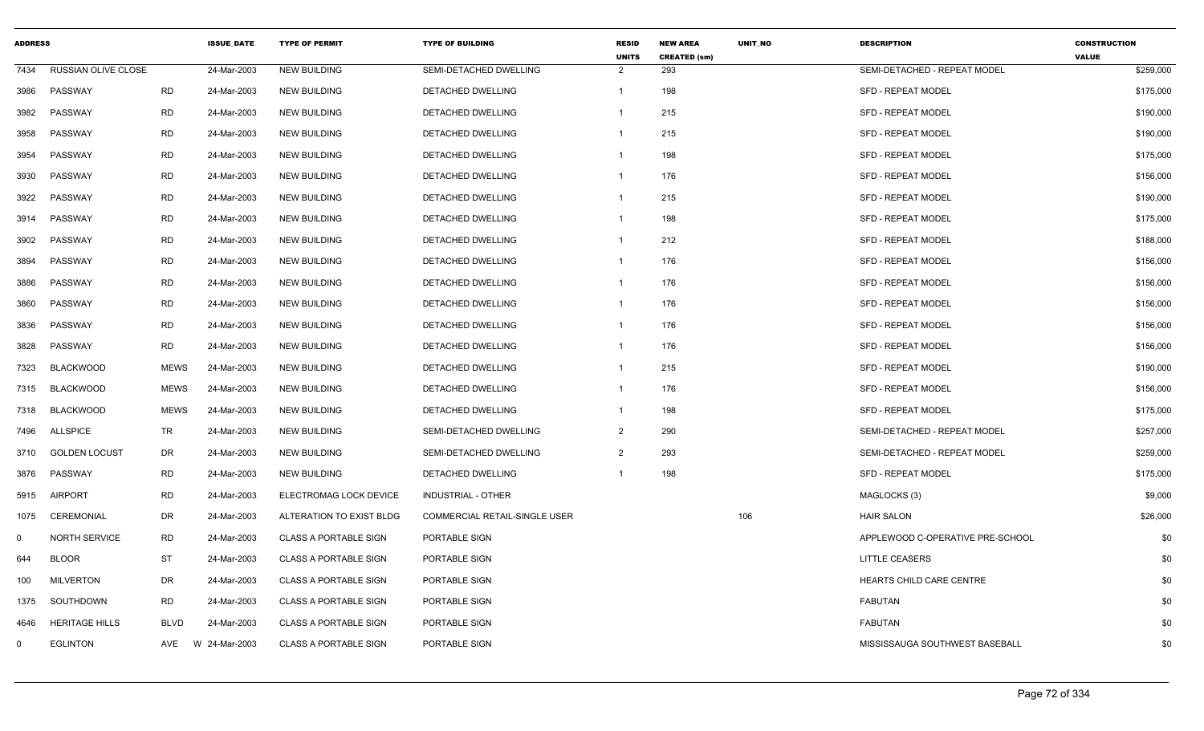| ADDRESS | | | ISSUE_DATE | TYPE OF PERMIT | TYPE OF BUILDING | RESID UNITS | NEW AREA CREATED (sm) | UNIT_NO | DESCRIPTION | CONSTRUCTION VALUE |
|---|---|---|---|---|---|---|---|---|---|---|
| 7434 | RUSSIAN OLIVE CLOSE | | 24-Mar-2003 | NEW BUILDING | SEMI-DETACHED DWELLING | 2 | 293 | | SEMI-DETACHED - REPEAT MODEL | $259,000 |
| 3986 | PASSWAY | RD | 24-Mar-2003 | NEW BUILDING | DETACHED DWELLING | 1 | 198 | | SFD - REPEAT MODEL | $175,000 |
| 3982 | PASSWAY | RD | 24-Mar-2003 | NEW BUILDING | DETACHED DWELLING | 1 | 215 | | SFD - REPEAT MODEL | $190,000 |
| 3958 | PASSWAY | RD | 24-Mar-2003 | NEW BUILDING | DETACHED DWELLING | 1 | 215 | | SFD - REPEAT MODEL | $190,000 |
| 3954 | PASSWAY | RD | 24-Mar-2003 | NEW BUILDING | DETACHED DWELLING | 1 | 198 | | SFD - REPEAT MODEL | $175,000 |
| 3930 | PASSWAY | RD | 24-Mar-2003 | NEW BUILDING | DETACHED DWELLING | 1 | 176 | | SFD - REPEAT MODEL | $156,000 |
| 3922 | PASSWAY | RD | 24-Mar-2003 | NEW BUILDING | DETACHED DWELLING | 1 | 215 | | SFD - REPEAT MODEL | $190,000 |
| 3914 | PASSWAY | RD | 24-Mar-2003 | NEW BUILDING | DETACHED DWELLING | 1 | 198 | | SFD - REPEAT MODEL | $175,000 |
| 3902 | PASSWAY | RD | 24-Mar-2003 | NEW BUILDING | DETACHED DWELLING | 1 | 212 | | SFD - REPEAT MODEL | $188,000 |
| 3894 | PASSWAY | RD | 24-Mar-2003 | NEW BUILDING | DETACHED DWELLING | 1 | 176 | | SFD - REPEAT MODEL | $156,000 |
| 3886 | PASSWAY | RD | 24-Mar-2003 | NEW BUILDING | DETACHED DWELLING | 1 | 176 | | SFD - REPEAT MODEL | $156,000 |
| 3860 | PASSWAY | RD | 24-Mar-2003 | NEW BUILDING | DETACHED DWELLING | 1 | 176 | | SFD - REPEAT MODEL | $156,000 |
| 3836 | PASSWAY | RD | 24-Mar-2003 | NEW BUILDING | DETACHED DWELLING | 1 | 176 | | SFD - REPEAT MODEL | $156,000 |
| 3828 | PASSWAY | RD | 24-Mar-2003 | NEW BUILDING | DETACHED DWELLING | 1 | 176 | | SFD - REPEAT MODEL | $156,000 |
| 7323 | BLACKWOOD | MEWS | 24-Mar-2003 | NEW BUILDING | DETACHED DWELLING | 1 | 215 | | SFD - REPEAT MODEL | $190,000 |
| 7315 | BLACKWOOD | MEWS | 24-Mar-2003 | NEW BUILDING | DETACHED DWELLING | 1 | 176 | | SFD - REPEAT MODEL | $156,000 |
| 7318 | BLACKWOOD | MEWS | 24-Mar-2003 | NEW BUILDING | DETACHED DWELLING | 1 | 198 | | SFD - REPEAT MODEL | $175,000 |
| 7496 | ALLSPICE | TR | 24-Mar-2003 | NEW BUILDING | SEMI-DETACHED DWELLING | 2 | 290 | | SEMI-DETACHED - REPEAT MODEL | $257,000 |
| 3710 | GOLDEN LOCUST | DR | 24-Mar-2003 | NEW BUILDING | SEMI-DETACHED DWELLING | 2 | 293 | | SEMI-DETACHED - REPEAT MODEL | $259,000 |
| 3876 | PASSWAY | RD | 24-Mar-2003 | NEW BUILDING | DETACHED DWELLING | 1 | 198 | | SFD - REPEAT MODEL | $175,000 |
| 5915 | AIRPORT | RD | 24-Mar-2003 | ELECTROMAG LOCK DEVICE | INDUSTRIAL - OTHER | | | | MAGLOCKS (3) | $9,000 |
| 1075 | CEREMONIAL | DR | 24-Mar-2003 | ALTERATION TO EXIST BLDG | COMMERCIAL RETAIL-SINGLE USER | | | 106 | HAIR SALON | $26,000 |
| 0 | NORTH SERVICE | RD | 24-Mar-2003 | CLASS A PORTABLE SIGN | PORTABLE SIGN | | | | APPLEWOOD C-OPERATIVE PRE-SCHOOL | $0 |
| 644 | BLOOR | ST | 24-Mar-2003 | CLASS A PORTABLE SIGN | PORTABLE SIGN | | | | LITTLE CEASERS | $0 |
| 100 | MILVERTON | DR | 24-Mar-2003 | CLASS A PORTABLE SIGN | PORTABLE SIGN | | | | HEARTS CHILD CARE CENTRE | $0 |
| 1375 | SOUTHDOWN | RD | 24-Mar-2003 | CLASS A PORTABLE SIGN | PORTABLE SIGN | | | | FABUTAN | $0 |
| 4646 | HERITAGE HILLS | BLVD | 24-Mar-2003 | CLASS A PORTABLE SIGN | PORTABLE SIGN | | | | FABUTAN | $0 |
| 0 | EGLINTON | AVE W | 24-Mar-2003 | CLASS A PORTABLE SIGN | PORTABLE SIGN | | | | MISSISSAUGA SOUTHWEST BASEBALL | $0 |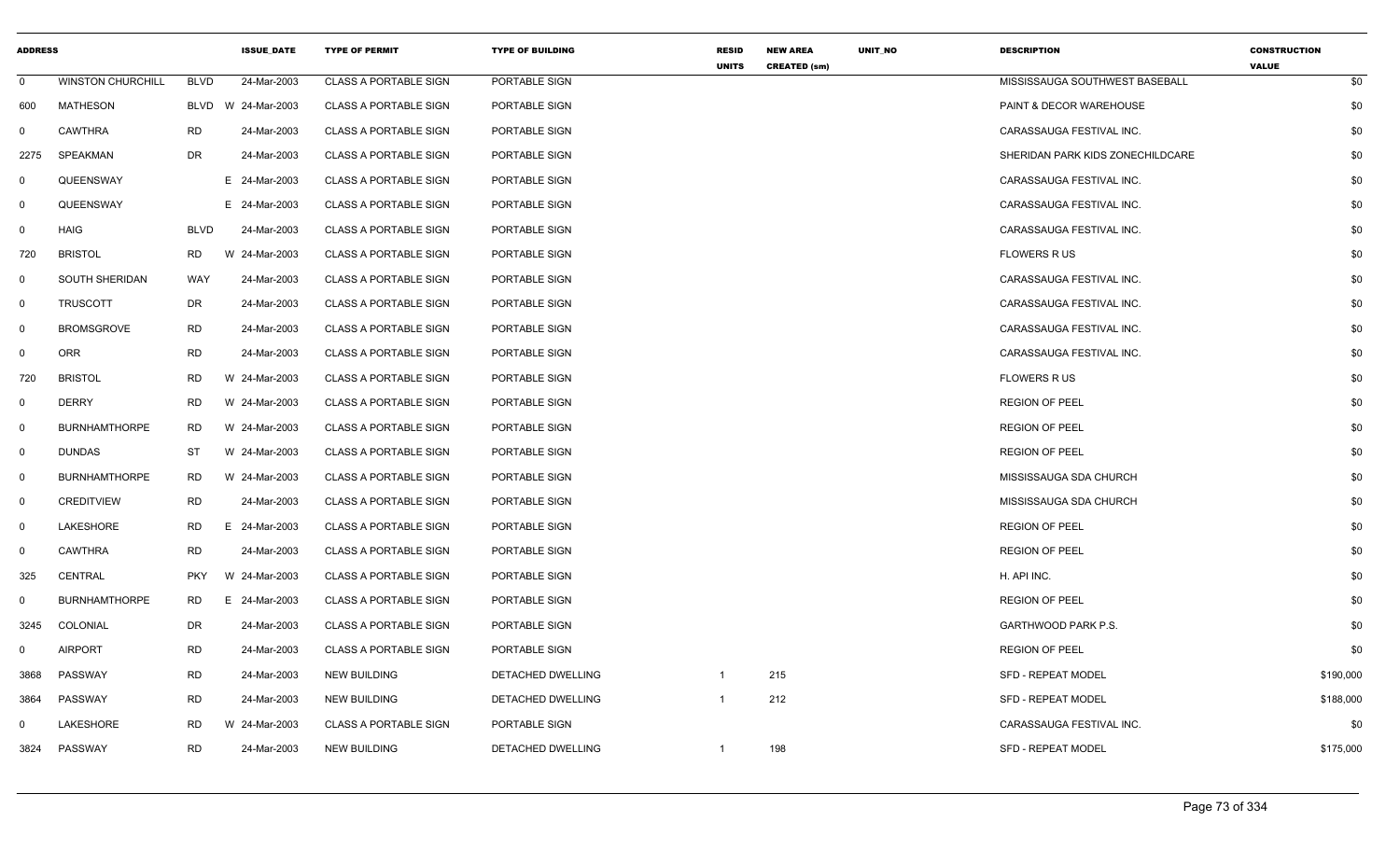| ADDRESS | | | | ISSUE_DATE | TYPE OF PERMIT | TYPE OF BUILDING | RESID UNITS | NEW AREA CREATED (sm) | UNIT_NO | DESCRIPTION | CONSTRUCTION VALUE |
|---|---|---|---|---|---|---|---|---|---|---|---|
| 0 | WINSTON CHURCHILL | BLVD | | 24-Mar-2003 | CLASS A PORTABLE SIGN | PORTABLE SIGN | | | | MISSISSAUGA SOUTHWEST BASEBALL | $0 |
| 600 | MATHESON | BLVD | W | 24-Mar-2003 | CLASS A PORTABLE SIGN | PORTABLE SIGN | | | | PAINT & DECOR WAREHOUSE | $0 |
| 0 | CAWTHRA | RD | | 24-Mar-2003 | CLASS A PORTABLE SIGN | PORTABLE SIGN | | | | CARASSAUGA FESTIVAL INC. | $0 |
| 2275 | SPEAKMAN | DR | | 24-Mar-2003 | CLASS A PORTABLE SIGN | PORTABLE SIGN | | | | SHERIDAN PARK KIDS ZONECHILDCARE | $0 |
| 0 | QUEENSWAY | | E | 24-Mar-2003 | CLASS A PORTABLE SIGN | PORTABLE SIGN | | | | CARASSAUGA FESTIVAL INC. | $0 |
| 0 | QUEENSWAY | | E | 24-Mar-2003 | CLASS A PORTABLE SIGN | PORTABLE SIGN | | | | CARASSAUGA FESTIVAL INC. | $0 |
| 0 | HAIG | BLVD | | 24-Mar-2003 | CLASS A PORTABLE SIGN | PORTABLE SIGN | | | | CARASSAUGA FESTIVAL INC. | $0 |
| 720 | BRISTOL | RD | W | 24-Mar-2003 | CLASS A PORTABLE SIGN | PORTABLE SIGN | | | | FLOWERS R US | $0 |
| 0 | SOUTH SHERIDAN | WAY | | 24-Mar-2003 | CLASS A PORTABLE SIGN | PORTABLE SIGN | | | | CARASSAUGA FESTIVAL INC. | $0 |
| 0 | TRUSCOTT | DR | | 24-Mar-2003 | CLASS A PORTABLE SIGN | PORTABLE SIGN | | | | CARASSAUGA FESTIVAL INC. | $0 |
| 0 | BROMSGROVE | RD | | 24-Mar-2003 | CLASS A PORTABLE SIGN | PORTABLE SIGN | | | | CARASSAUGA FESTIVAL INC. | $0 |
| 0 | ORR | RD | | 24-Mar-2003 | CLASS A PORTABLE SIGN | PORTABLE SIGN | | | | CARASSAUGA FESTIVAL INC. | $0 |
| 720 | BRISTOL | RD | W | 24-Mar-2003 | CLASS A PORTABLE SIGN | PORTABLE SIGN | | | | FLOWERS R US | $0 |
| 0 | DERRY | RD | W | 24-Mar-2003 | CLASS A PORTABLE SIGN | PORTABLE SIGN | | | | REGION OF PEEL | $0 |
| 0 | BURNHAMTHORPE | RD | W | 24-Mar-2003 | CLASS A PORTABLE SIGN | PORTABLE SIGN | | | | REGION OF PEEL | $0 |
| 0 | DUNDAS | ST | W | 24-Mar-2003 | CLASS A PORTABLE SIGN | PORTABLE SIGN | | | | REGION OF PEEL | $0 |
| 0 | BURNHAMTHORPE | RD | W | 24-Mar-2003 | CLASS A PORTABLE SIGN | PORTABLE SIGN | | | | MISSISSAUGA SDA CHURCH | $0 |
| 0 | CREDITVIEW | RD | | 24-Mar-2003 | CLASS A PORTABLE SIGN | PORTABLE SIGN | | | | MISSISSAUGA SDA CHURCH | $0 |
| 0 | LAKESHORE | RD | E | 24-Mar-2003 | CLASS A PORTABLE SIGN | PORTABLE SIGN | | | | REGION OF PEEL | $0 |
| 0 | CAWTHRA | RD | | 24-Mar-2003 | CLASS A PORTABLE SIGN | PORTABLE SIGN | | | | REGION OF PEEL | $0 |
| 325 | CENTRAL | PKY | W | 24-Mar-2003 | CLASS A PORTABLE SIGN | PORTABLE SIGN | | | | H. API INC. | $0 |
| 0 | BURNHAMTHORPE | RD | E | 24-Mar-2003 | CLASS A PORTABLE SIGN | PORTABLE SIGN | | | | REGION OF PEEL | $0 |
| 3245 | COLONIAL | DR | | 24-Mar-2003 | CLASS A PORTABLE SIGN | PORTABLE SIGN | | | | GARTHWOOD PARK P.S. | $0 |
| 0 | AIRPORT | RD | | 24-Mar-2003 | CLASS A PORTABLE SIGN | PORTABLE SIGN | | | | REGION OF PEEL | $0 |
| 3868 | PASSWAY | RD | | 24-Mar-2003 | NEW BUILDING | DETACHED DWELLING | 1 | 215 | | SFD - REPEAT MODEL | $190,000 |
| 3864 | PASSWAY | RD | | 24-Mar-2003 | NEW BUILDING | DETACHED DWELLING | 1 | 212 | | SFD - REPEAT MODEL | $188,000 |
| 0 | LAKESHORE | RD | W | 24-Mar-2003 | CLASS A PORTABLE SIGN | PORTABLE SIGN | | | | CARASSAUGA FESTIVAL INC. | $0 |
| 3824 | PASSWAY | RD | | 24-Mar-2003 | NEW BUILDING | DETACHED DWELLING | 1 | 198 | | SFD - REPEAT MODEL | $175,000 |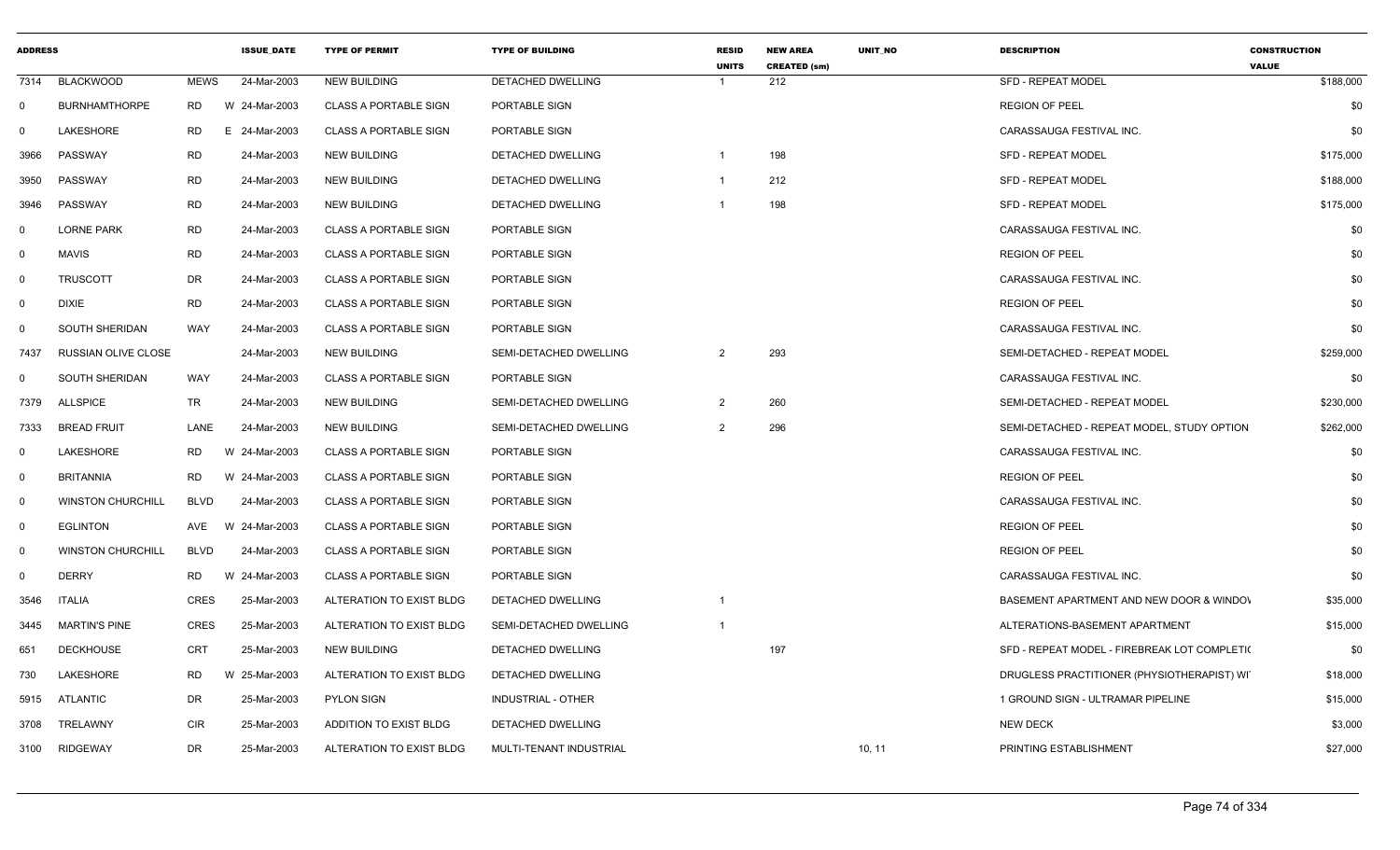| ADDRESS | | | ISSUE_DATE | TYPE OF PERMIT | TYPE OF BUILDING | RESID UNITS | NEW AREA CREATED (sm) | UNIT_NO | DESCRIPTION | CONSTRUCTION VALUE |
|---|---|---|---|---|---|---|---|---|---|---|
| 7314 | BLACKWOOD | MEWS | 24-Mar-2003 | NEW BUILDING | DETACHED DWELLING | 1 | 212 | | SFD - REPEAT MODEL | $188,000 |
| 0 | BURNHAMTHORPE | RD | W 24-Mar-2003 | CLASS A PORTABLE SIGN | PORTABLE SIGN | | | | REGION OF PEEL | $0 |
| 0 | LAKESHORE | RD | E 24-Mar-2003 | CLASS A PORTABLE SIGN | PORTABLE SIGN | | | | CARASSAUGA FESTIVAL INC. | $0 |
| 3966 | PASSWAY | RD | 24-Mar-2003 | NEW BUILDING | DETACHED DWELLING | 1 | 198 | | SFD - REPEAT MODEL | $175,000 |
| 3950 | PASSWAY | RD | 24-Mar-2003 | NEW BUILDING | DETACHED DWELLING | 1 | 212 | | SFD - REPEAT MODEL | $188,000 |
| 3946 | PASSWAY | RD | 24-Mar-2003 | NEW BUILDING | DETACHED DWELLING | 1 | 198 | | SFD - REPEAT MODEL | $175,000 |
| 0 | LORNE PARK | RD | 24-Mar-2003 | CLASS A PORTABLE SIGN | PORTABLE SIGN | | | | CARASSAUGA FESTIVAL INC. | $0 |
| 0 | MAVIS | RD | 24-Mar-2003 | CLASS A PORTABLE SIGN | PORTABLE SIGN | | | | REGION OF PEEL | $0 |
| 0 | TRUSCOTT | DR | 24-Mar-2003 | CLASS A PORTABLE SIGN | PORTABLE SIGN | | | | CARASSAUGA FESTIVAL INC. | $0 |
| 0 | DIXIE | RD | 24-Mar-2003 | CLASS A PORTABLE SIGN | PORTABLE SIGN | | | | REGION OF PEEL | $0 |
| 0 | SOUTH SHERIDAN | WAY | 24-Mar-2003 | CLASS A PORTABLE SIGN | PORTABLE SIGN | | | | CARASSAUGA FESTIVAL INC. | $0 |
| 7437 | RUSSIAN OLIVE CLOSE | | 24-Mar-2003 | NEW BUILDING | SEMI-DETACHED DWELLING | 2 | 293 | | SEMI-DETACHED - REPEAT MODEL | $259,000 |
| 0 | SOUTH SHERIDAN | WAY | 24-Mar-2003 | CLASS A PORTABLE SIGN | PORTABLE SIGN | | | | CARASSAUGA FESTIVAL INC. | $0 |
| 7379 | ALLSPICE | TR | 24-Mar-2003 | NEW BUILDING | SEMI-DETACHED DWELLING | 2 | 260 | | SEMI-DETACHED - REPEAT MODEL | $230,000 |
| 7333 | BREAD FRUIT | LANE | 24-Mar-2003 | NEW BUILDING | SEMI-DETACHED DWELLING | 2 | 296 | | SEMI-DETACHED - REPEAT MODEL, STUDY OPTION | $262,000 |
| 0 | LAKESHORE | RD | W 24-Mar-2003 | CLASS A PORTABLE SIGN | PORTABLE SIGN | | | | CARASSAUGA FESTIVAL INC. | $0 |
| 0 | BRITANNIA | RD | W 24-Mar-2003 | CLASS A PORTABLE SIGN | PORTABLE SIGN | | | | REGION OF PEEL | $0 |
| 0 | WINSTON CHURCHILL | BLVD | 24-Mar-2003 | CLASS A PORTABLE SIGN | PORTABLE SIGN | | | | CARASSAUGA FESTIVAL INC. | $0 |
| 0 | EGLINTON | AVE | W 24-Mar-2003 | CLASS A PORTABLE SIGN | PORTABLE SIGN | | | | REGION OF PEEL | $0 |
| 0 | WINSTON CHURCHILL | BLVD | 24-Mar-2003 | CLASS A PORTABLE SIGN | PORTABLE SIGN | | | | REGION OF PEEL | $0 |
| 0 | DERRY | RD | W 24-Mar-2003 | CLASS A PORTABLE SIGN | PORTABLE SIGN | | | | CARASSAUGA FESTIVAL INC. | $0 |
| 3546 | ITALIA | CRES | 25-Mar-2003 | ALTERATION TO EXIST BLDG | DETACHED DWELLING | 1 | | | BASEMENT APARTMENT AND NEW DOOR & WINDOV | $35,000 |
| 3445 | MARTIN'S PINE | CRES | 25-Mar-2003 | ALTERATION TO EXIST BLDG | SEMI-DETACHED DWELLING | 1 | | | ALTERATIONS-BASEMENT APARTMENT | $15,000 |
| 651 | DECKHOUSE | CRT | 25-Mar-2003 | NEW BUILDING | DETACHED DWELLING | | 197 | | SFD - REPEAT MODEL - FIREBREAK LOT COMPLETIC | $0 |
| 730 | LAKESHORE | RD | W 25-Mar-2003 | ALTERATION TO EXIST BLDG | DETACHED DWELLING | | | | DRUGLESS PRACTITIONER (PHYSIOTHERAPIST) WI | $18,000 |
| 5915 | ATLANTIC | DR | 25-Mar-2003 | PYLON SIGN | INDUSTRIAL - OTHER | | | | 1 GROUND SIGN - ULTRAMAR PIPELINE | $15,000 |
| 3708 | TRELAWNY | CIR | 25-Mar-2003 | ADDITION TO EXIST BLDG | DETACHED DWELLING | | | | NEW DECK | $3,000 |
| 3100 | RIDGEWAY | DR | 25-Mar-2003 | ALTERATION TO EXIST BLDG | MULTI-TENANT INDUSTRIAL | | | 10, 11 | PRINTING ESTABLISHMENT | $27,000 |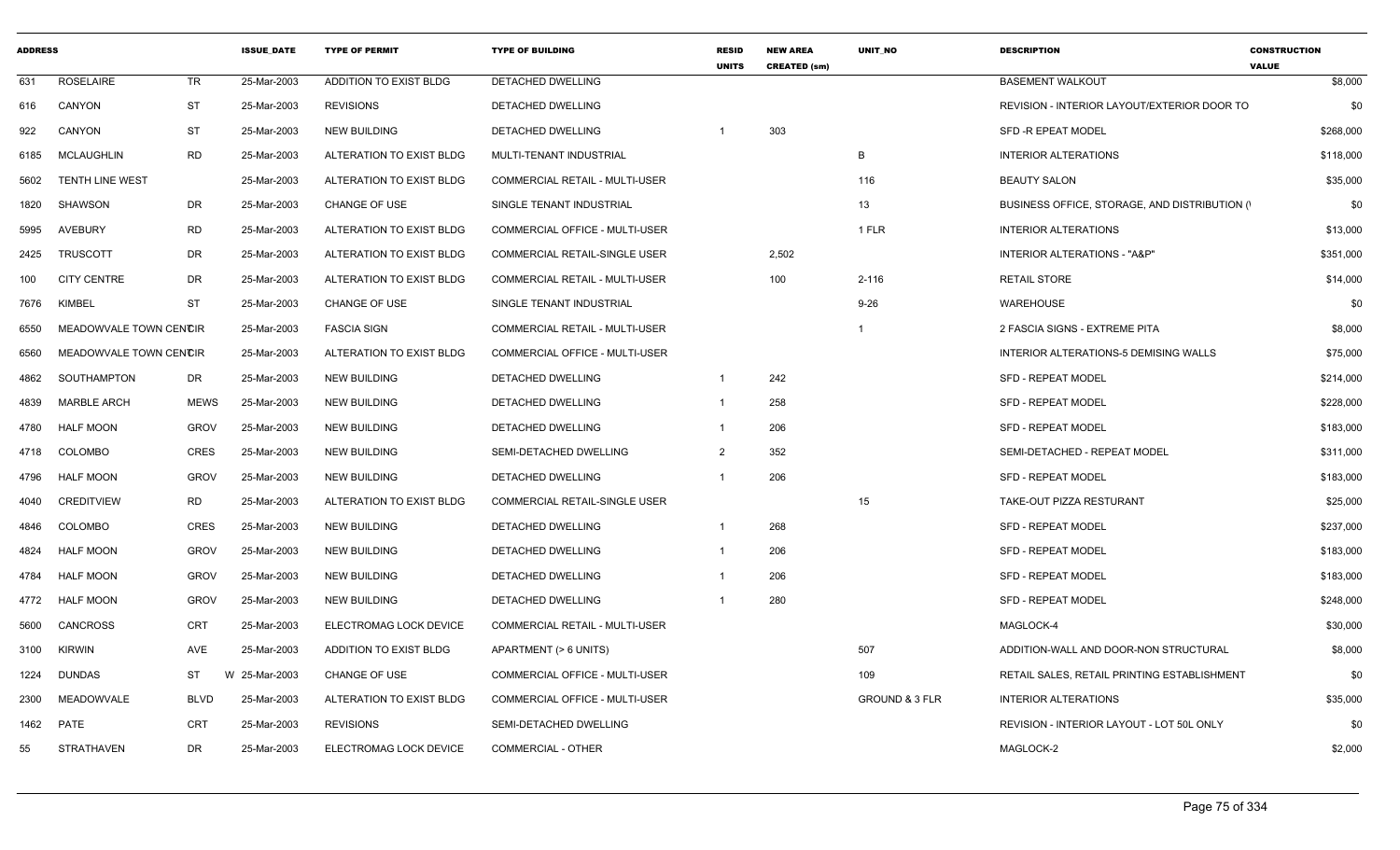| ADDRESS | | | ISSUE_DATE | TYPE OF PERMIT | TYPE OF BUILDING | RESID UNITS | NEW AREA CREATED (sm) | UNIT_NO | DESCRIPTION | CONSTRUCTION VALUE |
|---|---|---|---|---|---|---|---|---|---|---|
| 631 | ROSELAIRE | TR | 25-Mar-2003 | ADDITION TO EXIST BLDG | DETACHED DWELLING | | | | BASEMENT WALKOUT | $8,000 |
| 616 | CANYON | ST | 25-Mar-2003 | REVISIONS | DETACHED DWELLING | | | | REVISION - INTERIOR LAYOUT/EXTERIOR DOOR TO | $0 |
| 922 | CANYON | ST | 25-Mar-2003 | NEW BUILDING | DETACHED DWELLING | 1 | 303 | | SFD -R EPEAT MODEL | $268,000 |
| 6185 | MCLAUGHLIN | RD | 25-Mar-2003 | ALTERATION TO EXIST BLDG | MULTI-TENANT INDUSTRIAL | | | B | INTERIOR ALTERATIONS | $118,000 |
| 5602 | TENTH LINE WEST | | 25-Mar-2003 | ALTERATION TO EXIST BLDG | COMMERCIAL RETAIL - MULTI-USER | | | 116 | BEAUTY SALON | $35,000 |
| 1820 | SHAWSON | DR | 25-Mar-2003 | CHANGE OF USE | SINGLE TENANT INDUSTRIAL | | | 13 | BUSINESS OFFICE, STORAGE, AND DISTRIBUTION (\ | $0 |
| 5995 | AVEBURY | RD | 25-Mar-2003 | ALTERATION TO EXIST BLDG | COMMERCIAL OFFICE - MULTI-USER | | | 1 FLR | INTERIOR ALTERATIONS | $13,000 |
| 2425 | TRUSCOTT | DR | 25-Mar-2003 | ALTERATION TO EXIST BLDG | COMMERCIAL RETAIL-SINGLE USER | | 2,502 | | INTERIOR ALTERATIONS - "A&P" | $351,000 |
| 100 | CITY CENTRE | DR | 25-Mar-2003 | ALTERATION TO EXIST BLDG | COMMERCIAL RETAIL - MULTI-USER | | 100 | 2-116 | RETAIL STORE | $14,000 |
| 7676 | KIMBEL | ST | 25-Mar-2003 | CHANGE OF USE | SINGLE TENANT INDUSTRIAL | | | 9-26 | WAREHOUSE | $0 |
| 6550 | MEADOWVALE TOWN CENTRE | CIR | 25-Mar-2003 | FASCIA SIGN | COMMERCIAL RETAIL - MULTI-USER | | | 1 | 2 FASCIA SIGNS - EXTREME PITA | $8,000 |
| 6560 | MEADOWVALE TOWN CENTRE | CIR | 25-Mar-2003 | ALTERATION TO EXIST BLDG | COMMERCIAL OFFICE - MULTI-USER | | | | INTERIOR ALTERATIONS-5 DEMISING WALLS | $75,000 |
| 4862 | SOUTHAMPTON | DR | 25-Mar-2003 | NEW BUILDING | DETACHED DWELLING | 1 | 242 | | SFD - REPEAT MODEL | $214,000 |
| 4839 | MARBLE ARCH | MEWS | 25-Mar-2003 | NEW BUILDING | DETACHED DWELLING | 1 | 258 | | SFD - REPEAT MODEL | $228,000 |
| 4780 | HALF MOON | GROV | 25-Mar-2003 | NEW BUILDING | DETACHED DWELLING | 1 | 206 | | SFD - REPEAT MODEL | $183,000 |
| 4718 | COLOMBO | CRES | 25-Mar-2003 | NEW BUILDING | SEMI-DETACHED DWELLING | 2 | 352 | | SEMI-DETACHED - REPEAT MODEL | $311,000 |
| 4796 | HALF MOON | GROV | 25-Mar-2003 | NEW BUILDING | DETACHED DWELLING | 1 | 206 | | SFD - REPEAT MODEL | $183,000 |
| 4040 | CREDITVIEW | RD | 25-Mar-2003 | ALTERATION TO EXIST BLDG | COMMERCIAL RETAIL-SINGLE USER | | | 15 | TAKE-OUT PIZZA RESTURANT | $25,000 |
| 4846 | COLOMBO | CRES | 25-Mar-2003 | NEW BUILDING | DETACHED DWELLING | 1 | 268 | | SFD - REPEAT MODEL | $237,000 |
| 4824 | HALF MOON | GROV | 25-Mar-2003 | NEW BUILDING | DETACHED DWELLING | 1 | 206 | | SFD - REPEAT MODEL | $183,000 |
| 4784 | HALF MOON | GROV | 25-Mar-2003 | NEW BUILDING | DETACHED DWELLING | 1 | 206 | | SFD - REPEAT MODEL | $183,000 |
| 4772 | HALF MOON | GROV | 25-Mar-2003 | NEW BUILDING | DETACHED DWELLING | 1 | 280 | | SFD - REPEAT MODEL | $248,000 |
| 5600 | CANCROSS | CRT | 25-Mar-2003 | ELECTROMAG LOCK DEVICE | COMMERCIAL RETAIL - MULTI-USER | | | | MAGLOCK-4 | $30,000 |
| 3100 | KIRWIN | AVE | 25-Mar-2003 | ADDITION TO EXIST BLDG | APARTMENT (> 6 UNITS) | | | 507 | ADDITION-WALL AND DOOR-NON STRUCTURAL | $8,000 |
| 1224 | DUNDAS | ST W | 25-Mar-2003 | CHANGE OF USE | COMMERCIAL OFFICE - MULTI-USER | | | 109 | RETAIL SALES, RETAIL PRINTING ESTABLISHMENT | $0 |
| 2300 | MEADOWVALE | BLVD | 25-Mar-2003 | ALTERATION TO EXIST BLDG | COMMERCIAL OFFICE - MULTI-USER | | | GROUND & 3 FLR | INTERIOR ALTERATIONS | $35,000 |
| 1462 | PATE | CRT | 25-Mar-2003 | REVISIONS | SEMI-DETACHED DWELLING | | | | REVISION - INTERIOR LAYOUT - LOT 50L ONLY | $0 |
| 55 | STRATHAVEN | DR | 25-Mar-2003 | ELECTROMAG LOCK DEVICE | COMMERCIAL - OTHER | | | | MAGLOCK-2 | $2,000 |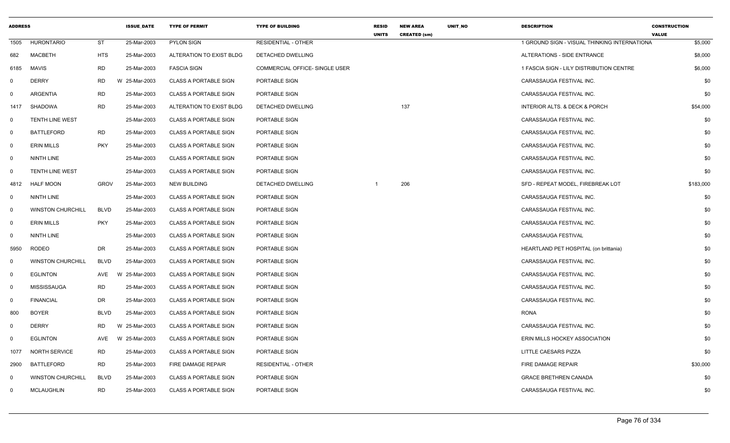| ADDRESS | | | ISSUE_DATE | TYPE OF PERMIT | TYPE OF BUILDING | RESID UNITS | NEW AREA CREATED (sm) | UNIT_NO | DESCRIPTION | CONSTRUCTION VALUE |
|---|---|---|---|---|---|---|---|---|---|---|
| 1505 | HURONTARIO | ST | 25-Mar-2003 | PYLON SIGN | RESIDENTIAL - OTHER | | | | 1 GROUND SIGN - VISUAL THINKING INTERNATIONA | $5,000 |
| 682 | MACBETH | HTS | 25-Mar-2003 | ALTERATION TO EXIST BLDG | DETACHED DWELLING | | | | ALTERATIONS - SIDE ENTRANCE | $8,000 |
| 6185 | MAVIS | RD | 25-Mar-2003 | FASCIA SIGN | COMMERCIAL OFFICE- SINGLE USER | | | | 1 FASCIA SIGN - LILY DISTRIBUTION CENTRE | $6,000 |
| 0 | DERRY | RD | W 25-Mar-2003 | CLASS A PORTABLE SIGN | PORTABLE SIGN | | | | CARASSAUGA FESTIVAL INC. | $0 |
| 0 | ARGENTIA | RD | 25-Mar-2003 | CLASS A PORTABLE SIGN | PORTABLE SIGN | | | | CARASSAUGA FESTIVAL INC. | $0 |
| 1417 | SHADOWA | RD | 25-Mar-2003 | ALTERATION TO EXIST BLDG | DETACHED DWELLING | | 137 | | INTERIOR ALTS. & DECK & PORCH | $54,000 |
| 0 | TENTH LINE WEST | | 25-Mar-2003 | CLASS A PORTABLE SIGN | PORTABLE SIGN | | | | CARASSAUGA FESTIVAL INC. | $0 |
| 0 | BATTLEFORD | RD | 25-Mar-2003 | CLASS A PORTABLE SIGN | PORTABLE SIGN | | | | CARASSAUGA FESTIVAL INC. | $0 |
| 0 | ERIN MILLS | PKY | 25-Mar-2003 | CLASS A PORTABLE SIGN | PORTABLE SIGN | | | | CARASSAUGA FESTIVAL INC. | $0 |
| 0 | NINTH LINE | | 25-Mar-2003 | CLASS A PORTABLE SIGN | PORTABLE SIGN | | | | CARASSAUGA FESTIVAL INC. | $0 |
| 0 | TENTH LINE WEST | | 25-Mar-2003 | CLASS A PORTABLE SIGN | PORTABLE SIGN | | | | CARASSAUGA FESTIVAL INC. | $0 |
| 4812 | HALF MOON | GROV | 25-Mar-2003 | NEW BUILDING | DETACHED DWELLING | 1 | 206 | | SFD - REPEAT MODEL, FIREBREAK LOT | $183,000 |
| 0 | NINTH LINE | | 25-Mar-2003 | CLASS A PORTABLE SIGN | PORTABLE SIGN | | | | CARASSAUGA FESTIVAL INC. | $0 |
| 0 | WINSTON CHURCHILL | BLVD | 25-Mar-2003 | CLASS A PORTABLE SIGN | PORTABLE SIGN | | | | CARASSAUGA FESTIVAL INC. | $0 |
| 0 | ERIN MILLS | PKY | 25-Mar-2003 | CLASS A PORTABLE SIGN | PORTABLE SIGN | | | | CARASSAUGA FESTIVAL INC. | $0 |
| 0 | NINTH LINE | | 25-Mar-2003 | CLASS A PORTABLE SIGN | PORTABLE SIGN | | | | CARASSAUGA FESTIVAL | $0 |
| 5950 | RODEO | DR | 25-Mar-2003 | CLASS A PORTABLE SIGN | PORTABLE SIGN | | | | HEARTLAND PET HOSPITAL (on brittania) | $0 |
| 0 | WINSTON CHURCHILL | BLVD | 25-Mar-2003 | CLASS A PORTABLE SIGN | PORTABLE SIGN | | | | CARASSAUGA FESTIVAL INC. | $0 |
| 0 | EGLINTON | AVE | W 25-Mar-2003 | CLASS A PORTABLE SIGN | PORTABLE SIGN | | | | CARASSAUGA FESTIVAL INC. | $0 |
| 0 | MISSISSAUGA | RD | 25-Mar-2003 | CLASS A PORTABLE SIGN | PORTABLE SIGN | | | | CARASSAUGA FESTIVAL INC. | $0 |
| 0 | FINANCIAL | DR | 25-Mar-2003 | CLASS A PORTABLE SIGN | PORTABLE SIGN | | | | CARASSAUGA FESTIVAL INC. | $0 |
| 800 | BOYER | BLVD | 25-Mar-2003 | CLASS A PORTABLE SIGN | PORTABLE SIGN | | | | RONA | $0 |
| 0 | DERRY | RD | W 25-Mar-2003 | CLASS A PORTABLE SIGN | PORTABLE SIGN | | | | CARASSAUGA FESTIVAL INC. | $0 |
| 0 | EGLINTON | AVE | W 25-Mar-2003 | CLASS A PORTABLE SIGN | PORTABLE SIGN | | | | ERIN MILLS HOCKEY ASSOCIATION | $0 |
| 1077 | NORTH SERVICE | RD | 25-Mar-2003 | CLASS A PORTABLE SIGN | PORTABLE SIGN | | | | LITTLE CAESARS PIZZA | $0 |
| 2900 | BATTLEFORD | RD | 25-Mar-2003 | FIRE DAMAGE REPAIR | RESIDENTIAL - OTHER | | | | FIRE DAMAGE REPAIR | $30,000 |
| 0 | WINSTON CHURCHILL | BLVD | 25-Mar-2003 | CLASS A PORTABLE SIGN | PORTABLE SIGN | | | | GRACE BRETHREN CANADA | $0 |
| 0 | MCLAUGHLIN | RD | 25-Mar-2003 | CLASS A PORTABLE SIGN | PORTABLE SIGN | | | | CARASSAUGA FESTIVAL INC. | $0 |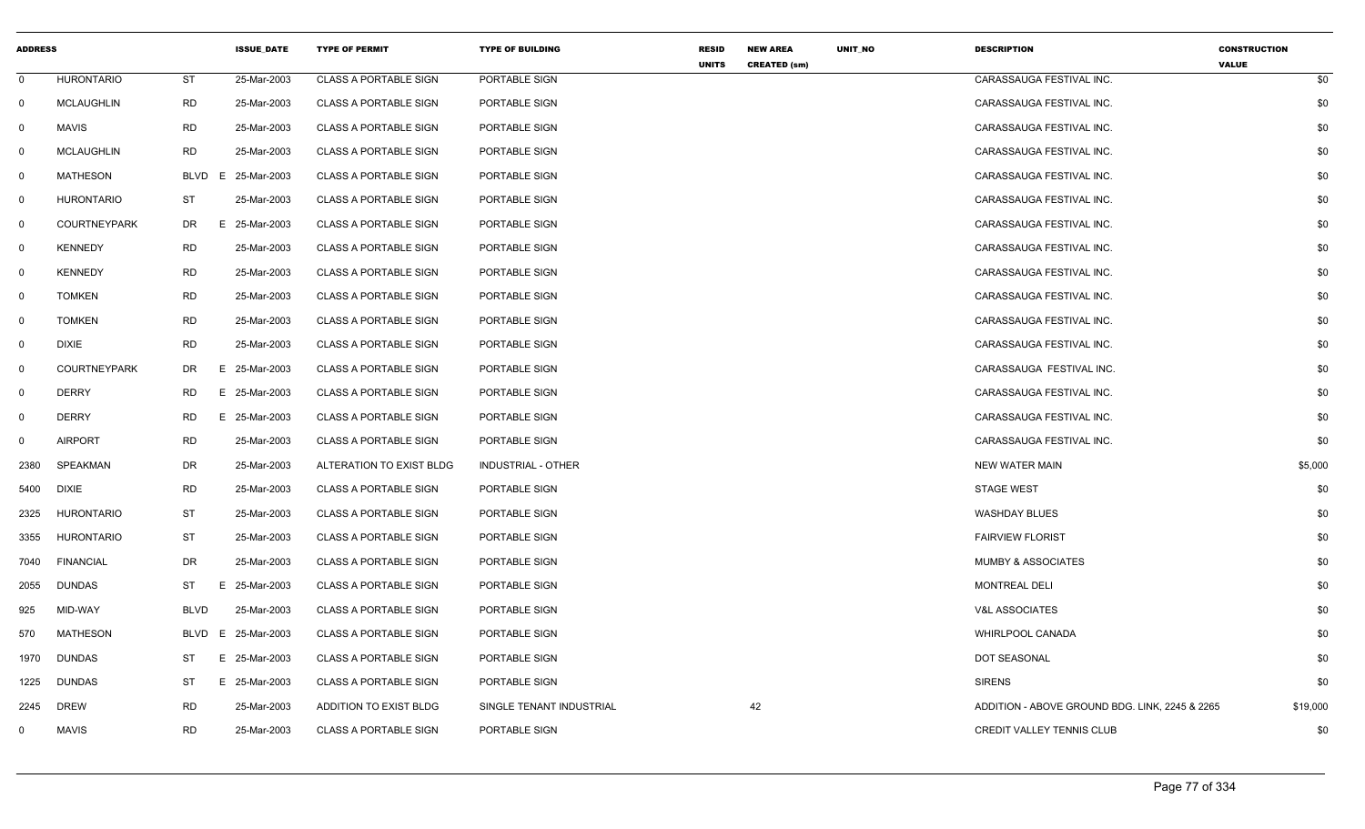| ADDRESS | | | | ISSUE_DATE | TYPE OF PERMIT | TYPE OF BUILDING | RESID UNITS | NEW AREA CREATED (sm) | UNIT_NO | DESCRIPTION | CONSTRUCTION VALUE |
|---|---|---|---|---|---|---|---|---|---|---|---|
| 0 | HURONTARIO | ST | | 25-Mar-2003 | CLASS A PORTABLE SIGN | PORTABLE SIGN | | | | CARASSAUGA FESTIVAL INC. | $0 |
| 0 | MCLAUGHLIN | RD | | 25-Mar-2003 | CLASS A PORTABLE SIGN | PORTABLE SIGN | | | | CARASSAUGA FESTIVAL INC. | $0 |
| 0 | MAVIS | RD | | 25-Mar-2003 | CLASS A PORTABLE SIGN | PORTABLE SIGN | | | | CARASSAUGA FESTIVAL INC. | $0 |
| 0 | MCLAUGHLIN | RD | | 25-Mar-2003 | CLASS A PORTABLE SIGN | PORTABLE SIGN | | | | CARASSAUGA FESTIVAL INC. | $0 |
| 0 | MATHESON | BLVD | E | 25-Mar-2003 | CLASS A PORTABLE SIGN | PORTABLE SIGN | | | | CARASSAUGA FESTIVAL INC. | $0 |
| 0 | HURONTARIO | ST | | 25-Mar-2003 | CLASS A PORTABLE SIGN | PORTABLE SIGN | | | | CARASSAUGA FESTIVAL INC. | $0 |
| 0 | COURTNEYPARK | DR | E | 25-Mar-2003 | CLASS A PORTABLE SIGN | PORTABLE SIGN | | | | CARASSAUGA FESTIVAL INC. | $0 |
| 0 | KENNEDY | RD | | 25-Mar-2003 | CLASS A PORTABLE SIGN | PORTABLE SIGN | | | | CARASSAUGA FESTIVAL INC. | $0 |
| 0 | KENNEDY | RD | | 25-Mar-2003 | CLASS A PORTABLE SIGN | PORTABLE SIGN | | | | CARASSAUGA FESTIVAL INC. | $0 |
| 0 | TOMKEN | RD | | 25-Mar-2003 | CLASS A PORTABLE SIGN | PORTABLE SIGN | | | | CARASSAUGA FESTIVAL INC. | $0 |
| 0 | TOMKEN | RD | | 25-Mar-2003 | CLASS A PORTABLE SIGN | PORTABLE SIGN | | | | CARASSAUGA FESTIVAL INC. | $0 |
| 0 | DIXIE | RD | | 25-Mar-2003 | CLASS A PORTABLE SIGN | PORTABLE SIGN | | | | CARASSAUGA FESTIVAL INC. | $0 |
| 0 | COURTNEYPARK | DR | E | 25-Mar-2003 | CLASS A PORTABLE SIGN | PORTABLE SIGN | | | | CARASSAUGA FESTIVAL INC. | $0 |
| 0 | DERRY | RD | E | 25-Mar-2003 | CLASS A PORTABLE SIGN | PORTABLE SIGN | | | | CARASSAUGA FESTIVAL INC. | $0 |
| 0 | DERRY | RD | E | 25-Mar-2003 | CLASS A PORTABLE SIGN | PORTABLE SIGN | | | | CARASSAUGA FESTIVAL INC. | $0 |
| 0 | AIRPORT | RD | | 25-Mar-2003 | CLASS A PORTABLE SIGN | PORTABLE SIGN | | | | CARASSAUGA FESTIVAL INC. | $0 |
| 2380 | SPEAKMAN | DR | | 25-Mar-2003 | ALTERATION TO EXIST BLDG | INDUSTRIAL - OTHER | | | | NEW WATER MAIN | $5,000 |
| 5400 | DIXIE | RD | | 25-Mar-2003 | CLASS A PORTABLE SIGN | PORTABLE SIGN | | | | STAGE WEST | $0 |
| 2325 | HURONTARIO | ST | | 25-Mar-2003 | CLASS A PORTABLE SIGN | PORTABLE SIGN | | | | WASHDAY BLUES | $0 |
| 3355 | HURONTARIO | ST | | 25-Mar-2003 | CLASS A PORTABLE SIGN | PORTABLE SIGN | | | | FAIRVIEW FLORIST | $0 |
| 7040 | FINANCIAL | DR | | 25-Mar-2003 | CLASS A PORTABLE SIGN | PORTABLE SIGN | | | | MUMBY & ASSOCIATES | $0 |
| 2055 | DUNDAS | ST | E | 25-Mar-2003 | CLASS A PORTABLE SIGN | PORTABLE SIGN | | | | MONTREAL DELI | $0 |
| 925 | MID-WAY | BLVD | | 25-Mar-2003 | CLASS A PORTABLE SIGN | PORTABLE SIGN | | | | V&L ASSOCIATES | $0 |
| 570 | MATHESON | BLVD | E | 25-Mar-2003 | CLASS A PORTABLE SIGN | PORTABLE SIGN | | | | WHIRLPOOL CANADA | $0 |
| 1970 | DUNDAS | ST | E | 25-Mar-2003 | CLASS A PORTABLE SIGN | PORTABLE SIGN | | | | DOT SEASONAL | $0 |
| 1225 | DUNDAS | ST | E | 25-Mar-2003 | CLASS A PORTABLE SIGN | PORTABLE SIGN | | | | SIRENS | $0 |
| 2245 | DREW | RD | | 25-Mar-2003 | ADDITION TO EXIST BLDG | SINGLE TENANT INDUSTRIAL | | 42 | | ADDITION - ABOVE GROUND BDG. LINK, 2245 & 2265 | $19,000 |
| 0 | MAVIS | RD | | 25-Mar-2003 | CLASS A PORTABLE SIGN | PORTABLE SIGN | | | | CREDIT VALLEY TENNIS CLUB | $0 |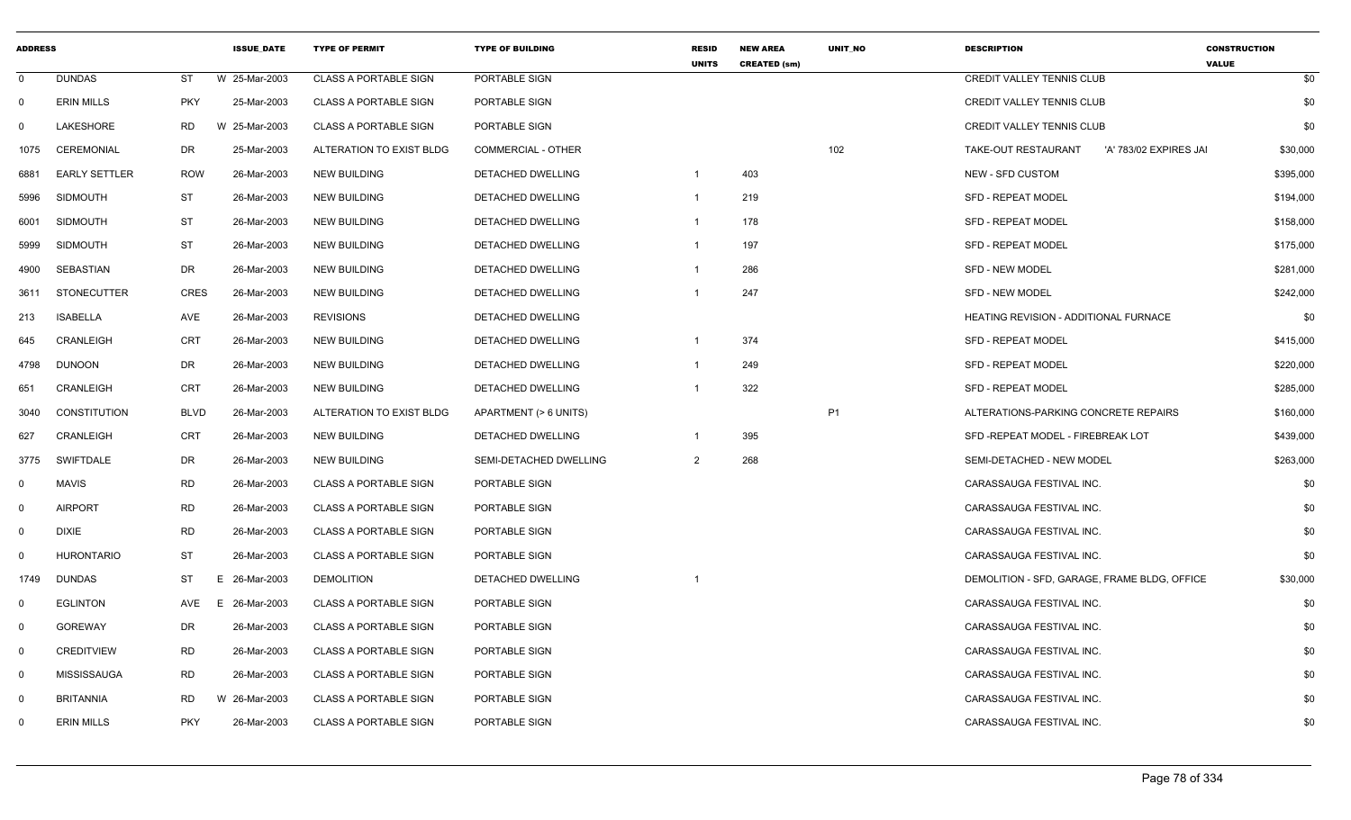| ADDRESS | | | ISSUE_DATE | TYPE OF PERMIT | TYPE OF BUILDING | RESID UNITS | NEW AREA CREATED (sm) | UNIT_NO | DESCRIPTION | CONSTRUCTION VALUE |
|---|---|---|---|---|---|---|---|---|---|---|
| 0 | DUNDAS | ST | W 25-Mar-2003 | CLASS A PORTABLE SIGN | PORTABLE SIGN | | | | CREDIT VALLEY TENNIS CLUB | $0 |
| 0 | ERIN MILLS | PKY | 25-Mar-2003 | CLASS A PORTABLE SIGN | PORTABLE SIGN | | | | CREDIT VALLEY TENNIS CLUB | $0 |
| 0 | LAKESHORE | RD | W 25-Mar-2003 | CLASS A PORTABLE SIGN | PORTABLE SIGN | | | | CREDIT VALLEY TENNIS CLUB | $0 |
| 1075 | CEREMONIAL | DR | 25-Mar-2003 | ALTERATION TO EXIST BLDG | COMMERCIAL - OTHER | | | 102 | TAKE-OUT RESTAURANT 'A' 783/02 EXPIRES JAI | $30,000 |
| 6881 | EARLY SETTLER | ROW | 26-Mar-2003 | NEW BUILDING | DETACHED DWELLING | 1 | 403 | | NEW - SFD CUSTOM | $395,000 |
| 5996 | SIDMOUTH | ST | 26-Mar-2003 | NEW BUILDING | DETACHED DWELLING | 1 | 219 | | SFD - REPEAT MODEL | $194,000 |
| 6001 | SIDMOUTH | ST | 26-Mar-2003 | NEW BUILDING | DETACHED DWELLING | 1 | 178 | | SFD - REPEAT MODEL | $158,000 |
| 5999 | SIDMOUTH | ST | 26-Mar-2003 | NEW BUILDING | DETACHED DWELLING | 1 | 197 | | SFD - REPEAT MODEL | $175,000 |
| 4900 | SEBASTIAN | DR | 26-Mar-2003 | NEW BUILDING | DETACHED DWELLING | 1 | 286 | | SFD - NEW MODEL | $281,000 |
| 3611 | STONECUTTER | CRES | 26-Mar-2003 | NEW BUILDING | DETACHED DWELLING | 1 | 247 | | SFD - NEW MODEL | $242,000 |
| 213 | ISABELLA | AVE | 26-Mar-2003 | REVISIONS | DETACHED DWELLING | | | | HEATING REVISION - ADDITIONAL FURNACE | $0 |
| 645 | CRANLEIGH | CRT | 26-Mar-2003 | NEW BUILDING | DETACHED DWELLING | 1 | 374 | | SFD - REPEAT MODEL | $415,000 |
| 4798 | DUNOON | DR | 26-Mar-2003 | NEW BUILDING | DETACHED DWELLING | 1 | 249 | | SFD - REPEAT MODEL | $220,000 |
| 651 | CRANLEIGH | CRT | 26-Mar-2003 | NEW BUILDING | DETACHED DWELLING | 1 | 322 | | SFD - REPEAT MODEL | $285,000 |
| 3040 | CONSTITUTION | BLVD | 26-Mar-2003 | ALTERATION TO EXIST BLDG | APARTMENT (> 6 UNITS) | | | P1 | ALTERATIONS-PARKING CONCRETE REPAIRS | $160,000 |
| 627 | CRANLEIGH | CRT | 26-Mar-2003 | NEW BUILDING | DETACHED DWELLING | 1 | 395 | | SFD -REPEAT MODEL - FIREBREAK LOT | $439,000 |
| 3775 | SWIFTDALE | DR | 26-Mar-2003 | NEW BUILDING | SEMI-DETACHED DWELLING | 2 | 268 | | SEMI-DETACHED - NEW MODEL | $263,000 |
| 0 | MAVIS | RD | 26-Mar-2003 | CLASS A PORTABLE SIGN | PORTABLE SIGN | | | | CARASSAUGA FESTIVAL INC. | $0 |
| 0 | AIRPORT | RD | 26-Mar-2003 | CLASS A PORTABLE SIGN | PORTABLE SIGN | | | | CARASSAUGA FESTIVAL INC. | $0 |
| 0 | DIXIE | RD | 26-Mar-2003 | CLASS A PORTABLE SIGN | PORTABLE SIGN | | | | CARASSAUGA FESTIVAL INC. | $0 |
| 0 | HURONTARIO | ST | 26-Mar-2003 | CLASS A PORTABLE SIGN | PORTABLE SIGN | | | | CARASSAUGA FESTIVAL INC. | $0 |
| 1749 | DUNDAS | ST | E 26-Mar-2003 | DEMOLITION | DETACHED DWELLING | 1 | | | DEMOLITION - SFD, GARAGE, FRAME BLDG, OFFICE | $30,000 |
| 0 | EGLINTON | AVE | E 26-Mar-2003 | CLASS A PORTABLE SIGN | PORTABLE SIGN | | | | CARASSAUGA FESTIVAL INC. | $0 |
| 0 | GOREWAY | DR | 26-Mar-2003 | CLASS A PORTABLE SIGN | PORTABLE SIGN | | | | CARASSAUGA FESTIVAL INC. | $0 |
| 0 | CREDITVIEW | RD | 26-Mar-2003 | CLASS A PORTABLE SIGN | PORTABLE SIGN | | | | CARASSAUGA FESTIVAL INC. | $0 |
| 0 | MISSISSAUGA | RD | 26-Mar-2003 | CLASS A PORTABLE SIGN | PORTABLE SIGN | | | | CARASSAUGA FESTIVAL INC. | $0 |
| 0 | BRITANNIA | RD | W 26-Mar-2003 | CLASS A PORTABLE SIGN | PORTABLE SIGN | | | | CARASSAUGA FESTIVAL INC. | $0 |
| 0 | ERIN MILLS | PKY | 26-Mar-2003 | CLASS A PORTABLE SIGN | PORTABLE SIGN | | | | CARASSAUGA FESTIVAL INC. | $0 |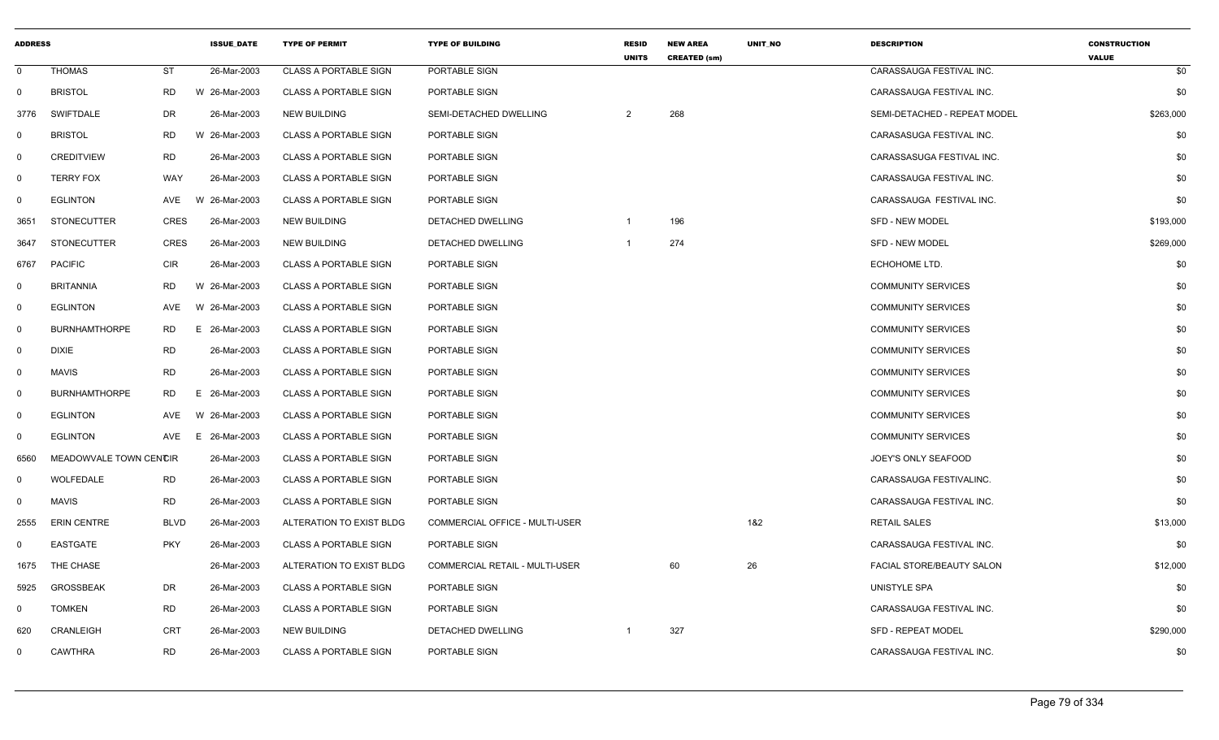| ADDRESS | | | ISSUE_DATE | TYPE OF PERMIT | TYPE OF BUILDING | RESID UNITS | NEW AREA CREATED (sm) | UNIT_NO | DESCRIPTION | CONSTRUCTION VALUE |
|---|---|---|---|---|---|---|---|---|---|---|
| 0 | THOMAS | ST | 26-Mar-2003 | CLASS A PORTABLE SIGN | PORTABLE SIGN | | | | CARASSAUGA FESTIVAL INC. | $0 |
| 0 | BRISTOL | RD | W 26-Mar-2003 | CLASS A PORTABLE SIGN | PORTABLE SIGN | | | | CARASSAUGA FESTIVAL INC. | $0 |
| 3776 | SWIFTDALE | DR | 26-Mar-2003 | NEW BUILDING | SEMI-DETACHED DWELLING | 2 | 268 | | SEMI-DETACHED - REPEAT MODEL | $263,000 |
| 0 | BRISTOL | RD | W 26-Mar-2003 | CLASS A PORTABLE SIGN | PORTABLE SIGN | | | | CARASASUGA FESTIVAL INC. | $0 |
| 0 | CREDITVIEW | RD | 26-Mar-2003 | CLASS A PORTABLE SIGN | PORTABLE SIGN | | | | CARASSASUGA FESTIVAL INC. | $0 |
| 0 | TERRY FOX | WAY | 26-Mar-2003 | CLASS A PORTABLE SIGN | PORTABLE SIGN | | | | CARASSAUGA FESTIVAL INC. | $0 |
| 0 | EGLINTON | AVE | W 26-Mar-2003 | CLASS A PORTABLE SIGN | PORTABLE SIGN | | | | CARASSAUGA FESTIVAL INC. | $0 |
| 3651 | STONECUTTER | CRES | 26-Mar-2003 | NEW BUILDING | DETACHED DWELLING | 1 | 196 | | SFD - NEW MODEL | $193,000 |
| 3647 | STONECUTTER | CRES | 26-Mar-2003 | NEW BUILDING | DETACHED DWELLING | 1 | 274 | | SFD - NEW MODEL | $269,000 |
| 6767 | PACIFIC | CIR | 26-Mar-2003 | CLASS A PORTABLE SIGN | PORTABLE SIGN | | | | ECHOHOME LTD. | $0 |
| 0 | BRITANNIA | RD | W 26-Mar-2003 | CLASS A PORTABLE SIGN | PORTABLE SIGN | | | | COMMUNITY SERVICES | $0 |
| 0 | EGLINTON | AVE | W 26-Mar-2003 | CLASS A PORTABLE SIGN | PORTABLE SIGN | | | | COMMUNITY SERVICES | $0 |
| 0 | BURNHAMTHORPE | RD | E 26-Mar-2003 | CLASS A PORTABLE SIGN | PORTABLE SIGN | | | | COMMUNITY SERVICES | $0 |
| 0 | DIXIE | RD | 26-Mar-2003 | CLASS A PORTABLE SIGN | PORTABLE SIGN | | | | COMMUNITY SERVICES | $0 |
| 0 | MAVIS | RD | 26-Mar-2003 | CLASS A PORTABLE SIGN | PORTABLE SIGN | | | | COMMUNITY SERVICES | $0 |
| 0 | BURNHAMTHORPE | RD | E 26-Mar-2003 | CLASS A PORTABLE SIGN | PORTABLE SIGN | | | | COMMUNITY SERVICES | $0 |
| 0 | EGLINTON | AVE | W 26-Mar-2003 | CLASS A PORTABLE SIGN | PORTABLE SIGN | | | | COMMUNITY SERVICES | $0 |
| 0 | EGLINTON | AVE | E 26-Mar-2003 | CLASS A PORTABLE SIGN | PORTABLE SIGN | | | | COMMUNITY SERVICES | $0 |
| 6560 | MEADOWVALE TOWN CENTRE | CIR | 26-Mar-2003 | CLASS A PORTABLE SIGN | PORTABLE SIGN | | | | JOEY'S ONLY SEAFOOD | $0 |
| 0 | WOLFEDALE | RD | 26-Mar-2003 | CLASS A PORTABLE SIGN | PORTABLE SIGN | | | | CARASSAUGA FESTIVALINC. | $0 |
| 0 | MAVIS | RD | 26-Mar-2003 | CLASS A PORTABLE SIGN | PORTABLE SIGN | | | | CARASSAUGA FESTIVAL INC. | $0 |
| 2555 | ERIN CENTRE | BLVD | 26-Mar-2003 | ALTERATION TO EXIST BLDG | COMMERCIAL OFFICE - MULTI-USER | | | 1&2 | RETAIL SALES | $13,000 |
| 0 | EASTGATE | PKY | 26-Mar-2003 | CLASS A PORTABLE SIGN | PORTABLE SIGN | | | | CARASSAUGA FESTIVAL INC. | $0 |
| 1675 | THE CHASE | | 26-Mar-2003 | ALTERATION TO EXIST BLDG | COMMERCIAL RETAIL - MULTI-USER | | 60 | 26 | FACIAL STORE/BEAUTY SALON | $12,000 |
| 5925 | GROSSBEAK | DR | 26-Mar-2003 | CLASS A PORTABLE SIGN | PORTABLE SIGN | | | | UNISTYLE SPA | $0 |
| 0 | TOMKEN | RD | 26-Mar-2003 | CLASS A PORTABLE SIGN | PORTABLE SIGN | | | | CARASSAUGA FESTIVAL INC. | $0 |
| 620 | CRANLEIGH | CRT | 26-Mar-2003 | NEW BUILDING | DETACHED DWELLING | 1 | 327 | | SFD - REPEAT MODEL | $290,000 |
| 0 | CAWTHRA | RD | 26-Mar-2003 | CLASS A PORTABLE SIGN | PORTABLE SIGN | | | | CARASSAUGA FESTIVAL INC. | $0 |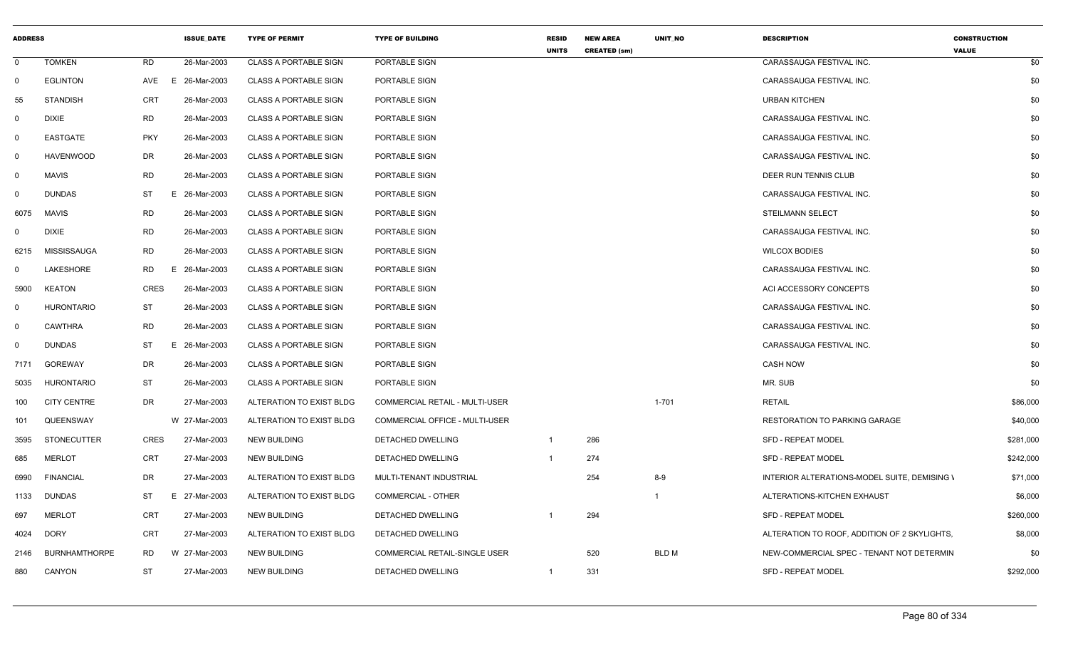| ADDRESS | | | ISSUE_DATE | TYPE OF PERMIT | TYPE OF BUILDING | RESID UNITS | NEW AREA CREATED (sm) | UNIT_NO | DESCRIPTION | CONSTRUCTION VALUE |
|---|---|---|---|---|---|---|---|---|---|---|
| 0 | TOMKEN | RD | 26-Mar-2003 | CLASS A PORTABLE SIGN | PORTABLE SIGN | | | | CARASSAUGA FESTIVAL INC. | $0 |
| 0 | EGLINTON | AVE E | 26-Mar-2003 | CLASS A PORTABLE SIGN | PORTABLE SIGN | | | | CARASSAUGA FESTIVAL INC. | $0 |
| 55 | STANDISH | CRT | 26-Mar-2003 | CLASS A PORTABLE SIGN | PORTABLE SIGN | | | | URBAN KITCHEN | $0 |
| 0 | DIXIE | RD | 26-Mar-2003 | CLASS A PORTABLE SIGN | PORTABLE SIGN | | | | CARASSAUGA FESTIVAL INC. | $0 |
| 0 | EASTGATE | PKY | 26-Mar-2003 | CLASS A PORTABLE SIGN | PORTABLE SIGN | | | | CARASSAUGA FESTIVAL INC. | $0 |
| 0 | HAVENWOOD | DR | 26-Mar-2003 | CLASS A PORTABLE SIGN | PORTABLE SIGN | | | | CARASSAUGA FESTIVAL INC. | $0 |
| 0 | MAVIS | RD | 26-Mar-2003 | CLASS A PORTABLE SIGN | PORTABLE SIGN | | | | DEER RUN TENNIS CLUB | $0 |
| 0 | DUNDAS | ST E | 26-Mar-2003 | CLASS A PORTABLE SIGN | PORTABLE SIGN | | | | CARASSAUGA FESTIVAL INC. | $0 |
| 6075 | MAVIS | RD | 26-Mar-2003 | CLASS A PORTABLE SIGN | PORTABLE SIGN | | | | STEILMANN SELECT | $0 |
| 0 | DIXIE | RD | 26-Mar-2003 | CLASS A PORTABLE SIGN | PORTABLE SIGN | | | | CARASSAUGA FESTIVAL INC. | $0 |
| 6215 | MISSISSAUGA | RD | 26-Mar-2003 | CLASS A PORTABLE SIGN | PORTABLE SIGN | | | | WILCOX BODIES | $0 |
| 0 | LAKESHORE | RD E | 26-Mar-2003 | CLASS A PORTABLE SIGN | PORTABLE SIGN | | | | CARASSAUGA FESTIVAL INC. | $0 |
| 5900 | KEATON | CRES | 26-Mar-2003 | CLASS A PORTABLE SIGN | PORTABLE SIGN | | | | ACI ACCESSORY CONCEPTS | $0 |
| 0 | HURONTARIO | ST | 26-Mar-2003 | CLASS A PORTABLE SIGN | PORTABLE SIGN | | | | CARASSAUGA FESTIVAL INC. | $0 |
| 0 | CAWTHRA | RD | 26-Mar-2003 | CLASS A PORTABLE SIGN | PORTABLE SIGN | | | | CARASSAUGA FESTIVAL INC. | $0 |
| 0 | DUNDAS | ST E | 26-Mar-2003 | CLASS A PORTABLE SIGN | PORTABLE SIGN | | | | CARASSAUGA FESTIVAL INC. | $0 |
| 7171 | GOREWAY | DR | 26-Mar-2003 | CLASS A PORTABLE SIGN | PORTABLE SIGN | | | | CASH NOW | $0 |
| 5035 | HURONTARIO | ST | 26-Mar-2003 | CLASS A PORTABLE SIGN | PORTABLE SIGN | | | | MR. SUB | $0 |
| 100 | CITY CENTRE | DR | 27-Mar-2003 | ALTERATION TO EXIST BLDG | COMMERCIAL RETAIL - MULTI-USER | | | 1-701 | RETAIL | $86,000 |
| 101 | QUEENSWAY | W | 27-Mar-2003 | ALTERATION TO EXIST BLDG | COMMERCIAL OFFICE - MULTI-USER | | | | RESTORATION TO PARKING GARAGE | $40,000 |
| 3595 | STONECUTTER | CRES | 27-Mar-2003 | NEW BUILDING | DETACHED DWELLING | 1 | 286 | | SFD - REPEAT MODEL | $281,000 |
| 685 | MERLOT | CRT | 27-Mar-2003 | NEW BUILDING | DETACHED DWELLING | 1 | 274 | | SFD - REPEAT MODEL | $242,000 |
| 6990 | FINANCIAL | DR | 27-Mar-2003 | ALTERATION TO EXIST BLDG | MULTI-TENANT INDUSTRIAL | | 254 | 8-9 | INTERIOR ALTERATIONS-MODEL SUITE, DEMISING \ | $71,000 |
| 1133 | DUNDAS | ST E | 27-Mar-2003 | ALTERATION TO EXIST BLDG | COMMERCIAL - OTHER | | | 1 | ALTERATIONS-KITCHEN EXHAUST | $6,000 |
| 697 | MERLOT | CRT | 27-Mar-2003 | NEW BUILDING | DETACHED DWELLING | 1 | 294 | | SFD - REPEAT MODEL | $260,000 |
| 4024 | DORY | CRT | 27-Mar-2003 | ALTERATION TO EXIST BLDG | DETACHED DWELLING | | | | ALTERATION TO ROOF, ADDITION OF 2 SKYLIGHTS, | $8,000 |
| 2146 | BURNHAMTHORPE | RD W | 27-Mar-2003 | NEW BUILDING | COMMERCIAL RETAIL-SINGLE USER | | 520 | BLD M | NEW-COMMERCIAL SPEC - TENANT NOT DETERMIN | $0 |
| 880 | CANYON | ST | 27-Mar-2003 | NEW BUILDING | DETACHED DWELLING | 1 | 331 | | SFD - REPEAT MODEL | $292,000 |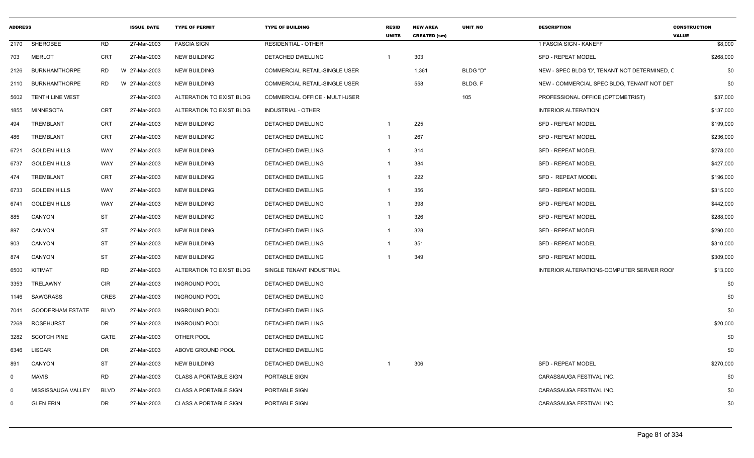| ADDRESS | | | ISSUE_DATE | TYPE OF PERMIT | TYPE OF BUILDING | RESID UNITS | NEW AREA CREATED (sm) | UNIT_NO | DESCRIPTION | CONSTRUCTION VALUE |
|---|---|---|---|---|---|---|---|---|---|---|
| 2170 | SHEROBEE | RD | 27-Mar-2003 | FASCIA SIGN | RESIDENTIAL - OTHER | | | | 1 FASCIA SIGN - KANEFF | $8,000 |
| 703 | MERLOT | CRT | 27-Mar-2003 | NEW BUILDING | DETACHED DWELLING | 1 | 303 | | SFD - REPEAT MODEL | $268,000 |
| 2126 | BURNHAMTHORPE | RD | W 27-Mar-2003 | NEW BUILDING | COMMERCIAL RETAIL-SINGLE USER | | 1,361 | BLDG "D" | NEW - SPEC BLDG 'D', TENANT NOT DETERMINED, C | $0 |
| 2110 | BURNHAMTHORPE | RD | W 27-Mar-2003 | NEW BUILDING | COMMERCIAL RETAIL-SINGLE USER | | 558 | BLDG. F | NEW - COMMERCIAL SPEC BLDG, TENANT NOT DET | $0 |
| 5602 | TENTH LINE WEST | | 27-Mar-2003 | ALTERATION TO EXIST BLDG | COMMERCIAL OFFICE - MULTI-USER | | | 105 | PROFESSIONAL OFFICE (OPTOMETRIST) | $37,000 |
| 1855 | MINNESOTA | CRT | 27-Mar-2003 | ALTERATION TO EXIST BLDG | INDUSTRIAL - OTHER | | | | INTERIOR ALTERATION | $137,000 |
| 494 | TREMBLANT | CRT | 27-Mar-2003 | NEW BUILDING | DETACHED DWELLING | 1 | 225 | | SFD - REPEAT MODEL | $199,000 |
| 486 | TREMBLANT | CRT | 27-Mar-2003 | NEW BUILDING | DETACHED DWELLING | 1 | 267 | | SFD - REPEAT MODEL | $236,000 |
| 6721 | GOLDEN HILLS | WAY | 27-Mar-2003 | NEW BUILDING | DETACHED DWELLING | 1 | 314 | | SFD - REPEAT MODEL | $278,000 |
| 6737 | GOLDEN HILLS | WAY | 27-Mar-2003 | NEW BUILDING | DETACHED DWELLING | 1 | 384 | | SFD - REPEAT MODEL | $427,000 |
| 474 | TREMBLANT | CRT | 27-Mar-2003 | NEW BUILDING | DETACHED DWELLING | 1 | 222 | | SFD - REPEAT MODEL | $196,000 |
| 6733 | GOLDEN HILLS | WAY | 27-Mar-2003 | NEW BUILDING | DETACHED DWELLING | 1 | 356 | | SFD - REPEAT MODEL | $315,000 |
| 6741 | GOLDEN HILLS | WAY | 27-Mar-2003 | NEW BUILDING | DETACHED DWELLING | 1 | 398 | | SFD - REPEAT MODEL | $442,000 |
| 885 | CANYON | ST | 27-Mar-2003 | NEW BUILDING | DETACHED DWELLING | 1 | 326 | | SFD - REPEAT MODEL | $288,000 |
| 897 | CANYON | ST | 27-Mar-2003 | NEW BUILDING | DETACHED DWELLING | 1 | 328 | | SFD - REPEAT MODEL | $290,000 |
| 903 | CANYON | ST | 27-Mar-2003 | NEW BUILDING | DETACHED DWELLING | 1 | 351 | | SFD - REPEAT MODEL | $310,000 |
| 874 | CANYON | ST | 27-Mar-2003 | NEW BUILDING | DETACHED DWELLING | 1 | 349 | | SFD - REPEAT MODEL | $309,000 |
| 6500 | KITIMAT | RD | 27-Mar-2003 | ALTERATION TO EXIST BLDG | SINGLE TENANT INDUSTRIAL | | | | INTERIOR ALTERATIONS-COMPUTER SERVER ROOI | $13,000 |
| 3353 | TRELAWNY | CIR | 27-Mar-2003 | INGROUND POOL | DETACHED DWELLING | | | | | $0 |
| 1146 | SAWGRASS | CRES | 27-Mar-2003 | INGROUND POOL | DETACHED DWELLING | | | | | $0 |
| 7041 | GOODERHAM ESTATE | BLVD | 27-Mar-2003 | INGROUND POOL | DETACHED DWELLING | | | | | $0 |
| 7268 | ROSEHURST | DR | 27-Mar-2003 | INGROUND POOL | DETACHED DWELLING | | | | | $20,000 |
| 3282 | SCOTCH PINE | GATE | 27-Mar-2003 | OTHER POOL | DETACHED DWELLING | | | | | $0 |
| 6346 | LISGAR | DR | 27-Mar-2003 | ABOVE GROUND POOL | DETACHED DWELLING | | | | | $0 |
| 891 | CANYON | ST | 27-Mar-2003 | NEW BUILDING | DETACHED DWELLING | 1 | 306 | | SFD - REPEAT MODEL | $270,000 |
| 0 | MAVIS | RD | 27-Mar-2003 | CLASS A PORTABLE SIGN | PORTABLE SIGN | | | | CARASSAUGA FESTIVAL INC. | $0 |
| 0 | MISSISSAUGA VALLEY | BLVD | 27-Mar-2003 | CLASS A PORTABLE SIGN | PORTABLE SIGN | | | | CARASSAUGA FESTIVAL INC. | $0 |
| 0 | GLEN ERIN | DR | 27-Mar-2003 | CLASS A PORTABLE SIGN | PORTABLE SIGN | | | | CARASSAUGA FESTIVAL INC. | $0 |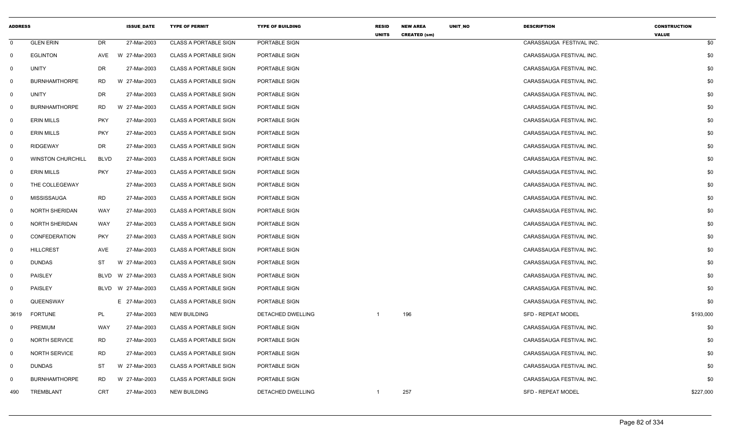| ADDRESS | | | ISSUE_DATE | TYPE OF PERMIT | TYPE OF BUILDING | RESID UNITS | NEW AREA CREATED (sm) | UNIT_NO | DESCRIPTION | CONSTRUCTION VALUE |
|---|---|---|---|---|---|---|---|---|---|---|
| 0 | GLEN ERIN | DR | 27-Mar-2003 | CLASS A PORTABLE SIGN | PORTABLE SIGN | | | | CARASSAUGA FESTIVAL INC. | $0 |
| 0 | EGLINTON | AVE | W 27-Mar-2003 | CLASS A PORTABLE SIGN | PORTABLE SIGN | | | | CARASSAUGA FESTIVAL INC. | $0 |
| 0 | UNITY | DR | 27-Mar-2003 | CLASS A PORTABLE SIGN | PORTABLE SIGN | | | | CARASSAUGA FESTIVAL INC. | $0 |
| 0 | BURNHAMTHORPE | RD | W 27-Mar-2003 | CLASS A PORTABLE SIGN | PORTABLE SIGN | | | | CARASSAUGA FESTIVAL INC. | $0 |
| 0 | UNITY | DR | 27-Mar-2003 | CLASS A PORTABLE SIGN | PORTABLE SIGN | | | | CARASSAUGA FESTIVAL INC. | $0 |
| 0 | BURNHAMTHORPE | RD | W 27-Mar-2003 | CLASS A PORTABLE SIGN | PORTABLE SIGN | | | | CARASSAUGA FESTIVAL INC. | $0 |
| 0 | ERIN MILLS | PKY | 27-Mar-2003 | CLASS A PORTABLE SIGN | PORTABLE SIGN | | | | CARASSAUGA FESTIVAL INC. | $0 |
| 0 | ERIN MILLS | PKY | 27-Mar-2003 | CLASS A PORTABLE SIGN | PORTABLE SIGN | | | | CARASSAUGA FESTIVAL INC. | $0 |
| 0 | RIDGEWAY | DR | 27-Mar-2003 | CLASS A PORTABLE SIGN | PORTABLE SIGN | | | | CARASSAUGA FESTIVAL INC. | $0 |
| 0 | WINSTON CHURCHILL | BLVD | 27-Mar-2003 | CLASS A PORTABLE SIGN | PORTABLE SIGN | | | | CARASSAUGA FESTIVAL INC. | $0 |
| 0 | ERIN MILLS | PKY | 27-Mar-2003 | CLASS A PORTABLE SIGN | PORTABLE SIGN | | | | CARASSAUGA FESTIVAL INC. | $0 |
| 0 | THE COLLEGEWAY | | 27-Mar-2003 | CLASS A PORTABLE SIGN | PORTABLE SIGN | | | | CARASSAUGA FESTIVAL INC. | $0 |
| 0 | MISSISSAUGA | RD | 27-Mar-2003 | CLASS A PORTABLE SIGN | PORTABLE SIGN | | | | CARASSAUGA FESTIVAL INC. | $0 |
| 0 | NORTH SHERIDAN | WAY | 27-Mar-2003 | CLASS A PORTABLE SIGN | PORTABLE SIGN | | | | CARASSAUGA FESTIVAL INC. | $0 |
| 0 | NORTH SHERIDAN | WAY | 27-Mar-2003 | CLASS A PORTABLE SIGN | PORTABLE SIGN | | | | CARASSAUGA FESTIVAL INC. | $0 |
| 0 | CONFEDERATION | PKY | 27-Mar-2003 | CLASS A PORTABLE SIGN | PORTABLE SIGN | | | | CARASSAUGA FESTIVAL INC. | $0 |
| 0 | HILLCREST | AVE | 27-Mar-2003 | CLASS A PORTABLE SIGN | PORTABLE SIGN | | | | CARASSAUGA FESTIVAL INC. | $0 |
| 0 | DUNDAS | ST | W 27-Mar-2003 | CLASS A PORTABLE SIGN | PORTABLE SIGN | | | | CARASSAUGA FESTIVAL INC. | $0 |
| 0 | PAISLEY | BLVD | W 27-Mar-2003 | CLASS A PORTABLE SIGN | PORTABLE SIGN | | | | CARASSAUGA FESTIVAL INC. | $0 |
| 0 | PAISLEY | BLVD | W 27-Mar-2003 | CLASS A PORTABLE SIGN | PORTABLE SIGN | | | | CARASSAUGA FESTIVAL INC. | $0 |
| 0 | QUEENSWAY | | E 27-Mar-2003 | CLASS A PORTABLE SIGN | PORTABLE SIGN | | | | CARASSAUGA FESTIVAL INC. | $0 |
| 3619 | FORTUNE | PL | 27-Mar-2003 | NEW BUILDING | DETACHED DWELLING | 1 | 196 | | SFD - REPEAT MODEL | $193,000 |
| 0 | PREMIUM | WAY | 27-Mar-2003 | CLASS A PORTABLE SIGN | PORTABLE SIGN | | | | CARASSAUGA FESTIVAL INC. | $0 |
| 0 | NORTH SERVICE | RD | 27-Mar-2003 | CLASS A PORTABLE SIGN | PORTABLE SIGN | | | | CARASSAUGA FESTIVAL INC. | $0 |
| 0 | NORTH SERVICE | RD | 27-Mar-2003 | CLASS A PORTABLE SIGN | PORTABLE SIGN | | | | CARASSAUGA FESTIVAL INC. | $0 |
| 0 | DUNDAS | ST | W 27-Mar-2003 | CLASS A PORTABLE SIGN | PORTABLE SIGN | | | | CARASSAUGA FESTIVAL INC. | $0 |
| 0 | BURNHAMTHORPE | RD | W 27-Mar-2003 | CLASS A PORTABLE SIGN | PORTABLE SIGN | | | | CARASSAUGA FESTIVAL INC. | $0 |
| 490 | TREMBLANT | CRT | 27-Mar-2003 | NEW BUILDING | DETACHED DWELLING | 1 | 257 | | SFD - REPEAT MODEL | $227,000 |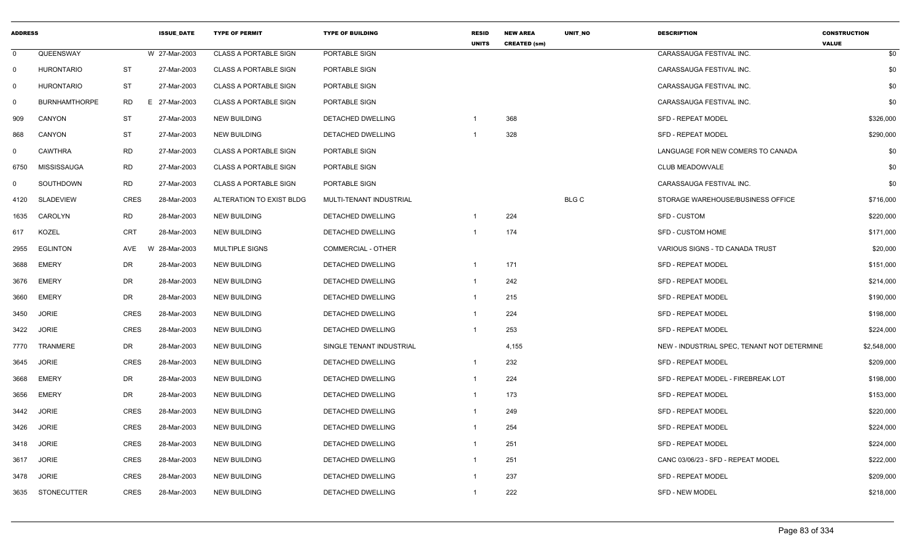| ADDRESS | | | ISSUE_DATE | TYPE OF PERMIT | TYPE OF BUILDING | RESID UNITS | NEW AREA CREATED (sm) | UNIT_NO | DESCRIPTION | CONSTRUCTION VALUE |
|---|---|---|---|---|---|---|---|---|---|---|
| 0 | QUEENSWAY | | W 27-Mar-2003 | CLASS A PORTABLE SIGN | PORTABLE SIGN | | | | CARASSAUGA FESTIVAL INC. | $0 |
| 0 | HURONTARIO | ST | 27-Mar-2003 | CLASS A PORTABLE SIGN | PORTABLE SIGN | | | | CARASSAUGA FESTIVAL INC. | $0 |
| 0 | HURONTARIO | ST | 27-Mar-2003 | CLASS A PORTABLE SIGN | PORTABLE SIGN | | | | CARASSAUGA FESTIVAL INC. | $0 |
| 0 | BURNHAMTHORPE | RD | E 27-Mar-2003 | CLASS A PORTABLE SIGN | PORTABLE SIGN | | | | CARASSAUGA FESTIVAL INC. | $0 |
| 909 | CANYON | ST | 27-Mar-2003 | NEW BUILDING | DETACHED DWELLING | 1 | 368 | | SFD - REPEAT MODEL | $326,000 |
| 868 | CANYON | ST | 27-Mar-2003 | NEW BUILDING | DETACHED DWELLING | 1 | 328 | | SFD - REPEAT MODEL | $290,000 |
| 0 | CAWTHRA | RD | 27-Mar-2003 | CLASS A PORTABLE SIGN | PORTABLE SIGN | | | | LANGUAGE FOR NEW COMERS TO CANADA | $0 |
| 6750 | MISSISSAUGA | RD | 27-Mar-2003 | CLASS A PORTABLE SIGN | PORTABLE SIGN | | | | CLUB MEADOWVALE | $0 |
| 0 | SOUTHDOWN | RD | 27-Mar-2003 | CLASS A PORTABLE SIGN | PORTABLE SIGN | | | | CARASSAUGA FESTIVAL INC. | $0 |
| 4120 | SLADEVIEW | CRES | 28-Mar-2003 | ALTERATION TO EXIST BLDG | MULTI-TENANT INDUSTRIAL | | | BLG C | STORAGE WAREHOUSE/BUSINESS OFFICE | $716,000 |
| 1635 | CAROLYN | RD | 28-Mar-2003 | NEW BUILDING | DETACHED DWELLING | 1 | 224 | | SFD - CUSTOM | $220,000 |
| 617 | KOZEL | CRT | 28-Mar-2003 | NEW BUILDING | DETACHED DWELLING | 1 | 174 | | SFD - CUSTOM HOME | $171,000 |
| 2955 | EGLINTON | AVE | W 28-Mar-2003 | MULTIPLE SIGNS | COMMERCIAL - OTHER | | | | VARIOUS SIGNS - TD CANADA TRUST | $20,000 |
| 3688 | EMERY | DR | 28-Mar-2003 | NEW BUILDING | DETACHED DWELLING | 1 | 171 | | SFD - REPEAT MODEL | $151,000 |
| 3676 | EMERY | DR | 28-Mar-2003 | NEW BUILDING | DETACHED DWELLING | 1 | 242 | | SFD - REPEAT MODEL | $214,000 |
| 3660 | EMERY | DR | 28-Mar-2003 | NEW BUILDING | DETACHED DWELLING | 1 | 215 | | SFD - REPEAT MODEL | $190,000 |
| 3450 | JORIE | CRES | 28-Mar-2003 | NEW BUILDING | DETACHED DWELLING | 1 | 224 | | SFD - REPEAT MODEL | $198,000 |
| 3422 | JORIE | CRES | 28-Mar-2003 | NEW BUILDING | DETACHED DWELLING | 1 | 253 | | SFD - REPEAT MODEL | $224,000 |
| 7770 | TRANMERE | DR | 28-Mar-2003 | NEW BUILDING | SINGLE TENANT INDUSTRIAL | | 4,155 | | NEW - INDUSTRIAL SPEC, TENANT NOT DETERMINE | $2,548,000 |
| 3645 | JORIE | CRES | 28-Mar-2003 | NEW BUILDING | DETACHED DWELLING | 1 | 232 | | SFD - REPEAT MODEL | $209,000 |
| 3668 | EMERY | DR | 28-Mar-2003 | NEW BUILDING | DETACHED DWELLING | 1 | 224 | | SFD - REPEAT MODEL - FIREBREAK LOT | $198,000 |
| 3656 | EMERY | DR | 28-Mar-2003 | NEW BUILDING | DETACHED DWELLING | 1 | 173 | | SFD - REPEAT MODEL | $153,000 |
| 3442 | JORIE | CRES | 28-Mar-2003 | NEW BUILDING | DETACHED DWELLING | 1 | 249 | | SFD - REPEAT MODEL | $220,000 |
| 3426 | JORIE | CRES | 28-Mar-2003 | NEW BUILDING | DETACHED DWELLING | 1 | 254 | | SFD - REPEAT MODEL | $224,000 |
| 3418 | JORIE | CRES | 28-Mar-2003 | NEW BUILDING | DETACHED DWELLING | 1 | 251 | | SFD - REPEAT MODEL | $224,000 |
| 3617 | JORIE | CRES | 28-Mar-2003 | NEW BUILDING | DETACHED DWELLING | 1 | 251 | | CANC 03/06/23 - SFD - REPEAT MODEL | $222,000 |
| 3478 | JORIE | CRES | 28-Mar-2003 | NEW BUILDING | DETACHED DWELLING | 1 | 237 | | SFD - REPEAT MODEL | $209,000 |
| 3635 | STONECUTTER | CRES | 28-Mar-2003 | NEW BUILDING | DETACHED DWELLING | 1 | 222 | | SFD - NEW MODEL | $218,000 |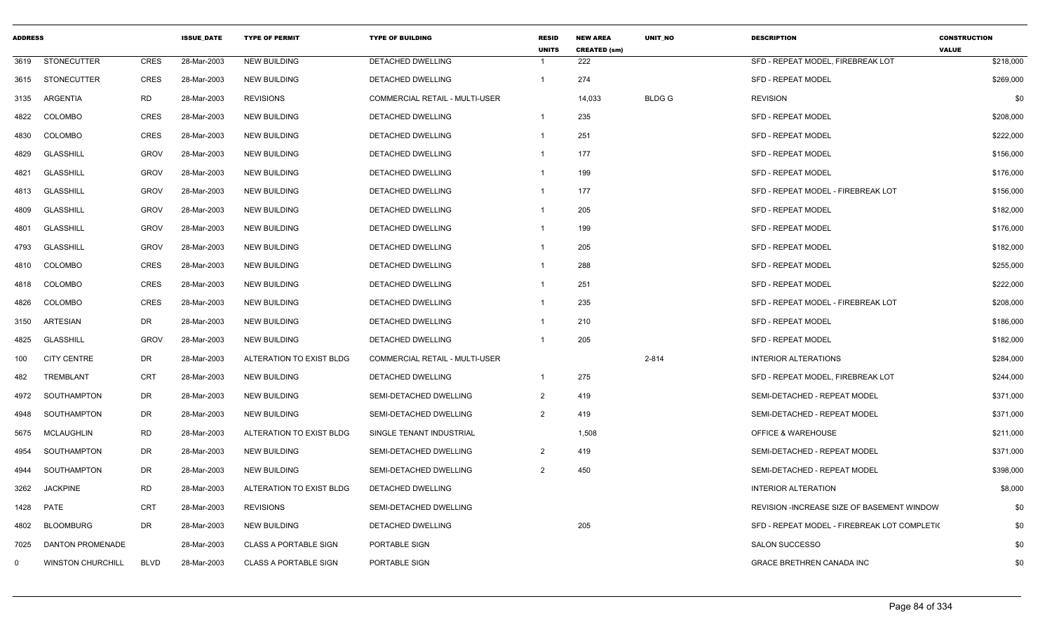| ADDRESS | | | ISSUE_DATE | TYPE OF PERMIT | TYPE OF BUILDING | RESID UNITS | NEW AREA CREATED (sm) | UNIT_NO | DESCRIPTION | CONSTRUCTION VALUE |
|---|---|---|---|---|---|---|---|---|---|---|
| 3619 | STONECUTTER | CRES | 28-Mar-2003 | NEW BUILDING | DETACHED DWELLING | 1 | 222 | | SFD - REPEAT MODEL, FIREBREAK LOT | $218,000 |
| 3615 | STONECUTTER | CRES | 28-Mar-2003 | NEW BUILDING | DETACHED DWELLING | 1 | 274 | | SFD - REPEAT MODEL | $269,000 |
| 3135 | ARGENTIA | RD | 28-Mar-2003 | REVISIONS | COMMERCIAL RETAIL - MULTI-USER | | 14,033 | BLDG G | REVISION | $0 |
| 4822 | COLOMBO | CRES | 28-Mar-2003 | NEW BUILDING | DETACHED DWELLING | 1 | 235 | | SFD - REPEAT MODEL | $208,000 |
| 4830 | COLOMBO | CRES | 28-Mar-2003 | NEW BUILDING | DETACHED DWELLING | 1 | 251 | | SFD - REPEAT MODEL | $222,000 |
| 4829 | GLASSHILL | GROV | 28-Mar-2003 | NEW BUILDING | DETACHED DWELLING | 1 | 177 | | SFD - REPEAT MODEL | $156,000 |
| 4821 | GLASSHILL | GROV | 28-Mar-2003 | NEW BUILDING | DETACHED DWELLING | 1 | 199 | | SFD - REPEAT MODEL | $176,000 |
| 4813 | GLASSHILL | GROV | 28-Mar-2003 | NEW BUILDING | DETACHED DWELLING | 1 | 177 | | SFD - REPEAT MODEL - FIREBREAK LOT | $156,000 |
| 4809 | GLASSHILL | GROV | 28-Mar-2003 | NEW BUILDING | DETACHED DWELLING | 1 | 205 | | SFD - REPEAT MODEL | $182,000 |
| 4801 | GLASSHILL | GROV | 28-Mar-2003 | NEW BUILDING | DETACHED DWELLING | 1 | 199 | | SFD - REPEAT MODEL | $176,000 |
| 4793 | GLASSHILL | GROV | 28-Mar-2003 | NEW BUILDING | DETACHED DWELLING | 1 | 205 | | SFD - REPEAT MODEL | $182,000 |
| 4810 | COLOMBO | CRES | 28-Mar-2003 | NEW BUILDING | DETACHED DWELLING | 1 | 288 | | SFD - REPEAT MODEL | $255,000 |
| 4818 | COLOMBO | CRES | 28-Mar-2003 | NEW BUILDING | DETACHED DWELLING | 1 | 251 | | SFD - REPEAT MODEL | $222,000 |
| 4826 | COLOMBO | CRES | 28-Mar-2003 | NEW BUILDING | DETACHED DWELLING | 1 | 235 | | SFD - REPEAT MODEL - FIREBREAK LOT | $208,000 |
| 3150 | ARTESIAN | DR | 28-Mar-2003 | NEW BUILDING | DETACHED DWELLING | 1 | 210 | | SFD - REPEAT MODEL | $186,000 |
| 4825 | GLASSHILL | GROV | 28-Mar-2003 | NEW BUILDING | DETACHED DWELLING | 1 | 205 | | SFD - REPEAT MODEL | $182,000 |
| 100 | CITY CENTRE | DR | 28-Mar-2003 | ALTERATION TO EXIST BLDG | COMMERCIAL RETAIL - MULTI-USER | | | 2-814 | INTERIOR ALTERATIONS | $284,000 |
| 482 | TREMBLANT | CRT | 28-Mar-2003 | NEW BUILDING | DETACHED DWELLING | 1 | 275 | | SFD - REPEAT MODEL, FIREBREAK LOT | $244,000 |
| 4972 | SOUTHAMPTON | DR | 28-Mar-2003 | NEW BUILDING | SEMI-DETACHED DWELLING | 2 | 419 | | SEMI-DETACHED - REPEAT MODEL | $371,000 |
| 4948 | SOUTHAMPTON | DR | 28-Mar-2003 | NEW BUILDING | SEMI-DETACHED DWELLING | 2 | 419 | | SEMI-DETACHED - REPEAT MODEL | $371,000 |
| 5675 | MCLAUGHLIN | RD | 28-Mar-2003 | ALTERATION TO EXIST BLDG | SINGLE TENANT INDUSTRIAL | | 1,508 | | OFFICE & WAREHOUSE | $211,000 |
| 4954 | SOUTHAMPTON | DR | 28-Mar-2003 | NEW BUILDING | SEMI-DETACHED DWELLING | 2 | 419 | | SEMI-DETACHED - REPEAT MODEL | $371,000 |
| 4944 | SOUTHAMPTON | DR | 28-Mar-2003 | NEW BUILDING | SEMI-DETACHED DWELLING | 2 | 450 | | SEMI-DETACHED - REPEAT MODEL | $398,000 |
| 3262 | JACKPINE | RD | 28-Mar-2003 | ALTERATION TO EXIST BLDG | DETACHED DWELLING | | | | INTERIOR ALTERATION | $8,000 |
| 1428 | PATE | CRT | 28-Mar-2003 | REVISIONS | SEMI-DETACHED DWELLING | | | | REVISION -INCREASE SIZE OF BASEMENT WINDOW | $0 |
| 4802 | BLOOMBURG | DR | 28-Mar-2003 | NEW BUILDING | DETACHED DWELLING | | 205 | | SFD - REPEAT MODEL - FIREBREAK LOT COMPLETI( | $0 |
| 7025 | DANTON PROMENADE | | 28-Mar-2003 | CLASS A PORTABLE SIGN | PORTABLE SIGN | | | | SALON SUCCESSO | $0 |
| 0 | WINSTON CHURCHILL | BLVD | 28-Mar-2003 | CLASS A PORTABLE SIGN | PORTABLE SIGN | | | | GRACE BRETHREN CANADA INC | $0 |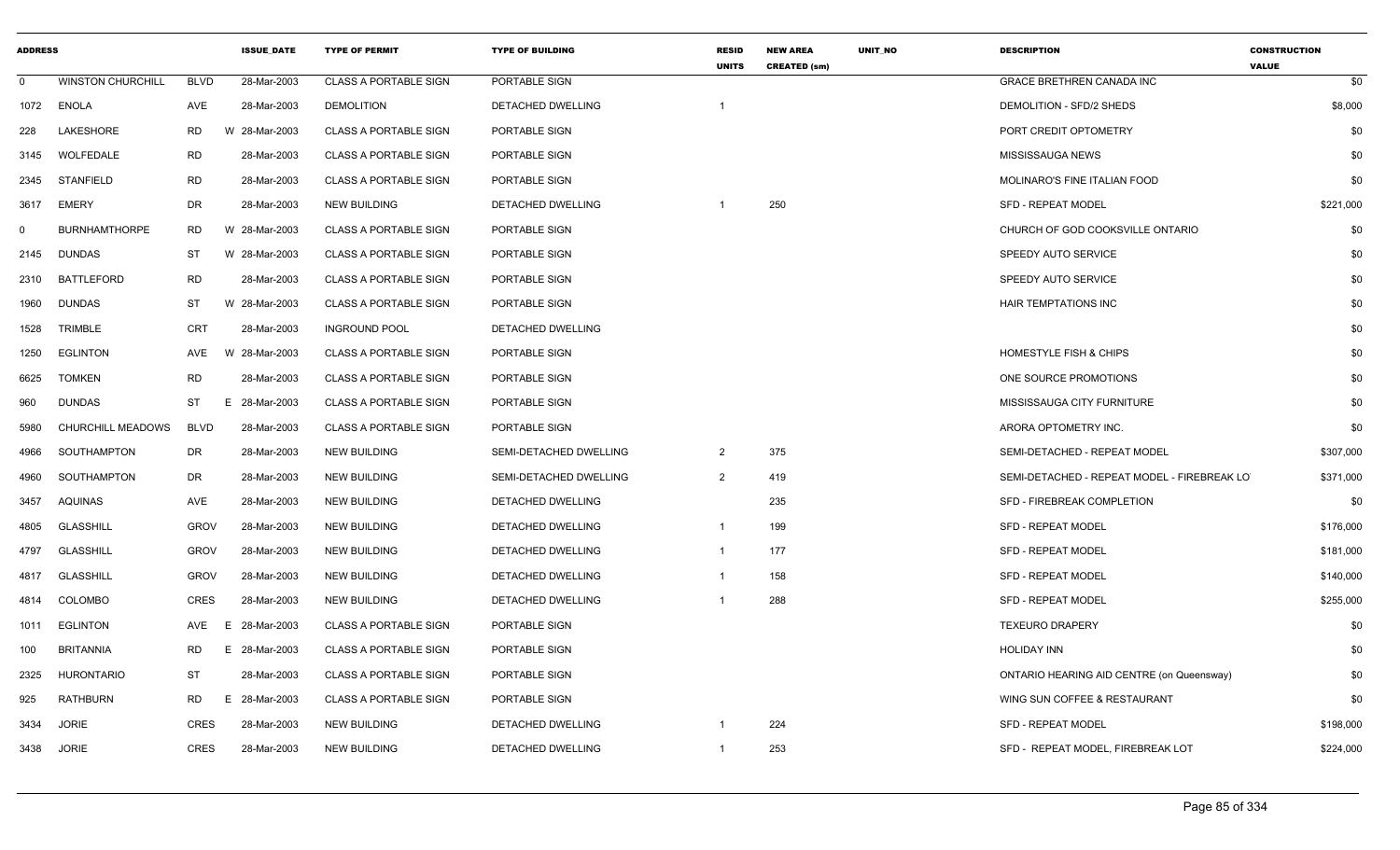| ADDRESS | | | ISSUE_DATE | TYPE OF PERMIT | TYPE OF BUILDING | RESID UNITS | NEW AREA CREATED (sm) | UNIT_NO | DESCRIPTION | CONSTRUCTION VALUE |
|---|---|---|---|---|---|---|---|---|---|---|
| 0 | WINSTON CHURCHILL | BLVD | 28-Mar-2003 | CLASS A PORTABLE SIGN | PORTABLE SIGN | | | | GRACE BRETHREN CANADA INC | $0 |
| 1072 | ENOLA | AVE | 28-Mar-2003 | DEMOLITION | DETACHED DWELLING | 1 | | | DEMOLITION - SFD/2 SHEDS | $8,000 |
| 228 | LAKESHORE | RD | W 28-Mar-2003 | CLASS A PORTABLE SIGN | PORTABLE SIGN | | | | PORT CREDIT OPTOMETRY | $0 |
| 3145 | WOLFEDALE | RD | 28-Mar-2003 | CLASS A PORTABLE SIGN | PORTABLE SIGN | | | | MISSISSAUGA NEWS | $0 |
| 2345 | STANFIELD | RD | 28-Mar-2003 | CLASS A PORTABLE SIGN | PORTABLE SIGN | | | | MOLINARO'S FINE ITALIAN FOOD | $0 |
| 3617 | EMERY | DR | 28-Mar-2003 | NEW BUILDING | DETACHED DWELLING | 1 | 250 | | SFD - REPEAT MODEL | $221,000 |
| 0 | BURNHAMTHORPE | RD | W 28-Mar-2003 | CLASS A PORTABLE SIGN | PORTABLE SIGN | | | | CHURCH OF GOD COOKSVILLE ONTARIO | $0 |
| 2145 | DUNDAS | ST | W 28-Mar-2003 | CLASS A PORTABLE SIGN | PORTABLE SIGN | | | | SPEEDY AUTO SERVICE | $0 |
| 2310 | BATTLEFORD | RD | 28-Mar-2003 | CLASS A PORTABLE SIGN | PORTABLE SIGN | | | | SPEEDY AUTO SERVICE | $0 |
| 1960 | DUNDAS | ST | W 28-Mar-2003 | CLASS A PORTABLE SIGN | PORTABLE SIGN | | | | HAIR TEMPTATIONS INC | $0 |
| 1528 | TRIMBLE | CRT | 28-Mar-2003 | INGROUND POOL | DETACHED DWELLING | | | | | $0 |
| 1250 | EGLINTON | AVE | W 28-Mar-2003 | CLASS A PORTABLE SIGN | PORTABLE SIGN | | | | HOMESTYLE FISH & CHIPS | $0 |
| 6625 | TOMKEN | RD | 28-Mar-2003 | CLASS A PORTABLE SIGN | PORTABLE SIGN | | | | ONE SOURCE PROMOTIONS | $0 |
| 960 | DUNDAS | ST | E 28-Mar-2003 | CLASS A PORTABLE SIGN | PORTABLE SIGN | | | | MISSISSAUGA CITY FURNITURE | $0 |
| 5980 | CHURCHILL MEADOWS | BLVD | 28-Mar-2003 | CLASS A PORTABLE SIGN | PORTABLE SIGN | | | | ARORA OPTOMETRY INC. | $0 |
| 4966 | SOUTHAMPTON | DR | 28-Mar-2003 | NEW BUILDING | SEMI-DETACHED DWELLING | 2 | 375 | | SEMI-DETACHED - REPEAT MODEL | $307,000 |
| 4960 | SOUTHAMPTON | DR | 28-Mar-2003 | NEW BUILDING | SEMI-DETACHED DWELLING | 2 | 419 | | SEMI-DETACHED - REPEAT MODEL - FIREBREAK LOT | $371,000 |
| 3457 | AQUINAS | AVE | 28-Mar-2003 | NEW BUILDING | DETACHED DWELLING | | 235 | | SFD - FIREBREAK COMPLETION | $0 |
| 4805 | GLASSHILL | GROV | 28-Mar-2003 | NEW BUILDING | DETACHED DWELLING | 1 | 199 | | SFD - REPEAT MODEL | $176,000 |
| 4797 | GLASSHILL | GROV | 28-Mar-2003 | NEW BUILDING | DETACHED DWELLING | 1 | 177 | | SFD - REPEAT MODEL | $181,000 |
| 4817 | GLASSHILL | GROV | 28-Mar-2003 | NEW BUILDING | DETACHED DWELLING | 1 | 158 | | SFD - REPEAT MODEL | $140,000 |
| 4814 | COLOMBO | CRES | 28-Mar-2003 | NEW BUILDING | DETACHED DWELLING | 1 | 288 | | SFD - REPEAT MODEL | $255,000 |
| 1011 | EGLINTON | AVE | E 28-Mar-2003 | CLASS A PORTABLE SIGN | PORTABLE SIGN | | | | TEXEURO DRAPERY | $0 |
| 100 | BRITANNIA | RD | E 28-Mar-2003 | CLASS A PORTABLE SIGN | PORTABLE SIGN | | | | HOLIDAY INN | $0 |
| 2325 | HURONTARIO | ST | 28-Mar-2003 | CLASS A PORTABLE SIGN | PORTABLE SIGN | | | | ONTARIO HEARING AID CENTRE (on Queensway) | $0 |
| 925 | RATHBURN | RD | E 28-Mar-2003 | CLASS A PORTABLE SIGN | PORTABLE SIGN | | | | WING SUN COFFEE & RESTAURANT | $0 |
| 3434 | JORIE | CRES | 28-Mar-2003 | NEW BUILDING | DETACHED DWELLING | 1 | 224 | | SFD - REPEAT MODEL | $198,000 |
| 3438 | JORIE | CRES | 28-Mar-2003 | NEW BUILDING | DETACHED DWELLING | 1 | 253 | | SFD - REPEAT MODEL, FIREBREAK LOT | $224,000 |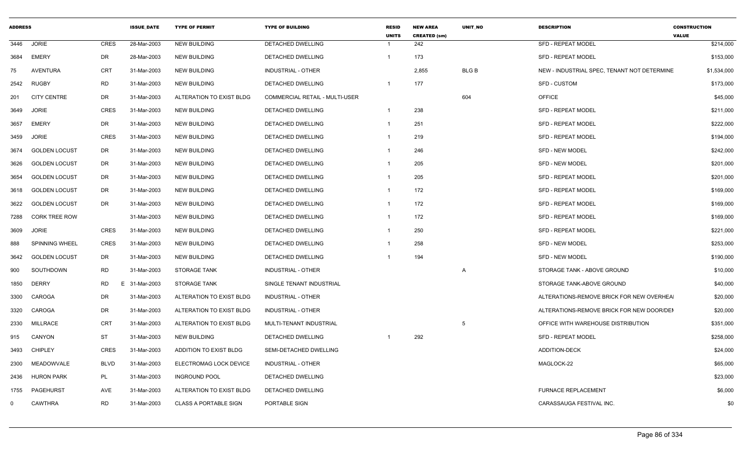| ADDRESS | | | ISSUE_DATE | TYPE OF PERMIT | TYPE OF BUILDING | RESID UNITS | NEW AREA CREATED (sm) | UNIT_NO | DESCRIPTION | CONSTRUCTION VALUE |
|---|---|---|---|---|---|---|---|---|---|---|
| 3446 | JORIE | CRES | 28-Mar-2003 | NEW BUILDING | DETACHED DWELLING | 1 | 242 | | SFD - REPEAT MODEL | $214,000 |
| 3684 | EMERY | DR | 28-Mar-2003 | NEW BUILDING | DETACHED DWELLING | 1 | 173 | | SFD - REPEAT MODEL | $153,000 |
| 75 | AVENTURA | CRT | 31-Mar-2003 | NEW BUILDING | INDUSTRIAL - OTHER | | 2,855 | BLG B | NEW - INDUSTRIAL SPEC, TENANT NOT DETERMINE | $1,534,000 |
| 2542 | RUGBY | RD | 31-Mar-2003 | NEW BUILDING | DETACHED DWELLING | 1 | 177 | | SFD - CUSTOM | $173,000 |
| 201 | CITY CENTRE | DR | 31-Mar-2003 | ALTERATION TO EXIST BLDG | COMMERCIAL RETAIL - MULTI-USER | | | 604 | OFFICE | $45,000 |
| 3649 | JORIE | CRES | 31-Mar-2003 | NEW BUILDING | DETACHED DWELLING | 1 | 238 | | SFD - REPEAT MODEL | $211,000 |
| 3657 | EMERY | DR | 31-Mar-2003 | NEW BUILDING | DETACHED DWELLING | 1 | 251 | | SFD - REPEAT MODEL | $222,000 |
| 3459 | JORIE | CRES | 31-Mar-2003 | NEW BUILDING | DETACHED DWELLING | 1 | 219 | | SFD - REPEAT MODEL | $194,000 |
| 3674 | GOLDEN LOCUST | DR | 31-Mar-2003 | NEW BUILDING | DETACHED DWELLING | 1 | 246 | | SFD - NEW MODEL | $242,000 |
| 3626 | GOLDEN LOCUST | DR | 31-Mar-2003 | NEW BUILDING | DETACHED DWELLING | 1 | 205 | | SFD - NEW MODEL | $201,000 |
| 3654 | GOLDEN LOCUST | DR | 31-Mar-2003 | NEW BUILDING | DETACHED DWELLING | 1 | 205 | | SFD - REPEAT MODEL | $201,000 |
| 3618 | GOLDEN LOCUST | DR | 31-Mar-2003 | NEW BUILDING | DETACHED DWELLING | 1 | 172 | | SFD - REPEAT MODEL | $169,000 |
| 3622 | GOLDEN LOCUST | DR | 31-Mar-2003 | NEW BUILDING | DETACHED DWELLING | 1 | 172 | | SFD - REPEAT MODEL | $169,000 |
| 7288 | CORK TREE ROW | | 31-Mar-2003 | NEW BUILDING | DETACHED DWELLING | 1 | 172 | | SFD - REPEAT MODEL | $169,000 |
| 3609 | JORIE | CRES | 31-Mar-2003 | NEW BUILDING | DETACHED DWELLING | 1 | 250 | | SFD - REPEAT MODEL | $221,000 |
| 888 | SPINNING WHEEL | CRES | 31-Mar-2003 | NEW BUILDING | DETACHED DWELLING | 1 | 258 | | SFD - NEW MODEL | $253,000 |
| 3642 | GOLDEN LOCUST | DR | 31-Mar-2003 | NEW BUILDING | DETACHED DWELLING | 1 | 194 | | SFD - NEW MODEL | $190,000 |
| 900 | SOUTHDOWN | RD | 31-Mar-2003 | STORAGE TANK | INDUSTRIAL - OTHER | | | A | STORAGE TANK - ABOVE GROUND | $10,000 |
| 1850 | DERRY | RD E | 31-Mar-2003 | STORAGE TANK | SINGLE TENANT INDUSTRIAL | | | | STORAGE TANK-ABOVE GROUND | $40,000 |
| 3300 | CAROGA | DR | 31-Mar-2003 | ALTERATION TO EXIST BLDG | INDUSTRIAL - OTHER | | | | ALTERATIONS-REMOVE BRICK FOR NEW OVERHEA | $20,000 |
| 3320 | CAROGA | DR | 31-Mar-2003 | ALTERATION TO EXIST BLDG | INDUSTRIAL - OTHER | | | | ALTERATIONS-REMOVE BRICK FOR NEW DOOR/DE | $20,000 |
| 2330 | MILLRACE | CRT | 31-Mar-2003 | ALTERATION TO EXIST BLDG | MULTI-TENANT INDUSTRIAL | | | 5 | OFFICE WITH WAREHOUSE DISTRIBUTION | $351,000 |
| 915 | CANYON | ST | 31-Mar-2003 | NEW BUILDING | DETACHED DWELLING | 1 | 292 | | SFD - REPEAT MODEL | $258,000 |
| 3493 | CHIPLEY | CRES | 31-Mar-2003 | ADDITION TO EXIST BLDG | SEMI-DETACHED DWELLING | | | | ADDITION-DECK | $24,000 |
| 2300 | MEADOWVALE | BLVD | 31-Mar-2003 | ELECTROMAG LOCK DEVICE | INDUSTRIAL - OTHER | | | | MAGLOCK-22 | $65,000 |
| 2436 | HURON PARK | PL | 31-Mar-2003 | INGROUND POOL | DETACHED DWELLING | | | | | $23,000 |
| 1755 | PAGEHURST | AVE | 31-Mar-2003 | ALTERATION TO EXIST BLDG | DETACHED DWELLING | | | | FURNACE REPLACEMENT | $6,000 |
| 0 | CAWTHRA | RD | 31-Mar-2003 | CLASS A PORTABLE SIGN | PORTABLE SIGN | | | | CARASSAUGA FESTIVAL INC. | $0 |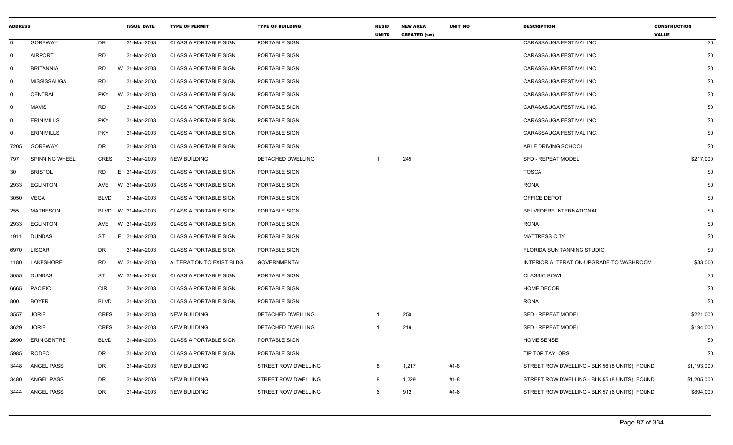| ADDRESS | | | ISSUE_DATE | TYPE OF PERMIT | TYPE OF BUILDING | RESID UNITS | NEW AREA CREATED (sm) | UNIT_NO | DESCRIPTION | CONSTRUCTION VALUE |
|---|---|---|---|---|---|---|---|---|---|---|
| 0 | GOREWAY | DR | 31-Mar-2003 | CLASS A PORTABLE SIGN | PORTABLE SIGN | | | | CARASSAUGA FESTIVAL INC. | $0 |
| 0 | AIRPORT | RD | 31-Mar-2003 | CLASS A PORTABLE SIGN | PORTABLE SIGN | | | | CARASSAUGA FESTIVAL INC. | $0 |
| 0 | BRITANNIA | RD | W 31-Mar-2003 | CLASS A PORTABLE SIGN | PORTABLE SIGN | | | | CARASSAUGA FESTIVAL INC. | $0 |
| 0 | MISSISSAUGA | RD | 31-Mar-2003 | CLASS A PORTABLE SIGN | PORTABLE SIGN | | | | CARASSAUGA FESTIVAL INC. | $0 |
| 0 | CENTRAL | PKY | W 31-Mar-2003 | CLASS A PORTABLE SIGN | PORTABLE SIGN | | | | CARASSAUGA FESTIVAL INC. | $0 |
| 0 | MAVIS | RD | 31-Mar-2003 | CLASS A PORTABLE SIGN | PORTABLE SIGN | | | | CARASASUGA FESTIVAL INC. | $0 |
| 0 | ERIN MILLS | PKY | 31-Mar-2003 | CLASS A PORTABLE SIGN | PORTABLE SIGN | | | | CARASSAUGA FESTIVAL INC. | $0 |
| 0 | ERIN MILLS | PKY | 31-Mar-2003 | CLASS A PORTABLE SIGN | PORTABLE SIGN | | | | CARASSAUGA FESTIVAL INC. | $0 |
| 7205 | GOREWAY | DR | 31-Mar-2003 | CLASS A PORTABLE SIGN | PORTABLE SIGN | | | | ABLE DRIVING SCHOOL | $0 |
| 797 | SPINNING WHEEL | CRES | 31-Mar-2003 | NEW BUILDING | DETACHED DWELLING | 1 | 245 | | SFD - REPEAT MODEL | $217,000 |
| 30 | BRISTOL | RD | E 31-Mar-2003 | CLASS A PORTABLE SIGN | PORTABLE SIGN | | | | TOSCA | $0 |
| 2933 | EGLINTON | AVE | W 31-Mar-2003 | CLASS A PORTABLE SIGN | PORTABLE SIGN | | | | RONA | $0 |
| 3050 | VEGA | BLVD | 31-Mar-2003 | CLASS A PORTABLE SIGN | PORTABLE SIGN | | | | OFFICE DEPOT | $0 |
| 255 | MATHESON | BLVD | W 31-Mar-2003 | CLASS A PORTABLE SIGN | PORTABLE SIGN | | | | BELVEDERE INTERNATIONAL | $0 |
| 2933 | EGLINTON | AVE | W 31-Mar-2003 | CLASS A PORTABLE SIGN | PORTABLE SIGN | | | | RONA | $0 |
| 1911 | DUNDAS | ST | E 31-Mar-2003 | CLASS A PORTABLE SIGN | PORTABLE SIGN | | | | MATTRESS CITY | $0 |
| 6970 | LISGAR | DR | 31-Mar-2003 | CLASS A PORTABLE SIGN | PORTABLE SIGN | | | | FLORIDA SUN TANNING STUDIO | $0 |
| 1180 | LAKESHORE | RD | W 31-Mar-2003 | ALTERATION TO EXIST BLDG | GOVERNMENTAL | | | | INTERIOR ALTERATION-UPGRADE TO WASHROOM | $33,000 |
| 3055 | DUNDAS | ST | W 31-Mar-2003 | CLASS A PORTABLE SIGN | PORTABLE SIGN | | | | CLASSIC BOWL | $0 |
| 6665 | PACIFIC | CIR | 31-Mar-2003 | CLASS A PORTABLE SIGN | PORTABLE SIGN | | | | HOME DECOR | $0 |
| 800 | BOYER | BLVD | 31-Mar-2003 | CLASS A PORTABLE SIGN | PORTABLE SIGN | | | | RONA | $0 |
| 3557 | JORIE | CRES | 31-Mar-2003 | NEW BUILDING | DETACHED DWELLING | 1 | 250 | | SFD - REPEAT MODEL | $221,000 |
| 3629 | JORIE | CRES | 31-Mar-2003 | NEW BUILDING | DETACHED DWELLING | 1 | 219 | | SFD - REPEAT MODEL | $194,000 |
| 2690 | ERIN CENTRE | BLVD | 31-Mar-2003 | CLASS A PORTABLE SIGN | PORTABLE SIGN | | | | HOME SENSE | $0 |
| 5985 | RODEO | DR | 31-Mar-2003 | CLASS A PORTABLE SIGN | PORTABLE SIGN | | | | TIP TOP TAYLORS | $0 |
| 3448 | ANGEL PASS | DR | 31-Mar-2003 | NEW BUILDING | STREET ROW DWELLING | 8 | 1,217 | #1-8 | STREET ROW DWELLING - BLK 56 (8 UNITS), FOUND | $1,193,000 |
| 3480 | ANGEL PASS | DR | 31-Mar-2003 | NEW BUILDING | STREET ROW DWELLING | 8 | 1,229 | #1-8 | STREET ROW DWELLING - BLK 55 (8 UNITS), FOUND | $1,205,000 |
| 3444 | ANGEL PASS | DR | 31-Mar-2003 | NEW BUILDING | STREET ROW DWELLING | 6 | 912 | #1-6 | STREET ROW DWELLING - BLK 57 (6 UNITS), FOUND | $894,000 |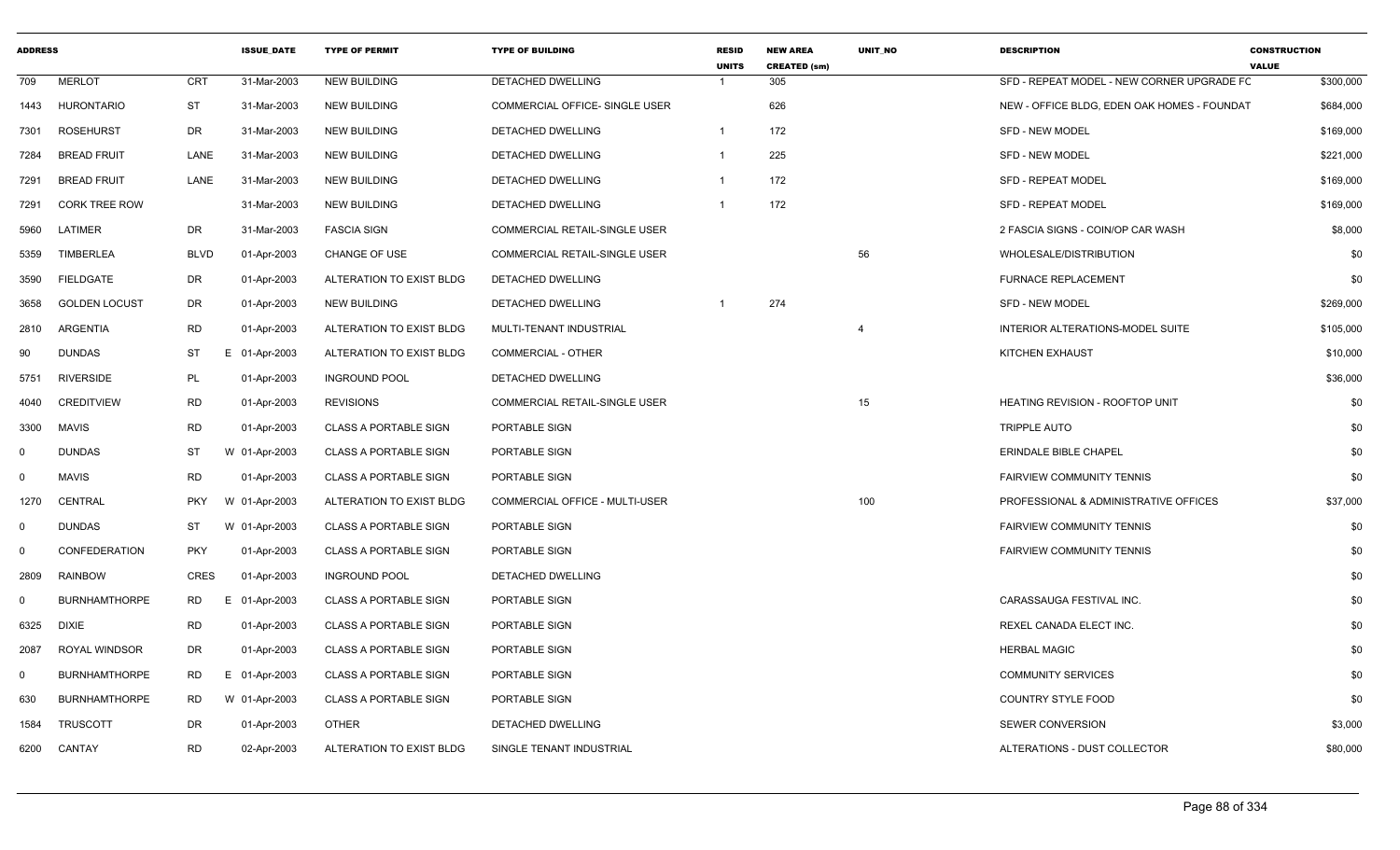| ADDRESS | | | ISSUE_DATE | TYPE OF PERMIT | TYPE OF BUILDING | RESID UNITS | NEW AREA CREATED (sm) | UNIT_NO | DESCRIPTION | CONSTRUCTION VALUE |
|---|---|---|---|---|---|---|---|---|---|---|
| 709 | MERLOT | CRT | 31-Mar-2003 | NEW BUILDING | DETACHED DWELLING | 1 | 305 | | SFD - REPEAT MODEL - NEW CORNER UPGRADE FC | $300,000 |
| 1443 | HURONTARIO | ST | 31-Mar-2003 | NEW BUILDING | COMMERCIAL OFFICE- SINGLE USER | | 626 | | NEW - OFFICE BLDG, EDEN OAK HOMES - FOUNDAT | $684,000 |
| 7301 | ROSEHURST | DR | 31-Mar-2003 | NEW BUILDING | DETACHED DWELLING | 1 | 172 | | SFD - NEW MODEL | $169,000 |
| 7284 | BREAD FRUIT | LANE | 31-Mar-2003 | NEW BUILDING | DETACHED DWELLING | 1 | 225 | | SFD - NEW MODEL | $221,000 |
| 7291 | BREAD FRUIT | LANE | 31-Mar-2003 | NEW BUILDING | DETACHED DWELLING | 1 | 172 | | SFD - REPEAT MODEL | $169,000 |
| 7291 | CORK TREE ROW | | 31-Mar-2003 | NEW BUILDING | DETACHED DWELLING | 1 | 172 | | SFD - REPEAT MODEL | $169,000 |
| 5960 | LATIMER | DR | 31-Mar-2003 | FASCIA SIGN | COMMERCIAL RETAIL-SINGLE USER | | | | 2 FASCIA SIGNS - COIN/OP CAR WASH | $8,000 |
| 5359 | TIMBERLEA | BLVD | 01-Apr-2003 | CHANGE OF USE | COMMERCIAL RETAIL-SINGLE USER | | | 56 | WHOLESALE/DISTRIBUTION | $0 |
| 3590 | FIELDGATE | DR | 01-Apr-2003 | ALTERATION TO EXIST BLDG | DETACHED DWELLING | | | | FURNACE REPLACEMENT | $0 |
| 3658 | GOLDEN LOCUST | DR | 01-Apr-2003 | NEW BUILDING | DETACHED DWELLING | 1 | 274 | | SFD - NEW MODEL | $269,000 |
| 2810 | ARGENTIA | RD | 01-Apr-2003 | ALTERATION TO EXIST BLDG | MULTI-TENANT INDUSTRIAL | | | 4 | INTERIOR ALTERATIONS-MODEL SUITE | $105,000 |
| 90 | DUNDAS | ST | E 01-Apr-2003 | ALTERATION TO EXIST BLDG | COMMERCIAL - OTHER | | | | KITCHEN EXHAUST | $10,000 |
| 5751 | RIVERSIDE | PL | 01-Apr-2003 | INGROUND POOL | DETACHED DWELLING | | | | | $36,000 |
| 4040 | CREDITVIEW | RD | 01-Apr-2003 | REVISIONS | COMMERCIAL RETAIL-SINGLE USER | | | 15 | HEATING REVISION - ROOFTOP UNIT | $0 |
| 3300 | MAVIS | RD | 01-Apr-2003 | CLASS A PORTABLE SIGN | PORTABLE SIGN | | | | TRIPPLE AUTO | $0 |
| 0 | DUNDAS | ST | W 01-Apr-2003 | CLASS A PORTABLE SIGN | PORTABLE SIGN | | | | ERINDALE BIBLE CHAPEL | $0 |
| 0 | MAVIS | RD | 01-Apr-2003 | CLASS A PORTABLE SIGN | PORTABLE SIGN | | | | FAIRVIEW COMMUNITY TENNIS | $0 |
| 1270 | CENTRAL | PKY | W 01-Apr-2003 | ALTERATION TO EXIST BLDG | COMMERCIAL OFFICE - MULTI-USER | | | 100 | PROFESSIONAL & ADMINISTRATIVE OFFICES | $37,000 |
| 0 | DUNDAS | ST | W 01-Apr-2003 | CLASS A PORTABLE SIGN | PORTABLE SIGN | | | | FAIRVIEW COMMUNITY TENNIS | $0 |
| 0 | CONFEDERATION | PKY | 01-Apr-2003 | CLASS A PORTABLE SIGN | PORTABLE SIGN | | | | FAIRVIEW COMMUNITY TENNIS | $0 |
| 2809 | RAINBOW | CRES | 01-Apr-2003 | INGROUND POOL | DETACHED DWELLING | | | | | $0 |
| 0 | BURNHAMTHORPE | RD | E 01-Apr-2003 | CLASS A PORTABLE SIGN | PORTABLE SIGN | | | | CARASSAUGA FESTIVAL INC. | $0 |
| 6325 | DIXIE | RD | 01-Apr-2003 | CLASS A PORTABLE SIGN | PORTABLE SIGN | | | | REXEL CANADA ELECT INC. | $0 |
| 2087 | ROYAL WINDSOR | DR | 01-Apr-2003 | CLASS A PORTABLE SIGN | PORTABLE SIGN | | | | HERBAL MAGIC | $0 |
| 0 | BURNHAMTHORPE | RD | E 01-Apr-2003 | CLASS A PORTABLE SIGN | PORTABLE SIGN | | | | COMMUNITY SERVICES | $0 |
| 630 | BURNHAMTHORPE | RD | W 01-Apr-2003 | CLASS A PORTABLE SIGN | PORTABLE SIGN | | | | COUNTRY STYLE FOOD | $0 |
| 1584 | TRUSCOTT | DR | 01-Apr-2003 | OTHER | DETACHED DWELLING | | | | SEWER CONVERSION | $3,000 |
| 6200 | CANTAY | RD | 02-Apr-2003 | ALTERATION TO EXIST BLDG | SINGLE TENANT INDUSTRIAL | | | | ALTERATIONS - DUST COLLECTOR | $80,000 |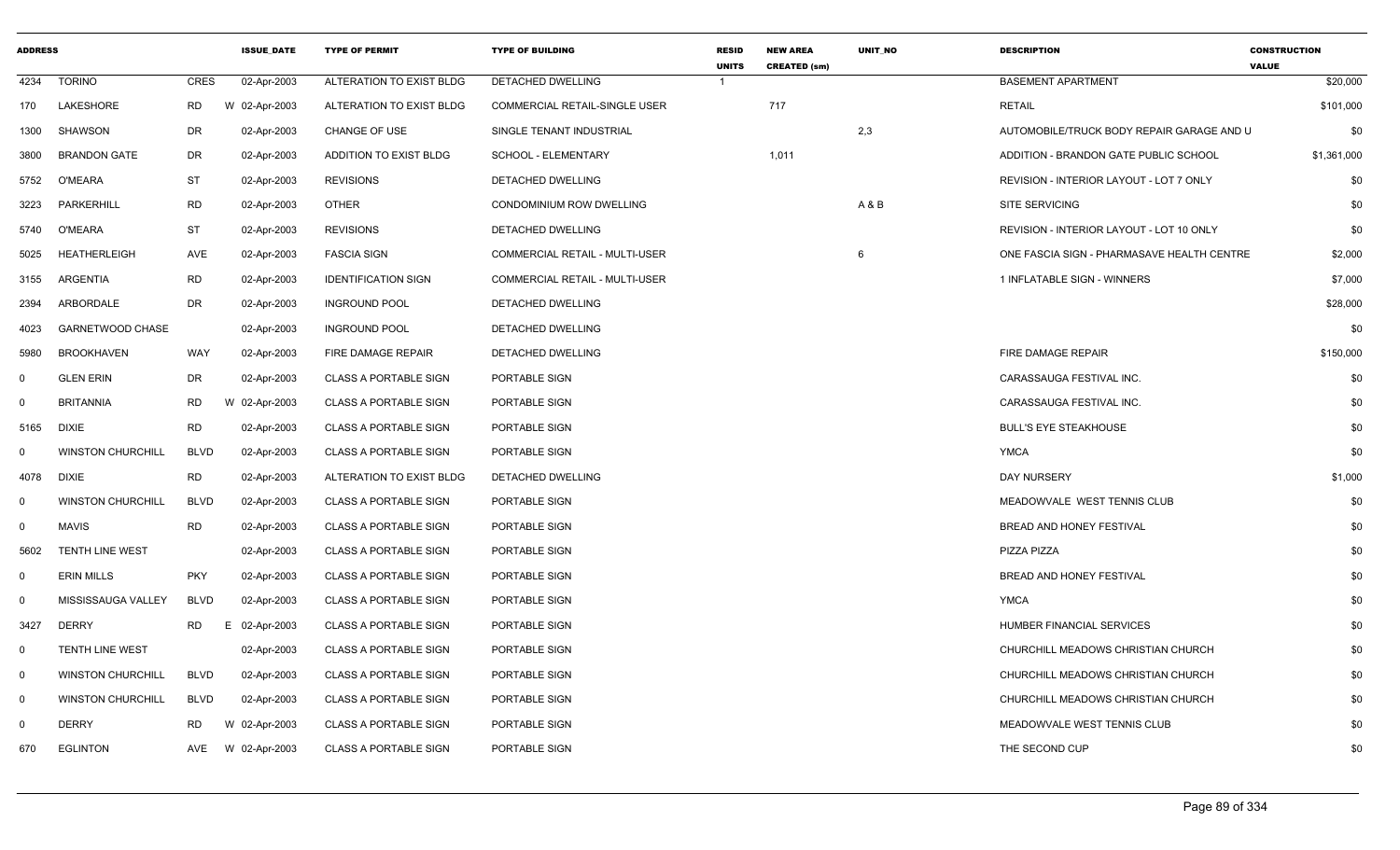| ADDRESS | | | ISSUE_DATE | TYPE OF PERMIT | TYPE OF BUILDING | RESID UNITS | NEW AREA CREATED (sm) | UNIT_NO | DESCRIPTION | CONSTRUCTION VALUE |
|---|---|---|---|---|---|---|---|---|---|---|
| 4234 | TORINO | CRES | 02-Apr-2003 | ALTERATION TO EXIST BLDG | DETACHED DWELLING | 1 | | | BASEMENT APARTMENT | $20,000 |
| 170 | LAKESHORE | RD | W 02-Apr-2003 | ALTERATION TO EXIST BLDG | COMMERCIAL RETAIL-SINGLE USER | | 717 | | RETAIL | $101,000 |
| 1300 | SHAWSON | DR | 02-Apr-2003 | CHANGE OF USE | SINGLE TENANT INDUSTRIAL | | | 2,3 | AUTOMOBILE/TRUCK BODY REPAIR GARAGE AND U | $0 |
| 3800 | BRANDON GATE | DR | 02-Apr-2003 | ADDITION TO EXIST BLDG | SCHOOL - ELEMENTARY | | 1,011 | | ADDITION - BRANDON GATE PUBLIC SCHOOL | $1,361,000 |
| 5752 | O'MEARA | ST | 02-Apr-2003 | REVISIONS | DETACHED DWELLING | | | | REVISION - INTERIOR LAYOUT - LOT 7 ONLY | $0 |
| 3223 | PARKERHILL | RD | 02-Apr-2003 | OTHER | CONDOMINIUM ROW DWELLING | | | A & B | SITE SERVICING | $0 |
| 5740 | O'MEARA | ST | 02-Apr-2003 | REVISIONS | DETACHED DWELLING | | | | REVISION - INTERIOR LAYOUT - LOT 10 ONLY | $0 |
| 5025 | HEATHERLEIGH | AVE | 02-Apr-2003 | FASCIA SIGN | COMMERCIAL RETAIL - MULTI-USER | | | 6 | ONE FASCIA SIGN - PHARMASAVE HEALTH CENTRE | $2,000 |
| 3155 | ARGENTIA | RD | 02-Apr-2003 | IDENTIFICATION SIGN | COMMERCIAL RETAIL - MULTI-USER | | | | 1 INFLATABLE SIGN - WINNERS | $7,000 |
| 2394 | ARBORDALE | DR | 02-Apr-2003 | INGROUND POOL | DETACHED DWELLING | | | | | $28,000 |
| 4023 | GARNETWOOD CHASE | | 02-Apr-2003 | INGROUND POOL | DETACHED DWELLING | | | | | $0 |
| 5980 | BROOKHAVEN | WAY | 02-Apr-2003 | FIRE DAMAGE REPAIR | DETACHED DWELLING | | | | FIRE DAMAGE REPAIR | $150,000 |
| 0 | GLEN ERIN | DR | 02-Apr-2003 | CLASS A PORTABLE SIGN | PORTABLE SIGN | | | | CARASSAUGA FESTIVAL INC. | $0 |
| 0 | BRITANNIA | RD | W 02-Apr-2003 | CLASS A PORTABLE SIGN | PORTABLE SIGN | | | | CARASSAUGA FESTIVAL INC. | $0 |
| 5165 | DIXIE | RD | 02-Apr-2003 | CLASS A PORTABLE SIGN | PORTABLE SIGN | | | | BULL'S EYE STEAKHOUSE | $0 |
| 0 | WINSTON CHURCHILL | BLVD | 02-Apr-2003 | CLASS A PORTABLE SIGN | PORTABLE SIGN | | | | YMCA | $0 |
| 4078 | DIXIE | RD | 02-Apr-2003 | ALTERATION TO EXIST BLDG | DETACHED DWELLING | | | | DAY NURSERY | $1,000 |
| 0 | WINSTON CHURCHILL | BLVD | 02-Apr-2003 | CLASS A PORTABLE SIGN | PORTABLE SIGN | | | | MEADOWVALE WEST TENNIS CLUB | $0 |
| 0 | MAVIS | RD | 02-Apr-2003 | CLASS A PORTABLE SIGN | PORTABLE SIGN | | | | BREAD AND HONEY FESTIVAL | $0 |
| 5602 | TENTH LINE WEST | | 02-Apr-2003 | CLASS A PORTABLE SIGN | PORTABLE SIGN | | | | PIZZA PIZZA | $0 |
| 0 | ERIN MILLS | PKY | 02-Apr-2003 | CLASS A PORTABLE SIGN | PORTABLE SIGN | | | | BREAD AND HONEY FESTIVAL | $0 |
| 0 | MISSISSAUGA VALLEY | BLVD | 02-Apr-2003 | CLASS A PORTABLE SIGN | PORTABLE SIGN | | | | YMCA | $0 |
| 3427 | DERRY | RD | E 02-Apr-2003 | CLASS A PORTABLE SIGN | PORTABLE SIGN | | | | HUMBER FINANCIAL SERVICES | $0 |
| 0 | TENTH LINE WEST | | 02-Apr-2003 | CLASS A PORTABLE SIGN | PORTABLE SIGN | | | | CHURCHILL MEADOWS CHRISTIAN CHURCH | $0 |
| 0 | WINSTON CHURCHILL | BLVD | 02-Apr-2003 | CLASS A PORTABLE SIGN | PORTABLE SIGN | | | | CHURCHILL MEADOWS CHRISTIAN CHURCH | $0 |
| 0 | WINSTON CHURCHILL | BLVD | 02-Apr-2003 | CLASS A PORTABLE SIGN | PORTABLE SIGN | | | | CHURCHILL MEADOWS CHRISTIAN CHURCH | $0 |
| 0 | DERRY | RD | W 02-Apr-2003 | CLASS A PORTABLE SIGN | PORTABLE SIGN | | | | MEADOWVALE WEST TENNIS CLUB | $0 |
| 670 | EGLINTON | AVE | W 02-Apr-2003 | CLASS A PORTABLE SIGN | PORTABLE SIGN | | | | THE SECOND CUP | $0 |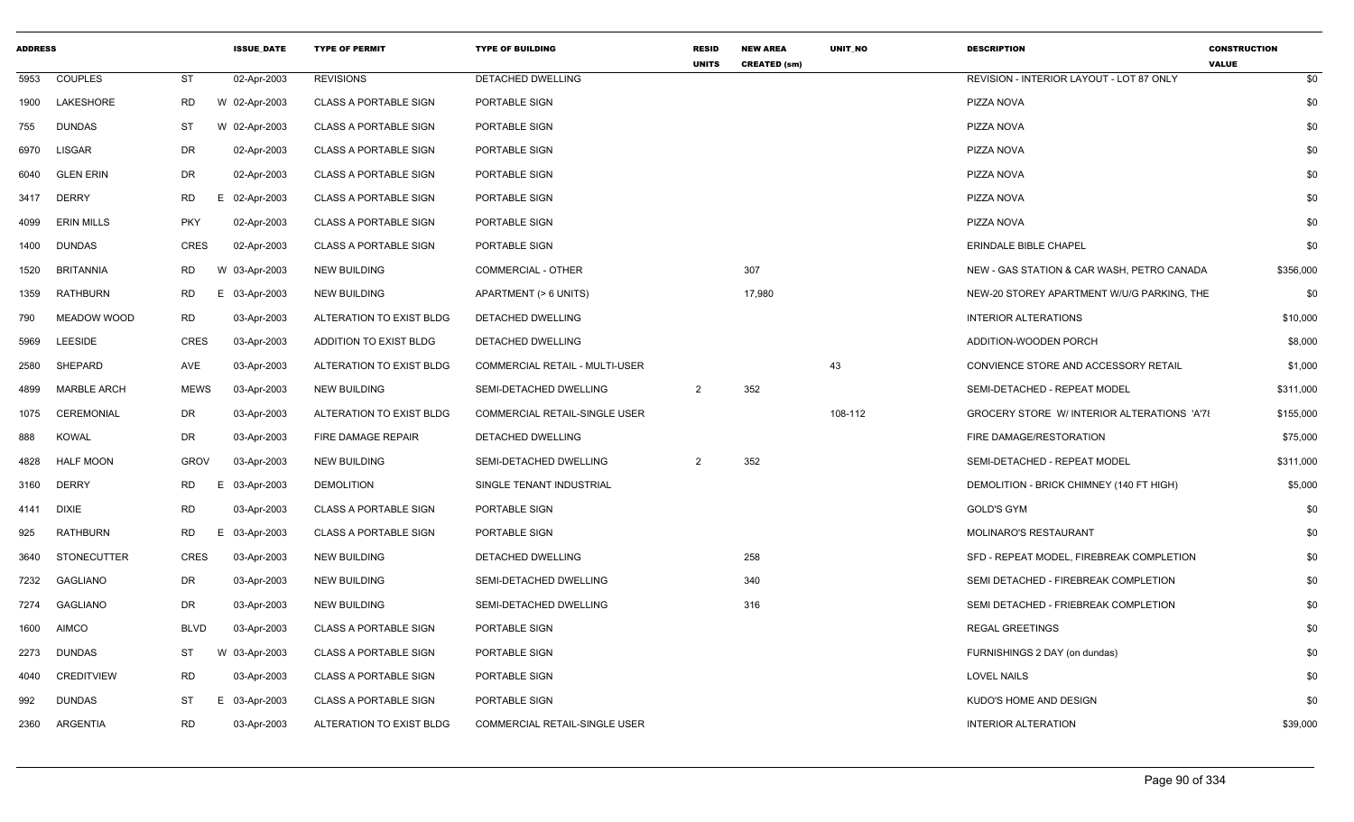| ADDRESS | | | ISSUE_DATE | TYPE OF PERMIT | TYPE OF BUILDING | RESID UNITS | NEW AREA CREATED (sm) | UNIT_NO | DESCRIPTION | CONSTRUCTION VALUE |
|---|---|---|---|---|---|---|---|---|---|---|
| 5953 | COUPLES | ST | 02-Apr-2003 | REVISIONS | DETACHED DWELLING | | | | REVISION - INTERIOR LAYOUT - LOT 87 ONLY | $0 |
| 1900 | LAKESHORE | RD | W 02-Apr-2003 | CLASS A PORTABLE SIGN | PORTABLE SIGN | | | | PIZZA NOVA | $0 |
| 755 | DUNDAS | ST | W 02-Apr-2003 | CLASS A PORTABLE SIGN | PORTABLE SIGN | | | | PIZZA NOVA | $0 |
| 6970 | LISGAR | DR | 02-Apr-2003 | CLASS A PORTABLE SIGN | PORTABLE SIGN | | | | PIZZA NOVA | $0 |
| 6040 | GLEN ERIN | DR | 02-Apr-2003 | CLASS A PORTABLE SIGN | PORTABLE SIGN | | | | PIZZA NOVA | $0 |
| 3417 | DERRY | RD | E 02-Apr-2003 | CLASS A PORTABLE SIGN | PORTABLE SIGN | | | | PIZZA NOVA | $0 |
| 4099 | ERIN MILLS | PKY | 02-Apr-2003 | CLASS A PORTABLE SIGN | PORTABLE SIGN | | | | PIZZA NOVA | $0 |
| 1400 | DUNDAS | CRES | 02-Apr-2003 | CLASS A PORTABLE SIGN | PORTABLE SIGN | | | | ERINDALE BIBLE CHAPEL | $0 |
| 1520 | BRITANNIA | RD | W 03-Apr-2003 | NEW BUILDING | COMMERCIAL - OTHER | | 307 | | NEW - GAS STATION & CAR WASH, PETRO CANADA | $356,000 |
| 1359 | RATHBURN | RD | E 03-Apr-2003 | NEW BUILDING | APARTMENT (> 6 UNITS) | | 17,980 | | NEW-20 STOREY APARTMENT W/U/G PARKING, THE | $0 |
| 790 | MEADOW WOOD | RD | 03-Apr-2003 | ALTERATION TO EXIST BLDG | DETACHED DWELLING | | | | INTERIOR ALTERATIONS | $10,000 |
| 5969 | LEESIDE | CRES | 03-Apr-2003 | ADDITION TO EXIST BLDG | DETACHED DWELLING | | | | ADDITION-WOODEN PORCH | $8,000 |
| 2580 | SHEPARD | AVE | 03-Apr-2003 | ALTERATION TO EXIST BLDG | COMMERCIAL RETAIL - MULTI-USER | | | 43 | CONVIENCE STORE AND ACCESSORY RETAIL | $1,000 |
| 4899 | MARBLE ARCH | MEWS | 03-Apr-2003 | NEW BUILDING | SEMI-DETACHED DWELLING | 2 | 352 | | SEMI-DETACHED - REPEAT MODEL | $311,000 |
| 1075 | CEREMONIAL | DR | 03-Apr-2003 | ALTERATION TO EXIST BLDG | COMMERCIAL RETAIL-SINGLE USER | | | 108-112 | GROCERY STORE W/ INTERIOR ALTERATIONS 'A'7( | $155,000 |
| 888 | KOWAL | DR | 03-Apr-2003 | FIRE DAMAGE REPAIR | DETACHED DWELLING | | | | FIRE DAMAGE/RESTORATION | $75,000 |
| 4828 | HALF MOON | GROV | 03-Apr-2003 | NEW BUILDING | SEMI-DETACHED DWELLING | 2 | 352 | | SEMI-DETACHED - REPEAT MODEL | $311,000 |
| 3160 | DERRY | RD | E 03-Apr-2003 | DEMOLITION | SINGLE TENANT INDUSTRIAL | | | | DEMOLITION - BRICK CHIMNEY (140 FT HIGH) | $5,000 |
| 4141 | DIXIE | RD | 03-Apr-2003 | CLASS A PORTABLE SIGN | PORTABLE SIGN | | | | GOLD'S GYM | $0 |
| 925 | RATHBURN | RD | E 03-Apr-2003 | CLASS A PORTABLE SIGN | PORTABLE SIGN | | | | MOLINARO'S RESTAURANT | $0 |
| 3640 | STONECUTTER | CRES | 03-Apr-2003 | NEW BUILDING | DETACHED DWELLING | | 258 | | SFD - REPEAT MODEL, FIREBREAK COMPLETION | $0 |
| 7232 | GAGLIANO | DR | 03-Apr-2003 | NEW BUILDING | SEMI-DETACHED DWELLING | | 340 | | SEMI DETACHED - FIREBREAK COMPLETION | $0 |
| 7274 | GAGLIANO | DR | 03-Apr-2003 | NEW BUILDING | SEMI-DETACHED DWELLING | | 316 | | SEMI DETACHED - FRIEBREAK COMPLETION | $0 |
| 1600 | AIMCO | BLVD | 03-Apr-2003 | CLASS A PORTABLE SIGN | PORTABLE SIGN | | | | REGAL GREETINGS | $0 |
| 2273 | DUNDAS | ST | W 03-Apr-2003 | CLASS A PORTABLE SIGN | PORTABLE SIGN | | | | FURNISHINGS 2 DAY (on dundas) | $0 |
| 4040 | CREDITVIEW | RD | 03-Apr-2003 | CLASS A PORTABLE SIGN | PORTABLE SIGN | | | | LOVEL NAILS | $0 |
| 992 | DUNDAS | ST | E 03-Apr-2003 | CLASS A PORTABLE SIGN | PORTABLE SIGN | | | | KUDO'S HOME AND DESIGN | $0 |
| 2360 | ARGENTIA | RD | 03-Apr-2003 | ALTERATION TO EXIST BLDG | COMMERCIAL RETAIL-SINGLE USER | | | | INTERIOR ALTERATION | $39,000 |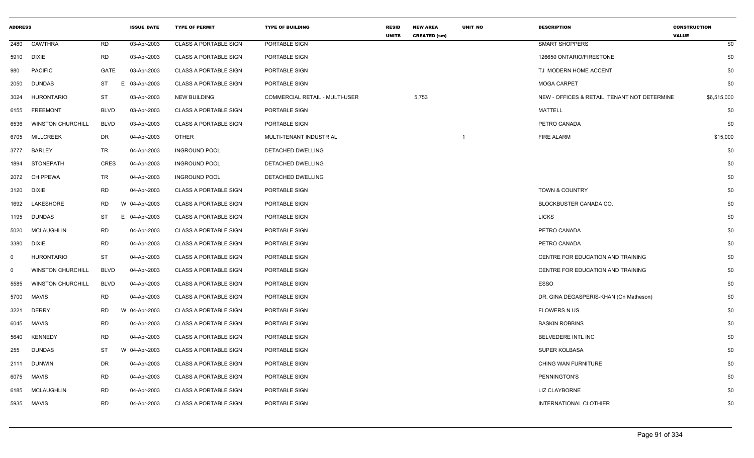| ADDRESS | | | ISSUE_DATE | TYPE OF PERMIT | TYPE OF BUILDING | RESID UNITS | NEW AREA CREATED (sm) | UNIT_NO | DESCRIPTION | CONSTRUCTION VALUE |
|---|---|---|---|---|---|---|---|---|---|---|
| 2480 | CAWTHRA | RD | 03-Apr-2003 | CLASS A PORTABLE SIGN | PORTABLE SIGN | | | | SMART SHOPPERS | $0 |
| 5910 | DIXIE | RD | 03-Apr-2003 | CLASS A PORTABLE SIGN | PORTABLE SIGN | | | | 126650 ONTARIO/FIRESTONE | $0 |
| 980 | PACIFIC | GATE | 03-Apr-2003 | CLASS A PORTABLE SIGN | PORTABLE SIGN | | | | TJ MODERN HOME ACCENT | $0 |
| 2050 | DUNDAS | ST E | 03-Apr-2003 | CLASS A PORTABLE SIGN | PORTABLE SIGN | | | | MOGA CARPET | $0 |
| 3024 | HURONTARIO | ST | 03-Apr-2003 | NEW BUILDING | COMMERCIAL RETAIL - MULTI-USER | | 5,753 | | NEW - OFFICES & RETAIL, TENANT NOT DETERMINE | $6,515,000 |
| 6155 | FREEMONT | BLVD | 03-Apr-2003 | CLASS A PORTABLE SIGN | PORTABLE SIGN | | | | MATTELL | $0 |
| 6536 | WINSTON CHURCHILL | BLVD | 03-Apr-2003 | CLASS A PORTABLE SIGN | PORTABLE SIGN | | | | PETRO CANADA | $0 |
| 6705 | MILLCREEK | DR | 04-Apr-2003 | OTHER | MULTI-TENANT INDUSTRIAL | | | 1 | FIRE ALARM | $15,000 |
| 3777 | BARLEY | TR | 04-Apr-2003 | INGROUND POOL | DETACHED DWELLING | | | | | $0 |
| 1894 | STONEPATH | CRES | 04-Apr-2003 | INGROUND POOL | DETACHED DWELLING | | | | | $0 |
| 2072 | CHIPPEWA | TR | 04-Apr-2003 | INGROUND POOL | DETACHED DWELLING | | | | | $0 |
| 3120 | DIXIE | RD | 04-Apr-2003 | CLASS A PORTABLE SIGN | PORTABLE SIGN | | | | TOWN & COUNTRY | $0 |
| 1692 | LAKESHORE | RD W | 04-Apr-2003 | CLASS A PORTABLE SIGN | PORTABLE SIGN | | | | BLOCKBUSTER CANADA CO. | $0 |
| 1195 | DUNDAS | ST E | 04-Apr-2003 | CLASS A PORTABLE SIGN | PORTABLE SIGN | | | | LICKS | $0 |
| 5020 | MCLAUGHLIN | RD | 04-Apr-2003 | CLASS A PORTABLE SIGN | PORTABLE SIGN | | | | PETRO CANADA | $0 |
| 3380 | DIXIE | RD | 04-Apr-2003 | CLASS A PORTABLE SIGN | PORTABLE SIGN | | | | PETRO CANADA | $0 |
| 0 | HURONTARIO | ST | 04-Apr-2003 | CLASS A PORTABLE SIGN | PORTABLE SIGN | | | | CENTRE FOR EDUCATION AND TRAINING | $0 |
| 0 | WINSTON CHURCHILL | BLVD | 04-Apr-2003 | CLASS A PORTABLE SIGN | PORTABLE SIGN | | | | CENTRE FOR EDUCATION AND TRAINING | $0 |
| 5585 | WINSTON CHURCHILL | BLVD | 04-Apr-2003 | CLASS A PORTABLE SIGN | PORTABLE SIGN | | | | ESSO | $0 |
| 5700 | MAVIS | RD | 04-Apr-2003 | CLASS A PORTABLE SIGN | PORTABLE SIGN | | | | DR. GINA DEGASPERIS-KHAN (On Matheson) | $0 |
| 3221 | DERRY | RD W | 04-Apr-2003 | CLASS A PORTABLE SIGN | PORTABLE SIGN | | | | FLOWERS N US | $0 |
| 6045 | MAVIS | RD | 04-Apr-2003 | CLASS A PORTABLE SIGN | PORTABLE SIGN | | | | BASKIN ROBBINS | $0 |
| 5640 | KENNEDY | RD | 04-Apr-2003 | CLASS A PORTABLE SIGN | PORTABLE SIGN | | | | BELVEDERE INTL INC | $0 |
| 255 | DUNDAS | ST W | 04-Apr-2003 | CLASS A PORTABLE SIGN | PORTABLE SIGN | | | | SUPER KOLBASA | $0 |
| 2111 | DUNWIN | DR | 04-Apr-2003 | CLASS A PORTABLE SIGN | PORTABLE SIGN | | | | CHING WAN FURNITURE | $0 |
| 6075 | MAVIS | RD | 04-Apr-2003 | CLASS A PORTABLE SIGN | PORTABLE SIGN | | | | PENNINGTON'S | $0 |
| 6185 | MCLAUGHLIN | RD | 04-Apr-2003 | CLASS A PORTABLE SIGN | PORTABLE SIGN | | | | LIZ CLAYBORNE | $0 |
| 5935 | MAVIS | RD | 04-Apr-2003 | CLASS A PORTABLE SIGN | PORTABLE SIGN | | | | INTERNATIONAL CLOTHIER | $0 |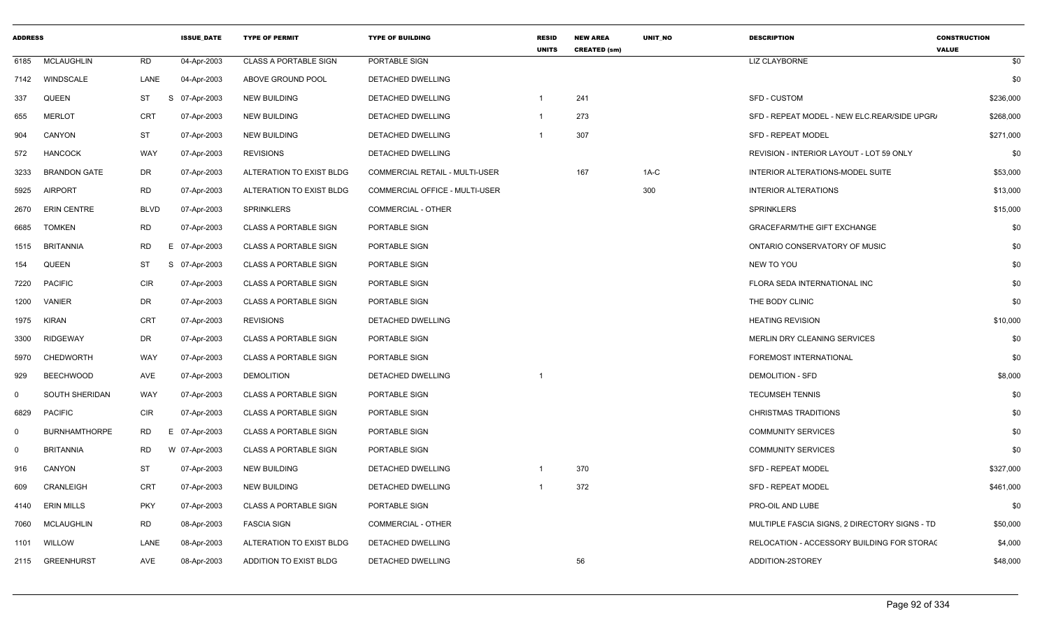| ADDRESS | | | ISSUE_DATE | TYPE OF PERMIT | TYPE OF BUILDING | RESID UNITS | NEW AREA CREATED (sm) | UNIT_NO | DESCRIPTION | CONSTRUCTION VALUE |
|---|---|---|---|---|---|---|---|---|---|---|
| 6185 | MCLAUGHLIN | RD | 04-Apr-2003 | CLASS A PORTABLE SIGN | PORTABLE SIGN | | | | LIZ CLAYBORNE | $0 |
| 7142 | WINDSCALE | LANE | 04-Apr-2003 | ABOVE GROUND POOL | DETACHED DWELLING | | | | | $0 |
| 337 | QUEEN | ST | S 07-Apr-2003 | NEW BUILDING | DETACHED DWELLING | 1 | 241 | | SFD - CUSTOM | $236,000 |
| 655 | MERLOT | CRT | 07-Apr-2003 | NEW BUILDING | DETACHED DWELLING | 1 | 273 | | SFD - REPEAT MODEL - NEW ELC.REAR/SIDE UPGR/ | $268,000 |
| 904 | CANYON | ST | 07-Apr-2003 | NEW BUILDING | DETACHED DWELLING | 1 | 307 | | SFD - REPEAT MODEL | $271,000 |
| 572 | HANCOCK | WAY | 07-Apr-2003 | REVISIONS | DETACHED DWELLING | | | | REVISION - INTERIOR LAYOUT - LOT 59 ONLY | $0 |
| 3233 | BRANDON GATE | DR | 07-Apr-2003 | ALTERATION TO EXIST BLDG | COMMERCIAL RETAIL - MULTI-USER | | 167 | 1A-C | INTERIOR ALTERATIONS-MODEL SUITE | $53,000 |
| 5925 | AIRPORT | RD | 07-Apr-2003 | ALTERATION TO EXIST BLDG | COMMERCIAL OFFICE - MULTI-USER | | | 300 | INTERIOR ALTERATIONS | $13,000 |
| 2670 | ERIN CENTRE | BLVD | 07-Apr-2003 | SPRINKLERS | COMMERCIAL - OTHER | | | | SPRINKLERS | $15,000 |
| 6685 | TOMKEN | RD | 07-Apr-2003 | CLASS A PORTABLE SIGN | PORTABLE SIGN | | | | GRACEFARM/THE GIFT EXCHANGE | $0 |
| 1515 | BRITANNIA | RD | E 07-Apr-2003 | CLASS A PORTABLE SIGN | PORTABLE SIGN | | | | ONTARIO CONSERVATORY OF MUSIC | $0 |
| 154 | QUEEN | ST | S 07-Apr-2003 | CLASS A PORTABLE SIGN | PORTABLE SIGN | | | | NEW TO YOU | $0 |
| 7220 | PACIFIC | CIR | 07-Apr-2003 | CLASS A PORTABLE SIGN | PORTABLE SIGN | | | | FLORA SEDA INTERNATIONAL INC | $0 |
| 1200 | VANIER | DR | 07-Apr-2003 | CLASS A PORTABLE SIGN | PORTABLE SIGN | | | | THE BODY CLINIC | $0 |
| 1975 | KIRAN | CRT | 07-Apr-2003 | REVISIONS | DETACHED DWELLING | | | | HEATING REVISION | $10,000 |
| 3300 | RIDGEWAY | DR | 07-Apr-2003 | CLASS A PORTABLE SIGN | PORTABLE SIGN | | | | MERLIN DRY CLEANING SERVICES | $0 |
| 5970 | CHEDWORTH | WAY | 07-Apr-2003 | CLASS A PORTABLE SIGN | PORTABLE SIGN | | | | FOREMOST INTERNATIONAL | $0 |
| 929 | BEECHWOOD | AVE | 07-Apr-2003 | DEMOLITION | DETACHED DWELLING | 1 | | | DEMOLITION - SFD | $8,000 |
| 0 | SOUTH SHERIDAN | WAY | 07-Apr-2003 | CLASS A PORTABLE SIGN | PORTABLE SIGN | | | | TECUMSEH TENNIS | $0 |
| 6829 | PACIFIC | CIR | 07-Apr-2003 | CLASS A PORTABLE SIGN | PORTABLE SIGN | | | | CHRISTMAS TRADITIONS | $0 |
| 0 | BURNHAMTHORPE | RD | E 07-Apr-2003 | CLASS A PORTABLE SIGN | PORTABLE SIGN | | | | COMMUNITY SERVICES | $0 |
| 0 | BRITANNIA | RD | W 07-Apr-2003 | CLASS A PORTABLE SIGN | PORTABLE SIGN | | | | COMMUNITY SERVICES | $0 |
| 916 | CANYON | ST | 07-Apr-2003 | NEW BUILDING | DETACHED DWELLING | 1 | 370 | | SFD - REPEAT MODEL | $327,000 |
| 609 | CRANLEIGH | CRT | 07-Apr-2003 | NEW BUILDING | DETACHED DWELLING | 1 | 372 | | SFD - REPEAT MODEL | $461,000 |
| 4140 | ERIN MILLS | PKY | 07-Apr-2003 | CLASS A PORTABLE SIGN | PORTABLE SIGN | | | | PRO-OIL AND LUBE | $0 |
| 7060 | MCLAUGHLIN | RD | 08-Apr-2003 | FASCIA SIGN | COMMERCIAL - OTHER | | | | MULTIPLE FASCIA SIGNS, 2 DIRECTORY SIGNS - TD | $50,000 |
| 1101 | WILLOW | LANE | 08-Apr-2003 | ALTERATION TO EXIST BLDG | DETACHED DWELLING | | | | RELOCATION - ACCESSORY BUILDING FOR STORAC | $4,000 |
| 2115 | GREENHURST | AVE | 08-Apr-2003 | ADDITION TO EXIST BLDG | DETACHED DWELLING | | 56 | | ADDITION-2STOREY | $48,000 |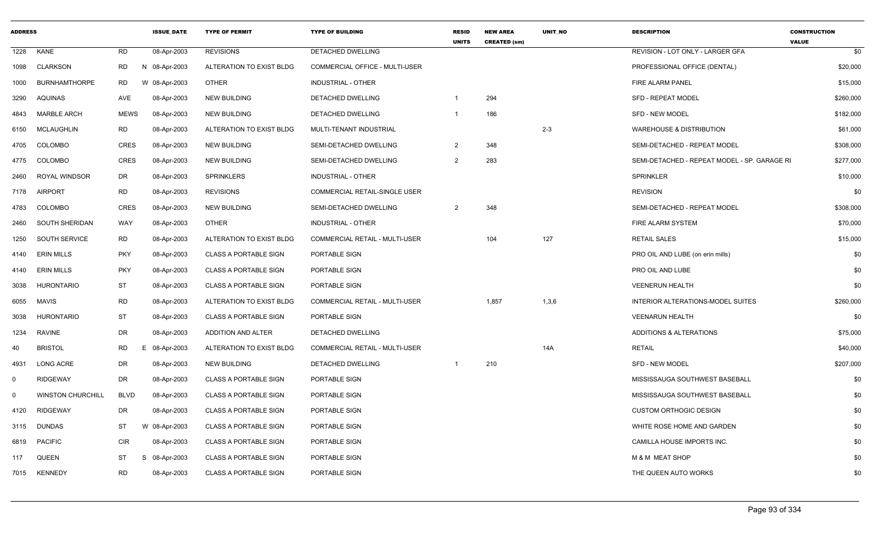| ADDRESS | | | ISSUE_DATE | TYPE OF PERMIT | TYPE OF BUILDING | RESID UNITS | NEW AREA CREATED (sm) | UNIT_NO | DESCRIPTION | CONSTRUCTION VALUE |
|---|---|---|---|---|---|---|---|---|---|---|
| 1228 | KANE | RD | 08-Apr-2003 | REVISIONS | DETACHED DWELLING | | | | REVISION - LOT ONLY - LARGER GFA | $0 |
| 1098 | CLARKSON | RD | N 08-Apr-2003 | ALTERATION TO EXIST BLDG | COMMERCIAL OFFICE - MULTI-USER | | | | PROFESSIONAL OFFICE (DENTAL) | $20,000 |
| 1000 | BURNHAMTHORPE | RD | W 08-Apr-2003 | OTHER | INDUSTRIAL - OTHER | | | | FIRE ALARM PANEL | $15,000 |
| 3290 | AQUINAS | AVE | 08-Apr-2003 | NEW BUILDING | DETACHED DWELLING | 1 | 294 | | SFD - REPEAT MODEL | $260,000 |
| 4843 | MARBLE ARCH | MEWS | 08-Apr-2003 | NEW BUILDING | DETACHED DWELLING | 1 | 186 | | SFD - NEW MODEL | $182,000 |
| 6150 | MCLAUGHLIN | RD | 08-Apr-2003 | ALTERATION TO EXIST BLDG | MULTI-TENANT INDUSTRIAL | | | 2-3 | WAREHOUSE & DISTRIBUTION | $61,000 |
| 4705 | COLOMBO | CRES | 08-Apr-2003 | NEW BUILDING | SEMI-DETACHED DWELLING | 2 | 348 | | SEMI-DETACHED - REPEAT MODEL | $308,000 |
| 4775 | COLOMBO | CRES | 08-Apr-2003 | NEW BUILDING | SEMI-DETACHED DWELLING | 2 | 283 | | SEMI-DETACHED - REPEAT MODEL - SP. GARAGE RI | $277,000 |
| 2460 | ROYAL WINDSOR | DR | 08-Apr-2003 | SPRINKLERS | INDUSTRIAL - OTHER | | | | SPRINKLER | $10,000 |
| 7178 | AIRPORT | RD | 08-Apr-2003 | REVISIONS | COMMERCIAL RETAIL-SINGLE USER | | | | REVISION | $0 |
| 4783 | COLOMBO | CRES | 08-Apr-2003 | NEW BUILDING | SEMI-DETACHED DWELLING | 2 | 348 | | SEMI-DETACHED - REPEAT MODEL | $308,000 |
| 2460 | SOUTH SHERIDAN | WAY | 08-Apr-2003 | OTHER | INDUSTRIAL - OTHER | | | | FIRE ALARM SYSTEM | $70,000 |
| 1250 | SOUTH SERVICE | RD | 08-Apr-2003 | ALTERATION TO EXIST BLDG | COMMERCIAL RETAIL - MULTI-USER | | 104 | 127 | RETAIL SALES | $15,000 |
| 4140 | ERIN MILLS | PKY | 08-Apr-2003 | CLASS A PORTABLE SIGN | PORTABLE SIGN | | | | PRO OIL AND LUBE (on erin mills) | $0 |
| 4140 | ERIN MILLS | PKY | 08-Apr-2003 | CLASS A PORTABLE SIGN | PORTABLE SIGN | | | | PRO OIL AND LUBE | $0 |
| 3038 | HURONTARIO | ST | 08-Apr-2003 | CLASS A PORTABLE SIGN | PORTABLE SIGN | | | | VEENERUN HEALTH | $0 |
| 6055 | MAVIS | RD | 08-Apr-2003 | ALTERATION TO EXIST BLDG | COMMERCIAL RETAIL - MULTI-USER | | 1,857 | 1,3,6 | INTERIOR ALTERATIONS-MODEL SUITES | $260,000 |
| 3038 | HURONTARIO | ST | 08-Apr-2003 | CLASS A PORTABLE SIGN | PORTABLE SIGN | | | | VEENARUN HEALTH | $0 |
| 1234 | RAVINE | DR | 08-Apr-2003 | ADDITION AND ALTER | DETACHED DWELLING | | | | ADDITIONS & ALTERATIONS | $75,000 |
| 40 | BRISTOL | RD | E 08-Apr-2003 | ALTERATION TO EXIST BLDG | COMMERCIAL RETAIL - MULTI-USER | | | 14A | RETAIL | $40,000 |
| 4931 | LONG ACRE | DR | 08-Apr-2003 | NEW BUILDING | DETACHED DWELLING | 1 | 210 | | SFD - NEW MODEL | $207,000 |
| 0 | RIDGEWAY | DR | 08-Apr-2003 | CLASS A PORTABLE SIGN | PORTABLE SIGN | | | | MISSISSAUGA SOUTHWEST BASEBALL | $0 |
| 0 | WINSTON CHURCHILL | BLVD | 08-Apr-2003 | CLASS A PORTABLE SIGN | PORTABLE SIGN | | | | MISSISSAUGA SOUTHWEST BASEBALL | $0 |
| 4120 | RIDGEWAY | DR | 08-Apr-2003 | CLASS A PORTABLE SIGN | PORTABLE SIGN | | | | CUSTOM ORTHOGIC DESIGN | $0 |
| 3115 | DUNDAS | ST | W 08-Apr-2003 | CLASS A PORTABLE SIGN | PORTABLE SIGN | | | | WHITE ROSE HOME AND GARDEN | $0 |
| 6819 | PACIFIC | CIR | 08-Apr-2003 | CLASS A PORTABLE SIGN | PORTABLE SIGN | | | | CAMILLA HOUSE IMPORTS INC. | $0 |
| 117 | QUEEN | ST | S 08-Apr-2003 | CLASS A PORTABLE SIGN | PORTABLE SIGN | | | | M & M MEAT SHOP | $0 |
| 7015 | KENNEDY | RD | 08-Apr-2003 | CLASS A PORTABLE SIGN | PORTABLE SIGN | | | | THE QUEEN AUTO WORKS | $0 |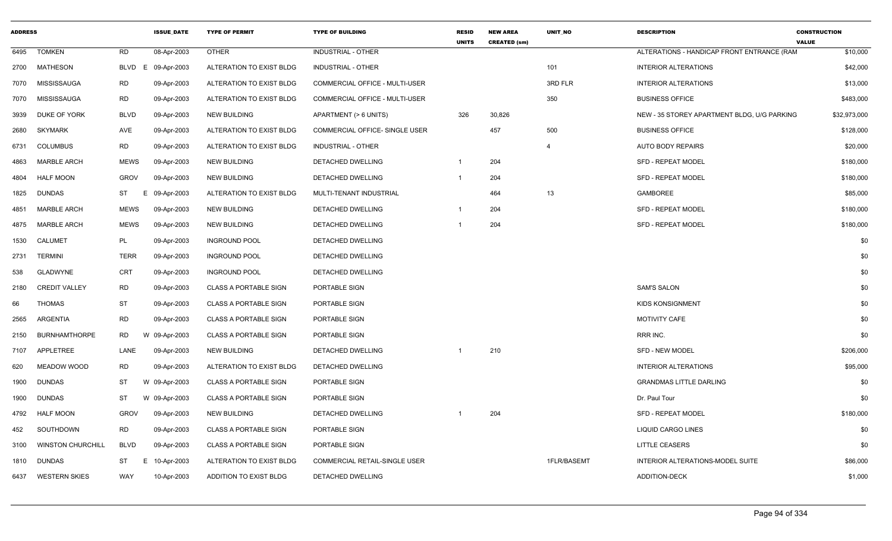| ADDRESS | | | ISSUE_DATE | TYPE OF PERMIT | TYPE OF BUILDING | RESID UNITS | NEW AREA CREATED (sm) | UNIT_NO | DESCRIPTION | CONSTRUCTION VALUE |
|---|---|---|---|---|---|---|---|---|---|---|
| 6495 | TOMKEN | RD | 08-Apr-2003 | OTHER | INDUSTRIAL - OTHER | | | | ALTERATIONS - HANDICAP FRONT ENTRANCE (RAM | $10,000 |
| 2700 | MATHESON | BLVD E | 09-Apr-2003 | ALTERATION TO EXIST BLDG | INDUSTRIAL - OTHER | | | 101 | INTERIOR ALTERATIONS | $42,000 |
| 7070 | MISSISSAUGA | RD | 09-Apr-2003 | ALTERATION TO EXIST BLDG | COMMERCIAL OFFICE - MULTI-USER | | | 3RD FLR | INTERIOR ALTERATIONS | $13,000 |
| 7070 | MISSISSAUGA | RD | 09-Apr-2003 | ALTERATION TO EXIST BLDG | COMMERCIAL OFFICE - MULTI-USER | | | 350 | BUSINESS OFFICE | $483,000 |
| 3939 | DUKE OF YORK | BLVD | 09-Apr-2003 | NEW BUILDING | APARTMENT (> 6 UNITS) | 326 | 30,826 | | NEW - 35 STOREY APARTMENT BLDG, U/G PARKING | $32,973,000 |
| 2680 | SKYMARK | AVE | 09-Apr-2003 | ALTERATION TO EXIST BLDG | COMMERCIAL OFFICE- SINGLE USER | | 457 | 500 | BUSINESS OFFICE | $128,000 |
| 6731 | COLUMBUS | RD | 09-Apr-2003 | ALTERATION TO EXIST BLDG | INDUSTRIAL - OTHER | | | 4 | AUTO BODY REPAIRS | $20,000 |
| 4863 | MARBLE ARCH | MEWS | 09-Apr-2003 | NEW BUILDING | DETACHED DWELLING | 1 | 204 | | SFD - REPEAT MODEL | $180,000 |
| 4804 | HALF MOON | GROV | 09-Apr-2003 | NEW BUILDING | DETACHED DWELLING | 1 | 204 | | SFD - REPEAT MODEL | $180,000 |
| 1825 | DUNDAS | ST E | 09-Apr-2003 | ALTERATION TO EXIST BLDG | MULTI-TENANT INDUSTRIAL | | 464 | 13 | GAMBOREE | $85,000 |
| 4851 | MARBLE ARCH | MEWS | 09-Apr-2003 | NEW BUILDING | DETACHED DWELLING | 1 | 204 | | SFD - REPEAT MODEL | $180,000 |
| 4875 | MARBLE ARCH | MEWS | 09-Apr-2003 | NEW BUILDING | DETACHED DWELLING | 1 | 204 | | SFD - REPEAT MODEL | $180,000 |
| 1530 | CALUMET | PL | 09-Apr-2003 | INGROUND POOL | DETACHED DWELLING | | | | | $0 |
| 2731 | TERMINI | TERR | 09-Apr-2003 | INGROUND POOL | DETACHED DWELLING | | | | | $0 |
| 538 | GLADWYNE | CRT | 09-Apr-2003 | INGROUND POOL | DETACHED DWELLING | | | | | $0 |
| 2180 | CREDIT VALLEY | RD | 09-Apr-2003 | CLASS A PORTABLE SIGN | PORTABLE SIGN | | | | SAM'S SALON | $0 |
| 66 | THOMAS | ST | 09-Apr-2003 | CLASS A PORTABLE SIGN | PORTABLE SIGN | | | | KIDS KONSIGNMENT | $0 |
| 2565 | ARGENTIA | RD | 09-Apr-2003 | CLASS A PORTABLE SIGN | PORTABLE SIGN | | | | MOTIVITY CAFE | $0 |
| 2150 | BURNHAMTHORPE | RD W | 09-Apr-2003 | CLASS A PORTABLE SIGN | PORTABLE SIGN | | | | RRR INC. | $0 |
| 7107 | APPLETREE | LANE | 09-Apr-2003 | NEW BUILDING | DETACHED DWELLING | 1 | 210 | | SFD - NEW MODEL | $206,000 |
| 620 | MEADOW WOOD | RD | 09-Apr-2003 | ALTERATION TO EXIST BLDG | DETACHED DWELLING | | | | INTERIOR ALTERATIONS | $95,000 |
| 1900 | DUNDAS | ST W | 09-Apr-2003 | CLASS A PORTABLE SIGN | PORTABLE SIGN | | | | GRANDMAS LITTLE DARLING | $0 |
| 1900 | DUNDAS | ST W | 09-Apr-2003 | CLASS A PORTABLE SIGN | PORTABLE SIGN | | | | Dr. Paul Tour | $0 |
| 4792 | HALF MOON | GROV | 09-Apr-2003 | NEW BUILDING | DETACHED DWELLING | 1 | 204 | | SFD - REPEAT MODEL | $180,000 |
| 452 | SOUTHDOWN | RD | 09-Apr-2003 | CLASS A PORTABLE SIGN | PORTABLE SIGN | | | | LIQUID CARGO LINES | $0 |
| 3100 | WINSTON CHURCHILL | BLVD | 09-Apr-2003 | CLASS A PORTABLE SIGN | PORTABLE SIGN | | | | LITTLE CEASERS | $0 |
| 1810 | DUNDAS | ST E | 10-Apr-2003 | ALTERATION TO EXIST BLDG | COMMERCIAL RETAIL-SINGLE USER | | | 1FLR/BASEMT | INTERIOR ALTERATIONS-MODEL SUITE | $86,000 |
| 6437 | WESTERN SKIES | WAY | 10-Apr-2003 | ADDITION TO EXIST BLDG | DETACHED DWELLING | | | | ADDITION-DECK | $1,000 |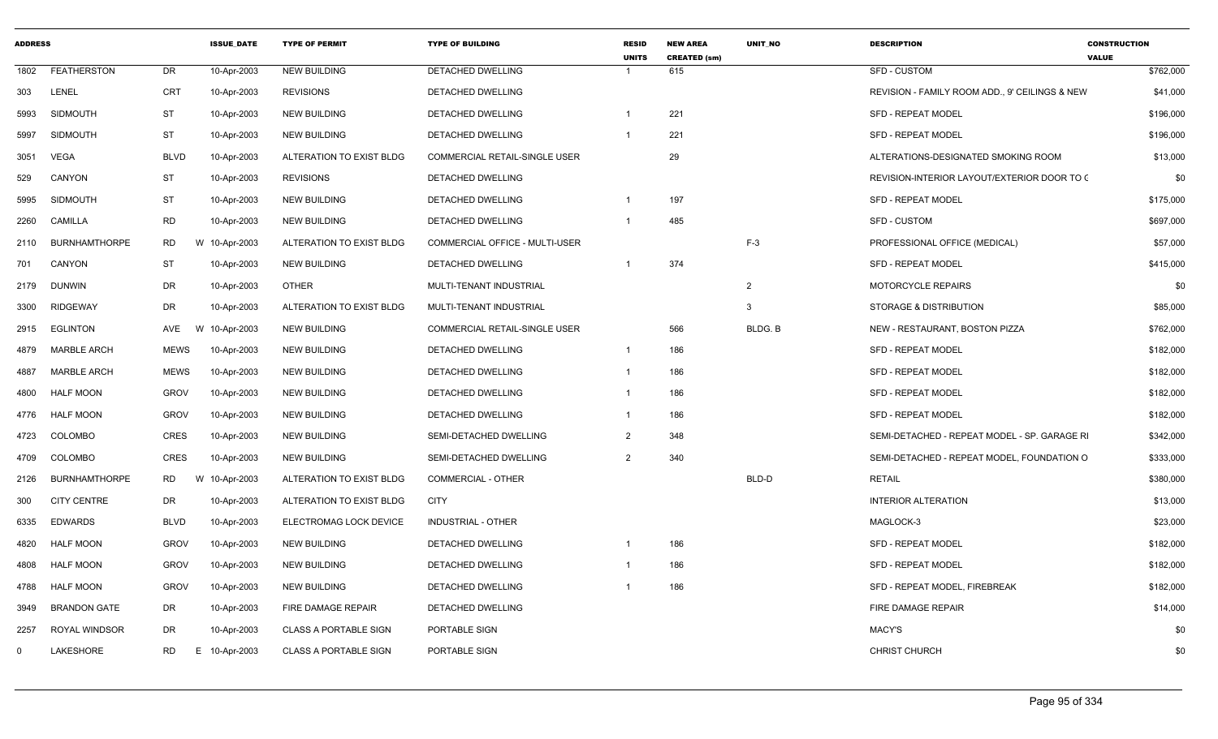| ADDRESS | | | ISSUE_DATE | TYPE OF PERMIT | TYPE OF BUILDING | RESID UNITS | NEW AREA CREATED (sm) | UNIT_NO | DESCRIPTION | CONSTRUCTION VALUE |
|---|---|---|---|---|---|---|---|---|---|---|
| 1802 | FEATHERSTON | DR | 10-Apr-2003 | NEW BUILDING | DETACHED DWELLING | 1 | 615 | | SFD - CUSTOM | $762,000 |
| 303 | LENEL | CRT | 10-Apr-2003 | REVISIONS | DETACHED DWELLING | | | | REVISION - FAMILY ROOM ADD., 9' CEILINGS & NEW | $41,000 |
| 5993 | SIDMOUTH | ST | 10-Apr-2003 | NEW BUILDING | DETACHED DWELLING | 1 | 221 | | SFD - REPEAT MODEL | $196,000 |
| 5997 | SIDMOUTH | ST | 10-Apr-2003 | NEW BUILDING | DETACHED DWELLING | 1 | 221 | | SFD - REPEAT MODEL | $196,000 |
| 3051 | VEGA | BLVD | 10-Apr-2003 | ALTERATION TO EXIST BLDG | COMMERCIAL RETAIL-SINGLE USER | | 29 | | ALTERATIONS-DESIGNATED SMOKING ROOM | $13,000 |
| 529 | CANYON | ST | 10-Apr-2003 | REVISIONS | DETACHED DWELLING | | | | REVISION-INTERIOR LAYOUT/EXTERIOR DOOR TO ( | $0 |
| 5995 | SIDMOUTH | ST | 10-Apr-2003 | NEW BUILDING | DETACHED DWELLING | 1 | 197 | | SFD - REPEAT MODEL | $175,000 |
| 2260 | CAMILLA | RD | 10-Apr-2003 | NEW BUILDING | DETACHED DWELLING | 1 | 485 | | SFD - CUSTOM | $697,000 |
| 2110 | BURNHAMTHORPE | RD W | 10-Apr-2003 | ALTERATION TO EXIST BLDG | COMMERCIAL OFFICE - MULTI-USER | | | F-3 | PROFESSIONAL OFFICE (MEDICAL) | $57,000 |
| 701 | CANYON | ST | 10-Apr-2003 | NEW BUILDING | DETACHED DWELLING | 1 | 374 | | SFD - REPEAT MODEL | $415,000 |
| 2179 | DUNWIN | DR | 10-Apr-2003 | OTHER | MULTI-TENANT INDUSTRIAL | | | 2 | MOTORCYCLE REPAIRS | $0 |
| 3300 | RIDGEWAY | DR | 10-Apr-2003 | ALTERATION TO EXIST BLDG | MULTI-TENANT INDUSTRIAL | | | 3 | STORAGE & DISTRIBUTION | $85,000 |
| 2915 | EGLINTON | AVE W | 10-Apr-2003 | NEW BUILDING | COMMERCIAL RETAIL-SINGLE USER | | 566 | BLDG. B | NEW - RESTAURANT, BOSTON PIZZA | $762,000 |
| 4879 | MARBLE ARCH | MEWS | 10-Apr-2003 | NEW BUILDING | DETACHED DWELLING | 1 | 186 | | SFD - REPEAT MODEL | $182,000 |
| 4887 | MARBLE ARCH | MEWS | 10-Apr-2003 | NEW BUILDING | DETACHED DWELLING | 1 | 186 | | SFD - REPEAT MODEL | $182,000 |
| 4800 | HALF MOON | GROV | 10-Apr-2003 | NEW BUILDING | DETACHED DWELLING | 1 | 186 | | SFD - REPEAT MODEL | $182,000 |
| 4776 | HALF MOON | GROV | 10-Apr-2003 | NEW BUILDING | DETACHED DWELLING | 1 | 186 | | SFD - REPEAT MODEL | $182,000 |
| 4723 | COLOMBO | CRES | 10-Apr-2003 | NEW BUILDING | SEMI-DETACHED DWELLING | 2 | 348 | | SEMI-DETACHED - REPEAT MODEL - SP. GARAGE RI | $342,000 |
| 4709 | COLOMBO | CRES | 10-Apr-2003 | NEW BUILDING | SEMI-DETACHED DWELLING | 2 | 340 | | SEMI-DETACHED - REPEAT MODEL, FOUNDATION O | $333,000 |
| 2126 | BURNHAMTHORPE | RD W | 10-Apr-2003 | ALTERATION TO EXIST BLDG | COMMERCIAL - OTHER | | | BLD-D | RETAIL | $380,000 |
| 300 | CITY CENTRE | DR | 10-Apr-2003 | ALTERATION TO EXIST BLDG | CITY | | | | INTERIOR ALTERATION | $13,000 |
| 6335 | EDWARDS | BLVD | 10-Apr-2003 | ELECTROMAG LOCK DEVICE | INDUSTRIAL - OTHER | | | | MAGLOCK-3 | $23,000 |
| 4820 | HALF MOON | GROV | 10-Apr-2003 | NEW BUILDING | DETACHED DWELLING | 1 | 186 | | SFD - REPEAT MODEL | $182,000 |
| 4808 | HALF MOON | GROV | 10-Apr-2003 | NEW BUILDING | DETACHED DWELLING | 1 | 186 | | SFD - REPEAT MODEL | $182,000 |
| 4788 | HALF MOON | GROV | 10-Apr-2003 | NEW BUILDING | DETACHED DWELLING | 1 | 186 | | SFD - REPEAT MODEL, FIREBREAK | $182,000 |
| 3949 | BRANDON GATE | DR | 10-Apr-2003 | FIRE DAMAGE REPAIR | DETACHED DWELLING | | | | FIRE DAMAGE REPAIR | $14,000 |
| 2257 | ROYAL WINDSOR | DR | 10-Apr-2003 | CLASS A PORTABLE SIGN | PORTABLE SIGN | | | | MACY'S | $0 |
| 0 | LAKESHORE | RD E | 10-Apr-2003 | CLASS A PORTABLE SIGN | PORTABLE SIGN | | | | CHRIST CHURCH | $0 |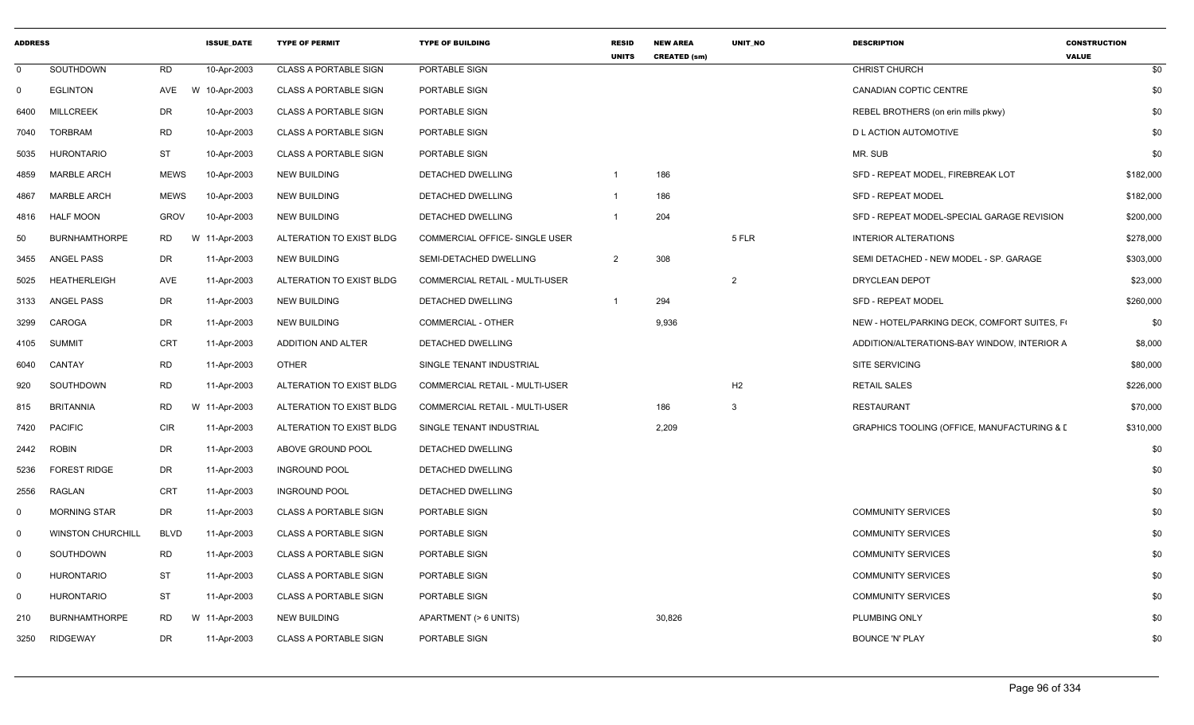| ADDRESS | | | ISSUE_DATE | TYPE OF PERMIT | TYPE OF BUILDING | RESID UNITS | NEW AREA CREATED (sm) | UNIT_NO | DESCRIPTION | CONSTRUCTION VALUE |
|---|---|---|---|---|---|---|---|---|---|---|
| 0 | SOUTHDOWN | RD | 10-Apr-2003 | CLASS A PORTABLE SIGN | PORTABLE SIGN | | | | CHRIST CHURCH | $0 |
| 0 | EGLINTON | AVE | W 10-Apr-2003 | CLASS A PORTABLE SIGN | PORTABLE SIGN | | | | CANADIAN COPTIC CENTRE | $0 |
| 6400 | MILLCREEK | DR | 10-Apr-2003 | CLASS A PORTABLE SIGN | PORTABLE SIGN | | | | REBEL BROTHERS (on erin mills pkwy) | $0 |
| 7040 | TORBRAM | RD | 10-Apr-2003 | CLASS A PORTABLE SIGN | PORTABLE SIGN | | | | D L ACTION AUTOMOTIVE | $0 |
| 5035 | HURONTARIO | ST | 10-Apr-2003 | CLASS A PORTABLE SIGN | PORTABLE SIGN | | | | MR. SUB | $0 |
| 4859 | MARBLE ARCH | MEWS | 10-Apr-2003 | NEW BUILDING | DETACHED DWELLING | 1 | 186 | | SFD - REPEAT MODEL, FIREBREAK LOT | $182,000 |
| 4867 | MARBLE ARCH | MEWS | 10-Apr-2003 | NEW BUILDING | DETACHED DWELLING | 1 | 186 | | SFD - REPEAT MODEL | $182,000 |
| 4816 | HALF MOON | GROV | 10-Apr-2003 | NEW BUILDING | DETACHED DWELLING | 1 | 204 | | SFD - REPEAT MODEL-SPECIAL GARAGE REVISION | $200,000 |
| 50 | BURNHAMTHORPE | RD | W 11-Apr-2003 | ALTERATION TO EXIST BLDG | COMMERCIAL OFFICE- SINGLE USER | | | 5 FLR | INTERIOR ALTERATIONS | $278,000 |
| 3455 | ANGEL PASS | DR | 11-Apr-2003 | NEW BUILDING | SEMI-DETACHED DWELLING | 2 | 308 | | SEMI DETACHED - NEW MODEL - SP. GARAGE | $303,000 |
| 5025 | HEATHERLEIGH | AVE | 11-Apr-2003 | ALTERATION TO EXIST BLDG | COMMERCIAL RETAIL - MULTI-USER | | | 2 | DRYCLEAN DEPOT | $23,000 |
| 3133 | ANGEL PASS | DR | 11-Apr-2003 | NEW BUILDING | DETACHED DWELLING | 1 | 294 | | SFD - REPEAT MODEL | $260,000 |
| 3299 | CAROGA | DR | 11-Apr-2003 | NEW BUILDING | COMMERCIAL - OTHER | | 9,936 | | NEW - HOTEL/PARKING DECK, COMFORT SUITES, F( | $0 |
| 4105 | SUMMIT | CRT | 11-Apr-2003 | ADDITION AND ALTER | DETACHED DWELLING | | | | ADDITION/ALTERATIONS-BAY WINDOW, INTERIOR A | $8,000 |
| 6040 | CANTAY | RD | 11-Apr-2003 | OTHER | SINGLE TENANT INDUSTRIAL | | | | SITE SERVICING | $80,000 |
| 920 | SOUTHDOWN | RD | 11-Apr-2003 | ALTERATION TO EXIST BLDG | COMMERCIAL RETAIL - MULTI-USER | | | H2 | RETAIL SALES | $226,000 |
| 815 | BRITANNIA | RD | W 11-Apr-2003 | ALTERATION TO EXIST BLDG | COMMERCIAL RETAIL - MULTI-USER | | 186 | 3 | RESTAURANT | $70,000 |
| 7420 | PACIFIC | CIR | 11-Apr-2003 | ALTERATION TO EXIST BLDG | SINGLE TENANT INDUSTRIAL | | 2,209 | | GRAPHICS TOOLING (OFFICE, MANUFACTURING & D | $310,000 |
| 2442 | ROBIN | DR | 11-Apr-2003 | ABOVE GROUND POOL | DETACHED DWELLING | | | | | $0 |
| 5236 | FOREST RIDGE | DR | 11-Apr-2003 | INGROUND POOL | DETACHED DWELLING | | | | | $0 |
| 2556 | RAGLAN | CRT | 11-Apr-2003 | INGROUND POOL | DETACHED DWELLING | | | | | $0 |
| 0 | MORNING STAR | DR | 11-Apr-2003 | CLASS A PORTABLE SIGN | PORTABLE SIGN | | | | COMMUNITY SERVICES | $0 |
| 0 | WINSTON CHURCHILL | BLVD | 11-Apr-2003 | CLASS A PORTABLE SIGN | PORTABLE SIGN | | | | COMMUNITY SERVICES | $0 |
| 0 | SOUTHDOWN | RD | 11-Apr-2003 | CLASS A PORTABLE SIGN | PORTABLE SIGN | | | | COMMUNITY SERVICES | $0 |
| 0 | HURONTARIO | ST | 11-Apr-2003 | CLASS A PORTABLE SIGN | PORTABLE SIGN | | | | COMMUNITY SERVICES | $0 |
| 0 | HURONTARIO | ST | 11-Apr-2003 | CLASS A PORTABLE SIGN | PORTABLE SIGN | | | | COMMUNITY SERVICES | $0 |
| 210 | BURNHAMTHORPE | RD | W 11-Apr-2003 | NEW BUILDING | APARTMENT (> 6 UNITS) | | 30,826 | | PLUMBING ONLY | $0 |
| 3250 | RIDGEWAY | DR | 11-Apr-2003 | CLASS A PORTABLE SIGN | PORTABLE SIGN | | | | BOUNCE 'N' PLAY | $0 |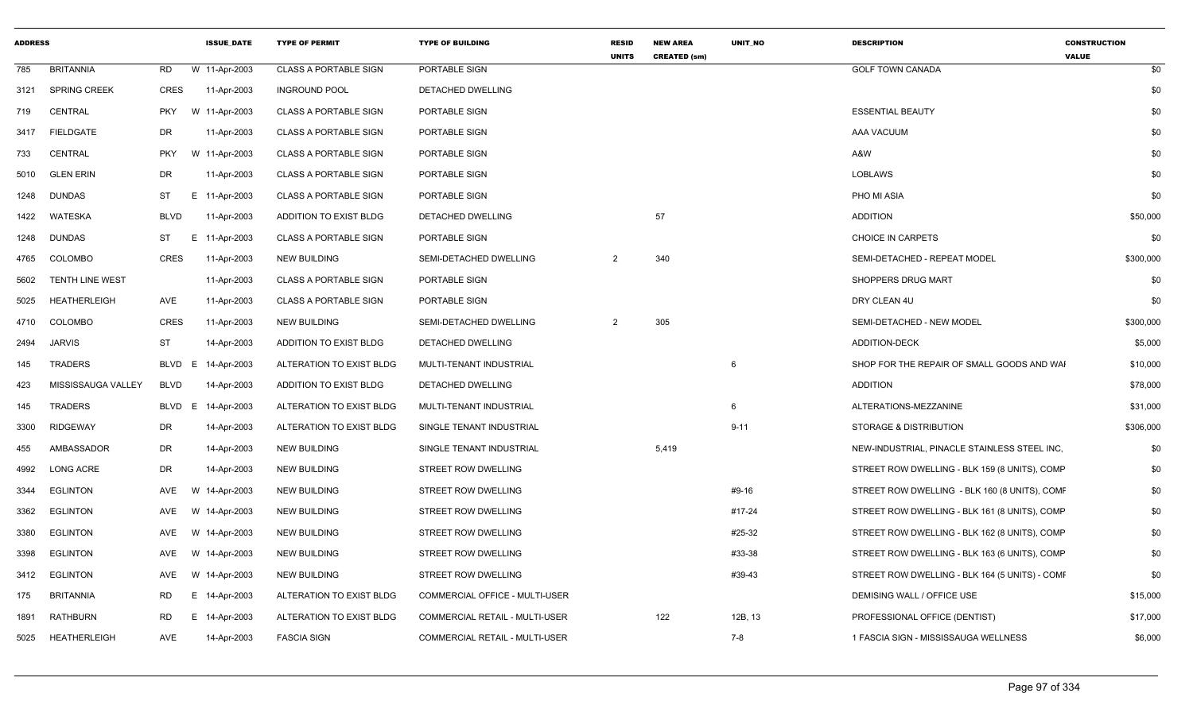| ADDRESS | | | ISSUE_DATE | TYPE OF PERMIT | TYPE OF BUILDING | RESID UNITS | NEW AREA CREATED (sm) | UNIT_NO | DESCRIPTION | CONSTRUCTION VALUE |
|---|---|---|---|---|---|---|---|---|---|---|
| 785 | BRITANNIA | RD | W 11-Apr-2003 | CLASS A PORTABLE SIGN | PORTABLE SIGN | | | | GOLF TOWN CANADA | $0 |
| 3121 | SPRING CREEK | CRES | 11-Apr-2003 | INGROUND POOL | DETACHED DWELLING | | | | | $0 |
| 719 | CENTRAL | PKY | W 11-Apr-2003 | CLASS A PORTABLE SIGN | PORTABLE SIGN | | | | ESSENTIAL BEAUTY | $0 |
| 3417 | FIELDGATE | DR | 11-Apr-2003 | CLASS A PORTABLE SIGN | PORTABLE SIGN | | | | AAA VACUUM | $0 |
| 733 | CENTRAL | PKY | W 11-Apr-2003 | CLASS A PORTABLE SIGN | PORTABLE SIGN | | | | A&W | $0 |
| 5010 | GLEN ERIN | DR | 11-Apr-2003 | CLASS A PORTABLE SIGN | PORTABLE SIGN | | | | LOBLAWS | $0 |
| 1248 | DUNDAS | ST | E 11-Apr-2003 | CLASS A PORTABLE SIGN | PORTABLE SIGN | | | | PHO MI ASIA | $0 |
| 1422 | WATESKA | BLVD | 11-Apr-2003 | ADDITION TO EXIST BLDG | DETACHED DWELLING | | 57 | | ADDITION | $50,000 |
| 1248 | DUNDAS | ST | E 11-Apr-2003 | CLASS A PORTABLE SIGN | PORTABLE SIGN | | | | CHOICE IN CARPETS | $0 |
| 4765 | COLOMBO | CRES | 11-Apr-2003 | NEW BUILDING | SEMI-DETACHED DWELLING | 2 | 340 | | SEMI-DETACHED - REPEAT MODEL | $300,000 |
| 5602 | TENTH LINE WEST | | 11-Apr-2003 | CLASS A PORTABLE SIGN | PORTABLE SIGN | | | | SHOPPERS DRUG MART | $0 |
| 5025 | HEATHERLEIGH | AVE | 11-Apr-2003 | CLASS A PORTABLE SIGN | PORTABLE SIGN | | | | DRY CLEAN 4U | $0 |
| 4710 | COLOMBO | CRES | 11-Apr-2003 | NEW BUILDING | SEMI-DETACHED DWELLING | 2 | 305 | | SEMI-DETACHED - NEW MODEL | $300,000 |
| 2494 | JARVIS | ST | 14-Apr-2003 | ADDITION TO EXIST BLDG | DETACHED DWELLING | | | | ADDITION-DECK | $5,000 |
| 145 | TRADERS | BLVD | E 14-Apr-2003 | ALTERATION TO EXIST BLDG | MULTI-TENANT INDUSTRIAL | | | 6 | SHOP FOR THE REPAIR OF SMALL GOODS AND WAI | $10,000 |
| 423 | MISSISSAUGA VALLEY | BLVD | 14-Apr-2003 | ADDITION TO EXIST BLDG | DETACHED DWELLING | | | | ADDITION | $78,000 |
| 145 | TRADERS | BLVD | E 14-Apr-2003 | ALTERATION TO EXIST BLDG | MULTI-TENANT INDUSTRIAL | | | 6 | ALTERATIONS-MEZZANINE | $31,000 |
| 3300 | RIDGEWAY | DR | 14-Apr-2003 | ALTERATION TO EXIST BLDG | SINGLE TENANT INDUSTRIAL | | | 9-11 | STORAGE & DISTRIBUTION | $306,000 |
| 455 | AMBASSADOR | DR | 14-Apr-2003 | NEW BUILDING | SINGLE TENANT INDUSTRIAL | | 5,419 | | NEW-INDUSTRIAL, PINACLE STAINLESS STEEL INC, | $0 |
| 4992 | LONG ACRE | DR | 14-Apr-2003 | NEW BUILDING | STREET ROW DWELLING | | | | STREET ROW DWELLING - BLK 159 (8 UNITS), COMP | $0 |
| 3344 | EGLINTON | AVE | W 14-Apr-2003 | NEW BUILDING | STREET ROW DWELLING | | | #9-16 | STREET ROW DWELLING - BLK 160 (8 UNITS), COMF | $0 |
| 3362 | EGLINTON | AVE | W 14-Apr-2003 | NEW BUILDING | STREET ROW DWELLING | | | #17-24 | STREET ROW DWELLING - BLK 161 (8 UNITS), COMP | $0 |
| 3380 | EGLINTON | AVE | W 14-Apr-2003 | NEW BUILDING | STREET ROW DWELLING | | | #25-32 | STREET ROW DWELLING - BLK 162 (8 UNITS), COMP | $0 |
| 3398 | EGLINTON | AVE | W 14-Apr-2003 | NEW BUILDING | STREET ROW DWELLING | | | #33-38 | STREET ROW DWELLING - BLK 163 (6 UNITS), COMP | $0 |
| 3412 | EGLINTON | AVE | W 14-Apr-2003 | NEW BUILDING | STREET ROW DWELLING | | | #39-43 | STREET ROW DWELLING - BLK 164 (5 UNITS) - COMF | $0 |
| 175 | BRITANNIA | RD | E 14-Apr-2003 | ALTERATION TO EXIST BLDG | COMMERCIAL OFFICE - MULTI-USER | | | | DEMISING WALL / OFFICE USE | $15,000 |
| 1891 | RATHBURN | RD | E 14-Apr-2003 | ALTERATION TO EXIST BLDG | COMMERCIAL RETAIL - MULTI-USER | | 122 | 12B, 13 | PROFESSIONAL OFFICE (DENTIST) | $17,000 |
| 5025 | HEATHERLEIGH | AVE | 14-Apr-2003 | FASCIA SIGN | COMMERCIAL RETAIL - MULTI-USER | | | 7-8 | 1 FASCIA SIGN - MISSISSAUGA WELLNESS | $6,000 |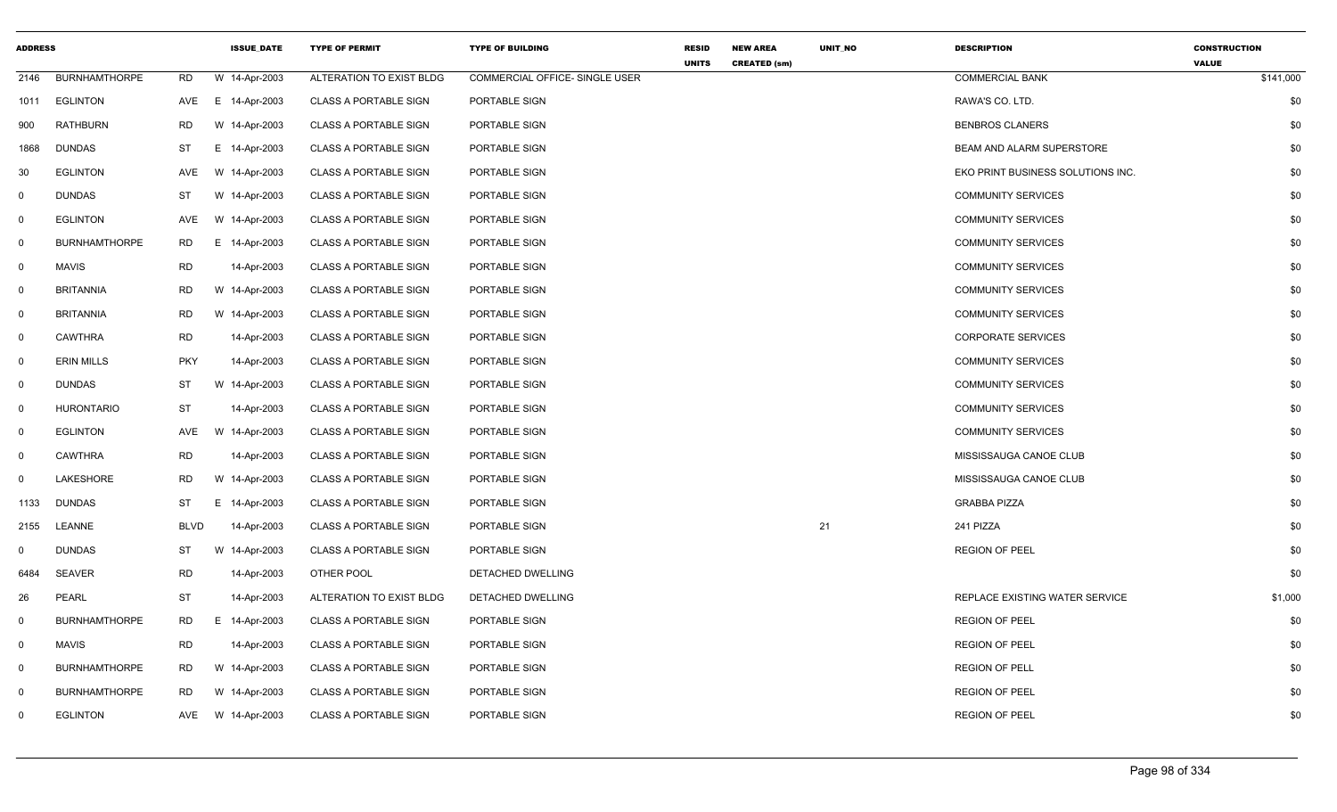| ADDRESS | | | | ISSUE_DATE | TYPE OF PERMIT | TYPE OF BUILDING | RESID UNITS | NEW AREA CREATED (sm) | UNIT_NO | DESCRIPTION | CONSTRUCTION VALUE |
|---|---|---|---|---|---|---|---|---|---|---|---|
| 2146 | BURNHAMTHORPE | RD | W | 14-Apr-2003 | ALTERATION TO EXIST BLDG | COMMERCIAL OFFICE- SINGLE USER | | | | COMMERCIAL BANK | $141,000 |
| 1011 | EGLINTON | AVE | E | 14-Apr-2003 | CLASS A PORTABLE SIGN | PORTABLE SIGN | | | | RAWA'S CO. LTD. | $0 |
| 900 | RATHBURN | RD | W | 14-Apr-2003 | CLASS A PORTABLE SIGN | PORTABLE SIGN | | | | BENBROS CLANERS | $0 |
| 1868 | DUNDAS | ST | E | 14-Apr-2003 | CLASS A PORTABLE SIGN | PORTABLE SIGN | | | | BEAM AND ALARM SUPERSTORE | $0 |
| 30 | EGLINTON | AVE | W | 14-Apr-2003 | CLASS A PORTABLE SIGN | PORTABLE SIGN | | | | EKO PRINT BUSINESS SOLUTIONS INC. | $0 |
| 0 | DUNDAS | ST | W | 14-Apr-2003 | CLASS A PORTABLE SIGN | PORTABLE SIGN | | | | COMMUNITY SERVICES | $0 |
| 0 | EGLINTON | AVE | W | 14-Apr-2003 | CLASS A PORTABLE SIGN | PORTABLE SIGN | | | | COMMUNITY SERVICES | $0 |
| 0 | BURNHAMTHORPE | RD | E | 14-Apr-2003 | CLASS A PORTABLE SIGN | PORTABLE SIGN | | | | COMMUNITY SERVICES | $0 |
| 0 | MAVIS | RD | | 14-Apr-2003 | CLASS A PORTABLE SIGN | PORTABLE SIGN | | | | COMMUNITY SERVICES | $0 |
| 0 | BRITANNIA | RD | W | 14-Apr-2003 | CLASS A PORTABLE SIGN | PORTABLE SIGN | | | | COMMUNITY SERVICES | $0 |
| 0 | BRITANNIA | RD | W | 14-Apr-2003 | CLASS A PORTABLE SIGN | PORTABLE SIGN | | | | COMMUNITY SERVICES | $0 |
| 0 | CAWTHRA | RD | | 14-Apr-2003 | CLASS A PORTABLE SIGN | PORTABLE SIGN | | | | CORPORATE SERVICES | $0 |
| 0 | ERIN MILLS | PKY | | 14-Apr-2003 | CLASS A PORTABLE SIGN | PORTABLE SIGN | | | | COMMUNITY SERVICES | $0 |
| 0 | DUNDAS | ST | W | 14-Apr-2003 | CLASS A PORTABLE SIGN | PORTABLE SIGN | | | | COMMUNITY SERVICES | $0 |
| 0 | HURONTARIO | ST | | 14-Apr-2003 | CLASS A PORTABLE SIGN | PORTABLE SIGN | | | | COMMUNITY SERVICES | $0 |
| 0 | EGLINTON | AVE | W | 14-Apr-2003 | CLASS A PORTABLE SIGN | PORTABLE SIGN | | | | COMMUNITY SERVICES | $0 |
| 0 | CAWTHRA | RD | | 14-Apr-2003 | CLASS A PORTABLE SIGN | PORTABLE SIGN | | | | MISSISSAUGA CANOE CLUB | $0 |
| 0 | LAKESHORE | RD | W | 14-Apr-2003 | CLASS A PORTABLE SIGN | PORTABLE SIGN | | | | MISSISSAUGA CANOE CLUB | $0 |
| 1133 | DUNDAS | ST | E | 14-Apr-2003 | CLASS A PORTABLE SIGN | PORTABLE SIGN | | | | GRABBA PIZZA | $0 |
| 2155 | LEANNE | BLVD | | 14-Apr-2003 | CLASS A PORTABLE SIGN | PORTABLE SIGN | | | 21 | 241 PIZZA | $0 |
| 0 | DUNDAS | ST | W | 14-Apr-2003 | CLASS A PORTABLE SIGN | PORTABLE SIGN | | | | REGION OF PEEL | $0 |
| 6484 | SEAVER | RD | | 14-Apr-2003 | OTHER POOL | DETACHED DWELLING | | | | | $0 |
| 26 | PEARL | ST | | 14-Apr-2003 | ALTERATION TO EXIST BLDG | DETACHED DWELLING | | | | REPLACE EXISTING WATER SERVICE | $1,000 |
| 0 | BURNHAMTHORPE | RD | E | 14-Apr-2003 | CLASS A PORTABLE SIGN | PORTABLE SIGN | | | | REGION OF PEEL | $0 |
| 0 | MAVIS | RD | | 14-Apr-2003 | CLASS A PORTABLE SIGN | PORTABLE SIGN | | | | REGION OF PEEL | $0 |
| 0 | BURNHAMTHORPE | RD | W | 14-Apr-2003 | CLASS A PORTABLE SIGN | PORTABLE SIGN | | | | REGION OF PELL | $0 |
| 0 | BURNHAMTHORPE | RD | W | 14-Apr-2003 | CLASS A PORTABLE SIGN | PORTABLE SIGN | | | | REGION OF PEEL | $0 |
| 0 | EGLINTON | AVE | W | 14-Apr-2003 | CLASS A PORTABLE SIGN | PORTABLE SIGN | | | | REGION OF PEEL | $0 |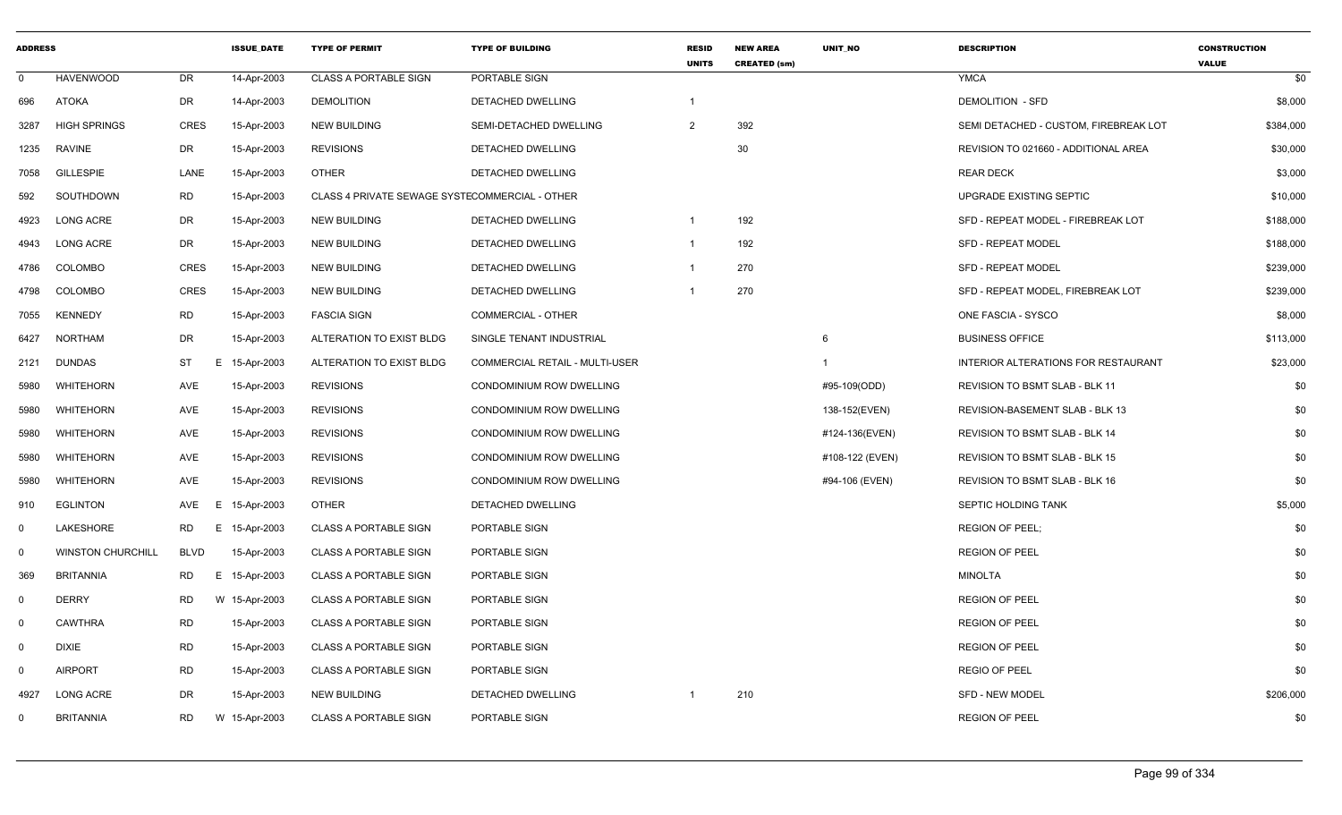| ADDRESS | | | ISSUE_DATE | TYPE OF PERMIT | TYPE OF BUILDING | RESID UNITS | NEW AREA CREATED (sm) | UNIT_NO | DESCRIPTION | CONSTRUCTION VALUE |
|---|---|---|---|---|---|---|---|---|---|---|
| 0 | HAVENWOOD | DR | 14-Apr-2003 | CLASS A PORTABLE SIGN | PORTABLE SIGN | | | | YMCA | $0 |
| 696 | ATOKA | DR | 14-Apr-2003 | DEMOLITION | DETACHED DWELLING | 1 | | | DEMOLITION - SFD | $8,000 |
| 3287 | HIGH SPRINGS | CRES | 15-Apr-2003 | NEW BUILDING | SEMI-DETACHED DWELLING | 2 | 392 | | SEMI DETACHED - CUSTOM, FIREBREAK LOT | $384,000 |
| 1235 | RAVINE | DR | 15-Apr-2003 | REVISIONS | DETACHED DWELLING | | 30 | | REVISION TO 021660 - ADDITIONAL AREA | $30,000 |
| 7058 | GILLESPIE | LANE | 15-Apr-2003 | OTHER | DETACHED DWELLING | | | | REAR DECK | $3,000 |
| 592 | SOUTHDOWN | RD | 15-Apr-2003 | CLASS 4 PRIVATE SEWAGE SYSTE | COMMERCIAL - OTHER | | | | UPGRADE EXISTING SEPTIC | $10,000 |
| 4923 | LONG ACRE | DR | 15-Apr-2003 | NEW BUILDING | DETACHED DWELLING | 1 | 192 | | SFD - REPEAT MODEL - FIREBREAK LOT | $188,000 |
| 4943 | LONG ACRE | DR | 15-Apr-2003 | NEW BUILDING | DETACHED DWELLING | 1 | 192 | | SFD - REPEAT MODEL | $188,000 |
| 4786 | COLOMBO | CRES | 15-Apr-2003 | NEW BUILDING | DETACHED DWELLING | 1 | 270 | | SFD - REPEAT MODEL | $239,000 |
| 4798 | COLOMBO | CRES | 15-Apr-2003 | NEW BUILDING | DETACHED DWELLING | 1 | 270 | | SFD - REPEAT MODEL, FIREBREAK LOT | $239,000 |
| 7055 | KENNEDY | RD | 15-Apr-2003 | FASCIA SIGN | COMMERCIAL - OTHER | | | | ONE FASCIA - SYSCO | $8,000 |
| 6427 | NORTHAM | DR | 15-Apr-2003 | ALTERATION TO EXIST BLDG | SINGLE TENANT INDUSTRIAL | | | 6 | BUSINESS OFFICE | $113,000 |
| 2121 | DUNDAS | ST E | 15-Apr-2003 | ALTERATION TO EXIST BLDG | COMMERCIAL RETAIL - MULTI-USER | | | 1 | INTERIOR ALTERATIONS FOR RESTAURANT | $23,000 |
| 5980 | WHITEHORN | AVE | 15-Apr-2003 | REVISIONS | CONDOMINIUM ROW DWELLING | | | #95-109(ODD) | REVISION TO BSMT SLAB - BLK 11 | $0 |
| 5980 | WHITEHORN | AVE | 15-Apr-2003 | REVISIONS | CONDOMINIUM ROW DWELLING | | | 138-152(EVEN) | REVISION-BASEMENT SLAB - BLK 13 | $0 |
| 5980 | WHITEHORN | AVE | 15-Apr-2003 | REVISIONS | CONDOMINIUM ROW DWELLING | | | #124-136(EVEN) | REVISION TO BSMT SLAB - BLK 14 | $0 |
| 5980 | WHITEHORN | AVE | 15-Apr-2003 | REVISIONS | CONDOMINIUM ROW DWELLING | | | #108-122 (EVEN) | REVISION TO BSMT SLAB - BLK 15 | $0 |
| 5980 | WHITEHORN | AVE | 15-Apr-2003 | REVISIONS | CONDOMINIUM ROW DWELLING | | | #94-106 (EVEN) | REVISION TO BSMT SLAB - BLK 16 | $0 |
| 910 | EGLINTON | AVE E | 15-Apr-2003 | OTHER | DETACHED DWELLING | | | | SEPTIC HOLDING TANK | $5,000 |
| 0 | LAKESHORE | RD E | 15-Apr-2003 | CLASS A PORTABLE SIGN | PORTABLE SIGN | | | | REGION OF PEEL; | $0 |
| 0 | WINSTON CHURCHILL | BLVD | 15-Apr-2003 | CLASS A PORTABLE SIGN | PORTABLE SIGN | | | | REGION OF PEEL | $0 |
| 369 | BRITANNIA | RD E | 15-Apr-2003 | CLASS A PORTABLE SIGN | PORTABLE SIGN | | | | MINOLTA | $0 |
| 0 | DERRY | RD W | 15-Apr-2003 | CLASS A PORTABLE SIGN | PORTABLE SIGN | | | | REGION OF PEEL | $0 |
| 0 | CAWTHRA | RD | 15-Apr-2003 | CLASS A PORTABLE SIGN | PORTABLE SIGN | | | | REGION OF PEEL | $0 |
| 0 | DIXIE | RD | 15-Apr-2003 | CLASS A PORTABLE SIGN | PORTABLE SIGN | | | | REGION OF PEEL | $0 |
| 0 | AIRPORT | RD | 15-Apr-2003 | CLASS A PORTABLE SIGN | PORTABLE SIGN | | | | REGIO OF PEEL | $0 |
| 4927 | LONG ACRE | DR | 15-Apr-2003 | NEW BUILDING | DETACHED DWELLING | 1 | 210 | | SFD - NEW MODEL | $206,000 |
| 0 | BRITANNIA | RD W | 15-Apr-2003 | CLASS A PORTABLE SIGN | PORTABLE SIGN | | | | REGION OF PEEL | $0 |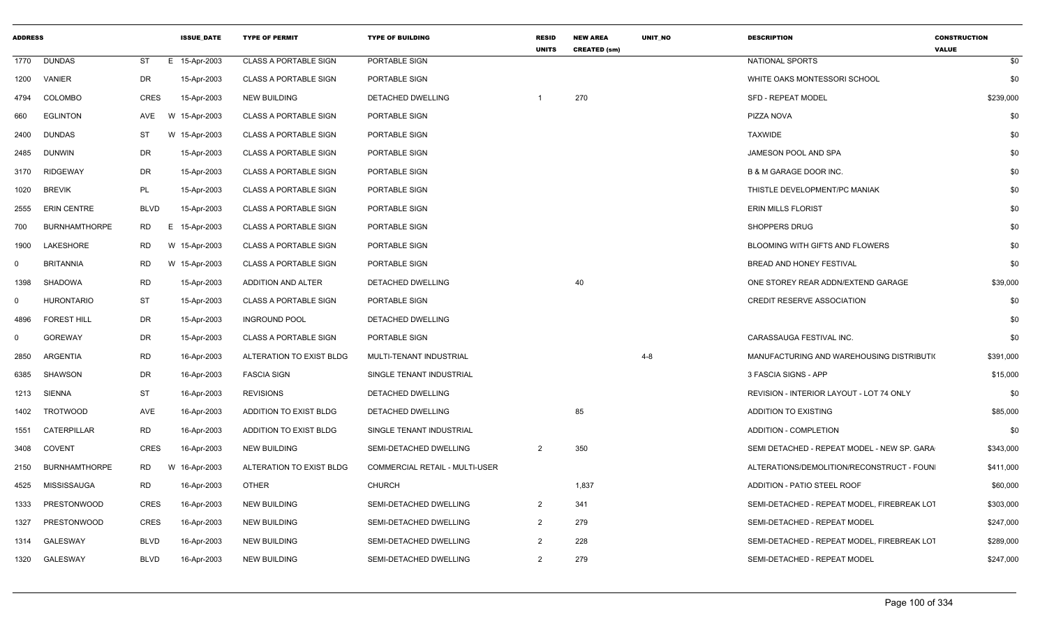| ADDRESS | | | | ISSUE_DATE | TYPE OF PERMIT | TYPE OF BUILDING | RESID UNITS | NEW AREA CREATED (sm) | UNIT_NO | DESCRIPTION | CONSTRUCTION VALUE |
|---|---|---|---|---|---|---|---|---|---|---|---|
| 1770 | DUNDAS | ST | E | 15-Apr-2003 | CLASS A PORTABLE SIGN | PORTABLE SIGN | | | | NATIONAL SPORTS | $0 |
| 1200 | VANIER | DR | | 15-Apr-2003 | CLASS A PORTABLE SIGN | PORTABLE SIGN | | | | WHITE OAKS MONTESSORI SCHOOL | $0 |
| 4794 | COLOMBO | CRES | | 15-Apr-2003 | NEW BUILDING | DETACHED DWELLING | 1 | 270 | | SFD - REPEAT MODEL | $239,000 |
| 660 | EGLINTON | AVE | W | 15-Apr-2003 | CLASS A PORTABLE SIGN | PORTABLE SIGN | | | | PIZZA NOVA | $0 |
| 2400 | DUNDAS | ST | W | 15-Apr-2003 | CLASS A PORTABLE SIGN | PORTABLE SIGN | | | | TAXWIDE | $0 |
| 2485 | DUNWIN | DR | | 15-Apr-2003 | CLASS A PORTABLE SIGN | PORTABLE SIGN | | | | JAMESON POOL AND SPA | $0 |
| 3170 | RIDGEWAY | DR | | 15-Apr-2003 | CLASS A PORTABLE SIGN | PORTABLE SIGN | | | | B & M GARAGE DOOR INC. | $0 |
| 1020 | BREVIK | PL | | 15-Apr-2003 | CLASS A PORTABLE SIGN | PORTABLE SIGN | | | | THISTLE DEVELOPMENT/PC MANIAK | $0 |
| 2555 | ERIN CENTRE | BLVD | | 15-Apr-2003 | CLASS A PORTABLE SIGN | PORTABLE SIGN | | | | ERIN MILLS FLORIST | $0 |
| 700 | BURNHAMTHORPE | RD | E | 15-Apr-2003 | CLASS A PORTABLE SIGN | PORTABLE SIGN | | | | SHOPPERS DRUG | $0 |
| 1900 | LAKESHORE | RD | W | 15-Apr-2003 | CLASS A PORTABLE SIGN | PORTABLE SIGN | | | | BLOOMING WITH GIFTS AND FLOWERS | $0 |
| 0 | BRITANNIA | RD | W | 15-Apr-2003 | CLASS A PORTABLE SIGN | PORTABLE SIGN | | | | BREAD AND HONEY FESTIVAL | $0 |
| 1398 | SHADOWA | RD | | 15-Apr-2003 | ADDITION AND ALTER | DETACHED DWELLING | | 40 | | ONE STOREY REAR ADDN/EXTEND GARAGE | $39,000 |
| 0 | HURONTARIO | ST | | 15-Apr-2003 | CLASS A PORTABLE SIGN | PORTABLE SIGN | | | | CREDIT RESERVE ASSOCIATION | $0 |
| 4896 | FOREST HILL | DR | | 15-Apr-2003 | INGROUND POOL | DETACHED DWELLING | | | | | $0 |
| 0 | GOREWAY | DR | | 15-Apr-2003 | CLASS A PORTABLE SIGN | PORTABLE SIGN | | | | CARASSAUGA FESTIVAL INC. | $0 |
| 2850 | ARGENTIA | RD | | 16-Apr-2003 | ALTERATION TO EXIST BLDG | MULTI-TENANT INDUSTRIAL | | | 4-8 | MANUFACTURING AND WAREHOUSING DISTRIBUTI( | $391,000 |
| 6385 | SHAWSON | DR | | 16-Apr-2003 | FASCIA SIGN | SINGLE TENANT INDUSTRIAL | | | | 3 FASCIA SIGNS - APP | $15,000 |
| 1213 | SIENNA | ST | | 16-Apr-2003 | REVISIONS | DETACHED DWELLING | | | | REVISION - INTERIOR LAYOUT - LOT 74 ONLY | $0 |
| 1402 | TROTWOOD | AVE | | 16-Apr-2003 | ADDITION TO EXIST BLDG | DETACHED DWELLING | | 85 | | ADDITION TO EXISTING | $85,000 |
| 1551 | CATERPILLAR | RD | | 16-Apr-2003 | ADDITION TO EXIST BLDG | SINGLE TENANT INDUSTRIAL | | | | ADDITION - COMPLETION | $0 |
| 3408 | COVENT | CRES | | 16-Apr-2003 | NEW BUILDING | SEMI-DETACHED DWELLING | 2 | 350 | | SEMI DETACHED - REPEAT MODEL - NEW SP. GARA | $343,000 |
| 2150 | BURNHAMTHORPE | RD | W | 16-Apr-2003 | ALTERATION TO EXIST BLDG | COMMERCIAL RETAIL - MULTI-USER | | | | ALTERATIONS/DEMOLITION/RECONSTRUCT - FOUNI | $411,000 |
| 4525 | MISSISSAUGA | RD | | 16-Apr-2003 | OTHER | CHURCH | | 1,837 | | ADDITION - PATIO STEEL ROOF | $60,000 |
| 1333 | PRESTONWOOD | CRES | | 16-Apr-2003 | NEW BUILDING | SEMI-DETACHED DWELLING | 2 | 341 | | SEMI-DETACHED - REPEAT MODEL, FIREBREAK LOT | $303,000 |
| 1327 | PRESTONWOOD | CRES | | 16-Apr-2003 | NEW BUILDING | SEMI-DETACHED DWELLING | 2 | 279 | | SEMI-DETACHED - REPEAT MODEL | $247,000 |
| 1314 | GALESWAY | BLVD | | 16-Apr-2003 | NEW BUILDING | SEMI-DETACHED DWELLING | 2 | 228 | | SEMI-DETACHED - REPEAT MODEL, FIREBREAK LOT | $289,000 |
| 1320 | GALESWAY | BLVD | | 16-Apr-2003 | NEW BUILDING | SEMI-DETACHED DWELLING | 2 | 279 | | SEMI-DETACHED - REPEAT MODEL | $247,000 |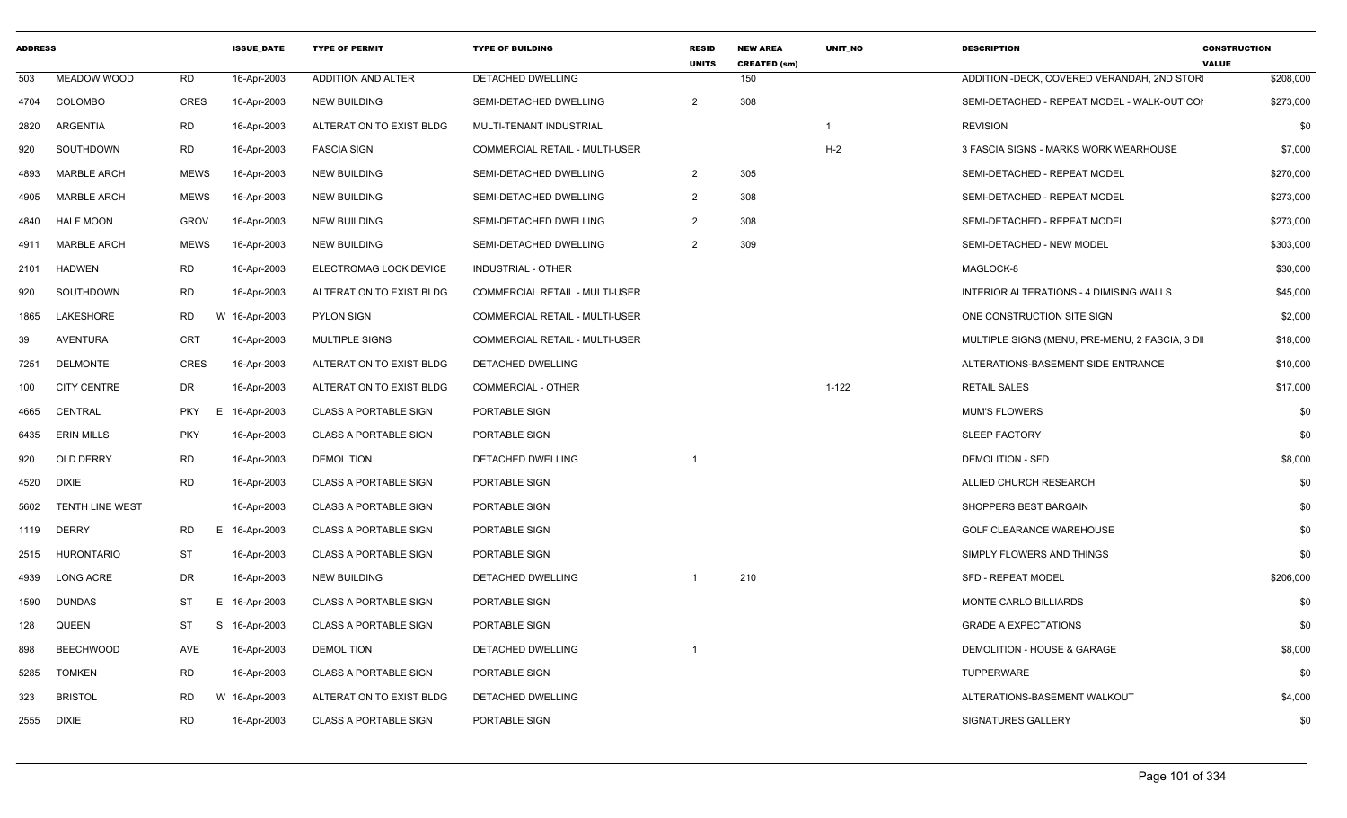| ADDRESS | | | ISSUE_DATE | TYPE OF PERMIT | TYPE OF BUILDING | RESID UNITS | NEW AREA CREATED (sm) | UNIT_NO | DESCRIPTION | CONSTRUCTION VALUE |
|---|---|---|---|---|---|---|---|---|---|---|
| 503 | MEADOW WOOD | RD | 16-Apr-2003 | ADDITION AND ALTER | DETACHED DWELLING | | 150 | | ADDITION -DECK, COVERED VERANDAH, 2ND STORI | $208,000 |
| 4704 | COLOMBO | CRES | 16-Apr-2003 | NEW BUILDING | SEMI-DETACHED DWELLING | 2 | 308 | | SEMI-DETACHED - REPEAT MODEL - WALK-OUT COI | $273,000 |
| 2820 | ARGENTIA | RD | 16-Apr-2003 | ALTERATION TO EXIST BLDG | MULTI-TENANT INDUSTRIAL | | | 1 | REVISION | $0 |
| 920 | SOUTHDOWN | RD | 16-Apr-2003 | FASCIA SIGN | COMMERCIAL RETAIL - MULTI-USER | | | H-2 | 3 FASCIA SIGNS - MARKS WORK WEARHOUSE | $7,000 |
| 4893 | MARBLE ARCH | MEWS | 16-Apr-2003 | NEW BUILDING | SEMI-DETACHED DWELLING | 2 | 305 | | SEMI-DETACHED - REPEAT MODEL | $270,000 |
| 4905 | MARBLE ARCH | MEWS | 16-Apr-2003 | NEW BUILDING | SEMI-DETACHED DWELLING | 2 | 308 | | SEMI-DETACHED - REPEAT MODEL | $273,000 |
| 4840 | HALF MOON | GROV | 16-Apr-2003 | NEW BUILDING | SEMI-DETACHED DWELLING | 2 | 308 | | SEMI-DETACHED - REPEAT MODEL | $273,000 |
| 4911 | MARBLE ARCH | MEWS | 16-Apr-2003 | NEW BUILDING | SEMI-DETACHED DWELLING | 2 | 309 | | SEMI-DETACHED - NEW MODEL | $303,000 |
| 2101 | HADWEN | RD | 16-Apr-2003 | ELECTROMAG LOCK DEVICE | INDUSTRIAL - OTHER | | | | MAGLOCK-8 | $30,000 |
| 920 | SOUTHDOWN | RD | 16-Apr-2003 | ALTERATION TO EXIST BLDG | COMMERCIAL RETAIL - MULTI-USER | | | | INTERIOR ALTERATIONS - 4 DIMISING WALLS | $45,000 |
| 1865 | LAKESHORE | RD | W 16-Apr-2003 | PYLON SIGN | COMMERCIAL RETAIL - MULTI-USER | | | | ONE CONSTRUCTION SITE SIGN | $2,000 |
| 39 | AVENTURA | CRT | 16-Apr-2003 | MULTIPLE SIGNS | COMMERCIAL RETAIL - MULTI-USER | | | | MULTIPLE SIGNS (MENU, PRE-MENU, 2 FASCIA, 3 DI | $18,000 |
| 7251 | DELMONTE | CRES | 16-Apr-2003 | ALTERATION TO EXIST BLDG | DETACHED DWELLING | | | | ALTERATIONS-BASEMENT SIDE ENTRANCE | $10,000 |
| 100 | CITY CENTRE | DR | 16-Apr-2003 | ALTERATION TO EXIST BLDG | COMMERCIAL - OTHER | | | 1-122 | RETAIL SALES | $17,000 |
| 4665 | CENTRAL | PKY | E 16-Apr-2003 | CLASS A PORTABLE SIGN | PORTABLE SIGN | | | | MUM'S FLOWERS | $0 |
| 6435 | ERIN MILLS | PKY | 16-Apr-2003 | CLASS A PORTABLE SIGN | PORTABLE SIGN | | | | SLEEP FACTORY | $0 |
| 920 | OLD DERRY | RD | 16-Apr-2003 | DEMOLITION | DETACHED DWELLING | 1 | | | DEMOLITION - SFD | $8,000 |
| 4520 | DIXIE | RD | 16-Apr-2003 | CLASS A PORTABLE SIGN | PORTABLE SIGN | | | | ALLIED CHURCH RESEARCH | $0 |
| 5602 | TENTH LINE WEST | | 16-Apr-2003 | CLASS A PORTABLE SIGN | PORTABLE SIGN | | | | SHOPPERS BEST BARGAIN | $0 |
| 1119 | DERRY | RD | E 16-Apr-2003 | CLASS A PORTABLE SIGN | PORTABLE SIGN | | | | GOLF CLEARANCE WAREHOUSE | $0 |
| 2515 | HURONTARIO | ST | 16-Apr-2003 | CLASS A PORTABLE SIGN | PORTABLE SIGN | | | | SIMPLY FLOWERS AND THINGS | $0 |
| 4939 | LONG ACRE | DR | 16-Apr-2003 | NEW BUILDING | DETACHED DWELLING | 1 | 210 | | SFD - REPEAT MODEL | $206,000 |
| 1590 | DUNDAS | ST | E 16-Apr-2003 | CLASS A PORTABLE SIGN | PORTABLE SIGN | | | | MONTE CARLO BILLIARDS | $0 |
| 128 | QUEEN | ST | S 16-Apr-2003 | CLASS A PORTABLE SIGN | PORTABLE SIGN | | | | GRADE A EXPECTATIONS | $0 |
| 898 | BEECHWOOD | AVE | 16-Apr-2003 | DEMOLITION | DETACHED DWELLING | 1 | | | DEMOLITION - HOUSE & GARAGE | $8,000 |
| 5285 | TOMKEN | RD | 16-Apr-2003 | CLASS A PORTABLE SIGN | PORTABLE SIGN | | | | TUPPERWARE | $0 |
| 323 | BRISTOL | RD | W 16-Apr-2003 | ALTERATION TO EXIST BLDG | DETACHED DWELLING | | | | ALTERATIONS-BASEMENT WALKOUT | $4,000 |
| 2555 | DIXIE | RD | 16-Apr-2003 | CLASS A PORTABLE SIGN | PORTABLE SIGN | | | | SIGNATURES GALLERY | $0 |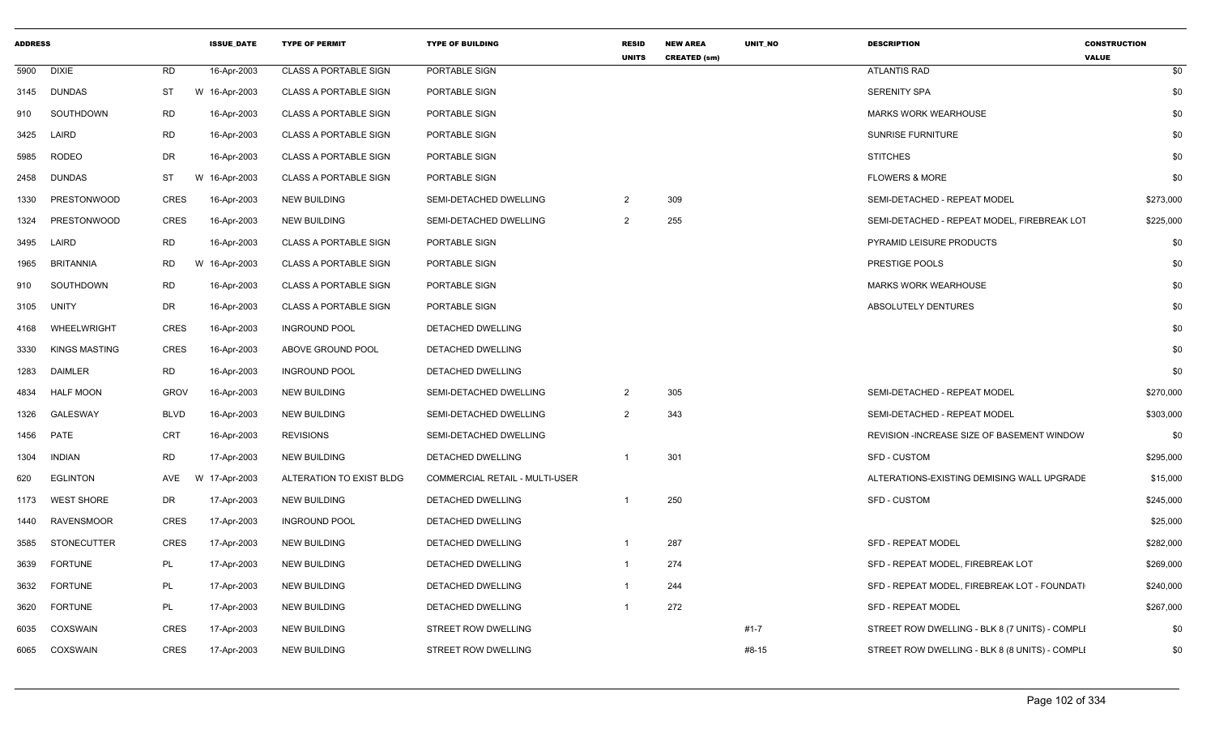| ADDRESS | | | ISSUE_DATE | TYPE OF PERMIT | TYPE OF BUILDING | RESID UNITS | NEW AREA CREATED (sm) | UNIT_NO | DESCRIPTION | CONSTRUCTION VALUE |
|---|---|---|---|---|---|---|---|---|---|---|
| 5900 | DIXIE | RD | 16-Apr-2003 | CLASS A PORTABLE SIGN | PORTABLE SIGN | | | | ATLANTIS RAD | $0 |
| 3145 | DUNDAS | ST W | 16-Apr-2003 | CLASS A PORTABLE SIGN | PORTABLE SIGN | | | | SERENITY SPA | $0 |
| 910 | SOUTHDOWN | RD | 16-Apr-2003 | CLASS A PORTABLE SIGN | PORTABLE SIGN | | | | MARKS WORK WEARHOUSE | $0 |
| 3425 | LAIRD | RD | 16-Apr-2003 | CLASS A PORTABLE SIGN | PORTABLE SIGN | | | | SUNRISE FURNITURE | $0 |
| 5985 | RODEO | DR | 16-Apr-2003 | CLASS A PORTABLE SIGN | PORTABLE SIGN | | | | STITCHES | $0 |
| 2458 | DUNDAS | ST W | 16-Apr-2003 | CLASS A PORTABLE SIGN | PORTABLE SIGN | | | | FLOWERS & MORE | $0 |
| 1330 | PRESTONWOOD | CRES | 16-Apr-2003 | NEW BUILDING | SEMI-DETACHED DWELLING | 2 | 309 | | SEMI-DETACHED - REPEAT MODEL | $273,000 |
| 1324 | PRESTONWOOD | CRES | 16-Apr-2003 | NEW BUILDING | SEMI-DETACHED DWELLING | 2 | 255 | | SEMI-DETACHED - REPEAT MODEL, FIREBREAK LOT | $225,000 |
| 3495 | LAIRD | RD | 16-Apr-2003 | CLASS A PORTABLE SIGN | PORTABLE SIGN | | | | PYRAMID LEISURE PRODUCTS | $0 |
| 1965 | BRITANNIA | RD W | 16-Apr-2003 | CLASS A PORTABLE SIGN | PORTABLE SIGN | | | | PRESTIGE POOLS | $0 |
| 910 | SOUTHDOWN | RD | 16-Apr-2003 | CLASS A PORTABLE SIGN | PORTABLE SIGN | | | | MARKS WORK WEARHOUSE | $0 |
| 3105 | UNITY | DR | 16-Apr-2003 | CLASS A PORTABLE SIGN | PORTABLE SIGN | | | | ABSOLUTELY DENTURES | $0 |
| 4168 | WHEELWRIGHT | CRES | 16-Apr-2003 | INGROUND POOL | DETACHED DWELLING | | | | | $0 |
| 3330 | KINGS MASTING | CRES | 16-Apr-2003 | ABOVE GROUND POOL | DETACHED DWELLING | | | | | $0 |
| 1283 | DAIMLER | RD | 16-Apr-2003 | INGROUND POOL | DETACHED DWELLING | | | | | $0 |
| 4834 | HALF MOON | GROV | 16-Apr-2003 | NEW BUILDING | SEMI-DETACHED DWELLING | 2 | 305 | | SEMI-DETACHED - REPEAT MODEL | $270,000 |
| 1326 | GALESWAY | BLVD | 16-Apr-2003 | NEW BUILDING | SEMI-DETACHED DWELLING | 2 | 343 | | SEMI-DETACHED - REPEAT MODEL | $303,000 |
| 1456 | PATE | CRT | 16-Apr-2003 | REVISIONS | SEMI-DETACHED DWELLING | | | | REVISION -INCREASE SIZE OF BASEMENT WINDOW | $0 |
| 1304 | INDIAN | RD | 17-Apr-2003 | NEW BUILDING | DETACHED DWELLING | 1 | 301 | | SFD - CUSTOM | $295,000 |
| 620 | EGLINTON | AVE W | 17-Apr-2003 | ALTERATION TO EXIST BLDG | COMMERCIAL RETAIL - MULTI-USER | | | | ALTERATIONS-EXISTING DEMISING WALL UPGRADE | $15,000 |
| 1173 | WEST SHORE | DR | 17-Apr-2003 | NEW BUILDING | DETACHED DWELLING | 1 | 250 | | SFD - CUSTOM | $245,000 |
| 1440 | RAVENSMOOR | CRES | 17-Apr-2003 | INGROUND POOL | DETACHED DWELLING | | | | | $25,000 |
| 3585 | STONECUTTER | CRES | 17-Apr-2003 | NEW BUILDING | DETACHED DWELLING | 1 | 287 | | SFD - REPEAT MODEL | $282,000 |
| 3639 | FORTUNE | PL | 17-Apr-2003 | NEW BUILDING | DETACHED DWELLING | 1 | 274 | | SFD - REPEAT MODEL, FIREBREAK LOT | $269,000 |
| 3632 | FORTUNE | PL | 17-Apr-2003 | NEW BUILDING | DETACHED DWELLING | 1 | 244 | | SFD - REPEAT MODEL, FIREBREAK LOT - FOUNDATI | $240,000 |
| 3620 | FORTUNE | PL | 17-Apr-2003 | NEW BUILDING | DETACHED DWELLING | 1 | 272 | | SFD - REPEAT MODEL | $267,000 |
| 6035 | COXSWAIN | CRES | 17-Apr-2003 | NEW BUILDING | STREET ROW DWELLING | | | #1-7 | STREET ROW DWELLING - BLK 8 (7 UNITS) - COMPLI | $0 |
| 6065 | COXSWAIN | CRES | 17-Apr-2003 | NEW BUILDING | STREET ROW DWELLING | | | #8-15 | STREET ROW DWELLING - BLK 8 (8 UNITS) - COMPLI | $0 |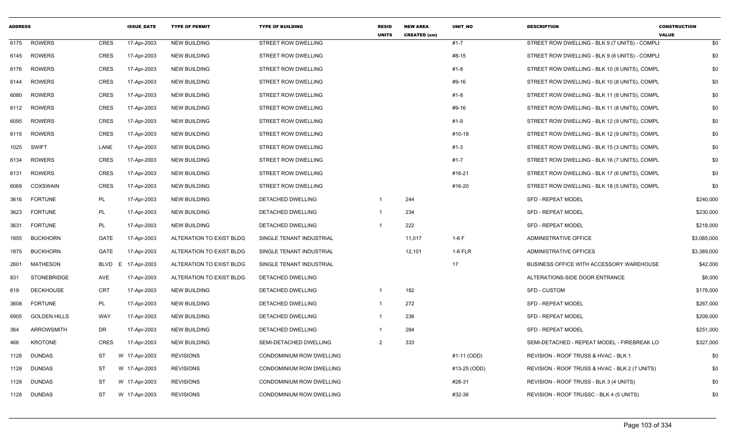| ADDRESS | | | ISSUE_DATE | TYPE OF PERMIT | TYPE OF BUILDING | RESID UNITS | NEW AREA CREATED (sm) | UNIT_NO | DESCRIPTION | CONSTRUCTION VALUE |
|---|---|---|---|---|---|---|---|---|---|---|
| 6175 | ROWERS | CRES | 17-Apr-2003 | NEW BUILDING | STREET ROW DWELLING | | | #1-7 | STREET ROW DWELLING - BLK 9 (7 UNITS) - COMPLI | $0 |
| 6145 | ROWERS | CRES | 17-Apr-2003 | NEW BUILDING | STREET ROW DWELLING | | | #8-15 | STREET ROW DWELLING - BLK 9 (8 UNITS) - COMPLI | $0 |
| 6176 | ROWERS | CRES | 17-Apr-2003 | NEW BUILDING | STREET ROW DWELLING | | | #1-8 | STREET ROW DWELLING - BLK 10 (8 UNITS), COMPL | $0 |
| 6144 | ROWERS | CRES | 17-Apr-2003 | NEW BUILDING | STREET ROW DWELLING | | | #9-16 | STREET ROW DWELLING - BLK 10 (8 UNITS), COMPL | $0 |
| 6080 | ROWERS | CRES | 17-Apr-2003 | NEW BUILDING | STREET ROW DWELLING | | | #1-8 | STREET ROW DWELLING - BLK 11 (8 UNITS), COMPL | $0 |
| 6112 | ROWERS | CRES | 17-Apr-2003 | NEW BUILDING | STREET ROW DWELLING | | | #9-16 | STREET ROW DWELLING - BLK 11 (8 UNITS), COMPL | $0 |
| 6095 | ROWERS | CRES | 17-Apr-2003 | NEW BUILDING | STREET ROW DWELLING | | | #1-9 | STREET ROW DWELLING - BLK 12 (9 UNITS), COMPL | $0 |
| 6115 | ROWERS | CRES | 17-Apr-2003 | NEW BUILDING | STREET ROW DWELLING | | | #10-18 | STREET ROW DWELLING - BLK 12 (9 UNITS), COMPL | $0 |
| 1025 | SWIFT | LANE | 17-Apr-2003 | NEW BUILDING | STREET ROW DWELLING | | | #1-3 | STREET ROW DWELLING - BLK 15 (3 UNITS), COMPL | $0 |
| 6134 | ROWERS | CRES | 17-Apr-2003 | NEW BUILDING | STREET ROW DWELLING | | | #1-7 | STREET ROW DWELLING - BLK 16 (7 UNITS), COMPL | $0 |
| 6131 | ROWERS | CRES | 17-Apr-2003 | NEW BUILDING | STREET ROW DWELLING | | | #16-21 | STREET ROW DWELLING - BLK 17 (6 UNITS), COMPL | $0 |
| 6069 | COXSWAIN | CRES | 17-Apr-2003 | NEW BUILDING | STREET ROW DWELLING | | | #16-20 | STREET ROW DWELLING - BLK 18 (5 UNITS), COMPL | $0 |
| 3616 | FORTUNE | PL | 17-Apr-2003 | NEW BUILDING | DETACHED DWELLING | 1 | 244 | | SFD - REPEAT MODEL | $240,000 |
| 3623 | FORTUNE | PL | 17-Apr-2003 | NEW BUILDING | DETACHED DWELLING | 1 | 234 | | SFD - REPEAT MODEL | $230,000 |
| 3631 | FORTUNE | PL | 17-Apr-2003 | NEW BUILDING | DETACHED DWELLING | 1 | 222 | | SFD - REPEAT MODEL | $218,000 |
| 1855 | BUCKHORN | GATE | 17-Apr-2003 | ALTERATION TO EXIST BLDG | SINGLE TENANT INDUSTRIAL | | 11,017 | 1-6 F | ADMINISTRATIVE OFFICE | $3,085,000 |
| 1875 | BUCKHORN | GATE | 17-Apr-2003 | ALTERATION TO EXIST BLDG | SINGLE TENANT INDUSTRIAL | | 12,101 | 1-6 FLR | ADMINISTRATIVE OFFICES | $3,389,000 |
| 2601 | MATHESON | BLVD E | 17-Apr-2003 | ALTERATION TO EXIST BLDG | SINGLE TENANT INDUSTRIAL | | | 17 | BUSINESS OFFICE WITH ACCESSORY WAREHOUSE | $42,000 |
| 831 | STONEBRIDGE | AVE | 17-Apr-2003 | ALTERATION TO EXIST BLDG | DETACHED DWELLING | | | | ALTERATIONS-SIDE DOOR ENTRANCE | $8,000 |
| 619 | DECKHOUSE | CRT | 17-Apr-2003 | NEW BUILDING | DETACHED DWELLING | 1 | 182 | | SFD - CUSTOM | $178,000 |
| 3608 | FORTUNE | PL | 17-Apr-2003 | NEW BUILDING | DETACHED DWELLING | 1 | 272 | | SFD - REPEAT MODEL | $267,000 |
| 6905 | GOLDEN HILLS | WAY | 17-Apr-2003 | NEW BUILDING | DETACHED DWELLING | 1 | 236 | | SFD - REPEAT MODEL | $209,000 |
| 364 | ARROWSMITH | DR | 17-Apr-2003 | NEW BUILDING | DETACHED DWELLING | 1 | 284 | | SFD - REPEAT MODEL | $251,000 |
| 466 | KROTONE | CRES | 17-Apr-2003 | NEW BUILDING | SEMI-DETACHED DWELLING | 2 | 333 | | SEMI-DETACHED - REPEAT MODEL - FIREBREAK LO | $327,000 |
| 1128 | DUNDAS | ST W | 17-Apr-2003 | REVISIONS | CONDOMINIUM ROW DWELLING | | | #1-11 (ODD) | REVISION - ROOF TRUSS & HVAC - BLK 1 | $0 |
| 1128 | DUNDAS | ST W | 17-Apr-2003 | REVISIONS | CONDOMINIUM ROW DWELLING | | | #13-25 (ODD) | REVISION - ROOF TRUSS & HVAC - BLK 2 (7 UNITS) | $0 |
| 1128 | DUNDAS | ST W | 17-Apr-2003 | REVISIONS | CONDOMINIUM ROW DWELLING | | | #28-31 | REVISION - ROOF TRUSS - BLK 3 (4 UNITS) | $0 |
| 1128 | DUNDAS | ST W | 17-Apr-2003 | REVISIONS | CONDOMINIUM ROW DWELLING | | | #32-36 | REVISION - ROOF TRUSSC - BLK 4 (5 UNITS) | $0 |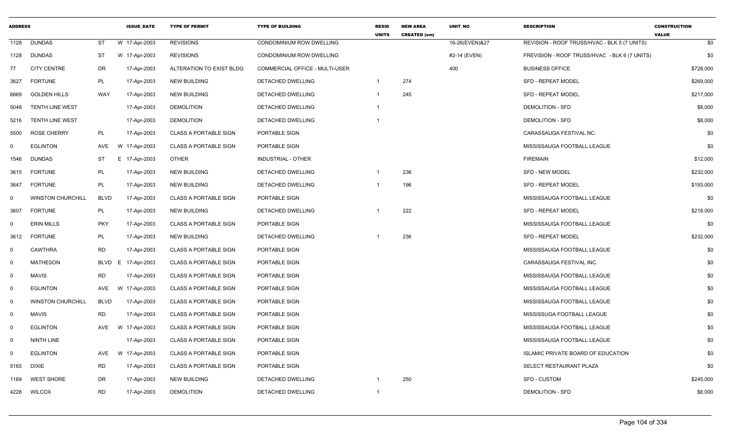| ADDRESS | | | | ISSUE_DATE | TYPE OF PERMIT | TYPE OF BUILDING | RESID UNITS | NEW AREA CREATED (sm) | UNIT_NO | DESCRIPTION | CONSTRUCTION VALUE |
|---|---|---|---|---|---|---|---|---|---|---|---|
| 1128 | DUNDAS | ST | W | 17-Apr-2003 | REVISIONS | CONDOMINIUM ROW DWELLING | | | 16-26(EVEN)&27 | REVISION - ROOF TRUSS/HVAC - BLK 5 (7 UNITS) | $0 |
| 1128 | DUNDAS | ST | W | 17-Apr-2003 | REVISIONS | CONDOMINIUM ROW DWELLING | | | #2-14 (EVEN) | FREVISION - ROOF TRUSS/HVAC - BLK 6 (7 UNITS) | $0 |
| 77 | CITY CENTRE | DR | | 17-Apr-2003 | ALTERATION TO EXIST BLDG | COMMERCIAL OFFICE - MULTI-USER | | | 400 | BUSINESS OFFICE | $728,000 |
| 3627 | FORTUNE | PL | | 17-Apr-2003 | NEW BUILDING | DETACHED DWELLING | 1 | 274 | | SFD - REPEAT MODEL | $269,000 |
| 6869 | GOLDEN HILLS | WAY | | 17-Apr-2003 | NEW BUILDING | DETACHED DWELLING | 1 | 245 | | SFD - REPEAT MODEL | $217,000 |
| 5048 | TENTH LINE WEST | | | 17-Apr-2003 | DEMOLITION | DETACHED DWELLING | 1 | | | DEMOLITION - SFD | $8,000 |
| 5216 | TENTH LINE WEST | | | 17-Apr-2003 | DEMOLITION | DETACHED DWELLING | 1 | | | DEMOLITION - SFD | $8,000 |
| 5500 | ROSE CHERRY | PL | | 17-Apr-2003 | CLASS A PORTABLE SIGN | PORTABLE SIGN | | | | CARASSAUGA FESTIVAL NC. | $0 |
| 0 | EGLINTON | AVE | W | 17-Apr-2003 | CLASS A PORTABLE SIGN | PORTABLE SIGN | | | | MISSISSAUGA FOOTBALL LEAGUE | $0 |
| 1546 | DUNDAS | ST | E | 17-Apr-2003 | OTHER | INDUSTRIAL - OTHER | | | | FIREMAIN | $12,000 |
| 3615 | FORTUNE | PL | | 17-Apr-2003 | NEW BUILDING | DETACHED DWELLING | 1 | 236 | | SFD - NEW MODEL | $232,000 |
| 3647 | FORTUNE | PL | | 17-Apr-2003 | NEW BUILDING | DETACHED DWELLING | 1 | 196 | | SFD - REPEAT MODEL | $193,000 |
| 0 | WINSTON CHURCHILL | BLVD | | 17-Apr-2003 | CLASS A PORTABLE SIGN | PORTABLE SIGN | | | | MISSISSAUGA FOOTBALL LEAGUE | $0 |
| 3607 | FORTUNE | PL | | 17-Apr-2003 | NEW BUILDING | DETACHED DWELLING | 1 | 222 | | SFD - REPEAT MODEL | $218,000 |
| 0 | ERIN MILLS | PKY | | 17-Apr-2003 | CLASS A PORTABLE SIGN | PORTABLE SIGN | | | | MISSISSAUGA FOOTBALL LEAGUE | $0 |
| 3612 | FORTUNE | PL | | 17-Apr-2003 | NEW BUILDING | DETACHED DWELLING | 1 | 236 | | SFD - REPEAT MODEL | $232,000 |
| 0 | CAWTHRA | RD | | 17-Apr-2003 | CLASS A PORTABLE SIGN | PORTABLE SIGN | | | | MISSISSAUGA FOOTBALL LEAGUE | $0 |
| 0 | MATHESON | BLVD | E | 17-Apr-2003 | CLASS A PORTABLE SIGN | PORTABLE SIGN | | | | CARASSAUGA FESTIVAL INC. | $0 |
| 0 | MAVIS | RD | | 17-Apr-2003 | CLASS A PORTABLE SIGN | PORTABLE SIGN | | | | MISSISSAUGA FOOTBALL LEAGUE | $0 |
| 0 | EGLINTON | AVE | W | 17-Apr-2003 | CLASS A PORTABLE SIGN | PORTABLE SIGN | | | | MISSISSAUGA FOOTBALL LEAGUE | $0 |
| 0 | WINSTON CHURCHILL | BLVD | | 17-Apr-2003 | CLASS A PORTABLE SIGN | PORTABLE SIGN | | | | MISSISSAUGA FOOTBALL LEAGUE | $0 |
| 0 | MAVIS | RD | | 17-Apr-2003 | CLASS A PORTABLE SIGN | PORTABLE SIGN | | | | MISSISSUGA FOOTBALL LEAGUE | $0 |
| 0 | EGLINTON | AVE | W | 17-Apr-2003 | CLASS A PORTABLE SIGN | PORTABLE SIGN | | | | MISSISSAUGA FOOTBALL LEAGUE | $0 |
| 0 | NINTH LINE | | | 17-Apr-2003 | CLASS A PORTABLE SIGN | PORTABLE SIGN | | | | MISSISSAUGA FOOTBALL LEAGUE | $0 |
| 0 | EGLINTON | AVE | W | 17-Apr-2003 | CLASS A PORTABLE SIGN | PORTABLE SIGN | | | | ISLAMIC PRIVATE BOARD OF EDUCATION | $0 |
| 5165 | DIXIE | RD | | 17-Apr-2003 | CLASS A PORTABLE SIGN | PORTABLE SIGN | | | | SELECT RESTAURANT PLAZA | $0 |
| 1169 | WEST SHORE | DR | | 17-Apr-2003 | NEW BUILDING | DETACHED DWELLING | 1 | 250 | | SFD - CUSTOM | $245,000 |
| 4228 | WILCOX | RD | | 17-Apr-2003 | DEMOLITION | DETACHED DWELLING | 1 | | | DEMOLITION - SFD | $8,000 |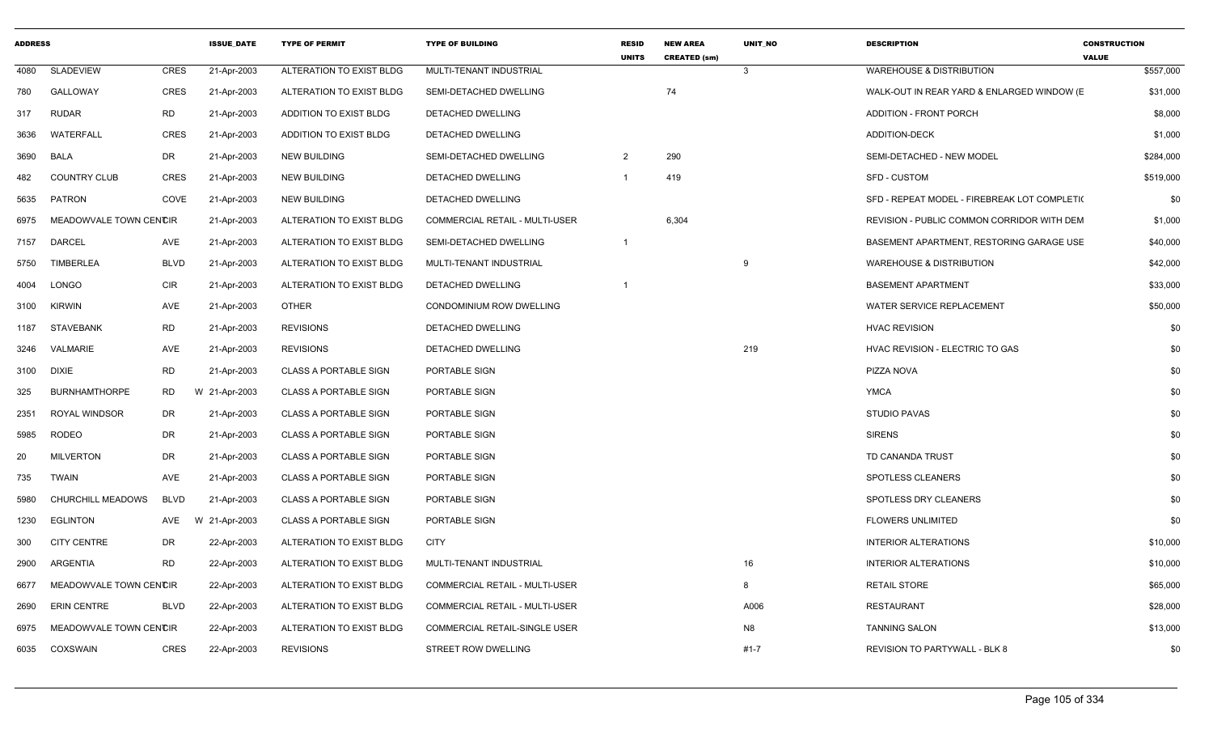| ADDRESS | | | ISSUE_DATE | TYPE OF PERMIT | TYPE OF BUILDING | RESID UNITS | NEW AREA CREATED (sm) | UNIT_NO | DESCRIPTION | CONSTRUCTION VALUE |
|---|---|---|---|---|---|---|---|---|---|---|
| 4080 | SLADEVIEW | CRES | 21-Apr-2003 | ALTERATION TO EXIST BLDG | MULTI-TENANT INDUSTRIAL | | | 3 | WAREHOUSE & DISTRIBUTION | $557,000 |
| 780 | GALLOWAY | CRES | 21-Apr-2003 | ALTERATION TO EXIST BLDG | SEMI-DETACHED DWELLING | | 74 | | WALK-OUT IN REAR YARD & ENLARGED WINDOW (E | $31,000 |
| 317 | RUDAR | RD | 21-Apr-2003 | ADDITION TO EXIST BLDG | DETACHED DWELLING | | | | ADDITION - FRONT PORCH | $8,000 |
| 3636 | WATERFALL | CRES | 21-Apr-2003 | ADDITION TO EXIST BLDG | DETACHED DWELLING | | | | ADDITION-DECK | $1,000 |
| 3690 | BALA | DR | 21-Apr-2003 | NEW BUILDING | SEMI-DETACHED DWELLING | 2 | 290 | | SEMI-DETACHED - NEW MODEL | $284,000 |
| 482 | COUNTRY CLUB | CRES | 21-Apr-2003 | NEW BUILDING | DETACHED DWELLING | 1 | 419 | | SFD - CUSTOM | $519,000 |
| 5635 | PATRON | COVE | 21-Apr-2003 | NEW BUILDING | DETACHED DWELLING | | | | SFD - REPEAT MODEL - FIREBREAK LOT COMPLETI( | $0 |
| 6975 | MEADOWVALE TOWN CENTRE | CIR | 21-Apr-2003 | ALTERATION TO EXIST BLDG | COMMERCIAL RETAIL - MULTI-USER | | 6,304 | | REVISION - PUBLIC COMMON CORRIDOR WITH DEM | $1,000 |
| 7157 | DARCEL | AVE | 21-Apr-2003 | ALTERATION TO EXIST BLDG | SEMI-DETACHED DWELLING | 1 | | | BASEMENT APARTMENT, RESTORING GARAGE USE | $40,000 |
| 5750 | TIMBERLEA | BLVD | 21-Apr-2003 | ALTERATION TO EXIST BLDG | MULTI-TENANT INDUSTRIAL | | | 9 | WAREHOUSE & DISTRIBUTION | $42,000 |
| 4004 | LONGO | CIR | 21-Apr-2003 | ALTERATION TO EXIST BLDG | DETACHED DWELLING | 1 | | | BASEMENT APARTMENT | $33,000 |
| 3100 | KIRWIN | AVE | 21-Apr-2003 | OTHER | CONDOMINIUM ROW DWELLING | | | | WATER SERVICE REPLACEMENT | $50,000 |
| 1187 | STAVEBANK | RD | 21-Apr-2003 | REVISIONS | DETACHED DWELLING | | | | HVAC REVISION | $0 |
| 3246 | VALMARIE | AVE | 21-Apr-2003 | REVISIONS | DETACHED DWELLING | | | 219 | HVAC REVISION - ELECTRIC TO GAS | $0 |
| 3100 | DIXIE | RD | 21-Apr-2003 | CLASS A PORTABLE SIGN | PORTABLE SIGN | | | | PIZZA NOVA | $0 |
| 325 | BURNHAMTHORPE | RD | W 21-Apr-2003 | CLASS A PORTABLE SIGN | PORTABLE SIGN | | | | YMCA | $0 |
| 2351 | ROYAL WINDSOR | DR | 21-Apr-2003 | CLASS A PORTABLE SIGN | PORTABLE SIGN | | | | STUDIO PAVAS | $0 |
| 5985 | RODEO | DR | 21-Apr-2003 | CLASS A PORTABLE SIGN | PORTABLE SIGN | | | | SIRENS | $0 |
| 20 | MILVERTON | DR | 21-Apr-2003 | CLASS A PORTABLE SIGN | PORTABLE SIGN | | | | TD CANANDA TRUST | $0 |
| 735 | TWAIN | AVE | 21-Apr-2003 | CLASS A PORTABLE SIGN | PORTABLE SIGN | | | | SPOTLESS CLEANERS | $0 |
| 5980 | CHURCHILL MEADOWS | BLVD | 21-Apr-2003 | CLASS A PORTABLE SIGN | PORTABLE SIGN | | | | SPOTLESS DRY CLEANERS | $0 |
| 1230 | EGLINTON | AVE | W 21-Apr-2003 | CLASS A PORTABLE SIGN | PORTABLE SIGN | | | | FLOWERS UNLIMITED | $0 |
| 300 | CITY CENTRE | DR | 22-Apr-2003 | ALTERATION TO EXIST BLDG | CITY | | | | INTERIOR ALTERATIONS | $10,000 |
| 2900 | ARGENTIA | RD | 22-Apr-2003 | ALTERATION TO EXIST BLDG | MULTI-TENANT INDUSTRIAL | | | 16 | INTERIOR ALTERATIONS | $10,000 |
| 6677 | MEADOWVALE TOWN CENTRE | CIR | 22-Apr-2003 | ALTERATION TO EXIST BLDG | COMMERCIAL RETAIL - MULTI-USER | | | 8 | RETAIL STORE | $65,000 |
| 2690 | ERIN CENTRE | BLVD | 22-Apr-2003 | ALTERATION TO EXIST BLDG | COMMERCIAL RETAIL - MULTI-USER | | | A006 | RESTAURANT | $28,000 |
| 6975 | MEADOWVALE TOWN CENTRE | CIR | 22-Apr-2003 | ALTERATION TO EXIST BLDG | COMMERCIAL RETAIL-SINGLE USER | | | N8 | TANNING SALON | $13,000 |
| 6035 | COXSWAIN | CRES | 22-Apr-2003 | REVISIONS | STREET ROW DWELLING | | | #1-7 | REVISION TO PARTYWALL - BLK 8 | $0 |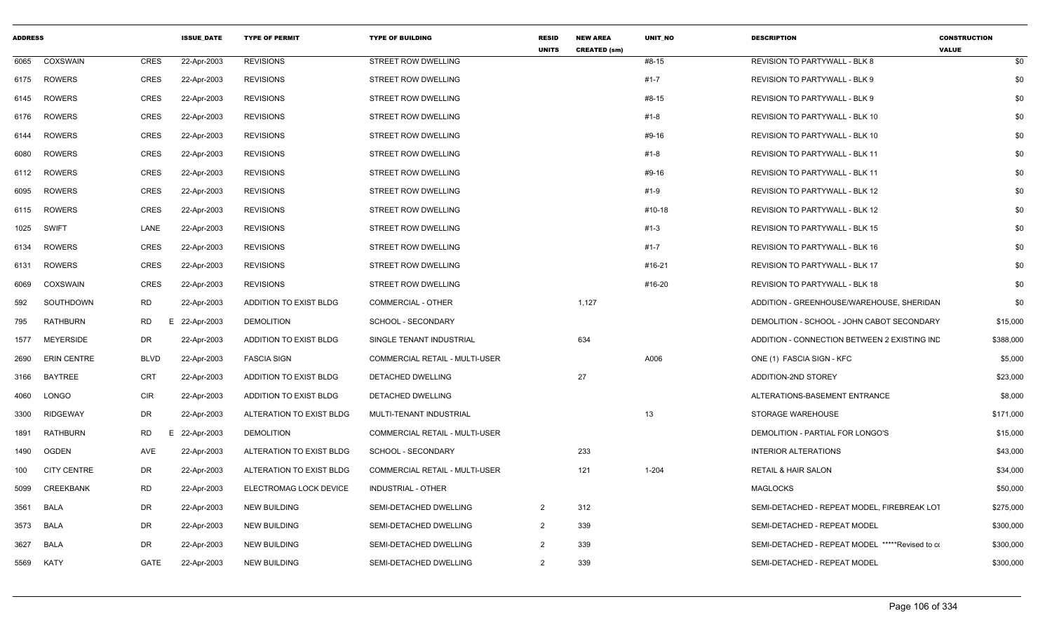| ADDRESS | | | ISSUE_DATE | TYPE OF PERMIT | TYPE OF BUILDING | RESID UNITS | NEW AREA CREATED (sm) | UNIT_NO | DESCRIPTION | CONSTRUCTION VALUE |
|---|---|---|---|---|---|---|---|---|---|---|
| 6065 | COXSWAIN | CRES | 22-Apr-2003 | REVISIONS | STREET ROW DWELLING | | | #8-15 | REVISION TO PARTYWALL - BLK 8 | $0 |
| 6175 | ROWERS | CRES | 22-Apr-2003 | REVISIONS | STREET ROW DWELLING | | | #1-7 | REVISION TO PARTYWALL - BLK 9 | $0 |
| 6145 | ROWERS | CRES | 22-Apr-2003 | REVISIONS | STREET ROW DWELLING | | | #8-15 | REVISION TO PARTYWALL - BLK 9 | $0 |
| 6176 | ROWERS | CRES | 22-Apr-2003 | REVISIONS | STREET ROW DWELLING | | | #1-8 | REVISION TO PARTYWALL - BLK 10 | $0 |
| 6144 | ROWERS | CRES | 22-Apr-2003 | REVISIONS | STREET ROW DWELLING | | | #9-16 | REVISION TO PARTYWALL - BLK 10 | $0 |
| 6080 | ROWERS | CRES | 22-Apr-2003 | REVISIONS | STREET ROW DWELLING | | | #1-8 | REVISION TO PARTYWALL - BLK 11 | $0 |
| 6112 | ROWERS | CRES | 22-Apr-2003 | REVISIONS | STREET ROW DWELLING | | | #9-16 | REVISION TO PARTYWALL - BLK 11 | $0 |
| 6095 | ROWERS | CRES | 22-Apr-2003 | REVISIONS | STREET ROW DWELLING | | | #1-9 | REVISION TO PARTYWALL - BLK 12 | $0 |
| 6115 | ROWERS | CRES | 22-Apr-2003 | REVISIONS | STREET ROW DWELLING | | | #10-18 | REVISION TO PARTYWALL - BLK 12 | $0 |
| 1025 | SWIFT | LANE | 22-Apr-2003 | REVISIONS | STREET ROW DWELLING | | | #1-3 | REVISION TO PARTYWALL - BLK 15 | $0 |
| 6134 | ROWERS | CRES | 22-Apr-2003 | REVISIONS | STREET ROW DWELLING | | | #1-7 | REVISION TO PARTYWALL - BLK 16 | $0 |
| 6131 | ROWERS | CRES | 22-Apr-2003 | REVISIONS | STREET ROW DWELLING | | | #16-21 | REVISION TO PARTYWALL - BLK 17 | $0 |
| 6069 | COXSWAIN | CRES | 22-Apr-2003 | REVISIONS | STREET ROW DWELLING | | | #16-20 | REVISION TO PARTYWALL - BLK 18 | $0 |
| 592 | SOUTHDOWN | RD | 22-Apr-2003 | ADDITION TO EXIST BLDG | COMMERCIAL - OTHER | | 1,127 | | ADDITION - GREENHOUSE/WAREHOUSE, SHERIDAN | $0 |
| 795 | RATHBURN | RD E | 22-Apr-2003 | DEMOLITION | SCHOOL - SECONDARY | | | | DEMOLITION - SCHOOL - JOHN CABOT SECONDARY | $15,000 |
| 1577 | MEYERSIDE | DR | 22-Apr-2003 | ADDITION TO EXIST BLDG | SINGLE TENANT INDUSTRIAL | | 634 | | ADDITION - CONNECTION BETWEEN 2 EXISTING IND | $388,000 |
| 2690 | ERIN CENTRE | BLVD | 22-Apr-2003 | FASCIA SIGN | COMMERCIAL RETAIL - MULTI-USER | | | A006 | ONE (1) FASCIA SIGN - KFC | $5,000 |
| 3166 | BAYTREE | CRT | 22-Apr-2003 | ADDITION TO EXIST BLDG | DETACHED DWELLING | | 27 | | ADDITION-2ND STOREY | $23,000 |
| 4060 | LONGO | CIR | 22-Apr-2003 | ADDITION TO EXIST BLDG | DETACHED DWELLING | | | | ALTERATIONS-BASEMENT ENTRANCE | $8,000 |
| 3300 | RIDGEWAY | DR | 22-Apr-2003 | ALTERATION TO EXIST BLDG | MULTI-TENANT INDUSTRIAL | | | 13 | STORAGE WAREHOUSE | $171,000 |
| 1891 | RATHBURN | RD E | 22-Apr-2003 | DEMOLITION | COMMERCIAL RETAIL - MULTI-USER | | | | DEMOLITION - PARTIAL FOR LONGO'S | $15,000 |
| 1490 | OGDEN | AVE | 22-Apr-2003 | ALTERATION TO EXIST BLDG | SCHOOL - SECONDARY | | 233 | | INTERIOR ALTERATIONS | $43,000 |
| 100 | CITY CENTRE | DR | 22-Apr-2003 | ALTERATION TO EXIST BLDG | COMMERCIAL RETAIL - MULTI-USER | | 121 | 1-204 | RETAIL & HAIR SALON | $34,000 |
| 5099 | CREEKBANK | RD | 22-Apr-2003 | ELECTROMAG LOCK DEVICE | INDUSTRIAL - OTHER | | | | MAGLOCKS | $50,000 |
| 3561 | BALA | DR | 22-Apr-2003 | NEW BUILDING | SEMI-DETACHED DWELLING | 2 | 312 | | SEMI-DETACHED - REPEAT MODEL, FIREBREAK LOT | $275,000 |
| 3573 | BALA | DR | 22-Apr-2003 | NEW BUILDING | SEMI-DETACHED DWELLING | 2 | 339 | | SEMI-DETACHED - REPEAT MODEL | $300,000 |
| 3627 | BALA | DR | 22-Apr-2003 | NEW BUILDING | SEMI-DETACHED DWELLING | 2 | 339 | | SEMI-DETACHED - REPEAT MODEL *****Revised to co | $300,000 |
| 5569 | KATY | GATE | 22-Apr-2003 | NEW BUILDING | SEMI-DETACHED DWELLING | 2 | 339 | | SEMI-DETACHED - REPEAT MODEL | $300,000 |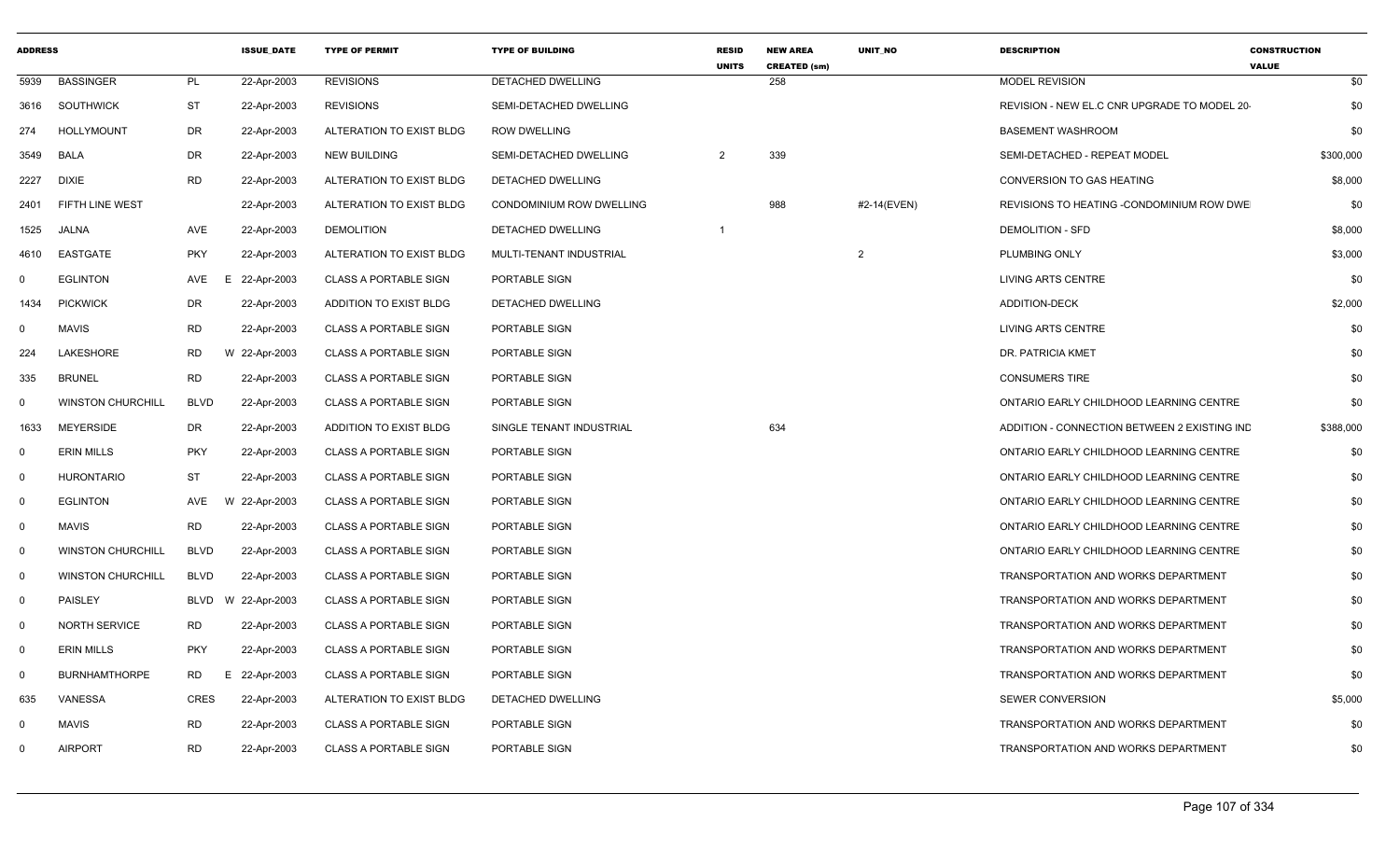| ADDRESS | | | ISSUE_DATE | TYPE OF PERMIT | TYPE OF BUILDING | RESID UNITS | NEW AREA CREATED (sm) | UNIT_NO | DESCRIPTION | CONSTRUCTION VALUE |
|---|---|---|---|---|---|---|---|---|---|---|
| 5939 | BASSINGER | PL | 22-Apr-2003 | REVISIONS | DETACHED DWELLING | | 258 | | MODEL REVISION | $0 |
| 3616 | SOUTHWICK | ST | 22-Apr-2003 | REVISIONS | SEMI-DETACHED DWELLING | | | | REVISION - NEW EL.C CNR UPGRADE TO MODEL 20- | $0 |
| 274 | HOLLYMOUNT | DR | 22-Apr-2003 | ALTERATION TO EXIST BLDG | ROW DWELLING | | | | BASEMENT WASHROOM | $0 |
| 3549 | BALA | DR | 22-Apr-2003 | NEW BUILDING | SEMI-DETACHED DWELLING | 2 | 339 | | SEMI-DETACHED - REPEAT MODEL | $300,000 |
| 2227 | DIXIE | RD | 22-Apr-2003 | ALTERATION TO EXIST BLDG | DETACHED DWELLING | | | | CONVERSION TO GAS HEATING | $8,000 |
| 2401 | FIFTH LINE WEST | | 22-Apr-2003 | ALTERATION TO EXIST BLDG | CONDOMINIUM ROW DWELLING | | 988 | #2-14(EVEN) | REVISIONS TO HEATING -CONDOMINIUM ROW DWE | $0 |
| 1525 | JALNA | AVE | 22-Apr-2003 | DEMOLITION | DETACHED DWELLING | 1 | | | DEMOLITION - SFD | $8,000 |
| 4610 | EASTGATE | PKY | 22-Apr-2003 | ALTERATION TO EXIST BLDG | MULTI-TENANT INDUSTRIAL | | | 2 | PLUMBING ONLY | $3,000 |
| 0 | EGLINTON | AVE E | 22-Apr-2003 | CLASS A PORTABLE SIGN | PORTABLE SIGN | | | | LIVING ARTS CENTRE | $0 |
| 1434 | PICKWICK | DR | 22-Apr-2003 | ADDITION TO EXIST BLDG | DETACHED DWELLING | | | | ADDITION-DECK | $2,000 |
| 0 | MAVIS | RD | 22-Apr-2003 | CLASS A PORTABLE SIGN | PORTABLE SIGN | | | | LIVING ARTS CENTRE | $0 |
| 224 | LAKESHORE | RD W | 22-Apr-2003 | CLASS A PORTABLE SIGN | PORTABLE SIGN | | | | DR. PATRICIA KMET | $0 |
| 335 | BRUNEL | RD | 22-Apr-2003 | CLASS A PORTABLE SIGN | PORTABLE SIGN | | | | CONSUMERS TIRE | $0 |
| 0 | WINSTON CHURCHILL | BLVD | 22-Apr-2003 | CLASS A PORTABLE SIGN | PORTABLE SIGN | | | | ONTARIO EARLY CHILDHOOD LEARNING CENTRE | $0 |
| 1633 | MEYERSIDE | DR | 22-Apr-2003 | ADDITION TO EXIST BLDG | SINGLE TENANT INDUSTRIAL | | 634 | | ADDITION - CONNECTION BETWEEN 2 EXISTING IND | $388,000 |
| 0 | ERIN MILLS | PKY | 22-Apr-2003 | CLASS A PORTABLE SIGN | PORTABLE SIGN | | | | ONTARIO EARLY CHILDHOOD LEARNING CENTRE | $0 |
| 0 | HURONTARIO | ST | 22-Apr-2003 | CLASS A PORTABLE SIGN | PORTABLE SIGN | | | | ONTARIO EARLY CHILDHOOD LEARNING CENTRE | $0 |
| 0 | EGLINTON | AVE W | 22-Apr-2003 | CLASS A PORTABLE SIGN | PORTABLE SIGN | | | | ONTARIO EARLY CHILDHOOD LEARNING CENTRE | $0 |
| 0 | MAVIS | RD | 22-Apr-2003 | CLASS A PORTABLE SIGN | PORTABLE SIGN | | | | ONTARIO EARLY CHILDHOOD LEARNING CENTRE | $0 |
| 0 | WINSTON CHURCHILL | BLVD | 22-Apr-2003 | CLASS A PORTABLE SIGN | PORTABLE SIGN | | | | ONTARIO EARLY CHILDHOOD LEARNING CENTRE | $0 |
| 0 | WINSTON CHURCHILL | BLVD | 22-Apr-2003 | CLASS A PORTABLE SIGN | PORTABLE SIGN | | | | TRANSPORTATION AND WORKS DEPARTMENT | $0 |
| 0 | PAISLEY | BLVD W | 22-Apr-2003 | CLASS A PORTABLE SIGN | PORTABLE SIGN | | | | TRANSPORTATION AND WORKS DEPARTMENT | $0 |
| 0 | NORTH SERVICE | RD | 22-Apr-2003 | CLASS A PORTABLE SIGN | PORTABLE SIGN | | | | TRANSPORTATION AND WORKS DEPARTMENT | $0 |
| 0 | ERIN MILLS | PKY | 22-Apr-2003 | CLASS A PORTABLE SIGN | PORTABLE SIGN | | | | TRANSPORTATION AND WORKS DEPARTMENT | $0 |
| 0 | BURNHAMTHORPE | RD E | 22-Apr-2003 | CLASS A PORTABLE SIGN | PORTABLE SIGN | | | | TRANSPORTATION AND WORKS DEPARTMENT | $0 |
| 635 | VANESSA | CRES | 22-Apr-2003 | ALTERATION TO EXIST BLDG | DETACHED DWELLING | | | | SEWER CONVERSION | $5,000 |
| 0 | MAVIS | RD | 22-Apr-2003 | CLASS A PORTABLE SIGN | PORTABLE SIGN | | | | TRANSPORTATION AND WORKS DEPARTMENT | $0 |
| 0 | AIRPORT | RD | 22-Apr-2003 | CLASS A PORTABLE SIGN | PORTABLE SIGN | | | | TRANSPORTATION AND WORKS DEPARTMENT | $0 |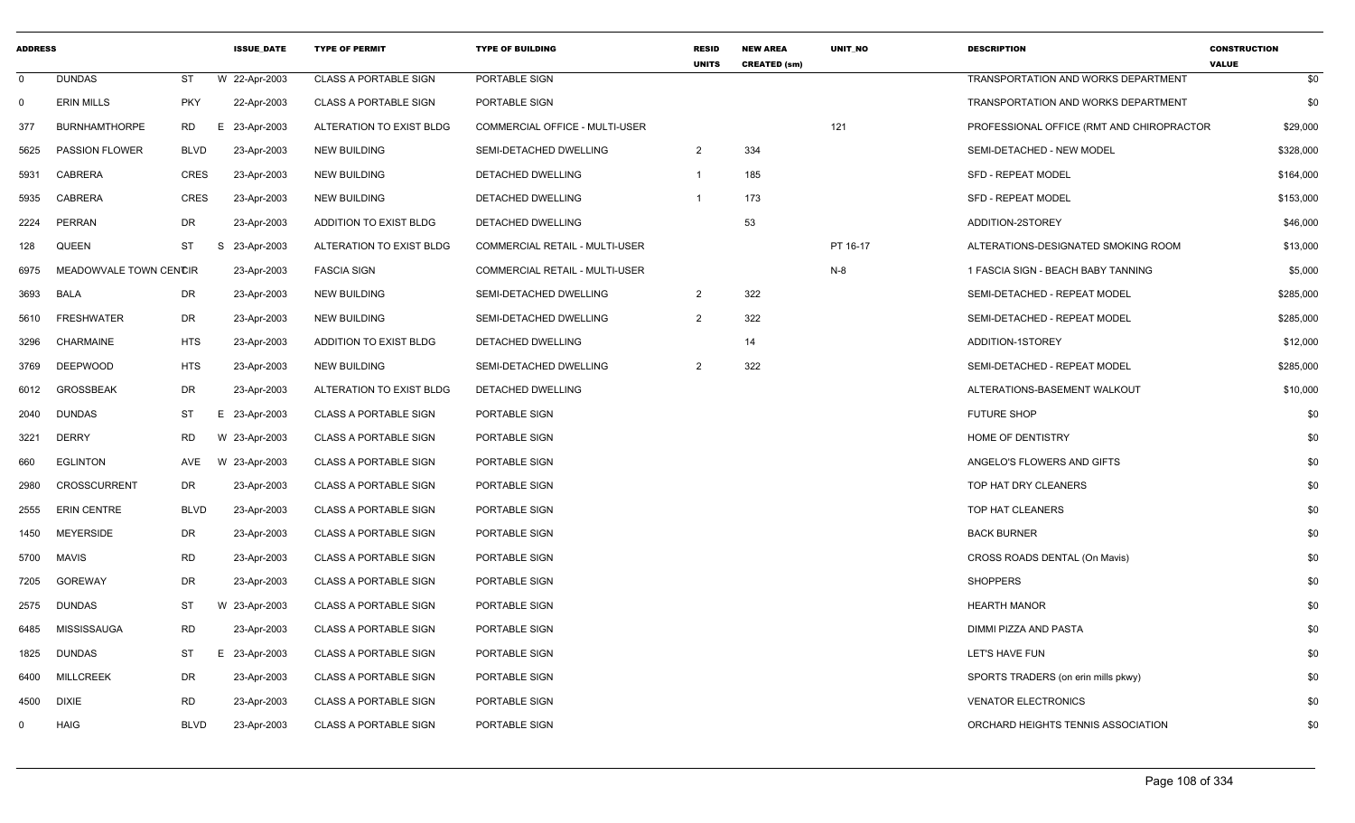| ADDRESS | | | | ISSUE_DATE | TYPE OF PERMIT | TYPE OF BUILDING | RESID UNITS | NEW AREA CREATED (sm) | UNIT_NO | DESCRIPTION | CONSTRUCTION VALUE |
|---|---|---|---|---|---|---|---|---|---|---|---|
| 0 | DUNDAS | ST | W | 22-Apr-2003 | CLASS A PORTABLE SIGN | PORTABLE SIGN | | | | TRANSPORTATION AND WORKS DEPARTMENT | $0 |
| 0 | ERIN MILLS | PKY | | 22-Apr-2003 | CLASS A PORTABLE SIGN | PORTABLE SIGN | | | | TRANSPORTATION AND WORKS DEPARTMENT | $0 |
| 377 | BURNHAMTHORPE | RD | E | 23-Apr-2003 | ALTERATION TO EXIST BLDG | COMMERCIAL OFFICE - MULTI-USER | | | 121 | PROFESSIONAL OFFICE (RMT AND CHIROPRACTOR | $29,000 |
| 5625 | PASSION FLOWER | BLVD | | 23-Apr-2003 | NEW BUILDING | SEMI-DETACHED DWELLING | 2 | 334 | | SEMI-DETACHED - NEW MODEL | $328,000 |
| 5931 | CABRERA | CRES | | 23-Apr-2003 | NEW BUILDING | DETACHED DWELLING | 1 | 185 | | SFD - REPEAT MODEL | $164,000 |
| 5935 | CABRERA | CRES | | 23-Apr-2003 | NEW BUILDING | DETACHED DWELLING | 1 | 173 | | SFD - REPEAT MODEL | $153,000 |
| 2224 | PERRAN | DR | | 23-Apr-2003 | ADDITION TO EXIST BLDG | DETACHED DWELLING | | 53 | | ADDITION-2STOREY | $46,000 |
| 128 | QUEEN | ST | S | 23-Apr-2003 | ALTERATION TO EXIST BLDG | COMMERCIAL RETAIL - MULTI-USER | | | PT 16-17 | ALTERATIONS-DESIGNATED SMOKING ROOM | $13,000 |
| 6975 | MEADOWVALE TOWN CENTCIR | | | 23-Apr-2003 | FASCIA SIGN | COMMERCIAL RETAIL - MULTI-USER | | | N-8 | 1 FASCIA SIGN - BEACH BABY TANNING | $5,000 |
| 3693 | BALA | DR | | 23-Apr-2003 | NEW BUILDING | SEMI-DETACHED DWELLING | 2 | 322 | | SEMI-DETACHED - REPEAT MODEL | $285,000 |
| 5610 | FRESHWATER | DR | | 23-Apr-2003 | NEW BUILDING | SEMI-DETACHED DWELLING | 2 | 322 | | SEMI-DETACHED - REPEAT MODEL | $285,000 |
| 3296 | CHARMAINE | HTS | | 23-Apr-2003 | ADDITION TO EXIST BLDG | DETACHED DWELLING | | 14 | | ADDITION-1STOREY | $12,000 |
| 3769 | DEEPWOOD | HTS | | 23-Apr-2003 | NEW BUILDING | SEMI-DETACHED DWELLING | 2 | 322 | | SEMI-DETACHED - REPEAT MODEL | $285,000 |
| 6012 | GROSSBEAK | DR | | 23-Apr-2003 | ALTERATION TO EXIST BLDG | DETACHED DWELLING | | | | ALTERATIONS-BASEMENT WALKOUT | $10,000 |
| 2040 | DUNDAS | ST | E | 23-Apr-2003 | CLASS A PORTABLE SIGN | PORTABLE SIGN | | | | FUTURE SHOP | $0 |
| 3221 | DERRY | RD | W | 23-Apr-2003 | CLASS A PORTABLE SIGN | PORTABLE SIGN | | | | HOME OF DENTISTRY | $0 |
| 660 | EGLINTON | AVE | W | 23-Apr-2003 | CLASS A PORTABLE SIGN | PORTABLE SIGN | | | | ANGELO'S FLOWERS AND GIFTS | $0 |
| 2980 | CROSSCURRENT | DR | | 23-Apr-2003 | CLASS A PORTABLE SIGN | PORTABLE SIGN | | | | TOP HAT DRY CLEANERS | $0 |
| 2555 | ERIN CENTRE | BLVD | | 23-Apr-2003 | CLASS A PORTABLE SIGN | PORTABLE SIGN | | | | TOP HAT CLEANERS | $0 |
| 1450 | MEYERSIDE | DR | | 23-Apr-2003 | CLASS A PORTABLE SIGN | PORTABLE SIGN | | | | BACK BURNER | $0 |
| 5700 | MAVIS | RD | | 23-Apr-2003 | CLASS A PORTABLE SIGN | PORTABLE SIGN | | | | CROSS ROADS DENTAL (On Mavis) | $0 |
| 7205 | GOREWAY | DR | | 23-Apr-2003 | CLASS A PORTABLE SIGN | PORTABLE SIGN | | | | SHOPPERS | $0 |
| 2575 | DUNDAS | ST | W | 23-Apr-2003 | CLASS A PORTABLE SIGN | PORTABLE SIGN | | | | HEARTH MANOR | $0 |
| 6485 | MISSISSAUGA | RD | | 23-Apr-2003 | CLASS A PORTABLE SIGN | PORTABLE SIGN | | | | DIMMI PIZZA AND PASTA | $0 |
| 1825 | DUNDAS | ST | E | 23-Apr-2003 | CLASS A PORTABLE SIGN | PORTABLE SIGN | | | | LET'S HAVE FUN | $0 |
| 6400 | MILLCREEK | DR | | 23-Apr-2003 | CLASS A PORTABLE SIGN | PORTABLE SIGN | | | | SPORTS TRADERS (on erin mills pkwy) | $0 |
| 4500 | DIXIE | RD | | 23-Apr-2003 | CLASS A PORTABLE SIGN | PORTABLE SIGN | | | | VENATOR ELECTRONICS | $0 |
| 0 | HAIG | BLVD | | 23-Apr-2003 | CLASS A PORTABLE SIGN | PORTABLE SIGN | | | | ORCHARD HEIGHTS TENNIS ASSOCIATION | $0 |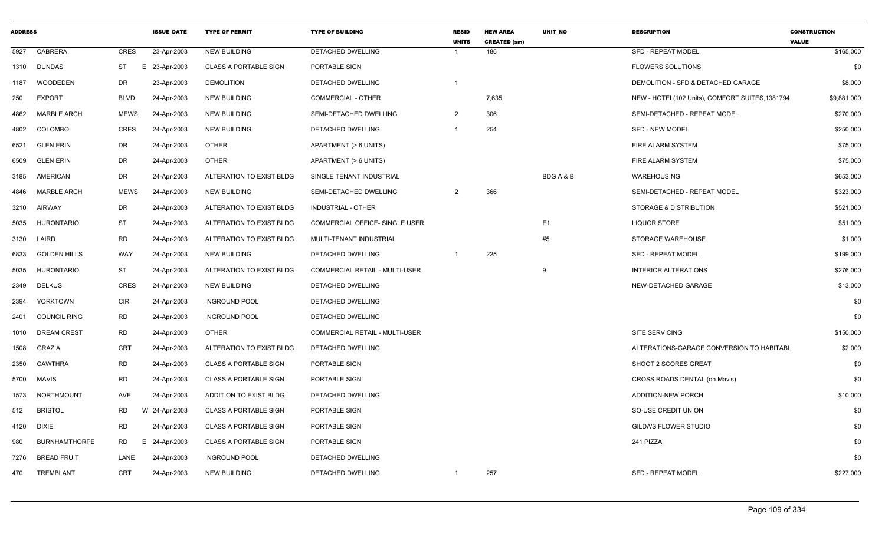| ADDRESS | | | ISSUE_DATE | TYPE OF PERMIT | TYPE OF BUILDING | RESID UNITS | NEW AREA CREATED (sm) | UNIT_NO | DESCRIPTION | CONSTRUCTION VALUE |
|---|---|---|---|---|---|---|---|---|---|---|
| 5927 | CABRERA | CRES | 23-Apr-2003 | NEW BUILDING | DETACHED DWELLING | 1 | 186 | | SFD - REPEAT MODEL | $165,000 |
| 1310 | DUNDAS | ST E | 23-Apr-2003 | CLASS A PORTABLE SIGN | PORTABLE SIGN | | | | FLOWERS SOLUTIONS | $0 |
| 1187 | WOODEDEN | DR | 23-Apr-2003 | DEMOLITION | DETACHED DWELLING | 1 | | | DEMOLITION - SFD & DETACHED GARAGE | $8,000 |
| 250 | EXPORT | BLVD | 24-Apr-2003 | NEW BUILDING | COMMERCIAL - OTHER | | 7,635 | | NEW - HOTEL(102 Units), COMFORT SUITES,1381794 | $9,881,000 |
| 4862 | MARBLE ARCH | MEWS | 24-Apr-2003 | NEW BUILDING | SEMI-DETACHED DWELLING | 2 | 306 | | SEMI-DETACHED - REPEAT MODEL | $270,000 |
| 4802 | COLOMBO | CRES | 24-Apr-2003 | NEW BUILDING | DETACHED DWELLING | 1 | 254 | | SFD - NEW MODEL | $250,000 |
| 6521 | GLEN ERIN | DR | 24-Apr-2003 | OTHER | APARTMENT (> 6 UNITS) | | | | FIRE ALARM SYSTEM | $75,000 |
| 6509 | GLEN ERIN | DR | 24-Apr-2003 | OTHER | APARTMENT (> 6 UNITS) | | | | FIRE ALARM SYSTEM | $75,000 |
| 3185 | AMERICAN | DR | 24-Apr-2003 | ALTERATION TO EXIST BLDG | SINGLE TENANT INDUSTRIAL | | | BDG A & B | WAREHOUSING | $653,000 |
| 4846 | MARBLE ARCH | MEWS | 24-Apr-2003 | NEW BUILDING | SEMI-DETACHED DWELLING | 2 | 366 | | SEMI-DETACHED - REPEAT MODEL | $323,000 |
| 3210 | AIRWAY | DR | 24-Apr-2003 | ALTERATION TO EXIST BLDG | INDUSTRIAL - OTHER | | | | STORAGE & DISTRIBUTION | $521,000 |
| 5035 | HURONTARIO | ST | 24-Apr-2003 | ALTERATION TO EXIST BLDG | COMMERCIAL OFFICE- SINGLE USER | | | E1 | LIQUOR STORE | $51,000 |
| 3130 | LAIRD | RD | 24-Apr-2003 | ALTERATION TO EXIST BLDG | MULTI-TENANT INDUSTRIAL | | | #5 | STORAGE WAREHOUSE | $1,000 |
| 6833 | GOLDEN HILLS | WAY | 24-Apr-2003 | NEW BUILDING | DETACHED DWELLING | 1 | 225 | | SFD - REPEAT MODEL | $199,000 |
| 5035 | HURONTARIO | ST | 24-Apr-2003 | ALTERATION TO EXIST BLDG | COMMERCIAL RETAIL - MULTI-USER | | | 9 | INTERIOR ALTERATIONS | $276,000 |
| 2349 | DELKUS | CRES | 24-Apr-2003 | NEW BUILDING | DETACHED DWELLING | | | | NEW-DETACHED GARAGE | $13,000 |
| 2394 | YORKTOWN | CIR | 24-Apr-2003 | INGROUND POOL | DETACHED DWELLING | | | | | $0 |
| 2401 | COUNCIL RING | RD | 24-Apr-2003 | INGROUND POOL | DETACHED DWELLING | | | | | $0 |
| 1010 | DREAM CREST | RD | 24-Apr-2003 | OTHER | COMMERCIAL RETAIL - MULTI-USER | | | | SITE SERVICING | $150,000 |
| 1508 | GRAZIA | CRT | 24-Apr-2003 | ALTERATION TO EXIST BLDG | DETACHED DWELLING | | | | ALTERATIONS-GARAGE CONVERSION TO HABITABL | $2,000 |
| 2350 | CAWTHRA | RD | 24-Apr-2003 | CLASS A PORTABLE SIGN | PORTABLE SIGN | | | | SHOOT 2 SCORES GREAT | $0 |
| 5700 | MAVIS | RD | 24-Apr-2003 | CLASS A PORTABLE SIGN | PORTABLE SIGN | | | | CROSS ROADS DENTAL (on Mavis) | $0 |
| 1573 | NORTHMOUNT | AVE | 24-Apr-2003 | ADDITION TO EXIST BLDG | DETACHED DWELLING | | | | ADDITION-NEW PORCH | $10,000 |
| 512 | BRISTOL | RD W | 24-Apr-2003 | CLASS A PORTABLE SIGN | PORTABLE SIGN | | | | SO-USE CREDIT UNION | $0 |
| 4120 | DIXIE | RD | 24-Apr-2003 | CLASS A PORTABLE SIGN | PORTABLE SIGN | | | | GILDA'S FLOWER STUDIO | $0 |
| 980 | BURNHAMTHORPE | RD E | 24-Apr-2003 | CLASS A PORTABLE SIGN | PORTABLE SIGN | | | | 241 PIZZA | $0 |
| 7276 | BREAD FRUIT | LANE | 24-Apr-2003 | INGROUND POOL | DETACHED DWELLING | | | | | $0 |
| 470 | TREMBLANT | CRT | 24-Apr-2003 | NEW BUILDING | DETACHED DWELLING | 1 | 257 | | SFD - REPEAT MODEL | $227,000 |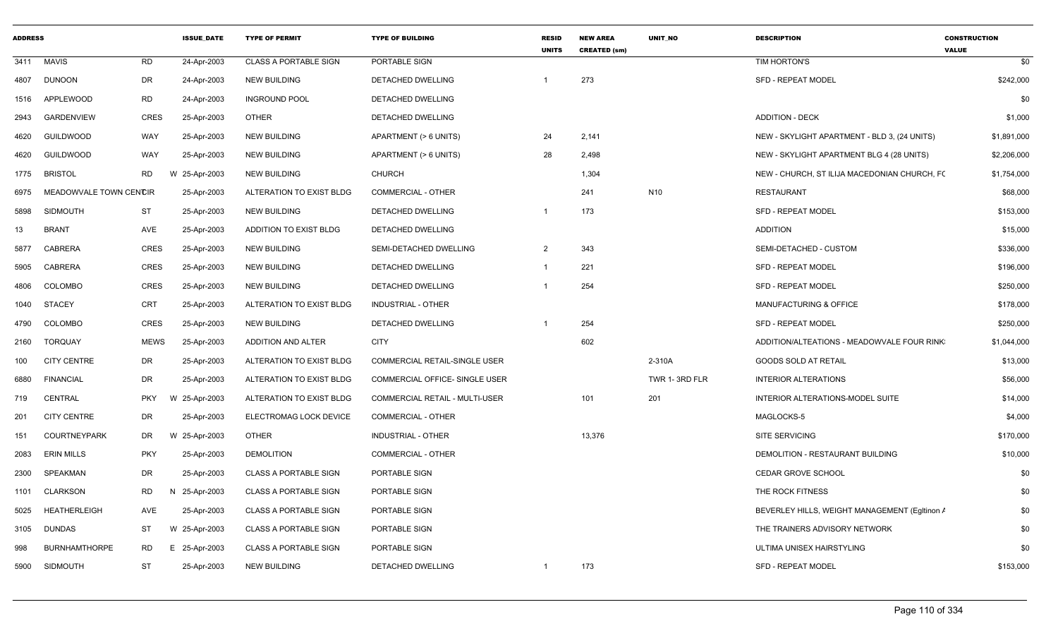| ADDRESS | | | ISSUE_DATE | TYPE OF PERMIT | TYPE OF BUILDING | RESID UNITS | NEW AREA CREATED (sm) | UNIT_NO | DESCRIPTION | CONSTRUCTION VALUE |
|---|---|---|---|---|---|---|---|---|---|---|
| 3411 | MAVIS | RD | 24-Apr-2003 | CLASS A PORTABLE SIGN | PORTABLE SIGN | | | | TIM HORTON'S | $0 |
| 4807 | DUNOON | DR | 24-Apr-2003 | NEW BUILDING | DETACHED DWELLING | 1 | 273 | | SFD - REPEAT MODEL | $242,000 |
| 1516 | APPLEWOOD | RD | 24-Apr-2003 | INGROUND POOL | DETACHED DWELLING | | | | | $0 |
| 2943 | GARDENVIEW | CRES | 25-Apr-2003 | OTHER | DETACHED DWELLING | | | | ADDITION - DECK | $1,000 |
| 4620 | GUILDWOOD | WAY | 25-Apr-2003 | NEW BUILDING | APARTMENT (> 6 UNITS) | 24 | 2,141 | | NEW - SKYLIGHT APARTMENT - BLD 3, (24 UNITS) | $1,891,000 |
| 4620 | GUILDWOOD | WAY | 25-Apr-2003 | NEW BUILDING | APARTMENT (> 6 UNITS) | 28 | 2,498 | | NEW - SKYLIGHT APARTMENT BLG 4 (28 UNITS) | $2,206,000 |
| 1775 | BRISTOL | RD | W 25-Apr-2003 | NEW BUILDING | CHURCH | | 1,304 | | NEW - CHURCH, ST ILIJA MACEDONIAN CHURCH, FC | $1,754,000 |
| 6975 | MEADOWVALE TOWN CENTCIR | | 25-Apr-2003 | ALTERATION TO EXIST BLDG | COMMERCIAL - OTHER | | 241 | N10 | RESTAURANT | $68,000 |
| 5898 | SIDMOUTH | ST | 25-Apr-2003 | NEW BUILDING | DETACHED DWELLING | 1 | 173 | | SFD - REPEAT MODEL | $153,000 |
| 13 | BRANT | AVE | 25-Apr-2003 | ADDITION TO EXIST BLDG | DETACHED DWELLING | | | | ADDITION | $15,000 |
| 5877 | CABRERA | CRES | 25-Apr-2003 | NEW BUILDING | SEMI-DETACHED DWELLING | 2 | 343 | | SEMI-DETACHED - CUSTOM | $336,000 |
| 5905 | CABRERA | CRES | 25-Apr-2003 | NEW BUILDING | DETACHED DWELLING | 1 | 221 | | SFD - REPEAT MODEL | $196,000 |
| 4806 | COLOMBO | CRES | 25-Apr-2003 | NEW BUILDING | DETACHED DWELLING | 1 | 254 | | SFD - REPEAT MODEL | $250,000 |
| 1040 | STACEY | CRT | 25-Apr-2003 | ALTERATION TO EXIST BLDG | INDUSTRIAL - OTHER | | | | MANUFACTURING & OFFICE | $178,000 |
| 4790 | COLOMBO | CRES | 25-Apr-2003 | NEW BUILDING | DETACHED DWELLING | 1 | 254 | | SFD - REPEAT MODEL | $250,000 |
| 2160 | TORQUAY | MEWS | 25-Apr-2003 | ADDITION AND ALTER | CITY | | 602 | | ADDITION/ALTEATIONS - MEADOWVALE FOUR RINK | $1,044,000 |
| 100 | CITY CENTRE | DR | 25-Apr-2003 | ALTERATION TO EXIST BLDG | COMMERCIAL RETAIL-SINGLE USER | | | 2-310A | GOODS SOLD AT RETAIL | $13,000 |
| 6880 | FINANCIAL | DR | 25-Apr-2003 | ALTERATION TO EXIST BLDG | COMMERCIAL OFFICE- SINGLE USER | | | TWR 1- 3RD FLR | INTERIOR ALTERATIONS | $56,000 |
| 719 | CENTRAL | PKY | W 25-Apr-2003 | ALTERATION TO EXIST BLDG | COMMERCIAL RETAIL - MULTI-USER | | 101 | 201 | INTERIOR ALTERATIONS-MODEL SUITE | $14,000 |
| 201 | CITY CENTRE | DR | 25-Apr-2003 | ELECTROMAG LOCK DEVICE | COMMERCIAL - OTHER | | | | MAGLOCKS-5 | $4,000 |
| 151 | COURTNEYPARK | DR | W 25-Apr-2003 | OTHER | INDUSTRIAL - OTHER | | 13,376 | | SITE SERVICING | $170,000 |
| 2083 | ERIN MILLS | PKY | 25-Apr-2003 | DEMOLITION | COMMERCIAL - OTHER | | | | DEMOLITION - RESTAURANT BUILDING | $10,000 |
| 2300 | SPEAKMAN | DR | 25-Apr-2003 | CLASS A PORTABLE SIGN | PORTABLE SIGN | | | | CEDAR GROVE SCHOOL | $0 |
| 1101 | CLARKSON | RD | N 25-Apr-2003 | CLASS A PORTABLE SIGN | PORTABLE SIGN | | | | THE ROCK FITNESS | $0 |
| 5025 | HEATHERLEIGH | AVE | 25-Apr-2003 | CLASS A PORTABLE SIGN | PORTABLE SIGN | | | | BEVERLEY HILLS, WEIGHT MANAGEMENT (Egltinon A | $0 |
| 3105 | DUNDAS | ST | W 25-Apr-2003 | CLASS A PORTABLE SIGN | PORTABLE SIGN | | | | THE TRAINERS ADVISORY NETWORK | $0 |
| 998 | BURNHAMTHORPE | RD | E 25-Apr-2003 | CLASS A PORTABLE SIGN | PORTABLE SIGN | | | | ULTIMA UNISEX HAIRSTYLING | $0 |
| 5900 | SIDMOUTH | ST | 25-Apr-2003 | NEW BUILDING | DETACHED DWELLING | 1 | 173 | | SFD - REPEAT MODEL | $153,000 |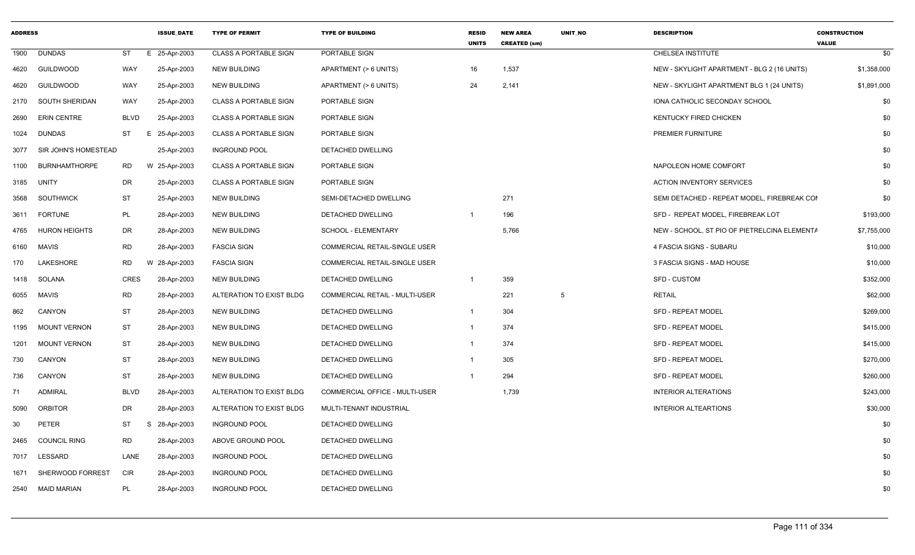| ADDRESS | | | ISSUE_DATE | TYPE OF PERMIT | TYPE OF BUILDING | RESID UNITS | NEW AREA CREATED (sm) | UNIT_NO | DESCRIPTION | CONSTRUCTION VALUE |
|---|---|---|---|---|---|---|---|---|---|---|
| 1900 | DUNDAS | ST | E 25-Apr-2003 | CLASS A PORTABLE SIGN | PORTABLE SIGN | | | | CHELSEA INSTITUTE | $0 |
| 4620 | GUILDWOOD | WAY | 25-Apr-2003 | NEW BUILDING | APARTMENT (> 6 UNITS) | 16 | 1,537 | | NEW - SKYLIGHT APARTMENT - BLG 2 (16 UNITS) | $1,358,000 |
| 4620 | GUILDWOOD | WAY | 25-Apr-2003 | NEW BUILDING | APARTMENT (> 6 UNITS) | 24 | 2,141 | | NEW - SKYLIGHT APARTMENT BLG 1 (24 UNITS) | $1,891,000 |
| 2170 | SOUTH SHERIDAN | WAY | 25-Apr-2003 | CLASS A PORTABLE SIGN | PORTABLE SIGN | | | | IONA CATHOLIC SECONDAY SCHOOL | $0 |
| 2690 | ERIN CENTRE | BLVD | 25-Apr-2003 | CLASS A PORTABLE SIGN | PORTABLE SIGN | | | | KENTUCKY FIRED CHICKEN | $0 |
| 1024 | DUNDAS | ST | E 25-Apr-2003 | CLASS A PORTABLE SIGN | PORTABLE SIGN | | | | PREMIER FURNITURE | $0 |
| 3077 | SIR JOHN'S HOMESTEAD | | 25-Apr-2003 | INGROUND POOL | DETACHED DWELLING | | | | | $0 |
| 1100 | BURNHAMTHORPE | RD | W 25-Apr-2003 | CLASS A PORTABLE SIGN | PORTABLE SIGN | | | | NAPOLEON HOME COMFORT | $0 |
| 3185 | UNITY | DR | 25-Apr-2003 | CLASS A PORTABLE SIGN | PORTABLE SIGN | | | | ACTION INVENTORY SERVICES | $0 |
| 3568 | SOUTHWICK | ST | 25-Apr-2003 | NEW BUILDING | SEMI-DETACHED DWELLING | | 271 | | SEMI DETACHED - REPEAT MODEL, FIREBREAK COI | $0 |
| 3611 | FORTUNE | PL | 28-Apr-2003 | NEW BUILDING | DETACHED DWELLING | 1 | 196 | | SFD - REPEAT MODEL, FIREBREAK LOT | $193,000 |
| 4765 | HURON HEIGHTS | DR | 28-Apr-2003 | NEW BUILDING | SCHOOL - ELEMENTARY | | 5,766 | | NEW - SCHOOL, ST PIO OF PIETRELCINA ELEMENTA | $7,755,000 |
| 6160 | MAVIS | RD | 28-Apr-2003 | FASCIA SIGN | COMMERCIAL RETAIL-SINGLE USER | | | | 4 FASCIA SIGNS - SUBARU | $10,000 |
| 170 | LAKESHORE | RD | W 28-Apr-2003 | FASCIA SIGN | COMMERCIAL RETAIL-SINGLE USER | | | | 3 FASCIA SIGNS - MAD HOUSE | $10,000 |
| 1418 | SOLANA | CRES | 28-Apr-2003 | NEW BUILDING | DETACHED DWELLING | 1 | 359 | | SFD - CUSTOM | $352,000 |
| 6055 | MAVIS | RD | 28-Apr-2003 | ALTERATION TO EXIST BLDG | COMMERCIAL RETAIL - MULTI-USER | | 221 | 5 | RETAIL | $62,000 |
| 862 | CANYON | ST | 28-Apr-2003 | NEW BUILDING | DETACHED DWELLING | 1 | 304 | | SFD - REPEAT MODEL | $269,000 |
| 1195 | MOUNT VERNON | ST | 28-Apr-2003 | NEW BUILDING | DETACHED DWELLING | 1 | 374 | | SFD - REPEAT MODEL | $415,000 |
| 1201 | MOUNT VERNON | ST | 28-Apr-2003 | NEW BUILDING | DETACHED DWELLING | 1 | 374 | | SFD - REPEAT MODEL | $415,000 |
| 730 | CANYON | ST | 28-Apr-2003 | NEW BUILDING | DETACHED DWELLING | 1 | 305 | | SFD - REPEAT MODEL | $270,000 |
| 736 | CANYON | ST | 28-Apr-2003 | NEW BUILDING | DETACHED DWELLING | 1 | 294 | | SFD - REPEAT MODEL | $260,000 |
| 71 | ADMIRAL | BLVD | 28-Apr-2003 | ALTERATION TO EXIST BLDG | COMMERCIAL OFFICE - MULTI-USER | | 1,739 | | INTERIOR ALTERATIONS | $243,000 |
| 5090 | ORBITOR | DR | 28-Apr-2003 | ALTERATION TO EXIST BLDG | MULTI-TENANT INDUSTRIAL | | | | INTERIOR ALTEARTIONS | $30,000 |
| 30 | PETER | ST | S 28-Apr-2003 | INGROUND POOL | DETACHED DWELLING | | | | | $0 |
| 2465 | COUNCIL RING | RD | 28-Apr-2003 | ABOVE GROUND POOL | DETACHED DWELLING | | | | | $0 |
| 7017 | LESSARD | LANE | 28-Apr-2003 | INGROUND POOL | DETACHED DWELLING | | | | | $0 |
| 1671 | SHERWOOD FORREST | CIR | 28-Apr-2003 | INGROUND POOL | DETACHED DWELLING | | | | | $0 |
| 2540 | MAID MARIAN | PL | 28-Apr-2003 | INGROUND POOL | DETACHED DWELLING | | | | | $0 |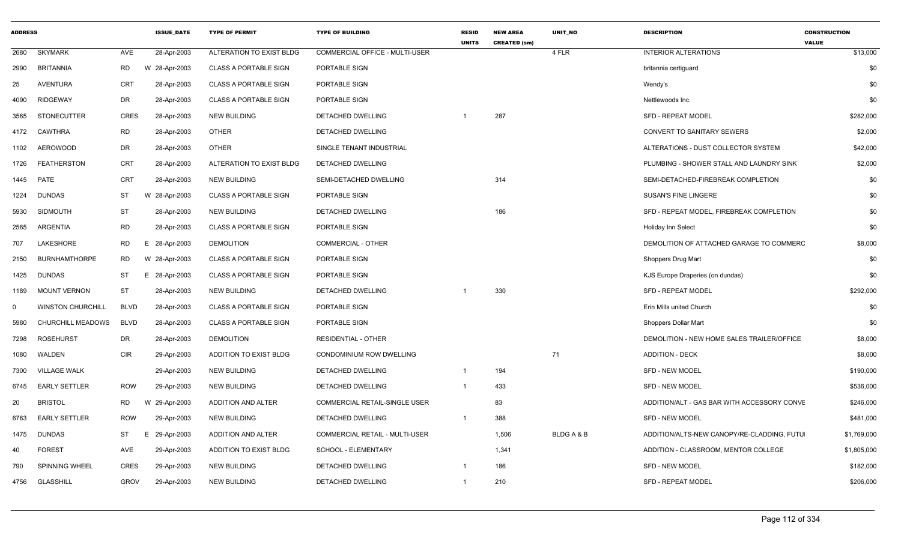| ADDRESS | | | ISSUE_DATE | TYPE OF PERMIT | TYPE OF BUILDING | RESID UNITS | NEW AREA CREATED (sm) | UNIT_NO | DESCRIPTION | CONSTRUCTION VALUE |
|---|---|---|---|---|---|---|---|---|---|---|
| 2680 | SKYMARK | AVE | 28-Apr-2003 | ALTERATION TO EXIST BLDG | COMMERCIAL OFFICE - MULTI-USER | | | 4 FLR | INTERIOR ALTERATIONS | $13,000 |
| 2990 | BRITANNIA | RD | W 28-Apr-2003 | CLASS A PORTABLE SIGN | PORTABLE SIGN | | | | britannia certiguard | $0 |
| 25 | AVENTURA | CRT | 28-Apr-2003 | CLASS A PORTABLE SIGN | PORTABLE SIGN | | | | Wendy's | $0 |
| 4090 | RIDGEWAY | DR | 28-Apr-2003 | CLASS A PORTABLE SIGN | PORTABLE SIGN | | | | Nettlewoods Inc. | $0 |
| 3565 | STONECUTTER | CRES | 28-Apr-2003 | NEW BUILDING | DETACHED DWELLING | 1 | 287 | | SFD - REPEAT MODEL | $282,000 |
| 4172 | CAWTHRA | RD | 28-Apr-2003 | OTHER | DETACHED DWELLING | | | | CONVERT TO SANITARY SEWERS | $2,000 |
| 1102 | AEROWOOD | DR | 28-Apr-2003 | OTHER | SINGLE TENANT INDUSTRIAL | | | | ALTERATIONS - DUST COLLECTOR SYSTEM | $42,000 |
| 1726 | FEATHERSTON | CRT | 28-Apr-2003 | ALTERATION TO EXIST BLDG | DETACHED DWELLING | | | | PLUMBING - SHOWER STALL AND LAUNDRY SINK | $2,000 |
| 1445 | PATE | CRT | 28-Apr-2003 | NEW BUILDING | SEMI-DETACHED DWELLING | | 314 | | SEMI-DETACHED-FIREBREAK COMPLETION | $0 |
| 1224 | DUNDAS | ST | W 28-Apr-2003 | CLASS A PORTABLE SIGN | PORTABLE SIGN | | | | SUSAN'S FINE LINGERE | $0 |
| 5930 | SIDMOUTH | ST | 28-Apr-2003 | NEW BUILDING | DETACHED DWELLING | | 186 | | SFD - REPEAT MODEL, FIREBREAK COMPLETION | $0 |
| 2565 | ARGENTIA | RD | 28-Apr-2003 | CLASS A PORTABLE SIGN | PORTABLE SIGN | | | | Holiday Inn Select | $0 |
| 707 | LAKESHORE | RD | E 28-Apr-2003 | DEMOLITION | COMMERCIAL - OTHER | | | | DEMOLITION OF ATTACHED GARAGE TO COMMERC | $8,000 |
| 2150 | BURNHAMTHORPE | RD | W 28-Apr-2003 | CLASS A PORTABLE SIGN | PORTABLE SIGN | | | | Shoppers Drug Mart | $0 |
| 1425 | DUNDAS | ST | E 28-Apr-2003 | CLASS A PORTABLE SIGN | PORTABLE SIGN | | | | KJS Europe Draperies (on dundas) | $0 |
| 1189 | MOUNT VERNON | ST | 28-Apr-2003 | NEW BUILDING | DETACHED DWELLING | 1 | 330 | | SFD - REPEAT MODEL | $292,000 |
| 0 | WINSTON CHURCHILL | BLVD | 28-Apr-2003 | CLASS A PORTABLE SIGN | PORTABLE SIGN | | | | Erin Mills united Church | $0 |
| 5980 | CHURCHILL MEADOWS | BLVD | 28-Apr-2003 | CLASS A PORTABLE SIGN | PORTABLE SIGN | | | | Shoppers Dollar Mart | $0 |
| 7298 | ROSEHURST | DR | 28-Apr-2003 | DEMOLITION | RESIDENTIAL - OTHER | | | | DEMOLITION - NEW HOME SALES TRAILER/OFFICE | $8,000 |
| 1080 | WALDEN | CIR | 29-Apr-2003 | ADDITION TO EXIST BLDG | CONDOMINIUM ROW DWELLING | | | 71 | ADDITION - DECK | $8,000 |
| 7300 | VILLAGE WALK | | 29-Apr-2003 | NEW BUILDING | DETACHED DWELLING | 1 | 194 | | SFD - NEW MODEL | $190,000 |
| 6745 | EARLY SETTLER | ROW | 29-Apr-2003 | NEW BUILDING | DETACHED DWELLING | 1 | 433 | | SFD - NEW MODEL | $536,000 |
| 20 | BRISTOL | RD | W 29-Apr-2003 | ADDITION AND ALTER | COMMERCIAL RETAIL-SINGLE USER | | 83 | | ADDITION/ALT - GAS BAR WITH ACCESSORY CONVE | $246,000 |
| 6763 | EARLY SETTLER | ROW | 29-Apr-2003 | NEW BUILDING | DETACHED DWELLING | 1 | 388 | | SFD - NEW MODEL | $481,000 |
| 1475 | DUNDAS | ST | E 29-Apr-2003 | ADDITION AND ALTER | COMMERCIAL RETAIL - MULTI-USER | | 1,506 | BLDG A & B | ADDITION/ALTS-NEW CANOPY/RE-CLADDING, FUTU | $1,769,000 |
| 40 | FOREST | AVE | 29-Apr-2003 | ADDITION TO EXIST BLDG | SCHOOL - ELEMENTARY | | 1,341 | | ADDITION - CLASSROOM, MENTOR COLLEGE | $1,805,000 |
| 790 | SPINNING WHEEL | CRES | 29-Apr-2003 | NEW BUILDING | DETACHED DWELLING | 1 | 186 | | SFD - NEW MODEL | $182,000 |
| 4756 | GLASSHILL | GROV | 29-Apr-2003 | NEW BUILDING | DETACHED DWELLING | 1 | 210 | | SFD - REPEAT MODEL | $206,000 |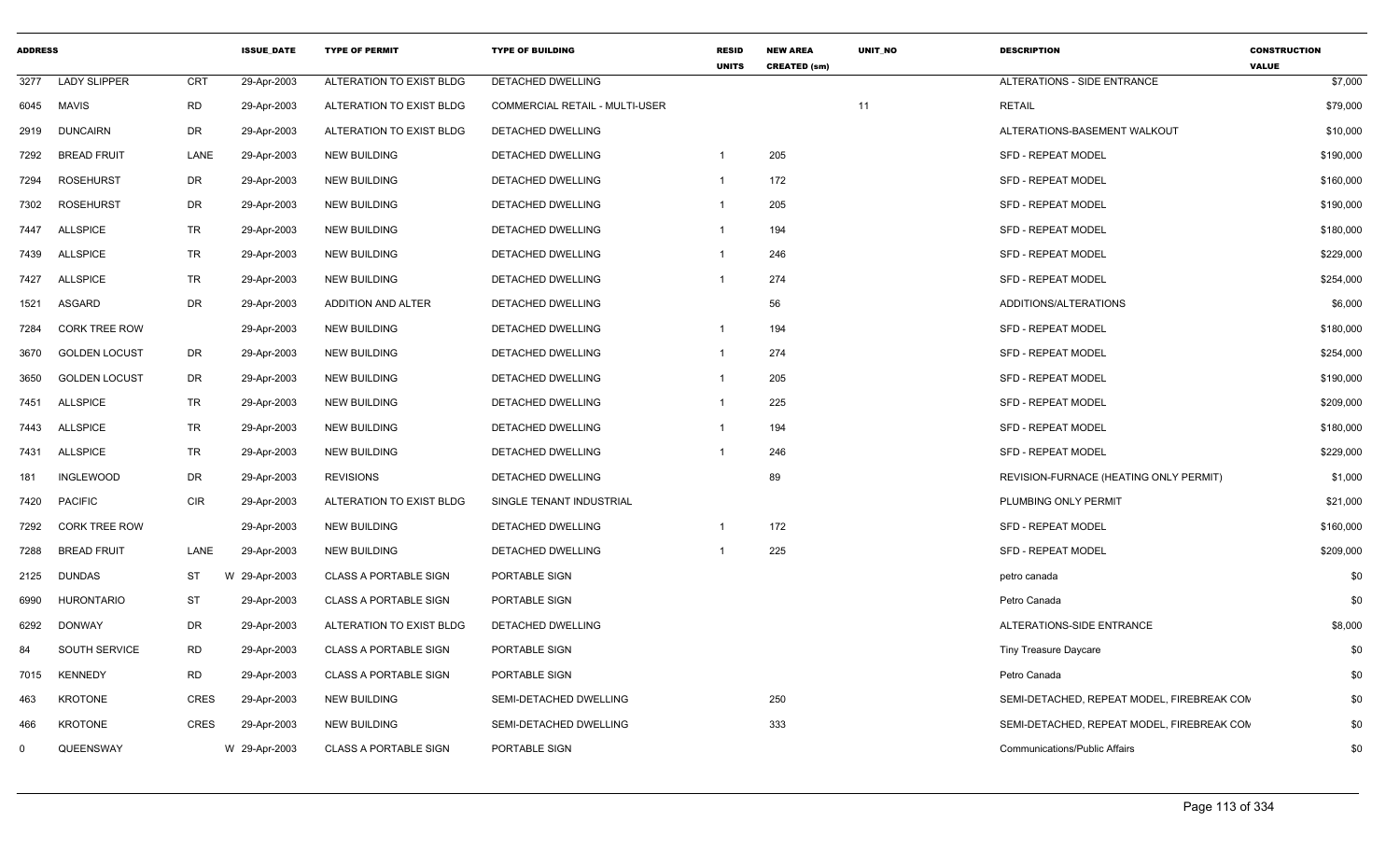| ADDRESS | | | ISSUE_DATE | TYPE OF PERMIT | TYPE OF BUILDING | RESID UNITS | NEW AREA CREATED (sm) | UNIT_NO | DESCRIPTION | CONSTRUCTION VALUE |
|---|---|---|---|---|---|---|---|---|---|---|
| 3277 | LADY SLIPPER | CRT | 29-Apr-2003 | ALTERATION TO EXIST BLDG | DETACHED DWELLING | | | | ALTERATIONS - SIDE ENTRANCE | $7,000 |
| 6045 | MAVIS | RD | 29-Apr-2003 | ALTERATION TO EXIST BLDG | COMMERCIAL RETAIL - MULTI-USER | | | 11 | RETAIL | $79,000 |
| 2919 | DUNCAIRN | DR | 29-Apr-2003 | ALTERATION TO EXIST BLDG | DETACHED DWELLING | | | | ALTERATIONS-BASEMENT WALKOUT | $10,000 |
| 7292 | BREAD FRUIT | LANE | 29-Apr-2003 | NEW BUILDING | DETACHED DWELLING | 1 | 205 | | SFD - REPEAT MODEL | $190,000 |
| 7294 | ROSEHURST | DR | 29-Apr-2003 | NEW BUILDING | DETACHED DWELLING | 1 | 172 | | SFD - REPEAT MODEL | $160,000 |
| 7302 | ROSEHURST | DR | 29-Apr-2003 | NEW BUILDING | DETACHED DWELLING | 1 | 205 | | SFD - REPEAT MODEL | $190,000 |
| 7447 | ALLSPICE | TR | 29-Apr-2003 | NEW BUILDING | DETACHED DWELLING | 1 | 194 | | SFD - REPEAT MODEL | $180,000 |
| 7439 | ALLSPICE | TR | 29-Apr-2003 | NEW BUILDING | DETACHED DWELLING | 1 | 246 | | SFD - REPEAT MODEL | $229,000 |
| 7427 | ALLSPICE | TR | 29-Apr-2003 | NEW BUILDING | DETACHED DWELLING | 1 | 274 | | SFD - REPEAT MODEL | $254,000 |
| 1521 | ASGARD | DR | 29-Apr-2003 | ADDITION AND ALTER | DETACHED DWELLING | | 56 | | ADDITIONS/ALTERATIONS | $6,000 |
| 7284 | CORK TREE ROW | | 29-Apr-2003 | NEW BUILDING | DETACHED DWELLING | 1 | 194 | | SFD - REPEAT MODEL | $180,000 |
| 3670 | GOLDEN LOCUST | DR | 29-Apr-2003 | NEW BUILDING | DETACHED DWELLING | 1 | 274 | | SFD - REPEAT MODEL | $254,000 |
| 3650 | GOLDEN LOCUST | DR | 29-Apr-2003 | NEW BUILDING | DETACHED DWELLING | 1 | 205 | | SFD - REPEAT MODEL | $190,000 |
| 7451 | ALLSPICE | TR | 29-Apr-2003 | NEW BUILDING | DETACHED DWELLING | 1 | 225 | | SFD - REPEAT MODEL | $209,000 |
| 7443 | ALLSPICE | TR | 29-Apr-2003 | NEW BUILDING | DETACHED DWELLING | 1 | 194 | | SFD - REPEAT MODEL | $180,000 |
| 7431 | ALLSPICE | TR | 29-Apr-2003 | NEW BUILDING | DETACHED DWELLING | 1 | 246 | | SFD - REPEAT MODEL | $229,000 |
| 181 | INGLEWOOD | DR | 29-Apr-2003 | REVISIONS | DETACHED DWELLING | | 89 | | REVISION-FURNACE (HEATING ONLY PERMIT) | $1,000 |
| 7420 | PACIFIC | CIR | 29-Apr-2003 | ALTERATION TO EXIST BLDG | SINGLE TENANT INDUSTRIAL | | | | PLUMBING ONLY PERMIT | $21,000 |
| 7292 | CORK TREE ROW | | 29-Apr-2003 | NEW BUILDING | DETACHED DWELLING | 1 | 172 | | SFD - REPEAT MODEL | $160,000 |
| 7288 | BREAD FRUIT | LANE | 29-Apr-2003 | NEW BUILDING | DETACHED DWELLING | 1 | 225 | | SFD - REPEAT MODEL | $209,000 |
| 2125 | DUNDAS | ST | W 29-Apr-2003 | CLASS A PORTABLE SIGN | PORTABLE SIGN | | | | petro canada | $0 |
| 6990 | HURONTARIO | ST | 29-Apr-2003 | CLASS A PORTABLE SIGN | PORTABLE SIGN | | | | Petro Canada | $0 |
| 6292 | DONWAY | DR | 29-Apr-2003 | ALTERATION TO EXIST BLDG | DETACHED DWELLING | | | | ALTERATIONS-SIDE ENTRANCE | $8,000 |
| 84 | SOUTH SERVICE | RD | 29-Apr-2003 | CLASS A PORTABLE SIGN | PORTABLE SIGN | | | | Tiny Treasure Daycare | $0 |
| 7015 | KENNEDY | RD | 29-Apr-2003 | CLASS A PORTABLE SIGN | PORTABLE SIGN | | | | Petro Canada | $0 |
| 463 | KROTONE | CRES | 29-Apr-2003 | NEW BUILDING | SEMI-DETACHED DWELLING | | 250 | | SEMI-DETACHED, REPEAT MODEL, FIREBREAK COM | $0 |
| 466 | KROTONE | CRES | 29-Apr-2003 | NEW BUILDING | SEMI-DETACHED DWELLING | | 333 | | SEMI-DETACHED, REPEAT MODEL, FIREBREAK COM | $0 |
| 0 | QUEENSWAY | | W 29-Apr-2003 | CLASS A PORTABLE SIGN | PORTABLE SIGN | | | | Communications/Public Affairs | $0 |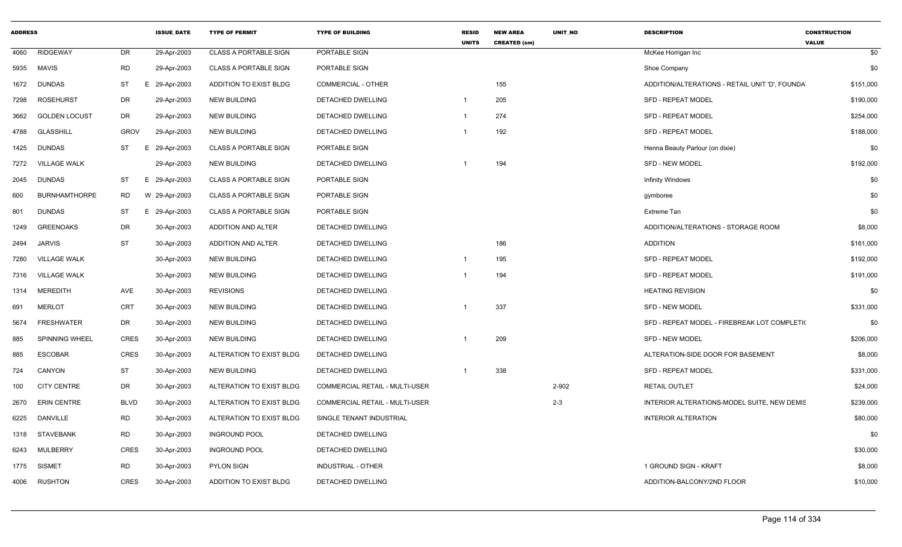| ADDRESS | | | ISSUE_DATE | TYPE OF PERMIT | TYPE OF BUILDING | RESID UNITS | NEW AREA CREATED (sm) | UNIT_NO | DESCRIPTION | CONSTRUCTION VALUE |
|---|---|---|---|---|---|---|---|---|---|---|
| 4060 | RIDGEWAY | DR | 29-Apr-2003 | CLASS A PORTABLE SIGN | PORTABLE SIGN | | | | McKee Horrigan Inc | $0 |
| 5935 | MAVIS | RD | 29-Apr-2003 | CLASS A PORTABLE SIGN | PORTABLE SIGN | | | | Shoe Company | $0 |
| 1672 | DUNDAS | ST | E 29-Apr-2003 | ADDITION TO EXIST BLDG | COMMERCIAL - OTHER | | 155 | | ADDITION/ALTERATIONS - RETAIL UNIT 'D', FOUNDA | $151,000 |
| 7298 | ROSEHURST | DR | 29-Apr-2003 | NEW BUILDING | DETACHED DWELLING | 1 | 205 | | SFD - REPEAT MODEL | $190,000 |
| 3662 | GOLDEN LOCUST | DR | 29-Apr-2003 | NEW BUILDING | DETACHED DWELLING | 1 | 274 | | SFD - REPEAT MODEL | $254,000 |
| 4788 | GLASSHILL | GROV | 29-Apr-2003 | NEW BUILDING | DETACHED DWELLING | 1 | 192 | | SFD - REPEAT MODEL | $188,000 |
| 1425 | DUNDAS | ST | E 29-Apr-2003 | CLASS A PORTABLE SIGN | PORTABLE SIGN | | | | Henna Beauty Parlour (on dixie) | $0 |
| 7272 | VILLAGE WALK | | 29-Apr-2003 | NEW BUILDING | DETACHED DWELLING | 1 | 194 | | SFD - NEW MODEL | $192,000 |
| 2045 | DUNDAS | ST | E 29-Apr-2003 | CLASS A PORTABLE SIGN | PORTABLE SIGN | | | | Infinity Windows | $0 |
| 600 | BURNHAMTHORPE | RD | W 29-Apr-2003 | CLASS A PORTABLE SIGN | PORTABLE SIGN | | | | gymboree | $0 |
| 801 | DUNDAS | ST | E 29-Apr-2003 | CLASS A PORTABLE SIGN | PORTABLE SIGN | | | | Extreme Tan | $0 |
| 1249 | GREENOAKS | DR | 30-Apr-2003 | ADDITION AND ALTER | DETACHED DWELLING | | | | ADDITION/ALTERATIONS - STORAGE ROOM | $8,000 |
| 2494 | JARVIS | ST | 30-Apr-2003 | ADDITION AND ALTER | DETACHED DWELLING | | 186 | | ADDITION | $161,000 |
| 7280 | VILLAGE WALK | | 30-Apr-2003 | NEW BUILDING | DETACHED DWELLING | 1 | 195 | | SFD - REPEAT MODEL | $192,000 |
| 7316 | VILLAGE WALK | | 30-Apr-2003 | NEW BUILDING | DETACHED DWELLING | 1 | 194 | | SFD - REPEAT MODEL | $191,000 |
| 1314 | MEREDITH | AVE | 30-Apr-2003 | REVISIONS | DETACHED DWELLING | | | | HEATING REVISION | $0 |
| 691 | MERLOT | CRT | 30-Apr-2003 | NEW BUILDING | DETACHED DWELLING | 1 | 337 | | SFD - NEW MODEL | $331,000 |
| 5674 | FRESHWATER | DR | 30-Apr-2003 | NEW BUILDING | DETACHED DWELLING | | | | SFD - REPEAT MODEL - FIREBREAK LOT COMPLETIO | $0 |
| 885 | SPINNING WHEEL | CRES | 30-Apr-2003 | NEW BUILDING | DETACHED DWELLING | 1 | 209 | | SFD - NEW MODEL | $206,000 |
| 885 | ESCOBAR | CRES | 30-Apr-2003 | ALTERATION TO EXIST BLDG | DETACHED DWELLING | | | | ALTERATION-SIDE DOOR FOR BASEMENT | $8,000 |
| 724 | CANYON | ST | 30-Apr-2003 | NEW BUILDING | DETACHED DWELLING | 1 | 338 | | SFD - REPEAT MODEL | $331,000 |
| 100 | CITY CENTRE | DR | 30-Apr-2003 | ALTERATION TO EXIST BLDG | COMMERCIAL RETAIL - MULTI-USER | | | 2-902 | RETAIL OUTLET | $24,000 |
| 2670 | ERIN CENTRE | BLVD | 30-Apr-2003 | ALTERATION TO EXIST BLDG | COMMERCIAL RETAIL - MULTI-USER | | | 2-3 | INTERIOR ALTERATIONS-MODEL SUITE, NEW DEMIS | $239,000 |
| 6225 | DANVILLE | RD | 30-Apr-2003 | ALTERATION TO EXIST BLDG | SINGLE TENANT INDUSTRIAL | | | | INTERIOR ALTERATION | $80,000 |
| 1318 | STAVEBANK | RD | 30-Apr-2003 | INGROUND POOL | DETACHED DWELLING | | | | | $0 |
| 6243 | MULBERRY | CRES | 30-Apr-2003 | INGROUND POOL | DETACHED DWELLING | | | | | $30,000 |
| 1775 | SISMET | RD | 30-Apr-2003 | PYLON SIGN | INDUSTRIAL - OTHER | | | | 1 GROUND SIGN - KRAFT | $8,000 |
| 4006 | RUSHTON | CRES | 30-Apr-2003 | ADDITION TO EXIST BLDG | DETACHED DWELLING | | | | ADDITION-BALCONY/2ND FLOOR | $10,000 |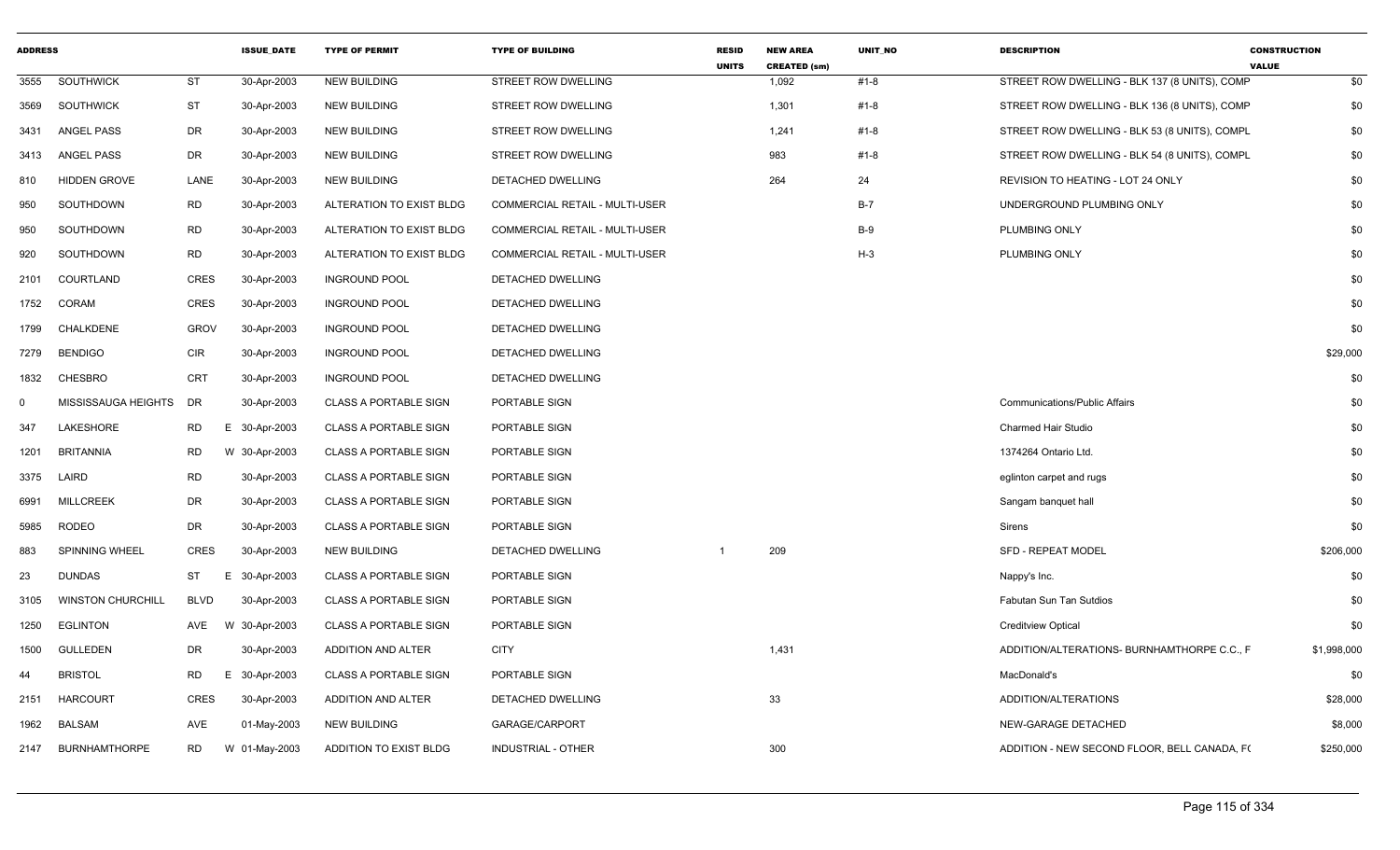| ADDRESS | | | | ISSUE_DATE | TYPE OF PERMIT | TYPE OF BUILDING | RESID UNITS | NEW AREA CREATED (sm) | UNIT_NO | DESCRIPTION | CONSTRUCTION VALUE |
|---|---|---|---|---|---|---|---|---|---|---|---|
| 3555 | SOUTHWICK | ST | | 30-Apr-2003 | NEW BUILDING | STREET ROW DWELLING | | 1,092 | #1-8 | STREET ROW DWELLING - BLK 137 (8 UNITS), COMP | $0 |
| 3569 | SOUTHWICK | ST | | 30-Apr-2003 | NEW BUILDING | STREET ROW DWELLING | | 1,301 | #1-8 | STREET ROW DWELLING - BLK 136 (8 UNITS), COMP | $0 |
| 3431 | ANGEL PASS | DR | | 30-Apr-2003 | NEW BUILDING | STREET ROW DWELLING | | 1,241 | #1-8 | STREET ROW DWELLING - BLK 53 (8 UNITS), COMPL | $0 |
| 3413 | ANGEL PASS | DR | | 30-Apr-2003 | NEW BUILDING | STREET ROW DWELLING | | 983 | #1-8 | STREET ROW DWELLING - BLK 54 (8 UNITS), COMPL | $0 |
| 810 | HIDDEN GROVE | LANE | | 30-Apr-2003 | NEW BUILDING | DETACHED DWELLING | | 264 | 24 | REVISION TO HEATING - LOT 24 ONLY | $0 |
| 950 | SOUTHDOWN | RD | | 30-Apr-2003 | ALTERATION TO EXIST BLDG | COMMERCIAL RETAIL - MULTI-USER | | | B-7 | UNDERGROUND PLUMBING ONLY | $0 |
| 950 | SOUTHDOWN | RD | | 30-Apr-2003 | ALTERATION TO EXIST BLDG | COMMERCIAL RETAIL - MULTI-USER | | | B-9 | PLUMBING ONLY | $0 |
| 920 | SOUTHDOWN | RD | | 30-Apr-2003 | ALTERATION TO EXIST BLDG | COMMERCIAL RETAIL - MULTI-USER | | | H-3 | PLUMBING ONLY | $0 |
| 2101 | COURTLAND | CRES | | 30-Apr-2003 | INGROUND POOL | DETACHED DWELLING | | | | | $0 |
| 1752 | CORAM | CRES | | 30-Apr-2003 | INGROUND POOL | DETACHED DWELLING | | | | | $0 |
| 1799 | CHALKDENE | GROV | | 30-Apr-2003 | INGROUND POOL | DETACHED DWELLING | | | | | $0 |
| 7279 | BENDIGO | CIR | | 30-Apr-2003 | INGROUND POOL | DETACHED DWELLING | | | | | $29,000 |
| 1832 | CHESBRO | CRT | | 30-Apr-2003 | INGROUND POOL | DETACHED DWELLING | | | | | $0 |
| 0 | MISSISSAUGA HEIGHTS | DR | | 30-Apr-2003 | CLASS A PORTABLE SIGN | PORTABLE SIGN | | | | Communications/Public Affairs | $0 |
| 347 | LAKESHORE | RD | E | 30-Apr-2003 | CLASS A PORTABLE SIGN | PORTABLE SIGN | | | | Charmed Hair Studio | $0 |
| 1201 | BRITANNIA | RD | W | 30-Apr-2003 | CLASS A PORTABLE SIGN | PORTABLE SIGN | | | | 1374264 Ontario Ltd. | $0 |
| 3375 | LAIRD | RD | | 30-Apr-2003 | CLASS A PORTABLE SIGN | PORTABLE SIGN | | | | eglinton carpet and rugs | $0 |
| 6991 | MILLCREEK | DR | | 30-Apr-2003 | CLASS A PORTABLE SIGN | PORTABLE SIGN | | | | Sangam banquet hall | $0 |
| 5985 | RODEO | DR | | 30-Apr-2003 | CLASS A PORTABLE SIGN | PORTABLE SIGN | | | | Sirens | $0 |
| 883 | SPINNING WHEEL | CRES | | 30-Apr-2003 | NEW BUILDING | DETACHED DWELLING | 1 | 209 | | SFD - REPEAT MODEL | $206,000 |
| 23 | DUNDAS | ST | E | 30-Apr-2003 | CLASS A PORTABLE SIGN | PORTABLE SIGN | | | | Nappy's Inc. | $0 |
| 3105 | WINSTON CHURCHILL | BLVD | | 30-Apr-2003 | CLASS A PORTABLE SIGN | PORTABLE SIGN | | | | Fabutan Sun Tan Sutdios | $0 |
| 1250 | EGLINTON | AVE | W | 30-Apr-2003 | CLASS A PORTABLE SIGN | PORTABLE SIGN | | | | Creditview Optical | $0 |
| 1500 | GULLEDEN | DR | | 30-Apr-2003 | ADDITION AND ALTER | CITY | | 1,431 | | ADDITION/ALTERATIONS- BURNHAMTHORPE C.C., F | $1,998,000 |
| 44 | BRISTOL | RD | E | 30-Apr-2003 | CLASS A PORTABLE SIGN | PORTABLE SIGN | | | | MacDonald's | $0 |
| 2151 | HARCOURT | CRES | | 30-Apr-2003 | ADDITION AND ALTER | DETACHED DWELLING | | 33 | | ADDITION/ALTERATIONS | $28,000 |
| 1962 | BALSAM | AVE | | 01-May-2003 | NEW BUILDING | GARAGE/CARPORT | | | | NEW-GARAGE DETACHED | $8,000 |
| 2147 | BURNHAMTHORPE | RD | W | 01-May-2003 | ADDITION TO EXIST BLDG | INDUSTRIAL - OTHER | | 300 | | ADDITION - NEW SECOND FLOOR, BELL CANADA, F( | $250,000 |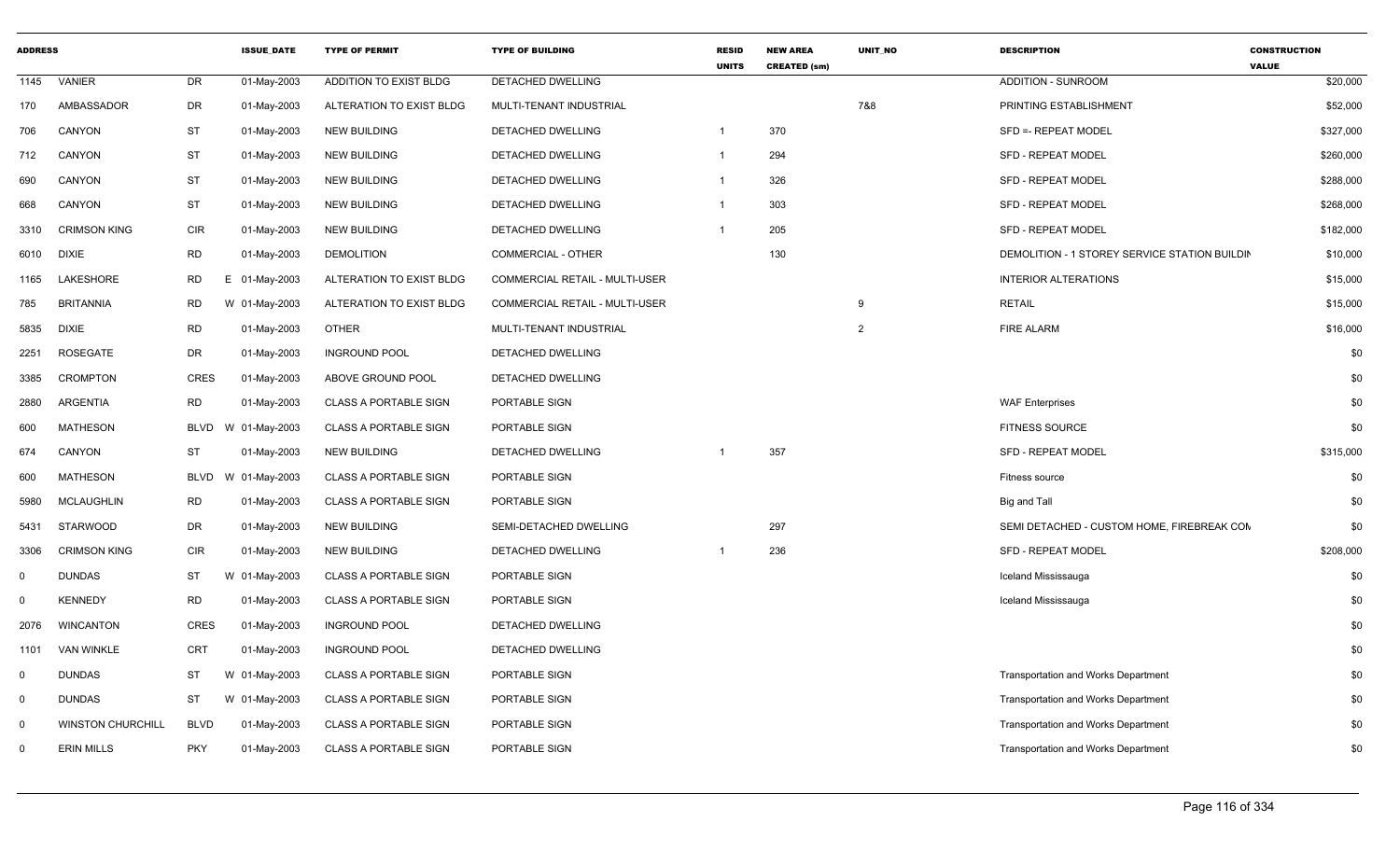| ADDRESS | | | ISSUE_DATE | TYPE OF PERMIT | TYPE OF BUILDING | RESID UNITS | NEW AREA CREATED (sm) | UNIT_NO | DESCRIPTION | CONSTRUCTION VALUE |
|---|---|---|---|---|---|---|---|---|---|---|
| 1145 | VANIER | DR | 01-May-2003 | ADDITION TO EXIST BLDG | DETACHED DWELLING | | | | ADDITION - SUNROOM | $20,000 |
| 170 | AMBASSADOR | DR | 01-May-2003 | ALTERATION TO EXIST BLDG | MULTI-TENANT INDUSTRIAL | | | 7&8 | PRINTING ESTABLISHMENT | $52,000 |
| 706 | CANYON | ST | 01-May-2003 | NEW BUILDING | DETACHED DWELLING | 1 | 370 | | SFD =- REPEAT MODEL | $327,000 |
| 712 | CANYON | ST | 01-May-2003 | NEW BUILDING | DETACHED DWELLING | 1 | 294 | | SFD - REPEAT MODEL | $260,000 |
| 690 | CANYON | ST | 01-May-2003 | NEW BUILDING | DETACHED DWELLING | 1 | 326 | | SFD - REPEAT MODEL | $288,000 |
| 668 | CANYON | ST | 01-May-2003 | NEW BUILDING | DETACHED DWELLING | 1 | 303 | | SFD - REPEAT MODEL | $268,000 |
| 3310 | CRIMSON KING | CIR | 01-May-2003 | NEW BUILDING | DETACHED DWELLING | 1 | 205 | | SFD - REPEAT MODEL | $182,000 |
| 6010 | DIXIE | RD | 01-May-2003 | DEMOLITION | COMMERCIAL - OTHER | | 130 | | DEMOLITION - 1 STOREY SERVICE STATION BUILDIN | $10,000 |
| 1165 | LAKESHORE | RD | E 01-May-2003 | ALTERATION TO EXIST BLDG | COMMERCIAL RETAIL - MULTI-USER | | | | INTERIOR ALTERATIONS | $15,000 |
| 785 | BRITANNIA | RD | W 01-May-2003 | ALTERATION TO EXIST BLDG | COMMERCIAL RETAIL - MULTI-USER | | | 9 | RETAIL | $15,000 |
| 5835 | DIXIE | RD | 01-May-2003 | OTHER | MULTI-TENANT INDUSTRIAL | | | 2 | FIRE ALARM | $16,000 |
| 2251 | ROSEGATE | DR | 01-May-2003 | INGROUND POOL | DETACHED DWELLING | | | | | $0 |
| 3385 | CROMPTON | CRES | 01-May-2003 | ABOVE GROUND POOL | DETACHED DWELLING | | | | | $0 |
| 2880 | ARGENTIA | RD | 01-May-2003 | CLASS A PORTABLE SIGN | PORTABLE SIGN | | | | WAF Enterprises | $0 |
| 600 | MATHESON | BLVD | W 01-May-2003 | CLASS A PORTABLE SIGN | PORTABLE SIGN | | | | FITNESS SOURCE | $0 |
| 674 | CANYON | ST | 01-May-2003 | NEW BUILDING | DETACHED DWELLING | 1 | 357 | | SFD - REPEAT MODEL | $315,000 |
| 600 | MATHESON | BLVD | W 01-May-2003 | CLASS A PORTABLE SIGN | PORTABLE SIGN | | | | Fitness source | $0 |
| 5980 | MCLAUGHLIN | RD | 01-May-2003 | CLASS A PORTABLE SIGN | PORTABLE SIGN | | | | Big and Tall | $0 |
| 5431 | STARWOOD | DR | 01-May-2003 | NEW BUILDING | SEMI-DETACHED DWELLING | | 297 | | SEMI DETACHED - CUSTOM HOME, FIREBREAK COM | $0 |
| 3306 | CRIMSON KING | CIR | 01-May-2003 | NEW BUILDING | DETACHED DWELLING | 1 | 236 | | SFD - REPEAT MODEL | $208,000 |
| 0 | DUNDAS | ST | W 01-May-2003 | CLASS A PORTABLE SIGN | PORTABLE SIGN | | | | Iceland Mississauga | $0 |
| 0 | KENNEDY | RD | 01-May-2003 | CLASS A PORTABLE SIGN | PORTABLE SIGN | | | | Iceland Mississauga | $0 |
| 2076 | WINCANTON | CRES | 01-May-2003 | INGROUND POOL | DETACHED DWELLING | | | | | $0 |
| 1101 | VAN WINKLE | CRT | 01-May-2003 | INGROUND POOL | DETACHED DWELLING | | | | | $0 |
| 0 | DUNDAS | ST | W 01-May-2003 | CLASS A PORTABLE SIGN | PORTABLE SIGN | | | | Transportation and Works Department | $0 |
| 0 | DUNDAS | ST | W 01-May-2003 | CLASS A PORTABLE SIGN | PORTABLE SIGN | | | | Transportation and Works Department | $0 |
| 0 | WINSTON CHURCHILL | BLVD | 01-May-2003 | CLASS A PORTABLE SIGN | PORTABLE SIGN | | | | Transportation and Works Department | $0 |
| 0 | ERIN MILLS | PKY | 01-May-2003 | CLASS A PORTABLE SIGN | PORTABLE SIGN | | | | Transportation and Works Department | $0 |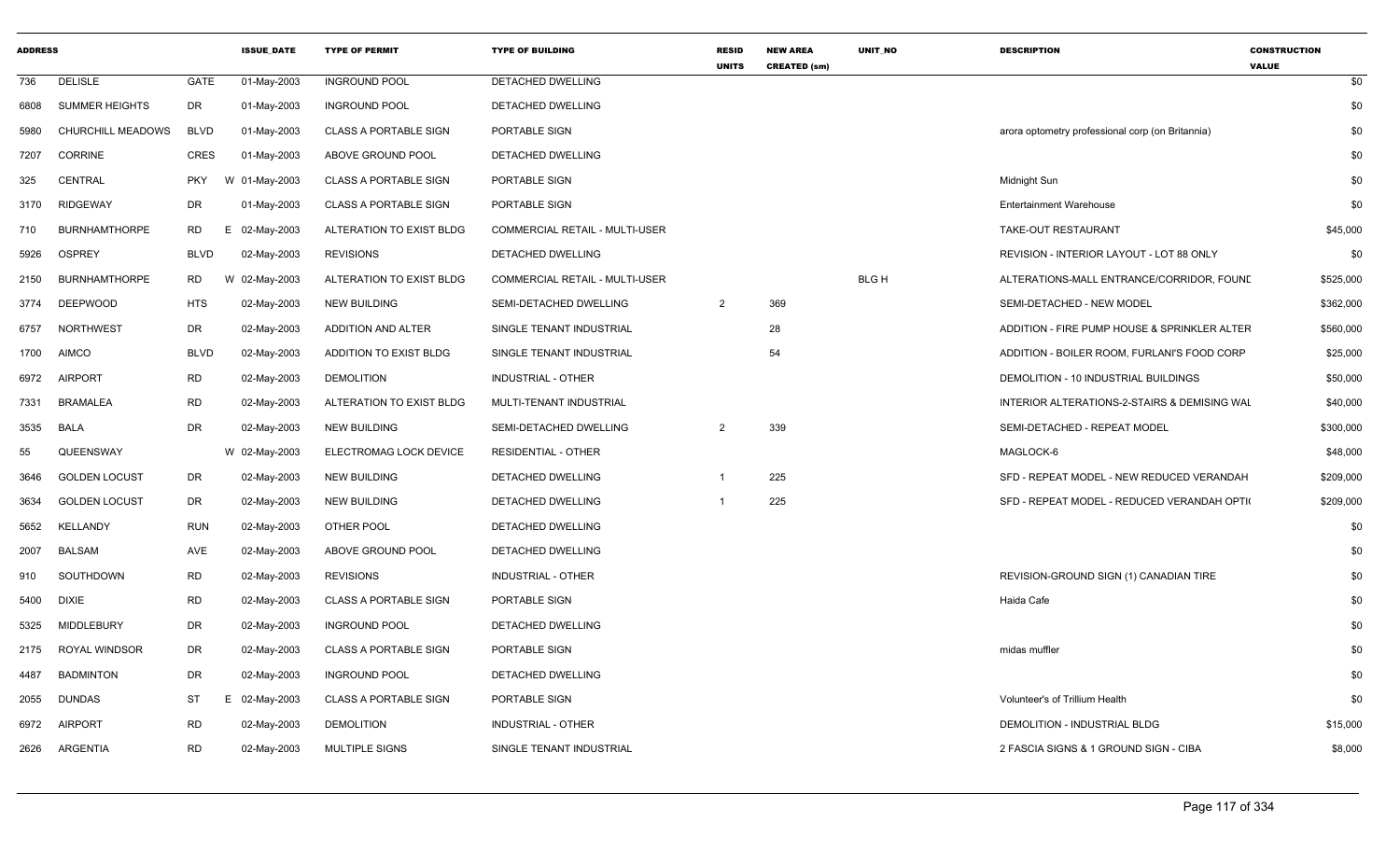| ADDRESS | | | ISSUE_DATE | TYPE OF PERMIT | TYPE OF BUILDING | RESID UNITS | NEW AREA CREATED (sm) | UNIT_NO | DESCRIPTION | CONSTRUCTION VALUE |
|---|---|---|---|---|---|---|---|---|---|---|
| 736 | DELISLE | GATE | 01-May-2003 | INGROUND POOL | DETACHED DWELLING | | | | | $0 |
| 6808 | SUMMER HEIGHTS | DR | 01-May-2003 | INGROUND POOL | DETACHED DWELLING | | | | | $0 |
| 5980 | CHURCHILL MEADOWS | BLVD | 01-May-2003 | CLASS A PORTABLE SIGN | PORTABLE SIGN | | | | arora optometry professional corp (on Britannia) | $0 |
| 7207 | CORRINE | CRES | 01-May-2003 | ABOVE GROUND POOL | DETACHED DWELLING | | | | | $0 |
| 325 | CENTRAL | PKY | W 01-May-2003 | CLASS A PORTABLE SIGN | PORTABLE SIGN | | | | Midnight Sun | $0 |
| 3170 | RIDGEWAY | DR | 01-May-2003 | CLASS A PORTABLE SIGN | PORTABLE SIGN | | | | Entertainment Warehouse | $0 |
| 710 | BURNHAMTHORPE | RD | E 02-May-2003 | ALTERATION TO EXIST BLDG | COMMERCIAL RETAIL - MULTI-USER | | | | TAKE-OUT RESTAURANT | $45,000 |
| 5926 | OSPREY | BLVD | 02-May-2003 | REVISIONS | DETACHED DWELLING | | | | REVISION - INTERIOR LAYOUT - LOT 88 ONLY | $0 |
| 2150 | BURNHAMTHORPE | RD | W 02-May-2003 | ALTERATION TO EXIST BLDG | COMMERCIAL RETAIL - MULTI-USER | | | BLG H | ALTERATIONS-MALL ENTRANCE/CORRIDOR, FOUNI | $525,000 |
| 3774 | DEEPWOOD | HTS | 02-May-2003 | NEW BUILDING | SEMI-DETACHED DWELLING | 2 | 369 | | SEMI-DETACHED - NEW MODEL | $362,000 |
| 6757 | NORTHWEST | DR | 02-May-2003 | ADDITION AND ALTER | SINGLE TENANT INDUSTRIAL | | 28 | | ADDITION - FIRE PUMP HOUSE & SPRINKLER ALTER | $560,000 |
| 1700 | AIMCO | BLVD | 02-May-2003 | ADDITION TO EXIST BLDG | SINGLE TENANT INDUSTRIAL | | 54 | | ADDITION - BOILER ROOM, FURLANI'S FOOD CORP | $25,000 |
| 6972 | AIRPORT | RD | 02-May-2003 | DEMOLITION | INDUSTRIAL - OTHER | | | | DEMOLITION - 10 INDUSTRIAL BUILDINGS | $50,000 |
| 7331 | BRAMALEA | RD | 02-May-2003 | ALTERATION TO EXIST BLDG | MULTI-TENANT INDUSTRIAL | | | | INTERIOR ALTERATIONS-2-STAIRS & DEMISING WAL | $40,000 |
| 3535 | BALA | DR | 02-May-2003 | NEW BUILDING | SEMI-DETACHED DWELLING | 2 | 339 | | SEMI-DETACHED - REPEAT MODEL | $300,000 |
| 55 | QUEENSWAY | | W 02-May-2003 | ELECTROMAG LOCK DEVICE | RESIDENTIAL - OTHER | | | | MAGLOCK-6 | $48,000 |
| 3646 | GOLDEN LOCUST | DR | 02-May-2003 | NEW BUILDING | DETACHED DWELLING | 1 | 225 | | SFD - REPEAT MODEL - NEW REDUCED VERANDAH | $209,000 |
| 3634 | GOLDEN LOCUST | DR | 02-May-2003 | NEW BUILDING | DETACHED DWELLING | 1 | 225 | | SFD - REPEAT MODEL - REDUCED VERANDAH OPTI | $209,000 |
| 5652 | KELLANDY | RUN | 02-May-2003 | OTHER POOL | DETACHED DWELLING | | | | | $0 |
| 2007 | BALSAM | AVE | 02-May-2003 | ABOVE GROUND POOL | DETACHED DWELLING | | | | | $0 |
| 910 | SOUTHDOWN | RD | 02-May-2003 | REVISIONS | INDUSTRIAL - OTHER | | | | REVISION-GROUND SIGN (1) CANADIAN TIRE | $0 |
| 5400 | DIXIE | RD | 02-May-2003 | CLASS A PORTABLE SIGN | PORTABLE SIGN | | | | Haida Cafe | $0 |
| 5325 | MIDDLEBURY | DR | 02-May-2003 | INGROUND POOL | DETACHED DWELLING | | | | | $0 |
| 2175 | ROYAL WINDSOR | DR | 02-May-2003 | CLASS A PORTABLE SIGN | PORTABLE SIGN | | | | midas muffler | $0 |
| 4487 | BADMINTON | DR | 02-May-2003 | INGROUND POOL | DETACHED DWELLING | | | | | $0 |
| 2055 | DUNDAS | ST | E 02-May-2003 | CLASS A PORTABLE SIGN | PORTABLE SIGN | | | | Volunteer's of Trillium Health | $0 |
| 6972 | AIRPORT | RD | 02-May-2003 | DEMOLITION | INDUSTRIAL - OTHER | | | | DEMOLITION - INDUSTRIAL BLDG | $15,000 |
| 2626 | ARGENTIA | RD | 02-May-2003 | MULTIPLE SIGNS | SINGLE TENANT INDUSTRIAL | | | | 2 FASCIA SIGNS & 1 GROUND SIGN - CIBA | $8,000 |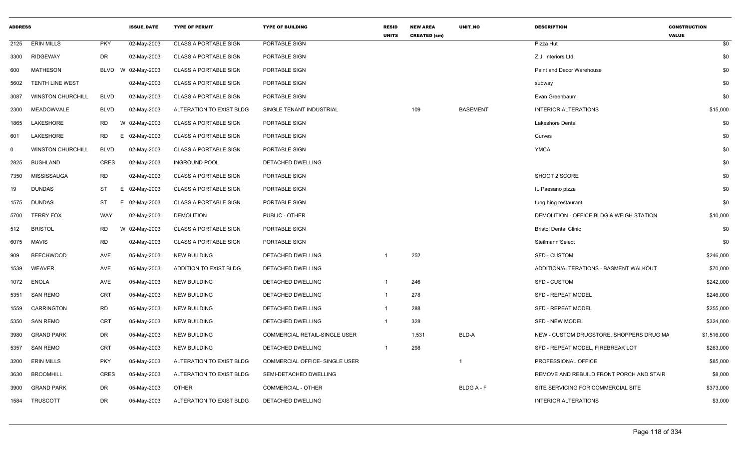| ADDRESS | | | ISSUE_DATE | TYPE OF PERMIT | TYPE OF BUILDING | RESID UNITS | NEW AREA CREATED (sm) | UNIT_NO | DESCRIPTION | CONSTRUCTION VALUE |
|---|---|---|---|---|---|---|---|---|---|---|
| 2125 | ERIN MILLS | PKY | 02-May-2003 | CLASS A PORTABLE SIGN | PORTABLE SIGN | | | | Pizza Hut | $0 |
| 3300 | RIDGEWAY | DR | 02-May-2003 | CLASS A PORTABLE SIGN | PORTABLE SIGN | | | | Z.J. Interiors Ltd. | $0 |
| 600 | MATHESON | BLVD W | 02-May-2003 | CLASS A PORTABLE SIGN | PORTABLE SIGN | | | | Paint and Decor Warehouse | $0 |
| 5602 | TENTH LINE WEST | | 02-May-2003 | CLASS A PORTABLE SIGN | PORTABLE SIGN | | | | subway | $0 |
| 3087 | WINSTON CHURCHILL | BLVD | 02-May-2003 | CLASS A PORTABLE SIGN | PORTABLE SIGN | | | | Evan Greenbaum | $0 |
| 2300 | MEADOWVALE | BLVD | 02-May-2003 | ALTERATION TO EXIST BLDG | SINGLE TENANT INDUSTRIAL | | 109 | BASEMENT | INTERIOR ALTERATIONS | $15,000 |
| 1865 | LAKESHORE | RD W | 02-May-2003 | CLASS A PORTABLE SIGN | PORTABLE SIGN | | | | Lakeshore Dental | $0 |
| 601 | LAKESHORE | RD E | 02-May-2003 | CLASS A PORTABLE SIGN | PORTABLE SIGN | | | | Curves | $0 |
| 0 | WINSTON CHURCHILL | BLVD | 02-May-2003 | CLASS A PORTABLE SIGN | PORTABLE SIGN | | | | YMCA | $0 |
| 2825 | BUSHLAND | CRES | 02-May-2003 | INGROUND POOL | DETACHED DWELLING | | | | | $0 |
| 7350 | MISSISSAUGA | RD | 02-May-2003 | CLASS A PORTABLE SIGN | PORTABLE SIGN | | | | SHOOT 2 SCORE | $0 |
| 19 | DUNDAS | ST E | 02-May-2003 | CLASS A PORTABLE SIGN | PORTABLE SIGN | | | | IL Paesano pizza | $0 |
| 1575 | DUNDAS | ST E | 02-May-2003 | CLASS A PORTABLE SIGN | PORTABLE SIGN | | | | tung hing restaurant | $0 |
| 5700 | TERRY FOX | WAY | 02-May-2003 | DEMOLITION | PUBLIC - OTHER | | | | DEMOLITION - OFFICE BLDG & WEIGH STATION | $10,000 |
| 512 | BRISTOL | RD W | 02-May-2003 | CLASS A PORTABLE SIGN | PORTABLE SIGN | | | | Bristol Dental Clinic | $0 |
| 6075 | MAVIS | RD | 02-May-2003 | CLASS A PORTABLE SIGN | PORTABLE SIGN | | | | Steilmann Select | $0 |
| 909 | BEECHWOOD | AVE | 05-May-2003 | NEW BUILDING | DETACHED DWELLING | 1 | 252 | | SFD - CUSTOM | $246,000 |
| 1539 | WEAVER | AVE | 05-May-2003 | ADDITION TO EXIST BLDG | DETACHED DWELLING | | | | ADDITION/ALTERATIONS - BASMENT WALKOUT | $70,000 |
| 1072 | ENOLA | AVE | 05-May-2003 | NEW BUILDING | DETACHED DWELLING | 1 | 246 | | SFD - CUSTOM | $242,000 |
| 5351 | SAN REMO | CRT | 05-May-2003 | NEW BUILDING | DETACHED DWELLING | 1 | 278 | | SFD - REPEAT MODEL | $246,000 |
| 1559 | CARRINGTON | RD | 05-May-2003 | NEW BUILDING | DETACHED DWELLING | 1 | 288 | | SFD - REPEAT MODEL | $255,000 |
| 5350 | SAN REMO | CRT | 05-May-2003 | NEW BUILDING | DETACHED DWELLING | 1 | 328 | | SFD - NEW MODEL | $324,000 |
| 3980 | GRAND PARK | DR | 05-May-2003 | NEW BUILDING | COMMERCIAL RETAIL-SINGLE USER | | 1,531 | BLD-A | NEW - CUSTOM DRUGSTORE, SHOPPERS DRUG MA | $1,516,000 |
| 5357 | SAN REMO | CRT | 05-May-2003 | NEW BUILDING | DETACHED DWELLING | 1 | 298 | | SFD - REPEAT MODEL, FIREBREAK LOT | $263,000 |
| 3200 | ERIN MILLS | PKY | 05-May-2003 | ALTERATION TO EXIST BLDG | COMMERCIAL OFFICE- SINGLE USER | | | 1 | PROFESSIONAL OFFICE | $85,000 |
| 3630 | BROOMHILL | CRES | 05-May-2003 | ALTERATION TO EXIST BLDG | SEMI-DETACHED DWELLING | | | | REMOVE AND REBUILD FRONT PORCH AND STAIR | $8,000 |
| 3900 | GRAND PARK | DR | 05-May-2003 | OTHER | COMMERCIAL - OTHER | | | BLDG A - F | SITE SERVICING FOR COMMERCIAL SITE | $373,000 |
| 1584 | TRUSCOTT | DR | 05-May-2003 | ALTERATION TO EXIST BLDG | DETACHED DWELLING | | | | INTERIOR ALTERATIONS | $3,000 |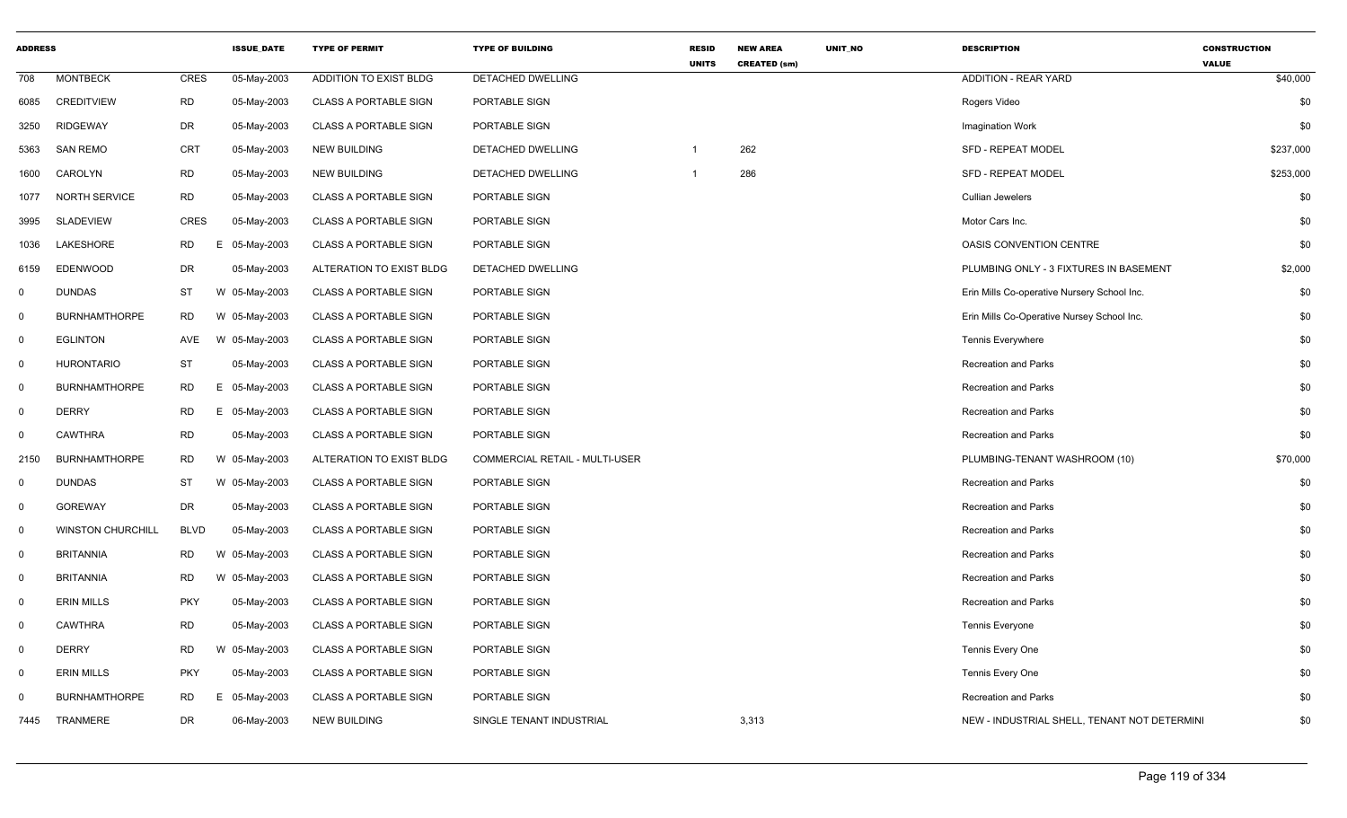| ADDRESS | | | ISSUE_DATE | TYPE OF PERMIT | TYPE OF BUILDING | RESID UNITS | NEW AREA CREATED (sm) | UNIT_NO | DESCRIPTION | CONSTRUCTION VALUE |
|---|---|---|---|---|---|---|---|---|---|---|
| 708 | MONTBECK | CRES | 05-May-2003 | ADDITION TO EXIST BLDG | DETACHED DWELLING | | | | ADDITION - REAR YARD | $40,000 |
| 6085 | CREDITVIEW | RD | 05-May-2003 | CLASS A PORTABLE SIGN | PORTABLE SIGN | | | | Rogers Video | $0 |
| 3250 | RIDGEWAY | DR | 05-May-2003 | CLASS A PORTABLE SIGN | PORTABLE SIGN | | | | Imagination Work | $0 |
| 5363 | SAN REMO | CRT | 05-May-2003 | NEW BUILDING | DETACHED DWELLING | 1 | 262 | | SFD - REPEAT MODEL | $237,000 |
| 1600 | CAROLYN | RD | 05-May-2003 | NEW BUILDING | DETACHED DWELLING | 1 | 286 | | SFD - REPEAT MODEL | $253,000 |
| 1077 | NORTH SERVICE | RD | 05-May-2003 | CLASS A PORTABLE SIGN | PORTABLE SIGN | | | | Cullian Jewelers | $0 |
| 3995 | SLADEVIEW | CRES | 05-May-2003 | CLASS A PORTABLE SIGN | PORTABLE SIGN | | | | Motor Cars Inc. | $0 |
| 1036 | LAKESHORE | RD | E 05-May-2003 | CLASS A PORTABLE SIGN | PORTABLE SIGN | | | | OASIS CONVENTION CENTRE | $0 |
| 6159 | EDENWOOD | DR | 05-May-2003 | ALTERATION TO EXIST BLDG | DETACHED DWELLING | | | | PLUMBING ONLY - 3 FIXTURES IN BASEMENT | $2,000 |
| 0 | DUNDAS | ST | W 05-May-2003 | CLASS A PORTABLE SIGN | PORTABLE SIGN | | | | Erin Mills Co-operative Nursery School Inc. | $0 |
| 0 | BURNHAMTHORPE | RD | W 05-May-2003 | CLASS A PORTABLE SIGN | PORTABLE SIGN | | | | Erin Mills Co-Operative Nursey School Inc. | $0 |
| 0 | EGLINTON | AVE | W 05-May-2003 | CLASS A PORTABLE SIGN | PORTABLE SIGN | | | | Tennis Everywhere | $0 |
| 0 | HURONTARIO | ST | 05-May-2003 | CLASS A PORTABLE SIGN | PORTABLE SIGN | | | | Recreation and Parks | $0 |
| 0 | BURNHAMTHORPE | RD | E 05-May-2003 | CLASS A PORTABLE SIGN | PORTABLE SIGN | | | | Recreation and Parks | $0 |
| 0 | DERRY | RD | E 05-May-2003 | CLASS A PORTABLE SIGN | PORTABLE SIGN | | | | Recreation and Parks | $0 |
| 0 | CAWTHRA | RD | 05-May-2003 | CLASS A PORTABLE SIGN | PORTABLE SIGN | | | | Recreation and Parks | $0 |
| 2150 | BURNHAMTHORPE | RD | W 05-May-2003 | ALTERATION TO EXIST BLDG | COMMERCIAL RETAIL - MULTI-USER | | | | PLUMBING-TENANT WASHROOM (10) | $70,000 |
| 0 | DUNDAS | ST | W 05-May-2003 | CLASS A PORTABLE SIGN | PORTABLE SIGN | | | | Recreation and Parks | $0 |
| 0 | GOREWAY | DR | 05-May-2003 | CLASS A PORTABLE SIGN | PORTABLE SIGN | | | | Recreation and Parks | $0 |
| 0 | WINSTON CHURCHILL | BLVD | 05-May-2003 | CLASS A PORTABLE SIGN | PORTABLE SIGN | | | | Recreation and Parks | $0 |
| 0 | BRITANNIA | RD | W 05-May-2003 | CLASS A PORTABLE SIGN | PORTABLE SIGN | | | | Recreation and Parks | $0 |
| 0 | BRITANNIA | RD | W 05-May-2003 | CLASS A PORTABLE SIGN | PORTABLE SIGN | | | | Recreation and Parks | $0 |
| 0 | ERIN MILLS | PKY | 05-May-2003 | CLASS A PORTABLE SIGN | PORTABLE SIGN | | | | Recreation and Parks | $0 |
| 0 | CAWTHRA | RD | 05-May-2003 | CLASS A PORTABLE SIGN | PORTABLE SIGN | | | | Tennis Everyone | $0 |
| 0 | DERRY | RD | W 05-May-2003 | CLASS A PORTABLE SIGN | PORTABLE SIGN | | | | Tennis Every One | $0 |
| 0 | ERIN MILLS | PKY | 05-May-2003 | CLASS A PORTABLE SIGN | PORTABLE SIGN | | | | Tennis Every One | $0 |
| 0 | BURNHAMTHORPE | RD | E 05-May-2003 | CLASS A PORTABLE SIGN | PORTABLE SIGN | | | | Recreation and Parks | $0 |
| 7445 | TRANMERE | DR | 06-May-2003 | NEW BUILDING | SINGLE TENANT INDUSTRIAL | | 3,313 | | NEW - INDUSTRIAL SHELL, TENANT NOT DETERMINI | $0 |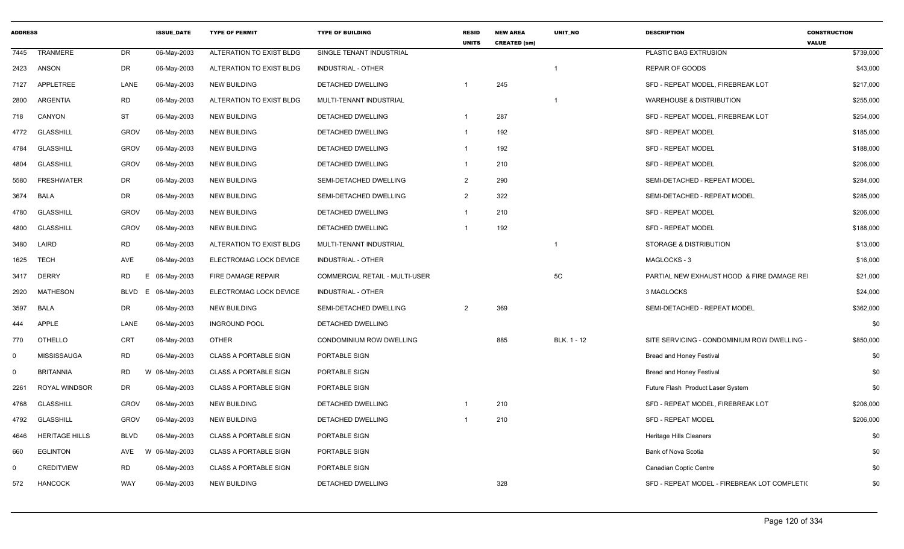| ADDRESS | | | ISSUE_DATE | TYPE OF PERMIT | TYPE OF BUILDING | RESID UNITS | NEW AREA CREATED (sm) | UNIT_NO | DESCRIPTION | CONSTRUCTION VALUE |
|---|---|---|---|---|---|---|---|---|---|---|
| 7445 | TRANMERE | DR | 06-May-2003 | ALTERATION TO EXIST BLDG | SINGLE TENANT INDUSTRIAL | | | | PLASTIC BAG EXTRUSION | $739,000 |
| 2423 | ANSON | DR | 06-May-2003 | ALTERATION TO EXIST BLDG | INDUSTRIAL - OTHER | | | 1 | REPAIR OF GOODS | $43,000 |
| 7127 | APPLETREE | LANE | 06-May-2003 | NEW BUILDING | DETACHED DWELLING | 1 | 245 | | SFD - REPEAT MODEL, FIREBREAK LOT | $217,000 |
| 2800 | ARGENTIA | RD | 06-May-2003 | ALTERATION TO EXIST BLDG | MULTI-TENANT INDUSTRIAL | | | 1 | WAREHOUSE & DISTRIBUTION | $255,000 |
| 718 | CANYON | ST | 06-May-2003 | NEW BUILDING | DETACHED DWELLING | 1 | 287 | | SFD - REPEAT MODEL, FIREBREAK LOT | $254,000 |
| 4772 | GLASSHILL | GROV | 06-May-2003 | NEW BUILDING | DETACHED DWELLING | 1 | 192 | | SFD - REPEAT MODEL | $185,000 |
| 4784 | GLASSHILL | GROV | 06-May-2003 | NEW BUILDING | DETACHED DWELLING | 1 | 192 | | SFD - REPEAT MODEL | $188,000 |
| 4804 | GLASSHILL | GROV | 06-May-2003 | NEW BUILDING | DETACHED DWELLING | 1 | 210 | | SFD - REPEAT MODEL | $206,000 |
| 5580 | FRESHWATER | DR | 06-May-2003 | NEW BUILDING | SEMI-DETACHED DWELLING | 2 | 290 | | SEMI-DETACHED - REPEAT MODEL | $284,000 |
| 3674 | BALA | DR | 06-May-2003 | NEW BUILDING | SEMI-DETACHED DWELLING | 2 | 322 | | SEMI-DETACHED - REPEAT MODEL | $285,000 |
| 4780 | GLASSHILL | GROV | 06-May-2003 | NEW BUILDING | DETACHED DWELLING | 1 | 210 | | SFD - REPEAT MODEL | $206,000 |
| 4800 | GLASSHILL | GROV | 06-May-2003 | NEW BUILDING | DETACHED DWELLING | 1 | 192 | | SFD - REPEAT MODEL | $188,000 |
| 3480 | LAIRD | RD | 06-May-2003 | ALTERATION TO EXIST BLDG | MULTI-TENANT INDUSTRIAL | | | 1 | STORAGE & DISTRIBUTION | $13,000 |
| 1625 | TECH | AVE | 06-May-2003 | ELECTROMAG LOCK DEVICE | INDUSTRIAL - OTHER | | | | MAGLOCKS - 3 | $16,000 |
| 3417 | DERRY | RD E | 06-May-2003 | FIRE DAMAGE REPAIR | COMMERCIAL RETAIL - MULTI-USER | | | 5C | PARTIAL NEW EXHAUST HOOD & FIRE DAMAGE REI | $21,000 |
| 2920 | MATHESON | BLVD E | 06-May-2003 | ELECTROMAG LOCK DEVICE | INDUSTRIAL - OTHER | | | | 3 MAGLOCKS | $24,000 |
| 3597 | BALA | DR | 06-May-2003 | NEW BUILDING | SEMI-DETACHED DWELLING | 2 | 369 | | SEMI-DETACHED - REPEAT MODEL | $362,000 |
| 444 | APPLE | LANE | 06-May-2003 | INGROUND POOL | DETACHED DWELLING | | | | | $0 |
| 770 | OTHELLO | CRT | 06-May-2003 | OTHER | CONDOMINIUM ROW DWELLING | | 885 | BLK. 1 - 12 | SITE SERVICING - CONDOMINIUM ROW DWELLING - | $850,000 |
| 0 | MISSISSAUGA | RD | 06-May-2003 | CLASS A PORTABLE SIGN | PORTABLE SIGN | | | | Bread and Honey Festival | $0 |
| 0 | BRITANNIA | RD W | 06-May-2003 | CLASS A PORTABLE SIGN | PORTABLE SIGN | | | | Bread and Honey Festival | $0 |
| 2261 | ROYAL WINDSOR | DR | 06-May-2003 | CLASS A PORTABLE SIGN | PORTABLE SIGN | | | | Future Flash Product Laser System | $0 |
| 4768 | GLASSHILL | GROV | 06-May-2003 | NEW BUILDING | DETACHED DWELLING | 1 | 210 | | SFD - REPEAT MODEL, FIREBREAK LOT | $206,000 |
| 4792 | GLASSHILL | GROV | 06-May-2003 | NEW BUILDING | DETACHED DWELLING | 1 | 210 | | SFD - REPEAT MODEL | $206,000 |
| 4646 | HERITAGE HILLS | BLVD | 06-May-2003 | CLASS A PORTABLE SIGN | PORTABLE SIGN | | | | Heritage Hills Cleaners | $0 |
| 660 | EGLINTON | AVE W | 06-May-2003 | CLASS A PORTABLE SIGN | PORTABLE SIGN | | | | Bank of Nova Scotia | $0 |
| 0 | CREDITVIEW | RD | 06-May-2003 | CLASS A PORTABLE SIGN | PORTABLE SIGN | | | | Canadian Coptic Centre | $0 |
| 572 | HANCOCK | WAY | 06-May-2003 | NEW BUILDING | DETACHED DWELLING | | 328 | | SFD - REPEAT MODEL - FIREBREAK LOT COMPLETI( | $0 |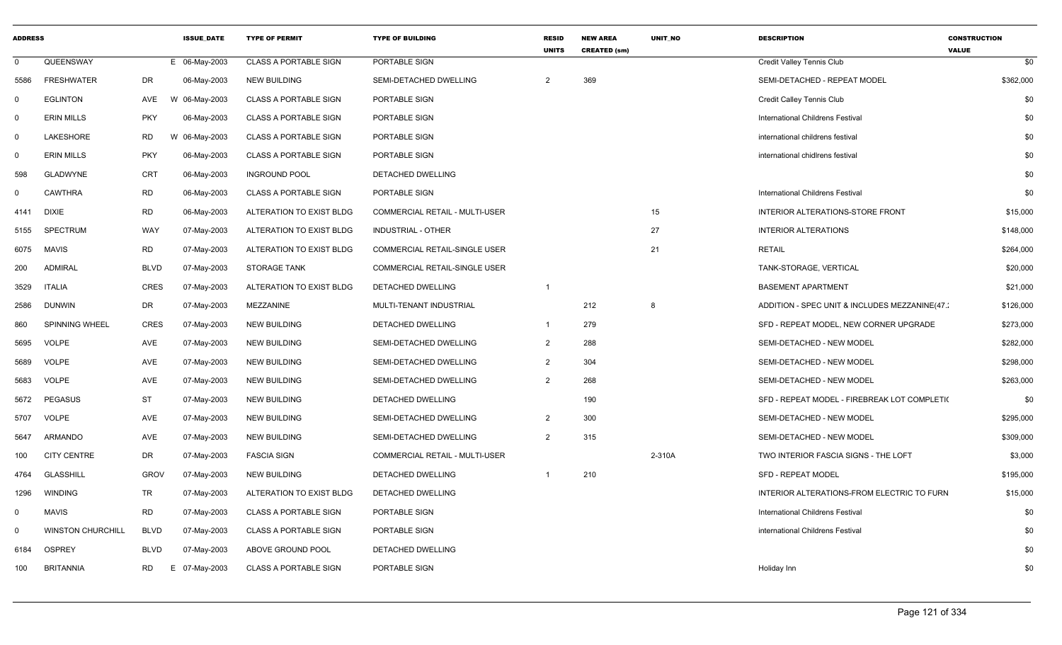| ADDRESS | | | ISSUE_DATE | TYPE OF PERMIT | TYPE OF BUILDING | RESID UNITS | NEW AREA CREATED (sm) | UNIT_NO | DESCRIPTION | CONSTRUCTION VALUE |
|---|---|---|---|---|---|---|---|---|---|---|
| 0 | QUEENSWAY | | E 06-May-2003 | CLASS A PORTABLE SIGN | PORTABLE SIGN | | | | Credit Valley Tennis Club | $0 |
| 5586 | FRESHWATER | DR | 06-May-2003 | NEW BUILDING | SEMI-DETACHED DWELLING | 2 | 369 | | SEMI-DETACHED - REPEAT MODEL | $362,000 |
| 0 | EGLINTON | AVE | W 06-May-2003 | CLASS A PORTABLE SIGN | PORTABLE SIGN | | | | Credit Calley Tennis Club | $0 |
| 0 | ERIN MILLS | PKY | 06-May-2003 | CLASS A PORTABLE SIGN | PORTABLE SIGN | | | | International Childrens Festival | $0 |
| 0 | LAKESHORE | RD | W 06-May-2003 | CLASS A PORTABLE SIGN | PORTABLE SIGN | | | | international childrens festival | $0 |
| 0 | ERIN MILLS | PKY | 06-May-2003 | CLASS A PORTABLE SIGN | PORTABLE SIGN | | | | international chidlrens festival | $0 |
| 598 | GLADWYNE | CRT | 06-May-2003 | INGROUND POOL | DETACHED DWELLING | | | | | $0 |
| 0 | CAWTHRA | RD | 06-May-2003 | CLASS A PORTABLE SIGN | PORTABLE SIGN | | | | International Childrens Festival | $0 |
| 4141 | DIXIE | RD | 06-May-2003 | ALTERATION TO EXIST BLDG | COMMERCIAL RETAIL - MULTI-USER | | | 15 | INTERIOR ALTERATIONS-STORE FRONT | $15,000 |
| 5155 | SPECTRUM | WAY | 07-May-2003 | ALTERATION TO EXIST BLDG | INDUSTRIAL - OTHER | | | 27 | INTERIOR ALTERATIONS | $148,000 |
| 6075 | MAVIS | RD | 07-May-2003 | ALTERATION TO EXIST BLDG | COMMERCIAL RETAIL-SINGLE USER | | | 21 | RETAIL | $264,000 |
| 200 | ADMIRAL | BLVD | 07-May-2003 | STORAGE TANK | COMMERCIAL RETAIL-SINGLE USER | | | | TANK-STORAGE, VERTICAL | $20,000 |
| 3529 | ITALIA | CRES | 07-May-2003 | ALTERATION TO EXIST BLDG | DETACHED DWELLING | 1 | | | BASEMENT APARTMENT | $21,000 |
| 2586 | DUNWIN | DR | 07-May-2003 | MEZZANINE | MULTI-TENANT INDUSTRIAL | | 212 | 8 | ADDITION - SPEC UNIT & INCLUDES MEZZANINE(47.: | $126,000 |
| 860 | SPINNING WHEEL | CRES | 07-May-2003 | NEW BUILDING | DETACHED DWELLING | 1 | 279 | | SFD - REPEAT MODEL, NEW CORNER UPGRADE | $273,000 |
| 5695 | VOLPE | AVE | 07-May-2003 | NEW BUILDING | SEMI-DETACHED DWELLING | 2 | 288 | | SEMI-DETACHED - NEW MODEL | $282,000 |
| 5689 | VOLPE | AVE | 07-May-2003 | NEW BUILDING | SEMI-DETACHED DWELLING | 2 | 304 | | SEMI-DETACHED - NEW MODEL | $298,000 |
| 5683 | VOLPE | AVE | 07-May-2003 | NEW BUILDING | SEMI-DETACHED DWELLING | 2 | 268 | | SEMI-DETACHED - NEW MODEL | $263,000 |
| 5672 | PEGASUS | ST | 07-May-2003 | NEW BUILDING | DETACHED DWELLING | | 190 | | SFD - REPEAT MODEL - FIREBREAK LOT COMPLETI( | $0 |
| 5707 | VOLPE | AVE | 07-May-2003 | NEW BUILDING | SEMI-DETACHED DWELLING | 2 | 300 | | SEMI-DETACHED - NEW MODEL | $295,000 |
| 5647 | ARMANDO | AVE | 07-May-2003 | NEW BUILDING | SEMI-DETACHED DWELLING | 2 | 315 | | SEMI-DETACHED - NEW MODEL | $309,000 |
| 100 | CITY CENTRE | DR | 07-May-2003 | FASCIA SIGN | COMMERCIAL RETAIL - MULTI-USER | | | 2-310A | TWO INTERIOR FASCIA SIGNS - THE LOFT | $3,000 |
| 4764 | GLASSHILL | GROV | 07-May-2003 | NEW BUILDING | DETACHED DWELLING | 1 | 210 | | SFD - REPEAT MODEL | $195,000 |
| 1296 | WINDING | TR | 07-May-2003 | ALTERATION TO EXIST BLDG | DETACHED DWELLING | | | | INTERIOR ALTERATIONS-FROM ELECTRIC TO FURN | $15,000 |
| 0 | MAVIS | RD | 07-May-2003 | CLASS A PORTABLE SIGN | PORTABLE SIGN | | | | International Childrens Festival | $0 |
| 0 | WINSTON CHURCHILL | BLVD | 07-May-2003 | CLASS A PORTABLE SIGN | PORTABLE SIGN | | | | international Childrens Festival | $0 |
| 6184 | OSPREY | BLVD | 07-May-2003 | ABOVE GROUND POOL | DETACHED DWELLING | | | | | $0 |
| 100 | BRITANNIA | RD | E 07-May-2003 | CLASS A PORTABLE SIGN | PORTABLE SIGN | | | | Holiday Inn | $0 |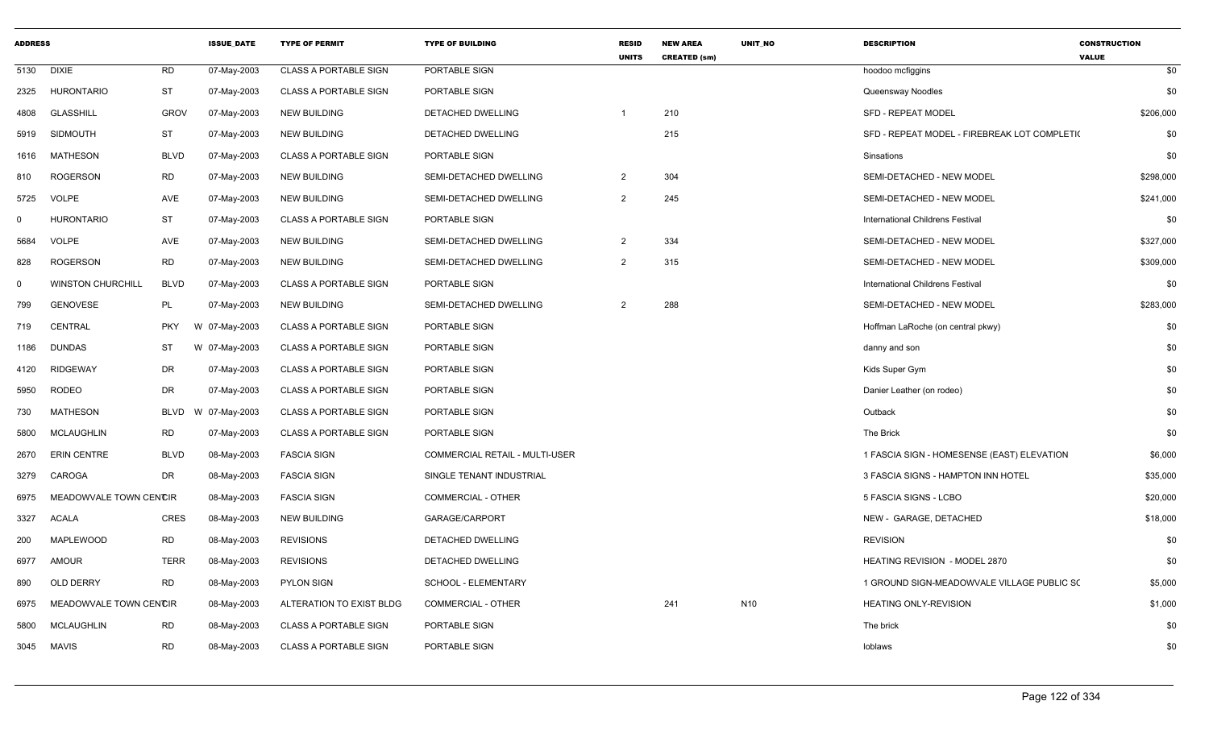| ADDRESS | | | ISSUE_DATE | TYPE OF PERMIT | TYPE OF BUILDING | RESID UNITS | NEW AREA CREATED (sm) | UNIT_NO | DESCRIPTION | CONSTRUCTION VALUE |
|---|---|---|---|---|---|---|---|---|---|---|
| 5130 | DIXIE | RD | 07-May-2003 | CLASS A PORTABLE SIGN | PORTABLE SIGN | | | | hoodoo mcfiggins | $0 |
| 2325 | HURONTARIO | ST | 07-May-2003 | CLASS A PORTABLE SIGN | PORTABLE SIGN | | | | Queensway Noodles | $0 |
| 4808 | GLASSHILL | GROV | 07-May-2003 | NEW BUILDING | DETACHED DWELLING | 1 | 210 | | SFD - REPEAT MODEL | $206,000 |
| 5919 | SIDMOUTH | ST | 07-May-2003 | NEW BUILDING | DETACHED DWELLING | | 215 | | SFD - REPEAT MODEL - FIREBREAK LOT COMPLETI( | $0 |
| 1616 | MATHESON | BLVD | 07-May-2003 | CLASS A PORTABLE SIGN | PORTABLE SIGN | | | | Sinsations | $0 |
| 810 | ROGERSON | RD | 07-May-2003 | NEW BUILDING | SEMI-DETACHED DWELLING | 2 | 304 | | SEMI-DETACHED - NEW MODEL | $298,000 |
| 5725 | VOLPE | AVE | 07-May-2003 | NEW BUILDING | SEMI-DETACHED DWELLING | 2 | 245 | | SEMI-DETACHED - NEW MODEL | $241,000 |
| 0 | HURONTARIO | ST | 07-May-2003 | CLASS A PORTABLE SIGN | PORTABLE SIGN | | | | International Childrens Festival | $0 |
| 5684 | VOLPE | AVE | 07-May-2003 | NEW BUILDING | SEMI-DETACHED DWELLING | 2 | 334 | | SEMI-DETACHED - NEW MODEL | $327,000 |
| 828 | ROGERSON | RD | 07-May-2003 | NEW BUILDING | SEMI-DETACHED DWELLING | 2 | 315 | | SEMI-DETACHED - NEW MODEL | $309,000 |
| 0 | WINSTON CHURCHILL | BLVD | 07-May-2003 | CLASS A PORTABLE SIGN | PORTABLE SIGN | | | | International Childrens Festival | $0 |
| 799 | GENOVESE | PL | 07-May-2003 | NEW BUILDING | SEMI-DETACHED DWELLING | 2 | 288 | | SEMI-DETACHED - NEW MODEL | $283,000 |
| 719 | CENTRAL | PKY | W 07-May-2003 | CLASS A PORTABLE SIGN | PORTABLE SIGN | | | | Hoffman LaRoche (on central pkwy) | $0 |
| 1186 | DUNDAS | ST | W 07-May-2003 | CLASS A PORTABLE SIGN | PORTABLE SIGN | | | | danny and son | $0 |
| 4120 | RIDGEWAY | DR | 07-May-2003 | CLASS A PORTABLE SIGN | PORTABLE SIGN | | | | Kids Super Gym | $0 |
| 5950 | RODEO | DR | 07-May-2003 | CLASS A PORTABLE SIGN | PORTABLE SIGN | | | | Danier Leather (on rodeo) | $0 |
| 730 | MATHESON | BLVD | W 07-May-2003 | CLASS A PORTABLE SIGN | PORTABLE SIGN | | | | Outback | $0 |
| 5800 | MCLAUGHLIN | RD | 07-May-2003 | CLASS A PORTABLE SIGN | PORTABLE SIGN | | | | The Brick | $0 |
| 2670 | ERIN CENTRE | BLVD | 08-May-2003 | FASCIA SIGN | COMMERCIAL RETAIL - MULTI-USER | | | | 1 FASCIA SIGN - HOMESENSE (EAST) ELEVATION | $6,000 |
| 3279 | CAROGA | DR | 08-May-2003 | FASCIA SIGN | SINGLE TENANT INDUSTRIAL | | | | 3 FASCIA SIGNS - HAMPTON INN HOTEL | $35,000 |
| 6975 | MEADOWVALE TOWN CENTCIR | | 08-May-2003 | FASCIA SIGN | COMMERCIAL - OTHER | | | | 5 FASCIA SIGNS - LCBO | $20,000 |
| 3327 | ACALA | CRES | 08-May-2003 | NEW BUILDING | GARAGE/CARPORT | | | | NEW - GARAGE, DETACHED | $18,000 |
| 200 | MAPLEWOOD | RD | 08-May-2003 | REVISIONS | DETACHED DWELLING | | | | REVISION | $0 |
| 6977 | AMOUR | TERR | 08-May-2003 | REVISIONS | DETACHED DWELLING | | | | HEATING REVISION - MODEL 2870 | $0 |
| 890 | OLD DERRY | RD | 08-May-2003 | PYLON SIGN | SCHOOL - ELEMENTARY | | | | 1 GROUND SIGN-MEADOWVALE VILLAGE PUBLIC SC | $5,000 |
| 6975 | MEADOWVALE TOWN CENTCIR | | 08-May-2003 | ALTERATION TO EXIST BLDG | COMMERCIAL - OTHER | | 241 | N10 | HEATING ONLY-REVISION | $1,000 |
| 5800 | MCLAUGHLIN | RD | 08-May-2003 | CLASS A PORTABLE SIGN | PORTABLE SIGN | | | | The brick | $0 |
| 3045 | MAVIS | RD | 08-May-2003 | CLASS A PORTABLE SIGN | PORTABLE SIGN | | | | loblaws | $0 |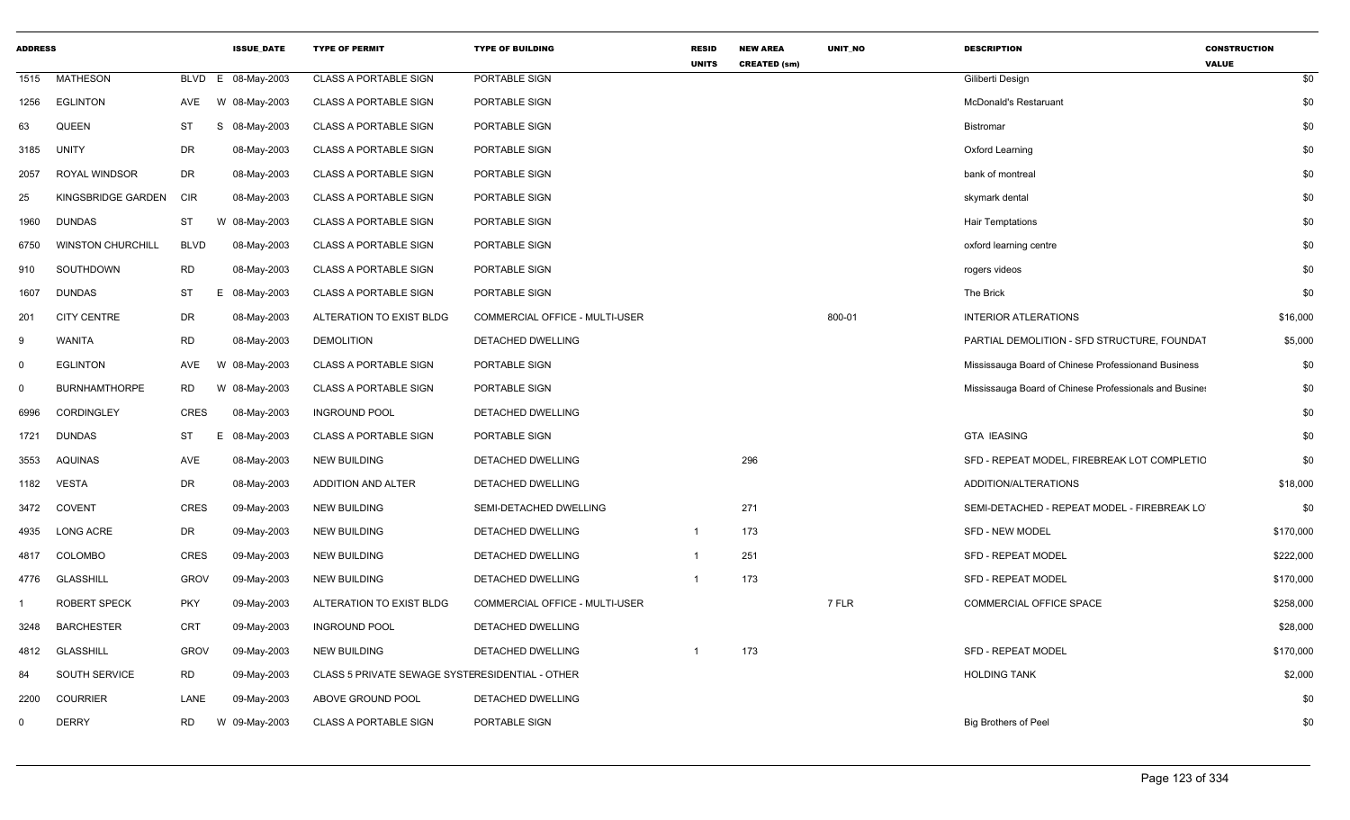| ADDRESS | | | ISSUE_DATE | TYPE OF PERMIT | TYPE OF BUILDING | RESID UNITS | NEW AREA CREATED (sm) | UNIT_NO | DESCRIPTION | CONSTRUCTION VALUE |
|---|---|---|---|---|---|---|---|---|---|---|
| 1515 | MATHESON | BLVD E | 08-May-2003 | CLASS A PORTABLE SIGN | PORTABLE SIGN | | | | Giliberti Design | $0 |
| 1256 | EGLINTON | AVE W | 08-May-2003 | CLASS A PORTABLE SIGN | PORTABLE SIGN | | | | McDonald's Restaruant | $0 |
| 63 | QUEEN | ST S | 08-May-2003 | CLASS A PORTABLE SIGN | PORTABLE SIGN | | | | Bistromar | $0 |
| 3185 | UNITY | DR | 08-May-2003 | CLASS A PORTABLE SIGN | PORTABLE SIGN | | | | Oxford Learning | $0 |
| 2057 | ROYAL WINDSOR | DR | 08-May-2003 | CLASS A PORTABLE SIGN | PORTABLE SIGN | | | | bank of montreal | $0 |
| 25 | KINGSBRIDGE GARDEN | CIR | 08-May-2003 | CLASS A PORTABLE SIGN | PORTABLE SIGN | | | | skymark dental | $0 |
| 1960 | DUNDAS | ST W | 08-May-2003 | CLASS A PORTABLE SIGN | PORTABLE SIGN | | | | Hair Temptations | $0 |
| 6750 | WINSTON CHURCHILL | BLVD | 08-May-2003 | CLASS A PORTABLE SIGN | PORTABLE SIGN | | | | oxford learning centre | $0 |
| 910 | SOUTHDOWN | RD | 08-May-2003 | CLASS A PORTABLE SIGN | PORTABLE SIGN | | | | rogers videos | $0 |
| 1607 | DUNDAS | ST E | 08-May-2003 | CLASS A PORTABLE SIGN | PORTABLE SIGN | | | | The Brick | $0 |
| 201 | CITY CENTRE | DR | 08-May-2003 | ALTERATION TO EXIST BLDG | COMMERCIAL OFFICE - MULTI-USER | | | 800-01 | INTERIOR ATLERATIONS | $16,000 |
| 9 | WANITA | RD | 08-May-2003 | DEMOLITION | DETACHED DWELLING | | | | PARTIAL DEMOLITION - SFD STRUCTURE, FOUNDAT | $5,000 |
| 0 | EGLINTON | AVE W | 08-May-2003 | CLASS A PORTABLE SIGN | PORTABLE SIGN | | | | Mississauga Board of Chinese Professionand Business | $0 |
| 0 | BURNHAMTHORPE | RD W | 08-May-2003 | CLASS A PORTABLE SIGN | PORTABLE SIGN | | | | Mississauga Board of Chinese Professionals and Busine: | $0 |
| 6996 | CORDINGLEY | CRES | 08-May-2003 | INGROUND POOL | DETACHED DWELLING | | | | | $0 |
| 1721 | DUNDAS | ST E | 08-May-2003 | CLASS A PORTABLE SIGN | PORTABLE SIGN | | | | GTA lEASING | $0 |
| 3553 | AQUINAS | AVE | 08-May-2003 | NEW BUILDING | DETACHED DWELLING | | 296 | | SFD - REPEAT MODEL, FIREBREAK LOT COMPLETIO | $0 |
| 1182 | VESTA | DR | 08-May-2003 | ADDITION AND ALTER | DETACHED DWELLING | | | | ADDITION/ALTERATIONS | $18,000 |
| 3472 | COVENT | CRES | 09-May-2003 | NEW BUILDING | SEMI-DETACHED DWELLING | | 271 | | SEMI-DETACHED - REPEAT MODEL - FIREBREAK LO | $0 |
| 4935 | LONG ACRE | DR | 09-May-2003 | NEW BUILDING | DETACHED DWELLING | 1 | 173 | | SFD - NEW MODEL | $170,000 |
| 4817 | COLOMBO | CRES | 09-May-2003 | NEW BUILDING | DETACHED DWELLING | 1 | 251 | | SFD - REPEAT MODEL | $222,000 |
| 4776 | GLASSHILL | GROV | 09-May-2003 | NEW BUILDING | DETACHED DWELLING | 1 | 173 | | SFD - REPEAT MODEL | $170,000 |
| 1 | ROBERT SPECK | PKY | 09-May-2003 | ALTERATION TO EXIST BLDG | COMMERCIAL OFFICE - MULTI-USER | | | 7 FLR | COMMERCIAL OFFICE SPACE | $258,000 |
| 3248 | BARCHESTER | CRT | 09-May-2003 | INGROUND POOL | DETACHED DWELLING | | | | | $28,000 |
| 4812 | GLASSHILL | GROV | 09-May-2003 | NEW BUILDING | DETACHED DWELLING | 1 | 173 | | SFD - REPEAT MODEL | $170,000 |
| 84 | SOUTH SERVICE | RD | 09-May-2003 | CLASS 5 PRIVATE SEWAGE SYSTE | RESIDENTIAL - OTHER | | | | HOLDING TANK | $2,000 |
| 2200 | COURRIER | LANE | 09-May-2003 | ABOVE GROUND POOL | DETACHED DWELLING | | | | | $0 |
| 0 | DERRY | RD W | 09-May-2003 | CLASS A PORTABLE SIGN | PORTABLE SIGN | | | | Big Brothers of Peel | $0 |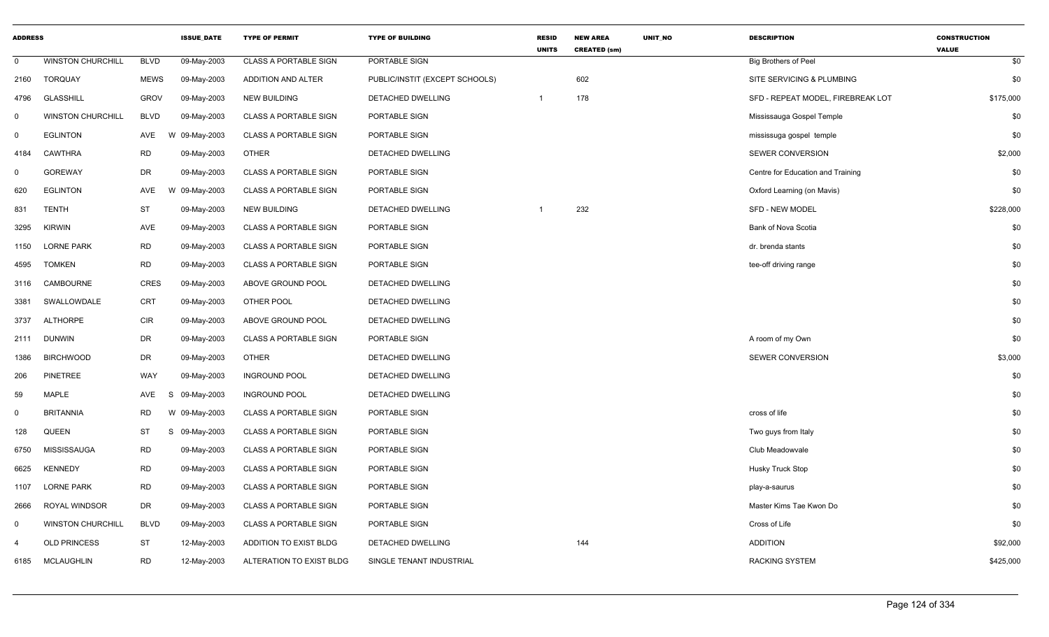| ADDRESS | | | ISSUE_DATE | TYPE OF PERMIT | TYPE OF BUILDING | RESID UNITS | NEW AREA CREATED (sm) | UNIT_NO | DESCRIPTION | CONSTRUCTION VALUE |
|---|---|---|---|---|---|---|---|---|---|---|
| 0 | WINSTON CHURCHILL | BLVD | 09-May-2003 | CLASS A PORTABLE SIGN | PORTABLE SIGN | | | | Big Brothers of Peel | $0 |
| 2160 | TORQUAY | MEWS | 09-May-2003 | ADDITION AND ALTER | PUBLIC/INSTIT (EXCEPT SCHOOLS) | | 602 | | SITE SERVICING & PLUMBING | $0 |
| 4796 | GLASSHILL | GROV | 09-May-2003 | NEW BUILDING | DETACHED DWELLING | 1 | 178 | | SFD - REPEAT MODEL, FIREBREAK LOT | $175,000 |
| 0 | WINSTON CHURCHILL | BLVD | 09-May-2003 | CLASS A PORTABLE SIGN | PORTABLE SIGN | | | | Mississauga Gospel Temple | $0 |
| 0 | EGLINTON | AVE W | 09-May-2003 | CLASS A PORTABLE SIGN | PORTABLE SIGN | | | | mississuga gospel temple | $0 |
| 4184 | CAWTHRA | RD | 09-May-2003 | OTHER | DETACHED DWELLING | | | | SEWER CONVERSION | $2,000 |
| 0 | GOREWAY | DR | 09-May-2003 | CLASS A PORTABLE SIGN | PORTABLE SIGN | | | | Centre for Education and Training | $0 |
| 620 | EGLINTON | AVE W | 09-May-2003 | CLASS A PORTABLE SIGN | PORTABLE SIGN | | | | Oxford Learning (on Mavis) | $0 |
| 831 | TENTH | ST | 09-May-2003 | NEW BUILDING | DETACHED DWELLING | 1 | 232 | | SFD - NEW MODEL | $228,000 |
| 3295 | KIRWIN | AVE | 09-May-2003 | CLASS A PORTABLE SIGN | PORTABLE SIGN | | | | Bank of Nova Scotia | $0 |
| 1150 | LORNE PARK | RD | 09-May-2003 | CLASS A PORTABLE SIGN | PORTABLE SIGN | | | | dr. brenda stants | $0 |
| 4595 | TOMKEN | RD | 09-May-2003 | CLASS A PORTABLE SIGN | PORTABLE SIGN | | | | tee-off driving range | $0 |
| 3116 | CAMBOURNE | CRES | 09-May-2003 | ABOVE GROUND POOL | DETACHED DWELLING | | | | | $0 |
| 3381 | SWALLOWDALE | CRT | 09-May-2003 | OTHER POOL | DETACHED DWELLING | | | | | $0 |
| 3737 | ALTHORPE | CIR | 09-May-2003 | ABOVE GROUND POOL | DETACHED DWELLING | | | | | $0 |
| 2111 | DUNWIN | DR | 09-May-2003 | CLASS A PORTABLE SIGN | PORTABLE SIGN | | | | A room of my Own | $0 |
| 1386 | BIRCHWOOD | DR | 09-May-2003 | OTHER | DETACHED DWELLING | | | | SEWER CONVERSION | $3,000 |
| 206 | PINETREE | WAY | 09-May-2003 | INGROUND POOL | DETACHED DWELLING | | | | | $0 |
| 59 | MAPLE | AVE S | 09-May-2003 | INGROUND POOL | DETACHED DWELLING | | | | | $0 |
| 0 | BRITANNIA | RD W | 09-May-2003 | CLASS A PORTABLE SIGN | PORTABLE SIGN | | | | cross of life | $0 |
| 128 | QUEEN | ST S | 09-May-2003 | CLASS A PORTABLE SIGN | PORTABLE SIGN | | | | Two guys from Italy | $0 |
| 6750 | MISSISSAUGA | RD | 09-May-2003 | CLASS A PORTABLE SIGN | PORTABLE SIGN | | | | Club Meadowvale | $0 |
| 6625 | KENNEDY | RD | 09-May-2003 | CLASS A PORTABLE SIGN | PORTABLE SIGN | | | | Husky Truck Stop | $0 |
| 1107 | LORNE PARK | RD | 09-May-2003 | CLASS A PORTABLE SIGN | PORTABLE SIGN | | | | play-a-saurus | $0 |
| 2666 | ROYAL WINDSOR | DR | 09-May-2003 | CLASS A PORTABLE SIGN | PORTABLE SIGN | | | | Master Kims Tae Kwon Do | $0 |
| 0 | WINSTON CHURCHILL | BLVD | 09-May-2003 | CLASS A PORTABLE SIGN | PORTABLE SIGN | | | | Cross of Life | $0 |
| 4 | OLD PRINCESS | ST | 12-May-2003 | ADDITION TO EXIST BLDG | DETACHED DWELLING | | 144 | | ADDITION | $92,000 |
| 6185 | MCLAUGHLIN | RD | 12-May-2003 | ALTERATION TO EXIST BLDG | SINGLE TENANT INDUSTRIAL | | | | RACKING SYSTEM | $425,000 |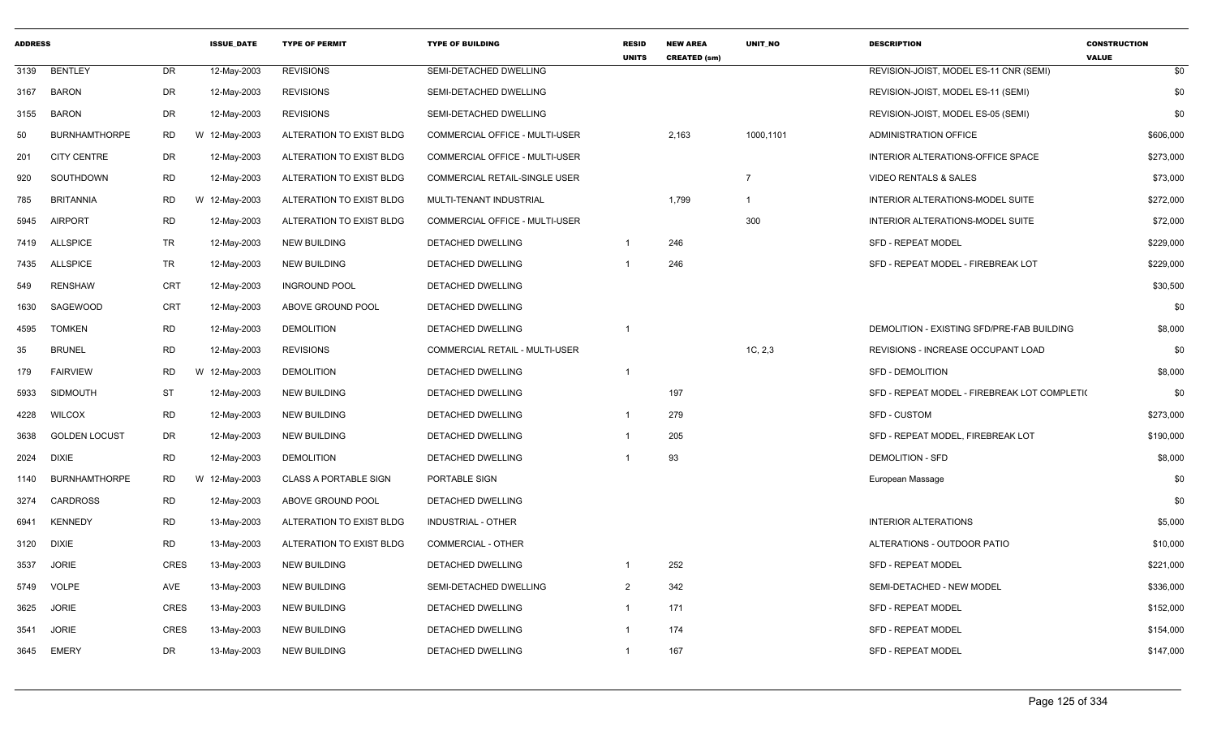| ADDRESS | | | ISSUE_DATE | TYPE OF PERMIT | TYPE OF BUILDING | RESID UNITS | NEW AREA CREATED (sm) | UNIT_NO | DESCRIPTION | CONSTRUCTION VALUE |
|---|---|---|---|---|---|---|---|---|---|---|
| 3139 | BENTLEY | DR | 12-May-2003 | REVISIONS | SEMI-DETACHED DWELLING | | | | REVISION-JOIST, MODEL ES-11 CNR (SEMI) | $0 |
| 3167 | BARON | DR | 12-May-2003 | REVISIONS | SEMI-DETACHED DWELLING | | | | REVISION-JOIST, MODEL ES-11 (SEMI) | $0 |
| 3155 | BARON | DR | 12-May-2003 | REVISIONS | SEMI-DETACHED DWELLING | | | | REVISION-JOIST, MODEL ES-05 (SEMI) | $0 |
| 50 | BURNHAMTHORPE | RD | W 12-May-2003 | ALTERATION TO EXIST BLDG | COMMERCIAL OFFICE - MULTI-USER | | 2,163 | 1000,1101 | ADMINISTRATION OFFICE | $606,000 |
| 201 | CITY CENTRE | DR | 12-May-2003 | ALTERATION TO EXIST BLDG | COMMERCIAL OFFICE - MULTI-USER | | | | INTERIOR ALTERATIONS-OFFICE SPACE | $273,000 |
| 920 | SOUTHDOWN | RD | 12-May-2003 | ALTERATION TO EXIST BLDG | COMMERCIAL RETAIL-SINGLE USER | | | 7 | VIDEO RENTALS & SALES | $73,000 |
| 785 | BRITANNIA | RD | W 12-May-2003 | ALTERATION TO EXIST BLDG | MULTI-TENANT INDUSTRIAL | | 1,799 | 1 | INTERIOR ALTERATIONS-MODEL SUITE | $272,000 |
| 5945 | AIRPORT | RD | 12-May-2003 | ALTERATION TO EXIST BLDG | COMMERCIAL OFFICE - MULTI-USER | | | 300 | INTERIOR ALTERATIONS-MODEL SUITE | $72,000 |
| 7419 | ALLSPICE | TR | 12-May-2003 | NEW BUILDING | DETACHED DWELLING | 1 | 246 | | SFD - REPEAT MODEL | $229,000 |
| 7435 | ALLSPICE | TR | 12-May-2003 | NEW BUILDING | DETACHED DWELLING | 1 | 246 | | SFD - REPEAT MODEL - FIREBREAK LOT | $229,000 |
| 549 | RENSHAW | CRT | 12-May-2003 | INGROUND POOL | DETACHED DWELLING | | | | | $30,500 |
| 1630 | SAGEWOOD | CRT | 12-May-2003 | ABOVE GROUND POOL | DETACHED DWELLING | | | | | $0 |
| 4595 | TOMKEN | RD | 12-May-2003 | DEMOLITION | DETACHED DWELLING | 1 | | | DEMOLITION - EXISTING SFD/PRE-FAB BUILDING | $8,000 |
| 35 | BRUNEL | RD | 12-May-2003 | REVISIONS | COMMERCIAL RETAIL - MULTI-USER | | | 1C, 2,3 | REVISIONS - INCREASE OCCUPANT LOAD | $0 |
| 179 | FAIRVIEW | RD | W 12-May-2003 | DEMOLITION | DETACHED DWELLING | 1 | | | SFD - DEMOLITION | $8,000 |
| 5933 | SIDMOUTH | ST | 12-May-2003 | NEW BUILDING | DETACHED DWELLING | | 197 | | SFD - REPEAT MODEL - FIREBREAK LOT COMPLETI( | $0 |
| 4228 | WILCOX | RD | 12-May-2003 | NEW BUILDING | DETACHED DWELLING | 1 | 279 | | SFD - CUSTOM | $273,000 |
| 3638 | GOLDEN LOCUST | DR | 12-May-2003 | NEW BUILDING | DETACHED DWELLING | 1 | 205 | | SFD - REPEAT MODEL, FIREBREAK LOT | $190,000 |
| 2024 | DIXIE | RD | 12-May-2003 | DEMOLITION | DETACHED DWELLING | 1 | 93 | | DEMOLITION - SFD | $8,000 |
| 1140 | BURNHAMTHORPE | RD | W 12-May-2003 | CLASS A PORTABLE SIGN | PORTABLE SIGN | | | | European Massage | $0 |
| 3274 | CARDROSS | RD | 12-May-2003 | ABOVE GROUND POOL | DETACHED DWELLING | | | | | $0 |
| 6941 | KENNEDY | RD | 13-May-2003 | ALTERATION TO EXIST BLDG | INDUSTRIAL - OTHER | | | | INTERIOR ALTERATIONS | $5,000 |
| 3120 | DIXIE | RD | 13-May-2003 | ALTERATION TO EXIST BLDG | COMMERCIAL - OTHER | | | | ALTERATIONS - OUTDOOR PATIO | $10,000 |
| 3537 | JORIE | CRES | 13-May-2003 | NEW BUILDING | DETACHED DWELLING | 1 | 252 | | SFD - REPEAT MODEL | $221,000 |
| 5749 | VOLPE | AVE | 13-May-2003 | NEW BUILDING | SEMI-DETACHED DWELLING | 2 | 342 | | SEMI-DETACHED - NEW MODEL | $336,000 |
| 3625 | JORIE | CRES | 13-May-2003 | NEW BUILDING | DETACHED DWELLING | 1 | 171 | | SFD - REPEAT MODEL | $152,000 |
| 3541 | JORIE | CRES | 13-May-2003 | NEW BUILDING | DETACHED DWELLING | 1 | 174 | | SFD - REPEAT MODEL | $154,000 |
| 3645 | EMERY | DR | 13-May-2003 | NEW BUILDING | DETACHED DWELLING | 1 | 167 | | SFD - REPEAT MODEL | $147,000 |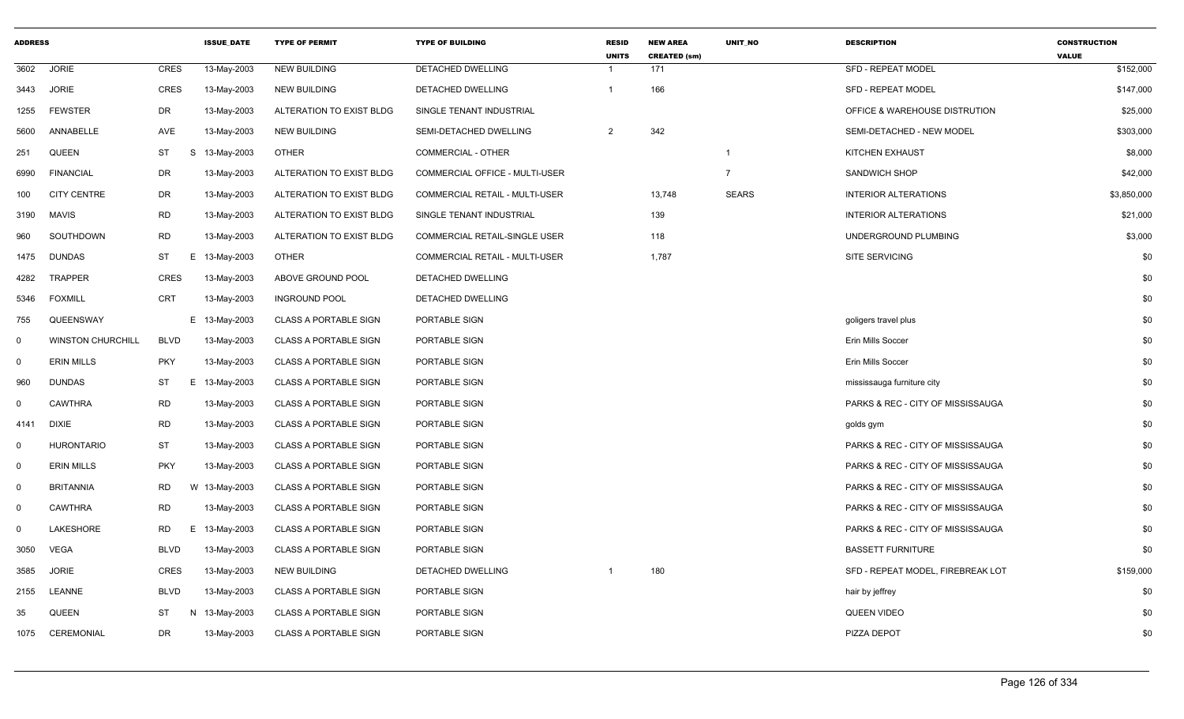| ADDRESS | | | ISSUE_DATE | TYPE OF PERMIT | TYPE OF BUILDING | RESID UNITS | NEW AREA CREATED (sm) | UNIT_NO | DESCRIPTION | CONSTRUCTION VALUE |
|---|---|---|---|---|---|---|---|---|---|---|
| 3602 | JORIE | CRES | 13-May-2003 | NEW BUILDING | DETACHED DWELLING | 1 | 171 | | SFD - REPEAT MODEL | $152,000 |
| 3443 | JORIE | CRES | 13-May-2003 | NEW BUILDING | DETACHED DWELLING | 1 | 166 | | SFD - REPEAT MODEL | $147,000 |
| 1255 | FEWSTER | DR | 13-May-2003 | ALTERATION TO EXIST BLDG | SINGLE TENANT INDUSTRIAL | | | | OFFICE & WAREHOUSE DISTRUTION | $25,000 |
| 5600 | ANNABELLE | AVE | 13-May-2003 | NEW BUILDING | SEMI-DETACHED DWELLING | 2 | 342 | | SEMI-DETACHED - NEW MODEL | $303,000 |
| 251 | QUEEN | ST S | 13-May-2003 | OTHER | COMMERCIAL - OTHER | | | 1 | KITCHEN EXHAUST | $8,000 |
| 6990 | FINANCIAL | DR | 13-May-2003 | ALTERATION TO EXIST BLDG | COMMERCIAL OFFICE - MULTI-USER | | | 7 | SANDWICH SHOP | $42,000 |
| 100 | CITY CENTRE | DR | 13-May-2003 | ALTERATION TO EXIST BLDG | COMMERCIAL RETAIL - MULTI-USER | | 13,748 | SEARS | INTERIOR ALTERATIONS | $3,850,000 |
| 3190 | MAVIS | RD | 13-May-2003 | ALTERATION TO EXIST BLDG | SINGLE TENANT INDUSTRIAL | | 139 | | INTERIOR ALTERATIONS | $21,000 |
| 960 | SOUTHDOWN | RD | 13-May-2003 | ALTERATION TO EXIST BLDG | COMMERCIAL RETAIL-SINGLE USER | | 118 | | UNDERGROUND PLUMBING | $3,000 |
| 1475 | DUNDAS | ST E | 13-May-2003 | OTHER | COMMERCIAL RETAIL - MULTI-USER | | 1,787 | | SITE SERVICING | $0 |
| 4282 | TRAPPER | CRES | 13-May-2003 | ABOVE GROUND POOL | DETACHED DWELLING | | | | | $0 |
| 5346 | FOXMILL | CRT | 13-May-2003 | INGROUND POOL | DETACHED DWELLING | | | | | $0 |
| 755 | QUEENSWAY | E | 13-May-2003 | CLASS A PORTABLE SIGN | PORTABLE SIGN | | | | goligers travel plus | $0 |
| 0 | WINSTON CHURCHILL | BLVD | 13-May-2003 | CLASS A PORTABLE SIGN | PORTABLE SIGN | | | | Erin Mills Soccer | $0 |
| 0 | ERIN MILLS | PKY | 13-May-2003 | CLASS A PORTABLE SIGN | PORTABLE SIGN | | | | Erin Mills Soccer | $0 |
| 960 | DUNDAS | ST E | 13-May-2003 | CLASS A PORTABLE SIGN | PORTABLE SIGN | | | | mississauga furniture city | $0 |
| 0 | CAWTHRA | RD | 13-May-2003 | CLASS A PORTABLE SIGN | PORTABLE SIGN | | | | PARKS & REC - CITY OF MISSISSAUGA | $0 |
| 4141 | DIXIE | RD | 13-May-2003 | CLASS A PORTABLE SIGN | PORTABLE SIGN | | | | golds gym | $0 |
| 0 | HURONTARIO | ST | 13-May-2003 | CLASS A PORTABLE SIGN | PORTABLE SIGN | | | | PARKS & REC - CITY OF MISSISSAUGA | $0 |
| 0 | ERIN MILLS | PKY | 13-May-2003 | CLASS A PORTABLE SIGN | PORTABLE SIGN | | | | PARKS & REC - CITY OF MISSISSAUGA | $0 |
| 0 | BRITANNIA | RD W | 13-May-2003 | CLASS A PORTABLE SIGN | PORTABLE SIGN | | | | PARKS & REC - CITY OF MISSISSAUGA | $0 |
| 0 | CAWTHRA | RD | 13-May-2003 | CLASS A PORTABLE SIGN | PORTABLE SIGN | | | | PARKS & REC - CITY OF MISSISSAUGA | $0 |
| 0 | LAKESHORE | RD E | 13-May-2003 | CLASS A PORTABLE SIGN | PORTABLE SIGN | | | | PARKS & REC - CITY OF MISSISSAUGA | $0 |
| 3050 | VEGA | BLVD | 13-May-2003 | CLASS A PORTABLE SIGN | PORTABLE SIGN | | | | BASSETT FURNITURE | $0 |
| 3585 | JORIE | CRES | 13-May-2003 | NEW BUILDING | DETACHED DWELLING | 1 | 180 | | SFD - REPEAT MODEL, FIREBREAK LOT | $159,000 |
| 2155 | LEANNE | BLVD | 13-May-2003 | CLASS A PORTABLE SIGN | PORTABLE SIGN | | | | hair by jeffrey | $0 |
| 35 | QUEEN | ST N | 13-May-2003 | CLASS A PORTABLE SIGN | PORTABLE SIGN | | | | QUEEN VIDEO | $0 |
| 1075 | CEREMONIAL | DR | 13-May-2003 | CLASS A PORTABLE SIGN | PORTABLE SIGN | | | | PIZZA DEPOT | $0 |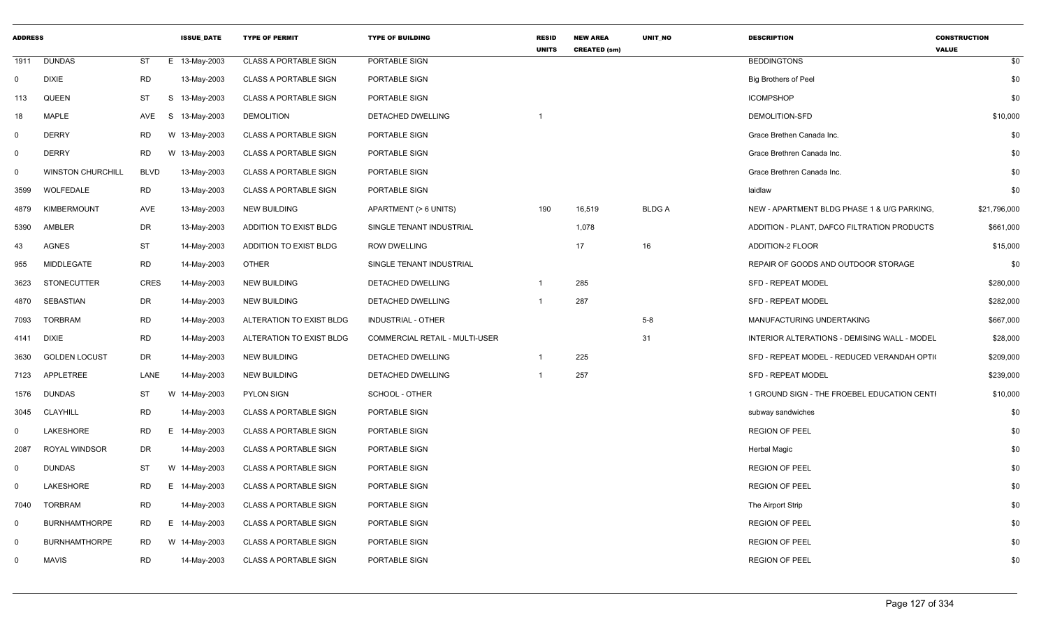| ADDRESS | | | ISSUE_DATE | TYPE OF PERMIT | TYPE OF BUILDING | RESID UNITS | NEW AREA CREATED (sm) | UNIT_NO | DESCRIPTION | CONSTRUCTION VALUE |
|---|---|---|---|---|---|---|---|---|---|---|
| 1911 | DUNDAS | ST | E 13-May-2003 | CLASS A PORTABLE SIGN | PORTABLE SIGN | | | | BEDDINGTONS | $0 |
| 0 | DIXIE | RD | 13-May-2003 | CLASS A PORTABLE SIGN | PORTABLE SIGN | | | | Big Brothers of Peel | $0 |
| 113 | QUEEN | ST | S 13-May-2003 | CLASS A PORTABLE SIGN | PORTABLE SIGN | | | | ICOMPSHOP | $0 |
| 18 | MAPLE | AVE | S 13-May-2003 | DEMOLITION | DETACHED DWELLING | 1 | | | DEMOLITION-SFD | $10,000 |
| 0 | DERRY | RD | W 13-May-2003 | CLASS A PORTABLE SIGN | PORTABLE SIGN | | | | Grace Brethen Canada Inc. | $0 |
| 0 | DERRY | RD | W 13-May-2003 | CLASS A PORTABLE SIGN | PORTABLE SIGN | | | | Grace Brethren Canada Inc. | $0 |
| 0 | WINSTON CHURCHILL | BLVD | 13-May-2003 | CLASS A PORTABLE SIGN | PORTABLE SIGN | | | | Grace Brethren Canada Inc. | $0 |
| 3599 | WOLFEDALE | RD | 13-May-2003 | CLASS A PORTABLE SIGN | PORTABLE SIGN | | | | laidlaw | $0 |
| 4879 | KIMBERMOUNT | AVE | 13-May-2003 | NEW BUILDING | APARTMENT (> 6 UNITS) | 190 | 16,519 | BLDG A | NEW - APARTMENT BLDG PHASE 1 & U/G PARKING, | $21,796,000 |
| 5390 | AMBLER | DR | 13-May-2003 | ADDITION TO EXIST BLDG | SINGLE TENANT INDUSTRIAL | | 1,078 | | ADDITION - PLANT, DAFCO FILTRATION PRODUCTS | $661,000 |
| 43 | AGNES | ST | 14-May-2003 | ADDITION TO EXIST BLDG | ROW DWELLING | | 17 | 16 | ADDITION-2 FLOOR | $15,000 |
| 955 | MIDDLEGATE | RD | 14-May-2003 | OTHER | SINGLE TENANT INDUSTRIAL | | | | REPAIR OF GOODS AND OUTDOOR STORAGE | $0 |
| 3623 | STONECUTTER | CRES | 14-May-2003 | NEW BUILDING | DETACHED DWELLING | 1 | 285 | | SFD - REPEAT MODEL | $280,000 |
| 4870 | SEBASTIAN | DR | 14-May-2003 | NEW BUILDING | DETACHED DWELLING | 1 | 287 | | SFD - REPEAT MODEL | $282,000 |
| 7093 | TORBRAM | RD | 14-May-2003 | ALTERATION TO EXIST BLDG | INDUSTRIAL - OTHER | | | 5-8 | MANUFACTURING UNDERTAKING | $667,000 |
| 4141 | DIXIE | RD | 14-May-2003 | ALTERATION TO EXIST BLDG | COMMERCIAL RETAIL - MULTI-USER | | | 31 | INTERIOR ALTERATIONS - DEMISING WALL - MODEL | $28,000 |
| 3630 | GOLDEN LOCUST | DR | 14-May-2003 | NEW BUILDING | DETACHED DWELLING | 1 | 225 | | SFD - REPEAT MODEL - REDUCED VERANDAH OPTI( | $209,000 |
| 7123 | APPLETREE | LANE | 14-May-2003 | NEW BUILDING | DETACHED DWELLING | 1 | 257 | | SFD - REPEAT MODEL | $239,000 |
| 1576 | DUNDAS | ST | W 14-May-2003 | PYLON SIGN | SCHOOL - OTHER | | | | 1 GROUND SIGN - THE FROEBEL EDUCATION CENTI | $10,000 |
| 3045 | CLAYHILL | RD | 14-May-2003 | CLASS A PORTABLE SIGN | PORTABLE SIGN | | | | subway sandwiches | $0 |
| 0 | LAKESHORE | RD | E 14-May-2003 | CLASS A PORTABLE SIGN | PORTABLE SIGN | | | | REGION OF PEEL | $0 |
| 2087 | ROYAL WINDSOR | DR | 14-May-2003 | CLASS A PORTABLE SIGN | PORTABLE SIGN | | | | Herbal Magic | $0 |
| 0 | DUNDAS | ST | W 14-May-2003 | CLASS A PORTABLE SIGN | PORTABLE SIGN | | | | REGION OF PEEL | $0 |
| 0 | LAKESHORE | RD | E 14-May-2003 | CLASS A PORTABLE SIGN | PORTABLE SIGN | | | | REGION OF PEEL | $0 |
| 7040 | TORBRAM | RD | 14-May-2003 | CLASS A PORTABLE SIGN | PORTABLE SIGN | | | | The Airport Strip | $0 |
| 0 | BURNHAMTHORPE | RD | E 14-May-2003 | CLASS A PORTABLE SIGN | PORTABLE SIGN | | | | REGION OF PEEL | $0 |
| 0 | BURNHAMTHORPE | RD | W 14-May-2003 | CLASS A PORTABLE SIGN | PORTABLE SIGN | | | | REGION OF PEEL | $0 |
| 0 | MAVIS | RD | 14-May-2003 | CLASS A PORTABLE SIGN | PORTABLE SIGN | | | | REGION OF PEEL | $0 |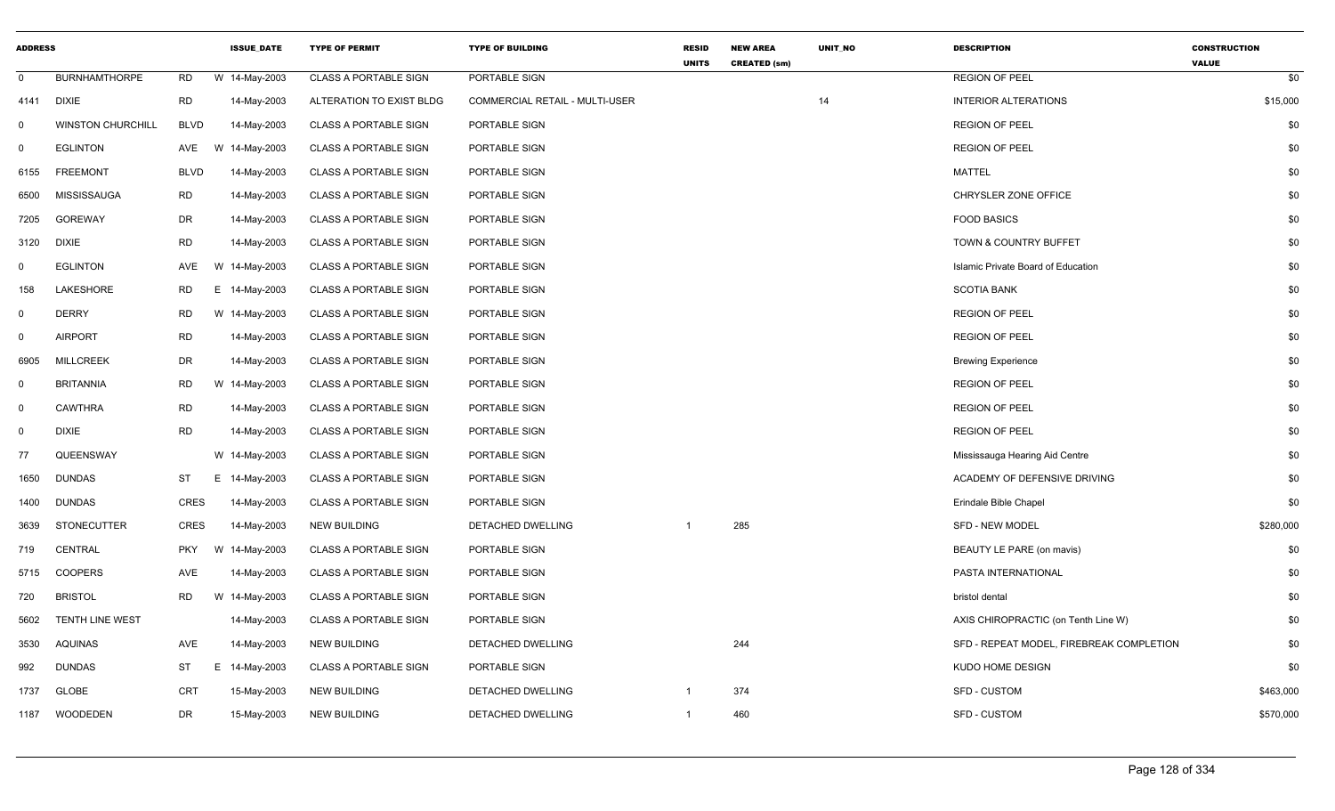| ADDRESS | | | | ISSUE_DATE | TYPE OF PERMIT | TYPE OF BUILDING | RESID UNITS | NEW AREA CREATED (sm) | UNIT_NO | DESCRIPTION | CONSTRUCTION VALUE |
|---|---|---|---|---|---|---|---|---|---|---|---|
| 0 | BURNHAMTHORPE | RD | W | 14-May-2003 | CLASS A PORTABLE SIGN | PORTABLE SIGN | | | | REGION OF PEEL | $0 |
| 4141 | DIXIE | RD | | 14-May-2003 | ALTERATION TO EXIST BLDG | COMMERCIAL RETAIL - MULTI-USER | | | 14 | INTERIOR ALTERATIONS | $15,000 |
| 0 | WINSTON CHURCHILL | BLVD | | 14-May-2003 | CLASS A PORTABLE SIGN | PORTABLE SIGN | | | | REGION OF PEEL | $0 |
| 0 | EGLINTON | AVE | W | 14-May-2003 | CLASS A PORTABLE SIGN | PORTABLE SIGN | | | | REGION OF PEEL | $0 |
| 6155 | FREEMONT | BLVD | | 14-May-2003 | CLASS A PORTABLE SIGN | PORTABLE SIGN | | | | MATTEL | $0 |
| 6500 | MISSISSAUGA | RD | | 14-May-2003 | CLASS A PORTABLE SIGN | PORTABLE SIGN | | | | CHRYSLER ZONE OFFICE | $0 |
| 7205 | GOREWAY | DR | | 14-May-2003 | CLASS A PORTABLE SIGN | PORTABLE SIGN | | | | FOOD BASICS | $0 |
| 3120 | DIXIE | RD | | 14-May-2003 | CLASS A PORTABLE SIGN | PORTABLE SIGN | | | | TOWN & COUNTRY BUFFET | $0 |
| 0 | EGLINTON | AVE | W | 14-May-2003 | CLASS A PORTABLE SIGN | PORTABLE SIGN | | | | Islamic Private Board of Education | $0 |
| 158 | LAKESHORE | RD | E | 14-May-2003 | CLASS A PORTABLE SIGN | PORTABLE SIGN | | | | SCOTIA BANK | $0 |
| 0 | DERRY | RD | W | 14-May-2003 | CLASS A PORTABLE SIGN | PORTABLE SIGN | | | | REGION OF PEEL | $0 |
| 0 | AIRPORT | RD | | 14-May-2003 | CLASS A PORTABLE SIGN | PORTABLE SIGN | | | | REGION OF PEEL | $0 |
| 6905 | MILLCREEK | DR | | 14-May-2003 | CLASS A PORTABLE SIGN | PORTABLE SIGN | | | | Brewing Experience | $0 |
| 0 | BRITANNIA | RD | W | 14-May-2003 | CLASS A PORTABLE SIGN | PORTABLE SIGN | | | | REGION OF PEEL | $0 |
| 0 | CAWTHRA | RD | | 14-May-2003 | CLASS A PORTABLE SIGN | PORTABLE SIGN | | | | REGION OF PEEL | $0 |
| 0 | DIXIE | RD | | 14-May-2003 | CLASS A PORTABLE SIGN | PORTABLE SIGN | | | | REGION OF PEEL | $0 |
| 77 | QUEENSWAY | | W | 14-May-2003 | CLASS A PORTABLE SIGN | PORTABLE SIGN | | | | Mississauga Hearing Aid Centre | $0 |
| 1650 | DUNDAS | ST | E | 14-May-2003 | CLASS A PORTABLE SIGN | PORTABLE SIGN | | | | ACADEMY OF DEFENSIVE DRIVING | $0 |
| 1400 | DUNDAS | CRES | | 14-May-2003 | CLASS A PORTABLE SIGN | PORTABLE SIGN | | | | Erindale Bible Chapel | $0 |
| 3639 | STONECUTTER | CRES | | 14-May-2003 | NEW BUILDING | DETACHED DWELLING | 1 | 285 | | SFD - NEW MODEL | $280,000 |
| 719 | CENTRAL | PKY | W | 14-May-2003 | CLASS A PORTABLE SIGN | PORTABLE SIGN | | | | BEAUTY LE PARE (on mavis) | $0 |
| 5715 | COOPERS | AVE | | 14-May-2003 | CLASS A PORTABLE SIGN | PORTABLE SIGN | | | | PASTA INTERNATIONAL | $0 |
| 720 | BRISTOL | RD | W | 14-May-2003 | CLASS A PORTABLE SIGN | PORTABLE SIGN | | | | bristol dental | $0 |
| 5602 | TENTH LINE WEST | | | 14-May-2003 | CLASS A PORTABLE SIGN | PORTABLE SIGN | | | | AXIS CHIROPRACTIC (on Tenth Line W) | $0 |
| 3530 | AQUINAS | AVE | | 14-May-2003 | NEW BUILDING | DETACHED DWELLING | | 244 | | SFD - REPEAT MODEL, FIREBREAK COMPLETION | $0 |
| 992 | DUNDAS | ST | E | 14-May-2003 | CLASS A PORTABLE SIGN | PORTABLE SIGN | | | | KUDO HOME DESIGN | $0 |
| 1737 | GLOBE | CRT | | 15-May-2003 | NEW BUILDING | DETACHED DWELLING | 1 | 374 | | SFD - CUSTOM | $463,000 |
| 1187 | WOODEDEN | DR | | 15-May-2003 | NEW BUILDING | DETACHED DWELLING | 1 | 460 | | SFD - CUSTOM | $570,000 |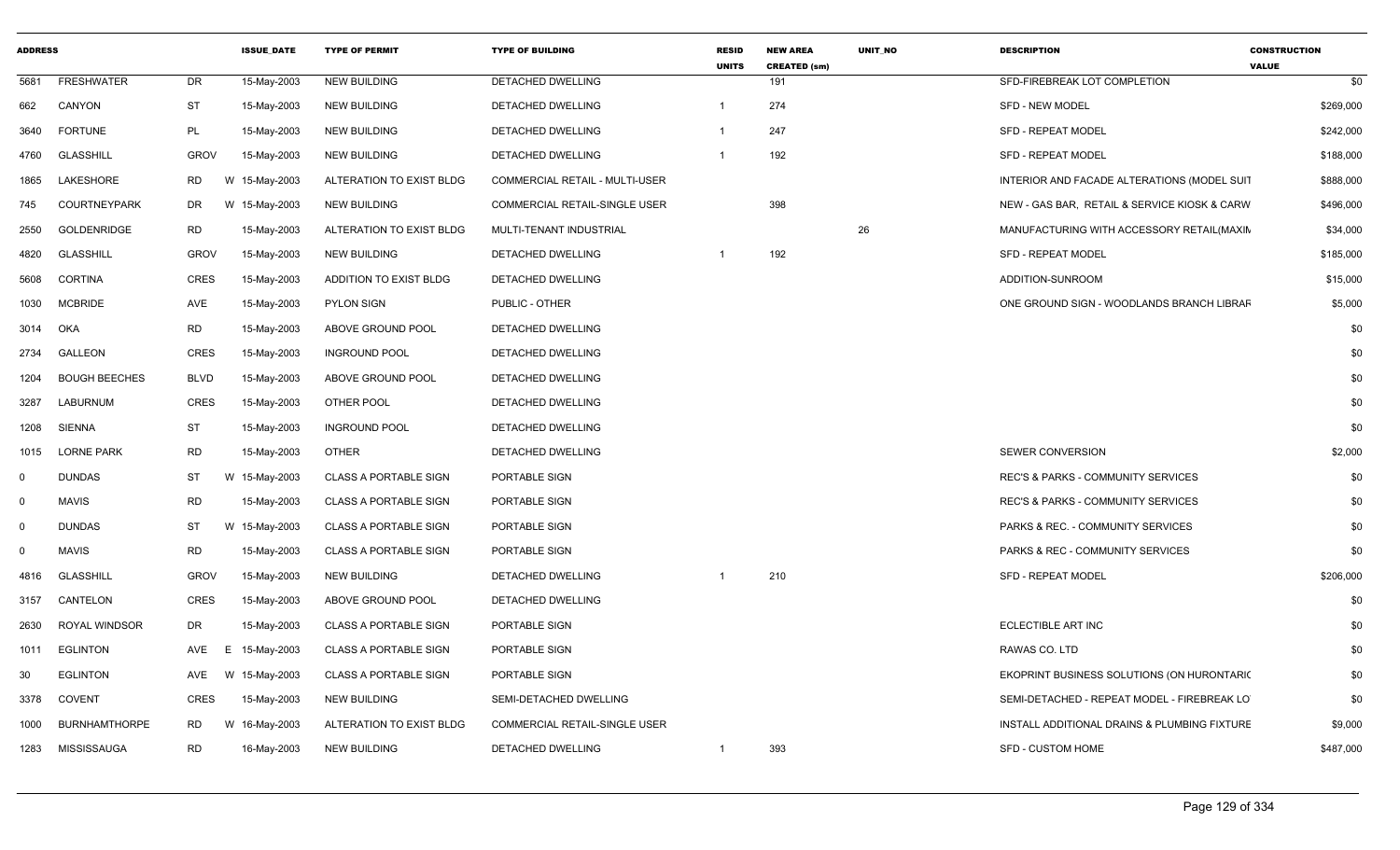| ADDRESS | | | ISSUE_DATE | TYPE OF PERMIT | TYPE OF BUILDING | RESID UNITS | NEW AREA CREATED (sm) | UNIT_NO | DESCRIPTION | CONSTRUCTION VALUE |
|---|---|---|---|---|---|---|---|---|---|---|
| 5681 | FRESHWATER | DR | 15-May-2003 | NEW BUILDING | DETACHED DWELLING | | 191 | | SFD-FIREBREAK LOT COMPLETION | $0 |
| 662 | CANYON | ST | 15-May-2003 | NEW BUILDING | DETACHED DWELLING | 1 | 274 | | SFD - NEW MODEL | $269,000 |
| 3640 | FORTUNE | PL | 15-May-2003 | NEW BUILDING | DETACHED DWELLING | 1 | 247 | | SFD - REPEAT MODEL | $242,000 |
| 4760 | GLASSHILL | GROV | 15-May-2003 | NEW BUILDING | DETACHED DWELLING | 1 | 192 | | SFD - REPEAT MODEL | $188,000 |
| 1865 | LAKESHORE | RD | W 15-May-2003 | ALTERATION TO EXIST BLDG | COMMERCIAL RETAIL - MULTI-USER | | | | INTERIOR AND FACADE ALTERATIONS (MODEL SUIT | $888,000 |
| 745 | COURTNEYPARK | DR | W 15-May-2003 | NEW BUILDING | COMMERCIAL RETAIL-SINGLE USER | | 398 | | NEW - GAS BAR, RETAIL & SERVICE KIOSK & CARW | $496,000 |
| 2550 | GOLDENRIDGE | RD | 15-May-2003 | ALTERATION TO EXIST BLDG | MULTI-TENANT INDUSTRIAL | | | 26 | MANUFACTURING WITH ACCESSORY RETAIL(MAXIN | $34,000 |
| 4820 | GLASSHILL | GROV | 15-May-2003 | NEW BUILDING | DETACHED DWELLING | 1 | 192 | | SFD - REPEAT MODEL | $185,000 |
| 5608 | CORTINA | CRES | 15-May-2003 | ADDITION TO EXIST BLDG | DETACHED DWELLING | | | | ADDITION-SUNROOM | $15,000 |
| 1030 | MCBRIDE | AVE | 15-May-2003 | PYLON SIGN | PUBLIC - OTHER | | | | ONE GROUND SIGN - WOODLANDS BRANCH LIBRAF | $5,000 |
| 3014 | OKA | RD | 15-May-2003 | ABOVE GROUND POOL | DETACHED DWELLING | | | | | $0 |
| 2734 | GALLEON | CRES | 15-May-2003 | INGROUND POOL | DETACHED DWELLING | | | | | $0 |
| 1204 | BOUGH BEECHES | BLVD | 15-May-2003 | ABOVE GROUND POOL | DETACHED DWELLING | | | | | $0 |
| 3287 | LABURNUM | CRES | 15-May-2003 | OTHER POOL | DETACHED DWELLING | | | | | $0 |
| 1208 | SIENNA | ST | 15-May-2003 | INGROUND POOL | DETACHED DWELLING | | | | | $0 |
| 1015 | LORNE PARK | RD | 15-May-2003 | OTHER | DETACHED DWELLING | | | | SEWER CONVERSION | $2,000 |
| 0 | DUNDAS | ST | W 15-May-2003 | CLASS A PORTABLE SIGN | PORTABLE SIGN | | | | REC'S & PARKS - COMMUNITY SERVICES | $0 |
| 0 | MAVIS | RD | 15-May-2003 | CLASS A PORTABLE SIGN | PORTABLE SIGN | | | | REC'S & PARKS - COMMUNITY SERVICES | $0 |
| 0 | DUNDAS | ST | W 15-May-2003 | CLASS A PORTABLE SIGN | PORTABLE SIGN | | | | PARKS & REC. - COMMUNITY SERVICES | $0 |
| 0 | MAVIS | RD | 15-May-2003 | CLASS A PORTABLE SIGN | PORTABLE SIGN | | | | PARKS & REC - COMMUNITY SERVICES | $0 |
| 4816 | GLASSHILL | GROV | 15-May-2003 | NEW BUILDING | DETACHED DWELLING | 1 | 210 | | SFD - REPEAT MODEL | $206,000 |
| 3157 | CANTELON | CRES | 15-May-2003 | ABOVE GROUND POOL | DETACHED DWELLING | | | | | $0 |
| 2630 | ROYAL WINDSOR | DR | 15-May-2003 | CLASS A PORTABLE SIGN | PORTABLE SIGN | | | | ECLECTIBLE ART INC | $0 |
| 1011 | EGLINTON | AVE | E 15-May-2003 | CLASS A PORTABLE SIGN | PORTABLE SIGN | | | | RAWAS CO. LTD | $0 |
| 30 | EGLINTON | AVE | W 15-May-2003 | CLASS A PORTABLE SIGN | PORTABLE SIGN | | | | EKOPRINT BUSINESS SOLUTIONS (ON HURONTARIC | $0 |
| 3378 | COVENT | CRES | 15-May-2003 | NEW BUILDING | SEMI-DETACHED DWELLING | | | | SEMI-DETACHED - REPEAT MODEL - FIREBREAK LO | $0 |
| 1000 | BURNHAMTHORPE | RD | W 16-May-2003 | ALTERATION TO EXIST BLDG | COMMERCIAL RETAIL-SINGLE USER | | | | INSTALL ADDITIONAL DRAINS & PLUMBING FIXTURE | $9,000 |
| 1283 | MISSISSAUGA | RD | 16-May-2003 | NEW BUILDING | DETACHED DWELLING | 1 | 393 | | SFD - CUSTOM HOME | $487,000 |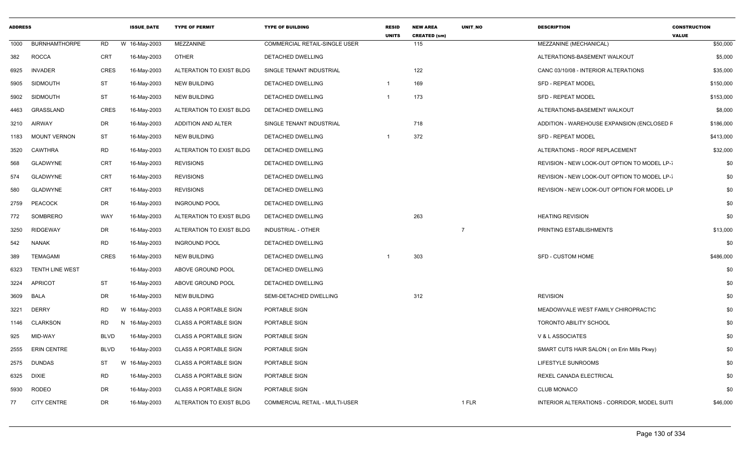| ADDRESS | | | ISSUE_DATE | TYPE OF PERMIT | TYPE OF BUILDING | RESID UNITS | NEW AREA CREATED (sm) | UNIT_NO | DESCRIPTION | CONSTRUCTION VALUE |
|---|---|---|---|---|---|---|---|---|---|---|
| 1000 | BURNHAMTHORPE | RD | W 16-May-2003 | MEZZANINE | COMMERCIAL RETAIL-SINGLE USER | | 115 | | MEZZANINE (MECHANICAL) | $50,000 |
| 382 | ROCCA | CRT | 16-May-2003 | OTHER | DETACHED DWELLING | | | | ALTERATIONS-BASEMENT WALKOUT | $5,000 |
| 6925 | INVADER | CRES | 16-May-2003 | ALTERATION TO EXIST BLDG | SINGLE TENANT INDUSTRIAL | | 122 | | CANC 03/10/08 - INTERIOR ALTERATIONS | $35,000 |
| 5905 | SIDMOUTH | ST | 16-May-2003 | NEW BUILDING | DETACHED DWELLING | 1 | 169 | | SFD - REPEAT MODEL | $150,000 |
| 5902 | SIDMOUTH | ST | 16-May-2003 | NEW BUILDING | DETACHED DWELLING | 1 | 173 | | SFD - REPEAT MODEL | $153,000 |
| 4463 | GRASSLAND | CRES | 16-May-2003 | ALTERATION TO EXIST BLDG | DETACHED DWELLING | | | | ALTERATIONS-BASEMENT WALKOUT | $8,000 |
| 3210 | AIRWAY | DR | 16-May-2003 | ADDITION AND ALTER | SINGLE TENANT INDUSTRIAL | | 718 | | ADDITION - WAREHOUSE EXPANSION (ENCLOSED F | $186,000 |
| 1183 | MOUNT VERNON | ST | 16-May-2003 | NEW BUILDING | DETACHED DWELLING | 1 | 372 | | SFD - REPEAT MODEL | $413,000 |
| 3520 | CAWTHRA | RD | 16-May-2003 | ALTERATION TO EXIST BLDG | DETACHED DWELLING | | | | ALTERATIONS - ROOF REPLACEMENT | $32,000 |
| 568 | GLADWYNE | CRT | 16-May-2003 | REVISIONS | DETACHED DWELLING | | | | REVISION - NEW LOOK-OUT OPTION TO MODEL LP-7 | $0 |
| 574 | GLADWYNE | CRT | 16-May-2003 | REVISIONS | DETACHED DWELLING | | | | REVISION - NEW LOOK-OUT OPTION TO MODEL LP-7 | $0 |
| 580 | GLADWYNE | CRT | 16-May-2003 | REVISIONS | DETACHED DWELLING | | | | REVISION - NEW LOOK-OUT OPTION FOR MODEL LP | $0 |
| 2759 | PEACOCK | DR | 16-May-2003 | INGROUND POOL | DETACHED DWELLING | | | | | $0 |
| 772 | SOMBRERO | WAY | 16-May-2003 | ALTERATION TO EXIST BLDG | DETACHED DWELLING | | 263 | | HEATING REVISION | $0 |
| 3250 | RIDGEWAY | DR | 16-May-2003 | ALTERATION TO EXIST BLDG | INDUSTRIAL - OTHER | | | 7 | PRINTING ESTABLISHMENTS | $13,000 |
| 542 | NANAK | RD | 16-May-2003 | INGROUND POOL | DETACHED DWELLING | | | | | $0 |
| 389 | TEMAGAMI | CRES | 16-May-2003 | NEW BUILDING | DETACHED DWELLING | 1 | 303 | | SFD - CUSTOM HOME | $486,000 |
| 6323 | TENTH LINE WEST | | 16-May-2003 | ABOVE GROUND POOL | DETACHED DWELLING | | | | | $0 |
| 3224 | APRICOT | ST | 16-May-2003 | ABOVE GROUND POOL | DETACHED DWELLING | | | | | $0 |
| 3609 | BALA | DR | 16-May-2003 | NEW BUILDING | SEMI-DETACHED DWELLING | | 312 | | REVISION | $0 |
| 3221 | DERRY | RD | W 16-May-2003 | CLASS A PORTABLE SIGN | PORTABLE SIGN | | | | MEADOWVALE WEST FAMILY CHIROPRACTIC | $0 |
| 1146 | CLARKSON | RD | N 16-May-2003 | CLASS A PORTABLE SIGN | PORTABLE SIGN | | | | TORONTO ABILITY SCHOOL | $0 |
| 925 | MID-WAY | BLVD | 16-May-2003 | CLASS A PORTABLE SIGN | PORTABLE SIGN | | | | V & L ASSOCIATES | $0 |
| 2555 | ERIN CENTRE | BLVD | 16-May-2003 | CLASS A PORTABLE SIGN | PORTABLE SIGN | | | | SMART CUTS HAIR SALON ( on Erin Mills Pkwy) | $0 |
| 2575 | DUNDAS | ST | W 16-May-2003 | CLASS A PORTABLE SIGN | PORTABLE SIGN | | | | LIFESTYLE SUNROOMS | $0 |
| 6325 | DIXIE | RD | 16-May-2003 | CLASS A PORTABLE SIGN | PORTABLE SIGN | | | | REXEL CANADA ELECTRICAL | $0 |
| 5930 | RODEO | DR | 16-May-2003 | CLASS A PORTABLE SIGN | PORTABLE SIGN | | | | CLUB MONACO | $0 |
| 77 | CITY CENTRE | DR | 16-May-2003 | ALTERATION TO EXIST BLDG | COMMERCIAL RETAIL - MULTI-USER | | | 1 FLR | INTERIOR ALTERATIONS - CORRIDOR, MODEL SUITI | $46,000 |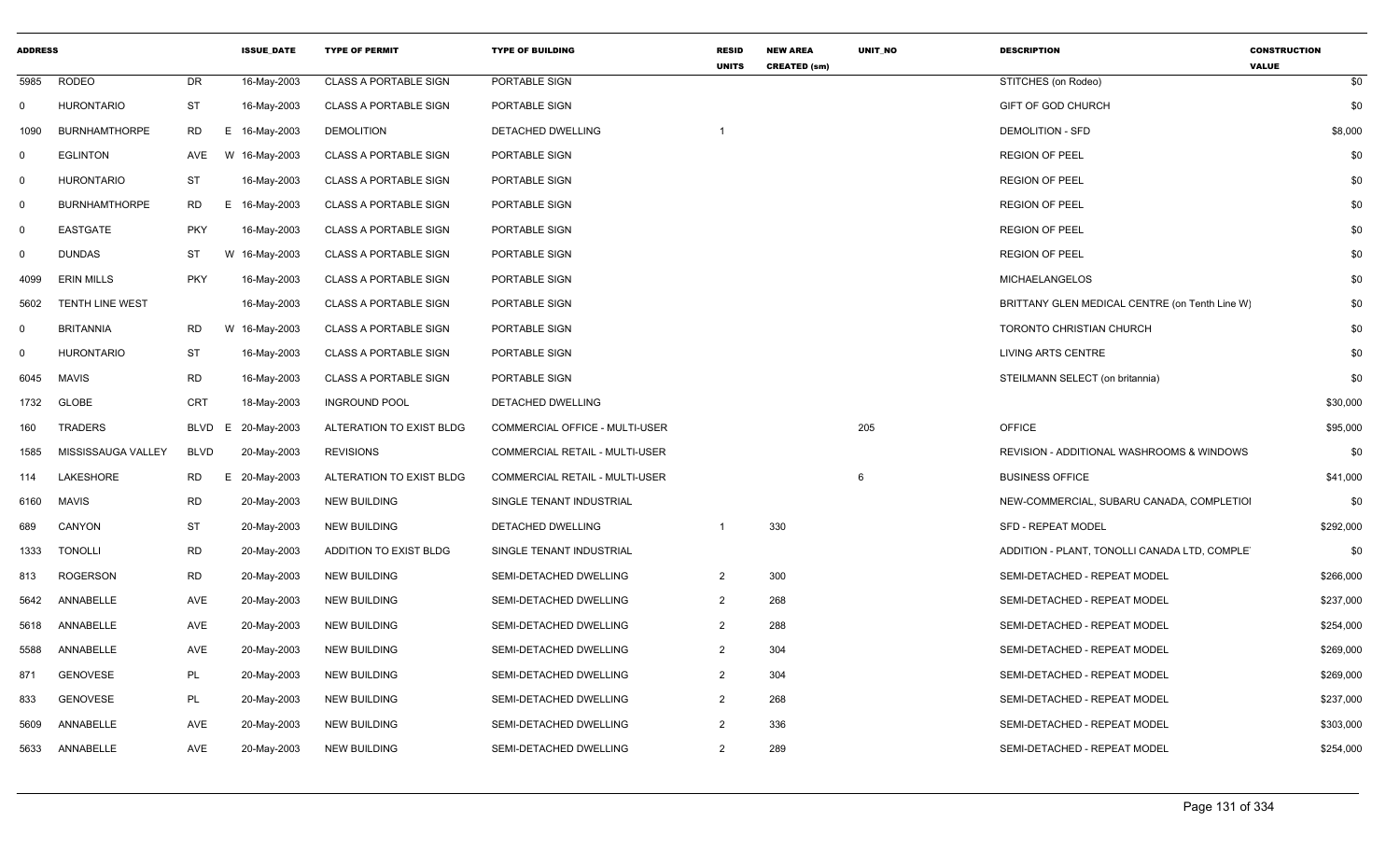| ADDRESS | | | ISSUE_DATE | TYPE OF PERMIT | TYPE OF BUILDING | RESID UNITS | NEW AREA CREATED (sm) | UNIT_NO | DESCRIPTION | CONSTRUCTION VALUE |
|---|---|---|---|---|---|---|---|---|---|---|
| 5985 | RODEO | DR | 16-May-2003 | CLASS A PORTABLE SIGN | PORTABLE SIGN | | | | STITCHES (on Rodeo) | $0 |
| 0 | HURONTARIO | ST | 16-May-2003 | CLASS A PORTABLE SIGN | PORTABLE SIGN | | | | GIFT OF GOD CHURCH | $0 |
| 1090 | BURNHAMTHORPE | RD E | 16-May-2003 | DEMOLITION | DETACHED DWELLING | 1 | | | DEMOLITION - SFD | $8,000 |
| 0 | EGLINTON | AVE W | 16-May-2003 | CLASS A PORTABLE SIGN | PORTABLE SIGN | | | | REGION OF PEEL | $0 |
| 0 | HURONTARIO | ST | 16-May-2003 | CLASS A PORTABLE SIGN | PORTABLE SIGN | | | | REGION OF PEEL | $0 |
| 0 | BURNHAMTHORPE | RD E | 16-May-2003 | CLASS A PORTABLE SIGN | PORTABLE SIGN | | | | REGION OF PEEL | $0 |
| 0 | EASTGATE | PKY | 16-May-2003 | CLASS A PORTABLE SIGN | PORTABLE SIGN | | | | REGION OF PEEL | $0 |
| 0 | DUNDAS | ST W | 16-May-2003 | CLASS A PORTABLE SIGN | PORTABLE SIGN | | | | REGION OF PEEL | $0 |
| 4099 | ERIN MILLS | PKY | 16-May-2003 | CLASS A PORTABLE SIGN | PORTABLE SIGN | | | | MICHAELANGELOS | $0 |
| 5602 | TENTH LINE WEST | | 16-May-2003 | CLASS A PORTABLE SIGN | PORTABLE SIGN | | | | BRITTANY GLEN MEDICAL CENTRE (on Tenth Line W) | $0 |
| 0 | BRITANNIA | RD W | 16-May-2003 | CLASS A PORTABLE SIGN | PORTABLE SIGN | | | | TORONTO CHRISTIAN CHURCH | $0 |
| 0 | HURONTARIO | ST | 16-May-2003 | CLASS A PORTABLE SIGN | PORTABLE SIGN | | | | LIVING ARTS CENTRE | $0 |
| 6045 | MAVIS | RD | 16-May-2003 | CLASS A PORTABLE SIGN | PORTABLE SIGN | | | | STEILMANN SELECT (on britannia) | $0 |
| 1732 | GLOBE | CRT | 18-May-2003 | INGROUND POOL | DETACHED DWELLING | | | | | $30,000 |
| 160 | TRADERS | BLVD E | 20-May-2003 | ALTERATION TO EXIST BLDG | COMMERCIAL OFFICE - MULTI-USER | | | 205 | OFFICE | $95,000 |
| 1585 | MISSISSAUGA VALLEY | BLVD | 20-May-2003 | REVISIONS | COMMERCIAL RETAIL - MULTI-USER | | | | REVISION - ADDITIONAL WASHROOMS & WINDOWS | $0 |
| 114 | LAKESHORE | RD E | 20-May-2003 | ALTERATION TO EXIST BLDG | COMMERCIAL RETAIL - MULTI-USER | | | 6 | BUSINESS OFFICE | $41,000 |
| 6160 | MAVIS | RD | 20-May-2003 | NEW BUILDING | SINGLE TENANT INDUSTRIAL | | | | NEW-COMMERCIAL, SUBARU CANADA, COMPLETIOI | $0 |
| 689 | CANYON | ST | 20-May-2003 | NEW BUILDING | DETACHED DWELLING | 1 | 330 | | SFD - REPEAT MODEL | $292,000 |
| 1333 | TONOLLI | RD | 20-May-2003 | ADDITION TO EXIST BLDG | SINGLE TENANT INDUSTRIAL | | | | ADDITION - PLANT, TONOLLI CANADA LTD, COMPLE' | $0 |
| 813 | ROGERSON | RD | 20-May-2003 | NEW BUILDING | SEMI-DETACHED DWELLING | 2 | 300 | | SEMI-DETACHED - REPEAT MODEL | $266,000 |
| 5642 | ANNABELLE | AVE | 20-May-2003 | NEW BUILDING | SEMI-DETACHED DWELLING | 2 | 268 | | SEMI-DETACHED - REPEAT MODEL | $237,000 |
| 5618 | ANNABELLE | AVE | 20-May-2003 | NEW BUILDING | SEMI-DETACHED DWELLING | 2 | 288 | | SEMI-DETACHED - REPEAT MODEL | $254,000 |
| 5588 | ANNABELLE | AVE | 20-May-2003 | NEW BUILDING | SEMI-DETACHED DWELLING | 2 | 304 | | SEMI-DETACHED - REPEAT MODEL | $269,000 |
| 871 | GENOVESE | PL | 20-May-2003 | NEW BUILDING | SEMI-DETACHED DWELLING | 2 | 304 | | SEMI-DETACHED - REPEAT MODEL | $269,000 |
| 833 | GENOVESE | PL | 20-May-2003 | NEW BUILDING | SEMI-DETACHED DWELLING | 2 | 268 | | SEMI-DETACHED - REPEAT MODEL | $237,000 |
| 5609 | ANNABELLE | AVE | 20-May-2003 | NEW BUILDING | SEMI-DETACHED DWELLING | 2 | 336 | | SEMI-DETACHED - REPEAT MODEL | $303,000 |
| 5633 | ANNABELLE | AVE | 20-May-2003 | NEW BUILDING | SEMI-DETACHED DWELLING | 2 | 289 | | SEMI-DETACHED - REPEAT MODEL | $254,000 |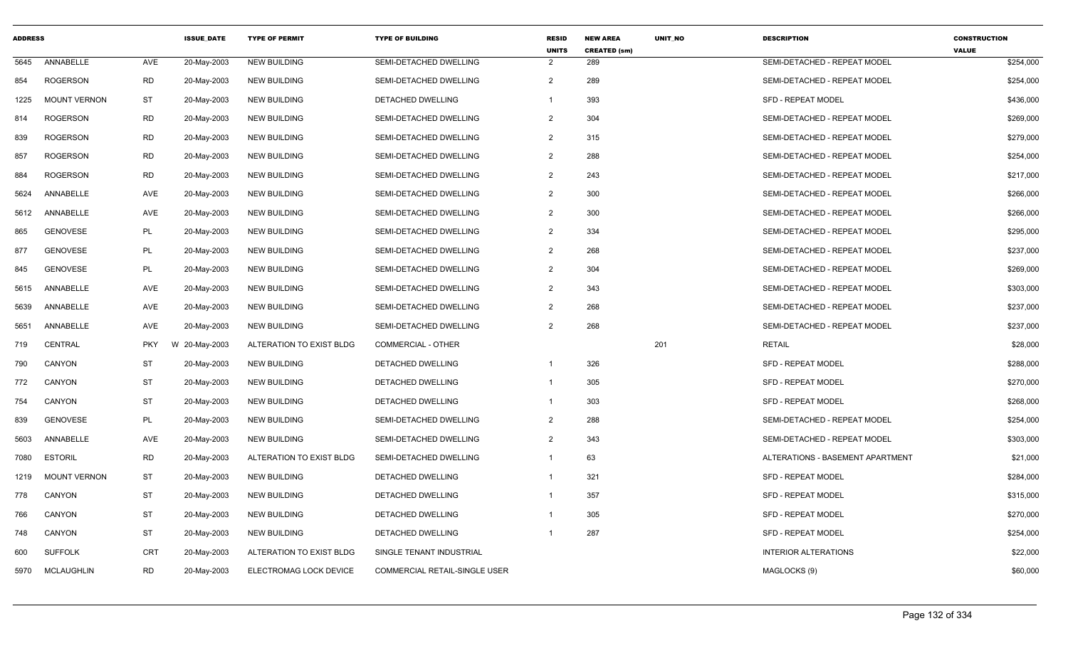| ADDRESS | | | ISSUE_DATE | TYPE OF PERMIT | TYPE OF BUILDING | RESID UNITS | NEW AREA CREATED (sm) | UNIT_NO | DESCRIPTION | CONSTRUCTION VALUE |
|---|---|---|---|---|---|---|---|---|---|---|
| 5645 | ANNABELLE | AVE | 20-May-2003 | NEW BUILDING | SEMI-DETACHED DWELLING | 2 | 289 | | SEMI-DETACHED - REPEAT MODEL | $254,000 |
| 854 | ROGERSON | RD | 20-May-2003 | NEW BUILDING | SEMI-DETACHED DWELLING | 2 | 289 | | SEMI-DETACHED - REPEAT MODEL | $254,000 |
| 1225 | MOUNT VERNON | ST | 20-May-2003 | NEW BUILDING | DETACHED DWELLING | 1 | 393 | | SFD - REPEAT MODEL | $436,000 |
| 814 | ROGERSON | RD | 20-May-2003 | NEW BUILDING | SEMI-DETACHED DWELLING | 2 | 304 | | SEMI-DETACHED - REPEAT MODEL | $269,000 |
| 839 | ROGERSON | RD | 20-May-2003 | NEW BUILDING | SEMI-DETACHED DWELLING | 2 | 315 | | SEMI-DETACHED - REPEAT MODEL | $279,000 |
| 857 | ROGERSON | RD | 20-May-2003 | NEW BUILDING | SEMI-DETACHED DWELLING | 2 | 288 | | SEMI-DETACHED - REPEAT MODEL | $254,000 |
| 884 | ROGERSON | RD | 20-May-2003 | NEW BUILDING | SEMI-DETACHED DWELLING | 2 | 243 | | SEMI-DETACHED - REPEAT MODEL | $217,000 |
| 5624 | ANNABELLE | AVE | 20-May-2003 | NEW BUILDING | SEMI-DETACHED DWELLING | 2 | 300 | | SEMI-DETACHED - REPEAT MODEL | $266,000 |
| 5612 | ANNABELLE | AVE | 20-May-2003 | NEW BUILDING | SEMI-DETACHED DWELLING | 2 | 300 | | SEMI-DETACHED - REPEAT MODEL | $266,000 |
| 865 | GENOVESE | PL | 20-May-2003 | NEW BUILDING | SEMI-DETACHED DWELLING | 2 | 334 | | SEMI-DETACHED - REPEAT MODEL | $295,000 |
| 877 | GENOVESE | PL | 20-May-2003 | NEW BUILDING | SEMI-DETACHED DWELLING | 2 | 268 | | SEMI-DETACHED - REPEAT MODEL | $237,000 |
| 845 | GENOVESE | PL | 20-May-2003 | NEW BUILDING | SEMI-DETACHED DWELLING | 2 | 304 | | SEMI-DETACHED - REPEAT MODEL | $269,000 |
| 5615 | ANNABELLE | AVE | 20-May-2003 | NEW BUILDING | SEMI-DETACHED DWELLING | 2 | 343 | | SEMI-DETACHED - REPEAT MODEL | $303,000 |
| 5639 | ANNABELLE | AVE | 20-May-2003 | NEW BUILDING | SEMI-DETACHED DWELLING | 2 | 268 | | SEMI-DETACHED - REPEAT MODEL | $237,000 |
| 5651 | ANNABELLE | AVE | 20-May-2003 | NEW BUILDING | SEMI-DETACHED DWELLING | 2 | 268 | | SEMI-DETACHED - REPEAT MODEL | $237,000 |
| 719 | CENTRAL | PKY W | 20-May-2003 | ALTERATION TO EXIST BLDG | COMMERCIAL - OTHER | | | 201 | RETAIL | $28,000 |
| 790 | CANYON | ST | 20-May-2003 | NEW BUILDING | DETACHED DWELLING | 1 | 326 | | SFD - REPEAT MODEL | $288,000 |
| 772 | CANYON | ST | 20-May-2003 | NEW BUILDING | DETACHED DWELLING | 1 | 305 | | SFD - REPEAT MODEL | $270,000 |
| 754 | CANYON | ST | 20-May-2003 | NEW BUILDING | DETACHED DWELLING | 1 | 303 | | SFD - REPEAT MODEL | $268,000 |
| 839 | GENOVESE | PL | 20-May-2003 | NEW BUILDING | SEMI-DETACHED DWELLING | 2 | 288 | | SEMI-DETACHED - REPEAT MODEL | $254,000 |
| 5603 | ANNABELLE | AVE | 20-May-2003 | NEW BUILDING | SEMI-DETACHED DWELLING | 2 | 343 | | SEMI-DETACHED - REPEAT MODEL | $303,000 |
| 7080 | ESTORIL | RD | 20-May-2003 | ALTERATION TO EXIST BLDG | SEMI-DETACHED DWELLING | 1 | 63 | | ALTERATIONS - BASEMENT APARTMENT | $21,000 |
| 1219 | MOUNT VERNON | ST | 20-May-2003 | NEW BUILDING | DETACHED DWELLING | 1 | 321 | | SFD - REPEAT MODEL | $284,000 |
| 778 | CANYON | ST | 20-May-2003 | NEW BUILDING | DETACHED DWELLING | 1 | 357 | | SFD - REPEAT MODEL | $315,000 |
| 766 | CANYON | ST | 20-May-2003 | NEW BUILDING | DETACHED DWELLING | 1 | 305 | | SFD - REPEAT MODEL | $270,000 |
| 748 | CANYON | ST | 20-May-2003 | NEW BUILDING | DETACHED DWELLING | 1 | 287 | | SFD - REPEAT MODEL | $254,000 |
| 600 | SUFFOLK | CRT | 20-May-2003 | ALTERATION TO EXIST BLDG | SINGLE TENANT INDUSTRIAL | | | | INTERIOR ALTERATIONS | $22,000 |
| 5970 | MCLAUGHLIN | RD | 20-May-2003 | ELECTROMAG LOCK DEVICE | COMMERCIAL RETAIL-SINGLE USER | | | | MAGLOCKS (9) | $60,000 |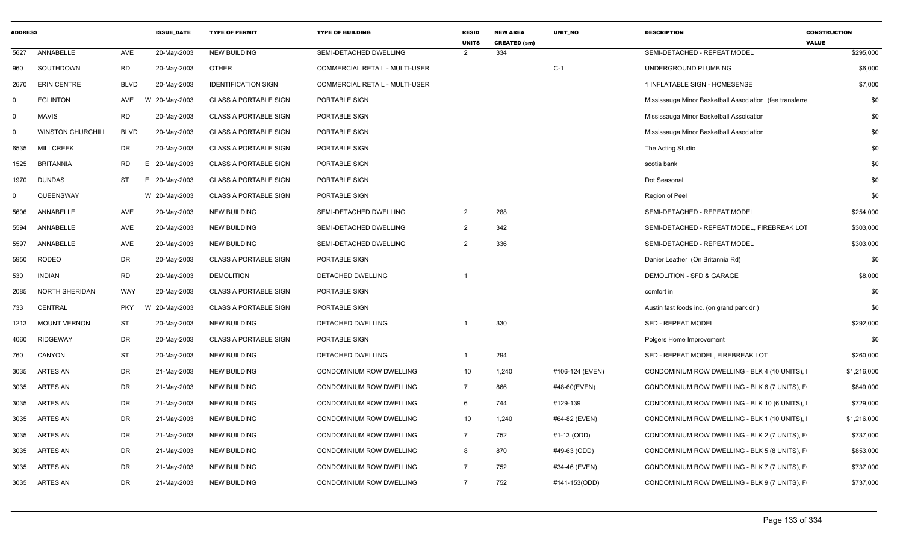| ADDRESS | | | ISSUE_DATE | TYPE OF PERMIT | TYPE OF BUILDING | RESID UNITS | NEW AREA CREATED (sm) | UNIT_NO | DESCRIPTION | CONSTRUCTION VALUE |
|---|---|---|---|---|---|---|---|---|---|---|
| 5627 | ANNABELLE | AVE | 20-May-2003 | NEW BUILDING | SEMI-DETACHED DWELLING | 2 | 334 | | SEMI-DETACHED - REPEAT MODEL | $295,000 |
| 960 | SOUTHDOWN | RD | 20-May-2003 | OTHER | COMMERCIAL RETAIL - MULTI-USER | | | C-1 | UNDERGROUND PLUMBING | $6,000 |
| 2670 | ERIN CENTRE | BLVD | 20-May-2003 | IDENTIFICATION SIGN | COMMERCIAL RETAIL - MULTI-USER | | | | 1 INFLATABLE SIGN - HOMESENSE | $7,000 |
| 0 | EGLINTON | AVE | W 20-May-2003 | CLASS A PORTABLE SIGN | PORTABLE SIGN | | | | Mississauga Minor Basketball Association (fee transferre | $0 |
| 0 | MAVIS | RD | 20-May-2003 | CLASS A PORTABLE SIGN | PORTABLE SIGN | | | | Mississauga Minor Basketball Assoication | $0 |
| 0 | WINSTON CHURCHILL | BLVD | 20-May-2003 | CLASS A PORTABLE SIGN | PORTABLE SIGN | | | | Mississauga Minor Basketball Association | $0 |
| 6535 | MILLCREEK | DR | 20-May-2003 | CLASS A PORTABLE SIGN | PORTABLE SIGN | | | | The Acting Studio | $0 |
| 1525 | BRITANNIA | RD | E 20-May-2003 | CLASS A PORTABLE SIGN | PORTABLE SIGN | | | | scotia bank | $0 |
| 1970 | DUNDAS | ST | E 20-May-2003 | CLASS A PORTABLE SIGN | PORTABLE SIGN | | | | Dot Seasonal | $0 |
| 0 | QUEENSWAY | | W 20-May-2003 | CLASS A PORTABLE SIGN | PORTABLE SIGN | | | | Region of Peel | $0 |
| 5606 | ANNABELLE | AVE | 20-May-2003 | NEW BUILDING | SEMI-DETACHED DWELLING | 2 | 288 | | SEMI-DETACHED - REPEAT MODEL | $254,000 |
| 5594 | ANNABELLE | AVE | 20-May-2003 | NEW BUILDING | SEMI-DETACHED DWELLING | 2 | 342 | | SEMI-DETACHED - REPEAT MODEL, FIREBREAK LOT | $303,000 |
| 5597 | ANNABELLE | AVE | 20-May-2003 | NEW BUILDING | SEMI-DETACHED DWELLING | 2 | 336 | | SEMI-DETACHED - REPEAT MODEL | $303,000 |
| 5950 | RODEO | DR | 20-May-2003 | CLASS A PORTABLE SIGN | PORTABLE SIGN | | | | Danier Leather (On Britannia Rd) | $0 |
| 530 | INDIAN | RD | 20-May-2003 | DEMOLITION | DETACHED DWELLING | 1 | | | DEMOLITION - SFD & GARAGE | $8,000 |
| 2085 | NORTH SHERIDAN | WAY | 20-May-2003 | CLASS A PORTABLE SIGN | PORTABLE SIGN | | | | comfort in | $0 |
| 733 | CENTRAL | PKY | W 20-May-2003 | CLASS A PORTABLE SIGN | PORTABLE SIGN | | | | Austin fast foods inc. (on grand park dr.) | $0 |
| 1213 | MOUNT VERNON | ST | 20-May-2003 | NEW BUILDING | DETACHED DWELLING | 1 | 330 | | SFD - REPEAT MODEL | $292,000 |
| 4060 | RIDGEWAY | DR | 20-May-2003 | CLASS A PORTABLE SIGN | PORTABLE SIGN | | | | Polgers Home Improvement | $0 |
| 760 | CANYON | ST | 20-May-2003 | NEW BUILDING | DETACHED DWELLING | 1 | 294 | | SFD - REPEAT MODEL, FIREBREAK LOT | $260,000 |
| 3035 | ARTESIAN | DR | 21-May-2003 | NEW BUILDING | CONDOMINIUM ROW DWELLING | 10 | 1,240 | #106-124 (EVEN) | CONDOMINIUM ROW DWELLING - BLK 4 (10 UNITS), I | $1,216,000 |
| 3035 | ARTESIAN | DR | 21-May-2003 | NEW BUILDING | CONDOMINIUM ROW DWELLING | 7 | 866 | #48-60(EVEN) | CONDOMINIUM ROW DWELLING - BLK 6 (7 UNITS), F | $849,000 |
| 3035 | ARTESIAN | DR | 21-May-2003 | NEW BUILDING | CONDOMINIUM ROW DWELLING | 6 | 744 | #129-139 | CONDOMINIUM ROW DWELLING - BLK 10 (6 UNITS), I | $729,000 |
| 3035 | ARTESIAN | DR | 21-May-2003 | NEW BUILDING | CONDOMINIUM ROW DWELLING | 10 | 1,240 | #64-82 (EVEN) | CONDOMINIUM ROW DWELLING - BLK 1 (10 UNITS), I | $1,216,000 |
| 3035 | ARTESIAN | DR | 21-May-2003 | NEW BUILDING | CONDOMINIUM ROW DWELLING | 7 | 752 | #1-13 (ODD) | CONDOMINIUM ROW DWELLING - BLK 2 (7 UNITS), F | $737,000 |
| 3035 | ARTESIAN | DR | 21-May-2003 | NEW BUILDING | CONDOMINIUM ROW DWELLING | 8 | 870 | #49-63 (ODD) | CONDOMINIUM ROW DWELLING - BLK 5 (8 UNITS), F | $853,000 |
| 3035 | ARTESIAN | DR | 21-May-2003 | NEW BUILDING | CONDOMINIUM ROW DWELLING | 7 | 752 | #34-46 (EVEN) | CONDOMINIUM ROW DWELLING - BLK 7 (7 UNITS), F | $737,000 |
| 3035 | ARTESIAN | DR | 21-May-2003 | NEW BUILDING | CONDOMINIUM ROW DWELLING | 7 | 752 | #141-153(ODD) | CONDOMINIUM ROW DWELLING - BLK 9 (7 UNITS), F | $737,000 |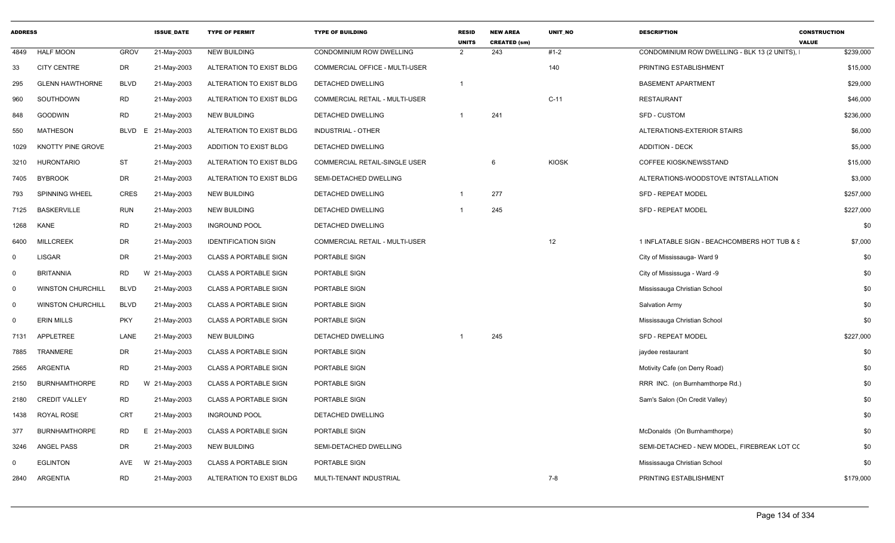| ADDRESS | | | ISSUE_DATE | TYPE OF PERMIT | TYPE OF BUILDING | RESID UNITS | NEW AREA CREATED (sm) | UNIT_NO | DESCRIPTION | CONSTRUCTION VALUE |
|---|---|---|---|---|---|---|---|---|---|---|
| 4849 | HALF MOON | GROV | 21-May-2003 | NEW BUILDING | CONDOMINIUM ROW DWELLING | 2 | 243 | #1-2 | CONDOMINIUM ROW DWELLING - BLK 13 (2 UNITS), I | $239,000 |
| 33 | CITY CENTRE | DR | 21-May-2003 | ALTERATION TO EXIST BLDG | COMMERCIAL OFFICE - MULTI-USER | | | 140 | PRINTING ESTABLISHMENT | $15,000 |
| 295 | GLENN HAWTHORNE | BLVD | 21-May-2003 | ALTERATION TO EXIST BLDG | DETACHED DWELLING | 1 | | | BASEMENT APARTMENT | $29,000 |
| 960 | SOUTHDOWN | RD | 21-May-2003 | ALTERATION TO EXIST BLDG | COMMERCIAL RETAIL - MULTI-USER | | | C-11 | RESTAURANT | $46,000 |
| 848 | GOODWIN | RD | 21-May-2003 | NEW BUILDING | DETACHED DWELLING | 1 | 241 | | SFD - CUSTOM | $236,000 |
| 550 | MATHESON | BLVD E | 21-May-2003 | ALTERATION TO EXIST BLDG | INDUSTRIAL - OTHER | | | | ALTERATIONS-EXTERIOR STAIRS | $6,000 |
| 1029 | KNOTTY PINE GROVE | | 21-May-2003 | ADDITION TO EXIST BLDG | DETACHED DWELLING | | | | ADDITION - DECK | $5,000 |
| 3210 | HURONTARIO | ST | 21-May-2003 | ALTERATION TO EXIST BLDG | COMMERCIAL RETAIL-SINGLE USER | | 6 | KIOSK | COFFEE KIOSK/NEWSSTAND | $15,000 |
| 7405 | BYBROOK | DR | 21-May-2003 | ALTERATION TO EXIST BLDG | SEMI-DETACHED DWELLING | | | | ALTERATIONS-WOODSTOVE INTSTALLATION | $3,000 |
| 793 | SPINNING WHEEL | CRES | 21-May-2003 | NEW BUILDING | DETACHED DWELLING | 1 | 277 | | SFD - REPEAT MODEL | $257,000 |
| 7125 | BASKERVILLE | RUN | 21-May-2003 | NEW BUILDING | DETACHED DWELLING | 1 | 245 | | SFD - REPEAT MODEL | $227,000 |
| 1268 | KANE | RD | 21-May-2003 | INGROUND POOL | DETACHED DWELLING | | | | | $0 |
| 6400 | MILLCREEK | DR | 21-May-2003 | IDENTIFICATION SIGN | COMMERCIAL RETAIL - MULTI-USER | | | 12 | 1 INFLATABLE SIGN - BEACHCOMBERS HOT TUB & S | $7,000 |
| 0 | LISGAR | DR | 21-May-2003 | CLASS A PORTABLE SIGN | PORTABLE SIGN | | | | City of Mississauga- Ward 9 | $0 |
| 0 | BRITANNIA | RD W | 21-May-2003 | CLASS A PORTABLE SIGN | PORTABLE SIGN | | | | City of Mississuga - Ward -9 | $0 |
| 0 | WINSTON CHURCHILL | BLVD | 21-May-2003 | CLASS A PORTABLE SIGN | PORTABLE SIGN | | | | Mississauga Christian School | $0 |
| 0 | WINSTON CHURCHILL | BLVD | 21-May-2003 | CLASS A PORTABLE SIGN | PORTABLE SIGN | | | | Salvation Army | $0 |
| 0 | ERIN MILLS | PKY | 21-May-2003 | CLASS A PORTABLE SIGN | PORTABLE SIGN | | | | Mississauga Christian School | $0 |
| 7131 | APPLETREE | LANE | 21-May-2003 | NEW BUILDING | DETACHED DWELLING | 1 | 245 | | SFD - REPEAT MODEL | $227,000 |
| 7885 | TRANMERE | DR | 21-May-2003 | CLASS A PORTABLE SIGN | PORTABLE SIGN | | | | jaydee restaurant | $0 |
| 2565 | ARGENTIA | RD | 21-May-2003 | CLASS A PORTABLE SIGN | PORTABLE SIGN | | | | Motivity Cafe (on Derry Road) | $0 |
| 2150 | BURNHAMTHORPE | RD W | 21-May-2003 | CLASS A PORTABLE SIGN | PORTABLE SIGN | | | | RRR INC. (on Burnhamthorpe Rd.) | $0 |
| 2180 | CREDIT VALLEY | RD | 21-May-2003 | CLASS A PORTABLE SIGN | PORTABLE SIGN | | | | Sam's Salon (On Credit Valley) | $0 |
| 1438 | ROYAL ROSE | CRT | 21-May-2003 | INGROUND POOL | DETACHED DWELLING | | | | | $0 |
| 377 | BURNHAMTHORPE | RD E | 21-May-2003 | CLASS A PORTABLE SIGN | PORTABLE SIGN | | | | McDonalds (On Burnhamthorpe) | $0 |
| 3246 | ANGEL PASS | DR | 21-May-2003 | NEW BUILDING | SEMI-DETACHED DWELLING | | | | SEMI-DETACHED - NEW MODEL, FIREBREAK LOT CC | $0 |
| 0 | EGLINTON | AVE W | 21-May-2003 | CLASS A PORTABLE SIGN | PORTABLE SIGN | | | | Mississauga Christian School | $0 |
| 2840 | ARGENTIA | RD | 21-May-2003 | ALTERATION TO EXIST BLDG | MULTI-TENANT INDUSTRIAL | | | 7-8 | PRINTING ESTABLISHMENT | $179,000 |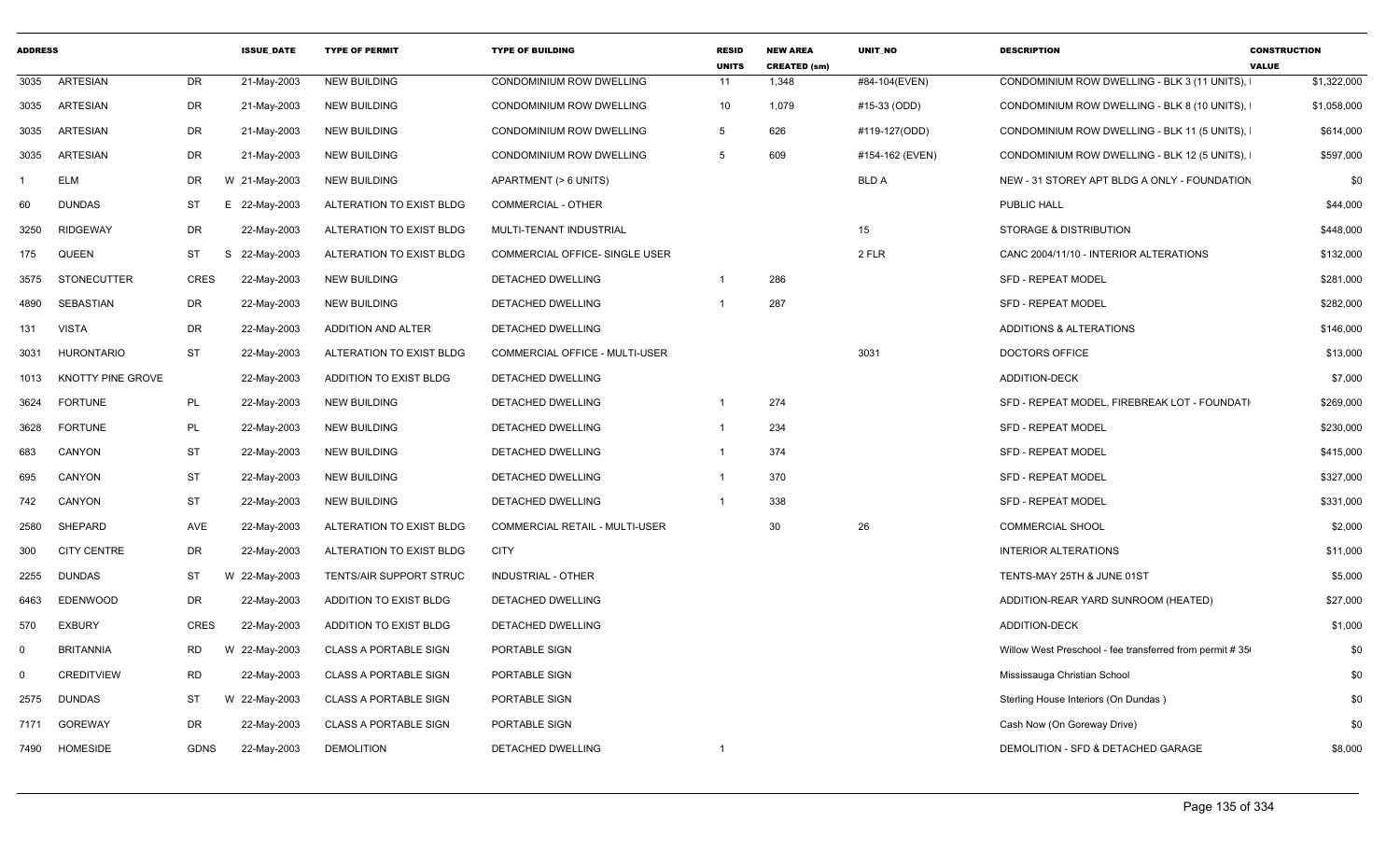| ADDRESS | | | ISSUE_DATE | TYPE OF PERMIT | TYPE OF BUILDING | RESID UNITS | NEW AREA CREATED (sm) | UNIT_NO | DESCRIPTION | CONSTRUCTION VALUE |
|---|---|---|---|---|---|---|---|---|---|---|
| 3035 | ARTESIAN | DR | 21-May-2003 | NEW BUILDING | CONDOMINIUM ROW DWELLING | 11 | 1,348 | #84-104(EVEN) | CONDOMINIUM ROW DWELLING - BLK 3 (11 UNITS), I | $1,322,000 |
| 3035 | ARTESIAN | DR | 21-May-2003 | NEW BUILDING | CONDOMINIUM ROW DWELLING | 10 | 1,079 | #15-33 (ODD) | CONDOMINIUM ROW DWELLING - BLK 8 (10 UNITS), I | $1,058,000 |
| 3035 | ARTESIAN | DR | 21-May-2003 | NEW BUILDING | CONDOMINIUM ROW DWELLING | 5 | 626 | #119-127(ODD) | CONDOMINIUM ROW DWELLING - BLK 11 (5 UNITS), I | $614,000 |
| 3035 | ARTESIAN | DR | 21-May-2003 | NEW BUILDING | CONDOMINIUM ROW DWELLING | 5 | 609 | #154-162 (EVEN) | CONDOMINIUM ROW DWELLING - BLK 12 (5 UNITS), I | $597,000 |
| 1 | ELM | DR | W 21-May-2003 | NEW BUILDING | APARTMENT (> 6 UNITS) | | | BLD A | NEW - 31 STOREY APT BLDG A ONLY - FOUNDATION | $0 |
| 60 | DUNDAS | ST | E 22-May-2003 | ALTERATION TO EXIST BLDG | COMMERCIAL - OTHER | | | | PUBLIC HALL | $44,000 |
| 3250 | RIDGEWAY | DR | 22-May-2003 | ALTERATION TO EXIST BLDG | MULTI-TENANT INDUSTRIAL | | | 15 | STORAGE & DISTRIBUTION | $448,000 |
| 175 | QUEEN | ST | S 22-May-2003 | ALTERATION TO EXIST BLDG | COMMERCIAL OFFICE- SINGLE USER | | | 2 FLR | CANC 2004/11/10 - INTERIOR ALTERATIONS | $132,000 |
| 3575 | STONECUTTER | CRES | 22-May-2003 | NEW BUILDING | DETACHED DWELLING | 1 | 286 | | SFD - REPEAT MODEL | $281,000 |
| 4890 | SEBASTIAN | DR | 22-May-2003 | NEW BUILDING | DETACHED DWELLING | 1 | 287 | | SFD - REPEAT MODEL | $282,000 |
| 131 | VISTA | DR | 22-May-2003 | ADDITION AND ALTER | DETACHED DWELLING | | | | ADDITIONS & ALTERATIONS | $146,000 |
| 3031 | HURONTARIO | ST | 22-May-2003 | ALTERATION TO EXIST BLDG | COMMERCIAL OFFICE - MULTI-USER | | | 3031 | DOCTORS OFFICE | $13,000 |
| 1013 | KNOTTY PINE GROVE | | 22-May-2003 | ADDITION TO EXIST BLDG | DETACHED DWELLING | | | | ADDITION-DECK | $7,000 |
| 3624 | FORTUNE | PL | 22-May-2003 | NEW BUILDING | DETACHED DWELLING | 1 | 274 | | SFD - REPEAT MODEL, FIREBREAK LOT - FOUNDATI | $269,000 |
| 3628 | FORTUNE | PL | 22-May-2003 | NEW BUILDING | DETACHED DWELLING | 1 | 234 | | SFD - REPEAT MODEL | $230,000 |
| 683 | CANYON | ST | 22-May-2003 | NEW BUILDING | DETACHED DWELLING | 1 | 374 | | SFD - REPEAT MODEL | $415,000 |
| 695 | CANYON | ST | 22-May-2003 | NEW BUILDING | DETACHED DWELLING | 1 | 370 | | SFD - REPEAT MODEL | $327,000 |
| 742 | CANYON | ST | 22-May-2003 | NEW BUILDING | DETACHED DWELLING | 1 | 338 | | SFD - REPEAT MODEL | $331,000 |
| 2580 | SHEPARD | AVE | 22-May-2003 | ALTERATION TO EXIST BLDG | COMMERCIAL RETAIL - MULTI-USER | | 30 | 26 | COMMERCIAL SHOOL | $2,000 |
| 300 | CITY CENTRE | DR | 22-May-2003 | ALTERATION TO EXIST BLDG | CITY | | | | INTERIOR ALTERATIONS | $11,000 |
| 2255 | DUNDAS | ST | W 22-May-2003 | TENTS/AIR SUPPORT STRUC | INDUSTRIAL - OTHER | | | | TENTS-MAY 25TH & JUNE 01ST | $5,000 |
| 6463 | EDENWOOD | DR | 22-May-2003 | ADDITION TO EXIST BLDG | DETACHED DWELLING | | | | ADDITION-REAR YARD SUNROOM (HEATED) | $27,000 |
| 570 | EXBURY | CRES | 22-May-2003 | ADDITION TO EXIST BLDG | DETACHED DWELLING | | | | ADDITION-DECK | $1,000 |
| 0 | BRITANNIA | RD | W 22-May-2003 | CLASS A PORTABLE SIGN | PORTABLE SIGN | | | | Willow West Preschool - fee transferred from permit # 35 | $0 |
| 0 | CREDITVIEW | RD | 22-May-2003 | CLASS A PORTABLE SIGN | PORTABLE SIGN | | | | Mississauga Christian School | $0 |
| 2575 | DUNDAS | ST | W 22-May-2003 | CLASS A PORTABLE SIGN | PORTABLE SIGN | | | | Sterling House Interiors (On Dundas ) | $0 |
| 7171 | GOREWAY | DR | 22-May-2003 | CLASS A PORTABLE SIGN | PORTABLE SIGN | | | | Cash Now (On Goreway Drive) | $0 |
| 7490 | HOMESIDE | GDNS | 22-May-2003 | DEMOLITION | DETACHED DWELLING | 1 | | | DEMOLITION - SFD & DETACHED GARAGE | $8,000 |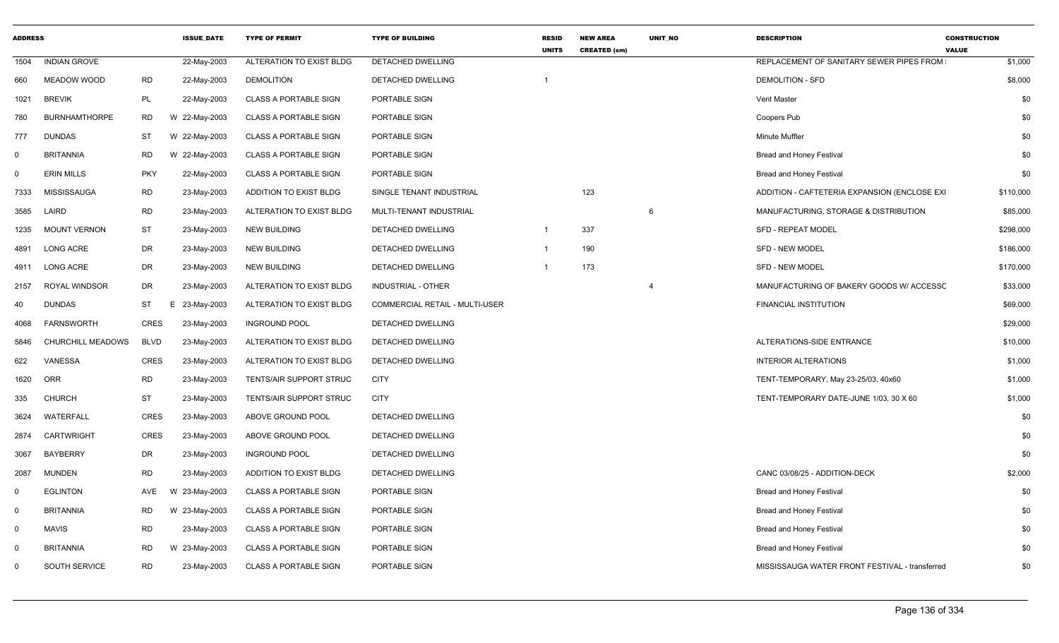| ADDRESS | | | ISSUE_DATE | TYPE OF PERMIT | TYPE OF BUILDING | RESID UNITS | NEW AREA CREATED (sm) | UNIT_NO | DESCRIPTION | CONSTRUCTION VALUE |
|---|---|---|---|---|---|---|---|---|---|---|
| 1504 | INDIAN GROVE | | 22-May-2003 | ALTERATION TO EXIST BLDG | DETACHED DWELLING | | | | REPLACEMENT OF SANITARY SEWER PIPES FROM | $1,000 |
| 660 | MEADOW WOOD | RD | 22-May-2003 | DEMOLITION | DETACHED DWELLING | 1 | | | DEMOLITION - SFD | $8,000 |
| 1021 | BREVIK | PL | 22-May-2003 | CLASS A PORTABLE SIGN | PORTABLE SIGN | | | | Vent Master | $0 |
| 780 | BURNHAMTHORPE | RD | W 22-May-2003 | CLASS A PORTABLE SIGN | PORTABLE SIGN | | | | Coopers Pub | $0 |
| 777 | DUNDAS | ST | W 22-May-2003 | CLASS A PORTABLE SIGN | PORTABLE SIGN | | | | Minute Muffler | $0 |
| 0 | BRITANNIA | RD | W 22-May-2003 | CLASS A PORTABLE SIGN | PORTABLE SIGN | | | | Bread and Honey Festival | $0 |
| 0 | ERIN MILLS | PKY | 22-May-2003 | CLASS A PORTABLE SIGN | PORTABLE SIGN | | | | Bread and Honey Festival | $0 |
| 7333 | MISSISSAUGA | RD | 23-May-2003 | ADDITION TO EXIST BLDG | SINGLE TENANT INDUSTRIAL | | 123 | | ADDITION - CAFTETERIA EXPANSION (ENCLOSE EXI | $110,000 |
| 3585 | LAIRD | RD | 23-May-2003 | ALTERATION TO EXIST BLDG | MULTI-TENANT INDUSTRIAL | | | 6 | MANUFACTURING, STORAGE & DISTRIBUTION | $85,000 |
| 1235 | MOUNT VERNON | ST | 23-May-2003 | NEW BUILDING | DETACHED DWELLING | 1 | 337 | | SFD - REPEAT MODEL | $298,000 |
| 4891 | LONG ACRE | DR | 23-May-2003 | NEW BUILDING | DETACHED DWELLING | 1 | 190 | | SFD - NEW MODEL | $186,000 |
| 4911 | LONG ACRE | DR | 23-May-2003 | NEW BUILDING | DETACHED DWELLING | 1 | 173 | | SFD - NEW MODEL | $170,000 |
| 2157 | ROYAL WINDSOR | DR | 23-May-2003 | ALTERATION TO EXIST BLDG | INDUSTRIAL - OTHER | | | 4 | MANUFACTURING OF BAKERY GOODS W/ ACCESSC | $33,000 |
| 40 | DUNDAS | ST | E 23-May-2003 | ALTERATION TO EXIST BLDG | COMMERCIAL RETAIL - MULTI-USER | | | | FINANCIAL INSTITUTION | $69,000 |
| 4068 | FARNSWORTH | CRES | 23-May-2003 | INGROUND POOL | DETACHED DWELLING | | | | | $29,000 |
| 5846 | CHURCHILL MEADOWS | BLVD | 23-May-2003 | ALTERATION TO EXIST BLDG | DETACHED DWELLING | | | | ALTERATIONS-SIDE ENTRANCE | $10,000 |
| 622 | VANESSA | CRES | 23-May-2003 | ALTERATION TO EXIST BLDG | DETACHED DWELLING | | | | INTERIOR ALTERATIONS | $1,000 |
| 1620 | ORR | RD | 23-May-2003 | TENTS/AIR SUPPORT STRUC | CITY | | | | TENT-TEMPORARY, May 23-25/03, 40x60 | $1,000 |
| 335 | CHURCH | ST | 23-May-2003 | TENTS/AIR SUPPORT STRUC | CITY | | | | TENT-TEMPORARY DATE-JUNE 1/03, 30 X 60 | $1,000 |
| 3624 | WATERFALL | CRES | 23-May-2003 | ABOVE GROUND POOL | DETACHED DWELLING | | | | | $0 |
| 2874 | CARTWRIGHT | CRES | 23-May-2003 | ABOVE GROUND POOL | DETACHED DWELLING | | | | | $0 |
| 3067 | BAYBERRY | DR | 23-May-2003 | INGROUND POOL | DETACHED DWELLING | | | | | $0 |
| 2087 | MUNDEN | RD | 23-May-2003 | ADDITION TO EXIST BLDG | DETACHED DWELLING | | | | CANC 03/08/25 - ADDITION-DECK | $2,000 |
| 0 | EGLINTON | AVE | W 23-May-2003 | CLASS A PORTABLE SIGN | PORTABLE SIGN | | | | Bread and Honey Festival | $0 |
| 0 | BRITANNIA | RD | W 23-May-2003 | CLASS A PORTABLE SIGN | PORTABLE SIGN | | | | Bread and Honey Festival | $0 |
| 0 | MAVIS | RD | 23-May-2003 | CLASS A PORTABLE SIGN | PORTABLE SIGN | | | | Bread and Honey Festival | $0 |
| 0 | BRITANNIA | RD | W 23-May-2003 | CLASS A PORTABLE SIGN | PORTABLE SIGN | | | | Bread and Honey Festival | $0 |
| 0 | SOUTH SERVICE | RD | 23-May-2003 | CLASS A PORTABLE SIGN | PORTABLE SIGN | | | | MISSISSAUGA WATER FRONT FESTIVAL - transferred | $0 |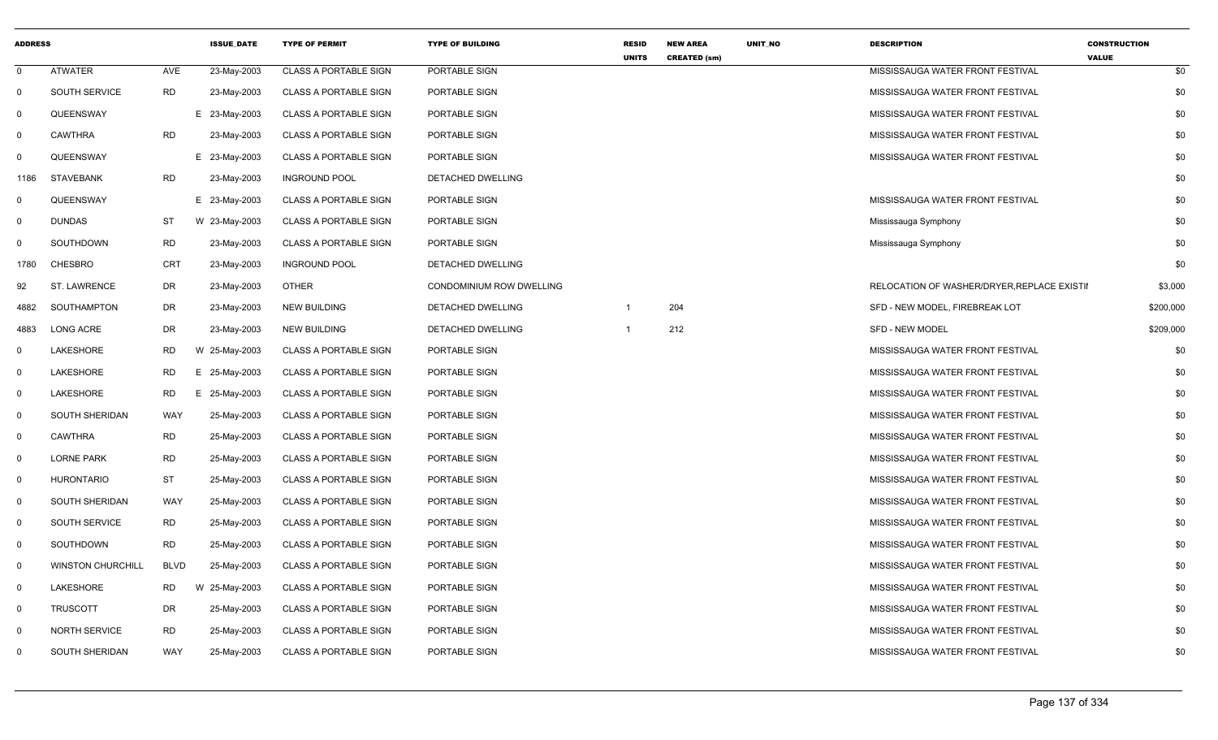| ADDRESS | | | ISSUE_DATE | TYPE OF PERMIT | TYPE OF BUILDING | RESID UNITS | NEW AREA CREATED (sm) | UNIT_NO | DESCRIPTION | CONSTRUCTION VALUE |
|---|---|---|---|---|---|---|---|---|---|---|
| 0 | ATWATER | AVE | 23-May-2003 | CLASS A PORTABLE SIGN | PORTABLE SIGN | | | | MISSISSAUGA WATER FRONT FESTIVAL | $0 |
| 0 | SOUTH SERVICE | RD | 23-May-2003 | CLASS A PORTABLE SIGN | PORTABLE SIGN | | | | MISSISSAUGA WATER FRONT FESTIVAL | $0 |
| 0 | QUEENSWAY | | E 23-May-2003 | CLASS A PORTABLE SIGN | PORTABLE SIGN | | | | MISSISSAUGA WATER FRONT FESTIVAL | $0 |
| 0 | CAWTHRA | RD | 23-May-2003 | CLASS A PORTABLE SIGN | PORTABLE SIGN | | | | MISSISSAUGA WATER FRONT FESTIVAL | $0 |
| 0 | QUEENSWAY | | E 23-May-2003 | CLASS A PORTABLE SIGN | PORTABLE SIGN | | | | MISSISSAUGA WATER FRONT FESTIVAL | $0 |
| 1186 | STAVEBANK | RD | 23-May-2003 | INGROUND POOL | DETACHED DWELLING | | | | | $0 |
| 0 | QUEENSWAY | | E 23-May-2003 | CLASS A PORTABLE SIGN | PORTABLE SIGN | | | | MISSISSAUGA WATER FRONT FESTIVAL | $0 |
| 0 | DUNDAS | ST | W 23-May-2003 | CLASS A PORTABLE SIGN | PORTABLE SIGN | | | | Mississauga Symphony | $0 |
| 0 | SOUTHDOWN | RD | 23-May-2003 | CLASS A PORTABLE SIGN | PORTABLE SIGN | | | | Mississauga Symphony | $0 |
| 1780 | CHESBRO | CRT | 23-May-2003 | INGROUND POOL | DETACHED DWELLING | | | | | $0 |
| 92 | ST. LAWRENCE | DR | 23-May-2003 | OTHER | CONDOMINIUM ROW DWELLING | | | | RELOCATION OF WASHER/DRYER,REPLACE EXISTII | $3,000 |
| 4882 | SOUTHAMPTON | DR | 23-May-2003 | NEW BUILDING | DETACHED DWELLING | 1 | 204 | | SFD - NEW MODEL, FIREBREAK LOT | $200,000 |
| 4883 | LONG ACRE | DR | 23-May-2003 | NEW BUILDING | DETACHED DWELLING | 1 | 212 | | SFD - NEW MODEL | $209,000 |
| 0 | LAKESHORE | RD | W 25-May-2003 | CLASS A PORTABLE SIGN | PORTABLE SIGN | | | | MISSISSAUGA WATER FRONT FESTIVAL | $0 |
| 0 | LAKESHORE | RD | E 25-May-2003 | CLASS A PORTABLE SIGN | PORTABLE SIGN | | | | MISSISSAUGA WATER FRONT FESTIVAL | $0 |
| 0 | LAKESHORE | RD | E 25-May-2003 | CLASS A PORTABLE SIGN | PORTABLE SIGN | | | | MISSISSAUGA WATER FRONT FESTIVAL | $0 |
| 0 | SOUTH SHERIDAN | WAY | 25-May-2003 | CLASS A PORTABLE SIGN | PORTABLE SIGN | | | | MISSISSAUGA WATER FRONT FESTIVAL | $0 |
| 0 | CAWTHRA | RD | 25-May-2003 | CLASS A PORTABLE SIGN | PORTABLE SIGN | | | | MISSISSAUGA WATER FRONT FESTIVAL | $0 |
| 0 | LORNE PARK | RD | 25-May-2003 | CLASS A PORTABLE SIGN | PORTABLE SIGN | | | | MISSISSAUGA WATER FRONT FESTIVAL | $0 |
| 0 | HURONTARIO | ST | 25-May-2003 | CLASS A PORTABLE SIGN | PORTABLE SIGN | | | | MISSISSAUGA WATER FRONT FESTIVAL | $0 |
| 0 | SOUTH SHERIDAN | WAY | 25-May-2003 | CLASS A PORTABLE SIGN | PORTABLE SIGN | | | | MISSISSAUGA WATER FRONT FESTIVAL | $0 |
| 0 | SOUTH SERVICE | RD | 25-May-2003 | CLASS A PORTABLE SIGN | PORTABLE SIGN | | | | MISSISSAUGA WATER FRONT FESTIVAL | $0 |
| 0 | SOUTHDOWN | RD | 25-May-2003 | CLASS A PORTABLE SIGN | PORTABLE SIGN | | | | MISSISSAUGA WATER FRONT FESTIVAL | $0 |
| 0 | WINSTON CHURCHILL | BLVD | 25-May-2003 | CLASS A PORTABLE SIGN | PORTABLE SIGN | | | | MISSISSAUGA WATER FRONT FESTIVAL | $0 |
| 0 | LAKESHORE | RD | W 25-May-2003 | CLASS A PORTABLE SIGN | PORTABLE SIGN | | | | MISSISSAUGA WATER FRONT FESTIVAL | $0 |
| 0 | TRUSCOTT | DR | 25-May-2003 | CLASS A PORTABLE SIGN | PORTABLE SIGN | | | | MISSISSAUGA WATER FRONT FESTIVAL | $0 |
| 0 | NORTH SERVICE | RD | 25-May-2003 | CLASS A PORTABLE SIGN | PORTABLE SIGN | | | | MISSISSAUGA WATER FRONT FESTIVAL | $0 |
| 0 | SOUTH SHERIDAN | WAY | 25-May-2003 | CLASS A PORTABLE SIGN | PORTABLE SIGN | | | | MISSISSAUGA WATER FRONT FESTIVAL | $0 |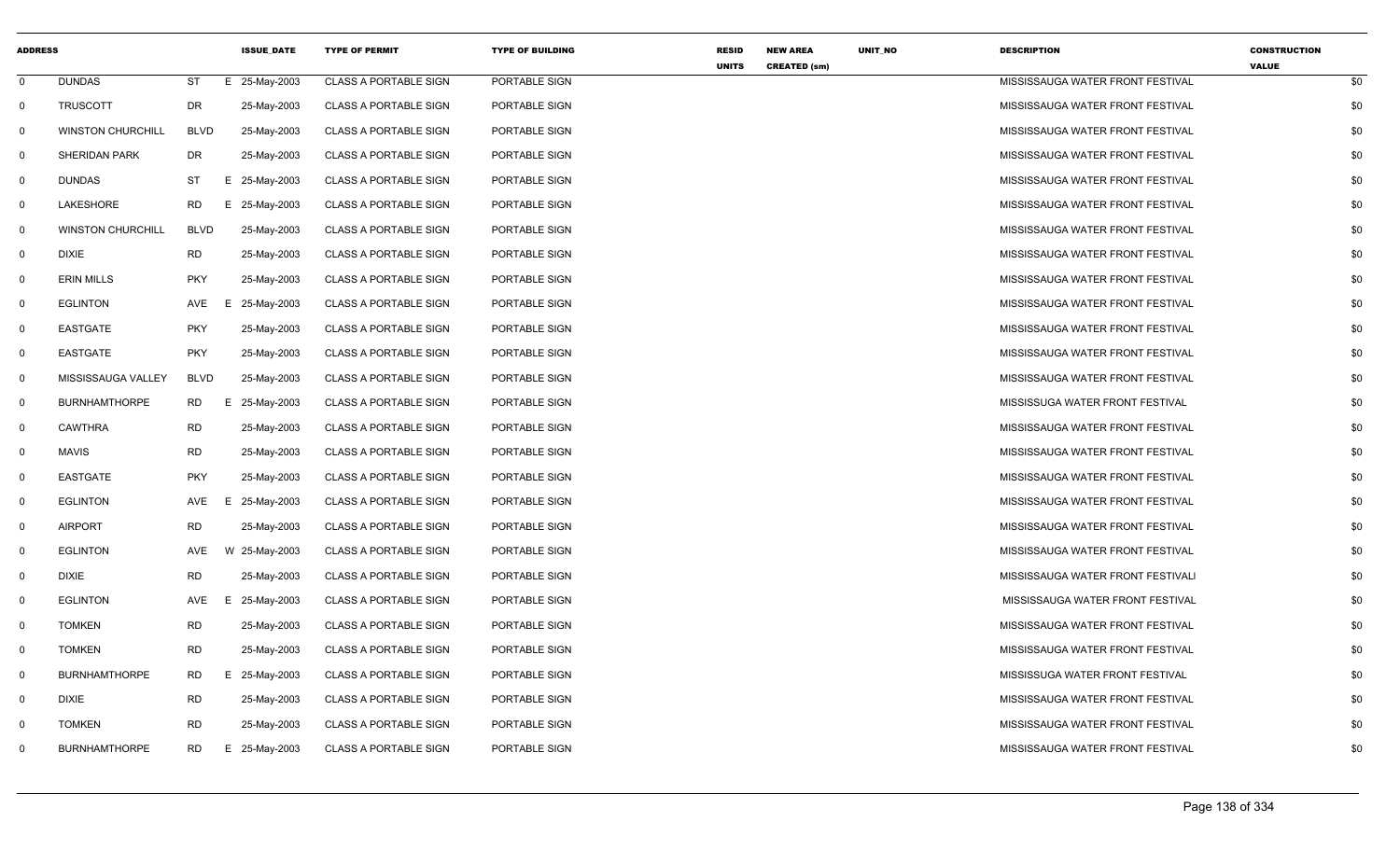| ADDRESS | | | | ISSUE_DATE | TYPE OF PERMIT | TYPE OF BUILDING | RESID UNITS | NEW AREA CREATED (sm) | UNIT_NO | DESCRIPTION | CONSTRUCTION VALUE |
|---|---|---|---|---|---|---|---|---|---|---|---|
| 0 | DUNDAS | ST | E | 25-May-2003 | CLASS A PORTABLE SIGN | PORTABLE SIGN | | | | MISSISSAUGA WATER FRONT FESTIVAL | $0 |
| 0 | TRUSCOTT | DR | | 25-May-2003 | CLASS A PORTABLE SIGN | PORTABLE SIGN | | | | MISSISSAUGA WATER FRONT FESTIVAL | $0 |
| 0 | WINSTON CHURCHILL | BLVD | | 25-May-2003 | CLASS A PORTABLE SIGN | PORTABLE SIGN | | | | MISSISSAUGA WATER FRONT FESTIVAL | $0 |
| 0 | SHERIDAN PARK | DR | | 25-May-2003 | CLASS A PORTABLE SIGN | PORTABLE SIGN | | | | MISSISSAUGA WATER FRONT FESTIVAL | $0 |
| 0 | DUNDAS | ST | E | 25-May-2003 | CLASS A PORTABLE SIGN | PORTABLE SIGN | | | | MISSISSAUGA WATER FRONT FESTIVAL | $0 |
| 0 | LAKESHORE | RD | E | 25-May-2003 | CLASS A PORTABLE SIGN | PORTABLE SIGN | | | | MISSISSAUGA WATER FRONT FESTIVAL | $0 |
| 0 | WINSTON CHURCHILL | BLVD | | 25-May-2003 | CLASS A PORTABLE SIGN | PORTABLE SIGN | | | | MISSISSAUGA WATER FRONT FESTIVAL | $0 |
| 0 | DIXIE | RD | | 25-May-2003 | CLASS A PORTABLE SIGN | PORTABLE SIGN | | | | MISSISSAUGA WATER FRONT FESTIVAL | $0 |
| 0 | ERIN MILLS | PKY | | 25-May-2003 | CLASS A PORTABLE SIGN | PORTABLE SIGN | | | | MISSISSAUGA WATER FRONT FESTIVAL | $0 |
| 0 | EGLINTON | AVE | E | 25-May-2003 | CLASS A PORTABLE SIGN | PORTABLE SIGN | | | | MISSISSAUGA WATER FRONT FESTIVAL | $0 |
| 0 | EASTGATE | PKY | | 25-May-2003 | CLASS A PORTABLE SIGN | PORTABLE SIGN | | | | MISSISSAUGA WATER FRONT FESTIVAL | $0 |
| 0 | EASTGATE | PKY | | 25-May-2003 | CLASS A PORTABLE SIGN | PORTABLE SIGN | | | | MISSISSAUGA WATER FRONT FESTIVAL | $0 |
| 0 | MISSISSAUGA VALLEY | BLVD | | 25-May-2003 | CLASS A PORTABLE SIGN | PORTABLE SIGN | | | | MISSISSAUGA WATER FRONT FESTIVAL | $0 |
| 0 | BURNHAMTHORPE | RD | E | 25-May-2003 | CLASS A PORTABLE SIGN | PORTABLE SIGN | | | | MISSISSUGA WATER FRONT FESTIVAL | $0 |
| 0 | CAWTHRA | RD | | 25-May-2003 | CLASS A PORTABLE SIGN | PORTABLE SIGN | | | | MISSISSAUGA WATER FRONT FESTIVAL | $0 |
| 0 | MAVIS | RD | | 25-May-2003 | CLASS A PORTABLE SIGN | PORTABLE SIGN | | | | MISSISSAUGA WATER FRONT FESTIVAL | $0 |
| 0 | EASTGATE | PKY | | 25-May-2003 | CLASS A PORTABLE SIGN | PORTABLE SIGN | | | | MISSISSAUGA WATER FRONT FESTIVAL | $0 |
| 0 | EGLINTON | AVE | E | 25-May-2003 | CLASS A PORTABLE SIGN | PORTABLE SIGN | | | | MISSISSAUGA WATER FRONT FESTIVAL | $0 |
| 0 | AIRPORT | RD | | 25-May-2003 | CLASS A PORTABLE SIGN | PORTABLE SIGN | | | | MISSISSAUGA WATER FRONT FESTIVAL | $0 |
| 0 | EGLINTON | AVE | W | 25-May-2003 | CLASS A PORTABLE SIGN | PORTABLE SIGN | | | | MISSISSAUGA WATER FRONT FESTIVAL | $0 |
| 0 | DIXIE | RD | | 25-May-2003 | CLASS A PORTABLE SIGN | PORTABLE SIGN | | | | MISSISSAUGA WATER FRONT FESTIVALI | $0 |
| 0 | EGLINTON | AVE | E | 25-May-2003 | CLASS A PORTABLE SIGN | PORTABLE SIGN | | | | MISSISSAUGA WATER FRONT FESTIVAL | $0 |
| 0 | TOMKEN | RD | | 25-May-2003 | CLASS A PORTABLE SIGN | PORTABLE SIGN | | | | MISSISSAUGA WATER FRONT FESTIVAL | $0 |
| 0 | TOMKEN | RD | | 25-May-2003 | CLASS A PORTABLE SIGN | PORTABLE SIGN | | | | MISSISSAUGA WATER FRONT FESTIVAL | $0 |
| 0 | BURNHAMTHORPE | RD | E | 25-May-2003 | CLASS A PORTABLE SIGN | PORTABLE SIGN | | | | MISSISSUGA WATER FRONT FESTIVAL | $0 |
| 0 | DIXIE | RD | | 25-May-2003 | CLASS A PORTABLE SIGN | PORTABLE SIGN | | | | MISSISSAUGA WATER FRONT FESTIVAL | $0 |
| 0 | TOMKEN | RD | | 25-May-2003 | CLASS A PORTABLE SIGN | PORTABLE SIGN | | | | MISSISSAUGA WATER FRONT FESTIVAL | $0 |
| 0 | BURNHAMTHORPE | RD | E | 25-May-2003 | CLASS A PORTABLE SIGN | PORTABLE SIGN | | | | MISSISSAUGA WATER FRONT FESTIVAL | $0 |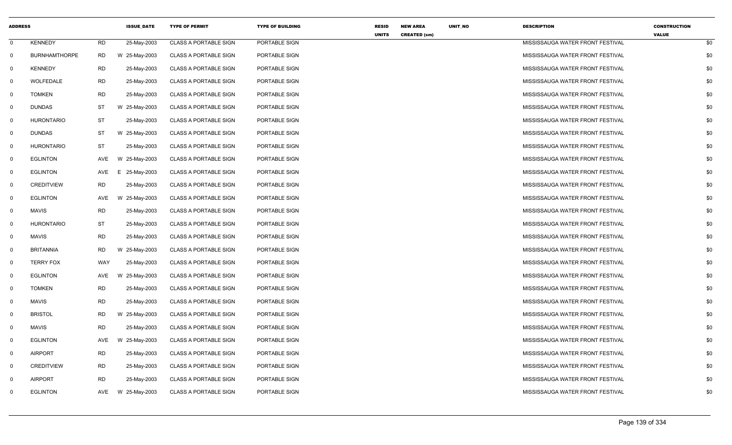| ADDRESS | | | ISSUE_DATE | TYPE OF PERMIT | TYPE OF BUILDING | RESID UNITS | NEW AREA CREATED (sm) | UNIT_NO | DESCRIPTION | CONSTRUCTION VALUE |
|---|---|---|---|---|---|---|---|---|---|---|
| 0 | KENNEDY | RD | 25-May-2003 | CLASS A PORTABLE SIGN | PORTABLE SIGN | | | | MISSISSAUGA WATER FRONT FESTIVAL | $0 |
| 0 | BURNHAMTHORPE | RD | W 25-May-2003 | CLASS A PORTABLE SIGN | PORTABLE SIGN | | | | MISSISSAUGA WATER FRONT FESTIVAL | $0 |
| 0 | KENNEDY | RD | 25-May-2003 | CLASS A PORTABLE SIGN | PORTABLE SIGN | | | | MISSISSAUGA WATER FRONT FESTIVAL | $0 |
| 0 | WOLFEDALE | RD | 25-May-2003 | CLASS A PORTABLE SIGN | PORTABLE SIGN | | | | MISSISSAUGA WATER FRONT FESTIVAL | $0 |
| 0 | TOMKEN | RD | 25-May-2003 | CLASS A PORTABLE SIGN | PORTABLE SIGN | | | | MISSISSAUGA WATER FRONT FESTIVAL | $0 |
| 0 | DUNDAS | ST | W 25-May-2003 | CLASS A PORTABLE SIGN | PORTABLE SIGN | | | | MISSISSAUGA WATER FRONT FESTIVAL | $0 |
| 0 | HURONTARIO | ST | 25-May-2003 | CLASS A PORTABLE SIGN | PORTABLE SIGN | | | | MISSISSAUGA WATER FRONT FESTIVAL | $0 |
| 0 | DUNDAS | ST | W 25-May-2003 | CLASS A PORTABLE SIGN | PORTABLE SIGN | | | | MISSISSAUGA WATER FRONT FESTIVAL | $0 |
| 0 | HURONTARIO | ST | 25-May-2003 | CLASS A PORTABLE SIGN | PORTABLE SIGN | | | | MISSISSAUGA WATER FRONT FESTIVAL | $0 |
| 0 | EGLINTON | AVE | W 25-May-2003 | CLASS A PORTABLE SIGN | PORTABLE SIGN | | | | MISSISSAUGA WATER FRONT FESTIVAL | $0 |
| 0 | EGLINTON | AVE | E 25-May-2003 | CLASS A PORTABLE SIGN | PORTABLE SIGN | | | | MISSISSAUGA WATER FRONT FESTIVAL | $0 |
| 0 | CREDITVIEW | RD | 25-May-2003 | CLASS A PORTABLE SIGN | PORTABLE SIGN | | | | MISSISSAUGA WATER FRONT FESTIVAL | $0 |
| 0 | EGLINTON | AVE | W 25-May-2003 | CLASS A PORTABLE SIGN | PORTABLE SIGN | | | | MISSISSAUGA WATER FRONT FESTIVAL | $0 |
| 0 | MAVIS | RD | 25-May-2003 | CLASS A PORTABLE SIGN | PORTABLE SIGN | | | | MISSISSAUGA WATER FRONT FESTIVAL | $0 |
| 0 | HURONTARIO | ST | 25-May-2003 | CLASS A PORTABLE SIGN | PORTABLE SIGN | | | | MISSISSAUGA WATER FRONT FESTIVAL | $0 |
| 0 | MAVIS | RD | 25-May-2003 | CLASS A PORTABLE SIGN | PORTABLE SIGN | | | | MISSISSAUGA WATER FRONT FESTIVAL | $0 |
| 0 | BRITANNIA | RD | W 25-May-2003 | CLASS A PORTABLE SIGN | PORTABLE SIGN | | | | MISSISSAUGA WATER FRONT FESTIVAL | $0 |
| 0 | TERRY FOX | WAY | 25-May-2003 | CLASS A PORTABLE SIGN | PORTABLE SIGN | | | | MISSISSAUGA WATER FRONT FESTIVAL | $0 |
| 0 | EGLINTON | AVE | W 25-May-2003 | CLASS A PORTABLE SIGN | PORTABLE SIGN | | | | MISSISSAUGA WATER FRONT FESTIVAL | $0 |
| 0 | TOMKEN | RD | 25-May-2003 | CLASS A PORTABLE SIGN | PORTABLE SIGN | | | | MISSISSAUGA WATER FRONT FESTIVAL | $0 |
| 0 | MAVIS | RD | 25-May-2003 | CLASS A PORTABLE SIGN | PORTABLE SIGN | | | | MISSISSAUGA WATER FRONT FESTIVAL | $0 |
| 0 | BRISTOL | RD | W 25-May-2003 | CLASS A PORTABLE SIGN | PORTABLE SIGN | | | | MISSISSAUGA WATER FRONT FESTIVAL | $0 |
| 0 | MAVIS | RD | 25-May-2003 | CLASS A PORTABLE SIGN | PORTABLE SIGN | | | | MISSISSAUGA WATER FRONT FESTIVAL | $0 |
| 0 | EGLINTON | AVE | W 25-May-2003 | CLASS A PORTABLE SIGN | PORTABLE SIGN | | | | MISSISSAUGA WATER FRONT FESTIVAL | $0 |
| 0 | AIRPORT | RD | 25-May-2003 | CLASS A PORTABLE SIGN | PORTABLE SIGN | | | | MISSISSAUGA WATER FRONT FESTIVAL | $0 |
| 0 | CREDITVIEW | RD | 25-May-2003 | CLASS A PORTABLE SIGN | PORTABLE SIGN | | | | MISSISSAUGA WATER FRONT FESTIVAL | $0 |
| 0 | AIRPORT | RD | 25-May-2003 | CLASS A PORTABLE SIGN | PORTABLE SIGN | | | | MISSISSAUGA WATER FRONT FESTIVAL | $0 |
| 0 | EGLINTON | AVE | W 25-May-2003 | CLASS A PORTABLE SIGN | PORTABLE SIGN | | | | MISSISSAUGA WATER FRONT FESTIVAL | $0 |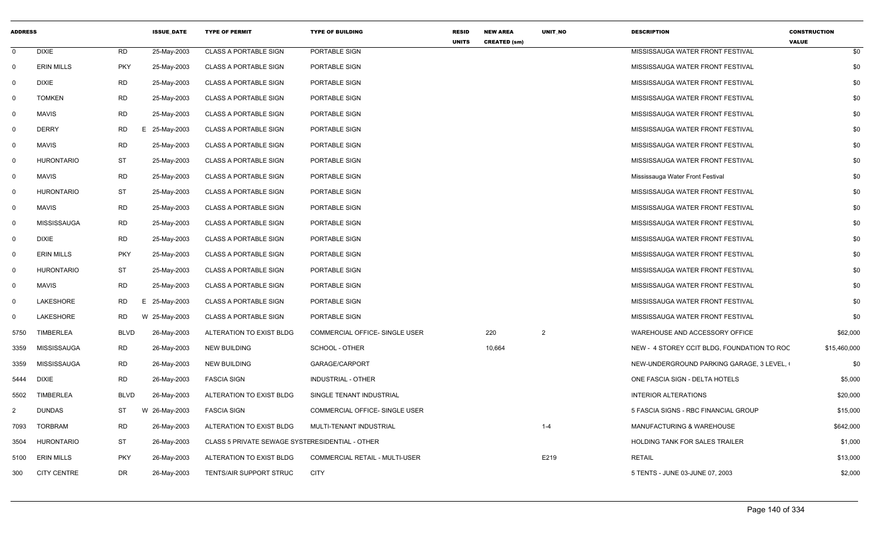| ADDRESS | | | ISSUE_DATE | TYPE OF PERMIT | TYPE OF BUILDING | RESID UNITS | NEW AREA CREATED (sm) | UNIT_NO | DESCRIPTION | CONSTRUCTION VALUE |
|---|---|---|---|---|---|---|---|---|---|---|
| 0 | DIXIE | RD | 25-May-2003 | CLASS A PORTABLE SIGN | PORTABLE SIGN | | | | MISSISSAUGA WATER FRONT FESTIVAL | $0 |
| 0 | ERIN MILLS | PKY | 25-May-2003 | CLASS A PORTABLE SIGN | PORTABLE SIGN | | | | MISSISSAUGA WATER FRONT FESTIVAL | $0 |
| 0 | DIXIE | RD | 25-May-2003 | CLASS A PORTABLE SIGN | PORTABLE SIGN | | | | MISSISSAUGA WATER FRONT FESTIVAL | $0 |
| 0 | TOMKEN | RD | 25-May-2003 | CLASS A PORTABLE SIGN | PORTABLE SIGN | | | | MISSISSAUGA WATER FRONT FESTIVAL | $0 |
| 0 | MAVIS | RD | 25-May-2003 | CLASS A PORTABLE SIGN | PORTABLE SIGN | | | | MISSISSAUGA WATER FRONT FESTIVAL | $0 |
| 0 | DERRY | RD E | 25-May-2003 | CLASS A PORTABLE SIGN | PORTABLE SIGN | | | | MISSISSAUGA WATER FRONT FESTIVAL | $0 |
| 0 | MAVIS | RD | 25-May-2003 | CLASS A PORTABLE SIGN | PORTABLE SIGN | | | | MISSISSAUGA WATER FRONT FESTIVAL | $0 |
| 0 | HURONTARIO | ST | 25-May-2003 | CLASS A PORTABLE SIGN | PORTABLE SIGN | | | | MISSISSAUGA WATER FRONT FESTIVAL | $0 |
| 0 | MAVIS | RD | 25-May-2003 | CLASS A PORTABLE SIGN | PORTABLE SIGN | | | | Mississauga Water Front Festival | $0 |
| 0 | HURONTARIO | ST | 25-May-2003 | CLASS A PORTABLE SIGN | PORTABLE SIGN | | | | MISSISSAUGA WATER FRONT FESTIVAL | $0 |
| 0 | MAVIS | RD | 25-May-2003 | CLASS A PORTABLE SIGN | PORTABLE SIGN | | | | MISSISSAUGA WATER FRONT FESTIVAL | $0 |
| 0 | MISSISSAUGA | RD | 25-May-2003 | CLASS A PORTABLE SIGN | PORTABLE SIGN | | | | MISSISSAUGA WATER FRONT FESTIVAL | $0 |
| 0 | DIXIE | RD | 25-May-2003 | CLASS A PORTABLE SIGN | PORTABLE SIGN | | | | MISSISSAUGA WATER FRONT FESTIVAL | $0 |
| 0 | ERIN MILLS | PKY | 25-May-2003 | CLASS A PORTABLE SIGN | PORTABLE SIGN | | | | MISSISSAUGA WATER FRONT FESTIVAL | $0 |
| 0 | HURONTARIO | ST | 25-May-2003 | CLASS A PORTABLE SIGN | PORTABLE SIGN | | | | MISSISSAUGA WATER FRONT FESTIVAL | $0 |
| 0 | MAVIS | RD | 25-May-2003 | CLASS A PORTABLE SIGN | PORTABLE SIGN | | | | MISSISSAUGA WATER FRONT FESTIVAL | $0 |
| 0 | LAKESHORE | RD E | 25-May-2003 | CLASS A PORTABLE SIGN | PORTABLE SIGN | | | | MISSISSAUGA WATER FRONT FESTIVAL | $0 |
| 0 | LAKESHORE | RD W | 25-May-2003 | CLASS A PORTABLE SIGN | PORTABLE SIGN | | | | MISSISSAUGA WATER FRONT FESTIVAL | $0 |
| 5750 | TIMBERLEA | BLVD | 26-May-2003 | ALTERATION TO EXIST BLDG | COMMERCIAL OFFICE- SINGLE USER | | 220 | 2 | WAREHOUSE AND ACCESSORY OFFICE | $62,000 |
| 3359 | MISSISSAUGA | RD | 26-May-2003 | NEW BUILDING | SCHOOL - OTHER | | 10,664 | | NEW - 4 STOREY CCIT BLDG, FOUNDATION TO ROC | $15,460,000 |
| 3359 | MISSISSAUGA | RD | 26-May-2003 | NEW BUILDING | GARAGE/CARPORT | | | | NEW-UNDERGROUND PARKING GARAGE, 3 LEVEL, ( | $0 |
| 5444 | DIXIE | RD | 26-May-2003 | FASCIA SIGN | INDUSTRIAL - OTHER | | | | ONE FASCIA SIGN - DELTA HOTELS | $5,000 |
| 5502 | TIMBERLEA | BLVD | 26-May-2003 | ALTERATION TO EXIST BLDG | SINGLE TENANT INDUSTRIAL | | | | INTERIOR ALTERATIONS | $20,000 |
| 2 | DUNDAS | ST W | 26-May-2003 | FASCIA SIGN | COMMERCIAL OFFICE- SINGLE USER | | | | 5 FASCIA SIGNS - RBC FINANCIAL GROUP | $15,000 |
| 7093 | TORBRAM | RD | 26-May-2003 | ALTERATION TO EXIST BLDG | MULTI-TENANT INDUSTRIAL | | | 1-4 | MANUFACTURING & WAREHOUSE | $642,000 |
| 3504 | HURONTARIO | ST | 26-May-2003 | CLASS 5 PRIVATE SEWAGE SYSTE | RESIDENTIAL - OTHER | | | | HOLDING TANK FOR SALES TRAILER | $1,000 |
| 5100 | ERIN MILLS | PKY | 26-May-2003 | ALTERATION TO EXIST BLDG | COMMERCIAL RETAIL - MULTI-USER | | | E219 | RETAIL | $13,000 |
| 300 | CITY CENTRE | DR | 26-May-2003 | TENTS/AIR SUPPORT STRUC | CITY | | | | 5 TENTS - JUNE 03-JUNE 07, 2003 | $2,000 |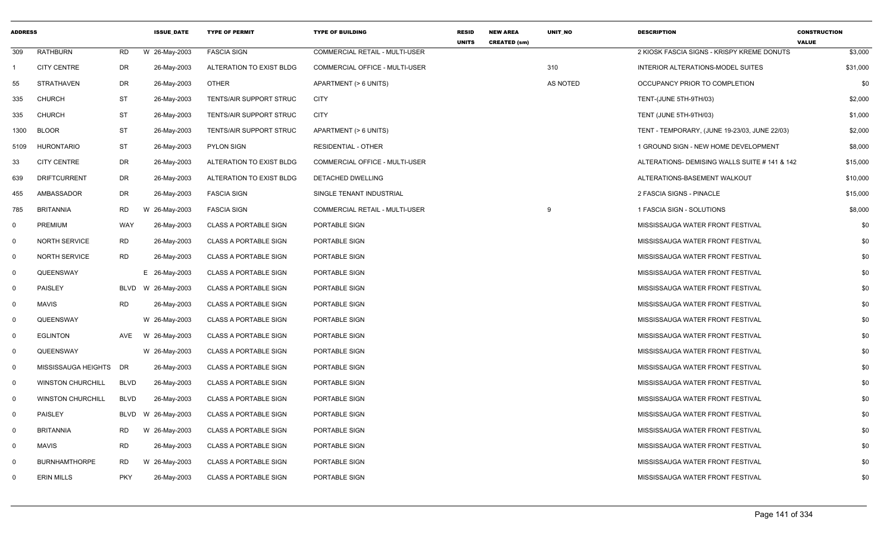| ADDRESS | | | ISSUE_DATE | TYPE OF PERMIT | TYPE OF BUILDING | RESID UNITS | NEW AREA CREATED (sm) | UNIT_NO | DESCRIPTION | CONSTRUCTION VALUE |
|---|---|---|---|---|---|---|---|---|---|---|
| 309 | RATHBURN | RD | W 26-May-2003 | FASCIA SIGN | COMMERCIAL RETAIL - MULTI-USER | | | | 2 KIOSK FASCIA SIGNS - KRISPY KREME DONUTS | $3,000 |
| 1 | CITY CENTRE | DR | 26-May-2003 | ALTERATION TO EXIST BLDG | COMMERCIAL OFFICE - MULTI-USER | | | 310 | INTERIOR ALTERATIONS-MODEL SUITES | $31,000 |
| 55 | STRATHAVEN | DR | 26-May-2003 | OTHER | APARTMENT (> 6 UNITS) | | | AS NOTED | OCCUPANCY PRIOR TO COMPLETION | $0 |
| 335 | CHURCH | ST | 26-May-2003 | TENTS/AIR SUPPORT STRUC | CITY | | | | TENT-(JUNE 5TH-9TH/03) | $2,000 |
| 335 | CHURCH | ST | 26-May-2003 | TENTS/AIR SUPPORT STRUC | CITY | | | | TENT (JUNE 5TH-9TH/03) | $1,000 |
| 1300 | BLOOR | ST | 26-May-2003 | TENTS/AIR SUPPORT STRUC | APARTMENT (> 6 UNITS) | | | | TENT - TEMPORARY, (JUNE 19-23/03, JUNE 22/03) | $2,000 |
| 5109 | HURONTARIO | ST | 26-May-2003 | PYLON SIGN | RESIDENTIAL - OTHER | | | | 1 GROUND SIGN - NEW HOME DEVELOPMENT | $8,000 |
| 33 | CITY CENTRE | DR | 26-May-2003 | ALTERATION TO EXIST BLDG | COMMERCIAL OFFICE - MULTI-USER | | | | ALTERATIONS- DEMISING WALLS SUITE # 141 & 142 | $15,000 |
| 639 | DRIFTCURRENT | DR | 26-May-2003 | ALTERATION TO EXIST BLDG | DETACHED DWELLING | | | | ALTERATIONS-BASEMENT WALKOUT | $10,000 |
| 455 | AMBASSADOR | DR | 26-May-2003 | FASCIA SIGN | SINGLE TENANT INDUSTRIAL | | | | 2 FASCIA SIGNS - PINACLE | $15,000 |
| 785 | BRITANNIA | RD | W 26-May-2003 | FASCIA SIGN | COMMERCIAL RETAIL - MULTI-USER | | | 9 | 1 FASCIA SIGN - SOLUTIONS | $8,000 |
| 0 | PREMIUM | WAY | 26-May-2003 | CLASS A PORTABLE SIGN | PORTABLE SIGN | | | | MISSISSAUGA WATER FRONT FESTIVAL | $0 |
| 0 | NORTH SERVICE | RD | 26-May-2003 | CLASS A PORTABLE SIGN | PORTABLE SIGN | | | | MISSISSAUGA WATER FRONT FESTIVAL | $0 |
| 0 | NORTH SERVICE | RD | 26-May-2003 | CLASS A PORTABLE SIGN | PORTABLE SIGN | | | | MISSISSAUGA WATER FRONT FESTIVAL | $0 |
| 0 | QUEENSWAY | | E 26-May-2003 | CLASS A PORTABLE SIGN | PORTABLE SIGN | | | | MISSISSAUGA WATER FRONT FESTIVAL | $0 |
| 0 | PAISLEY | BLVD | W 26-May-2003 | CLASS A PORTABLE SIGN | PORTABLE SIGN | | | | MISSISSAUGA WATER FRONT FESTIVAL | $0 |
| 0 | MAVIS | RD | 26-May-2003 | CLASS A PORTABLE SIGN | PORTABLE SIGN | | | | MISSISSAUGA WATER FRONT FESTIVAL | $0 |
| 0 | QUEENSWAY | | W 26-May-2003 | CLASS A PORTABLE SIGN | PORTABLE SIGN | | | | MISSISSAUGA WATER FRONT FESTIVAL | $0 |
| 0 | EGLINTON | AVE | W 26-May-2003 | CLASS A PORTABLE SIGN | PORTABLE SIGN | | | | MISSISSAUGA WATER FRONT FESTIVAL | $0 |
| 0 | QUEENSWAY | | W 26-May-2003 | CLASS A PORTABLE SIGN | PORTABLE SIGN | | | | MISSISSAUGA WATER FRONT FESTIVAL | $0 |
| 0 | MISSISSAUGA HEIGHTS | DR | 26-May-2003 | CLASS A PORTABLE SIGN | PORTABLE SIGN | | | | MISSISSAUGA WATER FRONT FESTIVAL | $0 |
| 0 | WINSTON CHURCHILL | BLVD | 26-May-2003 | CLASS A PORTABLE SIGN | PORTABLE SIGN | | | | MISSISSAUGA WATER FRONT FESTIVAL | $0 |
| 0 | WINSTON CHURCHILL | BLVD | 26-May-2003 | CLASS A PORTABLE SIGN | PORTABLE SIGN | | | | MISSISSAUGA WATER FRONT FESTIVAL | $0 |
| 0 | PAISLEY | BLVD | W 26-May-2003 | CLASS A PORTABLE SIGN | PORTABLE SIGN | | | | MISSISSAUGA WATER FRONT FESTIVAL | $0 |
| 0 | BRITANNIA | RD | W 26-May-2003 | CLASS A PORTABLE SIGN | PORTABLE SIGN | | | | MISSISSAUGA WATER FRONT FESTIVAL | $0 |
| 0 | MAVIS | RD | 26-May-2003 | CLASS A PORTABLE SIGN | PORTABLE SIGN | | | | MISSISSAUGA WATER FRONT FESTIVAL | $0 |
| 0 | BURNHAMTHORPE | RD | W 26-May-2003 | CLASS A PORTABLE SIGN | PORTABLE SIGN | | | | MISSISSAUGA WATER FRONT FESTIVAL | $0 |
| 0 | ERIN MILLS | PKY | 26-May-2003 | CLASS A PORTABLE SIGN | PORTABLE SIGN | | | | MISSISSAUGA WATER FRONT FESTIVAL | $0 |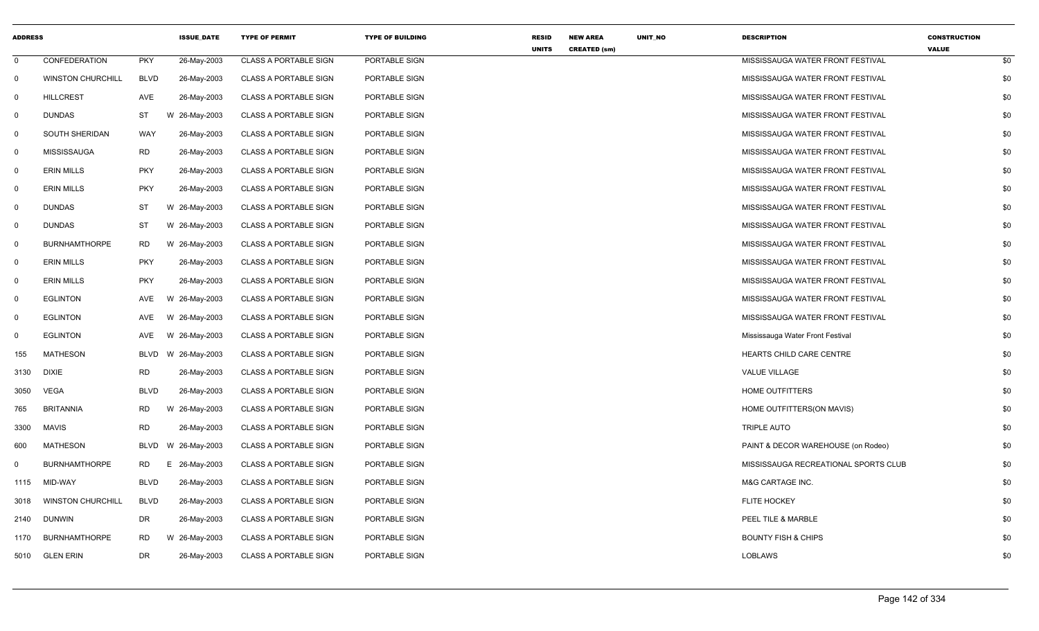| ADDRESS | | | ISSUE_DATE | TYPE OF PERMIT | TYPE OF BUILDING | RESID UNITS | NEW AREA CREATED (sm) | UNIT_NO | DESCRIPTION | CONSTRUCTION VALUE |
|---|---|---|---|---|---|---|---|---|---|---|
| 0 | CONFEDERATION | PKY | 26-May-2003 | CLASS A PORTABLE SIGN | PORTABLE SIGN | | | | MISSISSAUGA WATER FRONT FESTIVAL | $0 |
| 0 | WINSTON CHURCHILL | BLVD | 26-May-2003 | CLASS A PORTABLE SIGN | PORTABLE SIGN | | | | MISSISSAUGA WATER FRONT FESTIVAL | $0 |
| 0 | HILLCREST | AVE | 26-May-2003 | CLASS A PORTABLE SIGN | PORTABLE SIGN | | | | MISSISSAUGA WATER FRONT FESTIVAL | $0 |
| 0 | DUNDAS | ST | W 26-May-2003 | CLASS A PORTABLE SIGN | PORTABLE SIGN | | | | MISSISSAUGA WATER FRONT FESTIVAL | $0 |
| 0 | SOUTH SHERIDAN | WAY | 26-May-2003 | CLASS A PORTABLE SIGN | PORTABLE SIGN | | | | MISSISSAUGA WATER FRONT FESTIVAL | $0 |
| 0 | MISSISSAUGA | RD | 26-May-2003 | CLASS A PORTABLE SIGN | PORTABLE SIGN | | | | MISSISSAUGA WATER FRONT FESTIVAL | $0 |
| 0 | ERIN MILLS | PKY | 26-May-2003 | CLASS A PORTABLE SIGN | PORTABLE SIGN | | | | MISSISSAUGA WATER FRONT FESTIVAL | $0 |
| 0 | ERIN MILLS | PKY | 26-May-2003 | CLASS A PORTABLE SIGN | PORTABLE SIGN | | | | MISSISSAUGA WATER FRONT FESTIVAL | $0 |
| 0 | DUNDAS | ST | W 26-May-2003 | CLASS A PORTABLE SIGN | PORTABLE SIGN | | | | MISSISSAUGA WATER FRONT FESTIVAL | $0 |
| 0 | DUNDAS | ST | W 26-May-2003 | CLASS A PORTABLE SIGN | PORTABLE SIGN | | | | MISSISSAUGA WATER FRONT FESTIVAL | $0 |
| 0 | BURNHAMTHORPE | RD | W 26-May-2003 | CLASS A PORTABLE SIGN | PORTABLE SIGN | | | | MISSISSAUGA WATER FRONT FESTIVAL | $0 |
| 0 | ERIN MILLS | PKY | 26-May-2003 | CLASS A PORTABLE SIGN | PORTABLE SIGN | | | | MISSISSAUGA WATER FRONT FESTIVAL | $0 |
| 0 | ERIN MILLS | PKY | 26-May-2003 | CLASS A PORTABLE SIGN | PORTABLE SIGN | | | | MISSISSAUGA WATER FRONT FESTIVAL | $0 |
| 0 | EGLINTON | AVE | W 26-May-2003 | CLASS A PORTABLE SIGN | PORTABLE SIGN | | | | MISSISSAUGA WATER FRONT FESTIVAL | $0 |
| 0 | EGLINTON | AVE | W 26-May-2003 | CLASS A PORTABLE SIGN | PORTABLE SIGN | | | | MISSISSAUGA WATER FRONT FESTIVAL | $0 |
| 0 | EGLINTON | AVE | W 26-May-2003 | CLASS A PORTABLE SIGN | PORTABLE SIGN | | | | Mississauga Water Front Festival | $0 |
| 155 | MATHESON | BLVD | W 26-May-2003 | CLASS A PORTABLE SIGN | PORTABLE SIGN | | | | HEARTS CHILD CARE CENTRE | $0 |
| 3130 | DIXIE | RD | 26-May-2003 | CLASS A PORTABLE SIGN | PORTABLE SIGN | | | | VALUE VILLAGE | $0 |
| 3050 | VEGA | BLVD | 26-May-2003 | CLASS A PORTABLE SIGN | PORTABLE SIGN | | | | HOME OUTFITTERS | $0 |
| 765 | BRITANNIA | RD | W 26-May-2003 | CLASS A PORTABLE SIGN | PORTABLE SIGN | | | | HOME OUTFITTERS(ON MAVIS) | $0 |
| 3300 | MAVIS | RD | 26-May-2003 | CLASS A PORTABLE SIGN | PORTABLE SIGN | | | | TRIPLE AUTO | $0 |
| 600 | MATHESON | BLVD | W 26-May-2003 | CLASS A PORTABLE SIGN | PORTABLE SIGN | | | | PAINT & DECOR WAREHOUSE (on Rodeo) | $0 |
| 0 | BURNHAMTHORPE | RD | E 26-May-2003 | CLASS A PORTABLE SIGN | PORTABLE SIGN | | | | MISSISSAUGA RECREATIONAL SPORTS CLUB | $0 |
| 1115 | MID-WAY | BLVD | 26-May-2003 | CLASS A PORTABLE SIGN | PORTABLE SIGN | | | | M&G CARTAGE INC. | $0 |
| 3018 | WINSTON CHURCHILL | BLVD | 26-May-2003 | CLASS A PORTABLE SIGN | PORTABLE SIGN | | | | FLITE HOCKEY | $0 |
| 2140 | DUNWIN | DR | 26-May-2003 | CLASS A PORTABLE SIGN | PORTABLE SIGN | | | | PEEL TILE & MARBLE | $0 |
| 1170 | BURNHAMTHORPE | RD | W 26-May-2003 | CLASS A PORTABLE SIGN | PORTABLE SIGN | | | | BOUNTY FISH & CHIPS | $0 |
| 5010 | GLEN ERIN | DR | 26-May-2003 | CLASS A PORTABLE SIGN | PORTABLE SIGN | | | | LOBLAWS | $0 |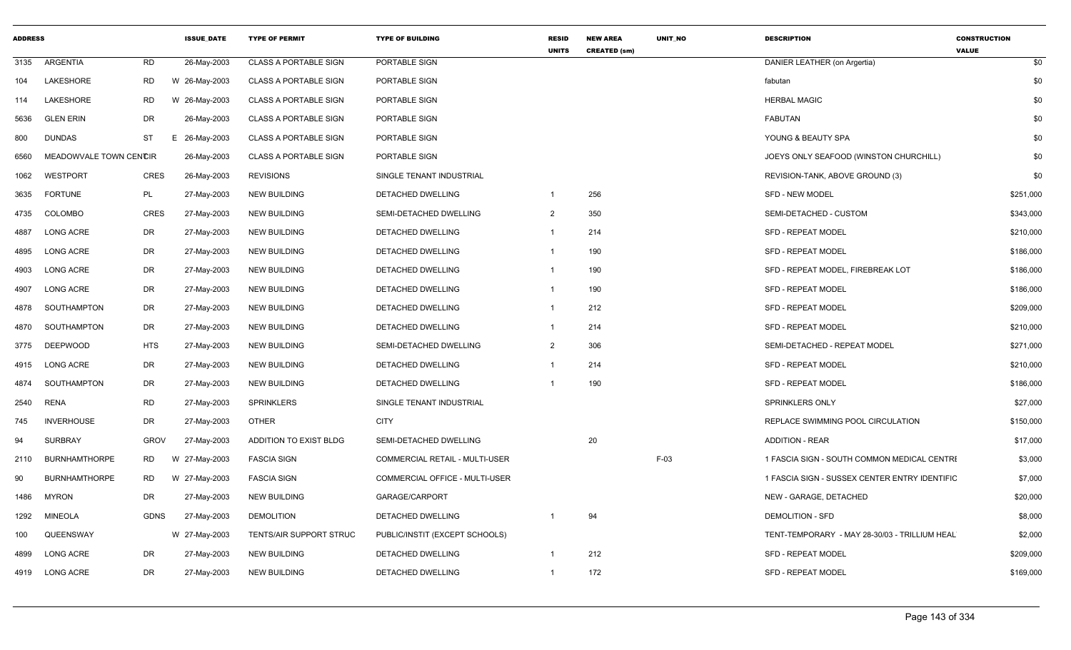| ADDRESS | | | ISSUE_DATE | TYPE OF PERMIT | TYPE OF BUILDING | RESID UNITS | NEW AREA CREATED (sm) | UNIT_NO | DESCRIPTION | CONSTRUCTION VALUE |
|---|---|---|---|---|---|---|---|---|---|---|
| 3135 | ARGENTIA | RD | 26-May-2003 | CLASS A PORTABLE SIGN | PORTABLE SIGN | | | | DANIER LEATHER (on Argertia) | $0 |
| 104 | LAKESHORE | RD | W 26-May-2003 | CLASS A PORTABLE SIGN | PORTABLE SIGN | | | | fabutan | $0 |
| 114 | LAKESHORE | RD | W 26-May-2003 | CLASS A PORTABLE SIGN | PORTABLE SIGN | | | | HERBAL MAGIC | $0 |
| 5636 | GLEN ERIN | DR | 26-May-2003 | CLASS A PORTABLE SIGN | PORTABLE SIGN | | | | FABUTAN | $0 |
| 800 | DUNDAS | ST | E 26-May-2003 | CLASS A PORTABLE SIGN | PORTABLE SIGN | | | | YOUNG & BEAUTY SPA | $0 |
| 6560 | MEADOWVALE TOWN CENTCIR | | 26-May-2003 | CLASS A PORTABLE SIGN | PORTABLE SIGN | | | | JOEYS ONLY SEAFOOD (WINSTON CHURCHILL) | $0 |
| 1062 | WESTPORT | CRES | 26-May-2003 | REVISIONS | SINGLE TENANT INDUSTRIAL | | | | REVISION-TANK, ABOVE GROUND (3) | $0 |
| 3635 | FORTUNE | PL | 27-May-2003 | NEW BUILDING | DETACHED DWELLING | 1 | 256 | | SFD - NEW MODEL | $251,000 |
| 4735 | COLOMBO | CRES | 27-May-2003 | NEW BUILDING | SEMI-DETACHED DWELLING | 2 | 350 | | SEMI-DETACHED - CUSTOM | $343,000 |
| 4887 | LONG ACRE | DR | 27-May-2003 | NEW BUILDING | DETACHED DWELLING | 1 | 214 | | SFD - REPEAT MODEL | $210,000 |
| 4895 | LONG ACRE | DR | 27-May-2003 | NEW BUILDING | DETACHED DWELLING | 1 | 190 | | SFD - REPEAT MODEL | $186,000 |
| 4903 | LONG ACRE | DR | 27-May-2003 | NEW BUILDING | DETACHED DWELLING | 1 | 190 | | SFD - REPEAT MODEL, FIREBREAK LOT | $186,000 |
| 4907 | LONG ACRE | DR | 27-May-2003 | NEW BUILDING | DETACHED DWELLING | 1 | 190 | | SFD - REPEAT MODEL | $186,000 |
| 4878 | SOUTHAMPTON | DR | 27-May-2003 | NEW BUILDING | DETACHED DWELLING | 1 | 212 | | SFD - REPEAT MODEL | $209,000 |
| 4870 | SOUTHAMPTON | DR | 27-May-2003 | NEW BUILDING | DETACHED DWELLING | 1 | 214 | | SFD - REPEAT MODEL | $210,000 |
| 3775 | DEEPWOOD | HTS | 27-May-2003 | NEW BUILDING | SEMI-DETACHED DWELLING | 2 | 306 | | SEMI-DETACHED - REPEAT MODEL | $271,000 |
| 4915 | LONG ACRE | DR | 27-May-2003 | NEW BUILDING | DETACHED DWELLING | 1 | 214 | | SFD - REPEAT MODEL | $210,000 |
| 4874 | SOUTHAMPTON | DR | 27-May-2003 | NEW BUILDING | DETACHED DWELLING | 1 | 190 | | SFD - REPEAT MODEL | $186,000 |
| 2540 | RENA | RD | 27-May-2003 | SPRINKLERS | SINGLE TENANT INDUSTRIAL | | | | SPRINKLERS ONLY | $27,000 |
| 745 | INVERHOUSE | DR | 27-May-2003 | OTHER | CITY | | | | REPLACE SWIMMING POOL CIRCULATION | $150,000 |
| 94 | SURBRAY | GROV | 27-May-2003 | ADDITION TO EXIST BLDG | SEMI-DETACHED DWELLING | | 20 | | ADDITION - REAR | $17,000 |
| 2110 | BURNHAMTHORPE | RD | W 27-May-2003 | FASCIA SIGN | COMMERCIAL RETAIL - MULTI-USER | | | F-03 | 1 FASCIA SIGN - SOUTH COMMON MEDICAL CENTRE | $3,000 |
| 90 | BURNHAMTHORPE | RD | W 27-May-2003 | FASCIA SIGN | COMMERCIAL OFFICE - MULTI-USER | | | | 1 FASCIA SIGN - SUSSEX CENTER ENTRY IDENTIFIC | $7,000 |
| 1486 | MYRON | DR | 27-May-2003 | NEW BUILDING | GARAGE/CARPORT | | | | NEW - GARAGE, DETACHED | $20,000 |
| 1292 | MINEOLA | GDNS | 27-May-2003 | DEMOLITION | DETACHED DWELLING | 1 | 94 | | DEMOLITION - SFD | $8,000 |
| 100 | QUEENSWAY | | W 27-May-2003 | TENTS/AIR SUPPORT STRUC | PUBLIC/INSTIT (EXCEPT SCHOOLS) | | | | TENT-TEMPORARY - MAY 28-30/03 - TRILLIUM HEAL | $2,000 |
| 4899 | LONG ACRE | DR | 27-May-2003 | NEW BUILDING | DETACHED DWELLING | 1 | 212 | | SFD - REPEAT MODEL | $209,000 |
| 4919 | LONG ACRE | DR | 27-May-2003 | NEW BUILDING | DETACHED DWELLING | 1 | 172 | | SFD - REPEAT MODEL | $169,000 |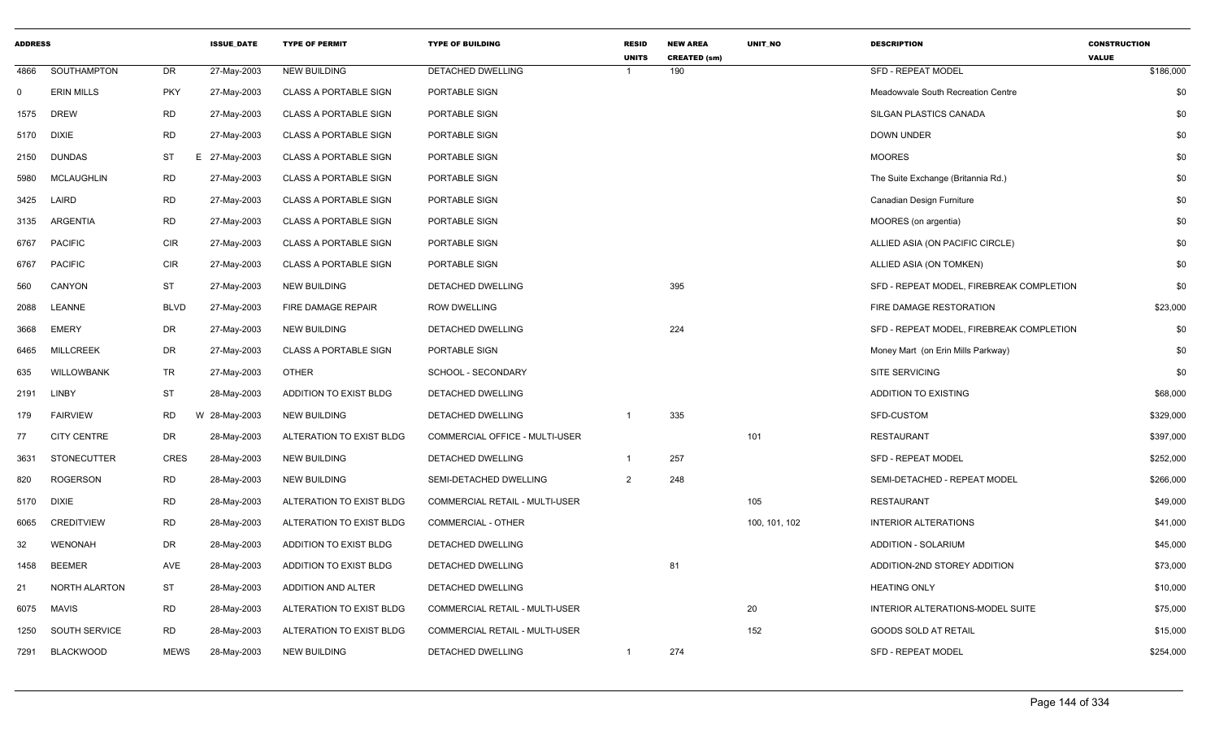| ADDRESS | | | ISSUE_DATE | TYPE OF PERMIT | TYPE OF BUILDING | RESID UNITS | NEW AREA CREATED (sm) | UNIT_NO | DESCRIPTION | CONSTRUCTION VALUE |
|---|---|---|---|---|---|---|---|---|---|---|
| 4866 | SOUTHAMPTON | DR | 27-May-2003 | NEW BUILDING | DETACHED DWELLING | 1 | 190 | | SFD - REPEAT MODEL | $186,000 |
| 0 | ERIN MILLS | PKY | 27-May-2003 | CLASS A PORTABLE SIGN | PORTABLE SIGN | | | | Meadowvale South Recreation Centre | $0 |
| 1575 | DREW | RD | 27-May-2003 | CLASS A PORTABLE SIGN | PORTABLE SIGN | | | | SILGAN PLASTICS CANADA | $0 |
| 5170 | DIXIE | RD | 27-May-2003 | CLASS A PORTABLE SIGN | PORTABLE SIGN | | | | DOWN UNDER | $0 |
| 2150 | DUNDAS | ST | E 27-May-2003 | CLASS A PORTABLE SIGN | PORTABLE SIGN | | | | MOORES | $0 |
| 5980 | MCLAUGHLIN | RD | 27-May-2003 | CLASS A PORTABLE SIGN | PORTABLE SIGN | | | | The Suite Exchange (Britannia Rd.) | $0 |
| 3425 | LAIRD | RD | 27-May-2003 | CLASS A PORTABLE SIGN | PORTABLE SIGN | | | | Canadian Design Furniture | $0 |
| 3135 | ARGENTIA | RD | 27-May-2003 | CLASS A PORTABLE SIGN | PORTABLE SIGN | | | | MOORES (on argentia) | $0 |
| 6767 | PACIFIC | CIR | 27-May-2003 | CLASS A PORTABLE SIGN | PORTABLE SIGN | | | | ALLIED ASIA (ON PACIFIC CIRCLE) | $0 |
| 6767 | PACIFIC | CIR | 27-May-2003 | CLASS A PORTABLE SIGN | PORTABLE SIGN | | | | ALLIED ASIA (ON TOMKEN) | $0 |
| 560 | CANYON | ST | 27-May-2003 | NEW BUILDING | DETACHED DWELLING | | 395 | | SFD - REPEAT MODEL, FIREBREAK COMPLETION | $0 |
| 2088 | LEANNE | BLVD | 27-May-2003 | FIRE DAMAGE REPAIR | ROW DWELLING | | | | FIRE DAMAGE RESTORATION | $23,000 |
| 3668 | EMERY | DR | 27-May-2003 | NEW BUILDING | DETACHED DWELLING | | 224 | | SFD - REPEAT MODEL, FIREBREAK COMPLETION | $0 |
| 6465 | MILLCREEK | DR | 27-May-2003 | CLASS A PORTABLE SIGN | PORTABLE SIGN | | | | Money Mart (on Erin Mills Parkway) | $0 |
| 635 | WILLOWBANK | TR | 27-May-2003 | OTHER | SCHOOL - SECONDARY | | | | SITE SERVICING | $0 |
| 2191 | LINBY | ST | 28-May-2003 | ADDITION TO EXIST BLDG | DETACHED DWELLING | | | | ADDITION TO EXISTING | $68,000 |
| 179 | FAIRVIEW | RD | W 28-May-2003 | NEW BUILDING | DETACHED DWELLING | 1 | 335 | | SFD-CUSTOM | $329,000 |
| 77 | CITY CENTRE | DR | 28-May-2003 | ALTERATION TO EXIST BLDG | COMMERCIAL OFFICE - MULTI-USER | | | 101 | RESTAURANT | $397,000 |
| 3631 | STONECUTTER | CRES | 28-May-2003 | NEW BUILDING | DETACHED DWELLING | 1 | 257 | | SFD - REPEAT MODEL | $252,000 |
| 820 | ROGERSON | RD | 28-May-2003 | NEW BUILDING | SEMI-DETACHED DWELLING | 2 | 248 | | SEMI-DETACHED - REPEAT MODEL | $266,000 |
| 5170 | DIXIE | RD | 28-May-2003 | ALTERATION TO EXIST BLDG | COMMERCIAL RETAIL - MULTI-USER | | | 105 | RESTAURANT | $49,000 |
| 6065 | CREDITVIEW | RD | 28-May-2003 | ALTERATION TO EXIST BLDG | COMMERCIAL - OTHER | | | 100, 101, 102 | INTERIOR ALTERATIONS | $41,000 |
| 32 | WENONAH | DR | 28-May-2003 | ADDITION TO EXIST BLDG | DETACHED DWELLING | | | | ADDITION - SOLARIUM | $45,000 |
| 1458 | BEEMER | AVE | 28-May-2003 | ADDITION TO EXIST BLDG | DETACHED DWELLING | | 81 | | ADDITION-2ND STOREY ADDITION | $73,000 |
| 21 | NORTH ALARTON | ST | 28-May-2003 | ADDITION AND ALTER | DETACHED DWELLING | | | | HEATING ONLY | $10,000 |
| 6075 | MAVIS | RD | 28-May-2003 | ALTERATION TO EXIST BLDG | COMMERCIAL RETAIL - MULTI-USER | | | 20 | INTERIOR ALTERATIONS-MODEL SUITE | $75,000 |
| 1250 | SOUTH SERVICE | RD | 28-May-2003 | ALTERATION TO EXIST BLDG | COMMERCIAL RETAIL - MULTI-USER | | | 152 | GOODS SOLD AT RETAIL | $15,000 |
| 7291 | BLACKWOOD | MEWS | 28-May-2003 | NEW BUILDING | DETACHED DWELLING | 1 | 274 | | SFD - REPEAT MODEL | $254,000 |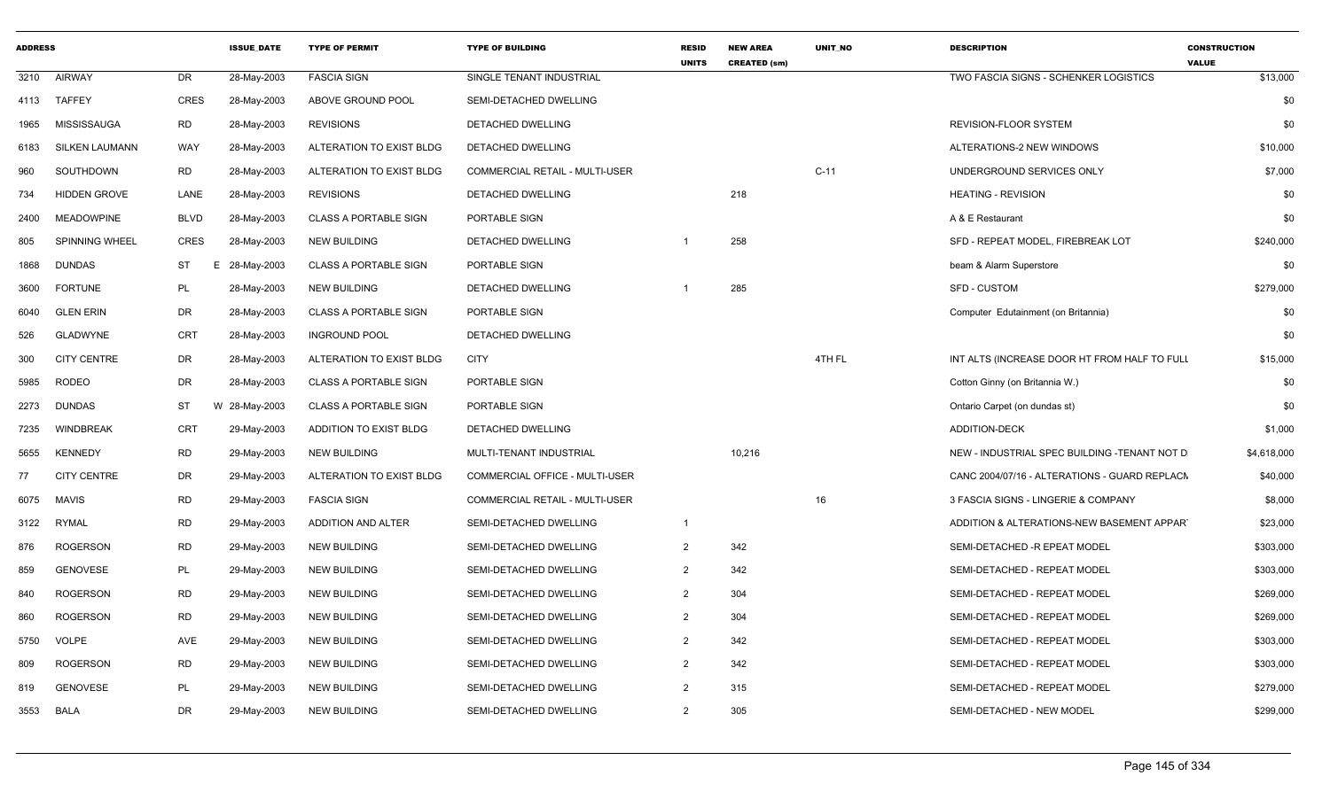| ADDRESS | | | ISSUE_DATE | TYPE OF PERMIT | TYPE OF BUILDING | RESID UNITS | NEW AREA CREATED (sm) | UNIT_NO | DESCRIPTION | CONSTRUCTION VALUE |
|---|---|---|---|---|---|---|---|---|---|---|
| 3210 | AIRWAY | DR | 28-May-2003 | FASCIA SIGN | SINGLE TENANT INDUSTRIAL | | | | TWO FASCIA SIGNS - SCHENKER LOGISTICS | $13,000 |
| 4113 | TAFFEY | CRES | 28-May-2003 | ABOVE GROUND POOL | SEMI-DETACHED DWELLING | | | | | $0 |
| 1965 | MISSISSAUGA | RD | 28-May-2003 | REVISIONS | DETACHED DWELLING | | | | REVISION-FLOOR SYSTEM | $0 |
| 6183 | SILKEN LAUMANN | WAY | 28-May-2003 | ALTERATION TO EXIST BLDG | DETACHED DWELLING | | | | ALTERATIONS-2 NEW WINDOWS | $10,000 |
| 960 | SOUTHDOWN | RD | 28-May-2003 | ALTERATION TO EXIST BLDG | COMMERCIAL RETAIL - MULTI-USER | | | C-11 | UNDERGROUND SERVICES ONLY | $7,000 |
| 734 | HIDDEN GROVE | LANE | 28-May-2003 | REVISIONS | DETACHED DWELLING | | 218 | | HEATING - REVISION | $0 |
| 2400 | MEADOWPINE | BLVD | 28-May-2003 | CLASS A PORTABLE SIGN | PORTABLE SIGN | | | | A & E Restaurant | $0 |
| 805 | SPINNING WHEEL | CRES | 28-May-2003 | NEW BUILDING | DETACHED DWELLING | 1 | 258 | | SFD - REPEAT MODEL, FIREBREAK LOT | $240,000 |
| 1868 | DUNDAS | ST | E 28-May-2003 | CLASS A PORTABLE SIGN | PORTABLE SIGN | | | | beam & Alarm Superstore | $0 |
| 3600 | FORTUNE | PL | 28-May-2003 | NEW BUILDING | DETACHED DWELLING | 1 | 285 | | SFD - CUSTOM | $279,000 |
| 6040 | GLEN ERIN | DR | 28-May-2003 | CLASS A PORTABLE SIGN | PORTABLE SIGN | | | | Computer Edutainment (on Britannia) | $0 |
| 526 | GLADWYNE | CRT | 28-May-2003 | INGROUND POOL | DETACHED DWELLING | | | | | $0 |
| 300 | CITY CENTRE | DR | 28-May-2003 | ALTERATION TO EXIST BLDG | CITY | | | 4TH FL | INT ALTS (INCREASE DOOR HT FROM HALF TO FULL | $15,000 |
| 5985 | RODEO | DR | 28-May-2003 | CLASS A PORTABLE SIGN | PORTABLE SIGN | | | | Cotton Ginny (on Britannia W.) | $0 |
| 2273 | DUNDAS | ST | W 28-May-2003 | CLASS A PORTABLE SIGN | PORTABLE SIGN | | | | Ontario Carpet (on dundas st) | $0 |
| 7235 | WINDBREAK | CRT | 29-May-2003 | ADDITION TO EXIST BLDG | DETACHED DWELLING | | | | ADDITION-DECK | $1,000 |
| 5655 | KENNEDY | RD | 29-May-2003 | NEW BUILDING | MULTI-TENANT INDUSTRIAL | | 10,216 | | NEW - INDUSTRIAL SPEC BUILDING -TENANT NOT D | $4,618,000 |
| 77 | CITY CENTRE | DR | 29-May-2003 | ALTERATION TO EXIST BLDG | COMMERCIAL OFFICE - MULTI-USER | | | | CANC 2004/07/16 - ALTERATIONS - GUARD REPLACM | $40,000 |
| 6075 | MAVIS | RD | 29-May-2003 | FASCIA SIGN | COMMERCIAL RETAIL - MULTI-USER | | | 16 | 3 FASCIA SIGNS - LINGERIE & COMPANY | $8,000 |
| 3122 | RYMAL | RD | 29-May-2003 | ADDITION AND ALTER | SEMI-DETACHED DWELLING | 1 | | | ADDITION & ALTERATIONS-NEW BASEMENT APPART | $23,000 |
| 876 | ROGERSON | RD | 29-May-2003 | NEW BUILDING | SEMI-DETACHED DWELLING | 2 | 342 | | SEMI-DETACHED -R EPEAT MODEL | $303,000 |
| 859 | GENOVESE | PL | 29-May-2003 | NEW BUILDING | SEMI-DETACHED DWELLING | 2 | 342 | | SEMI-DETACHED - REPEAT MODEL | $303,000 |
| 840 | ROGERSON | RD | 29-May-2003 | NEW BUILDING | SEMI-DETACHED DWELLING | 2 | 304 | | SEMI-DETACHED - REPEAT MODEL | $269,000 |
| 860 | ROGERSON | RD | 29-May-2003 | NEW BUILDING | SEMI-DETACHED DWELLING | 2 | 304 | | SEMI-DETACHED - REPEAT MODEL | $269,000 |
| 5750 | VOLPE | AVE | 29-May-2003 | NEW BUILDING | SEMI-DETACHED DWELLING | 2 | 342 | | SEMI-DETACHED - REPEAT MODEL | $303,000 |
| 809 | ROGERSON | RD | 29-May-2003 | NEW BUILDING | SEMI-DETACHED DWELLING | 2 | 342 | | SEMI-DETACHED - REPEAT MODEL | $303,000 |
| 819 | GENOVESE | PL | 29-May-2003 | NEW BUILDING | SEMI-DETACHED DWELLING | 2 | 315 | | SEMI-DETACHED - REPEAT MODEL | $279,000 |
| 3553 | BALA | DR | 29-May-2003 | NEW BUILDING | SEMI-DETACHED DWELLING | 2 | 305 | | SEMI-DETACHED - NEW MODEL | $299,000 |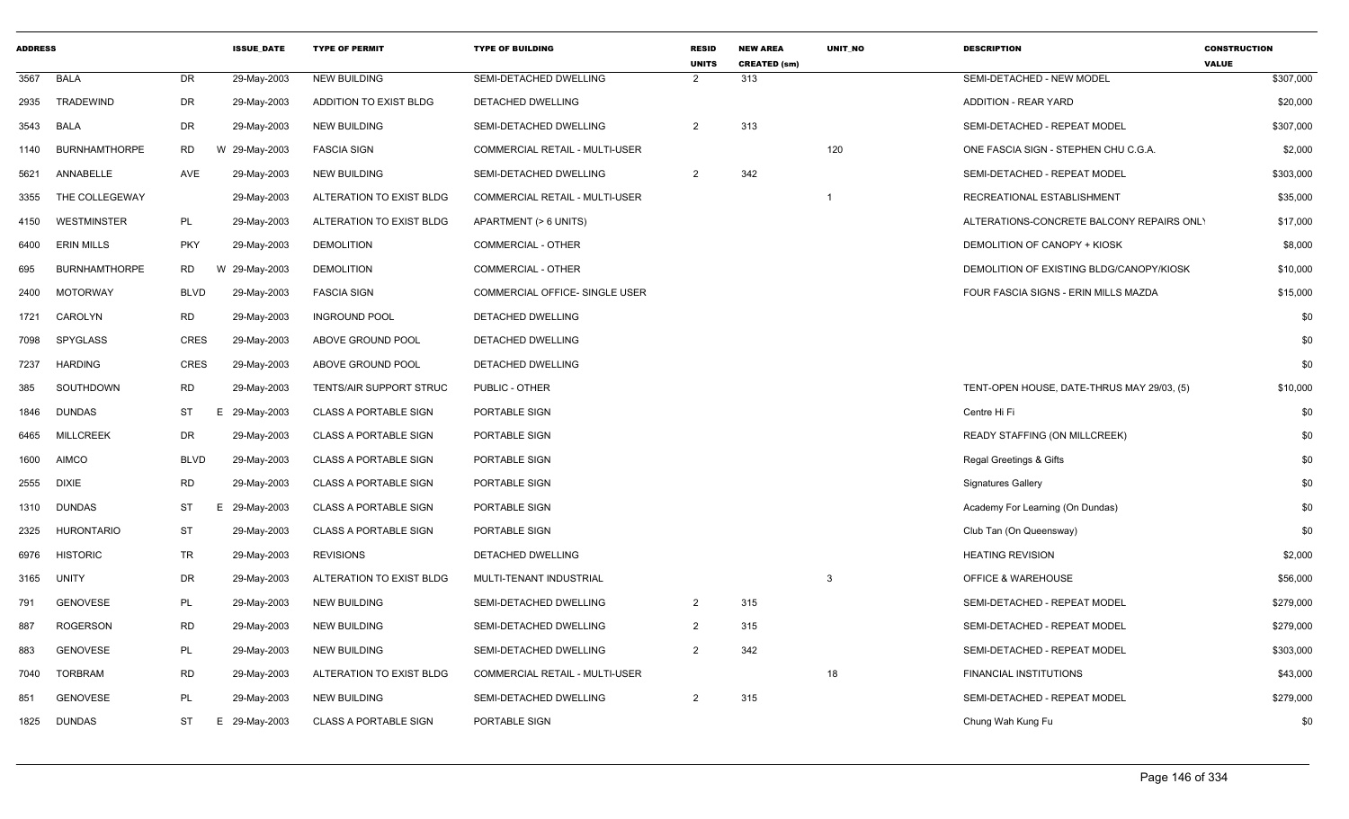| ADDRESS | | | ISSUE_DATE | TYPE OF PERMIT | TYPE OF BUILDING | RESID UNITS | NEW AREA CREATED (sm) | UNIT_NO | DESCRIPTION | CONSTRUCTION VALUE |
|---|---|---|---|---|---|---|---|---|---|---|
| 3567 | BALA | DR | 29-May-2003 | NEW BUILDING | SEMI-DETACHED DWELLING | 2 | 313 | | SEMI-DETACHED - NEW MODEL | $307,000 |
| 2935 | TRADEWIND | DR | 29-May-2003 | ADDITION TO EXIST BLDG | DETACHED DWELLING | | | | ADDITION - REAR YARD | $20,000 |
| 3543 | BALA | DR | 29-May-2003 | NEW BUILDING | SEMI-DETACHED DWELLING | 2 | 313 | | SEMI-DETACHED - REPEAT MODEL | $307,000 |
| 1140 | BURNHAMTHORPE | RD | W 29-May-2003 | FASCIA SIGN | COMMERCIAL RETAIL - MULTI-USER | | | 120 | ONE FASCIA SIGN - STEPHEN CHU C.G.A. | $2,000 |
| 5621 | ANNABELLE | AVE | 29-May-2003 | NEW BUILDING | SEMI-DETACHED DWELLING | 2 | 342 | | SEMI-DETACHED - REPEAT MODEL | $303,000 |
| 3355 | THE COLLEGEWAY | | 29-May-2003 | ALTERATION TO EXIST BLDG | COMMERCIAL RETAIL - MULTI-USER | | | 1 | RECREATIONAL ESTABLISHMENT | $35,000 |
| 4150 | WESTMINSTER | PL | 29-May-2003 | ALTERATION TO EXIST BLDG | APARTMENT (> 6 UNITS) | | | | ALTERATIONS-CONCRETE BALCONY REPAIRS ONLY | $17,000 |
| 6400 | ERIN MILLS | PKY | 29-May-2003 | DEMOLITION | COMMERCIAL - OTHER | | | | DEMOLITION OF CANOPY + KIOSK | $8,000 |
| 695 | BURNHAMTHORPE | RD | W 29-May-2003 | DEMOLITION | COMMERCIAL - OTHER | | | | DEMOLITION OF EXISTING BLDG/CANOPY/KIOSK | $10,000 |
| 2400 | MOTORWAY | BLVD | 29-May-2003 | FASCIA SIGN | COMMERCIAL OFFICE- SINGLE USER | | | | FOUR FASCIA SIGNS - ERIN MILLS MAZDA | $15,000 |
| 1721 | CAROLYN | RD | 29-May-2003 | INGROUND POOL | DETACHED DWELLING | | | | | $0 |
| 7098 | SPYGLASS | CRES | 29-May-2003 | ABOVE GROUND POOL | DETACHED DWELLING | | | | | $0 |
| 7237 | HARDING | CRES | 29-May-2003 | ABOVE GROUND POOL | DETACHED DWELLING | | | | | $0 |
| 385 | SOUTHDOWN | RD | 29-May-2003 | TENTS/AIR SUPPORT STRUC | PUBLIC - OTHER | | | | TENT-OPEN HOUSE, DATE-THRUS MAY 29/03, (5) | $10,000 |
| 1846 | DUNDAS | ST | E 29-May-2003 | CLASS A PORTABLE SIGN | PORTABLE SIGN | | | | Centre Hi Fi | $0 |
| 6465 | MILLCREEK | DR | 29-May-2003 | CLASS A PORTABLE SIGN | PORTABLE SIGN | | | | READY STAFFING (ON MILLCREEK) | $0 |
| 1600 | AIMCO | BLVD | 29-May-2003 | CLASS A PORTABLE SIGN | PORTABLE SIGN | | | | Regal Greetings & Gifts | $0 |
| 2555 | DIXIE | RD | 29-May-2003 | CLASS A PORTABLE SIGN | PORTABLE SIGN | | | | Signatures Gallery | $0 |
| 1310 | DUNDAS | ST | E 29-May-2003 | CLASS A PORTABLE SIGN | PORTABLE SIGN | | | | Academy For Learning (On Dundas) | $0 |
| 2325 | HURONTARIO | ST | 29-May-2003 | CLASS A PORTABLE SIGN | PORTABLE SIGN | | | | Club Tan (On Queensway) | $0 |
| 6976 | HISTORIC | TR | 29-May-2003 | REVISIONS | DETACHED DWELLING | | | | HEATING REVISION | $2,000 |
| 3165 | UNITY | DR | 29-May-2003 | ALTERATION TO EXIST BLDG | MULTI-TENANT INDUSTRIAL | | | 3 | OFFICE & WAREHOUSE | $56,000 |
| 791 | GENOVESE | PL | 29-May-2003 | NEW BUILDING | SEMI-DETACHED DWELLING | 2 | 315 | | SEMI-DETACHED - REPEAT MODEL | $279,000 |
| 887 | ROGERSON | RD | 29-May-2003 | NEW BUILDING | SEMI-DETACHED DWELLING | 2 | 315 | | SEMI-DETACHED - REPEAT MODEL | $279,000 |
| 883 | GENOVESE | PL | 29-May-2003 | NEW BUILDING | SEMI-DETACHED DWELLING | 2 | 342 | | SEMI-DETACHED - REPEAT MODEL | $303,000 |
| 7040 | TORBRAM | RD | 29-May-2003 | ALTERATION TO EXIST BLDG | COMMERCIAL RETAIL - MULTI-USER | | | 18 | FINANCIAL INSTITUTIONS | $43,000 |
| 851 | GENOVESE | PL | 29-May-2003 | NEW BUILDING | SEMI-DETACHED DWELLING | 2 | 315 | | SEMI-DETACHED - REPEAT MODEL | $279,000 |
| 1825 | DUNDAS | ST | E 29-May-2003 | CLASS A PORTABLE SIGN | PORTABLE SIGN | | | | Chung Wah Kung Fu | $0 |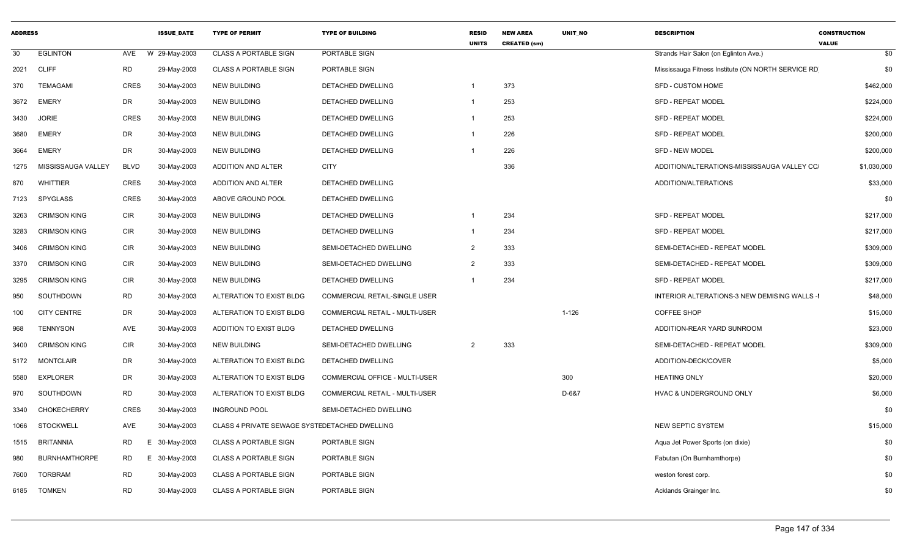| ADDRESS | | | ISSUE_DATE | TYPE OF PERMIT | TYPE OF BUILDING | RESID UNITS | NEW AREA CREATED (sm) | UNIT_NO | DESCRIPTION | CONSTRUCTION VALUE |
|---|---|---|---|---|---|---|---|---|---|---|
| 30 | EGLINTON | AVE | W 29-May-2003 | CLASS A PORTABLE SIGN | PORTABLE SIGN | | | | Strands Hair Salon (on Eglinton Ave.) | $0 |
| 2021 | CLIFF | RD | 29-May-2003 | CLASS A PORTABLE SIGN | PORTABLE SIGN | | | | Mississauga Fitness Institute (ON NORTH SERVICE RD | $0 |
| 370 | TEMAGAMI | CRES | 30-May-2003 | NEW BUILDING | DETACHED DWELLING | 1 | 373 | | SFD - CUSTOM HOME | $462,000 |
| 3672 | EMERY | DR | 30-May-2003 | NEW BUILDING | DETACHED DWELLING | 1 | 253 | | SFD - REPEAT MODEL | $224,000 |
| 3430 | JORIE | CRES | 30-May-2003 | NEW BUILDING | DETACHED DWELLING | 1 | 253 | | SFD - REPEAT MODEL | $224,000 |
| 3680 | EMERY | DR | 30-May-2003 | NEW BUILDING | DETACHED DWELLING | 1 | 226 | | SFD - REPEAT MODEL | $200,000 |
| 3664 | EMERY | DR | 30-May-2003 | NEW BUILDING | DETACHED DWELLING | 1 | 226 | | SFD - NEW MODEL | $200,000 |
| 1275 | MISSISSAUGA VALLEY | BLVD | 30-May-2003 | ADDITION AND ALTER | CITY | | 336 | | ADDITION/ALTERATIONS-MISSISSAUGA VALLEY CC/ | $1,030,000 |
| 870 | WHITTIER | CRES | 30-May-2003 | ADDITION AND ALTER | DETACHED DWELLING | | | | ADDITION/ALTERATIONS | $33,000 |
| 7123 | SPYGLASS | CRES | 30-May-2003 | ABOVE GROUND POOL | DETACHED DWELLING | | | | | $0 |
| 3263 | CRIMSON KING | CIR | 30-May-2003 | NEW BUILDING | DETACHED DWELLING | 1 | 234 | | SFD - REPEAT MODEL | $217,000 |
| 3283 | CRIMSON KING | CIR | 30-May-2003 | NEW BUILDING | DETACHED DWELLING | 1 | 234 | | SFD - REPEAT MODEL | $217,000 |
| 3406 | CRIMSON KING | CIR | 30-May-2003 | NEW BUILDING | SEMI-DETACHED DWELLING | 2 | 333 | | SEMI-DETACHED - REPEAT MODEL | $309,000 |
| 3370 | CRIMSON KING | CIR | 30-May-2003 | NEW BUILDING | SEMI-DETACHED DWELLING | 2 | 333 | | SEMI-DETACHED - REPEAT MODEL | $309,000 |
| 3295 | CRIMSON KING | CIR | 30-May-2003 | NEW BUILDING | DETACHED DWELLING | 1 | 234 | | SFD - REPEAT MODEL | $217,000 |
| 950 | SOUTHDOWN | RD | 30-May-2003 | ALTERATION TO EXIST BLDG | COMMERCIAL RETAIL-SINGLE USER | | | | INTERIOR ALTERATIONS-3 NEW DEMISING WALLS -I | $48,000 |
| 100 | CITY CENTRE | DR | 30-May-2003 | ALTERATION TO EXIST BLDG | COMMERCIAL RETAIL - MULTI-USER | | | 1-126 | COFFEE SHOP | $15,000 |
| 968 | TENNYSON | AVE | 30-May-2003 | ADDITION TO EXIST BLDG | DETACHED DWELLING | | | | ADDITION-REAR YARD SUNROOM | $23,000 |
| 3400 | CRIMSON KING | CIR | 30-May-2003 | NEW BUILDING | SEMI-DETACHED DWELLING | 2 | 333 | | SEMI-DETACHED - REPEAT MODEL | $309,000 |
| 5172 | MONTCLAIR | DR | 30-May-2003 | ALTERATION TO EXIST BLDG | DETACHED DWELLING | | | | ADDITION-DECK/COVER | $5,000 |
| 5580 | EXPLORER | DR | 30-May-2003 | ALTERATION TO EXIST BLDG | COMMERCIAL OFFICE - MULTI-USER | | | 300 | HEATING ONLY | $20,000 |
| 970 | SOUTHDOWN | RD | 30-May-2003 | ALTERATION TO EXIST BLDG | COMMERCIAL RETAIL - MULTI-USER | | | D-6&7 | HVAC & UNDERGROUND ONLY | $6,000 |
| 3340 | CHOKECHERRY | CRES | 30-May-2003 | INGROUND POOL | SEMI-DETACHED DWELLING | | | | | $0 |
| 1066 | STOCKWELL | AVE | 30-May-2003 | CLASS 4 PRIVATE SEWAGE SYSTE | DETACHED DWELLING | | | | NEW SEPTIC SYSTEM | $15,000 |
| 1515 | BRITANNIA | RD | E 30-May-2003 | CLASS A PORTABLE SIGN | PORTABLE SIGN | | | | Aqua Jet Power Sports (on dixie) | $0 |
| 980 | BURNHAMTHORPE | RD | E 30-May-2003 | CLASS A PORTABLE SIGN | PORTABLE SIGN | | | | Fabutan (On Burnhamthorpe) | $0 |
| 7600 | TORBRAM | RD | 30-May-2003 | CLASS A PORTABLE SIGN | PORTABLE SIGN | | | | weston forest corp. | $0 |
| 6185 | TOMKEN | RD | 30-May-2003 | CLASS A PORTABLE SIGN | PORTABLE SIGN | | | | Acklands Grainger Inc. | $0 |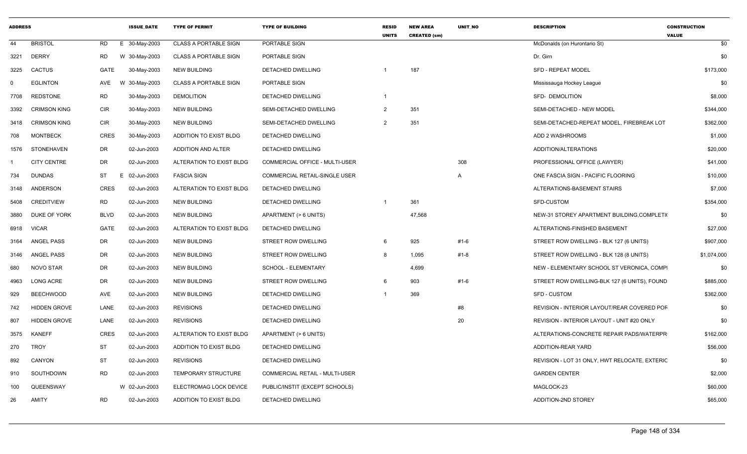| ADDRESS | | | | ISSUE_DATE | TYPE OF PERMIT | TYPE OF BUILDING | RESID UNITS | NEW AREA CREATED (sm) | UNIT_NO | DESCRIPTION | CONSTRUCTION VALUE |
|---|---|---|---|---|---|---|---|---|---|---|---|
| 44 | BRISTOL | RD | E | 30-May-2003 | CLASS A PORTABLE SIGN | PORTABLE SIGN | | | | McDonalds (on Hurontario St) | $0 |
| 3221 | DERRY | RD | W | 30-May-2003 | CLASS A PORTABLE SIGN | PORTABLE SIGN | | | | Dr. Girn | $0 |
| 3225 | CACTUS | GATE | | 30-May-2003 | NEW BUILDING | DETACHED DWELLING | 1 | 187 | | SFD - REPEAT MODEL | $173,000 |
| 0 | EGLINTON | AVE | W | 30-May-2003 | CLASS A PORTABLE SIGN | PORTABLE SIGN | | | | Mississauga Hockey League | $0 |
| 7708 | REDSTONE | RD | | 30-May-2003 | DEMOLITION | DETACHED DWELLING | 1 | | | SFD- DEMOLITION | $8,000 |
| 3392 | CRIMSON KING | CIR | | 30-May-2003 | NEW BUILDING | SEMI-DETACHED DWELLING | 2 | 351 | | SEMI-DETACHED - NEW MODEL | $344,000 |
| 3418 | CRIMSON KING | CIR | | 30-May-2003 | NEW BUILDING | SEMI-DETACHED DWELLING | 2 | 351 | | SEMI-DETACHED-REPEAT MODEL, FIREBREAK LOT | $362,000 |
| 708 | MONTBECK | CRES | | 30-May-2003 | ADDITION TO EXIST BLDG | DETACHED DWELLING | | | | ADD 2 WASHROOMS | $1,000 |
| 1576 | STONEHAVEN | DR | | 02-Jun-2003 | ADDITION AND ALTER | DETACHED DWELLING | | | | ADDITION/ALTERATIONS | $20,000 |
| 1 | CITY CENTRE | DR | | 02-Jun-2003 | ALTERATION TO EXIST BLDG | COMMERCIAL OFFICE - MULTI-USER | | | 308 | PROFESSIONAL OFFICE (LAWYER) | $41,000 |
| 734 | DUNDAS | ST | E | 02-Jun-2003 | FASCIA SIGN | COMMERCIAL RETAIL-SINGLE USER | | | A | ONE FASCIA SIGN - PACIFIC FLOORING | $10,000 |
| 3148 | ANDERSON | CRES | | 02-Jun-2003 | ALTERATION TO EXIST BLDG | DETACHED DWELLING | | | | ALTERATIONS-BASEMENT STAIRS | $7,000 |
| 5408 | CREDITVIEW | RD | | 02-Jun-2003 | NEW BUILDING | DETACHED DWELLING | 1 | 361 | | SFD-CUSTOM | $354,000 |
| 3880 | DUKE OF YORK | BLVD | | 02-Jun-2003 | NEW BUILDING | APARTMENT (> 6 UNITS) | | 47,568 | | NEW-31 STOREY APARTMENT BUILDING,COMPLETI | $0 |
| 6918 | VICAR | GATE | | 02-Jun-2003 | ALTERATION TO EXIST BLDG | DETACHED DWELLING | | | | ALTERATIONS-FINISHED BASEMENT | $27,000 |
| 3164 | ANGEL PASS | DR | | 02-Jun-2003 | NEW BUILDING | STREET ROW DWELLING | 6 | 925 | #1-6 | STREET ROW DWELLING - BLK 127 (6 UNITS) | $907,000 |
| 3146 | ANGEL PASS | DR | | 02-Jun-2003 | NEW BUILDING | STREET ROW DWELLING | 8 | 1,095 | #1-8 | STREET ROW DWELLING - BLK 128 (8 UNITS) | $1,074,000 |
| 680 | NOVO STAR | DR | | 02-Jun-2003 | NEW BUILDING | SCHOOL - ELEMENTARY | | 4,699 | | NEW - ELEMENTARY SCHOOL ST VERONICA, COMPI | $0 |
| 4963 | LONG ACRE | DR | | 02-Jun-2003 | NEW BUILDING | STREET ROW DWELLING | 6 | 903 | #1-6 | STREET ROW DWELLING-BLK 127 (6 UNITS), FOUND | $885,000 |
| 929 | BEECHWOOD | AVE | | 02-Jun-2003 | NEW BUILDING | DETACHED DWELLING | 1 | 369 | | SFD - CUSTOM | $362,000 |
| 742 | HIDDEN GROVE | LANE | | 02-Jun-2003 | REVISIONS | DETACHED DWELLING | | | #8 | REVISION - INTERIOR LAYOUT/REAR COVERED POF | $0 |
| 807 | HIDDEN GROVE | LANE | | 02-Jun-2003 | REVISIONS | DETACHED DWELLING | | | 20 | REVISION - INTERIOR LAYOUT - UNIT #20 ONLY | $0 |
| 3575 | KANEFF | CRES | | 02-Jun-2003 | ALTERATION TO EXIST BLDG | APARTMENT (> 6 UNITS) | | | | ALTERATIONS-CONCRETE REPAIR PADS/WATERPR | $162,000 |
| 270 | TROY | ST | | 02-Jun-2003 | ADDITION TO EXIST BLDG | DETACHED DWELLING | | | | ADDITION-REAR YARD | $56,000 |
| 892 | CANYON | ST | | 02-Jun-2003 | REVISIONS | DETACHED DWELLING | | | | REVISION - LOT 31 ONLY, HWT RELOCATE, EXTERIC | $0 |
| 910 | SOUTHDOWN | RD | | 02-Jun-2003 | TEMPORARY STRUCTURE | COMMERCIAL RETAIL - MULTI-USER | | | | GARDEN CENTER | $2,000 |
| 100 | QUEENSWAY | | W | 02-Jun-2003 | ELECTROMAG LOCK DEVICE | PUBLIC/INSTIT (EXCEPT SCHOOLS) | | | | MAGLOCK-23 | $60,000 |
| 26 | AMITY | RD | | 02-Jun-2003 | ADDITION TO EXIST BLDG | DETACHED DWELLING | | | | ADDITION-2ND STOREY | $65,000 |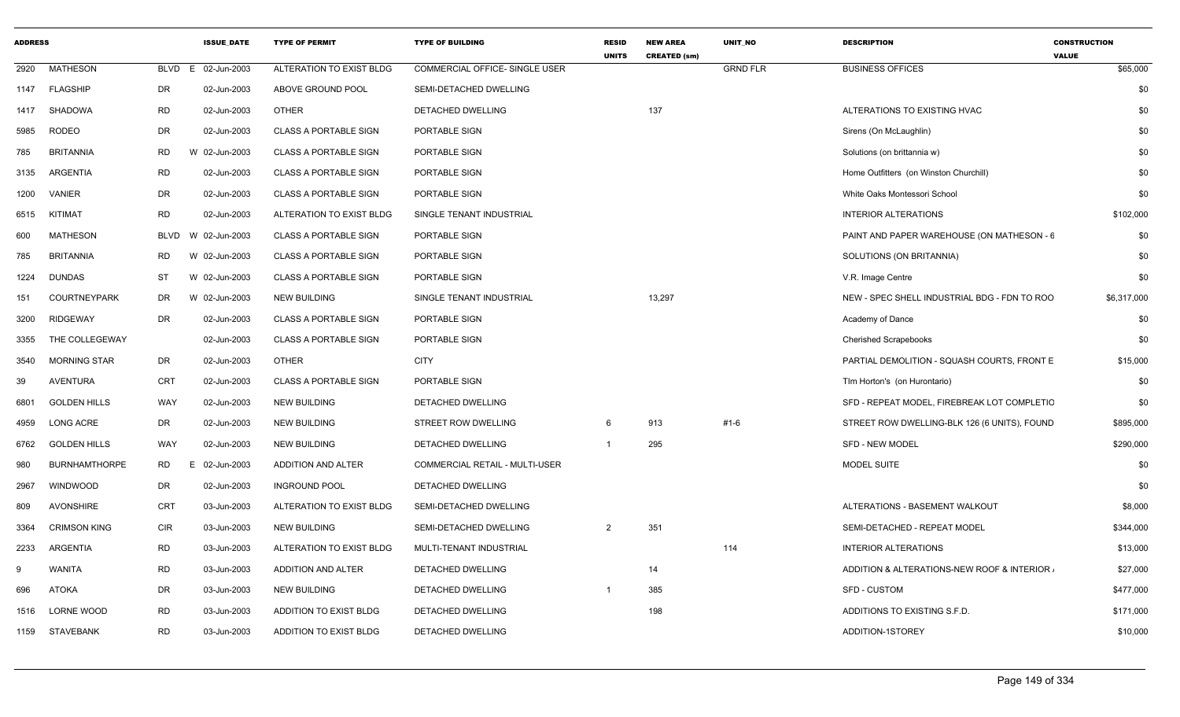| ADDRESS | | | ISSUE_DATE | TYPE OF PERMIT | TYPE OF BUILDING | RESID UNITS | NEW AREA CREATED (sm) | UNIT_NO | DESCRIPTION | CONSTRUCTION VALUE |
|---|---|---|---|---|---|---|---|---|---|---|
| 2920 | MATHESON | BLVD E | 02-Jun-2003 | ALTERATION TO EXIST BLDG | COMMERCIAL OFFICE- SINGLE USER | | | GRND FLR | BUSINESS OFFICES | $65,000 |
| 1147 | FLAGSHIP | DR | 02-Jun-2003 | ABOVE GROUND POOL | SEMI-DETACHED DWELLING | | | | | $0 |
| 1417 | SHADOWA | RD | 02-Jun-2003 | OTHER | DETACHED DWELLING | | 137 | | ALTERATIONS TO EXISTING HVAC | $0 |
| 5985 | RODEO | DR | 02-Jun-2003 | CLASS A PORTABLE SIGN | PORTABLE SIGN | | | | Sirens (On McLaughlin) | $0 |
| 785 | BRITANNIA | RD W | 02-Jun-2003 | CLASS A PORTABLE SIGN | PORTABLE SIGN | | | | Solutions (on brittannia w) | $0 |
| 3135 | ARGENTIA | RD | 02-Jun-2003 | CLASS A PORTABLE SIGN | PORTABLE SIGN | | | | Home Outfitters (on Winston Churchill) | $0 |
| 1200 | VANIER | DR | 02-Jun-2003 | CLASS A PORTABLE SIGN | PORTABLE SIGN | | | | White Oaks Montessori School | $0 |
| 6515 | KITIMAT | RD | 02-Jun-2003 | ALTERATION TO EXIST BLDG | SINGLE TENANT INDUSTRIAL | | | | INTERIOR ALTERATIONS | $102,000 |
| 600 | MATHESON | BLVD W | 02-Jun-2003 | CLASS A PORTABLE SIGN | PORTABLE SIGN | | | | PAINT AND PAPER WAREHOUSE (ON MATHESON - 6 | $0 |
| 785 | BRITANNIA | RD W | 02-Jun-2003 | CLASS A PORTABLE SIGN | PORTABLE SIGN | | | | SOLUTIONS (ON BRITANNIA) | $0 |
| 1224 | DUNDAS | ST W | 02-Jun-2003 | CLASS A PORTABLE SIGN | PORTABLE SIGN | | | | V.R. Image Centre | $0 |
| 151 | COURTNEYPARK | DR W | 02-Jun-2003 | NEW BUILDING | SINGLE TENANT INDUSTRIAL | | 13,297 | | NEW - SPEC SHELL INDUSTRIAL BDG - FDN TO ROO | $6,317,000 |
| 3200 | RIDGEWAY | DR | 02-Jun-2003 | CLASS A PORTABLE SIGN | PORTABLE SIGN | | | | Academy of Dance | $0 |
| 3355 | THE COLLEGEWAY | | 02-Jun-2003 | CLASS A PORTABLE SIGN | PORTABLE SIGN | | | | Cherished Scrapebooks | $0 |
| 3540 | MORNING STAR | DR | 02-Jun-2003 | OTHER | CITY | | | | PARTIAL DEMOLITION - SQUASH COURTS, FRONT E | $15,000 |
| 39 | AVENTURA | CRT | 02-Jun-2003 | CLASS A PORTABLE SIGN | PORTABLE SIGN | | | | TIm Horton's (on Hurontario) | $0 |
| 6801 | GOLDEN HILLS | WAY | 02-Jun-2003 | NEW BUILDING | DETACHED DWELLING | | | | SFD - REPEAT MODEL, FIREBREAK LOT COMPLETIO | $0 |
| 4959 | LONG ACRE | DR | 02-Jun-2003 | NEW BUILDING | STREET ROW DWELLING | 6 | 913 | #1-6 | STREET ROW DWELLING-BLK 126 (6 UNITS), FOUND | $895,000 |
| 6762 | GOLDEN HILLS | WAY | 02-Jun-2003 | NEW BUILDING | DETACHED DWELLING | 1 | 295 | | SFD - NEW MODEL | $290,000 |
| 980 | BURNHAMTHORPE | RD E | 02-Jun-2003 | ADDITION AND ALTER | COMMERCIAL RETAIL - MULTI-USER | | | | MODEL SUITE | $0 |
| 2967 | WINDWOOD | DR | 02-Jun-2003 | INGROUND POOL | DETACHED DWELLING | | | | | $0 |
| 809 | AVONSHIRE | CRT | 03-Jun-2003 | ALTERATION TO EXIST BLDG | SEMI-DETACHED DWELLING | | | | ALTERATIONS - BASEMENT WALKOUT | $8,000 |
| 3364 | CRIMSON KING | CIR | 03-Jun-2003 | NEW BUILDING | SEMI-DETACHED DWELLING | 2 | 351 | | SEMI-DETACHED - REPEAT MODEL | $344,000 |
| 2233 | ARGENTIA | RD | 03-Jun-2003 | ALTERATION TO EXIST BLDG | MULTI-TENANT INDUSTRIAL | | | 114 | INTERIOR ALTERATIONS | $13,000 |
| 9 | WANITA | RD | 03-Jun-2003 | ADDITION AND ALTER | DETACHED DWELLING | | 14 | | ADDITION & ALTERATIONS-NEW ROOF & INTERIOR / | $27,000 |
| 696 | ATOKA | DR | 03-Jun-2003 | NEW BUILDING | DETACHED DWELLING | 1 | 385 | | SFD - CUSTOM | $477,000 |
| 1516 | LORNE WOOD | RD | 03-Jun-2003 | ADDITION TO EXIST BLDG | DETACHED DWELLING | | 198 | | ADDITIONS TO EXISTING S.F.D. | $171,000 |
| 1159 | STAVEBANK | RD | 03-Jun-2003 | ADDITION TO EXIST BLDG | DETACHED DWELLING | | | | ADDITION-1STOREY | $10,000 |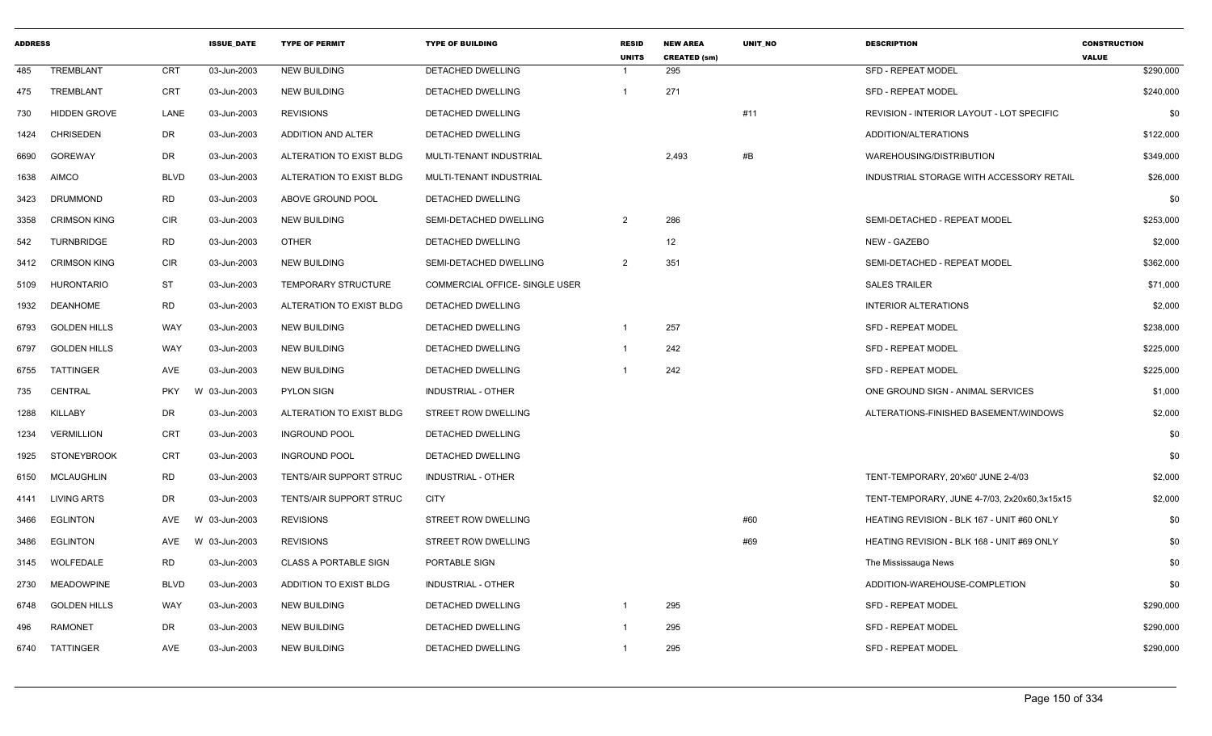| ADDRESS | | | ISSUE_DATE | TYPE OF PERMIT | TYPE OF BUILDING | RESID UNITS | NEW AREA CREATED (sm) | UNIT_NO | DESCRIPTION | CONSTRUCTION VALUE |
|---|---|---|---|---|---|---|---|---|---|---|
| 485 | TREMBLANT | CRT | 03-Jun-2003 | NEW BUILDING | DETACHED DWELLING | 1 | 295 | | SFD - REPEAT MODEL | $290,000 |
| 475 | TREMBLANT | CRT | 03-Jun-2003 | NEW BUILDING | DETACHED DWELLING | 1 | 271 | | SFD - REPEAT MODEL | $240,000 |
| 730 | HIDDEN GROVE | LANE | 03-Jun-2003 | REVISIONS | DETACHED DWELLING | | | #11 | REVISION - INTERIOR LAYOUT - LOT SPECIFIC | $0 |
| 1424 | CHRISEDEN | DR | 03-Jun-2003 | ADDITION AND ALTER | DETACHED DWELLING | | | | ADDITION/ALTERATIONS | $122,000 |
| 6690 | GOREWAY | DR | 03-Jun-2003 | ALTERATION TO EXIST BLDG | MULTI-TENANT INDUSTRIAL | | 2,493 | #B | WAREHOUSING/DISTRIBUTION | $349,000 |
| 1638 | AIMCO | BLVD | 03-Jun-2003 | ALTERATION TO EXIST BLDG | MULTI-TENANT INDUSTRIAL | | | | INDUSTRIAL STORAGE WITH ACCESSORY RETAIL | $26,000 |
| 3423 | DRUMMOND | RD | 03-Jun-2003 | ABOVE GROUND POOL | DETACHED DWELLING | | | | | $0 |
| 3358 | CRIMSON KING | CIR | 03-Jun-2003 | NEW BUILDING | SEMI-DETACHED DWELLING | 2 | 286 | | SEMI-DETACHED - REPEAT MODEL | $253,000 |
| 542 | TURNBRIDGE | RD | 03-Jun-2003 | OTHER | DETACHED DWELLING | | 12 | | NEW - GAZEBO | $2,000 |
| 3412 | CRIMSON KING | CIR | 03-Jun-2003 | NEW BUILDING | SEMI-DETACHED DWELLING | 2 | 351 | | SEMI-DETACHED - REPEAT MODEL | $362,000 |
| 5109 | HURONTARIO | ST | 03-Jun-2003 | TEMPORARY STRUCTURE | COMMERCIAL OFFICE- SINGLE USER | | | | SALES TRAILER | $71,000 |
| 1932 | DEANHOME | RD | 03-Jun-2003 | ALTERATION TO EXIST BLDG | DETACHED DWELLING | | | | INTERIOR ALTERATIONS | $2,000 |
| 6793 | GOLDEN HILLS | WAY | 03-Jun-2003 | NEW BUILDING | DETACHED DWELLING | 1 | 257 | | SFD - REPEAT MODEL | $238,000 |
| 6797 | GOLDEN HILLS | WAY | 03-Jun-2003 | NEW BUILDING | DETACHED DWELLING | 1 | 242 | | SFD - REPEAT MODEL | $225,000 |
| 6755 | TATTINGER | AVE | 03-Jun-2003 | NEW BUILDING | DETACHED DWELLING | 1 | 242 | | SFD - REPEAT MODEL | $225,000 |
| 735 | CENTRAL | PKY | W 03-Jun-2003 | PYLON SIGN | INDUSTRIAL - OTHER | | | | ONE GROUND SIGN - ANIMAL SERVICES | $1,000 |
| 1288 | KILLABY | DR | 03-Jun-2003 | ALTERATION TO EXIST BLDG | STREET ROW DWELLING | | | | ALTERATIONS-FINISHED BASEMENT/WINDOWS | $2,000 |
| 1234 | VERMILLION | CRT | 03-Jun-2003 | INGROUND POOL | DETACHED DWELLING | | | | | $0 |
| 1925 | STONEYBROOK | CRT | 03-Jun-2003 | INGROUND POOL | DETACHED DWELLING | | | | | $0 |
| 6150 | MCLAUGHLIN | RD | 03-Jun-2003 | TENTS/AIR SUPPORT STRUC | INDUSTRIAL - OTHER | | | | TENT-TEMPORARY, 20'x60' JUNE 2-4/03 | $2,000 |
| 4141 | LIVING ARTS | DR | 03-Jun-2003 | TENTS/AIR SUPPORT STRUC | CITY | | | | TENT-TEMPORARY, JUNE 4-7/03, 2x20x60,3x15x15 | $2,000 |
| 3466 | EGLINTON | AVE | W 03-Jun-2003 | REVISIONS | STREET ROW DWELLING | | | #60 | HEATING REVISION - BLK 167 - UNIT #60 ONLY | $0 |
| 3486 | EGLINTON | AVE | W 03-Jun-2003 | REVISIONS | STREET ROW DWELLING | | | #69 | HEATING REVISION - BLK 168 - UNIT #69 ONLY | $0 |
| 3145 | WOLFEDALE | RD | 03-Jun-2003 | CLASS A PORTABLE SIGN | PORTABLE SIGN | | | | The Mississauga News | $0 |
| 2730 | MEADOWPINE | BLVD | 03-Jun-2003 | ADDITION TO EXIST BLDG | INDUSTRIAL - OTHER | | | | ADDITION-WAREHOUSE-COMPLETION | $0 |
| 6748 | GOLDEN HILLS | WAY | 03-Jun-2003 | NEW BUILDING | DETACHED DWELLING | 1 | 295 | | SFD - REPEAT MODEL | $290,000 |
| 496 | RAMONET | DR | 03-Jun-2003 | NEW BUILDING | DETACHED DWELLING | 1 | 295 | | SFD - REPEAT MODEL | $290,000 |
| 6740 | TATTINGER | AVE | 03-Jun-2003 | NEW BUILDING | DETACHED DWELLING | 1 | 295 | | SFD - REPEAT MODEL | $290,000 |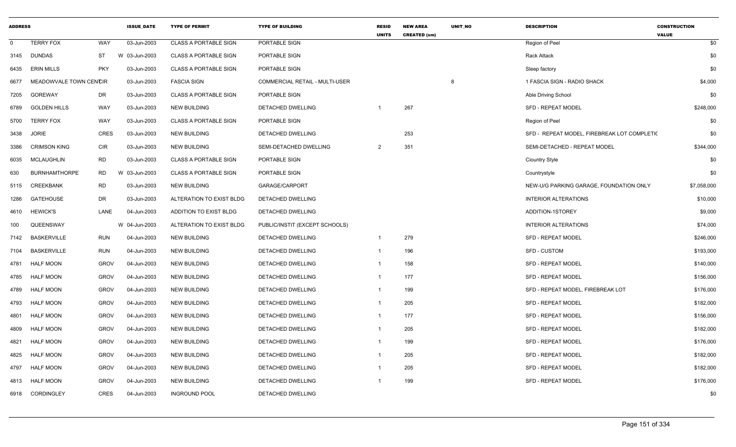| ADDRESS | | | ISSUE_DATE | TYPE OF PERMIT | TYPE OF BUILDING | RESID UNITS | NEW AREA CREATED (sm) | UNIT_NO | DESCRIPTION | CONSTRUCTION VALUE |
|---|---|---|---|---|---|---|---|---|---|---|
| 0 | TERRY FOX | WAY | 03-Jun-2003 | CLASS A PORTABLE SIGN | PORTABLE SIGN | | | | Region of Peel | $0 |
| 3145 | DUNDAS | ST | W 03-Jun-2003 | CLASS A PORTABLE SIGN | PORTABLE SIGN | | | | Rack Attack | $0 |
| 6435 | ERIN MILLS | PKY | 03-Jun-2003 | CLASS A PORTABLE SIGN | PORTABLE SIGN | | | | Sleep factory | $0 |
| 6677 | MEADOWVALE TOWN CENTCIR | | 03-Jun-2003 | FASCIA SIGN | COMMERCIAL RETAIL - MULTI-USER | | | 8 | 1 FASCIA SIGN - RADIO SHACK | $4,000 |
| 7205 | GOREWAY | DR | 03-Jun-2003 | CLASS A PORTABLE SIGN | PORTABLE SIGN | | | | Able Driving School | $0 |
| 6789 | GOLDEN HILLS | WAY | 03-Jun-2003 | NEW BUILDING | DETACHED DWELLING | 1 | 267 | | SFD - REPEAT MODEL | $248,000 |
| 5700 | TERRY FOX | WAY | 03-Jun-2003 | CLASS A PORTABLE SIGN | PORTABLE SIGN | | | | Region of Peel | $0 |
| 3438 | JORIE | CRES | 03-Jun-2003 | NEW BUILDING | DETACHED DWELLING | | 253 | | SFD - REPEAT MODEL, FIREBREAK LOT COMPLETIC | $0 |
| 3386 | CRIMSON KING | CIR | 03-Jun-2003 | NEW BUILDING | SEMI-DETACHED DWELLING | 2 | 351 | | SEMI-DETACHED - REPEAT MODEL | $344,000 |
| 6035 | MCLAUGHLIN | RD | 03-Jun-2003 | CLASS A PORTABLE SIGN | PORTABLE SIGN | | | | Ciountry Style | $0 |
| 630 | BURNHAMTHORPE | RD | W 03-Jun-2003 | CLASS A PORTABLE SIGN | PORTABLE SIGN | | | | Countrystyle | $0 |
| 5115 | CREEKBANK | RD | 03-Jun-2003 | NEW BUILDING | GARAGE/CARPORT | | | | NEW-U/G PARKING GARAGE, FOUNDATION ONLY | $7,058,000 |
| 1286 | GATEHOUSE | DR | 03-Jun-2003 | ALTERATION TO EXIST BLDG | DETACHED DWELLING | | | | INTERIOR ALTERATIONS | $10,000 |
| 4610 | HEWICK'S | LANE | 04-Jun-2003 | ADDITION TO EXIST BLDG | DETACHED DWELLING | | | | ADDITION-1STOREY | $9,000 |
| 100 | QUEENSWAY | | W 04-Jun-2003 | ALTERATION TO EXIST BLDG | PUBLIC/INSTIT (EXCEPT SCHOOLS) | | | | INTERIOR ALTERATIONS | $74,000 |
| 7142 | BASKERVILLE | RUN | 04-Jun-2003 | NEW BUILDING | DETACHED DWELLING | 1 | 279 | | SFD - REPEAT MODEL | $246,000 |
| 7104 | BASKERVILLE | RUN | 04-Jun-2003 | NEW BUILDING | DETACHED DWELLING | 1 | 196 | | SFD - CUSTOM | $193,000 |
| 4781 | HALF MOON | GROV | 04-Jun-2003 | NEW BUILDING | DETACHED DWELLING | 1 | 158 | | SFD - REPEAT MODEL | $140,000 |
| 4785 | HALF MOON | GROV | 04-Jun-2003 | NEW BUILDING | DETACHED DWELLING | 1 | 177 | | SFD - REPEAT MODEL | $156,000 |
| 4789 | HALF MOON | GROV | 04-Jun-2003 | NEW BUILDING | DETACHED DWELLING | 1 | 199 | | SFD - REPEAT MODEL, FIREBREAK LOT | $176,000 |
| 4793 | HALF MOON | GROV | 04-Jun-2003 | NEW BUILDING | DETACHED DWELLING | 1 | 205 | | SFD - REPEAT MODEL | $182,000 |
| 4801 | HALF MOON | GROV | 04-Jun-2003 | NEW BUILDING | DETACHED DWELLING | 1 | 177 | | SFD - REPEAT MODEL | $156,000 |
| 4809 | HALF MOON | GROV | 04-Jun-2003 | NEW BUILDING | DETACHED DWELLING | 1 | 205 | | SFD - REPEAT MODEL | $182,000 |
| 4821 | HALF MOON | GROV | 04-Jun-2003 | NEW BUILDING | DETACHED DWELLING | 1 | 199 | | SFD - REPEAT MODEL | $176,000 |
| 4825 | HALF MOON | GROV | 04-Jun-2003 | NEW BUILDING | DETACHED DWELLING | 1 | 205 | | SFD - REPEAT MODEL | $182,000 |
| 4797 | HALF MOON | GROV | 04-Jun-2003 | NEW BUILDING | DETACHED DWELLING | 1 | 205 | | SFD - REPEAT MODEL | $182,000 |
| 4813 | HALF MOON | GROV | 04-Jun-2003 | NEW BUILDING | DETACHED DWELLING | 1 | 199 | | SFD - REPEAT MODEL | $176,000 |
| 6918 | CORDINGLEY | CRES | 04-Jun-2003 | INGROUND POOL | DETACHED DWELLING | | | | | $0 |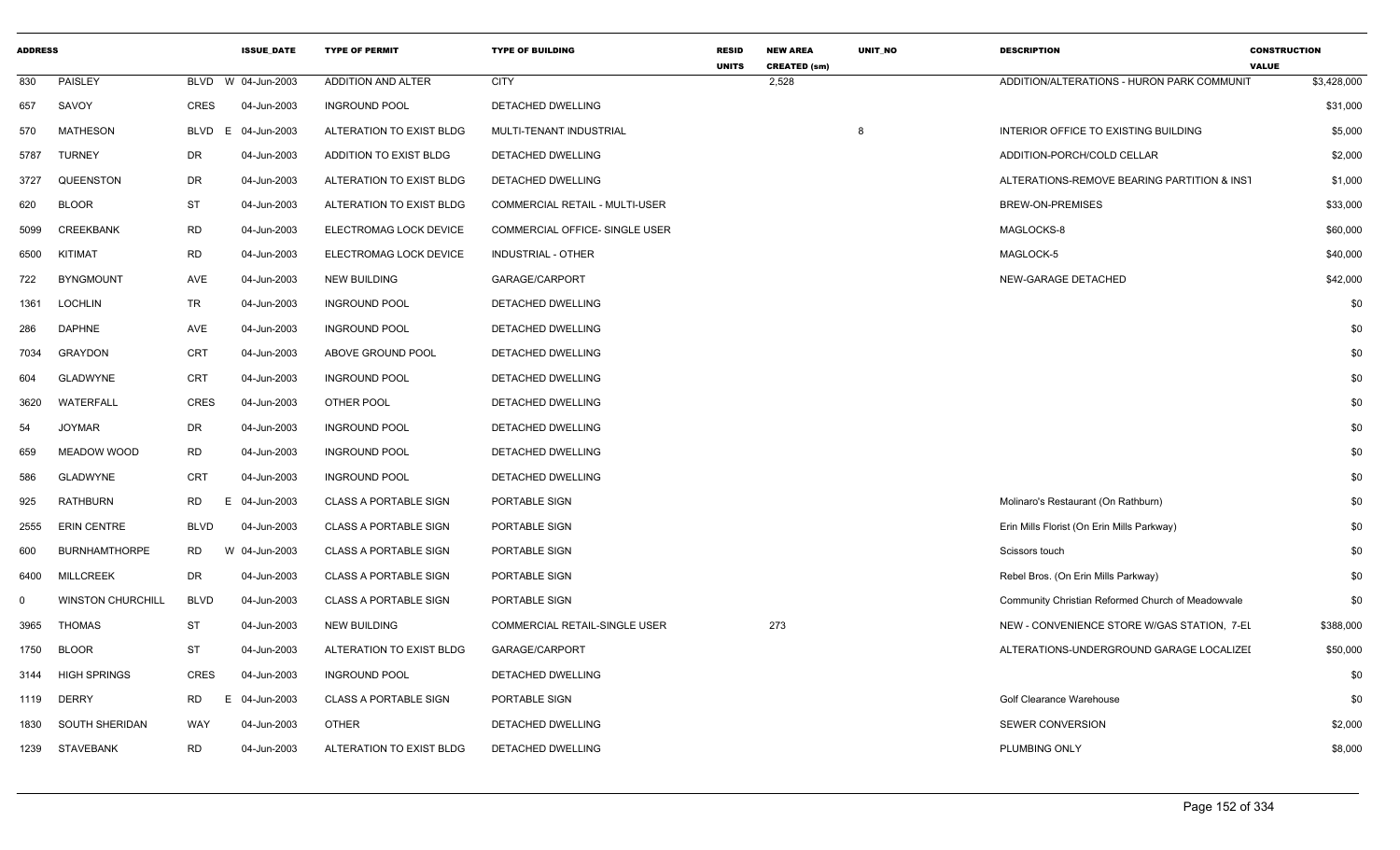| ADDRESS | | | ISSUE_DATE | TYPE OF PERMIT | TYPE OF BUILDING | RESID UNITS | NEW AREA CREATED (sm) | UNIT_NO | DESCRIPTION | CONSTRUCTION VALUE |
|---|---|---|---|---|---|---|---|---|---|---|
| 830 | PAISLEY | BLVD W | 04-Jun-2003 | ADDITION AND ALTER | CITY | | 2,528 | | ADDITION/ALTERATIONS - HURON PARK COMMUNIT | $3,428,000 |
| 657 | SAVOY | CRES | 04-Jun-2003 | INGROUND POOL | DETACHED DWELLING | | | | | $31,000 |
| 570 | MATHESON | BLVD E | 04-Jun-2003 | ALTERATION TO EXIST BLDG | MULTI-TENANT INDUSTRIAL | | | 8 | INTERIOR OFFICE TO EXISTING BUILDING | $5,000 |
| 5787 | TURNEY | DR | 04-Jun-2003 | ADDITION TO EXIST BLDG | DETACHED DWELLING | | | | ADDITION-PORCH/COLD CELLAR | $2,000 |
| 3727 | QUEENSTON | DR | 04-Jun-2003 | ALTERATION TO EXIST BLDG | DETACHED DWELLING | | | | ALTERATIONS-REMOVE BEARING PARTITION & INST | $1,000 |
| 620 | BLOOR | ST | 04-Jun-2003 | ALTERATION TO EXIST BLDG | COMMERCIAL RETAIL - MULTI-USER | | | | BREW-ON-PREMISES | $33,000 |
| 5099 | CREEKBANK | RD | 04-Jun-2003 | ELECTROMAG LOCK DEVICE | COMMERCIAL OFFICE- SINGLE USER | | | | MAGLOCKS-8 | $60,000 |
| 6500 | KITIMAT | RD | 04-Jun-2003 | ELECTROMAG LOCK DEVICE | INDUSTRIAL - OTHER | | | | MAGLOCK-5 | $40,000 |
| 722 | BYNGMOUNT | AVE | 04-Jun-2003 | NEW BUILDING | GARAGE/CARPORT | | | | NEW-GARAGE DETACHED | $42,000 |
| 1361 | LOCHLIN | TR | 04-Jun-2003 | INGROUND POOL | DETACHED DWELLING | | | | | $0 |
| 286 | DAPHNE | AVE | 04-Jun-2003 | INGROUND POOL | DETACHED DWELLING | | | | | $0 |
| 7034 | GRAYDON | CRT | 04-Jun-2003 | ABOVE GROUND POOL | DETACHED DWELLING | | | | | $0 |
| 604 | GLADWYNE | CRT | 04-Jun-2003 | INGROUND POOL | DETACHED DWELLING | | | | | $0 |
| 3620 | WATERFALL | CRES | 04-Jun-2003 | OTHER POOL | DETACHED DWELLING | | | | | $0 |
| 54 | JOYMAR | DR | 04-Jun-2003 | INGROUND POOL | DETACHED DWELLING | | | | | $0 |
| 659 | MEADOW WOOD | RD | 04-Jun-2003 | INGROUND POOL | DETACHED DWELLING | | | | | $0 |
| 586 | GLADWYNE | CRT | 04-Jun-2003 | INGROUND POOL | DETACHED DWELLING | | | | | $0 |
| 925 | RATHBURN | RD E | 04-Jun-2003 | CLASS A PORTABLE SIGN | PORTABLE SIGN | | | | Molinaro's Restaurant (On Rathburn) | $0 |
| 2555 | ERIN CENTRE | BLVD | 04-Jun-2003 | CLASS A PORTABLE SIGN | PORTABLE SIGN | | | | Erin Mills Florist (On Erin Mills Parkway) | $0 |
| 600 | BURNHAMTHORPE | RD W | 04-Jun-2003 | CLASS A PORTABLE SIGN | PORTABLE SIGN | | | | Scissors touch | $0 |
| 6400 | MILLCREEK | DR | 04-Jun-2003 | CLASS A PORTABLE SIGN | PORTABLE SIGN | | | | Rebel Bros. (On Erin Mills Parkway) | $0 |
| 0 | WINSTON CHURCHILL | BLVD | 04-Jun-2003 | CLASS A PORTABLE SIGN | PORTABLE SIGN | | | | Community Christian Reformed Church of Meadowvale | $0 |
| 3965 | THOMAS | ST | 04-Jun-2003 | NEW BUILDING | COMMERCIAL RETAIL-SINGLE USER | | 273 | | NEW - CONVENIENCE STORE W/GAS STATION, 7-EL | $388,000 |
| 1750 | BLOOR | ST | 04-Jun-2003 | ALTERATION TO EXIST BLDG | GARAGE/CARPORT | | | | ALTERATIONS-UNDERGROUND GARAGE LOCALIZEI | $50,000 |
| 3144 | HIGH SPRINGS | CRES | 04-Jun-2003 | INGROUND POOL | DETACHED DWELLING | | | | | $0 |
| 1119 | DERRY | RD E | 04-Jun-2003 | CLASS A PORTABLE SIGN | PORTABLE SIGN | | | | Golf Clearance Warehouse | $0 |
| 1830 | SOUTH SHERIDAN | WAY | 04-Jun-2003 | OTHER | DETACHED DWELLING | | | | SEWER CONVERSION | $2,000 |
| 1239 | STAVEBANK | RD | 04-Jun-2003 | ALTERATION TO EXIST BLDG | DETACHED DWELLING | | | | PLUMBING ONLY | $8,000 |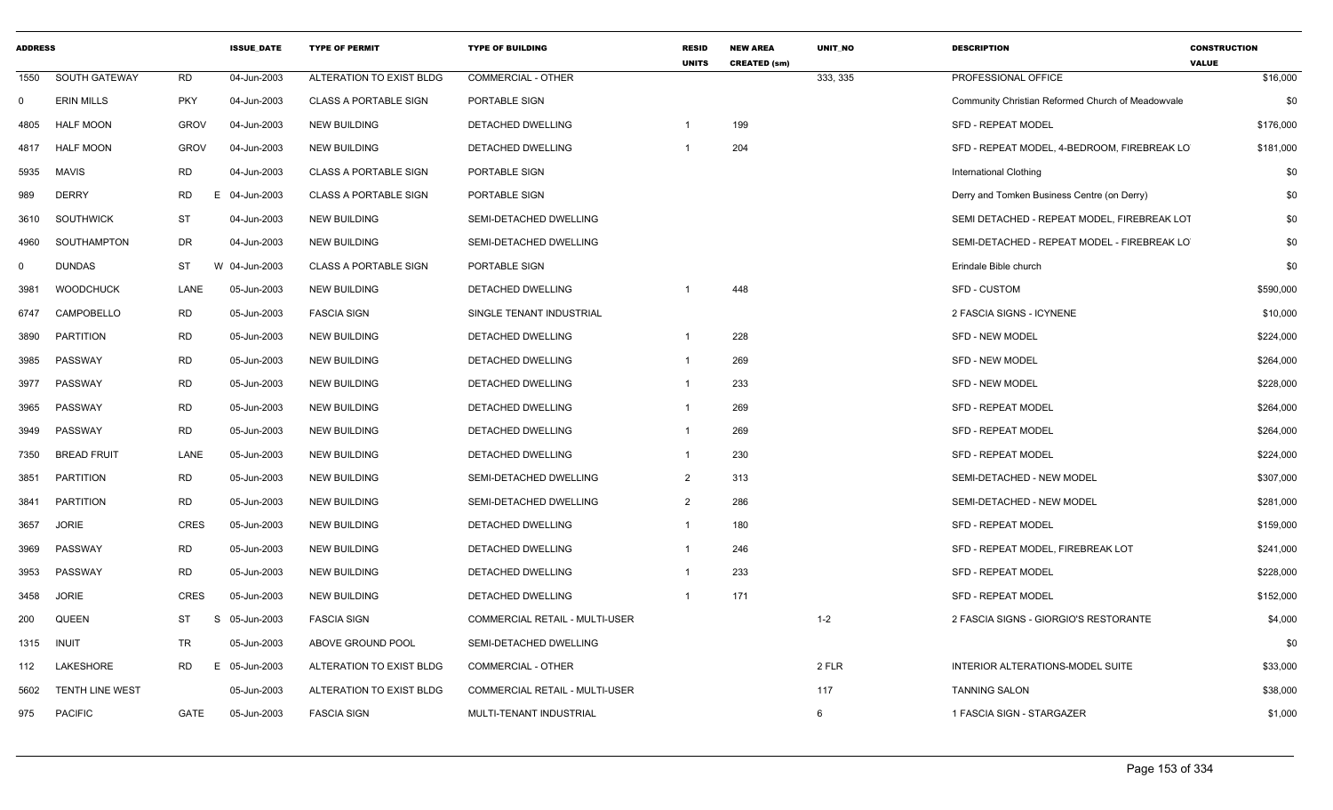| ADDRESS | | | ISSUE_DATE | TYPE OF PERMIT | TYPE OF BUILDING | RESID UNITS | NEW AREA CREATED (sm) | UNIT_NO | DESCRIPTION | CONSTRUCTION VALUE |
|---|---|---|---|---|---|---|---|---|---|---|
| 1550 | SOUTH GATEWAY | RD | 04-Jun-2003 | ALTERATION TO EXIST BLDG | COMMERCIAL - OTHER | | | 333, 335 | PROFESSIONAL OFFICE | $16,000 |
| 0 | ERIN MILLS | PKY | 04-Jun-2003 | CLASS A PORTABLE SIGN | PORTABLE SIGN | | | | Community Christian Reformed Church of Meadowvale | $0 |
| 4805 | HALF MOON | GROV | 04-Jun-2003 | NEW BUILDING | DETACHED DWELLING | 1 | 199 | | SFD - REPEAT MODEL | $176,000 |
| 4817 | HALF MOON | GROV | 04-Jun-2003 | NEW BUILDING | DETACHED DWELLING | 1 | 204 | | SFD - REPEAT MODEL, 4-BEDROOM, FIREBREAK LO | $181,000 |
| 5935 | MAVIS | RD | 04-Jun-2003 | CLASS A PORTABLE SIGN | PORTABLE SIGN | | | | International Clothing | $0 |
| 989 | DERRY | RD E | 04-Jun-2003 | CLASS A PORTABLE SIGN | PORTABLE SIGN | | | | Derry and Tomken Business Centre (on Derry) | $0 |
| 3610 | SOUTHWICK | ST | 04-Jun-2003 | NEW BUILDING | SEMI-DETACHED DWELLING | | | | SEMI DETACHED - REPEAT MODEL, FIREBREAK LOT | $0 |
| 4960 | SOUTHAMPTON | DR | 04-Jun-2003 | NEW BUILDING | SEMI-DETACHED DWELLING | | | | SEMI-DETACHED - REPEAT MODEL - FIREBREAK LO | $0 |
| 0 | DUNDAS | ST W | 04-Jun-2003 | CLASS A PORTABLE SIGN | PORTABLE SIGN | | | | Erindale Bible church | $0 |
| 3981 | WOODCHUCK | LANE | 05-Jun-2003 | NEW BUILDING | DETACHED DWELLING | 1 | 448 | | SFD - CUSTOM | $590,000 |
| 6747 | CAMPOBELLO | RD | 05-Jun-2003 | FASCIA SIGN | SINGLE TENANT INDUSTRIAL | | | | 2 FASCIA SIGNS - ICYNENE | $10,000 |
| 3890 | PARTITION | RD | 05-Jun-2003 | NEW BUILDING | DETACHED DWELLING | 1 | 228 | | SFD - NEW MODEL | $224,000 |
| 3985 | PASSWAY | RD | 05-Jun-2003 | NEW BUILDING | DETACHED DWELLING | 1 | 269 | | SFD - NEW MODEL | $264,000 |
| 3977 | PASSWAY | RD | 05-Jun-2003 | NEW BUILDING | DETACHED DWELLING | 1 | 233 | | SFD - NEW MODEL | $228,000 |
| 3965 | PASSWAY | RD | 05-Jun-2003 | NEW BUILDING | DETACHED DWELLING | 1 | 269 | | SFD - REPEAT MODEL | $264,000 |
| 3949 | PASSWAY | RD | 05-Jun-2003 | NEW BUILDING | DETACHED DWELLING | 1 | 269 | | SFD - REPEAT MODEL | $264,000 |
| 7350 | BREAD FRUIT | LANE | 05-Jun-2003 | NEW BUILDING | DETACHED DWELLING | 1 | 230 | | SFD - REPEAT MODEL | $224,000 |
| 3851 | PARTITION | RD | 05-Jun-2003 | NEW BUILDING | SEMI-DETACHED DWELLING | 2 | 313 | | SEMI-DETACHED - NEW MODEL | $307,000 |
| 3841 | PARTITION | RD | 05-Jun-2003 | NEW BUILDING | SEMI-DETACHED DWELLING | 2 | 286 | | SEMI-DETACHED - NEW MODEL | $281,000 |
| 3657 | JORIE | CRES | 05-Jun-2003 | NEW BUILDING | DETACHED DWELLING | 1 | 180 | | SFD - REPEAT MODEL | $159,000 |
| 3969 | PASSWAY | RD | 05-Jun-2003 | NEW BUILDING | DETACHED DWELLING | 1 | 246 | | SFD - REPEAT MODEL, FIREBREAK LOT | $241,000 |
| 3953 | PASSWAY | RD | 05-Jun-2003 | NEW BUILDING | DETACHED DWELLING | 1 | 233 | | SFD - REPEAT MODEL | $228,000 |
| 3458 | JORIE | CRES | 05-Jun-2003 | NEW BUILDING | DETACHED DWELLING | 1 | 171 | | SFD - REPEAT MODEL | $152,000 |
| 200 | QUEEN | ST S | 05-Jun-2003 | FASCIA SIGN | COMMERCIAL RETAIL - MULTI-USER | | | 1-2 | 2 FASCIA SIGNS - GIORGIO'S RESTORANTE | $4,000 |
| 1315 | INUIT | TR | 05-Jun-2003 | ABOVE GROUND POOL | SEMI-DETACHED DWELLING | | | | | $0 |
| 112 | LAKESHORE | RD E | 05-Jun-2003 | ALTERATION TO EXIST BLDG | COMMERCIAL - OTHER | | | 2 FLR | INTERIOR ALTERATIONS-MODEL SUITE | $33,000 |
| 5602 | TENTH LINE WEST | | 05-Jun-2003 | ALTERATION TO EXIST BLDG | COMMERCIAL RETAIL - MULTI-USER | | | 117 | TANNING SALON | $38,000 |
| 975 | PACIFIC | GATE | 05-Jun-2003 | FASCIA SIGN | MULTI-TENANT INDUSTRIAL | | | 6 | 1 FASCIA SIGN - STARGAZER | $1,000 |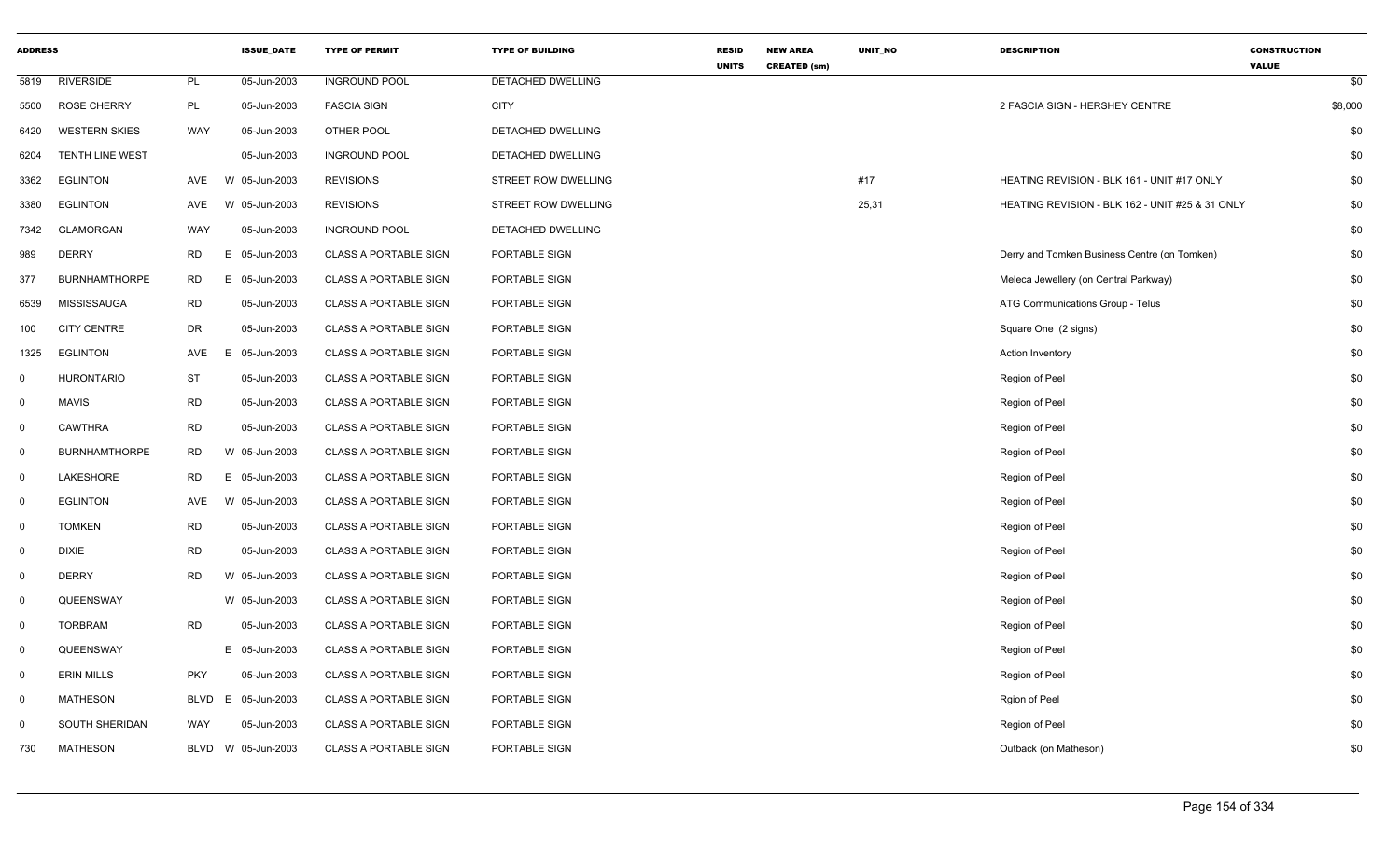| ADDRESS | | | | ISSUE_DATE | TYPE OF PERMIT | TYPE OF BUILDING | RESID UNITS | NEW AREA CREATED (sm) | UNIT_NO | DESCRIPTION | CONSTRUCTION VALUE |
|---|---|---|---|---|---|---|---|---|---|---|---|
| 5819 | RIVERSIDE | PL | | 05-Jun-2003 | INGROUND POOL | DETACHED DWELLING | | | | | $0 |
| 5500 | ROSE CHERRY | PL | | 05-Jun-2003 | FASCIA SIGN | CITY | | | | 2 FASCIA SIGN - HERSHEY CENTRE | $8,000 |
| 6420 | WESTERN SKIES | WAY | | 05-Jun-2003 | OTHER POOL | DETACHED DWELLING | | | | | $0 |
| 6204 | TENTH LINE WEST | | | 05-Jun-2003 | INGROUND POOL | DETACHED DWELLING | | | | | $0 |
| 3362 | EGLINTON | AVE | W | 05-Jun-2003 | REVISIONS | STREET ROW DWELLING | | | #17 | HEATING REVISION - BLK 161 - UNIT #17 ONLY | $0 |
| 3380 | EGLINTON | AVE | W | 05-Jun-2003 | REVISIONS | STREET ROW DWELLING | | | 25,31 | HEATING REVISION - BLK 162 - UNIT #25 & 31 ONLY | $0 |
| 7342 | GLAMORGAN | WAY | | 05-Jun-2003 | INGROUND POOL | DETACHED DWELLING | | | | | $0 |
| 989 | DERRY | RD | E | 05-Jun-2003 | CLASS A PORTABLE SIGN | PORTABLE SIGN | | | | Derry and Tomken Business Centre (on Tomken) | $0 |
| 377 | BURNHAMTHORPE | RD | E | 05-Jun-2003 | CLASS A PORTABLE SIGN | PORTABLE SIGN | | | | Meleca Jewellery (on Central Parkway) | $0 |
| 6539 | MISSISSAUGA | RD | | 05-Jun-2003 | CLASS A PORTABLE SIGN | PORTABLE SIGN | | | | ATG Communications Group - Telus | $0 |
| 100 | CITY CENTRE | DR | | 05-Jun-2003 | CLASS A PORTABLE SIGN | PORTABLE SIGN | | | | Square One (2 signs) | $0 |
| 1325 | EGLINTON | AVE | E | 05-Jun-2003 | CLASS A PORTABLE SIGN | PORTABLE SIGN | | | | Action Inventory | $0 |
| 0 | HURONTARIO | ST | | 05-Jun-2003 | CLASS A PORTABLE SIGN | PORTABLE SIGN | | | | Region of Peel | $0 |
| 0 | MAVIS | RD | | 05-Jun-2003 | CLASS A PORTABLE SIGN | PORTABLE SIGN | | | | Region of Peel | $0 |
| 0 | CAWTHRA | RD | | 05-Jun-2003 | CLASS A PORTABLE SIGN | PORTABLE SIGN | | | | Region of Peel | $0 |
| 0 | BURNHAMTHORPE | RD | W | 05-Jun-2003 | CLASS A PORTABLE SIGN | PORTABLE SIGN | | | | Region of Peel | $0 |
| 0 | LAKESHORE | RD | E | 05-Jun-2003 | CLASS A PORTABLE SIGN | PORTABLE SIGN | | | | Region of Peel | $0 |
| 0 | EGLINTON | AVE | W | 05-Jun-2003 | CLASS A PORTABLE SIGN | PORTABLE SIGN | | | | Region of Peel | $0 |
| 0 | TOMKEN | RD | | 05-Jun-2003 | CLASS A PORTABLE SIGN | PORTABLE SIGN | | | | Region of Peel | $0 |
| 0 | DIXIE | RD | | 05-Jun-2003 | CLASS A PORTABLE SIGN | PORTABLE SIGN | | | | Region of Peel | $0 |
| 0 | DERRY | RD | W | 05-Jun-2003 | CLASS A PORTABLE SIGN | PORTABLE SIGN | | | | Region of Peel | $0 |
| 0 | QUEENSWAY | | W | 05-Jun-2003 | CLASS A PORTABLE SIGN | PORTABLE SIGN | | | | Region of Peel | $0 |
| 0 | TORBRAM | RD | | 05-Jun-2003 | CLASS A PORTABLE SIGN | PORTABLE SIGN | | | | Region of Peel | $0 |
| 0 | QUEENSWAY | | E | 05-Jun-2003 | CLASS A PORTABLE SIGN | PORTABLE SIGN | | | | Region of Peel | $0 |
| 0 | ERIN MILLS | PKY | | 05-Jun-2003 | CLASS A PORTABLE SIGN | PORTABLE SIGN | | | | Region of Peel | $0 |
| 0 | MATHESON | BLVD | E | 05-Jun-2003 | CLASS A PORTABLE SIGN | PORTABLE SIGN | | | | Rgion of Peel | $0 |
| 0 | SOUTH SHERIDAN | WAY | | 05-Jun-2003 | CLASS A PORTABLE SIGN | PORTABLE SIGN | | | | Region of Peel | $0 |
| 730 | MATHESON | BLVD | W | 05-Jun-2003 | CLASS A PORTABLE SIGN | PORTABLE SIGN | | | | Outback (on Matheson) | $0 |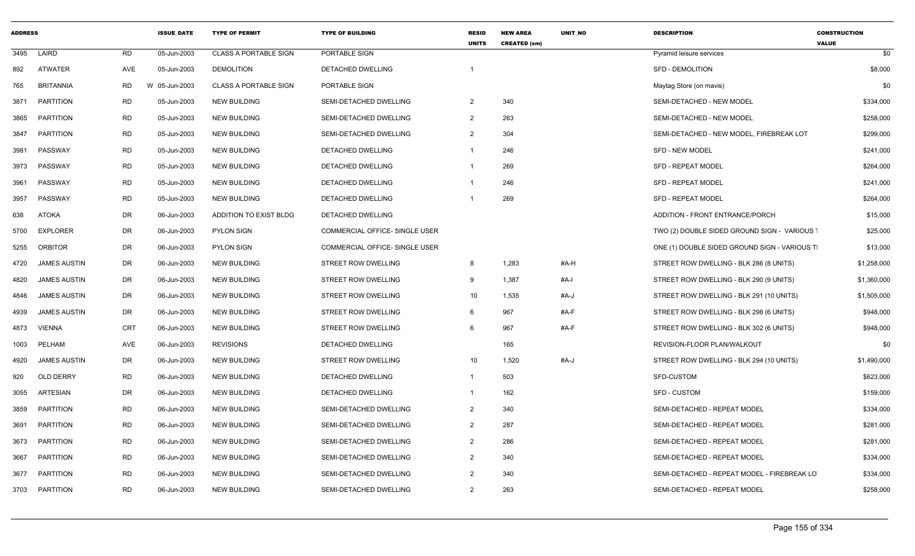| ADDRESS | | | ISSUE_DATE | TYPE OF PERMIT | TYPE OF BUILDING | RESID UNITS | NEW AREA CREATED (sm) | UNIT_NO | DESCRIPTION | CONSTRUCTION VALUE |
|---|---|---|---|---|---|---|---|---|---|---|
| 3495 | LAIRD | RD | 05-Jun-2003 | CLASS A PORTABLE SIGN | PORTABLE SIGN | | | | Pyramid leisure services | $0 |
| 892 | ATWATER | AVE | 05-Jun-2003 | DEMOLITION | DETACHED DWELLING | 1 | | | SFD - DEMOLITION | $8,000 |
| 765 | BRITANNIA | RD | W 05-Jun-2003 | CLASS A PORTABLE SIGN | PORTABLE SIGN | | | | Maytag Store (on mavis) | $0 |
| 3871 | PARTITION | RD | 05-Jun-2003 | NEW BUILDING | SEMI-DETACHED DWELLING | 2 | 340 | | SEMI-DETACHED - NEW MODEL | $334,000 |
| 3865 | PARTITION | RD | 05-Jun-2003 | NEW BUILDING | SEMI-DETACHED DWELLING | 2 | 263 | | SEMI-DETACHED - NEW MODEL | $258,000 |
| 3847 | PARTITION | RD | 05-Jun-2003 | NEW BUILDING | SEMI-DETACHED DWELLING | 2 | 304 | | SEMI-DETACHED - NEW MODEL, FIREBREAK LOT | $299,000 |
| 3981 | PASSWAY | RD | 05-Jun-2003 | NEW BUILDING | DETACHED DWELLING | 1 | 246 | | SFD - NEW MODEL | $241,000 |
| 3973 | PASSWAY | RD | 05-Jun-2003 | NEW BUILDING | DETACHED DWELLING | 1 | 269 | | SFD - REPEAT MODEL | $264,000 |
| 3961 | PASSWAY | RD | 05-Jun-2003 | NEW BUILDING | DETACHED DWELLING | 1 | 246 | | SFD - REPEAT MODEL | $241,000 |
| 3957 | PASSWAY | RD | 05-Jun-2003 | NEW BUILDING | DETACHED DWELLING | 1 | 269 | | SFD - REPEAT MODEL | $264,000 |
| 638 | ATOKA | DR | 06-Jun-2003 | ADDITION TO EXIST BLDG | DETACHED DWELLING | | | | ADDITION - FRONT ENTRANCE/PORCH | $15,000 |
| 5700 | EXPLORER | DR | 06-Jun-2003 | PYLON SIGN | COMMERCIAL OFFICE- SINGLE USER | | | | TWO (2) DOUBLE SIDED GROUND SIGN - VARIOUS T | $25,000 |
| 5255 | ORBITOR | DR | 06-Jun-2003 | PYLON SIGN | COMMERCIAL OFFICE- SINGLE USER | | | | ONE (1) DOUBLE SIDED GROUND SIGN - VARIOUS TI | $13,000 |
| 4720 | JAMES AUSTIN | DR | 06-Jun-2003 | NEW BUILDING | STREET ROW DWELLING | 8 | 1,283 | #A-H | STREET ROW DWELLING - BLK 286 (8 UNITS) | $1,258,000 |
| 4820 | JAMES AUSTIN | DR | 06-Jun-2003 | NEW BUILDING | STREET ROW DWELLING | 9 | 1,387 | #A-I | STREET ROW DWELLING - BLK 290 (9 UNITS) | $1,360,000 |
| 4846 | JAMES AUSTIN | DR | 06-Jun-2003 | NEW BUILDING | STREET ROW DWELLING | 10 | 1,535 | #A-J | STREET ROW DWELLING - BLK 291 (10 UNITS) | $1,505,000 |
| 4939 | JAMES AUSTIN | DR | 06-Jun-2003 | NEW BUILDING | STREET ROW DWELLING | 6 | 967 | #A-F | STREET ROW DWELLING - BLK 298 (6 UNITS) | $948,000 |
| 4873 | VIENNA | CRT | 06-Jun-2003 | NEW BUILDING | STREET ROW DWELLING | 6 | 967 | #A-F | STREET ROW DWELLING - BLK 302 (6 UNITS) | $948,000 |
| 1003 | PELHAM | AVE | 06-Jun-2003 | REVISIONS | DETACHED DWELLING | | 165 | | REVISION-FLOOR PLAN/WALKOUT | $0 |
| 4920 | JAMES AUSTIN | DR | 06-Jun-2003 | NEW BUILDING | STREET ROW DWELLING | 10 | 1,520 | #A-J | STREET ROW DWELLING - BLK 294 (10 UNITS) | $1,490,000 |
| 920 | OLD DERRY | RD | 06-Jun-2003 | NEW BUILDING | DETACHED DWELLING | 1 | 503 | | SFD-CUSTOM | $623,000 |
| 3055 | ARTESIAN | DR | 06-Jun-2003 | NEW BUILDING | DETACHED DWELLING | 1 | 162 | | SFD - CUSTOM | $159,000 |
| 3859 | PARTITION | RD | 06-Jun-2003 | NEW BUILDING | SEMI-DETACHED DWELLING | 2 | 340 | | SEMI-DETACHED - REPEAT MODEL | $334,000 |
| 3691 | PARTITION | RD | 06-Jun-2003 | NEW BUILDING | SEMI-DETACHED DWELLING | 2 | 287 | | SEMI-DETACHED - REPEAT MODEL | $281,000 |
| 3673 | PARTITION | RD | 06-Jun-2003 | NEW BUILDING | SEMI-DETACHED DWELLING | 2 | 286 | | SEMI-DETACHED - REPEAT MODEL | $281,000 |
| 3667 | PARTITION | RD | 06-Jun-2003 | NEW BUILDING | SEMI-DETACHED DWELLING | 2 | 340 | | SEMI-DETACHED - REPEAT MODEL | $334,000 |
| 3677 | PARTITION | RD | 06-Jun-2003 | NEW BUILDING | SEMI-DETACHED DWELLING | 2 | 340 | | SEMI-DETACHED - REPEAT MODEL - FIREBREAK LO | $334,000 |
| 3703 | PARTITION | RD | 06-Jun-2003 | NEW BUILDING | SEMI-DETACHED DWELLING | 2 | 263 | | SEMI-DETACHED - REPEAT MODEL | $258,000 |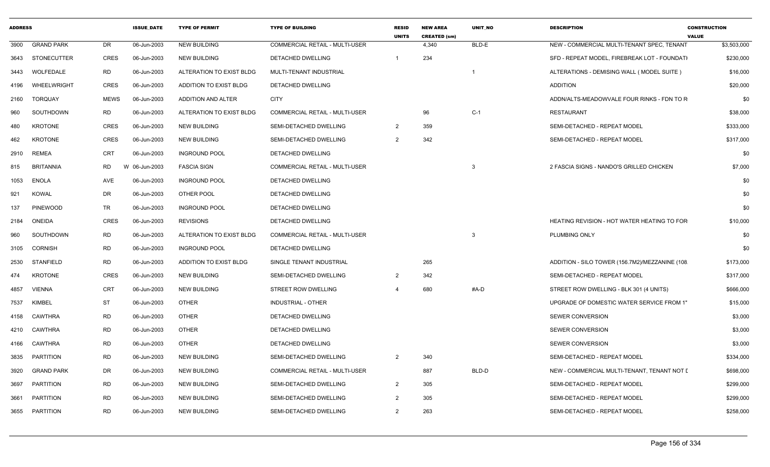| ADDRESS | | | ISSUE_DATE | TYPE OF PERMIT | TYPE OF BUILDING | RESID UNITS | NEW AREA CREATED (sm) | UNIT_NO | DESCRIPTION | CONSTRUCTION VALUE |
|---|---|---|---|---|---|---|---|---|---|---|
| 3900 | GRAND PARK | DR | 06-Jun-2003 | NEW BUILDING | COMMERCIAL RETAIL - MULTI-USER | | 4,340 | BLD-E | NEW - COMMERCIAL MULTI-TENANT SPEC, TENANT | $3,503,000 |
| 3643 | STONECUTTER | CRES | 06-Jun-2003 | NEW BUILDING | DETACHED DWELLING | 1 | 234 | | SFD - REPEAT MODEL, FIREBREAK LOT - FOUNDATI | $230,000 |
| 3443 | WOLFEDALE | RD | 06-Jun-2003 | ALTERATION TO EXIST BLDG | MULTI-TENANT INDUSTRIAL | | | 1 | ALTERATIONS - DEMISING WALL ( MODEL SUITE ) | $16,000 |
| 4196 | WHEELWRIGHT | CRES | 06-Jun-2003 | ADDITION TO EXIST BLDG | DETACHED DWELLING | | | | ADDITION | $20,000 |
| 2160 | TORQUAY | MEWS | 06-Jun-2003 | ADDITION AND ALTER | CITY | | | | ADDN/ALTS-MEADOWVALE FOUR RINKS - FDN TO R | $0 |
| 960 | SOUTHDOWN | RD | 06-Jun-2003 | ALTERATION TO EXIST BLDG | COMMERCIAL RETAIL - MULTI-USER | | 96 | C-1 | RESTAURANT | $38,000 |
| 480 | KROTONE | CRES | 06-Jun-2003 | NEW BUILDING | SEMI-DETACHED DWELLING | 2 | 359 | | SEMI-DETACHED - REPEAT MODEL | $333,000 |
| 462 | KROTONE | CRES | 06-Jun-2003 | NEW BUILDING | SEMI-DETACHED DWELLING | 2 | 342 | | SEMI-DETACHED - REPEAT MODEL | $317,000 |
| 2910 | REMEA | CRT | 06-Jun-2003 | INGROUND POOL | DETACHED DWELLING | | | | | $0 |
| 815 | BRITANNIA | RD | W 06-Jun-2003 | FASCIA SIGN | COMMERCIAL RETAIL - MULTI-USER | | | 3 | 2 FASCIA SIGNS - NANDO'S GRILLED CHICKEN | $7,000 |
| 1053 | ENOLA | AVE | 06-Jun-2003 | INGROUND POOL | DETACHED DWELLING | | | | | $0 |
| 921 | KOWAL | DR | 06-Jun-2003 | OTHER POOL | DETACHED DWELLING | | | | | $0 |
| 137 | PINEWOOD | TR | 06-Jun-2003 | INGROUND POOL | DETACHED DWELLING | | | | | $0 |
| 2184 | ONEIDA | CRES | 06-Jun-2003 | REVISIONS | DETACHED DWELLING | | | | HEATING REVISION - HOT WATER HEATING TO FOR | $10,000 |
| 960 | SOUTHDOWN | RD | 06-Jun-2003 | ALTERATION TO EXIST BLDG | COMMERCIAL RETAIL - MULTI-USER | | | 3 | PLUMBING ONLY | $0 |
| 3105 | CORNISH | RD | 06-Jun-2003 | INGROUND POOL | DETACHED DWELLING | | | | | $0 |
| 2530 | STANFIELD | RD | 06-Jun-2003 | ADDITION TO EXIST BLDG | SINGLE TENANT INDUSTRIAL | | 265 | | ADDITION - SILO TOWER (156.7M2)/MEZZANINE (108. | $173,000 |
| 474 | KROTONE | CRES | 06-Jun-2003 | NEW BUILDING | SEMI-DETACHED DWELLING | 2 | 342 | | SEMI-DETACHED - REPEAT MODEL | $317,000 |
| 4857 | VIENNA | CRT | 06-Jun-2003 | NEW BUILDING | STREET ROW DWELLING | 4 | 680 | #A-D | STREET ROW DWELLING - BLK 301 (4 UNITS) | $666,000 |
| 7537 | KIMBEL | ST | 06-Jun-2003 | OTHER | INDUSTRIAL - OTHER | | | | UPGRADE OF DOMESTIC WATER SERVICE FROM 1" | $15,000 |
| 4158 | CAWTHRA | RD | 06-Jun-2003 | OTHER | DETACHED DWELLING | | | | SEWER CONVERSION | $3,000 |
| 4210 | CAWTHRA | RD | 06-Jun-2003 | OTHER | DETACHED DWELLING | | | | SEWER CONVERSION | $3,000 |
| 4166 | CAWTHRA | RD | 06-Jun-2003 | OTHER | DETACHED DWELLING | | | | SEWER CONVERSION | $3,000 |
| 3835 | PARTITION | RD | 06-Jun-2003 | NEW BUILDING | SEMI-DETACHED DWELLING | 2 | 340 | | SEMI-DETACHED - REPEAT MODEL | $334,000 |
| 3920 | GRAND PARK | DR | 06-Jun-2003 | NEW BUILDING | COMMERCIAL RETAIL - MULTI-USER | | 887 | BLD-D | NEW - COMMERCIAL MULTI-TENANT, TENANT NOT D | $698,000 |
| 3697 | PARTITION | RD | 06-Jun-2003 | NEW BUILDING | SEMI-DETACHED DWELLING | 2 | 305 | | SEMI-DETACHED - REPEAT MODEL | $299,000 |
| 3661 | PARTITION | RD | 06-Jun-2003 | NEW BUILDING | SEMI-DETACHED DWELLING | 2 | 305 | | SEMI-DETACHED - REPEAT MODEL | $299,000 |
| 3655 | PARTITION | RD | 06-Jun-2003 | NEW BUILDING | SEMI-DETACHED DWELLING | 2 | 263 | | SEMI-DETACHED - REPEAT MODEL | $258,000 |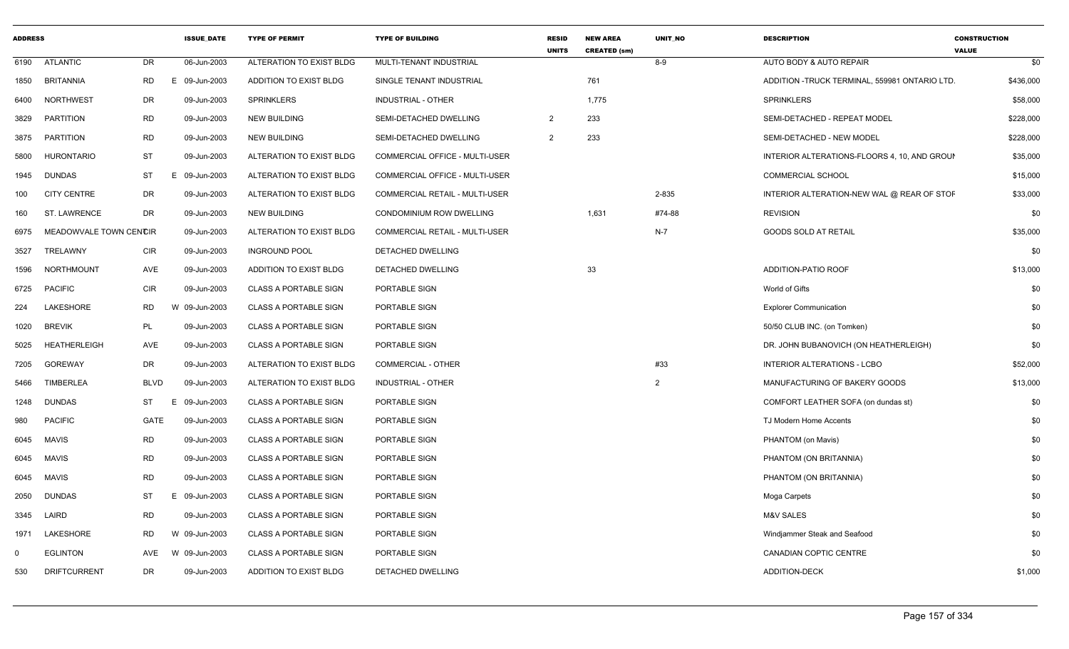| ADDRESS | | | ISSUE_DATE | TYPE OF PERMIT | TYPE OF BUILDING | RESID UNITS | NEW AREA CREATED (sm) | UNIT_NO | DESCRIPTION | CONSTRUCTION VALUE |
|---|---|---|---|---|---|---|---|---|---|---|
| 6190 | ATLANTIC | DR | 06-Jun-2003 | ALTERATION TO EXIST BLDG | MULTI-TENANT INDUSTRIAL | | | 8-9 | AUTO BODY & AUTO REPAIR | $0 |
| 1850 | BRITANNIA | RD E | 09-Jun-2003 | ADDITION TO EXIST BLDG | SINGLE TENANT INDUSTRIAL | | 761 | | ADDITION -TRUCK TERMINAL, 559981 ONTARIO LTD. | $436,000 |
| 6400 | NORTHWEST | DR | 09-Jun-2003 | SPRINKLERS | INDUSTRIAL - OTHER | | 1,775 | | SPRINKLERS | $58,000 |
| 3829 | PARTITION | RD | 09-Jun-2003 | NEW BUILDING | SEMI-DETACHED DWELLING | 2 | 233 | | SEMI-DETACHED - REPEAT MODEL | $228,000 |
| 3875 | PARTITION | RD | 09-Jun-2003 | NEW BUILDING | SEMI-DETACHED DWELLING | 2 | 233 | | SEMI-DETACHED - NEW MODEL | $228,000 |
| 5800 | HURONTARIO | ST | 09-Jun-2003 | ALTERATION TO EXIST BLDG | COMMERCIAL OFFICE - MULTI-USER | | | | INTERIOR ALTERATIONS-FLOORS 4, 10, AND GROUN | $35,000 |
| 1945 | DUNDAS | ST E | 09-Jun-2003 | ALTERATION TO EXIST BLDG | COMMERCIAL OFFICE - MULTI-USER | | | | COMMERCIAL SCHOOL | $15,000 |
| 100 | CITY CENTRE | DR | 09-Jun-2003 | ALTERATION TO EXIST BLDG | COMMERCIAL RETAIL - MULTI-USER | | | 2-835 | INTERIOR ALTERATION-NEW WAL @ REAR OF STOF | $33,000 |
| 160 | ST. LAWRENCE | DR | 09-Jun-2003 | NEW BUILDING | CONDOMINIUM ROW DWELLING | | 1,631 | #74-88 | REVISION | $0 |
| 6975 | MEADOWVALE TOWN CENTCIR | | 09-Jun-2003 | ALTERATION TO EXIST BLDG | COMMERCIAL RETAIL - MULTI-USER | | | N-7 | GOODS SOLD AT RETAIL | $35,000 |
| 3527 | TRELAWNY | CIR | 09-Jun-2003 | INGROUND POOL | DETACHED DWELLING | | | | | $0 |
| 1596 | NORTHMOUNT | AVE | 09-Jun-2003 | ADDITION TO EXIST BLDG | DETACHED DWELLING | | 33 | | ADDITION-PATIO ROOF | $13,000 |
| 6725 | PACIFIC | CIR | 09-Jun-2003 | CLASS A PORTABLE SIGN | PORTABLE SIGN | | | | World of Gifts | $0 |
| 224 | LAKESHORE | RD W | 09-Jun-2003 | CLASS A PORTABLE SIGN | PORTABLE SIGN | | | | Explorer Communication | $0 |
| 1020 | BREVIK | PL | 09-Jun-2003 | CLASS A PORTABLE SIGN | PORTABLE SIGN | | | | 50/50 CLUB INC. (on Tomken) | $0 |
| 5025 | HEATHERLEIGH | AVE | 09-Jun-2003 | CLASS A PORTABLE SIGN | PORTABLE SIGN | | | | DR. JOHN BUBANOVICH (ON HEATHERLEIGH) | $0 |
| 7205 | GOREWAY | DR | 09-Jun-2003 | ALTERATION TO EXIST BLDG | COMMERCIAL - OTHER | | | #33 | INTERIOR ALTERATIONS - LCBO | $52,000 |
| 5466 | TIMBERLEA | BLVD | 09-Jun-2003 | ALTERATION TO EXIST BLDG | INDUSTRIAL - OTHER | | | 2 | MANUFACTURING OF BAKERY GOODS | $13,000 |
| 1248 | DUNDAS | ST E | 09-Jun-2003 | CLASS A PORTABLE SIGN | PORTABLE SIGN | | | | COMFORT LEATHER SOFA (on dundas st) | $0 |
| 980 | PACIFIC | GATE | 09-Jun-2003 | CLASS A PORTABLE SIGN | PORTABLE SIGN | | | | TJ Modern Home Accents | $0 |
| 6045 | MAVIS | RD | 09-Jun-2003 | CLASS A PORTABLE SIGN | PORTABLE SIGN | | | | PHANTOM (on Mavis) | $0 |
| 6045 | MAVIS | RD | 09-Jun-2003 | CLASS A PORTABLE SIGN | PORTABLE SIGN | | | | PHANTOM (ON BRITANNIA) | $0 |
| 6045 | MAVIS | RD | 09-Jun-2003 | CLASS A PORTABLE SIGN | PORTABLE SIGN | | | | PHANTOM (ON BRITANNIA) | $0 |
| 2050 | DUNDAS | ST E | 09-Jun-2003 | CLASS A PORTABLE SIGN | PORTABLE SIGN | | | | Moga Carpets | $0 |
| 3345 | LAIRD | RD | 09-Jun-2003 | CLASS A PORTABLE SIGN | PORTABLE SIGN | | | | M&V SALES | $0 |
| 1971 | LAKESHORE | RD W | 09-Jun-2003 | CLASS A PORTABLE SIGN | PORTABLE SIGN | | | | Windjammer Steak and Seafood | $0 |
| 0 | EGLINTON | AVE W | 09-Jun-2003 | CLASS A PORTABLE SIGN | PORTABLE SIGN | | | | CANADIAN COPTIC CENTRE | $0 |
| 530 | DRIFTCURRENT | DR | 09-Jun-2003 | ADDITION TO EXIST BLDG | DETACHED DWELLING | | | | ADDITION-DECK | $1,000 |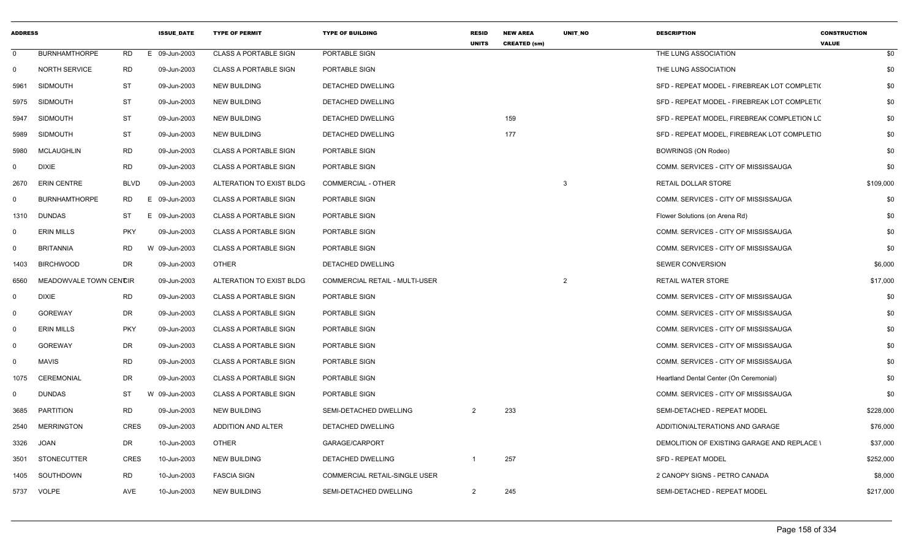| ADDRESS | | | ISSUE_DATE | TYPE OF PERMIT | TYPE OF BUILDING | RESID UNITS | NEW AREA CREATED (sm) | UNIT_NO | DESCRIPTION | CONSTRUCTION VALUE |
|---|---|---|---|---|---|---|---|---|---|---|
| 0 | BURNHAMTHORPE | RD | E 09-Jun-2003 | CLASS A PORTABLE SIGN | PORTABLE SIGN | | | | THE LUNG ASSOCIATION | $0 |
| 0 | NORTH SERVICE | RD | 09-Jun-2003 | CLASS A PORTABLE SIGN | PORTABLE SIGN | | | | THE LUNG ASSOCIATION | $0 |
| 5961 | SIDMOUTH | ST | 09-Jun-2003 | NEW BUILDING | DETACHED DWELLING | | | | SFD - REPEAT MODEL - FIREBREAK LOT COMPLETIO | $0 |
| 5975 | SIDMOUTH | ST | 09-Jun-2003 | NEW BUILDING | DETACHED DWELLING | | | | SFD - REPEAT MODEL - FIREBREAK LOT COMPLETIO | $0 |
| 5947 | SIDMOUTH | ST | 09-Jun-2003 | NEW BUILDING | DETACHED DWELLING | | 159 | | SFD - REPEAT MODEL, FIREBREAK COMPLETION LC | $0 |
| 5989 | SIDMOUTH | ST | 09-Jun-2003 | NEW BUILDING | DETACHED DWELLING | | 177 | | SFD - REPEAT MODEL, FIREBREAK LOT COMPLETIO | $0 |
| 5980 | MCLAUGHLIN | RD | 09-Jun-2003 | CLASS A PORTABLE SIGN | PORTABLE SIGN | | | | BOWRINGS (ON Rodeo) | $0 |
| 0 | DIXIE | RD | 09-Jun-2003 | CLASS A PORTABLE SIGN | PORTABLE SIGN | | | | COMM. SERVICES - CITY OF MISSISSAUGA | $0 |
| 2670 | ERIN CENTRE | BLVD | 09-Jun-2003 | ALTERATION TO EXIST BLDG | COMMERCIAL - OTHER | | | 3 | RETAIL DOLLAR STORE | $109,000 |
| 0 | BURNHAMTHORPE | RD | E 09-Jun-2003 | CLASS A PORTABLE SIGN | PORTABLE SIGN | | | | COMM. SERVICES - CITY OF MISSISSAUGA | $0 |
| 1310 | DUNDAS | ST | E 09-Jun-2003 | CLASS A PORTABLE SIGN | PORTABLE SIGN | | | | Flower Solutions (on Arena Rd) | $0 |
| 0 | ERIN MILLS | PKY | 09-Jun-2003 | CLASS A PORTABLE SIGN | PORTABLE SIGN | | | | COMM. SERVICES - CITY OF MISSISSAUGA | $0 |
| 0 | BRITANNIA | RD | W 09-Jun-2003 | CLASS A PORTABLE SIGN | PORTABLE SIGN | | | | COMM. SERVICES - CITY OF MISSISSAUGA | $0 |
| 1403 | BIRCHWOOD | DR | 09-Jun-2003 | OTHER | DETACHED DWELLING | | | | SEWER CONVERSION | $6,000 |
| 6560 | MEADOWVALE TOWN CENTCIR | | 09-Jun-2003 | ALTERATION TO EXIST BLDG | COMMERCIAL RETAIL - MULTI-USER | | | 2 | RETAIL WATER STORE | $17,000 |
| 0 | DIXIE | RD | 09-Jun-2003 | CLASS A PORTABLE SIGN | PORTABLE SIGN | | | | COMM. SERVICES - CITY OF MISSISSAUGA | $0 |
| 0 | GOREWAY | DR | 09-Jun-2003 | CLASS A PORTABLE SIGN | PORTABLE SIGN | | | | COMM. SERVICES - CITY OF MISSISSAUGA | $0 |
| 0 | ERIN MILLS | PKY | 09-Jun-2003 | CLASS A PORTABLE SIGN | PORTABLE SIGN | | | | COMM. SERVICES - CITY OF MISSISSAUGA | $0 |
| 0 | GOREWAY | DR | 09-Jun-2003 | CLASS A PORTABLE SIGN | PORTABLE SIGN | | | | COMM. SERVICES - CITY OF MISSISSAUGA | $0 |
| 0 | MAVIS | RD | 09-Jun-2003 | CLASS A PORTABLE SIGN | PORTABLE SIGN | | | | COMM. SERVICES - CITY OF MISSISSAUGA | $0 |
| 1075 | CEREMONIAL | DR | 09-Jun-2003 | CLASS A PORTABLE SIGN | PORTABLE SIGN | | | | Heartland Dental Center (On Ceremonial) | $0 |
| 0 | DUNDAS | ST | W 09-Jun-2003 | CLASS A PORTABLE SIGN | PORTABLE SIGN | | | | COMM. SERVICES - CITY OF MISSISSAUGA | $0 |
| 3685 | PARTITION | RD | 09-Jun-2003 | NEW BUILDING | SEMI-DETACHED DWELLING | 2 | 233 | | SEMI-DETACHED - REPEAT MODEL | $228,000 |
| 2540 | MERRINGTON | CRES | 09-Jun-2003 | ADDITION AND ALTER | DETACHED DWELLING | | | | ADDITION/ALTERATIONS AND GARAGE | $76,000 |
| 3326 | JOAN | DR | 10-Jun-2003 | OTHER | GARAGE/CARPORT | | | | DEMOLITION OF EXISTING GARAGE AND REPLACE \ | $37,000 |
| 3501 | STONECUTTER | CRES | 10-Jun-2003 | NEW BUILDING | DETACHED DWELLING | 1 | 257 | | SFD - REPEAT MODEL | $252,000 |
| 1405 | SOUTHDOWN | RD | 10-Jun-2003 | FASCIA SIGN | COMMERCIAL RETAIL-SINGLE USER | | | | 2 CANOPY SIGNS - PETRO CANADA | $8,000 |
| 5737 | VOLPE | AVE | 10-Jun-2003 | NEW BUILDING | SEMI-DETACHED DWELLING | 2 | 245 | | SEMI-DETACHED - REPEAT MODEL | $217,000 |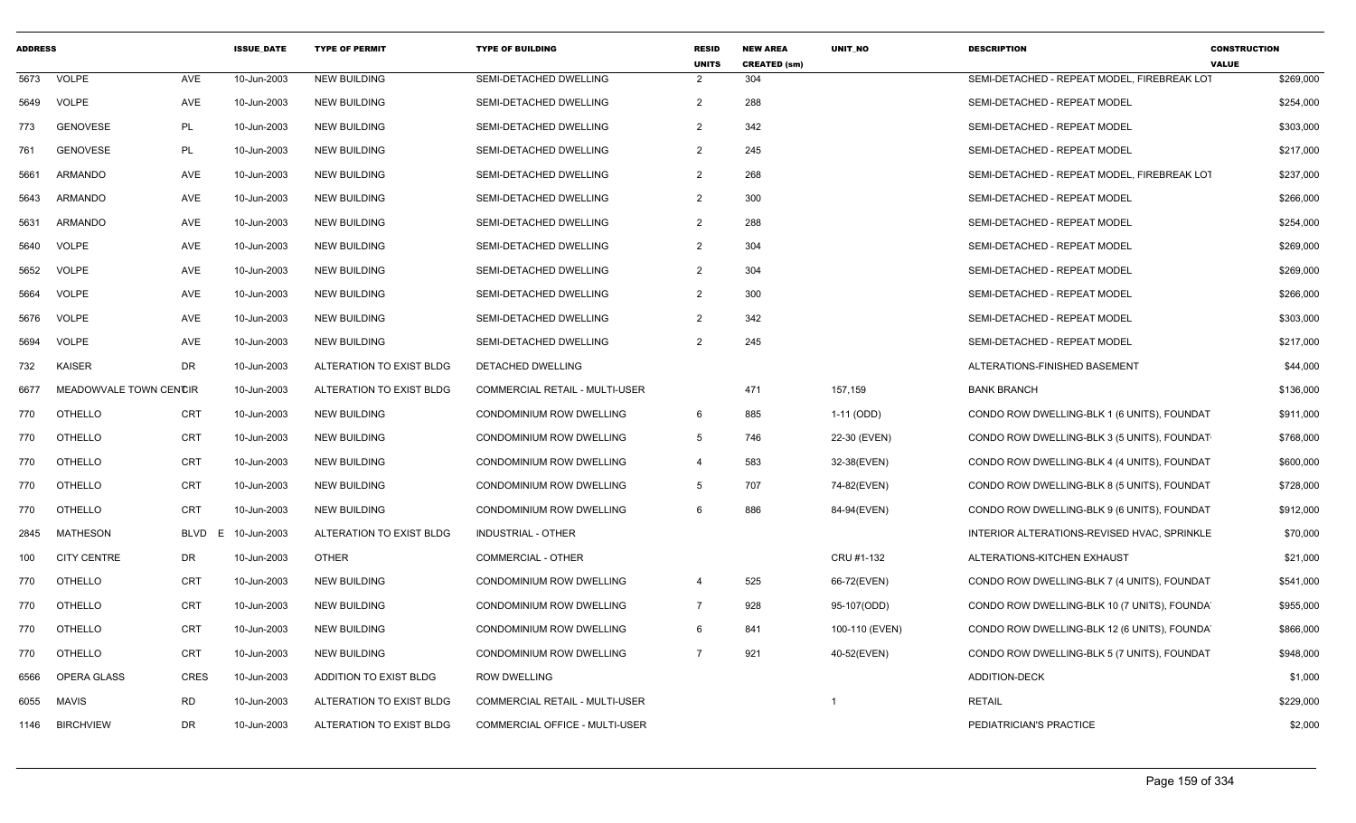| ADDRESS | | | ISSUE_DATE | TYPE OF PERMIT | TYPE OF BUILDING | RESID UNITS | NEW AREA CREATED (sm) | UNIT_NO | DESCRIPTION | CONSTRUCTION VALUE |
|---|---|---|---|---|---|---|---|---|---|---|
| 5673 | VOLPE | AVE | 10-Jun-2003 | NEW BUILDING | SEMI-DETACHED DWELLING | 2 | 304 | | SEMI-DETACHED - REPEAT MODEL, FIREBREAK LOT | $269,000 |
| 5649 | VOLPE | AVE | 10-Jun-2003 | NEW BUILDING | SEMI-DETACHED DWELLING | 2 | 288 | | SEMI-DETACHED - REPEAT MODEL | $254,000 |
| 773 | GENOVESE | PL | 10-Jun-2003 | NEW BUILDING | SEMI-DETACHED DWELLING | 2 | 342 | | SEMI-DETACHED - REPEAT MODEL | $303,000 |
| 761 | GENOVESE | PL | 10-Jun-2003 | NEW BUILDING | SEMI-DETACHED DWELLING | 2 | 245 | | SEMI-DETACHED - REPEAT MODEL | $217,000 |
| 5661 | ARMANDO | AVE | 10-Jun-2003 | NEW BUILDING | SEMI-DETACHED DWELLING | 2 | 268 | | SEMI-DETACHED - REPEAT MODEL, FIREBREAK LOT | $237,000 |
| 5643 | ARMANDO | AVE | 10-Jun-2003 | NEW BUILDING | SEMI-DETACHED DWELLING | 2 | 300 | | SEMI-DETACHED - REPEAT MODEL | $266,000 |
| 5631 | ARMANDO | AVE | 10-Jun-2003 | NEW BUILDING | SEMI-DETACHED DWELLING | 2 | 288 | | SEMI-DETACHED - REPEAT MODEL | $254,000 |
| 5640 | VOLPE | AVE | 10-Jun-2003 | NEW BUILDING | SEMI-DETACHED DWELLING | 2 | 304 | | SEMI-DETACHED - REPEAT MODEL | $269,000 |
| 5652 | VOLPE | AVE | 10-Jun-2003 | NEW BUILDING | SEMI-DETACHED DWELLING | 2 | 304 | | SEMI-DETACHED - REPEAT MODEL | $269,000 |
| 5664 | VOLPE | AVE | 10-Jun-2003 | NEW BUILDING | SEMI-DETACHED DWELLING | 2 | 300 | | SEMI-DETACHED - REPEAT MODEL | $266,000 |
| 5676 | VOLPE | AVE | 10-Jun-2003 | NEW BUILDING | SEMI-DETACHED DWELLING | 2 | 342 | | SEMI-DETACHED - REPEAT MODEL | $303,000 |
| 5694 | VOLPE | AVE | 10-Jun-2003 | NEW BUILDING | SEMI-DETACHED DWELLING | 2 | 245 | | SEMI-DETACHED - REPEAT MODEL | $217,000 |
| 732 | KAISER | DR | 10-Jun-2003 | ALTERATION TO EXIST BLDG | DETACHED DWELLING | | | | ALTERATIONS-FINISHED BASEMENT | $44,000 |
| 6677 | MEADOWVALE TOWN CENTCIR | | 10-Jun-2003 | ALTERATION TO EXIST BLDG | COMMERCIAL RETAIL - MULTI-USER | | 471 | 157,159 | BANK BRANCH | $136,000 |
| 770 | OTHELLO | CRT | 10-Jun-2003 | NEW BUILDING | CONDOMINIUM ROW DWELLING | 6 | 885 | 1-11 (ODD) | CONDO ROW DWELLING-BLK 1 (6 UNITS), FOUNDAT | $911,000 |
| 770 | OTHELLO | CRT | 10-Jun-2003 | NEW BUILDING | CONDOMINIUM ROW DWELLING | 5 | 746 | 22-30 (EVEN) | CONDO ROW DWELLING-BLK 3 (5 UNITS), FOUNDAT | $768,000 |
| 770 | OTHELLO | CRT | 10-Jun-2003 | NEW BUILDING | CONDOMINIUM ROW DWELLING | 4 | 583 | 32-38(EVEN) | CONDO ROW DWELLING-BLK 4 (4 UNITS), FOUNDAT | $600,000 |
| 770 | OTHELLO | CRT | 10-Jun-2003 | NEW BUILDING | CONDOMINIUM ROW DWELLING | 5 | 707 | 74-82(EVEN) | CONDO ROW DWELLING-BLK 8 (5 UNITS), FOUNDAT | $728,000 |
| 770 | OTHELLO | CRT | 10-Jun-2003 | NEW BUILDING | CONDOMINIUM ROW DWELLING | 6 | 886 | 84-94(EVEN) | CONDO ROW DWELLING-BLK 9 (6 UNITS), FOUNDAT | $912,000 |
| 2845 | MATHESON | BLVD E | 10-Jun-2003 | ALTERATION TO EXIST BLDG | INDUSTRIAL - OTHER | | | | INTERIOR ALTERATIONS-REVISED HVAC, SPRINKLE | $70,000 |
| 100 | CITY CENTRE | DR | 10-Jun-2003 | OTHER | COMMERCIAL - OTHER | | | CRU #1-132 | ALTERATIONS-KITCHEN EXHAUST | $21,000 |
| 770 | OTHELLO | CRT | 10-Jun-2003 | NEW BUILDING | CONDOMINIUM ROW DWELLING | 4 | 525 | 66-72(EVEN) | CONDO ROW DWELLING-BLK 7 (4 UNITS), FOUNDAT | $541,000 |
| 770 | OTHELLO | CRT | 10-Jun-2003 | NEW BUILDING | CONDOMINIUM ROW DWELLING | 7 | 928 | 95-107(ODD) | CONDO ROW DWELLING-BLK 10 (7 UNITS), FOUNDA | $955,000 |
| 770 | OTHELLO | CRT | 10-Jun-2003 | NEW BUILDING | CONDOMINIUM ROW DWELLING | 6 | 841 | 100-110 (EVEN) | CONDO ROW DWELLING-BLK 12 (6 UNITS), FOUNDA | $866,000 |
| 770 | OTHELLO | CRT | 10-Jun-2003 | NEW BUILDING | CONDOMINIUM ROW DWELLING | 7 | 921 | 40-52(EVEN) | CONDO ROW DWELLING-BLK 5 (7 UNITS), FOUNDAT | $948,000 |
| 6566 | OPERA GLASS | CRES | 10-Jun-2003 | ADDITION TO EXIST BLDG | ROW DWELLING | | | | ADDITION-DECK | $1,000 |
| 6055 | MAVIS | RD | 10-Jun-2003 | ALTERATION TO EXIST BLDG | COMMERCIAL RETAIL - MULTI-USER | | | 1 | RETAIL | $229,000 |
| 1146 | BIRCHVIEW | DR | 10-Jun-2003 | ALTERATION TO EXIST BLDG | COMMERCIAL OFFICE - MULTI-USER | | | | PEDIATRICIAN'S PRACTICE | $2,000 |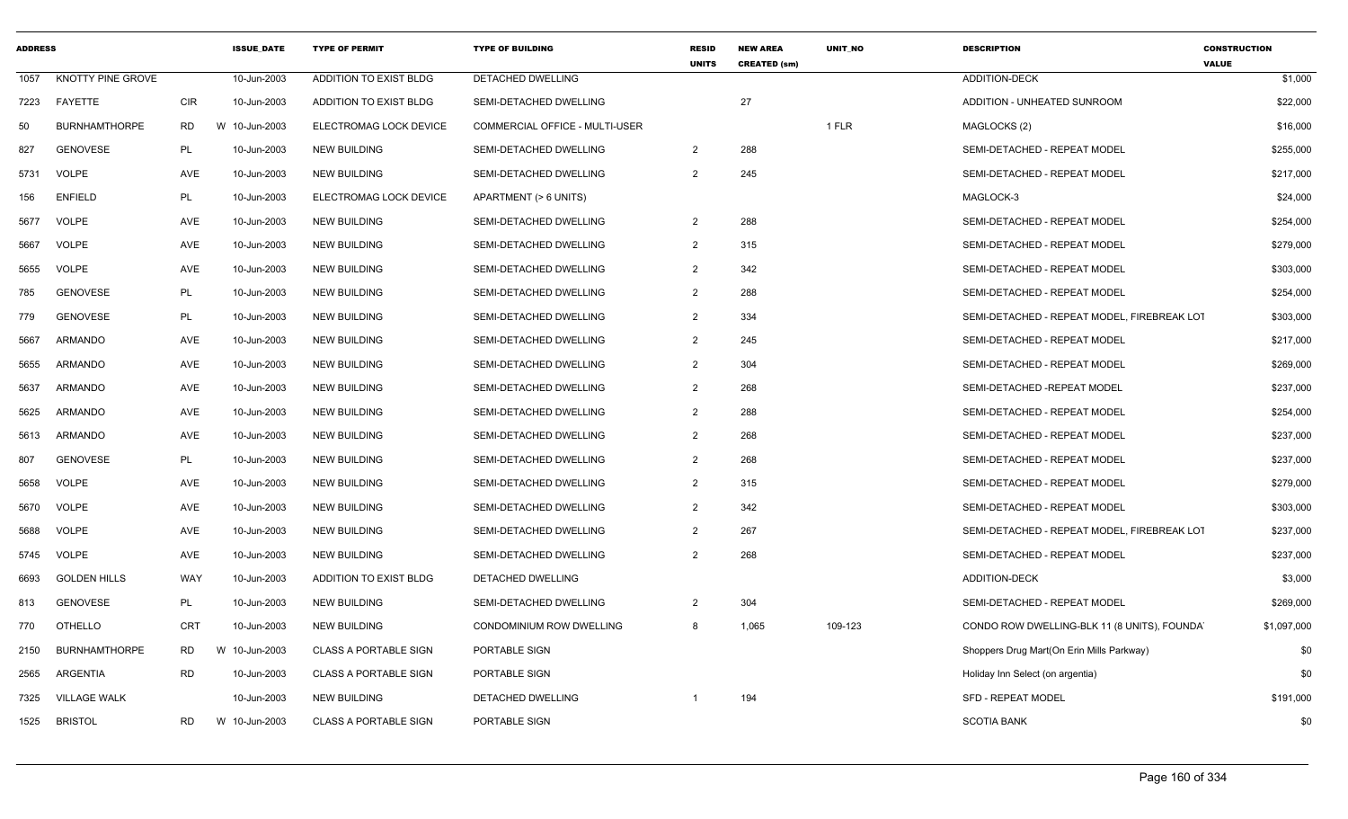| ADDRESS | | | ISSUE_DATE | TYPE OF PERMIT | TYPE OF BUILDING | RESID UNITS | NEW AREA CREATED (sm) | UNIT_NO | DESCRIPTION | CONSTRUCTION VALUE |
|---|---|---|---|---|---|---|---|---|---|---|
| 1057 | KNOTTY PINE GROVE | | 10-Jun-2003 | ADDITION TO EXIST BLDG | DETACHED DWELLING | | | | ADDITION-DECK | $1,000 |
| 7223 | FAYETTE | CIR | 10-Jun-2003 | ADDITION TO EXIST BLDG | SEMI-DETACHED DWELLING | | 27 | | ADDITION - UNHEATED SUNROOM | $22,000 |
| 50 | BURNHAMTHORPE | RD | W 10-Jun-2003 | ELECTROMAG LOCK DEVICE | COMMERCIAL OFFICE - MULTI-USER | | | 1 FLR | MAGLOCKS (2) | $16,000 |
| 827 | GENOVESE | PL | 10-Jun-2003 | NEW BUILDING | SEMI-DETACHED DWELLING | 2 | 288 | | SEMI-DETACHED - REPEAT MODEL | $255,000 |
| 5731 | VOLPE | AVE | 10-Jun-2003 | NEW BUILDING | SEMI-DETACHED DWELLING | 2 | 245 | | SEMI-DETACHED - REPEAT MODEL | $217,000 |
| 156 | ENFIELD | PL | 10-Jun-2003 | ELECTROMAG LOCK DEVICE | APARTMENT (> 6 UNITS) | | | | MAGLOCK-3 | $24,000 |
| 5677 | VOLPE | AVE | 10-Jun-2003 | NEW BUILDING | SEMI-DETACHED DWELLING | 2 | 288 | | SEMI-DETACHED - REPEAT MODEL | $254,000 |
| 5667 | VOLPE | AVE | 10-Jun-2003 | NEW BUILDING | SEMI-DETACHED DWELLING | 2 | 315 | | SEMI-DETACHED - REPEAT MODEL | $279,000 |
| 5655 | VOLPE | AVE | 10-Jun-2003 | NEW BUILDING | SEMI-DETACHED DWELLING | 2 | 342 | | SEMI-DETACHED - REPEAT MODEL | $303,000 |
| 785 | GENOVESE | PL | 10-Jun-2003 | NEW BUILDING | SEMI-DETACHED DWELLING | 2 | 288 | | SEMI-DETACHED - REPEAT MODEL | $254,000 |
| 779 | GENOVESE | PL | 10-Jun-2003 | NEW BUILDING | SEMI-DETACHED DWELLING | 2 | 334 | | SEMI-DETACHED - REPEAT MODEL, FIREBREAK LOT | $303,000 |
| 5667 | ARMANDO | AVE | 10-Jun-2003 | NEW BUILDING | SEMI-DETACHED DWELLING | 2 | 245 | | SEMI-DETACHED - REPEAT MODEL | $217,000 |
| 5655 | ARMANDO | AVE | 10-Jun-2003 | NEW BUILDING | SEMI-DETACHED DWELLING | 2 | 304 | | SEMI-DETACHED - REPEAT MODEL | $269,000 |
| 5637 | ARMANDO | AVE | 10-Jun-2003 | NEW BUILDING | SEMI-DETACHED DWELLING | 2 | 268 | | SEMI-DETACHED -REPEAT MODEL | $237,000 |
| 5625 | ARMANDO | AVE | 10-Jun-2003 | NEW BUILDING | SEMI-DETACHED DWELLING | 2 | 288 | | SEMI-DETACHED - REPEAT MODEL | $254,000 |
| 5613 | ARMANDO | AVE | 10-Jun-2003 | NEW BUILDING | SEMI-DETACHED DWELLING | 2 | 268 | | SEMI-DETACHED - REPEAT MODEL | $237,000 |
| 807 | GENOVESE | PL | 10-Jun-2003 | NEW BUILDING | SEMI-DETACHED DWELLING | 2 | 268 | | SEMI-DETACHED - REPEAT MODEL | $237,000 |
| 5658 | VOLPE | AVE | 10-Jun-2003 | NEW BUILDING | SEMI-DETACHED DWELLING | 2 | 315 | | SEMI-DETACHED - REPEAT MODEL | $279,000 |
| 5670 | VOLPE | AVE | 10-Jun-2003 | NEW BUILDING | SEMI-DETACHED DWELLING | 2 | 342 | | SEMI-DETACHED - REPEAT MODEL | $303,000 |
| 5688 | VOLPE | AVE | 10-Jun-2003 | NEW BUILDING | SEMI-DETACHED DWELLING | 2 | 267 | | SEMI-DETACHED - REPEAT MODEL, FIREBREAK LOT | $237,000 |
| 5745 | VOLPE | AVE | 10-Jun-2003 | NEW BUILDING | SEMI-DETACHED DWELLING | 2 | 268 | | SEMI-DETACHED - REPEAT MODEL | $237,000 |
| 6693 | GOLDEN HILLS | WAY | 10-Jun-2003 | ADDITION TO EXIST BLDG | DETACHED DWELLING | | | | ADDITION-DECK | $3,000 |
| 813 | GENOVESE | PL | 10-Jun-2003 | NEW BUILDING | SEMI-DETACHED DWELLING | 2 | 304 | | SEMI-DETACHED - REPEAT MODEL | $269,000 |
| 770 | OTHELLO | CRT | 10-Jun-2003 | NEW BUILDING | CONDOMINIUM ROW DWELLING | 8 | 1,065 | 109-123 | CONDO ROW DWELLING-BLK 11 (8 UNITS), FOUNDA | $1,097,000 |
| 2150 | BURNHAMTHORPE | RD | W 10-Jun-2003 | CLASS A PORTABLE SIGN | PORTABLE SIGN | | | | Shoppers Drug Mart(On Erin Mills Parkway) | $0 |
| 2565 | ARGENTIA | RD | 10-Jun-2003 | CLASS A PORTABLE SIGN | PORTABLE SIGN | | | | Holiday Inn Select (on argentia) | $0 |
| 7325 | VILLAGE WALK | | 10-Jun-2003 | NEW BUILDING | DETACHED DWELLING | 1 | 194 | | SFD - REPEAT MODEL | $191,000 |
| 1525 | BRISTOL | RD | W 10-Jun-2003 | CLASS A PORTABLE SIGN | PORTABLE SIGN | | | | SCOTIA BANK | $0 |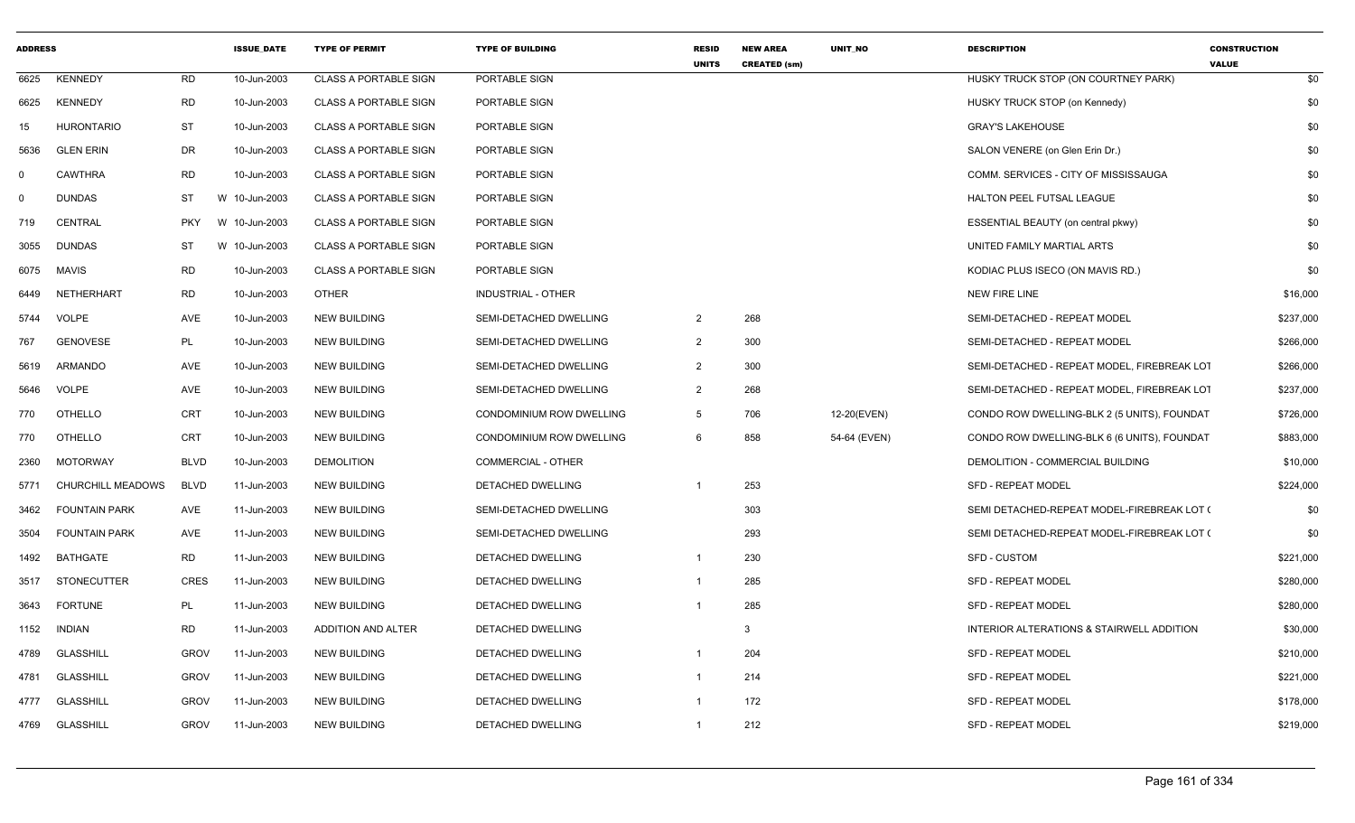| ADDRESS | | | ISSUE_DATE | TYPE OF PERMIT | TYPE OF BUILDING | RESID UNITS | NEW AREA CREATED (sm) | UNIT_NO | DESCRIPTION | CONSTRUCTION VALUE |
|---|---|---|---|---|---|---|---|---|---|---|
| 6625 | KENNEDY | RD | 10-Jun-2003 | CLASS A PORTABLE SIGN | PORTABLE SIGN | | | | HUSKY TRUCK STOP (ON COURTNEY PARK) | $0 |
| 6625 | KENNEDY | RD | 10-Jun-2003 | CLASS A PORTABLE SIGN | PORTABLE SIGN | | | | HUSKY TRUCK STOP (on Kennedy) | $0 |
| 15 | HURONTARIO | ST | 10-Jun-2003 | CLASS A PORTABLE SIGN | PORTABLE SIGN | | | | GRAY'S LAKEHOUSE | $0 |
| 5636 | GLEN ERIN | DR | 10-Jun-2003 | CLASS A PORTABLE SIGN | PORTABLE SIGN | | | | SALON VENERE (on Glen Erin Dr.) | $0 |
| 0 | CAWTHRA | RD | 10-Jun-2003 | CLASS A PORTABLE SIGN | PORTABLE SIGN | | | | COMM. SERVICES - CITY OF MISSISSAUGA | $0 |
| 0 | DUNDAS | ST | W 10-Jun-2003 | CLASS A PORTABLE SIGN | PORTABLE SIGN | | | | HALTON PEEL FUTSAL LEAGUE | $0 |
| 719 | CENTRAL | PKY | W 10-Jun-2003 | CLASS A PORTABLE SIGN | PORTABLE SIGN | | | | ESSENTIAL BEAUTY (on central pkwy) | $0 |
| 3055 | DUNDAS | ST | W 10-Jun-2003 | CLASS A PORTABLE SIGN | PORTABLE SIGN | | | | UNITED FAMILY MARTIAL ARTS | $0 |
| 6075 | MAVIS | RD | 10-Jun-2003 | CLASS A PORTABLE SIGN | PORTABLE SIGN | | | | KODIAC PLUS ISECO (ON MAVIS RD.) | $0 |
| 6449 | NETHERHART | RD | 10-Jun-2003 | OTHER | INDUSTRIAL - OTHER | | | | NEW FIRE LINE | $16,000 |
| 5744 | VOLPE | AVE | 10-Jun-2003 | NEW BUILDING | SEMI-DETACHED DWELLING | 2 | 268 | | SEMI-DETACHED - REPEAT MODEL | $237,000 |
| 767 | GENOVESE | PL | 10-Jun-2003 | NEW BUILDING | SEMI-DETACHED DWELLING | 2 | 300 | | SEMI-DETACHED - REPEAT MODEL | $266,000 |
| 5619 | ARMANDO | AVE | 10-Jun-2003 | NEW BUILDING | SEMI-DETACHED DWELLING | 2 | 300 | | SEMI-DETACHED - REPEAT MODEL, FIREBREAK LOT | $266,000 |
| 5646 | VOLPE | AVE | 10-Jun-2003 | NEW BUILDING | SEMI-DETACHED DWELLING | 2 | 268 | | SEMI-DETACHED - REPEAT MODEL, FIREBREAK LOT | $237,000 |
| 770 | OTHELLO | CRT | 10-Jun-2003 | NEW BUILDING | CONDOMINIUM ROW DWELLING | 5 | 706 | 12-20(EVEN) | CONDO ROW DWELLING-BLK 2 (5 UNITS), FOUNDAT | $726,000 |
| 770 | OTHELLO | CRT | 10-Jun-2003 | NEW BUILDING | CONDOMINIUM ROW DWELLING | 6 | 858 | 54-64 (EVEN) | CONDO ROW DWELLING-BLK 6 (6 UNITS), FOUNDAT | $883,000 |
| 2360 | MOTORWAY | BLVD | 10-Jun-2003 | DEMOLITION | COMMERCIAL - OTHER | | | | DEMOLITION - COMMERCIAL BUILDING | $10,000 |
| 5771 | CHURCHILL MEADOWS | BLVD | 11-Jun-2003 | NEW BUILDING | DETACHED DWELLING | 1 | 253 | | SFD - REPEAT MODEL | $224,000 |
| 3462 | FOUNTAIN PARK | AVE | 11-Jun-2003 | NEW BUILDING | SEMI-DETACHED DWELLING | | 303 | | SEMI DETACHED-REPEAT MODEL-FIREBREAK LOT ( | $0 |
| 3504 | FOUNTAIN PARK | AVE | 11-Jun-2003 | NEW BUILDING | SEMI-DETACHED DWELLING | | 293 | | SEMI DETACHED-REPEAT MODEL-FIREBREAK LOT ( | $0 |
| 1492 | BATHGATE | RD | 11-Jun-2003 | NEW BUILDING | DETACHED DWELLING | 1 | 230 | | SFD - CUSTOM | $221,000 |
| 3517 | STONECUTTER | CRES | 11-Jun-2003 | NEW BUILDING | DETACHED DWELLING | 1 | 285 | | SFD - REPEAT MODEL | $280,000 |
| 3643 | FORTUNE | PL | 11-Jun-2003 | NEW BUILDING | DETACHED DWELLING | 1 | 285 | | SFD - REPEAT MODEL | $280,000 |
| 1152 | INDIAN | RD | 11-Jun-2003 | ADDITION AND ALTER | DETACHED DWELLING | | 3 | | INTERIOR ALTERATIONS & STAIRWELL ADDITION | $30,000 |
| 4789 | GLASSHILL | GROV | 11-Jun-2003 | NEW BUILDING | DETACHED DWELLING | 1 | 204 | | SFD - REPEAT MODEL | $210,000 |
| 4781 | GLASSHILL | GROV | 11-Jun-2003 | NEW BUILDING | DETACHED DWELLING | 1 | 214 | | SFD - REPEAT MODEL | $221,000 |
| 4777 | GLASSHILL | GROV | 11-Jun-2003 | NEW BUILDING | DETACHED DWELLING | 1 | 172 | | SFD - REPEAT MODEL | $178,000 |
| 4769 | GLASSHILL | GROV | 11-Jun-2003 | NEW BUILDING | DETACHED DWELLING | 1 | 212 | | SFD - REPEAT MODEL | $219,000 |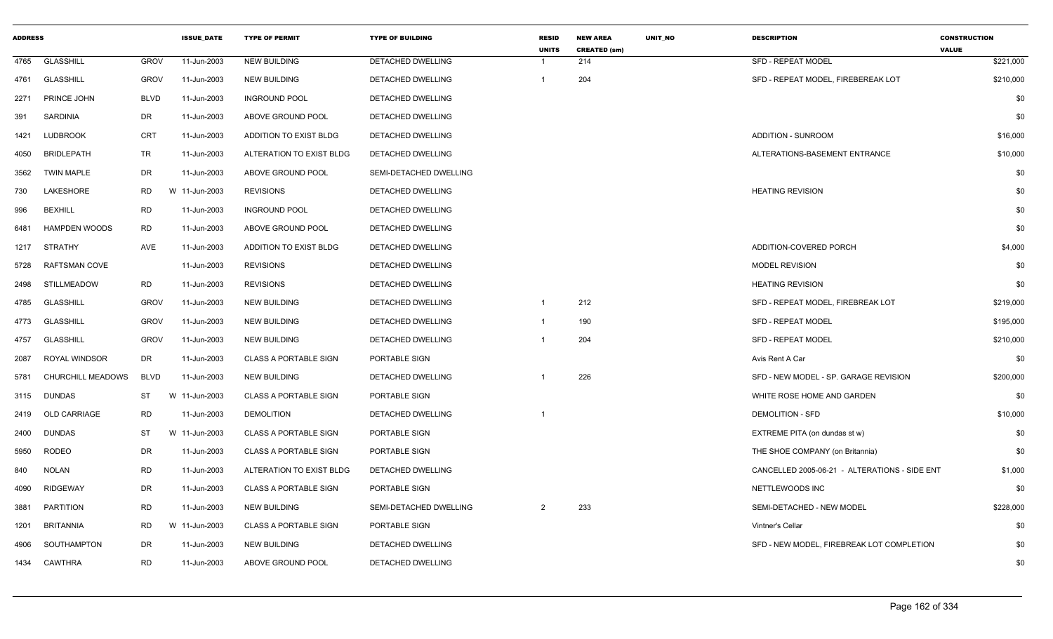| ADDRESS | | | ISSUE_DATE | TYPE OF PERMIT | TYPE OF BUILDING | RESID UNITS | NEW AREA CREATED (sm) | UNIT_NO | DESCRIPTION | CONSTRUCTION VALUE |
|---|---|---|---|---|---|---|---|---|---|---|
| 4765 | GLASSHILL | GROV | 11-Jun-2003 | NEW BUILDING | DETACHED DWELLING | 1 | 214 | | SFD - REPEAT MODEL | $221,000 |
| 4761 | GLASSHILL | GROV | 11-Jun-2003 | NEW BUILDING | DETACHED DWELLING | 1 | 204 | | SFD - REPEAT MODEL, FIREBEREAK LOT | $210,000 |
| 2271 | PRINCE JOHN | BLVD | 11-Jun-2003 | INGROUND POOL | DETACHED DWELLING | | | | | $0 |
| 391 | SARDINIA | DR | 11-Jun-2003 | ABOVE GROUND POOL | DETACHED DWELLING | | | | | $0 |
| 1421 | LUDBROOK | CRT | 11-Jun-2003 | ADDITION TO EXIST BLDG | DETACHED DWELLING | | | | ADDITION - SUNROOM | $16,000 |
| 4050 | BRIDLEPATH | TR | 11-Jun-2003 | ALTERATION TO EXIST BLDG | DETACHED DWELLING | | | | ALTERATIONS-BASEMENT ENTRANCE | $10,000 |
| 3562 | TWIN MAPLE | DR | 11-Jun-2003 | ABOVE GROUND POOL | SEMI-DETACHED DWELLING | | | | | $0 |
| 730 | LAKESHORE | RD W | 11-Jun-2003 | REVISIONS | DETACHED DWELLING | | | | HEATING REVISION | $0 |
| 996 | BEXHILL | RD | 11-Jun-2003 | INGROUND POOL | DETACHED DWELLING | | | | | $0 |
| 6481 | HAMPDEN WOODS | RD | 11-Jun-2003 | ABOVE GROUND POOL | DETACHED DWELLING | | | | | $0 |
| 1217 | STRATHY | AVE | 11-Jun-2003 | ADDITION TO EXIST BLDG | DETACHED DWELLING | | | | ADDITION-COVERED PORCH | $4,000 |
| 5728 | RAFTSMAN COVE | | 11-Jun-2003 | REVISIONS | DETACHED DWELLING | | | | MODEL REVISION | $0 |
| 2498 | STILLMEADOW | RD | 11-Jun-2003 | REVISIONS | DETACHED DWELLING | | | | HEATING REVISION | $0 |
| 4785 | GLASSHILL | GROV | 11-Jun-2003 | NEW BUILDING | DETACHED DWELLING | 1 | 212 | | SFD - REPEAT MODEL, FIREBREAK LOT | $219,000 |
| 4773 | GLASSHILL | GROV | 11-Jun-2003 | NEW BUILDING | DETACHED DWELLING | 1 | 190 | | SFD - REPEAT MODEL | $195,000 |
| 4757 | GLASSHILL | GROV | 11-Jun-2003 | NEW BUILDING | DETACHED DWELLING | 1 | 204 | | SFD - REPEAT MODEL | $210,000 |
| 2087 | ROYAL WINDSOR | DR | 11-Jun-2003 | CLASS A PORTABLE SIGN | PORTABLE SIGN | | | | Avis Rent A Car | $0 |
| 5781 | CHURCHILL MEADOWS | BLVD | 11-Jun-2003 | NEW BUILDING | DETACHED DWELLING | 1 | 226 | | SFD - NEW MODEL - SP. GARAGE REVISION | $200,000 |
| 3115 | DUNDAS | ST W | 11-Jun-2003 | CLASS A PORTABLE SIGN | PORTABLE SIGN | | | | WHITE ROSE HOME AND GARDEN | $0 |
| 2419 | OLD CARRIAGE | RD | 11-Jun-2003 | DEMOLITION | DETACHED DWELLING | 1 | | | DEMOLITION - SFD | $10,000 |
| 2400 | DUNDAS | ST W | 11-Jun-2003 | CLASS A PORTABLE SIGN | PORTABLE SIGN | | | | EXTREME PITA (on dundas st w) | $0 |
| 5950 | RODEO | DR | 11-Jun-2003 | CLASS A PORTABLE SIGN | PORTABLE SIGN | | | | THE SHOE COMPANY (on Britannia) | $0 |
| 840 | NOLAN | RD | 11-Jun-2003 | ALTERATION TO EXIST BLDG | DETACHED DWELLING | | | | CANCELLED 2005-06-21 - ALTERATIONS - SIDE ENT | $1,000 |
| 4090 | RIDGEWAY | DR | 11-Jun-2003 | CLASS A PORTABLE SIGN | PORTABLE SIGN | | | | NETTLEWOODS INC | $0 |
| 3881 | PARTITION | RD | 11-Jun-2003 | NEW BUILDING | SEMI-DETACHED DWELLING | 2 | 233 | | SEMI-DETACHED - NEW MODEL | $228,000 |
| 1201 | BRITANNIA | RD W | 11-Jun-2003 | CLASS A PORTABLE SIGN | PORTABLE SIGN | | | | Vintner's Cellar | $0 |
| 4906 | SOUTHAMPTON | DR | 11-Jun-2003 | NEW BUILDING | DETACHED DWELLING | | | | SFD - NEW MODEL, FIREBREAK LOT COMPLETION | $0 |
| 1434 | CAWTHRA | RD | 11-Jun-2003 | ABOVE GROUND POOL | DETACHED DWELLING | | | | | $0 |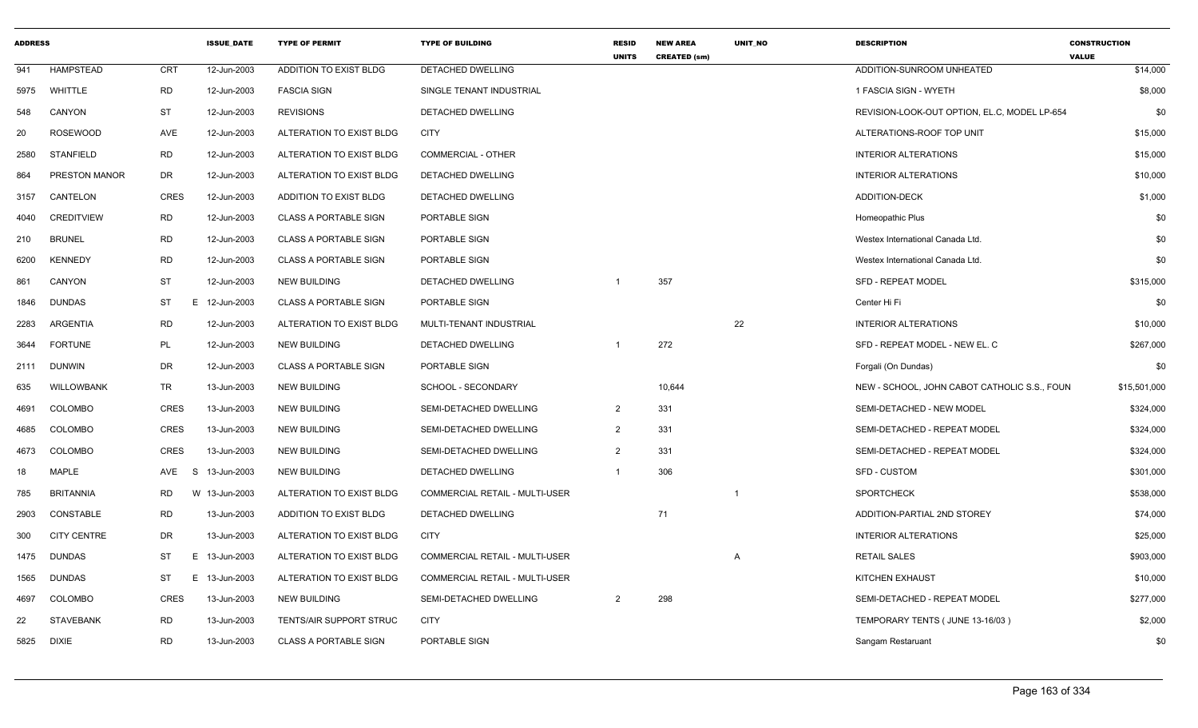| ADDRESS | | | ISSUE_DATE | TYPE OF PERMIT | TYPE OF BUILDING | RESID UNITS | NEW AREA CREATED (sm) | UNIT_NO | DESCRIPTION | CONSTRUCTION VALUE |
|---|---|---|---|---|---|---|---|---|---|---|
| 941 | HAMPSTEAD | CRT | 12-Jun-2003 | ADDITION TO EXIST BLDG | DETACHED DWELLING | | | | ADDITION-SUNROOM UNHEATED | $14,000 |
| 5975 | WHITTLE | RD | 12-Jun-2003 | FASCIA SIGN | SINGLE TENANT INDUSTRIAL | | | | 1 FASCIA SIGN - WYETH | $8,000 |
| 548 | CANYON | ST | 12-Jun-2003 | REVISIONS | DETACHED DWELLING | | | | REVISION-LOOK-OUT OPTION, EL.C, MODEL LP-654 | $0 |
| 20 | ROSEWOOD | AVE | 12-Jun-2003 | ALTERATION TO EXIST BLDG | CITY | | | | ALTERATIONS-ROOF TOP UNIT | $15,000 |
| 2580 | STANFIELD | RD | 12-Jun-2003 | ALTERATION TO EXIST BLDG | COMMERCIAL - OTHER | | | | INTERIOR ALTERATIONS | $15,000 |
| 864 | PRESTON MANOR | DR | 12-Jun-2003 | ALTERATION TO EXIST BLDG | DETACHED DWELLING | | | | INTERIOR ALTERATIONS | $10,000 |
| 3157 | CANTELON | CRES | 12-Jun-2003 | ADDITION TO EXIST BLDG | DETACHED DWELLING | | | | ADDITION-DECK | $1,000 |
| 4040 | CREDITVIEW | RD | 12-Jun-2003 | CLASS A PORTABLE SIGN | PORTABLE SIGN | | | | Homeopathic Plus | $0 |
| 210 | BRUNEL | RD | 12-Jun-2003 | CLASS A PORTABLE SIGN | PORTABLE SIGN | | | | Westex International Canada Ltd. | $0 |
| 6200 | KENNEDY | RD | 12-Jun-2003 | CLASS A PORTABLE SIGN | PORTABLE SIGN | | | | Westex International Canada Ltd. | $0 |
| 861 | CANYON | ST | 12-Jun-2003 | NEW BUILDING | DETACHED DWELLING | 1 | 357 | | SFD - REPEAT MODEL | $315,000 |
| 1846 | DUNDAS | ST | E 12-Jun-2003 | CLASS A PORTABLE SIGN | PORTABLE SIGN | | | | Center Hi Fi | $0 |
| 2283 | ARGENTIA | RD | 12-Jun-2003 | ALTERATION TO EXIST BLDG | MULTI-TENANT INDUSTRIAL | | | 22 | INTERIOR ALTERATIONS | $10,000 |
| 3644 | FORTUNE | PL | 12-Jun-2003 | NEW BUILDING | DETACHED DWELLING | 1 | 272 | | SFD - REPEAT MODEL - NEW EL. C | $267,000 |
| 2111 | DUNWIN | DR | 12-Jun-2003 | CLASS A PORTABLE SIGN | PORTABLE SIGN | | | | Forgali (On Dundas) | $0 |
| 635 | WILLOWBANK | TR | 13-Jun-2003 | NEW BUILDING | SCHOOL - SECONDARY | | 10,644 | | NEW - SCHOOL, JOHN CABOT CATHOLIC S.S., FOUN | $15,501,000 |
| 4691 | COLOMBO | CRES | 13-Jun-2003 | NEW BUILDING | SEMI-DETACHED DWELLING | 2 | 331 | | SEMI-DETACHED - NEW MODEL | $324,000 |
| 4685 | COLOMBO | CRES | 13-Jun-2003 | NEW BUILDING | SEMI-DETACHED DWELLING | 2 | 331 | | SEMI-DETACHED - REPEAT MODEL | $324,000 |
| 4673 | COLOMBO | CRES | 13-Jun-2003 | NEW BUILDING | SEMI-DETACHED DWELLING | 2 | 331 | | SEMI-DETACHED - REPEAT MODEL | $324,000 |
| 18 | MAPLE | AVE | S 13-Jun-2003 | NEW BUILDING | DETACHED DWELLING | 1 | 306 | | SFD - CUSTOM | $301,000 |
| 785 | BRITANNIA | RD | W 13-Jun-2003 | ALTERATION TO EXIST BLDG | COMMERCIAL RETAIL - MULTI-USER | | | 1 | SPORTCHECK | $538,000 |
| 2903 | CONSTABLE | RD | 13-Jun-2003 | ADDITION TO EXIST BLDG | DETACHED DWELLING | | 71 | | ADDITION-PARTIAL 2ND STOREY | $74,000 |
| 300 | CITY CENTRE | DR | 13-Jun-2003 | ALTERATION TO EXIST BLDG | CITY | | | | INTERIOR ALTERATIONS | $25,000 |
| 1475 | DUNDAS | ST | E 13-Jun-2003 | ALTERATION TO EXIST BLDG | COMMERCIAL RETAIL - MULTI-USER | | | A | RETAIL SALES | $903,000 |
| 1565 | DUNDAS | ST | E 13-Jun-2003 | ALTERATION TO EXIST BLDG | COMMERCIAL RETAIL - MULTI-USER | | | | KITCHEN EXHAUST | $10,000 |
| 4697 | COLOMBO | CRES | 13-Jun-2003 | NEW BUILDING | SEMI-DETACHED DWELLING | 2 | 298 | | SEMI-DETACHED - REPEAT MODEL | $277,000 |
| 22 | STAVEBANK | RD | 13-Jun-2003 | TENTS/AIR SUPPORT STRUC | CITY | | | | TEMPORARY TENTS ( JUNE 13-16/03 ) | $2,000 |
| 5825 | DIXIE | RD | 13-Jun-2003 | CLASS A PORTABLE SIGN | PORTABLE SIGN | | | | Sangam Restaruant | $0 |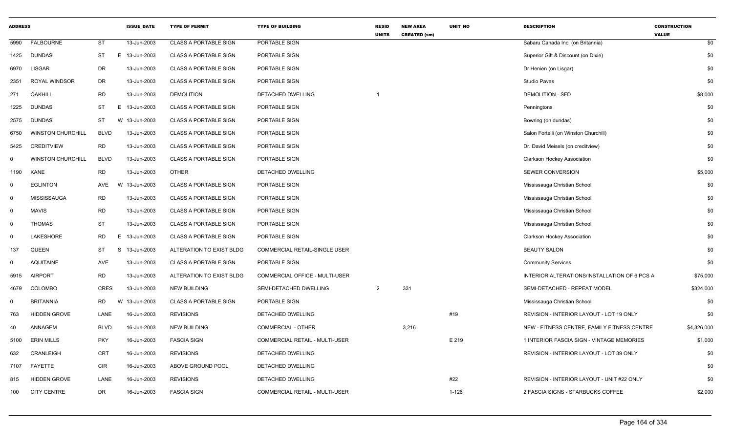| ADDRESS | | | ISSUE_DATE | TYPE OF PERMIT | TYPE OF BUILDING | RESID UNITS | NEW AREA CREATED (sm) | UNIT_NO | DESCRIPTION | CONSTRUCTION VALUE |
|---|---|---|---|---|---|---|---|---|---|---|
| 5990 | FALBOURNE | ST | 13-Jun-2003 | CLASS A PORTABLE SIGN | PORTABLE SIGN | | | | Sabaru Canada Inc. (on Britannia) | $0 |
| 1425 | DUNDAS | ST E | 13-Jun-2003 | CLASS A PORTABLE SIGN | PORTABLE SIGN | | | | Superior Gift & Discount (on Dixie) | $0 |
| 6970 | LISGAR | DR | 13-Jun-2003 | CLASS A PORTABLE SIGN | PORTABLE SIGN | | | | Dr Henien (on Lisgar) | $0 |
| 2351 | ROYAL WINDSOR | DR | 13-Jun-2003 | CLASS A PORTABLE SIGN | PORTABLE SIGN | | | | Studio Pavas | $0 |
| 271 | OAKHILL | RD | 13-Jun-2003 | DEMOLITION | DETACHED DWELLING | 1 | | | DEMOLITION - SFD | $8,000 |
| 1225 | DUNDAS | ST E | 13-Jun-2003 | CLASS A PORTABLE SIGN | PORTABLE SIGN | | | | Penningtons | $0 |
| 2575 | DUNDAS | ST W | 13-Jun-2003 | CLASS A PORTABLE SIGN | PORTABLE SIGN | | | | Bowring (on dundas) | $0 |
| 6750 | WINSTON CHURCHILL | BLVD | 13-Jun-2003 | CLASS A PORTABLE SIGN | PORTABLE SIGN | | | | Salon Fortelli (on Winston Churchill) | $0 |
| 5425 | CREDITVIEW | RD | 13-Jun-2003 | CLASS A PORTABLE SIGN | PORTABLE SIGN | | | | Dr. David Meisels (on creditview) | $0 |
| 0 | WINSTON CHURCHILL | BLVD | 13-Jun-2003 | CLASS A PORTABLE SIGN | PORTABLE SIGN | | | | Clarkson Hockey Association | $0 |
| 1190 | KANE | RD | 13-Jun-2003 | OTHER | DETACHED DWELLING | | | | SEWER CONVERSION | $5,000 |
| 0 | EGLINTON | AVE W | 13-Jun-2003 | CLASS A PORTABLE SIGN | PORTABLE SIGN | | | | Mississauga Christian School | $0 |
| 0 | MISSISSAUGA | RD | 13-Jun-2003 | CLASS A PORTABLE SIGN | PORTABLE SIGN | | | | Mississauga Christian School | $0 |
| 0 | MAVIS | RD | 13-Jun-2003 | CLASS A PORTABLE SIGN | PORTABLE SIGN | | | | Mississauga Christian School | $0 |
| 0 | THOMAS | ST | 13-Jun-2003 | CLASS A PORTABLE SIGN | PORTABLE SIGN | | | | Mississauga Christian School | $0 |
| 0 | LAKESHORE | RD E | 13-Jun-2003 | CLASS A PORTABLE SIGN | PORTABLE SIGN | | | | Clarkson Hockey Association | $0 |
| 137 | QUEEN | ST S | 13-Jun-2003 | ALTERATION TO EXIST BLDG | COMMERCIAL RETAIL-SINGLE USER | | | | BEAUTY SALON | $0 |
| 0 | AQUITAINE | AVE | 13-Jun-2003 | CLASS A PORTABLE SIGN | PORTABLE SIGN | | | | Community Services | $0 |
| 5915 | AIRPORT | RD | 13-Jun-2003 | ALTERATION TO EXIST BLDG | COMMERCIAL OFFICE - MULTI-USER | | | | INTERIOR ALTERATIONS/INSTALLATION OF 6 PCS A | $75,000 |
| 4679 | COLOMBO | CRES | 13-Jun-2003 | NEW BUILDING | SEMI-DETACHED DWELLING | 2 | 331 | | SEMI-DETACHED - REPEAT MODEL | $324,000 |
| 0 | BRITANNIA | RD W | 13-Jun-2003 | CLASS A PORTABLE SIGN | PORTABLE SIGN | | | | Mississauga Christian School | $0 |
| 763 | HIDDEN GROVE | LANE | 16-Jun-2003 | REVISIONS | DETACHED DWELLING | | | #19 | REVISION - INTERIOR LAYOUT - LOT 19 ONLY | $0 |
| 40 | ANNAGEM | BLVD | 16-Jun-2003 | NEW BUILDING | COMMERCIAL - OTHER | | 3,216 | | NEW - FITNESS CENTRE, FAMILY FITNESS CENTRE | $4,326,000 |
| 5100 | ERIN MILLS | PKY | 16-Jun-2003 | FASCIA SIGN | COMMERCIAL RETAIL - MULTI-USER | | | E 219 | 1 INTERIOR FASCIA SIGN - VINTAGE MEMORIES | $1,000 |
| 632 | CRANLEIGH | CRT | 16-Jun-2003 | REVISIONS | DETACHED DWELLING | | | | REVISION - INTERIOR LAYOUT - LOT 39 ONLY | $0 |
| 7107 | FAYETTE | CIR | 16-Jun-2003 | ABOVE GROUND POOL | DETACHED DWELLING | | | | | $0 |
| 815 | HIDDEN GROVE | LANE | 16-Jun-2003 | REVISIONS | DETACHED DWELLING | | | #22 | REVISION - INTERIOR LAYOUT - UNIT #22 ONLY | $0 |
| 100 | CITY CENTRE | DR | 16-Jun-2003 | FASCIA SIGN | COMMERCIAL RETAIL - MULTI-USER | | | 1-126 | 2 FASCIA SIGNS - STARBUCKS COFFEE | $2,000 |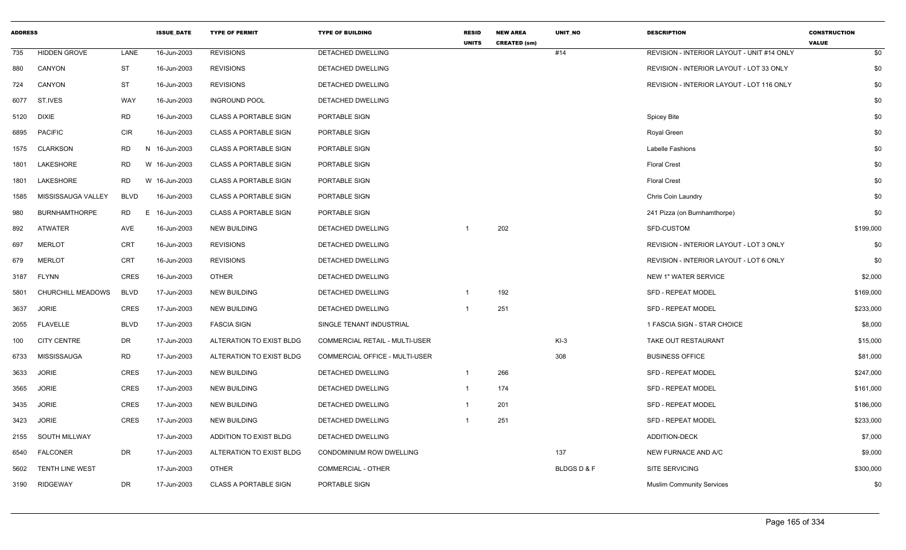| ADDRESS | | | ISSUE_DATE | TYPE OF PERMIT | TYPE OF BUILDING | RESID UNITS | NEW AREA CREATED (sm) | UNIT_NO | DESCRIPTION | CONSTRUCTION VALUE |
|---|---|---|---|---|---|---|---|---|---|---|
| 735 | HIDDEN GROVE | LANE | 16-Jun-2003 | REVISIONS | DETACHED DWELLING | | | #14 | REVISION - INTERIOR LAYOUT - UNIT #14 ONLY | $0 |
| 880 | CANYON | ST | 16-Jun-2003 | REVISIONS | DETACHED DWELLING | | | | REVISION - INTERIOR LAYOUT - LOT 33 ONLY | $0 |
| 724 | CANYON | ST | 16-Jun-2003 | REVISIONS | DETACHED DWELLING | | | | REVISION - INTERIOR LAYOUT - LOT 116 ONLY | $0 |
| 6077 | ST.IVES | WAY | 16-Jun-2003 | INGROUND POOL | DETACHED DWELLING | | | | | $0 |
| 5120 | DIXIE | RD | 16-Jun-2003 | CLASS A PORTABLE SIGN | PORTABLE SIGN | | | | Spicey Bite | $0 |
| 6895 | PACIFIC | CIR | 16-Jun-2003 | CLASS A PORTABLE SIGN | PORTABLE SIGN | | | | Royal Green | $0 |
| 1575 | CLARKSON | RD | N 16-Jun-2003 | CLASS A PORTABLE SIGN | PORTABLE SIGN | | | | Labelle Fashions | $0 |
| 1801 | LAKESHORE | RD | W 16-Jun-2003 | CLASS A PORTABLE SIGN | PORTABLE SIGN | | | | Floral Crest | $0 |
| 1801 | LAKESHORE | RD | W 16-Jun-2003 | CLASS A PORTABLE SIGN | PORTABLE SIGN | | | | Floral Crest | $0 |
| 1585 | MISSISSAUGA VALLEY | BLVD | 16-Jun-2003 | CLASS A PORTABLE SIGN | PORTABLE SIGN | | | | Chris Coin Laundry | $0 |
| 980 | BURNHAMTHORPE | RD | E 16-Jun-2003 | CLASS A PORTABLE SIGN | PORTABLE SIGN | | | | 241 Pizza (on Burnhamthorpe) | $0 |
| 892 | ATWATER | AVE | 16-Jun-2003 | NEW BUILDING | DETACHED DWELLING | 1 | 202 | | SFD-CUSTOM | $199,000 |
| 697 | MERLOT | CRT | 16-Jun-2003 | REVISIONS | DETACHED DWELLING | | | | REVISION - INTERIOR LAYOUT - LOT 3 ONLY | $0 |
| 679 | MERLOT | CRT | 16-Jun-2003 | REVISIONS | DETACHED DWELLING | | | | REVISION - INTERIOR LAYOUT - LOT 6 ONLY | $0 |
| 3187 | FLYNN | CRES | 16-Jun-2003 | OTHER | DETACHED DWELLING | | | | NEW 1" WATER SERVICE | $2,000 |
| 5801 | CHURCHILL MEADOWS | BLVD | 17-Jun-2003 | NEW BUILDING | DETACHED DWELLING | 1 | 192 | | SFD - REPEAT MODEL | $169,000 |
| 3637 | JORIE | CRES | 17-Jun-2003 | NEW BUILDING | DETACHED DWELLING | 1 | 251 | | SFD - REPEAT MODEL | $233,000 |
| 2055 | FLAVELLE | BLVD | 17-Jun-2003 | FASCIA SIGN | SINGLE TENANT INDUSTRIAL | | | | 1 FASCIA SIGN - STAR CHOICE | $8,000 |
| 100 | CITY CENTRE | DR | 17-Jun-2003 | ALTERATION TO EXIST BLDG | COMMERCIAL RETAIL - MULTI-USER | | | KI-3 | TAKE OUT RESTAURANT | $15,000 |
| 6733 | MISSISSAUGA | RD | 17-Jun-2003 | ALTERATION TO EXIST BLDG | COMMERCIAL OFFICE - MULTI-USER | | | 308 | BUSINESS OFFICE | $81,000 |
| 3633 | JORIE | CRES | 17-Jun-2003 | NEW BUILDING | DETACHED DWELLING | 1 | 266 | | SFD - REPEAT MODEL | $247,000 |
| 3565 | JORIE | CRES | 17-Jun-2003 | NEW BUILDING | DETACHED DWELLING | 1 | 174 | | SFD - REPEAT MODEL | $161,000 |
| 3435 | JORIE | CRES | 17-Jun-2003 | NEW BUILDING | DETACHED DWELLING | 1 | 201 | | SFD - REPEAT MODEL | $186,000 |
| 3423 | JORIE | CRES | 17-Jun-2003 | NEW BUILDING | DETACHED DWELLING | 1 | 251 | | SFD - REPEAT MODEL | $233,000 |
| 2155 | SOUTH MILLWAY | | 17-Jun-2003 | ADDITION TO EXIST BLDG | DETACHED DWELLING | | | | ADDITION-DECK | $7,000 |
| 6540 | FALCONER | DR | 17-Jun-2003 | ALTERATION TO EXIST BLDG | CONDOMINIUM ROW DWELLING | | | 137 | NEW FURNACE AND A/C | $9,000 |
| 5602 | TENTH LINE WEST | | 17-Jun-2003 | OTHER | COMMERCIAL - OTHER | | | BLDGS D & F | SITE SERVICING | $300,000 |
| 3190 | RIDGEWAY | DR | 17-Jun-2003 | CLASS A PORTABLE SIGN | PORTABLE SIGN | | | | Muslim Community Services | $0 |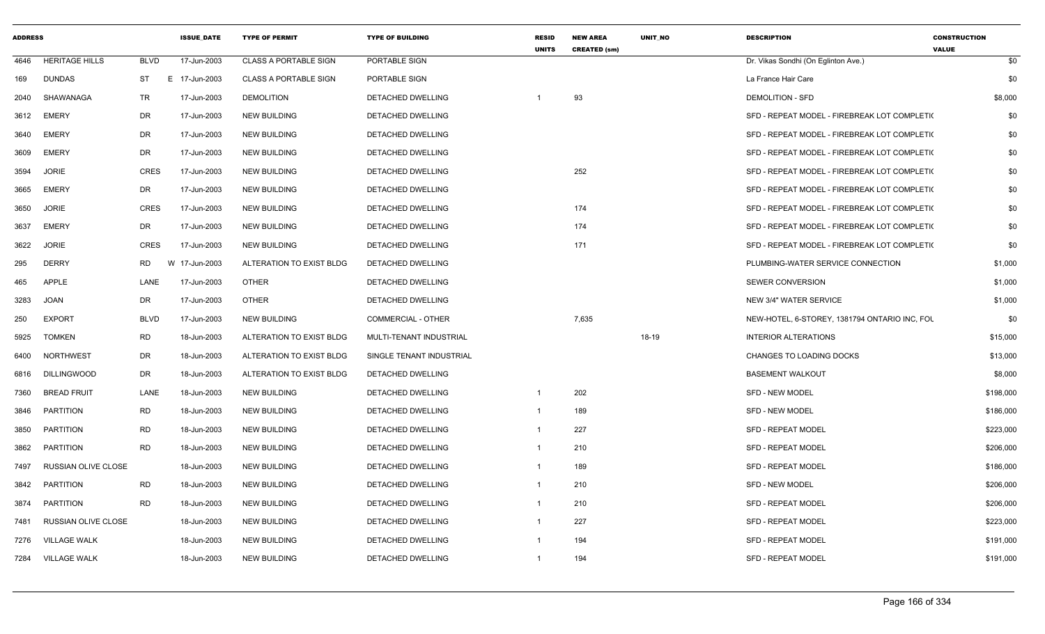| ADDRESS | | | ISSUE_DATE | TYPE OF PERMIT | TYPE OF BUILDING | RESID UNITS | NEW AREA CREATED (sm) | UNIT_NO | DESCRIPTION | CONSTRUCTION VALUE |
|---|---|---|---|---|---|---|---|---|---|---|
| 4646 | HERITAGE HILLS | BLVD | 17-Jun-2003 | CLASS A PORTABLE SIGN | PORTABLE SIGN | | | | Dr. Vikas Sondhi (On Eglinton Ave.) | $0 |
| 169 | DUNDAS | ST E | 17-Jun-2003 | CLASS A PORTABLE SIGN | PORTABLE SIGN | | | | La France Hair Care | $0 |
| 2040 | SHAWANAGA | TR | 17-Jun-2003 | DEMOLITION | DETACHED DWELLING | 1 | 93 | | DEMOLITION - SFD | $8,000 |
| 3612 | EMERY | DR | 17-Jun-2003 | NEW BUILDING | DETACHED DWELLING | | | | SFD - REPEAT MODEL - FIREBREAK LOT COMPLETI( | $0 |
| 3640 | EMERY | DR | 17-Jun-2003 | NEW BUILDING | DETACHED DWELLING | | | | SFD - REPEAT MODEL - FIREBREAK LOT COMPLETI( | $0 |
| 3609 | EMERY | DR | 17-Jun-2003 | NEW BUILDING | DETACHED DWELLING | | | | SFD - REPEAT MODEL - FIREBREAK LOT COMPLETI( | $0 |
| 3594 | JORIE | CRES | 17-Jun-2003 | NEW BUILDING | DETACHED DWELLING | | 252 | | SFD - REPEAT MODEL - FIREBREAK LOT COMPLETI( | $0 |
| 3665 | EMERY | DR | 17-Jun-2003 | NEW BUILDING | DETACHED DWELLING | | | | SFD - REPEAT MODEL - FIREBREAK LOT COMPLETI( | $0 |
| 3650 | JORIE | CRES | 17-Jun-2003 | NEW BUILDING | DETACHED DWELLING | | 174 | | SFD - REPEAT MODEL - FIREBREAK LOT COMPLETI( | $0 |
| 3637 | EMERY | DR | 17-Jun-2003 | NEW BUILDING | DETACHED DWELLING | | 174 | | SFD - REPEAT MODEL - FIREBREAK LOT COMPLETI( | $0 |
| 3622 | JORIE | CRES | 17-Jun-2003 | NEW BUILDING | DETACHED DWELLING | | 171 | | SFD - REPEAT MODEL - FIREBREAK LOT COMPLETI( | $0 |
| 295 | DERRY | RD W | 17-Jun-2003 | ALTERATION TO EXIST BLDG | DETACHED DWELLING | | | | PLUMBING-WATER SERVICE CONNECTION | $1,000 |
| 465 | APPLE | LANE | 17-Jun-2003 | OTHER | DETACHED DWELLING | | | | SEWER CONVERSION | $1,000 |
| 3283 | JOAN | DR | 17-Jun-2003 | OTHER | DETACHED DWELLING | | | | NEW 3/4" WATER SERVICE | $1,000 |
| 250 | EXPORT | BLVD | 17-Jun-2003 | NEW BUILDING | COMMERCIAL - OTHER | | 7,635 | | NEW-HOTEL, 6-STOREY, 1381794 ONTARIO INC, FOL | $0 |
| 5925 | TOMKEN | RD | 18-Jun-2003 | ALTERATION TO EXIST BLDG | MULTI-TENANT INDUSTRIAL | | | 18-19 | INTERIOR ALTERATIONS | $15,000 |
| 6400 | NORTHWEST | DR | 18-Jun-2003 | ALTERATION TO EXIST BLDG | SINGLE TENANT INDUSTRIAL | | | | CHANGES TO LOADING DOCKS | $13,000 |
| 6816 | DILLINGWOOD | DR | 18-Jun-2003 | ALTERATION TO EXIST BLDG | DETACHED DWELLING | | | | BASEMENT WALKOUT | $8,000 |
| 7360 | BREAD FRUIT | LANE | 18-Jun-2003 | NEW BUILDING | DETACHED DWELLING | 1 | 202 | | SFD - NEW MODEL | $198,000 |
| 3846 | PARTITION | RD | 18-Jun-2003 | NEW BUILDING | DETACHED DWELLING | 1 | 189 | | SFD - NEW MODEL | $186,000 |
| 3850 | PARTITION | RD | 18-Jun-2003 | NEW BUILDING | DETACHED DWELLING | 1 | 227 | | SFD - REPEAT MODEL | $223,000 |
| 3862 | PARTITION | RD | 18-Jun-2003 | NEW BUILDING | DETACHED DWELLING | 1 | 210 | | SFD - REPEAT MODEL | $206,000 |
| 7497 | RUSSIAN OLIVE CLOSE | | 18-Jun-2003 | NEW BUILDING | DETACHED DWELLING | 1 | 189 | | SFD - REPEAT MODEL | $186,000 |
| 3842 | PARTITION | RD | 18-Jun-2003 | NEW BUILDING | DETACHED DWELLING | 1 | 210 | | SFD - NEW MODEL | $206,000 |
| 3874 | PARTITION | RD | 18-Jun-2003 | NEW BUILDING | DETACHED DWELLING | 1 | 210 | | SFD - REPEAT MODEL | $206,000 |
| 7481 | RUSSIAN OLIVE CLOSE | | 18-Jun-2003 | NEW BUILDING | DETACHED DWELLING | 1 | 227 | | SFD - REPEAT MODEL | $223,000 |
| 7276 | VILLAGE WALK | | 18-Jun-2003 | NEW BUILDING | DETACHED DWELLING | 1 | 194 | | SFD - REPEAT MODEL | $191,000 |
| 7284 | VILLAGE WALK | | 18-Jun-2003 | NEW BUILDING | DETACHED DWELLING | 1 | 194 | | SFD - REPEAT MODEL | $191,000 |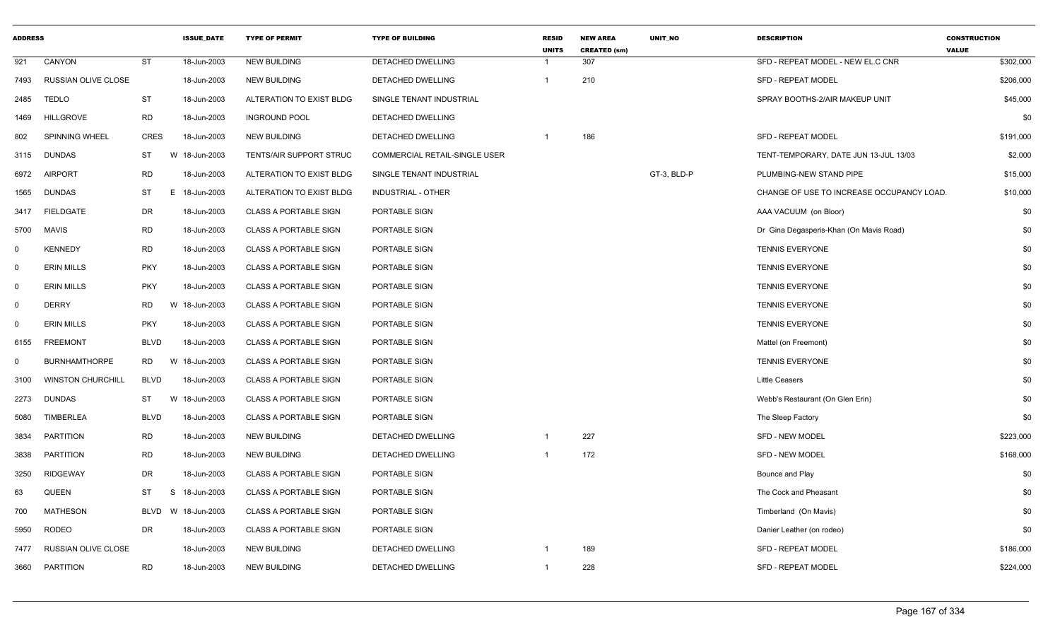| ADDRESS | | | ISSUE_DATE | TYPE OF PERMIT | TYPE OF BUILDING | RESID UNITS | NEW AREA CREATED (sm) | UNIT_NO | DESCRIPTION | CONSTRUCTION VALUE |
|---|---|---|---|---|---|---|---|---|---|---|
| 921 | CANYON | ST | 18-Jun-2003 | NEW BUILDING | DETACHED DWELLING | 1 | 307 | | SFD - REPEAT MODEL - NEW EL.C CNR | $302,000 |
| 7493 | RUSSIAN OLIVE CLOSE | | 18-Jun-2003 | NEW BUILDING | DETACHED DWELLING | 1 | 210 | | SFD - REPEAT MODEL | $206,000 |
| 2485 | TEDLO | ST | 18-Jun-2003 | ALTERATION TO EXIST BLDG | SINGLE TENANT INDUSTRIAL | | | | SPRAY BOOTHS-2/AIR MAKEUP UNIT | $45,000 |
| 1469 | HILLGROVE | RD | 18-Jun-2003 | INGROUND POOL | DETACHED DWELLING | | | | | $0 |
| 802 | SPINNING WHEEL | CRES | 18-Jun-2003 | NEW BUILDING | DETACHED DWELLING | 1 | 186 | | SFD - REPEAT MODEL | $191,000 |
| 3115 | DUNDAS | ST W | 18-Jun-2003 | TENTS/AIR SUPPORT STRUC | COMMERCIAL RETAIL-SINGLE USER | | | | TENT-TEMPORARY, DATE JUN 13-JUL 13/03 | $2,000 |
| 6972 | AIRPORT | RD | 18-Jun-2003 | ALTERATION TO EXIST BLDG | SINGLE TENANT INDUSTRIAL | | | GT-3, BLD-P | PLUMBING-NEW STAND PIPE | $15,000 |
| 1565 | DUNDAS | ST E | 18-Jun-2003 | ALTERATION TO EXIST BLDG | INDUSTRIAL - OTHER | | | | CHANGE OF USE TO INCREASE OCCUPANCY LOAD. | $10,000 |
| 3417 | FIELDGATE | DR | 18-Jun-2003 | CLASS A PORTABLE SIGN | PORTABLE SIGN | | | | AAA VACUUM (on Bloor) | $0 |
| 5700 | MAVIS | RD | 18-Jun-2003 | CLASS A PORTABLE SIGN | PORTABLE SIGN | | | | Dr Gina Degasperis-Khan (On Mavis Road) | $0 |
| 0 | KENNEDY | RD | 18-Jun-2003 | CLASS A PORTABLE SIGN | PORTABLE SIGN | | | | TENNIS EVERYONE | $0 |
| 0 | ERIN MILLS | PKY | 18-Jun-2003 | CLASS A PORTABLE SIGN | PORTABLE SIGN | | | | TENNIS EVERYONE | $0 |
| 0 | ERIN MILLS | PKY | 18-Jun-2003 | CLASS A PORTABLE SIGN | PORTABLE SIGN | | | | TENNIS EVERYONE | $0 |
| 0 | DERRY | RD W | 18-Jun-2003 | CLASS A PORTABLE SIGN | PORTABLE SIGN | | | | TENNIS EVERYONE | $0 |
| 0 | ERIN MILLS | PKY | 18-Jun-2003 | CLASS A PORTABLE SIGN | PORTABLE SIGN | | | | TENNIS EVERYONE | $0 |
| 6155 | FREEMONT | BLVD | 18-Jun-2003 | CLASS A PORTABLE SIGN | PORTABLE SIGN | | | | Mattel (on Freemont) | $0 |
| 0 | BURNHAMTHORPE | RD W | 18-Jun-2003 | CLASS A PORTABLE SIGN | PORTABLE SIGN | | | | TENNIS EVERYONE | $0 |
| 3100 | WINSTON CHURCHILL | BLVD | 18-Jun-2003 | CLASS A PORTABLE SIGN | PORTABLE SIGN | | | | Little Ceasers | $0 |
| 2273 | DUNDAS | ST W | 18-Jun-2003 | CLASS A PORTABLE SIGN | PORTABLE SIGN | | | | Webb's Restaurant (On Glen Erin) | $0 |
| 5080 | TIMBERLEA | BLVD | 18-Jun-2003 | CLASS A PORTABLE SIGN | PORTABLE SIGN | | | | The Sleep Factory | $0 |
| 3834 | PARTITION | RD | 18-Jun-2003 | NEW BUILDING | DETACHED DWELLING | 1 | 227 | | SFD - NEW MODEL | $223,000 |
| 3838 | PARTITION | RD | 18-Jun-2003 | NEW BUILDING | DETACHED DWELLING | 1 | 172 | | SFD - NEW MODEL | $168,000 |
| 3250 | RIDGEWAY | DR | 18-Jun-2003 | CLASS A PORTABLE SIGN | PORTABLE SIGN | | | | Bounce and Play | $0 |
| 63 | QUEEN | ST S | 18-Jun-2003 | CLASS A PORTABLE SIGN | PORTABLE SIGN | | | | The Cock and Pheasant | $0 |
| 700 | MATHESON | BLVD W | 18-Jun-2003 | CLASS A PORTABLE SIGN | PORTABLE SIGN | | | | Timberland (On Mavis) | $0 |
| 5950 | RODEO | DR | 18-Jun-2003 | CLASS A PORTABLE SIGN | PORTABLE SIGN | | | | Danier Leather (on rodeo) | $0 |
| 7477 | RUSSIAN OLIVE CLOSE | | 18-Jun-2003 | NEW BUILDING | DETACHED DWELLING | 1 | 189 | | SFD - REPEAT MODEL | $186,000 |
| 3660 | PARTITION | RD | 18-Jun-2003 | NEW BUILDING | DETACHED DWELLING | 1 | 228 | | SFD - REPEAT MODEL | $224,000 |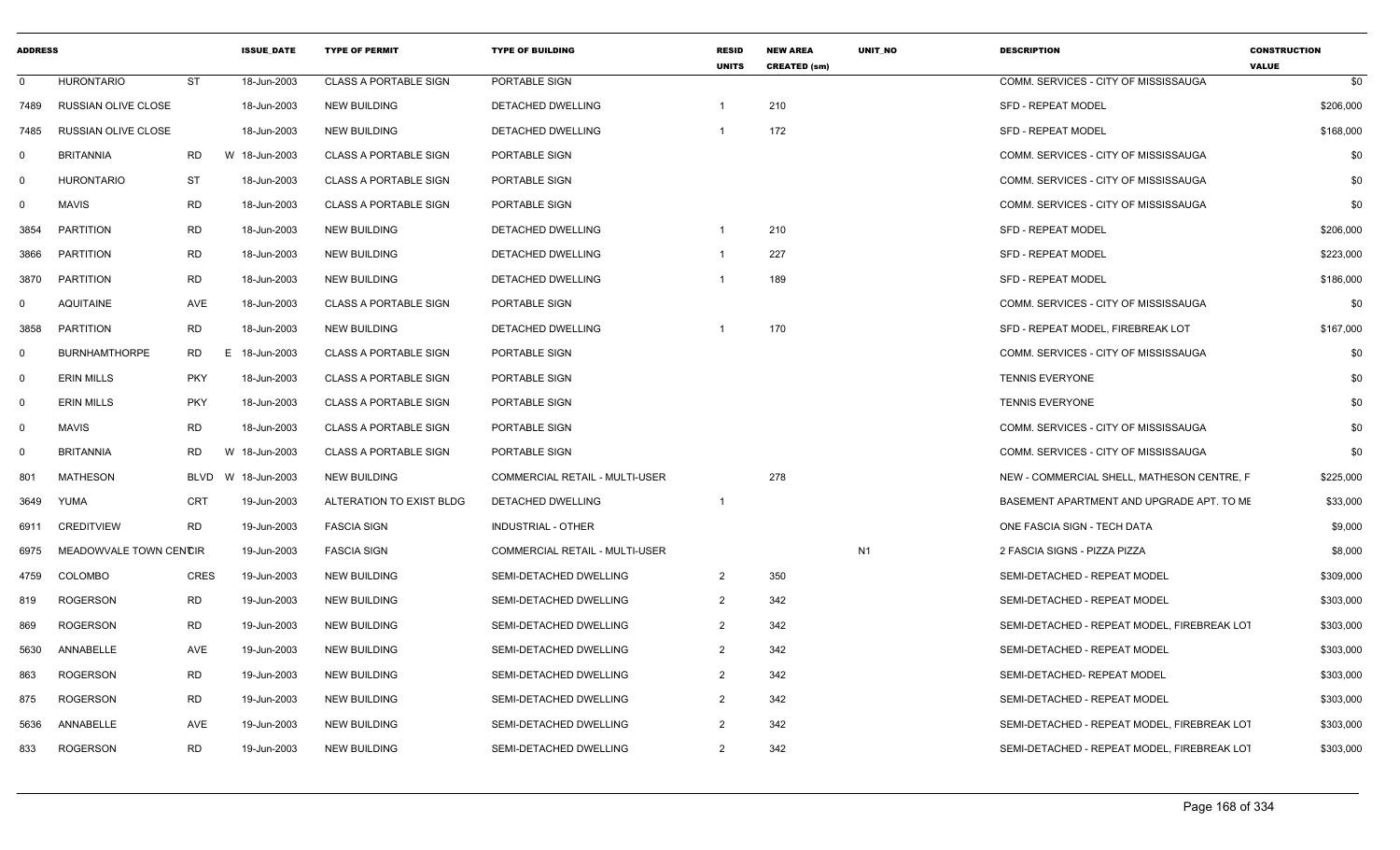| ADDRESS | | | ISSUE_DATE | TYPE OF PERMIT | TYPE OF BUILDING | RESID UNITS | NEW AREA CREATED (sm) | UNIT_NO | DESCRIPTION | CONSTRUCTION VALUE |
|---|---|---|---|---|---|---|---|---|---|---|
| 0 | HURONTARIO | ST | 18-Jun-2003 | CLASS A PORTABLE SIGN | PORTABLE SIGN | | | | COMM. SERVICES - CITY OF MISSISSAUGA | $0 |
| 7489 | RUSSIAN OLIVE CLOSE | | 18-Jun-2003 | NEW BUILDING | DETACHED DWELLING | 1 | 210 | | SFD - REPEAT MODEL | $206,000 |
| 7485 | RUSSIAN OLIVE CLOSE | | 18-Jun-2003 | NEW BUILDING | DETACHED DWELLING | 1 | 172 | | SFD - REPEAT MODEL | $168,000 |
| 0 | BRITANNIA | RD W | 18-Jun-2003 | CLASS A PORTABLE SIGN | PORTABLE SIGN | | | | COMM. SERVICES - CITY OF MISSISSAUGA | $0 |
| 0 | HURONTARIO | ST | 18-Jun-2003 | CLASS A PORTABLE SIGN | PORTABLE SIGN | | | | COMM. SERVICES - CITY OF MISSISSAUGA | $0 |
| 0 | MAVIS | RD | 18-Jun-2003 | CLASS A PORTABLE SIGN | PORTABLE SIGN | | | | COMM. SERVICES - CITY OF MISSISSAUGA | $0 |
| 3854 | PARTITION | RD | 18-Jun-2003 | NEW BUILDING | DETACHED DWELLING | 1 | 210 | | SFD - REPEAT MODEL | $206,000 |
| 3866 | PARTITION | RD | 18-Jun-2003 | NEW BUILDING | DETACHED DWELLING | 1 | 227 | | SFD - REPEAT MODEL | $223,000 |
| 3870 | PARTITION | RD | 18-Jun-2003 | NEW BUILDING | DETACHED DWELLING | 1 | 189 | | SFD - REPEAT MODEL | $186,000 |
| 0 | AQUITAINE | AVE | 18-Jun-2003 | CLASS A PORTABLE SIGN | PORTABLE SIGN | | | | COMM. SERVICES - CITY OF MISSISSAUGA | $0 |
| 3858 | PARTITION | RD | 18-Jun-2003 | NEW BUILDING | DETACHED DWELLING | 1 | 170 | | SFD - REPEAT MODEL, FIREBREAK LOT | $167,000 |
| 0 | BURNHAMTHORPE | RD E | 18-Jun-2003 | CLASS A PORTABLE SIGN | PORTABLE SIGN | | | | COMM. SERVICES - CITY OF MISSISSAUGA | $0 |
| 0 | ERIN MILLS | PKY | 18-Jun-2003 | CLASS A PORTABLE SIGN | PORTABLE SIGN | | | | TENNIS EVERYONE | $0 |
| 0 | ERIN MILLS | PKY | 18-Jun-2003 | CLASS A PORTABLE SIGN | PORTABLE SIGN | | | | TENNIS EVERYONE | $0 |
| 0 | MAVIS | RD | 18-Jun-2003 | CLASS A PORTABLE SIGN | PORTABLE SIGN | | | | COMM. SERVICES - CITY OF MISSISSAUGA | $0 |
| 0 | BRITANNIA | RD W | 18-Jun-2003 | CLASS A PORTABLE SIGN | PORTABLE SIGN | | | | COMM. SERVICES - CITY OF MISSISSAUGA | $0 |
| 801 | MATHESON | BLVD W | 18-Jun-2003 | NEW BUILDING | COMMERCIAL RETAIL - MULTI-USER | | 278 | | NEW - COMMERCIAL SHELL, MATHESON CENTRE, F | $225,000 |
| 3649 | YUMA | CRT | 19-Jun-2003 | ALTERATION TO EXIST BLDG | DETACHED DWELLING | 1 | | | BASEMENT APARTMENT AND UPGRADE APT. TO ME | $33,000 |
| 6911 | CREDITVIEW | RD | 19-Jun-2003 | FASCIA SIGN | INDUSTRIAL - OTHER | | | | ONE FASCIA SIGN - TECH DATA | $9,000 |
| 6975 | MEADOWVALE TOWN CENTCIR | | 19-Jun-2003 | FASCIA SIGN | COMMERCIAL RETAIL - MULTI-USER | | | N1 | 2 FASCIA SIGNS - PIZZA PIZZA | $8,000 |
| 4759 | COLOMBO | CRES | 19-Jun-2003 | NEW BUILDING | SEMI-DETACHED DWELLING | 2 | 350 | | SEMI-DETACHED - REPEAT MODEL | $309,000 |
| 819 | ROGERSON | RD | 19-Jun-2003 | NEW BUILDING | SEMI-DETACHED DWELLING | 2 | 342 | | SEMI-DETACHED - REPEAT MODEL | $303,000 |
| 869 | ROGERSON | RD | 19-Jun-2003 | NEW BUILDING | SEMI-DETACHED DWELLING | 2 | 342 | | SEMI-DETACHED - REPEAT MODEL, FIREBREAK LOT | $303,000 |
| 5630 | ANNABELLE | AVE | 19-Jun-2003 | NEW BUILDING | SEMI-DETACHED DWELLING | 2 | 342 | | SEMI-DETACHED - REPEAT MODEL | $303,000 |
| 863 | ROGERSON | RD | 19-Jun-2003 | NEW BUILDING | SEMI-DETACHED DWELLING | 2 | 342 | | SEMI-DETACHED- REPEAT MODEL | $303,000 |
| 875 | ROGERSON | RD | 19-Jun-2003 | NEW BUILDING | SEMI-DETACHED DWELLING | 2 | 342 | | SEMI-DETACHED - REPEAT MODEL | $303,000 |
| 5636 | ANNABELLE | AVE | 19-Jun-2003 | NEW BUILDING | SEMI-DETACHED DWELLING | 2 | 342 | | SEMI-DETACHED - REPEAT MODEL, FIREBREAK LOT | $303,000 |
| 833 | ROGERSON | RD | 19-Jun-2003 | NEW BUILDING | SEMI-DETACHED DWELLING | 2 | 342 | | SEMI-DETACHED - REPEAT MODEL, FIREBREAK LOT | $303,000 |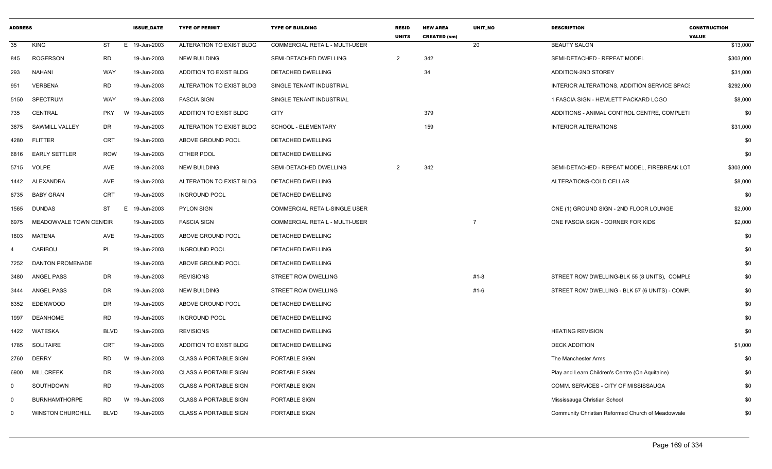| ADDRESS | | | ISSUE_DATE | TYPE OF PERMIT | TYPE OF BUILDING | RESID UNITS | NEW AREA CREATED (sm) | UNIT_NO | DESCRIPTION | CONSTRUCTION VALUE |
|---|---|---|---|---|---|---|---|---|---|---|
| 35 | KING | ST | E 19-Jun-2003 | ALTERATION TO EXIST BLDG | COMMERCIAL RETAIL - MULTI-USER | | | 20 | BEAUTY SALON | $13,000 |
| 845 | ROGERSON | RD | 19-Jun-2003 | NEW BUILDING | SEMI-DETACHED DWELLING | 2 | 342 | | SEMI-DETACHED - REPEAT MODEL | $303,000 |
| 293 | NAHANI | WAY | 19-Jun-2003 | ADDITION TO EXIST BLDG | DETACHED DWELLING | | 34 | | ADDITION-2ND STOREY | $31,000 |
| 951 | VERBENA | RD | 19-Jun-2003 | ALTERATION TO EXIST BLDG | SINGLE TENANT INDUSTRIAL | | | | INTERIOR ALTERATIONS, ADDITION SERVICE SPACI | $292,000 |
| 5150 | SPECTRUM | WAY | 19-Jun-2003 | FASCIA SIGN | SINGLE TENANT INDUSTRIAL | | | | 1 FASCIA SIGN - HEWLETT PACKARD LOGO | $8,000 |
| 735 | CENTRAL | PKY | W 19-Jun-2003 | ADDITION TO EXIST BLDG | CITY | | 379 | | ADDITIONS - ANIMAL CONTROL CENTRE, COMPLETI | $0 |
| 3675 | SAWMILL VALLEY | DR | 19-Jun-2003 | ALTERATION TO EXIST BLDG | SCHOOL - ELEMENTARY | | 159 | | INTERIOR ALTERATIONS | $31,000 |
| 4280 | FLITTER | CRT | 19-Jun-2003 | ABOVE GROUND POOL | DETACHED DWELLING | | | | | $0 |
| 6816 | EARLY SETTLER | ROW | 19-Jun-2003 | OTHER POOL | DETACHED DWELLING | | | | | $0 |
| 5715 | VOLPE | AVE | 19-Jun-2003 | NEW BUILDING | SEMI-DETACHED DWELLING | 2 | 342 | | SEMI-DETACHED - REPEAT MODEL, FIREBREAK LOT | $303,000 |
| 1442 | ALEXANDRA | AVE | 19-Jun-2003 | ALTERATION TO EXIST BLDG | DETACHED DWELLING | | | | ALTERATIONS-COLD CELLAR | $8,000 |
| 6735 | BABY GRAN | CRT | 19-Jun-2003 | INGROUND POOL | DETACHED DWELLING | | | | | $0 |
| 1565 | DUNDAS | ST | E 19-Jun-2003 | PYLON SIGN | COMMERCIAL RETAIL-SINGLE USER | | | | ONE (1) GROUND SIGN - 2ND FLOOR LOUNGE | $2,000 |
| 6975 | MEADOWVALE TOWN CENTCIR | | 19-Jun-2003 | FASCIA SIGN | COMMERCIAL RETAIL - MULTI-USER | | | 7 | ONE FASCIA SIGN - CORNER FOR KIDS | $2,000 |
| 1803 | MATENA | AVE | 19-Jun-2003 | ABOVE GROUND POOL | DETACHED DWELLING | | | | | $0 |
| 4 | CARIBOU | PL | 19-Jun-2003 | INGROUND POOL | DETACHED DWELLING | | | | | $0 |
| 7252 | DANTON PROMENADE | | 19-Jun-2003 | ABOVE GROUND POOL | DETACHED DWELLING | | | | | $0 |
| 3480 | ANGEL PASS | DR | 19-Jun-2003 | REVISIONS | STREET ROW DWELLING | | | #1-8 | STREET ROW DWELLING-BLK 55 (8 UNITS), COMPLI | $0 |
| 3444 | ANGEL PASS | DR | 19-Jun-2003 | NEW BUILDING | STREET ROW DWELLING | | | #1-6 | STREET ROW DWELLING - BLK 57 (6 UNITS) - COMPI | $0 |
| 6352 | EDENWOOD | DR | 19-Jun-2003 | ABOVE GROUND POOL | DETACHED DWELLING | | | | | $0 |
| 1997 | DEANHOME | RD | 19-Jun-2003 | INGROUND POOL | DETACHED DWELLING | | | | | $0 |
| 1422 | WATESKA | BLVD | 19-Jun-2003 | REVISIONS | DETACHED DWELLING | | | | HEATING REVISION | $0 |
| 1785 | SOLITAIRE | CRT | 19-Jun-2003 | ADDITION TO EXIST BLDG | DETACHED DWELLING | | | | DECK ADDITION | $1,000 |
| 2760 | DERRY | RD | W 19-Jun-2003 | CLASS A PORTABLE SIGN | PORTABLE SIGN | | | | The Manchester Arms | $0 |
| 6900 | MILLCREEK | DR | 19-Jun-2003 | CLASS A PORTABLE SIGN | PORTABLE SIGN | | | | Play and Learn Children's Centre (On Aquitaine) | $0 |
| 0 | SOUTHDOWN | RD | 19-Jun-2003 | CLASS A PORTABLE SIGN | PORTABLE SIGN | | | | COMM. SERVICES - CITY OF MISSISSAUGA | $0 |
| 0 | BURNHAMTHORPE | RD | W 19-Jun-2003 | CLASS A PORTABLE SIGN | PORTABLE SIGN | | | | Mississauga Christian School | $0 |
| 0 | WINSTON CHURCHILL | BLVD | 19-Jun-2003 | CLASS A PORTABLE SIGN | PORTABLE SIGN | | | | Community Christian Reformed Church of Meadowvale | $0 |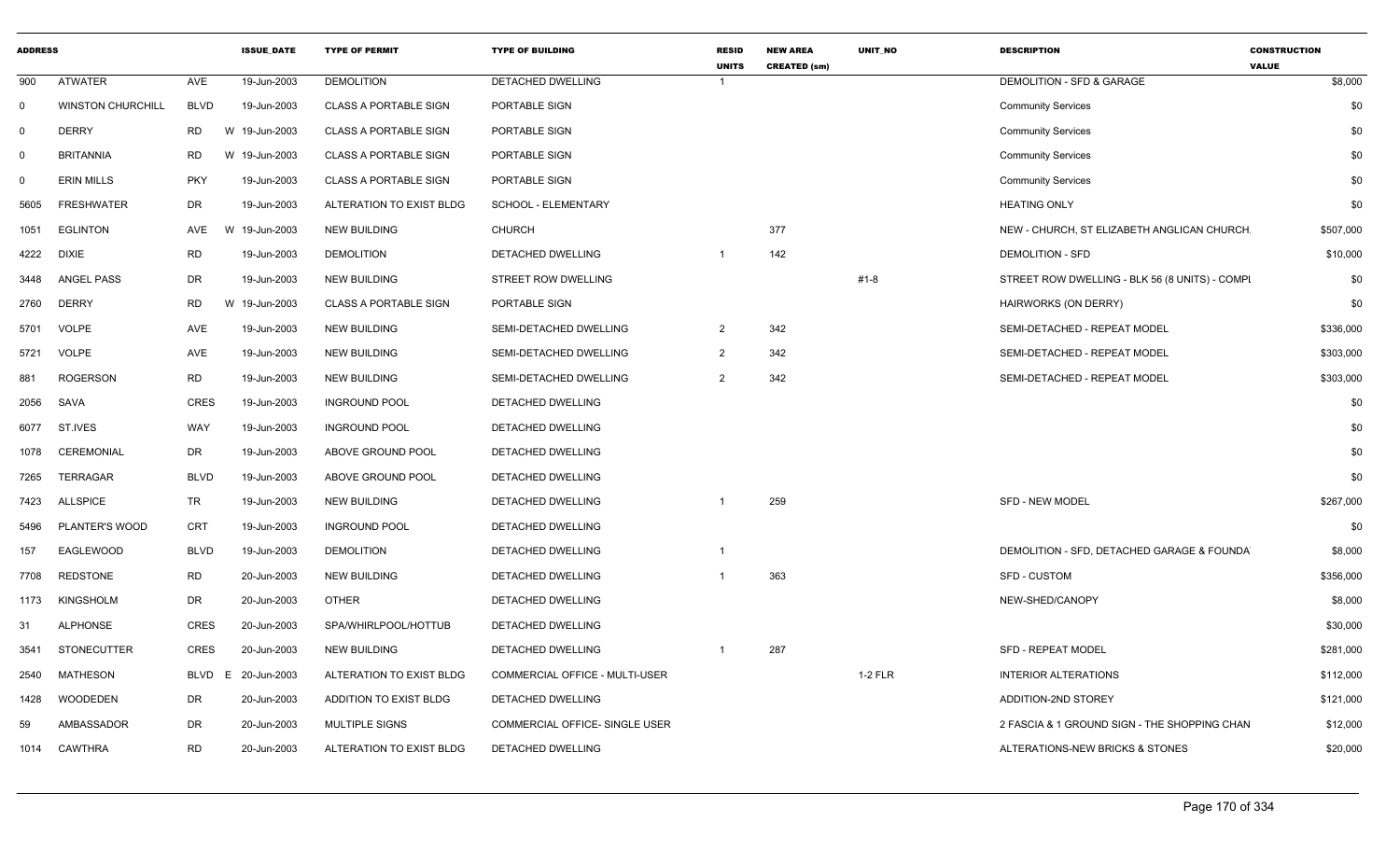| ADDRESS | | | ISSUE_DATE | TYPE OF PERMIT | TYPE OF BUILDING | RESID UNITS | NEW AREA CREATED (sm) | UNIT_NO | DESCRIPTION | CONSTRUCTION VALUE |
|---|---|---|---|---|---|---|---|---|---|---|
| 900 | ATWATER | AVE | 19-Jun-2003 | DEMOLITION | DETACHED DWELLING | 1 | | | DEMOLITION - SFD & GARAGE | $8,000 |
| 0 | WINSTON CHURCHILL | BLVD | 19-Jun-2003 | CLASS A PORTABLE SIGN | PORTABLE SIGN | | | | Community Services | $0 |
| 0 | DERRY | RD | W 19-Jun-2003 | CLASS A PORTABLE SIGN | PORTABLE SIGN | | | | Community Services | $0 |
| 0 | BRITANNIA | RD | W 19-Jun-2003 | CLASS A PORTABLE SIGN | PORTABLE SIGN | | | | Community Services | $0 |
| 0 | ERIN MILLS | PKY | 19-Jun-2003 | CLASS A PORTABLE SIGN | PORTABLE SIGN | | | | Community Services | $0 |
| 5605 | FRESHWATER | DR | 19-Jun-2003 | ALTERATION TO EXIST BLDG | SCHOOL - ELEMENTARY | | | | HEATING ONLY | $0 |
| 1051 | EGLINTON | AVE | W 19-Jun-2003 | NEW BUILDING | CHURCH | | 377 | | NEW - CHURCH, ST ELIZABETH ANGLICAN CHURCH. | $507,000 |
| 4222 | DIXIE | RD | 19-Jun-2003 | DEMOLITION | DETACHED DWELLING | 1 | 142 | | DEMOLITION - SFD | $10,000 |
| 3448 | ANGEL PASS | DR | 19-Jun-2003 | NEW BUILDING | STREET ROW DWELLING | | | #1-8 | STREET ROW DWELLING - BLK 56 (8 UNITS) - COMPL | $0 |
| 2760 | DERRY | RD | W 19-Jun-2003 | CLASS A PORTABLE SIGN | PORTABLE SIGN | | | | HAIRWORKS (ON DERRY) | $0 |
| 5701 | VOLPE | AVE | 19-Jun-2003 | NEW BUILDING | SEMI-DETACHED DWELLING | 2 | 342 | | SEMI-DETACHED - REPEAT MODEL | $336,000 |
| 5721 | VOLPE | AVE | 19-Jun-2003 | NEW BUILDING | SEMI-DETACHED DWELLING | 2 | 342 | | SEMI-DETACHED - REPEAT MODEL | $303,000 |
| 881 | ROGERSON | RD | 19-Jun-2003 | NEW BUILDING | SEMI-DETACHED DWELLING | 2 | 342 | | SEMI-DETACHED - REPEAT MODEL | $303,000 |
| 2056 | SAVA | CRES | 19-Jun-2003 | INGROUND POOL | DETACHED DWELLING | | | | | $0 |
| 6077 | ST.IVES | WAY | 19-Jun-2003 | INGROUND POOL | DETACHED DWELLING | | | | | $0 |
| 1078 | CEREMONIAL | DR | 19-Jun-2003 | ABOVE GROUND POOL | DETACHED DWELLING | | | | | $0 |
| 7265 | TERRAGAR | BLVD | 19-Jun-2003 | ABOVE GROUND POOL | DETACHED DWELLING | | | | | $0 |
| 7423 | ALLSPICE | TR | 19-Jun-2003 | NEW BUILDING | DETACHED DWELLING | 1 | 259 | | SFD - NEW MODEL | $267,000 |
| 5496 | PLANTER'S WOOD | CRT | 19-Jun-2003 | INGROUND POOL | DETACHED DWELLING | | | | | $0 |
| 157 | EAGLEWOOD | BLVD | 19-Jun-2003 | DEMOLITION | DETACHED DWELLING | 1 | | | DEMOLITION - SFD, DETACHED GARAGE & FOUNDA | $8,000 |
| 7708 | REDSTONE | RD | 20-Jun-2003 | NEW BUILDING | DETACHED DWELLING | 1 | 363 | | SFD - CUSTOM | $356,000 |
| 1173 | KINGSHOLM | DR | 20-Jun-2003 | OTHER | DETACHED DWELLING | | | | NEW-SHED/CANOPY | $8,000 |
| 31 | ALPHONSE | CRES | 20-Jun-2003 | SPA/WHIRLPOOL/HOTTUB | DETACHED DWELLING | | | | | $30,000 |
| 3541 | STONECUTTER | CRES | 20-Jun-2003 | NEW BUILDING | DETACHED DWELLING | 1 | 287 | | SFD - REPEAT MODEL | $281,000 |
| 2540 | MATHESON | BLVD | E 20-Jun-2003 | ALTERATION TO EXIST BLDG | COMMERCIAL OFFICE - MULTI-USER | | | 1-2 FLR | INTERIOR ALTERATIONS | $112,000 |
| 1428 | WOODEDEN | DR | 20-Jun-2003 | ADDITION TO EXIST BLDG | DETACHED DWELLING | | | | ADDITION-2ND STOREY | $121,000 |
| 59 | AMBASSADOR | DR | 20-Jun-2003 | MULTIPLE SIGNS | COMMERCIAL OFFICE- SINGLE USER | | | | 2 FASCIA & 1 GROUND SIGN - THE SHOPPING CHAN | $12,000 |
| 1014 | CAWTHRA | RD | 20-Jun-2003 | ALTERATION TO EXIST BLDG | DETACHED DWELLING | | | | ALTERATIONS-NEW BRICKS & STONES | $20,000 |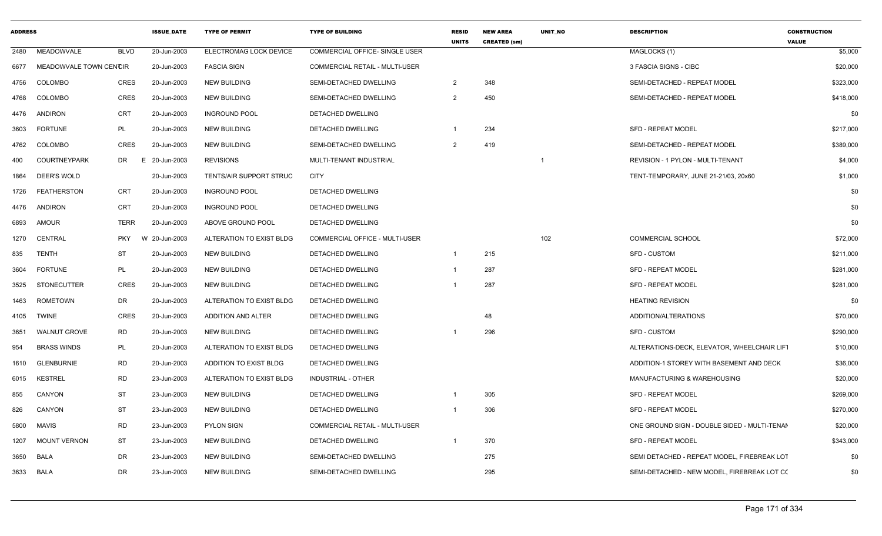| ADDRESS | | | ISSUE_DATE | TYPE OF PERMIT | TYPE OF BUILDING | RESID UNITS | NEW AREA CREATED (sm) | UNIT_NO | DESCRIPTION | CONSTRUCTION VALUE |
|---|---|---|---|---|---|---|---|---|---|---|
| 2480 | MEADOWVALE | BLVD | 20-Jun-2003 | ELECTROMAG LOCK DEVICE | COMMERCIAL OFFICE- SINGLE USER | | | | MAGLOCKS (1) | $5,000 |
| 6677 | MEADOWVALE TOWN CENCIR | | 20-Jun-2003 | FASCIA SIGN | COMMERCIAL RETAIL - MULTI-USER | | | | 3 FASCIA SIGNS - CIBC | $20,000 |
| 4756 | COLOMBO | CRES | 20-Jun-2003 | NEW BUILDING | SEMI-DETACHED DWELLING | 2 | 348 | | SEMI-DETACHED - REPEAT MODEL | $323,000 |
| 4768 | COLOMBO | CRES | 20-Jun-2003 | NEW BUILDING | SEMI-DETACHED DWELLING | 2 | 450 | | SEMI-DETACHED - REPEAT MODEL | $418,000 |
| 4476 | ANDIRON | CRT | 20-Jun-2003 | INGROUND POOL | DETACHED DWELLING | | | | | $0 |
| 3603 | FORTUNE | PL | 20-Jun-2003 | NEW BUILDING | DETACHED DWELLING | 1 | 234 | | SFD - REPEAT MODEL | $217,000 |
| 4762 | COLOMBO | CRES | 20-Jun-2003 | NEW BUILDING | SEMI-DETACHED DWELLING | 2 | 419 | | SEMI-DETACHED - REPEAT MODEL | $389,000 |
| 400 | COURTNEYPARK | DR E | 20-Jun-2003 | REVISIONS | MULTI-TENANT INDUSTRIAL | | | 1 | REVISION - 1 PYLON - MULTI-TENANT | $4,000 |
| 1864 | DEER'S WOLD | | 20-Jun-2003 | TENTS/AIR SUPPORT STRUC | CITY | | | | TENT-TEMPORARY, JUNE 21-21/03, 20x60 | $1,000 |
| 1726 | FEATHERSTON | CRT | 20-Jun-2003 | INGROUND POOL | DETACHED DWELLING | | | | | $0 |
| 4476 | ANDIRON | CRT | 20-Jun-2003 | INGROUND POOL | DETACHED DWELLING | | | | | $0 |
| 6893 | AMOUR | TERR | 20-Jun-2003 | ABOVE GROUND POOL | DETACHED DWELLING | | | | | $0 |
| 1270 | CENTRAL | PKY W | 20-Jun-2003 | ALTERATION TO EXIST BLDG | COMMERCIAL OFFICE - MULTI-USER | | | 102 | COMMERCIAL SCHOOL | $72,000 |
| 835 | TENTH | ST | 20-Jun-2003 | NEW BUILDING | DETACHED DWELLING | 1 | 215 | | SFD - CUSTOM | $211,000 |
| 3604 | FORTUNE | PL | 20-Jun-2003 | NEW BUILDING | DETACHED DWELLING | 1 | 287 | | SFD - REPEAT MODEL | $281,000 |
| 3525 | STONECUTTER | CRES | 20-Jun-2003 | NEW BUILDING | DETACHED DWELLING | 1 | 287 | | SFD - REPEAT MODEL | $281,000 |
| 1463 | ROMETOWN | DR | 20-Jun-2003 | ALTERATION TO EXIST BLDG | DETACHED DWELLING | | | | HEATING REVISION | $0 |
| 4105 | TWINE | CRES | 20-Jun-2003 | ADDITION AND ALTER | DETACHED DWELLING | | 48 | | ADDITION/ALTERATIONS | $70,000 |
| 3651 | WALNUT GROVE | RD | 20-Jun-2003 | NEW BUILDING | DETACHED DWELLING | 1 | 296 | | SFD - CUSTOM | $290,000 |
| 954 | BRASS WINDS | PL | 20-Jun-2003 | ALTERATION TO EXIST BLDG | DETACHED DWELLING | | | | ALTERATIONS-DECK, ELEVATOR, WHEELCHAIR LIFT | $10,000 |
| 1610 | GLENBURNIE | RD | 20-Jun-2003 | ADDITION TO EXIST BLDG | DETACHED DWELLING | | | | ADDITION-1 STOREY WITH BASEMENT AND DECK | $36,000 |
| 6015 | KESTREL | RD | 23-Jun-2003 | ALTERATION TO EXIST BLDG | INDUSTRIAL - OTHER | | | | MANUFACTURING & WAREHOUSING | $20,000 |
| 855 | CANYON | ST | 23-Jun-2003 | NEW BUILDING | DETACHED DWELLING | 1 | 305 | | SFD - REPEAT MODEL | $269,000 |
| 826 | CANYON | ST | 23-Jun-2003 | NEW BUILDING | DETACHED DWELLING | 1 | 306 | | SFD - REPEAT MODEL | $270,000 |
| 5800 | MAVIS | RD | 23-Jun-2003 | PYLON SIGN | COMMERCIAL RETAIL - MULTI-USER | | | | ONE GROUND SIGN - DOUBLE SIDED - MULTI-TENAN | $20,000 |
| 1207 | MOUNT VERNON | ST | 23-Jun-2003 | NEW BUILDING | DETACHED DWELLING | 1 | 370 | | SFD - REPEAT MODEL | $343,000 |
| 3650 | BALA | DR | 23-Jun-2003 | NEW BUILDING | SEMI-DETACHED DWELLING | | 275 | | SEMI DETACHED - REPEAT MODEL, FIREBREAK LOT | $0 |
| 3633 | BALA | DR | 23-Jun-2003 | NEW BUILDING | SEMI-DETACHED DWELLING | | 295 | | SEMI-DETACHED - NEW MODEL, FIREBREAK LOT CC | $0 |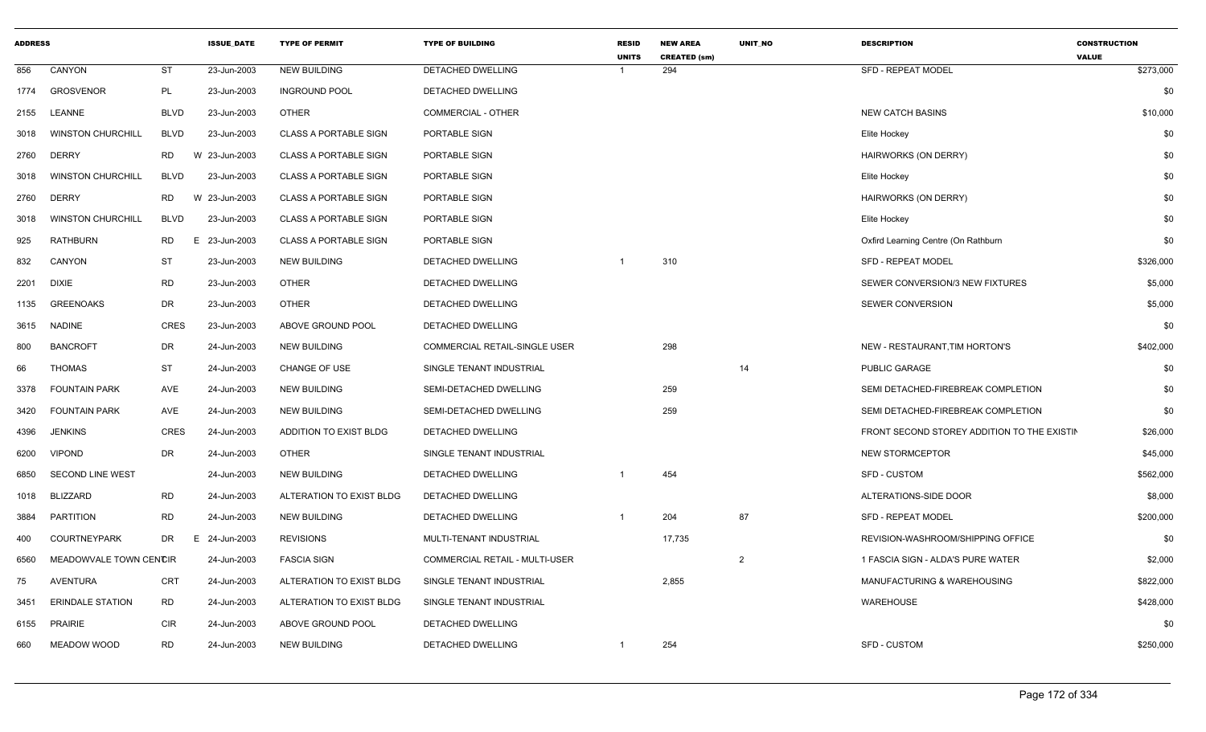| ADDRESS | | | ISSUE_DATE | TYPE OF PERMIT | TYPE OF BUILDING | RESID UNITS | NEW AREA CREATED (sm) | UNIT_NO | DESCRIPTION | CONSTRUCTION VALUE |
|---|---|---|---|---|---|---|---|---|---|---|
| 856 | CANYON | ST | 23-Jun-2003 | NEW BUILDING | DETACHED DWELLING | 1 | 294 | | SFD - REPEAT MODEL | $273,000 |
| 1774 | GROSVENOR | PL | 23-Jun-2003 | INGROUND POOL | DETACHED DWELLING | | | | | $0 |
| 2155 | LEANNE | BLVD | 23-Jun-2003 | OTHER | COMMERCIAL - OTHER | | | | NEW CATCH BASINS | $10,000 |
| 3018 | WINSTON CHURCHILL | BLVD | 23-Jun-2003 | CLASS A PORTABLE SIGN | PORTABLE SIGN | | | | Elite Hockey | $0 |
| 2760 | DERRY | RD W | 23-Jun-2003 | CLASS A PORTABLE SIGN | PORTABLE SIGN | | | | HAIRWORKS (ON DERRY) | $0 |
| 3018 | WINSTON CHURCHILL | BLVD | 23-Jun-2003 | CLASS A PORTABLE SIGN | PORTABLE SIGN | | | | Elite Hockey | $0 |
| 2760 | DERRY | RD W | 23-Jun-2003 | CLASS A PORTABLE SIGN | PORTABLE SIGN | | | | HAIRWORKS (ON DERRY) | $0 |
| 3018 | WINSTON CHURCHILL | BLVD | 23-Jun-2003 | CLASS A PORTABLE SIGN | PORTABLE SIGN | | | | Elite Hockey | $0 |
| 925 | RATHBURN | RD E | 23-Jun-2003 | CLASS A PORTABLE SIGN | PORTABLE SIGN | | | | Oxfird Learning Centre (On Rathburn | $0 |
| 832 | CANYON | ST | 23-Jun-2003 | NEW BUILDING | DETACHED DWELLING | 1 | 310 | | SFD - REPEAT MODEL | $326,000 |
| 2201 | DIXIE | RD | 23-Jun-2003 | OTHER | DETACHED DWELLING | | | | SEWER CONVERSION/3 NEW FIXTURES | $5,000 |
| 1135 | GREENOAKS | DR | 23-Jun-2003 | OTHER | DETACHED DWELLING | | | | SEWER CONVERSION | $5,000 |
| 3615 | NADINE | CRES | 23-Jun-2003 | ABOVE GROUND POOL | DETACHED DWELLING | | | | | $0 |
| 800 | BANCROFT | DR | 24-Jun-2003 | NEW BUILDING | COMMERCIAL RETAIL-SINGLE USER | | 298 | | NEW - RESTAURANT,TIM HORTON'S | $402,000 |
| 66 | THOMAS | ST | 24-Jun-2003 | CHANGE OF USE | SINGLE TENANT INDUSTRIAL | | | 14 | PUBLIC GARAGE | $0 |
| 3378 | FOUNTAIN PARK | AVE | 24-Jun-2003 | NEW BUILDING | SEMI-DETACHED DWELLING | | 259 | | SEMI DETACHED-FIREBREAK COMPLETION | $0 |
| 3420 | FOUNTAIN PARK | AVE | 24-Jun-2003 | NEW BUILDING | SEMI-DETACHED DWELLING | | 259 | | SEMI DETACHED-FIREBREAK COMPLETION | $0 |
| 4396 | JENKINS | CRES | 24-Jun-2003 | ADDITION TO EXIST BLDG | DETACHED DWELLING | | | | FRONT SECOND STOREY ADDITION TO THE EXISTIN | $26,000 |
| 6200 | VIPOND | DR | 24-Jun-2003 | OTHER | SINGLE TENANT INDUSTRIAL | | | | NEW STORMCEPTOR | $45,000 |
| 6850 | SECOND LINE WEST | | 24-Jun-2003 | NEW BUILDING | DETACHED DWELLING | 1 | 454 | | SFD - CUSTOM | $562,000 |
| 1018 | BLIZZARD | RD | 24-Jun-2003 | ALTERATION TO EXIST BLDG | DETACHED DWELLING | | | | ALTERATIONS-SIDE DOOR | $8,000 |
| 3884 | PARTITION | RD | 24-Jun-2003 | NEW BUILDING | DETACHED DWELLING | 1 | 204 | 87 | SFD - REPEAT MODEL | $200,000 |
| 400 | COURTNEYPARK | DR E | 24-Jun-2003 | REVISIONS | MULTI-TENANT INDUSTRIAL | | 17,735 | | REVISION-WASHROOM/SHIPPING OFFICE | $0 |
| 6560 | MEADOWVALE TOWN CENTRE | CIR | 24-Jun-2003 | FASCIA SIGN | COMMERCIAL RETAIL - MULTI-USER | | | 2 | 1 FASCIA SIGN - ALDA'S PURE WATER | $2,000 |
| 75 | AVENTURA | CRT | 24-Jun-2003 | ALTERATION TO EXIST BLDG | SINGLE TENANT INDUSTRIAL | | 2,855 | | MANUFACTURING & WAREHOUSING | $822,000 |
| 3451 | ERINDALE STATION | RD | 24-Jun-2003 | ALTERATION TO EXIST BLDG | SINGLE TENANT INDUSTRIAL | | | | WAREHOUSE | $428,000 |
| 6155 | PRAIRIE | CIR | 24-Jun-2003 | ABOVE GROUND POOL | DETACHED DWELLING | | | | | $0 |
| 660 | MEADOW WOOD | RD | 24-Jun-2003 | NEW BUILDING | DETACHED DWELLING | 1 | 254 | | SFD - CUSTOM | $250,000 |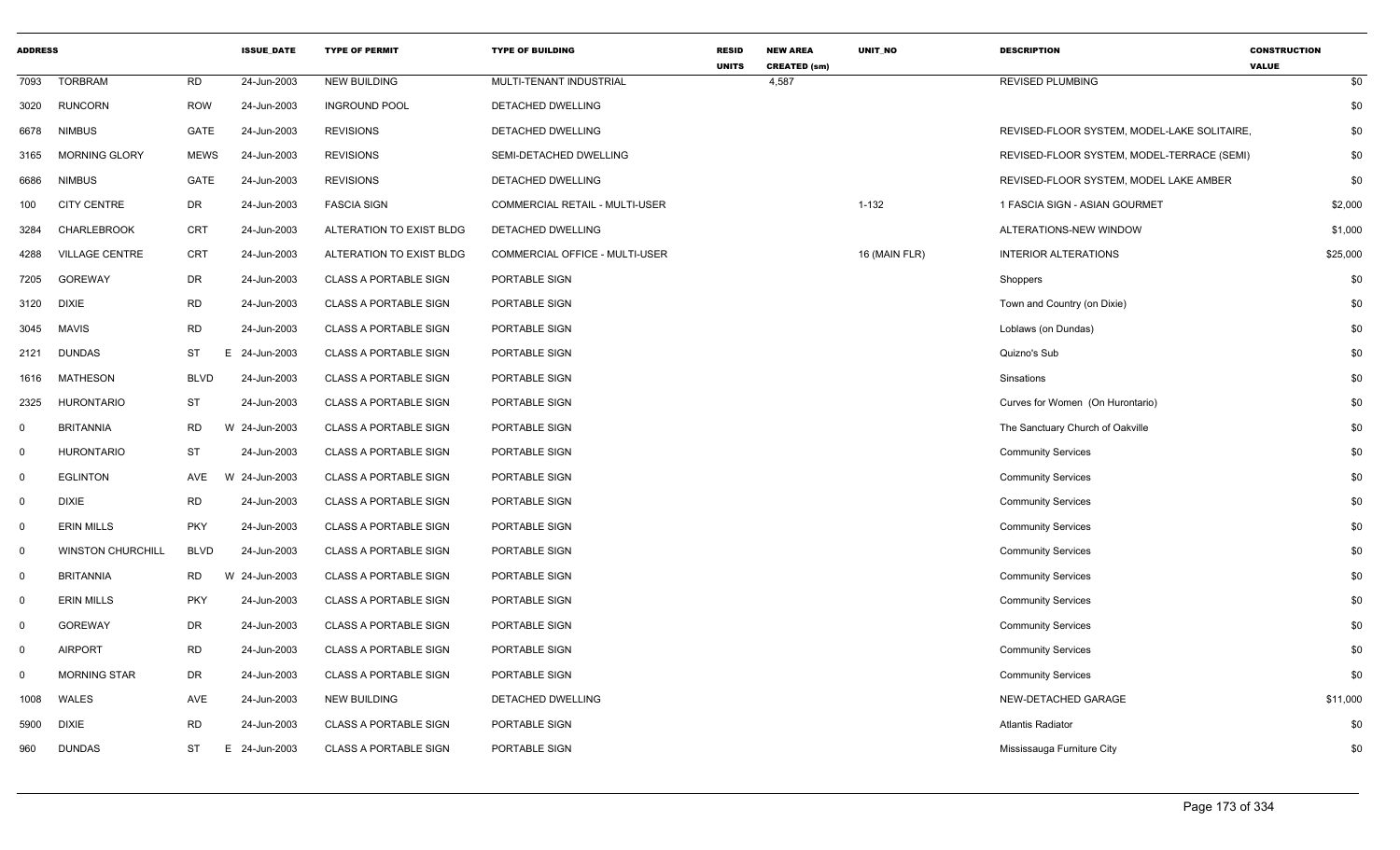| ADDRESS | | | ISSUE_DATE | TYPE OF PERMIT | TYPE OF BUILDING | RESID UNITS | NEW AREA CREATED (sm) | UNIT_NO | DESCRIPTION | CONSTRUCTION VALUE |
|---|---|---|---|---|---|---|---|---|---|---|
| 7093 | TORBRAM | RD | 24-Jun-2003 | NEW BUILDING | MULTI-TENANT INDUSTRIAL | | 4,587 | | REVISED PLUMBING | $0 |
| 3020 | RUNCORN | ROW | 24-Jun-2003 | INGROUND POOL | DETACHED DWELLING | | | | | $0 |
| 6678 | NIMBUS | GATE | 24-Jun-2003 | REVISIONS | DETACHED DWELLING | | | | REVISED-FLOOR SYSTEM, MODEL-LAKE SOLITAIRE, | $0 |
| 3165 | MORNING GLORY | MEWS | 24-Jun-2003 | REVISIONS | SEMI-DETACHED DWELLING | | | | REVISED-FLOOR SYSTEM, MODEL-TERRACE (SEMI) | $0 |
| 6686 | NIMBUS | GATE | 24-Jun-2003 | REVISIONS | DETACHED DWELLING | | | | REVISED-FLOOR SYSTEM, MODEL LAKE AMBER | $0 |
| 100 | CITY CENTRE | DR | 24-Jun-2003 | FASCIA SIGN | COMMERCIAL RETAIL - MULTI-USER | | | 1-132 | 1 FASCIA SIGN - ASIAN GOURMET | $2,000 |
| 3284 | CHARLEBROOK | CRT | 24-Jun-2003 | ALTERATION TO EXIST BLDG | DETACHED DWELLING | | | | ALTERATIONS-NEW WINDOW | $1,000 |
| 4288 | VILLAGE CENTRE | CRT | 24-Jun-2003 | ALTERATION TO EXIST BLDG | COMMERCIAL OFFICE - MULTI-USER | | | 16 (MAIN FLR) | INTERIOR ALTERATIONS | $25,000 |
| 7205 | GOREWAY | DR | 24-Jun-2003 | CLASS A PORTABLE SIGN | PORTABLE SIGN | | | | Shoppers | $0 |
| 3120 | DIXIE | RD | 24-Jun-2003 | CLASS A PORTABLE SIGN | PORTABLE SIGN | | | | Town and Country (on Dixie) | $0 |
| 3045 | MAVIS | RD | 24-Jun-2003 | CLASS A PORTABLE SIGN | PORTABLE SIGN | | | | Loblaws (on Dundas) | $0 |
| 2121 | DUNDAS | ST | E 24-Jun-2003 | CLASS A PORTABLE SIGN | PORTABLE SIGN | | | | Quizno's Sub | $0 |
| 1616 | MATHESON | BLVD | 24-Jun-2003 | CLASS A PORTABLE SIGN | PORTABLE SIGN | | | | Sinsations | $0 |
| 2325 | HURONTARIO | ST | 24-Jun-2003 | CLASS A PORTABLE SIGN | PORTABLE SIGN | | | | Curves for Women (On Hurontario) | $0 |
| 0 | BRITANNIA | RD | W 24-Jun-2003 | CLASS A PORTABLE SIGN | PORTABLE SIGN | | | | The Sanctuary Church of Oakville | $0 |
| 0 | HURONTARIO | ST | 24-Jun-2003 | CLASS A PORTABLE SIGN | PORTABLE SIGN | | | | Community Services | $0 |
| 0 | EGLINTON | AVE | W 24-Jun-2003 | CLASS A PORTABLE SIGN | PORTABLE SIGN | | | | Community Services | $0 |
| 0 | DIXIE | RD | 24-Jun-2003 | CLASS A PORTABLE SIGN | PORTABLE SIGN | | | | Community Services | $0 |
| 0 | ERIN MILLS | PKY | 24-Jun-2003 | CLASS A PORTABLE SIGN | PORTABLE SIGN | | | | Community Services | $0 |
| 0 | WINSTON CHURCHILL | BLVD | 24-Jun-2003 | CLASS A PORTABLE SIGN | PORTABLE SIGN | | | | Community Services | $0 |
| 0 | BRITANNIA | RD | W 24-Jun-2003 | CLASS A PORTABLE SIGN | PORTABLE SIGN | | | | Community Services | $0 |
| 0 | ERIN MILLS | PKY | 24-Jun-2003 | CLASS A PORTABLE SIGN | PORTABLE SIGN | | | | Community Services | $0 |
| 0 | GOREWAY | DR | 24-Jun-2003 | CLASS A PORTABLE SIGN | PORTABLE SIGN | | | | Community Services | $0 |
| 0 | AIRPORT | RD | 24-Jun-2003 | CLASS A PORTABLE SIGN | PORTABLE SIGN | | | | Community Services | $0 |
| 0 | MORNING STAR | DR | 24-Jun-2003 | CLASS A PORTABLE SIGN | PORTABLE SIGN | | | | Community Services | $0 |
| 1008 | WALES | AVE | 24-Jun-2003 | NEW BUILDING | DETACHED DWELLING | | | | NEW-DETACHED GARAGE | $11,000 |
| 5900 | DIXIE | RD | 24-Jun-2003 | CLASS A PORTABLE SIGN | PORTABLE SIGN | | | | Atlantis Radiator | $0 |
| 960 | DUNDAS | ST | E 24-Jun-2003 | CLASS A PORTABLE SIGN | PORTABLE SIGN | | | | Mississauga Furniture City | $0 |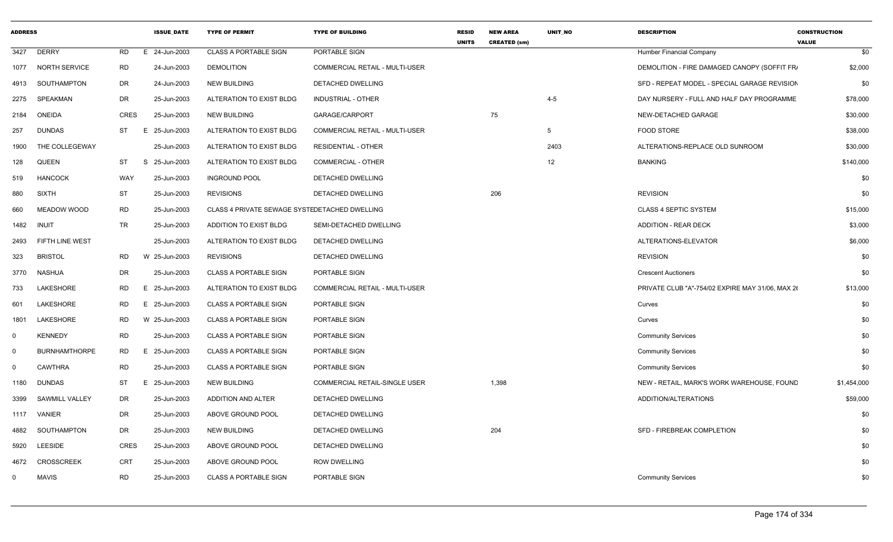| ADDRESS | | | ISSUE_DATE | TYPE OF PERMIT | TYPE OF BUILDING | RESID UNITS | NEW AREA CREATED (sm) | UNIT_NO | DESCRIPTION | CONSTRUCTION VALUE |
|---|---|---|---|---|---|---|---|---|---|---|
| 3427 | DERRY | RD | E 24-Jun-2003 | CLASS A PORTABLE SIGN | PORTABLE SIGN | | | | Humber Financial Company | $0 |
| 1077 | NORTH SERVICE | RD | 24-Jun-2003 | DEMOLITION | COMMERCIAL RETAIL - MULTI-USER | | | | DEMOLITION - FIRE DAMAGED CANOPY (SOFFIT FR/ | $2,000 |
| 4913 | SOUTHAMPTON | DR | 24-Jun-2003 | NEW BUILDING | DETACHED DWELLING | | | | SFD - REPEAT MODEL - SPECIAL GARAGE REVISION | $0 |
| 2275 | SPEAKMAN | DR | 25-Jun-2003 | ALTERATION TO EXIST BLDG | INDUSTRIAL - OTHER | | | 4-5 | DAY NURSERY - FULL AND HALF DAY PROGRAMME | $78,000 |
| 2184 | ONEIDA | CRES | 25-Jun-2003 | NEW BUILDING | GARAGE/CARPORT | | 75 | | NEW-DETACHED GARAGE | $30,000 |
| 257 | DUNDAS | ST | E 25-Jun-2003 | ALTERATION TO EXIST BLDG | COMMERCIAL RETAIL - MULTI-USER | | | 5 | FOOD STORE | $38,000 |
| 1900 | THE COLLEGEWAY | | 25-Jun-2003 | ALTERATION TO EXIST BLDG | RESIDENTIAL - OTHER | | | 2403 | ALTERATIONS-REPLACE OLD SUNROOM | $30,000 |
| 128 | QUEEN | ST | S 25-Jun-2003 | ALTERATION TO EXIST BLDG | COMMERCIAL - OTHER | | | 12 | BANKING | $140,000 |
| 519 | HANCOCK | WAY | 25-Jun-2003 | INGROUND POOL | DETACHED DWELLING | | | | | $0 |
| 880 | SIXTH | ST | 25-Jun-2003 | REVISIONS | DETACHED DWELLING | | 206 | | REVISION | $0 |
| 660 | MEADOW WOOD | RD | 25-Jun-2003 | CLASS 4 PRIVATE SEWAGE SYSTE | DETACHED DWELLING | | | | CLASS 4 SEPTIC SYSTEM | $15,000 |
| 1482 | INUIT | TR | 25-Jun-2003 | ADDITION TO EXIST BLDG | SEMI-DETACHED DWELLING | | | | ADDITION - REAR DECK | $3,000 |
| 2493 | FIFTH LINE WEST | | 25-Jun-2003 | ALTERATION TO EXIST BLDG | DETACHED DWELLING | | | | ALTERATIONS-ELEVATOR | $6,000 |
| 323 | BRISTOL | RD | W 25-Jun-2003 | REVISIONS | DETACHED DWELLING | | | | REVISION | $0 |
| 3770 | NASHUA | DR | 25-Jun-2003 | CLASS A PORTABLE SIGN | PORTABLE SIGN | | | | Crescent Auctioners | $0 |
| 733 | LAKESHORE | RD | E 25-Jun-2003 | ALTERATION TO EXIST BLDG | COMMERCIAL RETAIL - MULTI-USER | | | | PRIVATE CLUB "A"-754/02 EXPIRE MAY 31/06, MAX 26 | $13,000 |
| 601 | LAKESHORE | RD | E 25-Jun-2003 | CLASS A PORTABLE SIGN | PORTABLE SIGN | | | | Curves | $0 |
| 1801 | LAKESHORE | RD | W 25-Jun-2003 | CLASS A PORTABLE SIGN | PORTABLE SIGN | | | | Curves | $0 |
| 0 | KENNEDY | RD | 25-Jun-2003 | CLASS A PORTABLE SIGN | PORTABLE SIGN | | | | Community Services | $0 |
| 0 | BURNHAMTHORPE | RD | E 25-Jun-2003 | CLASS A PORTABLE SIGN | PORTABLE SIGN | | | | Community Services | $0 |
| 0 | CAWTHRA | RD | 25-Jun-2003 | CLASS A PORTABLE SIGN | PORTABLE SIGN | | | | Community Services | $0 |
| 1180 | DUNDAS | ST | E 25-Jun-2003 | NEW BUILDING | COMMERCIAL RETAIL-SINGLE USER | | 1,398 | | NEW - RETAIL, MARK'S WORK WAREHOUSE, FOUND | $1,454,000 |
| 3399 | SAWMILL VALLEY | DR | 25-Jun-2003 | ADDITION AND ALTER | DETACHED DWELLING | | | | ADDITION/ALTERATIONS | $59,000 |
| 1117 | VANIER | DR | 25-Jun-2003 | ABOVE GROUND POOL | DETACHED DWELLING | | | | | $0 |
| 4882 | SOUTHAMPTON | DR | 25-Jun-2003 | NEW BUILDING | DETACHED DWELLING | | 204 | | SFD - FIREBREAK COMPLETION | $0 |
| 5920 | LEESIDE | CRES | 25-Jun-2003 | ABOVE GROUND POOL | DETACHED DWELLING | | | | | $0 |
| 4672 | CROSSCREEK | CRT | 25-Jun-2003 | ABOVE GROUND POOL | ROW DWELLING | | | | | $0 |
| 0 | MAVIS | RD | 25-Jun-2003 | CLASS A PORTABLE SIGN | PORTABLE SIGN | | | | Community Services | $0 |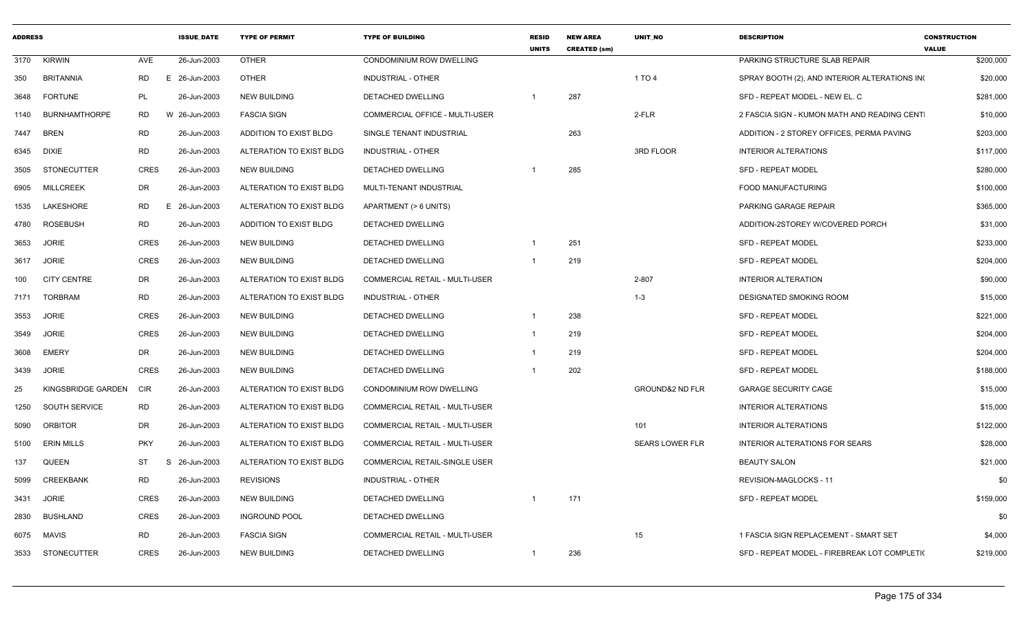| ADDRESS | | | ISSUE_DATE | TYPE OF PERMIT | TYPE OF BUILDING | RESID UNITS | NEW AREA CREATED (sm) | UNIT_NO | DESCRIPTION | CONSTRUCTION VALUE |
|---|---|---|---|---|---|---|---|---|---|---|
| 3170 | KIRWIN | AVE | 26-Jun-2003 | OTHER | CONDOMINIUM ROW DWELLING | | | | PARKING STRUCTURE SLAB REPAIR | $200,000 |
| 350 | BRITANNIA | RD | E 26-Jun-2003 | OTHER | INDUSTRIAL - OTHER | | | 1 TO 4 | SPRAY BOOTH (2), AND INTERIOR ALTERATIONS IN( | $20,000 |
| 3648 | FORTUNE | PL | 26-Jun-2003 | NEW BUILDING | DETACHED DWELLING | 1 | 287 | | SFD - REPEAT MODEL - NEW EL. C | $281,000 |
| 1140 | BURNHAMTHORPE | RD | W 26-Jun-2003 | FASCIA SIGN | COMMERCIAL OFFICE - MULTI-USER | | | 2-FLR | 2 FASCIA SIGN - KUMON MATH AND READING CENT| | $10,000 |
| 7447 | BREN | RD | 26-Jun-2003 | ADDITION TO EXIST BLDG | SINGLE TENANT INDUSTRIAL | | 263 | | ADDITION - 2 STOREY OFFICES, PERMA PAVING | $203,000 |
| 6345 | DIXIE | RD | 26-Jun-2003 | ALTERATION TO EXIST BLDG | INDUSTRIAL - OTHER | | | 3RD FLOOR | INTERIOR ALTERATIONS | $117,000 |
| 3505 | STONECUTTER | CRES | 26-Jun-2003 | NEW BUILDING | DETACHED DWELLING | 1 | 285 | | SFD - REPEAT MODEL | $280,000 |
| 6905 | MILLCREEK | DR | 26-Jun-2003 | ALTERATION TO EXIST BLDG | MULTI-TENANT INDUSTRIAL | | | | FOOD MANUFACTURING | $100,000 |
| 1535 | LAKESHORE | RD | E 26-Jun-2003 | ALTERATION TO EXIST BLDG | APARTMENT (> 6 UNITS) | | | | PARKING GARAGE REPAIR | $365,000 |
| 4780 | ROSEBUSH | RD | 26-Jun-2003 | ADDITION TO EXIST BLDG | DETACHED DWELLING | | | | ADDITION-2STOREY W/COVERED PORCH | $31,000 |
| 3653 | JORIE | CRES | 26-Jun-2003 | NEW BUILDING | DETACHED DWELLING | 1 | 251 | | SFD - REPEAT MODEL | $233,000 |
| 3617 | JORIE | CRES | 26-Jun-2003 | NEW BUILDING | DETACHED DWELLING | 1 | 219 | | SFD - REPEAT MODEL | $204,000 |
| 100 | CITY CENTRE | DR | 26-Jun-2003 | ALTERATION TO EXIST BLDG | COMMERCIAL RETAIL - MULTI-USER | | | 2-807 | INTERIOR ALTERATION | $90,000 |
| 7171 | TORBRAM | RD | 26-Jun-2003 | ALTERATION TO EXIST BLDG | INDUSTRIAL - OTHER | | | 1-3 | DESIGNATED SMOKING ROOM | $15,000 |
| 3553 | JORIE | CRES | 26-Jun-2003 | NEW BUILDING | DETACHED DWELLING | 1 | 238 | | SFD - REPEAT MODEL | $221,000 |
| 3549 | JORIE | CRES | 26-Jun-2003 | NEW BUILDING | DETACHED DWELLING | 1 | 219 | | SFD - REPEAT MODEL | $204,000 |
| 3608 | EMERY | DR | 26-Jun-2003 | NEW BUILDING | DETACHED DWELLING | 1 | 219 | | SFD - REPEAT MODEL | $204,000 |
| 3439 | JORIE | CRES | 26-Jun-2003 | NEW BUILDING | DETACHED DWELLING | 1 | 202 | | SFD - REPEAT MODEL | $188,000 |
| 25 | KINGSBRIDGE GARDEN | CIR | 26-Jun-2003 | ALTERATION TO EXIST BLDG | CONDOMINIUM ROW DWELLING | | | GROUND&2 ND FLR | GARAGE SECURITY CAGE | $15,000 |
| 1250 | SOUTH SERVICE | RD | 26-Jun-2003 | ALTERATION TO EXIST BLDG | COMMERCIAL RETAIL - MULTI-USER | | | | INTERIOR ALTERATIONS | $15,000 |
| 5090 | ORBITOR | DR | 26-Jun-2003 | ALTERATION TO EXIST BLDG | COMMERCIAL RETAIL - MULTI-USER | | | 101 | INTERIOR ALTERATIONS | $122,000 |
| 5100 | ERIN MILLS | PKY | 26-Jun-2003 | ALTERATION TO EXIST BLDG | COMMERCIAL RETAIL - MULTI-USER | | | SEARS LOWER FLR | INTERIOR ALTERATIONS FOR SEARS | $28,000 |
| 137 | QUEEN | ST | S 26-Jun-2003 | ALTERATION TO EXIST BLDG | COMMERCIAL RETAIL-SINGLE USER | | | | BEAUTY SALON | $21,000 |
| 5099 | CREEKBANK | RD | 26-Jun-2003 | REVISIONS | INDUSTRIAL - OTHER | | | | REVISION-MAGLOCKS - 11 | $0 |
| 3431 | JORIE | CRES | 26-Jun-2003 | NEW BUILDING | DETACHED DWELLING | 1 | 171 | | SFD - REPEAT MODEL | $159,000 |
| 2830 | BUSHLAND | CRES | 26-Jun-2003 | INGROUND POOL | DETACHED DWELLING | | | | | $0 |
| 6075 | MAVIS | RD | 26-Jun-2003 | FASCIA SIGN | COMMERCIAL RETAIL - MULTI-USER | | | 15 | 1 FASCIA SIGN REPLACEMENT - SMART SET | $4,000 |
| 3533 | STONECUTTER | CRES | 26-Jun-2003 | NEW BUILDING | DETACHED DWELLING | 1 | 236 | | SFD - REPEAT MODEL - FIREBREAK LOT COMPLETI( | $219,000 |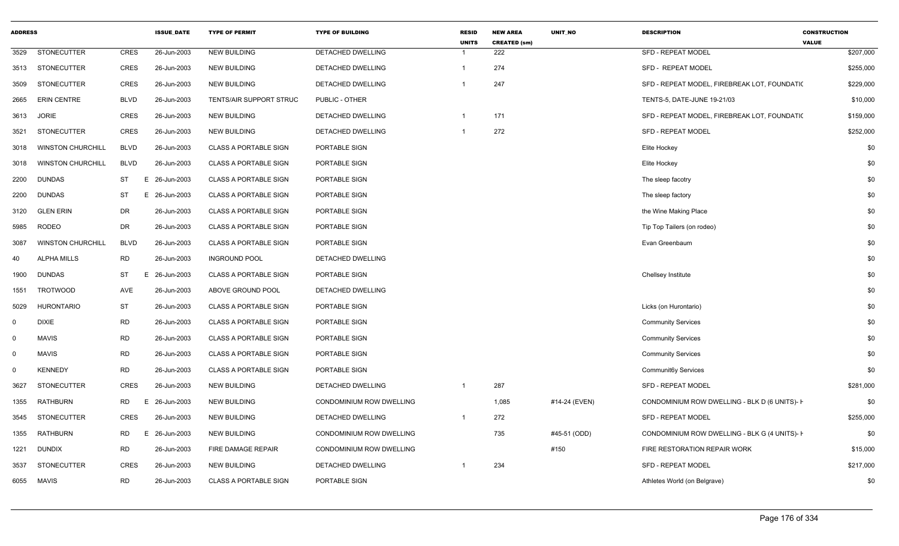| ADDRESS | | | ISSUE_DATE | TYPE OF PERMIT | TYPE OF BUILDING | RESID UNITS | NEW AREA CREATED (sm) | UNIT_NO | DESCRIPTION | CONSTRUCTION VALUE |
|---|---|---|---|---|---|---|---|---|---|---|
| 3529 | STONECUTTER | CRES | 26-Jun-2003 | NEW BUILDING | DETACHED DWELLING | 1 | 222 | | SFD - REPEAT MODEL | $207,000 |
| 3513 | STONECUTTER | CRES | 26-Jun-2003 | NEW BUILDING | DETACHED DWELLING | 1 | 274 | | SFD - REPEAT MODEL | $255,000 |
| 3509 | STONECUTTER | CRES | 26-Jun-2003 | NEW BUILDING | DETACHED DWELLING | 1 | 247 | | SFD - REPEAT MODEL, FIREBREAK LOT, FOUNDATIC | $229,000 |
| 2665 | ERIN CENTRE | BLVD | 26-Jun-2003 | TENTS/AIR SUPPORT STRUC | PUBLIC - OTHER | | | | TENTS-5, DATE-JUNE 19-21/03 | $10,000 |
| 3613 | JORIE | CRES | 26-Jun-2003 | NEW BUILDING | DETACHED DWELLING | 1 | 171 | | SFD - REPEAT MODEL, FIREBREAK LOT, FOUNDATIC | $159,000 |
| 3521 | STONECUTTER | CRES | 26-Jun-2003 | NEW BUILDING | DETACHED DWELLING | 1 | 272 | | SFD - REPEAT MODEL | $252,000 |
| 3018 | WINSTON CHURCHILL | BLVD | 26-Jun-2003 | CLASS A PORTABLE SIGN | PORTABLE SIGN | | | | Elite Hockey | $0 |
| 3018 | WINSTON CHURCHILL | BLVD | 26-Jun-2003 | CLASS A PORTABLE SIGN | PORTABLE SIGN | | | | Elite Hockey | $0 |
| 2200 | DUNDAS | ST E | 26-Jun-2003 | CLASS A PORTABLE SIGN | PORTABLE SIGN | | | | The sleep facotry | $0 |
| 2200 | DUNDAS | ST E | 26-Jun-2003 | CLASS A PORTABLE SIGN | PORTABLE SIGN | | | | The sleep factory | $0 |
| 3120 | GLEN ERIN | DR | 26-Jun-2003 | CLASS A PORTABLE SIGN | PORTABLE SIGN | | | | the Wine Making Place | $0 |
| 5985 | RODEO | DR | 26-Jun-2003 | CLASS A PORTABLE SIGN | PORTABLE SIGN | | | | Tip Top Tailers (on rodeo) | $0 |
| 3087 | WINSTON CHURCHILL | BLVD | 26-Jun-2003 | CLASS A PORTABLE SIGN | PORTABLE SIGN | | | | Evan Greenbaum | $0 |
| 40 | ALPHA MILLS | RD | 26-Jun-2003 | INGROUND POOL | DETACHED DWELLING | | | | | $0 |
| 1900 | DUNDAS | ST E | 26-Jun-2003 | CLASS A PORTABLE SIGN | PORTABLE SIGN | | | | Chellsey Institute | $0 |
| 1551 | TROTWOOD | AVE | 26-Jun-2003 | ABOVE GROUND POOL | DETACHED DWELLING | | | | | $0 |
| 5029 | HURONTARIO | ST | 26-Jun-2003 | CLASS A PORTABLE SIGN | PORTABLE SIGN | | | | Licks (on Hurontario) | $0 |
| 0 | DIXIE | RD | 26-Jun-2003 | CLASS A PORTABLE SIGN | PORTABLE SIGN | | | | Community Services | $0 |
| 0 | MAVIS | RD | 26-Jun-2003 | CLASS A PORTABLE SIGN | PORTABLE SIGN | | | | Community Services | $0 |
| 0 | MAVIS | RD | 26-Jun-2003 | CLASS A PORTABLE SIGN | PORTABLE SIGN | | | | Community Services | $0 |
| 0 | KENNEDY | RD | 26-Jun-2003 | CLASS A PORTABLE SIGN | PORTABLE SIGN | | | | Communit6y Services | $0 |
| 3627 | STONECUTTER | CRES | 26-Jun-2003 | NEW BUILDING | DETACHED DWELLING | 1 | 287 | | SFD - REPEAT MODEL | $281,000 |
| 1355 | RATHBURN | RD E | 26-Jun-2003 | NEW BUILDING | CONDOMINIUM ROW DWELLING | | 1,085 | #14-24 (EVEN) | CONDOMINIUM ROW DWELLING - BLK D (6 UNITS)- H | $0 |
| 3545 | STONECUTTER | CRES | 26-Jun-2003 | NEW BUILDING | DETACHED DWELLING | 1 | 272 | | SFD - REPEAT MODEL | $255,000 |
| 1355 | RATHBURN | RD E | 26-Jun-2003 | NEW BUILDING | CONDOMINIUM ROW DWELLING | | 735 | #45-51 (ODD) | CONDOMINIUM ROW DWELLING - BLK G (4 UNITS)- H | $0 |
| 1221 | DUNDIX | RD | 26-Jun-2003 | FIRE DAMAGE REPAIR | CONDOMINIUM ROW DWELLING | | | #150 | FIRE RESTORATION REPAIR WORK | $15,000 |
| 3537 | STONECUTTER | CRES | 26-Jun-2003 | NEW BUILDING | DETACHED DWELLING | 1 | 234 | | SFD - REPEAT MODEL | $217,000 |
| 6055 | MAVIS | RD | 26-Jun-2003 | CLASS A PORTABLE SIGN | PORTABLE SIGN | | | | Athletes World (on Belgrave) | $0 |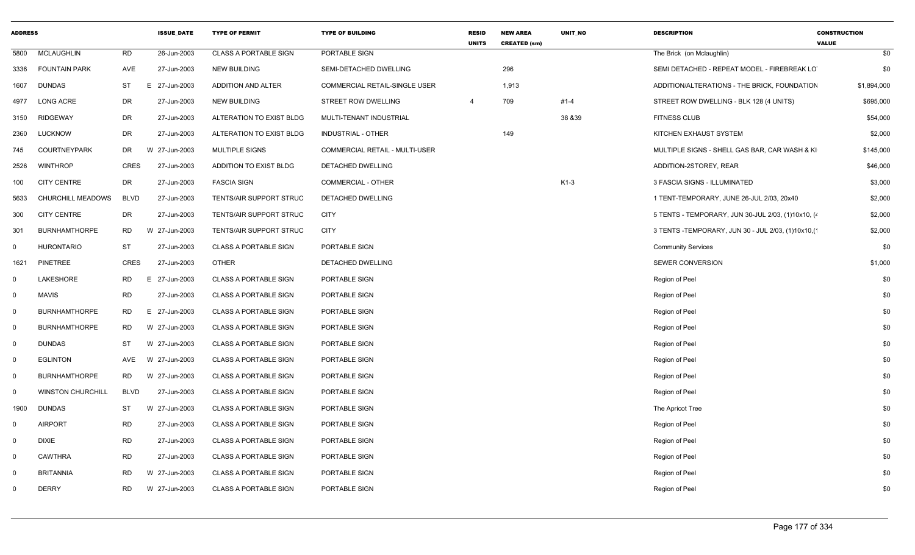| ADDRESS | | | ISSUE_DATE | TYPE OF PERMIT | TYPE OF BUILDING | RESID UNITS | NEW AREA CREATED (sm) | UNIT_NO | DESCRIPTION | CONSTRUCTION VALUE |
|---|---|---|---|---|---|---|---|---|---|---|
| 5800 | MCLAUGHLIN | RD | 26-Jun-2003 | CLASS A PORTABLE SIGN | PORTABLE SIGN | | | | The Brick (on Mclaughlin) | $0 |
| 3336 | FOUNTAIN PARK | AVE | 27-Jun-2003 | NEW BUILDING | SEMI-DETACHED DWELLING | | 296 | | SEMI DETACHED - REPEAT MODEL - FIREBREAK LO | $0 |
| 1607 | DUNDAS | ST | E 27-Jun-2003 | ADDITION AND ALTER | COMMERCIAL RETAIL-SINGLE USER | | 1,913 | | ADDITION/ALTERATIONS - THE BRICK, FOUNDATION | $1,894,000 |
| 4977 | LONG ACRE | DR | 27-Jun-2003 | NEW BUILDING | STREET ROW DWELLING | 4 | 709 | #1-4 | STREET ROW DWELLING - BLK 128 (4 UNITS) | $695,000 |
| 3150 | RIDGEWAY | DR | 27-Jun-2003 | ALTERATION TO EXIST BLDG | MULTI-TENANT INDUSTRIAL | | | 38 &39 | FITNESS CLUB | $54,000 |
| 2360 | LUCKNOW | DR | 27-Jun-2003 | ALTERATION TO EXIST BLDG | INDUSTRIAL - OTHER | | 149 | | KITCHEN EXHAUST SYSTEM | $2,000 |
| 745 | COURTNEYPARK | DR | W 27-Jun-2003 | MULTIPLE SIGNS | COMMERCIAL RETAIL - MULTI-USER | | | | MULTIPLE SIGNS - SHELL GAS BAR, CAR WASH & KI | $145,000 |
| 2526 | WINTHROP | CRES | 27-Jun-2003 | ADDITION TO EXIST BLDG | DETACHED DWELLING | | | | ADDITION-2STOREY, REAR | $46,000 |
| 100 | CITY CENTRE | DR | 27-Jun-2003 | FASCIA SIGN | COMMERCIAL - OTHER | | | K1-3 | 3 FASCIA SIGNS - ILLUMINATED | $3,000 |
| 5633 | CHURCHILL MEADOWS | BLVD | 27-Jun-2003 | TENTS/AIR SUPPORT STRUC | DETACHED DWELLING | | | | 1 TENT-TEMPORARY, JUNE 26-JUL 2/03, 20x40 | $2,000 |
| 300 | CITY CENTRE | DR | 27-Jun-2003 | TENTS/AIR SUPPORT STRUC | CITY | | | | 5 TENTS - TEMPORARY, JUN 30-JUL 2/03, (1)10x10, (4 | $2,000 |
| 301 | BURNHAMTHORPE | RD | W 27-Jun-2003 | TENTS/AIR SUPPORT STRUC | CITY | | | | 3 TENTS -TEMPORARY, JUN 30 - JUL 2/03, (1)10x10,(1 | $2,000 |
| 0 | HURONTARIO | ST | 27-Jun-2003 | CLASS A PORTABLE SIGN | PORTABLE SIGN | | | | Community Services | $0 |
| 1621 | PINETREE | CRES | 27-Jun-2003 | OTHER | DETACHED DWELLING | | | | SEWER CONVERSION | $1,000 |
| 0 | LAKESHORE | RD | E 27-Jun-2003 | CLASS A PORTABLE SIGN | PORTABLE SIGN | | | | Region of Peel | $0 |
| 0 | MAVIS | RD | 27-Jun-2003 | CLASS A PORTABLE SIGN | PORTABLE SIGN | | | | Region of Peel | $0 |
| 0 | BURNHAMTHORPE | RD | E 27-Jun-2003 | CLASS A PORTABLE SIGN | PORTABLE SIGN | | | | Region of Peel | $0 |
| 0 | BURNHAMTHORPE | RD | W 27-Jun-2003 | CLASS A PORTABLE SIGN | PORTABLE SIGN | | | | Region of Peel | $0 |
| 0 | DUNDAS | ST | W 27-Jun-2003 | CLASS A PORTABLE SIGN | PORTABLE SIGN | | | | Region of Peel | $0 |
| 0 | EGLINTON | AVE | W 27-Jun-2003 | CLASS A PORTABLE SIGN | PORTABLE SIGN | | | | Region of Peel | $0 |
| 0 | BURNHAMTHORPE | RD | W 27-Jun-2003 | CLASS A PORTABLE SIGN | PORTABLE SIGN | | | | Region of Peel | $0 |
| 0 | WINSTON CHURCHILL | BLVD | 27-Jun-2003 | CLASS A PORTABLE SIGN | PORTABLE SIGN | | | | Region of Peel | $0 |
| 1900 | DUNDAS | ST | W 27-Jun-2003 | CLASS A PORTABLE SIGN | PORTABLE SIGN | | | | The Apricot Tree | $0 |
| 0 | AIRPORT | RD | 27-Jun-2003 | CLASS A PORTABLE SIGN | PORTABLE SIGN | | | | Region of Peel | $0 |
| 0 | DIXIE | RD | 27-Jun-2003 | CLASS A PORTABLE SIGN | PORTABLE SIGN | | | | Region of Peel | $0 |
| 0 | CAWTHRA | RD | 27-Jun-2003 | CLASS A PORTABLE SIGN | PORTABLE SIGN | | | | Region of Peel | $0 |
| 0 | BRITANNIA | RD | W 27-Jun-2003 | CLASS A PORTABLE SIGN | PORTABLE SIGN | | | | Region of Peel | $0 |
| 0 | DERRY | RD | W 27-Jun-2003 | CLASS A PORTABLE SIGN | PORTABLE SIGN | | | | Region of Peel | $0 |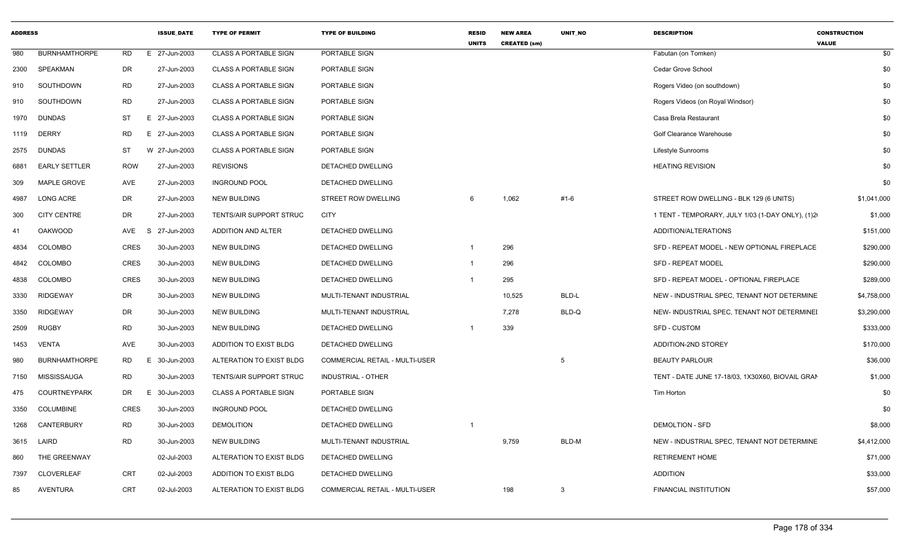| ADDRESS | | | ISSUE_DATE | TYPE OF PERMIT | TYPE OF BUILDING | RESID UNITS | NEW AREA CREATED (sm) | UNIT_NO | DESCRIPTION | CONSTRUCTION VALUE |
|---|---|---|---|---|---|---|---|---|---|---|
| 980 | BURNHAMTHORPE | RD | E 27-Jun-2003 | CLASS A PORTABLE SIGN | PORTABLE SIGN | | | | Fabutan (on Tomken) | $0 |
| 2300 | SPEAKMAN | DR | 27-Jun-2003 | CLASS A PORTABLE SIGN | PORTABLE SIGN | | | | Cedar Grove School | $0 |
| 910 | SOUTHDOWN | RD | 27-Jun-2003 | CLASS A PORTABLE SIGN | PORTABLE SIGN | | | | Rogers Video (on southdown) | $0 |
| 910 | SOUTHDOWN | RD | 27-Jun-2003 | CLASS A PORTABLE SIGN | PORTABLE SIGN | | | | Rogers Videos (on Royal Windsor) | $0 |
| 1970 | DUNDAS | ST | E 27-Jun-2003 | CLASS A PORTABLE SIGN | PORTABLE SIGN | | | | Casa Brela Restaurant | $0 |
| 1119 | DERRY | RD | E 27-Jun-2003 | CLASS A PORTABLE SIGN | PORTABLE SIGN | | | | Golf Clearance Warehouse | $0 |
| 2575 | DUNDAS | ST | W 27-Jun-2003 | CLASS A PORTABLE SIGN | PORTABLE SIGN | | | | Lifestyle Sunrooms | $0 |
| 6881 | EARLY SETTLER | ROW | 27-Jun-2003 | REVISIONS | DETACHED DWELLING | | | | HEATING REVISION | $0 |
| 309 | MAPLE GROVE | AVE | 27-Jun-2003 | INGROUND POOL | DETACHED DWELLING | | | | | $0 |
| 4987 | LONG ACRE | DR | 27-Jun-2003 | NEW BUILDING | STREET ROW DWELLING | 6 | 1,062 | #1-6 | STREET ROW DWELLING - BLK 129 (6 UNITS) | $1,041,000 |
| 300 | CITY CENTRE | DR | 27-Jun-2003 | TENTS/AIR SUPPORT STRUC | CITY | | | | 1 TENT - TEMPORARY, JULY 1/03 (1-DAY ONLY), (1)2 | $1,000 |
| 41 | OAKWOOD | AVE | S 27-Jun-2003 | ADDITION AND ALTER | DETACHED DWELLING | | | | ADDITION/ALTERATIONS | $151,000 |
| 4834 | COLOMBO | CRES | 30-Jun-2003 | NEW BUILDING | DETACHED DWELLING | 1 | 296 | | SFD - REPEAT MODEL - NEW OPTIONAL FIREPLACE | $290,000 |
| 4842 | COLOMBO | CRES | 30-Jun-2003 | NEW BUILDING | DETACHED DWELLING | 1 | 296 | | SFD - REPEAT MODEL | $290,000 |
| 4838 | COLOMBO | CRES | 30-Jun-2003 | NEW BUILDING | DETACHED DWELLING | 1 | 295 | | SFD - REPEAT MODEL - OPTIONAL FIREPLACE | $289,000 |
| 3330 | RIDGEWAY | DR | 30-Jun-2003 | NEW BUILDING | MULTI-TENANT INDUSTRIAL | | 10,525 | BLD-L | NEW - INDUSTRIAL SPEC, TENANT NOT DETERMINE | $4,758,000 |
| 3350 | RIDGEWAY | DR | 30-Jun-2003 | NEW BUILDING | MULTI-TENANT INDUSTRIAL | | 7,278 | BLD-Q | NEW- INDUSTRIAL SPEC, TENANT NOT DETERMINEI | $3,290,000 |
| 2509 | RUGBY | RD | 30-Jun-2003 | NEW BUILDING | DETACHED DWELLING | 1 | 339 | | SFD - CUSTOM | $333,000 |
| 1453 | VENTA | AVE | 30-Jun-2003 | ADDITION TO EXIST BLDG | DETACHED DWELLING | | | | ADDITION-2ND STOREY | $170,000 |
| 980 | BURNHAMTHORPE | RD | E 30-Jun-2003 | ALTERATION TO EXIST BLDG | COMMERCIAL RETAIL - MULTI-USER | | | 5 | BEAUTY PARLOUR | $36,000 |
| 7150 | MISSISSAUGA | RD | 30-Jun-2003 | TENTS/AIR SUPPORT STRUC | INDUSTRIAL - OTHER | | | | TENT - DATE JUNE 17-18/03, 1X30X60, BIOVAIL GRAN | $1,000 |
| 475 | COURTNEYPARK | DR | E 30-Jun-2003 | CLASS A PORTABLE SIGN | PORTABLE SIGN | | | | Tim Horton | $0 |
| 3350 | COLUMBINE | CRES | 30-Jun-2003 | INGROUND POOL | DETACHED DWELLING | | | | | $0 |
| 1268 | CANTERBURY | RD | 30-Jun-2003 | DEMOLITION | DETACHED DWELLING | 1 | | | DEMOLTION - SFD | $8,000 |
| 3615 | LAIRD | RD | 30-Jun-2003 | NEW BUILDING | MULTI-TENANT INDUSTRIAL | | 9,759 | BLD-M | NEW - INDUSTRIAL SPEC, TENANT NOT DETERMINE | $4,412,000 |
| 860 | THE GREENWAY | | 02-Jul-2003 | ALTERATION TO EXIST BLDG | DETACHED DWELLING | | | | RETIREMENT HOME | $71,000 |
| 7397 | CLOVERLEAF | CRT | 02-Jul-2003 | ADDITION TO EXIST BLDG | DETACHED DWELLING | | | | ADDITION | $33,000 |
| 85 | AVENTURA | CRT | 02-Jul-2003 | ALTERATION TO EXIST BLDG | COMMERCIAL RETAIL - MULTI-USER | | 198 | 3 | FINANCIAL INSTITUTION | $57,000 |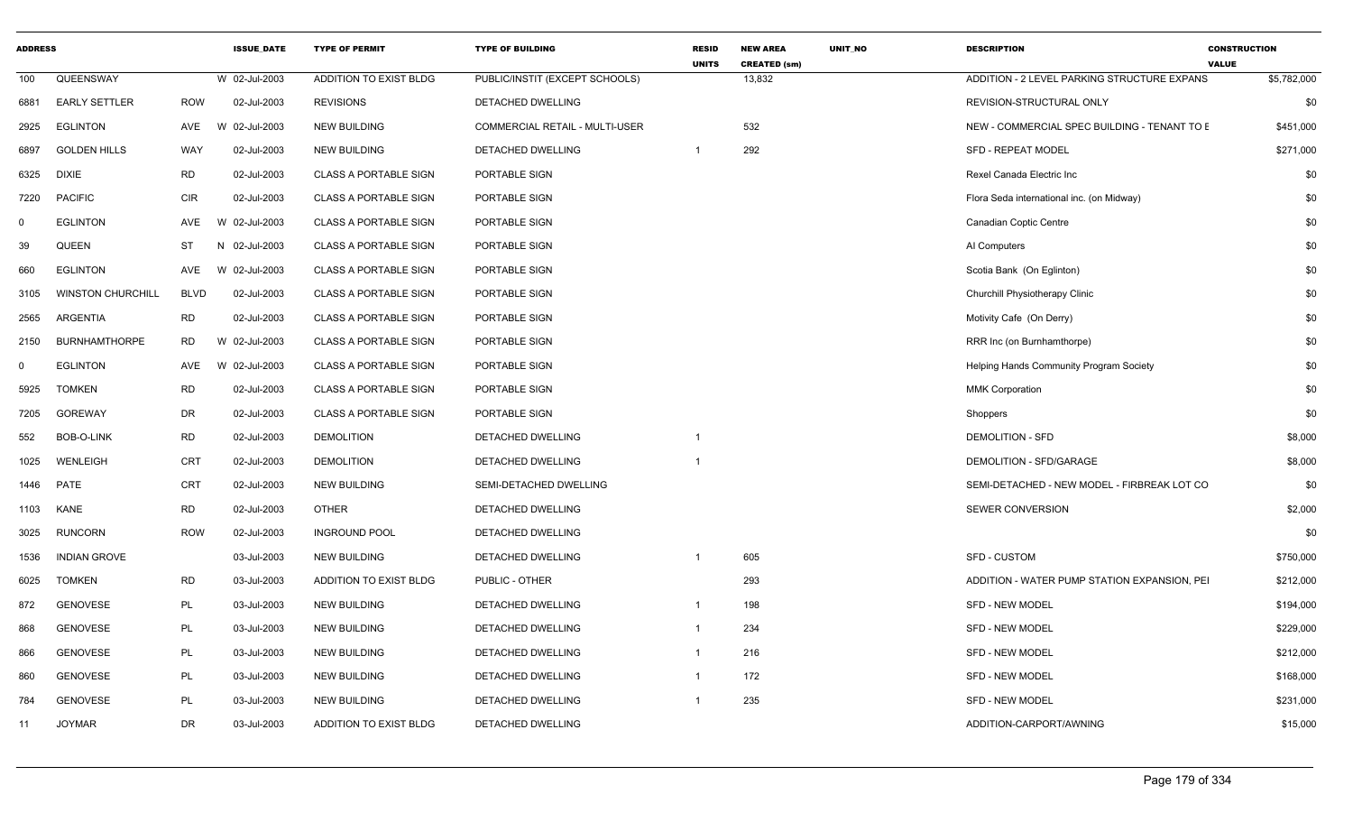| ADDRESS | | | ISSUE_DATE | TYPE OF PERMIT | TYPE OF BUILDING | RESID UNITS | NEW AREA CREATED (sm) | UNIT_NO | DESCRIPTION | CONSTRUCTION VALUE |
|---|---|---|---|---|---|---|---|---|---|---|
| 100 | QUEENSWAY | | W 02-Jul-2003 | ADDITION TO EXIST BLDG | PUBLIC/INSTIT (EXCEPT SCHOOLS) | | 13,832 | | ADDITION - 2 LEVEL PARKING STRUCTURE EXPANS | $5,782,000 |
| 6881 | EARLY SETTLER | ROW | 02-Jul-2003 | REVISIONS | DETACHED DWELLING | | | | REVISION-STRUCTURAL ONLY | $0 |
| 2925 | EGLINTON | AVE | W 02-Jul-2003 | NEW BUILDING | COMMERCIAL RETAIL - MULTI-USER | | 532 | | NEW - COMMERCIAL SPEC BUILDING - TENANT TO E | $451,000 |
| 6897 | GOLDEN HILLS | WAY | 02-Jul-2003 | NEW BUILDING | DETACHED DWELLING | 1 | 292 | | SFD - REPEAT MODEL | $271,000 |
| 6325 | DIXIE | RD | 02-Jul-2003 | CLASS A PORTABLE SIGN | PORTABLE SIGN | | | | Rexel Canada Electric Inc | $0 |
| 7220 | PACIFIC | CIR | 02-Jul-2003 | CLASS A PORTABLE SIGN | PORTABLE SIGN | | | | Flora Seda international inc. (on Midway) | $0 |
| 0 | EGLINTON | AVE | W 02-Jul-2003 | CLASS A PORTABLE SIGN | PORTABLE SIGN | | | | Canadian Coptic Centre | $0 |
| 39 | QUEEN | ST | N 02-Jul-2003 | CLASS A PORTABLE SIGN | PORTABLE SIGN | | | | AI Computers | $0 |
| 660 | EGLINTON | AVE | W 02-Jul-2003 | CLASS A PORTABLE SIGN | PORTABLE SIGN | | | | Scotia Bank (On Eglinton) | $0 |
| 3105 | WINSTON CHURCHILL | BLVD | 02-Jul-2003 | CLASS A PORTABLE SIGN | PORTABLE SIGN | | | | Churchill Physiotherapy Clinic | $0 |
| 2565 | ARGENTIA | RD | 02-Jul-2003 | CLASS A PORTABLE SIGN | PORTABLE SIGN | | | | Motivity Cafe (On Derry) | $0 |
| 2150 | BURNHAMTHORPE | RD | W 02-Jul-2003 | CLASS A PORTABLE SIGN | PORTABLE SIGN | | | | RRR Inc (on Burnhamthorpe) | $0 |
| 0 | EGLINTON | AVE | W 02-Jul-2003 | CLASS A PORTABLE SIGN | PORTABLE SIGN | | | | Helping Hands Community Program Society | $0 |
| 5925 | TOMKEN | RD | 02-Jul-2003 | CLASS A PORTABLE SIGN | PORTABLE SIGN | | | | MMK Corporation | $0 |
| 7205 | GOREWAY | DR | 02-Jul-2003 | CLASS A PORTABLE SIGN | PORTABLE SIGN | | | | Shoppers | $0 |
| 552 | BOB-O-LINK | RD | 02-Jul-2003 | DEMOLITION | DETACHED DWELLING | 1 | | | DEMOLITION - SFD | $8,000 |
| 1025 | WENLEIGH | CRT | 02-Jul-2003 | DEMOLITION | DETACHED DWELLING | 1 | | | DEMOLITION - SFD/GARAGE | $8,000 |
| 1446 | PATE | CRT | 02-Jul-2003 | NEW BUILDING | SEMI-DETACHED DWELLING | | | | SEMI-DETACHED - NEW MODEL - FIRBREAK LOT CO | $0 |
| 1103 | KANE | RD | 02-Jul-2003 | OTHER | DETACHED DWELLING | | | | SEWER CONVERSION | $2,000 |
| 3025 | RUNCORN | ROW | 02-Jul-2003 | INGROUND POOL | DETACHED DWELLING | | | | | $0 |
| 1536 | INDIAN GROVE | | 03-Jul-2003 | NEW BUILDING | DETACHED DWELLING | 1 | 605 | | SFD - CUSTOM | $750,000 |
| 6025 | TOMKEN | RD | 03-Jul-2003 | ADDITION TO EXIST BLDG | PUBLIC - OTHER | | 293 | | ADDITION - WATER PUMP STATION EXPANSION, PEI | $212,000 |
| 872 | GENOVESE | PL | 03-Jul-2003 | NEW BUILDING | DETACHED DWELLING | 1 | 198 | | SFD - NEW MODEL | $194,000 |
| 868 | GENOVESE | PL | 03-Jul-2003 | NEW BUILDING | DETACHED DWELLING | 1 | 234 | | SFD - NEW MODEL | $229,000 |
| 866 | GENOVESE | PL | 03-Jul-2003 | NEW BUILDING | DETACHED DWELLING | 1 | 216 | | SFD - NEW MODEL | $212,000 |
| 860 | GENOVESE | PL | 03-Jul-2003 | NEW BUILDING | DETACHED DWELLING | 1 | 172 | | SFD - NEW MODEL | $168,000 |
| 784 | GENOVESE | PL | 03-Jul-2003 | NEW BUILDING | DETACHED DWELLING | 1 | 235 | | SFD - NEW MODEL | $231,000 |
| 11 | JOYMAR | DR | 03-Jul-2003 | ADDITION TO EXIST BLDG | DETACHED DWELLING | | | | ADDITION-CARPORT/AWNING | $15,000 |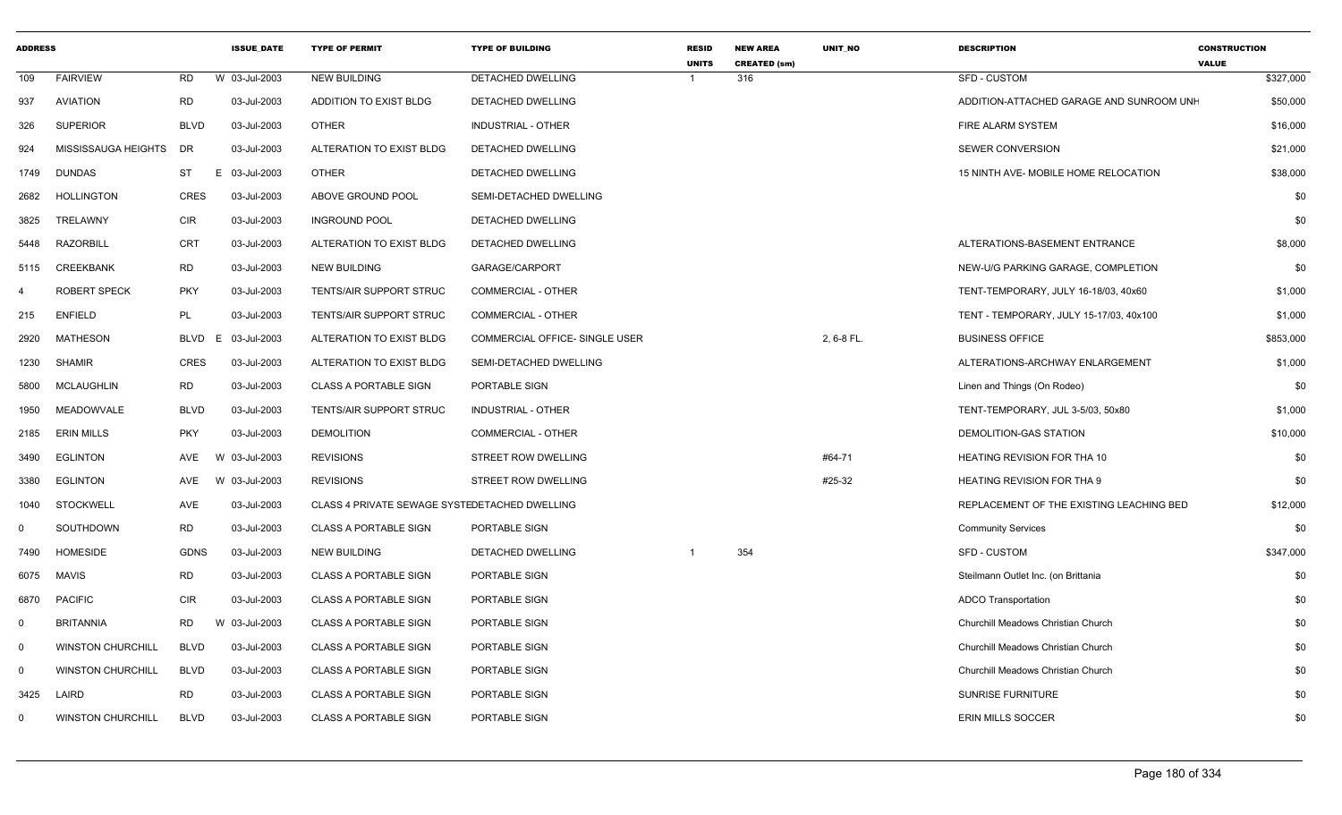| ADDRESS | | | ISSUE_DATE | TYPE OF PERMIT | TYPE OF BUILDING | RESID UNITS | NEW AREA CREATED (sm) | UNIT_NO | DESCRIPTION | CONSTRUCTION VALUE |
|---|---|---|---|---|---|---|---|---|---|---|
| 109 | FAIRVIEW | RD | W 03-Jul-2003 | NEW BUILDING | DETACHED DWELLING | 1 | 316 | | SFD - CUSTOM | $327,000 |
| 937 | AVIATION | RD | 03-Jul-2003 | ADDITION TO EXIST BLDG | DETACHED DWELLING | | | | ADDITION-ATTACHED GARAGE AND SUNROOM UNH | $50,000 |
| 326 | SUPERIOR | BLVD | 03-Jul-2003 | OTHER | INDUSTRIAL - OTHER | | | | FIRE ALARM SYSTEM | $16,000 |
| 924 | MISSISSAUGA HEIGHTS | DR | 03-Jul-2003 | ALTERATION TO EXIST BLDG | DETACHED DWELLING | | | | SEWER CONVERSION | $21,000 |
| 1749 | DUNDAS | ST | E 03-Jul-2003 | OTHER | DETACHED DWELLING | | | | 15 NINTH AVE- MOBILE HOME RELOCATION | $38,000 |
| 2682 | HOLLINGTON | CRES | 03-Jul-2003 | ABOVE GROUND POOL | SEMI-DETACHED DWELLING | | | | | $0 |
| 3825 | TRELAWNY | CIR | 03-Jul-2003 | INGROUND POOL | DETACHED DWELLING | | | | | $0 |
| 5448 | RAZORBILL | CRT | 03-Jul-2003 | ALTERATION TO EXIST BLDG | DETACHED DWELLING | | | | ALTERATIONS-BASEMENT ENTRANCE | $8,000 |
| 5115 | CREEKBANK | RD | 03-Jul-2003 | NEW BUILDING | GARAGE/CARPORT | | | | NEW-U/G PARKING GARAGE, COMPLETION | $0 |
| 4 | ROBERT SPECK | PKY | 03-Jul-2003 | TENTS/AIR SUPPORT STRUC | COMMERCIAL - OTHER | | | | TENT-TEMPORARY, JULY 16-18/03, 40x60 | $1,000 |
| 215 | ENFIELD | PL | 03-Jul-2003 | TENTS/AIR SUPPORT STRUC | COMMERCIAL - OTHER | | | | TENT - TEMPORARY, JULY 15-17/03, 40x100 | $1,000 |
| 2920 | MATHESON | BLVD | E 03-Jul-2003 | ALTERATION TO EXIST BLDG | COMMERCIAL OFFICE- SINGLE USER | | | 2, 6-8 FL. | BUSINESS OFFICE | $853,000 |
| 1230 | SHAMIR | CRES | 03-Jul-2003 | ALTERATION TO EXIST BLDG | SEMI-DETACHED DWELLING | | | | ALTERATIONS-ARCHWAY ENLARGEMENT | $1,000 |
| 5800 | MCLAUGHLIN | RD | 03-Jul-2003 | CLASS A PORTABLE SIGN | PORTABLE SIGN | | | | Linen and Things (On Rodeo) | $0 |
| 1950 | MEADOWVALE | BLVD | 03-Jul-2003 | TENTS/AIR SUPPORT STRUC | INDUSTRIAL - OTHER | | | | TENT-TEMPORARY, JUL 3-5/03, 50x80 | $1,000 |
| 2185 | ERIN MILLS | PKY | 03-Jul-2003 | DEMOLITION | COMMERCIAL - OTHER | | | | DEMOLITION-GAS STATION | $10,000 |
| 3490 | EGLINTON | AVE | W 03-Jul-2003 | REVISIONS | STREET ROW DWELLING | | | #64-71 | HEATING REVISION FOR THA 10 | $0 |
| 3380 | EGLINTON | AVE | W 03-Jul-2003 | REVISIONS | STREET ROW DWELLING | | | #25-32 | HEATING REVISION FOR THA 9 | $0 |
| 1040 | STOCKWELL | AVE | 03-Jul-2003 | CLASS 4 PRIVATE SEWAGE SYSTE | DETACHED DWELLING | | | | REPLACEMENT OF THE EXISTING LEACHING BED | $12,000 |
| 0 | SOUTHDOWN | RD | 03-Jul-2003 | CLASS A PORTABLE SIGN | PORTABLE SIGN | | | | Community Services | $0 |
| 7490 | HOMESIDE | GDNS | 03-Jul-2003 | NEW BUILDING | DETACHED DWELLING | 1 | 354 | | SFD - CUSTOM | $347,000 |
| 6075 | MAVIS | RD | 03-Jul-2003 | CLASS A PORTABLE SIGN | PORTABLE SIGN | | | | Steilmann Outlet Inc. (on Brittania | $0 |
| 6870 | PACIFIC | CIR | 03-Jul-2003 | CLASS A PORTABLE SIGN | PORTABLE SIGN | | | | ADCO Transportation | $0 |
| 0 | BRITANNIA | RD | W 03-Jul-2003 | CLASS A PORTABLE SIGN | PORTABLE SIGN | | | | Churchill Meadows Christian Church | $0 |
| 0 | WINSTON CHURCHILL | BLVD | 03-Jul-2003 | CLASS A PORTABLE SIGN | PORTABLE SIGN | | | | Churchill Meadows Christian Church | $0 |
| 0 | WINSTON CHURCHILL | BLVD | 03-Jul-2003 | CLASS A PORTABLE SIGN | PORTABLE SIGN | | | | Churchill Meadows Christian Church | $0 |
| 3425 | LAIRD | RD | 03-Jul-2003 | CLASS A PORTABLE SIGN | PORTABLE SIGN | | | | SUNRISE FURNITURE | $0 |
| 0 | WINSTON CHURCHILL | BLVD | 03-Jul-2003 | CLASS A PORTABLE SIGN | PORTABLE SIGN | | | | ERIN MILLS SOCCER | $0 |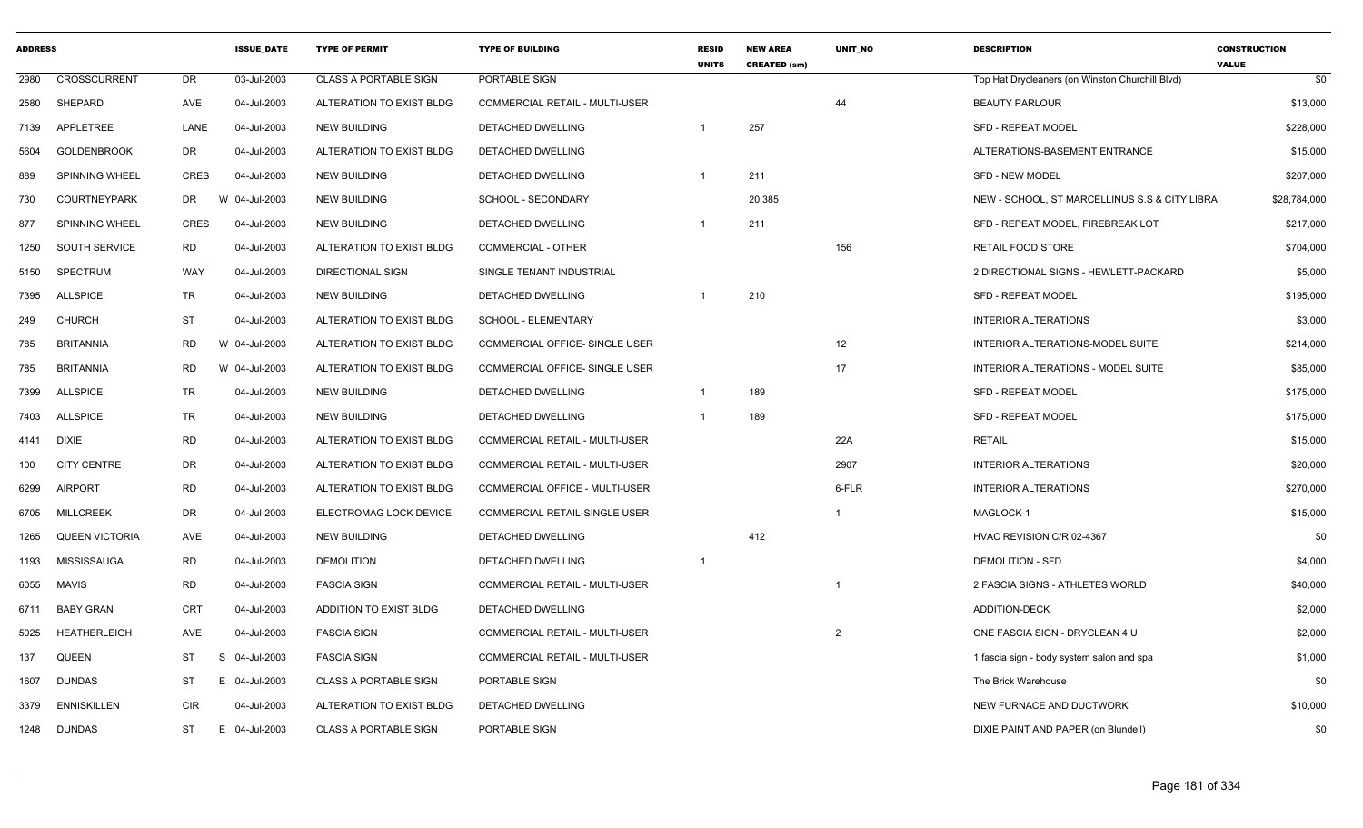| ADDRESS | | | ISSUE_DATE | TYPE OF PERMIT | TYPE OF BUILDING | RESID UNITS | NEW AREA CREATED (sm) | UNIT_NO | DESCRIPTION | CONSTRUCTION VALUE |
|---|---|---|---|---|---|---|---|---|---|---|
| 2980 | CROSSCURRENT | DR | 03-Jul-2003 | CLASS A PORTABLE SIGN | PORTABLE SIGN | | | | Top Hat Drycleaners (on Winston Churchill Blvd) | $0 |
| 2580 | SHEPARD | AVE | 04-Jul-2003 | ALTERATION TO EXIST BLDG | COMMERCIAL RETAIL - MULTI-USER | | | 44 | BEAUTY PARLOUR | $13,000 |
| 7139 | APPLETREE | LANE | 04-Jul-2003 | NEW BUILDING | DETACHED DWELLING | 1 | 257 | | SFD - REPEAT MODEL | $228,000 |
| 5604 | GOLDENBROOK | DR | 04-Jul-2003 | ALTERATION TO EXIST BLDG | DETACHED DWELLING | | | | ALTERATIONS-BASEMENT ENTRANCE | $15,000 |
| 889 | SPINNING WHEEL | CRES | 04-Jul-2003 | NEW BUILDING | DETACHED DWELLING | 1 | 211 | | SFD - NEW MODEL | $207,000 |
| 730 | COURTNEYPARK | DR | W 04-Jul-2003 | NEW BUILDING | SCHOOL - SECONDARY | | 20,385 | | NEW - SCHOOL, ST MARCELLINUS S.S & CITY LIBRA | $28,784,000 |
| 877 | SPINNING WHEEL | CRES | 04-Jul-2003 | NEW BUILDING | DETACHED DWELLING | 1 | 211 | | SFD - REPEAT MODEL, FIREBREAK LOT | $217,000 |
| 1250 | SOUTH SERVICE | RD | 04-Jul-2003 | ALTERATION TO EXIST BLDG | COMMERCIAL - OTHER | | | 156 | RETAIL FOOD STORE | $704,000 |
| 5150 | SPECTRUM | WAY | 04-Jul-2003 | DIRECTIONAL SIGN | SINGLE TENANT INDUSTRIAL | | | | 2 DIRECTIONAL SIGNS - HEWLETT-PACKARD | $5,000 |
| 7395 | ALLSPICE | TR | 04-Jul-2003 | NEW BUILDING | DETACHED DWELLING | 1 | 210 | | SFD - REPEAT MODEL | $195,000 |
| 249 | CHURCH | ST | 04-Jul-2003 | ALTERATION TO EXIST BLDG | SCHOOL - ELEMENTARY | | | | INTERIOR ALTERATIONS | $3,000 |
| 785 | BRITANNIA | RD | W 04-Jul-2003 | ALTERATION TO EXIST BLDG | COMMERCIAL OFFICE- SINGLE USER | | | 12 | INTERIOR ALTERATIONS-MODEL SUITE | $214,000 |
| 785 | BRITANNIA | RD | W 04-Jul-2003 | ALTERATION TO EXIST BLDG | COMMERCIAL OFFICE- SINGLE USER | | | 17 | INTERIOR ALTERATIONS - MODEL SUITE | $85,000 |
| 7399 | ALLSPICE | TR | 04-Jul-2003 | NEW BUILDING | DETACHED DWELLING | 1 | 189 | | SFD - REPEAT MODEL | $175,000 |
| 7403 | ALLSPICE | TR | 04-Jul-2003 | NEW BUILDING | DETACHED DWELLING | 1 | 189 | | SFD - REPEAT MODEL | $175,000 |
| 4141 | DIXIE | RD | 04-Jul-2003 | ALTERATION TO EXIST BLDG | COMMERCIAL RETAIL - MULTI-USER | | | 22A | RETAIL | $15,000 |
| 100 | CITY CENTRE | DR | 04-Jul-2003 | ALTERATION TO EXIST BLDG | COMMERCIAL RETAIL - MULTI-USER | | | 2907 | INTERIOR ALTERATIONS | $20,000 |
| 6299 | AIRPORT | RD | 04-Jul-2003 | ALTERATION TO EXIST BLDG | COMMERCIAL OFFICE - MULTI-USER | | | 6-FLR | INTERIOR ALTERATIONS | $270,000 |
| 6705 | MILLCREEK | DR | 04-Jul-2003 | ELECTROMAG LOCK DEVICE | COMMERCIAL RETAIL-SINGLE USER | | | 1 | MAGLOCK-1 | $15,000 |
| 1265 | QUEEN VICTORIA | AVE | 04-Jul-2003 | NEW BUILDING | DETACHED DWELLING | | 412 | | HVAC REVISION C/R 02-4367 | $0 |
| 1193 | MISSISSAUGA | RD | 04-Jul-2003 | DEMOLITION | DETACHED DWELLING | 1 | | | DEMOLITION - SFD | $4,000 |
| 6055 | MAVIS | RD | 04-Jul-2003 | FASCIA SIGN | COMMERCIAL RETAIL - MULTI-USER | | | 1 | 2 FASCIA SIGNS - ATHLETES WORLD | $40,000 |
| 6711 | BABY GRAN | CRT | 04-Jul-2003 | ADDITION TO EXIST BLDG | DETACHED DWELLING | | | | ADDITION-DECK | $2,000 |
| 5025 | HEATHERLEIGH | AVE | 04-Jul-2003 | FASCIA SIGN | COMMERCIAL RETAIL - MULTI-USER | | | 2 | ONE FASCIA SIGN - DRYCLEAN 4 U | $2,000 |
| 137 | QUEEN | ST | S 04-Jul-2003 | FASCIA SIGN | COMMERCIAL RETAIL - MULTI-USER | | | | 1 fascia sign - body system salon and spa | $1,000 |
| 1607 | DUNDAS | ST | E 04-Jul-2003 | CLASS A PORTABLE SIGN | PORTABLE SIGN | | | | The Brick Warehouse | $0 |
| 3379 | ENNISKILLEN | CIR | 04-Jul-2003 | ALTERATION TO EXIST BLDG | DETACHED DWELLING | | | | NEW FURNACE AND DUCTWORK | $10,000 |
| 1248 | DUNDAS | ST | E 04-Jul-2003 | CLASS A PORTABLE SIGN | PORTABLE SIGN | | | | DIXIE PAINT AND PAPER (on Blundell) | $0 |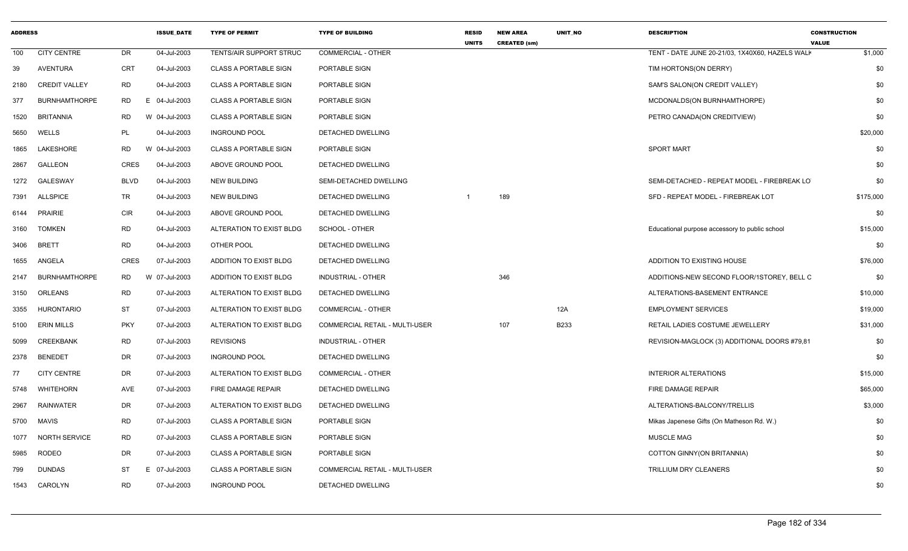| ADDRESS | | | ISSUE_DATE | TYPE OF PERMIT | TYPE OF BUILDING | RESID UNITS | NEW AREA CREATED (sm) | UNIT_NO | DESCRIPTION | CONSTRUCTION VALUE |
|---|---|---|---|---|---|---|---|---|---|---|
| 100 | CITY CENTRE | DR | 04-Jul-2003 | TENTS/AIR SUPPORT STRUC | COMMERCIAL - OTHER | | | | TENT - DATE JUNE 20-21/03, 1X40X60, HAZELS WALK | $1,000 |
| 39 | AVENTURA | CRT | 04-Jul-2003 | CLASS A PORTABLE SIGN | PORTABLE SIGN | | | | TIM HORTONS(ON DERRY) | $0 |
| 2180 | CREDIT VALLEY | RD | 04-Jul-2003 | CLASS A PORTABLE SIGN | PORTABLE SIGN | | | | SAM'S SALON(ON CREDIT VALLEY) | $0 |
| 377 | BURNHAMTHORPE | RD | E 04-Jul-2003 | CLASS A PORTABLE SIGN | PORTABLE SIGN | | | | MCDONALDS(ON BURNHAMTHORPE) | $0 |
| 1520 | BRITANNIA | RD | W 04-Jul-2003 | CLASS A PORTABLE SIGN | PORTABLE SIGN | | | | PETRO CANADA(ON CREDITVIEW) | $0 |
| 5650 | WELLS | PL | 04-Jul-2003 | INGROUND POOL | DETACHED DWELLING | | | | | $20,000 |
| 1865 | LAKESHORE | RD | W 04-Jul-2003 | CLASS A PORTABLE SIGN | PORTABLE SIGN | | | | SPORT MART | $0 |
| 2867 | GALLEON | CRES | 04-Jul-2003 | ABOVE GROUND POOL | DETACHED DWELLING | | | | | $0 |
| 1272 | GALESWAY | BLVD | 04-Jul-2003 | NEW BUILDING | SEMI-DETACHED DWELLING | | | | SEMI-DETACHED - REPEAT MODEL - FIREBREAK LOT | $0 |
| 7391 | ALLSPICE | TR | 04-Jul-2003 | NEW BUILDING | DETACHED DWELLING | 1 | 189 | | SFD - REPEAT MODEL - FIREBREAK LOT | $175,000 |
| 6144 | PRAIRIE | CIR | 04-Jul-2003 | ABOVE GROUND POOL | DETACHED DWELLING | | | | | $0 |
| 3160 | TOMKEN | RD | 04-Jul-2003 | ALTERATION TO EXIST BLDG | SCHOOL - OTHER | | | | Educational purpose accessory to public school | $15,000 |
| 3406 | BRETT | RD | 04-Jul-2003 | OTHER POOL | DETACHED DWELLING | | | | | $0 |
| 1655 | ANGELA | CRES | 07-Jul-2003 | ADDITION TO EXIST BLDG | DETACHED DWELLING | | | | ADDITION TO EXISTING HOUSE | $76,000 |
| 2147 | BURNHAMTHORPE | RD | W 07-Jul-2003 | ADDITION TO EXIST BLDG | INDUSTRIAL - OTHER | | 346 | | ADDITIONS-NEW SECOND FLOOR/1STOREY, BELL C | $0 |
| 3150 | ORLEANS | RD | 07-Jul-2003 | ALTERATION TO EXIST BLDG | DETACHED DWELLING | | | | ALTERATIONS-BASEMENT ENTRANCE | $10,000 |
| 3355 | HURONTARIO | ST | 07-Jul-2003 | ALTERATION TO EXIST BLDG | COMMERCIAL - OTHER | | | 12A | EMPLOYMENT SERVICES | $19,000 |
| 5100 | ERIN MILLS | PKY | 07-Jul-2003 | ALTERATION TO EXIST BLDG | COMMERCIAL RETAIL - MULTI-USER | | 107 | B233 | RETAIL LADIES COSTUME JEWELLERY | $31,000 |
| 5099 | CREEKBANK | RD | 07-Jul-2003 | REVISIONS | INDUSTRIAL - OTHER | | | | REVISION-MAGLOCK (3) ADDITIONAL DOORS #79,81 | $0 |
| 2378 | BENEDET | DR | 07-Jul-2003 | INGROUND POOL | DETACHED DWELLING | | | | | $0 |
| 77 | CITY CENTRE | DR | 07-Jul-2003 | ALTERATION TO EXIST BLDG | COMMERCIAL - OTHER | | | | INTERIOR ALTERATIONS | $15,000 |
| 5748 | WHITEHORN | AVE | 07-Jul-2003 | FIRE DAMAGE REPAIR | DETACHED DWELLING | | | | FIRE DAMAGE REPAIR | $65,000 |
| 2967 | RAINWATER | DR | 07-Jul-2003 | ALTERATION TO EXIST BLDG | DETACHED DWELLING | | | | ALTERATIONS-BALCONY/TRELLIS | $3,000 |
| 5700 | MAVIS | RD | 07-Jul-2003 | CLASS A PORTABLE SIGN | PORTABLE SIGN | | | | Mikas Japenese Gifts (On Matheson Rd. W.) | $0 |
| 1077 | NORTH SERVICE | RD | 07-Jul-2003 | CLASS A PORTABLE SIGN | PORTABLE SIGN | | | | MUSCLE MAG | $0 |
| 5985 | RODEO | DR | 07-Jul-2003 | CLASS A PORTABLE SIGN | PORTABLE SIGN | | | | COTTON GINNY(ON BRITANNIA) | $0 |
| 799 | DUNDAS | ST | E 07-Jul-2003 | CLASS A PORTABLE SIGN | COMMERCIAL RETAIL - MULTI-USER | | | | TRILLIUM DRY CLEANERS | $0 |
| 1543 | CAROLYN | RD | 07-Jul-2003 | INGROUND POOL | DETACHED DWELLING | | | | | $0 |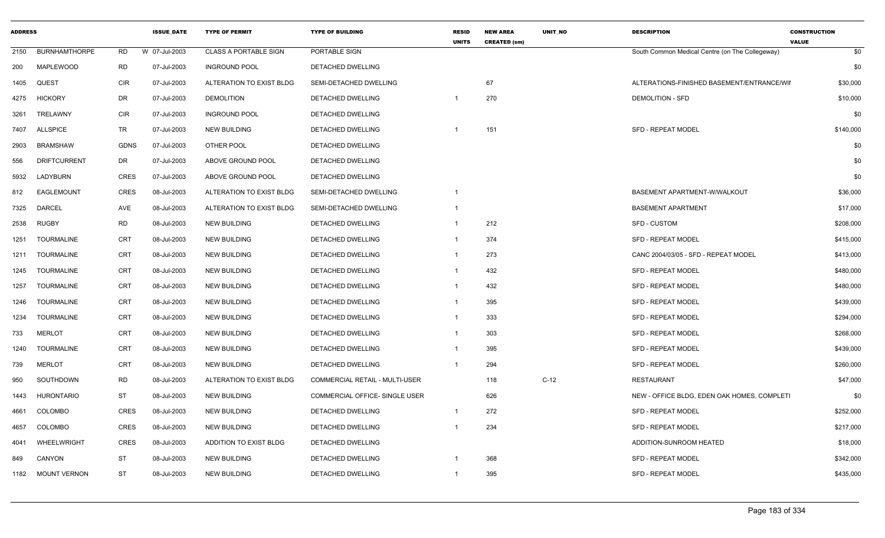| ADDRESS | | | ISSUE_DATE | TYPE OF PERMIT | TYPE OF BUILDING | RESID UNITS | NEW AREA CREATED (sm) | UNIT_NO | DESCRIPTION | CONSTRUCTION VALUE |
|---|---|---|---|---|---|---|---|---|---|---|
| 2150 | BURNHAMTHORPE | RD | W 07-Jul-2003 | CLASS A PORTABLE SIGN | PORTABLE SIGN | | | | South Common Medical Centre (on The Collegeway) | $0 |
| 200 | MAPLEWOOD | RD | 07-Jul-2003 | INGROUND POOL | DETACHED DWELLING | | | | | $0 |
| 1405 | QUEST | CIR | 07-Jul-2003 | ALTERATION TO EXIST BLDG | SEMI-DETACHED DWELLING | | 67 | | ALTERATIONS-FINISHED BASEMENT/ENTRANCE/WII | $30,000 |
| 4275 | HICKORY | DR | 07-Jul-2003 | DEMOLITION | DETACHED DWELLING | 1 | 270 | | DEMOLITION - SFD | $10,000 |
| 3261 | TRELAWNY | CIR | 07-Jul-2003 | INGROUND POOL | DETACHED DWELLING | | | | | $0 |
| 7407 | ALLSPICE | TR | 07-Jul-2003 | NEW BUILDING | DETACHED DWELLING | 1 | 151 | | SFD - REPEAT MODEL | $140,000 |
| 2903 | BRAMSHAW | GDNS | 07-Jul-2003 | OTHER POOL | DETACHED DWELLING | | | | | $0 |
| 556 | DRIFTCURRENT | DR | 07-Jul-2003 | ABOVE GROUND POOL | DETACHED DWELLING | | | | | $0 |
| 5932 | LADYBURN | CRES | 07-Jul-2003 | ABOVE GROUND POOL | DETACHED DWELLING | | | | | $0 |
| 812 | EAGLEMOUNT | CRES | 08-Jul-2003 | ALTERATION TO EXIST BLDG | SEMI-DETACHED DWELLING | 1 | | | BASEMENT APARTMENT-W/WALKOUT | $36,000 |
| 7325 | DARCEL | AVE | 08-Jul-2003 | ALTERATION TO EXIST BLDG | SEMI-DETACHED DWELLING | 1 | | | BASEMENT APARTMENT | $17,000 |
| 2538 | RUGBY | RD | 08-Jul-2003 | NEW BUILDING | DETACHED DWELLING | 1 | 212 | | SFD - CUSTOM | $208,000 |
| 1251 | TOURMALINE | CRT | 08-Jul-2003 | NEW BUILDING | DETACHED DWELLING | 1 | 374 | | SFD - REPEAT MODEL | $415,000 |
| 1211 | TOURMALINE | CRT | 08-Jul-2003 | NEW BUILDING | DETACHED DWELLING | 1 | 273 | | CANC 2004/03/05 - SFD - REPEAT MODEL | $413,000 |
| 1245 | TOURMALINE | CRT | 08-Jul-2003 | NEW BUILDING | DETACHED DWELLING | 1 | 432 | | SFD - REPEAT MODEL | $480,000 |
| 1257 | TOURMALINE | CRT | 08-Jul-2003 | NEW BUILDING | DETACHED DWELLING | 1 | 432 | | SFD - REPEAT MODEL | $480,000 |
| 1246 | TOURMALINE | CRT | 08-Jul-2003 | NEW BUILDING | DETACHED DWELLING | 1 | 395 | | SFD - REPEAT MODEL | $439,000 |
| 1234 | TOURMALINE | CRT | 08-Jul-2003 | NEW BUILDING | DETACHED DWELLING | 1 | 333 | | SFD - REPEAT MODEL | $294,000 |
| 733 | MERLOT | CRT | 08-Jul-2003 | NEW BUILDING | DETACHED DWELLING | 1 | 303 | | SFD - REPEAT MODEL | $268,000 |
| 1240 | TOURMALINE | CRT | 08-Jul-2003 | NEW BUILDING | DETACHED DWELLING | 1 | 395 | | SFD - REPEAT MODEL | $439,000 |
| 739 | MERLOT | CRT | 08-Jul-2003 | NEW BUILDING | DETACHED DWELLING | 1 | 294 | | SFD - REPEAT MODEL | $260,000 |
| 950 | SOUTHDOWN | RD | 08-Jul-2003 | ALTERATION TO EXIST BLDG | COMMERCIAL RETAIL - MULTI-USER | | 118 | C-12 | RESTAURANT | $47,000 |
| 1443 | HURONTARIO | ST | 08-Jul-2003 | NEW BUILDING | COMMERCIAL OFFICE- SINGLE USER | | 626 | | NEW - OFFICE BLDG, EDEN OAK HOMES, COMPLETI | $0 |
| 4661 | COLOMBO | CRES | 08-Jul-2003 | NEW BUILDING | DETACHED DWELLING | 1 | 272 | | SFD - REPEAT MODEL | $252,000 |
| 4657 | COLOMBO | CRES | 08-Jul-2003 | NEW BUILDING | DETACHED DWELLING | 1 | 234 | | SFD - REPEAT MODEL | $217,000 |
| 4041 | WHEELWRIGHT | CRES | 08-Jul-2003 | ADDITION TO EXIST BLDG | DETACHED DWELLING | | | | ADDITION-SUNROOM HEATED | $18,000 |
| 849 | CANYON | ST | 08-Jul-2003 | NEW BUILDING | DETACHED DWELLING | 1 | 368 | | SFD - REPEAT MODEL | $342,000 |
| 1182 | MOUNT VERNON | ST | 08-Jul-2003 | NEW BUILDING | DETACHED DWELLING | 1 | 395 | | SFD - REPEAT MODEL | $435,000 |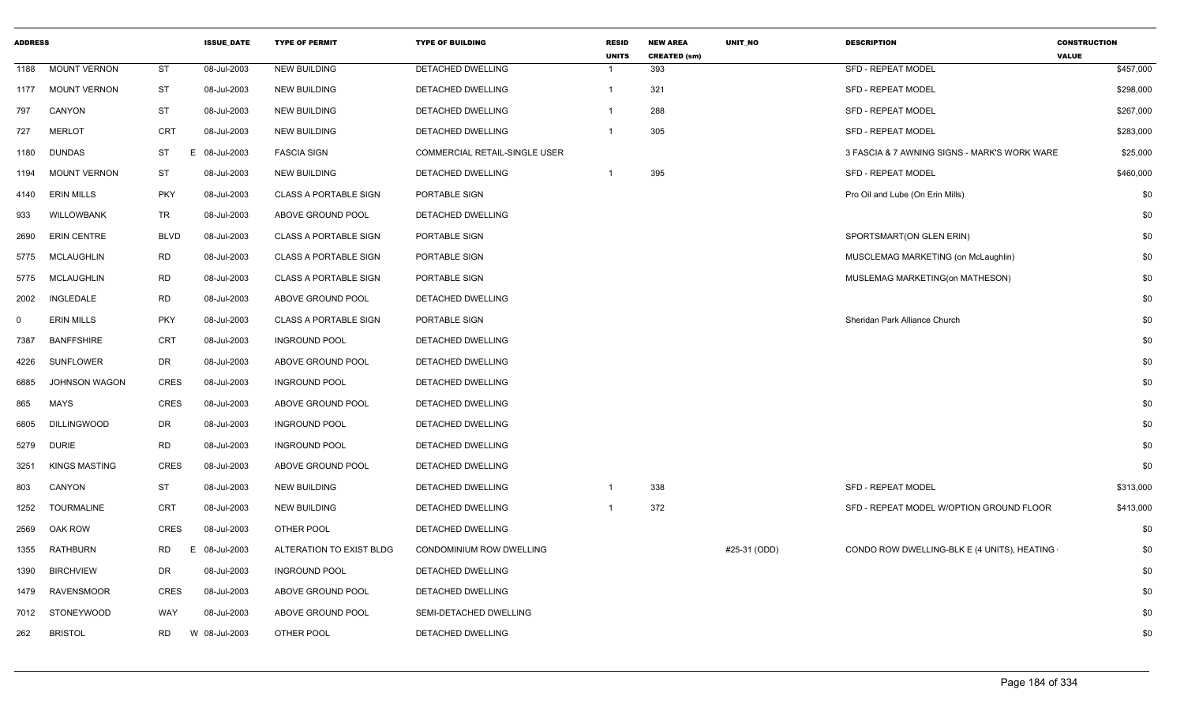| ADDRESS | | | ISSUE_DATE | TYPE OF PERMIT | TYPE OF BUILDING | RESID UNITS | NEW AREA CREATED (sm) | UNIT_NO | DESCRIPTION | CONSTRUCTION VALUE |
|---|---|---|---|---|---|---|---|---|---|---|
| 1188 | MOUNT VERNON | ST | 08-Jul-2003 | NEW BUILDING | DETACHED DWELLING | 1 | 393 | | SFD - REPEAT MODEL | $457,000 |
| 1177 | MOUNT VERNON | ST | 08-Jul-2003 | NEW BUILDING | DETACHED DWELLING | 1 | 321 | | SFD - REPEAT MODEL | $298,000 |
| 797 | CANYON | ST | 08-Jul-2003 | NEW BUILDING | DETACHED DWELLING | 1 | 288 | | SFD - REPEAT MODEL | $267,000 |
| 727 | MERLOT | CRT | 08-Jul-2003 | NEW BUILDING | DETACHED DWELLING | 1 | 305 | | SFD - REPEAT MODEL | $283,000 |
| 1180 | DUNDAS | ST E | 08-Jul-2003 | FASCIA SIGN | COMMERCIAL RETAIL-SINGLE USER | | | | 3 FASCIA & 7 AWNING SIGNS - MARK'S WORK WARE | $25,000 |
| 1194 | MOUNT VERNON | ST | 08-Jul-2003 | NEW BUILDING | DETACHED DWELLING | 1 | 395 | | SFD - REPEAT MODEL | $460,000 |
| 4140 | ERIN MILLS | PKY | 08-Jul-2003 | CLASS A PORTABLE SIGN | PORTABLE SIGN | | | | Pro Oil and Lube (On Erin Mills) | $0 |
| 933 | WILLOWBANK | TR | 08-Jul-2003 | ABOVE GROUND POOL | DETACHED DWELLING | | | | | $0 |
| 2690 | ERIN CENTRE | BLVD | 08-Jul-2003 | CLASS A PORTABLE SIGN | PORTABLE SIGN | | | | SPORTSMART(ON GLEN ERIN) | $0 |
| 5775 | MCLAUGHLIN | RD | 08-Jul-2003 | CLASS A PORTABLE SIGN | PORTABLE SIGN | | | | MUSCLEMAG MARKETING (on McLaughlin) | $0 |
| 5775 | MCLAUGHLIN | RD | 08-Jul-2003 | CLASS A PORTABLE SIGN | PORTABLE SIGN | | | | MUSLEMAG MARKETING(on MATHESON) | $0 |
| 2002 | INGLEDALE | RD | 08-Jul-2003 | ABOVE GROUND POOL | DETACHED DWELLING | | | | | $0 |
| 0 | ERIN MILLS | PKY | 08-Jul-2003 | CLASS A PORTABLE SIGN | PORTABLE SIGN | | | | Sheridan Park Alliance Church | $0 |
| 7387 | BANFFSHIRE | CRT | 08-Jul-2003 | INGROUND POOL | DETACHED DWELLING | | | | | $0 |
| 4226 | SUNFLOWER | DR | 08-Jul-2003 | ABOVE GROUND POOL | DETACHED DWELLING | | | | | $0 |
| 6885 | JOHNSON WAGON | CRES | 08-Jul-2003 | INGROUND POOL | DETACHED DWELLING | | | | | $0 |
| 865 | MAYS | CRES | 08-Jul-2003 | ABOVE GROUND POOL | DETACHED DWELLING | | | | | $0 |
| 6805 | DILLINGWOOD | DR | 08-Jul-2003 | INGROUND POOL | DETACHED DWELLING | | | | | $0 |
| 5279 | DURIE | RD | 08-Jul-2003 | INGROUND POOL | DETACHED DWELLING | | | | | $0 |
| 3251 | KINGS MASTING | CRES | 08-Jul-2003 | ABOVE GROUND POOL | DETACHED DWELLING | | | | | $0 |
| 803 | CANYON | ST | 08-Jul-2003 | NEW BUILDING | DETACHED DWELLING | 1 | 338 | | SFD - REPEAT MODEL | $313,000 |
| 1252 | TOURMALINE | CRT | 08-Jul-2003 | NEW BUILDING | DETACHED DWELLING | 1 | 372 | | SFD - REPEAT MODEL W/OPTION GROUND FLOOR | $413,000 |
| 2569 | OAK ROW | CRES | 08-Jul-2003 | OTHER POOL | DETACHED DWELLING | | | | | $0 |
| 1355 | RATHBURN | RD E | 08-Jul-2003 | ALTERATION TO EXIST BLDG | CONDOMINIUM ROW DWELLING | | | #25-31 (ODD) | CONDO ROW DWELLING-BLK E (4 UNITS), HEATING | $0 |
| 1390 | BIRCHVIEW | DR | 08-Jul-2003 | INGROUND POOL | DETACHED DWELLING | | | | | $0 |
| 1479 | RAVENSMOOR | CRES | 08-Jul-2003 | ABOVE GROUND POOL | DETACHED DWELLING | | | | | $0 |
| 7012 | STONEYWOOD | WAY | 08-Jul-2003 | ABOVE GROUND POOL | SEMI-DETACHED DWELLING | | | | | $0 |
| 262 | BRISTOL | RD W | 08-Jul-2003 | OTHER POOL | DETACHED DWELLING | | | | | $0 |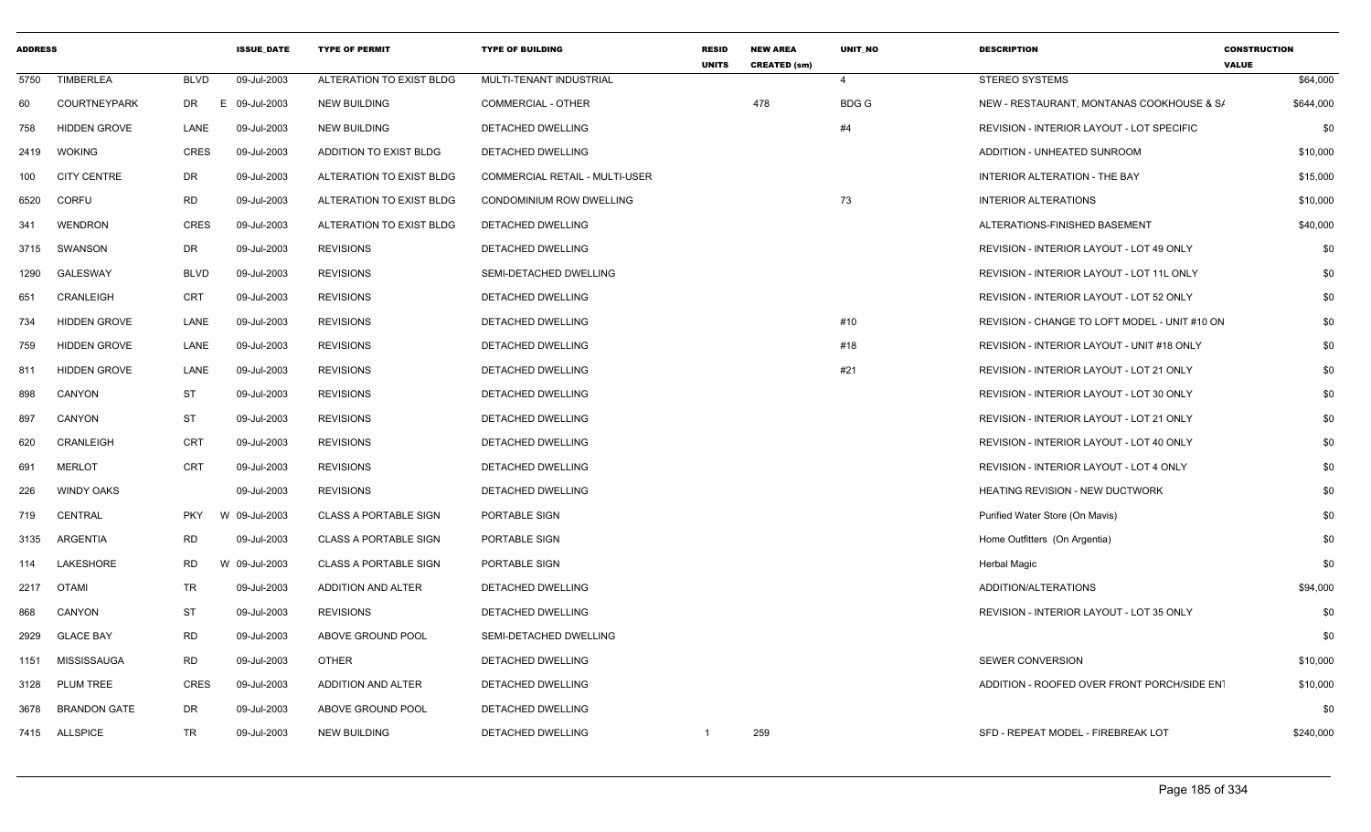| ADDRESS | | | ISSUE_DATE | TYPE OF PERMIT | TYPE OF BUILDING | RESID UNITS | NEW AREA CREATED (sm) | UNIT_NO | DESCRIPTION | CONSTRUCTION VALUE |
|---|---|---|---|---|---|---|---|---|---|---|
| 5750 | TIMBERLEA | BLVD | 09-Jul-2003 | ALTERATION TO EXIST BLDG | MULTI-TENANT INDUSTRIAL | | | 4 | STEREO SYSTEMS | $64,000 |
| 60 | COURTNEYPARK | DR E | 09-Jul-2003 | NEW BUILDING | COMMERCIAL - OTHER | | 478 | BDG G | NEW - RESTAURANT, MONTANAS COOKHOUSE & S/ | $644,000 |
| 758 | HIDDEN GROVE | LANE | 09-Jul-2003 | NEW BUILDING | DETACHED DWELLING | | | #4 | REVISION - INTERIOR LAYOUT - LOT SPECIFIC | $0 |
| 2419 | WOKING | CRES | 09-Jul-2003 | ADDITION TO EXIST BLDG | DETACHED DWELLING | | | | ADDITION - UNHEATED SUNROOM | $10,000 |
| 100 | CITY CENTRE | DR | 09-Jul-2003 | ALTERATION TO EXIST BLDG | COMMERCIAL RETAIL - MULTI-USER | | | | INTERIOR ALTERATION - THE BAY | $15,000 |
| 6520 | CORFU | RD | 09-Jul-2003 | ALTERATION TO EXIST BLDG | CONDOMINIUM ROW DWELLING | | | 73 | INTERIOR ALTERATIONS | $10,000 |
| 341 | WENDRON | CRES | 09-Jul-2003 | ALTERATION TO EXIST BLDG | DETACHED DWELLING | | | | ALTERATIONS-FINISHED BASEMENT | $40,000 |
| 3715 | SWANSON | DR | 09-Jul-2003 | REVISIONS | DETACHED DWELLING | | | | REVISION - INTERIOR LAYOUT - LOT 49 ONLY | $0 |
| 1290 | GALESWAY | BLVD | 09-Jul-2003 | REVISIONS | SEMI-DETACHED DWELLING | | | | REVISION - INTERIOR LAYOUT - LOT 11L ONLY | $0 |
| 651 | CRANLEIGH | CRT | 09-Jul-2003 | REVISIONS | DETACHED DWELLING | | | | REVISION - INTERIOR LAYOUT - LOT 52 ONLY | $0 |
| 734 | HIDDEN GROVE | LANE | 09-Jul-2003 | REVISIONS | DETACHED DWELLING | | | #10 | REVISION - CHANGE TO LOFT MODEL - UNIT #10 ON | $0 |
| 759 | HIDDEN GROVE | LANE | 09-Jul-2003 | REVISIONS | DETACHED DWELLING | | | #18 | REVISION - INTERIOR LAYOUT - UNIT #18 ONLY | $0 |
| 811 | HIDDEN GROVE | LANE | 09-Jul-2003 | REVISIONS | DETACHED DWELLING | | | #21 | REVISION - INTERIOR LAYOUT - LOT 21 ONLY | $0 |
| 898 | CANYON | ST | 09-Jul-2003 | REVISIONS | DETACHED DWELLING | | | | REVISION - INTERIOR LAYOUT - LOT 30 ONLY | $0 |
| 897 | CANYON | ST | 09-Jul-2003 | REVISIONS | DETACHED DWELLING | | | | REVISION - INTERIOR LAYOUT - LOT 21 ONLY | $0 |
| 620 | CRANLEIGH | CRT | 09-Jul-2003 | REVISIONS | DETACHED DWELLING | | | | REVISION - INTERIOR LAYOUT - LOT 40 ONLY | $0 |
| 691 | MERLOT | CRT | 09-Jul-2003 | REVISIONS | DETACHED DWELLING | | | | REVISION - INTERIOR LAYOUT - LOT 4 ONLY | $0 |
| 226 | WINDY OAKS | | 09-Jul-2003 | REVISIONS | DETACHED DWELLING | | | | HEATING REVISION - NEW DUCTWORK | $0 |
| 719 | CENTRAL | PKY W | 09-Jul-2003 | CLASS A PORTABLE SIGN | PORTABLE SIGN | | | | Purified Water Store (On Mavis) | $0 |
| 3135 | ARGENTIA | RD | 09-Jul-2003 | CLASS A PORTABLE SIGN | PORTABLE SIGN | | | | Home Outfitters (On Argentia) | $0 |
| 114 | LAKESHORE | RD W | 09-Jul-2003 | CLASS A PORTABLE SIGN | PORTABLE SIGN | | | | Herbal Magic | $0 |
| 2217 | OTAMI | TR | 09-Jul-2003 | ADDITION AND ALTER | DETACHED DWELLING | | | | ADDITION/ALTERATIONS | $94,000 |
| 868 | CANYON | ST | 09-Jul-2003 | REVISIONS | DETACHED DWELLING | | | | REVISION - INTERIOR LAYOUT - LOT 35 ONLY | $0 |
| 2929 | GLACE BAY | RD | 09-Jul-2003 | ABOVE GROUND POOL | SEMI-DETACHED DWELLING | | | | | $0 |
| 1151 | MISSISSAUGA | RD | 09-Jul-2003 | OTHER | DETACHED DWELLING | | | | SEWER CONVERSION | $10,000 |
| 3128 | PLUM TREE | CRES | 09-Jul-2003 | ADDITION AND ALTER | DETACHED DWELLING | | | | ADDITION - ROOFED OVER FRONT PORCH/SIDE ENT | $10,000 |
| 3678 | BRANDON GATE | DR | 09-Jul-2003 | ABOVE GROUND POOL | DETACHED DWELLING | | | | | $0 |
| 7415 | ALLSPICE | TR | 09-Jul-2003 | NEW BUILDING | DETACHED DWELLING | 1 | 259 | | SFD - REPEAT MODEL - FIREBREAK LOT | $240,000 |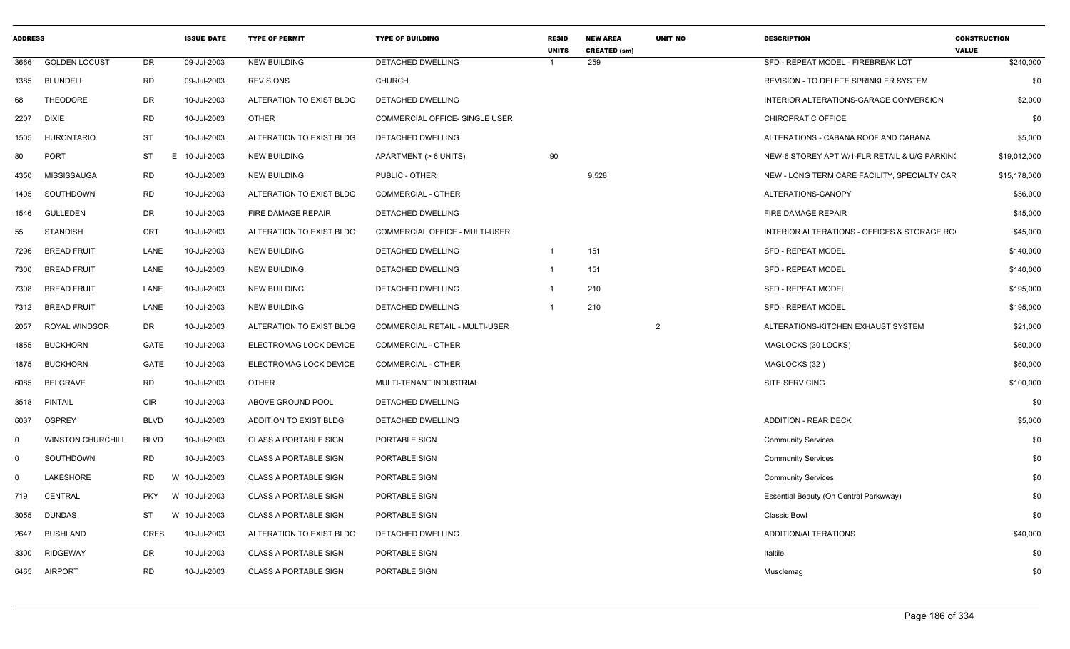| ADDRESS | | | ISSUE_DATE | TYPE OF PERMIT | TYPE OF BUILDING | RESID UNITS | NEW AREA CREATED (sm) | UNIT_NO | DESCRIPTION | CONSTRUCTION VALUE |
|---|---|---|---|---|---|---|---|---|---|---|
| 3666 | GOLDEN LOCUST | DR | 09-Jul-2003 | NEW BUILDING | DETACHED DWELLING | 1 | 259 | | SFD - REPEAT MODEL - FIREBREAK LOT | $240,000 |
| 1385 | BLUNDELL | RD | 09-Jul-2003 | REVISIONS | CHURCH | | | | REVISION - TO DELETE SPRINKLER SYSTEM | $0 |
| 68 | THEODORE | DR | 10-Jul-2003 | ALTERATION TO EXIST BLDG | DETACHED DWELLING | | | | INTERIOR ALTERATIONS-GARAGE CONVERSION | $2,000 |
| 2207 | DIXIE | RD | 10-Jul-2003 | OTHER | COMMERCIAL OFFICE- SINGLE USER | | | | CHIROPRATIC OFFICE | $0 |
| 1505 | HURONTARIO | ST | 10-Jul-2003 | ALTERATION TO EXIST BLDG | DETACHED DWELLING | | | | ALTERATIONS - CABANA ROOF AND CABANA | $5,000 |
| 80 | PORT | ST E | 10-Jul-2003 | NEW BUILDING | APARTMENT (> 6 UNITS) | 90 | | | NEW-6 STOREY APT W/1-FLR RETAIL & U/G PARKIN( | $19,012,000 |
| 4350 | MISSISSAUGA | RD | 10-Jul-2003 | NEW BUILDING | PUBLIC - OTHER | | 9,528 | | NEW - LONG TERM CARE FACILITY, SPECIALTY CAR | $15,178,000 |
| 1405 | SOUTHDOWN | RD | 10-Jul-2003 | ALTERATION TO EXIST BLDG | COMMERCIAL - OTHER | | | | ALTERATIONS-CANOPY | $56,000 |
| 1546 | GULLEDEN | DR | 10-Jul-2003 | FIRE DAMAGE REPAIR | DETACHED DWELLING | | | | FIRE DAMAGE REPAIR | $45,000 |
| 55 | STANDISH | CRT | 10-Jul-2003 | ALTERATION TO EXIST BLDG | COMMERCIAL OFFICE - MULTI-USER | | | | INTERIOR ALTERATIONS - OFFICES & STORAGE RO | $45,000 |
| 7296 | BREAD FRUIT | LANE | 10-Jul-2003 | NEW BUILDING | DETACHED DWELLING | 1 | 151 | | SFD - REPEAT MODEL | $140,000 |
| 7300 | BREAD FRUIT | LANE | 10-Jul-2003 | NEW BUILDING | DETACHED DWELLING | 1 | 151 | | SFD - REPEAT MODEL | $140,000 |
| 7308 | BREAD FRUIT | LANE | 10-Jul-2003 | NEW BUILDING | DETACHED DWELLING | 1 | 210 | | SFD - REPEAT MODEL | $195,000 |
| 7312 | BREAD FRUIT | LANE | 10-Jul-2003 | NEW BUILDING | DETACHED DWELLING | 1 | 210 | | SFD - REPEAT MODEL | $195,000 |
| 2057 | ROYAL WINDSOR | DR | 10-Jul-2003 | ALTERATION TO EXIST BLDG | COMMERCIAL RETAIL - MULTI-USER | | | 2 | ALTERATIONS-KITCHEN EXHAUST SYSTEM | $21,000 |
| 1855 | BUCKHORN | GATE | 10-Jul-2003 | ELECTROMAG LOCK DEVICE | COMMERCIAL - OTHER | | | | MAGLOCKS (30 LOCKS) | $60,000 |
| 1875 | BUCKHORN | GATE | 10-Jul-2003 | ELECTROMAG LOCK DEVICE | COMMERCIAL - OTHER | | | | MAGLOCKS (32 ) | $60,000 |
| 6085 | BELGRAVE | RD | 10-Jul-2003 | OTHER | MULTI-TENANT INDUSTRIAL | | | | SITE SERVICING | $100,000 |
| 3518 | PINTAIL | CIR | 10-Jul-2003 | ABOVE GROUND POOL | DETACHED DWELLING | | | | | $0 |
| 6037 | OSPREY | BLVD | 10-Jul-2003 | ADDITION TO EXIST BLDG | DETACHED DWELLING | | | | ADDITION - REAR DECK | $5,000 |
| 0 | WINSTON CHURCHILL | BLVD | 10-Jul-2003 | CLASS A PORTABLE SIGN | PORTABLE SIGN | | | | Community Services | $0 |
| 0 | SOUTHDOWN | RD | 10-Jul-2003 | CLASS A PORTABLE SIGN | PORTABLE SIGN | | | | Community Services | $0 |
| 0 | LAKESHORE | RD W | 10-Jul-2003 | CLASS A PORTABLE SIGN | PORTABLE SIGN | | | | Community Services | $0 |
| 719 | CENTRAL | PKY W | 10-Jul-2003 | CLASS A PORTABLE SIGN | PORTABLE SIGN | | | | Essential Beauty (On Central Parkwway) | $0 |
| 3055 | DUNDAS | ST W | 10-Jul-2003 | CLASS A PORTABLE SIGN | PORTABLE SIGN | | | | Classic Bowl | $0 |
| 2647 | BUSHLAND | CRES | 10-Jul-2003 | ALTERATION TO EXIST BLDG | DETACHED DWELLING | | | | ADDITION/ALTERATIONS | $40,000 |
| 3300 | RIDGEWAY | DR | 10-Jul-2003 | CLASS A PORTABLE SIGN | PORTABLE SIGN | | | | Italtile | $0 |
| 6465 | AIRPORT | RD | 10-Jul-2003 | CLASS A PORTABLE SIGN | PORTABLE SIGN | | | | Musclemag | $0 |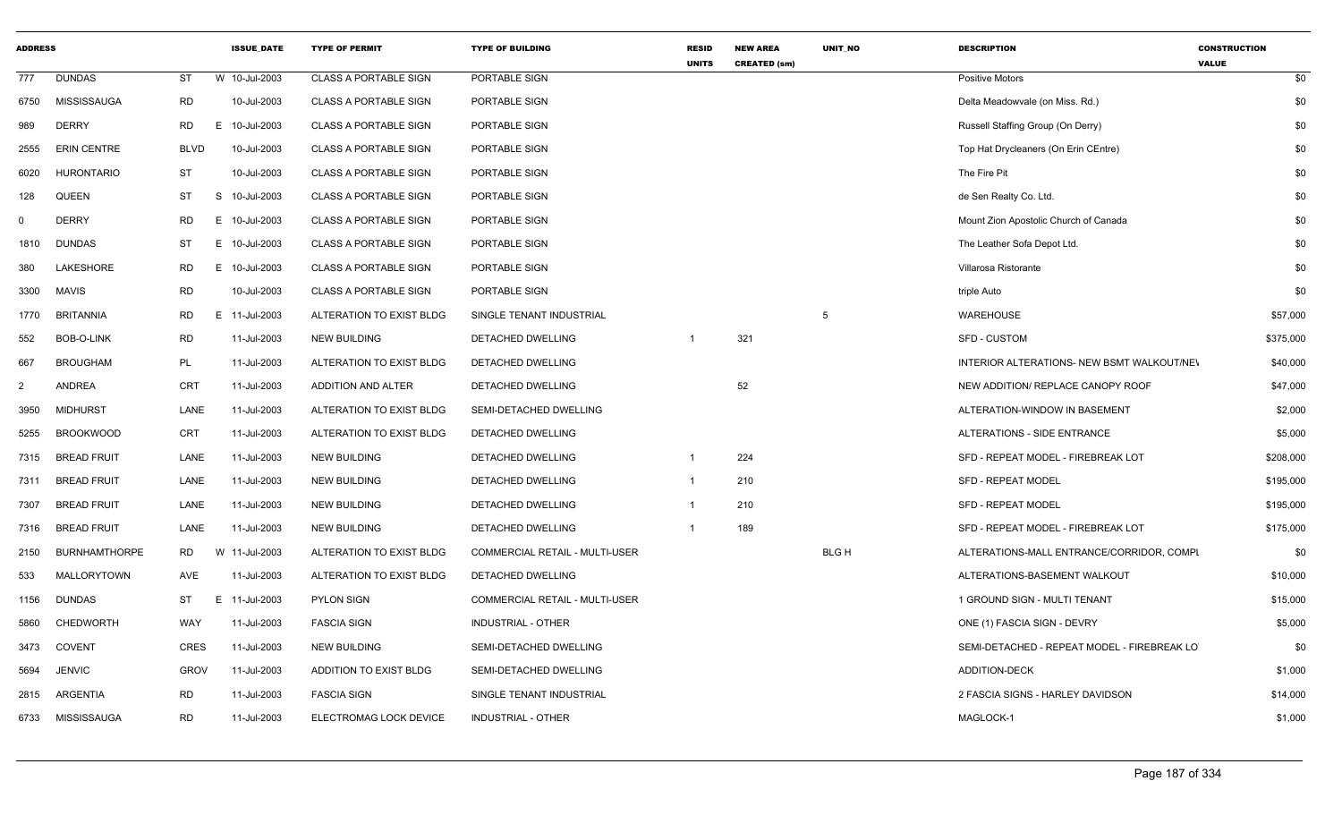| ADDRESS | | | | ISSUE_DATE | TYPE OF PERMIT | TYPE OF BUILDING | RESID UNITS | NEW AREA CREATED (sm) | UNIT_NO | DESCRIPTION | CONSTRUCTION VALUE |
|---|---|---|---|---|---|---|---|---|---|---|---|
| 777 | DUNDAS | ST | W | 10-Jul-2003 | CLASS A PORTABLE SIGN | PORTABLE SIGN | | | | Positive Motors | $0 |
| 6750 | MISSISSAUGA | RD | | 10-Jul-2003 | CLASS A PORTABLE SIGN | PORTABLE SIGN | | | | Delta Meadowvale (on Miss. Rd.) | $0 |
| 989 | DERRY | RD | E | 10-Jul-2003 | CLASS A PORTABLE SIGN | PORTABLE SIGN | | | | Russell Staffing Group (On Derry) | $0 |
| 2555 | ERIN CENTRE | BLVD | | 10-Jul-2003 | CLASS A PORTABLE SIGN | PORTABLE SIGN | | | | Top Hat Drycleaners (On Erin CEntre) | $0 |
| 6020 | HURONTARIO | ST | | 10-Jul-2003 | CLASS A PORTABLE SIGN | PORTABLE SIGN | | | | The Fire Pit | $0 |
| 128 | QUEEN | ST | S | 10-Jul-2003 | CLASS A PORTABLE SIGN | PORTABLE SIGN | | | | de Sen Realty Co. Ltd. | $0 |
| 0 | DERRY | RD | E | 10-Jul-2003 | CLASS A PORTABLE SIGN | PORTABLE SIGN | | | | Mount Zion Apostolic Church of Canada | $0 |
| 1810 | DUNDAS | ST | E | 10-Jul-2003 | CLASS A PORTABLE SIGN | PORTABLE SIGN | | | | The Leather Sofa Depot Ltd. | $0 |
| 380 | LAKESHORE | RD | E | 10-Jul-2003 | CLASS A PORTABLE SIGN | PORTABLE SIGN | | | | Villarosa Ristorante | $0 |
| 3300 | MAVIS | RD | | 10-Jul-2003 | CLASS A PORTABLE SIGN | PORTABLE SIGN | | | | triple Auto | $0 |
| 1770 | BRITANNIA | RD | E | 11-Jul-2003 | ALTERATION TO EXIST BLDG | SINGLE TENANT INDUSTRIAL | | | 5 | WAREHOUSE | $57,000 |
| 552 | BOB-O-LINK | RD | | 11-Jul-2003 | NEW BUILDING | DETACHED DWELLING | 1 | 321 | | SFD - CUSTOM | $375,000 |
| 667 | BROUGHAM | PL | | 11-Jul-2003 | ALTERATION TO EXIST BLDG | DETACHED DWELLING | | | | INTERIOR ALTERATIONS- NEW BSMT WALKOUT/NEV | $40,000 |
| 2 | ANDREA | CRT | | 11-Jul-2003 | ADDITION AND ALTER | DETACHED DWELLING | | 52 | | NEW ADDITION/ REPLACE CANOPY ROOF | $47,000 |
| 3950 | MIDHURST | LANE | | 11-Jul-2003 | ALTERATION TO EXIST BLDG | SEMI-DETACHED DWELLING | | | | ALTERATION-WINDOW IN BASEMENT | $2,000 |
| 5255 | BROOKWOOD | CRT | | 11-Jul-2003 | ALTERATION TO EXIST BLDG | DETACHED DWELLING | | | | ALTERATIONS - SIDE ENTRANCE | $5,000 |
| 7315 | BREAD FRUIT | LANE | | 11-Jul-2003 | NEW BUILDING | DETACHED DWELLING | 1 | 224 | | SFD - REPEAT MODEL - FIREBREAK LOT | $208,000 |
| 7311 | BREAD FRUIT | LANE | | 11-Jul-2003 | NEW BUILDING | DETACHED DWELLING | 1 | 210 | | SFD - REPEAT MODEL | $195,000 |
| 7307 | BREAD FRUIT | LANE | | 11-Jul-2003 | NEW BUILDING | DETACHED DWELLING | 1 | 210 | | SFD - REPEAT MODEL | $195,000 |
| 7316 | BREAD FRUIT | LANE | | 11-Jul-2003 | NEW BUILDING | DETACHED DWELLING | 1 | 189 | | SFD - REPEAT MODEL - FIREBREAK LOT | $175,000 |
| 2150 | BURNHAMTHORPE | RD | W | 11-Jul-2003 | ALTERATION TO EXIST BLDG | COMMERCIAL RETAIL - MULTI-USER | | | BLG H | ALTERATIONS-MALL ENTRANCE/CORRIDOR, COMPL | $0 |
| 533 | MALLORYTOWN | AVE | | 11-Jul-2003 | ALTERATION TO EXIST BLDG | DETACHED DWELLING | | | | ALTERATIONS-BASEMENT WALKOUT | $10,000 |
| 1156 | DUNDAS | ST | E | 11-Jul-2003 | PYLON SIGN | COMMERCIAL RETAIL - MULTI-USER | | | | 1 GROUND SIGN - MULTI TENANT | $15,000 |
| 5860 | CHEDWORTH | WAY | | 11-Jul-2003 | FASCIA SIGN | INDUSTRIAL - OTHER | | | | ONE (1) FASCIA SIGN - DEVRY | $5,000 |
| 3473 | COVENT | CRES | | 11-Jul-2003 | NEW BUILDING | SEMI-DETACHED DWELLING | | | | SEMI-DETACHED - REPEAT MODEL - FIREBREAK LOT | $0 |
| 5694 | JENVIC | GROV | | 11-Jul-2003 | ADDITION TO EXIST BLDG | SEMI-DETACHED DWELLING | | | | ADDITION-DECK | $1,000 |
| 2815 | ARGENTIA | RD | | 11-Jul-2003 | FASCIA SIGN | SINGLE TENANT INDUSTRIAL | | | | 2 FASCIA SIGNS - HARLEY DAVIDSON | $14,000 |
| 6733 | MISSISSAUGA | RD | | 11-Jul-2003 | ELECTROMAG LOCK DEVICE | INDUSTRIAL - OTHER | | | | MAGLOCK-1 | $1,000 |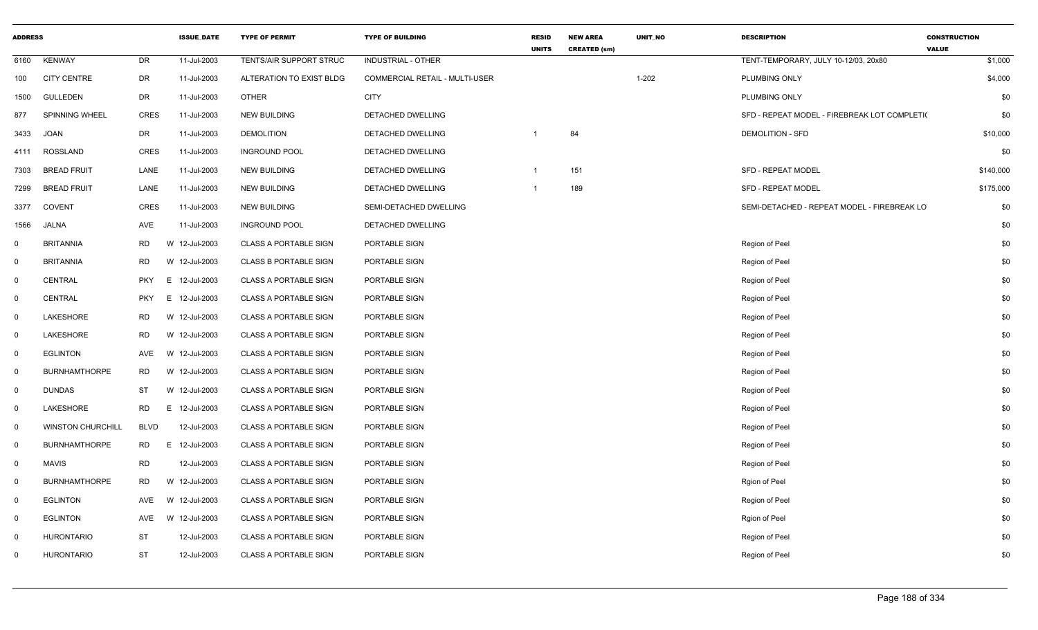| ADDRESS | | | ISSUE_DATE | TYPE OF PERMIT | TYPE OF BUILDING | RESID UNITS | NEW AREA CREATED (sm) | UNIT_NO | DESCRIPTION | CONSTRUCTION VALUE |
|---|---|---|---|---|---|---|---|---|---|---|
| 6160 | KENWAY | DR | 11-Jul-2003 | TENTS/AIR SUPPORT STRUC | INDUSTRIAL - OTHER | | | | TENT-TEMPORARY, JULY 10-12/03, 20x80 | $1,000 |
| 100 | CITY CENTRE | DR | 11-Jul-2003 | ALTERATION TO EXIST BLDG | COMMERCIAL RETAIL - MULTI-USER | | | 1-202 | PLUMBING ONLY | $4,000 |
| 1500 | GULLEDEN | DR | 11-Jul-2003 | OTHER | CITY | | | | PLUMBING ONLY | $0 |
| 877 | SPINNING WHEEL | CRES | 11-Jul-2003 | NEW BUILDING | DETACHED DWELLING | | | | SFD - REPEAT MODEL - FIREBREAK LOT COMPLETI( | $0 |
| 3433 | JOAN | DR | 11-Jul-2003 | DEMOLITION | DETACHED DWELLING | 1 | 84 | | DEMOLITION - SFD | $10,000 |
| 4111 | ROSSLAND | CRES | 11-Jul-2003 | INGROUND POOL | DETACHED DWELLING | | | | | $0 |
| 7303 | BREAD FRUIT | LANE | 11-Jul-2003 | NEW BUILDING | DETACHED DWELLING | 1 | 151 | | SFD - REPEAT MODEL | $140,000 |
| 7299 | BREAD FRUIT | LANE | 11-Jul-2003 | NEW BUILDING | DETACHED DWELLING | 1 | 189 | | SFD - REPEAT MODEL | $175,000 |
| 3377 | COVENT | CRES | 11-Jul-2003 | NEW BUILDING | SEMI-DETACHED DWELLING | | | | SEMI-DETACHED - REPEAT MODEL - FIREBREAK LO | $0 |
| 1566 | JALNA | AVE | 11-Jul-2003 | INGROUND POOL | DETACHED DWELLING | | | | | $0 |
| 0 | BRITANNIA | RD | W 12-Jul-2003 | CLASS A PORTABLE SIGN | PORTABLE SIGN | | | | Region of Peel | $0 |
| 0 | BRITANNIA | RD | W 12-Jul-2003 | CLASS B PORTABLE SIGN | PORTABLE SIGN | | | | Region of Peel | $0 |
| 0 | CENTRAL | PKY | E 12-Jul-2003 | CLASS A PORTABLE SIGN | PORTABLE SIGN | | | | Region of Peel | $0 |
| 0 | CENTRAL | PKY | E 12-Jul-2003 | CLASS A PORTABLE SIGN | PORTABLE SIGN | | | | Region of Peel | $0 |
| 0 | LAKESHORE | RD | W 12-Jul-2003 | CLASS A PORTABLE SIGN | PORTABLE SIGN | | | | Region of Peel | $0 |
| 0 | LAKESHORE | RD | W 12-Jul-2003 | CLASS A PORTABLE SIGN | PORTABLE SIGN | | | | Region of Peel | $0 |
| 0 | EGLINTON | AVE | W 12-Jul-2003 | CLASS A PORTABLE SIGN | PORTABLE SIGN | | | | Region of Peel | $0 |
| 0 | BURNHAMTHORPE | RD | W 12-Jul-2003 | CLASS A PORTABLE SIGN | PORTABLE SIGN | | | | Region of Peel | $0 |
| 0 | DUNDAS | ST | W 12-Jul-2003 | CLASS A PORTABLE SIGN | PORTABLE SIGN | | | | Region of Peel | $0 |
| 0 | LAKESHORE | RD | E 12-Jul-2003 | CLASS A PORTABLE SIGN | PORTABLE SIGN | | | | Region of Peel | $0 |
| 0 | WINSTON CHURCHILL | BLVD | 12-Jul-2003 | CLASS A PORTABLE SIGN | PORTABLE SIGN | | | | Region of Peel | $0 |
| 0 | BURNHAMTHORPE | RD | E 12-Jul-2003 | CLASS A PORTABLE SIGN | PORTABLE SIGN | | | | Region of Peel | $0 |
| 0 | MAVIS | RD | 12-Jul-2003 | CLASS A PORTABLE SIGN | PORTABLE SIGN | | | | Region of Peel | $0 |
| 0 | BURNHAMTHORPE | RD | W 12-Jul-2003 | CLASS A PORTABLE SIGN | PORTABLE SIGN | | | | Rgion of Peel | $0 |
| 0 | EGLINTON | AVE | W 12-Jul-2003 | CLASS A PORTABLE SIGN | PORTABLE SIGN | | | | Region of Peel | $0 |
| 0 | EGLINTON | AVE | W 12-Jul-2003 | CLASS A PORTABLE SIGN | PORTABLE SIGN | | | | Rgion of Peel | $0 |
| 0 | HURONTARIO | ST | 12-Jul-2003 | CLASS A PORTABLE SIGN | PORTABLE SIGN | | | | Region of Peel | $0 |
| 0 | HURONTARIO | ST | 12-Jul-2003 | CLASS A PORTABLE SIGN | PORTABLE SIGN | | | | Region of Peel | $0 |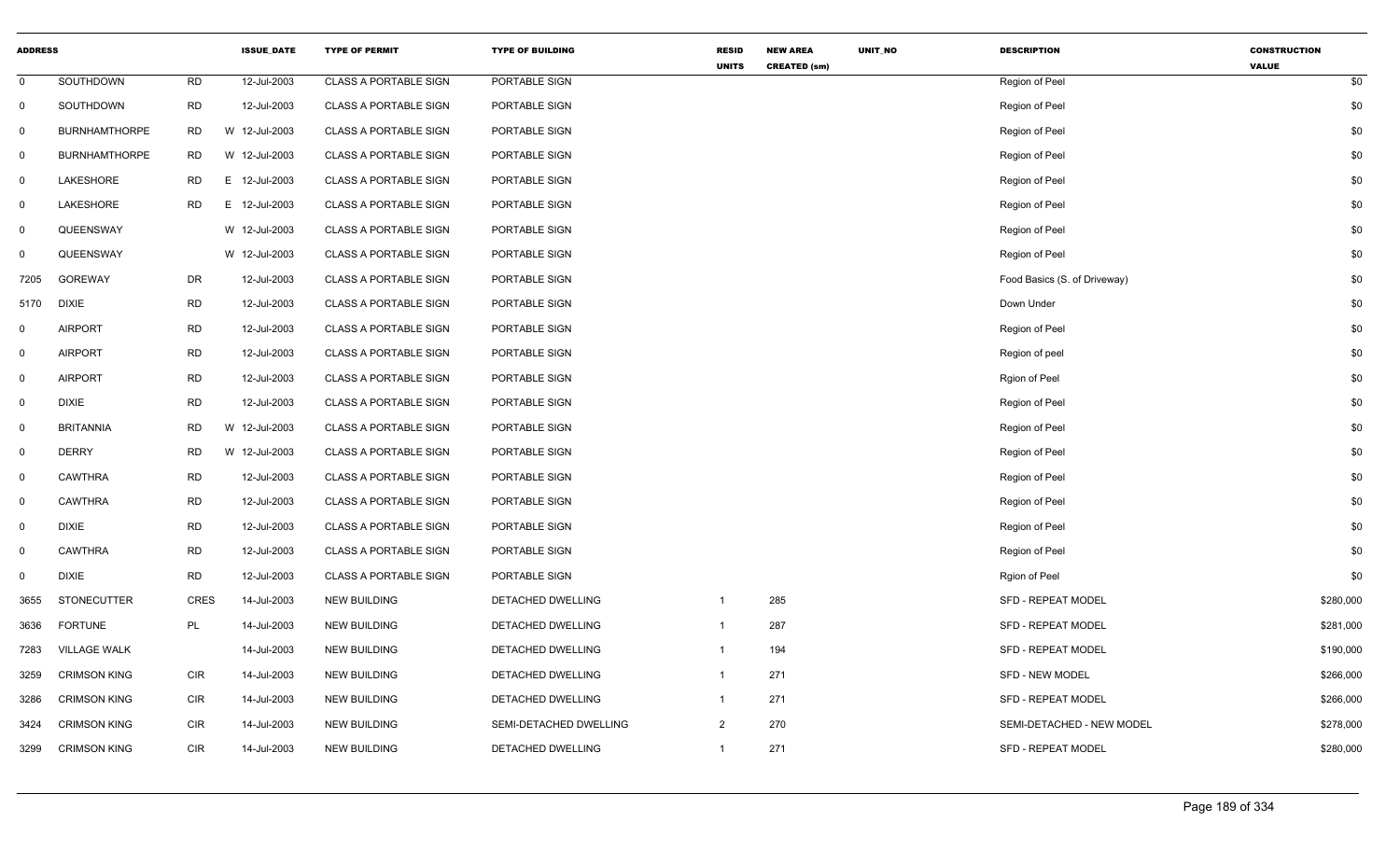| ADDRESS | | | ISSUE_DATE | TYPE OF PERMIT | TYPE OF BUILDING | RESID UNITS | NEW AREA CREATED (sm) | UNIT_NO | DESCRIPTION | CONSTRUCTION VALUE |
|---|---|---|---|---|---|---|---|---|---|---|
| 0 | SOUTHDOWN | RD | 12-Jul-2003 | CLASS A PORTABLE SIGN | PORTABLE SIGN | | | | Region of Peel | $0 |
| 0 | SOUTHDOWN | RD | 12-Jul-2003 | CLASS A PORTABLE SIGN | PORTABLE SIGN | | | | Region of Peel | $0 |
| 0 | BURNHAMTHORPE | RD | W 12-Jul-2003 | CLASS A PORTABLE SIGN | PORTABLE SIGN | | | | Region of Peel | $0 |
| 0 | BURNHAMTHORPE | RD | W 12-Jul-2003 | CLASS A PORTABLE SIGN | PORTABLE SIGN | | | | Region of Peel | $0 |
| 0 | LAKESHORE | RD | E 12-Jul-2003 | CLASS A PORTABLE SIGN | PORTABLE SIGN | | | | Region of Peel | $0 |
| 0 | LAKESHORE | RD | E 12-Jul-2003 | CLASS A PORTABLE SIGN | PORTABLE SIGN | | | | Region of Peel | $0 |
| 0 | QUEENSWAY | | W 12-Jul-2003 | CLASS A PORTABLE SIGN | PORTABLE SIGN | | | | Region of Peel | $0 |
| 0 | QUEENSWAY | | W 12-Jul-2003 | CLASS A PORTABLE SIGN | PORTABLE SIGN | | | | Region of Peel | $0 |
| 7205 | GOREWAY | DR | 12-Jul-2003 | CLASS A PORTABLE SIGN | PORTABLE SIGN | | | | Food Basics (S. of Driveway) | $0 |
| 5170 | DIXIE | RD | 12-Jul-2003 | CLASS A PORTABLE SIGN | PORTABLE SIGN | | | | Down Under | $0 |
| 0 | AIRPORT | RD | 12-Jul-2003 | CLASS A PORTABLE SIGN | PORTABLE SIGN | | | | Region of Peel | $0 |
| 0 | AIRPORT | RD | 12-Jul-2003 | CLASS A PORTABLE SIGN | PORTABLE SIGN | | | | Region of peel | $0 |
| 0 | AIRPORT | RD | 12-Jul-2003 | CLASS A PORTABLE SIGN | PORTABLE SIGN | | | | Rgion of Peel | $0 |
| 0 | DIXIE | RD | 12-Jul-2003 | CLASS A PORTABLE SIGN | PORTABLE SIGN | | | | Region of Peel | $0 |
| 0 | BRITANNIA | RD | W 12-Jul-2003 | CLASS A PORTABLE SIGN | PORTABLE SIGN | | | | Region of Peel | $0 |
| 0 | DERRY | RD | W 12-Jul-2003 | CLASS A PORTABLE SIGN | PORTABLE SIGN | | | | Region of Peel | $0 |
| 0 | CAWTHRA | RD | 12-Jul-2003 | CLASS A PORTABLE SIGN | PORTABLE SIGN | | | | Region of Peel | $0 |
| 0 | CAWTHRA | RD | 12-Jul-2003 | CLASS A PORTABLE SIGN | PORTABLE SIGN | | | | Region of Peel | $0 |
| 0 | DIXIE | RD | 12-Jul-2003 | CLASS A PORTABLE SIGN | PORTABLE SIGN | | | | Region of Peel | $0 |
| 0 | CAWTHRA | RD | 12-Jul-2003 | CLASS A PORTABLE SIGN | PORTABLE SIGN | | | | Region of Peel | $0 |
| 0 | DIXIE | RD | 12-Jul-2003 | CLASS A PORTABLE SIGN | PORTABLE SIGN | | | | Rgion of Peel | $0 |
| 3655 | STONECUTTER | CRES | 14-Jul-2003 | NEW BUILDING | DETACHED DWELLING | 1 | 285 | | SFD - REPEAT MODEL | $280,000 |
| 3636 | FORTUNE | PL | 14-Jul-2003 | NEW BUILDING | DETACHED DWELLING | 1 | 287 | | SFD - REPEAT MODEL | $281,000 |
| 7283 | VILLAGE WALK | | 14-Jul-2003 | NEW BUILDING | DETACHED DWELLING | 1 | 194 | | SFD - REPEAT MODEL | $190,000 |
| 3259 | CRIMSON KING | CIR | 14-Jul-2003 | NEW BUILDING | DETACHED DWELLING | 1 | 271 | | SFD - NEW MODEL | $266,000 |
| 3286 | CRIMSON KING | CIR | 14-Jul-2003 | NEW BUILDING | DETACHED DWELLING | 1 | 271 | | SFD - REPEAT MODEL | $266,000 |
| 3424 | CRIMSON KING | CIR | 14-Jul-2003 | NEW BUILDING | SEMI-DETACHED DWELLING | 2 | 270 | | SEMI-DETACHED - NEW MODEL | $278,000 |
| 3299 | CRIMSON KING | CIR | 14-Jul-2003 | NEW BUILDING | DETACHED DWELLING | 1 | 271 | | SFD - REPEAT MODEL | $280,000 |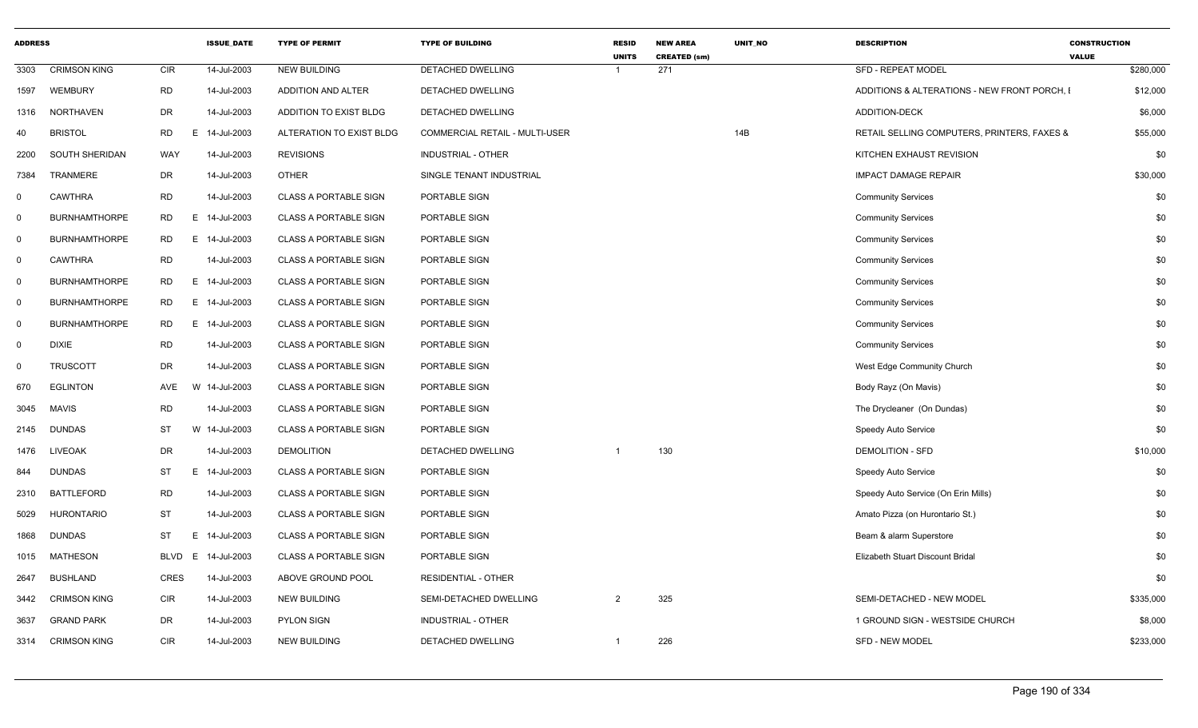| ADDRESS | | | ISSUE_DATE | TYPE OF PERMIT | TYPE OF BUILDING | RESID UNITS | NEW AREA CREATED (sm) | UNIT_NO | DESCRIPTION | CONSTRUCTION VALUE |
|---|---|---|---|---|---|---|---|---|---|---|
| 3303 | CRIMSON KING | CIR | 14-Jul-2003 | NEW BUILDING | DETACHED DWELLING | 1 | 271 | | SFD - REPEAT MODEL | $280,000 |
| 1597 | WEMBURY | RD | 14-Jul-2003 | ADDITION AND ALTER | DETACHED DWELLING | | | | ADDITIONS & ALTERATIONS - NEW FRONT PORCH, I | $12,000 |
| 1316 | NORTHAVEN | DR | 14-Jul-2003 | ADDITION TO EXIST BLDG | DETACHED DWELLING | | | | ADDITION-DECK | $6,000 |
| 40 | BRISTOL | RD E | 14-Jul-2003 | ALTERATION TO EXIST BLDG | COMMERCIAL RETAIL - MULTI-USER | | | 14B | RETAIL SELLING COMPUTERS, PRINTERS, FAXES & | $55,000 |
| 2200 | SOUTH SHERIDAN | WAY | 14-Jul-2003 | REVISIONS | INDUSTRIAL - OTHER | | | | KITCHEN EXHAUST REVISION | $0 |
| 7384 | TRANMERE | DR | 14-Jul-2003 | OTHER | SINGLE TENANT INDUSTRIAL | | | | IMPACT DAMAGE REPAIR | $30,000 |
| 0 | CAWTHRA | RD | 14-Jul-2003 | CLASS A PORTABLE SIGN | PORTABLE SIGN | | | | Community Services | $0 |
| 0 | BURNHAMTHORPE | RD E | 14-Jul-2003 | CLASS A PORTABLE SIGN | PORTABLE SIGN | | | | Community Services | $0 |
| 0 | BURNHAMTHORPE | RD E | 14-Jul-2003 | CLASS A PORTABLE SIGN | PORTABLE SIGN | | | | Community Services | $0 |
| 0 | CAWTHRA | RD | 14-Jul-2003 | CLASS A PORTABLE SIGN | PORTABLE SIGN | | | | Community Services | $0 |
| 0 | BURNHAMTHORPE | RD E | 14-Jul-2003 | CLASS A PORTABLE SIGN | PORTABLE SIGN | | | | Community Services | $0 |
| 0 | BURNHAMTHORPE | RD E | 14-Jul-2003 | CLASS A PORTABLE SIGN | PORTABLE SIGN | | | | Community Services | $0 |
| 0 | BURNHAMTHORPE | RD E | 14-Jul-2003 | CLASS A PORTABLE SIGN | PORTABLE SIGN | | | | Community Services | $0 |
| 0 | DIXIE | RD | 14-Jul-2003 | CLASS A PORTABLE SIGN | PORTABLE SIGN | | | | Community Services | $0 |
| 0 | TRUSCOTT | DR | 14-Jul-2003 | CLASS A PORTABLE SIGN | PORTABLE SIGN | | | | West Edge Community Church | $0 |
| 670 | EGLINTON | AVE W | 14-Jul-2003 | CLASS A PORTABLE SIGN | PORTABLE SIGN | | | | Body Rayz (On Mavis) | $0 |
| 3045 | MAVIS | RD | 14-Jul-2003 | CLASS A PORTABLE SIGN | PORTABLE SIGN | | | | The Drycleaner (On Dundas) | $0 |
| 2145 | DUNDAS | ST W | 14-Jul-2003 | CLASS A PORTABLE SIGN | PORTABLE SIGN | | | | Speedy Auto Service | $0 |
| 1476 | LIVEOAK | DR | 14-Jul-2003 | DEMOLITION | DETACHED DWELLING | 1 | 130 | | DEMOLITION - SFD | $10,000 |
| 844 | DUNDAS | ST E | 14-Jul-2003 | CLASS A PORTABLE SIGN | PORTABLE SIGN | | | | Speedy Auto Service | $0 |
| 2310 | BATTLEFORD | RD | 14-Jul-2003 | CLASS A PORTABLE SIGN | PORTABLE SIGN | | | | Speedy Auto Service (On Erin Mills) | $0 |
| 5029 | HURONTARIO | ST | 14-Jul-2003 | CLASS A PORTABLE SIGN | PORTABLE SIGN | | | | Amato Pizza (on Hurontario St.) | $0 |
| 1868 | DUNDAS | ST E | 14-Jul-2003 | CLASS A PORTABLE SIGN | PORTABLE SIGN | | | | Beam & alarm Superstore | $0 |
| 1015 | MATHESON | BLVD E | 14-Jul-2003 | CLASS A PORTABLE SIGN | PORTABLE SIGN | | | | Elizabeth Stuart Discount Bridal | $0 |
| 2647 | BUSHLAND | CRES | 14-Jul-2003 | ABOVE GROUND POOL | RESIDENTIAL - OTHER | | | | | $0 |
| 3442 | CRIMSON KING | CIR | 14-Jul-2003 | NEW BUILDING | SEMI-DETACHED DWELLING | 2 | 325 | | SEMI-DETACHED - NEW MODEL | $335,000 |
| 3637 | GRAND PARK | DR | 14-Jul-2003 | PYLON SIGN | INDUSTRIAL - OTHER | | | | 1 GROUND SIGN - WESTSIDE CHURCH | $8,000 |
| 3314 | CRIMSON KING | CIR | 14-Jul-2003 | NEW BUILDING | DETACHED DWELLING | 1 | 226 | | SFD - NEW MODEL | $233,000 |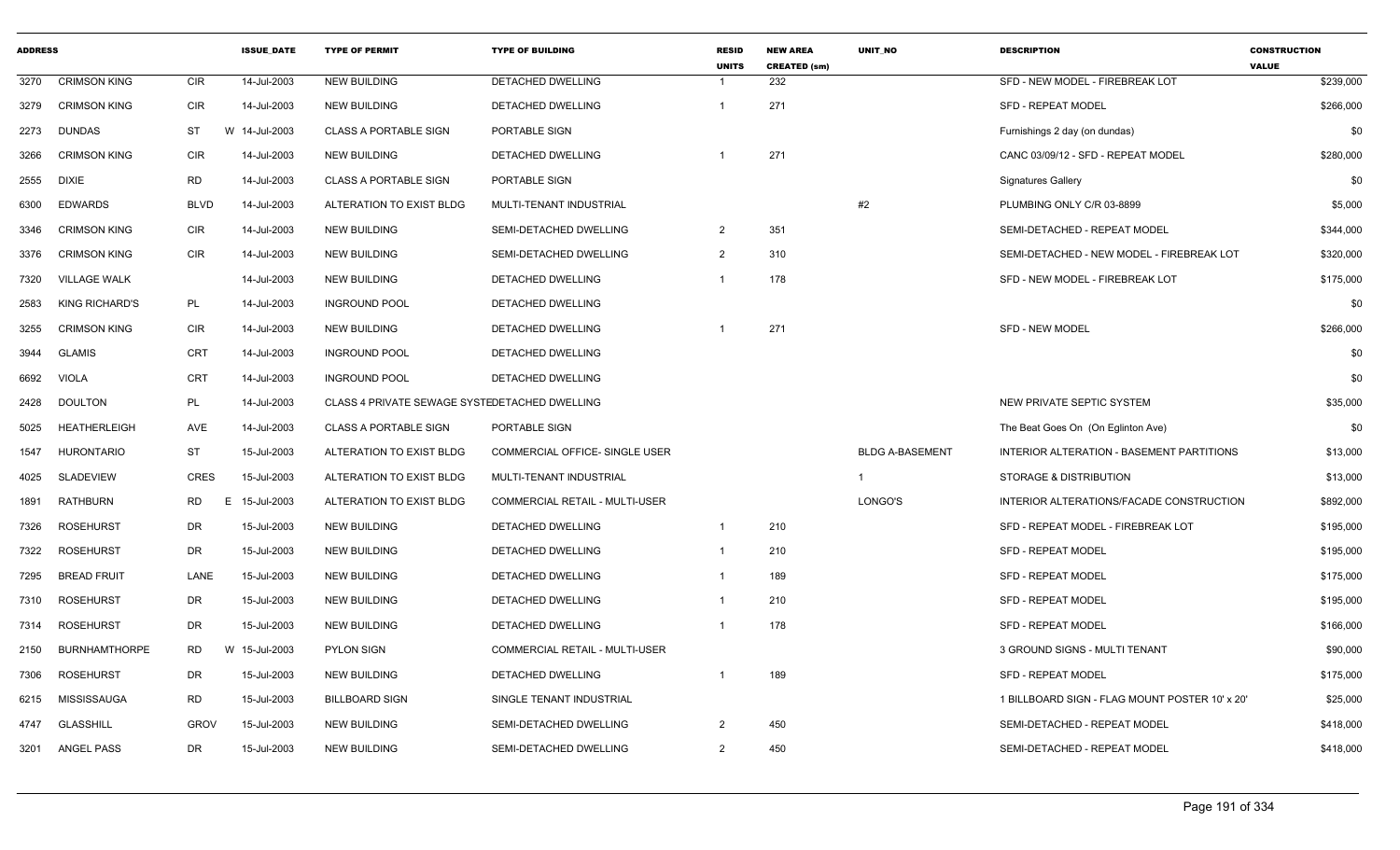| ADDRESS | | | ISSUE_DATE | TYPE OF PERMIT | TYPE OF BUILDING | RESID UNITS | NEW AREA CREATED (sm) | UNIT_NO | DESCRIPTION | CONSTRUCTION VALUE |
|---|---|---|---|---|---|---|---|---|---|---|
| 3270 | CRIMSON KING | CIR | 14-Jul-2003 | NEW BUILDING | DETACHED DWELLING | 1 | 232 | | SFD - NEW MODEL - FIREBREAK LOT | $239,000 |
| 3279 | CRIMSON KING | CIR | 14-Jul-2003 | NEW BUILDING | DETACHED DWELLING | 1 | 271 | | SFD - REPEAT MODEL | $266,000 |
| 2273 | DUNDAS | ST | W 14-Jul-2003 | CLASS A PORTABLE SIGN | PORTABLE SIGN | | | | Furnishings 2 day (on dundas) | $0 |
| 3266 | CRIMSON KING | CIR | 14-Jul-2003 | NEW BUILDING | DETACHED DWELLING | 1 | 271 | | CANC 03/09/12 - SFD - REPEAT MODEL | $280,000 |
| 2555 | DIXIE | RD | 14-Jul-2003 | CLASS A PORTABLE SIGN | PORTABLE SIGN | | | | Signatures Gallery | $0 |
| 6300 | EDWARDS | BLVD | 14-Jul-2003 | ALTERATION TO EXIST BLDG | MULTI-TENANT INDUSTRIAL | | | #2 | PLUMBING ONLY C/R 03-8899 | $5,000 |
| 3346 | CRIMSON KING | CIR | 14-Jul-2003 | NEW BUILDING | SEMI-DETACHED DWELLING | 2 | 351 | | SEMI-DETACHED - REPEAT MODEL | $344,000 |
| 3376 | CRIMSON KING | CIR | 14-Jul-2003 | NEW BUILDING | SEMI-DETACHED DWELLING | 2 | 310 | | SEMI-DETACHED - NEW MODEL - FIREBREAK LOT | $320,000 |
| 7320 | VILLAGE WALK | | 14-Jul-2003 | NEW BUILDING | DETACHED DWELLING | 1 | 178 | | SFD - NEW MODEL - FIREBREAK LOT | $175,000 |
| 2583 | KING RICHARD'S | PL | 14-Jul-2003 | INGROUND POOL | DETACHED DWELLING | | | | | $0 |
| 3255 | CRIMSON KING | CIR | 14-Jul-2003 | NEW BUILDING | DETACHED DWELLING | 1 | 271 | | SFD - NEW MODEL | $266,000 |
| 3944 | GLAMIS | CRT | 14-Jul-2003 | INGROUND POOL | DETACHED DWELLING | | | | | $0 |
| 6692 | VIOLA | CRT | 14-Jul-2003 | INGROUND POOL | DETACHED DWELLING | | | | | $0 |
| 2428 | DOULTON | PL | 14-Jul-2003 | CLASS 4 PRIVATE SEWAGE SYSTE | DETACHED DWELLING | | | | NEW PRIVATE SEPTIC SYSTEM | $35,000 |
| 5025 | HEATHERLEIGH | AVE | 14-Jul-2003 | CLASS A PORTABLE SIGN | PORTABLE SIGN | | | | The Beat Goes On (On Eglinton Ave) | $0 |
| 1547 | HURONTARIO | ST | 15-Jul-2003 | ALTERATION TO EXIST BLDG | COMMERCIAL OFFICE- SINGLE USER | | | BLDG A-BASEMENT | INTERIOR ALTERATION - BASEMENT PARTITIONS | $13,000 |
| 4025 | SLADEVIEW | CRES | 15-Jul-2003 | ALTERATION TO EXIST BLDG | MULTI-TENANT INDUSTRIAL | | | 1 | STORAGE & DISTRIBUTION | $13,000 |
| 1891 | RATHBURN | RD | E 15-Jul-2003 | ALTERATION TO EXIST BLDG | COMMERCIAL RETAIL - MULTI-USER | | | LONGO'S | INTERIOR ALTERATIONS/FACADE CONSTRUCTION | $892,000 |
| 7326 | ROSEHURST | DR | 15-Jul-2003 | NEW BUILDING | DETACHED DWELLING | 1 | 210 | | SFD - REPEAT MODEL - FIREBREAK LOT | $195,000 |
| 7322 | ROSEHURST | DR | 15-Jul-2003 | NEW BUILDING | DETACHED DWELLING | 1 | 210 | | SFD - REPEAT MODEL | $195,000 |
| 7295 | BREAD FRUIT | LANE | 15-Jul-2003 | NEW BUILDING | DETACHED DWELLING | 1 | 189 | | SFD - REPEAT MODEL | $175,000 |
| 7310 | ROSEHURST | DR | 15-Jul-2003 | NEW BUILDING | DETACHED DWELLING | 1 | 210 | | SFD - REPEAT MODEL | $195,000 |
| 7314 | ROSEHURST | DR | 15-Jul-2003 | NEW BUILDING | DETACHED DWELLING | 1 | 178 | | SFD - REPEAT MODEL | $166,000 |
| 2150 | BURNHAMTHORPE | RD | W 15-Jul-2003 | PYLON SIGN | COMMERCIAL RETAIL - MULTI-USER | | | | 3 GROUND SIGNS - MULTI TENANT | $90,000 |
| 7306 | ROSEHURST | DR | 15-Jul-2003 | NEW BUILDING | DETACHED DWELLING | 1 | 189 | | SFD - REPEAT MODEL | $175,000 |
| 6215 | MISSISSAUGA | RD | 15-Jul-2003 | BILLBOARD SIGN | SINGLE TENANT INDUSTRIAL | | | | 1 BILLBOARD SIGN - FLAG MOUNT POSTER 10' x 20' | $25,000 |
| 4747 | GLASSHILL | GROV | 15-Jul-2003 | NEW BUILDING | SEMI-DETACHED DWELLING | 2 | 450 | | SEMI-DETACHED - REPEAT MODEL | $418,000 |
| 3201 | ANGEL PASS | DR | 15-Jul-2003 | NEW BUILDING | SEMI-DETACHED DWELLING | 2 | 450 | | SEMI-DETACHED - REPEAT MODEL | $418,000 |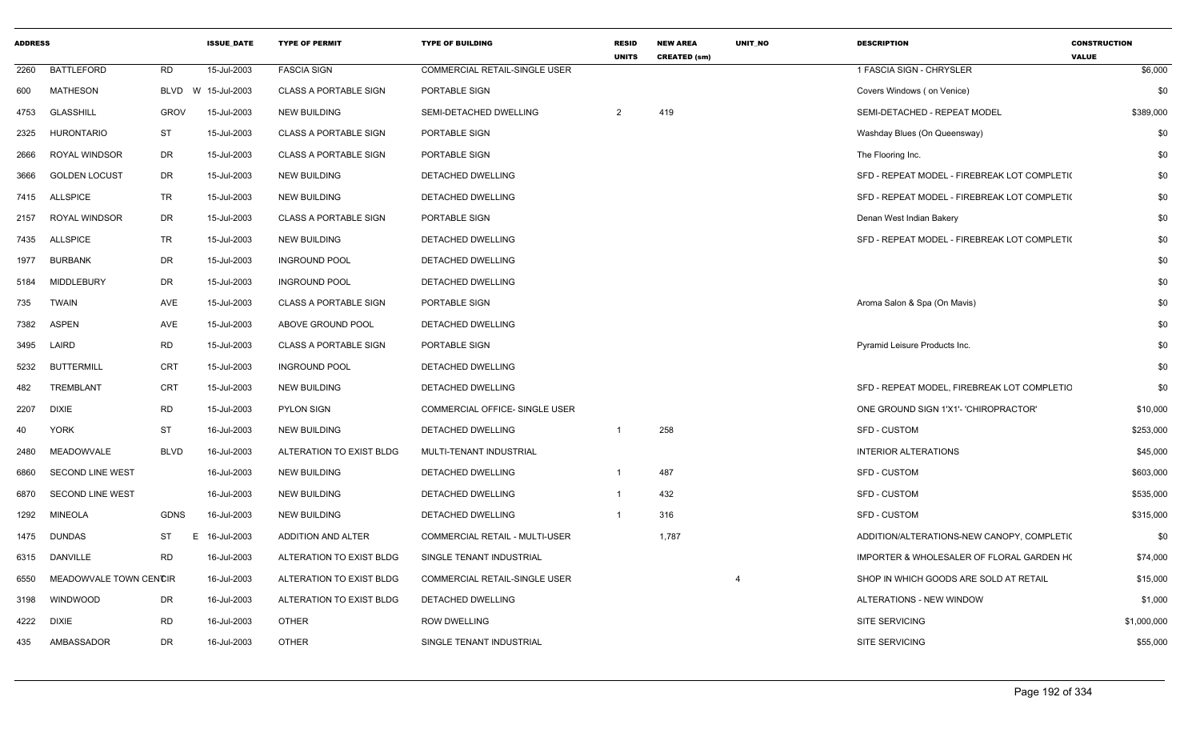| ADDRESS | | | ISSUE_DATE | TYPE OF PERMIT | TYPE OF BUILDING | RESID UNITS | NEW AREA CREATED (sm) | UNIT_NO | DESCRIPTION | CONSTRUCTION VALUE |
|---|---|---|---|---|---|---|---|---|---|---|
| 2260 | BATTLEFORD | RD | 15-Jul-2003 | FASCIA SIGN | COMMERCIAL RETAIL-SINGLE USER | | | | 1 FASCIA SIGN - CHRYSLER | $6,000 |
| 600 | MATHESON | BLVD W | 15-Jul-2003 | CLASS A PORTABLE SIGN | PORTABLE SIGN | | | | Covers Windows ( on Venice) | $0 |
| 4753 | GLASSHILL | GROV | 15-Jul-2003 | NEW BUILDING | SEMI-DETACHED DWELLING | 2 | 419 | | SEMI-DETACHED - REPEAT MODEL | $389,000 |
| 2325 | HURONTARIO | ST | 15-Jul-2003 | CLASS A PORTABLE SIGN | PORTABLE SIGN | | | | Washday Blues (On Queensway) | $0 |
| 2666 | ROYAL WINDSOR | DR | 15-Jul-2003 | CLASS A PORTABLE SIGN | PORTABLE SIGN | | | | The Flooring Inc. | $0 |
| 3666 | GOLDEN LOCUST | DR | 15-Jul-2003 | NEW BUILDING | DETACHED DWELLING | | | | SFD - REPEAT MODEL - FIREBREAK LOT COMPLETI( | $0 |
| 7415 | ALLSPICE | TR | 15-Jul-2003 | NEW BUILDING | DETACHED DWELLING | | | | SFD - REPEAT MODEL - FIREBREAK LOT COMPLETI( | $0 |
| 2157 | ROYAL WINDSOR | DR | 15-Jul-2003 | CLASS A PORTABLE SIGN | PORTABLE SIGN | | | | Denan West Indian Bakery | $0 |
| 7435 | ALLSPICE | TR | 15-Jul-2003 | NEW BUILDING | DETACHED DWELLING | | | | SFD - REPEAT MODEL - FIREBREAK LOT COMPLETI( | $0 |
| 1977 | BURBANK | DR | 15-Jul-2003 | INGROUND POOL | DETACHED DWELLING | | | | | $0 |
| 5184 | MIDDLEBURY | DR | 15-Jul-2003 | INGROUND POOL | DETACHED DWELLING | | | | | $0 |
| 735 | TWAIN | AVE | 15-Jul-2003 | CLASS A PORTABLE SIGN | PORTABLE SIGN | | | | Aroma Salon & Spa (On Mavis) | $0 |
| 7382 | ASPEN | AVE | 15-Jul-2003 | ABOVE GROUND POOL | DETACHED DWELLING | | | | | $0 |
| 3495 | LAIRD | RD | 15-Jul-2003 | CLASS A PORTABLE SIGN | PORTABLE SIGN | | | | Pyramid Leisure Products Inc. | $0 |
| 5232 | BUTTERMILL | CRT | 15-Jul-2003 | INGROUND POOL | DETACHED DWELLING | | | | | $0 |
| 482 | TREMBLANT | CRT | 15-Jul-2003 | NEW BUILDING | DETACHED DWELLING | | | | SFD - REPEAT MODEL, FIREBREAK LOT COMPLETIO | $0 |
| 2207 | DIXIE | RD | 15-Jul-2003 | PYLON SIGN | COMMERCIAL OFFICE- SINGLE USER | | | | ONE GROUND SIGN 1'X1'- 'CHIROPRACTOR' | $10,000 |
| 40 | YORK | ST | 16-Jul-2003 | NEW BUILDING | DETACHED DWELLING | 1 | 258 | | SFD - CUSTOM | $253,000 |
| 2480 | MEADOWVALE | BLVD | 16-Jul-2003 | ALTERATION TO EXIST BLDG | MULTI-TENANT INDUSTRIAL | | | | INTERIOR ALTERATIONS | $45,000 |
| 6860 | SECOND LINE WEST | | 16-Jul-2003 | NEW BUILDING | DETACHED DWELLING | 1 | 487 | | SFD - CUSTOM | $603,000 |
| 6870 | SECOND LINE WEST | | 16-Jul-2003 | NEW BUILDING | DETACHED DWELLING | 1 | 432 | | SFD - CUSTOM | $535,000 |
| 1292 | MINEOLA | GDNS | 16-Jul-2003 | NEW BUILDING | DETACHED DWELLING | 1 | 316 | | SFD - CUSTOM | $315,000 |
| 1475 | DUNDAS | ST E | 16-Jul-2003 | ADDITION AND ALTER | COMMERCIAL RETAIL - MULTI-USER | | 1,787 | | ADDITION/ALTERATIONS-NEW CANOPY, COMPLETI( | $0 |
| 6315 | DANVILLE | RD | 16-Jul-2003 | ALTERATION TO EXIST BLDG | SINGLE TENANT INDUSTRIAL | | | | IMPORTER & WHOLESALER OF FLORAL GARDEN H( | $74,000 |
| 6550 | MEADOWVALE TOWN CENTCIR | | 16-Jul-2003 | ALTERATION TO EXIST BLDG | COMMERCIAL RETAIL-SINGLE USER | | | 4 | SHOP IN WHICH GOODS ARE SOLD AT RETAIL | $15,000 |
| 3198 | WINDWOOD | DR | 16-Jul-2003 | ALTERATION TO EXIST BLDG | DETACHED DWELLING | | | | ALTERATIONS - NEW WINDOW | $1,000 |
| 4222 | DIXIE | RD | 16-Jul-2003 | OTHER | ROW DWELLING | | | | SITE SERVICING | $1,000,000 |
| 435 | AMBASSADOR | DR | 16-Jul-2003 | OTHER | SINGLE TENANT INDUSTRIAL | | | | SITE SERVICING | $55,000 |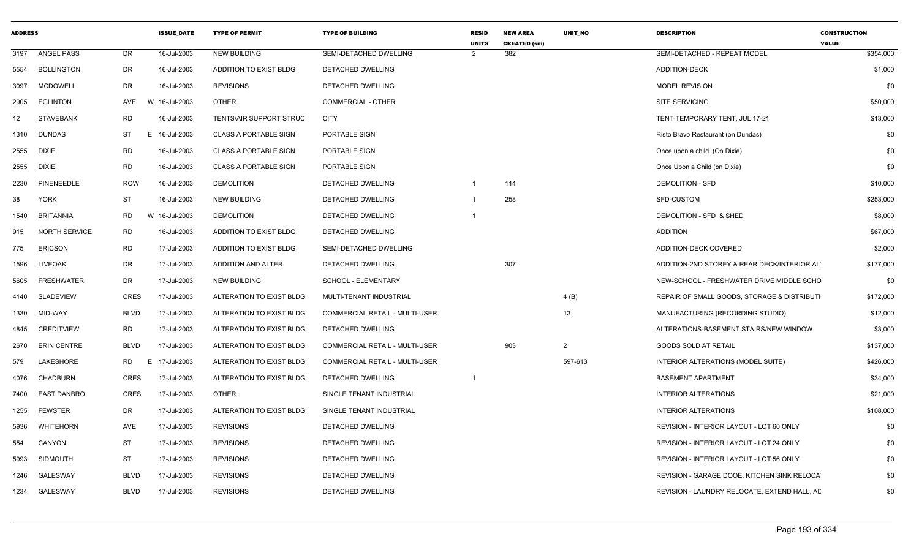| ADDRESS | | | ISSUE_DATE | TYPE OF PERMIT | TYPE OF BUILDING | RESID UNITS | NEW AREA CREATED (sm) | UNIT_NO | DESCRIPTION | CONSTRUCTION VALUE |
|---|---|---|---|---|---|---|---|---|---|---|
| 3197 | ANGEL PASS | DR | 16-Jul-2003 | NEW BUILDING | SEMI-DETACHED DWELLING | 2 | 382 | | SEMI-DETACHED - REPEAT MODEL | $354,000 |
| 5554 | BOLLINGTON | DR | 16-Jul-2003 | ADDITION TO EXIST BLDG | DETACHED DWELLING | | | | ADDITION-DECK | $1,000 |
| 3097 | MCDOWELL | DR | 16-Jul-2003 | REVISIONS | DETACHED DWELLING | | | | MODEL REVISION | $0 |
| 2905 | EGLINTON | AVE W | 16-Jul-2003 | OTHER | COMMERCIAL - OTHER | | | | SITE SERVICING | $50,000 |
| 12 | STAVEBANK | RD | 16-Jul-2003 | TENTS/AIR SUPPORT STRUC | CITY | | | | TENT-TEMPORARY TENT, JUL 17-21 | $13,000 |
| 1310 | DUNDAS | ST E | 16-Jul-2003 | CLASS A PORTABLE SIGN | PORTABLE SIGN | | | | Risto Bravo Restaurant (on Dundas) | $0 |
| 2555 | DIXIE | RD | 16-Jul-2003 | CLASS A PORTABLE SIGN | PORTABLE SIGN | | | | Once upon a child (On Dixie) | $0 |
| 2555 | DIXIE | RD | 16-Jul-2003 | CLASS A PORTABLE SIGN | PORTABLE SIGN | | | | Once Upon a Child (on Dixie) | $0 |
| 2230 | PINENEEDLE | ROW | 16-Jul-2003 | DEMOLITION | DETACHED DWELLING | 1 | 114 | | DEMOLITION - SFD | $10,000 |
| 38 | YORK | ST | 16-Jul-2003 | NEW BUILDING | DETACHED DWELLING | 1 | 258 | | SFD-CUSTOM | $253,000 |
| 1540 | BRITANNIA | RD W | 16-Jul-2003 | DEMOLITION | DETACHED DWELLING | 1 | | | DEMOLITION - SFD & SHED | $8,000 |
| 915 | NORTH SERVICE | RD | 16-Jul-2003 | ADDITION TO EXIST BLDG | DETACHED DWELLING | | | | ADDITION | $67,000 |
| 775 | ERICSON | RD | 17-Jul-2003 | ADDITION TO EXIST BLDG | SEMI-DETACHED DWELLING | | | | ADDITION-DECK COVERED | $2,000 |
| 1596 | LIVEOAK | DR | 17-Jul-2003 | ADDITION AND ALTER | DETACHED DWELLING | | 307 | | ADDITION-2ND STOREY & REAR DECK/INTERIOR AL | $177,000 |
| 5605 | FRESHWATER | DR | 17-Jul-2003 | NEW BUILDING | SCHOOL - ELEMENTARY | | | | NEW-SCHOOL - FRESHWATER DRIVE MIDDLE SCHO | $0 |
| 4140 | SLADEVIEW | CRES | 17-Jul-2003 | ALTERATION TO EXIST BLDG | MULTI-TENANT INDUSTRIAL | | | 4 (B) | REPAIR OF SMALL GOODS, STORAGE & DISTRIBUTI | $172,000 |
| 1330 | MID-WAY | BLVD | 17-Jul-2003 | ALTERATION TO EXIST BLDG | COMMERCIAL RETAIL - MULTI-USER | | | 13 | MANUFACTURING (RECORDING STUDIO) | $12,000 |
| 4845 | CREDITVIEW | RD | 17-Jul-2003 | ALTERATION TO EXIST BLDG | DETACHED DWELLING | | | | ALTERATIONS-BASEMENT STAIRS/NEW WINDOW | $3,000 |
| 2670 | ERIN CENTRE | BLVD | 17-Jul-2003 | ALTERATION TO EXIST BLDG | COMMERCIAL RETAIL - MULTI-USER | | 903 | 2 | GOODS SOLD AT RETAIL | $137,000 |
| 579 | LAKESHORE | RD E | 17-Jul-2003 | ALTERATION TO EXIST BLDG | COMMERCIAL RETAIL - MULTI-USER | | | 597-613 | INTERIOR ALTERATIONS (MODEL SUITE) | $426,000 |
| 4076 | CHADBURN | CRES | 17-Jul-2003 | ALTERATION TO EXIST BLDG | DETACHED DWELLING | 1 | | | BASEMENT APARTMENT | $34,000 |
| 7400 | EAST DANBRO | CRES | 17-Jul-2003 | OTHER | SINGLE TENANT INDUSTRIAL | | | | INTERIOR ALTERATIONS | $21,000 |
| 1255 | FEWSTER | DR | 17-Jul-2003 | ALTERATION TO EXIST BLDG | SINGLE TENANT INDUSTRIAL | | | | INTERIOR ALTERATIONS | $108,000 |
| 5936 | WHITEHORN | AVE | 17-Jul-2003 | REVISIONS | DETACHED DWELLING | | | | REVISION - INTERIOR LAYOUT - LOT 60 ONLY | $0 |
| 554 | CANYON | ST | 17-Jul-2003 | REVISIONS | DETACHED DWELLING | | | | REVISION - INTERIOR LAYOUT - LOT 24 ONLY | $0 |
| 5993 | SIDMOUTH | ST | 17-Jul-2003 | REVISIONS | DETACHED DWELLING | | | | REVISION - INTERIOR LAYOUT - LOT 56 ONLY | $0 |
| 1246 | GALESWAY | BLVD | 17-Jul-2003 | REVISIONS | DETACHED DWELLING | | | | REVISION - GARAGE DOOE, KITCHEN SINK RELOCA | $0 |
| 1234 | GALESWAY | BLVD | 17-Jul-2003 | REVISIONS | DETACHED DWELLING | | | | REVISION - LAUNDRY RELOCATE, EXTEND HALL, AD | $0 |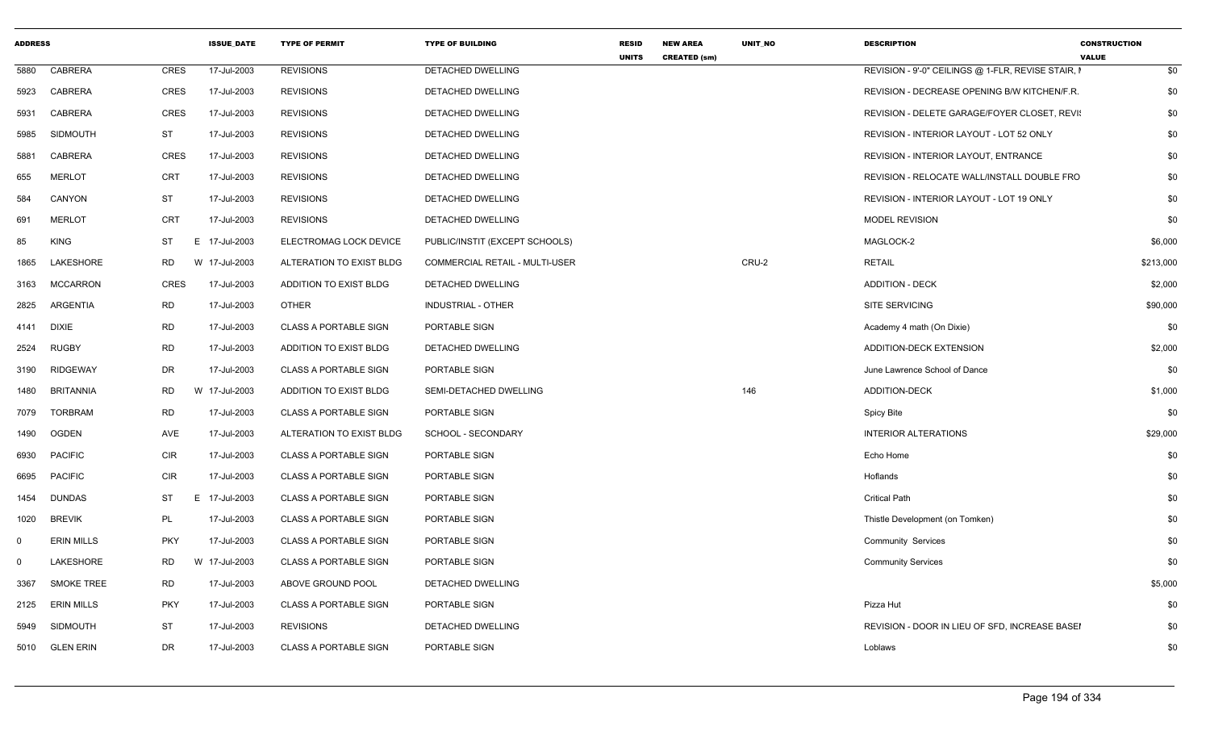| ADDRESS | | | ISSUE_DATE | TYPE OF PERMIT | TYPE OF BUILDING | RESID UNITS | NEW AREA CREATED (sm) | UNIT_NO | DESCRIPTION | CONSTRUCTION VALUE |
|---|---|---|---|---|---|---|---|---|---|---|
| 5880 | CABRERA | CRES | 17-Jul-2003 | REVISIONS | DETACHED DWELLING | | | | REVISION - 9'-0" CEILINGS @ 1-FLR, REVISE STAIR, I | $0 |
| 5923 | CABRERA | CRES | 17-Jul-2003 | REVISIONS | DETACHED DWELLING | | | | REVISION - DECREASE OPENING B/W KITCHEN/F.R. | $0 |
| 5931 | CABRERA | CRES | 17-Jul-2003 | REVISIONS | DETACHED DWELLING | | | | REVISION - DELETE GARAGE/FOYER CLOSET, REVIS | $0 |
| 5985 | SIDMOUTH | ST | 17-Jul-2003 | REVISIONS | DETACHED DWELLING | | | | REVISION - INTERIOR LAYOUT - LOT 52 ONLY | $0 |
| 5881 | CABRERA | CRES | 17-Jul-2003 | REVISIONS | DETACHED DWELLING | | | | REVISION - INTERIOR LAYOUT, ENTRANCE | $0 |
| 655 | MERLOT | CRT | 17-Jul-2003 | REVISIONS | DETACHED DWELLING | | | | REVISION - RELOCATE WALL/INSTALL DOUBLE FRO | $0 |
| 584 | CANYON | ST | 17-Jul-2003 | REVISIONS | DETACHED DWELLING | | | | REVISION - INTERIOR LAYOUT - LOT 19 ONLY | $0 |
| 691 | MERLOT | CRT | 17-Jul-2003 | REVISIONS | DETACHED DWELLING | | | | MODEL REVISION | $0 |
| 85 | KING | ST | E 17-Jul-2003 | ELECTROMAG LOCK DEVICE | PUBLIC/INSTIT (EXCEPT SCHOOLS) | | | | MAGLOCK-2 | $6,000 |
| 1865 | LAKESHORE | RD | W 17-Jul-2003 | ALTERATION TO EXIST BLDG | COMMERCIAL RETAIL - MULTI-USER | | | CRU-2 | RETAIL | $213,000 |
| 3163 | MCCARRON | CRES | 17-Jul-2003 | ADDITION TO EXIST BLDG | DETACHED DWELLING | | | | ADDITION - DECK | $2,000 |
| 2825 | ARGENTIA | RD | 17-Jul-2003 | OTHER | INDUSTRIAL - OTHER | | | | SITE SERVICING | $90,000 |
| 4141 | DIXIE | RD | 17-Jul-2003 | CLASS A PORTABLE SIGN | PORTABLE SIGN | | | | Academy 4 math (On Dixie) | $0 |
| 2524 | RUGBY | RD | 17-Jul-2003 | ADDITION TO EXIST BLDG | DETACHED DWELLING | | | | ADDITION-DECK EXTENSION | $2,000 |
| 3190 | RIDGEWAY | DR | 17-Jul-2003 | CLASS A PORTABLE SIGN | PORTABLE SIGN | | | | June Lawrence School of Dance | $0 |
| 1480 | BRITANNIA | RD | W 17-Jul-2003 | ADDITION TO EXIST BLDG | SEMI-DETACHED DWELLING | | | 146 | ADDITION-DECK | $1,000 |
| 7079 | TORBRAM | RD | 17-Jul-2003 | CLASS A PORTABLE SIGN | PORTABLE SIGN | | | | Spicy Bite | $0 |
| 1490 | OGDEN | AVE | 17-Jul-2003 | ALTERATION TO EXIST BLDG | SCHOOL - SECONDARY | | | | INTERIOR ALTERATIONS | $29,000 |
| 6930 | PACIFIC | CIR | 17-Jul-2003 | CLASS A PORTABLE SIGN | PORTABLE SIGN | | | | Echo Home | $0 |
| 6695 | PACIFIC | CIR | 17-Jul-2003 | CLASS A PORTABLE SIGN | PORTABLE SIGN | | | | Hoflands | $0 |
| 1454 | DUNDAS | ST | E 17-Jul-2003 | CLASS A PORTABLE SIGN | PORTABLE SIGN | | | | Critical Path | $0 |
| 1020 | BREVIK | PL | 17-Jul-2003 | CLASS A PORTABLE SIGN | PORTABLE SIGN | | | | Thistle Development (on Tomken) | $0 |
| 0 | ERIN MILLS | PKY | 17-Jul-2003 | CLASS A PORTABLE SIGN | PORTABLE SIGN | | | | Community Services | $0 |
| 0 | LAKESHORE | RD | W 17-Jul-2003 | CLASS A PORTABLE SIGN | PORTABLE SIGN | | | | Community Services | $0 |
| 3367 | SMOKE TREE | RD | 17-Jul-2003 | ABOVE GROUND POOL | DETACHED DWELLING | | | | | $5,000 |
| 2125 | ERIN MILLS | PKY | 17-Jul-2003 | CLASS A PORTABLE SIGN | PORTABLE SIGN | | | | Pizza Hut | $0 |
| 5949 | SIDMOUTH | ST | 17-Jul-2003 | REVISIONS | DETACHED DWELLING | | | | REVISION - DOOR IN LIEU OF SFD, INCREASE BASEI | $0 |
| 5010 | GLEN ERIN | DR | 17-Jul-2003 | CLASS A PORTABLE SIGN | PORTABLE SIGN | | | | Loblaws | $0 |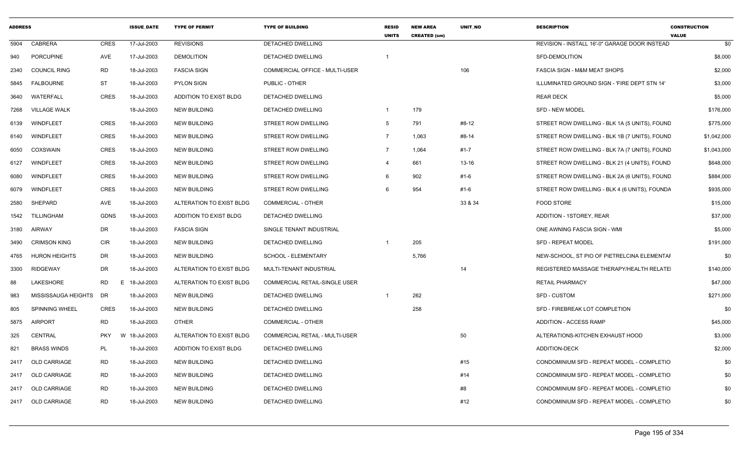| ADDRESS | | | ISSUE_DATE | TYPE OF PERMIT | TYPE OF BUILDING | RESID UNITS | NEW AREA CREATED (sm) | UNIT_NO | DESCRIPTION | CONSTRUCTION VALUE |
|---|---|---|---|---|---|---|---|---|---|---|
| 5904 | CABRERA | CRES | 17-Jul-2003 | REVISIONS | DETACHED DWELLING | | | | REVISION - INSTALL 16'-0" GARAGE DOOR INSTEAD | $0 |
| 940 | PORCUPINE | AVE | 17-Jul-2003 | DEMOLITION | DETACHED DWELLING | 1 | | | SFD-DEMOLITION | $8,000 |
| 2340 | COUNCIL RING | RD | 18-Jul-2003 | FASCIA SIGN | COMMERCIAL OFFICE - MULTI-USER | | | 106 | FASCIA SIGN - M&M MEAT SHOPS | $2,000 |
| 5845 | FALBOURNE | ST | 18-Jul-2003 | PYLON SIGN | PUBLIC - OTHER | | | | ILLUMINATED GROUND SIGN - 'FIRE DEPT STN 14' | $3,000 |
| 3640 | WATERFALL | CRES | 18-Jul-2003 | ADDITION TO EXIST BLDG | DETACHED DWELLING | | | | REAR DECK | $5,000 |
| 7268 | VILLAGE WALK | | 18-Jul-2003 | NEW BUILDING | DETACHED DWELLING | 1 | 179 | | SFD - NEW MODEL | $176,000 |
| 6139 | WINDFLEET | CRES | 18-Jul-2003 | NEW BUILDING | STREET ROW DWELLING | 5 | 791 | #8-12 | STREET ROW DWELLING - BLK 1A (5 UNITS), FOUND | $775,000 |
| 6140 | WINDFLEET | CRES | 18-Jul-2003 | NEW BUILDING | STREET ROW DWELLING | 7 | 1,063 | #8-14 | STREET ROW DWELLING - BLK 1B (7 UNITS), FOUND | $1,042,000 |
| 6050 | COXSWAIN | CRES | 18-Jul-2003 | NEW BUILDING | STREET ROW DWELLING | 7 | 1,064 | #1-7 | STREET ROW DWELLING - BLK 7A (7 UNITS), FOUND | $1,043,000 |
| 6127 | WINDFLEET | CRES | 18-Jul-2003 | NEW BUILDING | STREET ROW DWELLING | 4 | 661 | 13-16 | STREET ROW DWELLING - BLK 21 (4 UNITS), FOUND | $648,000 |
| 6080 | WINDFLEET | CRES | 18-Jul-2003 | NEW BUILDING | STREET ROW DWELLING | 6 | 902 | #1-6 | STREET ROW DWELLING - BLK 2A (6 UNITS), FOUND | $884,000 |
| 6079 | WINDFLEET | CRES | 18-Jul-2003 | NEW BUILDING | STREET ROW DWELLING | 6 | 954 | #1-6 | STREET ROW DWELLING - BLK 4 (6 UNITS), FOUNDA | $935,000 |
| 2580 | SHEPARD | AVE | 18-Jul-2003 | ALTERATION TO EXIST BLDG | COMMERCIAL - OTHER | | | 33 & 34 | FOOD STORE | $15,000 |
| 1542 | TILLINGHAM | GDNS | 18-Jul-2003 | ADDITION TO EXIST BLDG | DETACHED DWELLING | | | | ADDITION - 1STOREY, REAR | $37,000 |
| 3180 | AIRWAY | DR | 18-Jul-2003 | FASCIA SIGN | SINGLE TENANT INDUSTRIAL | | | | ONE AWNING FASCIA SIGN - WMI | $5,000 |
| 3490 | CRIMSON KING | CIR | 18-Jul-2003 | NEW BUILDING | DETACHED DWELLING | 1 | 205 | | SFD - REPEAT MODEL | $191,000 |
| 4765 | HURON HEIGHTS | DR | 18-Jul-2003 | NEW BUILDING | SCHOOL - ELEMENTARY | | 5,766 | | NEW-SCHOOL, ST PIO OF PIETRELCINA ELEMENTAI | $0 |
| 3300 | RIDGEWAY | DR | 18-Jul-2003 | ALTERATION TO EXIST BLDG | MULTI-TENANT INDUSTRIAL | | | 14 | REGISTERED MASSAGE THERAPY/HEALTH RELATEI | $140,000 |
| 88 | LAKESHORE | RD E | 18-Jul-2003 | ALTERATION TO EXIST BLDG | COMMERCIAL RETAIL-SINGLE USER | | | | RETAIL PHARMACY | $47,000 |
| 983 | MISSISSAUGA HEIGHTS | DR | 18-Jul-2003 | NEW BUILDING | DETACHED DWELLING | 1 | 262 | | SFD - CUSTOM | $271,000 |
| 805 | SPINNING WHEEL | CRES | 18-Jul-2003 | NEW BUILDING | DETACHED DWELLING | | 258 | | SFD - FIREBREAK LOT COMPLETION | $0 |
| 5875 | AIRPORT | RD | 18-Jul-2003 | OTHER | COMMERCIAL - OTHER | | | | ADDITION - ACCESS RAMP | $45,000 |
| 325 | CENTRAL | PKY W | 18-Jul-2003 | ALTERATION TO EXIST BLDG | COMMERCIAL RETAIL - MULTI-USER | | | 50 | ALTERATIONS-KITCHEN EXHAUST HOOD | $3,000 |
| 821 | BRASS WINDS | PL | 18-Jul-2003 | ADDITION TO EXIST BLDG | DETACHED DWELLING | | | | ADDITION-DECK | $2,000 |
| 2417 | OLD CARRIAGE | RD | 18-Jul-2003 | NEW BUILDING | DETACHED DWELLING | | | #15 | CONDOMINIUM SFD - REPEAT MODEL - COMPLETIO | $0 |
| 2417 | OLD CARRIAGE | RD | 18-Jul-2003 | NEW BUILDING | DETACHED DWELLING | | | #14 | CONDOMINIUM SFD - REPEAT MODEL - COMPLETIO | $0 |
| 2417 | OLD CARRIAGE | RD | 18-Jul-2003 | NEW BUILDING | DETACHED DWELLING | | | #8 | CONDOMINIUM SFD - REPEAT MODEL - COMPLETIO | $0 |
| 2417 | OLD CARRIAGE | RD | 18-Jul-2003 | NEW BUILDING | DETACHED DWELLING | | | #12 | CONDOMINIUM SFD - REPEAT MODEL - COMPLETIO | $0 |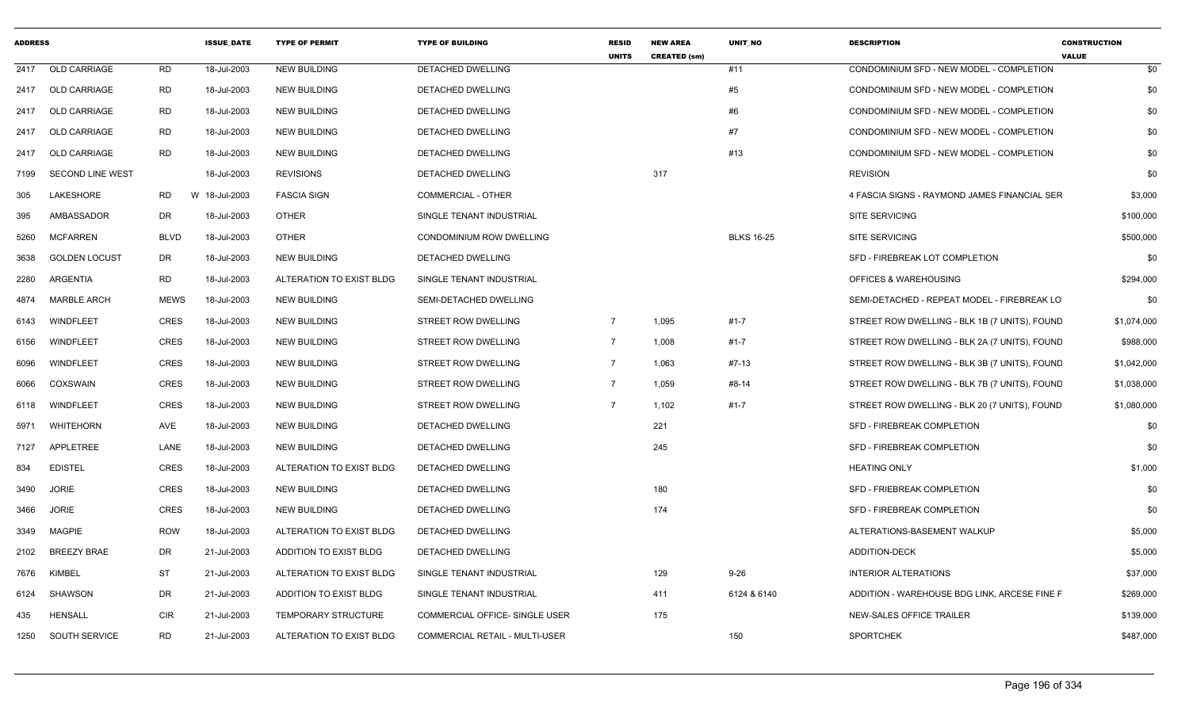| ADDRESS | | | ISSUE_DATE | TYPE OF PERMIT | TYPE OF BUILDING | RESID UNITS | NEW AREA CREATED (sm) | UNIT_NO | DESCRIPTION | CONSTRUCTION VALUE |
|---|---|---|---|---|---|---|---|---|---|---|
| 2417 | OLD CARRIAGE | RD | 18-Jul-2003 | NEW BUILDING | DETACHED DWELLING | | | #11 | CONDOMINIUM SFD - NEW MODEL - COMPLETION | $0 |
| 2417 | OLD CARRIAGE | RD | 18-Jul-2003 | NEW BUILDING | DETACHED DWELLING | | | #5 | CONDOMINIUM SFD - NEW MODEL - COMPLETION | $0 |
| 2417 | OLD CARRIAGE | RD | 18-Jul-2003 | NEW BUILDING | DETACHED DWELLING | | | #6 | CONDOMINIUM SFD - NEW MODEL - COMPLETION | $0 |
| 2417 | OLD CARRIAGE | RD | 18-Jul-2003 | NEW BUILDING | DETACHED DWELLING | | | #7 | CONDOMINIUM SFD - NEW MODEL - COMPLETION | $0 |
| 2417 | OLD CARRIAGE | RD | 18-Jul-2003 | NEW BUILDING | DETACHED DWELLING | | | #13 | CONDOMINIUM SFD - NEW MODEL - COMPLETION | $0 |
| 7199 | SECOND LINE WEST | | 18-Jul-2003 | REVISIONS | DETACHED DWELLING | | 317 | | REVISION | $0 |
| 305 | LAKESHORE | RD | W 18-Jul-2003 | FASCIA SIGN | COMMERCIAL - OTHER | | | | 4 FASCIA SIGNS - RAYMOND JAMES FINANCIAL SER | $3,000 |
| 395 | AMBASSADOR | DR | 18-Jul-2003 | OTHER | SINGLE TENANT INDUSTRIAL | | | | SITE SERVICING | $100,000 |
| 5260 | MCFARREN | BLVD | 18-Jul-2003 | OTHER | CONDOMINIUM ROW DWELLING | | | BLKS 16-25 | SITE SERVICING | $500,000 |
| 3638 | GOLDEN LOCUST | DR | 18-Jul-2003 | NEW BUILDING | DETACHED DWELLING | | | | SFD - FIREBREAK LOT COMPLETION | $0 |
| 2280 | ARGENTIA | RD | 18-Jul-2003 | ALTERATION TO EXIST BLDG | SINGLE TENANT INDUSTRIAL | | | | OFFICES & WAREHOUSING | $294,000 |
| 4874 | MARBLE ARCH | MEWS | 18-Jul-2003 | NEW BUILDING | SEMI-DETACHED DWELLING | | | | SEMI-DETACHED - REPEAT MODEL - FIREBREAK LO | $0 |
| 6143 | WINDFLEET | CRES | 18-Jul-2003 | NEW BUILDING | STREET ROW DWELLING | 7 | 1,095 | #1-7 | STREET ROW DWELLING - BLK 1B (7 UNITS), FOUND | $1,074,000 |
| 6156 | WINDFLEET | CRES | 18-Jul-2003 | NEW BUILDING | STREET ROW DWELLING | 7 | 1,008 | #1-7 | STREET ROW DWELLING - BLK 2A (7 UNITS), FOUND | $988,000 |
| 6096 | WINDFLEET | CRES | 18-Jul-2003 | NEW BUILDING | STREET ROW DWELLING | 7 | 1,063 | #7-13 | STREET ROW DWELLING - BLK 3B (7 UNITS), FOUND | $1,042,000 |
| 6066 | COXSWAIN | CRES | 18-Jul-2003 | NEW BUILDING | STREET ROW DWELLING | 7 | 1,059 | #8-14 | STREET ROW DWELLING - BLK 7B (7 UNITS), FOUND | $1,038,000 |
| 6118 | WINDFLEET | CRES | 18-Jul-2003 | NEW BUILDING | STREET ROW DWELLING | 7 | 1,102 | #1-7 | STREET ROW DWELLING - BLK 20 (7 UNITS), FOUND | $1,080,000 |
| 5971 | WHITEHORN | AVE | 18-Jul-2003 | NEW BUILDING | DETACHED DWELLING | | 221 | | SFD - FIREBREAK COMPLETION | $0 |
| 7127 | APPLETREE | LANE | 18-Jul-2003 | NEW BUILDING | DETACHED DWELLING | | 245 | | SFD - FIREBREAK COMPLETION | $0 |
| 834 | EDISTEL | CRES | 18-Jul-2003 | ALTERATION TO EXIST BLDG | DETACHED DWELLING | | | | HEATING ONLY | $1,000 |
| 3490 | JORIE | CRES | 18-Jul-2003 | NEW BUILDING | DETACHED DWELLING | | 180 | | SFD - FRIEBREAK COMPLETION | $0 |
| 3466 | JORIE | CRES | 18-Jul-2003 | NEW BUILDING | DETACHED DWELLING | | 174 | | SFD - FIREBREAK COMPLETION | $0 |
| 3349 | MAGPIE | ROW | 18-Jul-2003 | ALTERATION TO EXIST BLDG | DETACHED DWELLING | | | | ALTERATIONS-BASEMENT WALKUP | $5,000 |
| 2102 | BREEZY BRAE | DR | 21-Jul-2003 | ADDITION TO EXIST BLDG | DETACHED DWELLING | | | | ADDITION-DECK | $5,000 |
| 7676 | KIMBEL | ST | 21-Jul-2003 | ALTERATION TO EXIST BLDG | SINGLE TENANT INDUSTRIAL | | 129 | 9-26 | INTERIOR ALTERATIONS | $37,000 |
| 6124 | SHAWSON | DR | 21-Jul-2003 | ADDITION TO EXIST BLDG | SINGLE TENANT INDUSTRIAL | | 411 | 6124 & 6140 | ADDITION - WAREHOUSE BDG LINK, ARCESE FINE F | $269,000 |
| 435 | HENSALL | CIR | 21-Jul-2003 | TEMPORARY STRUCTURE | COMMERCIAL OFFICE- SINGLE USER | | 175 | | NEW-SALES OFFICE TRAILER | $139,000 |
| 1250 | SOUTH SERVICE | RD | 21-Jul-2003 | ALTERATION TO EXIST BLDG | COMMERCIAL RETAIL - MULTI-USER | | | 150 | SPORTCHEK | $487,000 |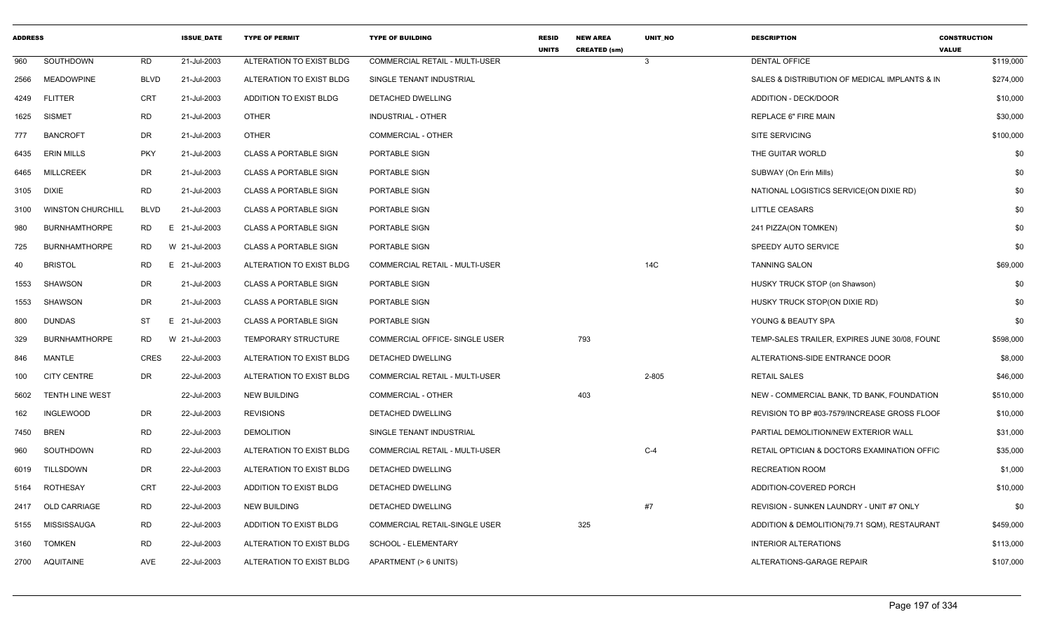| ADDRESS | | | ISSUE_DATE | TYPE OF PERMIT | TYPE OF BUILDING | RESID UNITS | NEW AREA CREATED (sm) | UNIT_NO | DESCRIPTION | CONSTRUCTION VALUE |
|---|---|---|---|---|---|---|---|---|---|---|
| 960 | SOUTHDOWN | RD | 21-Jul-2003 | ALTERATION TO EXIST BLDG | COMMERCIAL RETAIL - MULTI-USER | | | 3 | DENTAL OFFICE | $119,000 |
| 2566 | MEADOWPINE | BLVD | 21-Jul-2003 | ALTERATION TO EXIST BLDG | SINGLE TENANT INDUSTRIAL | | | | SALES & DISTRIBUTION OF MEDICAL IMPLANTS & IN | $274,000 |
| 4249 | FLITTER | CRT | 21-Jul-2003 | ADDITION TO EXIST BLDG | DETACHED DWELLING | | | | ADDITION - DECK/DOOR | $10,000 |
| 1625 | SISMET | RD | 21-Jul-2003 | OTHER | INDUSTRIAL - OTHER | | | | REPLACE 6" FIRE MAIN | $30,000 |
| 777 | BANCROFT | DR | 21-Jul-2003 | OTHER | COMMERCIAL - OTHER | | | | SITE SERVICING | $100,000 |
| 6435 | ERIN MILLS | PKY | 21-Jul-2003 | CLASS A PORTABLE SIGN | PORTABLE SIGN | | | | THE GUITAR WORLD | $0 |
| 6465 | MILLCREEK | DR | 21-Jul-2003 | CLASS A PORTABLE SIGN | PORTABLE SIGN | | | | SUBWAY (On Erin Mills) | $0 |
| 3105 | DIXIE | RD | 21-Jul-2003 | CLASS A PORTABLE SIGN | PORTABLE SIGN | | | | NATIONAL LOGISTICS SERVICE(ON DIXIE RD) | $0 |
| 3100 | WINSTON CHURCHILL | BLVD | 21-Jul-2003 | CLASS A PORTABLE SIGN | PORTABLE SIGN | | | | LITTLE CEASARS | $0 |
| 980 | BURNHAMTHORPE | RD | E 21-Jul-2003 | CLASS A PORTABLE SIGN | PORTABLE SIGN | | | | 241 PIZZA(ON TOMKEN) | $0 |
| 725 | BURNHAMTHORPE | RD | W 21-Jul-2003 | CLASS A PORTABLE SIGN | PORTABLE SIGN | | | | SPEEDY AUTO SERVICE | $0 |
| 40 | BRISTOL | RD | E 21-Jul-2003 | ALTERATION TO EXIST BLDG | COMMERCIAL RETAIL - MULTI-USER | | | 14C | TANNING SALON | $69,000 |
| 1553 | SHAWSON | DR | 21-Jul-2003 | CLASS A PORTABLE SIGN | PORTABLE SIGN | | | | HUSKY TRUCK STOP (on Shawson) | $0 |
| 1553 | SHAWSON | DR | 21-Jul-2003 | CLASS A PORTABLE SIGN | PORTABLE SIGN | | | | HUSKY TRUCK STOP(ON DIXIE RD) | $0 |
| 800 | DUNDAS | ST | E 21-Jul-2003 | CLASS A PORTABLE SIGN | PORTABLE SIGN | | | | YOUNG & BEAUTY SPA | $0 |
| 329 | BURNHAMTHORPE | RD | W 21-Jul-2003 | TEMPORARY STRUCTURE | COMMERCIAL OFFICE- SINGLE USER | | 793 | | TEMP-SALES TRAILER, EXPIRES JUNE 30/08, FOUND | $598,000 |
| 846 | MANTLE | CRES | 22-Jul-2003 | ALTERATION TO EXIST BLDG | DETACHED DWELLING | | | | ALTERATIONS-SIDE ENTRANCE DOOR | $8,000 |
| 100 | CITY CENTRE | DR | 22-Jul-2003 | ALTERATION TO EXIST BLDG | COMMERCIAL RETAIL - MULTI-USER | | | 2-805 | RETAIL SALES | $46,000 |
| 5602 | TENTH LINE WEST | | 22-Jul-2003 | NEW BUILDING | COMMERCIAL - OTHER | | 403 | | NEW - COMMERCIAL BANK, TD BANK, FOUNDATION | $510,000 |
| 162 | INGLEWOOD | DR | 22-Jul-2003 | REVISIONS | DETACHED DWELLING | | | | REVISION TO BP #03-7579/INCREASE GROSS FLOOF | $10,000 |
| 7450 | BREN | RD | 22-Jul-2003 | DEMOLITION | SINGLE TENANT INDUSTRIAL | | | | PARTIAL DEMOLITION/NEW EXTERIOR WALL | $31,000 |
| 960 | SOUTHDOWN | RD | 22-Jul-2003 | ALTERATION TO EXIST BLDG | COMMERCIAL RETAIL - MULTI-USER | | | C-4 | RETAIL OPTICIAN & DOCTORS EXAMINATION OFFIC | $35,000 |
| 6019 | TILLSDOWN | DR | 22-Jul-2003 | ALTERATION TO EXIST BLDG | DETACHED DWELLING | | | | RECREATION ROOM | $1,000 |
| 5164 | ROTHESAY | CRT | 22-Jul-2003 | ADDITION TO EXIST BLDG | DETACHED DWELLING | | | | ADDITION-COVERED PORCH | $10,000 |
| 2417 | OLD CARRIAGE | RD | 22-Jul-2003 | NEW BUILDING | DETACHED DWELLING | | | #7 | REVISION - SUNKEN LAUNDRY - UNIT #7 ONLY | $0 |
| 5155 | MISSISSAUGA | RD | 22-Jul-2003 | ADDITION TO EXIST BLDG | COMMERCIAL RETAIL-SINGLE USER | | 325 | | ADDITION & DEMOLITION(79.71 SQM), RESTAURANT | $459,000 |
| 3160 | TOMKEN | RD | 22-Jul-2003 | ALTERATION TO EXIST BLDG | SCHOOL - ELEMENTARY | | | | INTERIOR ALTERATIONS | $113,000 |
| 2700 | AQUITAINE | AVE | 22-Jul-2003 | ALTERATION TO EXIST BLDG | APARTMENT (> 6 UNITS) | | | | ALTERATIONS-GARAGE REPAIR | $107,000 |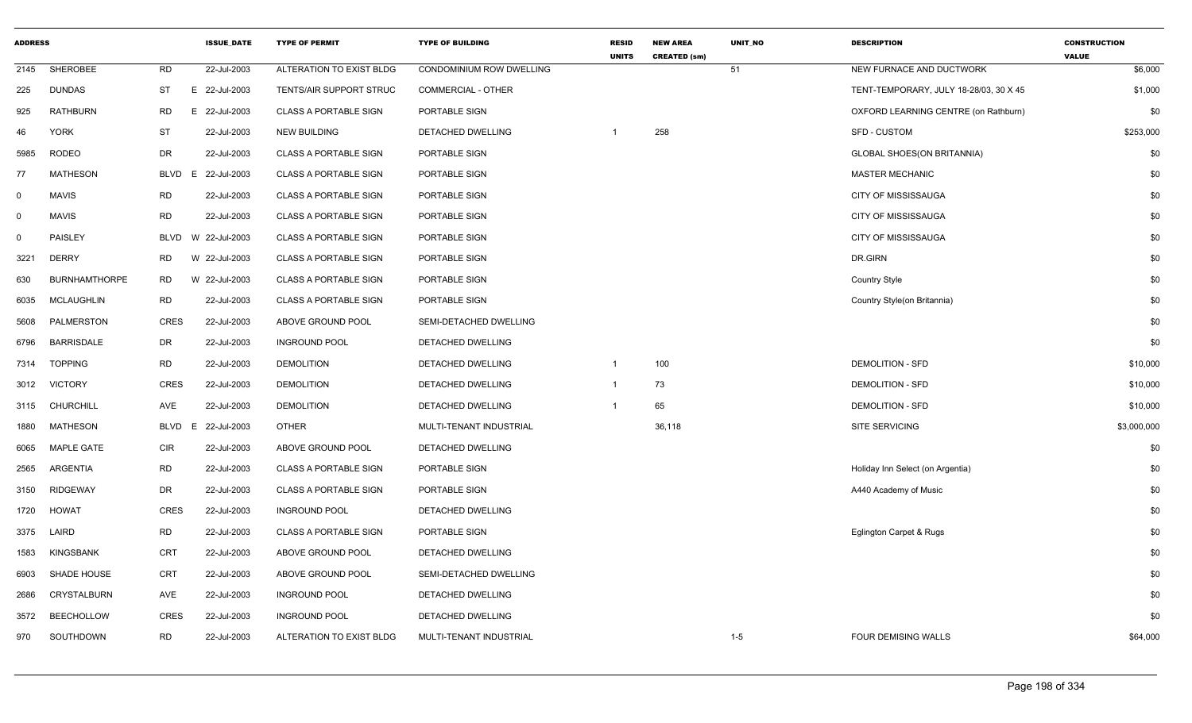| ADDRESS | | | ISSUE_DATE | TYPE OF PERMIT | TYPE OF BUILDING | RESID UNITS | NEW AREA CREATED (sm) | UNIT_NO | DESCRIPTION | CONSTRUCTION VALUE |
|---|---|---|---|---|---|---|---|---|---|---|
| 2145 | SHEROBEE | RD | 22-Jul-2003 | ALTERATION TO EXIST BLDG | CONDOMINIUM ROW DWELLING | | | 51 | NEW FURNACE AND DUCTWORK | $6,000 |
| 225 | DUNDAS | ST E | 22-Jul-2003 | TENTS/AIR SUPPORT STRUC | COMMERCIAL - OTHER | | | | TENT-TEMPORARY, JULY 18-28/03, 30 X 45 | $1,000 |
| 925 | RATHBURN | RD E | 22-Jul-2003 | CLASS A PORTABLE SIGN | PORTABLE SIGN | | | | OXFORD LEARNING CENTRE (on Rathburn) | $0 |
| 46 | YORK | ST | 22-Jul-2003 | NEW BUILDING | DETACHED DWELLING | 1 | 258 | | SFD - CUSTOM | $253,000 |
| 5985 | RODEO | DR | 22-Jul-2003 | CLASS A PORTABLE SIGN | PORTABLE SIGN | | | | GLOBAL SHOES(ON BRITANNIA) | $0 |
| 77 | MATHESON | BLVD E | 22-Jul-2003 | CLASS A PORTABLE SIGN | PORTABLE SIGN | | | | MASTER MECHANIC | $0 |
| 0 | MAVIS | RD | 22-Jul-2003 | CLASS A PORTABLE SIGN | PORTABLE SIGN | | | | CITY OF MISSISSAUGA | $0 |
| 0 | MAVIS | RD | 22-Jul-2003 | CLASS A PORTABLE SIGN | PORTABLE SIGN | | | | CITY OF MISSISSAUGA | $0 |
| 0 | PAISLEY | BLVD W | 22-Jul-2003 | CLASS A PORTABLE SIGN | PORTABLE SIGN | | | | CITY OF MISSISSAUGA | $0 |
| 3221 | DERRY | RD W | 22-Jul-2003 | CLASS A PORTABLE SIGN | PORTABLE SIGN | | | | DR.GIRN | $0 |
| 630 | BURNHAMTHORPE | RD W | 22-Jul-2003 | CLASS A PORTABLE SIGN | PORTABLE SIGN | | | | Country Style | $0 |
| 6035 | MCLAUGHLIN | RD | 22-Jul-2003 | CLASS A PORTABLE SIGN | PORTABLE SIGN | | | | Country Style(on Britannia) | $0 |
| 5608 | PALMERSTON | CRES | 22-Jul-2003 | ABOVE GROUND POOL | SEMI-DETACHED DWELLING | | | | | $0 |
| 6796 | BARRISDALE | DR | 22-Jul-2003 | INGROUND POOL | DETACHED DWELLING | | | | | $0 |
| 7314 | TOPPING | RD | 22-Jul-2003 | DEMOLITION | DETACHED DWELLING | 1 | 100 | | DEMOLITION - SFD | $10,000 |
| 3012 | VICTORY | CRES | 22-Jul-2003 | DEMOLITION | DETACHED DWELLING | 1 | 73 | | DEMOLITION - SFD | $10,000 |
| 3115 | CHURCHILL | AVE | 22-Jul-2003 | DEMOLITION | DETACHED DWELLING | 1 | 65 | | DEMOLITION - SFD | $10,000 |
| 1880 | MATHESON | BLVD E | 22-Jul-2003 | OTHER | MULTI-TENANT INDUSTRIAL | | 36,118 | | SITE SERVICING | $3,000,000 |
| 6065 | MAPLE GATE | CIR | 22-Jul-2003 | ABOVE GROUND POOL | DETACHED DWELLING | | | | | $0 |
| 2565 | ARGENTIA | RD | 22-Jul-2003 | CLASS A PORTABLE SIGN | PORTABLE SIGN | | | | Holiday Inn Select (on Argentia) | $0 |
| 3150 | RIDGEWAY | DR | 22-Jul-2003 | CLASS A PORTABLE SIGN | PORTABLE SIGN | | | | A440 Academy of Music | $0 |
| 1720 | HOWAT | CRES | 22-Jul-2003 | INGROUND POOL | DETACHED DWELLING | | | | | $0 |
| 3375 | LAIRD | RD | 22-Jul-2003 | CLASS A PORTABLE SIGN | PORTABLE SIGN | | | | Eglington Carpet & Rugs | $0 |
| 1583 | KINGSBANK | CRT | 22-Jul-2003 | ABOVE GROUND POOL | DETACHED DWELLING | | | | | $0 |
| 6903 | SHADE HOUSE | CRT | 22-Jul-2003 | ABOVE GROUND POOL | SEMI-DETACHED DWELLING | | | | | $0 |
| 2686 | CRYSTALBURN | AVE | 22-Jul-2003 | INGROUND POOL | DETACHED DWELLING | | | | | $0 |
| 3572 | BEECHOLLOW | CRES | 22-Jul-2003 | INGROUND POOL | DETACHED DWELLING | | | | | $0 |
| 970 | SOUTHDOWN | RD | 22-Jul-2003 | ALTERATION TO EXIST BLDG | MULTI-TENANT INDUSTRIAL | | | 1-5 | FOUR DEMISING WALLS | $64,000 |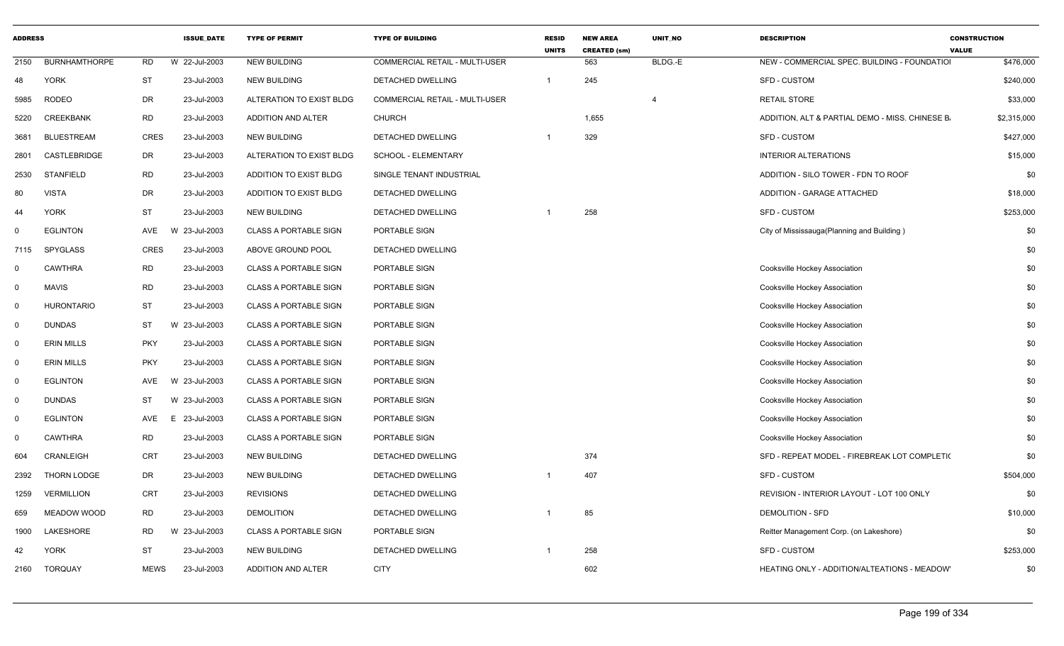| ADDRESS | | | ISSUE_DATE | TYPE OF PERMIT | TYPE OF BUILDING | RESID UNITS | NEW AREA CREATED (sm) | UNIT_NO | DESCRIPTION | CONSTRUCTION VALUE |
|---|---|---|---|---|---|---|---|---|---|---|
| 2150 | BURNHAMTHORPE | RD | W 22-Jul-2003 | NEW BUILDING | COMMERCIAL RETAIL - MULTI-USER | | 563 | BLDG.-E | NEW - COMMERCIAL SPEC. BUILDING - FOUNDATIOI | $476,000 |
| 48 | YORK | ST | 23-Jul-2003 | NEW BUILDING | DETACHED DWELLING | 1 | 245 | | SFD - CUSTOM | $240,000 |
| 5985 | RODEO | DR | 23-Jul-2003 | ALTERATION TO EXIST BLDG | COMMERCIAL RETAIL - MULTI-USER | | | 4 | RETAIL STORE | $33,000 |
| 5220 | CREEKBANK | RD | 23-Jul-2003 | ADDITION AND ALTER | CHURCH | | 1,655 | | ADDITION, ALT & PARTIAL DEMO - MISS. CHINESE B. | $2,315,000 |
| 3681 | BLUESTREAM | CRES | 23-Jul-2003 | NEW BUILDING | DETACHED DWELLING | 1 | 329 | | SFD - CUSTOM | $427,000 |
| 2801 | CASTLEBRIDGE | DR | 23-Jul-2003 | ALTERATION TO EXIST BLDG | SCHOOL - ELEMENTARY | | | | INTERIOR ALTERATIONS | $15,000 |
| 2530 | STANFIELD | RD | 23-Jul-2003 | ADDITION TO EXIST BLDG | SINGLE TENANT INDUSTRIAL | | | | ADDITION - SILO TOWER - FDN TO ROOF | $0 |
| 80 | VISTA | DR | 23-Jul-2003 | ADDITION TO EXIST BLDG | DETACHED DWELLING | | | | ADDITION - GARAGE ATTACHED | $18,000 |
| 44 | YORK | ST | 23-Jul-2003 | NEW BUILDING | DETACHED DWELLING | 1 | 258 | | SFD - CUSTOM | $253,000 |
| 0 | EGLINTON | AVE | W 23-Jul-2003 | CLASS A PORTABLE SIGN | PORTABLE SIGN | | | | City of Mississauga(Planning and Building ) | $0 |
| 7115 | SPYGLASS | CRES | 23-Jul-2003 | ABOVE GROUND POOL | DETACHED DWELLING | | | | | $0 |
| 0 | CAWTHRA | RD | 23-Jul-2003 | CLASS A PORTABLE SIGN | PORTABLE SIGN | | | | Cooksville Hockey Association | $0 |
| 0 | MAVIS | RD | 23-Jul-2003 | CLASS A PORTABLE SIGN | PORTABLE SIGN | | | | Cooksville Hockey Association | $0 |
| 0 | HURONTARIO | ST | 23-Jul-2003 | CLASS A PORTABLE SIGN | PORTABLE SIGN | | | | Cooksville Hockey Association | $0 |
| 0 | DUNDAS | ST | W 23-Jul-2003 | CLASS A PORTABLE SIGN | PORTABLE SIGN | | | | Cooksville Hockey Association | $0 |
| 0 | ERIN MILLS | PKY | 23-Jul-2003 | CLASS A PORTABLE SIGN | PORTABLE SIGN | | | | Cooksville Hockey Association | $0 |
| 0 | ERIN MILLS | PKY | 23-Jul-2003 | CLASS A PORTABLE SIGN | PORTABLE SIGN | | | | Cooksville Hockey Association | $0 |
| 0 | EGLINTON | AVE | W 23-Jul-2003 | CLASS A PORTABLE SIGN | PORTABLE SIGN | | | | Cooksville Hockey Association | $0 |
| 0 | DUNDAS | ST | W 23-Jul-2003 | CLASS A PORTABLE SIGN | PORTABLE SIGN | | | | Cooksville Hockey Association | $0 |
| 0 | EGLINTON | AVE | E 23-Jul-2003 | CLASS A PORTABLE SIGN | PORTABLE SIGN | | | | Cooksville Hockey Association | $0 |
| 0 | CAWTHRA | RD | 23-Jul-2003 | CLASS A PORTABLE SIGN | PORTABLE SIGN | | | | Cooksville Hockey Association | $0 |
| 604 | CRANLEIGH | CRT | 23-Jul-2003 | NEW BUILDING | DETACHED DWELLING | | 374 | | SFD - REPEAT MODEL - FIREBREAK LOT COMPLETI( | $0 |
| 2392 | THORN LODGE | DR | 23-Jul-2003 | NEW BUILDING | DETACHED DWELLING | 1 | 407 | | SFD - CUSTOM | $504,000 |
| 1259 | VERMILLION | CRT | 23-Jul-2003 | REVISIONS | DETACHED DWELLING | | | | REVISION - INTERIOR LAYOUT - LOT 100 ONLY | $0 |
| 659 | MEADOW WOOD | RD | 23-Jul-2003 | DEMOLITION | DETACHED DWELLING | 1 | 85 | | DEMOLITION - SFD | $10,000 |
| 1900 | LAKESHORE | RD | W 23-Jul-2003 | CLASS A PORTABLE SIGN | PORTABLE SIGN | | | | Reitter Management Corp. (on Lakeshore) | $0 |
| 42 | YORK | ST | 23-Jul-2003 | NEW BUILDING | DETACHED DWELLING | 1 | 258 | | SFD - CUSTOM | $253,000 |
| 2160 | TORQUAY | MEWS | 23-Jul-2003 | ADDITION AND ALTER | CITY | | 602 | | HEATING ONLY - ADDITION/ALTEATIONS - MEADOW' | $0 |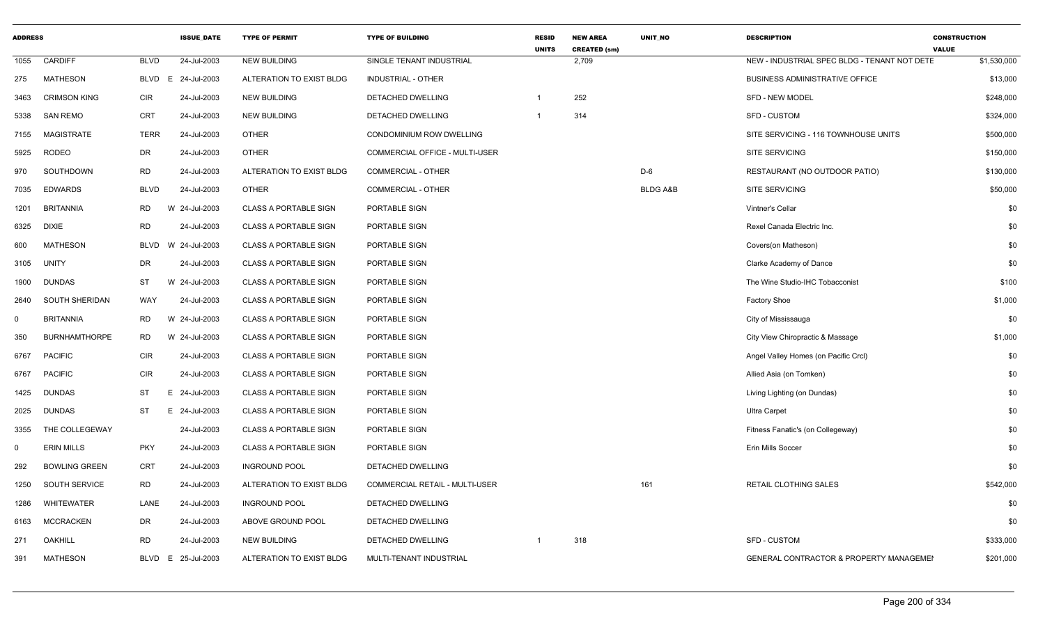| ADDRESS | | | ISSUE_DATE | TYPE OF PERMIT | TYPE OF BUILDING | RESID UNITS | NEW AREA CREATED (sm) | UNIT_NO | DESCRIPTION | CONSTRUCTION VALUE |
|---|---|---|---|---|---|---|---|---|---|---|
| 1055 | CARDIFF | BLVD | 24-Jul-2003 | NEW BUILDING | SINGLE TENANT INDUSTRIAL | | 2,709 | | NEW - INDUSTRIAL SPEC BLDG - TENANT NOT DETE | $1,530,000 |
| 275 | MATHESON | BLVD E | 24-Jul-2003 | ALTERATION TO EXIST BLDG | INDUSTRIAL - OTHER | | | | BUSINESS ADMINISTRATIVE OFFICE | $13,000 |
| 3463 | CRIMSON KING | CIR | 24-Jul-2003 | NEW BUILDING | DETACHED DWELLING | 1 | 252 | | SFD - NEW MODEL | $248,000 |
| 5338 | SAN REMO | CRT | 24-Jul-2003 | NEW BUILDING | DETACHED DWELLING | 1 | 314 | | SFD - CUSTOM | $324,000 |
| 7155 | MAGISTRATE | TERR | 24-Jul-2003 | OTHER | CONDOMINIUM ROW DWELLING | | | | SITE SERVICING - 116 TOWNHOUSE UNITS | $500,000 |
| 5925 | RODEO | DR | 24-Jul-2003 | OTHER | COMMERCIAL OFFICE - MULTI-USER | | | | SITE SERVICING | $150,000 |
| 970 | SOUTHDOWN | RD | 24-Jul-2003 | ALTERATION TO EXIST BLDG | COMMERCIAL - OTHER | | | D-6 | RESTAURANT (NO OUTDOOR PATIO) | $130,000 |
| 7035 | EDWARDS | BLVD | 24-Jul-2003 | OTHER | COMMERCIAL - OTHER | | | BLDG A&B | SITE SERVICING | $50,000 |
| 1201 | BRITANNIA | RD W | 24-Jul-2003 | CLASS A PORTABLE SIGN | PORTABLE SIGN | | | | Vintner's Cellar | $0 |
| 6325 | DIXIE | RD | 24-Jul-2003 | CLASS A PORTABLE SIGN | PORTABLE SIGN | | | | Rexel Canada Electric Inc. | $0 |
| 600 | MATHESON | BLVD W | 24-Jul-2003 | CLASS A PORTABLE SIGN | PORTABLE SIGN | | | | Covers(on Matheson) | $0 |
| 3105 | UNITY | DR | 24-Jul-2003 | CLASS A PORTABLE SIGN | PORTABLE SIGN | | | | Clarke Academy of Dance | $0 |
| 1900 | DUNDAS | ST W | 24-Jul-2003 | CLASS A PORTABLE SIGN | PORTABLE SIGN | | | | The Wine Studio-IHC Tobacconist | $100 |
| 2640 | SOUTH SHERIDAN | WAY | 24-Jul-2003 | CLASS A PORTABLE SIGN | PORTABLE SIGN | | | | Factory Shoe | $1,000 |
| 0 | BRITANNIA | RD W | 24-Jul-2003 | CLASS A PORTABLE SIGN | PORTABLE SIGN | | | | City of Mississauga | $0 |
| 350 | BURNHAMTHORPE | RD W | 24-Jul-2003 | CLASS A PORTABLE SIGN | PORTABLE SIGN | | | | City View Chiropractic & Massage | $1,000 |
| 6767 | PACIFIC | CIR | 24-Jul-2003 | CLASS A PORTABLE SIGN | PORTABLE SIGN | | | | Angel Valley Homes (on Pacific Crcl) | $0 |
| 6767 | PACIFIC | CIR | 24-Jul-2003 | CLASS A PORTABLE SIGN | PORTABLE SIGN | | | | Allied Asia (on Tomken) | $0 |
| 1425 | DUNDAS | ST E | 24-Jul-2003 | CLASS A PORTABLE SIGN | PORTABLE SIGN | | | | Living Lighting (on Dundas) | $0 |
| 2025 | DUNDAS | ST E | 24-Jul-2003 | CLASS A PORTABLE SIGN | PORTABLE SIGN | | | | Ultra Carpet | $0 |
| 3355 | THE COLLEGEWAY | | 24-Jul-2003 | CLASS A PORTABLE SIGN | PORTABLE SIGN | | | | Fitness Fanatic's (on Collegeway) | $0 |
| 0 | ERIN MILLS | PKY | 24-Jul-2003 | CLASS A PORTABLE SIGN | PORTABLE SIGN | | | | Erin Mills Soccer | $0 |
| 292 | BOWLING GREEN | CRT | 24-Jul-2003 | INGROUND POOL | DETACHED DWELLING | | | | | $0 |
| 1250 | SOUTH SERVICE | RD | 24-Jul-2003 | ALTERATION TO EXIST BLDG | COMMERCIAL RETAIL - MULTI-USER | | | 161 | RETAIL CLOTHING SALES | $542,000 |
| 1286 | WHITEWATER | LANE | 24-Jul-2003 | INGROUND POOL | DETACHED DWELLING | | | | | $0 |
| 6163 | MCCRACKEN | DR | 24-Jul-2003 | ABOVE GROUND POOL | DETACHED DWELLING | | | | | $0 |
| 271 | OAKHILL | RD | 24-Jul-2003 | NEW BUILDING | DETACHED DWELLING | 1 | 318 | | SFD - CUSTOM | $333,000 |
| 391 | MATHESON | BLVD E | 25-Jul-2003 | ALTERATION TO EXIST BLDG | MULTI-TENANT INDUSTRIAL | | | | GENERAL CONTRACTOR & PROPERTY MANAGEMEI | $201,000 |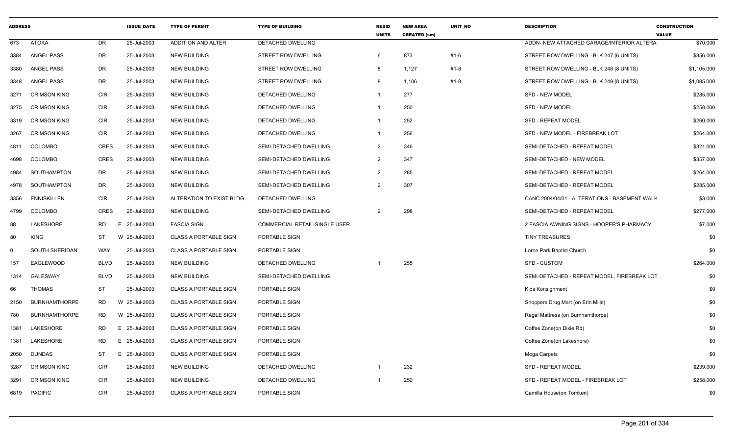| ADDRESS | | | ISSUE_DATE | TYPE OF PERMIT | TYPE OF BUILDING | RESID UNITS | NEW AREA CREATED (sm) | UNIT_NO | DESCRIPTION | CONSTRUCTION VALUE |
|---|---|---|---|---|---|---|---|---|---|---|
| 673 | ATOKA | DR | 25-Jul-2003 | ADDITION AND ALTER | DETACHED DWELLING | | | | ADDN- NEW ATTACHED GARAGE/INTERIOR ALTERA | $70,000 |
| 3384 | ANGEL PASS | DR | 25-Jul-2003 | NEW BUILDING | STREET ROW DWELLING | 6 | 873 | #1-6 | STREET ROW DWELLING - BLK 247 (6 UNITS) | $856,000 |
| 3380 | ANGEL PASS | DR | 25-Jul-2003 | NEW BUILDING | STREET ROW DWELLING | 8 | 1,127 | #1-8 | STREET ROW DWELLING - BLK 248 (8 UNITS) | $1,105,000 |
| 3348 | ANGEL PASS | DR | 25-Jul-2003 | NEW BUILDING | STREET ROW DWELLING | 8 | 1,106 | #1-8 | STREET ROW DWELLING - BLK 249 (8 UNITS) | $1,085,000 |
| 3271 | CRIMSON KING | CIR | 25-Jul-2003 | NEW BUILDING | DETACHED DWELLING | 1 | 277 | | SFD - NEW MODEL | $285,000 |
| 3275 | CRIMSON KING | CIR | 25-Jul-2003 | NEW BUILDING | DETACHED DWELLING | 1 | 250 | | SFD - NEW MODEL | $258,000 |
| 3319 | CRIMSON KING | CIR | 25-Jul-2003 | NEW BUILDING | DETACHED DWELLING | 1 | 252 | | SFD - REPEAT MODEL | $260,000 |
| 3267 | CRIMSON KING | CIR | 25-Jul-2003 | NEW BUILDING | DETACHED DWELLING | 1 | 256 | | SFD - NEW MODEL - FIREBREAK LOT | $264,000 |
| 4811 | COLOMBO | CRES | 25-Jul-2003 | NEW BUILDING | SEMI-DETACHED DWELLING | 2 | 346 | | SEMI-DETACHED - REPEAT MODEL | $321,000 |
| 4698 | COLOMBO | CRES | 25-Jul-2003 | NEW BUILDING | SEMI-DETACHED DWELLING | 2 | 347 | | SEMI-DETACHED - NEW MODEL | $357,000 |
| 4984 | SOUTHAMPTON | DR | 25-Jul-2003 | NEW BUILDING | SEMI-DETACHED DWELLING | 2 | 285 | | SEMI-DETACHED - REPEAT MODEL | $264,000 |
| 4978 | SOUTHAMPTON | DR | 25-Jul-2003 | NEW BUILDING | SEMI-DETACHED DWELLING | 2 | 307 | | SEMI-DETACHED - REPEAT MODEL | $285,000 |
| 3356 | ENNISKILLEN | CIR | 25-Jul-2003 | ALTERATION TO EXIST BLDG | DETACHED DWELLING | | | | CANC 2004/04/01 - ALTERATIONS - BASEMENT WALK | $3,000 |
| 4799 | COLOMBO | CRES | 25-Jul-2003 | NEW BUILDING | SEMI-DETACHED DWELLING | 2 | 298 | | SEMI-DETACHED - REPEAT MODEL | $277,000 |
| 88 | LAKESHORE | RD | E 25-Jul-2003 | FASCIA SIGN | COMMERCIAL RETAIL-SINGLE USER | | | | 2 FASCIA AWNING SIGNS - HOOPER'S PHARMACY | $7,000 |
| 80 | KING | ST | W 25-Jul-2003 | CLASS A PORTABLE SIGN | PORTABLE SIGN | | | | TINY TREASURES | $0 |
| 0 | SOUTH SHERIDAN | WAY | 25-Jul-2003 | CLASS A PORTABLE SIGN | PORTABLE SIGN | | | | Lorne Park Baptist Church | $0 |
| 157 | EAGLEWOOD | BLVD | 25-Jul-2003 | NEW BUILDING | DETACHED DWELLING | 1 | 255 | | SFD - CUSTOM | $264,000 |
| 1314 | GALESWAY | BLVD | 25-Jul-2003 | NEW BUILDING | SEMI-DETACHED DWELLING | | | | SEMI-DETACHED - REPEAT MODEL, FIREBREAK LOT | $0 |
| 66 | THOMAS | ST | 25-Jul-2003 | CLASS A PORTABLE SIGN | PORTABLE SIGN | | | | Kids Konsignment | $0 |
| 2150 | BURNHAMTHORPE | RD | W 25-Jul-2003 | CLASS A PORTABLE SIGN | PORTABLE SIGN | | | | Shoppers Drug Mart (on Erin Mills) | $0 |
| 780 | BURNHAMTHORPE | RD | W 25-Jul-2003 | CLASS A PORTABLE SIGN | PORTABLE SIGN | | | | Regal Mattress (on Burnhamthorpe) | $0 |
| 1381 | LAKESHORE | RD | E 25-Jul-2003 | CLASS A PORTABLE SIGN | PORTABLE SIGN | | | | Coffee Zone(on Dixie Rd) | $0 |
| 1381 | LAKESHORE | RD | E 25-Jul-2003 | CLASS A PORTABLE SIGN | PORTABLE SIGN | | | | Coffee Zone(on Lakeshore) | $0 |
| 2050 | DUNDAS | ST | E 25-Jul-2003 | CLASS A PORTABLE SIGN | PORTABLE SIGN | | | | Moga Carpets | $0 |
| 3287 | CRIMSON KING | CIR | 25-Jul-2003 | NEW BUILDING | DETACHED DWELLING | 1 | 232 | | SFD - REPEAT MODEL | $239,000 |
| 3291 | CRIMSON KING | CIR | 25-Jul-2003 | NEW BUILDING | DETACHED DWELLING | 1 | 250 | | SFD - REPEAT MODEL - FIREBREAK LOT | $258,000 |
| 6819 | PACIFIC | CIR | 25-Jul-2003 | CLASS A PORTABLE SIGN | PORTABLE SIGN | | | | Camilla House(on Tomken) | $0 |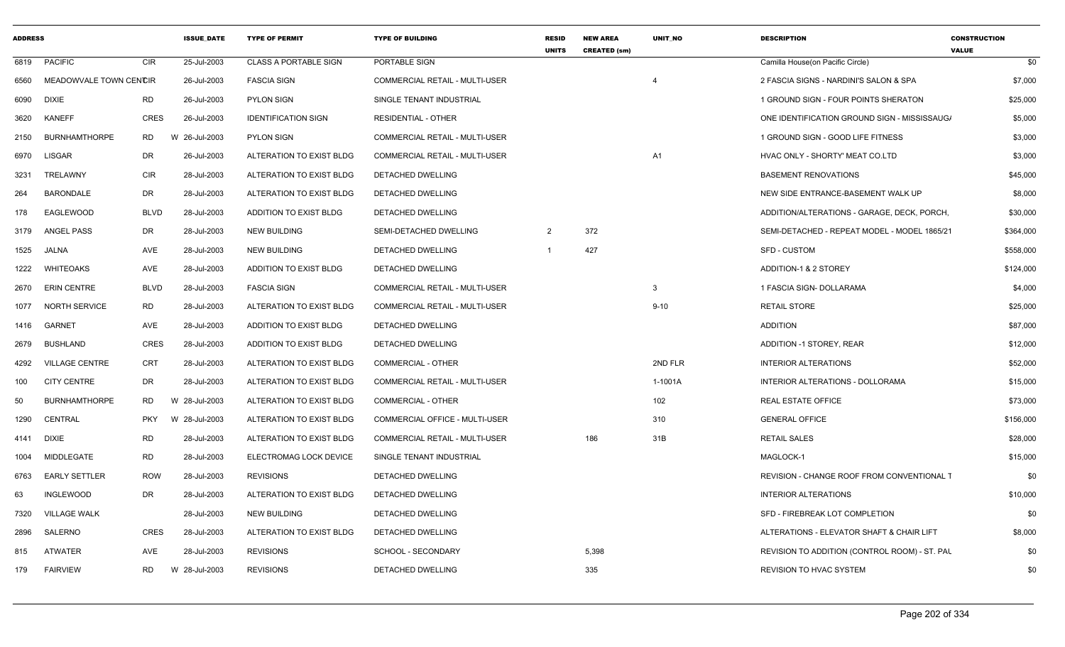| ADDRESS | | | ISSUE_DATE | TYPE OF PERMIT | TYPE OF BUILDING | RESID UNITS | NEW AREA CREATED (sm) | UNIT_NO | DESCRIPTION | CONSTRUCTION VALUE |
|---|---|---|---|---|---|---|---|---|---|---|
| 6819 | PACIFIC | CIR | 25-Jul-2003 | CLASS A PORTABLE SIGN | PORTABLE SIGN | | | | Camilla House(on Pacific Circle) | $0 |
| 6560 | MEADOWVALE TOWN CENTCIR | | 26-Jul-2003 | FASCIA SIGN | COMMERCIAL RETAIL - MULTI-USER | | | 4 | 2 FASCIA SIGNS - NARDINI'S SALON & SPA | $7,000 |
| 6090 | DIXIE | RD | 26-Jul-2003 | PYLON SIGN | SINGLE TENANT INDUSTRIAL | | | | 1 GROUND SIGN - FOUR POINTS SHERATON | $25,000 |
| 3620 | KANEFF | CRES | 26-Jul-2003 | IDENTIFICATION SIGN | RESIDENTIAL - OTHER | | | | ONE IDENTIFICATION GROUND SIGN - MISSISSAUG/ | $5,000 |
| 2150 | BURNHAMTHORPE | RD W | 26-Jul-2003 | PYLON SIGN | COMMERCIAL RETAIL - MULTI-USER | | | | 1 GROUND SIGN - GOOD LIFE FITNESS | $3,000 |
| 6970 | LISGAR | DR | 26-Jul-2003 | ALTERATION TO EXIST BLDG | COMMERCIAL RETAIL - MULTI-USER | | | A1 | HVAC ONLY - SHORTY' MEAT CO.LTD | $3,000 |
| 3231 | TRELAWNY | CIR | 28-Jul-2003 | ALTERATION TO EXIST BLDG | DETACHED DWELLING | | | | BASEMENT RENOVATIONS | $45,000 |
| 264 | BARONDALE | DR | 28-Jul-2003 | ALTERATION TO EXIST BLDG | DETACHED DWELLING | | | | NEW SIDE ENTRANCE-BASEMENT WALK UP | $8,000 |
| 178 | EAGLEWOOD | BLVD | 28-Jul-2003 | ADDITION TO EXIST BLDG | DETACHED DWELLING | | | | ADDITION/ALTERATIONS - GARAGE, DECK, PORCH, | $30,000 |
| 3179 | ANGEL PASS | DR | 28-Jul-2003 | NEW BUILDING | SEMI-DETACHED DWELLING | 2 | 372 | | SEMI-DETACHED - REPEAT MODEL - MODEL 1865/21 | $364,000 |
| 1525 | JALNA | AVE | 28-Jul-2003 | NEW BUILDING | DETACHED DWELLING | 1 | 427 | | SFD - CUSTOM | $558,000 |
| 1222 | WHITEOAKS | AVE | 28-Jul-2003 | ADDITION TO EXIST BLDG | DETACHED DWELLING | | | | ADDITION-1 & 2 STOREY | $124,000 |
| 2670 | ERIN CENTRE | BLVD | 28-Jul-2003 | FASCIA SIGN | COMMERCIAL RETAIL - MULTI-USER | | | 3 | 1 FASCIA SIGN- DOLLARAMA | $4,000 |
| 1077 | NORTH SERVICE | RD | 28-Jul-2003 | ALTERATION TO EXIST BLDG | COMMERCIAL RETAIL - MULTI-USER | | | 9-10 | RETAIL STORE | $25,000 |
| 1416 | GARNET | AVE | 28-Jul-2003 | ADDITION TO EXIST BLDG | DETACHED DWELLING | | | | ADDITION | $87,000 |
| 2679 | BUSHLAND | CRES | 28-Jul-2003 | ADDITION TO EXIST BLDG | DETACHED DWELLING | | | | ADDITION -1 STOREY, REAR | $12,000 |
| 4292 | VILLAGE CENTRE | CRT | 28-Jul-2003 | ALTERATION TO EXIST BLDG | COMMERCIAL - OTHER | | | 2ND FLR | INTERIOR ALTERATIONS | $52,000 |
| 100 | CITY CENTRE | DR | 28-Jul-2003 | ALTERATION TO EXIST BLDG | COMMERCIAL RETAIL - MULTI-USER | | | 1-1001A | INTERIOR ALTERATIONS - DOLLORAMA | $15,000 |
| 50 | BURNHAMTHORPE | RD W | 28-Jul-2003 | ALTERATION TO EXIST BLDG | COMMERCIAL - OTHER | | | 102 | REAL ESTATE OFFICE | $73,000 |
| 1290 | CENTRAL | PKY W | 28-Jul-2003 | ALTERATION TO EXIST BLDG | COMMERCIAL OFFICE - MULTI-USER | | | 310 | GENERAL OFFICE | $156,000 |
| 4141 | DIXIE | RD | 28-Jul-2003 | ALTERATION TO EXIST BLDG | COMMERCIAL RETAIL - MULTI-USER | | 186 | 31B | RETAIL SALES | $28,000 |
| 1004 | MIDDLEGATE | RD | 28-Jul-2003 | ELECTROMAG LOCK DEVICE | SINGLE TENANT INDUSTRIAL | | | | MAGLOCK-1 | $15,000 |
| 6763 | EARLY SETTLER | ROW | 28-Jul-2003 | REVISIONS | DETACHED DWELLING | | | | REVISION - CHANGE ROOF FROM CONVENTIONAL T | $0 |
| 63 | INGLEWOOD | DR | 28-Jul-2003 | ALTERATION TO EXIST BLDG | DETACHED DWELLING | | | | INTERIOR ALTERATIONS | $10,000 |
| 7320 | VILLAGE WALK | | 28-Jul-2003 | NEW BUILDING | DETACHED DWELLING | | | | SFD - FIREBREAK LOT COMPLETION | $0 |
| 2896 | SALERNO | CRES | 28-Jul-2003 | ALTERATION TO EXIST BLDG | DETACHED DWELLING | | | | ALTERATIONS - ELEVATOR SHAFT & CHAIR LIFT | $8,000 |
| 815 | ATWATER | AVE | 28-Jul-2003 | REVISIONS | SCHOOL - SECONDARY | | 5,398 | | REVISION TO ADDITION (CONTROL ROOM) - ST. PAL | $0 |
| 179 | FAIRVIEW | RD W | 28-Jul-2003 | REVISIONS | DETACHED DWELLING | | 335 | | REVISION TO HVAC SYSTEM | $0 |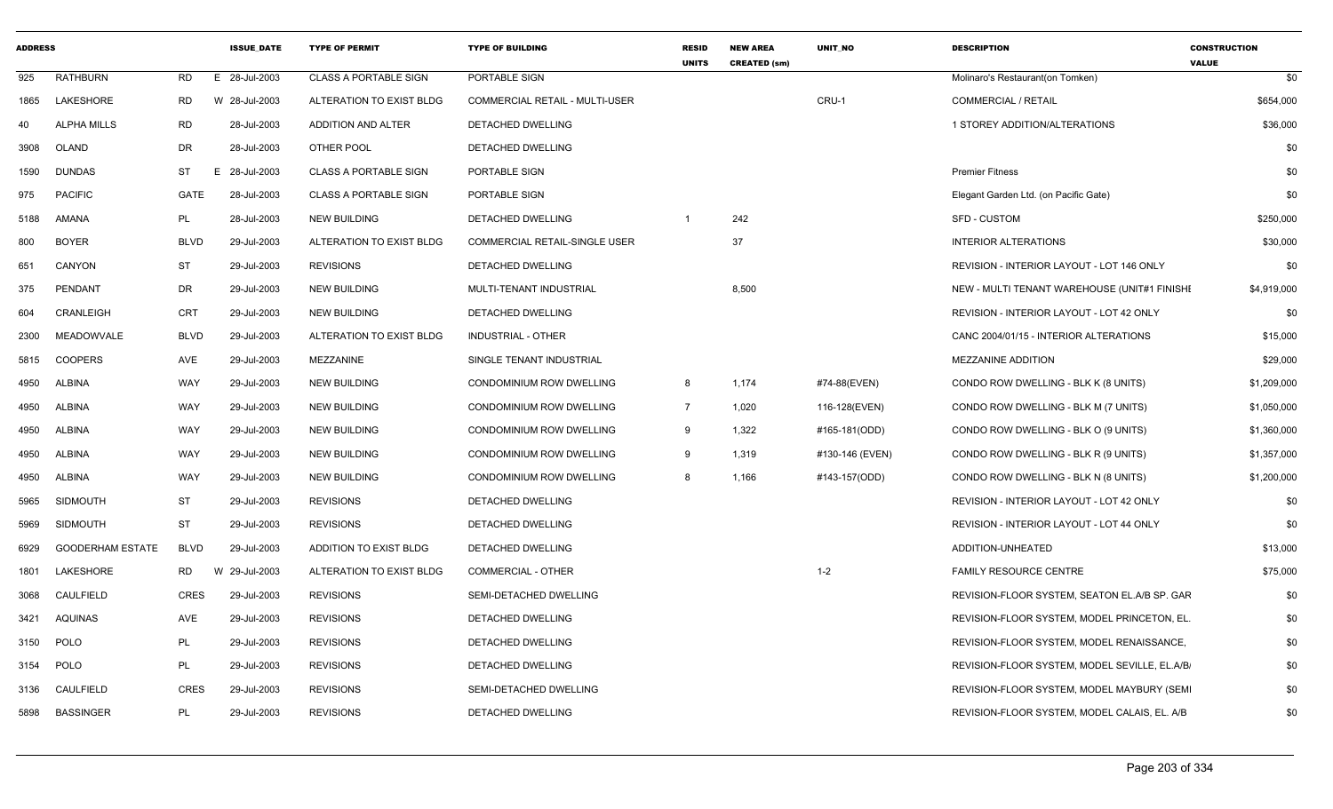| ADDRESS | | | | ISSUE_DATE | TYPE OF PERMIT | TYPE OF BUILDING | RESID UNITS | NEW AREA CREATED (sm) | UNIT_NO | DESCRIPTION | CONSTRUCTION VALUE |
|---|---|---|---|---|---|---|---|---|---|---|---|
| 925 | RATHBURN | RD | E | 28-Jul-2003 | CLASS A PORTABLE SIGN | PORTABLE SIGN | | | | Molinaro's Restaurant(on Tomken) | $0 |
| 1865 | LAKESHORE | RD | W | 28-Jul-2003 | ALTERATION TO EXIST BLDG | COMMERCIAL RETAIL - MULTI-USER | | | CRU-1 | COMMERCIAL / RETAIL | $654,000 |
| 40 | ALPHA MILLS | RD | | 28-Jul-2003 | ADDITION AND ALTER | DETACHED DWELLING | | | | 1 STOREY ADDITION/ALTERATIONS | $36,000 |
| 3908 | OLAND | DR | | 28-Jul-2003 | OTHER POOL | DETACHED DWELLING | | | | | $0 |
| 1590 | DUNDAS | ST | E | 28-Jul-2003 | CLASS A PORTABLE SIGN | PORTABLE SIGN | | | | Premier Fitness | $0 |
| 975 | PACIFIC | GATE | | 28-Jul-2003 | CLASS A PORTABLE SIGN | PORTABLE SIGN | | | | Elegant Garden Ltd. (on Pacific Gate) | $0 |
| 5188 | AMANA | PL | | 28-Jul-2003 | NEW BUILDING | DETACHED DWELLING | 1 | 242 | | SFD - CUSTOM | $250,000 |
| 800 | BOYER | BLVD | | 29-Jul-2003 | ALTERATION TO EXIST BLDG | COMMERCIAL RETAIL-SINGLE USER | | 37 | | INTERIOR ALTERATIONS | $30,000 |
| 651 | CANYON | ST | | 29-Jul-2003 | REVISIONS | DETACHED DWELLING | | | | REVISION - INTERIOR LAYOUT - LOT 146 ONLY | $0 |
| 375 | PENDANT | DR | | 29-Jul-2003 | NEW BUILDING | MULTI-TENANT INDUSTRIAL | | 8,500 | | NEW - MULTI TENANT WAREHOUSE (UNIT#1 FINISHI | $4,919,000 |
| 604 | CRANLEIGH | CRT | | 29-Jul-2003 | NEW BUILDING | DETACHED DWELLING | | | | REVISION - INTERIOR LAYOUT - LOT 42 ONLY | $0 |
| 2300 | MEADOWVALE | BLVD | | 29-Jul-2003 | ALTERATION TO EXIST BLDG | INDUSTRIAL - OTHER | | | | CANC 2004/01/15 - INTERIOR ALTERATIONS | $15,000 |
| 5815 | COOPERS | AVE | | 29-Jul-2003 | MEZZANINE | SINGLE TENANT INDUSTRIAL | | | | MEZZANINE ADDITION | $29,000 |
| 4950 | ALBINA | WAY | | 29-Jul-2003 | NEW BUILDING | CONDOMINIUM ROW DWELLING | 8 | 1,174 | #74-88(EVEN) | CONDO ROW DWELLING - BLK K (8 UNITS) | $1,209,000 |
| 4950 | ALBINA | WAY | | 29-Jul-2003 | NEW BUILDING | CONDOMINIUM ROW DWELLING | 7 | 1,020 | 116-128(EVEN) | CONDO ROW DWELLING - BLK M (7 UNITS) | $1,050,000 |
| 4950 | ALBINA | WAY | | 29-Jul-2003 | NEW BUILDING | CONDOMINIUM ROW DWELLING | 9 | 1,322 | #165-181(ODD) | CONDO ROW DWELLING - BLK O (9 UNITS) | $1,360,000 |
| 4950 | ALBINA | WAY | | 29-Jul-2003 | NEW BUILDING | CONDOMINIUM ROW DWELLING | 9 | 1,319 | #130-146 (EVEN) | CONDO ROW DWELLING - BLK R (9 UNITS) | $1,357,000 |
| 4950 | ALBINA | WAY | | 29-Jul-2003 | NEW BUILDING | CONDOMINIUM ROW DWELLING | 8 | 1,166 | #143-157(ODD) | CONDO ROW DWELLING - BLK N (8 UNITS) | $1,200,000 |
| 5965 | SIDMOUTH | ST | | 29-Jul-2003 | REVISIONS | DETACHED DWELLING | | | | REVISION - INTERIOR LAYOUT - LOT 42 ONLY | $0 |
| 5969 | SIDMOUTH | ST | | 29-Jul-2003 | REVISIONS | DETACHED DWELLING | | | | REVISION - INTERIOR LAYOUT - LOT 44 ONLY | $0 |
| 6929 | GOODERHAM ESTATE | BLVD | | 29-Jul-2003 | ADDITION TO EXIST BLDG | DETACHED DWELLING | | | | ADDITION-UNHEATED | $13,000 |
| 1801 | LAKESHORE | RD | W | 29-Jul-2003 | ALTERATION TO EXIST BLDG | COMMERCIAL - OTHER | | | 1-2 | FAMILY RESOURCE CENTRE | $75,000 |
| 3068 | CAULFIELD | CRES | | 29-Jul-2003 | REVISIONS | SEMI-DETACHED DWELLING | | | | REVISION-FLOOR SYSTEM, SEATON EL.A/B SP. GAR | $0 |
| 3421 | AQUINAS | AVE | | 29-Jul-2003 | REVISIONS | DETACHED DWELLING | | | | REVISION-FLOOR SYSTEM, MODEL PRINCETON, EL. | $0 |
| 3150 | POLO | PL | | 29-Jul-2003 | REVISIONS | DETACHED DWELLING | | | | REVISION-FLOOR SYSTEM, MODEL RENAISSANCE, | $0 |
| 3154 | POLO | PL | | 29-Jul-2003 | REVISIONS | DETACHED DWELLING | | | | REVISION-FLOOR SYSTEM, MODEL SEVILLE, EL.A/B/ | $0 |
| 3136 | CAULFIELD | CRES | | 29-Jul-2003 | REVISIONS | SEMI-DETACHED DWELLING | | | | REVISION-FLOOR SYSTEM, MODEL MAYBURY (SEMI | $0 |
| 5898 | BASSINGER | PL | | 29-Jul-2003 | REVISIONS | DETACHED DWELLING | | | | REVISION-FLOOR SYSTEM, MODEL CALAIS, EL. A/B | $0 |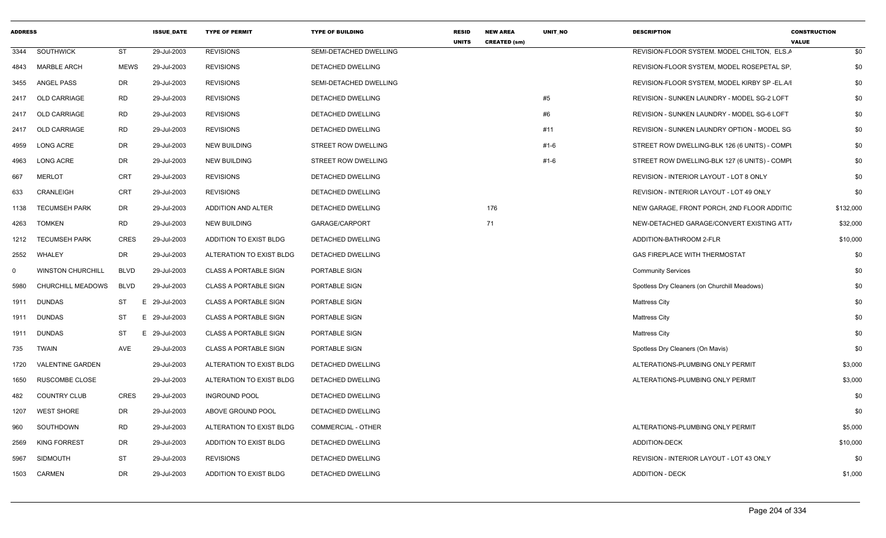| ADDRESS | | | ISSUE_DATE | TYPE OF PERMIT | TYPE OF BUILDING | RESID UNITS | NEW AREA CREATED (sm) | UNIT_NO | DESCRIPTION | CONSTRUCTION VALUE |
|---|---|---|---|---|---|---|---|---|---|---|
| 3344 | SOUTHWICK | ST | 29-Jul-2003 | REVISIONS | SEMI-DETACHED DWELLING | | | | REVISION-FLOOR SYSTEM. MODEL CHILTON, ELS.A | $0 |
| 4843 | MARBLE ARCH | MEWS | 29-Jul-2003 | REVISIONS | DETACHED DWELLING | | | | REVISION-FLOOR SYSTEM, MODEL ROSEPETAL SP, | $0 |
| 3455 | ANGEL PASS | DR | 29-Jul-2003 | REVISIONS | SEMI-DETACHED DWELLING | | | | REVISION-FLOOR SYSTEM, MODEL KIRBY SP -EL.A/I | $0 |
| 2417 | OLD CARRIAGE | RD | 29-Jul-2003 | REVISIONS | DETACHED DWELLING | | | #5 | REVISION - SUNKEN LAUNDRY - MODEL SG-2 LOFT | $0 |
| 2417 | OLD CARRIAGE | RD | 29-Jul-2003 | REVISIONS | DETACHED DWELLING | | | #6 | REVISION - SUNKEN LAUNDRY - MODEL SG-6 LOFT | $0 |
| 2417 | OLD CARRIAGE | RD | 29-Jul-2003 | REVISIONS | DETACHED DWELLING | | | #11 | REVISION - SUNKEN LAUNDRY OPTION - MODEL SG | $0 |
| 4959 | LONG ACRE | DR | 29-Jul-2003 | NEW BUILDING | STREET ROW DWELLING | | | #1-6 | STREET ROW DWELLING-BLK 126 (6 UNITS) - COMPL | $0 |
| 4963 | LONG ACRE | DR | 29-Jul-2003 | NEW BUILDING | STREET ROW DWELLING | | | #1-6 | STREET ROW DWELLING-BLK 127 (6 UNITS) - COMPL | $0 |
| 667 | MERLOT | CRT | 29-Jul-2003 | REVISIONS | DETACHED DWELLING | | | | REVISION - INTERIOR LAYOUT - LOT 8 ONLY | $0 |
| 633 | CRANLEIGH | CRT | 29-Jul-2003 | REVISIONS | DETACHED DWELLING | | | | REVISION - INTERIOR LAYOUT - LOT 49 ONLY | $0 |
| 1138 | TECUMSEH PARK | DR | 29-Jul-2003 | ADDITION AND ALTER | DETACHED DWELLING | | 176 | | NEW GARAGE, FRONT PORCH, 2ND FLOOR ADDITIC | $132,000 |
| 4263 | TOMKEN | RD | 29-Jul-2003 | NEW BUILDING | GARAGE/CARPORT | | 71 | | NEW-DETACHED GARAGE/CONVERT EXISTING ATT/ | $32,000 |
| 1212 | TECUMSEH PARK | CRES | 29-Jul-2003 | ADDITION TO EXIST BLDG | DETACHED DWELLING | | | | ADDITION-BATHROOM 2-FLR | $10,000 |
| 2552 | WHALEY | DR | 29-Jul-2003 | ALTERATION TO EXIST BLDG | DETACHED DWELLING | | | | GAS FIREPLACE WITH THERMOSTAT | $0 |
| 0 | WINSTON CHURCHILL | BLVD | 29-Jul-2003 | CLASS A PORTABLE SIGN | PORTABLE SIGN | | | | Community Services | $0 |
| 5980 | CHURCHILL MEADOWS | BLVD | 29-Jul-2003 | CLASS A PORTABLE SIGN | PORTABLE SIGN | | | | Spotless Dry Cleaners (on Churchill Meadows) | $0 |
| 1911 | DUNDAS | ST E | 29-Jul-2003 | CLASS A PORTABLE SIGN | PORTABLE SIGN | | | | Mattress City | $0 |
| 1911 | DUNDAS | ST E | 29-Jul-2003 | CLASS A PORTABLE SIGN | PORTABLE SIGN | | | | Mattress City | $0 |
| 1911 | DUNDAS | ST E | 29-Jul-2003 | CLASS A PORTABLE SIGN | PORTABLE SIGN | | | | Mattress City | $0 |
| 735 | TWAIN | AVE | 29-Jul-2003 | CLASS A PORTABLE SIGN | PORTABLE SIGN | | | | Spotless Dry Cleaners (On Mavis) | $0 |
| 1720 | VALENTINE GARDEN | | 29-Jul-2003 | ALTERATION TO EXIST BLDG | DETACHED DWELLING | | | | ALTERATIONS-PLUMBING ONLY PERMIT | $3,000 |
| 1650 | RUSCOMBE CLOSE | | 29-Jul-2003 | ALTERATION TO EXIST BLDG | DETACHED DWELLING | | | | ALTERATIONS-PLUMBING ONLY PERMIT | $3,000 |
| 482 | COUNTRY CLUB | CRES | 29-Jul-2003 | INGROUND POOL | DETACHED DWELLING | | | | | $0 |
| 1207 | WEST SHORE | DR | 29-Jul-2003 | ABOVE GROUND POOL | DETACHED DWELLING | | | | | $0 |
| 960 | SOUTHDOWN | RD | 29-Jul-2003 | ALTERATION TO EXIST BLDG | COMMERCIAL - OTHER | | | | ALTERATIONS-PLUMBING ONLY PERMIT | $5,000 |
| 2569 | KING FORREST | DR | 29-Jul-2003 | ADDITION TO EXIST BLDG | DETACHED DWELLING | | | | ADDITION-DECK | $10,000 |
| 5967 | SIDMOUTH | ST | 29-Jul-2003 | REVISIONS | DETACHED DWELLING | | | | REVISION - INTERIOR LAYOUT - LOT 43 ONLY | $0 |
| 1503 | CARMEN | DR | 29-Jul-2003 | ADDITION TO EXIST BLDG | DETACHED DWELLING | | | | ADDITION - DECK | $1,000 |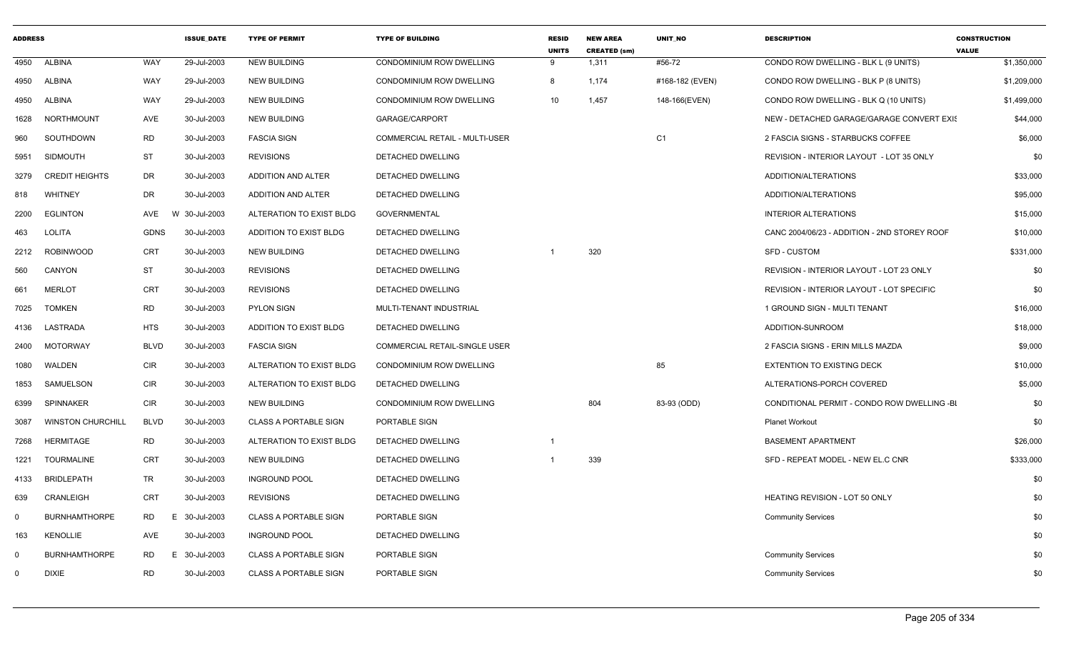| ADDRESS | | | ISSUE_DATE | TYPE OF PERMIT | TYPE OF BUILDING | RESID UNITS | NEW AREA CREATED (sm) | UNIT_NO | DESCRIPTION | CONSTRUCTION VALUE |
|---|---|---|---|---|---|---|---|---|---|---|
| 4950 | ALBINA | WAY | 29-Jul-2003 | NEW BUILDING | CONDOMINIUM ROW DWELLING | 9 | 1,311 | #56-72 | CONDO ROW DWELLING - BLK L (9 UNITS) | $1,350,000 |
| 4950 | ALBINA | WAY | 29-Jul-2003 | NEW BUILDING | CONDOMINIUM ROW DWELLING | 8 | 1,174 | #168-182 (EVEN) | CONDO ROW DWELLING - BLK P (8 UNITS) | $1,209,000 |
| 4950 | ALBINA | WAY | 29-Jul-2003 | NEW BUILDING | CONDOMINIUM ROW DWELLING | 10 | 1,457 | 148-166(EVEN) | CONDO ROW DWELLING - BLK Q (10 UNITS) | $1,499,000 |
| 1628 | NORTHMOUNT | AVE | 30-Jul-2003 | NEW BUILDING | GARAGE/CARPORT | | | | NEW - DETACHED GARAGE/GARAGE CONVERT EXIS | $44,000 |
| 960 | SOUTHDOWN | RD | 30-Jul-2003 | FASCIA SIGN | COMMERCIAL RETAIL - MULTI-USER | | | C1 | 2 FASCIA SIGNS - STARBUCKS COFFEE | $6,000 |
| 5951 | SIDMOUTH | ST | 30-Jul-2003 | REVISIONS | DETACHED DWELLING | | | | REVISION - INTERIOR LAYOUT - LOT 35 ONLY | $0 |
| 3279 | CREDIT HEIGHTS | DR | 30-Jul-2003 | ADDITION AND ALTER | DETACHED DWELLING | | | | ADDITION/ALTERATIONS | $33,000 |
| 818 | WHITNEY | DR | 30-Jul-2003 | ADDITION AND ALTER | DETACHED DWELLING | | | | ADDITION/ALTERATIONS | $95,000 |
| 2200 | EGLINTON | AVE | W 30-Jul-2003 | ALTERATION TO EXIST BLDG | GOVERNMENTAL | | | | INTERIOR ALTERATIONS | $15,000 |
| 463 | LOLITA | GDNS | 30-Jul-2003 | ADDITION TO EXIST BLDG | DETACHED DWELLING | | | | CANC 2004/06/23 - ADDITION - 2ND STOREY ROOF | $10,000 |
| 2212 | ROBINWOOD | CRT | 30-Jul-2003 | NEW BUILDING | DETACHED DWELLING | 1 | 320 | | SFD - CUSTOM | $331,000 |
| 560 | CANYON | ST | 30-Jul-2003 | REVISIONS | DETACHED DWELLING | | | | REVISION - INTERIOR LAYOUT - LOT 23 ONLY | $0 |
| 661 | MERLOT | CRT | 30-Jul-2003 | REVISIONS | DETACHED DWELLING | | | | REVISION - INTERIOR LAYOUT - LOT SPECIFIC | $0 |
| 7025 | TOMKEN | RD | 30-Jul-2003 | PYLON SIGN | MULTI-TENANT INDUSTRIAL | | | | 1 GROUND SIGN - MULTI TENANT | $16,000 |
| 4136 | LASTRADA | HTS | 30-Jul-2003 | ADDITION TO EXIST BLDG | DETACHED DWELLING | | | | ADDITION-SUNROOM | $18,000 |
| 2400 | MOTORWAY | BLVD | 30-Jul-2003 | FASCIA SIGN | COMMERCIAL RETAIL-SINGLE USER | | | | 2 FASCIA SIGNS - ERIN MILLS MAZDA | $9,000 |
| 1080 | WALDEN | CIR | 30-Jul-2003 | ALTERATION TO EXIST BLDG | CONDOMINIUM ROW DWELLING | | | 85 | EXTENTION TO EXISTING DECK | $10,000 |
| 1853 | SAMUELSON | CIR | 30-Jul-2003 | ALTERATION TO EXIST BLDG | DETACHED DWELLING | | | | ALTERATIONS-PORCH COVERED | $5,000 |
| 6399 | SPINNAKER | CIR | 30-Jul-2003 | NEW BUILDING | CONDOMINIUM ROW DWELLING | | 804 | 83-93 (ODD) | CONDITIONAL PERMIT - CONDO ROW DWELLING -BL | $0 |
| 3087 | WINSTON CHURCHILL | BLVD | 30-Jul-2003 | CLASS A PORTABLE SIGN | PORTABLE SIGN | | | | Planet Workout | $0 |
| 7268 | HERMITAGE | RD | 30-Jul-2003 | ALTERATION TO EXIST BLDG | DETACHED DWELLING | 1 | | | BASEMENT APARTMENT | $26,000 |
| 1221 | TOURMALINE | CRT | 30-Jul-2003 | NEW BUILDING | DETACHED DWELLING | 1 | 339 | | SFD - REPEAT MODEL - NEW EL.C CNR | $333,000 |
| 4133 | BRIDLEPATH | TR | 30-Jul-2003 | INGROUND POOL | DETACHED DWELLING | | | | | $0 |
| 639 | CRANLEIGH | CRT | 30-Jul-2003 | REVISIONS | DETACHED DWELLING | | | | HEATING REVISION - LOT 50 ONLY | $0 |
| 0 | BURNHAMTHORPE | RD | E 30-Jul-2003 | CLASS A PORTABLE SIGN | PORTABLE SIGN | | | | Community Services | $0 |
| 163 | KENOLLIE | AVE | 30-Jul-2003 | INGROUND POOL | DETACHED DWELLING | | | | | $0 |
| 0 | BURNHAMTHORPE | RD | E 30-Jul-2003 | CLASS A PORTABLE SIGN | PORTABLE SIGN | | | | Community Services | $0 |
| 0 | DIXIE | RD | 30-Jul-2003 | CLASS A PORTABLE SIGN | PORTABLE SIGN | | | | Community Services | $0 |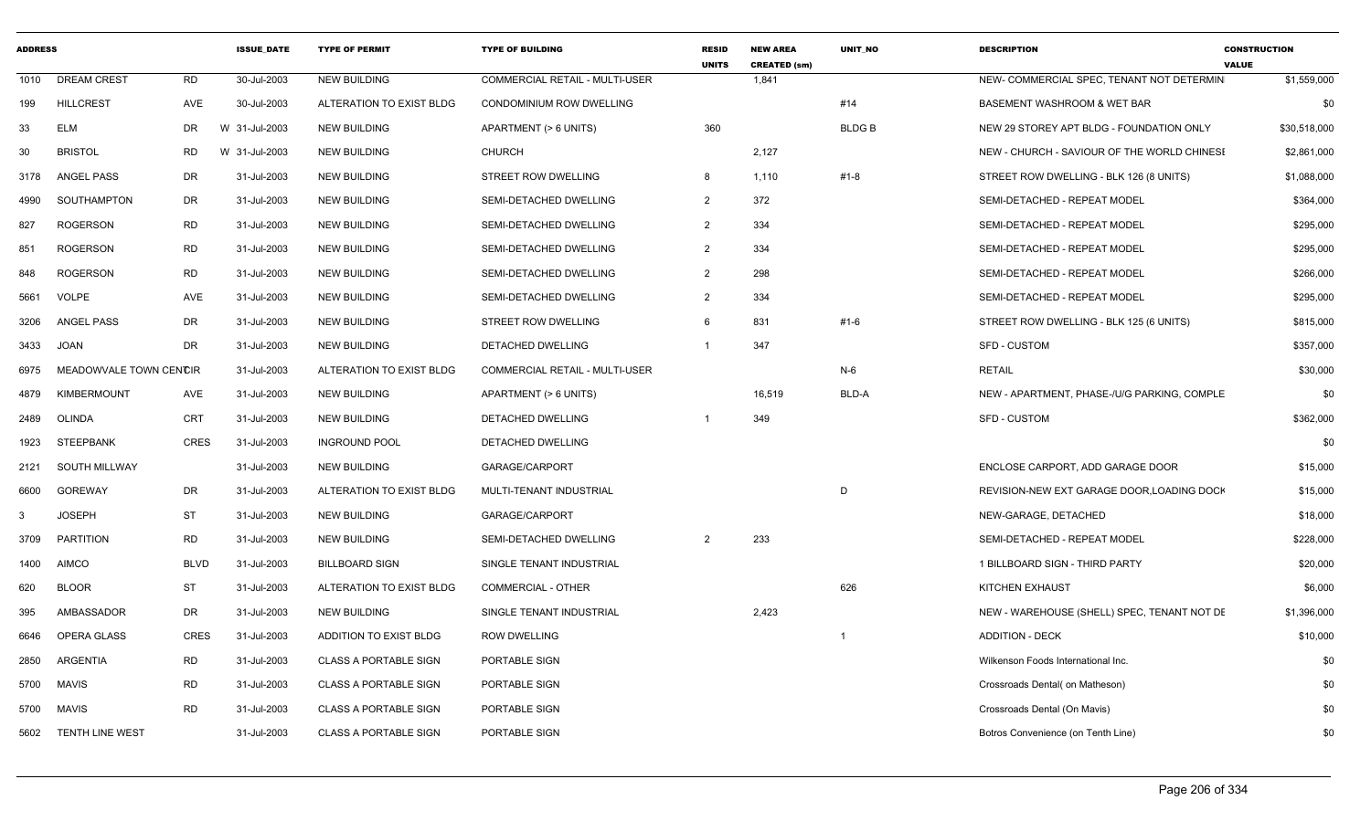| ADDRESS | | | ISSUE_DATE | TYPE OF PERMIT | TYPE OF BUILDING | RESID UNITS | NEW AREA CREATED (sm) | UNIT_NO | DESCRIPTION | CONSTRUCTION VALUE |
|---|---|---|---|---|---|---|---|---|---|---|
| 1010 | DREAM CREST | RD | 30-Jul-2003 | NEW BUILDING | COMMERCIAL RETAIL - MULTI-USER | | 1,841 | | NEW- COMMERCIAL SPEC, TENANT NOT DETERMIN | $1,559,000 |
| 199 | HILLCREST | AVE | 30-Jul-2003 | ALTERATION TO EXIST BLDG | CONDOMINIUM ROW DWELLING | | | #14 | BASEMENT WASHROOM & WET BAR | $0 |
| 33 | ELM | DR | W 31-Jul-2003 | NEW BUILDING | APARTMENT (> 6 UNITS) | 360 | | BLDG B | NEW 29 STOREY APT BLDG - FOUNDATION ONLY | $30,518,000 |
| 30 | BRISTOL | RD | W 31-Jul-2003 | NEW BUILDING | CHURCH | | 2,127 | | NEW - CHURCH - SAVIOUR OF THE WORLD CHINESI | $2,861,000 |
| 3178 | ANGEL PASS | DR | 31-Jul-2003 | NEW BUILDING | STREET ROW DWELLING | 8 | 1,110 | #1-8 | STREET ROW DWELLING - BLK 126 (8 UNITS) | $1,088,000 |
| 4990 | SOUTHAMPTON | DR | 31-Jul-2003 | NEW BUILDING | SEMI-DETACHED DWELLING | 2 | 372 | | SEMI-DETACHED - REPEAT MODEL | $364,000 |
| 827 | ROGERSON | RD | 31-Jul-2003 | NEW BUILDING | SEMI-DETACHED DWELLING | 2 | 334 | | SEMI-DETACHED - REPEAT MODEL | $295,000 |
| 851 | ROGERSON | RD | 31-Jul-2003 | NEW BUILDING | SEMI-DETACHED DWELLING | 2 | 334 | | SEMI-DETACHED - REPEAT MODEL | $295,000 |
| 848 | ROGERSON | RD | 31-Jul-2003 | NEW BUILDING | SEMI-DETACHED DWELLING | 2 | 298 | | SEMI-DETACHED - REPEAT MODEL | $266,000 |
| 5661 | VOLPE | AVE | 31-Jul-2003 | NEW BUILDING | SEMI-DETACHED DWELLING | 2 | 334 | | SEMI-DETACHED - REPEAT MODEL | $295,000 |
| 3206 | ANGEL PASS | DR | 31-Jul-2003 | NEW BUILDING | STREET ROW DWELLING | 6 | 831 | #1-6 | STREET ROW DWELLING - BLK 125 (6 UNITS) | $815,000 |
| 3433 | JOAN | DR | 31-Jul-2003 | NEW BUILDING | DETACHED DWELLING | 1 | 347 | | SFD - CUSTOM | $357,000 |
| 6975 | MEADOWVALE TOWN CENTCIR | | 31-Jul-2003 | ALTERATION TO EXIST BLDG | COMMERCIAL RETAIL - MULTI-USER | | | N-6 | RETAIL | $30,000 |
| 4879 | KIMBERMOUNT | AVE | 31-Jul-2003 | NEW BUILDING | APARTMENT (> 6 UNITS) | | 16,519 | BLD-A | NEW - APARTMENT, PHASE-/U/G PARKING, COMPLE | $0 |
| 2489 | OLINDA | CRT | 31-Jul-2003 | NEW BUILDING | DETACHED DWELLING | 1 | 349 | | SFD - CUSTOM | $362,000 |
| 1923 | STEEPBANK | CRES | 31-Jul-2003 | INGROUND POOL | DETACHED DWELLING | | | | | $0 |
| 2121 | SOUTH MILLWAY | | 31-Jul-2003 | NEW BUILDING | GARAGE/CARPORT | | | | ENCLOSE CARPORT, ADD GARAGE DOOR | $15,000 |
| 6600 | GOREWAY | DR | 31-Jul-2003 | ALTERATION TO EXIST BLDG | MULTI-TENANT INDUSTRIAL | | | D | REVISION-NEW EXT GARAGE DOOR,LOADING DOCK | $15,000 |
| 3 | JOSEPH | ST | 31-Jul-2003 | NEW BUILDING | GARAGE/CARPORT | | | | NEW-GARAGE, DETACHED | $18,000 |
| 3709 | PARTITION | RD | 31-Jul-2003 | NEW BUILDING | SEMI-DETACHED DWELLING | 2 | 233 | | SEMI-DETACHED - REPEAT MODEL | $228,000 |
| 1400 | AIMCO | BLVD | 31-Jul-2003 | BILLBOARD SIGN | SINGLE TENANT INDUSTRIAL | | | | 1 BILLBOARD SIGN - THIRD PARTY | $20,000 |
| 620 | BLOOR | ST | 31-Jul-2003 | ALTERATION TO EXIST BLDG | COMMERCIAL - OTHER | | | 626 | KITCHEN EXHAUST | $6,000 |
| 395 | AMBASSADOR | DR | 31-Jul-2003 | NEW BUILDING | SINGLE TENANT INDUSTRIAL | | 2,423 | | NEW - WAREHOUSE (SHELL) SPEC, TENANT NOT DE | $1,396,000 |
| 6646 | OPERA GLASS | CRES | 31-Jul-2003 | ADDITION TO EXIST BLDG | ROW DWELLING | | | 1 | ADDITION - DECK | $10,000 |
| 2850 | ARGENTIA | RD | 31-Jul-2003 | CLASS A PORTABLE SIGN | PORTABLE SIGN | | | | Wilkenson Foods International Inc. | $0 |
| 5700 | MAVIS | RD | 31-Jul-2003 | CLASS A PORTABLE SIGN | PORTABLE SIGN | | | | Crossroads Dental( on Matheson) | $0 |
| 5700 | MAVIS | RD | 31-Jul-2003 | CLASS A PORTABLE SIGN | PORTABLE SIGN | | | | Crossroads Dental (On Mavis) | $0 |
| 5602 | TENTH LINE WEST | | 31-Jul-2003 | CLASS A PORTABLE SIGN | PORTABLE SIGN | | | | Botros Convenience (on Tenth Line) | $0 |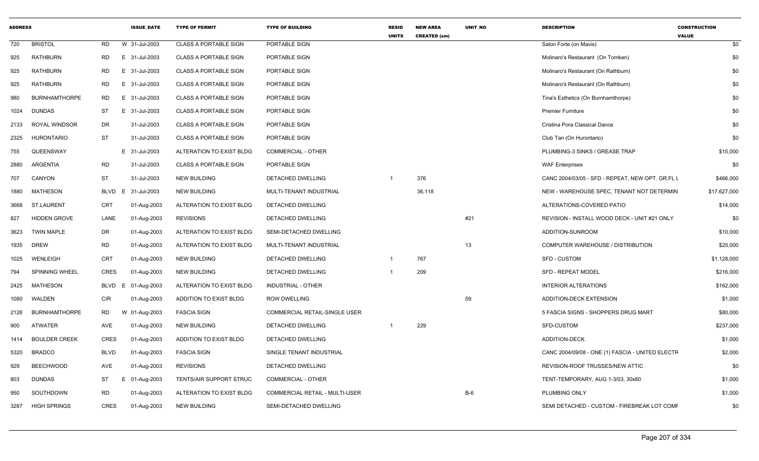| ADDRESS | | | | ISSUE_DATE | TYPE OF PERMIT | TYPE OF BUILDING | RESID UNITS | NEW AREA CREATED (sm) | UNIT_NO | DESCRIPTION | CONSTRUCTION VALUE |
|---|---|---|---|---|---|---|---|---|---|---|---|
| 720 | BRISTOL | RD | W | 31-Jul-2003 | CLASS A PORTABLE SIGN | PORTABLE SIGN | | | | Salon Forte (on Mavis) | $0 |
| 925 | RATHBURN | RD | E | 31-Jul-2003 | CLASS A PORTABLE SIGN | PORTABLE SIGN | | | | Molinaro's Restaurant (On Tomken) | $0 |
| 925 | RATHBURN | RD | E | 31-Jul-2003 | CLASS A PORTABLE SIGN | PORTABLE SIGN | | | | Molinaro's Restaurant (On Rathburn) | $0 |
| 925 | RATHBURN | RD | E | 31-Jul-2003 | CLASS A PORTABLE SIGN | PORTABLE SIGN | | | | Molinaro's Restaurant (On Rathburn) | $0 |
| 980 | BURNHAMTHORPE | RD | E | 31-Jul-2003 | CLASS A PORTABLE SIGN | PORTABLE SIGN | | | | Tina's Esthetics (On Burnhamthorpe) | $0 |
| 1024 | DUNDAS | ST | E | 31-Jul-2003 | CLASS A PORTABLE SIGN | PORTABLE SIGN | | | | Premier Furniture | $0 |
| 2133 | ROYAL WINDSOR | DR | | 31-Jul-2003 | CLASS A PORTABLE SIGN | PORTABLE SIGN | | | | Cristina Pora Classical Dance | $0 |
| 2325 | HURONTARIO | ST | | 31-Jul-2003 | CLASS A PORTABLE SIGN | PORTABLE SIGN | | | | Club Tan (On Hurontario) | $0 |
| 755 | QUEENSWAY | | E | 31-Jul-2003 | ALTERATION TO EXIST BLDG | COMMERCIAL - OTHER | | | | PLUMBING-3 SINKS / GREASE TRAP | $15,000 |
| 2880 | ARGENTIA | RD | | 31-Jul-2003 | CLASS A PORTABLE SIGN | PORTABLE SIGN | | | | WAF Enterprises | $0 |
| 707 | CANYON | ST | | 31-Jul-2003 | NEW BUILDING | DETACHED DWELLING | 1 | 376 | | CANC 2004/03/05 - SFD - REPEAT, NEW OPT. GR.FL L | $466,000 |
| 1880 | MATHESON | BLVD | E | 31-Jul-2003 | NEW BUILDING | MULTI-TENANT INDUSTRIAL | | 36,118 | | NEW - WAREHOUSE SPEC, TENANT NOT DETERMIN | $17,627,000 |
| 3668 | ST.LAURENT | CRT | | 01-Aug-2003 | ALTERATION TO EXIST BLDG | DETACHED DWELLING | | | | ALTERATIONS-COVERED PATIO | $14,000 |
| 827 | HIDDEN GROVE | LANE | | 01-Aug-2003 | REVISIONS | DETACHED DWELLING | | | #21 | REVISION - INSTALL WOOD DECK - UNIT #21 ONLY | $0 |
| 3623 | TWIN MAPLE | DR | | 01-Aug-2003 | ALTERATION TO EXIST BLDG | SEMI-DETACHED DWELLING | | | | ADDITION-SUNROOM | $10,000 |
| 1935 | DREW | RD | | 01-Aug-2003 | ALTERATION TO EXIST BLDG | MULTI-TENANT INDUSTRIAL | | | 13 | COMPUTER WAREHOUSE / DISTRIBUTION | $25,000 |
| 1025 | WENLEIGH | CRT | | 01-Aug-2003 | NEW BUILDING | DETACHED DWELLING | 1 | 767 | | SFD - CUSTOM | $1,128,000 |
| 794 | SPINNING WHEEL | CRES | | 01-Aug-2003 | NEW BUILDING | DETACHED DWELLING | 1 | 209 | | SFD - REPEAT MODEL | $216,000 |
| 2425 | MATHESON | BLVD | E | 01-Aug-2003 | ALTERATION TO EXIST BLDG | INDUSTRIAL - OTHER | | | | INTERIOR ALTERATIONS | $162,000 |
| 1080 | WALDEN | CIR | | 01-Aug-2003 | ADDITION TO EXIST BLDG | ROW DWELLING | | | 59 | ADDITION-DECK EXTENSION | $1,000 |
| 2126 | BURNHAMTHORPE | RD | W | 01-Aug-2003 | FASCIA SIGN | COMMERCIAL RETAIL-SINGLE USER | | | | 5 FASCIA SIGNS - SHOPPERS DRUG MART | $80,000 |
| 900 | ATWATER | AVE | | 01-Aug-2003 | NEW BUILDING | DETACHED DWELLING | 1 | 229 | | SFD-CUSTOM | $237,000 |
| 1414 | BOULDER CREEK | CRES | | 01-Aug-2003 | ADDITION TO EXIST BLDG | DETACHED DWELLING | | | | ADDITION-DECK | $1,000 |
| 5320 | BRADCO | BLVD | | 01-Aug-2003 | FASCIA SIGN | SINGLE TENANT INDUSTRIAL | | | | CANC 2004/09/08 - ONE (1) FASCIA - UNITED ELECTR | $2,000 |
| 929 | BEECHWOOD | AVE | | 01-Aug-2003 | REVISIONS | DETACHED DWELLING | | | | REVISION-ROOF TRUSSES/NEW ATTIC | $0 |
| 803 | DUNDAS | ST | E | 01-Aug-2003 | TENTS/AIR SUPPORT STRUC | COMMERCIAL - OTHER | | | | TENT-TEMPORARY, AUG 1-3/03, 30x60 | $1,000 |
| 950 | SOUTHDOWN | RD | | 01-Aug-2003 | ALTERATION TO EXIST BLDG | COMMERCIAL RETAIL - MULTI-USER | | | B-6 | PLUMBING ONLY | $1,000 |
| 3287 | HIGH SPRINGS | CRES | | 01-Aug-2003 | NEW BUILDING | SEMI-DETACHED DWELLING | | | | SEMI DETACHED - CUSTOM - FIREBREAK LOT COMF | $0 |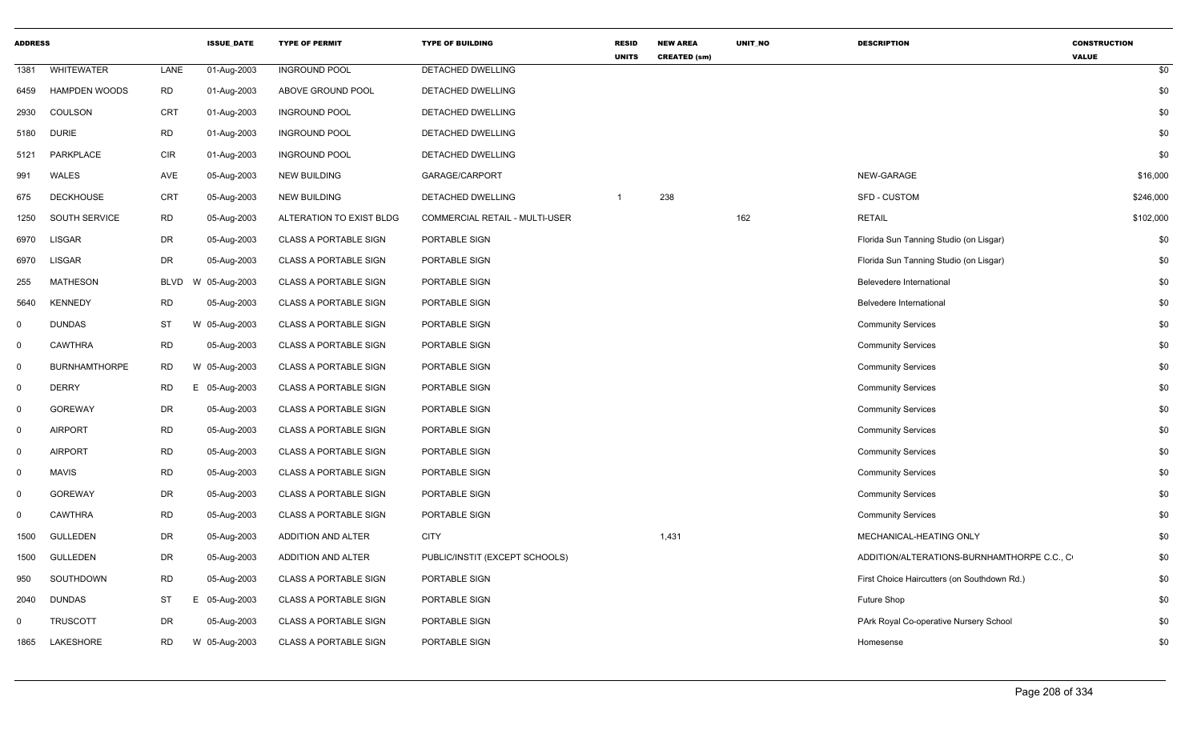| ADDRESS | | | ISSUE_DATE | TYPE OF PERMIT | TYPE OF BUILDING | RESID UNITS | NEW AREA CREATED (sm) | UNIT_NO | DESCRIPTION | CONSTRUCTION VALUE |
|---|---|---|---|---|---|---|---|---|---|---|
| 1381 | WHITEWATER | LANE | 01-Aug-2003 | INGROUND POOL | DETACHED DWELLING | | | | | $0 |
| 6459 | HAMPDEN WOODS | RD | 01-Aug-2003 | ABOVE GROUND POOL | DETACHED DWELLING | | | | | $0 |
| 2930 | COULSON | CRT | 01-Aug-2003 | INGROUND POOL | DETACHED DWELLING | | | | | $0 |
| 5180 | DURIE | RD | 01-Aug-2003 | INGROUND POOL | DETACHED DWELLING | | | | | $0 |
| 5121 | PARKPLACE | CIR | 01-Aug-2003 | INGROUND POOL | DETACHED DWELLING | | | | | $0 |
| 991 | WALES | AVE | 05-Aug-2003 | NEW BUILDING | GARAGE/CARPORT | | | | NEW-GARAGE | $16,000 |
| 675 | DECKHOUSE | CRT | 05-Aug-2003 | NEW BUILDING | DETACHED DWELLING | 1 | 238 | | SFD - CUSTOM | $246,000 |
| 1250 | SOUTH SERVICE | RD | 05-Aug-2003 | ALTERATION TO EXIST BLDG | COMMERCIAL RETAIL - MULTI-USER | | | 162 | RETAIL | $102,000 |
| 6970 | LISGAR | DR | 05-Aug-2003 | CLASS A PORTABLE SIGN | PORTABLE SIGN | | | | Florida Sun Tanning Studio (on Lisgar) | $0 |
| 6970 | LISGAR | DR | 05-Aug-2003 | CLASS A PORTABLE SIGN | PORTABLE SIGN | | | | Florida Sun Tanning Studio (on Lisgar) | $0 |
| 255 | MATHESON | BLVD W | 05-Aug-2003 | CLASS A PORTABLE SIGN | PORTABLE SIGN | | | | Belevedere International | $0 |
| 5640 | KENNEDY | RD | 05-Aug-2003 | CLASS A PORTABLE SIGN | PORTABLE SIGN | | | | Belvedere International | $0 |
| 0 | DUNDAS | ST W | 05-Aug-2003 | CLASS A PORTABLE SIGN | PORTABLE SIGN | | | | Community Services | $0 |
| 0 | CAWTHRA | RD | 05-Aug-2003 | CLASS A PORTABLE SIGN | PORTABLE SIGN | | | | Community Services | $0 |
| 0 | BURNHAMTHORPE | RD W | 05-Aug-2003 | CLASS A PORTABLE SIGN | PORTABLE SIGN | | | | Community Services | $0 |
| 0 | DERRY | RD E | 05-Aug-2003 | CLASS A PORTABLE SIGN | PORTABLE SIGN | | | | Community Services | $0 |
| 0 | GOREWAY | DR | 05-Aug-2003 | CLASS A PORTABLE SIGN | PORTABLE SIGN | | | | Community Services | $0 |
| 0 | AIRPORT | RD | 05-Aug-2003 | CLASS A PORTABLE SIGN | PORTABLE SIGN | | | | Community Services | $0 |
| 0 | AIRPORT | RD | 05-Aug-2003 | CLASS A PORTABLE SIGN | PORTABLE SIGN | | | | Community Services | $0 |
| 0 | MAVIS | RD | 05-Aug-2003 | CLASS A PORTABLE SIGN | PORTABLE SIGN | | | | Community Services | $0 |
| 0 | GOREWAY | DR | 05-Aug-2003 | CLASS A PORTABLE SIGN | PORTABLE SIGN | | | | Community Services | $0 |
| 0 | CAWTHRA | RD | 05-Aug-2003 | CLASS A PORTABLE SIGN | PORTABLE SIGN | | | | Community Services | $0 |
| 1500 | GULLEDEN | DR | 05-Aug-2003 | ADDITION AND ALTER | CITY | | 1,431 | | MECHANICAL-HEATING ONLY | $0 |
| 1500 | GULLEDEN | DR | 05-Aug-2003 | ADDITION AND ALTER | PUBLIC/INSTIT (EXCEPT SCHOOLS) | | | | ADDITION/ALTERATIONS-BURNHAMTHORPE C.C., C | $0 |
| 950 | SOUTHDOWN | RD | 05-Aug-2003 | CLASS A PORTABLE SIGN | PORTABLE SIGN | | | | First Choice Haircutters (on Southdown Rd.) | $0 |
| 2040 | DUNDAS | ST E | 05-Aug-2003 | CLASS A PORTABLE SIGN | PORTABLE SIGN | | | | Future Shop | $0 |
| 0 | TRUSCOTT | DR | 05-Aug-2003 | CLASS A PORTABLE SIGN | PORTABLE SIGN | | | | PArk Royal Co-operative Nursery School | $0 |
| 1865 | LAKESHORE | RD W | 05-Aug-2003 | CLASS A PORTABLE SIGN | PORTABLE SIGN | | | | Homesense | $0 |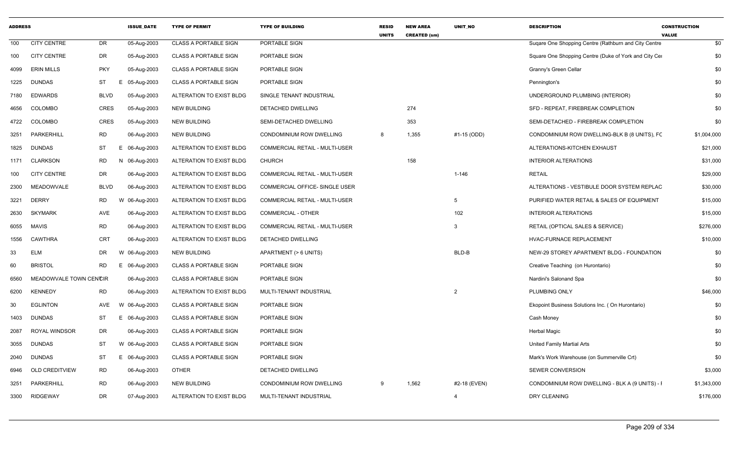| ADDRESS | | | ISSUE_DATE | TYPE OF PERMIT | TYPE OF BUILDING | RESID UNITS | NEW AREA CREATED (sm) | UNIT_NO | DESCRIPTION | CONSTRUCTION VALUE |
|---|---|---|---|---|---|---|---|---|---|---|
| 100 | CITY CENTRE | DR | 05-Aug-2003 | CLASS A PORTABLE SIGN | PORTABLE SIGN | | | | Suqare One Shopping Centre (Rathburn and City Centre | $0 |
| 100 | CITY CENTRE | DR | 05-Aug-2003 | CLASS A PORTABLE SIGN | PORTABLE SIGN | | | | Square One Shopping Centre (Duke of York and City Cer | $0 |
| 4099 | ERIN MILLS | PKY | 05-Aug-2003 | CLASS A PORTABLE SIGN | PORTABLE SIGN | | | | Granny's Green Cellar | $0 |
| 1225 | DUNDAS | ST | E 05-Aug-2003 | CLASS A PORTABLE SIGN | PORTABLE SIGN | | | | Pennington's | $0 |
| 7180 | EDWARDS | BLVD | 05-Aug-2003 | ALTERATION TO EXIST BLDG | SINGLE TENANT INDUSTRIAL | | | | UNDERGROUND PLUMBING (INTERIOR) | $0 |
| 4656 | COLOMBO | CRES | 05-Aug-2003 | NEW BUILDING | DETACHED DWELLING | | 274 | | SFD - REPEAT, FIREBREAK COMPLETION | $0 |
| 4722 | COLOMBO | CRES | 05-Aug-2003 | NEW BUILDING | SEMI-DETACHED DWELLING | | 353 | | SEMI-DETACHED - FIREBREAK COMPLETION | $0 |
| 3251 | PARKERHILL | RD | 06-Aug-2003 | NEW BUILDING | CONDOMINIUM ROW DWELLING | 8 | 1,355 | #1-15 (ODD) | CONDOMINIUM ROW DWELLING-BLK B (8 UNITS), FC | $1,004,000 |
| 1825 | DUNDAS | ST | E 06-Aug-2003 | ALTERATION TO EXIST BLDG | COMMERCIAL RETAIL - MULTI-USER | | | | ALTERATIONS-KITCHEN EXHAUST | $21,000 |
| 1171 | CLARKSON | RD | N 06-Aug-2003 | ALTERATION TO EXIST BLDG | CHURCH | | 158 | | INTERIOR ALTERATIONS | $31,000 |
| 100 | CITY CENTRE | DR | 06-Aug-2003 | ALTERATION TO EXIST BLDG | COMMERCIAL RETAIL - MULTI-USER | | | 1-146 | RETAIL | $29,000 |
| 2300 | MEADOWVALE | BLVD | 06-Aug-2003 | ALTERATION TO EXIST BLDG | COMMERCIAL OFFICE- SINGLE USER | | | | ALTERATIONS - VESTIBULE DOOR SYSTEM REPLAC | $30,000 |
| 3221 | DERRY | RD | W 06-Aug-2003 | ALTERATION TO EXIST BLDG | COMMERCIAL RETAIL - MULTI-USER | | | 5 | PURIFIED WATER RETAIL & SALES OF EQUIPMENT | $15,000 |
| 2630 | SKYMARK | AVE | 06-Aug-2003 | ALTERATION TO EXIST BLDG | COMMERCIAL - OTHER | | | 102 | INTERIOR ALTERATIONS | $15,000 |
| 6055 | MAVIS | RD | 06-Aug-2003 | ALTERATION TO EXIST BLDG | COMMERCIAL RETAIL - MULTI-USER | | | 3 | RETAIL (OPTICAL SALES & SERVICE) | $276,000 |
| 1556 | CAWTHRA | CRT | 06-Aug-2003 | ALTERATION TO EXIST BLDG | DETACHED DWELLING | | | | HVAC-FURNACE REPLACEMENT | $10,000 |
| 33 | ELM | DR | W 06-Aug-2003 | NEW BUILDING | APARTMENT (> 6 UNITS) | | | BLD-B | NEW-29 STOREY APARTMENT BLDG - FOUNDATION | $0 |
| 60 | BRISTOL | RD | E 06-Aug-2003 | CLASS A PORTABLE SIGN | PORTABLE SIGN | | | | Creative Teaching (on Hurontario) | $0 |
| 6560 | MEADOWVALE TOWN CENTRE | CIR | 06-Aug-2003 | CLASS A PORTABLE SIGN | PORTABLE SIGN | | | | Nardini's Salonand Spa | $0 |
| 6200 | KENNEDY | RD | 06-Aug-2003 | ALTERATION TO EXIST BLDG | MULTI-TENANT INDUSTRIAL | | | 2 | PLUMBING ONLY | $46,000 |
| 30 | EGLINTON | AVE | W 06-Aug-2003 | CLASS A PORTABLE SIGN | PORTABLE SIGN | | | | Ekopoint Business Solutions Inc. ( On Hurontario) | $0 |
| 1403 | DUNDAS | ST | E 06-Aug-2003 | CLASS A PORTABLE SIGN | PORTABLE SIGN | | | | Cash Money | $0 |
| 2087 | ROYAL WINDSOR | DR | 06-Aug-2003 | CLASS A PORTABLE SIGN | PORTABLE SIGN | | | | Herbal Magic | $0 |
| 3055 | DUNDAS | ST | W 06-Aug-2003 | CLASS A PORTABLE SIGN | PORTABLE SIGN | | | | United Family Martial Arts | $0 |
| 2040 | DUNDAS | ST | E 06-Aug-2003 | CLASS A PORTABLE SIGN | PORTABLE SIGN | | | | Mark's Work Warehouse (on Summerville Crt) | $0 |
| 6946 | OLD CREDITVIEW | RD | 06-Aug-2003 | OTHER | DETACHED DWELLING | | | | SEWER CONVERSION | $3,000 |
| 3251 | PARKERHILL | RD | 06-Aug-2003 | NEW BUILDING | CONDOMINIUM ROW DWELLING | 9 | 1,562 | #2-18 (EVEN) | CONDOMINIUM ROW DWELLING - BLK A (9 UNITS) - I | $1,343,000 |
| 3300 | RIDGEWAY | DR | 07-Aug-2003 | ALTERATION TO EXIST BLDG | MULTI-TENANT INDUSTRIAL | | | 4 | DRY CLEANING | $176,000 |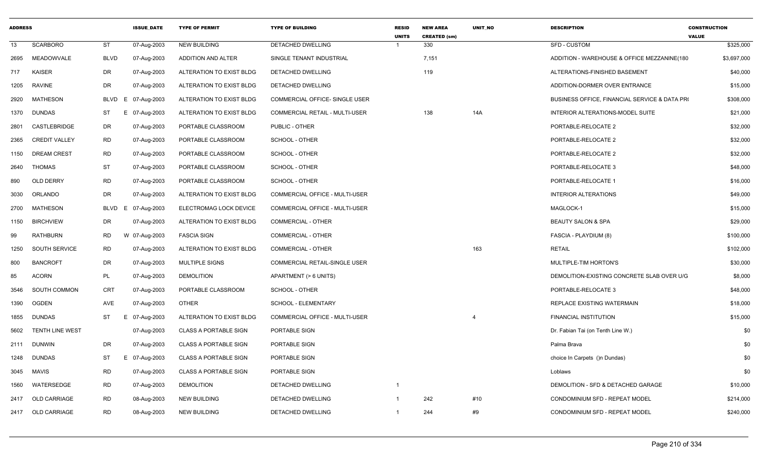| ADDRESS | | | ISSUE_DATE | TYPE OF PERMIT | TYPE OF BUILDING | RESID UNITS | NEW AREA CREATED (sm) | UNIT_NO | DESCRIPTION | CONSTRUCTION VALUE |
|---|---|---|---|---|---|---|---|---|---|---|
| 13 | SCARBORO | ST | 07-Aug-2003 | NEW BUILDING | DETACHED DWELLING | 1 | 330 | | SFD - CUSTOM | $325,000 |
| 2695 | MEADOWVALE | BLVD | 07-Aug-2003 | ADDITION AND ALTER | SINGLE TENANT INDUSTRIAL | | 7,151 | | ADDITION - WAREHOUSE & OFFICE MEZZANINE(180 | $3,697,000 |
| 717 | KAISER | DR | 07-Aug-2003 | ALTERATION TO EXIST BLDG | DETACHED DWELLING | | 119 | | ALTERATIONS-FINISHED BASEMENT | $40,000 |
| 1205 | RAVINE | DR | 07-Aug-2003 | ALTERATION TO EXIST BLDG | DETACHED DWELLING | | | | ADDITION-DORMER OVER ENTRANCE | $15,000 |
| 2920 | MATHESON | BLVD E | 07-Aug-2003 | ALTERATION TO EXIST BLDG | COMMERCIAL OFFICE- SINGLE USER | | | | BUSINESS OFFICE, FINANCIAL SERVICE & DATA PRO | $308,000 |
| 1370 | DUNDAS | ST E | 07-Aug-2003 | ALTERATION TO EXIST BLDG | COMMERCIAL RETAIL - MULTI-USER | | 138 | 14A | INTERIOR ALTERATIONS-MODEL SUITE | $21,000 |
| 2801 | CASTLEBRIDGE | DR | 07-Aug-2003 | PORTABLE CLASSROOM | PUBLIC - OTHER | | | | PORTABLE-RELOCATE 2 | $32,000 |
| 2365 | CREDIT VALLEY | RD | 07-Aug-2003 | PORTABLE CLASSROOM | SCHOOL - OTHER | | | | PORTABLE-RELOCATE 2 | $32,000 |
| 1150 | DREAM CREST | RD | 07-Aug-2003 | PORTABLE CLASSROOM | SCHOOL - OTHER | | | | PORTABLE-RELOCATE 2 | $32,000 |
| 2640 | THOMAS | ST | 07-Aug-2003 | PORTABLE CLASSROOM | SCHOOL - OTHER | | | | PORTABLE-RELOCATE 3 | $48,000 |
| 890 | OLD DERRY | RD | 07-Aug-2003 | PORTABLE CLASSROOM | SCHOOL - OTHER | | | | PORTABLE-RELOCATE 1 | $16,000 |
| 3030 | ORLANDO | DR | 07-Aug-2003 | ALTERATION TO EXIST BLDG | COMMERCIAL OFFICE - MULTI-USER | | | | INTERIOR ALTERATIONS | $49,000 |
| 2700 | MATHESON | BLVD E | 07-Aug-2003 | ELECTROMAG LOCK DEVICE | COMMERCIAL OFFICE - MULTI-USER | | | | MAGLOCK-1 | $15,000 |
| 1150 | BIRCHVIEW | DR | 07-Aug-2003 | ALTERATION TO EXIST BLDG | COMMERCIAL - OTHER | | | | BEAUTY SALON & SPA | $29,000 |
| 99 | RATHBURN | RD W | 07-Aug-2003 | FASCIA SIGN | COMMERCIAL - OTHER | | | | FASCIA - PLAYDIUM (8) | $100,000 |
| 1250 | SOUTH SERVICE | RD | 07-Aug-2003 | ALTERATION TO EXIST BLDG | COMMERCIAL - OTHER | | | 163 | RETAIL | $102,000 |
| 800 | BANCROFT | DR | 07-Aug-2003 | MULTIPLE SIGNS | COMMERCIAL RETAIL-SINGLE USER | | | | MULTIPLE-TIM HORTON'S | $30,000 |
| 85 | ACORN | PL | 07-Aug-2003 | DEMOLITION | APARTMENT (> 6 UNITS) | | | | DEMOLITION-EXISTING CONCRETE SLAB OVER U/G | $8,000 |
| 3546 | SOUTH COMMON | CRT | 07-Aug-2003 | PORTABLE CLASSROOM | SCHOOL - OTHER | | | | PORTABLE-RELOCATE 3 | $48,000 |
| 1390 | OGDEN | AVE | 07-Aug-2003 | OTHER | SCHOOL - ELEMENTARY | | | | REPLACE EXISTING WATERMAIN | $18,000 |
| 1855 | DUNDAS | ST E | 07-Aug-2003 | ALTERATION TO EXIST BLDG | COMMERCIAL OFFICE - MULTI-USER | | | 4 | FINANCIAL INSTITUTION | $15,000 |
| 5602 | TENTH LINE WEST | | 07-Aug-2003 | CLASS A PORTABLE SIGN | PORTABLE SIGN | | | | Dr. Fabian Tai (on Tenth Line W.) | $0 |
| 2111 | DUNWIN | DR | 07-Aug-2003 | CLASS A PORTABLE SIGN | PORTABLE SIGN | | | | Palma Brava | $0 |
| 1248 | DUNDAS | ST E | 07-Aug-2003 | CLASS A PORTABLE SIGN | PORTABLE SIGN | | | | choice In Carpets ()n Dundas) | $0 |
| 3045 | MAVIS | RD | 07-Aug-2003 | CLASS A PORTABLE SIGN | PORTABLE SIGN | | | | Loblaws | $0 |
| 1560 | WATERSEDGE | RD | 07-Aug-2003 | DEMOLITION | DETACHED DWELLING | 1 | | | DEMOLITION - SFD & DETACHED GARAGE | $10,000 |
| 2417 | OLD CARRIAGE | RD | 08-Aug-2003 | NEW BUILDING | DETACHED DWELLING | 1 | 242 | #10 | CONDOMINIUM SFD - REPEAT MODEL | $214,000 |
| 2417 | OLD CARRIAGE | RD | 08-Aug-2003 | NEW BUILDING | DETACHED DWELLING | 1 | 244 | #9 | CONDOMINIUM SFD - REPEAT MODEL | $240,000 |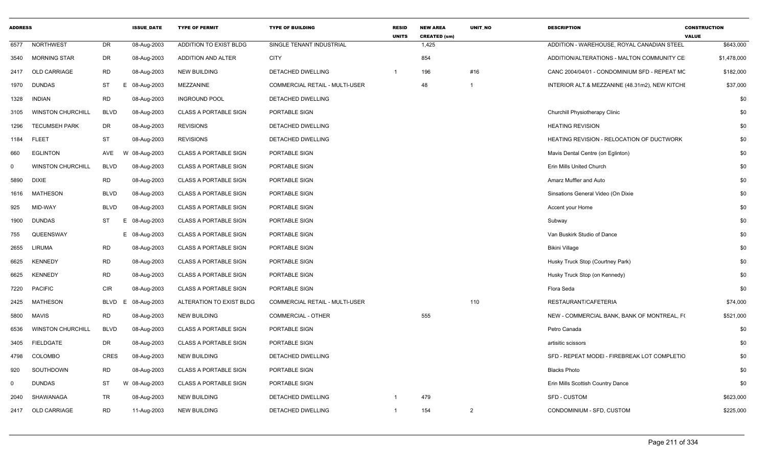| ADDRESS | | | ISSUE_DATE | TYPE OF PERMIT | TYPE OF BUILDING | RESID UNITS | NEW AREA CREATED (sm) | UNIT_NO | DESCRIPTION | CONSTRUCTION VALUE |
|---|---|---|---|---|---|---|---|---|---|---|
| 6577 | NORTHWEST | DR | 08-Aug-2003 | ADDITION TO EXIST BLDG | SINGLE TENANT INDUSTRIAL | | 1,425 | | ADDITION - WAREHOUSE, ROYAL CANADIAN STEEL | $643,000 |
| 3540 | MORNING STAR | DR | 08-Aug-2003 | ADDITION AND ALTER | CITY | | 854 | | ADDITION/ALTERATIONS - MALTON COMMUNITY CE | $1,478,000 |
| 2417 | OLD CARRIAGE | RD | 08-Aug-2003 | NEW BUILDING | DETACHED DWELLING | 1 | 196 | #16 | CANC 2004/04/01 - CONDOMINIUM SFD - REPEAT MC | $182,000 |
| 1970 | DUNDAS | ST E | 08-Aug-2003 | MEZZANINE | COMMERCIAL RETAIL - MULTI-USER | | 48 | 1 | INTERIOR ALT.& MEZZANINE (48.31m2), NEW KITCHE | $37,000 |
| 1328 | INDIAN | RD | 08-Aug-2003 | INGROUND POOL | DETACHED DWELLING | | | | | $0 |
| 3105 | WINSTON CHURCHILL | BLVD | 08-Aug-2003 | CLASS A PORTABLE SIGN | PORTABLE SIGN | | | | Churchill Physiotherapy Clinic | $0 |
| 1296 | TECUMSEH PARK | DR | 08-Aug-2003 | REVISIONS | DETACHED DWELLING | | | | HEATING REVISION | $0 |
| 1184 | FLEET | ST | 08-Aug-2003 | REVISIONS | DETACHED DWELLING | | | | HEATING REVISION - RELOCATION OF DUCTWORK | $0 |
| 660 | EGLINTON | AVE W | 08-Aug-2003 | CLASS A PORTABLE SIGN | PORTABLE SIGN | | | | Mavis Dental Centre (on Eglinton) | $0 |
| 0 | WINSTON CHURCHILL | BLVD | 08-Aug-2003 | CLASS A PORTABLE SIGN | PORTABLE SIGN | | | | Erin Mills United Church | $0 |
| 5890 | DIXIE | RD | 08-Aug-2003 | CLASS A PORTABLE SIGN | PORTABLE SIGN | | | | Amarz Muffler and Auto | $0 |
| 1616 | MATHESON | BLVD | 08-Aug-2003 | CLASS A PORTABLE SIGN | PORTABLE SIGN | | | | Sinsations General Video (On Dixie | $0 |
| 925 | MID-WAY | BLVD | 08-Aug-2003 | CLASS A PORTABLE SIGN | PORTABLE SIGN | | | | Accent your Home | $0 |
| 1900 | DUNDAS | ST E | 08-Aug-2003 | CLASS A PORTABLE SIGN | PORTABLE SIGN | | | | Subway | $0 |
| 755 | QUEENSWAY | E | 08-Aug-2003 | CLASS A PORTABLE SIGN | PORTABLE SIGN | | | | Van Buskirk Studio of Dance | $0 |
| 2655 | LIRUMA | RD | 08-Aug-2003 | CLASS A PORTABLE SIGN | PORTABLE SIGN | | | | Bikini Village | $0 |
| 6625 | KENNEDY | RD | 08-Aug-2003 | CLASS A PORTABLE SIGN | PORTABLE SIGN | | | | Husky Truck Stop (Courtney Park) | $0 |
| 6625 | KENNEDY | RD | 08-Aug-2003 | CLASS A PORTABLE SIGN | PORTABLE SIGN | | | | Husky Truck Stop (on Kennedy) | $0 |
| 7220 | PACIFIC | CIR | 08-Aug-2003 | CLASS A PORTABLE SIGN | PORTABLE SIGN | | | | Flora Seda | $0 |
| 2425 | MATHESON | BLVD E | 08-Aug-2003 | ALTERATION TO EXIST BLDG | COMMERCIAL RETAIL - MULTI-USER | | | 110 | RESTAURANT/CAFETERIA | $74,000 |
| 5800 | MAVIS | RD | 08-Aug-2003 | NEW BUILDING | COMMERCIAL - OTHER | | 555 | | NEW - COMMERCIAL BANK, BANK OF MONTREAL, F( | $521,000 |
| 6536 | WINSTON CHURCHILL | BLVD | 08-Aug-2003 | CLASS A PORTABLE SIGN | PORTABLE SIGN | | | | Petro Canada | $0 |
| 3405 | FIELDGATE | DR | 08-Aug-2003 | CLASS A PORTABLE SIGN | PORTABLE SIGN | | | | artisitic scissors | $0 |
| 4798 | COLOMBO | CRES | 08-Aug-2003 | NEW BUILDING | DETACHED DWELLING | | | | SFD - REPEAT MODEl - FIREBREAK LOT COMPLETIO | $0 |
| 920 | SOUTHDOWN | RD | 08-Aug-2003 | CLASS A PORTABLE SIGN | PORTABLE SIGN | | | | Blacks Photo | $0 |
| 0 | DUNDAS | ST W | 08-Aug-2003 | CLASS A PORTABLE SIGN | PORTABLE SIGN | | | | Erin Mills Scottish Country Dance | $0 |
| 2040 | SHAWANAGA | TR | 08-Aug-2003 | NEW BUILDING | DETACHED DWELLING | 1 | 479 | | SFD - CUSTOM | $623,000 |
| 2417 | OLD CARRIAGE | RD | 11-Aug-2003 | NEW BUILDING | DETACHED DWELLING | 1 | 154 | 2 | CONDOMINIUM - SFD, CUSTOM | $225,000 |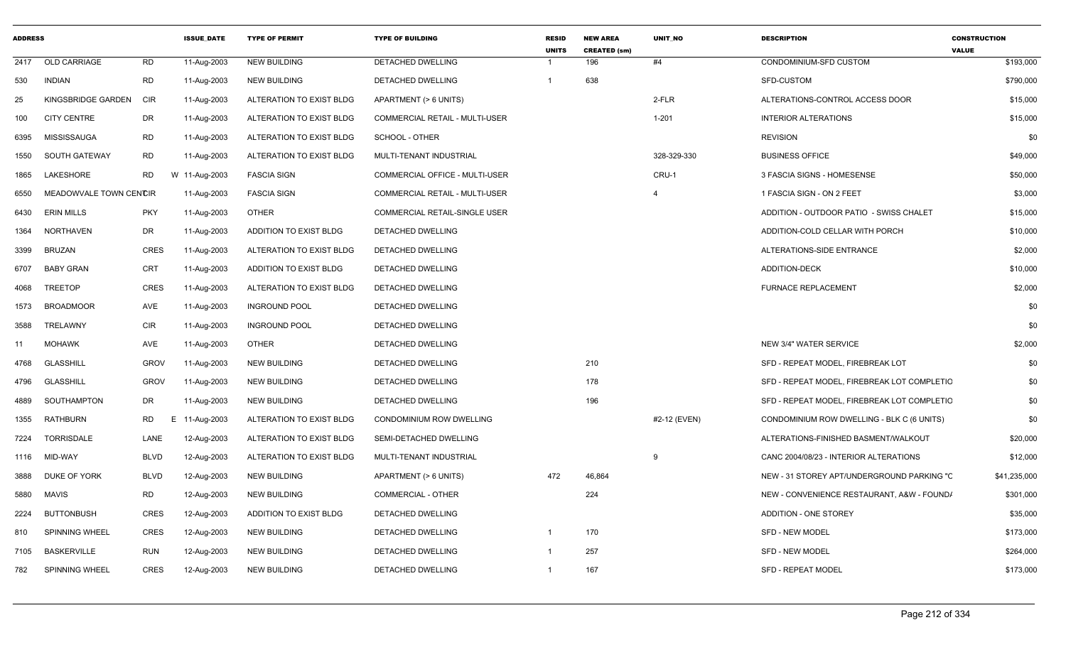| ADDRESS | | | ISSUE_DATE | TYPE OF PERMIT | TYPE OF BUILDING | RESID UNITS | NEW AREA CREATED (sm) | UNIT_NO | DESCRIPTION | CONSTRUCTION VALUE |
|---|---|---|---|---|---|---|---|---|---|---|
| 2417 | OLD CARRIAGE | RD | 11-Aug-2003 | NEW BUILDING | DETACHED DWELLING | 1 | 196 | #4 | CONDOMINIUM-SFD CUSTOM | $193,000 |
| 530 | INDIAN | RD | 11-Aug-2003 | NEW BUILDING | DETACHED DWELLING | 1 | 638 | | SFD-CUSTOM | $790,000 |
| 25 | KINGSBRIDGE GARDEN | CIR | 11-Aug-2003 | ALTERATION TO EXIST BLDG | APARTMENT (> 6 UNITS) | | | 2-FLR | ALTERATIONS-CONTROL ACCESS DOOR | $15,000 |
| 100 | CITY CENTRE | DR | 11-Aug-2003 | ALTERATION TO EXIST BLDG | COMMERCIAL RETAIL - MULTI-USER | | | 1-201 | INTERIOR ALTERATIONS | $15,000 |
| 6395 | MISSISSAUGA | RD | 11-Aug-2003 | ALTERATION TO EXIST BLDG | SCHOOL - OTHER | | | | REVISION | $0 |
| 1550 | SOUTH GATEWAY | RD | 11-Aug-2003 | ALTERATION TO EXIST BLDG | MULTI-TENANT INDUSTRIAL | | | 328-329-330 | BUSINESS OFFICE | $49,000 |
| 1865 | LAKESHORE | RD | W 11-Aug-2003 | FASCIA SIGN | COMMERCIAL OFFICE - MULTI-USER | | | CRU-1 | 3 FASCIA SIGNS - HOMESENSE | $50,000 |
| 6550 | MEADOWVALE TOWN CENTRE | CIR | 11-Aug-2003 | FASCIA SIGN | COMMERCIAL RETAIL - MULTI-USER | | | 4 | 1 FASCIA SIGN - ON 2 FEET | $3,000 |
| 6430 | ERIN MILLS | PKY | 11-Aug-2003 | OTHER | COMMERCIAL RETAIL-SINGLE USER | | | | ADDITION - OUTDOOR PATIO - SWISS CHALET | $15,000 |
| 1364 | NORTHAVEN | DR | 11-Aug-2003 | ADDITION TO EXIST BLDG | DETACHED DWELLING | | | | ADDITION-COLD CELLAR WITH PORCH | $10,000 |
| 3399 | BRUZAN | CRES | 11-Aug-2003 | ALTERATION TO EXIST BLDG | DETACHED DWELLING | | | | ALTERATIONS-SIDE ENTRANCE | $2,000 |
| 6707 | BABY GRAN | CRT | 11-Aug-2003 | ADDITION TO EXIST BLDG | DETACHED DWELLING | | | | ADDITION-DECK | $10,000 |
| 4068 | TREETOP | CRES | 11-Aug-2003 | ALTERATION TO EXIST BLDG | DETACHED DWELLING | | | | FURNACE REPLACEMENT | $2,000 |
| 1573 | BROADMOOR | AVE | 11-Aug-2003 | INGROUND POOL | DETACHED DWELLING | | | | | $0 |
| 3588 | TRELAWNY | CIR | 11-Aug-2003 | INGROUND POOL | DETACHED DWELLING | | | | | $0 |
| 11 | MOHAWK | AVE | 11-Aug-2003 | OTHER | DETACHED DWELLING | | | | NEW 3/4" WATER SERVICE | $2,000 |
| 4768 | GLASSHILL | GROV | 11-Aug-2003 | NEW BUILDING | DETACHED DWELLING | | 210 | | SFD - REPEAT MODEL, FIREBREAK LOT | $0 |
| 4796 | GLASSHILL | GROV | 11-Aug-2003 | NEW BUILDING | DETACHED DWELLING | | 178 | | SFD - REPEAT MODEL, FIREBREAK LOT COMPLETIO | $0 |
| 4889 | SOUTHAMPTON | DR | 11-Aug-2003 | NEW BUILDING | DETACHED DWELLING | | 196 | | SFD - REPEAT MODEL, FIREBREAK LOT COMPLETIO | $0 |
| 1355 | RATHBURN | RD | E 11-Aug-2003 | ALTERATION TO EXIST BLDG | CONDOMINIUM ROW DWELLING | | | #2-12 (EVEN) | CONDOMINIUM ROW DWELLING - BLK C (6 UNITS) | $0 |
| 7224 | TORRISDALE | LANE | 12-Aug-2003 | ALTERATION TO EXIST BLDG | SEMI-DETACHED DWELLING | | | | ALTERATIONS-FINISHED BASMENT/WALKOUT | $20,000 |
| 1116 | MID-WAY | BLVD | 12-Aug-2003 | ALTERATION TO EXIST BLDG | MULTI-TENANT INDUSTRIAL | | | 9 | CANC 2004/08/23 - INTERIOR ALTERATIONS | $12,000 |
| 3888 | DUKE OF YORK | BLVD | 12-Aug-2003 | NEW BUILDING | APARTMENT (> 6 UNITS) | 472 | 46,864 | | NEW - 31 STOREY APT/UNDERGROUND PARKING "C | $41,235,000 |
| 5880 | MAVIS | RD | 12-Aug-2003 | NEW BUILDING | COMMERCIAL - OTHER | | 224 | | NEW - CONVENIENCE RESTAURANT, A&W - FOUND/ | $301,000 |
| 2224 | BUTTONBUSH | CRES | 12-Aug-2003 | ADDITION TO EXIST BLDG | DETACHED DWELLING | | | | ADDITION - ONE STOREY | $35,000 |
| 810 | SPINNING WHEEL | CRES | 12-Aug-2003 | NEW BUILDING | DETACHED DWELLING | 1 | 170 | | SFD - NEW MODEL | $173,000 |
| 7105 | BASKERVILLE | RUN | 12-Aug-2003 | NEW BUILDING | DETACHED DWELLING | 1 | 257 | | SFD - NEW MODEL | $264,000 |
| 782 | SPINNING WHEEL | CRES | 12-Aug-2003 | NEW BUILDING | DETACHED DWELLING | 1 | 167 | | SFD - REPEAT MODEL | $173,000 |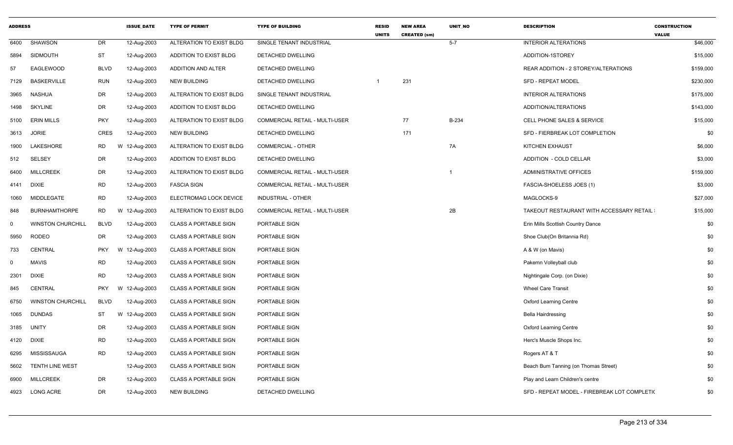| ADDRESS | | | ISSUE_DATE | TYPE OF PERMIT | TYPE OF BUILDING | RESID UNITS | NEW AREA CREATED (sm) | UNIT_NO | DESCRIPTION | CONSTRUCTION VALUE |
|---|---|---|---|---|---|---|---|---|---|---|
| 6400 | SHAWSON | DR | 12-Aug-2003 | ALTERATION TO EXIST BLDG | SINGLE TENANT INDUSTRIAL | | | 5-7 | INTERIOR ALTERATIONS | $46,000 |
| 5894 | SIDMOUTH | ST | 12-Aug-2003 | ADDITION TO EXIST BLDG | DETACHED DWELLING | | | | ADDITION-1STOREY | $15,000 |
| 57 | EAGLEWOOD | BLVD | 12-Aug-2003 | ADDITION AND ALTER | DETACHED DWELLING | | | | REAR ADDITION - 2 STOREY/ALTERATIONS | $159,000 |
| 7129 | BASKERVILLE | RUN | 12-Aug-2003 | NEW BUILDING | DETACHED DWELLING | 1 | 231 | | SFD - REPEAT MODEL | $230,000 |
| 3965 | NASHUA | DR | 12-Aug-2003 | ALTERATION TO EXIST BLDG | SINGLE TENANT INDUSTRIAL | | | | INTERIOR ALTERATIONS | $175,000 |
| 1498 | SKYLINE | DR | 12-Aug-2003 | ADDITION TO EXIST BLDG | DETACHED DWELLING | | | | ADDITION/ALTERATIONS | $143,000 |
| 5100 | ERIN MILLS | PKY | 12-Aug-2003 | ALTERATION TO EXIST BLDG | COMMERCIAL RETAIL - MULTI-USER | | 77 | B-234 | CELL PHONE SALES & SERVICE | $15,000 |
| 3613 | JORIE | CRES | 12-Aug-2003 | NEW BUILDING | DETACHED DWELLING | | 171 | | SFD - FIERBREAK LOT COMPLETION | $0 |
| 1900 | LAKESHORE | RD | W 12-Aug-2003 | ALTERATION TO EXIST BLDG | COMMERCIAL - OTHER | | | 7A | KITCHEN EXHAUST | $6,000 |
| 512 | SELSEY | DR | 12-Aug-2003 | ADDITION TO EXIST BLDG | DETACHED DWELLING | | | | ADDITION - COLD CELLAR | $3,000 |
| 6400 | MILLCREEK | DR | 12-Aug-2003 | ALTERATION TO EXIST BLDG | COMMERCIAL RETAIL - MULTI-USER | | | 1 | ADMINISTRATIVE OFFICES | $159,000 |
| 4141 | DIXIE | RD | 12-Aug-2003 | FASCIA SIGN | COMMERCIAL RETAIL - MULTI-USER | | | | FASCIA-SHOELESS JOES (1) | $3,000 |
| 1060 | MIDDLEGATE | RD | 12-Aug-2003 | ELECTROMAG LOCK DEVICE | INDUSTRIAL - OTHER | | | | MAGLOCKS-9 | $27,000 |
| 848 | BURNHAMTHORPE | RD | W 12-Aug-2003 | ALTERATION TO EXIST BLDG | COMMERCIAL RETAIL - MULTI-USER | | | 2B | TAKEOUT RESTAURANT WITH ACCESSARY RETAIL : | $15,000 |
| 0 | WINSTON CHURCHILL | BLVD | 12-Aug-2003 | CLASS A PORTABLE SIGN | PORTABLE SIGN | | | | Erin Mills Scottish Country Dance | $0 |
| 5950 | RODEO | DR | 12-Aug-2003 | CLASS A PORTABLE SIGN | PORTABLE SIGN | | | | Shoe Club(On Britannia Rd) | $0 |
| 733 | CENTRAL | PKY | W 12-Aug-2003 | CLASS A PORTABLE SIGN | PORTABLE SIGN | | | | A & W (on Mavis) | $0 |
| 0 | MAVIS | RD | 12-Aug-2003 | CLASS A PORTABLE SIGN | PORTABLE SIGN | | | | Pakemn Volleyball club | $0 |
| 2301 | DIXIE | RD | 12-Aug-2003 | CLASS A PORTABLE SIGN | PORTABLE SIGN | | | | Nightingale Corp. (on Dixie) | $0 |
| 845 | CENTRAL | PKY | W 12-Aug-2003 | CLASS A PORTABLE SIGN | PORTABLE SIGN | | | | Wheel Care Transit | $0 |
| 6750 | WINSTON CHURCHILL | BLVD | 12-Aug-2003 | CLASS A PORTABLE SIGN | PORTABLE SIGN | | | | Oxford Learning Centre | $0 |
| 1065 | DUNDAS | ST | W 12-Aug-2003 | CLASS A PORTABLE SIGN | PORTABLE SIGN | | | | Bella Hairdressing | $0 |
| 3185 | UNITY | DR | 12-Aug-2003 | CLASS A PORTABLE SIGN | PORTABLE SIGN | | | | Oxford Learning Centre | $0 |
| 4120 | DIXIE | RD | 12-Aug-2003 | CLASS A PORTABLE SIGN | PORTABLE SIGN | | | | Herc's Muscle Shops Inc. | $0 |
| 6295 | MISSISSAUGA | RD | 12-Aug-2003 | CLASS A PORTABLE SIGN | PORTABLE SIGN | | | | Rogers AT & T | $0 |
| 5602 | TENTH LINE WEST | | 12-Aug-2003 | CLASS A PORTABLE SIGN | PORTABLE SIGN | | | | Beach Bum Tanning (on Thomas Street) | $0 |
| 6900 | MILLCREEK | DR | 12-Aug-2003 | CLASS A PORTABLE SIGN | PORTABLE SIGN | | | | Play and Learn Children's centre | $0 |
| 4923 | LONG ACRE | DR | 12-Aug-2003 | NEW BUILDING | DETACHED DWELLING | | | | SFD - REPEAT MODEL - FIREBREAK LOT COMPLETI( | $0 |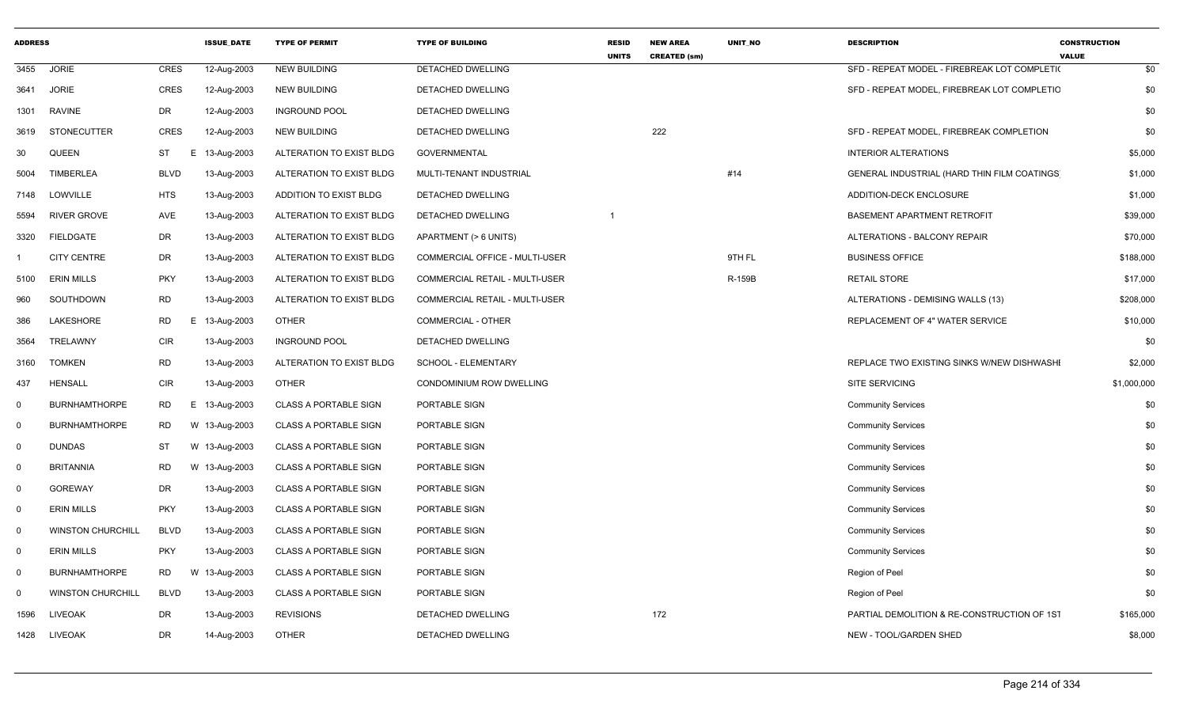| ADDRESS | | | ISSUE_DATE | TYPE OF PERMIT | TYPE OF BUILDING | RESID UNITS | NEW AREA CREATED (sm) | UNIT_NO | DESCRIPTION | CONSTRUCTION VALUE |
|---|---|---|---|---|---|---|---|---|---|---|
| 3455 | JORIE | CRES | 12-Aug-2003 | NEW BUILDING | DETACHED DWELLING | | | | SFD - REPEAT MODEL - FIREBREAK LOT COMPLETIO | $0 |
| 3641 | JORIE | CRES | 12-Aug-2003 | NEW BUILDING | DETACHED DWELLING | | | | SFD - REPEAT MODEL, FIREBREAK LOT COMPLETIO | $0 |
| 1301 | RAVINE | DR | 12-Aug-2003 | INGROUND POOL | DETACHED DWELLING | | | | | $0 |
| 3619 | STONECUTTER | CRES | 12-Aug-2003 | NEW BUILDING | DETACHED DWELLING | | 222 | | SFD - REPEAT MODEL, FIREBREAK COMPLETION | $0 |
| 30 | QUEEN | ST | E 13-Aug-2003 | ALTERATION TO EXIST BLDG | GOVERNMENTAL | | | | INTERIOR ALTERATIONS | $5,000 |
| 5004 | TIMBERLEA | BLVD | 13-Aug-2003 | ALTERATION TO EXIST BLDG | MULTI-TENANT INDUSTRIAL | | | #14 | GENERAL INDUSTRIAL (HARD THIN FILM COATINGS) | $1,000 |
| 7148 | LOWVILLE | HTS | 13-Aug-2003 | ADDITION TO EXIST BLDG | DETACHED DWELLING | | | | ADDITION-DECK ENCLOSURE | $1,000 |
| 5594 | RIVER GROVE | AVE | 13-Aug-2003 | ALTERATION TO EXIST BLDG | DETACHED DWELLING | 1 | | | BASEMENT APARTMENT RETROFIT | $39,000 |
| 3320 | FIELDGATE | DR | 13-Aug-2003 | ALTERATION TO EXIST BLDG | APARTMENT (> 6 UNITS) | | | | ALTERATIONS - BALCONY REPAIR | $70,000 |
| 1 | CITY CENTRE | DR | 13-Aug-2003 | ALTERATION TO EXIST BLDG | COMMERCIAL OFFICE - MULTI-USER | | | 9TH FL | BUSINESS OFFICE | $188,000 |
| 5100 | ERIN MILLS | PKY | 13-Aug-2003 | ALTERATION TO EXIST BLDG | COMMERCIAL RETAIL - MULTI-USER | | | R-159B | RETAIL STORE | $17,000 |
| 960 | SOUTHDOWN | RD | 13-Aug-2003 | ALTERATION TO EXIST BLDG | COMMERCIAL RETAIL - MULTI-USER | | | | ALTERATIONS - DEMISING WALLS (13) | $208,000 |
| 386 | LAKESHORE | RD | E 13-Aug-2003 | OTHER | COMMERCIAL - OTHER | | | | REPLACEMENT OF 4" WATER SERVICE | $10,000 |
| 3564 | TRELAWNY | CIR | 13-Aug-2003 | INGROUND POOL | DETACHED DWELLING | | | | | $0 |
| 3160 | TOMKEN | RD | 13-Aug-2003 | ALTERATION TO EXIST BLDG | SCHOOL - ELEMENTARY | | | | REPLACE TWO EXISTING SINKS W/NEW DISHWASHI | $2,000 |
| 437 | HENSALL | CIR | 13-Aug-2003 | OTHER | CONDOMINIUM ROW DWELLING | | | | SITE SERVICING | $1,000,000 |
| 0 | BURNHAMTHORPE | RD | E 13-Aug-2003 | CLASS A PORTABLE SIGN | PORTABLE SIGN | | | | Community Services | $0 |
| 0 | BURNHAMTHORPE | RD | W 13-Aug-2003 | CLASS A PORTABLE SIGN | PORTABLE SIGN | | | | Community Services | $0 |
| 0 | DUNDAS | ST | W 13-Aug-2003 | CLASS A PORTABLE SIGN | PORTABLE SIGN | | | | Community Services | $0 |
| 0 | BRITANNIA | RD | W 13-Aug-2003 | CLASS A PORTABLE SIGN | PORTABLE SIGN | | | | Community Services | $0 |
| 0 | GOREWAY | DR | 13-Aug-2003 | CLASS A PORTABLE SIGN | PORTABLE SIGN | | | | Community Services | $0 |
| 0 | ERIN MILLS | PKY | 13-Aug-2003 | CLASS A PORTABLE SIGN | PORTABLE SIGN | | | | Community Services | $0 |
| 0 | WINSTON CHURCHILL | BLVD | 13-Aug-2003 | CLASS A PORTABLE SIGN | PORTABLE SIGN | | | | Community Services | $0 |
| 0 | ERIN MILLS | PKY | 13-Aug-2003 | CLASS A PORTABLE SIGN | PORTABLE SIGN | | | | Community Services | $0 |
| 0 | BURNHAMTHORPE | RD | W 13-Aug-2003 | CLASS A PORTABLE SIGN | PORTABLE SIGN | | | | Region of Peel | $0 |
| 0 | WINSTON CHURCHILL | BLVD | 13-Aug-2003 | CLASS A PORTABLE SIGN | PORTABLE SIGN | | | | Region of Peel | $0 |
| 1596 | LIVEOAK | DR | 13-Aug-2003 | REVISIONS | DETACHED DWELLING | | 172 | | PARTIAL DEMOLITION & RE-CONSTRUCTION OF 1ST | $165,000 |
| 1428 | LIVEOAK | DR | 14-Aug-2003 | OTHER | DETACHED DWELLING | | | | NEW - TOOL/GARDEN SHED | $8,000 |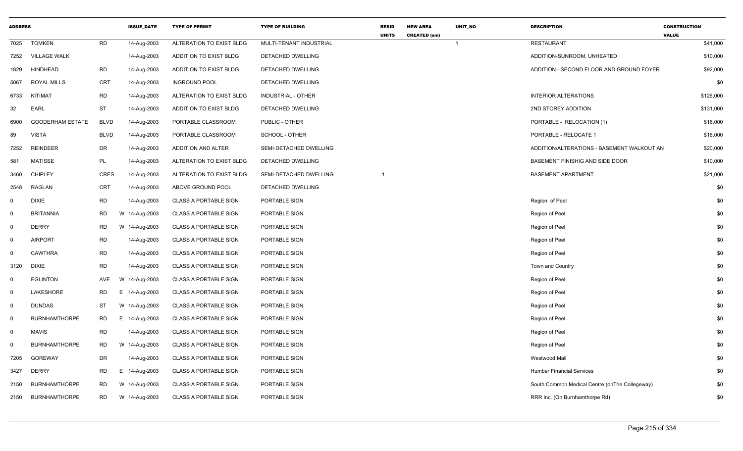| ADDRESS | | | ISSUE_DATE | TYPE OF PERMIT | TYPE OF BUILDING | RESID UNITS | NEW AREA CREATED (sm) | UNIT_NO | DESCRIPTION | CONSTRUCTION VALUE |
|---|---|---|---|---|---|---|---|---|---|---|
| 7025 | TOMKEN | RD | 14-Aug-2003 | ALTERATION TO EXIST BLDG | MULTI-TENANT INDUSTRIAL | | | 1 | RESTAURANT | $41,000 |
| 7252 | VILLAGE WALK | | 14-Aug-2003 | ADDITION TO EXIST BLDG | DETACHED DWELLING | | | | ADDITION-SUNROOM, UNHEATED | $10,000 |
| 1829 | HINDHEAD | RD | 14-Aug-2003 | ADDITION TO EXIST BLDG | DETACHED DWELLING | | | | ADDITION - SECOND FLOOR AND GROUND FOYER | $92,000 |
| 5067 | ROYAL MILLS | CRT | 14-Aug-2003 | INGROUND POOL | DETACHED DWELLING | | | | | $0 |
| 6733 | KITIMAT | RD | 14-Aug-2003 | ALTERATION TO EXIST BLDG | INDUSTRIAL - OTHER | | | | INTERIOR ALTERATIONS | $126,000 |
| 32 | EARL | ST | 14-Aug-2003 | ADDITION TO EXIST BLDG | DETACHED DWELLING | | | | 2ND STOREY ADDITION | $131,000 |
| 6900 | GOODERHAM ESTATE | BLVD | 14-Aug-2003 | PORTABLE CLASSROOM | PUBLIC - OTHER | | | | PORTABLE - RELOCATION (1) | $16,000 |
| 89 | VISTA | BLVD | 14-Aug-2003 | PORTABLE CLASSROOM | SCHOOL - OTHER | | | | PORTABLE - RELOCATE 1 | $16,000 |
| 7252 | REINDEER | DR | 14-Aug-2003 | ADDITION AND ALTER | SEMI-DETACHED DWELLING | | | | ADDITION/ALTERATIONS - BASEMENT WALKOUT AN | $20,000 |
| 581 | MATISSE | PL | 14-Aug-2003 | ALTERATION TO EXIST BLDG | DETACHED DWELLING | | | | BASEMENT FINISHIG AND SIDE DOOR | $10,000 |
| 3460 | CHIPLEY | CRES | 14-Aug-2003 | ALTERATION TO EXIST BLDG | SEMI-DETACHED DWELLING | 1 | | | BASEMENT APARTMENT | $21,000 |
| 2548 | RAGLAN | CRT | 14-Aug-2003 | ABOVE GROUND POOL | DETACHED DWELLING | | | | | $0 |
| 0 | DIXIE | RD | 14-Aug-2003 | CLASS A PORTABLE SIGN | PORTABLE SIGN | | | | Region of Peel | $0 |
| 0 | BRITANNIA | RD | W 14-Aug-2003 | CLASS A PORTABLE SIGN | PORTABLE SIGN | | | | Region of Peel | $0 |
| 0 | DERRY | RD | W 14-Aug-2003 | CLASS A PORTABLE SIGN | PORTABLE SIGN | | | | Region of Peel | $0 |
| 0 | AIRPORT | RD | 14-Aug-2003 | CLASS A PORTABLE SIGN | PORTABLE SIGN | | | | Region of Peel | $0 |
| 0 | CAWTHRA | RD | 14-Aug-2003 | CLASS A PORTABLE SIGN | PORTABLE SIGN | | | | Region of Peel | $0 |
| 3120 | DIXIE | RD | 14-Aug-2003 | CLASS A PORTABLE SIGN | PORTABLE SIGN | | | | Town and Country | $0 |
| 0 | EGLINTON | AVE | W 14-Aug-2003 | CLASS A PORTABLE SIGN | PORTABLE SIGN | | | | Region of Peel | $0 |
| 0 | LAKESHORE | RD | E 14-Aug-2003 | CLASS A PORTABLE SIGN | PORTABLE SIGN | | | | Region of Peel | $0 |
| 0 | DUNDAS | ST | W 14-Aug-2003 | CLASS A PORTABLE SIGN | PORTABLE SIGN | | | | Region of Peel | $0 |
| 0 | BURNHAMTHORPE | RD | E 14-Aug-2003 | CLASS A PORTABLE SIGN | PORTABLE SIGN | | | | Region of Peel | $0 |
| 0 | MAVIS | RD | 14-Aug-2003 | CLASS A PORTABLE SIGN | PORTABLE SIGN | | | | Region of Peel | $0 |
| 0 | BURNHAMTHORPE | RD | W 14-Aug-2003 | CLASS A PORTABLE SIGN | PORTABLE SIGN | | | | Region of Peel | $0 |
| 7205 | GOREWAY | DR | 14-Aug-2003 | CLASS A PORTABLE SIGN | PORTABLE SIGN | | | | Westwood Mall | $0 |
| 3427 | DERRY | RD | E 14-Aug-2003 | CLASS A PORTABLE SIGN | PORTABLE SIGN | | | | Humber Financial Services | $0 |
| 2150 | BURNHAMTHORPE | RD | W 14-Aug-2003 | CLASS A PORTABLE SIGN | PORTABLE SIGN | | | | South Common Medical Centre (onThe Collegeway) | $0 |
| 2150 | BURNHAMTHORPE | RD | W 14-Aug-2003 | CLASS A PORTABLE SIGN | PORTABLE SIGN | | | | RRR Inc. (On Burnhamthorpe Rd) | $0 |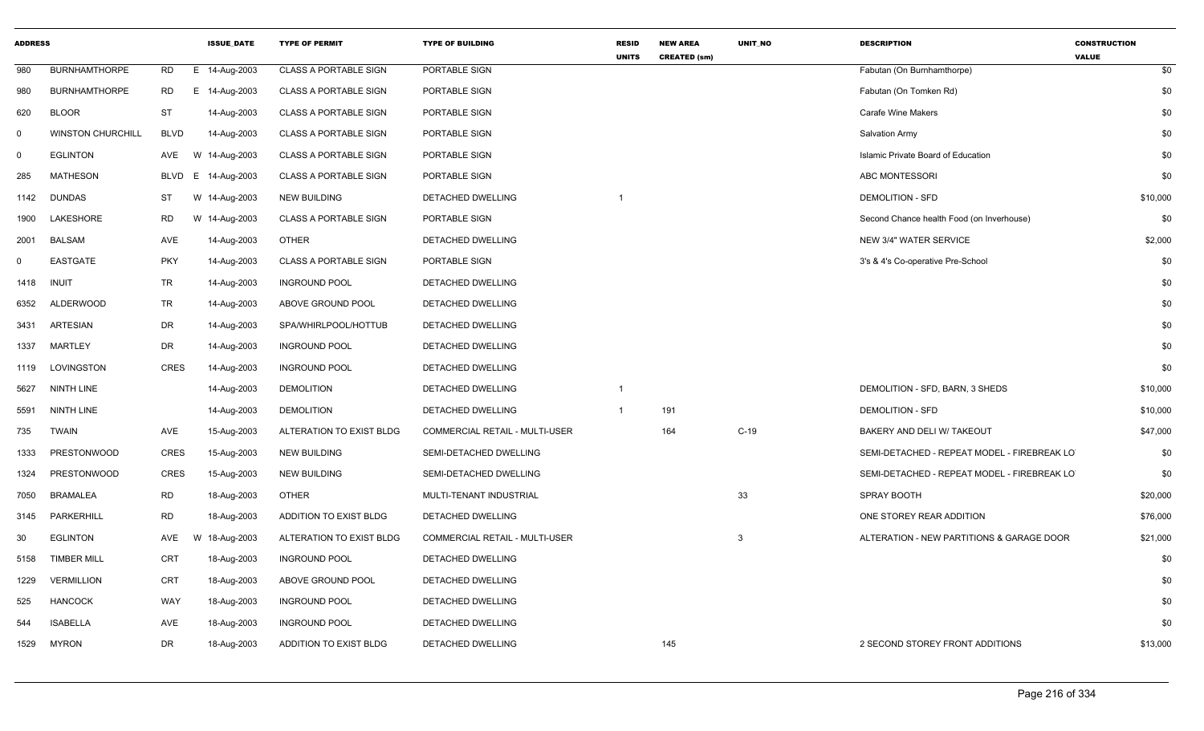| ADDRESS | | | | ISSUE_DATE | TYPE OF PERMIT | TYPE OF BUILDING | RESID UNITS | NEW AREA CREATED (sm) | UNIT_NO | DESCRIPTION | CONSTRUCTION VALUE |
|---|---|---|---|---|---|---|---|---|---|---|---|
| 980 | BURNHAMTHORPE | RD | E | 14-Aug-2003 | CLASS A PORTABLE SIGN | PORTABLE SIGN | | | | Fabutan (On Burnhamthorpe) | $0 |
| 980 | BURNHAMTHORPE | RD | E | 14-Aug-2003 | CLASS A PORTABLE SIGN | PORTABLE SIGN | | | | Fabutan (On Tomken Rd) | $0 |
| 620 | BLOOR | ST | | 14-Aug-2003 | CLASS A PORTABLE SIGN | PORTABLE SIGN | | | | Carafe Wine Makers | $0 |
| 0 | WINSTON CHURCHILL | BLVD | | 14-Aug-2003 | CLASS A PORTABLE SIGN | PORTABLE SIGN | | | | Salvation Army | $0 |
| 0 | EGLINTON | AVE | W | 14-Aug-2003 | CLASS A PORTABLE SIGN | PORTABLE SIGN | | | | Islamic Private Board of Education | $0 |
| 285 | MATHESON | BLVD | E | 14-Aug-2003 | CLASS A PORTABLE SIGN | PORTABLE SIGN | | | | ABC MONTESSORI | $0 |
| 1142 | DUNDAS | ST | W | 14-Aug-2003 | NEW BUILDING | DETACHED DWELLING | 1 | | | DEMOLITION - SFD | $10,000 |
| 1900 | LAKESHORE | RD | W | 14-Aug-2003 | CLASS A PORTABLE SIGN | PORTABLE SIGN | | | | Second Chance health Food (on Inverhouse) | $0 |
| 2001 | BALSAM | AVE | | 14-Aug-2003 | OTHER | DETACHED DWELLING | | | | NEW 3/4" WATER SERVICE | $2,000 |
| 0 | EASTGATE | PKY | | 14-Aug-2003 | CLASS A PORTABLE SIGN | PORTABLE SIGN | | | | 3's & 4's Co-operative Pre-School | $0 |
| 1418 | INUIT | TR | | 14-Aug-2003 | INGROUND POOL | DETACHED DWELLING | | | | | $0 |
| 6352 | ALDERWOOD | TR | | 14-Aug-2003 | ABOVE GROUND POOL | DETACHED DWELLING | | | | | $0 |
| 3431 | ARTESIAN | DR | | 14-Aug-2003 | SPA/WHIRLPOOL/HOTTUB | DETACHED DWELLING | | | | | $0 |
| 1337 | MARTLEY | DR | | 14-Aug-2003 | INGROUND POOL | DETACHED DWELLING | | | | | $0 |
| 1119 | LOVINGSTON | CRES | | 14-Aug-2003 | INGROUND POOL | DETACHED DWELLING | | | | | $0 |
| 5627 | NINTH LINE | | | 14-Aug-2003 | DEMOLITION | DETACHED DWELLING | 1 | | | DEMOLITION - SFD, BARN, 3 SHEDS | $10,000 |
| 5591 | NINTH LINE | | | 14-Aug-2003 | DEMOLITION | DETACHED DWELLING | 1 | 191 | | DEMOLITION - SFD | $10,000 |
| 735 | TWAIN | AVE | | 15-Aug-2003 | ALTERATION TO EXIST BLDG | COMMERCIAL RETAIL - MULTI-USER | | 164 | C-19 | BAKERY AND DELI W/ TAKEOUT | $47,000 |
| 1333 | PRESTONWOOD | CRES | | 15-Aug-2003 | NEW BUILDING | SEMI-DETACHED DWELLING | | | | SEMI-DETACHED - REPEAT MODEL - FIREBREAK LOT | $0 |
| 1324 | PRESTONWOOD | CRES | | 15-Aug-2003 | NEW BUILDING | SEMI-DETACHED DWELLING | | | | SEMI-DETACHED - REPEAT MODEL - FIREBREAK LOT | $0 |
| 7050 | BRAMALEA | RD | | 18-Aug-2003 | OTHER | MULTI-TENANT INDUSTRIAL | | | 33 | SPRAY BOOTH | $20,000 |
| 3145 | PARKERHILL | RD | | 18-Aug-2003 | ADDITION TO EXIST BLDG | DETACHED DWELLING | | | | ONE STOREY REAR ADDITION | $76,000 |
| 30 | EGLINTON | AVE | W | 18-Aug-2003 | ALTERATION TO EXIST BLDG | COMMERCIAL RETAIL - MULTI-USER | | | 3 | ALTERATION - NEW PARTITIONS & GARAGE DOOR | $21,000 |
| 5158 | TIMBER MILL | CRT | | 18-Aug-2003 | INGROUND POOL | DETACHED DWELLING | | | | | $0 |
| 1229 | VERMILLION | CRT | | 18-Aug-2003 | ABOVE GROUND POOL | DETACHED DWELLING | | | | | $0 |
| 525 | HANCOCK | WAY | | 18-Aug-2003 | INGROUND POOL | DETACHED DWELLING | | | | | $0 |
| 544 | ISABELLA | AVE | | 18-Aug-2003 | INGROUND POOL | DETACHED DWELLING | | | | | $0 |
| 1529 | MYRON | DR | | 18-Aug-2003 | ADDITION TO EXIST BLDG | DETACHED DWELLING | | 145 | | 2 SECOND STOREY FRONT ADDITIONS | $13,000 |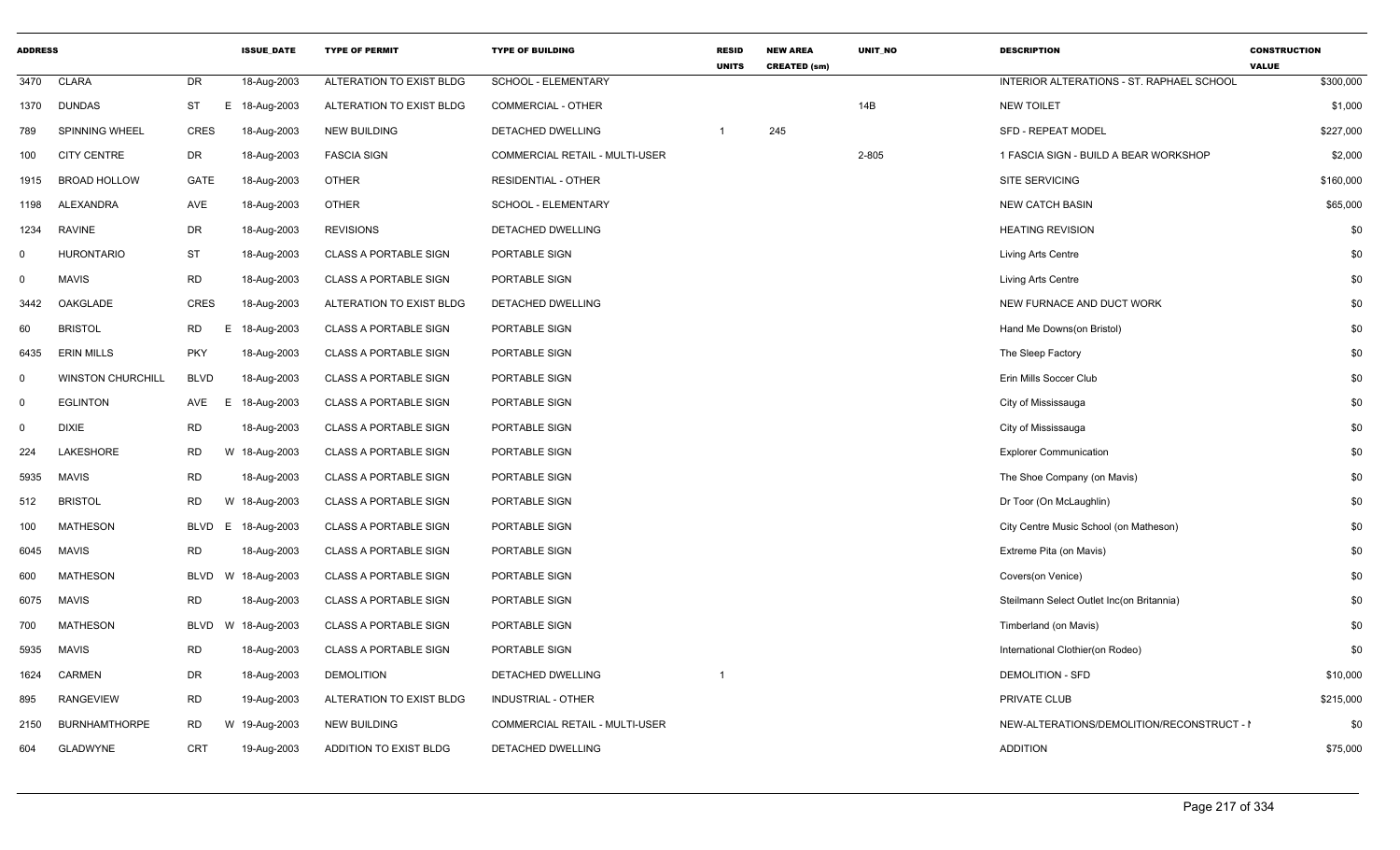| ADDRESS | | | ISSUE_DATE | TYPE OF PERMIT | TYPE OF BUILDING | RESID UNITS | NEW AREA CREATED (sm) | UNIT_NO | DESCRIPTION | CONSTRUCTION VALUE |
|---|---|---|---|---|---|---|---|---|---|---|
| 3470 | CLARA | DR | 18-Aug-2003 | ALTERATION TO EXIST BLDG | SCHOOL - ELEMENTARY | | | | INTERIOR ALTERATIONS - ST. RAPHAEL SCHOOL | $300,000 |
| 1370 | DUNDAS | ST E | 18-Aug-2003 | ALTERATION TO EXIST BLDG | COMMERCIAL - OTHER | | | 14B | NEW TOILET | $1,000 |
| 789 | SPINNING WHEEL | CRES | 18-Aug-2003 | NEW BUILDING | DETACHED DWELLING | 1 | 245 | | SFD - REPEAT MODEL | $227,000 |
| 100 | CITY CENTRE | DR | 18-Aug-2003 | FASCIA SIGN | COMMERCIAL RETAIL - MULTI-USER | | | 2-805 | 1 FASCIA SIGN - BUILD A BEAR WORKSHOP | $2,000 |
| 1915 | BROAD HOLLOW | GATE | 18-Aug-2003 | OTHER | RESIDENTIAL - OTHER | | | | SITE SERVICING | $160,000 |
| 1198 | ALEXANDRA | AVE | 18-Aug-2003 | OTHER | SCHOOL - ELEMENTARY | | | | NEW CATCH BASIN | $65,000 |
| 1234 | RAVINE | DR | 18-Aug-2003 | REVISIONS | DETACHED DWELLING | | | | HEATING REVISION | $0 |
| 0 | HURONTARIO | ST | 18-Aug-2003 | CLASS A PORTABLE SIGN | PORTABLE SIGN | | | | Living Arts Centre | $0 |
| 0 | MAVIS | RD | 18-Aug-2003 | CLASS A PORTABLE SIGN | PORTABLE SIGN | | | | Living Arts Centre | $0 |
| 3442 | OAKGLADE | CRES | 18-Aug-2003 | ALTERATION TO EXIST BLDG | DETACHED DWELLING | | | | NEW FURNACE AND DUCT WORK | $0 |
| 60 | BRISTOL | RD E | 18-Aug-2003 | CLASS A PORTABLE SIGN | PORTABLE SIGN | | | | Hand Me Downs(on Bristol) | $0 |
| 6435 | ERIN MILLS | PKY | 18-Aug-2003 | CLASS A PORTABLE SIGN | PORTABLE SIGN | | | | The Sleep Factory | $0 |
| 0 | WINSTON CHURCHILL | BLVD | 18-Aug-2003 | CLASS A PORTABLE SIGN | PORTABLE SIGN | | | | Erin Mills Soccer Club | $0 |
| 0 | EGLINTON | AVE E | 18-Aug-2003 | CLASS A PORTABLE SIGN | PORTABLE SIGN | | | | City of Mississauga | $0 |
| 0 | DIXIE | RD | 18-Aug-2003 | CLASS A PORTABLE SIGN | PORTABLE SIGN | | | | City of Mississauga | $0 |
| 224 | LAKESHORE | RD W | 18-Aug-2003 | CLASS A PORTABLE SIGN | PORTABLE SIGN | | | | Explorer Communication | $0 |
| 5935 | MAVIS | RD | 18-Aug-2003 | CLASS A PORTABLE SIGN | PORTABLE SIGN | | | | The Shoe Company (on Mavis) | $0 |
| 512 | BRISTOL | RD W | 18-Aug-2003 | CLASS A PORTABLE SIGN | PORTABLE SIGN | | | | Dr Toor (On McLaughlin) | $0 |
| 100 | MATHESON | BLVD E | 18-Aug-2003 | CLASS A PORTABLE SIGN | PORTABLE SIGN | | | | City Centre Music School (on Matheson) | $0 |
| 6045 | MAVIS | RD | 18-Aug-2003 | CLASS A PORTABLE SIGN | PORTABLE SIGN | | | | Extreme Pita (on Mavis) | $0 |
| 600 | MATHESON | BLVD W | 18-Aug-2003 | CLASS A PORTABLE SIGN | PORTABLE SIGN | | | | Covers(on Venice) | $0 |
| 6075 | MAVIS | RD | 18-Aug-2003 | CLASS A PORTABLE SIGN | PORTABLE SIGN | | | | Steilmann Select Outlet Inc(on Britannia) | $0 |
| 700 | MATHESON | BLVD W | 18-Aug-2003 | CLASS A PORTABLE SIGN | PORTABLE SIGN | | | | Timberland (on Mavis) | $0 |
| 5935 | MAVIS | RD | 18-Aug-2003 | CLASS A PORTABLE SIGN | PORTABLE SIGN | | | | International Clothier(on Rodeo) | $0 |
| 1624 | CARMEN | DR | 18-Aug-2003 | DEMOLITION | DETACHED DWELLING | 1 | | | DEMOLITION - SFD | $10,000 |
| 895 | RANGEVIEW | RD | 19-Aug-2003 | ALTERATION TO EXIST BLDG | INDUSTRIAL - OTHER | | | | PRIVATE CLUB | $215,000 |
| 2150 | BURNHAMTHORPE | RD W | 19-Aug-2003 | NEW BUILDING | COMMERCIAL RETAIL - MULTI-USER | | | | NEW-ALTERATIONS/DEMOLITION/RECONSTRUCT - I | $0 |
| 604 | GLADWYNE | CRT | 19-Aug-2003 | ADDITION TO EXIST BLDG | DETACHED DWELLING | | | | ADDITION | $75,000 |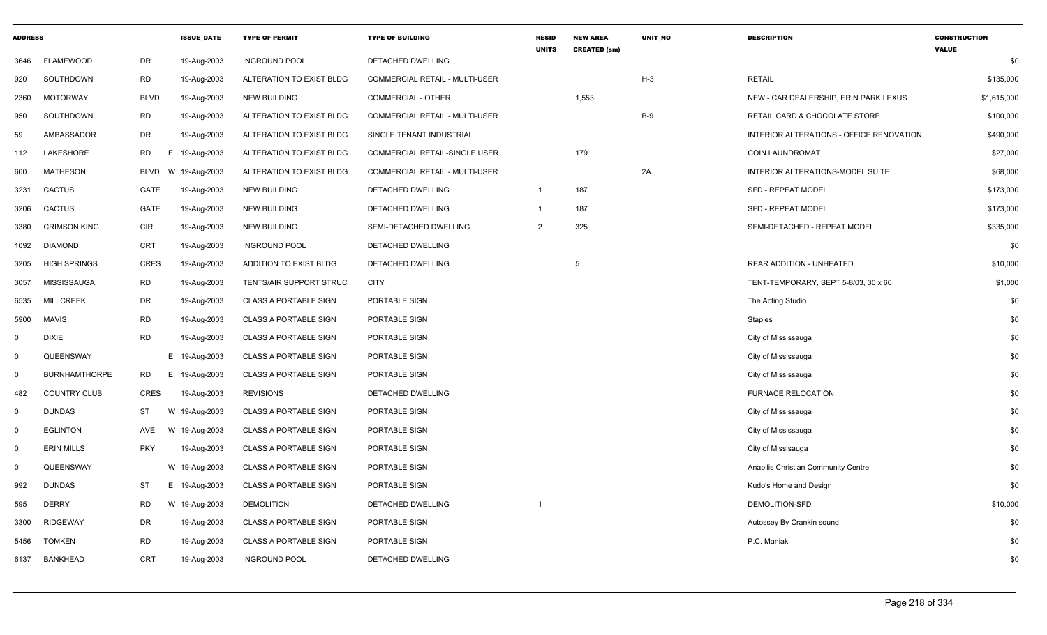| ADDRESS | | | ISSUE_DATE | TYPE OF PERMIT | TYPE OF BUILDING | RESID UNITS | NEW AREA CREATED (sm) | UNIT_NO | DESCRIPTION | CONSTRUCTION VALUE |
|---|---|---|---|---|---|---|---|---|---|---|
| 3646 | FLAMEWOOD | DR | 19-Aug-2003 | INGROUND POOL | DETACHED DWELLING | | | | | $0 |
| 920 | SOUTHDOWN | RD | 19-Aug-2003 | ALTERATION TO EXIST BLDG | COMMERCIAL RETAIL - MULTI-USER | | | H-3 | RETAIL | $135,000 |
| 2360 | MOTORWAY | BLVD | 19-Aug-2003 | NEW BUILDING | COMMERCIAL - OTHER | | 1,553 | | NEW - CAR DEALERSHIP, ERIN PARK LEXUS | $1,615,000 |
| 950 | SOUTHDOWN | RD | 19-Aug-2003 | ALTERATION TO EXIST BLDG | COMMERCIAL RETAIL - MULTI-USER | | | B-9 | RETAIL CARD & CHOCOLATE STORE | $100,000 |
| 59 | AMBASSADOR | DR | 19-Aug-2003 | ALTERATION TO EXIST BLDG | SINGLE TENANT INDUSTRIAL | | | | INTERIOR ALTERATIONS - OFFICE RENOVATION | $490,000 |
| 112 | LAKESHORE | RD E | 19-Aug-2003 | ALTERATION TO EXIST BLDG | COMMERCIAL RETAIL-SINGLE USER | | 179 | | COIN LAUNDROMAT | $27,000 |
| 600 | MATHESON | BLVD W | 19-Aug-2003 | ALTERATION TO EXIST BLDG | COMMERCIAL RETAIL - MULTI-USER | | | 2A | INTERIOR ALTERATIONS-MODEL SUITE | $68,000 |
| 3231 | CACTUS | GATE | 19-Aug-2003 | NEW BUILDING | DETACHED DWELLING | 1 | 187 | | SFD - REPEAT MODEL | $173,000 |
| 3206 | CACTUS | GATE | 19-Aug-2003 | NEW BUILDING | DETACHED DWELLING | 1 | 187 | | SFD - REPEAT MODEL | $173,000 |
| 3380 | CRIMSON KING | CIR | 19-Aug-2003 | NEW BUILDING | SEMI-DETACHED DWELLING | 2 | 325 | | SEMI-DETACHED - REPEAT MODEL | $335,000 |
| 1092 | DIAMOND | CRT | 19-Aug-2003 | INGROUND POOL | DETACHED DWELLING | | | | | $0 |
| 3205 | HIGH SPRINGS | CRES | 19-Aug-2003 | ADDITION TO EXIST BLDG | DETACHED DWELLING | | 5 | | REAR ADDITION - UNHEATED. | $10,000 |
| 3057 | MISSISSAUGA | RD | 19-Aug-2003 | TENTS/AIR SUPPORT STRUC | CITY | | | | TENT-TEMPORARY, SEPT 5-8/03, 30 x 60 | $1,000 |
| 6535 | MILLCREEK | DR | 19-Aug-2003 | CLASS A PORTABLE SIGN | PORTABLE SIGN | | | | The Acting Studio | $0 |
| 5900 | MAVIS | RD | 19-Aug-2003 | CLASS A PORTABLE SIGN | PORTABLE SIGN | | | | Staples | $0 |
| 0 | DIXIE | RD | 19-Aug-2003 | CLASS A PORTABLE SIGN | PORTABLE SIGN | | | | City of Mississauga | $0 |
| 0 | QUEENSWAY | E | 19-Aug-2003 | CLASS A PORTABLE SIGN | PORTABLE SIGN | | | | City of Mississauga | $0 |
| 0 | BURNHAMTHORPE | RD E | 19-Aug-2003 | CLASS A PORTABLE SIGN | PORTABLE SIGN | | | | City of Mississauga | $0 |
| 482 | COUNTRY CLUB | CRES | 19-Aug-2003 | REVISIONS | DETACHED DWELLING | | | | FURNACE RELOCATION | $0 |
| 0 | DUNDAS | ST W | 19-Aug-2003 | CLASS A PORTABLE SIGN | PORTABLE SIGN | | | | City of Mississauga | $0 |
| 0 | EGLINTON | AVE W | 19-Aug-2003 | CLASS A PORTABLE SIGN | PORTABLE SIGN | | | | City of Mississauga | $0 |
| 0 | ERIN MILLS | PKY | 19-Aug-2003 | CLASS A PORTABLE SIGN | PORTABLE SIGN | | | | City of Missisauga | $0 |
| 0 | QUEENSWAY | W | 19-Aug-2003 | CLASS A PORTABLE SIGN | PORTABLE SIGN | | | | Anapilis Christian Community Centre | $0 |
| 992 | DUNDAS | ST E | 19-Aug-2003 | CLASS A PORTABLE SIGN | PORTABLE SIGN | | | | Kudo's Home and Design | $0 |
| 595 | DERRY | RD W | 19-Aug-2003 | DEMOLITION | DETACHED DWELLING | 1 | | | DEMOLITION-SFD | $10,000 |
| 3300 | RIDGEWAY | DR | 19-Aug-2003 | CLASS A PORTABLE SIGN | PORTABLE SIGN | | | | Autossey By Crankin sound | $0 |
| 5456 | TOMKEN | RD | 19-Aug-2003 | CLASS A PORTABLE SIGN | PORTABLE SIGN | | | | P.C. Maniak | $0 |
| 6137 | BANKHEAD | CRT | 19-Aug-2003 | INGROUND POOL | DETACHED DWELLING | | | | | $0 |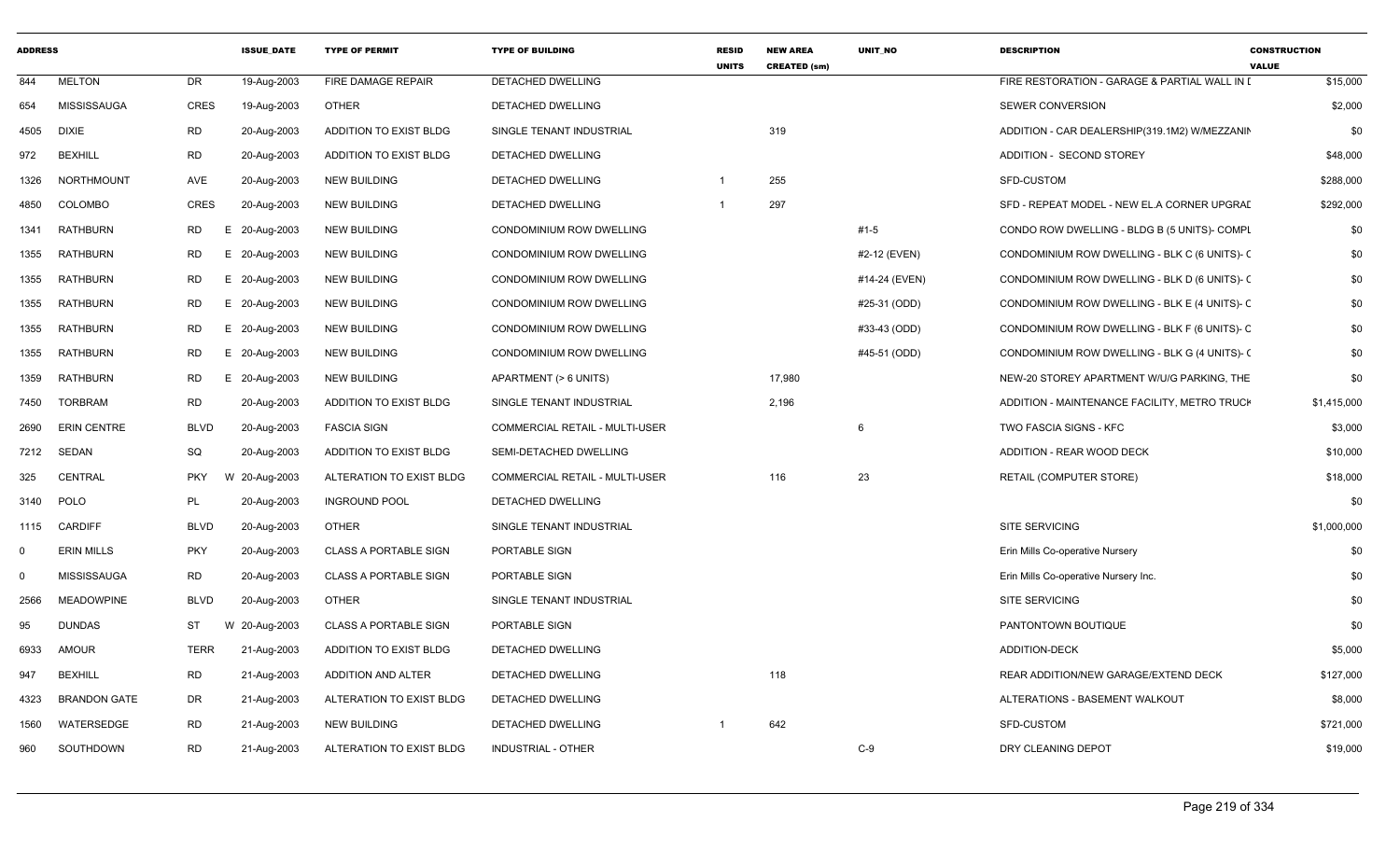| ADDRESS | | | ISSUE_DATE | TYPE OF PERMIT | TYPE OF BUILDING | RESID UNITS | NEW AREA CREATED (sm) | UNIT_NO | DESCRIPTION | CONSTRUCTION VALUE |
|---|---|---|---|---|---|---|---|---|---|---|
| 844 | MELTON | DR | 19-Aug-2003 | FIRE DAMAGE REPAIR | DETACHED DWELLING | | | | FIRE RESTORATION - GARAGE & PARTIAL WALL IN I | $15,000 |
| 654 | MISSISSAUGA | CRES | 19-Aug-2003 | OTHER | DETACHED DWELLING | | | | SEWER CONVERSION | $2,000 |
| 4505 | DIXIE | RD | 20-Aug-2003 | ADDITION TO EXIST BLDG | SINGLE TENANT INDUSTRIAL | | 319 | | ADDITION - CAR DEALERSHIP(319.1M2) W/MEZZANIN | $0 |
| 972 | BEXHILL | RD | 20-Aug-2003 | ADDITION TO EXIST BLDG | DETACHED DWELLING | | | | ADDITION - SECOND STOREY | $48,000 |
| 1326 | NORTHMOUNT | AVE | 20-Aug-2003 | NEW BUILDING | DETACHED DWELLING | 1 | 255 | | SFD-CUSTOM | $288,000 |
| 4850 | COLOMBO | CRES | 20-Aug-2003 | NEW BUILDING | DETACHED DWELLING | 1 | 297 | | SFD - REPEAT MODEL - NEW EL.A CORNER UPGRAD | $292,000 |
| 1341 | RATHBURN | RD | E 20-Aug-2003 | NEW BUILDING | CONDOMINIUM ROW DWELLING | | | #1-5 | CONDO ROW DWELLING - BLDG B (5 UNITS)- COMPL | $0 |
| 1355 | RATHBURN | RD | E 20-Aug-2003 | NEW BUILDING | CONDOMINIUM ROW DWELLING | | | #2-12 (EVEN) | CONDOMINIUM ROW DWELLING - BLK C (6 UNITS)- C | $0 |
| 1355 | RATHBURN | RD | E 20-Aug-2003 | NEW BUILDING | CONDOMINIUM ROW DWELLING | | | #14-24 (EVEN) | CONDOMINIUM ROW DWELLING - BLK D (6 UNITS)- C | $0 |
| 1355 | RATHBURN | RD | E 20-Aug-2003 | NEW BUILDING | CONDOMINIUM ROW DWELLING | | | #25-31 (ODD) | CONDOMINIUM ROW DWELLING - BLK E (4 UNITS)- C | $0 |
| 1355 | RATHBURN | RD | E 20-Aug-2003 | NEW BUILDING | CONDOMINIUM ROW DWELLING | | | #33-43 (ODD) | CONDOMINIUM ROW DWELLING - BLK F (6 UNITS)- C | $0 |
| 1355 | RATHBURN | RD | E 20-Aug-2003 | NEW BUILDING | CONDOMINIUM ROW DWELLING | | | #45-51 (ODD) | CONDOMINIUM ROW DWELLING - BLK G (4 UNITS)- C | $0 |
| 1359 | RATHBURN | RD | E 20-Aug-2003 | NEW BUILDING | APARTMENT (> 6 UNITS) | | 17,980 | | NEW-20 STOREY APARTMENT W/U/G PARKING, THE | $0 |
| 7450 | TORBRAM | RD | 20-Aug-2003 | ADDITION TO EXIST BLDG | SINGLE TENANT INDUSTRIAL | | 2,196 | | ADDITION - MAINTENANCE FACILITY, METRO TRUCK | $1,415,000 |
| 2690 | ERIN CENTRE | BLVD | 20-Aug-2003 | FASCIA SIGN | COMMERCIAL RETAIL - MULTI-USER | | | 6 | TWO FASCIA SIGNS - KFC | $3,000 |
| 7212 | SEDAN | SQ | 20-Aug-2003 | ADDITION TO EXIST BLDG | SEMI-DETACHED DWELLING | | | | ADDITION - REAR WOOD DECK | $10,000 |
| 325 | CENTRAL | PKY | W 20-Aug-2003 | ALTERATION TO EXIST BLDG | COMMERCIAL RETAIL - MULTI-USER | | 116 | 23 | RETAIL (COMPUTER STORE) | $18,000 |
| 3140 | POLO | PL | 20-Aug-2003 | INGROUND POOL | DETACHED DWELLING | | | | | $0 |
| 1115 | CARDIFF | BLVD | 20-Aug-2003 | OTHER | SINGLE TENANT INDUSTRIAL | | | | SITE SERVICING | $1,000,000 |
| 0 | ERIN MILLS | PKY | 20-Aug-2003 | CLASS A PORTABLE SIGN | PORTABLE SIGN | | | | Erin Mills Co-operative Nursery | $0 |
| 0 | MISSISSAUGA | RD | 20-Aug-2003 | CLASS A PORTABLE SIGN | PORTABLE SIGN | | | | Erin Mills Co-operative Nursery Inc. | $0 |
| 2566 | MEADOWPINE | BLVD | 20-Aug-2003 | OTHER | SINGLE TENANT INDUSTRIAL | | | | SITE SERVICING | $0 |
| 95 | DUNDAS | ST | W 20-Aug-2003 | CLASS A PORTABLE SIGN | PORTABLE SIGN | | | | PANTONTOWN BOUTIQUE | $0 |
| 6933 | AMOUR | TERR | 21-Aug-2003 | ADDITION TO EXIST BLDG | DETACHED DWELLING | | | | ADDITION-DECK | $5,000 |
| 947 | BEXHILL | RD | 21-Aug-2003 | ADDITION AND ALTER | DETACHED DWELLING | | 118 | | REAR ADDITION/NEW GARAGE/EXTEND DECK | $127,000 |
| 4323 | BRANDON GATE | DR | 21-Aug-2003 | ALTERATION TO EXIST BLDG | DETACHED DWELLING | | | | ALTERATIONS - BASEMENT WALKOUT | $8,000 |
| 1560 | WATERSEDGE | RD | 21-Aug-2003 | NEW BUILDING | DETACHED DWELLING | 1 | 642 | | SFD-CUSTOM | $721,000 |
| 960 | SOUTHDOWN | RD | 21-Aug-2003 | ALTERATION TO EXIST BLDG | INDUSTRIAL - OTHER | | | C-9 | DRY CLEANING DEPOT | $19,000 |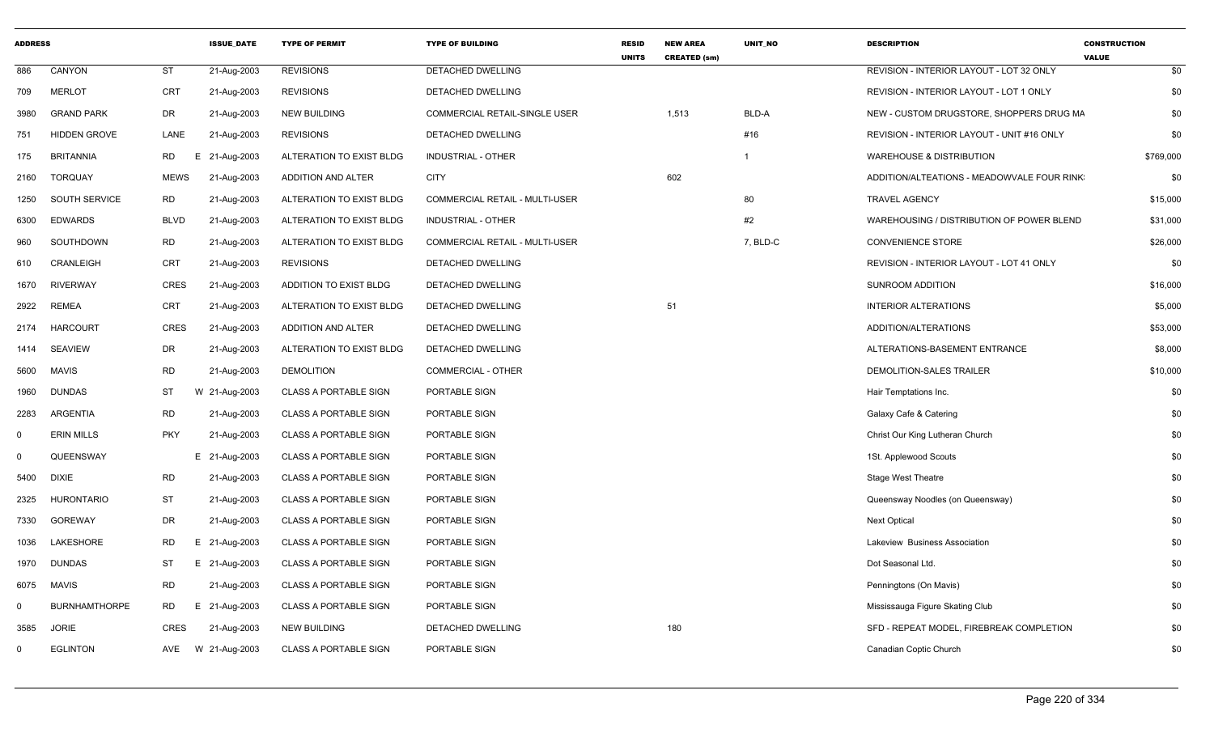| ADDRESS | | | ISSUE_DATE | TYPE OF PERMIT | TYPE OF BUILDING | RESID UNITS | NEW AREA CREATED (sm) | UNIT_NO | DESCRIPTION | CONSTRUCTION VALUE |
|---|---|---|---|---|---|---|---|---|---|---|
| 886 | CANYON | ST | 21-Aug-2003 | REVISIONS | DETACHED DWELLING | | | | REVISION - INTERIOR LAYOUT - LOT 32 ONLY | $0 |
| 709 | MERLOT | CRT | 21-Aug-2003 | REVISIONS | DETACHED DWELLING | | | | REVISION - INTERIOR LAYOUT - LOT 1 ONLY | $0 |
| 3980 | GRAND PARK | DR | 21-Aug-2003 | NEW BUILDING | COMMERCIAL RETAIL-SINGLE USER | | 1,513 | BLD-A | NEW - CUSTOM DRUGSTORE, SHOPPERS DRUG MA | $0 |
| 751 | HIDDEN GROVE | LANE | 21-Aug-2003 | REVISIONS | DETACHED DWELLING | | | #16 | REVISION - INTERIOR LAYOUT - UNIT #16 ONLY | $0 |
| 175 | BRITANNIA | RD | E 21-Aug-2003 | ALTERATION TO EXIST BLDG | INDUSTRIAL - OTHER | | | 1 | WAREHOUSE & DISTRIBUTION | $769,000 |
| 2160 | TORQUAY | MEWS | 21-Aug-2003 | ADDITION AND ALTER | CITY | | 602 | | ADDITION/ALTEATIONS - MEADOWVALE FOUR RINK | $0 |
| 1250 | SOUTH SERVICE | RD | 21-Aug-2003 | ALTERATION TO EXIST BLDG | COMMERCIAL RETAIL - MULTI-USER | | | 80 | TRAVEL AGENCY | $15,000 |
| 6300 | EDWARDS | BLVD | 21-Aug-2003 | ALTERATION TO EXIST BLDG | INDUSTRIAL - OTHER | | | #2 | WAREHOUSING / DISTRIBUTION OF POWER BLEND | $31,000 |
| 960 | SOUTHDOWN | RD | 21-Aug-2003 | ALTERATION TO EXIST BLDG | COMMERCIAL RETAIL - MULTI-USER | | | 7, BLD-C | CONVENIENCE STORE | $26,000 |
| 610 | CRANLEIGH | CRT | 21-Aug-2003 | REVISIONS | DETACHED DWELLING | | | | REVISION - INTERIOR LAYOUT - LOT 41 ONLY | $0 |
| 1670 | RIVERWAY | CRES | 21-Aug-2003 | ADDITION TO EXIST BLDG | DETACHED DWELLING | | | | SUNROOM ADDITION | $16,000 |
| 2922 | REMEA | CRT | 21-Aug-2003 | ALTERATION TO EXIST BLDG | DETACHED DWELLING | | 51 | | INTERIOR ALTERATIONS | $5,000 |
| 2174 | HARCOURT | CRES | 21-Aug-2003 | ADDITION AND ALTER | DETACHED DWELLING | | | | ADDITION/ALTERATIONS | $53,000 |
| 1414 | SEAVIEW | DR | 21-Aug-2003 | ALTERATION TO EXIST BLDG | DETACHED DWELLING | | | | ALTERATIONS-BASEMENT ENTRANCE | $8,000 |
| 5600 | MAVIS | RD | 21-Aug-2003 | DEMOLITION | COMMERCIAL - OTHER | | | | DEMOLITION-SALES TRAILER | $10,000 |
| 1960 | DUNDAS | ST | W 21-Aug-2003 | CLASS A PORTABLE SIGN | PORTABLE SIGN | | | | Hair Temptations Inc. | $0 |
| 2283 | ARGENTIA | RD | 21-Aug-2003 | CLASS A PORTABLE SIGN | PORTABLE SIGN | | | | Galaxy Cafe & Catering | $0 |
| 0 | ERIN MILLS | PKY | 21-Aug-2003 | CLASS A PORTABLE SIGN | PORTABLE SIGN | | | | Christ Our King Lutheran Church | $0 |
| 0 | QUEENSWAY | | E 21-Aug-2003 | CLASS A PORTABLE SIGN | PORTABLE SIGN | | | | 1St. Applewood Scouts | $0 |
| 5400 | DIXIE | RD | 21-Aug-2003 | CLASS A PORTABLE SIGN | PORTABLE SIGN | | | | Stage West Theatre | $0 |
| 2325 | HURONTARIO | ST | 21-Aug-2003 | CLASS A PORTABLE SIGN | PORTABLE SIGN | | | | Queensway Noodles (on Queensway) | $0 |
| 7330 | GOREWAY | DR | 21-Aug-2003 | CLASS A PORTABLE SIGN | PORTABLE SIGN | | | | Next Optical | $0 |
| 1036 | LAKESHORE | RD | E 21-Aug-2003 | CLASS A PORTABLE SIGN | PORTABLE SIGN | | | | Lakeview Business Association | $0 |
| 1970 | DUNDAS | ST | E 21-Aug-2003 | CLASS A PORTABLE SIGN | PORTABLE SIGN | | | | Dot Seasonal Ltd. | $0 |
| 6075 | MAVIS | RD | 21-Aug-2003 | CLASS A PORTABLE SIGN | PORTABLE SIGN | | | | Penningtons (On Mavis) | $0 |
| 0 | BURNHAMTHORPE | RD | E 21-Aug-2003 | CLASS A PORTABLE SIGN | PORTABLE SIGN | | | | Mississauga Figure Skating Club | $0 |
| 3585 | JORIE | CRES | 21-Aug-2003 | NEW BUILDING | DETACHED DWELLING | | 180 | | SFD - REPEAT MODEL, FIREBREAK COMPLETION | $0 |
| 0 | EGLINTON | AVE | W 21-Aug-2003 | CLASS A PORTABLE SIGN | PORTABLE SIGN | | | | Canadian Coptic Church | $0 |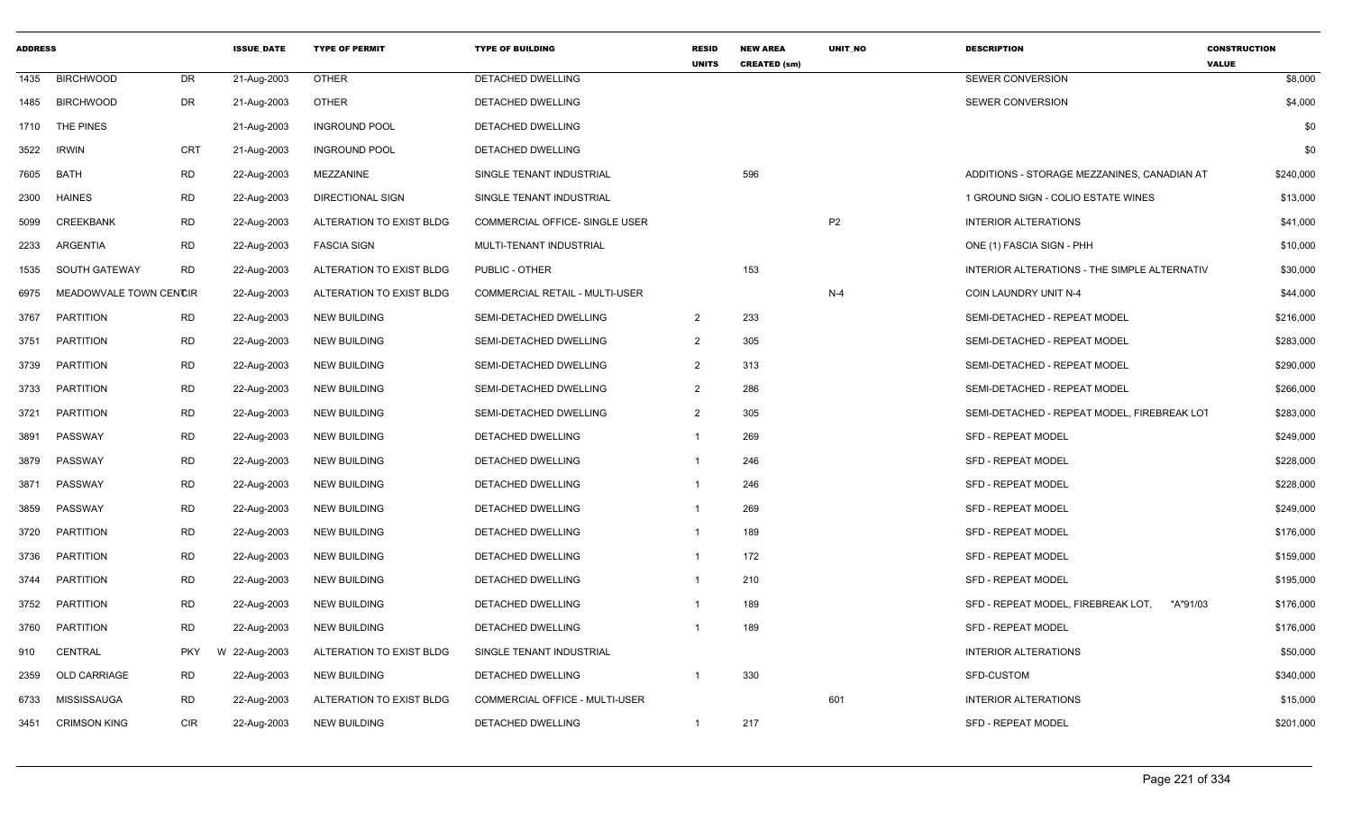| ADDRESS | | | ISSUE_DATE | TYPE OF PERMIT | TYPE OF BUILDING | RESID UNITS | NEW AREA CREATED (sm) | UNIT_NO | DESCRIPTION | CONSTRUCTION VALUE |
|---|---|---|---|---|---|---|---|---|---|---|
| 1435 | BIRCHWOOD | DR | 21-Aug-2003 | OTHER | DETACHED DWELLING | | | | SEWER CONVERSION | $8,000 |
| 1485 | BIRCHWOOD | DR | 21-Aug-2003 | OTHER | DETACHED DWELLING | | | | SEWER CONVERSION | $4,000 |
| 1710 | THE PINES | | 21-Aug-2003 | INGROUND POOL | DETACHED DWELLING | | | | | $0 |
| 3522 | IRWIN | CRT | 21-Aug-2003 | INGROUND POOL | DETACHED DWELLING | | | | | $0 |
| 7605 | BATH | RD | 22-Aug-2003 | MEZZANINE | SINGLE TENANT INDUSTRIAL | | 596 | | ADDITIONS - STORAGE MEZZANINES, CANADIAN AT | $240,000 |
| 2300 | HAINES | RD | 22-Aug-2003 | DIRECTIONAL SIGN | SINGLE TENANT INDUSTRIAL | | | | 1 GROUND SIGN - COLIO ESTATE WINES | $13,000 |
| 5099 | CREEKBANK | RD | 22-Aug-2003 | ALTERATION TO EXIST BLDG | COMMERCIAL OFFICE- SINGLE USER | | | P2 | INTERIOR ALTERATIONS | $41,000 |
| 2233 | ARGENTIA | RD | 22-Aug-2003 | FASCIA SIGN | MULTI-TENANT INDUSTRIAL | | | | ONE (1) FASCIA SIGN - PHH | $10,000 |
| 1535 | SOUTH GATEWAY | RD | 22-Aug-2003 | ALTERATION TO EXIST BLDG | PUBLIC - OTHER | | 153 | | INTERIOR ALTERATIONS - THE SIMPLE ALTERNATIV | $30,000 |
| 6975 | MEADOWVALE TOWN CENTCIR | | 22-Aug-2003 | ALTERATION TO EXIST BLDG | COMMERCIAL RETAIL - MULTI-USER | | | N-4 | COIN LAUNDRY UNIT N-4 | $44,000 |
| 3767 | PARTITION | RD | 22-Aug-2003 | NEW BUILDING | SEMI-DETACHED DWELLING | 2 | 233 | | SEMI-DETACHED - REPEAT MODEL | $216,000 |
| 3751 | PARTITION | RD | 22-Aug-2003 | NEW BUILDING | SEMI-DETACHED DWELLING | 2 | 305 | | SEMI-DETACHED - REPEAT MODEL | $283,000 |
| 3739 | PARTITION | RD | 22-Aug-2003 | NEW BUILDING | SEMI-DETACHED DWELLING | 2 | 313 | | SEMI-DETACHED - REPEAT MODEL | $290,000 |
| 3733 | PARTITION | RD | 22-Aug-2003 | NEW BUILDING | SEMI-DETACHED DWELLING | 2 | 286 | | SEMI-DETACHED - REPEAT MODEL | $266,000 |
| 3721 | PARTITION | RD | 22-Aug-2003 | NEW BUILDING | SEMI-DETACHED DWELLING | 2 | 305 | | SEMI-DETACHED - REPEAT MODEL, FIREBREAK LOT | $283,000 |
| 3891 | PASSWAY | RD | 22-Aug-2003 | NEW BUILDING | DETACHED DWELLING | 1 | 269 | | SFD - REPEAT MODEL | $249,000 |
| 3879 | PASSWAY | RD | 22-Aug-2003 | NEW BUILDING | DETACHED DWELLING | 1 | 246 | | SFD - REPEAT MODEL | $228,000 |
| 3871 | PASSWAY | RD | 22-Aug-2003 | NEW BUILDING | DETACHED DWELLING | 1 | 246 | | SFD - REPEAT MODEL | $228,000 |
| 3859 | PASSWAY | RD | 22-Aug-2003 | NEW BUILDING | DETACHED DWELLING | 1 | 269 | | SFD - REPEAT MODEL | $249,000 |
| 3720 | PARTITION | RD | 22-Aug-2003 | NEW BUILDING | DETACHED DWELLING | 1 | 189 | | SFD - REPEAT MODEL | $176,000 |
| 3736 | PARTITION | RD | 22-Aug-2003 | NEW BUILDING | DETACHED DWELLING | 1 | 172 | | SFD - REPEAT MODEL | $159,000 |
| 3744 | PARTITION | RD | 22-Aug-2003 | NEW BUILDING | DETACHED DWELLING | 1 | 210 | | SFD - REPEAT MODEL | $195,000 |
| 3752 | PARTITION | RD | 22-Aug-2003 | NEW BUILDING | DETACHED DWELLING | 1 | 189 | | SFD - REPEAT MODEL, FIREBREAK LOT, "A"91/03 | $176,000 |
| 3760 | PARTITION | RD | 22-Aug-2003 | NEW BUILDING | DETACHED DWELLING | 1 | 189 | | SFD - REPEAT MODEL | $176,000 |
| 910 | CENTRAL | PKY | W 22-Aug-2003 | ALTERATION TO EXIST BLDG | SINGLE TENANT INDUSTRIAL | | | | INTERIOR ALTERATIONS | $50,000 |
| 2359 | OLD CARRIAGE | RD | 22-Aug-2003 | NEW BUILDING | DETACHED DWELLING | 1 | 330 | | SFD-CUSTOM | $340,000 |
| 6733 | MISSISSAUGA | RD | 22-Aug-2003 | ALTERATION TO EXIST BLDG | COMMERCIAL OFFICE - MULTI-USER | | | 601 | INTERIOR ALTERATIONS | $15,000 |
| 3451 | CRIMSON KING | CIR | 22-Aug-2003 | NEW BUILDING | DETACHED DWELLING | 1 | 217 | | SFD - REPEAT MODEL | $201,000 |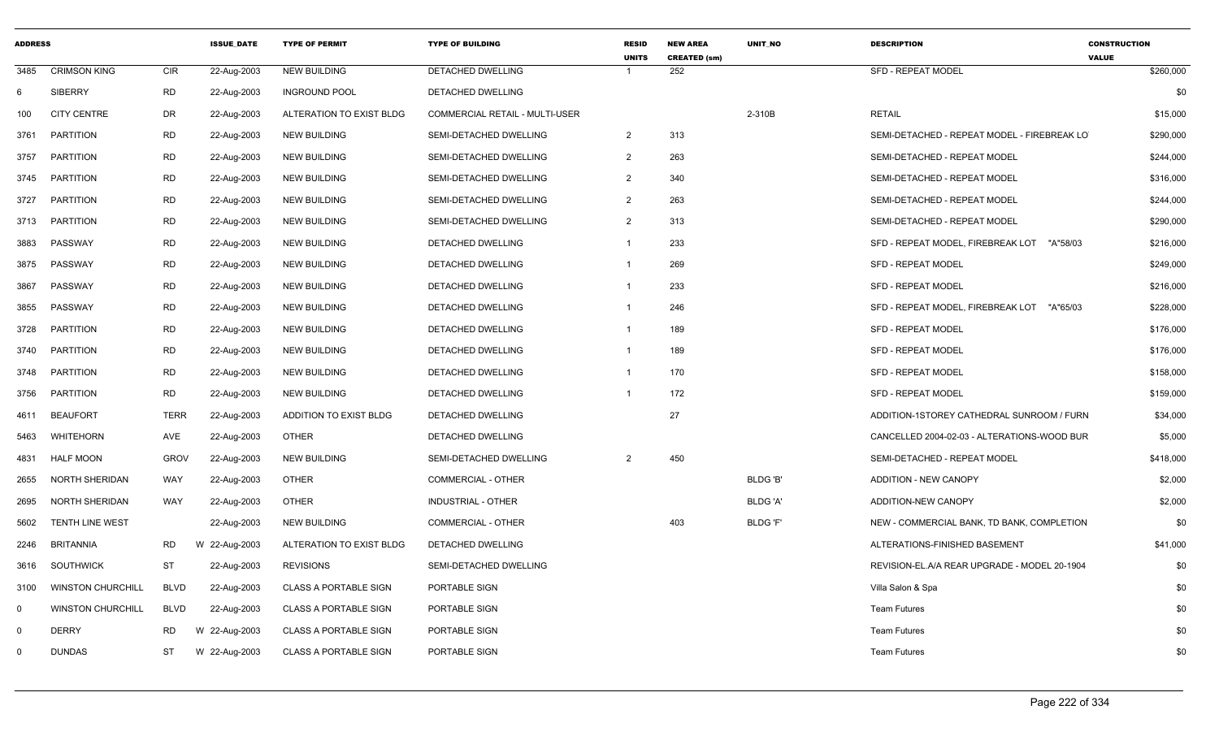| ADDRESS | | | ISSUE_DATE | TYPE OF PERMIT | TYPE OF BUILDING | RESID UNITS | NEW AREA CREATED (sm) | UNIT_NO | DESCRIPTION | CONSTRUCTION VALUE |
|---|---|---|---|---|---|---|---|---|---|---|
| 3485 | CRIMSON KING | CIR | 22-Aug-2003 | NEW BUILDING | DETACHED DWELLING | 1 | 252 | | SFD - REPEAT MODEL | $260,000 |
| 6 | SIBERRY | RD | 22-Aug-2003 | INGROUND POOL | DETACHED DWELLING | | | | | $0 |
| 100 | CITY CENTRE | DR | 22-Aug-2003 | ALTERATION TO EXIST BLDG | COMMERCIAL RETAIL - MULTI-USER | | | 2-310B | RETAIL | $15,000 |
| 3761 | PARTITION | RD | 22-Aug-2003 | NEW BUILDING | SEMI-DETACHED DWELLING | 2 | 313 | | SEMI-DETACHED - REPEAT MODEL - FIREBREAK LO | $290,000 |
| 3757 | PARTITION | RD | 22-Aug-2003 | NEW BUILDING | SEMI-DETACHED DWELLING | 2 | 263 | | SEMI-DETACHED - REPEAT MODEL | $244,000 |
| 3745 | PARTITION | RD | 22-Aug-2003 | NEW BUILDING | SEMI-DETACHED DWELLING | 2 | 340 | | SEMI-DETACHED - REPEAT MODEL | $316,000 |
| 3727 | PARTITION | RD | 22-Aug-2003 | NEW BUILDING | SEMI-DETACHED DWELLING | 2 | 263 | | SEMI-DETACHED - REPEAT MODEL | $244,000 |
| 3713 | PARTITION | RD | 22-Aug-2003 | NEW BUILDING | SEMI-DETACHED DWELLING | 2 | 313 | | SEMI-DETACHED - REPEAT MODEL | $290,000 |
| 3883 | PASSWAY | RD | 22-Aug-2003 | NEW BUILDING | DETACHED DWELLING | 1 | 233 | | SFD - REPEAT MODEL, FIREBREAK LOT "A"58/03 | $216,000 |
| 3875 | PASSWAY | RD | 22-Aug-2003 | NEW BUILDING | DETACHED DWELLING | 1 | 269 | | SFD - REPEAT MODEL | $249,000 |
| 3867 | PASSWAY | RD | 22-Aug-2003 | NEW BUILDING | DETACHED DWELLING | 1 | 233 | | SFD - REPEAT MODEL | $216,000 |
| 3855 | PASSWAY | RD | 22-Aug-2003 | NEW BUILDING | DETACHED DWELLING | 1 | 246 | | SFD - REPEAT MODEL, FIREBREAK LOT "A"65/03 | $228,000 |
| 3728 | PARTITION | RD | 22-Aug-2003 | NEW BUILDING | DETACHED DWELLING | 1 | 189 | | SFD - REPEAT MODEL | $176,000 |
| 3740 | PARTITION | RD | 22-Aug-2003 | NEW BUILDING | DETACHED DWELLING | 1 | 189 | | SFD - REPEAT MODEL | $176,000 |
| 3748 | PARTITION | RD | 22-Aug-2003 | NEW BUILDING | DETACHED DWELLING | 1 | 170 | | SFD - REPEAT MODEL | $158,000 |
| 3756 | PARTITION | RD | 22-Aug-2003 | NEW BUILDING | DETACHED DWELLING | 1 | 172 | | SFD - REPEAT MODEL | $159,000 |
| 4611 | BEAUFORT | TERR | 22-Aug-2003 | ADDITION TO EXIST BLDG | DETACHED DWELLING | | 27 | | ADDITION-1STOREY CATHEDRAL SUNROOM / FURN | $34,000 |
| 5463 | WHITEHORN | AVE | 22-Aug-2003 | OTHER | DETACHED DWELLING | | | | CANCELLED 2004-02-03 - ALTERATIONS-WOOD BUR | $5,000 |
| 4831 | HALF MOON | GROV | 22-Aug-2003 | NEW BUILDING | SEMI-DETACHED DWELLING | 2 | 450 | | SEMI-DETACHED - REPEAT MODEL | $418,000 |
| 2655 | NORTH SHERIDAN | WAY | 22-Aug-2003 | OTHER | COMMERCIAL - OTHER | | | BLDG 'B' | ADDITION - NEW CANOPY | $2,000 |
| 2695 | NORTH SHERIDAN | WAY | 22-Aug-2003 | OTHER | INDUSTRIAL - OTHER | | | BLDG 'A' | ADDITION-NEW CANOPY | $2,000 |
| 5602 | TENTH LINE WEST | | 22-Aug-2003 | NEW BUILDING | COMMERCIAL - OTHER | | 403 | BLDG 'F' | NEW - COMMERCIAL BANK, TD BANK, COMPLETION | $0 |
| 2246 | BRITANNIA | RD | W 22-Aug-2003 | ALTERATION TO EXIST BLDG | DETACHED DWELLING | | | | ALTERATIONS-FINISHED BASEMENT | $41,000 |
| 3616 | SOUTHWICK | ST | 22-Aug-2003 | REVISIONS | SEMI-DETACHED DWELLING | | | | REVISION-EL.A/A REAR UPGRADE - MODEL 20-1904 | $0 |
| 3100 | WINSTON CHURCHILL | BLVD | 22-Aug-2003 | CLASS A PORTABLE SIGN | PORTABLE SIGN | | | | Villa Salon & Spa | $0 |
| 0 | WINSTON CHURCHILL | BLVD | 22-Aug-2003 | CLASS A PORTABLE SIGN | PORTABLE SIGN | | | | Team Futures | $0 |
| 0 | DERRY | RD | W 22-Aug-2003 | CLASS A PORTABLE SIGN | PORTABLE SIGN | | | | Team Futures | $0 |
| 0 | DUNDAS | ST | W 22-Aug-2003 | CLASS A PORTABLE SIGN | PORTABLE SIGN | | | | Team Futures | $0 |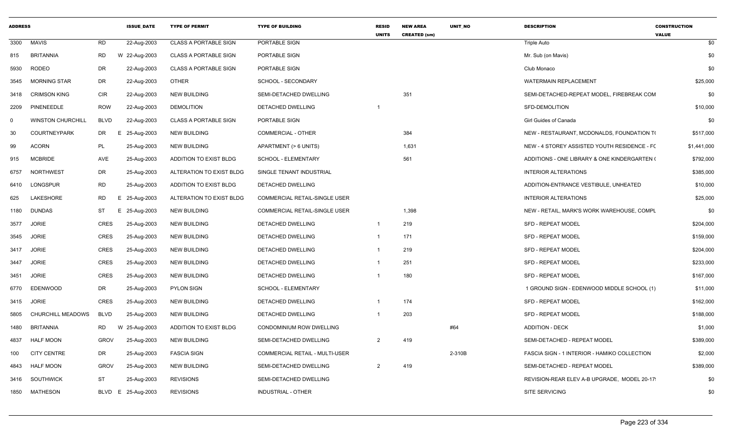| ADDRESS | | | ISSUE_DATE | TYPE OF PERMIT | TYPE OF BUILDING | RESID UNITS | NEW AREA CREATED (sm) | UNIT_NO | DESCRIPTION | CONSTRUCTION VALUE |
|---|---|---|---|---|---|---|---|---|---|---|
| 3300 | MAVIS | RD | 22-Aug-2003 | CLASS A PORTABLE SIGN | PORTABLE SIGN | | | | Triple Auto | $0 |
| 815 | BRITANNIA | RD | W 22-Aug-2003 | CLASS A PORTABLE SIGN | PORTABLE SIGN | | | | Mr. Sub (on Mavis) | $0 |
| 5930 | RODEO | DR | 22-Aug-2003 | CLASS A PORTABLE SIGN | PORTABLE SIGN | | | | Club Monaco | $0 |
| 3545 | MORNING STAR | DR | 22-Aug-2003 | OTHER | SCHOOL - SECONDARY | | | | WATERMAIN REPLACEMENT | $25,000 |
| 3418 | CRIMSON KING | CIR | 22-Aug-2003 | NEW BUILDING | SEMI-DETACHED DWELLING | | 351 | | SEMI-DETACHED-REPEAT MODEL, FIREBREAK COM | $0 |
| 2209 | PINENEEDLE | ROW | 22-Aug-2003 | DEMOLITION | DETACHED DWELLING | 1 | | | SFD-DEMOLITION | $10,000 |
| 0 | WINSTON CHURCHILL | BLVD | 22-Aug-2003 | CLASS A PORTABLE SIGN | PORTABLE SIGN | | | | Girl Guides of Canada | $0 |
| 30 | COURTNEYPARK | DR | E 25-Aug-2003 | NEW BUILDING | COMMERCIAL - OTHER | | 384 | | NEW - RESTAURANT, MCDONALDS, FOUNDATION T( | $517,000 |
| 99 | ACORN | PL | 25-Aug-2003 | NEW BUILDING | APARTMENT (> 6 UNITS) | | 1,631 | | NEW - 4 STOREY ASSISTED YOUTH RESIDENCE - FC | $1,441,000 |
| 915 | MCBRIDE | AVE | 25-Aug-2003 | ADDITION TO EXIST BLDG | SCHOOL - ELEMENTARY | | 561 | | ADDITIONS - ONE LIBRARY & ONE KINDERGARTEN ( | $792,000 |
| 6757 | NORTHWEST | DR | 25-Aug-2003 | ALTERATION TO EXIST BLDG | SINGLE TENANT INDUSTRIAL | | | | INTERIOR ALTERATIONS | $385,000 |
| 6410 | LONGSPUR | RD | 25-Aug-2003 | ADDITION TO EXIST BLDG | DETACHED DWELLING | | | | ADDITION-ENTRANCE VESTIBULE, UNHEATED | $10,000 |
| 625 | LAKESHORE | RD | E 25-Aug-2003 | ALTERATION TO EXIST BLDG | COMMERCIAL RETAIL-SINGLE USER | | | | INTERIOR ALTERATIONS | $25,000 |
| 1180 | DUNDAS | ST | E 25-Aug-2003 | NEW BUILDING | COMMERCIAL RETAIL-SINGLE USER | | 1,398 | | NEW - RETAIL, MARK'S WORK WAREHOUSE, COMPL | $0 |
| 3577 | JORIE | CRES | 25-Aug-2003 | NEW BUILDING | DETACHED DWELLING | 1 | 219 | | SFD - REPEAT MODEL | $204,000 |
| 3545 | JORIE | CRES | 25-Aug-2003 | NEW BUILDING | DETACHED DWELLING | 1 | 171 | | SFD - REPEAT MODEL | $159,000 |
| 3417 | JORIE | CRES | 25-Aug-2003 | NEW BUILDING | DETACHED DWELLING | 1 | 219 | | SFD - REPEAT MODEL | $204,000 |
| 3447 | JORIE | CRES | 25-Aug-2003 | NEW BUILDING | DETACHED DWELLING | 1 | 251 | | SFD - REPEAT MODEL | $233,000 |
| 3451 | JORIE | CRES | 25-Aug-2003 | NEW BUILDING | DETACHED DWELLING | 1 | 180 | | SFD - REPEAT MODEL | $167,000 |
| 6770 | EDENWOOD | DR | 25-Aug-2003 | PYLON SIGN | SCHOOL - ELEMENTARY | | | | 1 GROUND SIGN - EDENWOOD MIDDLE SCHOOL (1) | $11,000 |
| 3415 | JORIE | CRES | 25-Aug-2003 | NEW BUILDING | DETACHED DWELLING | 1 | 174 | | SFD - REPEAT MODEL | $162,000 |
| 5805 | CHURCHILL MEADOWS | BLVD | 25-Aug-2003 | NEW BUILDING | DETACHED DWELLING | 1 | 203 | | SFD - REPEAT MODEL | $188,000 |
| 1480 | BRITANNIA | RD | W 25-Aug-2003 | ADDITION TO EXIST BLDG | CONDOMINIUM ROW DWELLING | | | #64 | ADDITION - DECK | $1,000 |
| 4837 | HALF MOON | GROV | 25-Aug-2003 | NEW BUILDING | SEMI-DETACHED DWELLING | 2 | 419 | | SEMI-DETACHED - REPEAT MODEL | $389,000 |
| 100 | CITY CENTRE | DR | 25-Aug-2003 | FASCIA SIGN | COMMERCIAL RETAIL - MULTI-USER | | | 2-310B | FASCIA SIGN - 1 INTERIOR - HAMIKO COLLECTION | $2,000 |
| 4843 | HALF MOON | GROV | 25-Aug-2003 | NEW BUILDING | SEMI-DETACHED DWELLING | 2 | 419 | | SEMI-DETACHED - REPEAT MODEL | $389,000 |
| 3416 | SOUTHWICK | ST | 25-Aug-2003 | REVISIONS | SEMI-DETACHED DWELLING | | | | REVISION-REAR ELEV A-B UPGRADE, MODEL 20-17! | $0 |
| 1850 | MATHESON | BLVD | E 25-Aug-2003 | REVISIONS | INDUSTRIAL - OTHER | | | | SITE SERVICING | $0 |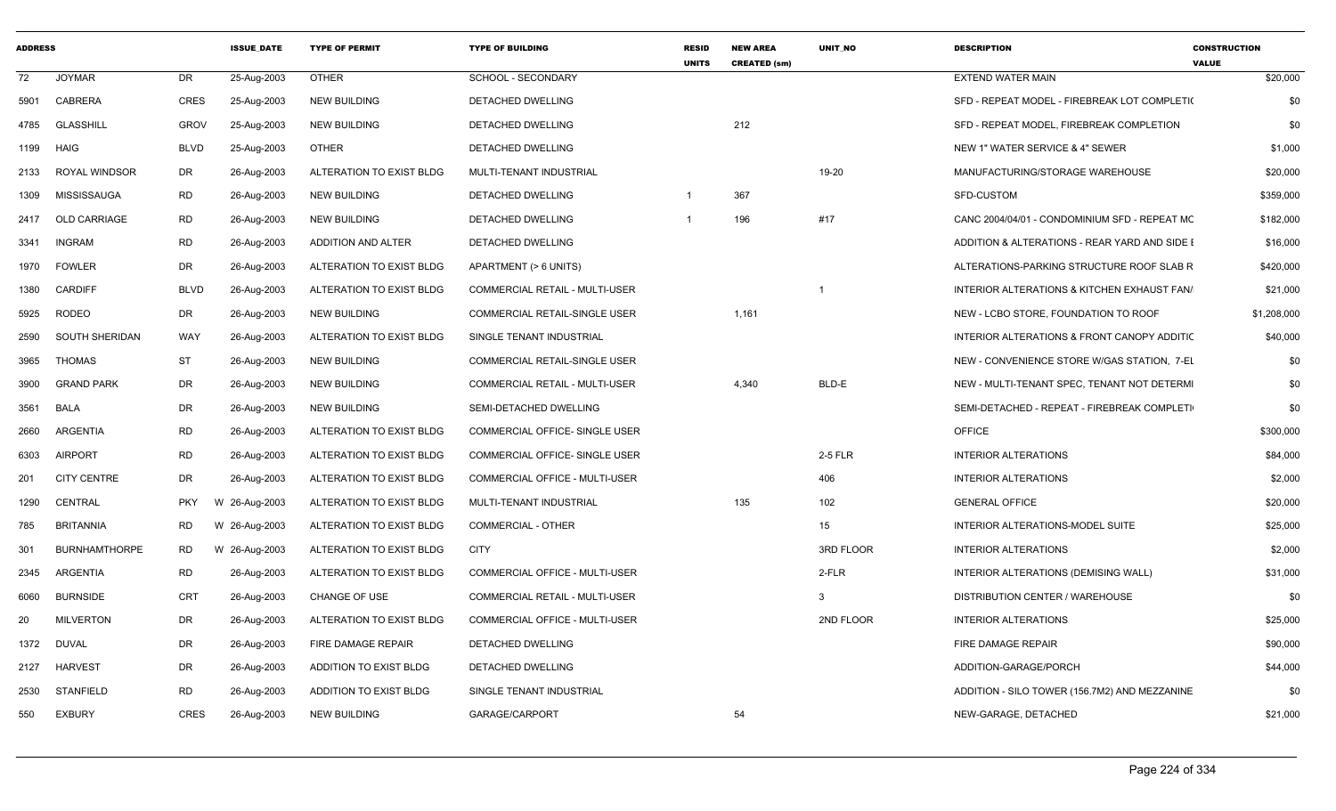| ADDRESS | | | ISSUE_DATE | TYPE OF PERMIT | TYPE OF BUILDING | RESID UNITS | NEW AREA CREATED (sm) | UNIT_NO | DESCRIPTION | CONSTRUCTION VALUE |
|---|---|---|---|---|---|---|---|---|---|---|
| 72 | JOYMAR | DR | 25-Aug-2003 | OTHER | SCHOOL - SECONDARY | | | | EXTEND WATER MAIN | $20,000 |
| 5901 | CABRERA | CRES | 25-Aug-2003 | NEW BUILDING | DETACHED DWELLING | | | | SFD - REPEAT MODEL - FIREBREAK LOT COMPLETIC | $0 |
| 4785 | GLASSHILL | GROV | 25-Aug-2003 | NEW BUILDING | DETACHED DWELLING | | 212 | | SFD - REPEAT MODEL, FIREBREAK COMPLETION | $0 |
| 1199 | HAIG | BLVD | 25-Aug-2003 | OTHER | DETACHED DWELLING | | | | NEW 1" WATER SERVICE & 4" SEWER | $1,000 |
| 2133 | ROYAL WINDSOR | DR | 26-Aug-2003 | ALTERATION TO EXIST BLDG | MULTI-TENANT INDUSTRIAL | | | 19-20 | MANUFACTURING/STORAGE WAREHOUSE | $20,000 |
| 1309 | MISSISSAUGA | RD | 26-Aug-2003 | NEW BUILDING | DETACHED DWELLING | 1 | 367 | | SFD-CUSTOM | $359,000 |
| 2417 | OLD CARRIAGE | RD | 26-Aug-2003 | NEW BUILDING | DETACHED DWELLING | 1 | 196 | #17 | CANC 2004/04/01 - CONDOMINIUM SFD - REPEAT MC | $182,000 |
| 3341 | INGRAM | RD | 26-Aug-2003 | ADDITION AND ALTER | DETACHED DWELLING | | | | ADDITION & ALTERATIONS - REAR YARD AND SIDE I | $16,000 |
| 1970 | FOWLER | DR | 26-Aug-2003 | ALTERATION TO EXIST BLDG | APARTMENT (> 6 UNITS) | | | | ALTERATIONS-PARKING STRUCTURE ROOF SLAB R | $420,000 |
| 1380 | CARDIFF | BLVD | 26-Aug-2003 | ALTERATION TO EXIST BLDG | COMMERCIAL RETAIL - MULTI-USER | | | 1 | INTERIOR ALTERATIONS & KITCHEN EXHAUST FAN/ | $21,000 |
| 5925 | RODEO | DR | 26-Aug-2003 | NEW BUILDING | COMMERCIAL RETAIL-SINGLE USER | | 1,161 | | NEW - LCBO STORE, FOUNDATION TO ROOF | $1,208,000 |
| 2590 | SOUTH SHERIDAN | WAY | 26-Aug-2003 | ALTERATION TO EXIST BLDG | SINGLE TENANT INDUSTRIAL | | | | INTERIOR ALTERATIONS & FRONT CANOPY ADDITIC | $40,000 |
| 3965 | THOMAS | ST | 26-Aug-2003 | NEW BUILDING | COMMERCIAL RETAIL-SINGLE USER | | | | NEW - CONVENIENCE STORE W/GAS STATION, 7-EL | $0 |
| 3900 | GRAND PARK | DR | 26-Aug-2003 | NEW BUILDING | COMMERCIAL RETAIL - MULTI-USER | | 4,340 | BLD-E | NEW - MULTI-TENANT SPEC, TENANT NOT DETERMI | $0 |
| 3561 | BALA | DR | 26-Aug-2003 | NEW BUILDING | SEMI-DETACHED DWELLING | | | | SEMI-DETACHED - REPEAT - FIREBREAK COMPLETI | $0 |
| 2660 | ARGENTIA | RD | 26-Aug-2003 | ALTERATION TO EXIST BLDG | COMMERCIAL OFFICE- SINGLE USER | | | | OFFICE | $300,000 |
| 6303 | AIRPORT | RD | 26-Aug-2003 | ALTERATION TO EXIST BLDG | COMMERCIAL OFFICE- SINGLE USER | | | 2-5 FLR | INTERIOR ALTERATIONS | $84,000 |
| 201 | CITY CENTRE | DR | 26-Aug-2003 | ALTERATION TO EXIST BLDG | COMMERCIAL OFFICE - MULTI-USER | | | 406 | INTERIOR ALTERATIONS | $2,000 |
| 1290 | CENTRAL | PKY | W 26-Aug-2003 | ALTERATION TO EXIST BLDG | MULTI-TENANT INDUSTRIAL | | 135 | 102 | GENERAL OFFICE | $20,000 |
| 785 | BRITANNIA | RD | W 26-Aug-2003 | ALTERATION TO EXIST BLDG | COMMERCIAL - OTHER | | | 15 | INTERIOR ALTERATIONS-MODEL SUITE | $25,000 |
| 301 | BURNHAMTHORPE | RD | W 26-Aug-2003 | ALTERATION TO EXIST BLDG | CITY | | | 3RD FLOOR | INTERIOR ALTERATIONS | $2,000 |
| 2345 | ARGENTIA | RD | 26-Aug-2003 | ALTERATION TO EXIST BLDG | COMMERCIAL OFFICE - MULTI-USER | | | 2-FLR | INTERIOR ALTERATIONS (DEMISING WALL) | $31,000 |
| 6060 | BURNSIDE | CRT | 26-Aug-2003 | CHANGE OF USE | COMMERCIAL RETAIL - MULTI-USER | | | 3 | DISTRIBUTION CENTER / WAREHOUSE | $0 |
| 20 | MILVERTON | DR | 26-Aug-2003 | ALTERATION TO EXIST BLDG | COMMERCIAL OFFICE - MULTI-USER | | | 2ND FLOOR | INTERIOR ALTERATIONS | $25,000 |
| 1372 | DUVAL | DR | 26-Aug-2003 | FIRE DAMAGE REPAIR | DETACHED DWELLING | | | | FIRE DAMAGE REPAIR | $90,000 |
| 2127 | HARVEST | DR | 26-Aug-2003 | ADDITION TO EXIST BLDG | DETACHED DWELLING | | | | ADDITION-GARAGE/PORCH | $44,000 |
| 2530 | STANFIELD | RD | 26-Aug-2003 | ADDITION TO EXIST BLDG | SINGLE TENANT INDUSTRIAL | | | | ADDITION - SILO TOWER (156.7M2) AND MEZZANINE | $0 |
| 550 | EXBURY | CRES | 26-Aug-2003 | NEW BUILDING | GARAGE/CARPORT | | 54 | | NEW-GARAGE, DETACHED | $21,000 |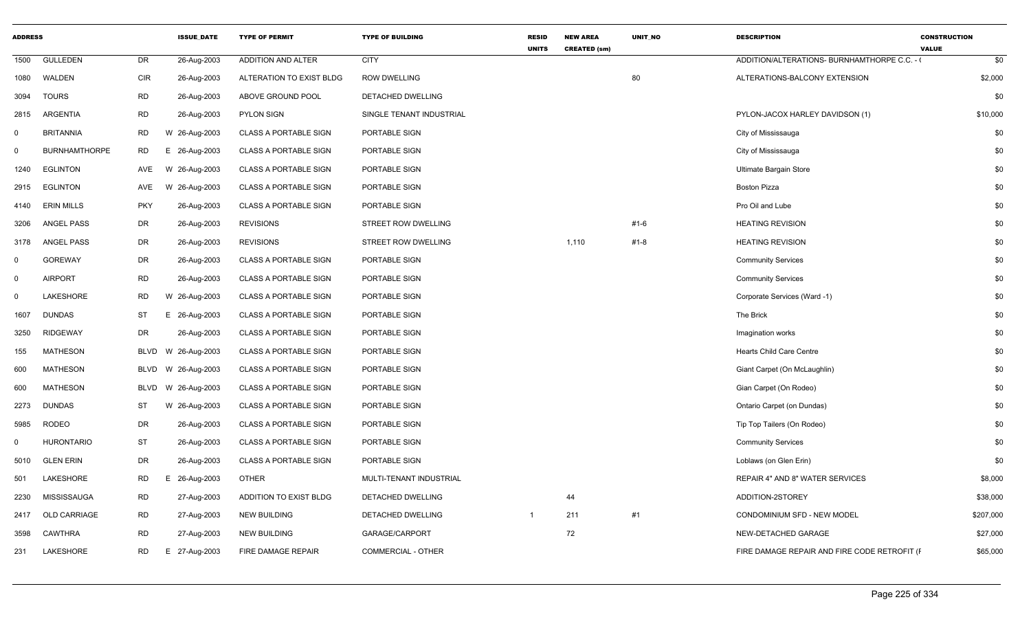| ADDRESS | | | ISSUE_DATE | TYPE OF PERMIT | TYPE OF BUILDING | RESID UNITS | NEW AREA CREATED (sm) | UNIT_NO | DESCRIPTION | CONSTRUCTION VALUE |
|---|---|---|---|---|---|---|---|---|---|---|
| 1500 | GULLEDEN | DR | 26-Aug-2003 | ADDITION AND ALTER | CITY | | | | ADDITION/ALTERATIONS- BURNHAMTHORPE C.C. - ( | $0 |
| 1080 | WALDEN | CIR | 26-Aug-2003 | ALTERATION TO EXIST BLDG | ROW DWELLING | | | 80 | ALTERATIONS-BALCONY EXTENSION | $2,000 |
| 3094 | TOURS | RD | 26-Aug-2003 | ABOVE GROUND POOL | DETACHED DWELLING | | | | | $0 |
| 2815 | ARGENTIA | RD | 26-Aug-2003 | PYLON SIGN | SINGLE TENANT INDUSTRIAL | | | | PYLON-JACOX HARLEY DAVIDSON (1) | $10,000 |
| 0 | BRITANNIA | RD | W 26-Aug-2003 | CLASS A PORTABLE SIGN | PORTABLE SIGN | | | | City of Mississauga | $0 |
| 0 | BURNHAMTHORPE | RD | E 26-Aug-2003 | CLASS A PORTABLE SIGN | PORTABLE SIGN | | | | City of Mississauga | $0 |
| 1240 | EGLINTON | AVE | W 26-Aug-2003 | CLASS A PORTABLE SIGN | PORTABLE SIGN | | | | Ultimate Bargain Store | $0 |
| 2915 | EGLINTON | AVE | W 26-Aug-2003 | CLASS A PORTABLE SIGN | PORTABLE SIGN | | | | Boston Pizza | $0 |
| 4140 | ERIN MILLS | PKY | 26-Aug-2003 | CLASS A PORTABLE SIGN | PORTABLE SIGN | | | | Pro Oil and Lube | $0 |
| 3206 | ANGEL PASS | DR | 26-Aug-2003 | REVISIONS | STREET ROW DWELLING | | | #1-6 | HEATING REVISION | $0 |
| 3178 | ANGEL PASS | DR | 26-Aug-2003 | REVISIONS | STREET ROW DWELLING | | 1,110 | #1-8 | HEATING REVISION | $0 |
| 0 | GOREWAY | DR | 26-Aug-2003 | CLASS A PORTABLE SIGN | PORTABLE SIGN | | | | Community Services | $0 |
| 0 | AIRPORT | RD | 26-Aug-2003 | CLASS A PORTABLE SIGN | PORTABLE SIGN | | | | Community Services | $0 |
| 0 | LAKESHORE | RD | W 26-Aug-2003 | CLASS A PORTABLE SIGN | PORTABLE SIGN | | | | Corporate Services (Ward -1) | $0 |
| 1607 | DUNDAS | ST | E 26-Aug-2003 | CLASS A PORTABLE SIGN | PORTABLE SIGN | | | | The Brick | $0 |
| 3250 | RIDGEWAY | DR | 26-Aug-2003 | CLASS A PORTABLE SIGN | PORTABLE SIGN | | | | Imagination works | $0 |
| 155 | MATHESON | BLVD | W 26-Aug-2003 | CLASS A PORTABLE SIGN | PORTABLE SIGN | | | | Hearts Child Care Centre | $0 |
| 600 | MATHESON | BLVD | W 26-Aug-2003 | CLASS A PORTABLE SIGN | PORTABLE SIGN | | | | Giant Carpet (On McLaughlin) | $0 |
| 600 | MATHESON | BLVD | W 26-Aug-2003 | CLASS A PORTABLE SIGN | PORTABLE SIGN | | | | Gian Carpet (On Rodeo) | $0 |
| 2273 | DUNDAS | ST | W 26-Aug-2003 | CLASS A PORTABLE SIGN | PORTABLE SIGN | | | | Ontario Carpet (on Dundas) | $0 |
| 5985 | RODEO | DR | 26-Aug-2003 | CLASS A PORTABLE SIGN | PORTABLE SIGN | | | | Tip Top Tailers (On Rodeo) | $0 |
| 0 | HURONTARIO | ST | 26-Aug-2003 | CLASS A PORTABLE SIGN | PORTABLE SIGN | | | | Community Services | $0 |
| 5010 | GLEN ERIN | DR | 26-Aug-2003 | CLASS A PORTABLE SIGN | PORTABLE SIGN | | | | Loblaws (on Glen Erin) | $0 |
| 501 | LAKESHORE | RD | E 26-Aug-2003 | OTHER | MULTI-TENANT INDUSTRIAL | | | | REPAIR 4" AND 8" WATER SERVICES | $8,000 |
| 2230 | MISSISSAUGA | RD | 27-Aug-2003 | ADDITION TO EXIST BLDG | DETACHED DWELLING | | 44 | | ADDITION-2STOREY | $38,000 |
| 2417 | OLD CARRIAGE | RD | 27-Aug-2003 | NEW BUILDING | DETACHED DWELLING | 1 | 211 | #1 | CONDOMINIUM SFD - NEW MODEL | $207,000 |
| 3598 | CAWTHRA | RD | 27-Aug-2003 | NEW BUILDING | GARAGE/CARPORT | | 72 | | NEW-DETACHED GARAGE | $27,000 |
| 231 | LAKESHORE | RD | E 27-Aug-2003 | FIRE DAMAGE REPAIR | COMMERCIAL - OTHER | | | | FIRE DAMAGE REPAIR AND FIRE CODE RETROFIT (F | $65,000 |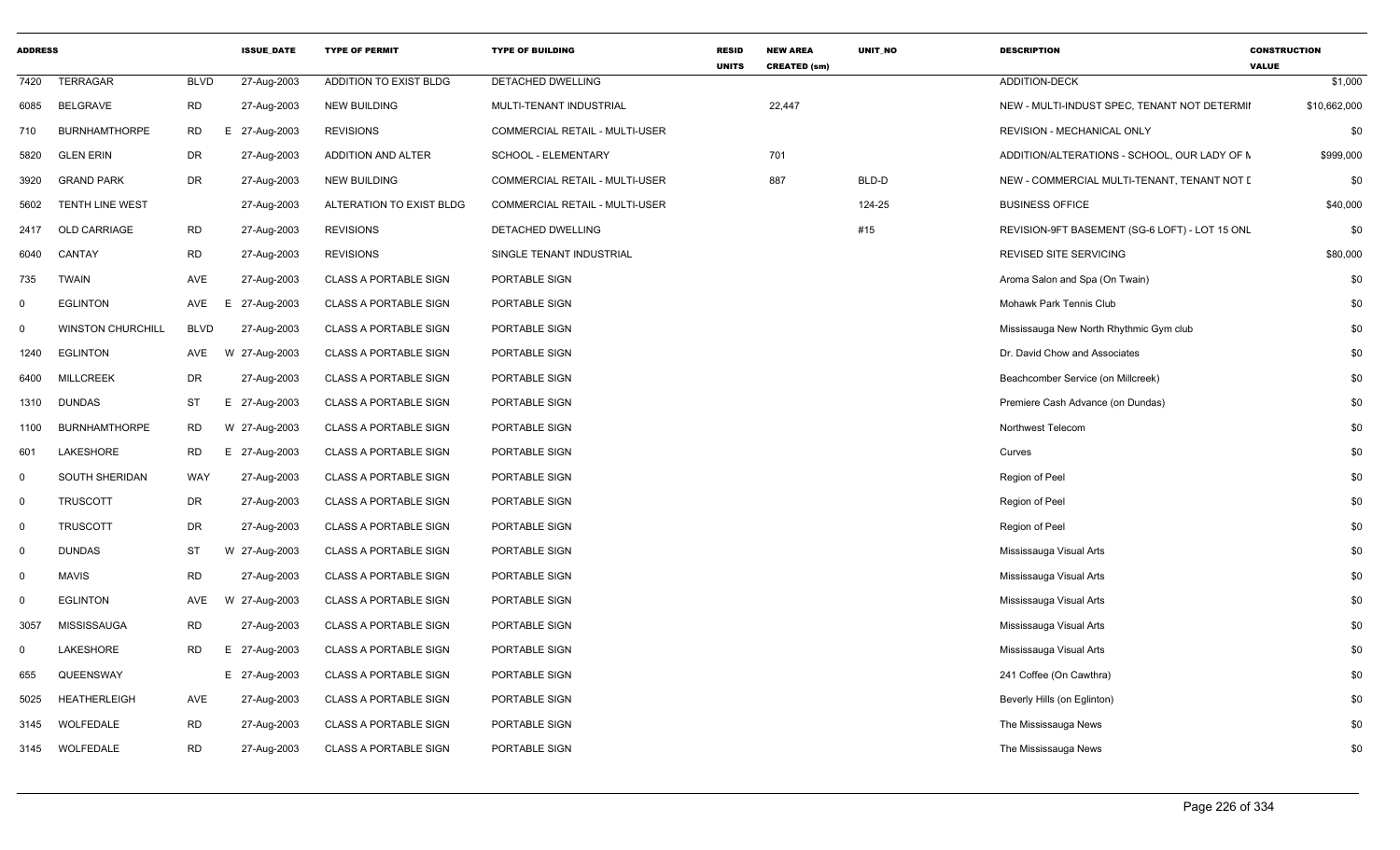| ADDRESS | | | ISSUE_DATE | TYPE OF PERMIT | TYPE OF BUILDING | RESID UNITS | NEW AREA CREATED (sm) | UNIT_NO | DESCRIPTION | CONSTRUCTION VALUE |
|---|---|---|---|---|---|---|---|---|---|---|
| 7420 | TERRAGAR | BLVD | 27-Aug-2003 | ADDITION TO EXIST BLDG | DETACHED DWELLING | | | | ADDITION-DECK | $1,000 |
| 6085 | BELGRAVE | RD | 27-Aug-2003 | NEW BUILDING | MULTI-TENANT INDUSTRIAL | | 22,447 | | NEW - MULTI-INDUST SPEC, TENANT NOT DETERMII | $10,662,000 |
| 710 | BURNHAMTHORPE | RD | E 27-Aug-2003 | REVISIONS | COMMERCIAL RETAIL - MULTI-USER | | | | REVISION - MECHANICAL ONLY | $0 |
| 5820 | GLEN ERIN | DR | 27-Aug-2003 | ADDITION AND ALTER | SCHOOL - ELEMENTARY | | 701 | | ADDITION/ALTERATIONS - SCHOOL, OUR LADY OF N | $999,000 |
| 3920 | GRAND PARK | DR | 27-Aug-2003 | NEW BUILDING | COMMERCIAL RETAIL - MULTI-USER | | 887 | BLD-D | NEW - COMMERCIAL MULTI-TENANT, TENANT NOT D | $0 |
| 5602 | TENTH LINE WEST | | 27-Aug-2003 | ALTERATION TO EXIST BLDG | COMMERCIAL RETAIL - MULTI-USER | | | 124-25 | BUSINESS OFFICE | $40,000 |
| 2417 | OLD CARRIAGE | RD | 27-Aug-2003 | REVISIONS | DETACHED DWELLING | | | #15 | REVISION-9FT BASEMENT (SG-6 LOFT) - LOT 15 ONL | $0 |
| 6040 | CANTAY | RD | 27-Aug-2003 | REVISIONS | SINGLE TENANT INDUSTRIAL | | | | REVISED SITE SERVICING | $80,000 |
| 735 | TWAIN | AVE | 27-Aug-2003 | CLASS A PORTABLE SIGN | PORTABLE SIGN | | | | Aroma Salon and Spa (On Twain) | $0 |
| 0 | EGLINTON | AVE | E 27-Aug-2003 | CLASS A PORTABLE SIGN | PORTABLE SIGN | | | | Mohawk Park Tennis Club | $0 |
| 0 | WINSTON CHURCHILL | BLVD | 27-Aug-2003 | CLASS A PORTABLE SIGN | PORTABLE SIGN | | | | Mississauga New North Rhythmic Gym club | $0 |
| 1240 | EGLINTON | AVE | W 27-Aug-2003 | CLASS A PORTABLE SIGN | PORTABLE SIGN | | | | Dr. David Chow and Associates | $0 |
| 6400 | MILLCREEK | DR | 27-Aug-2003 | CLASS A PORTABLE SIGN | PORTABLE SIGN | | | | Beachcomber Service (on Millcreek) | $0 |
| 1310 | DUNDAS | ST | E 27-Aug-2003 | CLASS A PORTABLE SIGN | PORTABLE SIGN | | | | Premiere Cash Advance (on Dundas) | $0 |
| 1100 | BURNHAMTHORPE | RD | W 27-Aug-2003 | CLASS A PORTABLE SIGN | PORTABLE SIGN | | | | Northwest Telecom | $0 |
| 601 | LAKESHORE | RD | E 27-Aug-2003 | CLASS A PORTABLE SIGN | PORTABLE SIGN | | | | Curves | $0 |
| 0 | SOUTH SHERIDAN | WAY | 27-Aug-2003 | CLASS A PORTABLE SIGN | PORTABLE SIGN | | | | Region of Peel | $0 |
| 0 | TRUSCOTT | DR | 27-Aug-2003 | CLASS A PORTABLE SIGN | PORTABLE SIGN | | | | Region of Peel | $0 |
| 0 | TRUSCOTT | DR | 27-Aug-2003 | CLASS A PORTABLE SIGN | PORTABLE SIGN | | | | Region of Peel | $0 |
| 0 | DUNDAS | ST | W 27-Aug-2003 | CLASS A PORTABLE SIGN | PORTABLE SIGN | | | | Mississauga Visual Arts | $0 |
| 0 | MAVIS | RD | 27-Aug-2003 | CLASS A PORTABLE SIGN | PORTABLE SIGN | | | | Mississauga Visual Arts | $0 |
| 0 | EGLINTON | AVE | W 27-Aug-2003 | CLASS A PORTABLE SIGN | PORTABLE SIGN | | | | Mississauga Visual Arts | $0 |
| 3057 | MISSISSAUGA | RD | 27-Aug-2003 | CLASS A PORTABLE SIGN | PORTABLE SIGN | | | | Mississauga Visual Arts | $0 |
| 0 | LAKESHORE | RD | E 27-Aug-2003 | CLASS A PORTABLE SIGN | PORTABLE SIGN | | | | Mississauga Visual Arts | $0 |
| 655 | QUEENSWAY | | E 27-Aug-2003 | CLASS A PORTABLE SIGN | PORTABLE SIGN | | | | 241 Coffee (On Cawthra) | $0 |
| 5025 | HEATHERLEIGH | AVE | 27-Aug-2003 | CLASS A PORTABLE SIGN | PORTABLE SIGN | | | | Beverly Hills (on Eglinton) | $0 |
| 3145 | WOLFEDALE | RD | 27-Aug-2003 | CLASS A PORTABLE SIGN | PORTABLE SIGN | | | | The Mississauga News | $0 |
| 3145 | WOLFEDALE | RD | 27-Aug-2003 | CLASS A PORTABLE SIGN | PORTABLE SIGN | | | | The Mississauga News | $0 |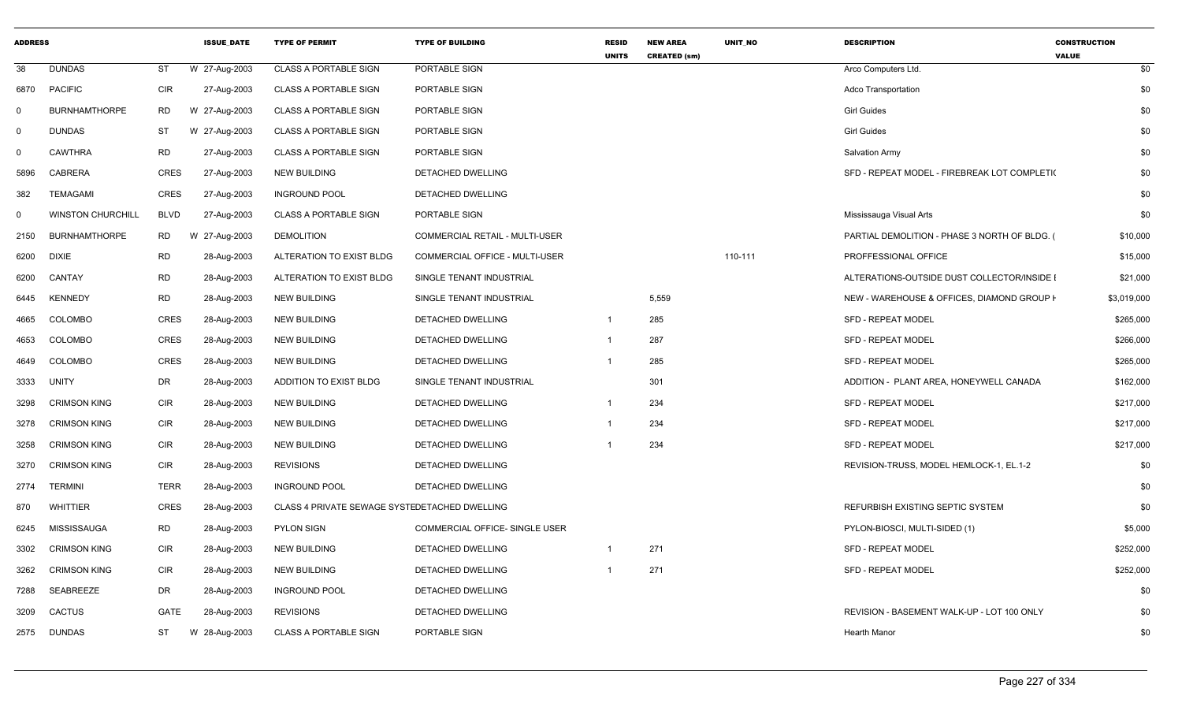| ADDRESS | | | ISSUE_DATE | TYPE OF PERMIT | TYPE OF BUILDING | RESID UNITS | NEW AREA CREATED (sm) | UNIT_NO | DESCRIPTION | CONSTRUCTION VALUE |
|---|---|---|---|---|---|---|---|---|---|---|
| 38 | DUNDAS | ST | W 27-Aug-2003 | CLASS A PORTABLE SIGN | PORTABLE SIGN | | | | Arco Computers Ltd. | $0 |
| 6870 | PACIFIC | CIR | 27-Aug-2003 | CLASS A PORTABLE SIGN | PORTABLE SIGN | | | | Adco Transportation | $0 |
| 0 | BURNHAMTHORPE | RD | W 27-Aug-2003 | CLASS A PORTABLE SIGN | PORTABLE SIGN | | | | Girl Guides | $0 |
| 0 | DUNDAS | ST | W 27-Aug-2003 | CLASS A PORTABLE SIGN | PORTABLE SIGN | | | | Girl Guides | $0 |
| 0 | CAWTHRA | RD | 27-Aug-2003 | CLASS A PORTABLE SIGN | PORTABLE SIGN | | | | Salvation Army | $0 |
| 5896 | CABRERA | CRES | 27-Aug-2003 | NEW BUILDING | DETACHED DWELLING | | | | SFD - REPEAT MODEL - FIREBREAK LOT COMPLETI( | $0 |
| 382 | TEMAGAMI | CRES | 27-Aug-2003 | INGROUND POOL | DETACHED DWELLING | | | | | $0 |
| 0 | WINSTON CHURCHILL | BLVD | 27-Aug-2003 | CLASS A PORTABLE SIGN | PORTABLE SIGN | | | | Mississauga Visual Arts | $0 |
| 2150 | BURNHAMTHORPE | RD | W 27-Aug-2003 | DEMOLITION | COMMERCIAL RETAIL - MULTI-USER | | | | PARTIAL DEMOLITION - PHASE 3 NORTH OF BLDG. ( | $10,000 |
| 6200 | DIXIE | RD | 28-Aug-2003 | ALTERATION TO EXIST BLDG | COMMERCIAL OFFICE - MULTI-USER | | | 110-111 | PROFFESSIONAL OFFICE | $15,000 |
| 6200 | CANTAY | RD | 28-Aug-2003 | ALTERATION TO EXIST BLDG | SINGLE TENANT INDUSTRIAL | | | | ALTERATIONS-OUTSIDE DUST COLLECTOR/INSIDE I | $21,000 |
| 6445 | KENNEDY | RD | 28-Aug-2003 | NEW BUILDING | SINGLE TENANT INDUSTRIAL | | 5,559 | | NEW - WAREHOUSE & OFFICES, DIAMOND GROUP H | $3,019,000 |
| 4665 | COLOMBO | CRES | 28-Aug-2003 | NEW BUILDING | DETACHED DWELLING | 1 | 285 | | SFD - REPEAT MODEL | $265,000 |
| 4653 | COLOMBO | CRES | 28-Aug-2003 | NEW BUILDING | DETACHED DWELLING | 1 | 287 | | SFD - REPEAT MODEL | $266,000 |
| 4649 | COLOMBO | CRES | 28-Aug-2003 | NEW BUILDING | DETACHED DWELLING | 1 | 285 | | SFD - REPEAT MODEL | $265,000 |
| 3333 | UNITY | DR | 28-Aug-2003 | ADDITION TO EXIST BLDG | SINGLE TENANT INDUSTRIAL | | 301 | | ADDITION - PLANT AREA, HONEYWELL CANADA | $162,000 |
| 3298 | CRIMSON KING | CIR | 28-Aug-2003 | NEW BUILDING | DETACHED DWELLING | 1 | 234 | | SFD - REPEAT MODEL | $217,000 |
| 3278 | CRIMSON KING | CIR | 28-Aug-2003 | NEW BUILDING | DETACHED DWELLING | 1 | 234 | | SFD - REPEAT MODEL | $217,000 |
| 3258 | CRIMSON KING | CIR | 28-Aug-2003 | NEW BUILDING | DETACHED DWELLING | 1 | 234 | | SFD - REPEAT MODEL | $217,000 |
| 3270 | CRIMSON KING | CIR | 28-Aug-2003 | REVISIONS | DETACHED DWELLING | | | | REVISION-TRUSS, MODEL HEMLOCK-1, EL.1-2 | $0 |
| 2774 | TERMINI | TERR | 28-Aug-2003 | INGROUND POOL | DETACHED DWELLING | | | | | $0 |
| 870 | WHITTIER | CRES | 28-Aug-2003 | CLASS 4 PRIVATE SEWAGE SYSTE | DETACHED DWELLING | | | | REFURBISH EXISTING SEPTIC SYSTEM | $0 |
| 6245 | MISSISSAUGA | RD | 28-Aug-2003 | PYLON SIGN | COMMERCIAL OFFICE- SINGLE USER | | | | PYLON-BIOSCI, MULTI-SIDED (1) | $5,000 |
| 3302 | CRIMSON KING | CIR | 28-Aug-2003 | NEW BUILDING | DETACHED DWELLING | 1 | 271 | | SFD - REPEAT MODEL | $252,000 |
| 3262 | CRIMSON KING | CIR | 28-Aug-2003 | NEW BUILDING | DETACHED DWELLING | 1 | 271 | | SFD - REPEAT MODEL | $252,000 |
| 7288 | SEABREEZE | DR | 28-Aug-2003 | INGROUND POOL | DETACHED DWELLING | | | | | $0 |
| 3209 | CACTUS | GATE | 28-Aug-2003 | REVISIONS | DETACHED DWELLING | | | | REVISION - BASEMENT WALK-UP - LOT 100 ONLY | $0 |
| 2575 | DUNDAS | ST | W 28-Aug-2003 | CLASS A PORTABLE SIGN | PORTABLE SIGN | | | | Hearth Manor | $0 |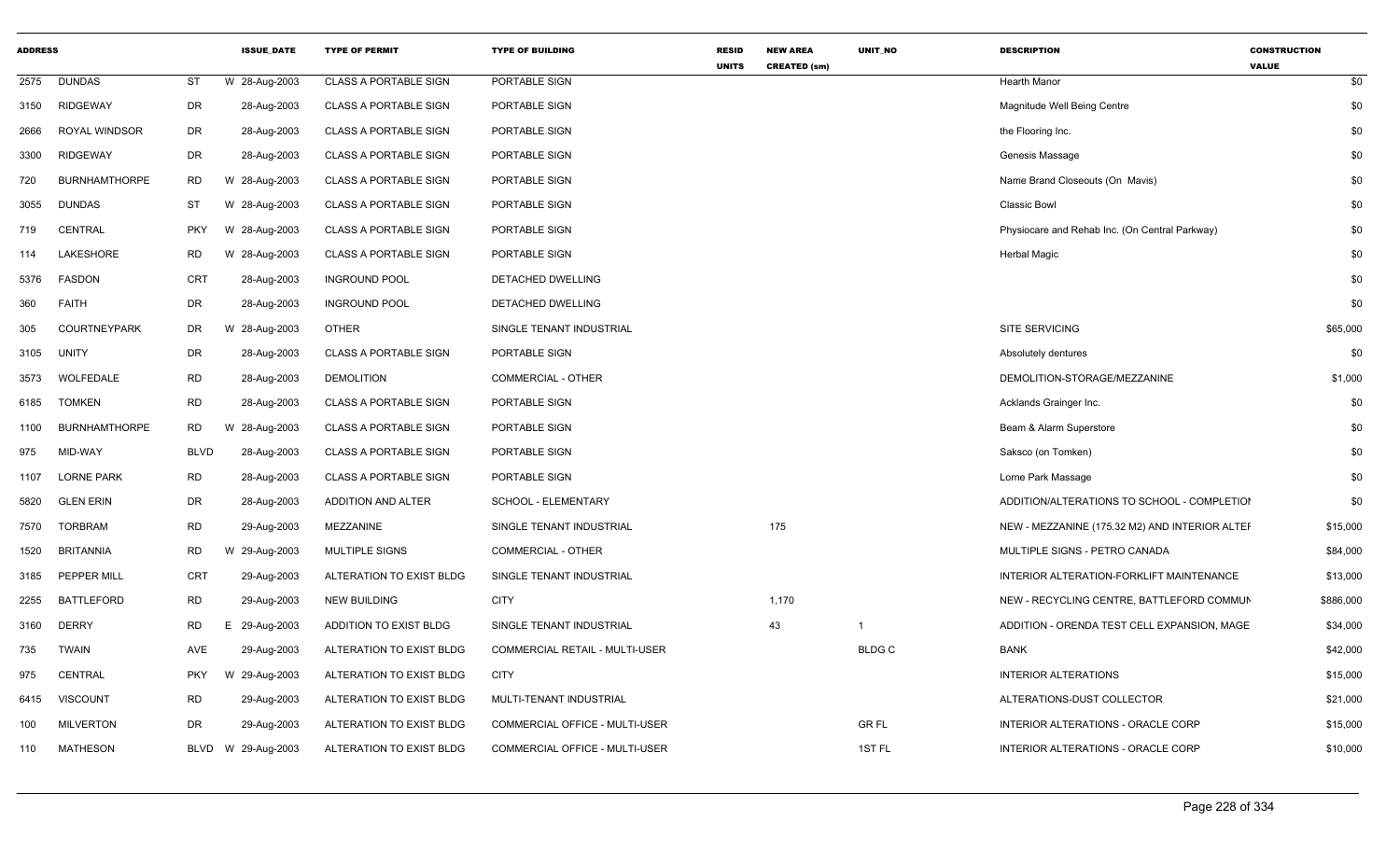| ADDRESS | | | ISSUE_DATE | TYPE OF PERMIT | TYPE OF BUILDING | RESID UNITS | NEW AREA CREATED (sm) | UNIT_NO | DESCRIPTION | CONSTRUCTION VALUE |
|---|---|---|---|---|---|---|---|---|---|---|
| 2575 | DUNDAS | ST | W 28-Aug-2003 | CLASS A PORTABLE SIGN | PORTABLE SIGN | | | | Hearth Manor | $0 |
| 3150 | RIDGEWAY | DR | 28-Aug-2003 | CLASS A PORTABLE SIGN | PORTABLE SIGN | | | | Magnitude Well Being Centre | $0 |
| 2666 | ROYAL WINDSOR | DR | 28-Aug-2003 | CLASS A PORTABLE SIGN | PORTABLE SIGN | | | | the Flooring Inc. | $0 |
| 3300 | RIDGEWAY | DR | 28-Aug-2003 | CLASS A PORTABLE SIGN | PORTABLE SIGN | | | | Genesis Massage | $0 |
| 720 | BURNHAMTHORPE | RD | W 28-Aug-2003 | CLASS A PORTABLE SIGN | PORTABLE SIGN | | | | Name Brand Closeouts (On Mavis) | $0 |
| 3055 | DUNDAS | ST | W 28-Aug-2003 | CLASS A PORTABLE SIGN | PORTABLE SIGN | | | | Classic Bowl | $0 |
| 719 | CENTRAL | PKY | W 28-Aug-2003 | CLASS A PORTABLE SIGN | PORTABLE SIGN | | | | Physiocare and Rehab Inc. (On Central Parkway) | $0 |
| 114 | LAKESHORE | RD | W 28-Aug-2003 | CLASS A PORTABLE SIGN | PORTABLE SIGN | | | | Herbal Magic | $0 |
| 5376 | FASDON | CRT | 28-Aug-2003 | INGROUND POOL | DETACHED DWELLING | | | | | $0 |
| 360 | FAITH | DR | 28-Aug-2003 | INGROUND POOL | DETACHED DWELLING | | | | | $0 |
| 305 | COURTNEYPARK | DR | W 28-Aug-2003 | OTHER | SINGLE TENANT INDUSTRIAL | | | | SITE SERVICING | $65,000 |
| 3105 | UNITY | DR | 28-Aug-2003 | CLASS A PORTABLE SIGN | PORTABLE SIGN | | | | Absolutely dentures | $0 |
| 3573 | WOLFEDALE | RD | 28-Aug-2003 | DEMOLITION | COMMERCIAL - OTHER | | | | DEMOLITION-STORAGE/MEZZANINE | $1,000 |
| 6185 | TOMKEN | RD | 28-Aug-2003 | CLASS A PORTABLE SIGN | PORTABLE SIGN | | | | Acklands Grainger Inc. | $0 |
| 1100 | BURNHAMTHORPE | RD | W 28-Aug-2003 | CLASS A PORTABLE SIGN | PORTABLE SIGN | | | | Beam & Alarm Superstore | $0 |
| 975 | MID-WAY | BLVD | 28-Aug-2003 | CLASS A PORTABLE SIGN | PORTABLE SIGN | | | | Saksco (on Tomken) | $0 |
| 1107 | LORNE PARK | RD | 28-Aug-2003 | CLASS A PORTABLE SIGN | PORTABLE SIGN | | | | Lorne Park Massage | $0 |
| 5820 | GLEN ERIN | DR | 28-Aug-2003 | ADDITION AND ALTER | SCHOOL - ELEMENTARY | | | | ADDITION/ALTERATIONS TO SCHOOL - COMPLETIOI | $0 |
| 7570 | TORBRAM | RD | 29-Aug-2003 | MEZZANINE | SINGLE TENANT INDUSTRIAL | | 175 | | NEW - MEZZANINE (175.32 M2) AND INTERIOR ALTEF | $15,000 |
| 1520 | BRITANNIA | RD | W 29-Aug-2003 | MULTIPLE SIGNS | COMMERCIAL - OTHER | | | | MULTIPLE SIGNS - PETRO CANADA | $84,000 |
| 3185 | PEPPER MILL | CRT | 29-Aug-2003 | ALTERATION TO EXIST BLDG | SINGLE TENANT INDUSTRIAL | | | | INTERIOR ALTERATION-FORKLIFT MAINTENANCE | $13,000 |
| 2255 | BATTLEFORD | RD | 29-Aug-2003 | NEW BUILDING | CITY | | 1,170 | | NEW - RECYCLING CENTRE, BATTLEFORD COMMUN | $886,000 |
| 3160 | DERRY | RD | E 29-Aug-2003 | ADDITION TO EXIST BLDG | SINGLE TENANT INDUSTRIAL | | 43 | 1 | ADDITION - ORENDA TEST CELL EXPANSION, MAGE | $34,000 |
| 735 | TWAIN | AVE | 29-Aug-2003 | ALTERATION TO EXIST BLDG | COMMERCIAL RETAIL - MULTI-USER | | | BLDG C | BANK | $42,000 |
| 975 | CENTRAL | PKY | W 29-Aug-2003 | ALTERATION TO EXIST BLDG | CITY | | | | INTERIOR ALTERATIONS | $15,000 |
| 6415 | VISCOUNT | RD | 29-Aug-2003 | ALTERATION TO EXIST BLDG | MULTI-TENANT INDUSTRIAL | | | | ALTERATIONS-DUST COLLECTOR | $21,000 |
| 100 | MILVERTON | DR | 29-Aug-2003 | ALTERATION TO EXIST BLDG | COMMERCIAL OFFICE - MULTI-USER | | | GR FL | INTERIOR ALTERATIONS - ORACLE CORP | $15,000 |
| 110 | MATHESON | BLVD | W 29-Aug-2003 | ALTERATION TO EXIST BLDG | COMMERCIAL OFFICE - MULTI-USER | | | 1ST FL | INTERIOR ALTERATIONS - ORACLE CORP | $10,000 |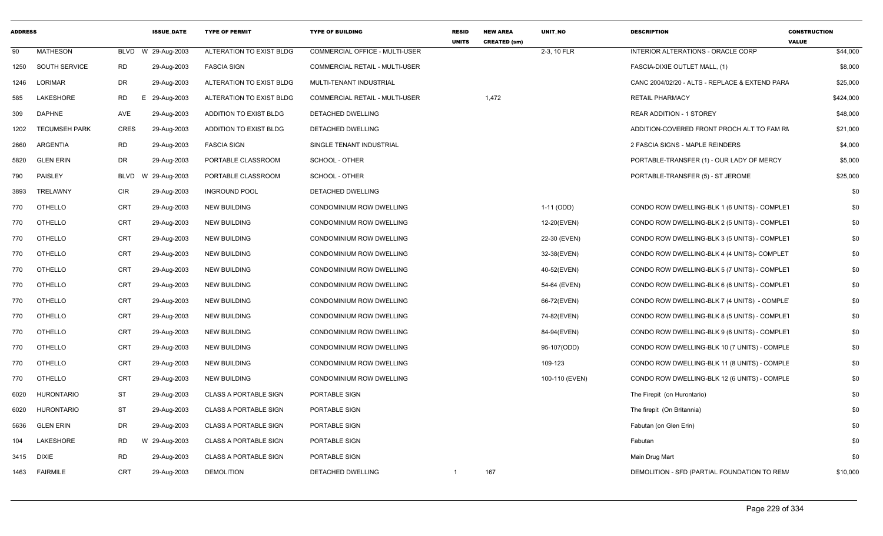| ADDRESS | | | ISSUE_DATE | TYPE OF PERMIT | TYPE OF BUILDING | RESID UNITS | NEW AREA CREATED (sm) | UNIT_NO | DESCRIPTION | CONSTRUCTION VALUE |
|---|---|---|---|---|---|---|---|---|---|---|
| 90 | MATHESON | BLVD | W 29-Aug-2003 | ALTERATION TO EXIST BLDG | COMMERCIAL OFFICE - MULTI-USER | | | 2-3, 10 FLR | INTERIOR ALTERATIONS - ORACLE CORP | $44,000 |
| 1250 | SOUTH SERVICE | RD | 29-Aug-2003 | FASCIA SIGN | COMMERCIAL RETAIL - MULTI-USER | | | | FASCIA-DIXIE OUTLET MALL, (1) | $8,000 |
| 1246 | LORIMAR | DR | 29-Aug-2003 | ALTERATION TO EXIST BLDG | MULTI-TENANT INDUSTRIAL | | | | CANC 2004/02/20 - ALTS - REPLACE & EXTEND PARA | $25,000 |
| 585 | LAKESHORE | RD | E 29-Aug-2003 | ALTERATION TO EXIST BLDG | COMMERCIAL RETAIL - MULTI-USER | | 1,472 | | RETAIL PHARMACY | $424,000 |
| 309 | DAPHNE | AVE | 29-Aug-2003 | ADDITION TO EXIST BLDG | DETACHED DWELLING | | | | REAR ADDITION - 1 STOREY | $48,000 |
| 1202 | TECUMSEH PARK | CRES | 29-Aug-2003 | ADDITION TO EXIST BLDG | DETACHED DWELLING | | | | ADDITION-COVERED FRONT PROCH ALT TO FAM RM | $21,000 |
| 2660 | ARGENTIA | RD | 29-Aug-2003 | FASCIA SIGN | SINGLE TENANT INDUSTRIAL | | | | 2 FASCIA SIGNS - MAPLE REINDERS | $4,000 |
| 5820 | GLEN ERIN | DR | 29-Aug-2003 | PORTABLE CLASSROOM | SCHOOL - OTHER | | | | PORTABLE-TRANSFER (1) - OUR LADY OF MERCY | $5,000 |
| 790 | PAISLEY | BLVD | W 29-Aug-2003 | PORTABLE CLASSROOM | SCHOOL - OTHER | | | | PORTABLE-TRANSFER (5) - ST JEROME | $25,000 |
| 3893 | TRELAWNY | CIR | 29-Aug-2003 | INGROUND POOL | DETACHED DWELLING | | | | | $0 |
| 770 | OTHELLO | CRT | 29-Aug-2003 | NEW BUILDING | CONDOMINIUM ROW DWELLING | | | 1-11 (ODD) | CONDO ROW DWELLING-BLK 1 (6 UNITS) - COMPLET | $0 |
| 770 | OTHELLO | CRT | 29-Aug-2003 | NEW BUILDING | CONDOMINIUM ROW DWELLING | | | 12-20(EVEN) | CONDO ROW DWELLING-BLK 2 (5 UNITS) - COMPLET | $0 |
| 770 | OTHELLO | CRT | 29-Aug-2003 | NEW BUILDING | CONDOMINIUM ROW DWELLING | | | 22-30 (EVEN) | CONDO ROW DWELLING-BLK 3 (5 UNITS) - COMPLET | $0 |
| 770 | OTHELLO | CRT | 29-Aug-2003 | NEW BUILDING | CONDOMINIUM ROW DWELLING | | | 32-38(EVEN) | CONDO ROW DWELLING-BLK 4 (4 UNITS)- COMPLET | $0 |
| 770 | OTHELLO | CRT | 29-Aug-2003 | NEW BUILDING | CONDOMINIUM ROW DWELLING | | | 40-52(EVEN) | CONDO ROW DWELLING-BLK 5 (7 UNITS) - COMPLET | $0 |
| 770 | OTHELLO | CRT | 29-Aug-2003 | NEW BUILDING | CONDOMINIUM ROW DWELLING | | | 54-64 (EVEN) | CONDO ROW DWELLING-BLK 6 (6 UNITS) - COMPLET | $0 |
| 770 | OTHELLO | CRT | 29-Aug-2003 | NEW BUILDING | CONDOMINIUM ROW DWELLING | | | 66-72(EVEN) | CONDO ROW DWELLING-BLK 7 (4 UNITS) - COMPLET | $0 |
| 770 | OTHELLO | CRT | 29-Aug-2003 | NEW BUILDING | CONDOMINIUM ROW DWELLING | | | 74-82(EVEN) | CONDO ROW DWELLING-BLK 8 (5 UNITS) - COMPLET | $0 |
| 770 | OTHELLO | CRT | 29-Aug-2003 | NEW BUILDING | CONDOMINIUM ROW DWELLING | | | 84-94(EVEN) | CONDO ROW DWELLING-BLK 9 (6 UNITS) - COMPLET | $0 |
| 770 | OTHELLO | CRT | 29-Aug-2003 | NEW BUILDING | CONDOMINIUM ROW DWELLING | | | 95-107(ODD) | CONDO ROW DWELLING-BLK 10 (7 UNITS) - COMPLE | $0 |
| 770 | OTHELLO | CRT | 29-Aug-2003 | NEW BUILDING | CONDOMINIUM ROW DWELLING | | | 109-123 | CONDO ROW DWELLING-BLK 11 (8 UNITS) - COMPLE | $0 |
| 770 | OTHELLO | CRT | 29-Aug-2003 | NEW BUILDING | CONDOMINIUM ROW DWELLING | | | 100-110 (EVEN) | CONDO ROW DWELLING-BLK 12 (6 UNITS) - COMPLE | $0 |
| 6020 | HURONTARIO | ST | 29-Aug-2003 | CLASS A PORTABLE SIGN | PORTABLE SIGN | | | | The Firepit (on Hurontario) | $0 |
| 6020 | HURONTARIO | ST | 29-Aug-2003 | CLASS A PORTABLE SIGN | PORTABLE SIGN | | | | The firepit (On Britannia) | $0 |
| 5636 | GLEN ERIN | DR | 29-Aug-2003 | CLASS A PORTABLE SIGN | PORTABLE SIGN | | | | Fabutan (on Glen Erin) | $0 |
| 104 | LAKESHORE | RD | W 29-Aug-2003 | CLASS A PORTABLE SIGN | PORTABLE SIGN | | | | Fabutan | $0 |
| 3415 | DIXIE | RD | 29-Aug-2003 | CLASS A PORTABLE SIGN | PORTABLE SIGN | | | | Main Drug Mart | $0 |
| 1463 | FAIRMILE | CRT | 29-Aug-2003 | DEMOLITION | DETACHED DWELLING | 1 | 167 | | DEMOLITION - SFD (PARTIAL FOUNDATION TO REM/ | $10,000 |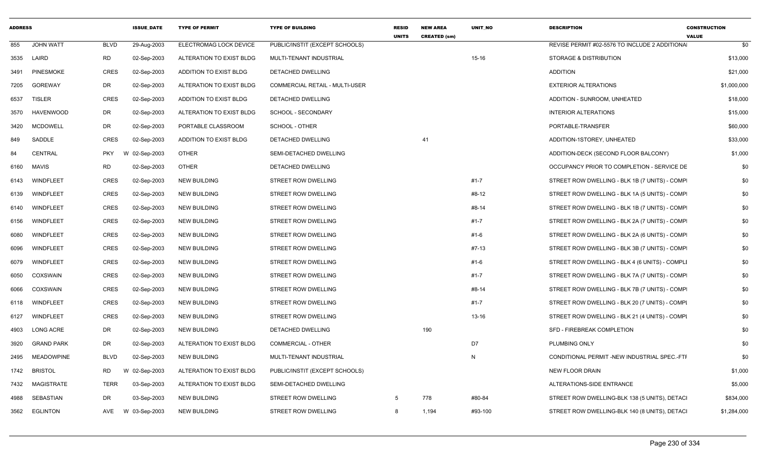| ADDRESS | | | ISSUE_DATE | TYPE OF PERMIT | TYPE OF BUILDING | RESID UNITS | NEW AREA CREATED (sm) | UNIT_NO | DESCRIPTION | CONSTRUCTION VALUE |
|---|---|---|---|---|---|---|---|---|---|---|
| 855 | JOHN WATT | BLVD | 29-Aug-2003 | ELECTROMAG LOCK DEVICE | PUBLIC/INSTIT (EXCEPT SCHOOLS) | | | | REVISE PERMIT #02-5576 TO INCLUDE 2 ADDITIONAI | $0 |
| 3535 | LAIRD | RD | 02-Sep-2003 | ALTERATION TO EXIST BLDG | MULTI-TENANT INDUSTRIAL | | | 15-16 | STORAGE & DISTRIBUTION | $13,000 |
| 3491 | PINESMOKE | CRES | 02-Sep-2003 | ADDITION TO EXIST BLDG | DETACHED DWELLING | | | | ADDITION | $21,000 |
| 7205 | GOREWAY | DR | 02-Sep-2003 | ALTERATION TO EXIST BLDG | COMMERCIAL RETAIL - MULTI-USER | | | | EXTERIOR ALTERATIONS | $1,000,000 |
| 6537 | TISLER | CRES | 02-Sep-2003 | ADDITION TO EXIST BLDG | DETACHED DWELLING | | | | ADDITION - SUNROOM, UNHEATED | $18,000 |
| 3570 | HAVENWOOD | DR | 02-Sep-2003 | ALTERATION TO EXIST BLDG | SCHOOL - SECONDARY | | | | INTERIOR ALTERATIONS | $15,000 |
| 3420 | MCDOWELL | DR | 02-Sep-2003 | PORTABLE CLASSROOM | SCHOOL - OTHER | | | | PORTABLE-TRANSFER | $60,000 |
| 849 | SADDLE | CRES | 02-Sep-2003 | ADDITION TO EXIST BLDG | DETACHED DWELLING | | 41 | | ADDITION-1STOREY, UNHEATED | $33,000 |
| 84 | CENTRAL | PKY | W 02-Sep-2003 | OTHER | SEMI-DETACHED DWELLING | | | | ADDITION-DECK (SECOND FLOOR BALCONY) | $1,000 |
| 6160 | MAVIS | RD | 02-Sep-2003 | OTHER | DETACHED DWELLING | | | | OCCUPANCY PRIOR TO COMPLETION - SERVICE DE | $0 |
| 6143 | WINDFLEET | CRES | 02-Sep-2003 | NEW BUILDING | STREET ROW DWELLING | | | #1-7 | STREET ROW DWELLING - BLK 1B (7 UNITS) - COMPI | $0 |
| 6139 | WINDFLEET | CRES | 02-Sep-2003 | NEW BUILDING | STREET ROW DWELLING | | | #8-12 | STREET ROW DWELLING - BLK 1A (5 UNITS) - COMPI | $0 |
| 6140 | WINDFLEET | CRES | 02-Sep-2003 | NEW BUILDING | STREET ROW DWELLING | | | #8-14 | STREET ROW DWELLING - BLK 1B (7 UNITS) - COMPI | $0 |
| 6156 | WINDFLEET | CRES | 02-Sep-2003 | NEW BUILDING | STREET ROW DWELLING | | | #1-7 | STREET ROW DWELLING - BLK 2A (7 UNITS) - COMPI | $0 |
| 6080 | WINDFLEET | CRES | 02-Sep-2003 | NEW BUILDING | STREET ROW DWELLING | | | #1-6 | STREET ROW DWELLING - BLK 2A (6 UNITS) - COMPI | $0 |
| 6096 | WINDFLEET | CRES | 02-Sep-2003 | NEW BUILDING | STREET ROW DWELLING | | | #7-13 | STREET ROW DWELLING - BLK 3B (7 UNITS) - COMPI | $0 |
| 6079 | WINDFLEET | CRES | 02-Sep-2003 | NEW BUILDING | STREET ROW DWELLING | | | #1-6 | STREET ROW DWELLING - BLK 4 (6 UNITS) - COMPLI | $0 |
| 6050 | COXSWAIN | CRES | 02-Sep-2003 | NEW BUILDING | STREET ROW DWELLING | | | #1-7 | STREET ROW DWELLING - BLK 7A (7 UNITS) - COMPI | $0 |
| 6066 | COXSWAIN | CRES | 02-Sep-2003 | NEW BUILDING | STREET ROW DWELLING | | | #8-14 | STREET ROW DWELLING - BLK 7B (7 UNITS) - COMPI | $0 |
| 6118 | WINDFLEET | CRES | 02-Sep-2003 | NEW BUILDING | STREET ROW DWELLING | | | #1-7 | STREET ROW DWELLING - BLK 20 (7 UNITS) - COMPL | $0 |
| 6127 | WINDFLEET | CRES | 02-Sep-2003 | NEW BUILDING | STREET ROW DWELLING | | | 13-16 | STREET ROW DWELLING - BLK 21 (4 UNITS) - COMPL | $0 |
| 4903 | LONG ACRE | DR | 02-Sep-2003 | NEW BUILDING | DETACHED DWELLING | | 190 | | SFD - FIREBREAK COMPLETION | $0 |
| 3920 | GRAND PARK | DR | 02-Sep-2003 | ALTERATION TO EXIST BLDG | COMMERCIAL - OTHER | | | D7 | PLUMBING ONLY | $0 |
| 2495 | MEADOWPINE | BLVD | 02-Sep-2003 | NEW BUILDING | MULTI-TENANT INDUSTRIAL | | | N | CONDITIONAL PERMIT -NEW INDUSTRIAL SPEC.-FTF | $0 |
| 1742 | BRISTOL | RD | W 02-Sep-2003 | ALTERATION TO EXIST BLDG | PUBLIC/INSTIT (EXCEPT SCHOOLS) | | | | NEW FLOOR DRAIN | $1,000 |
| 7432 | MAGISTRATE | TERR | 03-Sep-2003 | ALTERATION TO EXIST BLDG | SEMI-DETACHED DWELLING | | | | ALTERATIONS-SIDE ENTRANCE | $5,000 |
| 4988 | SEBASTIAN | DR | 03-Sep-2003 | NEW BUILDING | STREET ROW DWELLING | 5 | 778 | #80-84 | STREET ROW DWELLING-BLK 138 (5 UNITS), DETACI | $834,000 |
| 3562 | EGLINTON | AVE | W 03-Sep-2003 | NEW BUILDING | STREET ROW DWELLING | 8 | 1,194 | #93-100 | STREET ROW DWELLING-BLK 140 (8 UNITS), DETACI | $1,284,000 |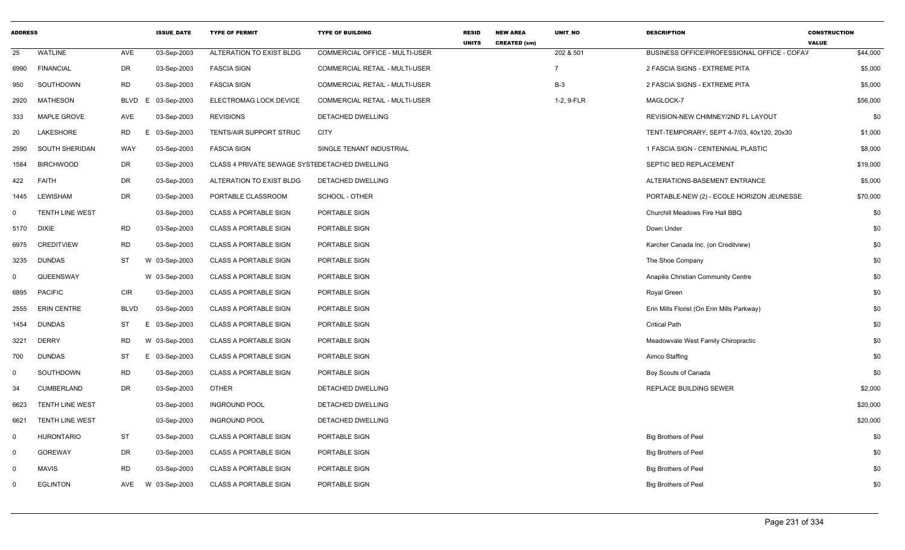| ADDRESS | | | | ISSUE_DATE | TYPE OF PERMIT | TYPE OF BUILDING | RESID UNITS | NEW AREA CREATED (sm) | UNIT_NO | DESCRIPTION | CONSTRUCTION VALUE |
|---|---|---|---|---|---|---|---|---|---|---|---|
| 25 | WATLINE | AVE | | 03-Sep-2003 | ALTERATION TO EXIST BLDG | COMMERCIAL OFFICE - MULTI-USER | | | 202 & 501 | BUSINESS OFFICE/PROFESSIONAL OFFICE - COFA/ | $44,000 |
| 6990 | FINANCIAL | DR | | 03-Sep-2003 | FASCIA SIGN | COMMERCIAL RETAIL - MULTI-USER | | | 7 | 2 FASCIA SIGNS - EXTREME PITA | $5,000 |
| 950 | SOUTHDOWN | RD | | 03-Sep-2003 | FASCIA SIGN | COMMERCIAL RETAIL - MULTI-USER | | | B-3 | 2 FASCIA SIGNS - EXTREME PITA | $5,000 |
| 2920 | MATHESON | BLVD | E | 03-Sep-2003 | ELECTROMAG LOCK DEVICE | COMMERCIAL RETAIL - MULTI-USER | | | 1-2, 9-FLR | MAGLOCK-7 | $56,000 |
| 333 | MAPLE GROVE | AVE | | 03-Sep-2003 | REVISIONS | DETACHED DWELLING | | | | REVISION-NEW CHIMNEY/2ND FL LAYOUT | $0 |
| 20 | LAKESHORE | RD | E | 03-Sep-2003 | TENTS/AIR SUPPORT STRUC | CITY | | | | TENT-TEMPORARY, SEPT 4-7/03, 40x120, 20x30 | $1,000 |
| 2590 | SOUTH SHERIDAN | WAY | | 03-Sep-2003 | FASCIA SIGN | SINGLE TENANT INDUSTRIAL | | | | 1 FASCIA SIGN - CENTENNIAL PLASTIC | $8,000 |
| 1584 | BIRCHWOOD | DR | | 03-Sep-2003 | CLASS 4 PRIVATE SEWAGE SYSTE | DETACHED DWELLING | | | | SEPTIC BED REPLACEMENT | $19,000 |
| 422 | FAITH | DR | | 03-Sep-2003 | ALTERATION TO EXIST BLDG | DETACHED DWELLING | | | | ALTERATIONS-BASEMENT ENTRANCE | $5,000 |
| 1445 | LEWISHAM | DR | | 03-Sep-2003 | PORTABLE CLASSROOM | SCHOOL - OTHER | | | | PORTABLE-NEW (2) - ECOLE HORIZON JEUNESSE | $70,000 |
| 0 | TENTH LINE WEST | | | 03-Sep-2003 | CLASS A PORTABLE SIGN | PORTABLE SIGN | | | | Churchill Meadows Fire Hall BBQ | $0 |
| 5170 | DIXIE | RD | | 03-Sep-2003 | CLASS A PORTABLE SIGN | PORTABLE SIGN | | | | Down Under | $0 |
| 6975 | CREDITVIEW | RD | | 03-Sep-2003 | CLASS A PORTABLE SIGN | PORTABLE SIGN | | | | Karcher Canada Inc. (on Creditview) | $0 |
| 3235 | DUNDAS | ST | W | 03-Sep-2003 | CLASS A PORTABLE SIGN | PORTABLE SIGN | | | | The Shoe Company | $0 |
| 0 | QUEENSWAY | | W | 03-Sep-2003 | CLASS A PORTABLE SIGN | PORTABLE SIGN | | | | Anapilis Christian Community Centre | $0 |
| 6895 | PACIFIC | CIR | | 03-Sep-2003 | CLASS A PORTABLE SIGN | PORTABLE SIGN | | | | Royal Green | $0 |
| 2555 | ERIN CENTRE | BLVD | | 03-Sep-2003 | CLASS A PORTABLE SIGN | PORTABLE SIGN | | | | Erin Mills Florist (On Erin Mills Parkway) | $0 |
| 1454 | DUNDAS | ST | E | 03-Sep-2003 | CLASS A PORTABLE SIGN | PORTABLE SIGN | | | | Critical Path | $0 |
| 3221 | DERRY | RD | W | 03-Sep-2003 | CLASS A PORTABLE SIGN | PORTABLE SIGN | | | | Meadowvale West Family Chiropractic | $0 |
| 700 | DUNDAS | ST | E | 03-Sep-2003 | CLASS A PORTABLE SIGN | PORTABLE SIGN | | | | Aimco Staffing | $0 |
| 0 | SOUTHDOWN | RD | | 03-Sep-2003 | CLASS A PORTABLE SIGN | PORTABLE SIGN | | | | Boy Scouts of Canada | $0 |
| 34 | CUMBERLAND | DR | | 03-Sep-2003 | OTHER | DETACHED DWELLING | | | | REPLACE BUILDING SEWER | $2,000 |
| 6623 | TENTH LINE WEST | | | 03-Sep-2003 | INGROUND POOL | DETACHED DWELLING | | | | | $20,000 |
| 6621 | TENTH LINE WEST | | | 03-Sep-2003 | INGROUND POOL | DETACHED DWELLING | | | | | $20,000 |
| 0 | HURONTARIO | ST | | 03-Sep-2003 | CLASS A PORTABLE SIGN | PORTABLE SIGN | | | | Big Brothers of Peel | $0 |
| 0 | GOREWAY | DR | | 03-Sep-2003 | CLASS A PORTABLE SIGN | PORTABLE SIGN | | | | Big Brothers of Peel | $0 |
| 0 | MAVIS | RD | | 03-Sep-2003 | CLASS A PORTABLE SIGN | PORTABLE SIGN | | | | Big Brothers of Peel | $0 |
| 0 | EGLINTON | AVE | W | 03-Sep-2003 | CLASS A PORTABLE SIGN | PORTABLE SIGN | | | | Big Brothers of Peel | $0 |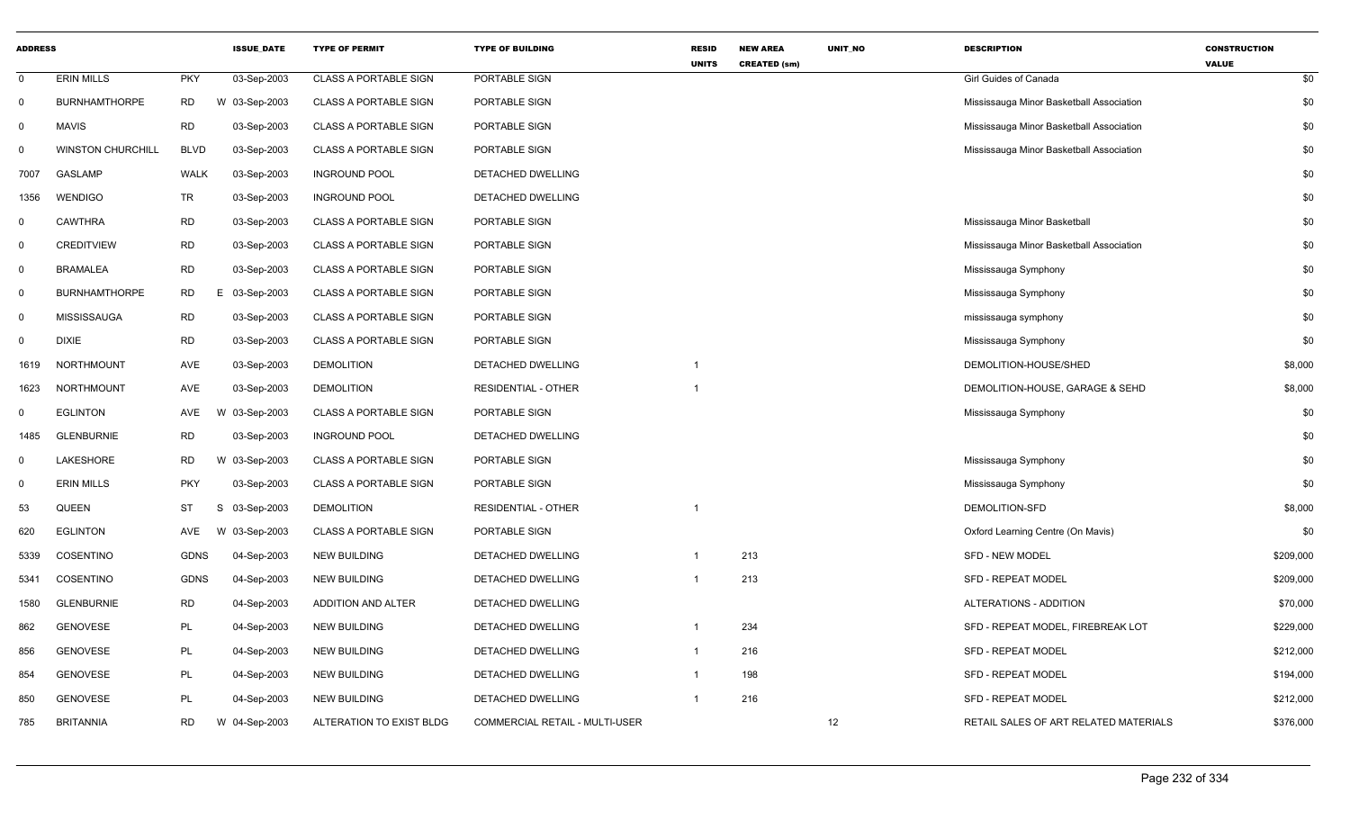| ADDRESS | | | ISSUE_DATE | TYPE OF PERMIT | TYPE OF BUILDING | RESID UNITS | NEW AREA CREATED (sm) | UNIT_NO | DESCRIPTION | CONSTRUCTION VALUE |
|---|---|---|---|---|---|---|---|---|---|---|
| 0 | ERIN MILLS | PKY | 03-Sep-2003 | CLASS A PORTABLE SIGN | PORTABLE SIGN | | | | Girl Guides of Canada | $0 |
| 0 | BURNHAMTHORPE | RD | W 03-Sep-2003 | CLASS A PORTABLE SIGN | PORTABLE SIGN | | | | Mississauga Minor Basketball Association | $0 |
| 0 | MAVIS | RD | 03-Sep-2003 | CLASS A PORTABLE SIGN | PORTABLE SIGN | | | | Mississauga Minor Basketball Association | $0 |
| 0 | WINSTON CHURCHILL | BLVD | 03-Sep-2003 | CLASS A PORTABLE SIGN | PORTABLE SIGN | | | | Mississauga Minor Basketball Association | $0 |
| 7007 | GASLAMP | WALK | 03-Sep-2003 | INGROUND POOL | DETACHED DWELLING | | | | | $0 |
| 1356 | WENDIGO | TR | 03-Sep-2003 | INGROUND POOL | DETACHED DWELLING | | | | | $0 |
| 0 | CAWTHRA | RD | 03-Sep-2003 | CLASS A PORTABLE SIGN | PORTABLE SIGN | | | | Mississauga Minor Basketball | $0 |
| 0 | CREDITVIEW | RD | 03-Sep-2003 | CLASS A PORTABLE SIGN | PORTABLE SIGN | | | | Mississauga Minor Basketball Association | $0 |
| 0 | BRAMALEA | RD | 03-Sep-2003 | CLASS A PORTABLE SIGN | PORTABLE SIGN | | | | Mississauga Symphony | $0 |
| 0 | BURNHAMTHORPE | RD | E 03-Sep-2003 | CLASS A PORTABLE SIGN | PORTABLE SIGN | | | | Mississauga Symphony | $0 |
| 0 | MISSISSAUGA | RD | 03-Sep-2003 | CLASS A PORTABLE SIGN | PORTABLE SIGN | | | | mississauga symphony | $0 |
| 0 | DIXIE | RD | 03-Sep-2003 | CLASS A PORTABLE SIGN | PORTABLE SIGN | | | | Mississauga Symphony | $0 |
| 1619 | NORTHMOUNT | AVE | 03-Sep-2003 | DEMOLITION | DETACHED DWELLING | 1 | | | DEMOLITION-HOUSE/SHED | $8,000 |
| 1623 | NORTHMOUNT | AVE | 03-Sep-2003 | DEMOLITION | RESIDENTIAL - OTHER | 1 | | | DEMOLITION-HOUSE, GARAGE & SEHD | $8,000 |
| 0 | EGLINTON | AVE | W 03-Sep-2003 | CLASS A PORTABLE SIGN | PORTABLE SIGN | | | | Mississauga Symphony | $0 |
| 1485 | GLENBURNIE | RD | 03-Sep-2003 | INGROUND POOL | DETACHED DWELLING | | | | | $0 |
| 0 | LAKESHORE | RD | W 03-Sep-2003 | CLASS A PORTABLE SIGN | PORTABLE SIGN | | | | Mississauga Symphony | $0 |
| 0 | ERIN MILLS | PKY | 03-Sep-2003 | CLASS A PORTABLE SIGN | PORTABLE SIGN | | | | Mississauga Symphony | $0 |
| 53 | QUEEN | ST | S 03-Sep-2003 | DEMOLITION | RESIDENTIAL - OTHER | 1 | | | DEMOLITION-SFD | $8,000 |
| 620 | EGLINTON | AVE | W 03-Sep-2003 | CLASS A PORTABLE SIGN | PORTABLE SIGN | | | | Oxford Learning Centre (On Mavis) | $0 |
| 5339 | COSENTINO | GDNS | 04-Sep-2003 | NEW BUILDING | DETACHED DWELLING | 1 | 213 | | SFD - NEW MODEL | $209,000 |
| 5341 | COSENTINO | GDNS | 04-Sep-2003 | NEW BUILDING | DETACHED DWELLING | 1 | 213 | | SFD - REPEAT MODEL | $209,000 |
| 1580 | GLENBURNIE | RD | 04-Sep-2003 | ADDITION AND ALTER | DETACHED DWELLING | | | | ALTERATIONS - ADDITION | $70,000 |
| 862 | GENOVESE | PL | 04-Sep-2003 | NEW BUILDING | DETACHED DWELLING | 1 | 234 | | SFD - REPEAT MODEL, FIREBREAK LOT | $229,000 |
| 856 | GENOVESE | PL | 04-Sep-2003 | NEW BUILDING | DETACHED DWELLING | 1 | 216 | | SFD - REPEAT MODEL | $212,000 |
| 854 | GENOVESE | PL | 04-Sep-2003 | NEW BUILDING | DETACHED DWELLING | 1 | 198 | | SFD - REPEAT MODEL | $194,000 |
| 850 | GENOVESE | PL | 04-Sep-2003 | NEW BUILDING | DETACHED DWELLING | 1 | 216 | | SFD - REPEAT MODEL | $212,000 |
| 785 | BRITANNIA | RD | W 04-Sep-2003 | ALTERATION TO EXIST BLDG | COMMERCIAL RETAIL - MULTI-USER | | | 12 | RETAIL SALES OF ART RELATED MATERIALS | $376,000 |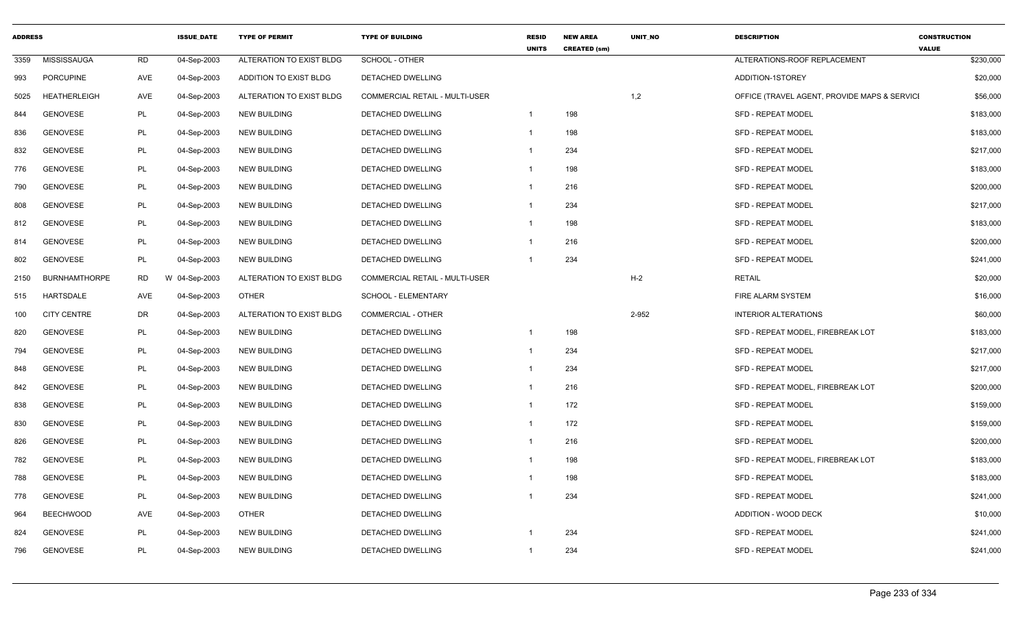| ADDRESS | | | ISSUE_DATE | TYPE OF PERMIT | TYPE OF BUILDING | RESID UNITS | NEW AREA CREATED (sm) | UNIT_NO | DESCRIPTION | CONSTRUCTION VALUE |
|---|---|---|---|---|---|---|---|---|---|---|
| 3359 | MISSISSAUGA | RD | 04-Sep-2003 | ALTERATION TO EXIST BLDG | SCHOOL - OTHER | | | | ALTERATIONS-ROOF REPLACEMENT | $230,000 |
| 993 | PORCUPINE | AVE | 04-Sep-2003 | ADDITION TO EXIST BLDG | DETACHED DWELLING | | | | ADDITION-1STOREY | $20,000 |
| 5025 | HEATHERLEIGH | AVE | 04-Sep-2003 | ALTERATION TO EXIST BLDG | COMMERCIAL RETAIL - MULTI-USER | | | 1,2 | OFFICE (TRAVEL AGENT, PROVIDE MAPS & SERVICI | $56,000 |
| 844 | GENOVESE | PL | 04-Sep-2003 | NEW BUILDING | DETACHED DWELLING | 1 | 198 | | SFD - REPEAT MODEL | $183,000 |
| 836 | GENOVESE | PL | 04-Sep-2003 | NEW BUILDING | DETACHED DWELLING | 1 | 198 | | SFD - REPEAT MODEL | $183,000 |
| 832 | GENOVESE | PL | 04-Sep-2003 | NEW BUILDING | DETACHED DWELLING | 1 | 234 | | SFD - REPEAT MODEL | $217,000 |
| 776 | GENOVESE | PL | 04-Sep-2003 | NEW BUILDING | DETACHED DWELLING | 1 | 198 | | SFD - REPEAT MODEL | $183,000 |
| 790 | GENOVESE | PL | 04-Sep-2003 | NEW BUILDING | DETACHED DWELLING | 1 | 216 | | SFD - REPEAT MODEL | $200,000 |
| 808 | GENOVESE | PL | 04-Sep-2003 | NEW BUILDING | DETACHED DWELLING | 1 | 234 | | SFD - REPEAT MODEL | $217,000 |
| 812 | GENOVESE | PL | 04-Sep-2003 | NEW BUILDING | DETACHED DWELLING | 1 | 198 | | SFD - REPEAT MODEL | $183,000 |
| 814 | GENOVESE | PL | 04-Sep-2003 | NEW BUILDING | DETACHED DWELLING | 1 | 216 | | SFD - REPEAT MODEL | $200,000 |
| 802 | GENOVESE | PL | 04-Sep-2003 | NEW BUILDING | DETACHED DWELLING | 1 | 234 | | SFD - REPEAT MODEL | $241,000 |
| 2150 | BURNHAMTHORPE | RD | W 04-Sep-2003 | ALTERATION TO EXIST BLDG | COMMERCIAL RETAIL - MULTI-USER | | | H-2 | RETAIL | $20,000 |
| 515 | HARTSDALE | AVE | 04-Sep-2003 | OTHER | SCHOOL - ELEMENTARY | | | | FIRE ALARM SYSTEM | $16,000 |
| 100 | CITY CENTRE | DR | 04-Sep-2003 | ALTERATION TO EXIST BLDG | COMMERCIAL - OTHER | | | 2-952 | INTERIOR ALTERATIONS | $60,000 |
| 820 | GENOVESE | PL | 04-Sep-2003 | NEW BUILDING | DETACHED DWELLING | 1 | 198 | | SFD - REPEAT MODEL, FIREBREAK LOT | $183,000 |
| 794 | GENOVESE | PL | 04-Sep-2003 | NEW BUILDING | DETACHED DWELLING | 1 | 234 | | SFD - REPEAT MODEL | $217,000 |
| 848 | GENOVESE | PL | 04-Sep-2003 | NEW BUILDING | DETACHED DWELLING | 1 | 234 | | SFD - REPEAT MODEL | $217,000 |
| 842 | GENOVESE | PL | 04-Sep-2003 | NEW BUILDING | DETACHED DWELLING | 1 | 216 | | SFD - REPEAT MODEL, FIREBREAK LOT | $200,000 |
| 838 | GENOVESE | PL | 04-Sep-2003 | NEW BUILDING | DETACHED DWELLING | 1 | 172 | | SFD - REPEAT MODEL | $159,000 |
| 830 | GENOVESE | PL | 04-Sep-2003 | NEW BUILDING | DETACHED DWELLING | 1 | 172 | | SFD - REPEAT MODEL | $159,000 |
| 826 | GENOVESE | PL | 04-Sep-2003 | NEW BUILDING | DETACHED DWELLING | 1 | 216 | | SFD - REPEAT MODEL | $200,000 |
| 782 | GENOVESE | PL | 04-Sep-2003 | NEW BUILDING | DETACHED DWELLING | 1 | 198 | | SFD - REPEAT MODEL, FIREBREAK LOT | $183,000 |
| 788 | GENOVESE | PL | 04-Sep-2003 | NEW BUILDING | DETACHED DWELLING | 1 | 198 | | SFD - REPEAT MODEL | $183,000 |
| 778 | GENOVESE | PL | 04-Sep-2003 | NEW BUILDING | DETACHED DWELLING | 1 | 234 | | SFD - REPEAT MODEL | $241,000 |
| 964 | BEECHWOOD | AVE | 04-Sep-2003 | OTHER | DETACHED DWELLING | | | | ADDITION - WOOD DECK | $10,000 |
| 824 | GENOVESE | PL | 04-Sep-2003 | NEW BUILDING | DETACHED DWELLING | 1 | 234 | | SFD - REPEAT MODEL | $241,000 |
| 796 | GENOVESE | PL | 04-Sep-2003 | NEW BUILDING | DETACHED DWELLING | 1 | 234 | | SFD - REPEAT MODEL | $241,000 |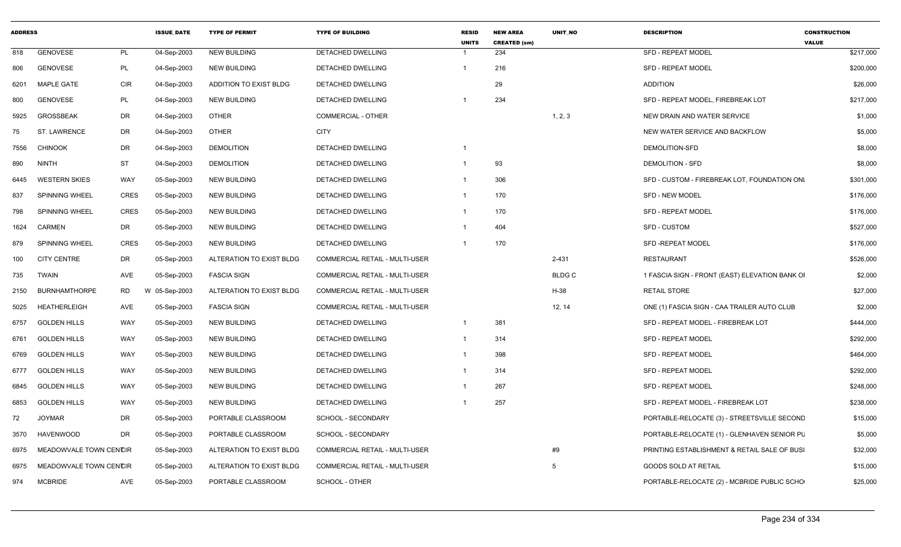| ADDRESS | | | ISSUE_DATE | TYPE OF PERMIT | TYPE OF BUILDING | RESID UNITS | NEW AREA CREATED (sm) | UNIT_NO | DESCRIPTION | CONSTRUCTION VALUE |
|---|---|---|---|---|---|---|---|---|---|---|
| 818 | GENOVESE | PL | 04-Sep-2003 | NEW BUILDING | DETACHED DWELLING | 1 | 234 | | SFD - REPEAT MODEL | $217,000 |
| 806 | GENOVESE | PL | 04-Sep-2003 | NEW BUILDING | DETACHED DWELLING | 1 | 216 | | SFD - REPEAT MODEL | $200,000 |
| 6201 | MAPLE GATE | CIR | 04-Sep-2003 | ADDITION TO EXIST BLDG | DETACHED DWELLING | | 29 | | ADDITION | $26,000 |
| 800 | GENOVESE | PL | 04-Sep-2003 | NEW BUILDING | DETACHED DWELLING | 1 | 234 | | SFD - REPEAT MODEL, FIREBREAK LOT | $217,000 |
| 5925 | GROSSBEAK | DR | 04-Sep-2003 | OTHER | COMMERCIAL - OTHER | | | 1, 2, 3 | NEW DRAIN AND WATER SERVICE | $1,000 |
| 75 | ST. LAWRENCE | DR | 04-Sep-2003 | OTHER | CITY | | | | NEW WATER SERVICE AND BACKFLOW | $5,000 |
| 7556 | CHINOOK | DR | 04-Sep-2003 | DEMOLITION | DETACHED DWELLING | 1 | | | DEMOLITION-SFD | $8,000 |
| 890 | NINTH | ST | 04-Sep-2003 | DEMOLITION | DETACHED DWELLING | 1 | 93 | | DEMOLITION - SFD | $8,000 |
| 6445 | WESTERN SKIES | WAY | 05-Sep-2003 | NEW BUILDING | DETACHED DWELLING | 1 | 306 | | SFD - CUSTOM - FIREBREAK LOT, FOUNDATION ONL | $301,000 |
| 837 | SPINNING WHEEL | CRES | 05-Sep-2003 | NEW BUILDING | DETACHED DWELLING | 1 | 170 | | SFD - NEW MODEL | $176,000 |
| 798 | SPINNING WHEEL | CRES | 05-Sep-2003 | NEW BUILDING | DETACHED DWELLING | 1 | 170 | | SFD - REPEAT MODEL | $176,000 |
| 1624 | CARMEN | DR | 05-Sep-2003 | NEW BUILDING | DETACHED DWELLING | 1 | 404 | | SFD - CUSTOM | $527,000 |
| 879 | SPINNING WHEEL | CRES | 05-Sep-2003 | NEW BUILDING | DETACHED DWELLING | 1 | 170 | | SFD -REPEAT MODEL | $176,000 |
| 100 | CITY CENTRE | DR | 05-Sep-2003 | ALTERATION TO EXIST BLDG | COMMERCIAL RETAIL - MULTI-USER | | | 2-431 | RESTAURANT | $526,000 |
| 735 | TWAIN | AVE | 05-Sep-2003 | FASCIA SIGN | COMMERCIAL RETAIL - MULTI-USER | | | BLDG C | 1 FASCIA SIGN - FRONT (EAST) ELEVATION BANK OI | $2,000 |
| 2150 | BURNHAMTHORPE | RD | W 05-Sep-2003 | ALTERATION TO EXIST BLDG | COMMERCIAL RETAIL - MULTI-USER | | | H-38 | RETAIL STORE | $27,000 |
| 5025 | HEATHERLEIGH | AVE | 05-Sep-2003 | FASCIA SIGN | COMMERCIAL RETAIL - MULTI-USER | | | 12, 14 | ONE (1) FASCIA SIGN - CAA TRAILER AUTO CLUB | $2,000 |
| 6757 | GOLDEN HILLS | WAY | 05-Sep-2003 | NEW BUILDING | DETACHED DWELLING | 1 | 381 | | SFD - REPEAT MODEL - FIREBREAK LOT | $444,000 |
| 6761 | GOLDEN HILLS | WAY | 05-Sep-2003 | NEW BUILDING | DETACHED DWELLING | 1 | 314 | | SFD - REPEAT MODEL | $292,000 |
| 6769 | GOLDEN HILLS | WAY | 05-Sep-2003 | NEW BUILDING | DETACHED DWELLING | 1 | 398 | | SFD - REPEAT MODEL | $464,000 |
| 6777 | GOLDEN HILLS | WAY | 05-Sep-2003 | NEW BUILDING | DETACHED DWELLING | 1 | 314 | | SFD - REPEAT MODEL | $292,000 |
| 6845 | GOLDEN HILLS | WAY | 05-Sep-2003 | NEW BUILDING | DETACHED DWELLING | 1 | 267 | | SFD - REPEAT MODEL | $248,000 |
| 6853 | GOLDEN HILLS | WAY | 05-Sep-2003 | NEW BUILDING | DETACHED DWELLING | 1 | 257 | | SFD - REPEAT MODEL - FIREBREAK LOT | $238,000 |
| 72 | JOYMAR | DR | 05-Sep-2003 | PORTABLE CLASSROOM | SCHOOL - SECONDARY | | | | PORTABLE-RELOCATE (3) - STREETSVILLE SECOND | $15,000 |
| 3570 | HAVENWOOD | DR | 05-Sep-2003 | PORTABLE CLASSROOM | SCHOOL - SECONDARY | | | | PORTABLE-RELOCATE (1) - GLENHAVEN SENIOR PU | $5,000 |
| 6975 | MEADOWVALE TOWN CENTRE | CIR | 05-Sep-2003 | ALTERATION TO EXIST BLDG | COMMERCIAL RETAIL - MULTI-USER | | | #9 | PRINTING ESTABLISHMENT & RETAIL SALE OF BUSI | $32,000 |
| 6975 | MEADOWVALE TOWN CENTRE | CIR | 05-Sep-2003 | ALTERATION TO EXIST BLDG | COMMERCIAL RETAIL - MULTI-USER | | | 5 | GOODS SOLD AT RETAIL | $15,000 |
| 974 | MCBRIDE | AVE | 05-Sep-2003 | PORTABLE CLASSROOM | SCHOOL - OTHER | | | | PORTABLE-RELOCATE (2) - MCBRIDE PUBLIC SCHO | $25,000 |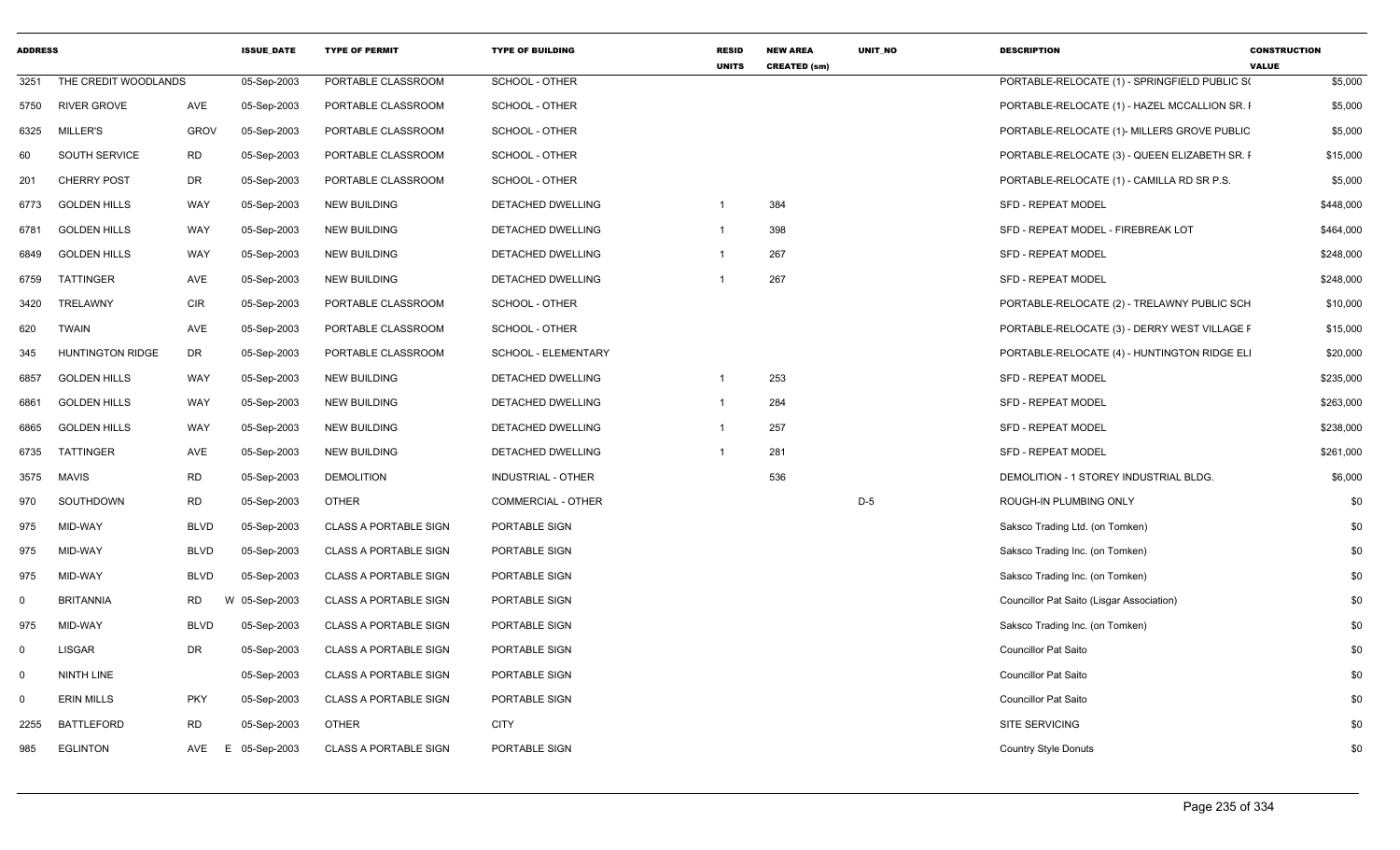| ADDRESS | | | ISSUE_DATE | TYPE OF PERMIT | TYPE OF BUILDING | RESID UNITS | NEW AREA CREATED (sm) | UNIT_NO | DESCRIPTION | CONSTRUCTION VALUE |
|---|---|---|---|---|---|---|---|---|---|---|
| 3251 | THE CREDIT WOODLANDS | | 05-Sep-2003 | PORTABLE CLASSROOM | SCHOOL - OTHER | | | | PORTABLE-RELOCATE (1) - SPRINGFIELD PUBLIC S( | $5,000 |
| 5750 | RIVER GROVE | AVE | 05-Sep-2003 | PORTABLE CLASSROOM | SCHOOL - OTHER | | | | PORTABLE-RELOCATE (1) - HAZEL MCCALLION SR. I | $5,000 |
| 6325 | MILLER'S | GROV | 05-Sep-2003 | PORTABLE CLASSROOM | SCHOOL - OTHER | | | | PORTABLE-RELOCATE (1)- MILLERS GROVE PUBLIC | $5,000 |
| 60 | SOUTH SERVICE | RD | 05-Sep-2003 | PORTABLE CLASSROOM | SCHOOL - OTHER | | | | PORTABLE-RELOCATE (3) - QUEEN ELIZABETH SR. I | $15,000 |
| 201 | CHERRY POST | DR | 05-Sep-2003 | PORTABLE CLASSROOM | SCHOOL - OTHER | | | | PORTABLE-RELOCATE (1) - CAMILLA RD SR P.S. | $5,000 |
| 6773 | GOLDEN HILLS | WAY | 05-Sep-2003 | NEW BUILDING | DETACHED DWELLING | 1 | 384 | | SFD - REPEAT MODEL | $448,000 |
| 6781 | GOLDEN HILLS | WAY | 05-Sep-2003 | NEW BUILDING | DETACHED DWELLING | 1 | 398 | | SFD - REPEAT MODEL - FIREBREAK LOT | $464,000 |
| 6849 | GOLDEN HILLS | WAY | 05-Sep-2003 | NEW BUILDING | DETACHED DWELLING | 1 | 267 | | SFD - REPEAT MODEL | $248,000 |
| 6759 | TATTINGER | AVE | 05-Sep-2003 | NEW BUILDING | DETACHED DWELLING | 1 | 267 | | SFD - REPEAT MODEL | $248,000 |
| 3420 | TRELAWNY | CIR | 05-Sep-2003 | PORTABLE CLASSROOM | SCHOOL - OTHER | | | | PORTABLE-RELOCATE (2) - TRELAWNY PUBLIC SCH | $10,000 |
| 620 | TWAIN | AVE | 05-Sep-2003 | PORTABLE CLASSROOM | SCHOOL - OTHER | | | | PORTABLE-RELOCATE (3) - DERRY WEST VILLAGE F | $15,000 |
| 345 | HUNTINGTON RIDGE | DR | 05-Sep-2003 | PORTABLE CLASSROOM | SCHOOL - ELEMENTARY | | | | PORTABLE-RELOCATE (4) - HUNTINGTON RIDGE ELI | $20,000 |
| 6857 | GOLDEN HILLS | WAY | 05-Sep-2003 | NEW BUILDING | DETACHED DWELLING | 1 | 253 | | SFD - REPEAT MODEL | $235,000 |
| 6861 | GOLDEN HILLS | WAY | 05-Sep-2003 | NEW BUILDING | DETACHED DWELLING | 1 | 284 | | SFD - REPEAT MODEL | $263,000 |
| 6865 | GOLDEN HILLS | WAY | 05-Sep-2003 | NEW BUILDING | DETACHED DWELLING | 1 | 257 | | SFD - REPEAT MODEL | $238,000 |
| 6735 | TATTINGER | AVE | 05-Sep-2003 | NEW BUILDING | DETACHED DWELLING | 1 | 281 | | SFD - REPEAT MODEL | $261,000 |
| 3575 | MAVIS | RD | 05-Sep-2003 | DEMOLITION | INDUSTRIAL - OTHER | | 536 | | DEMOLITION - 1 STOREY INDUSTRIAL BLDG. | $6,000 |
| 970 | SOUTHDOWN | RD | 05-Sep-2003 | OTHER | COMMERCIAL - OTHER | | | D-5 | ROUGH-IN PLUMBING ONLY | $0 |
| 975 | MID-WAY | BLVD | 05-Sep-2003 | CLASS A PORTABLE SIGN | PORTABLE SIGN | | | | Saksco Trading Ltd. (on Tomken) | $0 |
| 975 | MID-WAY | BLVD | 05-Sep-2003 | CLASS A PORTABLE SIGN | PORTABLE SIGN | | | | Saksco Trading Inc. (on Tomken) | $0 |
| 975 | MID-WAY | BLVD | 05-Sep-2003 | CLASS A PORTABLE SIGN | PORTABLE SIGN | | | | Saksco Trading Inc. (on Tomken) | $0 |
| 0 | BRITANNIA | RD | W 05-Sep-2003 | CLASS A PORTABLE SIGN | PORTABLE SIGN | | | | Councillor Pat Saito (Lisgar Association) | $0 |
| 975 | MID-WAY | BLVD | 05-Sep-2003 | CLASS A PORTABLE SIGN | PORTABLE SIGN | | | | Saksco Trading Inc. (on Tomken) | $0 |
| 0 | LISGAR | DR | 05-Sep-2003 | CLASS A PORTABLE SIGN | PORTABLE SIGN | | | | Councillor Pat Saito | $0 |
| 0 | NINTH LINE | | 05-Sep-2003 | CLASS A PORTABLE SIGN | PORTABLE SIGN | | | | Councillor Pat Saito | $0 |
| 0 | ERIN MILLS | PKY | 05-Sep-2003 | CLASS A PORTABLE SIGN | PORTABLE SIGN | | | | Councillor Pat Saito | $0 |
| 2255 | BATTLEFORD | RD | 05-Sep-2003 | OTHER | CITY | | | | SITE SERVICING | $0 |
| 985 | EGLINTON | AVE | E 05-Sep-2003 | CLASS A PORTABLE SIGN | PORTABLE SIGN | | | | Country Style Donuts | $0 |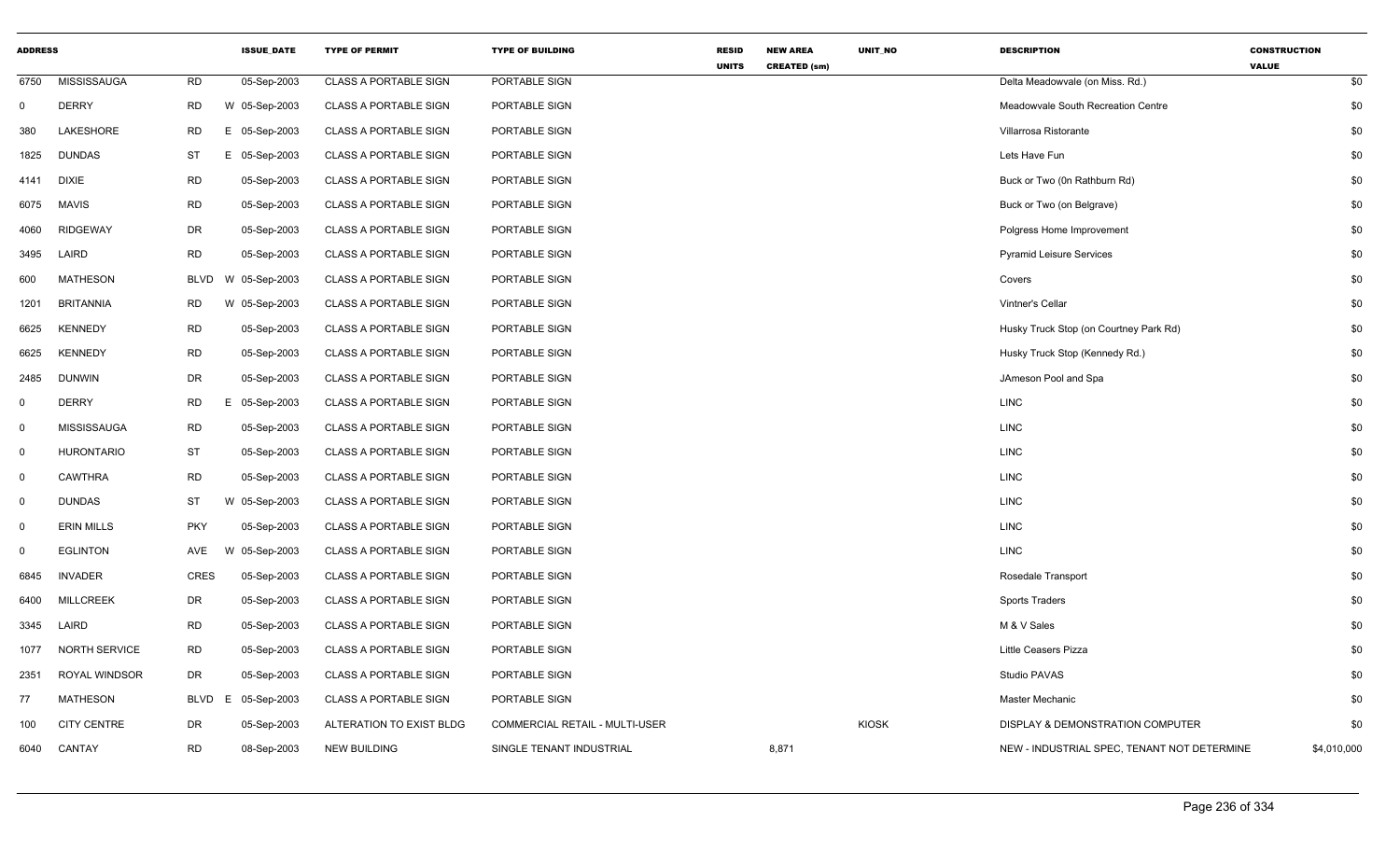| ADDRESS | | | | ISSUE_DATE | TYPE OF PERMIT | TYPE OF BUILDING | RESID UNITS | NEW AREA CREATED (sm) | UNIT_NO | DESCRIPTION | CONSTRUCTION VALUE |
|---|---|---|---|---|---|---|---|---|---|---|---|
| 6750 | MISSISSAUGA | RD | | 05-Sep-2003 | CLASS A PORTABLE SIGN | PORTABLE SIGN | | | | Delta Meadowvale (on Miss. Rd.) | $0 |
| 0 | DERRY | RD | W | 05-Sep-2003 | CLASS A PORTABLE SIGN | PORTABLE SIGN | | | | Meadowvale South Recreation Centre | $0 |
| 380 | LAKESHORE | RD | E | 05-Sep-2003 | CLASS A PORTABLE SIGN | PORTABLE SIGN | | | | Villarrosa Ristorante | $0 |
| 1825 | DUNDAS | ST | E | 05-Sep-2003 | CLASS A PORTABLE SIGN | PORTABLE SIGN | | | | Lets Have Fun | $0 |
| 4141 | DIXIE | RD | | 05-Sep-2003 | CLASS A PORTABLE SIGN | PORTABLE SIGN | | | | Buck or Two (0n Rathburn Rd) | $0 |
| 6075 | MAVIS | RD | | 05-Sep-2003 | CLASS A PORTABLE SIGN | PORTABLE SIGN | | | | Buck or Two (on Belgrave) | $0 |
| 4060 | RIDGEWAY | DR | | 05-Sep-2003 | CLASS A PORTABLE SIGN | PORTABLE SIGN | | | | Polgress Home Improvement | $0 |
| 3495 | LAIRD | RD | | 05-Sep-2003 | CLASS A PORTABLE SIGN | PORTABLE SIGN | | | | Pyramid Leisure Services | $0 |
| 600 | MATHESON | BLVD | W | 05-Sep-2003 | CLASS A PORTABLE SIGN | PORTABLE SIGN | | | | Covers | $0 |
| 1201 | BRITANNIA | RD | W | 05-Sep-2003 | CLASS A PORTABLE SIGN | PORTABLE SIGN | | | | Vintner's Cellar | $0 |
| 6625 | KENNEDY | RD | | 05-Sep-2003 | CLASS A PORTABLE SIGN | PORTABLE SIGN | | | | Husky Truck Stop (on Courtney Park Rd) | $0 |
| 6625 | KENNEDY | RD | | 05-Sep-2003 | CLASS A PORTABLE SIGN | PORTABLE SIGN | | | | Husky Truck Stop (Kennedy Rd.) | $0 |
| 2485 | DUNWIN | DR | | 05-Sep-2003 | CLASS A PORTABLE SIGN | PORTABLE SIGN | | | | JAmeson Pool and Spa | $0 |
| 0 | DERRY | RD | E | 05-Sep-2003 | CLASS A PORTABLE SIGN | PORTABLE SIGN | | | | LINC | $0 |
| 0 | MISSISSAUGA | RD | | 05-Sep-2003 | CLASS A PORTABLE SIGN | PORTABLE SIGN | | | | LINC | $0 |
| 0 | HURONTARIO | ST | | 05-Sep-2003 | CLASS A PORTABLE SIGN | PORTABLE SIGN | | | | LINC | $0 |
| 0 | CAWTHRA | RD | | 05-Sep-2003 | CLASS A PORTABLE SIGN | PORTABLE SIGN | | | | LINC | $0 |
| 0 | DUNDAS | ST | W | 05-Sep-2003 | CLASS A PORTABLE SIGN | PORTABLE SIGN | | | | LINC | $0 |
| 0 | ERIN MILLS | PKY | | 05-Sep-2003 | CLASS A PORTABLE SIGN | PORTABLE SIGN | | | | LINC | $0 |
| 0 | EGLINTON | AVE | W | 05-Sep-2003 | CLASS A PORTABLE SIGN | PORTABLE SIGN | | | | LINC | $0 |
| 6845 | INVADER | CRES | | 05-Sep-2003 | CLASS A PORTABLE SIGN | PORTABLE SIGN | | | | Rosedale Transport | $0 |
| 6400 | MILLCREEK | DR | | 05-Sep-2003 | CLASS A PORTABLE SIGN | PORTABLE SIGN | | | | Sports Traders | $0 |
| 3345 | LAIRD | RD | | 05-Sep-2003 | CLASS A PORTABLE SIGN | PORTABLE SIGN | | | | M & V Sales | $0 |
| 1077 | NORTH SERVICE | RD | | 05-Sep-2003 | CLASS A PORTABLE SIGN | PORTABLE SIGN | | | | Little Ceasers Pizza | $0 |
| 2351 | ROYAL WINDSOR | DR | | 05-Sep-2003 | CLASS A PORTABLE SIGN | PORTABLE SIGN | | | | Studio PAVAS | $0 |
| 77 | MATHESON | BLVD | E | 05-Sep-2003 | CLASS A PORTABLE SIGN | PORTABLE SIGN | | | | Master Mechanic | $0 |
| 100 | CITY CENTRE | DR | | 05-Sep-2003 | ALTERATION TO EXIST BLDG | COMMERCIAL RETAIL - MULTI-USER | | | KIOSK | DISPLAY & DEMONSTRATION COMPUTER | $0 |
| 6040 | CANTAY | RD | | 08-Sep-2003 | NEW BUILDING | SINGLE TENANT INDUSTRIAL | | 8,871 | | NEW - INDUSTRIAL SPEC, TENANT NOT DETERMINE | $4,010,000 |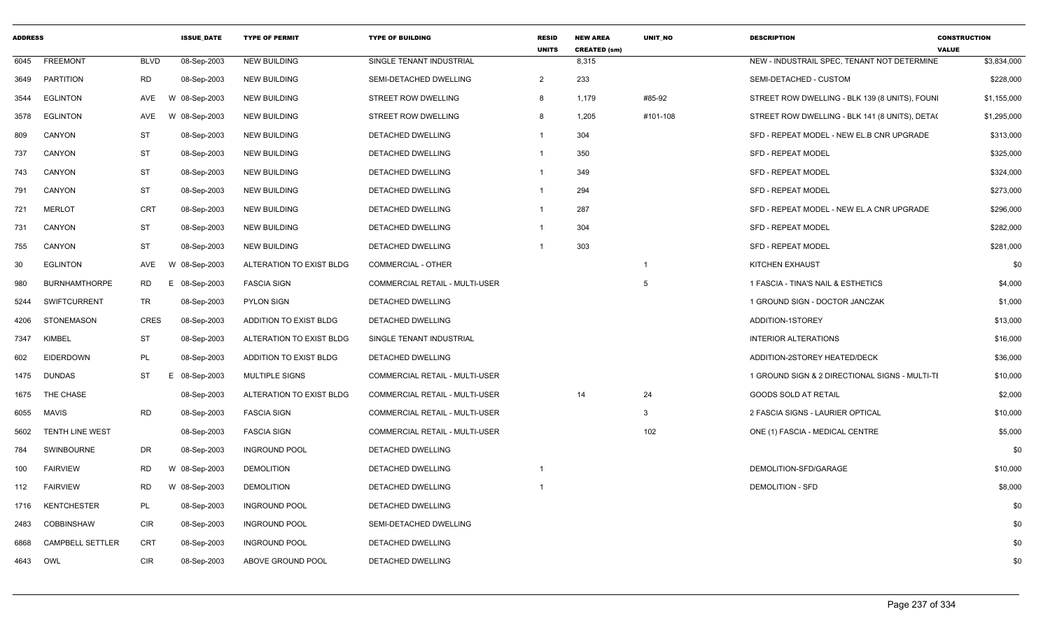| ADDRESS | | | ISSUE_DATE | TYPE OF PERMIT | TYPE OF BUILDING | RESID UNITS | NEW AREA CREATED (sm) | UNIT_NO | DESCRIPTION | CONSTRUCTION VALUE |
|---|---|---|---|---|---|---|---|---|---|---|
| 6045 | FREEMONT | BLVD | 08-Sep-2003 | NEW BUILDING | SINGLE TENANT INDUSTRIAL | | 8,315 | | NEW - INDUSTRAIL SPEC, TENANT NOT DETERMINE | $3,834,000 |
| 3649 | PARTITION | RD | 08-Sep-2003 | NEW BUILDING | SEMI-DETACHED DWELLING | 2 | 233 | | SEMI-DETACHED - CUSTOM | $228,000 |
| 3544 | EGLINTON | AVE W | 08-Sep-2003 | NEW BUILDING | STREET ROW DWELLING | 8 | 1,179 | #85-92 | STREET ROW DWELLING - BLK 139 (8 UNITS), FOUNI | $1,155,000 |
| 3578 | EGLINTON | AVE W | 08-Sep-2003 | NEW BUILDING | STREET ROW DWELLING | 8 | 1,205 | #101-108 | STREET ROW DWELLING - BLK 141 (8 UNITS), DETA( | $1,295,000 |
| 809 | CANYON | ST | 08-Sep-2003 | NEW BUILDING | DETACHED DWELLING | 1 | 304 | | SFD - REPEAT MODEL - NEW EL.B CNR UPGRADE | $313,000 |
| 737 | CANYON | ST | 08-Sep-2003 | NEW BUILDING | DETACHED DWELLING | 1 | 350 | | SFD - REPEAT MODEL | $325,000 |
| 743 | CANYON | ST | 08-Sep-2003 | NEW BUILDING | DETACHED DWELLING | 1 | 349 | | SFD - REPEAT MODEL | $324,000 |
| 791 | CANYON | ST | 08-Sep-2003 | NEW BUILDING | DETACHED DWELLING | 1 | 294 | | SFD - REPEAT MODEL | $273,000 |
| 721 | MERLOT | CRT | 08-Sep-2003 | NEW BUILDING | DETACHED DWELLING | 1 | 287 | | SFD - REPEAT MODEL - NEW EL.A CNR UPGRADE | $296,000 |
| 731 | CANYON | ST | 08-Sep-2003 | NEW BUILDING | DETACHED DWELLING | 1 | 304 | | SFD - REPEAT MODEL | $282,000 |
| 755 | CANYON | ST | 08-Sep-2003 | NEW BUILDING | DETACHED DWELLING | 1 | 303 | | SFD - REPEAT MODEL | $281,000 |
| 30 | EGLINTON | AVE W | 08-Sep-2003 | ALTERATION TO EXIST BLDG | COMMERCIAL - OTHER | | | 1 | KITCHEN EXHAUST | $0 |
| 980 | BURNHAMTHORPE | RD E | 08-Sep-2003 | FASCIA SIGN | COMMERCIAL RETAIL - MULTI-USER | | | 5 | 1 FASCIA - TINA'S NAIL & ESTHETICS | $4,000 |
| 5244 | SWIFTCURRENT | TR | 08-Sep-2003 | PYLON SIGN | DETACHED DWELLING | | | | 1 GROUND SIGN - DOCTOR JANCZAK | $1,000 |
| 4206 | STONEMASON | CRES | 08-Sep-2003 | ADDITION TO EXIST BLDG | DETACHED DWELLING | | | | ADDITION-1STOREY | $13,000 |
| 7347 | KIMBEL | ST | 08-Sep-2003 | ALTERATION TO EXIST BLDG | SINGLE TENANT INDUSTRIAL | | | | INTERIOR ALTERATIONS | $16,000 |
| 602 | EIDERDOWN | PL | 08-Sep-2003 | ADDITION TO EXIST BLDG | DETACHED DWELLING | | | | ADDITION-2STOREY HEATED/DECK | $36,000 |
| 1475 | DUNDAS | ST E | 08-Sep-2003 | MULTIPLE SIGNS | COMMERCIAL RETAIL - MULTI-USER | | | | 1 GROUND SIGN & 2 DIRECTIONAL SIGNS - MULTI-TI | $10,000 |
| 1675 | THE CHASE | | 08-Sep-2003 | ALTERATION TO EXIST BLDG | COMMERCIAL RETAIL - MULTI-USER | | 14 | 24 | GOODS SOLD AT RETAIL | $2,000 |
| 6055 | MAVIS | RD | 08-Sep-2003 | FASCIA SIGN | COMMERCIAL RETAIL - MULTI-USER | | | 3 | 2 FASCIA SIGNS - LAURIER OPTICAL | $10,000 |
| 5602 | TENTH LINE WEST | | 08-Sep-2003 | FASCIA SIGN | COMMERCIAL RETAIL - MULTI-USER | | | 102 | ONE (1) FASCIA - MEDICAL CENTRE | $5,000 |
| 784 | SWINBOURNE | DR | 08-Sep-2003 | INGROUND POOL | DETACHED DWELLING | | | | | $0 |
| 100 | FAIRVIEW | RD W | 08-Sep-2003 | DEMOLITION | DETACHED DWELLING | 1 | | | DEMOLITION-SFD/GARAGE | $10,000 |
| 112 | FAIRVIEW | RD W | 08-Sep-2003 | DEMOLITION | DETACHED DWELLING | 1 | | | DEMOLITION - SFD | $8,000 |
| 1716 | KENTCHESTER | PL | 08-Sep-2003 | INGROUND POOL | DETACHED DWELLING | | | | | $0 |
| 2483 | COBBINSHAW | CIR | 08-Sep-2003 | INGROUND POOL | SEMI-DETACHED DWELLING | | | | | $0 |
| 6868 | CAMPBELL SETTLER | CRT | 08-Sep-2003 | INGROUND POOL | DETACHED DWELLING | | | | | $0 |
| 4643 | OWL | CIR | 08-Sep-2003 | ABOVE GROUND POOL | DETACHED DWELLING | | | | | $0 |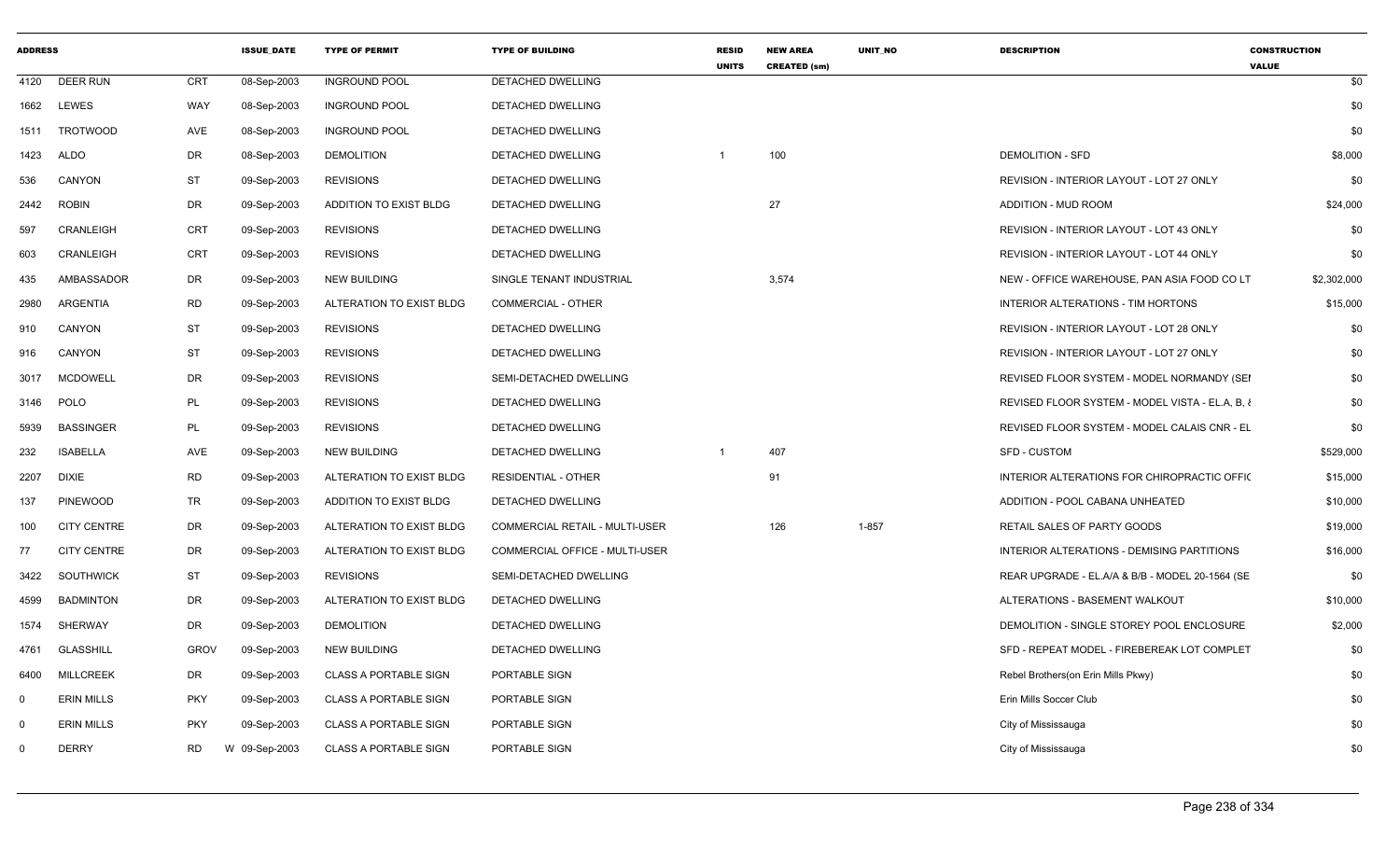| ADDRESS | | | ISSUE_DATE | TYPE OF PERMIT | TYPE OF BUILDING | RESID UNITS | NEW AREA CREATED (sm) | UNIT_NO | DESCRIPTION | CONSTRUCTION VALUE |
|---|---|---|---|---|---|---|---|---|---|---|
| 4120 | DEER RUN | CRT | 08-Sep-2003 | INGROUND POOL | DETACHED DWELLING | | | | | $0 |
| 1662 | LEWES | WAY | 08-Sep-2003 | INGROUND POOL | DETACHED DWELLING | | | | | $0 |
| 1511 | TROTWOOD | AVE | 08-Sep-2003 | INGROUND POOL | DETACHED DWELLING | | | | | $0 |
| 1423 | ALDO | DR | 08-Sep-2003 | DEMOLITION | DETACHED DWELLING | 1 | 100 | | DEMOLITION - SFD | $8,000 |
| 536 | CANYON | ST | 09-Sep-2003 | REVISIONS | DETACHED DWELLING | | | | REVISION - INTERIOR LAYOUT - LOT 27 ONLY | $0 |
| 2442 | ROBIN | DR | 09-Sep-2003 | ADDITION TO EXIST BLDG | DETACHED DWELLING | | 27 | | ADDITION - MUD ROOM | $24,000 |
| 597 | CRANLEIGH | CRT | 09-Sep-2003 | REVISIONS | DETACHED DWELLING | | | | REVISION - INTERIOR LAYOUT - LOT 43 ONLY | $0 |
| 603 | CRANLEIGH | CRT | 09-Sep-2003 | REVISIONS | DETACHED DWELLING | | | | REVISION - INTERIOR LAYOUT - LOT 44 ONLY | $0 |
| 435 | AMBASSADOR | DR | 09-Sep-2003 | NEW BUILDING | SINGLE TENANT INDUSTRIAL | | 3,574 | | NEW - OFFICE WAREHOUSE, PAN ASIA FOOD CO LT | $2,302,000 |
| 2980 | ARGENTIA | RD | 09-Sep-2003 | ALTERATION TO EXIST BLDG | COMMERCIAL - OTHER | | | | INTERIOR ALTERATIONS - TIM HORTONS | $15,000 |
| 910 | CANYON | ST | 09-Sep-2003 | REVISIONS | DETACHED DWELLING | | | | REVISION - INTERIOR LAYOUT - LOT 28 ONLY | $0 |
| 916 | CANYON | ST | 09-Sep-2003 | REVISIONS | DETACHED DWELLING | | | | REVISION - INTERIOR LAYOUT - LOT 27 ONLY | $0 |
| 3017 | MCDOWELL | DR | 09-Sep-2003 | REVISIONS | SEMI-DETACHED DWELLING | | | | REVISED FLOOR SYSTEM - MODEL NORMANDY (SEI | $0 |
| 3146 | POLO | PL | 09-Sep-2003 | REVISIONS | DETACHED DWELLING | | | | REVISED FLOOR SYSTEM - MODEL VISTA - EL.A, B, & | $0 |
| 5939 | BASSINGER | PL | 09-Sep-2003 | REVISIONS | DETACHED DWELLING | | | | REVISED FLOOR SYSTEM - MODEL CALAIS CNR - EL | $0 |
| 232 | ISABELLA | AVE | 09-Sep-2003 | NEW BUILDING | DETACHED DWELLING | 1 | 407 | | SFD - CUSTOM | $529,000 |
| 2207 | DIXIE | RD | 09-Sep-2003 | ALTERATION TO EXIST BLDG | RESIDENTIAL - OTHER | | 91 | | INTERIOR ALTERATIONS FOR CHIROPRACTIC OFFIC | $15,000 |
| 137 | PINEWOOD | TR | 09-Sep-2003 | ADDITION TO EXIST BLDG | DETACHED DWELLING | | | | ADDITION - POOL CABANA UNHEATED | $10,000 |
| 100 | CITY CENTRE | DR | 09-Sep-2003 | ALTERATION TO EXIST BLDG | COMMERCIAL RETAIL - MULTI-USER | | 126 | 1-857 | RETAIL SALES OF PARTY GOODS | $19,000 |
| 77 | CITY CENTRE | DR | 09-Sep-2003 | ALTERATION TO EXIST BLDG | COMMERCIAL OFFICE - MULTI-USER | | | | INTERIOR ALTERATIONS - DEMISING PARTITIONS | $16,000 |
| 3422 | SOUTHWICK | ST | 09-Sep-2003 | REVISIONS | SEMI-DETACHED DWELLING | | | | REAR UPGRADE - EL.A/A & B/B - MODEL 20-1564 (SE | $0 |
| 4599 | BADMINTON | DR | 09-Sep-2003 | ALTERATION TO EXIST BLDG | DETACHED DWELLING | | | | ALTERATIONS - BASEMENT WALKOUT | $10,000 |
| 1574 | SHERWAY | DR | 09-Sep-2003 | DEMOLITION | DETACHED DWELLING | | | | DEMOLITION - SINGLE STOREY POOL ENCLOSURE | $2,000 |
| 4761 | GLASSHILL | GROV | 09-Sep-2003 | NEW BUILDING | DETACHED DWELLING | | | | SFD - REPEAT MODEL - FIREBEREAK LOT COMPLET | $0 |
| 6400 | MILLCREEK | DR | 09-Sep-2003 | CLASS A PORTABLE SIGN | PORTABLE SIGN | | | | Rebel Brothers(on Erin Mills Pkwy) | $0 |
| 0 | ERIN MILLS | PKY | 09-Sep-2003 | CLASS A PORTABLE SIGN | PORTABLE SIGN | | | | Erin Mills Soccer Club | $0 |
| 0 | ERIN MILLS | PKY | 09-Sep-2003 | CLASS A PORTABLE SIGN | PORTABLE SIGN | | | | City of Mississauga | $0 |
| 0 | DERRY | RD W | 09-Sep-2003 | CLASS A PORTABLE SIGN | PORTABLE SIGN | | | | City of Mississauga | $0 |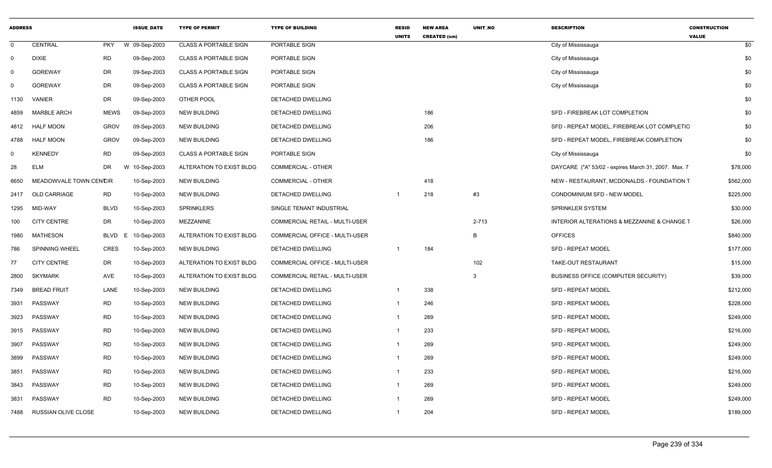| ADDRESS | | | ISSUE_DATE | TYPE OF PERMIT | TYPE OF BUILDING | RESID UNITS | NEW AREA CREATED (sm) | UNIT_NO | DESCRIPTION | CONSTRUCTION VALUE |
|---|---|---|---|---|---|---|---|---|---|---|
| 0 | CENTRAL | PKY | W 09-Sep-2003 | CLASS A PORTABLE SIGN | PORTABLE SIGN | | | | City of Mississauga | $0 |
| 0 | DIXIE | RD | 09-Sep-2003 | CLASS A PORTABLE SIGN | PORTABLE SIGN | | | | City of Mississauga | $0 |
| 0 | GOREWAY | DR | 09-Sep-2003 | CLASS A PORTABLE SIGN | PORTABLE SIGN | | | | City of Mississauga | $0 |
| 0 | GOREWAY | DR | 09-Sep-2003 | CLASS A PORTABLE SIGN | PORTABLE SIGN | | | | City of Mississauga | $0 |
| 1130 | VANIER | DR | 09-Sep-2003 | OTHER POOL | DETACHED DWELLING | | | | | $0 |
| 4859 | MARBLE ARCH | MEWS | 09-Sep-2003 | NEW BUILDING | DETACHED DWELLING | | 186 | | SFD - FIREBREAK LOT COMPLETION | $0 |
| 4812 | HALF MOON | GROV | 09-Sep-2003 | NEW BUILDING | DETACHED DWELLING | | 206 | | SFD - REPEAT MODEL, FIREBREAK LOT COMPLETIO | $0 |
| 4788 | HALF MOON | GROV | 09-Sep-2003 | NEW BUILDING | DETACHED DWELLING | | 186 | | SFD - REPEAT MODEL, FIREBREAK COMPLETION | $0 |
| 0 | KENNEDY | RD | 09-Sep-2003 | CLASS A PORTABLE SIGN | PORTABLE SIGN | | | | City of Mississauga | $0 |
| 28 | ELM | DR | W 10-Sep-2003 | ALTERATION TO EXIST BLDG | COMMERCIAL - OTHER | | | | DAYCARE ("A" 53/02 - expires March 31, 2007. Max. 7 | $78,000 |
| 6650 | MEADOWVALE TOWN CENTCIR | | 10-Sep-2003 | NEW BUILDING | COMMERCIAL - OTHER | | 418 | | NEW - RESTAURANT, MCDONALDS - FOUNDATION T | $562,000 |
| 2417 | OLD CARRIAGE | RD | 10-Sep-2003 | NEW BUILDING | DETACHED DWELLING | 1 | 218 | #3 | CONDOMINIUM SFD - NEW MODEL | $225,000 |
| 1295 | MID-WAY | BLVD | 10-Sep-2003 | SPRINKLERS | SINGLE TENANT INDUSTRIAL | | | | SPRINKLER SYSTEM | $30,000 |
| 100 | CITY CENTRE | DR | 10-Sep-2003 | MEZZANINE | COMMERCIAL RETAIL - MULTI-USER | | | 2-713 | INTERIOR ALTERATIONS & MEZZANINE & CHANGE T | $26,000 |
| 1980 | MATHESON | BLVD | E 10-Sep-2003 | ALTERATION TO EXIST BLDG | COMMERCIAL OFFICE - MULTI-USER | | | B | OFFICES | $840,000 |
| 786 | SPINNING WHEEL | CRES | 10-Sep-2003 | NEW BUILDING | DETACHED DWELLING | 1 | 184 | | SFD - REPEAT MODEL | $177,000 |
| 77 | CITY CENTRE | DR | 10-Sep-2003 | ALTERATION TO EXIST BLDG | COMMERCIAL OFFICE - MULTI-USER | | | 102 | TAKE-OUT RESTAURANT | $15,000 |
| 2800 | SKYMARK | AVE | 10-Sep-2003 | ALTERATION TO EXIST BLDG | COMMERCIAL RETAIL - MULTI-USER | | | 3 | BUSINESS OFFICE (COMPUTER SECURITY) | $39,000 |
| 7349 | BREAD FRUIT | LANE | 10-Sep-2003 | NEW BUILDING | DETACHED DWELLING | 1 | 338 | | SFD - REPEAT MODEL | $212,000 |
| 3931 | PASSWAY | RD | 10-Sep-2003 | NEW BUILDING | DETACHED DWELLING | 1 | 246 | | SFD - REPEAT MODEL | $228,000 |
| 3923 | PASSWAY | RD | 10-Sep-2003 | NEW BUILDING | DETACHED DWELLING | 1 | 269 | | SFD - REPEAT MODEL | $249,000 |
| 3915 | PASSWAY | RD | 10-Sep-2003 | NEW BUILDING | DETACHED DWELLING | 1 | 233 | | SFD - REPEAT MODEL | $216,000 |
| 3907 | PASSWAY | RD | 10-Sep-2003 | NEW BUILDING | DETACHED DWELLING | 1 | 269 | | SFD - REPEAT MODEL | $249,000 |
| 3899 | PASSWAY | RD | 10-Sep-2003 | NEW BUILDING | DETACHED DWELLING | 1 | 269 | | SFD - REPEAT MODEL | $249,000 |
| 3851 | PASSWAY | RD | 10-Sep-2003 | NEW BUILDING | DETACHED DWELLING | 1 | 233 | | SFD - REPEAT MODEL | $216,000 |
| 3843 | PASSWAY | RD | 10-Sep-2003 | NEW BUILDING | DETACHED DWELLING | 1 | 269 | | SFD - REPEAT MODEL | $249,000 |
| 3831 | PASSWAY | RD | 10-Sep-2003 | NEW BUILDING | DETACHED DWELLING | 1 | 269 | | SFD - REPEAT MODEL | $249,000 |
| 7488 | RUSSIAN OLIVE CLOSE | | 10-Sep-2003 | NEW BUILDING | DETACHED DWELLING | 1 | 204 | | SFD - REPEAT MODEL | $189,000 |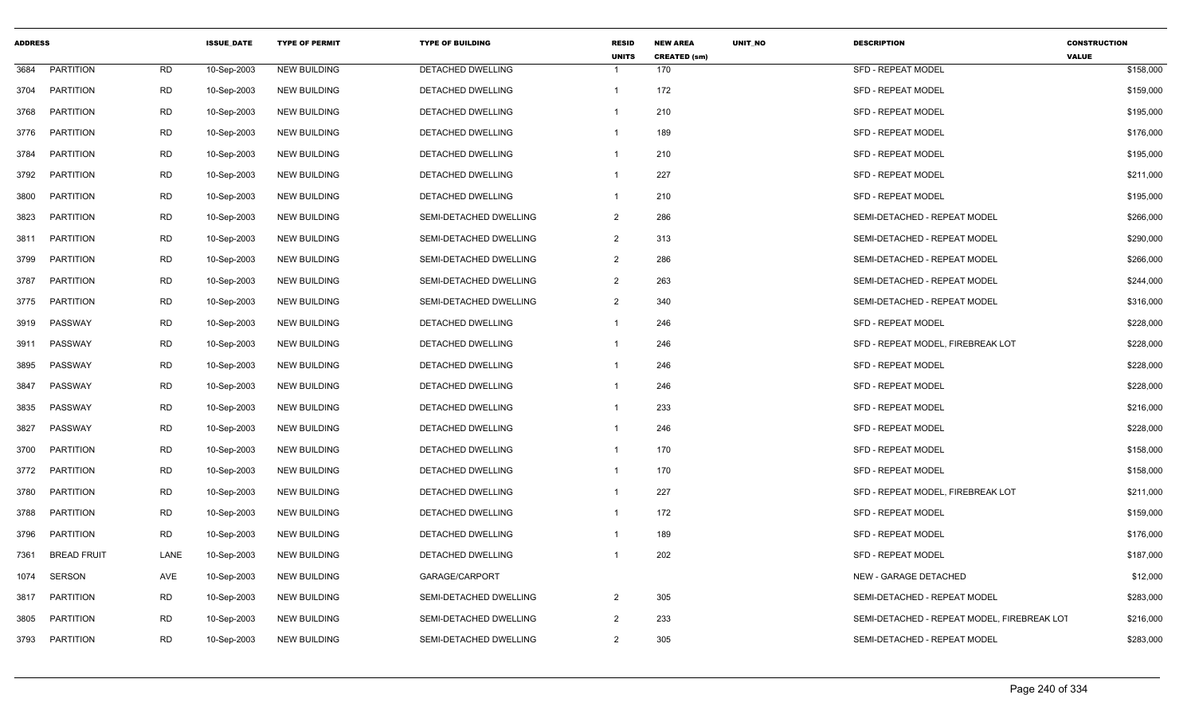| ADDRESS | | | ISSUE_DATE | TYPE OF PERMIT | TYPE OF BUILDING | RESID UNITS | NEW AREA CREATED (sm) | UNIT_NO | DESCRIPTION | CONSTRUCTION VALUE |
|---|---|---|---|---|---|---|---|---|---|---|
| 3684 | PARTITION | RD | 10-Sep-2003 | NEW BUILDING | DETACHED DWELLING | 1 | 170 | | SFD - REPEAT MODEL | $158,000 |
| 3704 | PARTITION | RD | 10-Sep-2003 | NEW BUILDING | DETACHED DWELLING | 1 | 172 | | SFD - REPEAT MODEL | $159,000 |
| 3768 | PARTITION | RD | 10-Sep-2003 | NEW BUILDING | DETACHED DWELLING | 1 | 210 | | SFD - REPEAT MODEL | $195,000 |
| 3776 | PARTITION | RD | 10-Sep-2003 | NEW BUILDING | DETACHED DWELLING | 1 | 189 | | SFD - REPEAT MODEL | $176,000 |
| 3784 | PARTITION | RD | 10-Sep-2003 | NEW BUILDING | DETACHED DWELLING | 1 | 210 | | SFD - REPEAT MODEL | $195,000 |
| 3792 | PARTITION | RD | 10-Sep-2003 | NEW BUILDING | DETACHED DWELLING | 1 | 227 | | SFD - REPEAT MODEL | $211,000 |
| 3800 | PARTITION | RD | 10-Sep-2003 | NEW BUILDING | DETACHED DWELLING | 1 | 210 | | SFD - REPEAT MODEL | $195,000 |
| 3823 | PARTITION | RD | 10-Sep-2003 | NEW BUILDING | SEMI-DETACHED DWELLING | 2 | 286 | | SEMI-DETACHED - REPEAT MODEL | $266,000 |
| 3811 | PARTITION | RD | 10-Sep-2003 | NEW BUILDING | SEMI-DETACHED DWELLING | 2 | 313 | | SEMI-DETACHED - REPEAT MODEL | $290,000 |
| 3799 | PARTITION | RD | 10-Sep-2003 | NEW BUILDING | SEMI-DETACHED DWELLING | 2 | 286 | | SEMI-DETACHED - REPEAT MODEL | $266,000 |
| 3787 | PARTITION | RD | 10-Sep-2003 | NEW BUILDING | SEMI-DETACHED DWELLING | 2 | 263 | | SEMI-DETACHED - REPEAT MODEL | $244,000 |
| 3775 | PARTITION | RD | 10-Sep-2003 | NEW BUILDING | SEMI-DETACHED DWELLING | 2 | 340 | | SEMI-DETACHED - REPEAT MODEL | $316,000 |
| 3919 | PASSWAY | RD | 10-Sep-2003 | NEW BUILDING | DETACHED DWELLING | 1 | 246 | | SFD - REPEAT MODEL | $228,000 |
| 3911 | PASSWAY | RD | 10-Sep-2003 | NEW BUILDING | DETACHED DWELLING | 1 | 246 | | SFD - REPEAT MODEL, FIREBREAK LOT | $228,000 |
| 3895 | PASSWAY | RD | 10-Sep-2003 | NEW BUILDING | DETACHED DWELLING | 1 | 246 | | SFD - REPEAT MODEL | $228,000 |
| 3847 | PASSWAY | RD | 10-Sep-2003 | NEW BUILDING | DETACHED DWELLING | 1 | 246 | | SFD - REPEAT MODEL | $228,000 |
| 3835 | PASSWAY | RD | 10-Sep-2003 | NEW BUILDING | DETACHED DWELLING | 1 | 233 | | SFD - REPEAT MODEL | $216,000 |
| 3827 | PASSWAY | RD | 10-Sep-2003 | NEW BUILDING | DETACHED DWELLING | 1 | 246 | | SFD - REPEAT MODEL | $228,000 |
| 3700 | PARTITION | RD | 10-Sep-2003 | NEW BUILDING | DETACHED DWELLING | 1 | 170 | | SFD - REPEAT MODEL | $158,000 |
| 3772 | PARTITION | RD | 10-Sep-2003 | NEW BUILDING | DETACHED DWELLING | 1 | 170 | | SFD - REPEAT MODEL | $158,000 |
| 3780 | PARTITION | RD | 10-Sep-2003 | NEW BUILDING | DETACHED DWELLING | 1 | 227 | | SFD - REPEAT MODEL, FIREBREAK LOT | $211,000 |
| 3788 | PARTITION | RD | 10-Sep-2003 | NEW BUILDING | DETACHED DWELLING | 1 | 172 | | SFD - REPEAT MODEL | $159,000 |
| 3796 | PARTITION | RD | 10-Sep-2003 | NEW BUILDING | DETACHED DWELLING | 1 | 189 | | SFD - REPEAT MODEL | $176,000 |
| 7361 | BREAD FRUIT | LANE | 10-Sep-2003 | NEW BUILDING | DETACHED DWELLING | 1 | 202 | | SFD - REPEAT MODEL | $187,000 |
| 1074 | SERSON | AVE | 10-Sep-2003 | NEW BUILDING | GARAGE/CARPORT | | | | NEW - GARAGE DETACHED | $12,000 |
| 3817 | PARTITION | RD | 10-Sep-2003 | NEW BUILDING | SEMI-DETACHED DWELLING | 2 | 305 | | SEMI-DETACHED - REPEAT MODEL | $283,000 |
| 3805 | PARTITION | RD | 10-Sep-2003 | NEW BUILDING | SEMI-DETACHED DWELLING | 2 | 233 | | SEMI-DETACHED - REPEAT MODEL, FIREBREAK LOT | $216,000 |
| 3793 | PARTITION | RD | 10-Sep-2003 | NEW BUILDING | SEMI-DETACHED DWELLING | 2 | 305 | | SEMI-DETACHED - REPEAT MODEL | $283,000 |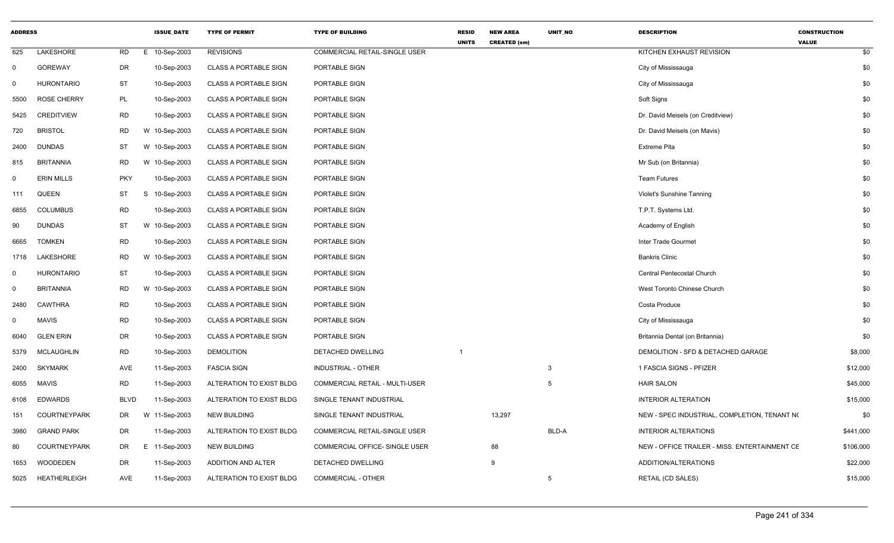| ADDRESS | | | ISSUE_DATE | TYPE OF PERMIT | TYPE OF BUILDING | RESID UNITS | NEW AREA CREATED (sm) | UNIT_NO | DESCRIPTION | CONSTRUCTION VALUE |
|---|---|---|---|---|---|---|---|---|---|---|
| 625 | LAKESHORE | RD | E 10-Sep-2003 | REVISIONS | COMMERCIAL RETAIL-SINGLE USER | | | | KITCHEN EXHAUST REVISION | $0 |
| 0 | GOREWAY | DR | 10-Sep-2003 | CLASS A PORTABLE SIGN | PORTABLE SIGN | | | | City of Mississauga | $0 |
| 0 | HURONTARIO | ST | 10-Sep-2003 | CLASS A PORTABLE SIGN | PORTABLE SIGN | | | | City of Mississauga | $0 |
| 5500 | ROSE CHERRY | PL | 10-Sep-2003 | CLASS A PORTABLE SIGN | PORTABLE SIGN | | | | Soft Signs | $0 |
| 5425 | CREDITVIEW | RD | 10-Sep-2003 | CLASS A PORTABLE SIGN | PORTABLE SIGN | | | | Dr. David Meisels (on Creditview) | $0 |
| 720 | BRISTOL | RD | W 10-Sep-2003 | CLASS A PORTABLE SIGN | PORTABLE SIGN | | | | Dr. David Meisels (on Mavis) | $0 |
| 2400 | DUNDAS | ST | W 10-Sep-2003 | CLASS A PORTABLE SIGN | PORTABLE SIGN | | | | Extreme Pita | $0 |
| 815 | BRITANNIA | RD | W 10-Sep-2003 | CLASS A PORTABLE SIGN | PORTABLE SIGN | | | | Mr Sub (on Britannia) | $0 |
| 0 | ERIN MILLS | PKY | 10-Sep-2003 | CLASS A PORTABLE SIGN | PORTABLE SIGN | | | | Team Futures | $0 |
| 111 | QUEEN | ST | S 10-Sep-2003 | CLASS A PORTABLE SIGN | PORTABLE SIGN | | | | Violet's Sunshine Tanning | $0 |
| 6855 | COLUMBUS | RD | 10-Sep-2003 | CLASS A PORTABLE SIGN | PORTABLE SIGN | | | | T.P.T. Systems Ltd. | $0 |
| 90 | DUNDAS | ST | W 10-Sep-2003 | CLASS A PORTABLE SIGN | PORTABLE SIGN | | | | Academy of English | $0 |
| 6665 | TOMKEN | RD | 10-Sep-2003 | CLASS A PORTABLE SIGN | PORTABLE SIGN | | | | Inter Trade Gourmet | $0 |
| 1718 | LAKESHORE | RD | W 10-Sep-2003 | CLASS A PORTABLE SIGN | PORTABLE SIGN | | | | Bankris Clinic | $0 |
| 0 | HURONTARIO | ST | 10-Sep-2003 | CLASS A PORTABLE SIGN | PORTABLE SIGN | | | | Central Pentecostal Church | $0 |
| 0 | BRITANNIA | RD | W 10-Sep-2003 | CLASS A PORTABLE SIGN | PORTABLE SIGN | | | | West Toronto Chinese Church | $0 |
| 2480 | CAWTHRA | RD | 10-Sep-2003 | CLASS A PORTABLE SIGN | PORTABLE SIGN | | | | Costa Produce | $0 |
| 0 | MAVIS | RD | 10-Sep-2003 | CLASS A PORTABLE SIGN | PORTABLE SIGN | | | | City of Mississauga | $0 |
| 6040 | GLEN ERIN | DR | 10-Sep-2003 | CLASS A PORTABLE SIGN | PORTABLE SIGN | | | | Britannia Dental (on Britannia) | $0 |
| 5379 | MCLAUGHLIN | RD | 10-Sep-2003 | DEMOLITION | DETACHED DWELLING | 1 | | | DEMOLITION - SFD & DETACHED GARAGE | $8,000 |
| 2400 | SKYMARK | AVE | 11-Sep-2003 | FASCIA SIGN | INDUSTRIAL - OTHER | | | 3 | 1 FASCIA SIGNS - PFIZER | $12,000 |
| 6055 | MAVIS | RD | 11-Sep-2003 | ALTERATION TO EXIST BLDG | COMMERCIAL RETAIL - MULTI-USER | | | 5 | HAIR SALON | $45,000 |
| 6108 | EDWARDS | BLVD | 11-Sep-2003 | ALTERATION TO EXIST BLDG | SINGLE TENANT INDUSTRIAL | | | | INTERIOR ALTERATION | $15,000 |
| 151 | COURTNEYPARK | DR | W 11-Sep-2003 | NEW BUILDING | SINGLE TENANT INDUSTRIAL | | 13,297 | | NEW - SPEC INDUSTRIAL, COMPLETION, TENANT NO | $0 |
| 3980 | GRAND PARK | DR | 11-Sep-2003 | ALTERATION TO EXIST BLDG | COMMERCIAL RETAIL-SINGLE USER | | | BLD-A | INTERIOR ALTERATIONS | $441,000 |
| 80 | COURTNEYPARK | DR | E 11-Sep-2003 | NEW BUILDING | COMMERCIAL OFFICE- SINGLE USER | | 88 | | NEW - OFFICE TRAILER - MISS. ENTERTAINMENT CE | $106,000 |
| 1653 | WOODEDEN | DR | 11-Sep-2003 | ADDITION AND ALTER | DETACHED DWELLING | | 9 | | ADDITION/ALTERATIONS | $22,000 |
| 5025 | HEATHERLEIGH | AVE | 11-Sep-2003 | ALTERATION TO EXIST BLDG | COMMERCIAL - OTHER | | | 5 | RETAIL (CD SALES) | $15,000 |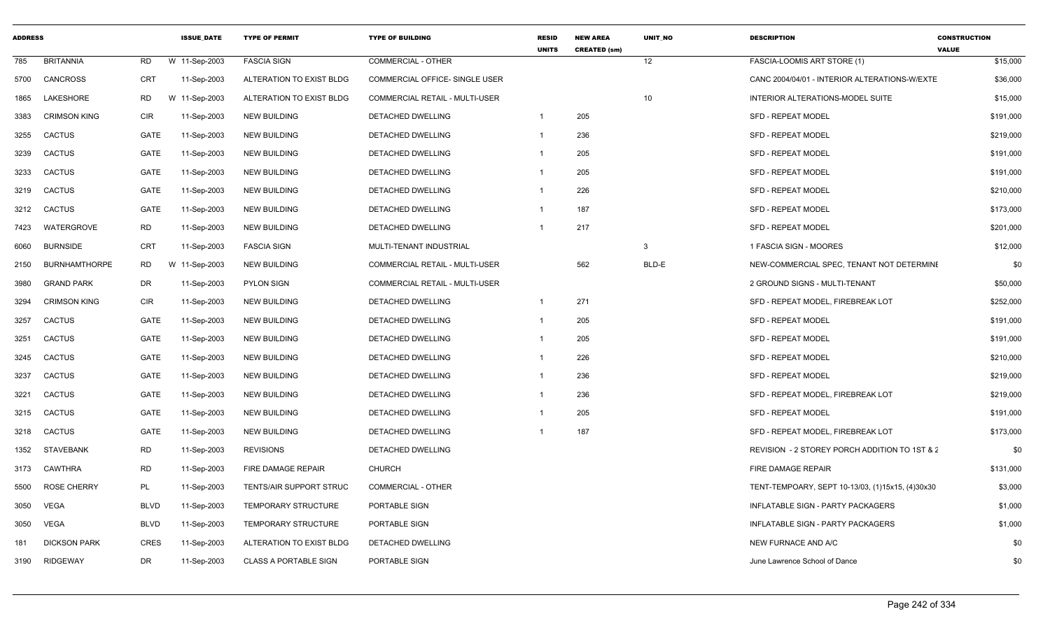| ADDRESS | | | ISSUE_DATE | TYPE OF PERMIT | TYPE OF BUILDING | RESID UNITS | NEW AREA CREATED (sm) | UNIT_NO | DESCRIPTION | CONSTRUCTION VALUE |
|---|---|---|---|---|---|---|---|---|---|---|
| 785 | BRITANNIA | RD | W 11-Sep-2003 | FASCIA SIGN | COMMERCIAL - OTHER | | | 12 | FASCIA-LOOMIS ART STORE (1) | $15,000 |
| 5700 | CANCROSS | CRT | 11-Sep-2003 | ALTERATION TO EXIST BLDG | COMMERCIAL OFFICE- SINGLE USER | | | | CANC 2004/04/01 - INTERIOR ALTERATIONS-W/EXTE | $36,000 |
| 1865 | LAKESHORE | RD | W 11-Sep-2003 | ALTERATION TO EXIST BLDG | COMMERCIAL RETAIL - MULTI-USER | | | 10 | INTERIOR ALTERATIONS-MODEL SUITE | $15,000 |
| 3383 | CRIMSON KING | CIR | 11-Sep-2003 | NEW BUILDING | DETACHED DWELLING | 1 | 205 | | SFD - REPEAT MODEL | $191,000 |
| 3255 | CACTUS | GATE | 11-Sep-2003 | NEW BUILDING | DETACHED DWELLING | 1 | 236 | | SFD - REPEAT MODEL | $219,000 |
| 3239 | CACTUS | GATE | 11-Sep-2003 | NEW BUILDING | DETACHED DWELLING | 1 | 205 | | SFD - REPEAT MODEL | $191,000 |
| 3233 | CACTUS | GATE | 11-Sep-2003 | NEW BUILDING | DETACHED DWELLING | 1 | 205 | | SFD - REPEAT MODEL | $191,000 |
| 3219 | CACTUS | GATE | 11-Sep-2003 | NEW BUILDING | DETACHED DWELLING | 1 | 226 | | SFD - REPEAT MODEL | $210,000 |
| 3212 | CACTUS | GATE | 11-Sep-2003 | NEW BUILDING | DETACHED DWELLING | 1 | 187 | | SFD - REPEAT MODEL | $173,000 |
| 7423 | WATERGROVE | RD | 11-Sep-2003 | NEW BUILDING | DETACHED DWELLING | 1 | 217 | | SFD - REPEAT MODEL | $201,000 |
| 6060 | BURNSIDE | CRT | 11-Sep-2003 | FASCIA SIGN | MULTI-TENANT INDUSTRIAL | | | 3 | 1 FASCIA SIGN - MOORES | $12,000 |
| 2150 | BURNHAMTHORPE | RD | W 11-Sep-2003 | NEW BUILDING | COMMERCIAL RETAIL - MULTI-USER | | 562 | BLD-E | NEW-COMMERCIAL SPEC, TENANT NOT DETERMINE | $0 |
| 3980 | GRAND PARK | DR | 11-Sep-2003 | PYLON SIGN | COMMERCIAL RETAIL - MULTI-USER | | | | 2 GROUND SIGNS - MULTI-TENANT | $50,000 |
| 3294 | CRIMSON KING | CIR | 11-Sep-2003 | NEW BUILDING | DETACHED DWELLING | 1 | 271 | | SFD - REPEAT MODEL, FIREBREAK LOT | $252,000 |
| 3257 | CACTUS | GATE | 11-Sep-2003 | NEW BUILDING | DETACHED DWELLING | 1 | 205 | | SFD - REPEAT MODEL | $191,000 |
| 3251 | CACTUS | GATE | 11-Sep-2003 | NEW BUILDING | DETACHED DWELLING | 1 | 205 | | SFD - REPEAT MODEL | $191,000 |
| 3245 | CACTUS | GATE | 11-Sep-2003 | NEW BUILDING | DETACHED DWELLING | 1 | 226 | | SFD - REPEAT MODEL | $210,000 |
| 3237 | CACTUS | GATE | 11-Sep-2003 | NEW BUILDING | DETACHED DWELLING | 1 | 236 | | SFD - REPEAT MODEL | $219,000 |
| 3221 | CACTUS | GATE | 11-Sep-2003 | NEW BUILDING | DETACHED DWELLING | 1 | 236 | | SFD - REPEAT MODEL, FIREBREAK LOT | $219,000 |
| 3215 | CACTUS | GATE | 11-Sep-2003 | NEW BUILDING | DETACHED DWELLING | 1 | 205 | | SFD - REPEAT MODEL | $191,000 |
| 3218 | CACTUS | GATE | 11-Sep-2003 | NEW BUILDING | DETACHED DWELLING | 1 | 187 | | SFD - REPEAT MODEL, FIREBREAK LOT | $173,000 |
| 1352 | STAVEBANK | RD | 11-Sep-2003 | REVISIONS | DETACHED DWELLING | | | | REVISION - 2 STOREY PORCH ADDITION TO 1ST & 2 | $0 |
| 3173 | CAWTHRA | RD | 11-Sep-2003 | FIRE DAMAGE REPAIR | CHURCH | | | | FIRE DAMAGE REPAIR | $131,000 |
| 5500 | ROSE CHERRY | PL | 11-Sep-2003 | TENTS/AIR SUPPORT STRUC | COMMERCIAL - OTHER | | | | TENT-TEMPOARY, SEPT 10-13/03, (1)15x15, (4)30x30 | $3,000 |
| 3050 | VEGA | BLVD | 11-Sep-2003 | TEMPORARY STRUCTURE | PORTABLE SIGN | | | | INFLATABLE SIGN - PARTY PACKAGERS | $1,000 |
| 3050 | VEGA | BLVD | 11-Sep-2003 | TEMPORARY STRUCTURE | PORTABLE SIGN | | | | INFLATABLE SIGN - PARTY PACKAGERS | $1,000 |
| 181 | DICKSON PARK | CRES | 11-Sep-2003 | ALTERATION TO EXIST BLDG | DETACHED DWELLING | | | | NEW FURNACE AND A/C | $0 |
| 3190 | RIDGEWAY | DR | 11-Sep-2003 | CLASS A PORTABLE SIGN | PORTABLE SIGN | | | | June Lawrence School of Dance | $0 |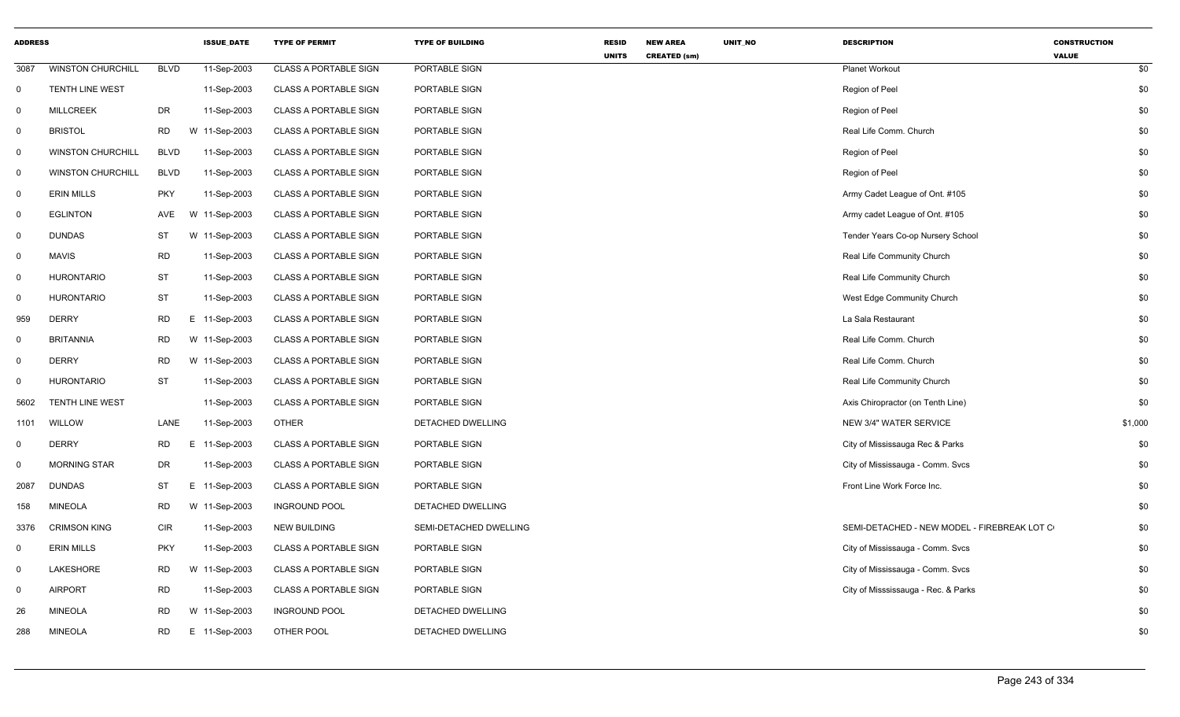| ADDRESS | | | ISSUE_DATE | TYPE OF PERMIT | TYPE OF BUILDING | RESID UNITS | NEW AREA CREATED (sm) | UNIT_NO | DESCRIPTION | CONSTRUCTION VALUE |
|---|---|---|---|---|---|---|---|---|---|---|
| 3087 | WINSTON CHURCHILL | BLVD | 11-Sep-2003 | CLASS A PORTABLE SIGN | PORTABLE SIGN | | | | Planet Workout | $0 |
| 0 | TENTH LINE WEST | | 11-Sep-2003 | CLASS A PORTABLE SIGN | PORTABLE SIGN | | | | Region of Peel | $0 |
| 0 | MILLCREEK | DR | 11-Sep-2003 | CLASS A PORTABLE SIGN | PORTABLE SIGN | | | | Region of Peel | $0 |
| 0 | BRISTOL | RD | W 11-Sep-2003 | CLASS A PORTABLE SIGN | PORTABLE SIGN | | | | Real Life Comm. Church | $0 |
| 0 | WINSTON CHURCHILL | BLVD | 11-Sep-2003 | CLASS A PORTABLE SIGN | PORTABLE SIGN | | | | Region of Peel | $0 |
| 0 | WINSTON CHURCHILL | BLVD | 11-Sep-2003 | CLASS A PORTABLE SIGN | PORTABLE SIGN | | | | Region of Peel | $0 |
| 0 | ERIN MILLS | PKY | 11-Sep-2003 | CLASS A PORTABLE SIGN | PORTABLE SIGN | | | | Army Cadet League of Ont. #105 | $0 |
| 0 | EGLINTON | AVE | W 11-Sep-2003 | CLASS A PORTABLE SIGN | PORTABLE SIGN | | | | Army cadet League of Ont. #105 | $0 |
| 0 | DUNDAS | ST | W 11-Sep-2003 | CLASS A PORTABLE SIGN | PORTABLE SIGN | | | | Tender Years Co-op Nursery School | $0 |
| 0 | MAVIS | RD | 11-Sep-2003 | CLASS A PORTABLE SIGN | PORTABLE SIGN | | | | Real Life Community Church | $0 |
| 0 | HURONTARIO | ST | 11-Sep-2003 | CLASS A PORTABLE SIGN | PORTABLE SIGN | | | | Real Life Community Church | $0 |
| 0 | HURONTARIO | ST | 11-Sep-2003 | CLASS A PORTABLE SIGN | PORTABLE SIGN | | | | West Edge Community Church | $0 |
| 959 | DERRY | RD | E 11-Sep-2003 | CLASS A PORTABLE SIGN | PORTABLE SIGN | | | | La Sala Restaurant | $0 |
| 0 | BRITANNIA | RD | W 11-Sep-2003 | CLASS A PORTABLE SIGN | PORTABLE SIGN | | | | Real Life Comm. Church | $0 |
| 0 | DERRY | RD | W 11-Sep-2003 | CLASS A PORTABLE SIGN | PORTABLE SIGN | | | | Real Life Comm. Church | $0 |
| 0 | HURONTARIO | ST | 11-Sep-2003 | CLASS A PORTABLE SIGN | PORTABLE SIGN | | | | Real Life Community Church | $0 |
| 5602 | TENTH LINE WEST | | 11-Sep-2003 | CLASS A PORTABLE SIGN | PORTABLE SIGN | | | | Axis Chiropractor (on Tenth Line) | $0 |
| 1101 | WILLOW | LANE | 11-Sep-2003 | OTHER | DETACHED DWELLING | | | | NEW 3/4" WATER SERVICE | $1,000 |
| 0 | DERRY | RD | E 11-Sep-2003 | CLASS A PORTABLE SIGN | PORTABLE SIGN | | | | City of Mississauga Rec & Parks | $0 |
| 0 | MORNING STAR | DR | 11-Sep-2003 | CLASS A PORTABLE SIGN | PORTABLE SIGN | | | | City of Mississauga - Comm. Svcs | $0 |
| 2087 | DUNDAS | ST | E 11-Sep-2003 | CLASS A PORTABLE SIGN | PORTABLE SIGN | | | | Front Line Work Force Inc. | $0 |
| 158 | MINEOLA | RD | W 11-Sep-2003 | INGROUND POOL | DETACHED DWELLING | | | | | $0 |
| 3376 | CRIMSON KING | CIR | 11-Sep-2003 | NEW BUILDING | SEMI-DETACHED DWELLING | | | | SEMI-DETACHED - NEW MODEL - FIREBREAK LOT C | $0 |
| 0 | ERIN MILLS | PKY | 11-Sep-2003 | CLASS A PORTABLE SIGN | PORTABLE SIGN | | | | City of Mississauga - Comm. Svcs | $0 |
| 0 | LAKESHORE | RD | W 11-Sep-2003 | CLASS A PORTABLE SIGN | PORTABLE SIGN | | | | City of Mississauga - Comm. Svcs | $0 |
| 0 | AIRPORT | RD | 11-Sep-2003 | CLASS A PORTABLE SIGN | PORTABLE SIGN | | | | City of Misssissauga - Rec. & Parks | $0 |
| 26 | MINEOLA | RD | W 11-Sep-2003 | INGROUND POOL | DETACHED DWELLING | | | | | $0 |
| 288 | MINEOLA | RD | E 11-Sep-2003 | OTHER POOL | DETACHED DWELLING | | | | | $0 |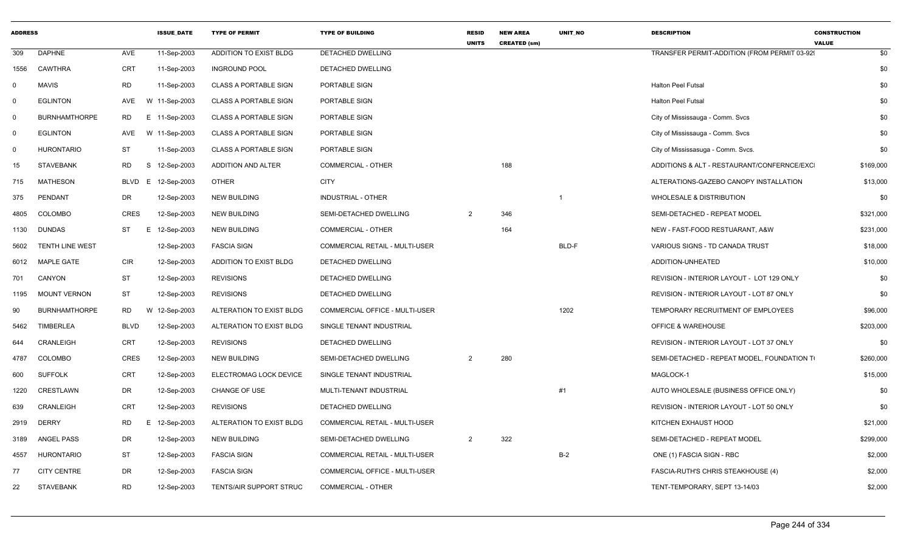| ADDRESS | | | ISSUE_DATE | TYPE OF PERMIT | TYPE OF BUILDING | RESID UNITS | NEW AREA CREATED (sm) | UNIT_NO | DESCRIPTION | CONSTRUCTION VALUE |
|---|---|---|---|---|---|---|---|---|---|---|
| 309 | DAPHNE | AVE | 11-Sep-2003 | ADDITION TO EXIST BLDG | DETACHED DWELLING | | | | TRANSFER PERMIT-ADDITION (FROM PERMIT 03-92! | $0 |
| 1556 | CAWTHRA | CRT | 11-Sep-2003 | INGROUND POOL | DETACHED DWELLING | | | | | $0 |
| 0 | MAVIS | RD | 11-Sep-2003 | CLASS A PORTABLE SIGN | PORTABLE SIGN | | | | Halton Peel Futsal | $0 |
| 0 | EGLINTON | AVE W | 11-Sep-2003 | CLASS A PORTABLE SIGN | PORTABLE SIGN | | | | Halton Peel Futsal | $0 |
| 0 | BURNHAMTHORPE | RD E | 11-Sep-2003 | CLASS A PORTABLE SIGN | PORTABLE SIGN | | | | City of Mississauga - Comm. Svcs | $0 |
| 0 | EGLINTON | AVE W | 11-Sep-2003 | CLASS A PORTABLE SIGN | PORTABLE SIGN | | | | City of Mississauga - Comm. Svcs | $0 |
| 0 | HURONTARIO | ST | 11-Sep-2003 | CLASS A PORTABLE SIGN | PORTABLE SIGN | | | | City of Mississasuga - Comm. Svcs. | $0 |
| 15 | STAVEBANK | RD S | 12-Sep-2003 | ADDITION AND ALTER | COMMERCIAL - OTHER | | 188 | | ADDITIONS & ALT - RESTAURANT/CONFERNCE/EXC | $169,000 |
| 715 | MATHESON | BLVD E | 12-Sep-2003 | OTHER | CITY | | | | ALTERATIONS-GAZEBO CANOPY INSTALLATION | $13,000 |
| 375 | PENDANT | DR | 12-Sep-2003 | NEW BUILDING | INDUSTRIAL - OTHER | | | 1 | WHOLESALE & DISTRIBUTION | $0 |
| 4805 | COLOMBO | CRES | 12-Sep-2003 | NEW BUILDING | SEMI-DETACHED DWELLING | 2 | 346 | | SEMI-DETACHED - REPEAT MODEL | $321,000 |
| 1130 | DUNDAS | ST E | 12-Sep-2003 | NEW BUILDING | COMMERCIAL - OTHER | | 164 | | NEW - FAST-FOOD RESTUARANT, A&W | $231,000 |
| 5602 | TENTH LINE WEST | | 12-Sep-2003 | FASCIA SIGN | COMMERCIAL RETAIL - MULTI-USER | | | BLD-F | VARIOUS SIGNS - TD CANADA TRUST | $18,000 |
| 6012 | MAPLE GATE | CIR | 12-Sep-2003 | ADDITION TO EXIST BLDG | DETACHED DWELLING | | | | ADDITION-UNHEATED | $10,000 |
| 701 | CANYON | ST | 12-Sep-2003 | REVISIONS | DETACHED DWELLING | | | | REVISION - INTERIOR LAYOUT - LOT 129 ONLY | $0 |
| 1195 | MOUNT VERNON | ST | 12-Sep-2003 | REVISIONS | DETACHED DWELLING | | | | REVISION - INTERIOR LAYOUT - LOT 87 ONLY | $0 |
| 90 | BURNHAMTHORPE | RD W | 12-Sep-2003 | ALTERATION TO EXIST BLDG | COMMERCIAL OFFICE - MULTI-USER | | | 1202 | TEMPORARY RECRUITMENT OF EMPLOYEES | $96,000 |
| 5462 | TIMBERLEA | BLVD | 12-Sep-2003 | ALTERATION TO EXIST BLDG | SINGLE TENANT INDUSTRIAL | | | | OFFICE & WAREHOUSE | $203,000 |
| 644 | CRANLEIGH | CRT | 12-Sep-2003 | REVISIONS | DETACHED DWELLING | | | | REVISION - INTERIOR LAYOUT - LOT 37 ONLY | $0 |
| 4787 | COLOMBO | CRES | 12-Sep-2003 | NEW BUILDING | SEMI-DETACHED DWELLING | 2 | 280 | | SEMI-DETACHED - REPEAT MODEL, FOUNDATION T | $260,000 |
| 600 | SUFFOLK | CRT | 12-Sep-2003 | ELECTROMAG LOCK DEVICE | SINGLE TENANT INDUSTRIAL | | | | MAGLOCK-1 | $15,000 |
| 1220 | CRESTLAWN | DR | 12-Sep-2003 | CHANGE OF USE | MULTI-TENANT INDUSTRIAL | | | #1 | AUTO WHOLESALE (BUSINESS OFFICE ONLY) | $0 |
| 639 | CRANLEIGH | CRT | 12-Sep-2003 | REVISIONS | DETACHED DWELLING | | | | REVISION - INTERIOR LAYOUT - LOT 50 ONLY | $0 |
| 2919 | DERRY | RD E | 12-Sep-2003 | ALTERATION TO EXIST BLDG | COMMERCIAL RETAIL - MULTI-USER | | | | KITCHEN EXHAUST HOOD | $21,000 |
| 3189 | ANGEL PASS | DR | 12-Sep-2003 | NEW BUILDING | SEMI-DETACHED DWELLING | 2 | 322 | | SEMI-DETACHED - REPEAT MODEL | $299,000 |
| 4557 | HURONTARIO | ST | 12-Sep-2003 | FASCIA SIGN | COMMERCIAL RETAIL - MULTI-USER | | | B-2 | ONE (1) FASCIA SIGN - RBC | $2,000 |
| 77 | CITY CENTRE | DR | 12-Sep-2003 | FASCIA SIGN | COMMERCIAL OFFICE - MULTI-USER | | | | FASCIA-RUTH'S CHRIS STEAKHOUSE (4) | $2,000 |
| 22 | STAVEBANK | RD | 12-Sep-2003 | TENTS/AIR SUPPORT STRUC | COMMERCIAL - OTHER | | | | TENT-TEMPORARY, SEPT 13-14/03 | $2,000 |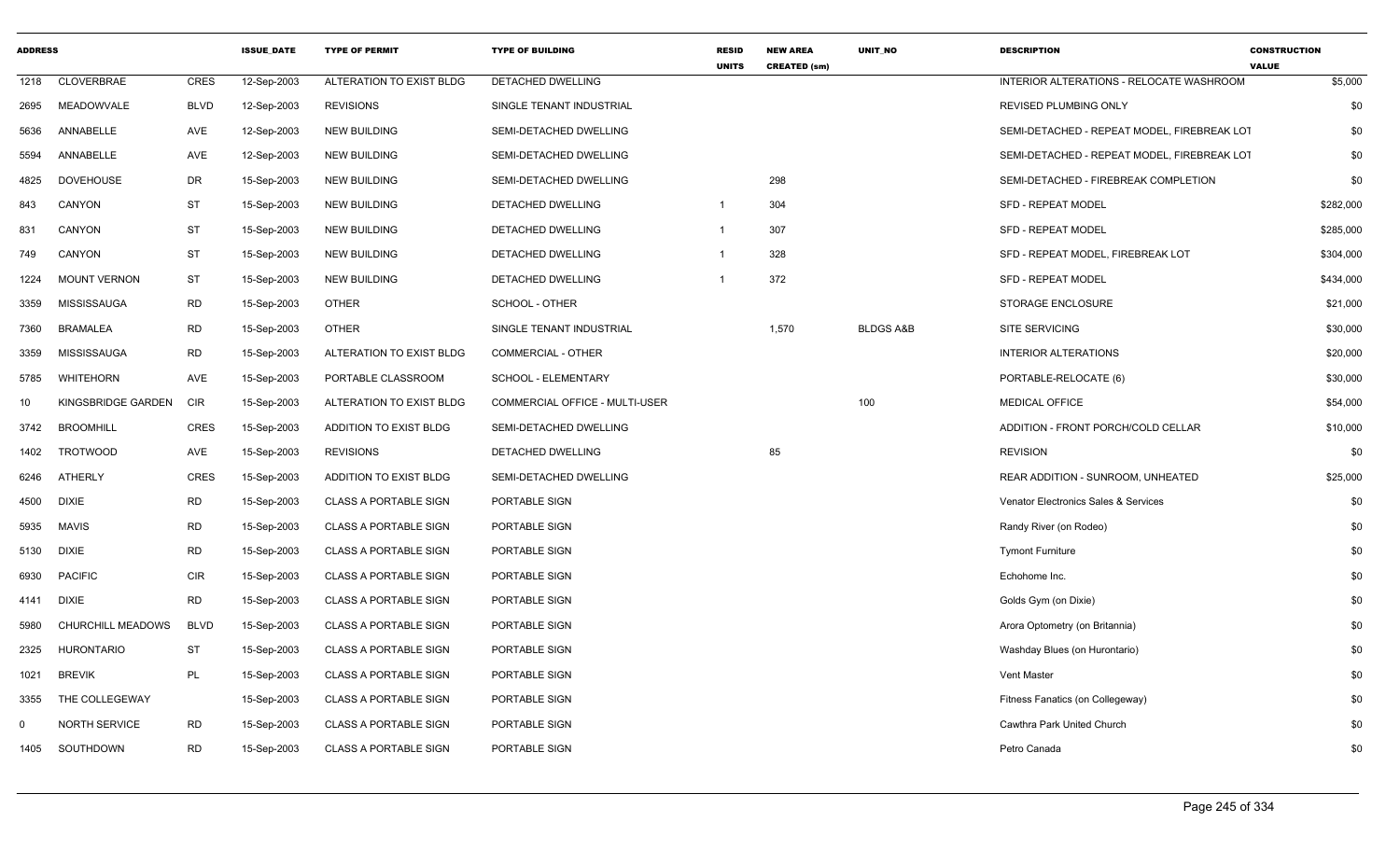| ADDRESS | | | ISSUE_DATE | TYPE OF PERMIT | TYPE OF BUILDING | RESID UNITS | NEW AREA CREATED (sm) | UNIT_NO | DESCRIPTION | CONSTRUCTION VALUE |
|---|---|---|---|---|---|---|---|---|---|---|
| 1218 | CLOVERBRAE | CRES | 12-Sep-2003 | ALTERATION TO EXIST BLDG | DETACHED DWELLING | | | | INTERIOR ALTERATIONS - RELOCATE WASHROOM | $5,000 |
| 2695 | MEADOWVALE | BLVD | 12-Sep-2003 | REVISIONS | SINGLE TENANT INDUSTRIAL | | | | REVISED PLUMBING ONLY | $0 |
| 5636 | ANNABELLE | AVE | 12-Sep-2003 | NEW BUILDING | SEMI-DETACHED DWELLING | | | | SEMI-DETACHED - REPEAT MODEL, FIREBREAK LOT | $0 |
| 5594 | ANNABELLE | AVE | 12-Sep-2003 | NEW BUILDING | SEMI-DETACHED DWELLING | | | | SEMI-DETACHED - REPEAT MODEL, FIREBREAK LOT | $0 |
| 4825 | DOVEHOUSE | DR | 15-Sep-2003 | NEW BUILDING | SEMI-DETACHED DWELLING | | 298 | | SEMI-DETACHED - FIREBREAK COMPLETION | $0 |
| 843 | CANYON | ST | 15-Sep-2003 | NEW BUILDING | DETACHED DWELLING | 1 | 304 | | SFD - REPEAT MODEL | $282,000 |
| 831 | CANYON | ST | 15-Sep-2003 | NEW BUILDING | DETACHED DWELLING | 1 | 307 | | SFD - REPEAT MODEL | $285,000 |
| 749 | CANYON | ST | 15-Sep-2003 | NEW BUILDING | DETACHED DWELLING | 1 | 328 | | SFD - REPEAT MODEL, FIREBREAK LOT | $304,000 |
| 1224 | MOUNT VERNON | ST | 15-Sep-2003 | NEW BUILDING | DETACHED DWELLING | 1 | 372 | | SFD - REPEAT MODEL | $434,000 |
| 3359 | MISSISSAUGA | RD | 15-Sep-2003 | OTHER | SCHOOL - OTHER | | | | STORAGE ENCLOSURE | $21,000 |
| 7360 | BRAMALEA | RD | 15-Sep-2003 | OTHER | SINGLE TENANT INDUSTRIAL | | 1,570 | BLDGS A&B | SITE SERVICING | $30,000 |
| 3359 | MISSISSAUGA | RD | 15-Sep-2003 | ALTERATION TO EXIST BLDG | COMMERCIAL - OTHER | | | | INTERIOR ALTERATIONS | $20,000 |
| 5785 | WHITEHORN | AVE | 15-Sep-2003 | PORTABLE CLASSROOM | SCHOOL - ELEMENTARY | | | | PORTABLE-RELOCATE (6) | $30,000 |
| 10 | KINGSBRIDGE GARDEN | CIR | 15-Sep-2003 | ALTERATION TO EXIST BLDG | COMMERCIAL OFFICE - MULTI-USER | | | 100 | MEDICAL OFFICE | $54,000 |
| 3742 | BROOMHILL | CRES | 15-Sep-2003 | ADDITION TO EXIST BLDG | SEMI-DETACHED DWELLING | | | | ADDITION - FRONT PORCH/COLD CELLAR | $10,000 |
| 1402 | TROTWOOD | AVE | 15-Sep-2003 | REVISIONS | DETACHED DWELLING | | 85 | | REVISION | $0 |
| 6246 | ATHERLY | CRES | 15-Sep-2003 | ADDITION TO EXIST BLDG | SEMI-DETACHED DWELLING | | | | REAR ADDITION - SUNROOM, UNHEATED | $25,000 |
| 4500 | DIXIE | RD | 15-Sep-2003 | CLASS A PORTABLE SIGN | PORTABLE SIGN | | | | Venator Electronics Sales & Services | $0 |
| 5935 | MAVIS | RD | 15-Sep-2003 | CLASS A PORTABLE SIGN | PORTABLE SIGN | | | | Randy River (on Rodeo) | $0 |
| 5130 | DIXIE | RD | 15-Sep-2003 | CLASS A PORTABLE SIGN | PORTABLE SIGN | | | | Tymont Furniture | $0 |
| 6930 | PACIFIC | CIR | 15-Sep-2003 | CLASS A PORTABLE SIGN | PORTABLE SIGN | | | | Echohome Inc. | $0 |
| 4141 | DIXIE | RD | 15-Sep-2003 | CLASS A PORTABLE SIGN | PORTABLE SIGN | | | | Golds Gym (on Dixie) | $0 |
| 5980 | CHURCHILL MEADOWS | BLVD | 15-Sep-2003 | CLASS A PORTABLE SIGN | PORTABLE SIGN | | | | Arora Optometry (on Britannia) | $0 |
| 2325 | HURONTARIO | ST | 15-Sep-2003 | CLASS A PORTABLE SIGN | PORTABLE SIGN | | | | Washday Blues (on Hurontario) | $0 |
| 1021 | BREVIK | PL | 15-Sep-2003 | CLASS A PORTABLE SIGN | PORTABLE SIGN | | | | Vent Master | $0 |
| 3355 | THE COLLEGEWAY | | 15-Sep-2003 | CLASS A PORTABLE SIGN | PORTABLE SIGN | | | | Fitness Fanatics (on Collegeway) | $0 |
| 0 | NORTH SERVICE | RD | 15-Sep-2003 | CLASS A PORTABLE SIGN | PORTABLE SIGN | | | | Cawthra Park United Church | $0 |
| 1405 | SOUTHDOWN | RD | 15-Sep-2003 | CLASS A PORTABLE SIGN | PORTABLE SIGN | | | | Petro Canada | $0 |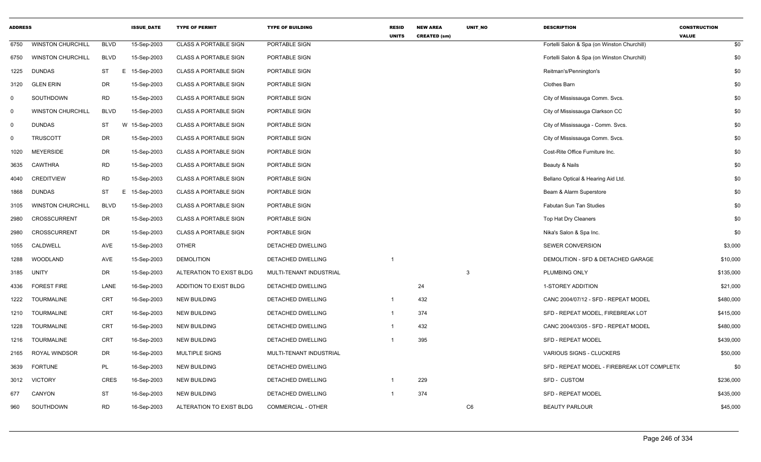| ADDRESS | | | | ISSUE_DATE | TYPE OF PERMIT | TYPE OF BUILDING | RESID UNITS | NEW AREA CREATED (sm) | UNIT_NO | DESCRIPTION | CONSTRUCTION VALUE |
|---|---|---|---|---|---|---|---|---|---|---|---|
| 6750 | WINSTON CHURCHILL | BLVD | | 15-Sep-2003 | CLASS A PORTABLE SIGN | PORTABLE SIGN | | | | Fortelli Salon & Spa (on Winston Churchill) | $0 |
| 6750 | WINSTON CHURCHILL | BLVD | | 15-Sep-2003 | CLASS A PORTABLE SIGN | PORTABLE SIGN | | | | Fortelli Salon & Spa (on Winston Churchill) | $0 |
| 1225 | DUNDAS | ST | E | 15-Sep-2003 | CLASS A PORTABLE SIGN | PORTABLE SIGN | | | | Reitman's/Pennington's | $0 |
| 3120 | GLEN ERIN | DR | | 15-Sep-2003 | CLASS A PORTABLE SIGN | PORTABLE SIGN | | | | Clothes Barn | $0 |
| 0 | SOUTHDOWN | RD | | 15-Sep-2003 | CLASS A PORTABLE SIGN | PORTABLE SIGN | | | | City of Mississauga Comm. Svcs. | $0 |
| 0 | WINSTON CHURCHILL | BLVD | | 15-Sep-2003 | CLASS A PORTABLE SIGN | PORTABLE SIGN | | | | City of Mississauga Clarkson CC | $0 |
| 0 | DUNDAS | ST | W | 15-Sep-2003 | CLASS A PORTABLE SIGN | PORTABLE SIGN | | | | City of Mississauga - Comm. Svcs. | $0 |
| 0 | TRUSCOTT | DR | | 15-Sep-2003 | CLASS A PORTABLE SIGN | PORTABLE SIGN | | | | City of Mississauga Comm. Svcs. | $0 |
| 1020 | MEYERSIDE | DR | | 15-Sep-2003 | CLASS A PORTABLE SIGN | PORTABLE SIGN | | | | Cost-Rite Office Furniture Inc. | $0 |
| 3635 | CAWTHRA | RD | | 15-Sep-2003 | CLASS A PORTABLE SIGN | PORTABLE SIGN | | | | Beauty & Nails | $0 |
| 4040 | CREDITVIEW | RD | | 15-Sep-2003 | CLASS A PORTABLE SIGN | PORTABLE SIGN | | | | Bellano Optical & Hearing Aid Ltd. | $0 |
| 1868 | DUNDAS | ST | E | 15-Sep-2003 | CLASS A PORTABLE SIGN | PORTABLE SIGN | | | | Beam & Alarm Superstore | $0 |
| 3105 | WINSTON CHURCHILL | BLVD | | 15-Sep-2003 | CLASS A PORTABLE SIGN | PORTABLE SIGN | | | | Fabutan Sun Tan Studies | $0 |
| 2980 | CROSSCURRENT | DR | | 15-Sep-2003 | CLASS A PORTABLE SIGN | PORTABLE SIGN | | | | Top Hat Dry Cleaners | $0 |
| 2980 | CROSSCURRENT | DR | | 15-Sep-2003 | CLASS A PORTABLE SIGN | PORTABLE SIGN | | | | Nika's Salon & Spa Inc. | $0 |
| 1055 | CALDWELL | AVE | | 15-Sep-2003 | OTHER | DETACHED DWELLING | | | | SEWER CONVERSION | $3,000 |
| 1288 | WOODLAND | AVE | | 15-Sep-2003 | DEMOLITION | DETACHED DWELLING | 1 | | | DEMOLITION - SFD & DETACHED GARAGE | $10,000 |
| 3185 | UNITY | DR | | 15-Sep-2003 | ALTERATION TO EXIST BLDG | MULTI-TENANT INDUSTRIAL | | | 3 | PLUMBING ONLY | $135,000 |
| 4336 | FOREST FIRE | LANE | | 16-Sep-2003 | ADDITION TO EXIST BLDG | DETACHED DWELLING | | 24 | | 1-STOREY ADDITION | $21,000 |
| 1222 | TOURMALINE | CRT | | 16-Sep-2003 | NEW BUILDING | DETACHED DWELLING | 1 | 432 | | CANC 2004/07/12 - SFD - REPEAT MODEL | $480,000 |
| 1210 | TOURMALINE | CRT | | 16-Sep-2003 | NEW BUILDING | DETACHED DWELLING | 1 | 374 | | SFD - REPEAT MODEL, FIREBREAK LOT | $415,000 |
| 1228 | TOURMALINE | CRT | | 16-Sep-2003 | NEW BUILDING | DETACHED DWELLING | 1 | 432 | | CANC 2004/03/05 - SFD - REPEAT MODEL | $480,000 |
| 1216 | TOURMALINE | CRT | | 16-Sep-2003 | NEW BUILDING | DETACHED DWELLING | 1 | 395 | | SFD - REPEAT MODEL | $439,000 |
| 2165 | ROYAL WINDSOR | DR | | 16-Sep-2003 | MULTIPLE SIGNS | MULTI-TENANT INDUSTRIAL | | | | VARIOUS SIGNS - CLUCKERS | $50,000 |
| 3639 | FORTUNE | PL | | 16-Sep-2003 | NEW BUILDING | DETACHED DWELLING | | | | SFD - REPEAT MODEL - FIREBREAK LOT COMPLETI( | $0 |
| 3012 | VICTORY | CRES | | 16-Sep-2003 | NEW BUILDING | DETACHED DWELLING | 1 | 229 | | SFD - CUSTOM | $236,000 |
| 677 | CANYON | ST | | 16-Sep-2003 | NEW BUILDING | DETACHED DWELLING | 1 | 374 | | SFD - REPEAT MODEL | $435,000 |
| 960 | SOUTHDOWN | RD | | 16-Sep-2003 | ALTERATION TO EXIST BLDG | COMMERCIAL - OTHER | | | C6 | BEAUTY PARLOUR | $45,000 |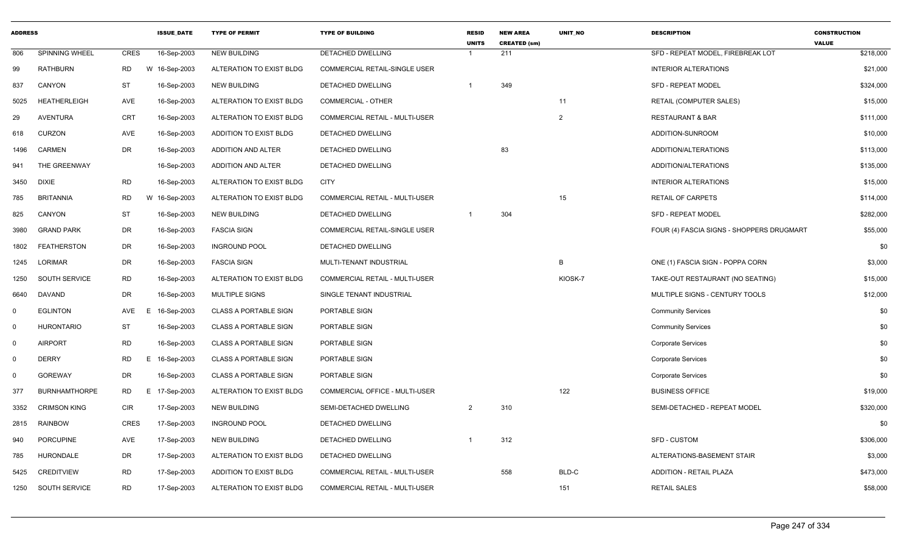| ADDRESS | | | | ISSUE_DATE | TYPE OF PERMIT | TYPE OF BUILDING | RESID UNITS | NEW AREA CREATED (sm) | UNIT_NO | DESCRIPTION | CONSTRUCTION VALUE |
|---|---|---|---|---|---|---|---|---|---|---|---|
| 806 | SPINNING WHEEL | CRES | | 16-Sep-2003 | NEW BUILDING | DETACHED DWELLING | 1 | 211 | | SFD - REPEAT MODEL, FIREBREAK LOT | $218,000 |
| 99 | RATHBURN | RD | W | 16-Sep-2003 | ALTERATION TO EXIST BLDG | COMMERCIAL RETAIL-SINGLE USER | | | | INTERIOR ALTERATIONS | $21,000 |
| 837 | CANYON | ST | | 16-Sep-2003 | NEW BUILDING | DETACHED DWELLING | 1 | 349 | | SFD - REPEAT MODEL | $324,000 |
| 5025 | HEATHERLEIGH | AVE | | 16-Sep-2003 | ALTERATION TO EXIST BLDG | COMMERCIAL - OTHER | | | 11 | RETAIL (COMPUTER SALES) | $15,000 |
| 29 | AVENTURA | CRT | | 16-Sep-2003 | ALTERATION TO EXIST BLDG | COMMERCIAL RETAIL - MULTI-USER | | | 2 | RESTAURANT & BAR | $111,000 |
| 618 | CURZON | AVE | | 16-Sep-2003 | ADDITION TO EXIST BLDG | DETACHED DWELLING | | | | ADDITION-SUNROOM | $10,000 |
| 1496 | CARMEN | DR | | 16-Sep-2003 | ADDITION AND ALTER | DETACHED DWELLING | | 83 | | ADDITION/ALTERATIONS | $113,000 |
| 941 | THE GREENWAY | | | 16-Sep-2003 | ADDITION AND ALTER | DETACHED DWELLING | | | | ADDITION/ALTERATIONS | $135,000 |
| 3450 | DIXIE | RD | | 16-Sep-2003 | ALTERATION TO EXIST BLDG | CITY | | | | INTERIOR ALTERATIONS | $15,000 |
| 785 | BRITANNIA | RD | W | 16-Sep-2003 | ALTERATION TO EXIST BLDG | COMMERCIAL RETAIL - MULTI-USER | | | 15 | RETAIL OF CARPETS | $114,000 |
| 825 | CANYON | ST | | 16-Sep-2003 | NEW BUILDING | DETACHED DWELLING | 1 | 304 | | SFD - REPEAT MODEL | $282,000 |
| 3980 | GRAND PARK | DR | | 16-Sep-2003 | FASCIA SIGN | COMMERCIAL RETAIL-SINGLE USER | | | | FOUR (4) FASCIA SIGNS - SHOPPERS DRUGMART | $55,000 |
| 1802 | FEATHERSTON | DR | | 16-Sep-2003 | INGROUND POOL | DETACHED DWELLING | | | | | $0 |
| 1245 | LORIMAR | DR | | 16-Sep-2003 | FASCIA SIGN | MULTI-TENANT INDUSTRIAL | | | B | ONE (1) FASCIA SIGN - POPPA CORN | $3,000 |
| 1250 | SOUTH SERVICE | RD | | 16-Sep-2003 | ALTERATION TO EXIST BLDG | COMMERCIAL RETAIL - MULTI-USER | | | KIOSK-7 | TAKE-OUT RESTAURANT (NO SEATING) | $15,000 |
| 6640 | DAVAND | DR | | 16-Sep-2003 | MULTIPLE SIGNS | SINGLE TENANT INDUSTRIAL | | | | MULTIPLE SIGNS - CENTURY TOOLS | $12,000 |
| 0 | EGLINTON | AVE | E | 16-Sep-2003 | CLASS A PORTABLE SIGN | PORTABLE SIGN | | | | Community Services | $0 |
| 0 | HURONTARIO | ST | | 16-Sep-2003 | CLASS A PORTABLE SIGN | PORTABLE SIGN | | | | Community Services | $0 |
| 0 | AIRPORT | RD | | 16-Sep-2003 | CLASS A PORTABLE SIGN | PORTABLE SIGN | | | | Corporate Services | $0 |
| 0 | DERRY | RD | E | 16-Sep-2003 | CLASS A PORTABLE SIGN | PORTABLE SIGN | | | | Corporate Services | $0 |
| 0 | GOREWAY | DR | | 16-Sep-2003 | CLASS A PORTABLE SIGN | PORTABLE SIGN | | | | Corporate Services | $0 |
| 377 | BURNHAMTHORPE | RD | E | 17-Sep-2003 | ALTERATION TO EXIST BLDG | COMMERCIAL OFFICE - MULTI-USER | | | 122 | BUSINESS OFFICE | $19,000 |
| 3352 | CRIMSON KING | CIR | | 17-Sep-2003 | NEW BUILDING | SEMI-DETACHED DWELLING | 2 | 310 | | SEMI-DETACHED - REPEAT MODEL | $320,000 |
| 2815 | RAINBOW | CRES | | 17-Sep-2003 | INGROUND POOL | DETACHED DWELLING | | | | | $0 |
| 940 | PORCUPINE | AVE | | 17-Sep-2003 | NEW BUILDING | DETACHED DWELLING | 1 | 312 | | SFD - CUSTOM | $306,000 |
| 785 | HURONDALE | DR | | 17-Sep-2003 | ALTERATION TO EXIST BLDG | DETACHED DWELLING | | | | ALTERATIONS-BASEMENT STAIR | $3,000 |
| 5425 | CREDITVIEW | RD | | 17-Sep-2003 | ADDITION TO EXIST BLDG | COMMERCIAL RETAIL - MULTI-USER | | 558 | BLD-C | ADDITION - RETAIL PLAZA | $473,000 |
| 1250 | SOUTH SERVICE | RD | | 17-Sep-2003 | ALTERATION TO EXIST BLDG | COMMERCIAL RETAIL - MULTI-USER | | | 151 | RETAIL SALES | $58,000 |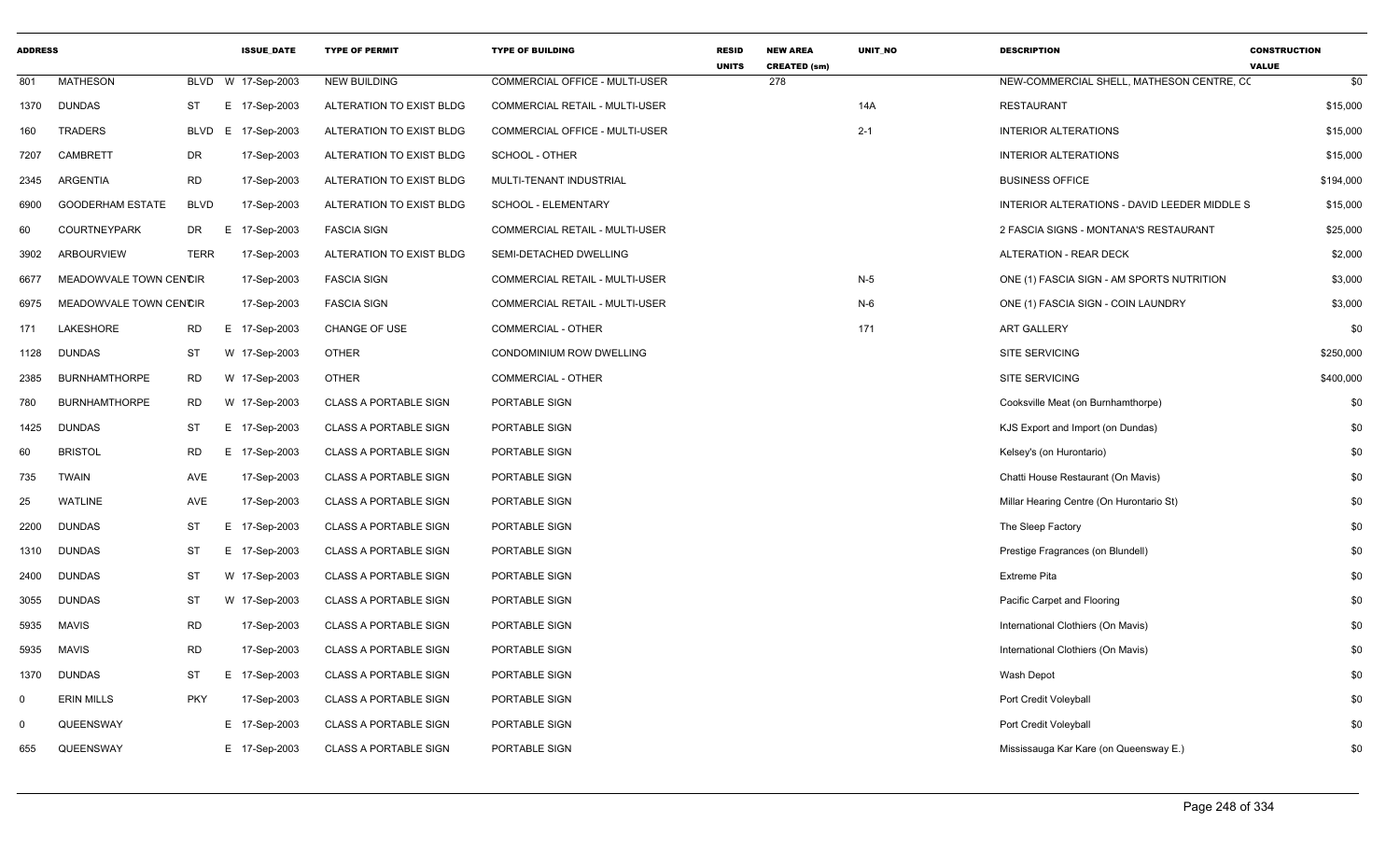| ADDRESS | | | ISSUE_DATE | TYPE OF PERMIT | TYPE OF BUILDING | RESID UNITS | NEW AREA CREATED (sm) | UNIT_NO | DESCRIPTION | CONSTRUCTION VALUE |
|---|---|---|---|---|---|---|---|---|---|---|
| 801 | MATHESON | BLVD | W 17-Sep-2003 | NEW BUILDING | COMMERCIAL OFFICE - MULTI-USER | | 278 | | NEW-COMMERCIAL SHELL, MATHESON CENTRE, CC | $0 |
| 1370 | DUNDAS | ST | E 17-Sep-2003 | ALTERATION TO EXIST BLDG | COMMERCIAL RETAIL - MULTI-USER | | | 14A | RESTAURANT | $15,000 |
| 160 | TRADERS | BLVD | E 17-Sep-2003 | ALTERATION TO EXIST BLDG | COMMERCIAL OFFICE - MULTI-USER | | | 2-1 | INTERIOR ALTERATIONS | $15,000 |
| 7207 | CAMBRETT | DR | 17-Sep-2003 | ALTERATION TO EXIST BLDG | SCHOOL - OTHER | | | | INTERIOR ALTERATIONS | $15,000 |
| 2345 | ARGENTIA | RD | 17-Sep-2003 | ALTERATION TO EXIST BLDG | MULTI-TENANT INDUSTRIAL | | | | BUSINESS OFFICE | $194,000 |
| 6900 | GOODERHAM ESTATE | BLVD | 17-Sep-2003 | ALTERATION TO EXIST BLDG | SCHOOL - ELEMENTARY | | | | INTERIOR ALTERATIONS - DAVID LEEDER MIDDLE S | $15,000 |
| 60 | COURTNEYPARK | DR | E 17-Sep-2003 | FASCIA SIGN | COMMERCIAL RETAIL - MULTI-USER | | | | 2 FASCIA SIGNS - MONTANA'S RESTAURANT | $25,000 |
| 3902 | ARBOURVIEW | TERR | 17-Sep-2003 | ALTERATION TO EXIST BLDG | SEMI-DETACHED DWELLING | | | | ALTERATION - REAR DECK | $2,000 |
| 6677 | MEADOWVALE TOWN CENTCIR | | 17-Sep-2003 | FASCIA SIGN | COMMERCIAL RETAIL - MULTI-USER | | | N-5 | ONE (1) FASCIA SIGN - AM SPORTS NUTRITION | $3,000 |
| 6975 | MEADOWVALE TOWN CENTCIR | | 17-Sep-2003 | FASCIA SIGN | COMMERCIAL RETAIL - MULTI-USER | | | N-6 | ONE (1) FASCIA SIGN - COIN LAUNDRY | $3,000 |
| 171 | LAKESHORE | RD | E 17-Sep-2003 | CHANGE OF USE | COMMERCIAL - OTHER | | | 171 | ART GALLERY | $0 |
| 1128 | DUNDAS | ST | W 17-Sep-2003 | OTHER | CONDOMINIUM ROW DWELLING | | | | SITE SERVICING | $250,000 |
| 2385 | BURNHAMTHORPE | RD | W 17-Sep-2003 | OTHER | COMMERCIAL - OTHER | | | | SITE SERVICING | $400,000 |
| 780 | BURNHAMTHORPE | RD | W 17-Sep-2003 | CLASS A PORTABLE SIGN | PORTABLE SIGN | | | | Cooksville Meat (on Burnhamthorpe) | $0 |
| 1425 | DUNDAS | ST | E 17-Sep-2003 | CLASS A PORTABLE SIGN | PORTABLE SIGN | | | | KJS Export and Import (on Dundas) | $0 |
| 60 | BRISTOL | RD | E 17-Sep-2003 | CLASS A PORTABLE SIGN | PORTABLE SIGN | | | | Kelsey's (on Hurontario) | $0 |
| 735 | TWAIN | AVE | 17-Sep-2003 | CLASS A PORTABLE SIGN | PORTABLE SIGN | | | | Chatti House Restaurant (On Mavis) | $0 |
| 25 | WATLINE | AVE | 17-Sep-2003 | CLASS A PORTABLE SIGN | PORTABLE SIGN | | | | Millar Hearing Centre (On Hurontario St) | $0 |
| 2200 | DUNDAS | ST | E 17-Sep-2003 | CLASS A PORTABLE SIGN | PORTABLE SIGN | | | | The Sleep Factory | $0 |
| 1310 | DUNDAS | ST | E 17-Sep-2003 | CLASS A PORTABLE SIGN | PORTABLE SIGN | | | | Prestige Fragrances (on Blundell) | $0 |
| 2400 | DUNDAS | ST | W 17-Sep-2003 | CLASS A PORTABLE SIGN | PORTABLE SIGN | | | | Extreme Pita | $0 |
| 3055 | DUNDAS | ST | W 17-Sep-2003 | CLASS A PORTABLE SIGN | PORTABLE SIGN | | | | Pacific Carpet and Flooring | $0 |
| 5935 | MAVIS | RD | 17-Sep-2003 | CLASS A PORTABLE SIGN | PORTABLE SIGN | | | | International Clothiers (On Mavis) | $0 |
| 5935 | MAVIS | RD | 17-Sep-2003 | CLASS A PORTABLE SIGN | PORTABLE SIGN | | | | International Clothiers (On Mavis) | $0 |
| 1370 | DUNDAS | ST | E 17-Sep-2003 | CLASS A PORTABLE SIGN | PORTABLE SIGN | | | | Wash Depot | $0 |
| 0 | ERIN MILLS | PKY | 17-Sep-2003 | CLASS A PORTABLE SIGN | PORTABLE SIGN | | | | Port Credit Voleyball | $0 |
| 0 | QUEENSWAY | | E 17-Sep-2003 | CLASS A PORTABLE SIGN | PORTABLE SIGN | | | | Port Credit Voleyball | $0 |
| 655 | QUEENSWAY | | E 17-Sep-2003 | CLASS A PORTABLE SIGN | PORTABLE SIGN | | | | Mississauga Kar Kare (on Queensway E.) | $0 |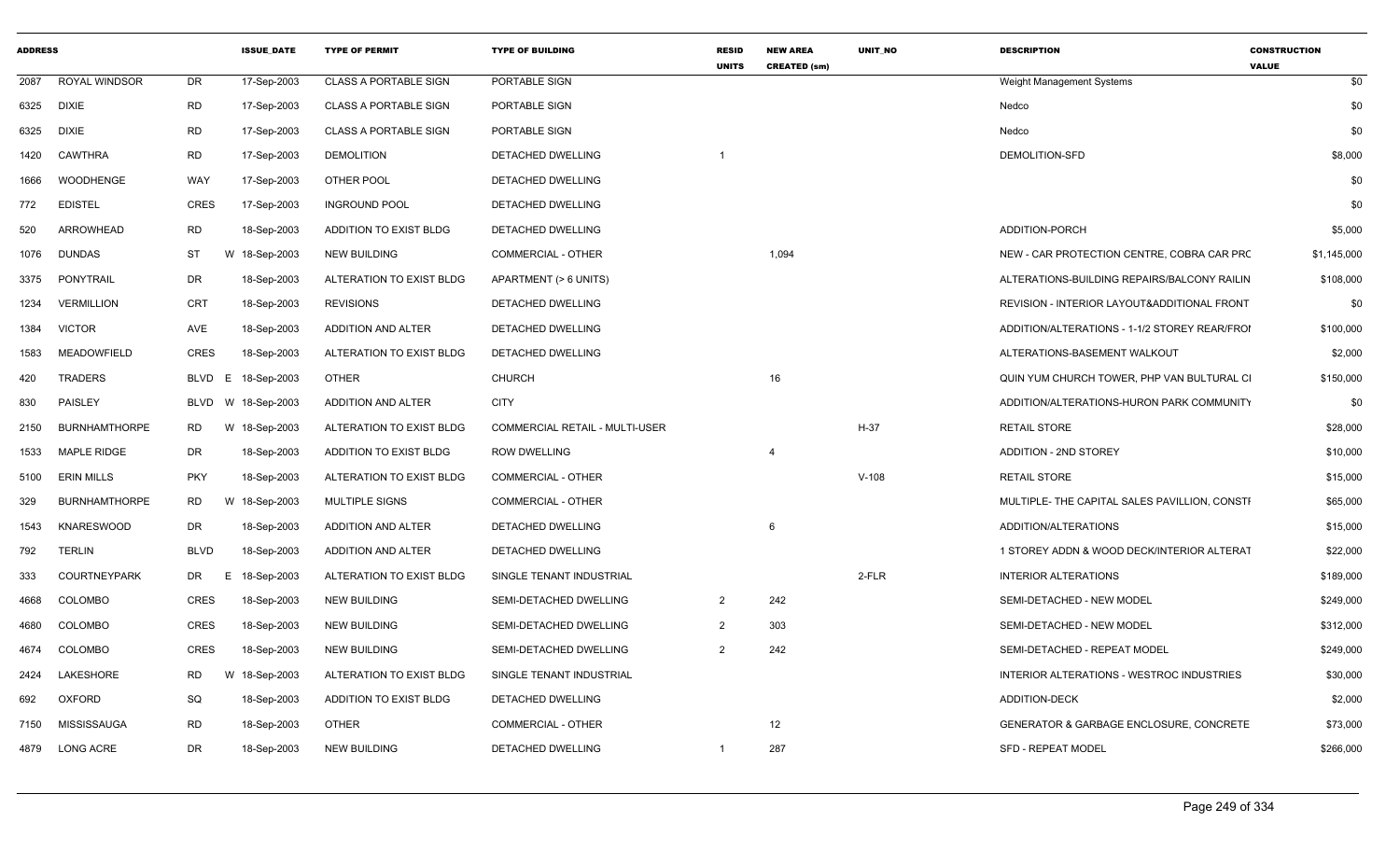| ADDRESS | | | ISSUE_DATE | TYPE OF PERMIT | TYPE OF BUILDING | RESID UNITS | NEW AREA CREATED (sm) | UNIT_NO | DESCRIPTION | CONSTRUCTION VALUE |
|---|---|---|---|---|---|---|---|---|---|---|
| 2087 | ROYAL WINDSOR | DR | 17-Sep-2003 | CLASS A PORTABLE SIGN | PORTABLE SIGN | | | | Weight Management Systems | $0 |
| 6325 | DIXIE | RD | 17-Sep-2003 | CLASS A PORTABLE SIGN | PORTABLE SIGN | | | | Nedco | $0 |
| 6325 | DIXIE | RD | 17-Sep-2003 | CLASS A PORTABLE SIGN | PORTABLE SIGN | | | | Nedco | $0 |
| 1420 | CAWTHRA | RD | 17-Sep-2003 | DEMOLITION | DETACHED DWELLING | 1 | | | DEMOLITION-SFD | $8,000 |
| 1666 | WOODHENGE | WAY | 17-Sep-2003 | OTHER POOL | DETACHED DWELLING | | | | | $0 |
| 772 | EDISTEL | CRES | 17-Sep-2003 | INGROUND POOL | DETACHED DWELLING | | | | | $0 |
| 520 | ARROWHEAD | RD | 18-Sep-2003 | ADDITION TO EXIST BLDG | DETACHED DWELLING | | | | ADDITION-PORCH | $5,000 |
| 1076 | DUNDAS | ST | W 18-Sep-2003 | NEW BUILDING | COMMERCIAL - OTHER | | 1,094 | | NEW - CAR PROTECTION CENTRE, COBRA CAR PRC | $1,145,000 |
| 3375 | PONYTRAIL | DR | 18-Sep-2003 | ALTERATION TO EXIST BLDG | APARTMENT (> 6 UNITS) | | | | ALTERATIONS-BUILDING REPAIRS/BALCONY RAILIN | $108,000 |
| 1234 | VERMILLION | CRT | 18-Sep-2003 | REVISIONS | DETACHED DWELLING | | | | REVISION - INTERIOR LAYOUT&ADDITIONAL FRONT | $0 |
| 1384 | VICTOR | AVE | 18-Sep-2003 | ADDITION AND ALTER | DETACHED DWELLING | | | | ADDITION/ALTERATIONS - 1-1/2 STOREY REAR/FROI | $100,000 |
| 1583 | MEADOWFIELD | CRES | 18-Sep-2003 | ALTERATION TO EXIST BLDG | DETACHED DWELLING | | | | ALTERATIONS-BASEMENT WALKOUT | $2,000 |
| 420 | TRADERS | BLVD | E 18-Sep-2003 | OTHER | CHURCH | | 16 | | QUIN YUM CHURCH TOWER, PHP VAN BULTURAL CI | $150,000 |
| 830 | PAISLEY | BLVD | W 18-Sep-2003 | ADDITION AND ALTER | CITY | | | | ADDITION/ALTERATIONS-HURON PARK COMMUNITY | $0 |
| 2150 | BURNHAMTHORPE | RD | W 18-Sep-2003 | ALTERATION TO EXIST BLDG | COMMERCIAL RETAIL - MULTI-USER | | | H-37 | RETAIL STORE | $28,000 |
| 1533 | MAPLE RIDGE | DR | 18-Sep-2003 | ADDITION TO EXIST BLDG | ROW DWELLING | | 4 | | ADDITION - 2ND STOREY | $10,000 |
| 5100 | ERIN MILLS | PKY | 18-Sep-2003 | ALTERATION TO EXIST BLDG | COMMERCIAL - OTHER | | | V-108 | RETAIL STORE | $15,000 |
| 329 | BURNHAMTHORPE | RD | W 18-Sep-2003 | MULTIPLE SIGNS | COMMERCIAL - OTHER | | | | MULTIPLE- THE CAPITAL SALES PAVILLION, CONSTI | $65,000 |
| 1543 | KNARESWOOD | DR | 18-Sep-2003 | ADDITION AND ALTER | DETACHED DWELLING | | 6 | | ADDITION/ALTERATIONS | $15,000 |
| 792 | TERLIN | BLVD | 18-Sep-2003 | ADDITION AND ALTER | DETACHED DWELLING | | | | 1 STOREY ADDN & WOOD DECK/INTERIOR ALTERAT | $22,000 |
| 333 | COURTNEYPARK | DR | E 18-Sep-2003 | ALTERATION TO EXIST BLDG | SINGLE TENANT INDUSTRIAL | | | 2-FLR | INTERIOR ALTERATIONS | $189,000 |
| 4668 | COLOMBO | CRES | 18-Sep-2003 | NEW BUILDING | SEMI-DETACHED DWELLING | 2 | 242 | | SEMI-DETACHED - NEW MODEL | $249,000 |
| 4680 | COLOMBO | CRES | 18-Sep-2003 | NEW BUILDING | SEMI-DETACHED DWELLING | 2 | 303 | | SEMI-DETACHED - NEW MODEL | $312,000 |
| 4674 | COLOMBO | CRES | 18-Sep-2003 | NEW BUILDING | SEMI-DETACHED DWELLING | 2 | 242 | | SEMI-DETACHED - REPEAT MODEL | $249,000 |
| 2424 | LAKESHORE | RD | W 18-Sep-2003 | ALTERATION TO EXIST BLDG | SINGLE TENANT INDUSTRIAL | | | | INTERIOR ALTERATIONS - WESTROC INDUSTRIES | $30,000 |
| 692 | OXFORD | SQ | 18-Sep-2003 | ADDITION TO EXIST BLDG | DETACHED DWELLING | | | | ADDITION-DECK | $2,000 |
| 7150 | MISSISSAUGA | RD | 18-Sep-2003 | OTHER | COMMERCIAL - OTHER | | 12 | | GENERATOR & GARBAGE ENCLOSURE, CONCRETE | $73,000 |
| 4879 | LONG ACRE | DR | 18-Sep-2003 | NEW BUILDING | DETACHED DWELLING | 1 | 287 | | SFD - REPEAT MODEL | $266,000 |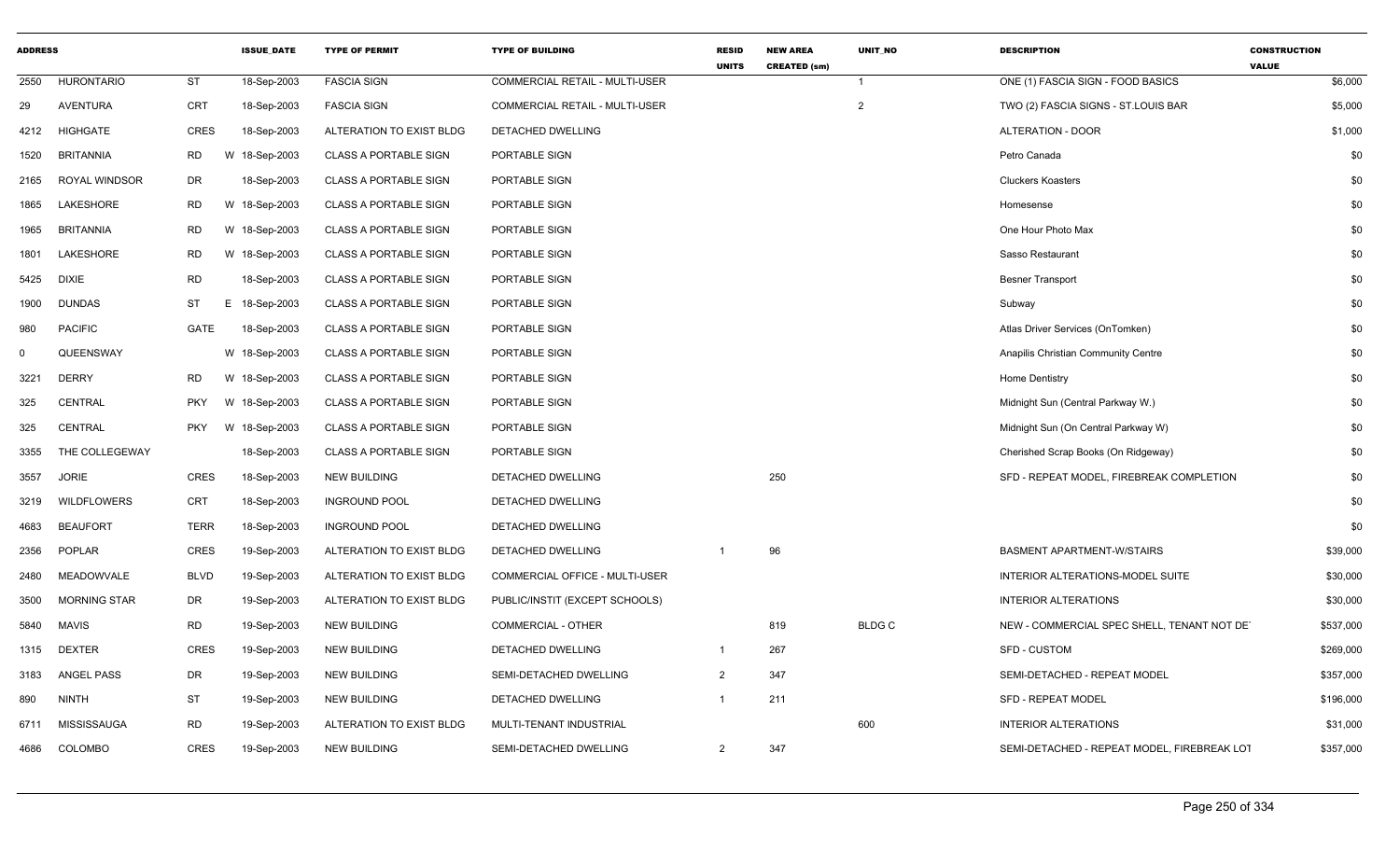| ADDRESS | | | ISSUE_DATE | TYPE OF PERMIT | TYPE OF BUILDING | RESID UNITS | NEW AREA CREATED (sm) | UNIT_NO | DESCRIPTION | CONSTRUCTION VALUE |
|---|---|---|---|---|---|---|---|---|---|---|
| 2550 | HURONTARIO | ST | 18-Sep-2003 | FASCIA SIGN | COMMERCIAL RETAIL - MULTI-USER | | | 1 | ONE (1) FASCIA SIGN - FOOD BASICS | $6,000 |
| 29 | AVENTURA | CRT | 18-Sep-2003 | FASCIA SIGN | COMMERCIAL RETAIL - MULTI-USER | | | 2 | TWO (2) FASCIA SIGNS - ST.LOUIS BAR | $5,000 |
| 4212 | HIGHGATE | CRES | 18-Sep-2003 | ALTERATION TO EXIST BLDG | DETACHED DWELLING | | | | ALTERATION - DOOR | $1,000 |
| 1520 | BRITANNIA | RD | W 18-Sep-2003 | CLASS A PORTABLE SIGN | PORTABLE SIGN | | | | Petro Canada | $0 |
| 2165 | ROYAL WINDSOR | DR | 18-Sep-2003 | CLASS A PORTABLE SIGN | PORTABLE SIGN | | | | Cluckers Koasters | $0 |
| 1865 | LAKESHORE | RD | W 18-Sep-2003 | CLASS A PORTABLE SIGN | PORTABLE SIGN | | | | Homesense | $0 |
| 1965 | BRITANNIA | RD | W 18-Sep-2003 | CLASS A PORTABLE SIGN | PORTABLE SIGN | | | | One Hour Photo Max | $0 |
| 1801 | LAKESHORE | RD | W 18-Sep-2003 | CLASS A PORTABLE SIGN | PORTABLE SIGN | | | | Sasso Restaurant | $0 |
| 5425 | DIXIE | RD | 18-Sep-2003 | CLASS A PORTABLE SIGN | PORTABLE SIGN | | | | Besner Transport | $0 |
| 1900 | DUNDAS | ST | E 18-Sep-2003 | CLASS A PORTABLE SIGN | PORTABLE SIGN | | | | Subway | $0 |
| 980 | PACIFIC | GATE | 18-Sep-2003 | CLASS A PORTABLE SIGN | PORTABLE SIGN | | | | Atlas Driver Services (OnTomken) | $0 |
| 0 | QUEENSWAY | | W 18-Sep-2003 | CLASS A PORTABLE SIGN | PORTABLE SIGN | | | | Anapilis Christian Community Centre | $0 |
| 3221 | DERRY | RD | W 18-Sep-2003 | CLASS A PORTABLE SIGN | PORTABLE SIGN | | | | Home Dentistry | $0 |
| 325 | CENTRAL | PKY | W 18-Sep-2003 | CLASS A PORTABLE SIGN | PORTABLE SIGN | | | | Midnight Sun (Central Parkway W.) | $0 |
| 325 | CENTRAL | PKY | W 18-Sep-2003 | CLASS A PORTABLE SIGN | PORTABLE SIGN | | | | Midnight Sun (On Central Parkway W) | $0 |
| 3355 | THE COLLEGEWAY | | 18-Sep-2003 | CLASS A PORTABLE SIGN | PORTABLE SIGN | | | | Cherished Scrap Books (On Ridgeway) | $0 |
| 3557 | JORIE | CRES | 18-Sep-2003 | NEW BUILDING | DETACHED DWELLING | | 250 | | SFD - REPEAT MODEL, FIREBREAK COMPLETION | $0 |
| 3219 | WILDFLOWERS | CRT | 18-Sep-2003 | INGROUND POOL | DETACHED DWELLING | | | | | $0 |
| 4683 | BEAUFORT | TERR | 18-Sep-2003 | INGROUND POOL | DETACHED DWELLING | | | | | $0 |
| 2356 | POPLAR | CRES | 19-Sep-2003 | ALTERATION TO EXIST BLDG | DETACHED DWELLING | 1 | 96 | | BASMENT APARTMENT-W/STAIRS | $39,000 |
| 2480 | MEADOWVALE | BLVD | 19-Sep-2003 | ALTERATION TO EXIST BLDG | COMMERCIAL OFFICE - MULTI-USER | | | | INTERIOR ALTERATIONS-MODEL SUITE | $30,000 |
| 3500 | MORNING STAR | DR | 19-Sep-2003 | ALTERATION TO EXIST BLDG | PUBLIC/INSTIT (EXCEPT SCHOOLS) | | | | INTERIOR ALTERATIONS | $30,000 |
| 5840 | MAVIS | RD | 19-Sep-2003 | NEW BUILDING | COMMERCIAL - OTHER | | 819 | BLDG C | NEW - COMMERCIAL SPEC SHELL, TENANT NOT DE' | $537,000 |
| 1315 | DEXTER | CRES | 19-Sep-2003 | NEW BUILDING | DETACHED DWELLING | 1 | 267 | | SFD - CUSTOM | $269,000 |
| 3183 | ANGEL PASS | DR | 19-Sep-2003 | NEW BUILDING | SEMI-DETACHED DWELLING | 2 | 347 | | SEMI-DETACHED - REPEAT MODEL | $357,000 |
| 890 | NINTH | ST | 19-Sep-2003 | NEW BUILDING | DETACHED DWELLING | 1 | 211 | | SFD - REPEAT MODEL | $196,000 |
| 6711 | MISSISSAUGA | RD | 19-Sep-2003 | ALTERATION TO EXIST BLDG | MULTI-TENANT INDUSTRIAL | | | 600 | INTERIOR ALTERATIONS | $31,000 |
| 4686 | COLOMBO | CRES | 19-Sep-2003 | NEW BUILDING | SEMI-DETACHED DWELLING | 2 | 347 | | SEMI-DETACHED - REPEAT MODEL, FIREBREAK LOT | $357,000 |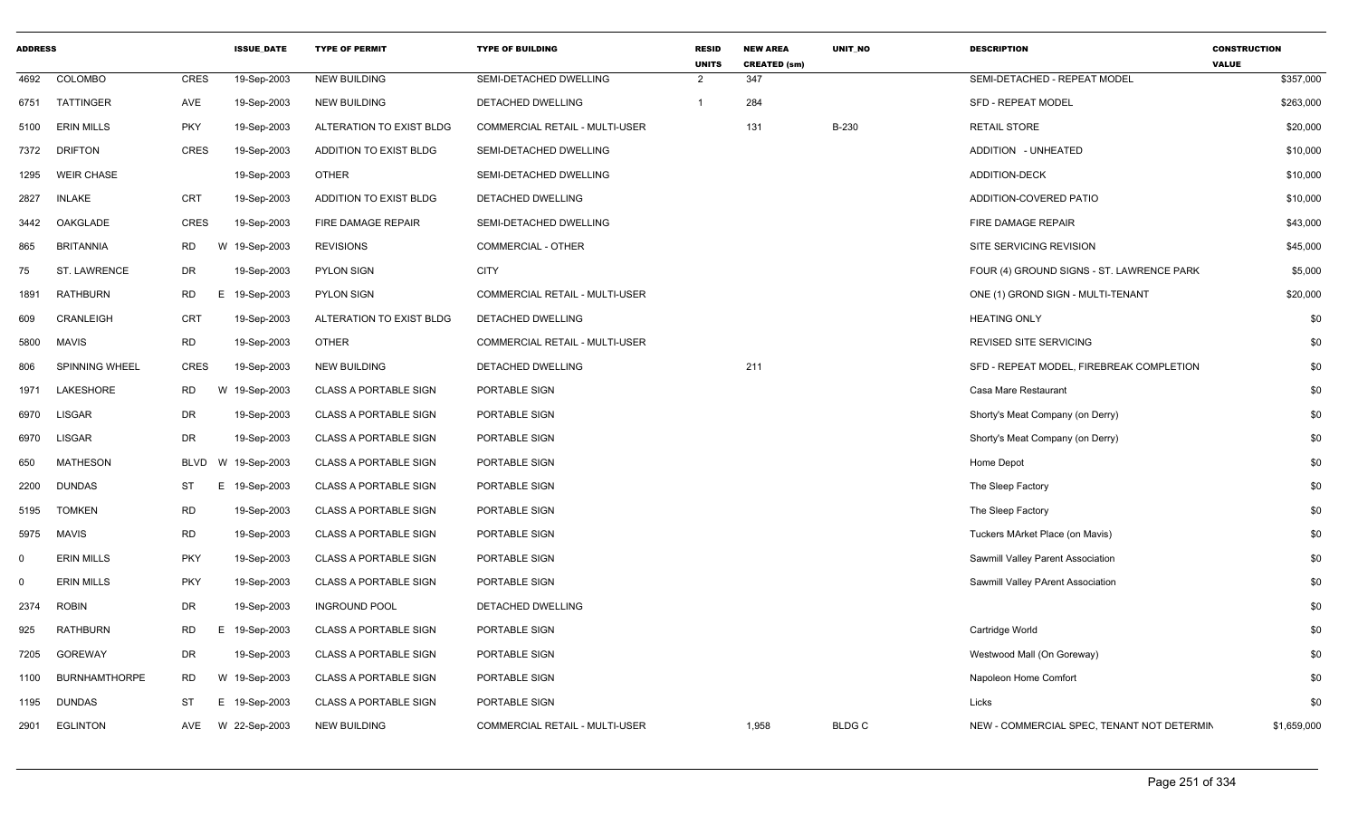| ADDRESS | | | ISSUE_DATE | TYPE OF PERMIT | TYPE OF BUILDING | RESID UNITS | NEW AREA CREATED (sm) | UNIT_NO | DESCRIPTION | CONSTRUCTION VALUE |
|---|---|---|---|---|---|---|---|---|---|---|
| 4692 | COLOMBO | CRES | 19-Sep-2003 | NEW BUILDING | SEMI-DETACHED DWELLING | 2 | 347 | | SEMI-DETACHED - REPEAT MODEL | $357,000 |
| 6751 | TATTINGER | AVE | 19-Sep-2003 | NEW BUILDING | DETACHED DWELLING | 1 | 284 | | SFD - REPEAT MODEL | $263,000 |
| 5100 | ERIN MILLS | PKY | 19-Sep-2003 | ALTERATION TO EXIST BLDG | COMMERCIAL RETAIL - MULTI-USER | | 131 | B-230 | RETAIL STORE | $20,000 |
| 7372 | DRIFTON | CRES | 19-Sep-2003 | ADDITION TO EXIST BLDG | SEMI-DETACHED DWELLING | | | | ADDITION - UNHEATED | $10,000 |
| 1295 | WEIR CHASE | | 19-Sep-2003 | OTHER | SEMI-DETACHED DWELLING | | | | ADDITION-DECK | $10,000 |
| 2827 | INLAKE | CRT | 19-Sep-2003 | ADDITION TO EXIST BLDG | DETACHED DWELLING | | | | ADDITION-COVERED PATIO | $10,000 |
| 3442 | OAKGLADE | CRES | 19-Sep-2003 | FIRE DAMAGE REPAIR | SEMI-DETACHED DWELLING | | | | FIRE DAMAGE REPAIR | $43,000 |
| 865 | BRITANNIA | RD | W 19-Sep-2003 | REVISIONS | COMMERCIAL - OTHER | | | | SITE SERVICING REVISION | $45,000 |
| 75 | ST. LAWRENCE | DR | 19-Sep-2003 | PYLON SIGN | CITY | | | | FOUR (4) GROUND SIGNS - ST. LAWRENCE PARK | $5,000 |
| 1891 | RATHBURN | RD | E 19-Sep-2003 | PYLON SIGN | COMMERCIAL RETAIL - MULTI-USER | | | | ONE (1) GROND SIGN - MULTI-TENANT | $20,000 |
| 609 | CRANLEIGH | CRT | 19-Sep-2003 | ALTERATION TO EXIST BLDG | DETACHED DWELLING | | | | HEATING ONLY | $0 |
| 5800 | MAVIS | RD | 19-Sep-2003 | OTHER | COMMERCIAL RETAIL - MULTI-USER | | | | REVISED SITE SERVICING | $0 |
| 806 | SPINNING WHEEL | CRES | 19-Sep-2003 | NEW BUILDING | DETACHED DWELLING | | 211 | | SFD - REPEAT MODEL, FIREBREAK COMPLETION | $0 |
| 1971 | LAKESHORE | RD | W 19-Sep-2003 | CLASS A PORTABLE SIGN | PORTABLE SIGN | | | | Casa Mare Restaurant | $0 |
| 6970 | LISGAR | DR | 19-Sep-2003 | CLASS A PORTABLE SIGN | PORTABLE SIGN | | | | Shorty's Meat Company (on Derry) | $0 |
| 6970 | LISGAR | DR | 19-Sep-2003 | CLASS A PORTABLE SIGN | PORTABLE SIGN | | | | Shorty's Meat Company (on Derry) | $0 |
| 650 | MATHESON | BLVD | W 19-Sep-2003 | CLASS A PORTABLE SIGN | PORTABLE SIGN | | | | Home Depot | $0 |
| 2200 | DUNDAS | ST | E 19-Sep-2003 | CLASS A PORTABLE SIGN | PORTABLE SIGN | | | | The Sleep Factory | $0 |
| 5195 | TOMKEN | RD | 19-Sep-2003 | CLASS A PORTABLE SIGN | PORTABLE SIGN | | | | The Sleep Factory | $0 |
| 5975 | MAVIS | RD | 19-Sep-2003 | CLASS A PORTABLE SIGN | PORTABLE SIGN | | | | Tuckers MArket Place (on Mavis) | $0 |
| 0 | ERIN MILLS | PKY | 19-Sep-2003 | CLASS A PORTABLE SIGN | PORTABLE SIGN | | | | Sawmill Valley Parent Association | $0 |
| 0 | ERIN MILLS | PKY | 19-Sep-2003 | CLASS A PORTABLE SIGN | PORTABLE SIGN | | | | Sawmill Valley PArent Association | $0 |
| 2374 | ROBIN | DR | 19-Sep-2003 | INGROUND POOL | DETACHED DWELLING | | | | | $0 |
| 925 | RATHBURN | RD | E 19-Sep-2003 | CLASS A PORTABLE SIGN | PORTABLE SIGN | | | | Cartridge World | $0 |
| 7205 | GOREWAY | DR | 19-Sep-2003 | CLASS A PORTABLE SIGN | PORTABLE SIGN | | | | Westwood Mall (On Goreway) | $0 |
| 1100 | BURNHAMTHORPE | RD | W 19-Sep-2003 | CLASS A PORTABLE SIGN | PORTABLE SIGN | | | | Napoleon Home Comfort | $0 |
| 1195 | DUNDAS | ST | E 19-Sep-2003 | CLASS A PORTABLE SIGN | PORTABLE SIGN | | | | Licks | $0 |
| 2901 | EGLINTON | AVE | W 22-Sep-2003 | NEW BUILDING | COMMERCIAL RETAIL - MULTI-USER | | 1,958 | BLDG C | NEW - COMMERCIAL SPEC, TENANT NOT DETERMIN | $1,659,000 |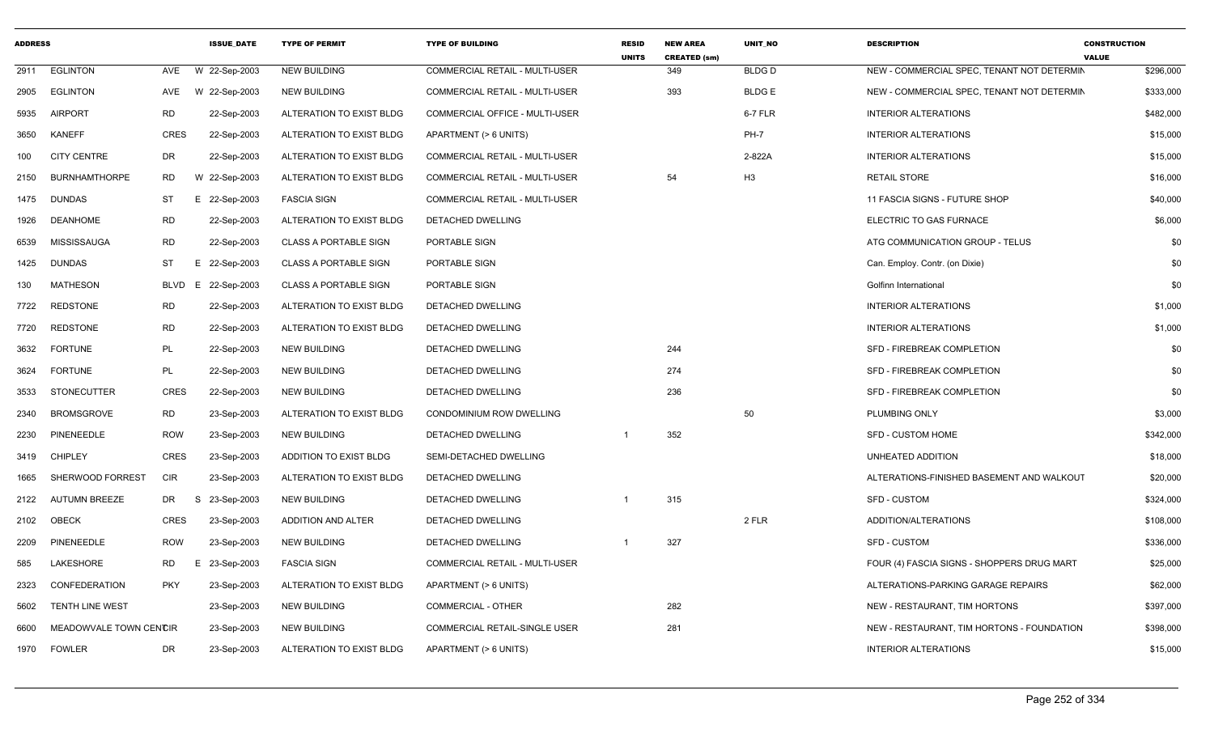| ADDRESS | | | ISSUE_DATE | TYPE OF PERMIT | TYPE OF BUILDING | RESID UNITS | NEW AREA CREATED (sm) | UNIT_NO | DESCRIPTION | CONSTRUCTION VALUE |
|---|---|---|---|---|---|---|---|---|---|---|
| 2911 | EGLINTON | AVE | W 22-Sep-2003 | NEW BUILDING | COMMERCIAL RETAIL - MULTI-USER | | 349 | BLDG D | NEW - COMMERCIAL SPEC, TENANT NOT DETERMIN | $296,000 |
| 2905 | EGLINTON | AVE | W 22-Sep-2003 | NEW BUILDING | COMMERCIAL RETAIL - MULTI-USER | | 393 | BLDG E | NEW - COMMERCIAL SPEC, TENANT NOT DETERMIN | $333,000 |
| 5935 | AIRPORT | RD | 22-Sep-2003 | ALTERATION TO EXIST BLDG | COMMERCIAL OFFICE - MULTI-USER | | | 6-7 FLR | INTERIOR ALTERATIONS | $482,000 |
| 3650 | KANEFF | CRES | 22-Sep-2003 | ALTERATION TO EXIST BLDG | APARTMENT (> 6 UNITS) | | | PH-7 | INTERIOR ALTERATIONS | $15,000 |
| 100 | CITY CENTRE | DR | 22-Sep-2003 | ALTERATION TO EXIST BLDG | COMMERCIAL RETAIL - MULTI-USER | | | 2-822A | INTERIOR ALTERATIONS | $15,000 |
| 2150 | BURNHAMTHORPE | RD | W 22-Sep-2003 | ALTERATION TO EXIST BLDG | COMMERCIAL RETAIL - MULTI-USER | | 54 | H3 | RETAIL STORE | $16,000 |
| 1475 | DUNDAS | ST | E 22-Sep-2003 | FASCIA SIGN | COMMERCIAL RETAIL - MULTI-USER | | | | 11 FASCIA SIGNS - FUTURE SHOP | $40,000 |
| 1926 | DEANHOME | RD | 22-Sep-2003 | ALTERATION TO EXIST BLDG | DETACHED DWELLING | | | | ELECTRIC TO GAS FURNACE | $6,000 |
| 6539 | MISSISSAUGA | RD | 22-Sep-2003 | CLASS A PORTABLE SIGN | PORTABLE SIGN | | | | ATG COMMUNICATION GROUP - TELUS | $0 |
| 1425 | DUNDAS | ST | E 22-Sep-2003 | CLASS A PORTABLE SIGN | PORTABLE SIGN | | | | Can. Employ. Contr. (on Dixie) | $0 |
| 130 | MATHESON | BLVD | E 22-Sep-2003 | CLASS A PORTABLE SIGN | PORTABLE SIGN | | | | Golfinn International | $0 |
| 7722 | REDSTONE | RD | 22-Sep-2003 | ALTERATION TO EXIST BLDG | DETACHED DWELLING | | | | INTERIOR ALTERATIONS | $1,000 |
| 7720 | REDSTONE | RD | 22-Sep-2003 | ALTERATION TO EXIST BLDG | DETACHED DWELLING | | | | INTERIOR ALTERATIONS | $1,000 |
| 3632 | FORTUNE | PL | 22-Sep-2003 | NEW BUILDING | DETACHED DWELLING | | 244 | | SFD - FIREBREAK COMPLETION | $0 |
| 3624 | FORTUNE | PL | 22-Sep-2003 | NEW BUILDING | DETACHED DWELLING | | 274 | | SFD - FIREBREAK COMPLETION | $0 |
| 3533 | STONECUTTER | CRES | 22-Sep-2003 | NEW BUILDING | DETACHED DWELLING | | 236 | | SFD - FIREBREAK COMPLETION | $0 |
| 2340 | BROMSGROVE | RD | 23-Sep-2003 | ALTERATION TO EXIST BLDG | CONDOMINIUM ROW DWELLING | | | 50 | PLUMBING ONLY | $3,000 |
| 2230 | PINENEEDLE | ROW | 23-Sep-2003 | NEW BUILDING | DETACHED DWELLING | 1 | 352 | | SFD - CUSTOM HOME | $342,000 |
| 3419 | CHIPLEY | CRES | 23-Sep-2003 | ADDITION TO EXIST BLDG | SEMI-DETACHED DWELLING | | | | UNHEATED ADDITION | $18,000 |
| 1665 | SHERWOOD FORREST | CIR | 23-Sep-2003 | ALTERATION TO EXIST BLDG | DETACHED DWELLING | | | | ALTERATIONS-FINISHED BASEMENT AND WALKOUT | $20,000 |
| 2122 | AUTUMN BREEZE | DR | S 23-Sep-2003 | NEW BUILDING | DETACHED DWELLING | 1 | 315 | | SFD - CUSTOM | $324,000 |
| 2102 | OBECK | CRES | 23-Sep-2003 | ADDITION AND ALTER | DETACHED DWELLING | | | 2 FLR | ADDITION/ALTERATIONS | $108,000 |
| 2209 | PINENEEDLE | ROW | 23-Sep-2003 | NEW BUILDING | DETACHED DWELLING | 1 | 327 | | SFD - CUSTOM | $336,000 |
| 585 | LAKESHORE | RD | E 23-Sep-2003 | FASCIA SIGN | COMMERCIAL RETAIL - MULTI-USER | | | | FOUR (4) FASCIA SIGNS - SHOPPERS DRUG MART | $25,000 |
| 2323 | CONFEDERATION | PKY | 23-Sep-2003 | ALTERATION TO EXIST BLDG | APARTMENT (> 6 UNITS) | | | | ALTERATIONS-PARKING GARAGE REPAIRS | $62,000 |
| 5602 | TENTH LINE WEST | | 23-Sep-2003 | NEW BUILDING | COMMERCIAL - OTHER | | 282 | | NEW - RESTAURANT, TIM HORTONS | $397,000 |
| 6600 | MEADOWVALE TOWN CENTRE | CIR | 23-Sep-2003 | NEW BUILDING | COMMERCIAL RETAIL-SINGLE USER | | 281 | | NEW - RESTAURANT, TIM HORTONS - FOUNDATION | $398,000 |
| 1970 | FOWLER | DR | 23-Sep-2003 | ALTERATION TO EXIST BLDG | APARTMENT (> 6 UNITS) | | | | INTERIOR ALTERATIONS | $15,000 |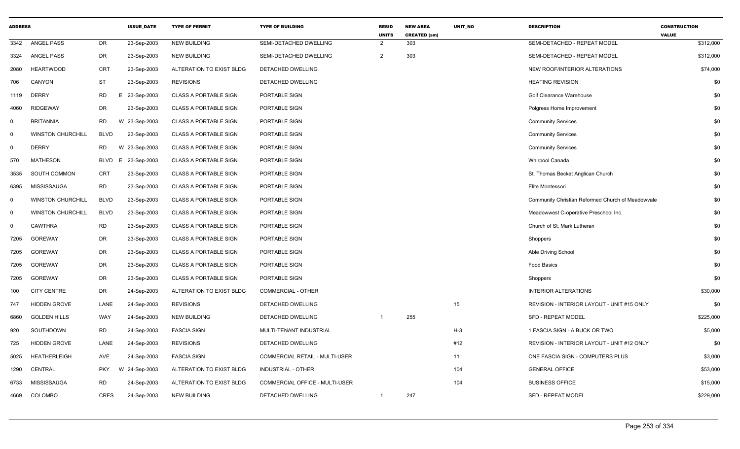| ADDRESS | | | ISSUE_DATE | TYPE OF PERMIT | TYPE OF BUILDING | RESID UNITS | NEW AREA CREATED (sm) | UNIT_NO | DESCRIPTION | CONSTRUCTION VALUE |
|---|---|---|---|---|---|---|---|---|---|---|
| 3342 | ANGEL PASS | DR | 23-Sep-2003 | NEW BUILDING | SEMI-DETACHED DWELLING | 2 | 303 | | SEMI-DETACHED - REPEAT MODEL | $312,000 |
| 3324 | ANGEL PASS | DR | 23-Sep-2003 | NEW BUILDING | SEMI-DETACHED DWELLING | 2 | 303 | | SEMI-DETACHED - REPEAT MODEL | $312,000 |
| 2080 | HEARTWOOD | CRT | 23-Sep-2003 | ALTERATION TO EXIST BLDG | DETACHED DWELLING | | | | NEW ROOF/INTERIOR ALTERATIONS | $74,000 |
| 706 | CANYON | ST | 23-Sep-2003 | REVISIONS | DETACHED DWELLING | | | | HEATING REVISION | $0 |
| 1119 | DERRY | RD E | 23-Sep-2003 | CLASS A PORTABLE SIGN | PORTABLE SIGN | | | | Golf Clearance Warehouse | $0 |
| 4060 | RIDGEWAY | DR | 23-Sep-2003 | CLASS A PORTABLE SIGN | PORTABLE SIGN | | | | Polgress Home Improvement | $0 |
| 0 | BRITANNIA | RD W | 23-Sep-2003 | CLASS A PORTABLE SIGN | PORTABLE SIGN | | | | Community Services | $0 |
| 0 | WINSTON CHURCHILL | BLVD | 23-Sep-2003 | CLASS A PORTABLE SIGN | PORTABLE SIGN | | | | Community Services | $0 |
| 0 | DERRY | RD W | 23-Sep-2003 | CLASS A PORTABLE SIGN | PORTABLE SIGN | | | | Community Services | $0 |
| 570 | MATHESON | BLVD E | 23-Sep-2003 | CLASS A PORTABLE SIGN | PORTABLE SIGN | | | | Whirpool Canada | $0 |
| 3535 | SOUTH COMMON | CRT | 23-Sep-2003 | CLASS A PORTABLE SIGN | PORTABLE SIGN | | | | St. Thomas Becket Anglican Church | $0 |
| 6395 | MISSISSAUGA | RD | 23-Sep-2003 | CLASS A PORTABLE SIGN | PORTABLE SIGN | | | | Elite Montessori | $0 |
| 0 | WINSTON CHURCHILL | BLVD | 23-Sep-2003 | CLASS A PORTABLE SIGN | PORTABLE SIGN | | | | Community Christian Reformed Church of Meadowvale | $0 |
| 0 | WINSTON CHURCHILL | BLVD | 23-Sep-2003 | CLASS A PORTABLE SIGN | PORTABLE SIGN | | | | Meadowwest C-operative Preschool Inc. | $0 |
| 0 | CAWTHRA | RD | 23-Sep-2003 | CLASS A PORTABLE SIGN | PORTABLE SIGN | | | | Church of St. Mark Lutheran | $0 |
| 7205 | GOREWAY | DR | 23-Sep-2003 | CLASS A PORTABLE SIGN | PORTABLE SIGN | | | | Shoppers | $0 |
| 7205 | GOREWAY | DR | 23-Sep-2003 | CLASS A PORTABLE SIGN | PORTABLE SIGN | | | | Able Driving School | $0 |
| 7205 | GOREWAY | DR | 23-Sep-2003 | CLASS A PORTABLE SIGN | PORTABLE SIGN | | | | Food Basics | $0 |
| 7205 | GOREWAY | DR | 23-Sep-2003 | CLASS A PORTABLE SIGN | PORTABLE SIGN | | | | Shoppers | $0 |
| 100 | CITY CENTRE | DR | 24-Sep-2003 | ALTERATION TO EXIST BLDG | COMMERCIAL - OTHER | | | | INTERIOR ALTERATIONS | $30,000 |
| 747 | HIDDEN GROVE | LANE | 24-Sep-2003 | REVISIONS | DETACHED DWELLING | | | 15 | REVISION - INTERIOR LAYOUT - UNIT #15 ONLY | $0 |
| 6860 | GOLDEN HILLS | WAY | 24-Sep-2003 | NEW BUILDING | DETACHED DWELLING | 1 | 255 | | SFD - REPEAT MODEL | $225,000 |
| 920 | SOUTHDOWN | RD | 24-Sep-2003 | FASCIA SIGN | MULTI-TENANT INDUSTRIAL | | | H-3 | 1 FASCIA SIGN - A BUCK OR TWO | $5,000 |
| 725 | HIDDEN GROVE | LANE | 24-Sep-2003 | REVISIONS | DETACHED DWELLING | | | #12 | REVISION - INTERIOR LAYOUT - UNIT #12 ONLY | $0 |
| 5025 | HEATHERLEIGH | AVE | 24-Sep-2003 | FASCIA SIGN | COMMERCIAL RETAIL - MULTI-USER | | | 11 | ONE FASCIA SIGN - COMPUTERS PLUS | $3,000 |
| 1290 | CENTRAL | PKY W | 24-Sep-2003 | ALTERATION TO EXIST BLDG | INDUSTRIAL - OTHER | | | 104 | GENERAL OFFICE | $53,000 |
| 6733 | MISSISSAUGA | RD | 24-Sep-2003 | ALTERATION TO EXIST BLDG | COMMERCIAL OFFICE - MULTI-USER | | | 104 | BUSINESS OFFICE | $15,000 |
| 4669 | COLOMBO | CRES | 24-Sep-2003 | NEW BUILDING | DETACHED DWELLING | 1 | 247 | | SFD - REPEAT MODEL | $229,000 |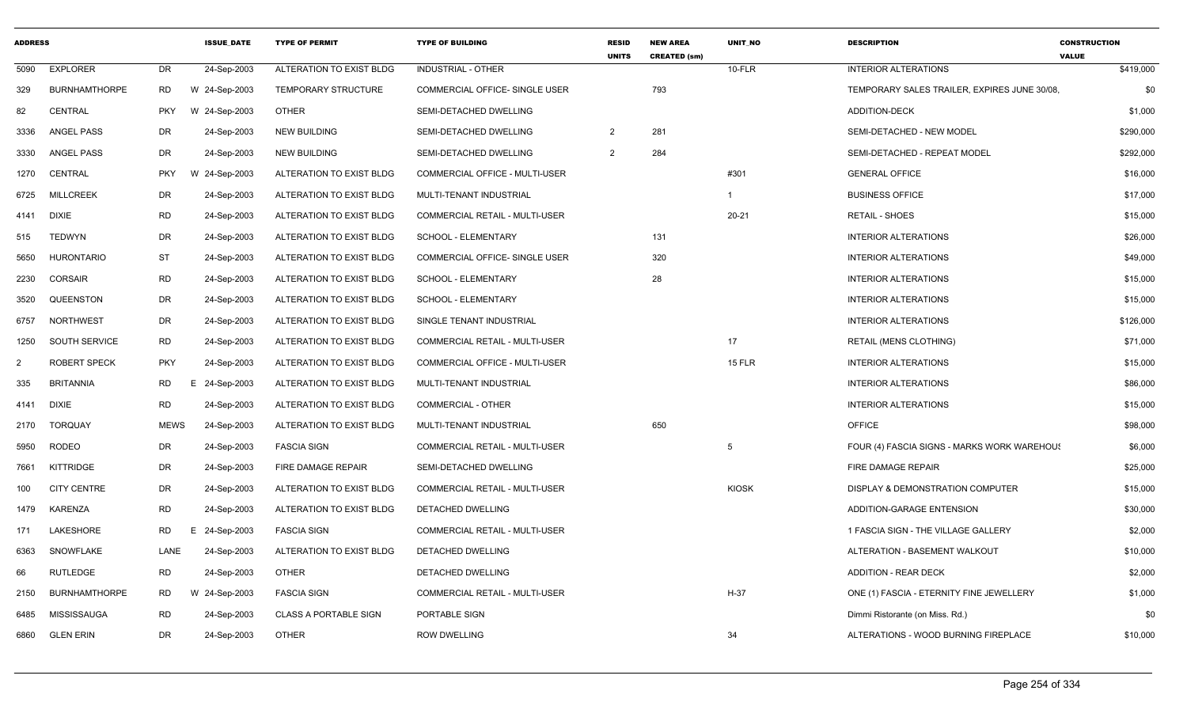| ADDRESS | | | ISSUE_DATE | TYPE OF PERMIT | TYPE OF BUILDING | RESID UNITS | NEW AREA CREATED (sm) | UNIT_NO | DESCRIPTION | CONSTRUCTION VALUE |
|---|---|---|---|---|---|---|---|---|---|---|
| 5090 | EXPLORER | DR | 24-Sep-2003 | ALTERATION TO EXIST BLDG | INDUSTRIAL - OTHER | | | 10-FLR | INTERIOR ALTERATIONS | $419,000 |
| 329 | BURNHAMTHORPE | RD | W 24-Sep-2003 | TEMPORARY STRUCTURE | COMMERCIAL OFFICE- SINGLE USER | | 793 | | TEMPORARY SALES TRAILER, EXPIRES JUNE 30/08, | $0 |
| 82 | CENTRAL | PKY | W 24-Sep-2003 | OTHER | SEMI-DETACHED DWELLING | | | | ADDITION-DECK | $1,000 |
| 3336 | ANGEL PASS | DR | 24-Sep-2003 | NEW BUILDING | SEMI-DETACHED DWELLING | 2 | 281 | | SEMI-DETACHED - NEW MODEL | $290,000 |
| 3330 | ANGEL PASS | DR | 24-Sep-2003 | NEW BUILDING | SEMI-DETACHED DWELLING | 2 | 284 | | SEMI-DETACHED - REPEAT MODEL | $292,000 |
| 1270 | CENTRAL | PKY | W 24-Sep-2003 | ALTERATION TO EXIST BLDG | COMMERCIAL OFFICE - MULTI-USER | | | #301 | GENERAL OFFICE | $16,000 |
| 6725 | MILLCREEK | DR | 24-Sep-2003 | ALTERATION TO EXIST BLDG | MULTI-TENANT INDUSTRIAL | | | 1 | BUSINESS OFFICE | $17,000 |
| 4141 | DIXIE | RD | 24-Sep-2003 | ALTERATION TO EXIST BLDG | COMMERCIAL RETAIL - MULTI-USER | | | 20-21 | RETAIL - SHOES | $15,000 |
| 515 | TEDWYN | DR | 24-Sep-2003 | ALTERATION TO EXIST BLDG | SCHOOL - ELEMENTARY | | 131 | | INTERIOR ALTERATIONS | $26,000 |
| 5650 | HURONTARIO | ST | 24-Sep-2003 | ALTERATION TO EXIST BLDG | COMMERCIAL OFFICE- SINGLE USER | | 320 | | INTERIOR ALTERATIONS | $49,000 |
| 2230 | CORSAIR | RD | 24-Sep-2003 | ALTERATION TO EXIST BLDG | SCHOOL - ELEMENTARY | | 28 | | INTERIOR ALTERATIONS | $15,000 |
| 3520 | QUEENSTON | DR | 24-Sep-2003 | ALTERATION TO EXIST BLDG | SCHOOL - ELEMENTARY | | | | INTERIOR ALTERATIONS | $15,000 |
| 6757 | NORTHWEST | DR | 24-Sep-2003 | ALTERATION TO EXIST BLDG | SINGLE TENANT INDUSTRIAL | | | | INTERIOR ALTERATIONS | $126,000 |
| 1250 | SOUTH SERVICE | RD | 24-Sep-2003 | ALTERATION TO EXIST BLDG | COMMERCIAL RETAIL - MULTI-USER | | | 17 | RETAIL (MENS CLOTHING) | $71,000 |
| 2 | ROBERT SPECK | PKY | 24-Sep-2003 | ALTERATION TO EXIST BLDG | COMMERCIAL OFFICE - MULTI-USER | | | 15 FLR | INTERIOR ALTERATIONS | $15,000 |
| 335 | BRITANNIA | RD | E 24-Sep-2003 | ALTERATION TO EXIST BLDG | MULTI-TENANT INDUSTRIAL | | | | INTERIOR ALTERATIONS | $86,000 |
| 4141 | DIXIE | RD | 24-Sep-2003 | ALTERATION TO EXIST BLDG | COMMERCIAL - OTHER | | | | INTERIOR ALTERATIONS | $15,000 |
| 2170 | TORQUAY | MEWS | 24-Sep-2003 | ALTERATION TO EXIST BLDG | MULTI-TENANT INDUSTRIAL | | 650 | | OFFICE | $98,000 |
| 5950 | RODEO | DR | 24-Sep-2003 | FASCIA SIGN | COMMERCIAL RETAIL - MULTI-USER | | | 5 | FOUR (4) FASCIA SIGNS - MARKS WORK WAREHOUS | $6,000 |
| 7661 | KITTRIDGE | DR | 24-Sep-2003 | FIRE DAMAGE REPAIR | SEMI-DETACHED DWELLING | | | | FIRE DAMAGE REPAIR | $25,000 |
| 100 | CITY CENTRE | DR | 24-Sep-2003 | ALTERATION TO EXIST BLDG | COMMERCIAL RETAIL - MULTI-USER | | | KIOSK | DISPLAY & DEMONSTRATION COMPUTER | $15,000 |
| 1479 | KARENZA | RD | 24-Sep-2003 | ALTERATION TO EXIST BLDG | DETACHED DWELLING | | | | ADDITION-GARAGE ENTENSION | $30,000 |
| 171 | LAKESHORE | RD | E 24-Sep-2003 | FASCIA SIGN | COMMERCIAL RETAIL - MULTI-USER | | | | 1 FASCIA SIGN - THE VILLAGE GALLERY | $2,000 |
| 6363 | SNOWFLAKE | LANE | 24-Sep-2003 | ALTERATION TO EXIST BLDG | DETACHED DWELLING | | | | ALTERATION - BASEMENT WALKOUT | $10,000 |
| 66 | RUTLEDGE | RD | 24-Sep-2003 | OTHER | DETACHED DWELLING | | | | ADDITION - REAR DECK | $2,000 |
| 2150 | BURNHAMTHORPE | RD | W 24-Sep-2003 | FASCIA SIGN | COMMERCIAL RETAIL - MULTI-USER | | | H-37 | ONE (1) FASCIA - ETERNITY FINE JEWELLERY | $1,000 |
| 6485 | MISSISSAUGA | RD | 24-Sep-2003 | CLASS A PORTABLE SIGN | PORTABLE SIGN | | | | Dimmi Ristorante (on Miss. Rd.) | $0 |
| 6860 | GLEN ERIN | DR | 24-Sep-2003 | OTHER | ROW DWELLING | | | 34 | ALTERATIONS - WOOD BURNING FIREPLACE | $10,000 |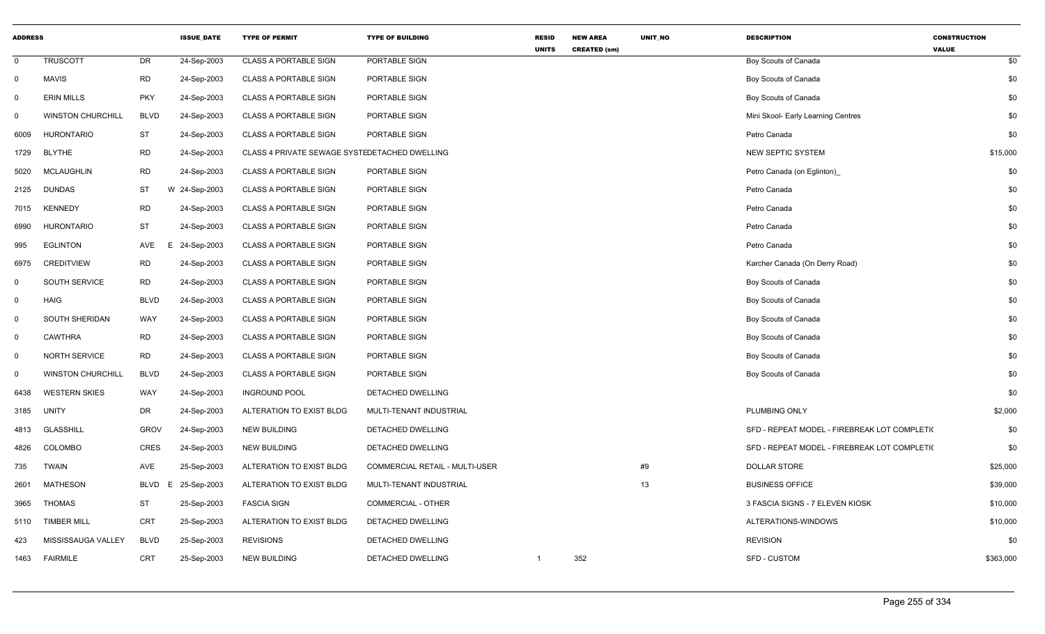| ADDRESS | | | ISSUE_DATE | TYPE OF PERMIT | TYPE OF BUILDING | RESID UNITS | NEW AREA CREATED (sm) | UNIT_NO | DESCRIPTION | CONSTRUCTION VALUE |
|---|---|---|---|---|---|---|---|---|---|---|
| 0 | TRUSCOTT | DR | 24-Sep-2003 | CLASS A PORTABLE SIGN | PORTABLE SIGN | | | | Boy Scouts of Canada | $0 |
| 0 | MAVIS | RD | 24-Sep-2003 | CLASS A PORTABLE SIGN | PORTABLE SIGN | | | | Boy Scouts of Canada | $0 |
| 0 | ERIN MILLS | PKY | 24-Sep-2003 | CLASS A PORTABLE SIGN | PORTABLE SIGN | | | | Boy Scouts of Canada | $0 |
| 0 | WINSTON CHURCHILL | BLVD | 24-Sep-2003 | CLASS A PORTABLE SIGN | PORTABLE SIGN | | | | Mini Skool- Early Learning Centres | $0 |
| 6009 | HURONTARIO | ST | 24-Sep-2003 | CLASS A PORTABLE SIGN | PORTABLE SIGN | | | | Petro Canada | $0 |
| 1729 | BLYTHE | RD | 24-Sep-2003 | CLASS 4 PRIVATE SEWAGE SYSTE | DETACHED DWELLING | | | | NEW SEPTIC SYSTEM | $15,000 |
| 5020 | MCLAUGHLIN | RD | 24-Sep-2003 | CLASS A PORTABLE SIGN | PORTABLE SIGN | | | | Petro Canada (on Eglinton)_ | $0 |
| 2125 | DUNDAS | ST | W 24-Sep-2003 | CLASS A PORTABLE SIGN | PORTABLE SIGN | | | | Petro Canada | $0 |
| 7015 | KENNEDY | RD | 24-Sep-2003 | CLASS A PORTABLE SIGN | PORTABLE SIGN | | | | Petro Canada | $0 |
| 6990 | HURONTARIO | ST | 24-Sep-2003 | CLASS A PORTABLE SIGN | PORTABLE SIGN | | | | Petro Canada | $0 |
| 995 | EGLINTON | AVE | E 24-Sep-2003 | CLASS A PORTABLE SIGN | PORTABLE SIGN | | | | Petro Canada | $0 |
| 6975 | CREDITVIEW | RD | 24-Sep-2003 | CLASS A PORTABLE SIGN | PORTABLE SIGN | | | | Karcher Canada (On Derry Road) | $0 |
| 0 | SOUTH SERVICE | RD | 24-Sep-2003 | CLASS A PORTABLE SIGN | PORTABLE SIGN | | | | Boy Scouts of Canada | $0 |
| 0 | HAIG | BLVD | 24-Sep-2003 | CLASS A PORTABLE SIGN | PORTABLE SIGN | | | | Boy Scouts of Canada | $0 |
| 0 | SOUTH SHERIDAN | WAY | 24-Sep-2003 | CLASS A PORTABLE SIGN | PORTABLE SIGN | | | | Boy Scouts of Canada | $0 |
| 0 | CAWTHRA | RD | 24-Sep-2003 | CLASS A PORTABLE SIGN | PORTABLE SIGN | | | | Boy Scouts of Canada | $0 |
| 0 | NORTH SERVICE | RD | 24-Sep-2003 | CLASS A PORTABLE SIGN | PORTABLE SIGN | | | | Boy Scouts of Canada | $0 |
| 0 | WINSTON CHURCHILL | BLVD | 24-Sep-2003 | CLASS A PORTABLE SIGN | PORTABLE SIGN | | | | Boy Scouts of Canada | $0 |
| 6438 | WESTERN SKIES | WAY | 24-Sep-2003 | INGROUND POOL | DETACHED DWELLING | | | | | $0 |
| 3185 | UNITY | DR | 24-Sep-2003 | ALTERATION TO EXIST BLDG | MULTI-TENANT INDUSTRIAL | | | | PLUMBING ONLY | $2,000 |
| 4813 | GLASSHILL | GROV | 24-Sep-2003 | NEW BUILDING | DETACHED DWELLING | | | | SFD - REPEAT MODEL - FIREBREAK LOT COMPLETI( | $0 |
| 4826 | COLOMBO | CRES | 24-Sep-2003 | NEW BUILDING | DETACHED DWELLING | | | | SFD - REPEAT MODEL - FIREBREAK LOT COMPLETI( | $0 |
| 735 | TWAIN | AVE | 25-Sep-2003 | ALTERATION TO EXIST BLDG | COMMERCIAL RETAIL - MULTI-USER | | | #9 | DOLLAR STORE | $25,000 |
| 2601 | MATHESON | BLVD | E 25-Sep-2003 | ALTERATION TO EXIST BLDG | MULTI-TENANT INDUSTRIAL | | | 13 | BUSINESS OFFICE | $39,000 |
| 3965 | THOMAS | ST | 25-Sep-2003 | FASCIA SIGN | COMMERCIAL - OTHER | | | | 3 FASCIA SIGNS - 7 ELEVEN KIOSK | $10,000 |
| 5110 | TIMBER MILL | CRT | 25-Sep-2003 | ALTERATION TO EXIST BLDG | DETACHED DWELLING | | | | ALTERATIONS-WINDOWS | $10,000 |
| 423 | MISSISSAUGA VALLEY | BLVD | 25-Sep-2003 | REVISIONS | DETACHED DWELLING | | | | REVISION | $0 |
| 1463 | FAIRMILE | CRT | 25-Sep-2003 | NEW BUILDING | DETACHED DWELLING | 1 | 352 | | SFD - CUSTOM | $363,000 |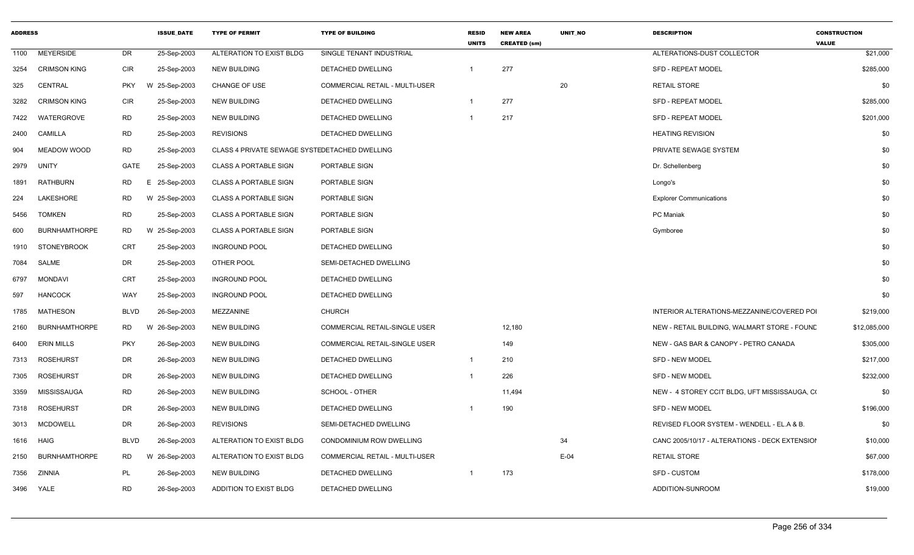| ADDRESS | | | ISSUE_DATE | TYPE OF PERMIT | TYPE OF BUILDING | RESID UNITS | NEW AREA CREATED (sm) | UNIT_NO | DESCRIPTION | CONSTRUCTION VALUE |
|---|---|---|---|---|---|---|---|---|---|---|
| 1100 | MEYERSIDE | DR | 25-Sep-2003 | ALTERATION TO EXIST BLDG | SINGLE TENANT INDUSTRIAL | | | | ALTERATIONS-DUST COLLECTOR | $21,000 |
| 3254 | CRIMSON KING | CIR | 25-Sep-2003 | NEW BUILDING | DETACHED DWELLING | 1 | 277 | | SFD - REPEAT MODEL | $285,000 |
| 325 | CENTRAL | PKY | W 25-Sep-2003 | CHANGE OF USE | COMMERCIAL RETAIL - MULTI-USER | | | 20 | RETAIL STORE | $0 |
| 3282 | CRIMSON KING | CIR | 25-Sep-2003 | NEW BUILDING | DETACHED DWELLING | 1 | 277 | | SFD - REPEAT MODEL | $285,000 |
| 7422 | WATERGROVE | RD | 25-Sep-2003 | NEW BUILDING | DETACHED DWELLING | 1 | 217 | | SFD - REPEAT MODEL | $201,000 |
| 2400 | CAMILLA | RD | 25-Sep-2003 | REVISIONS | DETACHED DWELLING | | | | HEATING REVISION | $0 |
| 904 | MEADOW WOOD | RD | 25-Sep-2003 | CLASS 4 PRIVATE SEWAGE SYSTE | DETACHED DWELLING | | | | PRIVATE SEWAGE SYSTEM | $0 |
| 2979 | UNITY | GATE | 25-Sep-2003 | CLASS A PORTABLE SIGN | PORTABLE SIGN | | | | Dr. Schellenberg | $0 |
| 1891 | RATHBURN | RD | E 25-Sep-2003 | CLASS A PORTABLE SIGN | PORTABLE SIGN | | | | Longo's | $0 |
| 224 | LAKESHORE | RD | W 25-Sep-2003 | CLASS A PORTABLE SIGN | PORTABLE SIGN | | | | Explorer Communications | $0 |
| 5456 | TOMKEN | RD | 25-Sep-2003 | CLASS A PORTABLE SIGN | PORTABLE SIGN | | | | PC Maniak | $0 |
| 600 | BURNHAMTHORPE | RD | W 25-Sep-2003 | CLASS A PORTABLE SIGN | PORTABLE SIGN | | | | Gymboree | $0 |
| 1910 | STONEYBROOK | CRT | 25-Sep-2003 | INGROUND POOL | DETACHED DWELLING | | | | | $0 |
| 7084 | SALME | DR | 25-Sep-2003 | OTHER POOL | SEMI-DETACHED DWELLING | | | | | $0 |
| 6797 | MONDAVI | CRT | 25-Sep-2003 | INGROUND POOL | DETACHED DWELLING | | | | | $0 |
| 597 | HANCOCK | WAY | 25-Sep-2003 | INGROUND POOL | DETACHED DWELLING | | | | | $0 |
| 1785 | MATHESON | BLVD | 26-Sep-2003 | MEZZANINE | CHURCH | | | | INTERIOR ALTERATIONS-MEZZANINE/COVERED POI | $219,000 |
| 2160 | BURNHAMTHORPE | RD | W 26-Sep-2003 | NEW BUILDING | COMMERCIAL RETAIL-SINGLE USER | | 12,180 | | NEW - RETAIL BUILDING, WALMART STORE - FOUNC | $12,085,000 |
| 6400 | ERIN MILLS | PKY | 26-Sep-2003 | NEW BUILDING | COMMERCIAL RETAIL-SINGLE USER | | 149 | | NEW - GAS BAR & CANOPY - PETRO CANADA | $305,000 |
| 7313 | ROSEHURST | DR | 26-Sep-2003 | NEW BUILDING | DETACHED DWELLING | 1 | 210 | | SFD - NEW MODEL | $217,000 |
| 7305 | ROSEHURST | DR | 26-Sep-2003 | NEW BUILDING | DETACHED DWELLING | 1 | 226 | | SFD - NEW MODEL | $232,000 |
| 3359 | MISSISSAUGA | RD | 26-Sep-2003 | NEW BUILDING | SCHOOL - OTHER | | 11,494 | | NEW - 4 STOREY CCIT BLDG, UFT MISSISSAUGA, C( | $0 |
| 7318 | ROSEHURST | DR | 26-Sep-2003 | NEW BUILDING | DETACHED DWELLING | 1 | 190 | | SFD - NEW MODEL | $196,000 |
| 3013 | MCDOWELL | DR | 26-Sep-2003 | REVISIONS | SEMI-DETACHED DWELLING | | | | REVISED FLOOR SYSTEM - WENDELL - EL.A & B. | $0 |
| 1616 | HAIG | BLVD | 26-Sep-2003 | ALTERATION TO EXIST BLDG | CONDOMINIUM ROW DWELLING | | | 34 | CANC 2005/10/17 - ALTERATIONS - DECK EXTENSIOI | $10,000 |
| 2150 | BURNHAMTHORPE | RD | W 26-Sep-2003 | ALTERATION TO EXIST BLDG | COMMERCIAL RETAIL - MULTI-USER | | | E-04 | RETAIL STORE | $67,000 |
| 7356 | ZINNIA | PL | 26-Sep-2003 | NEW BUILDING | DETACHED DWELLING | 1 | 173 | | SFD - CUSTOM | $178,000 |
| 3496 | YALE | RD | 26-Sep-2003 | ADDITION TO EXIST BLDG | DETACHED DWELLING | | | | ADDITION-SUNROOM | $19,000 |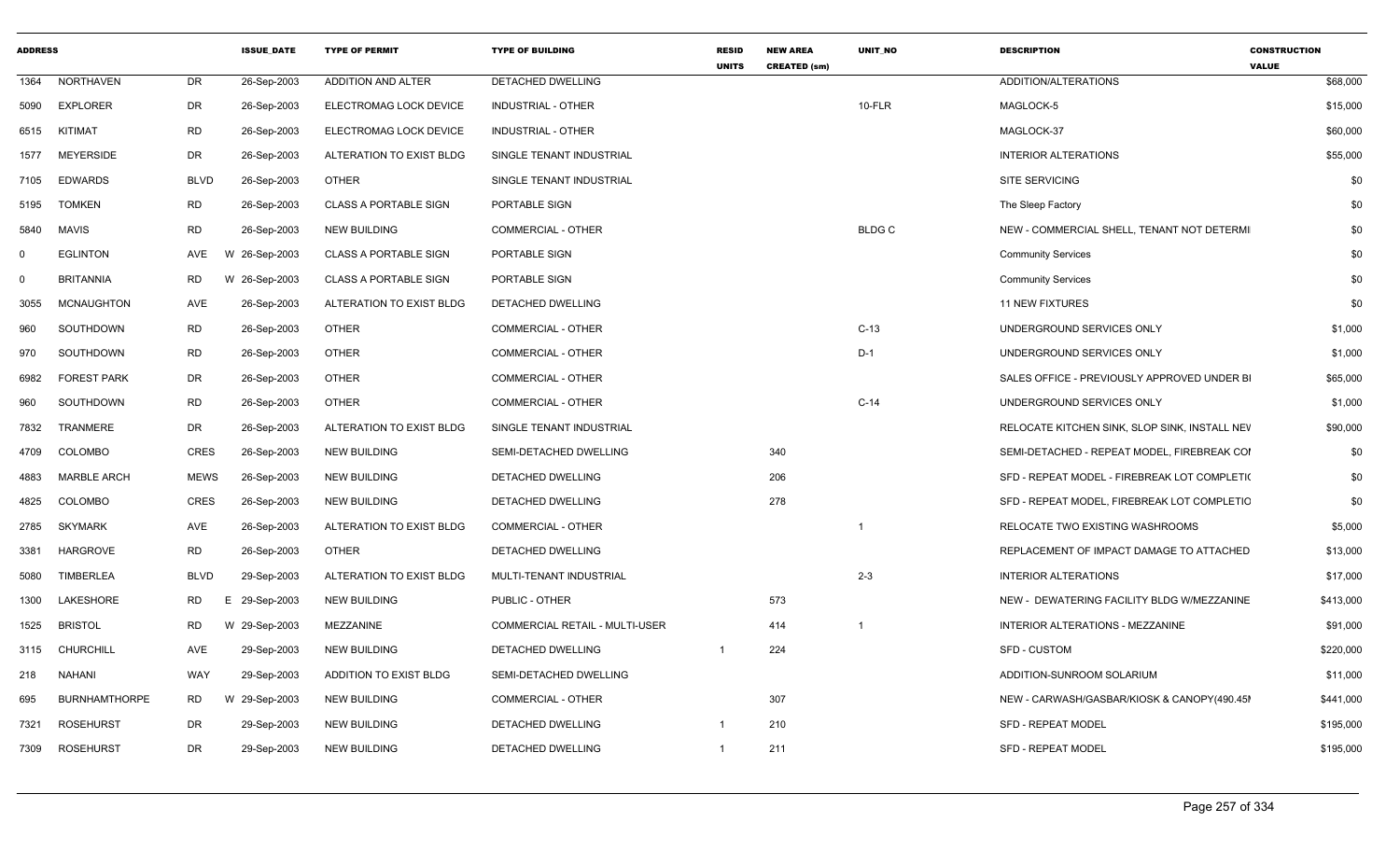| ADDRESS | | | ISSUE_DATE | TYPE OF PERMIT | TYPE OF BUILDING | RESID UNITS | NEW AREA CREATED (sm) | UNIT_NO | DESCRIPTION | CONSTRUCTION VALUE |
|---|---|---|---|---|---|---|---|---|---|---|
| 1364 | NORTHAVEN | DR | 26-Sep-2003 | ADDITION AND ALTER | DETACHED DWELLING | | | | ADDITION/ALTERATIONS | $68,000 |
| 5090 | EXPLORER | DR | 26-Sep-2003 | ELECTROMAG LOCK DEVICE | INDUSTRIAL - OTHER | | | 10-FLR | MAGLOCK-5 | $15,000 |
| 6515 | KITIMAT | RD | 26-Sep-2003 | ELECTROMAG LOCK DEVICE | INDUSTRIAL - OTHER | | | | MAGLOCK-37 | $60,000 |
| 1577 | MEYERSIDE | DR | 26-Sep-2003 | ALTERATION TO EXIST BLDG | SINGLE TENANT INDUSTRIAL | | | | INTERIOR ALTERATIONS | $55,000 |
| 7105 | EDWARDS | BLVD | 26-Sep-2003 | OTHER | SINGLE TENANT INDUSTRIAL | | | | SITE SERVICING | $0 |
| 5195 | TOMKEN | RD | 26-Sep-2003 | CLASS A PORTABLE SIGN | PORTABLE SIGN | | | | The Sleep Factory | $0 |
| 5840 | MAVIS | RD | 26-Sep-2003 | NEW BUILDING | COMMERCIAL - OTHER | | | BLDG C | NEW - COMMERCIAL SHELL, TENANT NOT DETERMI | $0 |
| 0 | EGLINTON | AVE | W 26-Sep-2003 | CLASS A PORTABLE SIGN | PORTABLE SIGN | | | | Community Services | $0 |
| 0 | BRITANNIA | RD | W 26-Sep-2003 | CLASS A PORTABLE SIGN | PORTABLE SIGN | | | | Community Services | $0 |
| 3055 | MCNAUGHTON | AVE | 26-Sep-2003 | ALTERATION TO EXIST BLDG | DETACHED DWELLING | | | | 11 NEW FIXTURES | $0 |
| 960 | SOUTHDOWN | RD | 26-Sep-2003 | OTHER | COMMERCIAL - OTHER | | | C-13 | UNDERGROUND SERVICES ONLY | $1,000 |
| 970 | SOUTHDOWN | RD | 26-Sep-2003 | OTHER | COMMERCIAL - OTHER | | | D-1 | UNDERGROUND SERVICES ONLY | $1,000 |
| 6982 | FOREST PARK | DR | 26-Sep-2003 | OTHER | COMMERCIAL - OTHER | | | | SALES OFFICE - PREVIOUSLY APPROVED UNDER BI | $65,000 |
| 960 | SOUTHDOWN | RD | 26-Sep-2003 | OTHER | COMMERCIAL - OTHER | | | C-14 | UNDERGROUND SERVICES ONLY | $1,000 |
| 7832 | TRANMERE | DR | 26-Sep-2003 | ALTERATION TO EXIST BLDG | SINGLE TENANT INDUSTRIAL | | | | RELOCATE KITCHEN SINK, SLOP SINK, INSTALL NEV | $90,000 |
| 4709 | COLOMBO | CRES | 26-Sep-2003 | NEW BUILDING | SEMI-DETACHED DWELLING | | 340 | | SEMI-DETACHED - REPEAT MODEL, FIREBREAK COI | $0 |
| 4883 | MARBLE ARCH | MEWS | 26-Sep-2003 | NEW BUILDING | DETACHED DWELLING | | 206 | | SFD - REPEAT MODEL - FIREBREAK LOT COMPLETIC | $0 |
| 4825 | COLOMBO | CRES | 26-Sep-2003 | NEW BUILDING | DETACHED DWELLING | | 278 | | SFD - REPEAT MODEL, FIREBREAK LOT COMPLETIO | $0 |
| 2785 | SKYMARK | AVE | 26-Sep-2003 | ALTERATION TO EXIST BLDG | COMMERCIAL - OTHER | | | 1 | RELOCATE TWO EXISTING WASHROOMS | $5,000 |
| 3381 | HARGROVE | RD | 26-Sep-2003 | OTHER | DETACHED DWELLING | | | | REPLACEMENT OF IMPACT DAMAGE TO ATTACHED | $13,000 |
| 5080 | TIMBERLEA | BLVD | 29-Sep-2003 | ALTERATION TO EXIST BLDG | MULTI-TENANT INDUSTRIAL | | | 2-3 | INTERIOR ALTERATIONS | $17,000 |
| 1300 | LAKESHORE | RD | E 29-Sep-2003 | NEW BUILDING | PUBLIC - OTHER | | 573 | | NEW - DEWATERING FACILITY BLDG W/MEZZANINE | $413,000 |
| 1525 | BRISTOL | RD | W 29-Sep-2003 | MEZZANINE | COMMERCIAL RETAIL - MULTI-USER | | 414 | 1 | INTERIOR ALTERATIONS - MEZZANINE | $91,000 |
| 3115 | CHURCHILL | AVE | 29-Sep-2003 | NEW BUILDING | DETACHED DWELLING | 1 | 224 | | SFD - CUSTOM | $220,000 |
| 218 | NAHANI | WAY | 29-Sep-2003 | ADDITION TO EXIST BLDG | SEMI-DETACHED DWELLING | | | | ADDITION-SUNROOM SOLARIUM | $11,000 |
| 695 | BURNHAMTHORPE | RD | W 29-Sep-2003 | NEW BUILDING | COMMERCIAL - OTHER | | 307 | | NEW - CARWASH/GASBAR/KIOSK & CANOPY(490.45I | $441,000 |
| 7321 | ROSEHURST | DR | 29-Sep-2003 | NEW BUILDING | DETACHED DWELLING | 1 | 210 | | SFD - REPEAT MODEL | $195,000 |
| 7309 | ROSEHURST | DR | 29-Sep-2003 | NEW BUILDING | DETACHED DWELLING | 1 | 211 | | SFD - REPEAT MODEL | $195,000 |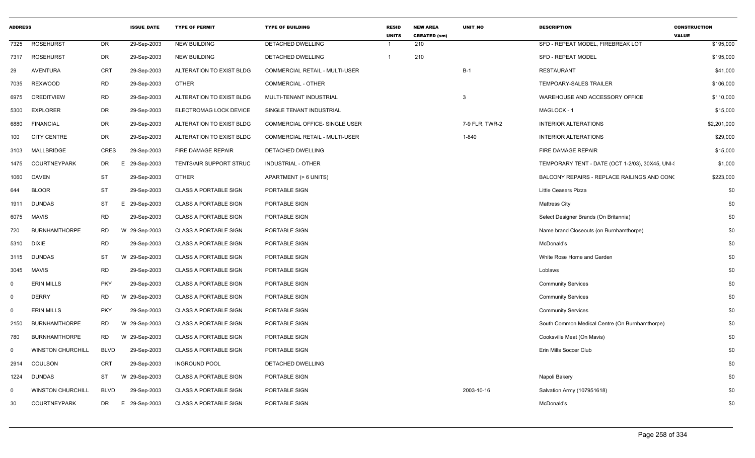| ADDRESS | | | ISSUE_DATE | TYPE OF PERMIT | TYPE OF BUILDING | RESID UNITS | NEW AREA CREATED (sm) | UNIT_NO | DESCRIPTION | CONSTRUCTION VALUE |
|---|---|---|---|---|---|---|---|---|---|---|
| 7325 | ROSEHURST | DR | 29-Sep-2003 | NEW BUILDING | DETACHED DWELLING | 1 | 210 | | SFD - REPEAT MODEL, FIREBREAK LOT | $195,000 |
| 7317 | ROSEHURST | DR | 29-Sep-2003 | NEW BUILDING | DETACHED DWELLING | 1 | 210 | | SFD - REPEAT MODEL | $195,000 |
| 29 | AVENTURA | CRT | 29-Sep-2003 | ALTERATION TO EXIST BLDG | COMMERCIAL RETAIL - MULTI-USER | | | B-1 | RESTAURANT | $41,000 |
| 7035 | REXWOOD | RD | 29-Sep-2003 | OTHER | COMMERCIAL - OTHER | | | | TEMPOARY-SALES TRAILER | $106,000 |
| 6975 | CREDITVIEW | RD | 29-Sep-2003 | ALTERATION TO EXIST BLDG | MULTI-TENANT INDUSTRIAL | | | 3 | WAREHOUSE AND ACCESSORY OFFICE | $110,000 |
| 5300 | EXPLORER | DR | 29-Sep-2003 | ELECTROMAG LOCK DEVICE | SINGLE TENANT INDUSTRIAL | | | | MAGLOCK - 1 | $15,000 |
| 6880 | FINANCIAL | DR | 29-Sep-2003 | ALTERATION TO EXIST BLDG | COMMERCIAL OFFICE- SINGLE USER | | | 7-9 FLR, TWR-2 | INTERIOR ALTERATIONS | $2,201,000 |
| 100 | CITY CENTRE | DR | 29-Sep-2003 | ALTERATION TO EXIST BLDG | COMMERCIAL RETAIL - MULTI-USER | | | 1-840 | INTERIOR ALTERATIONS | $29,000 |
| 3103 | MALLBRIDGE | CRES | 29-Sep-2003 | FIRE DAMAGE REPAIR | DETACHED DWELLING | | | | FIRE DAMAGE REPAIR | $15,000 |
| 1475 | COURTNEYPARK | DR | E 29-Sep-2003 | TENTS/AIR SUPPORT STRUC | INDUSTRIAL - OTHER | | | | TEMPORARY TENT - DATE (OCT 1-2/03), 30X45, UNI-S | $1,000 |
| 1060 | CAVEN | ST | 29-Sep-2003 | OTHER | APARTMENT (> 6 UNITS) | | | | BALCONY REPAIRS - REPLACE RAILINGS AND CONC | $223,000 |
| 644 | BLOOR | ST | 29-Sep-2003 | CLASS A PORTABLE SIGN | PORTABLE SIGN | | | | Little Ceasers Pizza | $0 |
| 1911 | DUNDAS | ST | E 29-Sep-2003 | CLASS A PORTABLE SIGN | PORTABLE SIGN | | | | Mattress City | $0 |
| 6075 | MAVIS | RD | 29-Sep-2003 | CLASS A PORTABLE SIGN | PORTABLE SIGN | | | | Select Designer Brands (On Britannia) | $0 |
| 720 | BURNHAMTHORPE | RD | W 29-Sep-2003 | CLASS A PORTABLE SIGN | PORTABLE SIGN | | | | Name brand Closeouts (on Burnhamthorpe) | $0 |
| 5310 | DIXIE | RD | 29-Sep-2003 | CLASS A PORTABLE SIGN | PORTABLE SIGN | | | | McDonald's | $0 |
| 3115 | DUNDAS | ST | W 29-Sep-2003 | CLASS A PORTABLE SIGN | PORTABLE SIGN | | | | White Rose Home and Garden | $0 |
| 3045 | MAVIS | RD | 29-Sep-2003 | CLASS A PORTABLE SIGN | PORTABLE SIGN | | | | Loblaws | $0 |
| 0 | ERIN MILLS | PKY | 29-Sep-2003 | CLASS A PORTABLE SIGN | PORTABLE SIGN | | | | Community Services | $0 |
| 0 | DERRY | RD | W 29-Sep-2003 | CLASS A PORTABLE SIGN | PORTABLE SIGN | | | | Community Services | $0 |
| 0 | ERIN MILLS | PKY | 29-Sep-2003 | CLASS A PORTABLE SIGN | PORTABLE SIGN | | | | Community Services | $0 |
| 2150 | BURNHAMTHORPE | RD | W 29-Sep-2003 | CLASS A PORTABLE SIGN | PORTABLE SIGN | | | | South Common Medical Centre (On Burnhamthorpe) | $0 |
| 780 | BURNHAMTHORPE | RD | W 29-Sep-2003 | CLASS A PORTABLE SIGN | PORTABLE SIGN | | | | Cooksville Meat (On Mavis) | $0 |
| 0 | WINSTON CHURCHILL | BLVD | 29-Sep-2003 | CLASS A PORTABLE SIGN | PORTABLE SIGN | | | | Erin Mills Soccer Club | $0 |
| 2914 | COULSON | CRT | 29-Sep-2003 | INGROUND POOL | DETACHED DWELLING | | | | | $0 |
| 1224 | DUNDAS | ST | W 29-Sep-2003 | CLASS A PORTABLE SIGN | PORTABLE SIGN | | | | Napoli Bakery | $0 |
| 0 | WINSTON CHURCHILL | BLVD | 29-Sep-2003 | CLASS A PORTABLE SIGN | PORTABLE SIGN | | | 2003-10-16 | Salvation Army (107951618) | $0 |
| 30 | COURTNEYPARK | DR | E 29-Sep-2003 | CLASS A PORTABLE SIGN | PORTABLE SIGN | | | | McDonald's | $0 |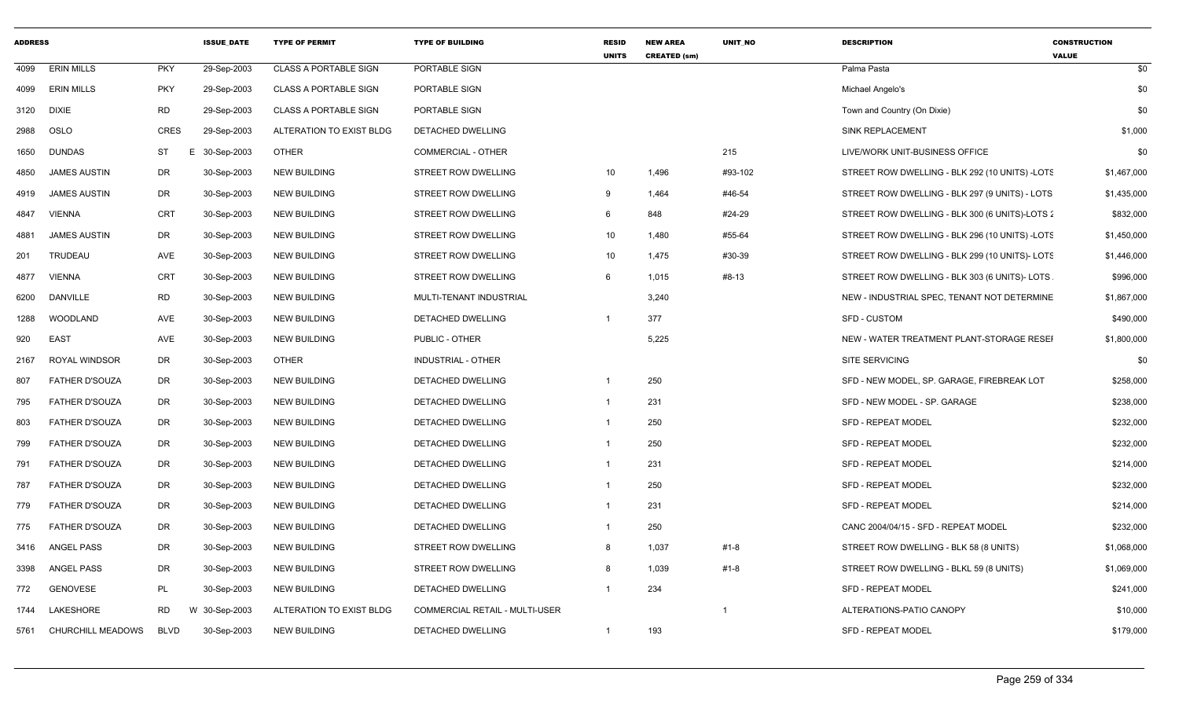| ADDRESS | | | ISSUE_DATE | TYPE OF PERMIT | TYPE OF BUILDING | RESID UNITS | NEW AREA CREATED (sm) | UNIT_NO | DESCRIPTION | CONSTRUCTION VALUE |
|---|---|---|---|---|---|---|---|---|---|---|
| 4099 | ERIN MILLS | PKY | 29-Sep-2003 | CLASS A PORTABLE SIGN | PORTABLE SIGN | | | | Palma Pasta | $0 |
| 4099 | ERIN MILLS | PKY | 29-Sep-2003 | CLASS A PORTABLE SIGN | PORTABLE SIGN | | | | Michael Angelo's | $0 |
| 3120 | DIXIE | RD | 29-Sep-2003 | CLASS A PORTABLE SIGN | PORTABLE SIGN | | | | Town and Country (On Dixie) | $0 |
| 2988 | OSLO | CRES | 29-Sep-2003 | ALTERATION TO EXIST BLDG | DETACHED DWELLING | | | | SINK REPLACEMENT | $1,000 |
| 1650 | DUNDAS | ST E | 30-Sep-2003 | OTHER | COMMERCIAL - OTHER | | | 215 | LIVE/WORK UNIT-BUSINESS OFFICE | $0 |
| 4850 | JAMES AUSTIN | DR | 30-Sep-2003 | NEW BUILDING | STREET ROW DWELLING | 10 | 1,496 | #93-102 | STREET ROW DWELLING - BLK 292 (10 UNITS) -LOTS | $1,467,000 |
| 4919 | JAMES AUSTIN | DR | 30-Sep-2003 | NEW BUILDING | STREET ROW DWELLING | 9 | 1,464 | #46-54 | STREET ROW DWELLING - BLK 297 (9 UNITS) - LOTS | $1,435,000 |
| 4847 | VIENNA | CRT | 30-Sep-2003 | NEW BUILDING | STREET ROW DWELLING | 6 | 848 | #24-29 | STREET ROW DWELLING - BLK 300 (6 UNITS)-LOTS 2 | $832,000 |
| 4881 | JAMES AUSTIN | DR | 30-Sep-2003 | NEW BUILDING | STREET ROW DWELLING | 10 | 1,480 | #55-64 | STREET ROW DWELLING - BLK 296 (10 UNITS) -LOTS | $1,450,000 |
| 201 | TRUDEAU | AVE | 30-Sep-2003 | NEW BUILDING | STREET ROW DWELLING | 10 | 1,475 | #30-39 | STREET ROW DWELLING - BLK 299 (10 UNITS)- LOTS | $1,446,000 |
| 4877 | VIENNA | CRT | 30-Sep-2003 | NEW BUILDING | STREET ROW DWELLING | 6 | 1,015 | #8-13 | STREET ROW DWELLING - BLK 303 (6 UNITS)- LOTS | $996,000 |
| 6200 | DANVILLE | RD | 30-Sep-2003 | NEW BUILDING | MULTI-TENANT INDUSTRIAL | | 3,240 | | NEW - INDUSTRIAL SPEC, TENANT NOT DETERMINE | $1,867,000 |
| 1288 | WOODLAND | AVE | 30-Sep-2003 | NEW BUILDING | DETACHED DWELLING | 1 | 377 | | SFD - CUSTOM | $490,000 |
| 920 | EAST | AVE | 30-Sep-2003 | NEW BUILDING | PUBLIC - OTHER | | 5,225 | | NEW - WATER TREATMENT PLANT-STORAGE RESEI | $1,800,000 |
| 2167 | ROYAL WINDSOR | DR | 30-Sep-2003 | OTHER | INDUSTRIAL - OTHER | | | | SITE SERVICING | $0 |
| 807 | FATHER D'SOUZA | DR | 30-Sep-2003 | NEW BUILDING | DETACHED DWELLING | 1 | 250 | | SFD - NEW MODEL, SP. GARAGE, FIREBREAK LOT | $258,000 |
| 795 | FATHER D'SOUZA | DR | 30-Sep-2003 | NEW BUILDING | DETACHED DWELLING | 1 | 231 | | SFD - NEW MODEL - SP. GARAGE | $238,000 |
| 803 | FATHER D'SOUZA | DR | 30-Sep-2003 | NEW BUILDING | DETACHED DWELLING | 1 | 250 | | SFD - REPEAT MODEL | $232,000 |
| 799 | FATHER D'SOUZA | DR | 30-Sep-2003 | NEW BUILDING | DETACHED DWELLING | 1 | 250 | | SFD - REPEAT MODEL | $232,000 |
| 791 | FATHER D'SOUZA | DR | 30-Sep-2003 | NEW BUILDING | DETACHED DWELLING | 1 | 231 | | SFD - REPEAT MODEL | $214,000 |
| 787 | FATHER D'SOUZA | DR | 30-Sep-2003 | NEW BUILDING | DETACHED DWELLING | 1 | 250 | | SFD - REPEAT MODEL | $232,000 |
| 779 | FATHER D'SOUZA | DR | 30-Sep-2003 | NEW BUILDING | DETACHED DWELLING | 1 | 231 | | SFD - REPEAT MODEL | $214,000 |
| 775 | FATHER D'SOUZA | DR | 30-Sep-2003 | NEW BUILDING | DETACHED DWELLING | 1 | 250 | | CANC 2004/04/15 - SFD - REPEAT MODEL | $232,000 |
| 3416 | ANGEL PASS | DR | 30-Sep-2003 | NEW BUILDING | STREET ROW DWELLING | 8 | 1,037 | #1-8 | STREET ROW DWELLING - BLK 58 (8 UNITS) | $1,068,000 |
| 3398 | ANGEL PASS | DR | 30-Sep-2003 | NEW BUILDING | STREET ROW DWELLING | 8 | 1,039 | #1-8 | STREET ROW DWELLING - BLKL 59 (8 UNITS) | $1,069,000 |
| 772 | GENOVESE | PL | 30-Sep-2003 | NEW BUILDING | DETACHED DWELLING | 1 | 234 | | SFD - REPEAT MODEL | $241,000 |
| 1744 | LAKESHORE | RD W | 30-Sep-2003 | ALTERATION TO EXIST BLDG | COMMERCIAL RETAIL - MULTI-USER | | | 1 | ALTERATIONS-PATIO CANOPY | $10,000 |
| 5761 | CHURCHILL MEADOWS | BLVD | 30-Sep-2003 | NEW BUILDING | DETACHED DWELLING | 1 | 193 | | SFD - REPEAT MODEL | $179,000 |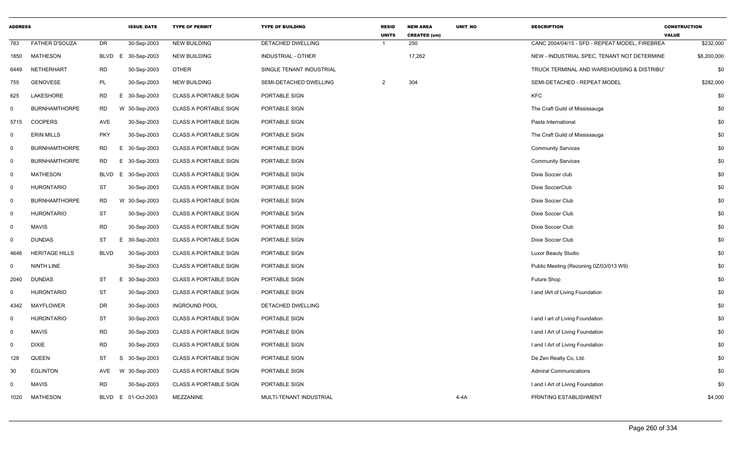| ADDRESS | | | ISSUE_DATE | TYPE OF PERMIT | TYPE OF BUILDING | RESID UNITS | NEW AREA CREATED (sm) | UNIT_NO | DESCRIPTION | CONSTRUCTION VALUE |
|---|---|---|---|---|---|---|---|---|---|---|
| 783 | FATHER D'SOUZA | DR | 30-Sep-2003 | NEW BUILDING | DETACHED DWELLING | 1 | 250 | | CANC 2004/04/15 - SFD - REPEAT MODEL, FIREBREA | $232,000 |
| 1850 | MATHESON | BLVD E | 30-Sep-2003 | NEW BUILDING | INDUSTRIAL - OTHER | | 17,262 | | NEW - INDUSTRIAL SPEC, TENANT NOT DETERMINE | $8,200,000 |
| 6449 | NETHERHART | RD | 30-Sep-2003 | OTHER | SINGLE TENANT INDUSTRIAL | | | | TRUCK TERMINAL AND WAREHOUSING & DISTRIBU | $0 |
| 755 | GENOVESE | PL | 30-Sep-2003 | NEW BUILDING | SEMI-DETACHED DWELLING | 2 | 304 | | SEMI-DETACHED - REPEAT MODEL | $282,000 |
| 625 | LAKESHORE | RD E | 30-Sep-2003 | CLASS A PORTABLE SIGN | PORTABLE SIGN | | | | KFC | $0 |
| 0 | BURNHAMTHORPE | RD W | 30-Sep-2003 | CLASS A PORTABLE SIGN | PORTABLE SIGN | | | | The Craft Guild of Mississauga | $0 |
| 5715 | COOPERS | AVE | 30-Sep-2003 | CLASS A PORTABLE SIGN | PORTABLE SIGN | | | | Pasta International | $0 |
| 0 | ERIN MILLS | PKY | 30-Sep-2003 | CLASS A PORTABLE SIGN | PORTABLE SIGN | | | | The Craft Guild of Mississauga | $0 |
| 0 | BURNHAMTHORPE | RD E | 30-Sep-2003 | CLASS A PORTABLE SIGN | PORTABLE SIGN | | | | Community Services | $0 |
| 0 | BURNHAMTHORPE | RD E | 30-Sep-2003 | CLASS A PORTABLE SIGN | PORTABLE SIGN | | | | Community Services | $0 |
| 0 | MATHESON | BLVD E | 30-Sep-2003 | CLASS A PORTABLE SIGN | PORTABLE SIGN | | | | Dixie Soccer club | $0 |
| 0 | HURONTARIO | ST | 30-Sep-2003 | CLASS A PORTABLE SIGN | PORTABLE SIGN | | | | Dixie SoccerClub | $0 |
| 0 | BURNHAMTHORPE | RD W | 30-Sep-2003 | CLASS A PORTABLE SIGN | PORTABLE SIGN | | | | Dixie Soccer Club | $0 |
| 0 | HURONTARIO | ST | 30-Sep-2003 | CLASS A PORTABLE SIGN | PORTABLE SIGN | | | | Dixie Soccer Club | $0 |
| 0 | MAVIS | RD | 30-Sep-2003 | CLASS A PORTABLE SIGN | PORTABLE SIGN | | | | Dixie Soccer Club | $0 |
| 0 | DUNDAS | ST E | 30-Sep-2003 | CLASS A PORTABLE SIGN | PORTABLE SIGN | | | | Dixie Soccer Club | $0 |
| 4646 | HERITAGE HILLS | BLVD | 30-Sep-2003 | CLASS A PORTABLE SIGN | PORTABLE SIGN | | | | Luxor Beauty Studio | $0 |
| 0 | NINTH LINE | | 30-Sep-2003 | CLASS A PORTABLE SIGN | PORTABLE SIGN | | | | Public Meeting (Rezoning 0Z/03/013 W9) | $0 |
| 2040 | DUNDAS | ST E | 30-Sep-2003 | CLASS A PORTABLE SIGN | PORTABLE SIGN | | | | Future Shop | $0 |
| 0 | HURONTARIO | ST | 30-Sep-2003 | CLASS A PORTABLE SIGN | PORTABLE SIGN | | | | I and IArt of Living Foundation | $0 |
| 4342 | MAYFLOWER | DR | 30-Sep-2003 | INGROUND POOL | DETACHED DWELLING | | | | | $0 |
| 0 | HURONTARIO | ST | 30-Sep-2003 | CLASS A PORTABLE SIGN | PORTABLE SIGN | | | | I and I art of Living Foundation | $0 |
| 0 | MAVIS | RD | 30-Sep-2003 | CLASS A PORTABLE SIGN | PORTABLE SIGN | | | | I and I Art of Living Foundation | $0 |
| 0 | DIXIE | RD | 30-Sep-2003 | CLASS A PORTABLE SIGN | PORTABLE SIGN | | | | I and I Art of Living Foundation | $0 |
| 128 | QUEEN | ST S | 30-Sep-2003 | CLASS A PORTABLE SIGN | PORTABLE SIGN | | | | De Zen Realty Co, Ltd. | $0 |
| 30 | EGLINTON | AVE W | 30-Sep-2003 | CLASS A PORTABLE SIGN | PORTABLE SIGN | | | | Admiral Communications | $0 |
| 0 | MAVIS | RD | 30-Sep-2003 | CLASS A PORTABLE SIGN | PORTABLE SIGN | | | | I and I Art of Living Foundation | $0 |
| 1020 | MATHESON | BLVD E | 01-Oct-2003 | MEZZANINE | MULTI-TENANT INDUSTRIAL | | | 4-4A | PRINTING ESTABLISHMENT | $4,000 |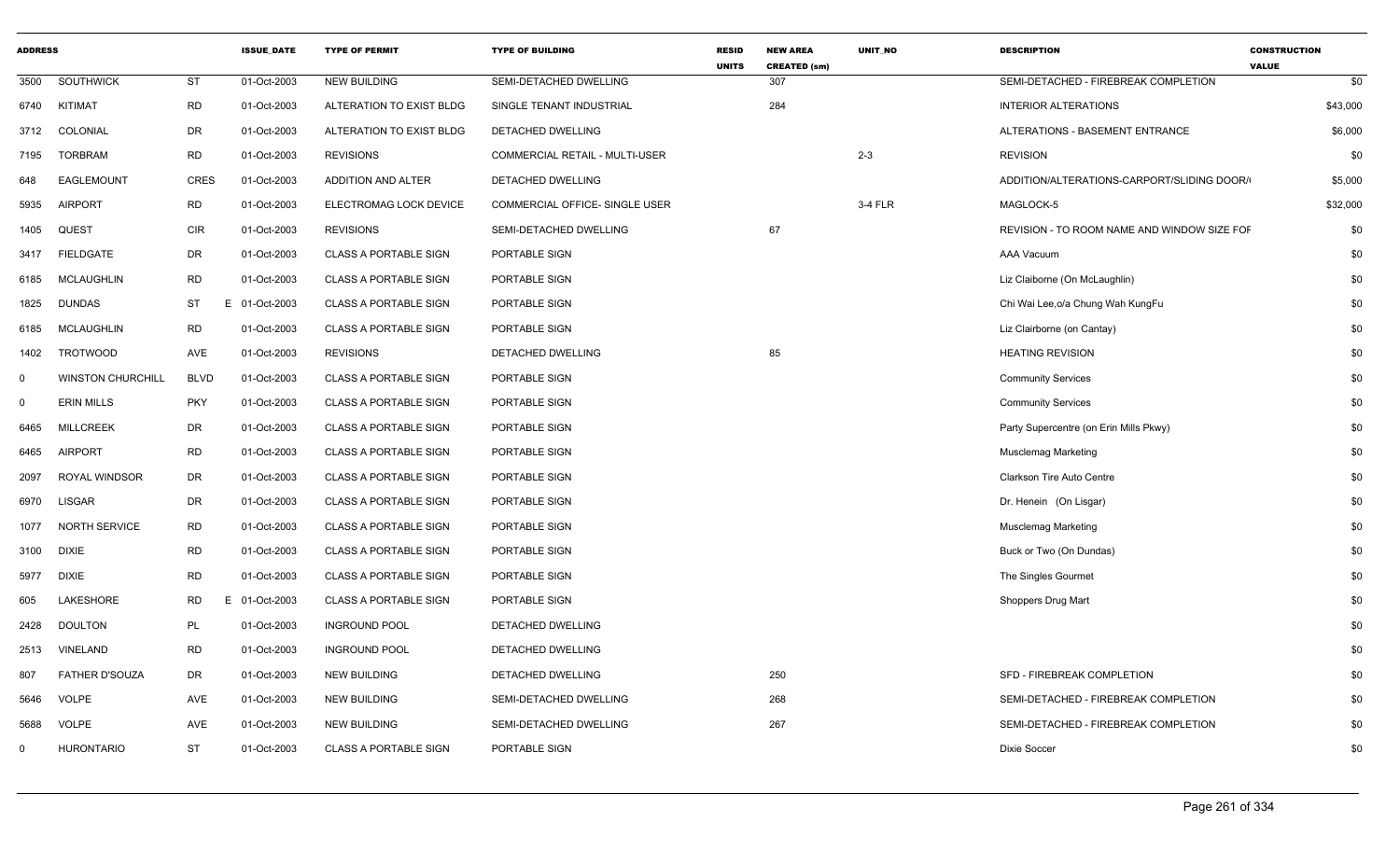| ADDRESS | | | ISSUE_DATE | TYPE OF PERMIT | TYPE OF BUILDING | RESID UNITS | NEW AREA CREATED (sm) | UNIT_NO | DESCRIPTION | CONSTRUCTION VALUE |
|---|---|---|---|---|---|---|---|---|---|---|
| 3500 | SOUTHWICK | ST | 01-Oct-2003 | NEW BUILDING | SEMI-DETACHED DWELLING | | 307 | | SEMI-DETACHED - FIREBREAK COMPLETION | $0 |
| 6740 | KITIMAT | RD | 01-Oct-2003 | ALTERATION TO EXIST BLDG | SINGLE TENANT INDUSTRIAL | | 284 | | INTERIOR ALTERATIONS | $43,000 |
| 3712 | COLONIAL | DR | 01-Oct-2003 | ALTERATION TO EXIST BLDG | DETACHED DWELLING | | | | ALTERATIONS - BASEMENT ENTRANCE | $6,000 |
| 7195 | TORBRAM | RD | 01-Oct-2003 | REVISIONS | COMMERCIAL RETAIL - MULTI-USER | | | 2-3 | REVISION | $0 |
| 648 | EAGLEMOUNT | CRES | 01-Oct-2003 | ADDITION AND ALTER | DETACHED DWELLING | | | | ADDITION/ALTERATIONS-CARPORT/SLIDING DOOR/( | $5,000 |
| 5935 | AIRPORT | RD | 01-Oct-2003 | ELECTROMAG LOCK DEVICE | COMMERCIAL OFFICE- SINGLE USER | | | 3-4 FLR | MAGLOCK-5 | $32,000 |
| 1405 | QUEST | CIR | 01-Oct-2003 | REVISIONS | SEMI-DETACHED DWELLING | | 67 | | REVISION - TO ROOM NAME AND WINDOW SIZE FOF | $0 |
| 3417 | FIELDGATE | DR | 01-Oct-2003 | CLASS A PORTABLE SIGN | PORTABLE SIGN | | | | AAA Vacuum | $0 |
| 6185 | MCLAUGHLIN | RD | 01-Oct-2003 | CLASS A PORTABLE SIGN | PORTABLE SIGN | | | | Liz Claiborne (On McLaughlin) | $0 |
| 1825 | DUNDAS | ST E | 01-Oct-2003 | CLASS A PORTABLE SIGN | PORTABLE SIGN | | | | Chi Wai Lee,o/a Chung Wah KungFu | $0 |
| 6185 | MCLAUGHLIN | RD | 01-Oct-2003 | CLASS A PORTABLE SIGN | PORTABLE SIGN | | | | Liz Clairborne (on Cantay) | $0 |
| 1402 | TROTWOOD | AVE | 01-Oct-2003 | REVISIONS | DETACHED DWELLING | | 85 | | HEATING REVISION | $0 |
| 0 | WINSTON CHURCHILL | BLVD | 01-Oct-2003 | CLASS A PORTABLE SIGN | PORTABLE SIGN | | | | Community Services | $0 |
| 0 | ERIN MILLS | PKY | 01-Oct-2003 | CLASS A PORTABLE SIGN | PORTABLE SIGN | | | | Community Services | $0 |
| 6465 | MILLCREEK | DR | 01-Oct-2003 | CLASS A PORTABLE SIGN | PORTABLE SIGN | | | | Party Supercentre (on Erin Mills Pkwy) | $0 |
| 6465 | AIRPORT | RD | 01-Oct-2003 | CLASS A PORTABLE SIGN | PORTABLE SIGN | | | | Musclemag Marketing | $0 |
| 2097 | ROYAL WINDSOR | DR | 01-Oct-2003 | CLASS A PORTABLE SIGN | PORTABLE SIGN | | | | Clarkson Tire Auto Centre | $0 |
| 6970 | LISGAR | DR | 01-Oct-2003 | CLASS A PORTABLE SIGN | PORTABLE SIGN | | | | Dr. Henein (On Lisgar) | $0 |
| 1077 | NORTH SERVICE | RD | 01-Oct-2003 | CLASS A PORTABLE SIGN | PORTABLE SIGN | | | | Musclemag Marketing | $0 |
| 3100 | DIXIE | RD | 01-Oct-2003 | CLASS A PORTABLE SIGN | PORTABLE SIGN | | | | Buck or Two (On Dundas) | $0 |
| 5977 | DIXIE | RD | 01-Oct-2003 | CLASS A PORTABLE SIGN | PORTABLE SIGN | | | | The Singles Gourmet | $0 |
| 605 | LAKESHORE | RD E | 01-Oct-2003 | CLASS A PORTABLE SIGN | PORTABLE SIGN | | | | Shoppers Drug Mart | $0 |
| 2428 | DOULTON | PL | 01-Oct-2003 | INGROUND POOL | DETACHED DWELLING | | | | | $0 |
| 2513 | VINELAND | RD | 01-Oct-2003 | INGROUND POOL | DETACHED DWELLING | | | | | $0 |
| 807 | FATHER D'SOUZA | DR | 01-Oct-2003 | NEW BUILDING | DETACHED DWELLING | | 250 | | SFD - FIREBREAK COMPLETION | $0 |
| 5646 | VOLPE | AVE | 01-Oct-2003 | NEW BUILDING | SEMI-DETACHED DWELLING | | 268 | | SEMI-DETACHED - FIREBREAK COMPLETION | $0 |
| 5688 | VOLPE | AVE | 01-Oct-2003 | NEW BUILDING | SEMI-DETACHED DWELLING | | 267 | | SEMI-DETACHED - FIREBREAK COMPLETION | $0 |
| 0 | HURONTARIO | ST | 01-Oct-2003 | CLASS A PORTABLE SIGN | PORTABLE SIGN | | | | Dixie Soccer | $0 |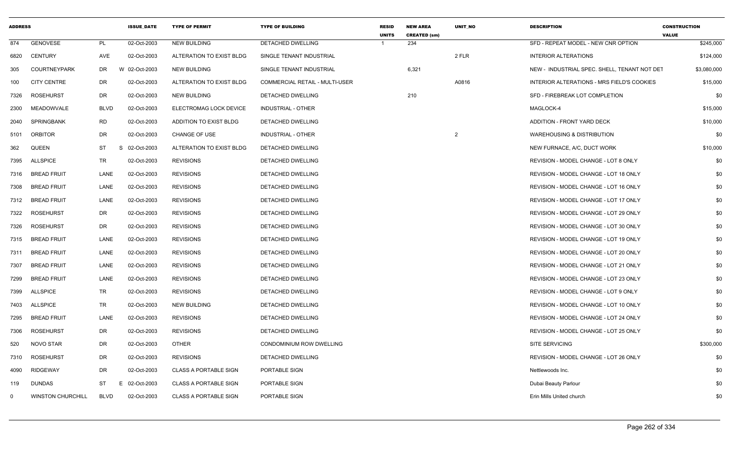| ADDRESS | | | ISSUE_DATE | TYPE OF PERMIT | TYPE OF BUILDING | RESID UNITS | NEW AREA CREATED (sm) | UNIT_NO | DESCRIPTION | CONSTRUCTION VALUE |
|---|---|---|---|---|---|---|---|---|---|---|
| 874 | GENOVESE | PL | 02-Oct-2003 | NEW BUILDING | DETACHED DWELLING | 1 | 234 | | SFD - REPEAT MODEL - NEW CNR OPTION | $245,000 |
| 6820 | CENTURY | AVE | 02-Oct-2003 | ALTERATION TO EXIST BLDG | SINGLE TENANT INDUSTRIAL | | | 2 FLR | INTERIOR ALTERATIONS | $124,000 |
| 305 | COURTNEYPARK | DR | W 02-Oct-2003 | NEW BUILDING | SINGLE TENANT INDUSTRIAL | | 6,321 | | NEW - INDUSTRIAL SPEC. SHELL, TENANT NOT DET | $3,080,000 |
| 100 | CITY CENTRE | DR | 02-Oct-2003 | ALTERATION TO EXIST BLDG | COMMERCIAL RETAIL - MULTI-USER | | | A0816 | INTERIOR ALTERATIONS - MRS FIELD'S COOKIES | $15,000 |
| 7326 | ROSEHURST | DR | 02-Oct-2003 | NEW BUILDING | DETACHED DWELLING | | 210 | | SFD - FIREBREAK LOT COMPLETION | $0 |
| 2300 | MEADOWVALE | BLVD | 02-Oct-2003 | ELECTROMAG LOCK DEVICE | INDUSTRIAL - OTHER | | | | MAGLOCK-4 | $15,000 |
| 2040 | SPRINGBANK | RD | 02-Oct-2003 | ADDITION TO EXIST BLDG | DETACHED DWELLING | | | | ADDITION - FRONT YARD DECK | $10,000 |
| 5101 | ORBITOR | DR | 02-Oct-2003 | CHANGE OF USE | INDUSTRIAL - OTHER | | | 2 | WAREHOUSING & DISTRIBUTION | $0 |
| 362 | QUEEN | ST | S 02-Oct-2003 | ALTERATION TO EXIST BLDG | DETACHED DWELLING | | | | NEW FURNACE, A/C, DUCT WORK | $10,000 |
| 7395 | ALLSPICE | TR | 02-Oct-2003 | REVISIONS | DETACHED DWELLING | | | | REVISION - MODEL CHANGE - LOT 8 ONLY | $0 |
| 7316 | BREAD FRUIT | LANE | 02-Oct-2003 | REVISIONS | DETACHED DWELLING | | | | REVISION - MODEL CHANGE - LOT 18 ONLY | $0 |
| 7308 | BREAD FRUIT | LANE | 02-Oct-2003 | REVISIONS | DETACHED DWELLING | | | | REVISION - MODEL CHANGE - LOT 16 ONLY | $0 |
| 7312 | BREAD FRUIT | LANE | 02-Oct-2003 | REVISIONS | DETACHED DWELLING | | | | REVISION - MODEL CHANGE - LOT 17 ONLY | $0 |
| 7322 | ROSEHURST | DR | 02-Oct-2003 | REVISIONS | DETACHED DWELLING | | | | REVISION - MODEL CHANGE - LOT 29 ONLY | $0 |
| 7326 | ROSEHURST | DR | 02-Oct-2003 | REVISIONS | DETACHED DWELLING | | | | REVISION - MODEL CHANGE - LOT 30 ONLY | $0 |
| 7315 | BREAD FRUIT | LANE | 02-Oct-2003 | REVISIONS | DETACHED DWELLING | | | | REVISION - MODEL CHANGE - LOT 19 ONLY | $0 |
| 7311 | BREAD FRUIT | LANE | 02-Oct-2003 | REVISIONS | DETACHED DWELLING | | | | REVISION - MODEL CHANGE - LOT 20 ONLY | $0 |
| 7307 | BREAD FRUIT | LANE | 02-Oct-2003 | REVISIONS | DETACHED DWELLING | | | | REVISION - MODEL CHANGE - LOT 21 ONLY | $0 |
| 7299 | BREAD FRUIT | LANE | 02-Oct-2003 | REVISIONS | DETACHED DWELLING | | | | REVISION - MODEL CHANGE - LOT 23 ONLY | $0 |
| 7399 | ALLSPICE | TR | 02-Oct-2003 | REVISIONS | DETACHED DWELLING | | | | REVISION - MODEL CHANGE - LOT 9 ONLY | $0 |
| 7403 | ALLSPICE | TR | 02-Oct-2003 | NEW BUILDING | DETACHED DWELLING | | | | REVISION - MODEL CHANGE - LOT 10 ONLY | $0 |
| 7295 | BREAD FRUIT | LANE | 02-Oct-2003 | REVISIONS | DETACHED DWELLING | | | | REVISION - MODEL CHANGE - LOT 24 ONLY | $0 |
| 7306 | ROSEHURST | DR | 02-Oct-2003 | REVISIONS | DETACHED DWELLING | | | | REVISION - MODEL CHANGE - LOT 25 ONLY | $0 |
| 520 | NOVO STAR | DR | 02-Oct-2003 | OTHER | CONDOMINIUM ROW DWELLING | | | | SITE SERVICING | $300,000 |
| 7310 | ROSEHURST | DR | 02-Oct-2003 | REVISIONS | DETACHED DWELLING | | | | REVISION - MODEL CHANGE - LOT 26 ONLY | $0 |
| 4090 | RIDGEWAY | DR | 02-Oct-2003 | CLASS A PORTABLE SIGN | PORTABLE SIGN | | | | Nettlewoods Inc. | $0 |
| 119 | DUNDAS | ST | E 02-Oct-2003 | CLASS A PORTABLE SIGN | PORTABLE SIGN | | | | Dubai Beauty Parlour | $0 |
| 0 | WINSTON CHURCHILL | BLVD | 02-Oct-2003 | CLASS A PORTABLE SIGN | PORTABLE SIGN | | | | Erin Mills United church | $0 |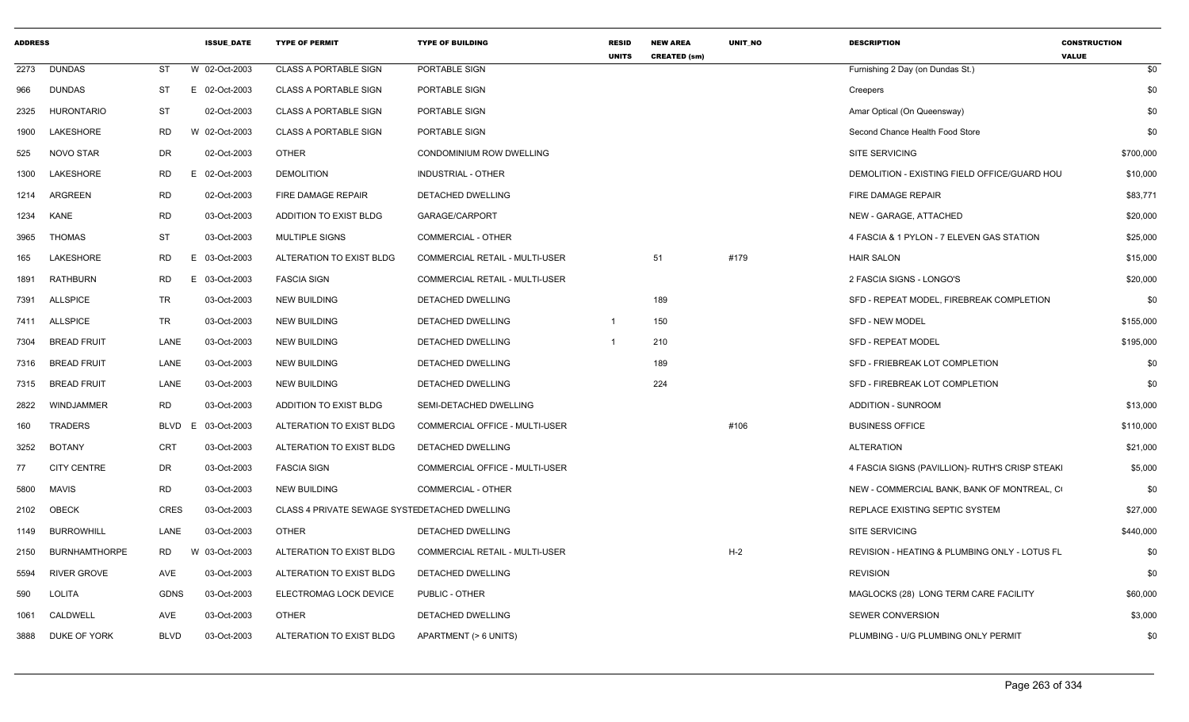| ADDRESS | | | ISSUE_DATE | TYPE OF PERMIT | TYPE OF BUILDING | RESID UNITS | NEW AREA CREATED (sm) | UNIT_NO | DESCRIPTION | CONSTRUCTION VALUE |
|---|---|---|---|---|---|---|---|---|---|---|
| 2273 | DUNDAS | ST | W 02-Oct-2003 | CLASS A PORTABLE SIGN | PORTABLE SIGN | | | | Furnishing 2 Day (on Dundas St.) | $0 |
| 966 | DUNDAS | ST | E 02-Oct-2003 | CLASS A PORTABLE SIGN | PORTABLE SIGN | | | | Creepers | $0 |
| 2325 | HURONTARIO | ST | 02-Oct-2003 | CLASS A PORTABLE SIGN | PORTABLE SIGN | | | | Amar Optical (On Queensway) | $0 |
| 1900 | LAKESHORE | RD | W 02-Oct-2003 | CLASS A PORTABLE SIGN | PORTABLE SIGN | | | | Second Chance Health Food Store | $0 |
| 525 | NOVO STAR | DR | 02-Oct-2003 | OTHER | CONDOMINIUM ROW DWELLING | | | | SITE SERVICING | $700,000 |
| 1300 | LAKESHORE | RD | E 02-Oct-2003 | DEMOLITION | INDUSTRIAL - OTHER | | | | DEMOLITION - EXISTING FIELD OFFICE/GUARD HOU | $10,000 |
| 1214 | ARGREEN | RD | 02-Oct-2003 | FIRE DAMAGE REPAIR | DETACHED DWELLING | | | | FIRE DAMAGE REPAIR | $83,771 |
| 1234 | KANE | RD | 03-Oct-2003 | ADDITION TO EXIST BLDG | GARAGE/CARPORT | | | | NEW - GARAGE, ATTACHED | $20,000 |
| 3965 | THOMAS | ST | 03-Oct-2003 | MULTIPLE SIGNS | COMMERCIAL - OTHER | | | | 4 FASCIA & 1 PYLON - 7 ELEVEN GAS STATION | $25,000 |
| 165 | LAKESHORE | RD | E 03-Oct-2003 | ALTERATION TO EXIST BLDG | COMMERCIAL RETAIL - MULTI-USER | | 51 | #179 | HAIR SALON | $15,000 |
| 1891 | RATHBURN | RD | E 03-Oct-2003 | FASCIA SIGN | COMMERCIAL RETAIL - MULTI-USER | | | | 2 FASCIA SIGNS - LONGO'S | $20,000 |
| 7391 | ALLSPICE | TR | 03-Oct-2003 | NEW BUILDING | DETACHED DWELLING | | 189 | | SFD - REPEAT MODEL, FIREBREAK COMPLETION | $0 |
| 7411 | ALLSPICE | TR | 03-Oct-2003 | NEW BUILDING | DETACHED DWELLING | 1 | 150 | | SFD - NEW MODEL | $155,000 |
| 7304 | BREAD FRUIT | LANE | 03-Oct-2003 | NEW BUILDING | DETACHED DWELLING | 1 | 210 | | SFD - REPEAT MODEL | $195,000 |
| 7316 | BREAD FRUIT | LANE | 03-Oct-2003 | NEW BUILDING | DETACHED DWELLING | | 189 | | SFD - FRIEBREAK LOT COMPLETION | $0 |
| 7315 | BREAD FRUIT | LANE | 03-Oct-2003 | NEW BUILDING | DETACHED DWELLING | | 224 | | SFD - FIREBREAK LOT COMPLETION | $0 |
| 2822 | WINDJAMMER | RD | 03-Oct-2003 | ADDITION TO EXIST BLDG | SEMI-DETACHED DWELLING | | | | ADDITION - SUNROOM | $13,000 |
| 160 | TRADERS | BLVD | E 03-Oct-2003 | ALTERATION TO EXIST BLDG | COMMERCIAL OFFICE - MULTI-USER | | | #106 | BUSINESS OFFICE | $110,000 |
| 3252 | BOTANY | CRT | 03-Oct-2003 | ALTERATION TO EXIST BLDG | DETACHED DWELLING | | | | ALTERATION | $21,000 |
| 77 | CITY CENTRE | DR | 03-Oct-2003 | FASCIA SIGN | COMMERCIAL OFFICE - MULTI-USER | | | | 4 FASCIA SIGNS (PAVILLION)- RUTH'S CRISP STEAKI | $5,000 |
| 5800 | MAVIS | RD | 03-Oct-2003 | NEW BUILDING | COMMERCIAL - OTHER | | | | NEW - COMMERCIAL BANK, BANK OF MONTREAL, C( | $0 |
| 2102 | OBECK | CRES | 03-Oct-2003 | CLASS 4 PRIVATE SEWAGE SYSTEDETACHED DWELLING | | | | | REPLACE EXISTING SEPTIC SYSTEM | $27,000 |
| 1149 | BURROWHILL | LANE | 03-Oct-2003 | OTHER | DETACHED DWELLING | | | | SITE SERVICING | $440,000 |
| 2150 | BURNHAMTHORPE | RD | W 03-Oct-2003 | ALTERATION TO EXIST BLDG | COMMERCIAL RETAIL - MULTI-USER | | | H-2 | REVISION - HEATING & PLUMBING ONLY - LOTUS FL | $0 |
| 5594 | RIVER GROVE | AVE | 03-Oct-2003 | ALTERATION TO EXIST BLDG | DETACHED DWELLING | | | | REVISION | $0 |
| 590 | LOLITA | GDNS | 03-Oct-2003 | ELECTROMAG LOCK DEVICE | PUBLIC - OTHER | | | | MAGLOCKS (28) LONG TERM CARE FACILITY | $60,000 |
| 1061 | CALDWELL | AVE | 03-Oct-2003 | OTHER | DETACHED DWELLING | | | | SEWER CONVERSION | $3,000 |
| 3888 | DUKE OF YORK | BLVD | 03-Oct-2003 | ALTERATION TO EXIST BLDG | APARTMENT (> 6 UNITS) | | | | PLUMBING - U/G PLUMBING ONLY PERMIT | $0 |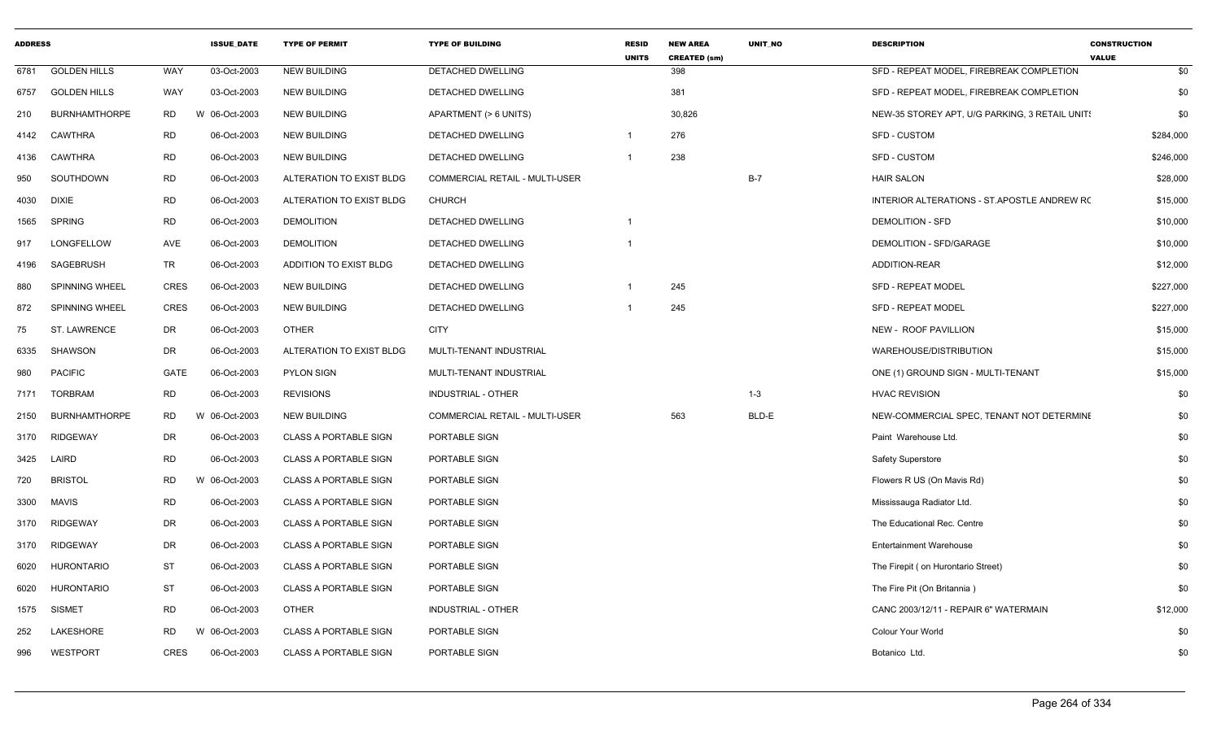| ADDRESS | | | ISSUE_DATE | TYPE OF PERMIT | TYPE OF BUILDING | RESID UNITS | NEW AREA CREATED (sm) | UNIT_NO | DESCRIPTION | CONSTRUCTION VALUE |
|---|---|---|---|---|---|---|---|---|---|---|
| 6781 | GOLDEN HILLS | WAY | 03-Oct-2003 | NEW BUILDING | DETACHED DWELLING | | 398 | | SFD - REPEAT MODEL, FIREBREAK COMPLETION | $0 |
| 6757 | GOLDEN HILLS | WAY | 03-Oct-2003 | NEW BUILDING | DETACHED DWELLING | | 381 | | SFD - REPEAT MODEL, FIREBREAK COMPLETION | $0 |
| 210 | BURNHAMTHORPE | RD | W 06-Oct-2003 | NEW BUILDING | APARTMENT (> 6 UNITS) | | 30,826 | | NEW-35 STOREY APT, U/G PARKING, 3 RETAIL UNITS | $0 |
| 4142 | CAWTHRA | RD | 06-Oct-2003 | NEW BUILDING | DETACHED DWELLING | 1 | 276 | | SFD - CUSTOM | $284,000 |
| 4136 | CAWTHRA | RD | 06-Oct-2003 | NEW BUILDING | DETACHED DWELLING | 1 | 238 | | SFD - CUSTOM | $246,000 |
| 950 | SOUTHDOWN | RD | 06-Oct-2003 | ALTERATION TO EXIST BLDG | COMMERCIAL RETAIL - MULTI-USER | | | B-7 | HAIR SALON | $28,000 |
| 4030 | DIXIE | RD | 06-Oct-2003 | ALTERATION TO EXIST BLDG | CHURCH | | | | INTERIOR ALTERATIONS - ST.APOSTLE ANDREW RC | $15,000 |
| 1565 | SPRING | RD | 06-Oct-2003 | DEMOLITION | DETACHED DWELLING | 1 | | | DEMOLITION - SFD | $10,000 |
| 917 | LONGFELLOW | AVE | 06-Oct-2003 | DEMOLITION | DETACHED DWELLING | 1 | | | DEMOLITION - SFD/GARAGE | $10,000 |
| 4196 | SAGEBRUSH | TR | 06-Oct-2003 | ADDITION TO EXIST BLDG | DETACHED DWELLING | | | | ADDITION-REAR | $12,000 |
| 880 | SPINNING WHEEL | CRES | 06-Oct-2003 | NEW BUILDING | DETACHED DWELLING | 1 | 245 | | SFD - REPEAT MODEL | $227,000 |
| 872 | SPINNING WHEEL | CRES | 06-Oct-2003 | NEW BUILDING | DETACHED DWELLING | 1 | 245 | | SFD - REPEAT MODEL | $227,000 |
| 75 | ST. LAWRENCE | DR | 06-Oct-2003 | OTHER | CITY | | | | NEW - ROOF PAVILLION | $15,000 |
| 6335 | SHAWSON | DR | 06-Oct-2003 | ALTERATION TO EXIST BLDG | MULTI-TENANT INDUSTRIAL | | | | WAREHOUSE/DISTRIBUTION | $15,000 |
| 980 | PACIFIC | GATE | 06-Oct-2003 | PYLON SIGN | MULTI-TENANT INDUSTRIAL | | | | ONE (1) GROUND SIGN - MULTI-TENANT | $15,000 |
| 7171 | TORBRAM | RD | 06-Oct-2003 | REVISIONS | INDUSTRIAL - OTHER | | | 1-3 | HVAC REVISION | $0 |
| 2150 | BURNHAMTHORPE | RD | W 06-Oct-2003 | NEW BUILDING | COMMERCIAL RETAIL - MULTI-USER | | 563 | BLD-E | NEW-COMMERCIAL SPEC, TENANT NOT DETERMINE | $0 |
| 3170 | RIDGEWAY | DR | 06-Oct-2003 | CLASS A PORTABLE SIGN | PORTABLE SIGN | | | | Paint Warehouse Ltd. | $0 |
| 3425 | LAIRD | RD | 06-Oct-2003 | CLASS A PORTABLE SIGN | PORTABLE SIGN | | | | Safety Superstore | $0 |
| 720 | BRISTOL | RD | W 06-Oct-2003 | CLASS A PORTABLE SIGN | PORTABLE SIGN | | | | Flowers R US (On Mavis Rd) | $0 |
| 3300 | MAVIS | RD | 06-Oct-2003 | CLASS A PORTABLE SIGN | PORTABLE SIGN | | | | Mississauga Radiator Ltd. | $0 |
| 3170 | RIDGEWAY | DR | 06-Oct-2003 | CLASS A PORTABLE SIGN | PORTABLE SIGN | | | | The Educational Rec. Centre | $0 |
| 3170 | RIDGEWAY | DR | 06-Oct-2003 | CLASS A PORTABLE SIGN | PORTABLE SIGN | | | | Entertainment Warehouse | $0 |
| 6020 | HURONTARIO | ST | 06-Oct-2003 | CLASS A PORTABLE SIGN | PORTABLE SIGN | | | | The Firepit ( on Hurontario Street) | $0 |
| 6020 | HURONTARIO | ST | 06-Oct-2003 | CLASS A PORTABLE SIGN | PORTABLE SIGN | | | | The Fire Pit (On Britannia ) | $0 |
| 1575 | SISMET | RD | 06-Oct-2003 | OTHER | INDUSTRIAL - OTHER | | | | CANC 2003/12/11 - REPAIR 6" WATERMAIN | $12,000 |
| 252 | LAKESHORE | RD | W 06-Oct-2003 | CLASS A PORTABLE SIGN | PORTABLE SIGN | | | | Colour Your World | $0 |
| 996 | WESTPORT | CRES | 06-Oct-2003 | CLASS A PORTABLE SIGN | PORTABLE SIGN | | | | Botanico Ltd. | $0 |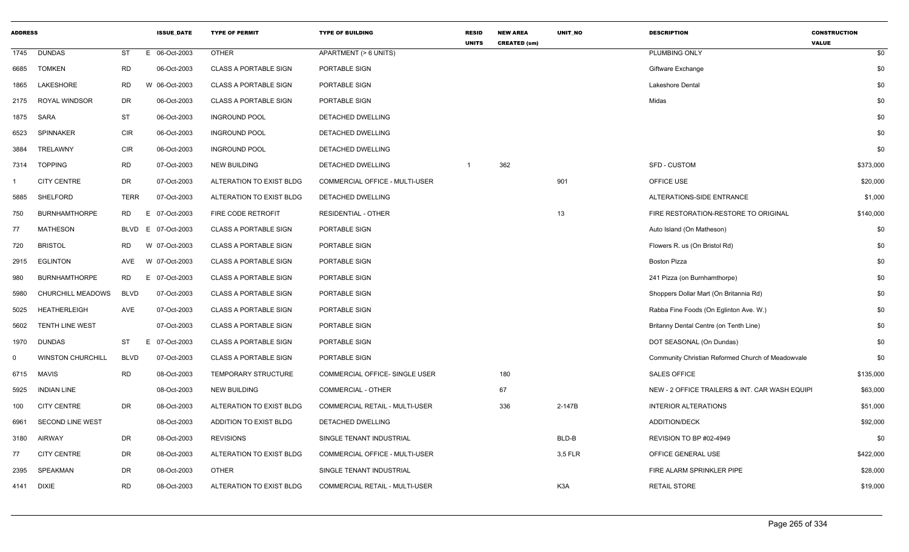| ADDRESS | | | | ISSUE_DATE | TYPE OF PERMIT | TYPE OF BUILDING | RESID UNITS | NEW AREA CREATED (sm) | UNIT_NO | DESCRIPTION | CONSTRUCTION VALUE |
|---|---|---|---|---|---|---|---|---|---|---|---|
| 1745 | DUNDAS | ST | E | 06-Oct-2003 | OTHER | APARTMENT (> 6 UNITS) | | | | PLUMBING ONLY | $0 |
| 6685 | TOMKEN | RD | | 06-Oct-2003 | CLASS A PORTABLE SIGN | PORTABLE SIGN | | | | Giftware Exchange | $0 |
| 1865 | LAKESHORE | RD | W | 06-Oct-2003 | CLASS A PORTABLE SIGN | PORTABLE SIGN | | | | Lakeshore Dental | $0 |
| 2175 | ROYAL WINDSOR | DR | | 06-Oct-2003 | CLASS A PORTABLE SIGN | PORTABLE SIGN | | | | Midas | $0 |
| 1875 | SARA | ST | | 06-Oct-2003 | INGROUND POOL | DETACHED DWELLING | | | | | $0 |
| 6523 | SPINNAKER | CIR | | 06-Oct-2003 | INGROUND POOL | DETACHED DWELLING | | | | | $0 |
| 3884 | TRELAWNY | CIR | | 06-Oct-2003 | INGROUND POOL | DETACHED DWELLING | | | | | $0 |
| 7314 | TOPPING | RD | | 07-Oct-2003 | NEW BUILDING | DETACHED DWELLING | 1 | 362 | | SFD - CUSTOM | $373,000 |
| 1 | CITY CENTRE | DR | | 07-Oct-2003 | ALTERATION TO EXIST BLDG | COMMERCIAL OFFICE - MULTI-USER | | | 901 | OFFICE USE | $20,000 |
| 5885 | SHELFORD | TERR | | 07-Oct-2003 | ALTERATION TO EXIST BLDG | DETACHED DWELLING | | | | ALTERATIONS-SIDE ENTRANCE | $1,000 |
| 750 | BURNHAMTHORPE | RD | E | 07-Oct-2003 | FIRE CODE RETROFIT | RESIDENTIAL - OTHER | | | 13 | FIRE RESTORATION-RESTORE TO ORIGINAL | $140,000 |
| 77 | MATHESON | BLVD | E | 07-Oct-2003 | CLASS A PORTABLE SIGN | PORTABLE SIGN | | | | Auto Island (On Matheson) | $0 |
| 720 | BRISTOL | RD | W | 07-Oct-2003 | CLASS A PORTABLE SIGN | PORTABLE SIGN | | | | Flowers R. us (On Bristol Rd) | $0 |
| 2915 | EGLINTON | AVE | W | 07-Oct-2003 | CLASS A PORTABLE SIGN | PORTABLE SIGN | | | | Boston Pizza | $0 |
| 980 | BURNHAMTHORPE | RD | E | 07-Oct-2003 | CLASS A PORTABLE SIGN | PORTABLE SIGN | | | | 241 Pizza (on Burnhamthorpe) | $0 |
| 5980 | CHURCHILL MEADOWS | BLVD | | 07-Oct-2003 | CLASS A PORTABLE SIGN | PORTABLE SIGN | | | | Shoppers Dollar Mart (On Britannia Rd) | $0 |
| 5025 | HEATHERLEIGH | AVE | | 07-Oct-2003 | CLASS A PORTABLE SIGN | PORTABLE SIGN | | | | Rabba Fine Foods (On Eglinton Ave. W.) | $0 |
| 5602 | TENTH LINE WEST | | | 07-Oct-2003 | CLASS A PORTABLE SIGN | PORTABLE SIGN | | | | Britanny Dental Centre (on Tenth Line) | $0 |
| 1970 | DUNDAS | ST | E | 07-Oct-2003 | CLASS A PORTABLE SIGN | PORTABLE SIGN | | | | DOT SEASONAL (On Dundas) | $0 |
| 0 | WINSTON CHURCHILL | BLVD | | 07-Oct-2003 | CLASS A PORTABLE SIGN | PORTABLE SIGN | | | | Community Christian Reformed Church of Meadowvale | $0 |
| 6715 | MAVIS | RD | | 08-Oct-2003 | TEMPORARY STRUCTURE | COMMERCIAL OFFICE- SINGLE USER | | 180 | | SALES OFFICE | $135,000 |
| 5925 | INDIAN LINE | | | 08-Oct-2003 | NEW BUILDING | COMMERCIAL - OTHER | | 67 | | NEW - 2 OFFICE TRAILERS & INT. CAR WASH EQUIPI | $63,000 |
| 100 | CITY CENTRE | DR | | 08-Oct-2003 | ALTERATION TO EXIST BLDG | COMMERCIAL RETAIL - MULTI-USER | | 336 | 2-147B | INTERIOR ALTERATIONS | $51,000 |
| 6961 | SECOND LINE WEST | | | 08-Oct-2003 | ADDITION TO EXIST BLDG | DETACHED DWELLING | | | | ADDITION/DECK | $92,000 |
| 3180 | AIRWAY | DR | | 08-Oct-2003 | REVISIONS | SINGLE TENANT INDUSTRIAL | | | BLD-B | REVISION TO BP #02-4949 | $0 |
| 77 | CITY CENTRE | DR | | 08-Oct-2003 | ALTERATION TO EXIST BLDG | COMMERCIAL OFFICE - MULTI-USER | | | 3,5 FLR | OFFICE GENERAL USE | $422,000 |
| 2395 | SPEAKMAN | DR | | 08-Oct-2003 | OTHER | SINGLE TENANT INDUSTRIAL | | | | FIRE ALARM SPRINKLER PIPE | $28,000 |
| 4141 | DIXIE | RD | | 08-Oct-2003 | ALTERATION TO EXIST BLDG | COMMERCIAL RETAIL - MULTI-USER | | | K3A | RETAIL STORE | $19,000 |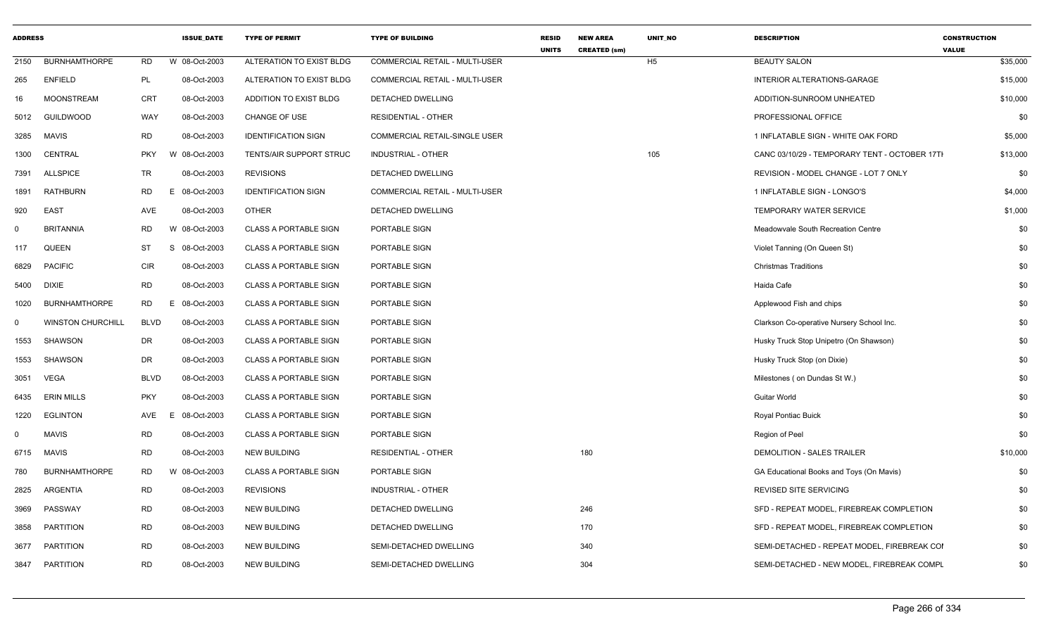| ADDRESS | | | | ISSUE_DATE | TYPE OF PERMIT | TYPE OF BUILDING | RESID UNITS | NEW AREA CREATED (sm) | UNIT_NO | DESCRIPTION | CONSTRUCTION VALUE |
|---|---|---|---|---|---|---|---|---|---|---|---|
| 2150 | BURNHAMTHORPE | RD | W | 08-Oct-2003 | ALTERATION TO EXIST BLDG | COMMERCIAL RETAIL - MULTI-USER | | | H5 | BEAUTY SALON | $35,000 |
| 265 | ENFIELD | PL | | 08-Oct-2003 | ALTERATION TO EXIST BLDG | COMMERCIAL RETAIL - MULTI-USER | | | | INTERIOR ALTERATIONS-GARAGE | $15,000 |
| 16 | MOONSTREAM | CRT | | 08-Oct-2003 | ADDITION TO EXIST BLDG | DETACHED DWELLING | | | | ADDITION-SUNROOM UNHEATED | $10,000 |
| 5012 | GUILDWOOD | WAY | | 08-Oct-2003 | CHANGE OF USE | RESIDENTIAL - OTHER | | | | PROFESSIONAL OFFICE | $0 |
| 3285 | MAVIS | RD | | 08-Oct-2003 | IDENTIFICATION SIGN | COMMERCIAL RETAIL-SINGLE USER | | | | 1 INFLATABLE SIGN - WHITE OAK FORD | $5,000 |
| 1300 | CENTRAL | PKY | W | 08-Oct-2003 | TENTS/AIR SUPPORT STRUC | INDUSTRIAL - OTHER | | | 105 | CANC 03/10/29 - TEMPORARY TENT - OCTOBER 17TH | $13,000 |
| 7391 | ALLSPICE | TR | | 08-Oct-2003 | REVISIONS | DETACHED DWELLING | | | | REVISION - MODEL CHANGE - LOT 7 ONLY | $0 |
| 1891 | RATHBURN | RD | E | 08-Oct-2003 | IDENTIFICATION SIGN | COMMERCIAL RETAIL - MULTI-USER | | | | 1 INFLATABLE SIGN - LONGO'S | $4,000 |
| 920 | EAST | AVE | | 08-Oct-2003 | OTHER | DETACHED DWELLING | | | | TEMPORARY WATER SERVICE | $1,000 |
| 0 | BRITANNIA | RD | W | 08-Oct-2003 | CLASS A PORTABLE SIGN | PORTABLE SIGN | | | | Meadowvale South Recreation Centre | $0 |
| 117 | QUEEN | ST | S | 08-Oct-2003 | CLASS A PORTABLE SIGN | PORTABLE SIGN | | | | Violet Tanning (On Queen St) | $0 |
| 6829 | PACIFIC | CIR | | 08-Oct-2003 | CLASS A PORTABLE SIGN | PORTABLE SIGN | | | | Christmas Traditions | $0 |
| 5400 | DIXIE | RD | | 08-Oct-2003 | CLASS A PORTABLE SIGN | PORTABLE SIGN | | | | Haida Cafe | $0 |
| 1020 | BURNHAMTHORPE | RD | E | 08-Oct-2003 | CLASS A PORTABLE SIGN | PORTABLE SIGN | | | | Applewood Fish and chips | $0 |
| 0 | WINSTON CHURCHILL | BLVD | | 08-Oct-2003 | CLASS A PORTABLE SIGN | PORTABLE SIGN | | | | Clarkson Co-operative Nursery School Inc. | $0 |
| 1553 | SHAWSON | DR | | 08-Oct-2003 | CLASS A PORTABLE SIGN | PORTABLE SIGN | | | | Husky Truck Stop Unipetro (On Shawson) | $0 |
| 1553 | SHAWSON | DR | | 08-Oct-2003 | CLASS A PORTABLE SIGN | PORTABLE SIGN | | | | Husky Truck Stop (on Dixie) | $0 |
| 3051 | VEGA | BLVD | | 08-Oct-2003 | CLASS A PORTABLE SIGN | PORTABLE SIGN | | | | Milestones ( on Dundas St W.) | $0 |
| 6435 | ERIN MILLS | PKY | | 08-Oct-2003 | CLASS A PORTABLE SIGN | PORTABLE SIGN | | | | Guitar World | $0 |
| 1220 | EGLINTON | AVE | E | 08-Oct-2003 | CLASS A PORTABLE SIGN | PORTABLE SIGN | | | | Royal Pontiac Buick | $0 |
| 0 | MAVIS | RD | | 08-Oct-2003 | CLASS A PORTABLE SIGN | PORTABLE SIGN | | | | Region of Peel | $0 |
| 6715 | MAVIS | RD | | 08-Oct-2003 | NEW BUILDING | RESIDENTIAL - OTHER | | 180 | | DEMOLITION - SALES TRAILER | $10,000 |
| 780 | BURNHAMTHORPE | RD | W | 08-Oct-2003 | CLASS A PORTABLE SIGN | PORTABLE SIGN | | | | GA Educational Books and Toys (On Mavis) | $0 |
| 2825 | ARGENTIA | RD | | 08-Oct-2003 | REVISIONS | INDUSTRIAL - OTHER | | | | REVISED SITE SERVICING | $0 |
| 3969 | PASSWAY | RD | | 08-Oct-2003 | NEW BUILDING | DETACHED DWELLING | | 246 | | SFD - REPEAT MODEL, FIREBREAK COMPLETION | $0 |
| 3858 | PARTITION | RD | | 08-Oct-2003 | NEW BUILDING | DETACHED DWELLING | | 170 | | SFD - REPEAT MODEL, FIREBREAK COMPLETION | $0 |
| 3677 | PARTITION | RD | | 08-Oct-2003 | NEW BUILDING | SEMI-DETACHED DWELLING | | 340 | | SEMI-DETACHED - REPEAT MODEL, FIREBREAK COI | $0 |
| 3847 | PARTITION | RD | | 08-Oct-2003 | NEW BUILDING | SEMI-DETACHED DWELLING | | 304 | | SEMI-DETACHED - NEW MODEL, FIREBREAK COMPL | $0 |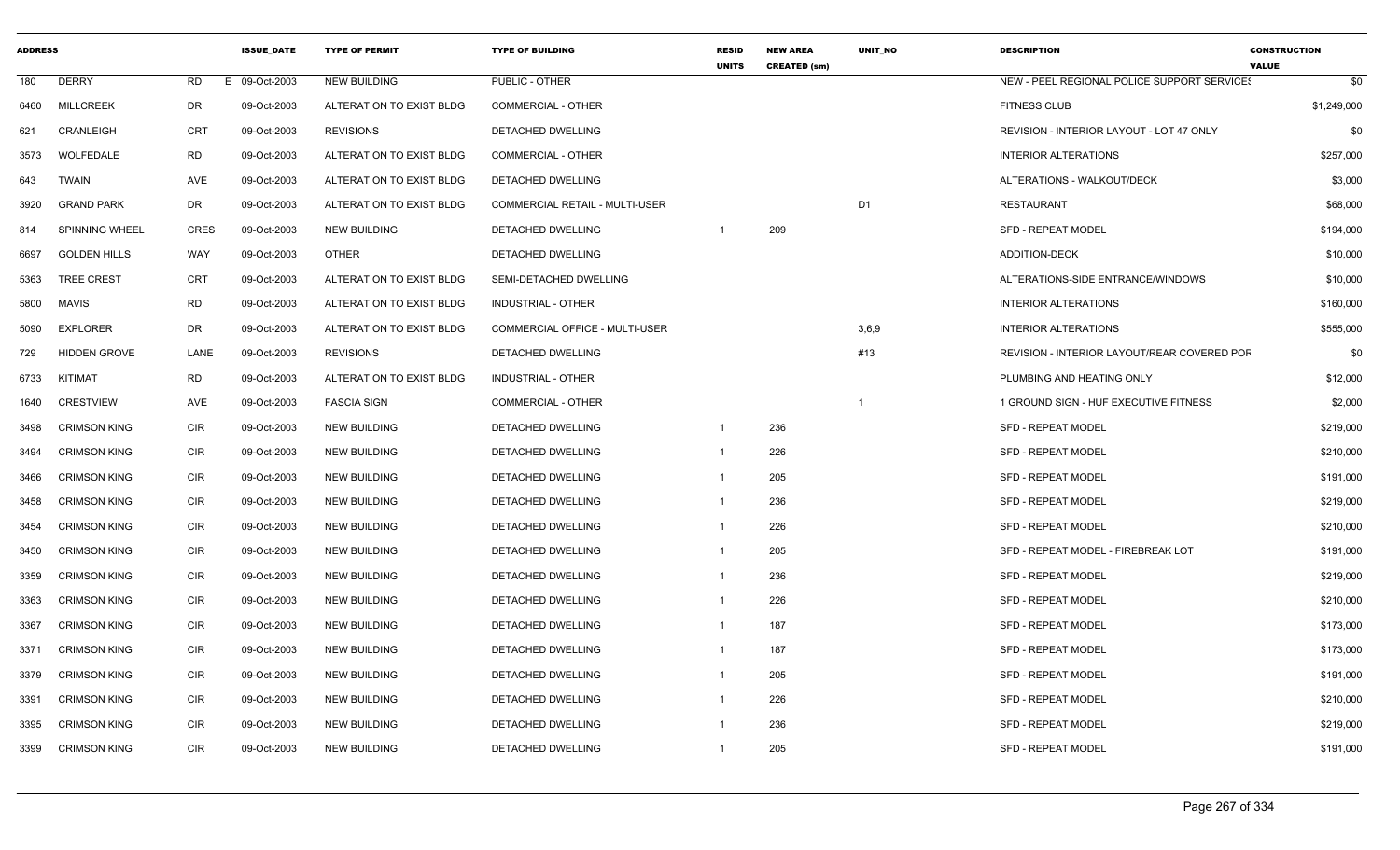| ADDRESS | | | ISSUE_DATE | TYPE OF PERMIT | TYPE OF BUILDING | RESID UNITS | NEW AREA CREATED (sm) | UNIT_NO | DESCRIPTION | CONSTRUCTION VALUE |
|---|---|---|---|---|---|---|---|---|---|---|
| 180 | DERRY | RD E | 09-Oct-2003 | NEW BUILDING | PUBLIC - OTHER | | | | NEW - PEEL REGIONAL POLICE SUPPORT SERVICES | $0 |
| 6460 | MILLCREEK | DR | 09-Oct-2003 | ALTERATION TO EXIST BLDG | COMMERCIAL - OTHER | | | | FITNESS CLUB | $1,249,000 |
| 621 | CRANLEIGH | CRT | 09-Oct-2003 | REVISIONS | DETACHED DWELLING | | | | REVISION - INTERIOR LAYOUT - LOT 47 ONLY | $0 |
| 3573 | WOLFEDALE | RD | 09-Oct-2003 | ALTERATION TO EXIST BLDG | COMMERCIAL - OTHER | | | | INTERIOR ALTERATIONS | $257,000 |
| 643 | TWAIN | AVE | 09-Oct-2003 | ALTERATION TO EXIST BLDG | DETACHED DWELLING | | | | ALTERATIONS - WALKOUT/DECK | $3,000 |
| 3920 | GRAND PARK | DR | 09-Oct-2003 | ALTERATION TO EXIST BLDG | COMMERCIAL RETAIL - MULTI-USER | | | D1 | RESTAURANT | $68,000 |
| 814 | SPINNING WHEEL | CRES | 09-Oct-2003 | NEW BUILDING | DETACHED DWELLING | 1 | 209 | | SFD - REPEAT MODEL | $194,000 |
| 6697 | GOLDEN HILLS | WAY | 09-Oct-2003 | OTHER | DETACHED DWELLING | | | | ADDITION-DECK | $10,000 |
| 5363 | TREE CREST | CRT | 09-Oct-2003 | ALTERATION TO EXIST BLDG | SEMI-DETACHED DWELLING | | | | ALTERATIONS-SIDE ENTRANCE/WINDOWS | $10,000 |
| 5800 | MAVIS | RD | 09-Oct-2003 | ALTERATION TO EXIST BLDG | INDUSTRIAL - OTHER | | | | INTERIOR ALTERATIONS | $160,000 |
| 5090 | EXPLORER | DR | 09-Oct-2003 | ALTERATION TO EXIST BLDG | COMMERCIAL OFFICE - MULTI-USER | | | 3,6,9 | INTERIOR ALTERATIONS | $555,000 |
| 729 | HIDDEN GROVE | LANE | 09-Oct-2003 | REVISIONS | DETACHED DWELLING | | | #13 | REVISION - INTERIOR LAYOUT/REAR COVERED POR | $0 |
| 6733 | KITIMAT | RD | 09-Oct-2003 | ALTERATION TO EXIST BLDG | INDUSTRIAL - OTHER | | | | PLUMBING AND HEATING ONLY | $12,000 |
| 1640 | CRESTVIEW | AVE | 09-Oct-2003 | FASCIA SIGN | COMMERCIAL - OTHER | | | 1 | 1 GROUND SIGN - HUF EXECUTIVE FITNESS | $2,000 |
| 3498 | CRIMSON KING | CIR | 09-Oct-2003 | NEW BUILDING | DETACHED DWELLING | 1 | 236 | | SFD - REPEAT MODEL | $219,000 |
| 3494 | CRIMSON KING | CIR | 09-Oct-2003 | NEW BUILDING | DETACHED DWELLING | 1 | 226 | | SFD - REPEAT MODEL | $210,000 |
| 3466 | CRIMSON KING | CIR | 09-Oct-2003 | NEW BUILDING | DETACHED DWELLING | 1 | 205 | | SFD - REPEAT MODEL | $191,000 |
| 3458 | CRIMSON KING | CIR | 09-Oct-2003 | NEW BUILDING | DETACHED DWELLING | 1 | 236 | | SFD - REPEAT MODEL | $219,000 |
| 3454 | CRIMSON KING | CIR | 09-Oct-2003 | NEW BUILDING | DETACHED DWELLING | 1 | 226 | | SFD - REPEAT MODEL | $210,000 |
| 3450 | CRIMSON KING | CIR | 09-Oct-2003 | NEW BUILDING | DETACHED DWELLING | 1 | 205 | | SFD - REPEAT MODEL - FIREBREAK LOT | $191,000 |
| 3359 | CRIMSON KING | CIR | 09-Oct-2003 | NEW BUILDING | DETACHED DWELLING | 1 | 236 | | SFD - REPEAT MODEL | $219,000 |
| 3363 | CRIMSON KING | CIR | 09-Oct-2003 | NEW BUILDING | DETACHED DWELLING | 1 | 226 | | SFD - REPEAT MODEL | $210,000 |
| 3367 | CRIMSON KING | CIR | 09-Oct-2003 | NEW BUILDING | DETACHED DWELLING | 1 | 187 | | SFD - REPEAT MODEL | $173,000 |
| 3371 | CRIMSON KING | CIR | 09-Oct-2003 | NEW BUILDING | DETACHED DWELLING | 1 | 187 | | SFD - REPEAT MODEL | $173,000 |
| 3379 | CRIMSON KING | CIR | 09-Oct-2003 | NEW BUILDING | DETACHED DWELLING | 1 | 205 | | SFD - REPEAT MODEL | $191,000 |
| 3391 | CRIMSON KING | CIR | 09-Oct-2003 | NEW BUILDING | DETACHED DWELLING | 1 | 226 | | SFD - REPEAT MODEL | $210,000 |
| 3395 | CRIMSON KING | CIR | 09-Oct-2003 | NEW BUILDING | DETACHED DWELLING | 1 | 236 | | SFD - REPEAT MODEL | $219,000 |
| 3399 | CRIMSON KING | CIR | 09-Oct-2003 | NEW BUILDING | DETACHED DWELLING | 1 | 205 | | SFD - REPEAT MODEL | $191,000 |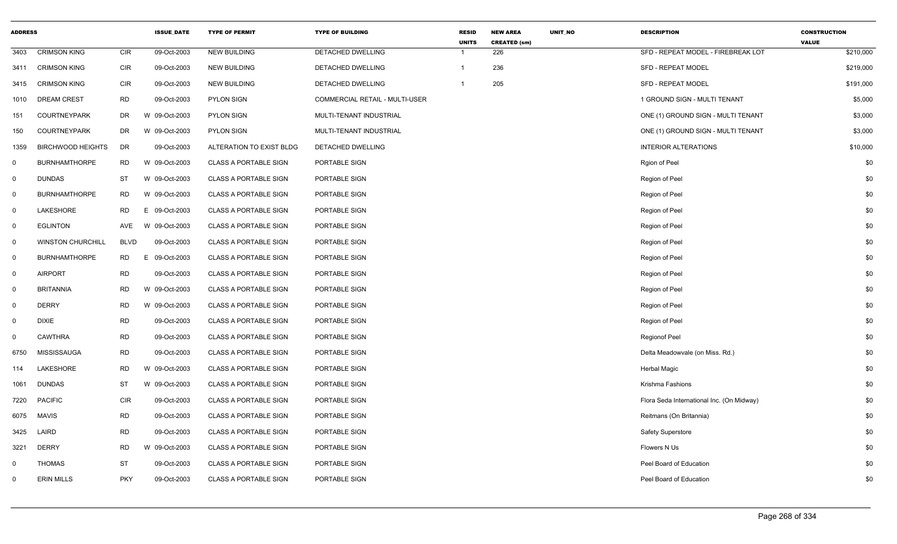| ADDRESS | | | | ISSUE_DATE | TYPE OF PERMIT | TYPE OF BUILDING | RESID UNITS | NEW AREA CREATED (sm) | UNIT_NO | DESCRIPTION | CONSTRUCTION VALUE |
|---|---|---|---|---|---|---|---|---|---|---|---|
| 3403 | CRIMSON KING | CIR | | 09-Oct-2003 | NEW BUILDING | DETACHED DWELLING | 1 | 226 | | SFD - REPEAT MODEL - FIREBREAK LOT | $210,000 |
| 3411 | CRIMSON KING | CIR | | 09-Oct-2003 | NEW BUILDING | DETACHED DWELLING | 1 | 236 | | SFD - REPEAT MODEL | $219,000 |
| 3415 | CRIMSON KING | CIR | | 09-Oct-2003 | NEW BUILDING | DETACHED DWELLING | 1 | 205 | | SFD - REPEAT MODEL | $191,000 |
| 1010 | DREAM CREST | RD | | 09-Oct-2003 | PYLON SIGN | COMMERCIAL RETAIL - MULTI-USER | | | | 1 GROUND SIGN - MULTI TENANT | $5,000 |
| 151 | COURTNEYPARK | DR | W | 09-Oct-2003 | PYLON SIGN | MULTI-TENANT INDUSTRIAL | | | | ONE (1) GROUND SIGN - MULTI TENANT | $3,000 |
| 150 | COURTNEYPARK | DR | W | 09-Oct-2003 | PYLON SIGN | MULTI-TENANT INDUSTRIAL | | | | ONE (1) GROUND SIGN - MULTI TENANT | $3,000 |
| 1359 | BIRCHWOOD HEIGHTS | DR | | 09-Oct-2003 | ALTERATION TO EXIST BLDG | DETACHED DWELLING | | | | INTERIOR ALTERATIONS | $10,000 |
| 0 | BURNHAMTHORPE | RD | W | 09-Oct-2003 | CLASS A PORTABLE SIGN | PORTABLE SIGN | | | | Rgion of Peel | $0 |
| 0 | DUNDAS | ST | W | 09-Oct-2003 | CLASS A PORTABLE SIGN | PORTABLE SIGN | | | | Region of Peel | $0 |
| 0 | BURNHAMTHORPE | RD | W | 09-Oct-2003 | CLASS A PORTABLE SIGN | PORTABLE SIGN | | | | Region of Peel | $0 |
| 0 | LAKESHORE | RD | E | 09-Oct-2003 | CLASS A PORTABLE SIGN | PORTABLE SIGN | | | | Region of Peel | $0 |
| 0 | EGLINTON | AVE | W | 09-Oct-2003 | CLASS A PORTABLE SIGN | PORTABLE SIGN | | | | Region of Peel | $0 |
| 0 | WINSTON CHURCHILL | BLVD | | 09-Oct-2003 | CLASS A PORTABLE SIGN | PORTABLE SIGN | | | | Region of Peel | $0 |
| 0 | BURNHAMTHORPE | RD | E | 09-Oct-2003 | CLASS A PORTABLE SIGN | PORTABLE SIGN | | | | Region of Peel | $0 |
| 0 | AIRPORT | RD | | 09-Oct-2003 | CLASS A PORTABLE SIGN | PORTABLE SIGN | | | | Region of Peel | $0 |
| 0 | BRITANNIA | RD | W | 09-Oct-2003 | CLASS A PORTABLE SIGN | PORTABLE SIGN | | | | Region of Peel | $0 |
| 0 | DERRY | RD | W | 09-Oct-2003 | CLASS A PORTABLE SIGN | PORTABLE SIGN | | | | Region of Peel | $0 |
| 0 | DIXIE | RD | | 09-Oct-2003 | CLASS A PORTABLE SIGN | PORTABLE SIGN | | | | Region of Peel | $0 |
| 0 | CAWTHRA | RD | | 09-Oct-2003 | CLASS A PORTABLE SIGN | PORTABLE SIGN | | | | Regionof Peel | $0 |
| 6750 | MISSISSAUGA | RD | | 09-Oct-2003 | CLASS A PORTABLE SIGN | PORTABLE SIGN | | | | Delta Meadowvale (on Miss. Rd.) | $0 |
| 114 | LAKESHORE | RD | W | 09-Oct-2003 | CLASS A PORTABLE SIGN | PORTABLE SIGN | | | | Herbal Magic | $0 |
| 1061 | DUNDAS | ST | W | 09-Oct-2003 | CLASS A PORTABLE SIGN | PORTABLE SIGN | | | | Krishma Fashions | $0 |
| 7220 | PACIFIC | CIR | | 09-Oct-2003 | CLASS A PORTABLE SIGN | PORTABLE SIGN | | | | Flora Seda International Inc. (On Midway) | $0 |
| 6075 | MAVIS | RD | | 09-Oct-2003 | CLASS A PORTABLE SIGN | PORTABLE SIGN | | | | Reitmans (On Britannia) | $0 |
| 3425 | LAIRD | RD | | 09-Oct-2003 | CLASS A PORTABLE SIGN | PORTABLE SIGN | | | | Safety Superstore | $0 |
| 3221 | DERRY | RD | W | 09-Oct-2003 | CLASS A PORTABLE SIGN | PORTABLE SIGN | | | | Flowers N Us | $0 |
| 0 | THOMAS | ST | | 09-Oct-2003 | CLASS A PORTABLE SIGN | PORTABLE SIGN | | | | Peel Board of Education | $0 |
| 0 | ERIN MILLS | PKY | | 09-Oct-2003 | CLASS A PORTABLE SIGN | PORTABLE SIGN | | | | Peel Board of Education | $0 |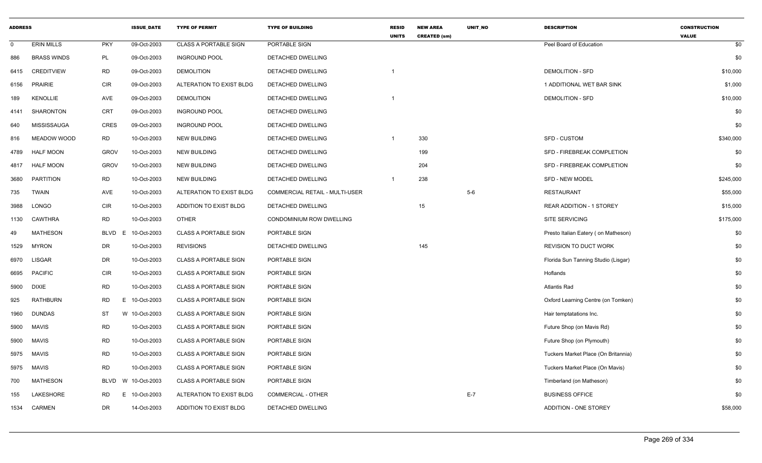| ADDRESS | | | ISSUE_DATE | TYPE OF PERMIT | TYPE OF BUILDING | RESID UNITS | NEW AREA CREATED (sm) | UNIT_NO | DESCRIPTION | CONSTRUCTION VALUE |
|---|---|---|---|---|---|---|---|---|---|---|
| 0 | ERIN MILLS | PKY | 09-Oct-2003 | CLASS A PORTABLE SIGN | PORTABLE SIGN | | | | Peel Board of Education | $0 |
| 886 | BRASS WINDS | PL | 09-Oct-2003 | INGROUND POOL | DETACHED DWELLING | | | | | $0 |
| 6415 | CREDITVIEW | RD | 09-Oct-2003 | DEMOLITION | DETACHED DWELLING | 1 | | | DEMOLITION - SFD | $10,000 |
| 6156 | PRAIRIE | CIR | 09-Oct-2003 | ALTERATION TO EXIST BLDG | DETACHED DWELLING | | | | 1 ADDITIONAL WET BAR SINK | $1,000 |
| 189 | KENOLLIE | AVE | 09-Oct-2003 | DEMOLITION | DETACHED DWELLING | 1 | | | DEMOLITION - SFD | $10,000 |
| 4141 | SHARONTON | CRT | 09-Oct-2003 | INGROUND POOL | DETACHED DWELLING | | | | | $0 |
| 640 | MISSISSAUGA | CRES | 09-Oct-2003 | INGROUND POOL | DETACHED DWELLING | | | | | $0 |
| 816 | MEADOW WOOD | RD | 10-Oct-2003 | NEW BUILDING | DETACHED DWELLING | 1 | 330 | | SFD - CUSTOM | $340,000 |
| 4789 | HALF MOON | GROV | 10-Oct-2003 | NEW BUILDING | DETACHED DWELLING | | 199 | | SFD - FIREBREAK COMPLETION | $0 |
| 4817 | HALF MOON | GROV | 10-Oct-2003 | NEW BUILDING | DETACHED DWELLING | | 204 | | SFD - FIREBREAK COMPLETION | $0 |
| 3680 | PARTITION | RD | 10-Oct-2003 | NEW BUILDING | DETACHED DWELLING | 1 | 238 | | SFD - NEW MODEL | $245,000 |
| 735 | TWAIN | AVE | 10-Oct-2003 | ALTERATION TO EXIST BLDG | COMMERCIAL RETAIL - MULTI-USER | | | 5-6 | RESTAURANT | $55,000 |
| 3988 | LONGO | CIR | 10-Oct-2003 | ADDITION TO EXIST BLDG | DETACHED DWELLING | | 15 | | REAR ADDITION - 1 STOREY | $15,000 |
| 1130 | CAWTHRA | RD | 10-Oct-2003 | OTHER | CONDOMINIUM ROW DWELLING | | | | SITE SERVICING | $175,000 |
| 49 | MATHESON | BLVD E | 10-Oct-2003 | CLASS A PORTABLE SIGN | PORTABLE SIGN | | | | Presto Italian Eatery ( on Matheson) | $0 |
| 1529 | MYRON | DR | 10-Oct-2003 | REVISIONS | DETACHED DWELLING | | 145 | | REVISION TO DUCT WORK | $0 |
| 6970 | LISGAR | DR | 10-Oct-2003 | CLASS A PORTABLE SIGN | PORTABLE SIGN | | | | Florida Sun Tanning Studio (Lisgar) | $0 |
| 6695 | PACIFIC | CIR | 10-Oct-2003 | CLASS A PORTABLE SIGN | PORTABLE SIGN | | | | Hoflands | $0 |
| 5900 | DIXIE | RD | 10-Oct-2003 | CLASS A PORTABLE SIGN | PORTABLE SIGN | | | | Atlantis Rad | $0 |
| 925 | RATHBURN | RD E | 10-Oct-2003 | CLASS A PORTABLE SIGN | PORTABLE SIGN | | | | Oxford Learning Centre (on Tomken) | $0 |
| 1960 | DUNDAS | ST W | 10-Oct-2003 | CLASS A PORTABLE SIGN | PORTABLE SIGN | | | | Hair temptatations Inc. | $0 |
| 5900 | MAVIS | RD | 10-Oct-2003 | CLASS A PORTABLE SIGN | PORTABLE SIGN | | | | Future Shop (on Mavis Rd) | $0 |
| 5900 | MAVIS | RD | 10-Oct-2003 | CLASS A PORTABLE SIGN | PORTABLE SIGN | | | | Future Shop (on Plymouth) | $0 |
| 5975 | MAVIS | RD | 10-Oct-2003 | CLASS A PORTABLE SIGN | PORTABLE SIGN | | | | Tuckers Market Place (On Britannia) | $0 |
| 5975 | MAVIS | RD | 10-Oct-2003 | CLASS A PORTABLE SIGN | PORTABLE SIGN | | | | Tuckers Market Place (On Mavis) | $0 |
| 700 | MATHESON | BLVD W | 10-Oct-2003 | CLASS A PORTABLE SIGN | PORTABLE SIGN | | | | Timberland (on Matheson) | $0 |
| 155 | LAKESHORE | RD E | 10-Oct-2003 | ALTERATION TO EXIST BLDG | COMMERCIAL - OTHER | | | E-7 | BUSINESS OFFICE | $0 |
| 1534 | CARMEN | DR | 14-Oct-2003 | ADDITION TO EXIST BLDG | DETACHED DWELLING | | | | ADDITION - ONE STOREY | $58,000 |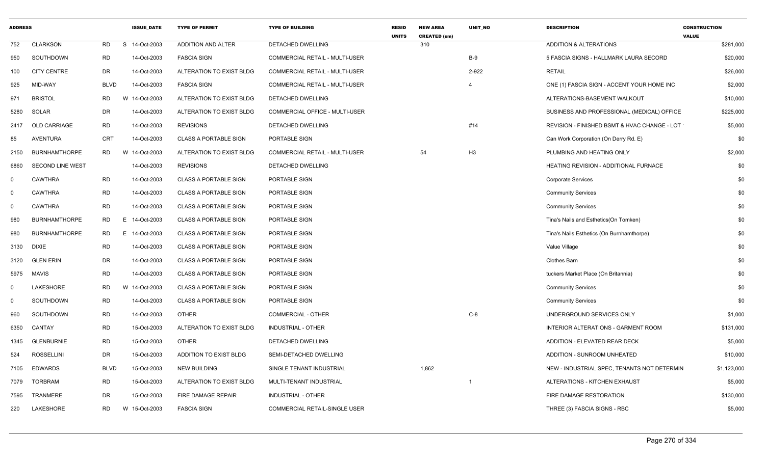| ADDRESS | | | | ISSUE_DATE | TYPE OF PERMIT | TYPE OF BUILDING | RESID UNITS | NEW AREA CREATED (sm) | UNIT_NO | DESCRIPTION | CONSTRUCTION VALUE |
|---|---|---|---|---|---|---|---|---|---|---|---|
| 752 | CLARKSON | RD | S | 14-Oct-2003 | ADDITION AND ALTER | DETACHED DWELLING | | 310 | | ADDITION & ALTERATIONS | $281,000 |
| 950 | SOUTHDOWN | RD | | 14-Oct-2003 | FASCIA SIGN | COMMERCIAL RETAIL - MULTI-USER | | | B-9 | 5 FASCIA SIGNS - HALLMARK LAURA SECORD | $20,000 |
| 100 | CITY CENTRE | DR | | 14-Oct-2003 | ALTERATION TO EXIST BLDG | COMMERCIAL RETAIL - MULTI-USER | | | 2-922 | RETAIL | $26,000 |
| 925 | MID-WAY | BLVD | | 14-Oct-2003 | FASCIA SIGN | COMMERCIAL RETAIL - MULTI-USER | | | 4 | ONE (1) FASCIA SIGN - ACCENT YOUR HOME INC | $2,000 |
| 971 | BRISTOL | RD | W | 14-Oct-2003 | ALTERATION TO EXIST BLDG | DETACHED DWELLING | | | | ALTERATIONS-BASEMENT WALKOUT | $10,000 |
| 5280 | SOLAR | DR | | 14-Oct-2003 | ALTERATION TO EXIST BLDG | COMMERCIAL OFFICE - MULTI-USER | | | | BUSINESS AND PROFESSIONAL (MEDICAL) OFFICE | $225,000 |
| 2417 | OLD CARRIAGE | RD | | 14-Oct-2003 | REVISIONS | DETACHED DWELLING | | | #14 | REVISION - FINISHED BSMT & HVAC CHANGE - LOT | $5,000 |
| 85 | AVENTURA | CRT | | 14-Oct-2003 | CLASS A PORTABLE SIGN | PORTABLE SIGN | | | | Can Work Corporation (On Derry Rd. E) | $0 |
| 2150 | BURNHAMTHORPE | RD | W | 14-Oct-2003 | ALTERATION TO EXIST BLDG | COMMERCIAL RETAIL - MULTI-USER | | 54 | H3 | PLUMBING AND HEATING ONLY | $2,000 |
| 6860 | SECOND LINE WEST | | | 14-Oct-2003 | REVISIONS | DETACHED DWELLING | | | | HEATING REVISION - ADDITIONAL FURNACE | $0 |
| 0 | CAWTHRA | RD | | 14-Oct-2003 | CLASS A PORTABLE SIGN | PORTABLE SIGN | | | | Corporate Services | $0 |
| 0 | CAWTHRA | RD | | 14-Oct-2003 | CLASS A PORTABLE SIGN | PORTABLE SIGN | | | | Community Services | $0 |
| 0 | CAWTHRA | RD | | 14-Oct-2003 | CLASS A PORTABLE SIGN | PORTABLE SIGN | | | | Community Services | $0 |
| 980 | BURNHAMTHORPE | RD | E | 14-Oct-2003 | CLASS A PORTABLE SIGN | PORTABLE SIGN | | | | Tina's Nails and Esthetics(On Tomken) | $0 |
| 980 | BURNHAMTHORPE | RD | E | 14-Oct-2003 | CLASS A PORTABLE SIGN | PORTABLE SIGN | | | | Tina's Nails Esthetics (On Burnhamthorpe) | $0 |
| 3130 | DIXIE | RD | | 14-Oct-2003 | CLASS A PORTABLE SIGN | PORTABLE SIGN | | | | Value Village | $0 |
| 3120 | GLEN ERIN | DR | | 14-Oct-2003 | CLASS A PORTABLE SIGN | PORTABLE SIGN | | | | Clothes Barn | $0 |
| 5975 | MAVIS | RD | | 14-Oct-2003 | CLASS A PORTABLE SIGN | PORTABLE SIGN | | | | tuckers Market Place (On Britannia) | $0 |
| 0 | LAKESHORE | RD | W | 14-Oct-2003 | CLASS A PORTABLE SIGN | PORTABLE SIGN | | | | Community Services | $0 |
| 0 | SOUTHDOWN | RD | | 14-Oct-2003 | CLASS A PORTABLE SIGN | PORTABLE SIGN | | | | Community Services | $0 |
| 960 | SOUTHDOWN | RD | | 14-Oct-2003 | OTHER | COMMERCIAL - OTHER | | | C-8 | UNDERGROUND SERVICES ONLY | $1,000 |
| 6350 | CANTAY | RD | | 15-Oct-2003 | ALTERATION TO EXIST BLDG | INDUSTRIAL - OTHER | | | | INTERIOR ALTERATIONS - GARMENT ROOM | $131,000 |
| 1345 | GLENBURNIE | RD | | 15-Oct-2003 | OTHER | DETACHED DWELLING | | | | ADDITION - ELEVATED REAR DECK | $5,000 |
| 524 | ROSSELLINI | DR | | 15-Oct-2003 | ADDITION TO EXIST BLDG | SEMI-DETACHED DWELLING | | | | ADDITION - SUNROOM UNHEATED | $10,000 |
| 7105 | EDWARDS | BLVD | | 15-Oct-2003 | NEW BUILDING | SINGLE TENANT INDUSTRIAL | | 1,862 | | NEW - INDUSTRIAL SPEC, TENANTS NOT DETERMIN | $1,123,000 |
| 7079 | TORBRAM | RD | | 15-Oct-2003 | ALTERATION TO EXIST BLDG | MULTI-TENANT INDUSTRIAL | | | 1 | ALTERATIONS - KITCHEN EXHAUST | $5,000 |
| 7595 | TRANMERE | DR | | 15-Oct-2003 | FIRE DAMAGE REPAIR | INDUSTRIAL - OTHER | | | | FIRE DAMAGE RESTORATION | $130,000 |
| 220 | LAKESHORE | RD | W | 15-Oct-2003 | FASCIA SIGN | COMMERCIAL RETAIL-SINGLE USER | | | | THREE (3) FASCIA SIGNS - RBC | $5,000 |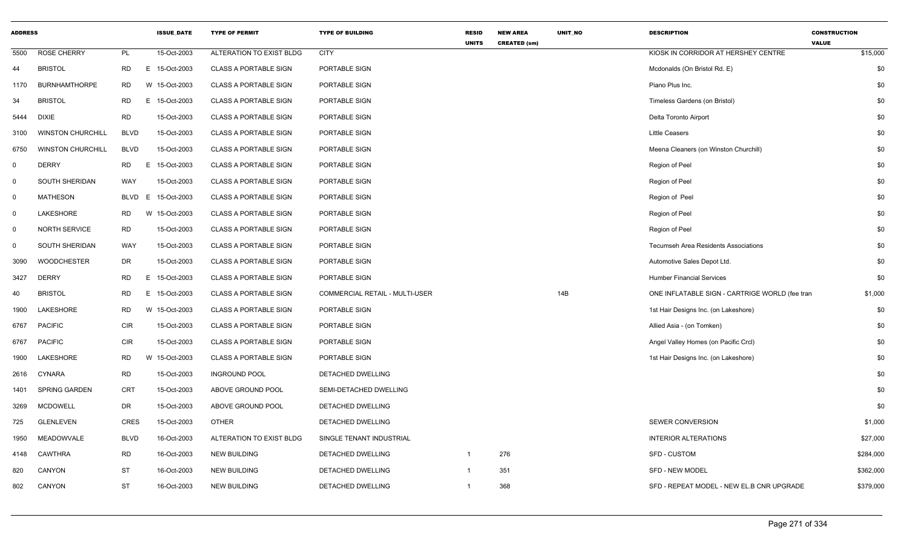| ADDRESS | | | ISSUE_DATE | TYPE OF PERMIT | TYPE OF BUILDING | RESID UNITS | NEW AREA CREATED (sm) | UNIT_NO | DESCRIPTION | CONSTRUCTION VALUE |
|---|---|---|---|---|---|---|---|---|---|---|
| 5500 | ROSE CHERRY | PL | 15-Oct-2003 | ALTERATION TO EXIST BLDG | CITY | | | | KIOSK IN CORRIDOR AT HERSHEY CENTRE | $15,000 |
| 44 | BRISTOL | RD E | 15-Oct-2003 | CLASS A PORTABLE SIGN | PORTABLE SIGN | | | | Mcdonalds (On Bristol Rd. E) | $0 |
| 1170 | BURNHAMTHORPE | RD W | 15-Oct-2003 | CLASS A PORTABLE SIGN | PORTABLE SIGN | | | | Piano Plus Inc. | $0 |
| 34 | BRISTOL | RD E | 15-Oct-2003 | CLASS A PORTABLE SIGN | PORTABLE SIGN | | | | Timeless Gardens (on Bristol) | $0 |
| 5444 | DIXIE | RD | 15-Oct-2003 | CLASS A PORTABLE SIGN | PORTABLE SIGN | | | | Delta Toronto Airport | $0 |
| 3100 | WINSTON CHURCHILL | BLVD | 15-Oct-2003 | CLASS A PORTABLE SIGN | PORTABLE SIGN | | | | Little Ceasers | $0 |
| 6750 | WINSTON CHURCHILL | BLVD | 15-Oct-2003 | CLASS A PORTABLE SIGN | PORTABLE SIGN | | | | Meena Cleaners (on Winston Churchill) | $0 |
| 0 | DERRY | RD E | 15-Oct-2003 | CLASS A PORTABLE SIGN | PORTABLE SIGN | | | | Region of Peel | $0 |
| 0 | SOUTH SHERIDAN | WAY | 15-Oct-2003 | CLASS A PORTABLE SIGN | PORTABLE SIGN | | | | Region of Peel | $0 |
| 0 | MATHESON | BLVD E | 15-Oct-2003 | CLASS A PORTABLE SIGN | PORTABLE SIGN | | | | Region of Peel | $0 |
| 0 | LAKESHORE | RD W | 15-Oct-2003 | CLASS A PORTABLE SIGN | PORTABLE SIGN | | | | Region of Peel | $0 |
| 0 | NORTH SERVICE | RD | 15-Oct-2003 | CLASS A PORTABLE SIGN | PORTABLE SIGN | | | | Region of Peel | $0 |
| 0 | SOUTH SHERIDAN | WAY | 15-Oct-2003 | CLASS A PORTABLE SIGN | PORTABLE SIGN | | | | Tecumseh Area Residents Associations | $0 |
| 3090 | WOODCHESTER | DR | 15-Oct-2003 | CLASS A PORTABLE SIGN | PORTABLE SIGN | | | | Automotive Sales Depot Ltd. | $0 |
| 3427 | DERRY | RD E | 15-Oct-2003 | CLASS A PORTABLE SIGN | PORTABLE SIGN | | | | Humber Financial Services | $0 |
| 40 | BRISTOL | RD E | 15-Oct-2003 | CLASS A PORTABLE SIGN | COMMERCIAL RETAIL - MULTI-USER | | | 14B | ONE INFLATABLE SIGN - CARTRIGE WORLD (fee tran | $1,000 |
| 1900 | LAKESHORE | RD W | 15-Oct-2003 | CLASS A PORTABLE SIGN | PORTABLE SIGN | | | | 1st Hair Designs Inc. (on Lakeshore) | $0 |
| 6767 | PACIFIC | CIR | 15-Oct-2003 | CLASS A PORTABLE SIGN | PORTABLE SIGN | | | | Allied Asia - (on Tomken) | $0 |
| 6767 | PACIFIC | CIR | 15-Oct-2003 | CLASS A PORTABLE SIGN | PORTABLE SIGN | | | | Angel Valley Homes (on Pacific Crcl) | $0 |
| 1900 | LAKESHORE | RD W | 15-Oct-2003 | CLASS A PORTABLE SIGN | PORTABLE SIGN | | | | 1st Hair Designs Inc. (on Lakeshore) | $0 |
| 2616 | CYNARA | RD | 15-Oct-2003 | INGROUND POOL | DETACHED DWELLING | | | | | $0 |
| 1401 | SPRING GARDEN | CRT | 15-Oct-2003 | ABOVE GROUND POOL | SEMI-DETACHED DWELLING | | | | | $0 |
| 3269 | MCDOWELL | DR | 15-Oct-2003 | ABOVE GROUND POOL | DETACHED DWELLING | | | | | $0 |
| 725 | GLENLEVEN | CRES | 15-Oct-2003 | OTHER | DETACHED DWELLING | | | | SEWER CONVERSION | $1,000 |
| 1950 | MEADOWVALE | BLVD | 16-Oct-2003 | ALTERATION TO EXIST BLDG | SINGLE TENANT INDUSTRIAL | | | | INTERIOR ALTERATIONS | $27,000 |
| 4148 | CAWTHRA | RD | 16-Oct-2003 | NEW BUILDING | DETACHED DWELLING | 1 | 276 | | SFD - CUSTOM | $284,000 |
| 820 | CANYON | ST | 16-Oct-2003 | NEW BUILDING | DETACHED DWELLING | 1 | 351 | | SFD - NEW MODEL | $362,000 |
| 802 | CANYON | ST | 16-Oct-2003 | NEW BUILDING | DETACHED DWELLING | 1 | 368 | | SFD - REPEAT MODEL - NEW EL.B CNR UPGRADE | $379,000 |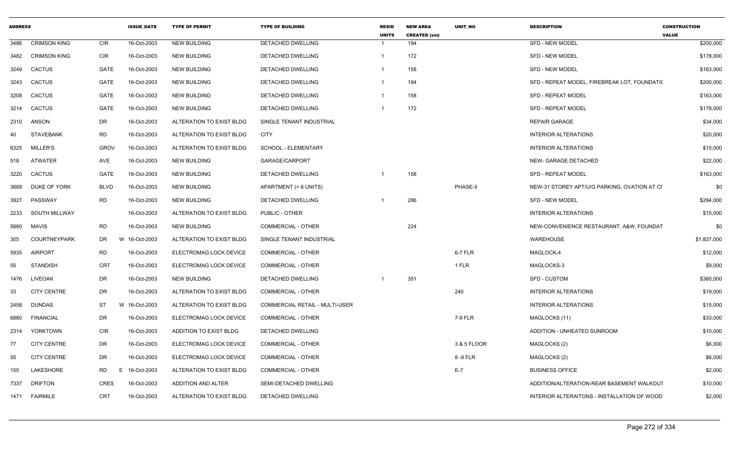| ADDRESS | | | ISSUE_DATE | TYPE OF PERMIT | TYPE OF BUILDING | RESID UNITS | NEW AREA CREATED (sm) | UNIT_NO | DESCRIPTION | CONSTRUCTION VALUE |
|---|---|---|---|---|---|---|---|---|---|---|
| 3486 | CRIMSON KING | CIR | 16-Oct-2003 | NEW BUILDING | DETACHED DWELLING | 1 | 194 | | SFD - NEW MODEL | $200,000 |
| 3482 | CRIMSON KING | CIR | 16-Oct-2003 | NEW BUILDING | DETACHED DWELLING | 1 | 172 | | SFD - NEW MODEL | $178,000 |
| 3249 | CACTUS | GATE | 16-Oct-2003 | NEW BUILDING | DETACHED DWELLING | 1 | 158 | | SFD - NEW MODEL | $163,000 |
| 3243 | CACTUS | GATE | 16-Oct-2003 | NEW BUILDING | DETACHED DWELLING | 1 | 194 | | SFD - REPEAT MODEL, FIREBREAK LOT, FOUNDATIC | $200,000 |
| 3208 | CACTUS | GATE | 16-Oct-2003 | NEW BUILDING | DETACHED DWELLING | 1 | 158 | | SFD - REPEAT MODEL | $163,000 |
| 3214 | CACTUS | GATE | 16-Oct-2003 | NEW BUILDING | DETACHED DWELLING | 1 | 172 | | SFD - REPEAT MODEL | $178,000 |
| 2310 | ANSON | DR | 16-Oct-2003 | ALTERATION TO EXIST BLDG | SINGLE TENANT INDUSTRIAL | | | | REPAIR GARAGE | $34,000 |
| 40 | STAVEBANK | RD | 16-Oct-2003 | ALTERATION TO EXIST BLDG | CITY | | | | INTERIOR ALTERATIONS | $20,000 |
| 6325 | MILLER'S | GROV | 16-Oct-2003 | ALTERATION TO EXIST BLDG | SCHOOL - ELEMENTARY | | | | INTERIOR ALTERATIONS | $15,000 |
| 518 | ATWATER | AVE | 16-Oct-2003 | NEW BUILDING | GARAGE/CARPORT | | | | NEW- GARAGE DETACHED | $22,000 |
| 3220 | CACTUS | GATE | 16-Oct-2003 | NEW BUILDING | DETACHED DWELLING | 1 | 158 | | SFD - REPEAT MODEL | $163,000 |
| 3888 | DUKE OF YORK | BLVD | 16-Oct-2003 | NEW BUILDING | APARTMENT (> 6 UNITS) | | | PHASE-II | NEW-31 STOREY APT/U/G PARKING, OVATION AT CI | $0 |
| 3927 | PASSWAY | RD | 16-Oct-2003 | NEW BUILDING | DETACHED DWELLING | 1 | 286 | | SFD - NEW MODEL | $294,000 |
| 2233 | SOUTH MILLWAY | | 16-Oct-2003 | ALTERATION TO EXIST BLDG | PUBLIC - OTHER | | | | INTERIOR ALTERATIONS | $15,000 |
| 5880 | MAVIS | RD | 16-Oct-2003 | NEW BUILDING | COMMERCIAL - OTHER | | 224 | | NEW-CONVENIENCE RESTAURANT, A&W, FOUNDAT | $0 |
| 305 | COURTNEYPARK | DR | W 16-Oct-2003 | ALTERATION TO EXIST BLDG | SINGLE TENANT INDUSTRIAL | | | | WAREHOUSE | $1,837,000 |
| 5935 | AIRPORT | RD | 16-Oct-2003 | ELECTROMAG LOCK DEVICE | COMMERCIAL - OTHER | | | 6-7 FLR | MAGLOCK-4 | $12,000 |
| 55 | STANDISH | CRT | 16-Oct-2003 | ELECTROMAG LOCK DEVICE | COMMERCIAL - OTHER | | | 1 FLR | MAGLOCKS-3 | $9,000 |
| 1476 | LIVEOAK | DR | 16-Oct-2003 | NEW BUILDING | DETACHED DWELLING | 1 | 351 | | SFD - CUSTOM | $360,000 |
| 33 | CITY CENTRE | DR | 16-Oct-2003 | ALTERATION TO EXIST BLDG | COMMERCIAL - OTHER | | | 240 | INTERIOR ALTERATIONS | $19,000 |
| 2458 | DUNDAS | ST | W 16-Oct-2003 | ALTERATION TO EXIST BLDG | COMMERCIAL RETAIL - MULTI-USER | | | | INTERIOR ALTERATIONS | $15,000 |
| 6880 | FINANCIAL | DR | 16-Oct-2003 | ELECTROMAG LOCK DEVICE | COMMERCIAL - OTHER | | | 7-9 FLR | MAGLOCKS (11) | $33,000 |
| 2314 | YORKTOWN | CIR | 16-Oct-2003 | ADDITION TO EXIST BLDG | DETACHED DWELLING | | | | ADDITION - UNHEATED SUNROOM | $10,000 |
| 77 | CITY CENTRE | DR | 16-Oct-2003 | ELECTROMAG LOCK DEVICE | COMMERCIAL - OTHER | | | 3 & 5 FLOOR | MAGLOCKS (2) | $6,000 |
| 55 | CITY CENTRE | DR | 16-Oct-2003 | ELECTROMAG LOCK DEVICE | COMMERCIAL - OTHER | | | 8 -9 FLR | MAGLOCKS (2) | $6,000 |
| 155 | LAKESHORE | RD | E 16-Oct-2003 | ALTERATION TO EXIST BLDG | COMMERCIAL - OTHER | | | E-7 | BUSINESS OFFICE | $2,000 |
| 7337 | DRIFTON | CRES | 16-Oct-2003 | ADDITION AND ALTER | SEMI-DETACHED DWELLING | | | | ADDITION/ALTERATION-REAR BASEMENT WALKOUT | $10,000 |
| 1471 | FAIRMILE | CRT | 16-Oct-2003 | ALTERATION TO EXIST BLDG | DETACHED DWELLING | | | | INTERIOR ALTERAITONS - INSTALLATION OF WOOD | $2,000 |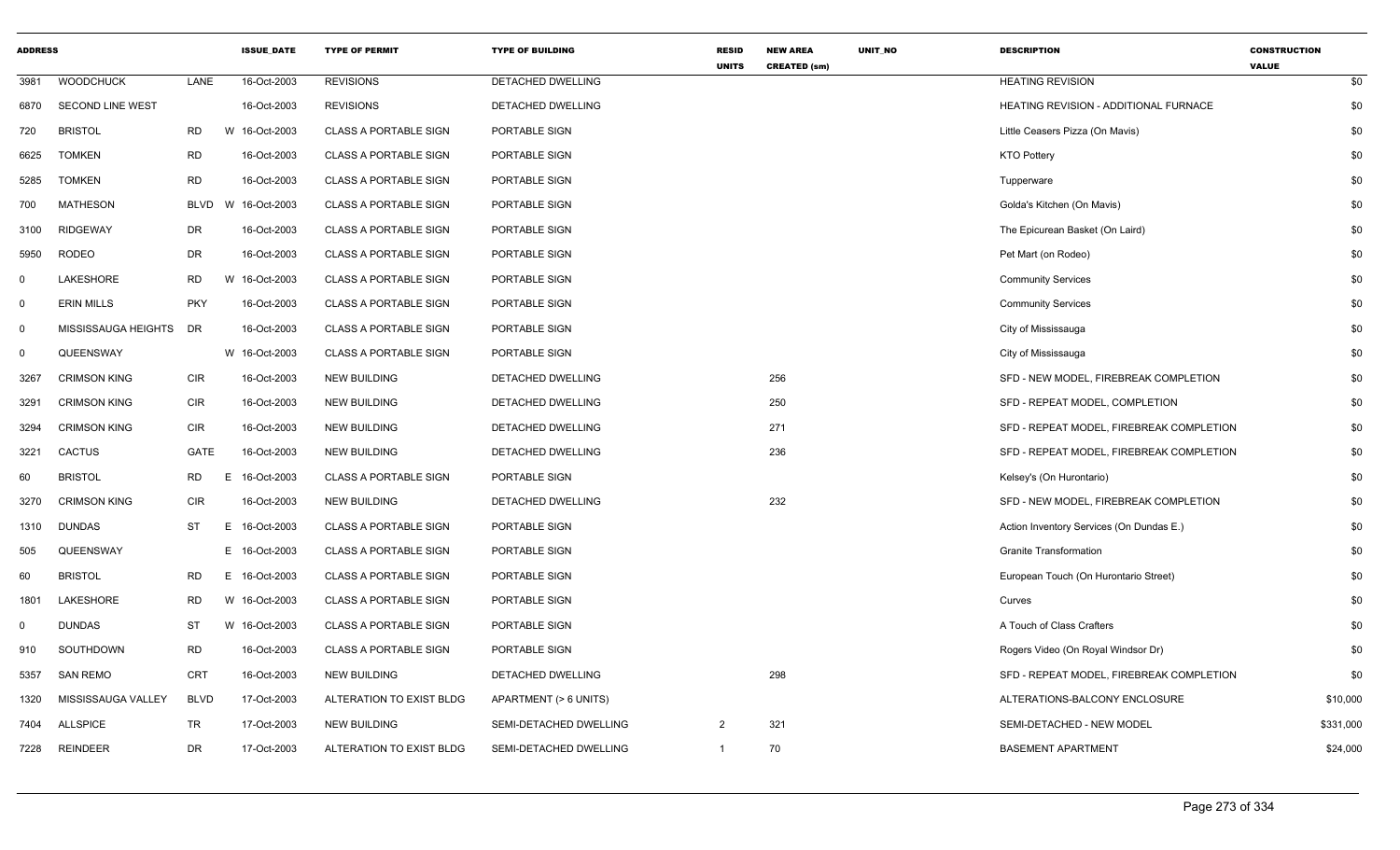| ADDRESS | | | ISSUE_DATE | TYPE OF PERMIT | TYPE OF BUILDING | RESID UNITS | NEW AREA CREATED (sm) | UNIT_NO | DESCRIPTION | CONSTRUCTION VALUE |
|---|---|---|---|---|---|---|---|---|---|---|
| 3981 | WOODCHUCK | LANE | 16-Oct-2003 | REVISIONS | DETACHED DWELLING | | | | HEATING REVISION | $0 |
| 6870 | SECOND LINE WEST | | 16-Oct-2003 | REVISIONS | DETACHED DWELLING | | | | HEATING REVISION - ADDITIONAL FURNACE | $0 |
| 720 | BRISTOL | RD | W 16-Oct-2003 | CLASS A PORTABLE SIGN | PORTABLE SIGN | | | | Little Ceasers Pizza (On Mavis) | $0 |
| 6625 | TOMKEN | RD | 16-Oct-2003 | CLASS A PORTABLE SIGN | PORTABLE SIGN | | | | KTO Pottery | $0 |
| 5285 | TOMKEN | RD | 16-Oct-2003 | CLASS A PORTABLE SIGN | PORTABLE SIGN | | | | Tupperware | $0 |
| 700 | MATHESON | BLVD | W 16-Oct-2003 | CLASS A PORTABLE SIGN | PORTABLE SIGN | | | | Golda's Kitchen (On Mavis) | $0 |
| 3100 | RIDGEWAY | DR | 16-Oct-2003 | CLASS A PORTABLE SIGN | PORTABLE SIGN | | | | The Epicurean Basket (On Laird) | $0 |
| 5950 | RODEO | DR | 16-Oct-2003 | CLASS A PORTABLE SIGN | PORTABLE SIGN | | | | Pet Mart (on Rodeo) | $0 |
| 0 | LAKESHORE | RD | W 16-Oct-2003 | CLASS A PORTABLE SIGN | PORTABLE SIGN | | | | Community Services | $0 |
| 0 | ERIN MILLS | PKY | 16-Oct-2003 | CLASS A PORTABLE SIGN | PORTABLE SIGN | | | | Community Services | $0 |
| 0 | MISSISSAUGA HEIGHTS | DR | 16-Oct-2003 | CLASS A PORTABLE SIGN | PORTABLE SIGN | | | | City of Mississauga | $0 |
| 0 | QUEENSWAY | | W 16-Oct-2003 | CLASS A PORTABLE SIGN | PORTABLE SIGN | | | | City of Mississauga | $0 |
| 3267 | CRIMSON KING | CIR | 16-Oct-2003 | NEW BUILDING | DETACHED DWELLING | | 256 | | SFD - NEW MODEL, FIREBREAK COMPLETION | $0 |
| 3291 | CRIMSON KING | CIR | 16-Oct-2003 | NEW BUILDING | DETACHED DWELLING | | 250 | | SFD - REPEAT MODEL, COMPLETION | $0 |
| 3294 | CRIMSON KING | CIR | 16-Oct-2003 | NEW BUILDING | DETACHED DWELLING | | 271 | | SFD - REPEAT MODEL, FIREBREAK COMPLETION | $0 |
| 3221 | CACTUS | GATE | 16-Oct-2003 | NEW BUILDING | DETACHED DWELLING | | 236 | | SFD - REPEAT MODEL, FIREBREAK COMPLETION | $0 |
| 60 | BRISTOL | RD | E 16-Oct-2003 | CLASS A PORTABLE SIGN | PORTABLE SIGN | | | | Kelsey's (On Hurontario) | $0 |
| 3270 | CRIMSON KING | CIR | 16-Oct-2003 | NEW BUILDING | DETACHED DWELLING | | 232 | | SFD - NEW MODEL, FIREBREAK COMPLETION | $0 |
| 1310 | DUNDAS | ST | E 16-Oct-2003 | CLASS A PORTABLE SIGN | PORTABLE SIGN | | | | Action Inventory Services (On Dundas E.) | $0 |
| 505 | QUEENSWAY | | E 16-Oct-2003 | CLASS A PORTABLE SIGN | PORTABLE SIGN | | | | Granite Transformation | $0 |
| 60 | BRISTOL | RD | E 16-Oct-2003 | CLASS A PORTABLE SIGN | PORTABLE SIGN | | | | European Touch (On Hurontario Street) | $0 |
| 1801 | LAKESHORE | RD | W 16-Oct-2003 | CLASS A PORTABLE SIGN | PORTABLE SIGN | | | | Curves | $0 |
| 0 | DUNDAS | ST | W 16-Oct-2003 | CLASS A PORTABLE SIGN | PORTABLE SIGN | | | | A Touch of Class Crafters | $0 |
| 910 | SOUTHDOWN | RD | 16-Oct-2003 | CLASS A PORTABLE SIGN | PORTABLE SIGN | | | | Rogers Video (On Royal Windsor Dr) | $0 |
| 5357 | SAN REMO | CRT | 16-Oct-2003 | NEW BUILDING | DETACHED DWELLING | | 298 | | SFD - REPEAT MODEL, FIREBREAK COMPLETION | $0 |
| 1320 | MISSISSAUGA VALLEY | BLVD | 17-Oct-2003 | ALTERATION TO EXIST BLDG | APARTMENT (> 6 UNITS) | | | | ALTERATIONS-BALCONY ENCLOSURE | $10,000 |
| 7404 | ALLSPICE | TR | 17-Oct-2003 | NEW BUILDING | SEMI-DETACHED DWELLING | 2 | 321 | | SEMI-DETACHED - NEW MODEL | $331,000 |
| 7228 | REINDEER | DR | 17-Oct-2003 | ALTERATION TO EXIST BLDG | SEMI-DETACHED DWELLING | 1 | 70 | | BASEMENT APARTMENT | $24,000 |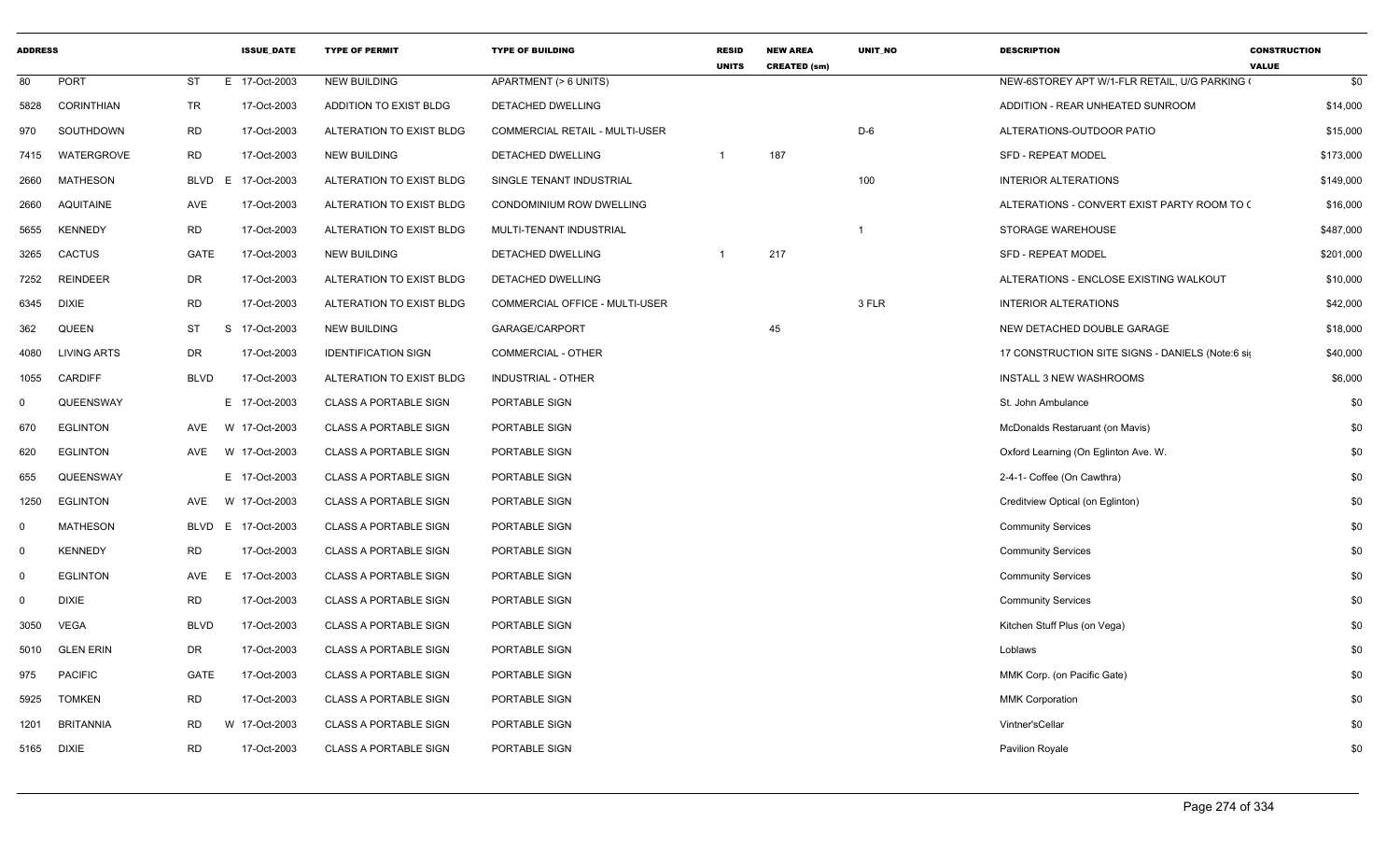| ADDRESS | | | | ISSUE_DATE | TYPE OF PERMIT | TYPE OF BUILDING | RESID UNITS | NEW AREA CREATED (sm) | UNIT_NO | DESCRIPTION | CONSTRUCTION VALUE |
|---|---|---|---|---|---|---|---|---|---|---|---|
| 80 | PORT | ST | E | 17-Oct-2003 | NEW BUILDING | APARTMENT (> 6 UNITS) | | | | NEW-6STOREY APT W/1-FLR RETAIL, U/G PARKING ( | $0 |
| 5828 | CORINTHIAN | TR | | 17-Oct-2003 | ADDITION TO EXIST BLDG | DETACHED DWELLING | | | | ADDITION - REAR UNHEATED SUNROOM | $14,000 |
| 970 | SOUTHDOWN | RD | | 17-Oct-2003 | ALTERATION TO EXIST BLDG | COMMERCIAL RETAIL - MULTI-USER | | | D-6 | ALTERATIONS-OUTDOOR PATIO | $15,000 |
| 7415 | WATERGROVE | RD | | 17-Oct-2003 | NEW BUILDING | DETACHED DWELLING | 1 | 187 | | SFD - REPEAT MODEL | $173,000 |
| 2660 | MATHESON | BLVD | E | 17-Oct-2003 | ALTERATION TO EXIST BLDG | SINGLE TENANT INDUSTRIAL | | | 100 | INTERIOR ALTERATIONS | $149,000 |
| 2660 | AQUITAINE | AVE | | 17-Oct-2003 | ALTERATION TO EXIST BLDG | CONDOMINIUM ROW DWELLING | | | | ALTERATIONS - CONVERT EXIST PARTY ROOM TO ( | $16,000 |
| 5655 | KENNEDY | RD | | 17-Oct-2003 | ALTERATION TO EXIST BLDG | MULTI-TENANT INDUSTRIAL | | | 1 | STORAGE WAREHOUSE | $487,000 |
| 3265 | CACTUS | GATE | | 17-Oct-2003 | NEW BUILDING | DETACHED DWELLING | 1 | 217 | | SFD - REPEAT MODEL | $201,000 |
| 7252 | REINDEER | DR | | 17-Oct-2003 | ALTERATION TO EXIST BLDG | DETACHED DWELLING | | | | ALTERATIONS - ENCLOSE EXISTING WALKOUT | $10,000 |
| 6345 | DIXIE | RD | | 17-Oct-2003 | ALTERATION TO EXIST BLDG | COMMERCIAL OFFICE - MULTI-USER | | | 3 FLR | INTERIOR ALTERATIONS | $42,000 |
| 362 | QUEEN | ST | S | 17-Oct-2003 | NEW BUILDING | GARAGE/CARPORT | | 45 | | NEW DETACHED DOUBLE GARAGE | $18,000 |
| 4080 | LIVING ARTS | DR | | 17-Oct-2003 | IDENTIFICATION SIGN | COMMERCIAL - OTHER | | | | 17 CONSTRUCTION SITE SIGNS - DANIELS (Note:6 si | $40,000 |
| 1055 | CARDIFF | BLVD | | 17-Oct-2003 | ALTERATION TO EXIST BLDG | INDUSTRIAL - OTHER | | | | INSTALL 3 NEW WASHROOMS | $6,000 |
| 0 | QUEENSWAY | | E | 17-Oct-2003 | CLASS A PORTABLE SIGN | PORTABLE SIGN | | | | St. John Ambulance | $0 |
| 670 | EGLINTON | AVE | W | 17-Oct-2003 | CLASS A PORTABLE SIGN | PORTABLE SIGN | | | | McDonalds Restaruant (on Mavis) | $0 |
| 620 | EGLINTON | AVE | W | 17-Oct-2003 | CLASS A PORTABLE SIGN | PORTABLE SIGN | | | | Oxford Learning (On Eglinton Ave. W. | $0 |
| 655 | QUEENSWAY | | E | 17-Oct-2003 | CLASS A PORTABLE SIGN | PORTABLE SIGN | | | | 2-4-1- Coffee (On Cawthra) | $0 |
| 1250 | EGLINTON | AVE | W | 17-Oct-2003 | CLASS A PORTABLE SIGN | PORTABLE SIGN | | | | Creditview Optical (on Eglinton) | $0 |
| 0 | MATHESON | BLVD | E | 17-Oct-2003 | CLASS A PORTABLE SIGN | PORTABLE SIGN | | | | Community Services | $0 |
| 0 | KENNEDY | RD | | 17-Oct-2003 | CLASS A PORTABLE SIGN | PORTABLE SIGN | | | | Community Services | $0 |
| 0 | EGLINTON | AVE | E | 17-Oct-2003 | CLASS A PORTABLE SIGN | PORTABLE SIGN | | | | Community Services | $0 |
| 0 | DIXIE | RD | | 17-Oct-2003 | CLASS A PORTABLE SIGN | PORTABLE SIGN | | | | Community Services | $0 |
| 3050 | VEGA | BLVD | | 17-Oct-2003 | CLASS A PORTABLE SIGN | PORTABLE SIGN | | | | Kitchen Stuff Plus (on Vega) | $0 |
| 5010 | GLEN ERIN | DR | | 17-Oct-2003 | CLASS A PORTABLE SIGN | PORTABLE SIGN | | | | Loblaws | $0 |
| 975 | PACIFIC | GATE | | 17-Oct-2003 | CLASS A PORTABLE SIGN | PORTABLE SIGN | | | | MMK Corp. (on Pacific Gate) | $0 |
| 5925 | TOMKEN | RD | | 17-Oct-2003 | CLASS A PORTABLE SIGN | PORTABLE SIGN | | | | MMK Corporation | $0 |
| 1201 | BRITANNIA | RD | W | 17-Oct-2003 | CLASS A PORTABLE SIGN | PORTABLE SIGN | | | | Vintner'sCellar | $0 |
| 5165 | DIXIE | RD | | 17-Oct-2003 | CLASS A PORTABLE SIGN | PORTABLE SIGN | | | | Pavilion Royale | $0 |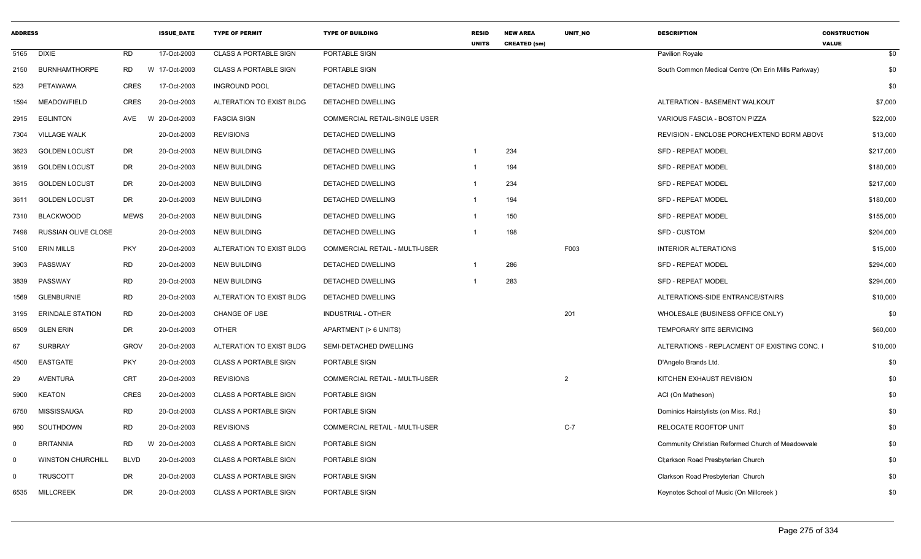| ADDRESS | | | ISSUE_DATE | TYPE OF PERMIT | TYPE OF BUILDING | RESID UNITS | NEW AREA CREATED (sm) | UNIT_NO | DESCRIPTION | CONSTRUCTION VALUE |
|---|---|---|---|---|---|---|---|---|---|---|
| 5165 | DIXIE | RD | 17-Oct-2003 | CLASS A PORTABLE SIGN | PORTABLE SIGN | | | | Pavilion Royale | $0 |
| 2150 | BURNHAMTHORPE | RD | W 17-Oct-2003 | CLASS A PORTABLE SIGN | PORTABLE SIGN | | | | South Common Medical Centre (On Erin Mills Parkway) | $0 |
| 523 | PETAWAWA | CRES | 17-Oct-2003 | INGROUND POOL | DETACHED DWELLING | | | | | $0 |
| 1594 | MEADOWFIELD | CRES | 20-Oct-2003 | ALTERATION TO EXIST BLDG | DETACHED DWELLING | | | | ALTERATION - BASEMENT WALKOUT | $7,000 |
| 2915 | EGLINTON | AVE | W 20-Oct-2003 | FASCIA SIGN | COMMERCIAL RETAIL-SINGLE USER | | | | VARIOUS FASCIA - BOSTON PIZZA | $22,000 |
| 7304 | VILLAGE WALK | | 20-Oct-2003 | REVISIONS | DETACHED DWELLING | | | | REVISION - ENCLOSE PORCH/EXTEND BDRM ABOVE | $13,000 |
| 3623 | GOLDEN LOCUST | DR | 20-Oct-2003 | NEW BUILDING | DETACHED DWELLING | 1 | 234 | | SFD - REPEAT MODEL | $217,000 |
| 3619 | GOLDEN LOCUST | DR | 20-Oct-2003 | NEW BUILDING | DETACHED DWELLING | 1 | 194 | | SFD - REPEAT MODEL | $180,000 |
| 3615 | GOLDEN LOCUST | DR | 20-Oct-2003 | NEW BUILDING | DETACHED DWELLING | 1 | 234 | | SFD - REPEAT MODEL | $217,000 |
| 3611 | GOLDEN LOCUST | DR | 20-Oct-2003 | NEW BUILDING | DETACHED DWELLING | 1 | 194 | | SFD - REPEAT MODEL | $180,000 |
| 7310 | BLACKWOOD | MEWS | 20-Oct-2003 | NEW BUILDING | DETACHED DWELLING | 1 | 150 | | SFD - REPEAT MODEL | $155,000 |
| 7498 | RUSSIAN OLIVE CLOSE | | 20-Oct-2003 | NEW BUILDING | DETACHED DWELLING | 1 | 198 | | SFD - CUSTOM | $204,000 |
| 5100 | ERIN MILLS | PKY | 20-Oct-2003 | ALTERATION TO EXIST BLDG | COMMERCIAL RETAIL - MULTI-USER | | | F003 | INTERIOR ALTERATIONS | $15,000 |
| 3903 | PASSWAY | RD | 20-Oct-2003 | NEW BUILDING | DETACHED DWELLING | 1 | 286 | | SFD - REPEAT MODEL | $294,000 |
| 3839 | PASSWAY | RD | 20-Oct-2003 | NEW BUILDING | DETACHED DWELLING | 1 | 283 | | SFD - REPEAT MODEL | $294,000 |
| 1569 | GLENBURNIE | RD | 20-Oct-2003 | ALTERATION TO EXIST BLDG | DETACHED DWELLING | | | | ALTERATIONS-SIDE ENTRANCE/STAIRS | $10,000 |
| 3195 | ERINDALE STATION | RD | 20-Oct-2003 | CHANGE OF USE | INDUSTRIAL - OTHER | | | 201 | WHOLESALE (BUSINESS OFFICE ONLY) | $0 |
| 6509 | GLEN ERIN | DR | 20-Oct-2003 | OTHER | APARTMENT (> 6 UNITS) | | | | TEMPORARY SITE SERVICING | $60,000 |
| 67 | SURBRAY | GROV | 20-Oct-2003 | ALTERATION TO EXIST BLDG | SEMI-DETACHED DWELLING | | | | ALTERATIONS - REPLACMENT OF EXISTING CONC. I | $10,000 |
| 4500 | EASTGATE | PKY | 20-Oct-2003 | CLASS A PORTABLE SIGN | PORTABLE SIGN | | | | D'Angelo Brands Ltd. | $0 |
| 29 | AVENTURA | CRT | 20-Oct-2003 | REVISIONS | COMMERCIAL RETAIL - MULTI-USER | | | 2 | KITCHEN EXHAUST REVISION | $0 |
| 5900 | KEATON | CRES | 20-Oct-2003 | CLASS A PORTABLE SIGN | PORTABLE SIGN | | | | ACI (On Matheson) | $0 |
| 6750 | MISSISSAUGA | RD | 20-Oct-2003 | CLASS A PORTABLE SIGN | PORTABLE SIGN | | | | Dominics Hairstylists (on Miss. Rd.) | $0 |
| 960 | SOUTHDOWN | RD | 20-Oct-2003 | REVISIONS | COMMERCIAL RETAIL - MULTI-USER | | | C-7 | RELOCATE ROOFTOP UNIT | $0 |
| 0 | BRITANNIA | RD | W 20-Oct-2003 | CLASS A PORTABLE SIGN | PORTABLE SIGN | | | | Community Christian Reformed Church of Meadowvale | $0 |
| 0 | WINSTON CHURCHILL | BLVD | 20-Oct-2003 | CLASS A PORTABLE SIGN | PORTABLE SIGN | | | | Cl;arkson Road Presbyterian Church | $0 |
| 0 | TRUSCOTT | DR | 20-Oct-2003 | CLASS A PORTABLE SIGN | PORTABLE SIGN | | | | Clarkson Road Presbyterian Church | $0 |
| 6535 | MILLCREEK | DR | 20-Oct-2003 | CLASS A PORTABLE SIGN | PORTABLE SIGN | | | | Keynotes School of Music (On Millcreek ) | $0 |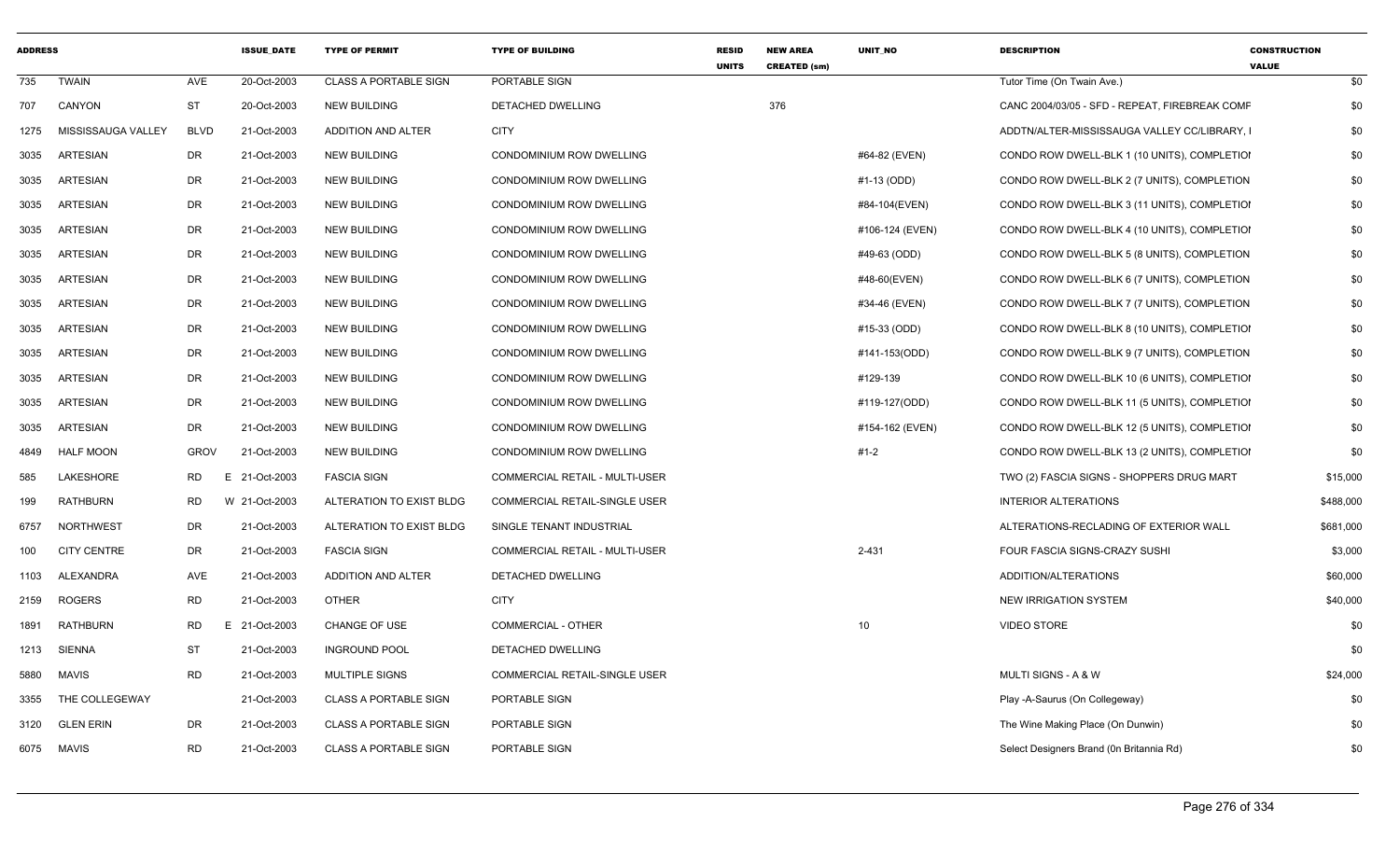| ADDRESS | | | ISSUE_DATE | TYPE OF PERMIT | TYPE OF BUILDING | RESID UNITS | NEW AREA CREATED (sm) | UNIT_NO | DESCRIPTION | CONSTRUCTION VALUE |
|---|---|---|---|---|---|---|---|---|---|---|
| 735 | TWAIN | AVE | 20-Oct-2003 | CLASS A PORTABLE SIGN | PORTABLE SIGN | | | | Tutor Time (On Twain Ave.) | $0 |
| 707 | CANYON | ST | 20-Oct-2003 | NEW BUILDING | DETACHED DWELLING | | 376 | | CANC 2004/03/05 - SFD - REPEAT, FIREBREAK COMP | $0 |
| 1275 | MISSISSAUGA VALLEY | BLVD | 21-Oct-2003 | ADDITION AND ALTER | CITY | | | | ADDTN/ALTER-MISSISSAUGA VALLEY CC/LIBRARY, I | $0 |
| 3035 | ARTESIAN | DR | 21-Oct-2003 | NEW BUILDING | CONDOMINIUM ROW DWELLING | | | #64-82 (EVEN) | CONDO ROW DWELL-BLK 1 (10 UNITS), COMPLETIOI | $0 |
| 3035 | ARTESIAN | DR | 21-Oct-2003 | NEW BUILDING | CONDOMINIUM ROW DWELLING | | | #1-13 (ODD) | CONDO ROW DWELL-BLK 2 (7 UNITS), COMPLETION | $0 |
| 3035 | ARTESIAN | DR | 21-Oct-2003 | NEW BUILDING | CONDOMINIUM ROW DWELLING | | | #84-104(EVEN) | CONDO ROW DWELL-BLK 3 (11 UNITS), COMPLETIOI | $0 |
| 3035 | ARTESIAN | DR | 21-Oct-2003 | NEW BUILDING | CONDOMINIUM ROW DWELLING | | | #106-124 (EVEN) | CONDO ROW DWELL-BLK 4 (10 UNITS), COMPLETIOI | $0 |
| 3035 | ARTESIAN | DR | 21-Oct-2003 | NEW BUILDING | CONDOMINIUM ROW DWELLING | | | #49-63 (ODD) | CONDO ROW DWELL-BLK 5 (8 UNITS), COMPLETION | $0 |
| 3035 | ARTESIAN | DR | 21-Oct-2003 | NEW BUILDING | CONDOMINIUM ROW DWELLING | | | #48-60(EVEN) | CONDO ROW DWELL-BLK 6 (7 UNITS), COMPLETION | $0 |
| 3035 | ARTESIAN | DR | 21-Oct-2003 | NEW BUILDING | CONDOMINIUM ROW DWELLING | | | #34-46 (EVEN) | CONDO ROW DWELL-BLK 7 (7 UNITS), COMPLETION | $0 |
| 3035 | ARTESIAN | DR | 21-Oct-2003 | NEW BUILDING | CONDOMINIUM ROW DWELLING | | | #15-33 (ODD) | CONDO ROW DWELL-BLK 8 (10 UNITS), COMPLETIOI | $0 |
| 3035 | ARTESIAN | DR | 21-Oct-2003 | NEW BUILDING | CONDOMINIUM ROW DWELLING | | | #141-153(ODD) | CONDO ROW DWELL-BLK 9 (7 UNITS), COMPLETION | $0 |
| 3035 | ARTESIAN | DR | 21-Oct-2003 | NEW BUILDING | CONDOMINIUM ROW DWELLING | | | #129-139 | CONDO ROW DWELL-BLK 10 (6 UNITS), COMPLETIOI | $0 |
| 3035 | ARTESIAN | DR | 21-Oct-2003 | NEW BUILDING | CONDOMINIUM ROW DWELLING | | | #119-127(ODD) | CONDO ROW DWELL-BLK 11 (5 UNITS), COMPLETIOI | $0 |
| 3035 | ARTESIAN | DR | 21-Oct-2003 | NEW BUILDING | CONDOMINIUM ROW DWELLING | | | #154-162 (EVEN) | CONDO ROW DWELL-BLK 12 (5 UNITS), COMPLETIOI | $0 |
| 4849 | HALF MOON | GROV | 21-Oct-2003 | NEW BUILDING | CONDOMINIUM ROW DWELLING | | | #1-2 | CONDO ROW DWELL-BLK 13 (2 UNITS), COMPLETIOI | $0 |
| 585 | LAKESHORE | RD | E 21-Oct-2003 | FASCIA SIGN | COMMERCIAL RETAIL - MULTI-USER | | | | TWO (2) FASCIA SIGNS - SHOPPERS DRUG MART | $15,000 |
| 199 | RATHBURN | RD | W 21-Oct-2003 | ALTERATION TO EXIST BLDG | COMMERCIAL RETAIL-SINGLE USER | | | | INTERIOR ALTERATIONS | $488,000 |
| 6757 | NORTHWEST | DR | 21-Oct-2003 | ALTERATION TO EXIST BLDG | SINGLE TENANT INDUSTRIAL | | | | ALTERATIONS-RECLADING OF EXTERIOR WALL | $681,000 |
| 100 | CITY CENTRE | DR | 21-Oct-2003 | FASCIA SIGN | COMMERCIAL RETAIL - MULTI-USER | | | 2-431 | FOUR FASCIA SIGNS-CRAZY SUSHI | $3,000 |
| 1103 | ALEXANDRA | AVE | 21-Oct-2003 | ADDITION AND ALTER | DETACHED DWELLING | | | | ADDITION/ALTERATIONS | $60,000 |
| 2159 | ROGERS | RD | 21-Oct-2003 | OTHER | CITY | | | | NEW IRRIGATION SYSTEM | $40,000 |
| 1891 | RATHBURN | RD | E 21-Oct-2003 | CHANGE OF USE | COMMERCIAL - OTHER | | | 10 | VIDEO STORE | $0 |
| 1213 | SIENNA | ST | 21-Oct-2003 | INGROUND POOL | DETACHED DWELLING | | | | | $0 |
| 5880 | MAVIS | RD | 21-Oct-2003 | MULTIPLE SIGNS | COMMERCIAL RETAIL-SINGLE USER | | | | MULTI SIGNS - A & W | $24,000 |
| 3355 | THE COLLEGEWAY | | 21-Oct-2003 | CLASS A PORTABLE SIGN | PORTABLE SIGN | | | | Play -A-Saurus (On Collegeway) | $0 |
| 3120 | GLEN ERIN | DR | 21-Oct-2003 | CLASS A PORTABLE SIGN | PORTABLE SIGN | | | | The Wine Making Place (On Dunwin) | $0 |
| 6075 | MAVIS | RD | 21-Oct-2003 | CLASS A PORTABLE SIGN | PORTABLE SIGN | | | | Select Designers Brand (0n Britannia Rd) | $0 |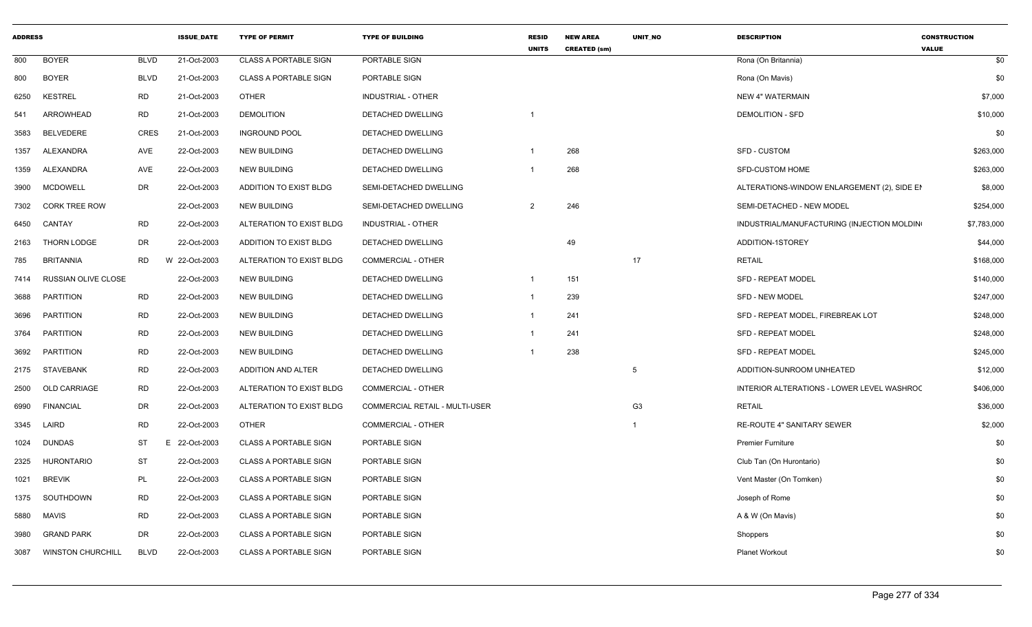| ADDRESS | | | ISSUE_DATE | TYPE OF PERMIT | TYPE OF BUILDING | RESID UNITS | NEW AREA CREATED (sm) | UNIT_NO | DESCRIPTION | CONSTRUCTION VALUE |
|---|---|---|---|---|---|---|---|---|---|---|
| 800 | BOYER | BLVD | 21-Oct-2003 | CLASS A PORTABLE SIGN | PORTABLE SIGN | | | | Rona (On Britannia) | $0 |
| 800 | BOYER | BLVD | 21-Oct-2003 | CLASS A PORTABLE SIGN | PORTABLE SIGN | | | | Rona (On Mavis) | $0 |
| 6250 | KESTREL | RD | 21-Oct-2003 | OTHER | INDUSTRIAL - OTHER | | | | NEW 4" WATERMAIN | $7,000 |
| 541 | ARROWHEAD | RD | 21-Oct-2003 | DEMOLITION | DETACHED DWELLING | 1 | | | DEMOLITION - SFD | $10,000 |
| 3583 | BELVEDERE | CRES | 21-Oct-2003 | INGROUND POOL | DETACHED DWELLING | | | | | $0 |
| 1357 | ALEXANDRA | AVE | 22-Oct-2003 | NEW BUILDING | DETACHED DWELLING | 1 | 268 | | SFD - CUSTOM | $263,000 |
| 1359 | ALEXANDRA | AVE | 22-Oct-2003 | NEW BUILDING | DETACHED DWELLING | 1 | 268 | | SFD-CUSTOM HOME | $263,000 |
| 3900 | MCDOWELL | DR | 22-Oct-2003 | ADDITION TO EXIST BLDG | SEMI-DETACHED DWELLING | | | | ALTERATIONS-WINDOW ENLARGEMENT (2), SIDE EN | $8,000 |
| 7302 | CORK TREE ROW | | 22-Oct-2003 | NEW BUILDING | SEMI-DETACHED DWELLING | 2 | 246 | | SEMI-DETACHED - NEW MODEL | $254,000 |
| 6450 | CANTAY | RD | 22-Oct-2003 | ALTERATION TO EXIST BLDG | INDUSTRIAL - OTHER | | | | INDUSTRIAL/MANUFACTURING (INJECTION MOLDIN | $7,783,000 |
| 2163 | THORN LODGE | DR | 22-Oct-2003 | ADDITION TO EXIST BLDG | DETACHED DWELLING | | 49 | | ADDITION-1STOREY | $44,000 |
| 785 | BRITANNIA | RD | W 22-Oct-2003 | ALTERATION TO EXIST BLDG | COMMERCIAL - OTHER | | | 17 | RETAIL | $168,000 |
| 7414 | RUSSIAN OLIVE CLOSE | | 22-Oct-2003 | NEW BUILDING | DETACHED DWELLING | 1 | 151 | | SFD - REPEAT MODEL | $140,000 |
| 3688 | PARTITION | RD | 22-Oct-2003 | NEW BUILDING | DETACHED DWELLING | 1 | 239 | | SFD - NEW MODEL | $247,000 |
| 3696 | PARTITION | RD | 22-Oct-2003 | NEW BUILDING | DETACHED DWELLING | 1 | 241 | | SFD - REPEAT MODEL, FIREBREAK LOT | $248,000 |
| 3764 | PARTITION | RD | 22-Oct-2003 | NEW BUILDING | DETACHED DWELLING | 1 | 241 | | SFD - REPEAT MODEL | $248,000 |
| 3692 | PARTITION | RD | 22-Oct-2003 | NEW BUILDING | DETACHED DWELLING | 1 | 238 | | SFD - REPEAT MODEL | $245,000 |
| 2175 | STAVEBANK | RD | 22-Oct-2003 | ADDITION AND ALTER | DETACHED DWELLING | | | 5 | ADDITION-SUNROOM UNHEATED | $12,000 |
| 2500 | OLD CARRIAGE | RD | 22-Oct-2003 | ALTERATION TO EXIST BLDG | COMMERCIAL - OTHER | | | | INTERIOR ALTERATIONS - LOWER LEVEL WASHROC | $406,000 |
| 6990 | FINANCIAL | DR | 22-Oct-2003 | ALTERATION TO EXIST BLDG | COMMERCIAL RETAIL - MULTI-USER | | | G3 | RETAIL | $36,000 |
| 3345 | LAIRD | RD | 22-Oct-2003 | OTHER | COMMERCIAL - OTHER | | | 1 | RE-ROUTE 4" SANITARY SEWER | $2,000 |
| 1024 | DUNDAS | ST | E 22-Oct-2003 | CLASS A PORTABLE SIGN | PORTABLE SIGN | | | | Premier Furniture | $0 |
| 2325 | HURONTARIO | ST | 22-Oct-2003 | CLASS A PORTABLE SIGN | PORTABLE SIGN | | | | Club Tan (On Hurontario) | $0 |
| 1021 | BREVIK | PL | 22-Oct-2003 | CLASS A PORTABLE SIGN | PORTABLE SIGN | | | | Vent Master (On Tomken) | $0 |
| 1375 | SOUTHDOWN | RD | 22-Oct-2003 | CLASS A PORTABLE SIGN | PORTABLE SIGN | | | | Joseph of Rome | $0 |
| 5880 | MAVIS | RD | 22-Oct-2003 | CLASS A PORTABLE SIGN | PORTABLE SIGN | | | | A & W (On Mavis) | $0 |
| 3980 | GRAND PARK | DR | 22-Oct-2003 | CLASS A PORTABLE SIGN | PORTABLE SIGN | | | | Shoppers | $0 |
| 3087 | WINSTON CHURCHILL | BLVD | 22-Oct-2003 | CLASS A PORTABLE SIGN | PORTABLE SIGN | | | | Planet Workout | $0 |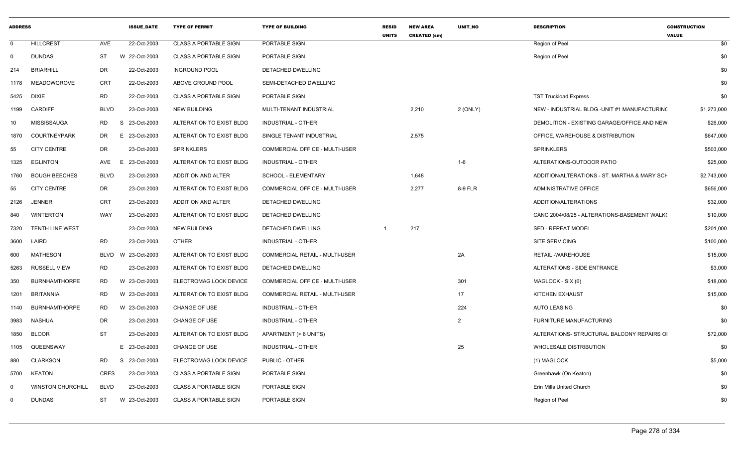| ADDRESS | | | ISSUE_DATE | TYPE OF PERMIT | TYPE OF BUILDING | RESID UNITS | NEW AREA CREATED (sm) | UNIT_NO | DESCRIPTION | CONSTRUCTION VALUE |
|---|---|---|---|---|---|---|---|---|---|---|
| 0 | HILLCREST | AVE | 22-Oct-2003 | CLASS A PORTABLE SIGN | PORTABLE SIGN | | | | Region of Peel | $0 |
| 0 | DUNDAS | ST | W 22-Oct-2003 | CLASS A PORTABLE SIGN | PORTABLE SIGN | | | | Region of Peel | $0 |
| 214 | BRIARHILL | DR | 22-Oct-2003 | INGROUND POOL | DETACHED DWELLING | | | | | $0 |
| 1178 | MEADOWGROVE | CRT | 22-Oct-2003 | ABOVE GROUND POOL | SEMI-DETACHED DWELLING | | | | | $0 |
| 5425 | DIXIE | RD | 22-Oct-2003 | CLASS A PORTABLE SIGN | PORTABLE SIGN | | | | TST Truckload Express | $0 |
| 1199 | CARDIFF | BLVD | 23-Oct-2003 | NEW BUILDING | MULTI-TENANT INDUSTRIAL | | 2,210 | 2 (ONLY) | NEW - INDUSTRIAL BLDG.-UNIT #1 MANUFACTURING | $1,273,000 |
| 10 | MISSISSAUGA | RD | S 23-Oct-2003 | ALTERATION TO EXIST BLDG | INDUSTRIAL - OTHER | | | | DEMOLITION - EXISTING GARAGE/OFFICE AND NEW | $26,000 |
| 1870 | COURTNEYPARK | DR | E 23-Oct-2003 | ALTERATION TO EXIST BLDG | SINGLE TENANT INDUSTRIAL | | 2,575 | | OFFICE, WAREHOUSE & DISTRIBUTION | $647,000 |
| 55 | CITY CENTRE | DR | 23-Oct-2003 | SPRINKLERS | COMMERCIAL OFFICE - MULTI-USER | | | | SPRINKLERS | $503,000 |
| 1325 | EGLINTON | AVE | E 23-Oct-2003 | ALTERATION TO EXIST BLDG | INDUSTRIAL - OTHER | | | 1-6 | ALTERATIONS-OUTDOOR PATIO | $25,000 |
| 1760 | BOUGH BEECHES | BLVD | 23-Oct-2003 | ADDITION AND ALTER | SCHOOL - ELEMENTARY | | 1,648 | | ADDITION/ALTERATIONS - ST. MARTHA & MARY SCH | $2,743,000 |
| 55 | CITY CENTRE | DR | 23-Oct-2003 | ALTERATION TO EXIST BLDG | COMMERCIAL OFFICE - MULTI-USER | | 2,277 | 8-9 FLR | ADMINISTRATIVE OFFICE | $656,000 |
| 2126 | JENNER | CRT | 23-Oct-2003 | ADDITION AND ALTER | DETACHED DWELLING | | | | ADDITION/ALTERATIONS | $32,000 |
| 840 | WINTERTON | WAY | 23-Oct-2003 | ALTERATION TO EXIST BLDG | DETACHED DWELLING | | | | CANC 2004/08/25 - ALTERATIONS-BASEMENT WALK( | $10,000 |
| 7320 | TENTH LINE WEST | | 23-Oct-2003 | NEW BUILDING | DETACHED DWELLING | 1 | 217 | | SFD - REPEAT MODEL | $201,000 |
| 3600 | LAIRD | RD | 23-Oct-2003 | OTHER | INDUSTRIAL - OTHER | | | | SITE SERVICING | $100,000 |
| 600 | MATHESON | BLVD | W 23-Oct-2003 | ALTERATION TO EXIST BLDG | COMMERCIAL RETAIL - MULTI-USER | | | 2A | RETAIL -WAREHOUSE | $15,000 |
| 5263 | RUSSELL VIEW | RD | 23-Oct-2003 | ALTERATION TO EXIST BLDG | DETACHED DWELLING | | | | ALTERATIONS - SIDE ENTRANCE | $3,000 |
| 350 | BURNHAMTHORPE | RD | W 23-Oct-2003 | ELECTROMAG LOCK DEVICE | COMMERCIAL OFFICE - MULTI-USER | | | 301 | MAGLOCK - SIX (6) | $18,000 |
| 1201 | BRITANNIA | RD | W 23-Oct-2003 | ALTERATION TO EXIST BLDG | COMMERCIAL RETAIL - MULTI-USER | | | 17 | KITCHEN EXHAUST | $15,000 |
| 1140 | BURNHAMTHORPE | RD | W 23-Oct-2003 | CHANGE OF USE | INDUSTRIAL - OTHER | | | 224 | AUTO LEASING | $0 |
| 3983 | NASHUA | DR | 23-Oct-2003 | CHANGE OF USE | INDUSTRIAL - OTHER | | | 2 | FURNITURE MANUFACTURING | $0 |
| 1850 | BLOOR | ST | 23-Oct-2003 | ALTERATION TO EXIST BLDG | APARTMENT (> 6 UNITS) | | | | ALTERATIONS- STRUCTURAL BALCONY REPAIRS OI | $72,000 |
| 1105 | QUEENSWAY | | E 23-Oct-2003 | CHANGE OF USE | INDUSTRIAL - OTHER | | | 25 | WHOLESALE DISTRIBUTION | $0 |
| 880 | CLARKSON | RD | S 23-Oct-2003 | ELECTROMAG LOCK DEVICE | PUBLIC - OTHER | | | | (1) MAGLOCK | $5,000 |
| 5700 | KEATON | CRES | 23-Oct-2003 | CLASS A PORTABLE SIGN | PORTABLE SIGN | | | | Greenhawk (On Keaton) | $0 |
| 0 | WINSTON CHURCHILL | BLVD | 23-Oct-2003 | CLASS A PORTABLE SIGN | PORTABLE SIGN | | | | Erin Mills United Church | $0 |
| 0 | DUNDAS | ST | W 23-Oct-2003 | CLASS A PORTABLE SIGN | PORTABLE SIGN | | | | Region of Peel | $0 |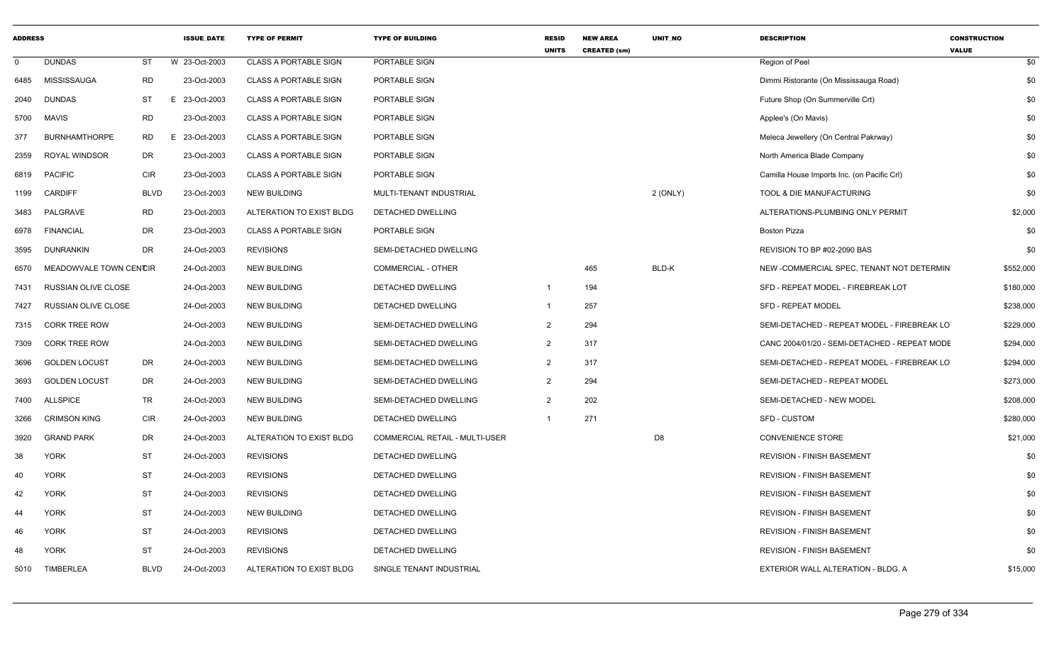| ADDRESS | | | ISSUE_DATE | TYPE OF PERMIT | TYPE OF BUILDING | RESID UNITS | NEW AREA CREATED (sm) | UNIT_NO | DESCRIPTION | CONSTRUCTION VALUE |
|---|---|---|---|---|---|---|---|---|---|---|
| 0 | DUNDAS | ST | W 23-Oct-2003 | CLASS A PORTABLE SIGN | PORTABLE SIGN | | | | Region of Peel | $0 |
| 6485 | MISSISSAUGA | RD | 23-Oct-2003 | CLASS A PORTABLE SIGN | PORTABLE SIGN | | | | Dimmi Ristorante (On Mississauga Road) | $0 |
| 2040 | DUNDAS | ST | E 23-Oct-2003 | CLASS A PORTABLE SIGN | PORTABLE SIGN | | | | Future Shop (On Summerville Crt) | $0 |
| 5700 | MAVIS | RD | 23-Oct-2003 | CLASS A PORTABLE SIGN | PORTABLE SIGN | | | | Applee's (On Mavis) | $0 |
| 377 | BURNHAMTHORPE | RD | E 23-Oct-2003 | CLASS A PORTABLE SIGN | PORTABLE SIGN | | | | Meleca Jewellery (On Central Pakrway) | $0 |
| 2359 | ROYAL WINDSOR | DR | 23-Oct-2003 | CLASS A PORTABLE SIGN | PORTABLE SIGN | | | | North America Blade Company | $0 |
| 6819 | PACIFIC | CIR | 23-Oct-2003 | CLASS A PORTABLE SIGN | PORTABLE SIGN | | | | Camilla House Imports Inc. (on Pacific Crl) | $0 |
| 1199 | CARDIFF | BLVD | 23-Oct-2003 | NEW BUILDING | MULTI-TENANT INDUSTRIAL | | | 2 (ONLY) | TOOL & DIE MANUFACTURING | $0 |
| 3483 | PALGRAVE | RD | 23-Oct-2003 | ALTERATION TO EXIST BLDG | DETACHED DWELLING | | | | ALTERATIONS-PLUMBING ONLY PERMIT | $2,000 |
| 6978 | FINANCIAL | DR | 23-Oct-2003 | CLASS A PORTABLE SIGN | PORTABLE SIGN | | | | Boston Pizza | $0 |
| 3595 | DUNRANKIN | DR | 24-Oct-2003 | REVISIONS | SEMI-DETACHED DWELLING | | | | REVISION TO BP #02-2090 BAS | $0 |
| 6570 | MEADOWVALE TOWN CENTCIR | | 24-Oct-2003 | NEW BUILDING | COMMERCIAL - OTHER | | 465 | BLD-K | NEW -COMMERCIAL SPEC, TENANT NOT DETERMIN | $552,000 |
| 7431 | RUSSIAN OLIVE CLOSE | | 24-Oct-2003 | NEW BUILDING | DETACHED DWELLING | 1 | 194 | | SFD - REPEAT MODEL - FIREBREAK LOT | $180,000 |
| 7427 | RUSSIAN OLIVE CLOSE | | 24-Oct-2003 | NEW BUILDING | DETACHED DWELLING | 1 | 257 | | SFD - REPEAT MODEL | $238,000 |
| 7315 | CORK TREE ROW | | 24-Oct-2003 | NEW BUILDING | SEMI-DETACHED DWELLING | 2 | 294 | | SEMI-DETACHED - REPEAT MODEL - FIREBREAK LO | $229,000 |
| 7309 | CORK TREE ROW | | 24-Oct-2003 | NEW BUILDING | SEMI-DETACHED DWELLING | 2 | 317 | | CANC 2004/01/20 - SEMI-DETACHED - REPEAT MODE | $294,000 |
| 3696 | GOLDEN LOCUST | DR | 24-Oct-2003 | NEW BUILDING | SEMI-DETACHED DWELLING | 2 | 317 | | SEMI-DETACHED - REPEAT MODEL - FIREBREAK LO | $294,000 |
| 3693 | GOLDEN LOCUST | DR | 24-Oct-2003 | NEW BUILDING | SEMI-DETACHED DWELLING | 2 | 294 | | SEMI-DETACHED - REPEAT MODEL | $273,000 |
| 7400 | ALLSPICE | TR | 24-Oct-2003 | NEW BUILDING | SEMI-DETACHED DWELLING | 2 | 202 | | SEMI-DETACHED - NEW MODEL | $208,000 |
| 3266 | CRIMSON KING | CIR | 24-Oct-2003 | NEW BUILDING | DETACHED DWELLING | 1 | 271 | | SFD - CUSTOM | $280,000 |
| 3920 | GRAND PARK | DR | 24-Oct-2003 | ALTERATION TO EXIST BLDG | COMMERCIAL RETAIL - MULTI-USER | | | D8 | CONVENIENCE STORE | $21,000 |
| 38 | YORK | ST | 24-Oct-2003 | REVISIONS | DETACHED DWELLING | | | | REVISION - FINISH BASEMENT | $0 |
| 40 | YORK | ST | 24-Oct-2003 | REVISIONS | DETACHED DWELLING | | | | REVISION - FINISH BASEMENT | $0 |
| 42 | YORK | ST | 24-Oct-2003 | REVISIONS | DETACHED DWELLING | | | | REVISION - FINISH BASEMENT | $0 |
| 44 | YORK | ST | 24-Oct-2003 | NEW BUILDING | DETACHED DWELLING | | | | REVISION - FINISH BASEMENT | $0 |
| 46 | YORK | ST | 24-Oct-2003 | REVISIONS | DETACHED DWELLING | | | | REVISION - FINISH BASEMENT | $0 |
| 48 | YORK | ST | 24-Oct-2003 | REVISIONS | DETACHED DWELLING | | | | REVISION - FINISH BASEMENT | $0 |
| 5010 | TIMBERLEA | BLVD | 24-Oct-2003 | ALTERATION TO EXIST BLDG | SINGLE TENANT INDUSTRIAL | | | | EXTERIOR WALL ALTERATION - BLDG. A | $15,000 |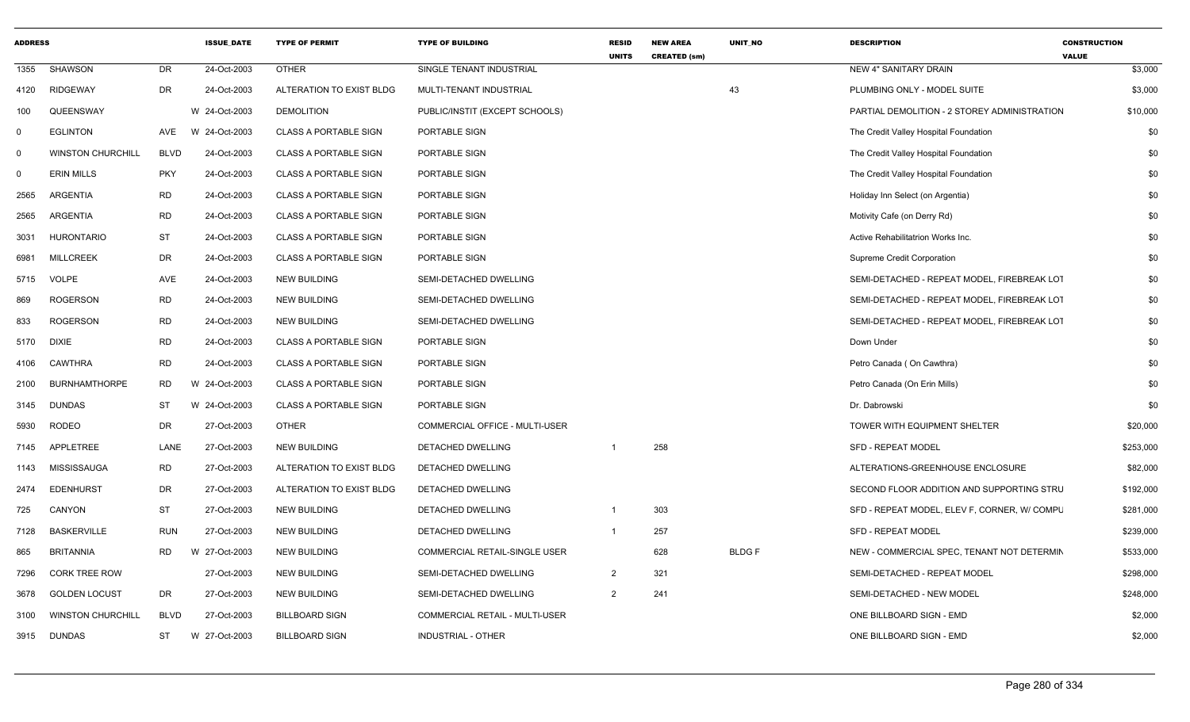| ADDRESS | | | ISSUE_DATE | TYPE OF PERMIT | TYPE OF BUILDING | RESID UNITS | NEW AREA CREATED (sm) | UNIT_NO | DESCRIPTION | CONSTRUCTION VALUE |
|---|---|---|---|---|---|---|---|---|---|---|
| 1355 | SHAWSON | DR | 24-Oct-2003 | OTHER | SINGLE TENANT INDUSTRIAL | | | | NEW 4" SANITARY DRAIN | $3,000 |
| 4120 | RIDGEWAY | DR | 24-Oct-2003 | ALTERATION TO EXIST BLDG | MULTI-TENANT INDUSTRIAL | | | 43 | PLUMBING ONLY - MODEL SUITE | $3,000 |
| 100 | QUEENSWAY | | W 24-Oct-2003 | DEMOLITION | PUBLIC/INSTIT (EXCEPT SCHOOLS) | | | | PARTIAL DEMOLITION - 2 STOREY ADMINISTRATION | $10,000 |
| 0 | EGLINTON | AVE | W 24-Oct-2003 | CLASS A PORTABLE SIGN | PORTABLE SIGN | | | | The Credit Valley Hospital Foundation | $0 |
| 0 | WINSTON CHURCHILL | BLVD | 24-Oct-2003 | CLASS A PORTABLE SIGN | PORTABLE SIGN | | | | The Credit Valley Hospital Foundation | $0 |
| 0 | ERIN MILLS | PKY | 24-Oct-2003 | CLASS A PORTABLE SIGN | PORTABLE SIGN | | | | The Credit Valley Hospital Foundation | $0 |
| 2565 | ARGENTIA | RD | 24-Oct-2003 | CLASS A PORTABLE SIGN | PORTABLE SIGN | | | | Holiday Inn Select (on Argentia) | $0 |
| 2565 | ARGENTIA | RD | 24-Oct-2003 | CLASS A PORTABLE SIGN | PORTABLE SIGN | | | | Motivity Cafe (on Derry Rd) | $0 |
| 3031 | HURONTARIO | ST | 24-Oct-2003 | CLASS A PORTABLE SIGN | PORTABLE SIGN | | | | Active Rehabilitatrion Works Inc. | $0 |
| 6981 | MILLCREEK | DR | 24-Oct-2003 | CLASS A PORTABLE SIGN | PORTABLE SIGN | | | | Supreme Credit Corporation | $0 |
| 5715 | VOLPE | AVE | 24-Oct-2003 | NEW BUILDING | SEMI-DETACHED DWELLING | | | | SEMI-DETACHED - REPEAT MODEL, FIREBREAK LOT | $0 |
| 869 | ROGERSON | RD | 24-Oct-2003 | NEW BUILDING | SEMI-DETACHED DWELLING | | | | SEMI-DETACHED - REPEAT MODEL, FIREBREAK LOT | $0 |
| 833 | ROGERSON | RD | 24-Oct-2003 | NEW BUILDING | SEMI-DETACHED DWELLING | | | | SEMI-DETACHED - REPEAT MODEL, FIREBREAK LOT | $0 |
| 5170 | DIXIE | RD | 24-Oct-2003 | CLASS A PORTABLE SIGN | PORTABLE SIGN | | | | Down Under | $0 |
| 4106 | CAWTHRA | RD | 24-Oct-2003 | CLASS A PORTABLE SIGN | PORTABLE SIGN | | | | Petro Canada ( On Cawthra) | $0 |
| 2100 | BURNHAMTHORPE | RD | W 24-Oct-2003 | CLASS A PORTABLE SIGN | PORTABLE SIGN | | | | Petro Canada (On Erin Mills) | $0 |
| 3145 | DUNDAS | ST | W 24-Oct-2003 | CLASS A PORTABLE SIGN | PORTABLE SIGN | | | | Dr. Dabrowski | $0 |
| 5930 | RODEO | DR | 27-Oct-2003 | OTHER | COMMERCIAL OFFICE - MULTI-USER | | | | TOWER WITH EQUIPMENT SHELTER | $20,000 |
| 7145 | APPLETREE | LANE | 27-Oct-2003 | NEW BUILDING | DETACHED DWELLING | 1 | 258 | | SFD - REPEAT MODEL | $253,000 |
| 1143 | MISSISSAUGA | RD | 27-Oct-2003 | ALTERATION TO EXIST BLDG | DETACHED DWELLING | | | | ALTERATIONS-GREENHOUSE ENCLOSURE | $82,000 |
| 2474 | EDENHURST | DR | 27-Oct-2003 | ALTERATION TO EXIST BLDG | DETACHED DWELLING | | | | SECOND FLOOR ADDITION AND SUPPORTING STRU | $192,000 |
| 725 | CANYON | ST | 27-Oct-2003 | NEW BUILDING | DETACHED DWELLING | 1 | 303 | | SFD - REPEAT MODEL, ELEV F, CORNER, W/ COMPU | $281,000 |
| 7128 | BASKERVILLE | RUN | 27-Oct-2003 | NEW BUILDING | DETACHED DWELLING | 1 | 257 | | SFD - REPEAT MODEL | $239,000 |
| 865 | BRITANNIA | RD | W 27-Oct-2003 | NEW BUILDING | COMMERCIAL RETAIL-SINGLE USER | | 628 | BLDG F | NEW - COMMERCIAL SPEC, TENANT NOT DETERMIN | $533,000 |
| 7296 | CORK TREE ROW | | 27-Oct-2003 | NEW BUILDING | SEMI-DETACHED DWELLING | 2 | 321 | | SEMI-DETACHED - REPEAT MODEL | $298,000 |
| 3678 | GOLDEN LOCUST | DR | 27-Oct-2003 | NEW BUILDING | SEMI-DETACHED DWELLING | 2 | 241 | | SEMI-DETACHED - NEW MODEL | $248,000 |
| 3100 | WINSTON CHURCHILL | BLVD | 27-Oct-2003 | BILLBOARD SIGN | COMMERCIAL RETAIL - MULTI-USER | | | | ONE BILLBOARD SIGN - EMD | $2,000 |
| 3915 | DUNDAS | ST | W 27-Oct-2003 | BILLBOARD SIGN | INDUSTRIAL - OTHER | | | | ONE BILLBOARD SIGN - EMD | $2,000 |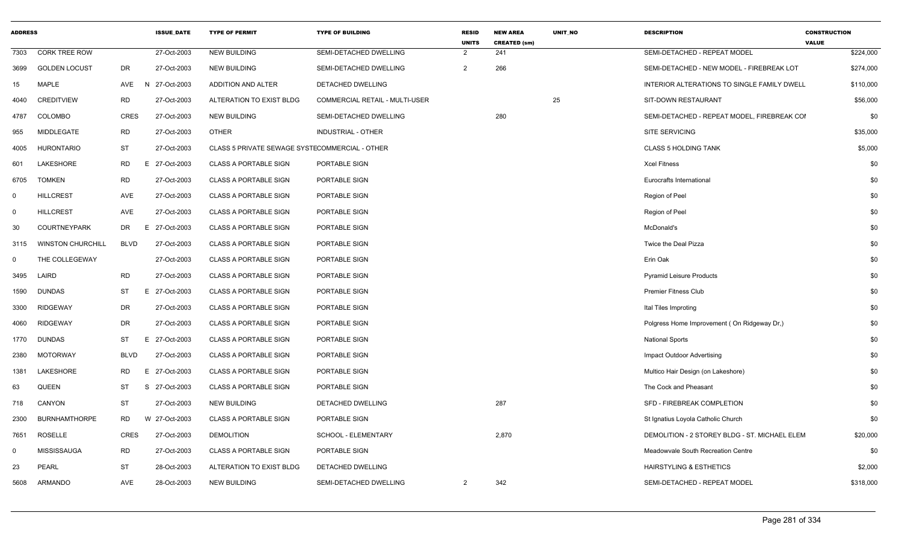| ADDRESS | | | | ISSUE_DATE | TYPE OF PERMIT | TYPE OF BUILDING | RESID UNITS | NEW AREA CREATED (sm) | UNIT_NO | DESCRIPTION | CONSTRUCTION VALUE |
|---|---|---|---|---|---|---|---|---|---|---|---|
| 7303 | CORK TREE ROW | | | 27-Oct-2003 | NEW BUILDING | SEMI-DETACHED DWELLING | 2 | 241 | | SEMI-DETACHED - REPEAT MODEL | $224,000 |
| 3699 | GOLDEN LOCUST | DR | | 27-Oct-2003 | NEW BUILDING | SEMI-DETACHED DWELLING | 2 | 266 | | SEMI-DETACHED - NEW MODEL - FIREBREAK LOT | $274,000 |
| 15 | MAPLE | AVE | N | 27-Oct-2003 | ADDITION AND ALTER | DETACHED DWELLING | | | | INTERIOR ALTERATIONS TO SINGLE FAMILY DWELL | $110,000 |
| 4040 | CREDITVIEW | RD | | 27-Oct-2003 | ALTERATION TO EXIST BLDG | COMMERCIAL RETAIL - MULTI-USER | | | 25 | SIT-DOWN RESTAURANT | $56,000 |
| 4787 | COLOMBO | CRES | | 27-Oct-2003 | NEW BUILDING | SEMI-DETACHED DWELLING | | 280 | | SEMI-DETACHED - REPEAT MODEL, FIREBREAK COI | $0 |
| 955 | MIDDLEGATE | RD | | 27-Oct-2003 | OTHER | INDUSTRIAL - OTHER | | | | SITE SERVICING | $35,000 |
| 4005 | HURONTARIO | ST | | 27-Oct-2003 | CLASS 5 PRIVATE SEWAGE SYSTE | COMMERCIAL - OTHER | | | | CLASS 5 HOLDING TANK | $5,000 |
| 601 | LAKESHORE | RD | E | 27-Oct-2003 | CLASS A PORTABLE SIGN | PORTABLE SIGN | | | | Xcel Fitness | $0 |
| 6705 | TOMKEN | RD | | 27-Oct-2003 | CLASS A PORTABLE SIGN | PORTABLE SIGN | | | | Eurocrafts International | $0 |
| 0 | HILLCREST | AVE | | 27-Oct-2003 | CLASS A PORTABLE SIGN | PORTABLE SIGN | | | | Region of Peel | $0 |
| 0 | HILLCREST | AVE | | 27-Oct-2003 | CLASS A PORTABLE SIGN | PORTABLE SIGN | | | | Region of Peel | $0 |
| 30 | COURTNEYPARK | DR | E | 27-Oct-2003 | CLASS A PORTABLE SIGN | PORTABLE SIGN | | | | McDonald's | $0 |
| 3115 | WINSTON CHURCHILL | BLVD | | 27-Oct-2003 | CLASS A PORTABLE SIGN | PORTABLE SIGN | | | | Twice the Deal Pizza | $0 |
| 0 | THE COLLEGEWAY | | | 27-Oct-2003 | CLASS A PORTABLE SIGN | PORTABLE SIGN | | | | Erin Oak | $0 |
| 3495 | LAIRD | RD | | 27-Oct-2003 | CLASS A PORTABLE SIGN | PORTABLE SIGN | | | | Pyramid Leisure Products | $0 |
| 1590 | DUNDAS | ST | E | 27-Oct-2003 | CLASS A PORTABLE SIGN | PORTABLE SIGN | | | | Premier Fitness Club | $0 |
| 3300 | RIDGEWAY | DR | | 27-Oct-2003 | CLASS A PORTABLE SIGN | PORTABLE SIGN | | | | Ital Tiles Improting | $0 |
| 4060 | RIDGEWAY | DR | | 27-Oct-2003 | CLASS A PORTABLE SIGN | PORTABLE SIGN | | | | Polgress Home Improvement ( On Ridgeway Dr,) | $0 |
| 1770 | DUNDAS | ST | E | 27-Oct-2003 | CLASS A PORTABLE SIGN | PORTABLE SIGN | | | | National Sports | $0 |
| 2380 | MOTORWAY | BLVD | | 27-Oct-2003 | CLASS A PORTABLE SIGN | PORTABLE SIGN | | | | Impact Outdoor Advertising | $0 |
| 1381 | LAKESHORE | RD | E | 27-Oct-2003 | CLASS A PORTABLE SIGN | PORTABLE SIGN | | | | Multico Hair Design (on Lakeshore) | $0 |
| 63 | QUEEN | ST | S | 27-Oct-2003 | CLASS A PORTABLE SIGN | PORTABLE SIGN | | | | The Cock and Pheasant | $0 |
| 718 | CANYON | ST | | 27-Oct-2003 | NEW BUILDING | DETACHED DWELLING | | 287 | | SFD - FIREBREAK COMPLETION | $0 |
| 2300 | BURNHAMTHORPE | RD | W | 27-Oct-2003 | CLASS A PORTABLE SIGN | PORTABLE SIGN | | | | St Ignatius Loyola Catholic Church | $0 |
| 7651 | ROSELLE | CRES | | 27-Oct-2003 | DEMOLITION | SCHOOL - ELEMENTARY | | 2,870 | | DEMOLITION - 2 STOREY BLDG - ST. MICHAEL ELEM | $20,000 |
| 0 | MISSISSAUGA | RD | | 27-Oct-2003 | CLASS A PORTABLE SIGN | PORTABLE SIGN | | | | Meadowvale South Recreation Centre | $0 |
| 23 | PEARL | ST | | 28-Oct-2003 | ALTERATION TO EXIST BLDG | DETACHED DWELLING | | | | HAIRSTYLING & ESTHETICS | $2,000 |
| 5608 | ARMANDO | AVE | | 28-Oct-2003 | NEW BUILDING | SEMI-DETACHED DWELLING | 2 | 342 | | SEMI-DETACHED - REPEAT MODEL | $318,000 |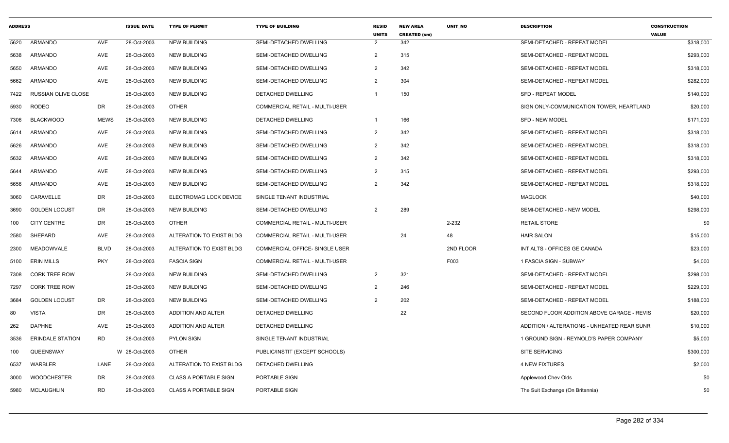| ADDRESS | | | ISSUE_DATE | TYPE OF PERMIT | TYPE OF BUILDING | RESID UNITS | NEW AREA CREATED (sm) | UNIT_NO | DESCRIPTION | CONSTRUCTION VALUE |
|---|---|---|---|---|---|---|---|---|---|---|
| 5620 | ARMANDO | AVE | 28-Oct-2003 | NEW BUILDING | SEMI-DETACHED DWELLING | 2 | 342 | | SEMI-DETACHED - REPEAT MODEL | $318,000 |
| 5638 | ARMANDO | AVE | 28-Oct-2003 | NEW BUILDING | SEMI-DETACHED DWELLING | 2 | 315 | | SEMI-DETACHED - REPEAT MODEL | $293,000 |
| 5650 | ARMANDO | AVE | 28-Oct-2003 | NEW BUILDING | SEMI-DETACHED DWELLING | 2 | 342 | | SEMI-DETACHED - REPEAT MODEL | $318,000 |
| 5662 | ARMANDO | AVE | 28-Oct-2003 | NEW BUILDING | SEMI-DETACHED DWELLING | 2 | 304 | | SEMI-DETACHED - REPEAT MODEL | $282,000 |
| 7422 | RUSSIAN OLIVE CLOSE | | 28-Oct-2003 | NEW BUILDING | DETACHED DWELLING | 1 | 150 | | SFD - REPEAT MODEL | $140,000 |
| 5930 | RODEO | DR | 28-Oct-2003 | OTHER | COMMERCIAL RETAIL - MULTI-USER | | | | SIGN ONLY-COMMUNICATION TOWER, HEARTLAND | $20,000 |
| 7306 | BLACKWOOD | MEWS | 28-Oct-2003 | NEW BUILDING | DETACHED DWELLING | 1 | 166 | | SFD - NEW MODEL | $171,000 |
| 5614 | ARMANDO | AVE | 28-Oct-2003 | NEW BUILDING | SEMI-DETACHED DWELLING | 2 | 342 | | SEMI-DETACHED - REPEAT MODEL | $318,000 |
| 5626 | ARMANDO | AVE | 28-Oct-2003 | NEW BUILDING | SEMI-DETACHED DWELLING | 2 | 342 | | SEMI-DETACHED - REPEAT MODEL | $318,000 |
| 5632 | ARMANDO | AVE | 28-Oct-2003 | NEW BUILDING | SEMI-DETACHED DWELLING | 2 | 342 | | SEMI-DETACHED - REPEAT MODEL | $318,000 |
| 5644 | ARMANDO | AVE | 28-Oct-2003 | NEW BUILDING | SEMI-DETACHED DWELLING | 2 | 315 | | SEMI-DETACHED - REPEAT MODEL | $293,000 |
| 5656 | ARMANDO | AVE | 28-Oct-2003 | NEW BUILDING | SEMI-DETACHED DWELLING | 2 | 342 | | SEMI-DETACHED - REPEAT MODEL | $318,000 |
| 3060 | CARAVELLE | DR | 28-Oct-2003 | ELECTROMAG LOCK DEVICE | SINGLE TENANT INDUSTRIAL | | | | MAGLOCK | $40,000 |
| 3690 | GOLDEN LOCUST | DR | 28-Oct-2003 | NEW BUILDING | SEMI-DETACHED DWELLING | 2 | 289 | | SEMI-DETACHED - NEW MODEL | $298,000 |
| 100 | CITY CENTRE | DR | 28-Oct-2003 | OTHER | COMMERCIAL RETAIL - MULTI-USER | | | 2-232 | RETAIL STORE | $0 |
| 2580 | SHEPARD | AVE | 28-Oct-2003 | ALTERATION TO EXIST BLDG | COMMERCIAL RETAIL - MULTI-USER | | 24 | 48 | HAIR SALON | $15,000 |
| 2300 | MEADOWVALE | BLVD | 28-Oct-2003 | ALTERATION TO EXIST BLDG | COMMERCIAL OFFICE- SINGLE USER | | | 2ND FLOOR | INT ALTS - OFFICES GE CANADA | $23,000 |
| 5100 | ERIN MILLS | PKY | 28-Oct-2003 | FASCIA SIGN | COMMERCIAL RETAIL - MULTI-USER | | | F003 | 1 FASCIA SIGN - SUBWAY | $4,000 |
| 7308 | CORK TREE ROW | | 28-Oct-2003 | NEW BUILDING | SEMI-DETACHED DWELLING | 2 | 321 | | SEMI-DETACHED - REPEAT MODEL | $298,000 |
| 7297 | CORK TREE ROW | | 28-Oct-2003 | NEW BUILDING | SEMI-DETACHED DWELLING | 2 | 246 | | SEMI-DETACHED - REPEAT MODEL | $229,000 |
| 3684 | GOLDEN LOCUST | DR | 28-Oct-2003 | NEW BUILDING | SEMI-DETACHED DWELLING | 2 | 202 | | SEMI-DETACHED - REPEAT MODEL | $188,000 |
| 80 | VISTA | DR | 28-Oct-2003 | ADDITION AND ALTER | DETACHED DWELLING | | 22 | | SECOND FLOOR ADDITION ABOVE GARAGE - REVIS | $20,000 |
| 262 | DAPHNE | AVE | 28-Oct-2003 | ADDITION AND ALTER | DETACHED DWELLING | | | | ADDITION / ALTERATIONS - UNHEATED REAR SUNR | $10,000 |
| 3536 | ERINDALE STATION | RD | 28-Oct-2003 | PYLON SIGN | SINGLE TENANT INDUSTRIAL | | | | 1 GROUND SIGN - REYNOLD'S PAPER COMPANY | $5,000 |
| 100 | QUEENSWAY | | W 28-Oct-2003 | OTHER | PUBLIC/INSTIT (EXCEPT SCHOOLS) | | | | SITE SERVICING | $300,000 |
| 6537 | WARBLER | LANE | 28-Oct-2003 | ALTERATION TO EXIST BLDG | DETACHED DWELLING | | | | 4 NEW FIXTURES | $2,000 |
| 3000 | WOODCHESTER | DR | 28-Oct-2003 | CLASS A PORTABLE SIGN | PORTABLE SIGN | | | | Applewood Chev Olds | $0 |
| 5980 | MCLAUGHLIN | RD | 28-Oct-2003 | CLASS A PORTABLE SIGN | PORTABLE SIGN | | | | The Suit Exchange (On Britannia) | $0 |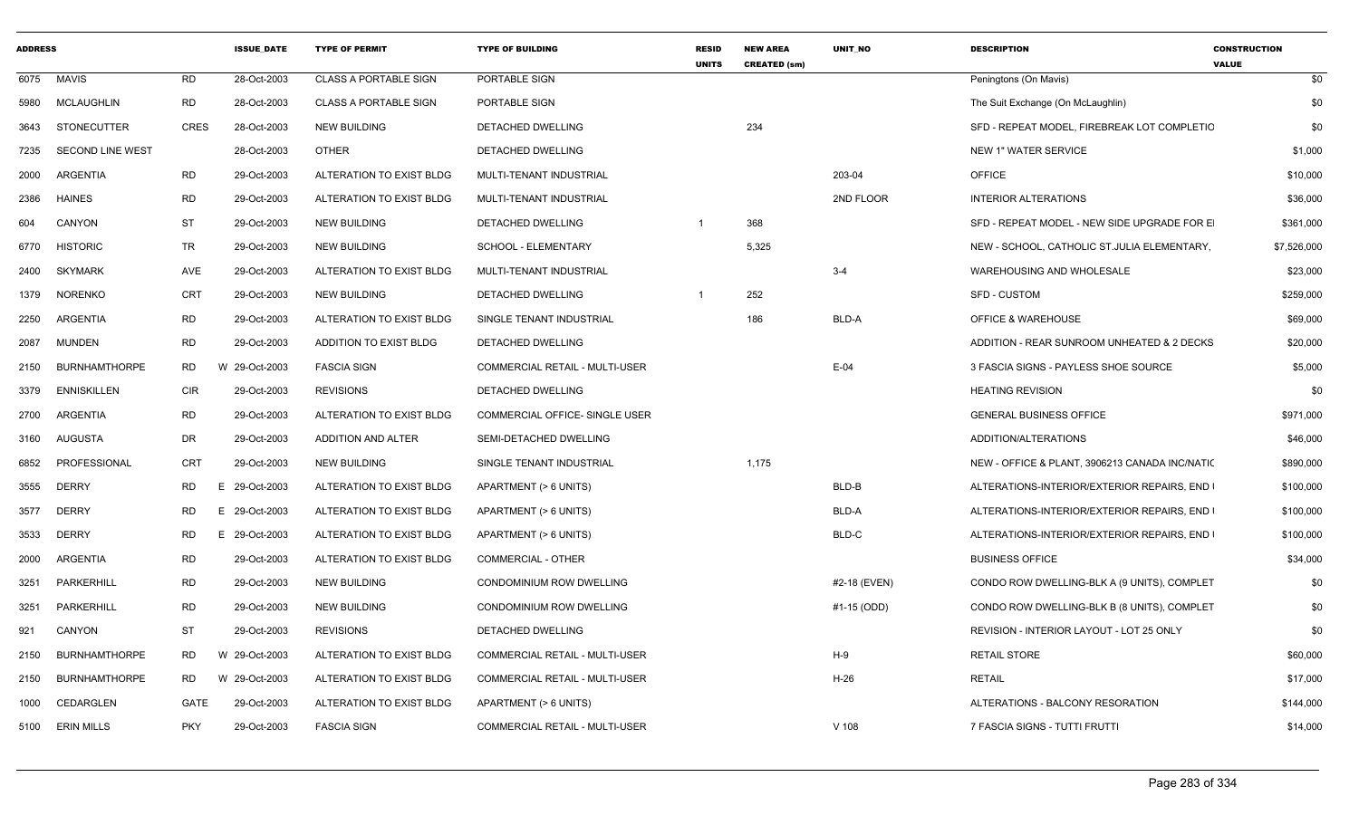| ADDRESS | | | ISSUE_DATE | TYPE OF PERMIT | TYPE OF BUILDING | RESID UNITS | NEW AREA CREATED (sm) | UNIT_NO | DESCRIPTION | CONSTRUCTION VALUE |
|---|---|---|---|---|---|---|---|---|---|---|
| 6075 | MAVIS | RD | 28-Oct-2003 | CLASS A PORTABLE SIGN | PORTABLE SIGN | | | | Peningtons (On Mavis) | $0 |
| 5980 | MCLAUGHLIN | RD | 28-Oct-2003 | CLASS A PORTABLE SIGN | PORTABLE SIGN | | | | The Suit Exchange (On McLaughlin) | $0 |
| 3643 | STONECUTTER | CRES | 28-Oct-2003 | NEW BUILDING | DETACHED DWELLING | | 234 | | SFD - REPEAT MODEL, FIREBREAK LOT COMPLETIO | $0 |
| 7235 | SECOND LINE WEST | | 28-Oct-2003 | OTHER | DETACHED DWELLING | | | | NEW 1" WATER SERVICE | $1,000 |
| 2000 | ARGENTIA | RD | 29-Oct-2003 | ALTERATION TO EXIST BLDG | MULTI-TENANT INDUSTRIAL | | | 203-04 | OFFICE | $10,000 |
| 2386 | HAINES | RD | 29-Oct-2003 | ALTERATION TO EXIST BLDG | MULTI-TENANT INDUSTRIAL | | | 2ND FLOOR | INTERIOR ALTERATIONS | $36,000 |
| 604 | CANYON | ST | 29-Oct-2003 | NEW BUILDING | DETACHED DWELLING | 1 | 368 | | SFD - REPEAT MODEL - NEW SIDE UPGRADE FOR E | $361,000 |
| 6770 | HISTORIC | TR | 29-Oct-2003 | NEW BUILDING | SCHOOL - ELEMENTARY | | 5,325 | | NEW - SCHOOL, CATHOLIC ST.JULIA ELEMENTARY, | $7,526,000 |
| 2400 | SKYMARK | AVE | 29-Oct-2003 | ALTERATION TO EXIST BLDG | MULTI-TENANT INDUSTRIAL | | | 3-4 | WAREHOUSING AND WHOLESALE | $23,000 |
| 1379 | NORENKO | CRT | 29-Oct-2003 | NEW BUILDING | DETACHED DWELLING | 1 | 252 | | SFD - CUSTOM | $259,000 |
| 2250 | ARGENTIA | RD | 29-Oct-2003 | ALTERATION TO EXIST BLDG | SINGLE TENANT INDUSTRIAL | | 186 | BLD-A | OFFICE & WAREHOUSE | $69,000 |
| 2087 | MUNDEN | RD | 29-Oct-2003 | ADDITION TO EXIST BLDG | DETACHED DWELLING | | | | ADDITION - REAR SUNROOM UNHEATED & 2 DECKS | $20,000 |
| 2150 | BURNHAMTHORPE | RD | W 29-Oct-2003 | FASCIA SIGN | COMMERCIAL RETAIL - MULTI-USER | | | E-04 | 3 FASCIA SIGNS - PAYLESS SHOE SOURCE | $5,000 |
| 3379 | ENNISKILLEN | CIR | 29-Oct-2003 | REVISIONS | DETACHED DWELLING | | | | HEATING REVISION | $0 |
| 2700 | ARGENTIA | RD | 29-Oct-2003 | ALTERATION TO EXIST BLDG | COMMERCIAL OFFICE- SINGLE USER | | | | GENERAL BUSINESS OFFICE | $971,000 |
| 3160 | AUGUSTA | DR | 29-Oct-2003 | ADDITION AND ALTER | SEMI-DETACHED DWELLING | | | | ADDITION/ALTERATIONS | $46,000 |
| 6852 | PROFESSIONAL | CRT | 29-Oct-2003 | NEW BUILDING | SINGLE TENANT INDUSTRIAL | | 1,175 | | NEW - OFFICE & PLANT, 3906213 CANADA INC/NATIC | $890,000 |
| 3555 | DERRY | RD | E 29-Oct-2003 | ALTERATION TO EXIST BLDG | APARTMENT (> 6 UNITS) | | | BLD-B | ALTERATIONS-INTERIOR/EXTERIOR REPAIRS, END | $100,000 |
| 3577 | DERRY | RD | E 29-Oct-2003 | ALTERATION TO EXIST BLDG | APARTMENT (> 6 UNITS) | | | BLD-A | ALTERATIONS-INTERIOR/EXTERIOR REPAIRS, END | $100,000 |
| 3533 | DERRY | RD | E 29-Oct-2003 | ALTERATION TO EXIST BLDG | APARTMENT (> 6 UNITS) | | | BLD-C | ALTERATIONS-INTERIOR/EXTERIOR REPAIRS, END | $100,000 |
| 2000 | ARGENTIA | RD | 29-Oct-2003 | ALTERATION TO EXIST BLDG | COMMERCIAL - OTHER | | | | BUSINESS OFFICE | $34,000 |
| 3251 | PARKERHILL | RD | 29-Oct-2003 | NEW BUILDING | CONDOMINIUM ROW DWELLING | | | #2-18 (EVEN) | CONDO ROW DWELLING-BLK A (9 UNITS), COMPLET | $0 |
| 3251 | PARKERHILL | RD | 29-Oct-2003 | NEW BUILDING | CONDOMINIUM ROW DWELLING | | | #1-15 (ODD) | CONDO ROW DWELLING-BLK B (8 UNITS), COMPLET | $0 |
| 921 | CANYON | ST | 29-Oct-2003 | REVISIONS | DETACHED DWELLING | | | | REVISION - INTERIOR LAYOUT - LOT 25 ONLY | $0 |
| 2150 | BURNHAMTHORPE | RD | W 29-Oct-2003 | ALTERATION TO EXIST BLDG | COMMERCIAL RETAIL - MULTI-USER | | | H-9 | RETAIL STORE | $60,000 |
| 2150 | BURNHAMTHORPE | RD | W 29-Oct-2003 | ALTERATION TO EXIST BLDG | COMMERCIAL RETAIL - MULTI-USER | | | H-26 | RETAIL | $17,000 |
| 1000 | CEDARGLEN | GATE | 29-Oct-2003 | ALTERATION TO EXIST BLDG | APARTMENT (> 6 UNITS) | | | | ALTERATIONS - BALCONY RESORATION | $144,000 |
| 5100 | ERIN MILLS | PKY | 29-Oct-2003 | FASCIA SIGN | COMMERCIAL RETAIL - MULTI-USER | | | V 108 | 7 FASCIA SIGNS - TUTTI FRUTTI | $14,000 |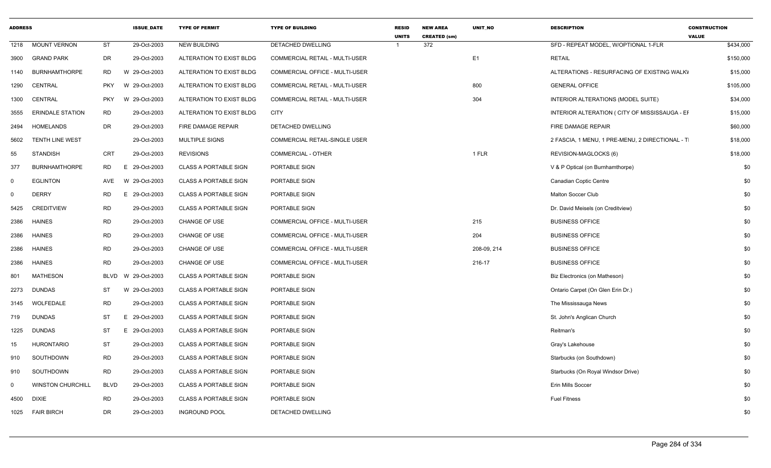| ADDRESS | | | ISSUE_DATE | TYPE OF PERMIT | TYPE OF BUILDING | RESID UNITS | NEW AREA CREATED (sm) | UNIT_NO | DESCRIPTION | CONSTRUCTION VALUE |
|---|---|---|---|---|---|---|---|---|---|---|
| 1218 | MOUNT VERNON | ST | 29-Oct-2003 | NEW BUILDING | DETACHED DWELLING | 1 | 372 | | SFD - REPEAT MODEL, W/OPTIONAL 1-FLR | $434,000 |
| 3900 | GRAND PARK | DR | 29-Oct-2003 | ALTERATION TO EXIST BLDG | COMMERCIAL RETAIL - MULTI-USER | | | E1 | RETAIL | $150,000 |
| 1140 | BURNHAMTHORPE | RD | W 29-Oct-2003 | ALTERATION TO EXIST BLDG | COMMERCIAL OFFICE - MULTI-USER | | | | ALTERATIONS - RESURFACING OF EXISTING WALKV | $15,000 |
| 1290 | CENTRAL | PKY | W 29-Oct-2003 | ALTERATION TO EXIST BLDG | COMMERCIAL RETAIL - MULTI-USER | | | 800 | GENERAL OFFICE | $105,000 |
| 1300 | CENTRAL | PKY | W 29-Oct-2003 | ALTERATION TO EXIST BLDG | COMMERCIAL RETAIL - MULTI-USER | | | 304 | INTERIOR ALTERATIONS (MODEL SUITE) | $34,000 |
| 3555 | ERINDALE STATION | RD | 29-Oct-2003 | ALTERATION TO EXIST BLDG | CITY | | | | INTERIOR ALTERATION ( CITY OF MISSISSAUGA - EF | $15,000 |
| 2494 | HOMELANDS | DR | 29-Oct-2003 | FIRE DAMAGE REPAIR | DETACHED DWELLING | | | | FIRE DAMAGE REPAIR | $60,000 |
| 5602 | TENTH LINE WEST | | 29-Oct-2003 | MULTIPLE SIGNS | COMMERCIAL RETAIL-SINGLE USER | | | | 2 FASCIA, 1 MENU, 1 PRE-MENU, 2 DIRECTIONAL - TI | $18,000 |
| 55 | STANDISH | CRT | 29-Oct-2003 | REVISIONS | COMMERCIAL - OTHER | | | 1 FLR | REVISION-MAGLOCKS (6) | $18,000 |
| 377 | BURNHAMTHORPE | RD | E 29-Oct-2003 | CLASS A PORTABLE SIGN | PORTABLE SIGN | | | | V & P Optical (on Burnhamthorpe) | $0 |
| 0 | EGLINTON | AVE | W 29-Oct-2003 | CLASS A PORTABLE SIGN | PORTABLE SIGN | | | | Canadian Coptic Centre | $0 |
| 0 | DERRY | RD | E 29-Oct-2003 | CLASS A PORTABLE SIGN | PORTABLE SIGN | | | | Malton Soccer Club | $0 |
| 5425 | CREDITVIEW | RD | 29-Oct-2003 | CLASS A PORTABLE SIGN | PORTABLE SIGN | | | | Dr. David Meisels (on Creditview) | $0 |
| 2386 | HAINES | RD | 29-Oct-2003 | CHANGE OF USE | COMMERCIAL OFFICE - MULTI-USER | | | 215 | BUSINESS OFFICE | $0 |
| 2386 | HAINES | RD | 29-Oct-2003 | CHANGE OF USE | COMMERCIAL OFFICE - MULTI-USER | | | 204 | BUSINESS OFFICE | $0 |
| 2386 | HAINES | RD | 29-Oct-2003 | CHANGE OF USE | COMMERCIAL OFFICE - MULTI-USER | | | 208-09, 214 | BUSINESS OFFICE | $0 |
| 2386 | HAINES | RD | 29-Oct-2003 | CHANGE OF USE | COMMERCIAL OFFICE - MULTI-USER | | | 216-17 | BUSINESS OFFICE | $0 |
| 801 | MATHESON | BLVD | W 29-Oct-2003 | CLASS A PORTABLE SIGN | PORTABLE SIGN | | | | Biz Electronics (on Matheson) | $0 |
| 2273 | DUNDAS | ST | W 29-Oct-2003 | CLASS A PORTABLE SIGN | PORTABLE SIGN | | | | Ontario Carpet (On Glen Erin Dr.) | $0 |
| 3145 | WOLFEDALE | RD | 29-Oct-2003 | CLASS A PORTABLE SIGN | PORTABLE SIGN | | | | The Mississauga News | $0 |
| 719 | DUNDAS | ST | E 29-Oct-2003 | CLASS A PORTABLE SIGN | PORTABLE SIGN | | | | St. John's Anglican Church | $0 |
| 1225 | DUNDAS | ST | E 29-Oct-2003 | CLASS A PORTABLE SIGN | PORTABLE SIGN | | | | Reitman's | $0 |
| 15 | HURONTARIO | ST | 29-Oct-2003 | CLASS A PORTABLE SIGN | PORTABLE SIGN | | | | Gray's Lakehouse | $0 |
| 910 | SOUTHDOWN | RD | 29-Oct-2003 | CLASS A PORTABLE SIGN | PORTABLE SIGN | | | | Starbucks (on Southdown) | $0 |
| 910 | SOUTHDOWN | RD | 29-Oct-2003 | CLASS A PORTABLE SIGN | PORTABLE SIGN | | | | Starbucks (On Royal Windsor Drive) | $0 |
| 0 | WINSTON CHURCHILL | BLVD | 29-Oct-2003 | CLASS A PORTABLE SIGN | PORTABLE SIGN | | | | Erin Mills Soccer | $0 |
| 4500 | DIXIE | RD | 29-Oct-2003 | CLASS A PORTABLE SIGN | PORTABLE SIGN | | | | Fuel Fitness | $0 |
| 1025 | FAIR BIRCH | DR | 29-Oct-2003 | INGROUND POOL | DETACHED DWELLING | | | | | $0 |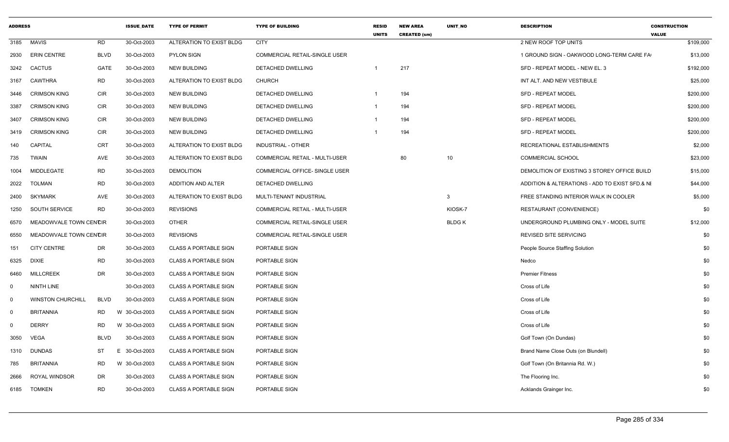| ADDRESS | | | ISSUE_DATE | TYPE OF PERMIT | TYPE OF BUILDING | RESID UNITS | NEW AREA CREATED (sm) | UNIT_NO | DESCRIPTION | CONSTRUCTION VALUE |
|---|---|---|---|---|---|---|---|---|---|---|
| 3185 | MAVIS | RD | 30-Oct-2003 | ALTERATION TO EXIST BLDG | CITY | | | | 2 NEW ROOF TOP UNITS | $109,000 |
| 2930 | ERIN CENTRE | BLVD | 30-Oct-2003 | PYLON SIGN | COMMERCIAL RETAIL-SINGLE USER | | | | 1 GROUND SIGN - OAKWOOD LONG-TERM CARE FA | $13,000 |
| 3242 | CACTUS | GATE | 30-Oct-2003 | NEW BUILDING | DETACHED DWELLING | 1 | 217 | | SFD - REPEAT MODEL - NEW EL. 3 | $192,000 |
| 3167 | CAWTHRA | RD | 30-Oct-2003 | ALTERATION TO EXIST BLDG | CHURCH | | | | INT ALT. AND NEW VESTIBULE | $25,000 |
| 3446 | CRIMSON KING | CIR | 30-Oct-2003 | NEW BUILDING | DETACHED DWELLING | 1 | 194 | | SFD - REPEAT MODEL | $200,000 |
| 3387 | CRIMSON KING | CIR | 30-Oct-2003 | NEW BUILDING | DETACHED DWELLING | 1 | 194 | | SFD - REPEAT MODEL | $200,000 |
| 3407 | CRIMSON KING | CIR | 30-Oct-2003 | NEW BUILDING | DETACHED DWELLING | 1 | 194 | | SFD - REPEAT MODEL | $200,000 |
| 3419 | CRIMSON KING | CIR | 30-Oct-2003 | NEW BUILDING | DETACHED DWELLING | 1 | 194 | | SFD - REPEAT MODEL | $200,000 |
| 140 | CAPITAL | CRT | 30-Oct-2003 | ALTERATION TO EXIST BLDG | INDUSTRIAL - OTHER | | | | RECREATIONAL ESTABLISHMENTS | $2,000 |
| 735 | TWAIN | AVE | 30-Oct-2003 | ALTERATION TO EXIST BLDG | COMMERCIAL RETAIL - MULTI-USER | | 80 | 10 | COMMERCIAL SCHOOL | $23,000 |
| 1004 | MIDDLEGATE | RD | 30-Oct-2003 | DEMOLITION | COMMERCIAL OFFICE- SINGLE USER | | | | DEMOLITION OF EXISTING 3 STOREY OFFICE BUILD | $15,000 |
| 2022 | TOLMAN | RD | 30-Oct-2003 | ADDITION AND ALTER | DETACHED DWELLING | | | | ADDITION & ALTERATIONS - ADD TO EXIST SFD.& NI | $44,000 |
| 2400 | SKYMARK | AVE | 30-Oct-2003 | ALTERATION TO EXIST BLDG | MULTI-TENANT INDUSTRIAL | | | 3 | FREE STANDING INTERIOR WALK IN COOLER | $5,000 |
| 1250 | SOUTH SERVICE | RD | 30-Oct-2003 | REVISIONS | COMMERCIAL RETAIL - MULTI-USER | | | KIOSK-7 | RESTAURANT (CONVENIENCE) | $0 |
| 6570 | MEADOWVALE TOWN CENT | CIR | 30-Oct-2003 | OTHER | COMMERCIAL RETAIL-SINGLE USER | | | BLDG K | UNDERGROUND PLUMBING ONLY - MODEL SUITE | $12,000 |
| 6550 | MEADOWVALE TOWN CENT | CIR | 30-Oct-2003 | REVISIONS | COMMERCIAL RETAIL-SINGLE USER | | | | REVISED SITE SERVICING | $0 |
| 151 | CITY CENTRE | DR | 30-Oct-2003 | CLASS A PORTABLE SIGN | PORTABLE SIGN | | | | People Source Staffing Solution | $0 |
| 6325 | DIXIE | RD | 30-Oct-2003 | CLASS A PORTABLE SIGN | PORTABLE SIGN | | | | Nedco | $0 |
| 6460 | MILLCREEK | DR | 30-Oct-2003 | CLASS A PORTABLE SIGN | PORTABLE SIGN | | | | Premier Fitness | $0 |
| 0 | NINTH LINE | | 30-Oct-2003 | CLASS A PORTABLE SIGN | PORTABLE SIGN | | | | Cross of Life | $0 |
| 0 | WINSTON CHURCHILL | BLVD | 30-Oct-2003 | CLASS A PORTABLE SIGN | PORTABLE SIGN | | | | Cross of Life | $0 |
| 0 | BRITANNIA | RD W | 30-Oct-2003 | CLASS A PORTABLE SIGN | PORTABLE SIGN | | | | Cross of Life | $0 |
| 0 | DERRY | RD W | 30-Oct-2003 | CLASS A PORTABLE SIGN | PORTABLE SIGN | | | | Cross of Life | $0 |
| 3050 | VEGA | BLVD | 30-Oct-2003 | CLASS A PORTABLE SIGN | PORTABLE SIGN | | | | Golf Town (On Dundas) | $0 |
| 1310 | DUNDAS | ST E | 30-Oct-2003 | CLASS A PORTABLE SIGN | PORTABLE SIGN | | | | Brand Name Close Outs (on Blundell) | $0 |
| 785 | BRITANNIA | RD W | 30-Oct-2003 | CLASS A PORTABLE SIGN | PORTABLE SIGN | | | | Golf Town (On Britannia Rd. W.) | $0 |
| 2666 | ROYAL WINDSOR | DR | 30-Oct-2003 | CLASS A PORTABLE SIGN | PORTABLE SIGN | | | | The Flooring Inc. | $0 |
| 6185 | TOMKEN | RD | 30-Oct-2003 | CLASS A PORTABLE SIGN | PORTABLE SIGN | | | | Acklands Grainger Inc. | $0 |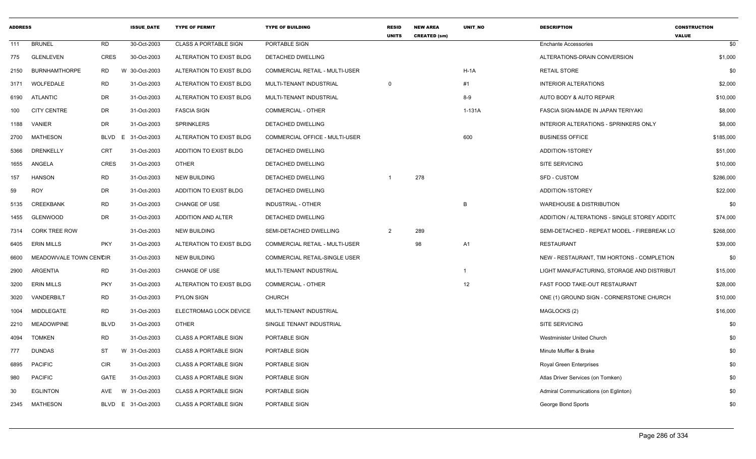| ADDRESS | | | ISSUE_DATE | TYPE OF PERMIT | TYPE OF BUILDING | RESID UNITS | NEW AREA CREATED (sm) | UNIT_NO | DESCRIPTION | CONSTRUCTION VALUE |
|---|---|---|---|---|---|---|---|---|---|---|
| 111 | BRUNEL | RD | 30-Oct-2003 | CLASS A PORTABLE SIGN | PORTABLE SIGN | | | | Enchante Accessories | $0 |
| 775 | GLENLEVEN | CRES | 30-Oct-2003 | ALTERATION TO EXIST BLDG | DETACHED DWELLING | | | | ALTERATIONS-DRAIN CONVERSION | $1,000 |
| 2150 | BURNHAMTHORPE | RD | W 30-Oct-2003 | ALTERATION TO EXIST BLDG | COMMERCIAL RETAIL - MULTI-USER | | | H-1A | RETAIL STORE | $0 |
| 3171 | WOLFEDALE | RD | 31-Oct-2003 | ALTERATION TO EXIST BLDG | MULTI-TENANT INDUSTRIAL | 0 | | #1 | INTERIOR ALTERATIONS | $2,000 |
| 6190 | ATLANTIC | DR | 31-Oct-2003 | ALTERATION TO EXIST BLDG | MULTI-TENANT INDUSTRIAL | | | 8-9 | AUTO BODY & AUTO REPAIR | $10,000 |
| 100 | CITY CENTRE | DR | 31-Oct-2003 | FASCIA SIGN | COMMERCIAL - OTHER | | | 1-131A | FASCIA SIGN-MADE IN JAPAN TERIYAKI | $8,000 |
| 1188 | VANIER | DR | 31-Oct-2003 | SPRINKLERS | DETACHED DWELLING | | | | INTERIOR ALTERATIONS - SPRINKERS ONLY | $8,000 |
| 2700 | MATHESON | BLVD | E 31-Oct-2003 | ALTERATION TO EXIST BLDG | COMMERCIAL OFFICE - MULTI-USER | | | 600 | BUSINESS OFFICE | $185,000 |
| 5366 | DRENKELLY | CRT | 31-Oct-2003 | ADDITION TO EXIST BLDG | DETACHED DWELLING | | | | ADDITION-1STOREY | $51,000 |
| 1655 | ANGELA | CRES | 31-Oct-2003 | OTHER | DETACHED DWELLING | | | | SITE SERVICING | $10,000 |
| 157 | HANSON | RD | 31-Oct-2003 | NEW BUILDING | DETACHED DWELLING | 1 | 278 | | SFD - CUSTOM | $286,000 |
| 59 | ROY | DR | 31-Oct-2003 | ADDITION TO EXIST BLDG | DETACHED DWELLING | | | | ADDITION-1STOREY | $22,000 |
| 5135 | CREEKBANK | RD | 31-Oct-2003 | CHANGE OF USE | INDUSTRIAL - OTHER | | | B | WAREHOUSE & DISTRIBUTION | $0 |
| 1455 | GLENWOOD | DR | 31-Oct-2003 | ADDITION AND ALTER | DETACHED DWELLING | | | | ADDITION / ALTERATIONS - SINGLE STOREY ADDITC | $74,000 |
| 7314 | CORK TREE ROW | | 31-Oct-2003 | NEW BUILDING | SEMI-DETACHED DWELLING | 2 | 289 | | SEMI-DETACHED - REPEAT MODEL - FIREBREAK LO | $268,000 |
| 6405 | ERIN MILLS | PKY | 31-Oct-2003 | ALTERATION TO EXIST BLDG | COMMERCIAL RETAIL - MULTI-USER | | 98 | A1 | RESTAURANT | $39,000 |
| 6600 | MEADOWVALE TOWN CENTCIR | | 31-Oct-2003 | NEW BUILDING | COMMERCIAL RETAIL-SINGLE USER | | | | NEW - RESTAURANT, TIM HORTONS - COMPLETION | $0 |
| 2900 | ARGENTIA | RD | 31-Oct-2003 | CHANGE OF USE | MULTI-TENANT INDUSTRIAL | | | 1 | LIGHT MANUFACTURING, STORAGE AND DISTRIBUT | $15,000 |
| 3200 | ERIN MILLS | PKY | 31-Oct-2003 | ALTERATION TO EXIST BLDG | COMMERCIAL - OTHER | | | 12 | FAST FOOD TAKE-OUT RESTAURANT | $28,000 |
| 3020 | VANDERBILT | RD | 31-Oct-2003 | PYLON SIGN | CHURCH | | | | ONE (1) GROUND SIGN - CORNERSTONE CHURCH | $10,000 |
| 1004 | MIDDLEGATE | RD | 31-Oct-2003 | ELECTROMAG LOCK DEVICE | MULTI-TENANT INDUSTRIAL | | | | MAGLOCKS (2) | $16,000 |
| 2210 | MEADOWPINE | BLVD | 31-Oct-2003 | OTHER | SINGLE TENANT INDUSTRIAL | | | | SITE SERVICING | $0 |
| 4094 | TOMKEN | RD | 31-Oct-2003 | CLASS A PORTABLE SIGN | PORTABLE SIGN | | | | Westminister United Church | $0 |
| 777 | DUNDAS | ST | W 31-Oct-2003 | CLASS A PORTABLE SIGN | PORTABLE SIGN | | | | Minute Muffler & Brake | $0 |
| 6895 | PACIFIC | CIR | 31-Oct-2003 | CLASS A PORTABLE SIGN | PORTABLE SIGN | | | | Royal Green Enterprises | $0 |
| 980 | PACIFIC | GATE | 31-Oct-2003 | CLASS A PORTABLE SIGN | PORTABLE SIGN | | | | Atlas Driver Services (on Tomken) | $0 |
| 30 | EGLINTON | AVE | W 31-Oct-2003 | CLASS A PORTABLE SIGN | PORTABLE SIGN | | | | Admiral Communications (on Eglinton) | $0 |
| 2345 | MATHESON | BLVD | E 31-Oct-2003 | CLASS A PORTABLE SIGN | PORTABLE SIGN | | | | George Bond Sports | $0 |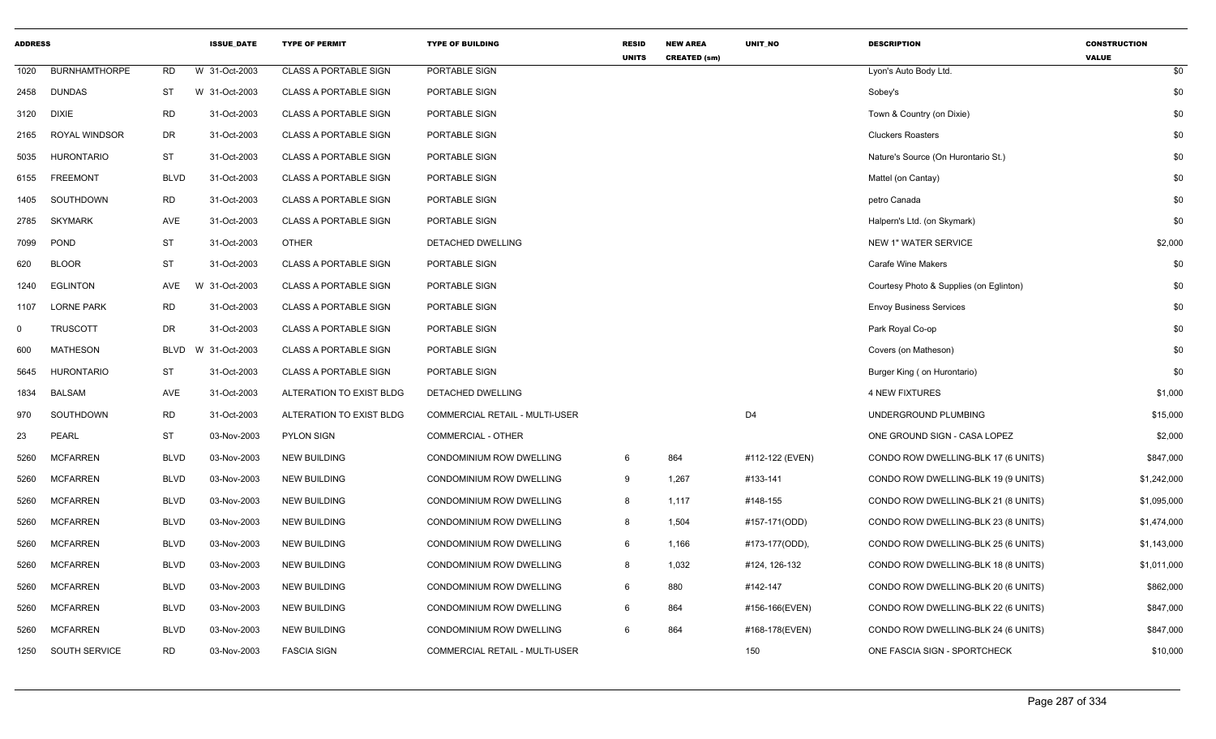| ADDRESS | | | ISSUE_DATE | TYPE OF PERMIT | TYPE OF BUILDING | RESID UNITS | NEW AREA CREATED (sm) | UNIT_NO | DESCRIPTION | CONSTRUCTION VALUE |
|---|---|---|---|---|---|---|---|---|---|---|
| 1020 | BURNHAMTHORPE | RD | W 31-Oct-2003 | CLASS A PORTABLE SIGN | PORTABLE SIGN | | | | Lyon's Auto Body Ltd. | $0 |
| 2458 | DUNDAS | ST | W 31-Oct-2003 | CLASS A PORTABLE SIGN | PORTABLE SIGN | | | | Sobey's | $0 |
| 3120 | DIXIE | RD | 31-Oct-2003 | CLASS A PORTABLE SIGN | PORTABLE SIGN | | | | Town & Country (on Dixie) | $0 |
| 2165 | ROYAL WINDSOR | DR | 31-Oct-2003 | CLASS A PORTABLE SIGN | PORTABLE SIGN | | | | Cluckers Roasters | $0 |
| 5035 | HURONTARIO | ST | 31-Oct-2003 | CLASS A PORTABLE SIGN | PORTABLE SIGN | | | | Nature's Source (On Hurontario St.) | $0 |
| 6155 | FREEMONT | BLVD | 31-Oct-2003 | CLASS A PORTABLE SIGN | PORTABLE SIGN | | | | Mattel (on Cantay) | $0 |
| 1405 | SOUTHDOWN | RD | 31-Oct-2003 | CLASS A PORTABLE SIGN | PORTABLE SIGN | | | | petro Canada | $0 |
| 2785 | SKYMARK | AVE | 31-Oct-2003 | CLASS A PORTABLE SIGN | PORTABLE SIGN | | | | Halpern's Ltd. (on Skymark) | $0 |
| 7099 | POND | ST | 31-Oct-2003 | OTHER | DETACHED DWELLING | | | | NEW 1" WATER SERVICE | $2,000 |
| 620 | BLOOR | ST | 31-Oct-2003 | CLASS A PORTABLE SIGN | PORTABLE SIGN | | | | Carafe Wine Makers | $0 |
| 1240 | EGLINTON | AVE | W 31-Oct-2003 | CLASS A PORTABLE SIGN | PORTABLE SIGN | | | | Courtesy Photo & Supplies (on Eglinton) | $0 |
| 1107 | LORNE PARK | RD | 31-Oct-2003 | CLASS A PORTABLE SIGN | PORTABLE SIGN | | | | Envoy Business Services | $0 |
| 0 | TRUSCOTT | DR | 31-Oct-2003 | CLASS A PORTABLE SIGN | PORTABLE SIGN | | | | Park Royal Co-op | $0 |
| 600 | MATHESON | BLVD | W 31-Oct-2003 | CLASS A PORTABLE SIGN | PORTABLE SIGN | | | | Covers (on Matheson) | $0 |
| 5645 | HURONTARIO | ST | 31-Oct-2003 | CLASS A PORTABLE SIGN | PORTABLE SIGN | | | | Burger King ( on Hurontario) | $0 |
| 1834 | BALSAM | AVE | 31-Oct-2003 | ALTERATION TO EXIST BLDG | DETACHED DWELLING | | | | 4 NEW FIXTURES | $1,000 |
| 970 | SOUTHDOWN | RD | 31-Oct-2003 | ALTERATION TO EXIST BLDG | COMMERCIAL RETAIL - MULTI-USER | | | D4 | UNDERGROUND PLUMBING | $15,000 |
| 23 | PEARL | ST | 03-Nov-2003 | PYLON SIGN | COMMERCIAL - OTHER | | | | ONE GROUND SIGN - CASA LOPEZ | $2,000 |
| 5260 | MCFARREN | BLVD | 03-Nov-2003 | NEW BUILDING | CONDOMINIUM ROW DWELLING | 6 | 864 | #112-122 (EVEN) | CONDO ROW DWELLING-BLK 17 (6 UNITS) | $847,000 |
| 5260 | MCFARREN | BLVD | 03-Nov-2003 | NEW BUILDING | CONDOMINIUM ROW DWELLING | 9 | 1,267 | #133-141 | CONDO ROW DWELLING-BLK 19 (9 UNITS) | $1,242,000 |
| 5260 | MCFARREN | BLVD | 03-Nov-2003 | NEW BUILDING | CONDOMINIUM ROW DWELLING | 8 | 1,117 | #148-155 | CONDO ROW DWELLING-BLK 21 (8 UNITS) | $1,095,000 |
| 5260 | MCFARREN | BLVD | 03-Nov-2003 | NEW BUILDING | CONDOMINIUM ROW DWELLING | 8 | 1,504 | #157-171(ODD) | CONDO ROW DWELLING-BLK 23 (8 UNITS) | $1,474,000 |
| 5260 | MCFARREN | BLVD | 03-Nov-2003 | NEW BUILDING | CONDOMINIUM ROW DWELLING | 6 | 1,166 | #173-177(ODD), | CONDO ROW DWELLING-BLK 25 (6 UNITS) | $1,143,000 |
| 5260 | MCFARREN | BLVD | 03-Nov-2003 | NEW BUILDING | CONDOMINIUM ROW DWELLING | 8 | 1,032 | #124, 126-132 | CONDO ROW DWELLING-BLK 18 (8 UNITS) | $1,011,000 |
| 5260 | MCFARREN | BLVD | 03-Nov-2003 | NEW BUILDING | CONDOMINIUM ROW DWELLING | 6 | 880 | #142-147 | CONDO ROW DWELLING-BLK 20 (6 UNITS) | $862,000 |
| 5260 | MCFARREN | BLVD | 03-Nov-2003 | NEW BUILDING | CONDOMINIUM ROW DWELLING | 6 | 864 | #156-166(EVEN) | CONDO ROW DWELLING-BLK 22 (6 UNITS) | $847,000 |
| 5260 | MCFARREN | BLVD | 03-Nov-2003 | NEW BUILDING | CONDOMINIUM ROW DWELLING | 6 | 864 | #168-178(EVEN) | CONDO ROW DWELLING-BLK 24 (6 UNITS) | $847,000 |
| 1250 | SOUTH SERVICE | RD | 03-Nov-2003 | FASCIA SIGN | COMMERCIAL RETAIL - MULTI-USER | | | 150 | ONE FASCIA SIGN - SPORTCHECK | $10,000 |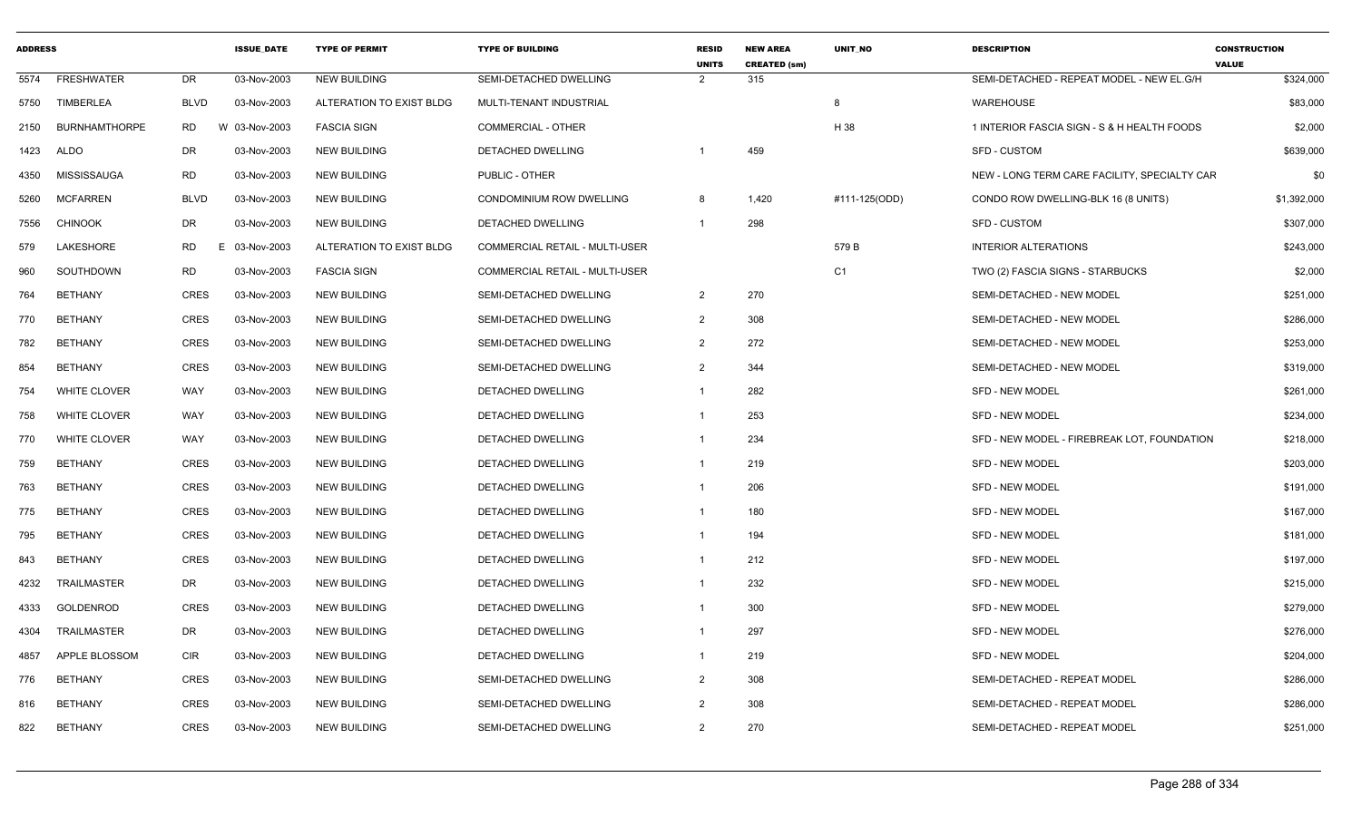| ADDRESS | | | ISSUE_DATE | TYPE OF PERMIT | TYPE OF BUILDING | RESID UNITS | NEW AREA CREATED (sm) | UNIT_NO | DESCRIPTION | CONSTRUCTION VALUE |
|---|---|---|---|---|---|---|---|---|---|---|
| 5574 | FRESHWATER | DR | 03-Nov-2003 | NEW BUILDING | SEMI-DETACHED DWELLING | 2 | 315 | | SEMI-DETACHED - REPEAT MODEL - NEW EL.G/H | $324,000 |
| 5750 | TIMBERLEA | BLVD | 03-Nov-2003 | ALTERATION TO EXIST BLDG | MULTI-TENANT INDUSTRIAL | | | 8 | WAREHOUSE | $83,000 |
| 2150 | BURNHAMTHORPE | RD W | 03-Nov-2003 | FASCIA SIGN | COMMERCIAL - OTHER | | | H 38 | 1 INTERIOR FASCIA SIGN - S & H HEALTH FOODS | $2,000 |
| 1423 | ALDO | DR | 03-Nov-2003 | NEW BUILDING | DETACHED DWELLING | 1 | 459 | | SFD - CUSTOM | $639,000 |
| 4350 | MISSISSAUGA | RD | 03-Nov-2003 | NEW BUILDING | PUBLIC - OTHER | | | | NEW - LONG TERM CARE FACILITY, SPECIALTY CAR | $0 |
| 5260 | MCFARREN | BLVD | 03-Nov-2003 | NEW BUILDING | CONDOMINIUM ROW DWELLING | 8 | 1,420 | #111-125(ODD) | CONDO ROW DWELLING-BLK 16 (8 UNITS) | $1,392,000 |
| 7556 | CHINOOK | DR | 03-Nov-2003 | NEW BUILDING | DETACHED DWELLING | 1 | 298 | | SFD - CUSTOM | $307,000 |
| 579 | LAKESHORE | RD E | 03-Nov-2003 | ALTERATION TO EXIST BLDG | COMMERCIAL RETAIL - MULTI-USER | | | 579 B | INTERIOR ALTERATIONS | $243,000 |
| 960 | SOUTHDOWN | RD | 03-Nov-2003 | FASCIA SIGN | COMMERCIAL RETAIL - MULTI-USER | | | C1 | TWO (2) FASCIA SIGNS - STARBUCKS | $2,000 |
| 764 | BETHANY | CRES | 03-Nov-2003 | NEW BUILDING | SEMI-DETACHED DWELLING | 2 | 270 | | SEMI-DETACHED - NEW MODEL | $251,000 |
| 770 | BETHANY | CRES | 03-Nov-2003 | NEW BUILDING | SEMI-DETACHED DWELLING | 2 | 308 | | SEMI-DETACHED - NEW MODEL | $286,000 |
| 782 | BETHANY | CRES | 03-Nov-2003 | NEW BUILDING | SEMI-DETACHED DWELLING | 2 | 272 | | SEMI-DETACHED - NEW MODEL | $253,000 |
| 854 | BETHANY | CRES | 03-Nov-2003 | NEW BUILDING | SEMI-DETACHED DWELLING | 2 | 344 | | SEMI-DETACHED - NEW MODEL | $319,000 |
| 754 | WHITE CLOVER | WAY | 03-Nov-2003 | NEW BUILDING | DETACHED DWELLING | 1 | 282 | | SFD - NEW MODEL | $261,000 |
| 758 | WHITE CLOVER | WAY | 03-Nov-2003 | NEW BUILDING | DETACHED DWELLING | 1 | 253 | | SFD - NEW MODEL | $234,000 |
| 770 | WHITE CLOVER | WAY | 03-Nov-2003 | NEW BUILDING | DETACHED DWELLING | 1 | 234 | | SFD - NEW MODEL - FIREBREAK LOT, FOUNDATION | $218,000 |
| 759 | BETHANY | CRES | 03-Nov-2003 | NEW BUILDING | DETACHED DWELLING | 1 | 219 | | SFD - NEW MODEL | $203,000 |
| 763 | BETHANY | CRES | 03-Nov-2003 | NEW BUILDING | DETACHED DWELLING | 1 | 206 | | SFD - NEW MODEL | $191,000 |
| 775 | BETHANY | CRES | 03-Nov-2003 | NEW BUILDING | DETACHED DWELLING | 1 | 180 | | SFD - NEW MODEL | $167,000 |
| 795 | BETHANY | CRES | 03-Nov-2003 | NEW BUILDING | DETACHED DWELLING | 1 | 194 | | SFD - NEW MODEL | $181,000 |
| 843 | BETHANY | CRES | 03-Nov-2003 | NEW BUILDING | DETACHED DWELLING | 1 | 212 | | SFD - NEW MODEL | $197,000 |
| 4232 | TRAILMASTER | DR | 03-Nov-2003 | NEW BUILDING | DETACHED DWELLING | 1 | 232 | | SFD - NEW MODEL | $215,000 |
| 4333 | GOLDENROD | CRES | 03-Nov-2003 | NEW BUILDING | DETACHED DWELLING | 1 | 300 | | SFD - NEW MODEL | $279,000 |
| 4304 | TRAILMASTER | DR | 03-Nov-2003 | NEW BUILDING | DETACHED DWELLING | 1 | 297 | | SFD - NEW MODEL | $276,000 |
| 4857 | APPLE BLOSSOM | CIR | 03-Nov-2003 | NEW BUILDING | DETACHED DWELLING | 1 | 219 | | SFD - NEW MODEL | $204,000 |
| 776 | BETHANY | CRES | 03-Nov-2003 | NEW BUILDING | SEMI-DETACHED DWELLING | 2 | 308 | | SEMI-DETACHED - REPEAT MODEL | $286,000 |
| 816 | BETHANY | CRES | 03-Nov-2003 | NEW BUILDING | SEMI-DETACHED DWELLING | 2 | 308 | | SEMI-DETACHED - REPEAT MODEL | $286,000 |
| 822 | BETHANY | CRES | 03-Nov-2003 | NEW BUILDING | SEMI-DETACHED DWELLING | 2 | 270 | | SEMI-DETACHED - REPEAT MODEL | $251,000 |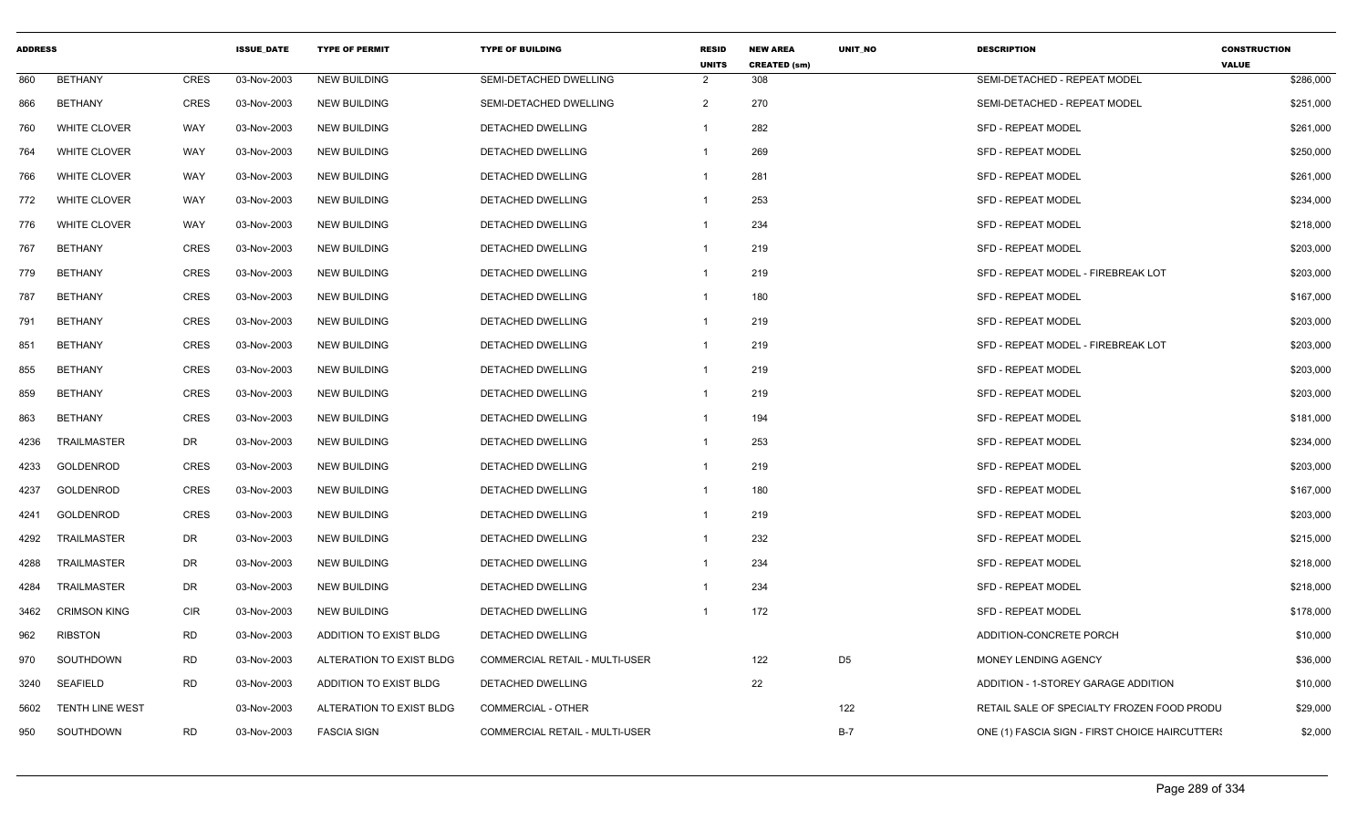| ADDRESS | | | ISSUE_DATE | TYPE OF PERMIT | TYPE OF BUILDING | RESID UNITS | NEW AREA CREATED (sm) | UNIT_NO | DESCRIPTION | CONSTRUCTION VALUE |
|---|---|---|---|---|---|---|---|---|---|---|
| 860 | BETHANY | CRES | 03-Nov-2003 | NEW BUILDING | SEMI-DETACHED DWELLING | 2 | 308 | | SEMI-DETACHED - REPEAT MODEL | $286,000 |
| 866 | BETHANY | CRES | 03-Nov-2003 | NEW BUILDING | SEMI-DETACHED DWELLING | 2 | 270 | | SEMI-DETACHED - REPEAT MODEL | $251,000 |
| 760 | WHITE CLOVER | WAY | 03-Nov-2003 | NEW BUILDING | DETACHED DWELLING | 1 | 282 | | SFD - REPEAT MODEL | $261,000 |
| 764 | WHITE CLOVER | WAY | 03-Nov-2003 | NEW BUILDING | DETACHED DWELLING | 1 | 269 | | SFD - REPEAT MODEL | $250,000 |
| 766 | WHITE CLOVER | WAY | 03-Nov-2003 | NEW BUILDING | DETACHED DWELLING | 1 | 281 | | SFD - REPEAT MODEL | $261,000 |
| 772 | WHITE CLOVER | WAY | 03-Nov-2003 | NEW BUILDING | DETACHED DWELLING | 1 | 253 | | SFD - REPEAT MODEL | $234,000 |
| 776 | WHITE CLOVER | WAY | 03-Nov-2003 | NEW BUILDING | DETACHED DWELLING | 1 | 234 | | SFD - REPEAT MODEL | $218,000 |
| 767 | BETHANY | CRES | 03-Nov-2003 | NEW BUILDING | DETACHED DWELLING | 1 | 219 | | SFD - REPEAT MODEL | $203,000 |
| 779 | BETHANY | CRES | 03-Nov-2003 | NEW BUILDING | DETACHED DWELLING | 1 | 219 | | SFD - REPEAT MODEL - FIREBREAK LOT | $203,000 |
| 787 | BETHANY | CRES | 03-Nov-2003 | NEW BUILDING | DETACHED DWELLING | 1 | 180 | | SFD - REPEAT MODEL | $167,000 |
| 791 | BETHANY | CRES | 03-Nov-2003 | NEW BUILDING | DETACHED DWELLING | 1 | 219 | | SFD - REPEAT MODEL | $203,000 |
| 851 | BETHANY | CRES | 03-Nov-2003 | NEW BUILDING | DETACHED DWELLING | 1 | 219 | | SFD - REPEAT MODEL - FIREBREAK LOT | $203,000 |
| 855 | BETHANY | CRES | 03-Nov-2003 | NEW BUILDING | DETACHED DWELLING | 1 | 219 | | SFD - REPEAT MODEL | $203,000 |
| 859 | BETHANY | CRES | 03-Nov-2003 | NEW BUILDING | DETACHED DWELLING | 1 | 219 | | SFD - REPEAT MODEL | $203,000 |
| 863 | BETHANY | CRES | 03-Nov-2003 | NEW BUILDING | DETACHED DWELLING | 1 | 194 | | SFD - REPEAT MODEL | $181,000 |
| 4236 | TRAILMASTER | DR | 03-Nov-2003 | NEW BUILDING | DETACHED DWELLING | 1 | 253 | | SFD - REPEAT MODEL | $234,000 |
| 4233 | GOLDENROD | CRES | 03-Nov-2003 | NEW BUILDING | DETACHED DWELLING | 1 | 219 | | SFD - REPEAT MODEL | $203,000 |
| 4237 | GOLDENROD | CRES | 03-Nov-2003 | NEW BUILDING | DETACHED DWELLING | 1 | 180 | | SFD - REPEAT MODEL | $167,000 |
| 4241 | GOLDENROD | CRES | 03-Nov-2003 | NEW BUILDING | DETACHED DWELLING | 1 | 219 | | SFD - REPEAT MODEL | $203,000 |
| 4292 | TRAILMASTER | DR | 03-Nov-2003 | NEW BUILDING | DETACHED DWELLING | 1 | 232 | | SFD - REPEAT MODEL | $215,000 |
| 4288 | TRAILMASTER | DR | 03-Nov-2003 | NEW BUILDING | DETACHED DWELLING | 1 | 234 | | SFD - REPEAT MODEL | $218,000 |
| 4284 | TRAILMASTER | DR | 03-Nov-2003 | NEW BUILDING | DETACHED DWELLING | 1 | 234 | | SFD - REPEAT MODEL | $218,000 |
| 3462 | CRIMSON KING | CIR | 03-Nov-2003 | NEW BUILDING | DETACHED DWELLING | 1 | 172 | | SFD - REPEAT MODEL | $178,000 |
| 962 | RIBSTON | RD | 03-Nov-2003 | ADDITION TO EXIST BLDG | DETACHED DWELLING | | | | ADDITION-CONCRETE PORCH | $10,000 |
| 970 | SOUTHDOWN | RD | 03-Nov-2003 | ALTERATION TO EXIST BLDG | COMMERCIAL RETAIL - MULTI-USER | | 122 | D5 | MONEY LENDING AGENCY | $36,000 |
| 3240 | SEAFIELD | RD | 03-Nov-2003 | ADDITION TO EXIST BLDG | DETACHED DWELLING | | 22 | | ADDITION - 1-STOREY GARAGE ADDITION | $10,000 |
| 5602 | TENTH LINE WEST | | 03-Nov-2003 | ALTERATION TO EXIST BLDG | COMMERCIAL - OTHER | | | 122 | RETAIL SALE OF SPECIALTY FROZEN FOOD PRODU | $29,000 |
| 950 | SOUTHDOWN | RD | 03-Nov-2003 | FASCIA SIGN | COMMERCIAL RETAIL - MULTI-USER | | | B-7 | ONE (1) FASCIA SIGN - FIRST CHOICE HAIRCUTTERS | $2,000 |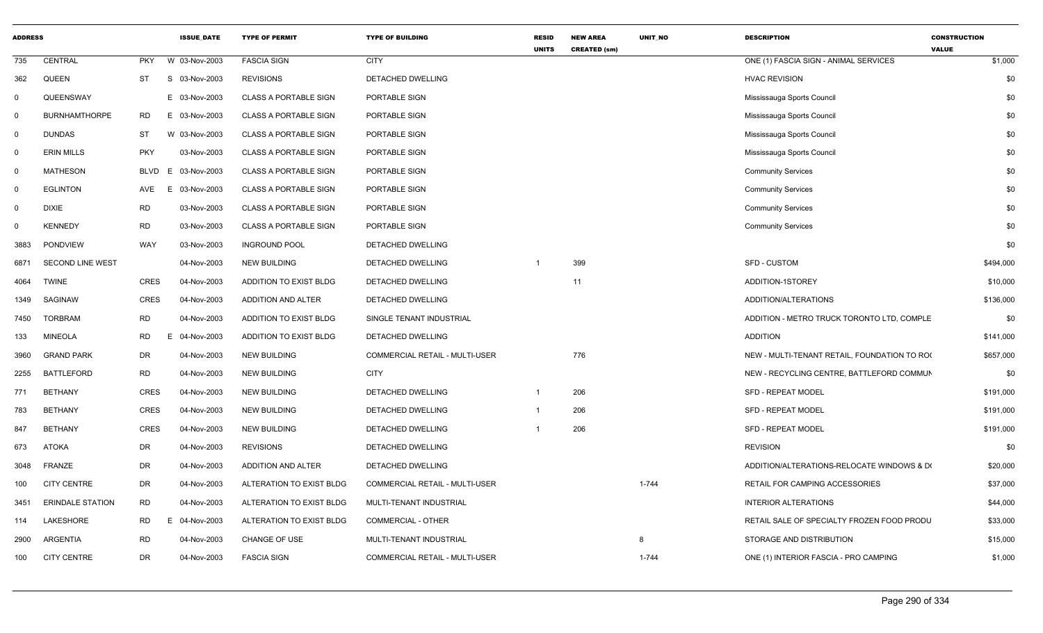| ADDRESS | | | | ISSUE_DATE | TYPE OF PERMIT | TYPE OF BUILDING | RESID UNITS | NEW AREA CREATED (sm) | UNIT_NO | DESCRIPTION | CONSTRUCTION VALUE |
|---|---|---|---|---|---|---|---|---|---|---|---|
| 735 | CENTRAL | PKY | W | 03-Nov-2003 | FASCIA SIGN | CITY | | | | ONE (1) FASCIA SIGN - ANIMAL SERVICES | $1,000 |
| 362 | QUEEN | ST | S | 03-Nov-2003 | REVISIONS | DETACHED DWELLING | | | | HVAC REVISION | $0 |
| 0 | QUEENSWAY | | E | 03-Nov-2003 | CLASS A PORTABLE SIGN | PORTABLE SIGN | | | | Mississauga Sports Council | $0 |
| 0 | BURNHAMTHORPE | RD | E | 03-Nov-2003 | CLASS A PORTABLE SIGN | PORTABLE SIGN | | | | Mississauga Sports Council | $0 |
| 0 | DUNDAS | ST | W | 03-Nov-2003 | CLASS A PORTABLE SIGN | PORTABLE SIGN | | | | Mississauga Sports Council | $0 |
| 0 | ERIN MILLS | PKY | | 03-Nov-2003 | CLASS A PORTABLE SIGN | PORTABLE SIGN | | | | Mississauga Sports Council | $0 |
| 0 | MATHESON | BLVD | E | 03-Nov-2003 | CLASS A PORTABLE SIGN | PORTABLE SIGN | | | | Community Services | $0 |
| 0 | EGLINTON | AVE | E | 03-Nov-2003 | CLASS A PORTABLE SIGN | PORTABLE SIGN | | | | Community Services | $0 |
| 0 | DIXIE | RD | | 03-Nov-2003 | CLASS A PORTABLE SIGN | PORTABLE SIGN | | | | Community Services | $0 |
| 0 | KENNEDY | RD | | 03-Nov-2003 | CLASS A PORTABLE SIGN | PORTABLE SIGN | | | | Community Services | $0 |
| 3883 | PONDVIEW | WAY | | 03-Nov-2003 | INGROUND POOL | DETACHED DWELLING | | | | | $0 |
| 6871 | SECOND LINE WEST | | | 04-Nov-2003 | NEW BUILDING | DETACHED DWELLING | 1 | 399 | | SFD - CUSTOM | $494,000 |
| 4064 | TWINE | CRES | | 04-Nov-2003 | ADDITION TO EXIST BLDG | DETACHED DWELLING | | 11 | | ADDITION-1STOREY | $10,000 |
| 1349 | SAGINAW | CRES | | 04-Nov-2003 | ADDITION AND ALTER | DETACHED DWELLING | | | | ADDITION/ALTERATIONS | $136,000 |
| 7450 | TORBRAM | RD | | 04-Nov-2003 | ADDITION TO EXIST BLDG | SINGLE TENANT INDUSTRIAL | | | | ADDITION - METRO TRUCK TORONTO LTD, COMPLE | $0 |
| 133 | MINEOLA | RD | E | 04-Nov-2003 | ADDITION TO EXIST BLDG | DETACHED DWELLING | | | | ADDITION | $141,000 |
| 3960 | GRAND PARK | DR | | 04-Nov-2003 | NEW BUILDING | COMMERCIAL RETAIL - MULTI-USER | | 776 | | NEW - MULTI-TENANT RETAIL, FOUNDATION TO ROO | $657,000 |
| 2255 | BATTLEFORD | RD | | 04-Nov-2003 | NEW BUILDING | CITY | | | | NEW - RECYCLING CENTRE, BATTLEFORD COMMUN | $0 |
| 771 | BETHANY | CRES | | 04-Nov-2003 | NEW BUILDING | DETACHED DWELLING | 1 | 206 | | SFD - REPEAT MODEL | $191,000 |
| 783 | BETHANY | CRES | | 04-Nov-2003 | NEW BUILDING | DETACHED DWELLING | 1 | 206 | | SFD - REPEAT MODEL | $191,000 |
| 847 | BETHANY | CRES | | 04-Nov-2003 | NEW BUILDING | DETACHED DWELLING | 1 | 206 | | SFD - REPEAT MODEL | $191,000 |
| 673 | ATOKA | DR | | 04-Nov-2003 | REVISIONS | DETACHED DWELLING | | | | REVISION | $0 |
| 3048 | FRANZE | DR | | 04-Nov-2003 | ADDITION AND ALTER | DETACHED DWELLING | | | | ADDITION/ALTERATIONS-RELOCATE WINDOWS & DO | $20,000 |
| 100 | CITY CENTRE | DR | | 04-Nov-2003 | ALTERATION TO EXIST BLDG | COMMERCIAL RETAIL - MULTI-USER | | | 1-744 | RETAIL FOR CAMPING ACCESSORIES | $37,000 |
| 3451 | ERINDALE STATION | RD | | 04-Nov-2003 | ALTERATION TO EXIST BLDG | MULTI-TENANT INDUSTRIAL | | | | INTERIOR ALTERATIONS | $44,000 |
| 114 | LAKESHORE | RD | E | 04-Nov-2003 | ALTERATION TO EXIST BLDG | COMMERCIAL - OTHER | | | | RETAIL SALE OF SPECIALTY FROZEN FOOD PRODU | $33,000 |
| 2900 | ARGENTIA | RD | | 04-Nov-2003 | CHANGE OF USE | MULTI-TENANT INDUSTRIAL | | | 8 | STORAGE AND DISTRIBUTION | $15,000 |
| 100 | CITY CENTRE | DR | | 04-Nov-2003 | FASCIA SIGN | COMMERCIAL RETAIL - MULTI-USER | | | 1-744 | ONE (1) INTERIOR FASCIA - PRO CAMPING | $1,000 |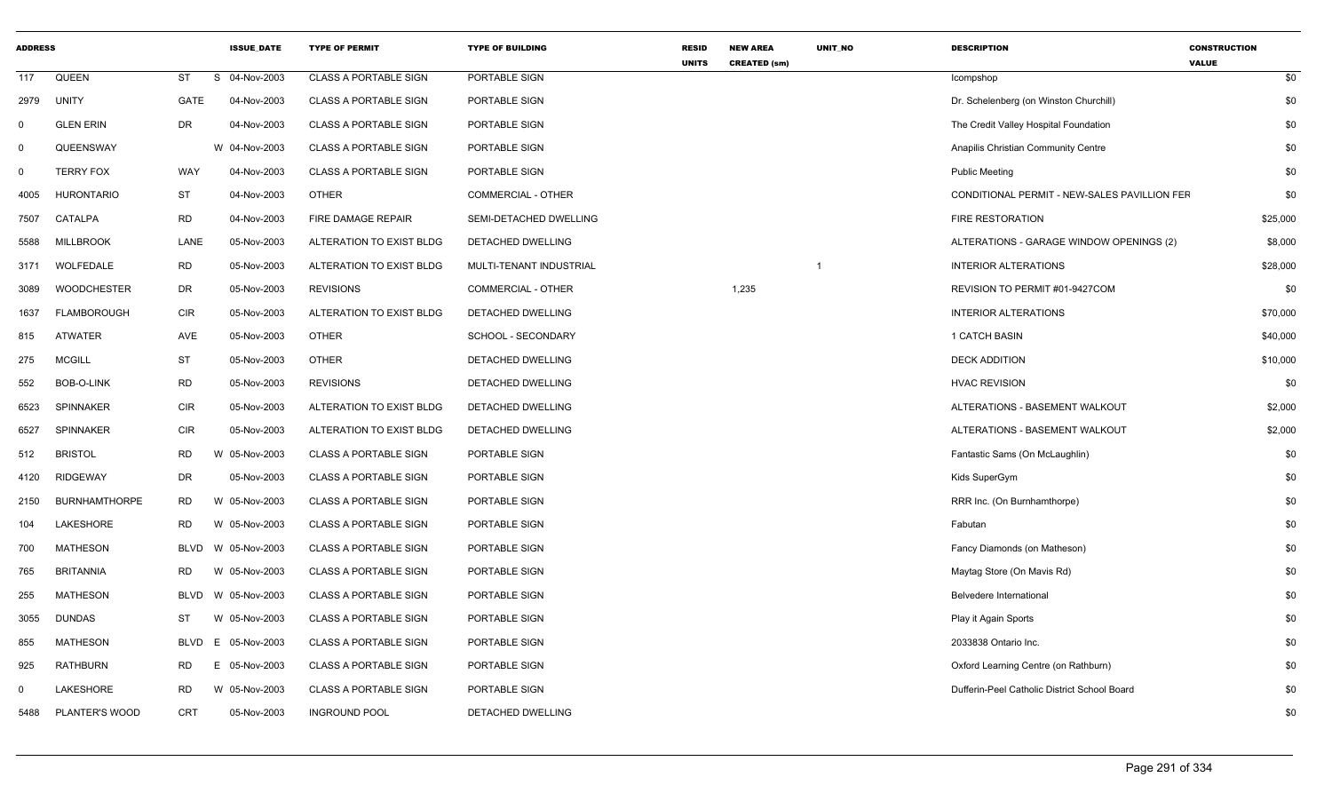| ADDRESS | | | | ISSUE_DATE | TYPE OF PERMIT | TYPE OF BUILDING | RESID UNITS | NEW AREA CREATED (sm) | UNIT_NO | DESCRIPTION | CONSTRUCTION VALUE |
|---|---|---|---|---|---|---|---|---|---|---|---|
| 117 | QUEEN | ST | S | 04-Nov-2003 | CLASS A PORTABLE SIGN | PORTABLE SIGN | | | | Icompshop | $0 |
| 2979 | UNITY | GATE | | 04-Nov-2003 | CLASS A PORTABLE SIGN | PORTABLE SIGN | | | | Dr. Schelenberg (on Winston Churchill) | $0 |
| 0 | GLEN ERIN | DR | | 04-Nov-2003 | CLASS A PORTABLE SIGN | PORTABLE SIGN | | | | The Credit Valley Hospital Foundation | $0 |
| 0 | QUEENSWAY | | W | 04-Nov-2003 | CLASS A PORTABLE SIGN | PORTABLE SIGN | | | | Anapilis Christian Community Centre | $0 |
| 0 | TERRY FOX | WAY | | 04-Nov-2003 | CLASS A PORTABLE SIGN | PORTABLE SIGN | | | | Public Meeting | $0 |
| 4005 | HURONTARIO | ST | | 04-Nov-2003 | OTHER | COMMERCIAL - OTHER | | | | CONDITIONAL PERMIT - NEW-SALES PAVILLION FER | $0 |
| 7507 | CATALPA | RD | | 04-Nov-2003 | FIRE DAMAGE REPAIR | SEMI-DETACHED DWELLING | | | | FIRE RESTORATION | $25,000 |
| 5588 | MILLBROOK | LANE | | 05-Nov-2003 | ALTERATION TO EXIST BLDG | DETACHED DWELLING | | | | ALTERATIONS - GARAGE WINDOW OPENINGS (2) | $8,000 |
| 3171 | WOLFEDALE | RD | | 05-Nov-2003 | ALTERATION TO EXIST BLDG | MULTI-TENANT INDUSTRIAL | | | 1 | INTERIOR ALTERATIONS | $28,000 |
| 3089 | WOODCHESTER | DR | | 05-Nov-2003 | REVISIONS | COMMERCIAL - OTHER | | 1,235 | | REVISION TO PERMIT #01-9427COM | $0 |
| 1637 | FLAMBOROUGH | CIR | | 05-Nov-2003 | ALTERATION TO EXIST BLDG | DETACHED DWELLING | | | | INTERIOR ALTERATIONS | $70,000 |
| 815 | ATWATER | AVE | | 05-Nov-2003 | OTHER | SCHOOL - SECONDARY | | | | 1 CATCH BASIN | $40,000 |
| 275 | MCGILL | ST | | 05-Nov-2003 | OTHER | DETACHED DWELLING | | | | DECK ADDITION | $10,000 |
| 552 | BOB-O-LINK | RD | | 05-Nov-2003 | REVISIONS | DETACHED DWELLING | | | | HVAC REVISION | $0 |
| 6523 | SPINNAKER | CIR | | 05-Nov-2003 | ALTERATION TO EXIST BLDG | DETACHED DWELLING | | | | ALTERATIONS - BASEMENT WALKOUT | $2,000 |
| 6527 | SPINNAKER | CIR | | 05-Nov-2003 | ALTERATION TO EXIST BLDG | DETACHED DWELLING | | | | ALTERATIONS - BASEMENT WALKOUT | $2,000 |
| 512 | BRISTOL | RD | W | 05-Nov-2003 | CLASS A PORTABLE SIGN | PORTABLE SIGN | | | | Fantastic Sams (On McLaughlin) | $0 |
| 4120 | RIDGEWAY | DR | | 05-Nov-2003 | CLASS A PORTABLE SIGN | PORTABLE SIGN | | | | Kids SuperGym | $0 |
| 2150 | BURNHAMTHORPE | RD | W | 05-Nov-2003 | CLASS A PORTABLE SIGN | PORTABLE SIGN | | | | RRR Inc. (On Burnhamthorpe) | $0 |
| 104 | LAKESHORE | RD | W | 05-Nov-2003 | CLASS A PORTABLE SIGN | PORTABLE SIGN | | | | Fabutan | $0 |
| 700 | MATHESON | BLVD | W | 05-Nov-2003 | CLASS A PORTABLE SIGN | PORTABLE SIGN | | | | Fancy Diamonds (on Matheson) | $0 |
| 765 | BRITANNIA | RD | W | 05-Nov-2003 | CLASS A PORTABLE SIGN | PORTABLE SIGN | | | | Maytag Store (On Mavis Rd) | $0 |
| 255 | MATHESON | BLVD | W | 05-Nov-2003 | CLASS A PORTABLE SIGN | PORTABLE SIGN | | | | Belvedere International | $0 |
| 3055 | DUNDAS | ST | W | 05-Nov-2003 | CLASS A PORTABLE SIGN | PORTABLE SIGN | | | | Play it Again Sports | $0 |
| 855 | MATHESON | BLVD | E | 05-Nov-2003 | CLASS A PORTABLE SIGN | PORTABLE SIGN | | | | 2033838 Ontario Inc. | $0 |
| 925 | RATHBURN | RD | E | 05-Nov-2003 | CLASS A PORTABLE SIGN | PORTABLE SIGN | | | | Oxford Learning Centre (on Rathburn) | $0 |
| 0 | LAKESHORE | RD | W | 05-Nov-2003 | CLASS A PORTABLE SIGN | PORTABLE SIGN | | | | Dufferin-Peel Catholic District School Board | $0 |
| 5488 | PLANTER'S WOOD | CRT | | 05-Nov-2003 | INGROUND POOL | DETACHED DWELLING | | | | | $0 |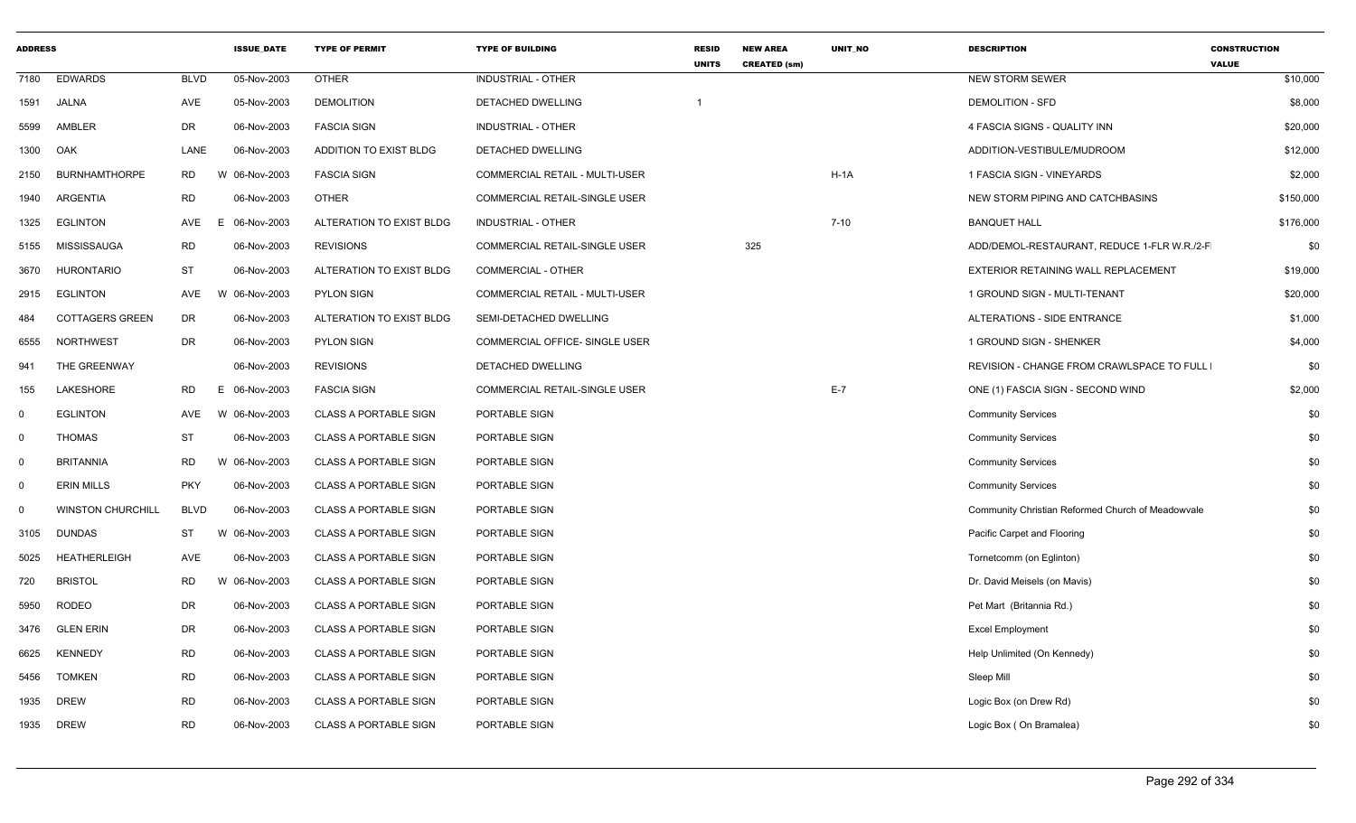| ADDRESS | | | ISSUE_DATE | TYPE OF PERMIT | TYPE OF BUILDING | RESID UNITS | NEW AREA CREATED (sm) | UNIT_NO | DESCRIPTION | CONSTRUCTION VALUE |
|---|---|---|---|---|---|---|---|---|---|---|
| 7180 | EDWARDS | BLVD | 05-Nov-2003 | OTHER | INDUSTRIAL - OTHER | | | | NEW STORM SEWER | $10,000 |
| 1591 | JALNA | AVE | 05-Nov-2003 | DEMOLITION | DETACHED DWELLING | 1 | | | DEMOLITION - SFD | $8,000 |
| 5599 | AMBLER | DR | 06-Nov-2003 | FASCIA SIGN | INDUSTRIAL - OTHER | | | | 4 FASCIA SIGNS - QUALITY INN | $20,000 |
| 1300 | OAK | LANE | 06-Nov-2003 | ADDITION TO EXIST BLDG | DETACHED DWELLING | | | | ADDITION-VESTIBULE/MUDROOM | $12,000 |
| 2150 | BURNHAMTHORPE | RD | W 06-Nov-2003 | FASCIA SIGN | COMMERCIAL RETAIL - MULTI-USER | | | H-1A | 1 FASCIA SIGN - VINEYARDS | $2,000 |
| 1940 | ARGENTIA | RD | 06-Nov-2003 | OTHER | COMMERCIAL RETAIL-SINGLE USER | | | | NEW STORM PIPING AND CATCHBASINS | $150,000 |
| 1325 | EGLINTON | AVE | E 06-Nov-2003 | ALTERATION TO EXIST BLDG | INDUSTRIAL - OTHER | | | 7-10 | BANQUET HALL | $176,000 |
| 5155 | MISSISSAUGA | RD | 06-Nov-2003 | REVISIONS | COMMERCIAL RETAIL-SINGLE USER | | 325 | | ADD/DEMOL-RESTAURANT, REDUCE 1-FLR W.R./2-F | $0 |
| 3670 | HURONTARIO | ST | 06-Nov-2003 | ALTERATION TO EXIST BLDG | COMMERCIAL - OTHER | | | | EXTERIOR RETAINING WALL REPLACEMENT | $19,000 |
| 2915 | EGLINTON | AVE | W 06-Nov-2003 | PYLON SIGN | COMMERCIAL RETAIL - MULTI-USER | | | | 1 GROUND SIGN - MULTI-TENANT | $20,000 |
| 484 | COTTAGERS GREEN | DR | 06-Nov-2003 | ALTERATION TO EXIST BLDG | SEMI-DETACHED DWELLING | | | | ALTERATIONS - SIDE ENTRANCE | $1,000 |
| 6555 | NORTHWEST | DR | 06-Nov-2003 | PYLON SIGN | COMMERCIAL OFFICE- SINGLE USER | | | | 1 GROUND SIGN - SHENKER | $4,000 |
| 941 | THE GREENWAY | | 06-Nov-2003 | REVISIONS | DETACHED DWELLING | | | | REVISION - CHANGE FROM CRAWLSPACE TO FULL I | $0 |
| 155 | LAKESHORE | RD | E 06-Nov-2003 | FASCIA SIGN | COMMERCIAL RETAIL-SINGLE USER | | | E-7 | ONE (1) FASCIA SIGN - SECOND WIND | $2,000 |
| 0 | EGLINTON | AVE | W 06-Nov-2003 | CLASS A PORTABLE SIGN | PORTABLE SIGN | | | | Community Services | $0 |
| 0 | THOMAS | ST | 06-Nov-2003 | CLASS A PORTABLE SIGN | PORTABLE SIGN | | | | Community Services | $0 |
| 0 | BRITANNIA | RD | W 06-Nov-2003 | CLASS A PORTABLE SIGN | PORTABLE SIGN | | | | Community Services | $0 |
| 0 | ERIN MILLS | PKY | 06-Nov-2003 | CLASS A PORTABLE SIGN | PORTABLE SIGN | | | | Community Services | $0 |
| 0 | WINSTON CHURCHILL | BLVD | 06-Nov-2003 | CLASS A PORTABLE SIGN | PORTABLE SIGN | | | | Community Christian Reformed Church of Meadowvale | $0 |
| 3105 | DUNDAS | ST | W 06-Nov-2003 | CLASS A PORTABLE SIGN | PORTABLE SIGN | | | | Pacific Carpet and Flooring | $0 |
| 5025 | HEATHERLEIGH | AVE | 06-Nov-2003 | CLASS A PORTABLE SIGN | PORTABLE SIGN | | | | Tornetcomm (on Eglinton) | $0 |
| 720 | BRISTOL | RD | W 06-Nov-2003 | CLASS A PORTABLE SIGN | PORTABLE SIGN | | | | Dr. David Meisels (on Mavis) | $0 |
| 5950 | RODEO | DR | 06-Nov-2003 | CLASS A PORTABLE SIGN | PORTABLE SIGN | | | | Pet Mart (Britannia Rd.) | $0 |
| 3476 | GLEN ERIN | DR | 06-Nov-2003 | CLASS A PORTABLE SIGN | PORTABLE SIGN | | | | Excel Employment | $0 |
| 6625 | KENNEDY | RD | 06-Nov-2003 | CLASS A PORTABLE SIGN | PORTABLE SIGN | | | | Help Unlimited (On Kennedy) | $0 |
| 5456 | TOMKEN | RD | 06-Nov-2003 | CLASS A PORTABLE SIGN | PORTABLE SIGN | | | | Sleep Mill | $0 |
| 1935 | DREW | RD | 06-Nov-2003 | CLASS A PORTABLE SIGN | PORTABLE SIGN | | | | Logic Box (on Drew Rd) | $0 |
| 1935 | DREW | RD | 06-Nov-2003 | CLASS A PORTABLE SIGN | PORTABLE SIGN | | | | Logic Box ( On Bramalea) | $0 |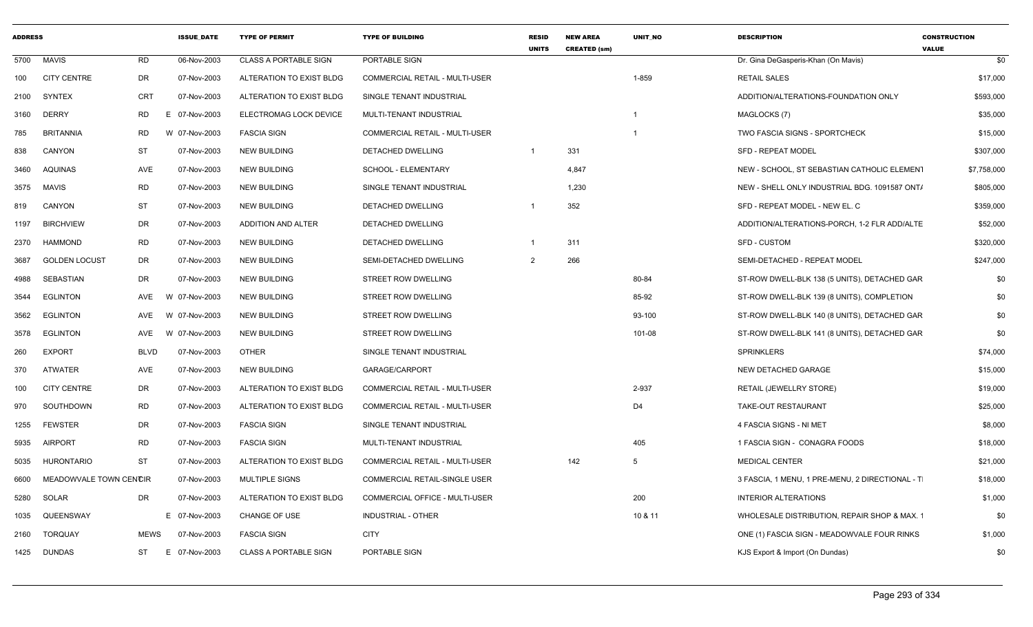| ADDRESS | | | ISSUE_DATE | TYPE OF PERMIT | TYPE OF BUILDING | RESID UNITS | NEW AREA CREATED (sm) | UNIT_NO | DESCRIPTION | CONSTRUCTION VALUE |
|---|---|---|---|---|---|---|---|---|---|---|
| 5700 | MAVIS | RD | 06-Nov-2003 | CLASS A PORTABLE SIGN | PORTABLE SIGN | | | | Dr. Gina DeGasperis-Khan (On Mavis) | $0 |
| 100 | CITY CENTRE | DR | 07-Nov-2003 | ALTERATION TO EXIST BLDG | COMMERCIAL RETAIL - MULTI-USER | | | 1-859 | RETAIL SALES | $17,000 |
| 2100 | SYNTEX | CRT | 07-Nov-2003 | ALTERATION TO EXIST BLDG | SINGLE TENANT INDUSTRIAL | | | | ADDITION/ALTERATIONS-FOUNDATION ONLY | $593,000 |
| 3160 | DERRY | RD | E 07-Nov-2003 | ELECTROMAG LOCK DEVICE | MULTI-TENANT INDUSTRIAL | | | 1 | MAGLOCKS (7) | $35,000 |
| 785 | BRITANNIA | RD | W 07-Nov-2003 | FASCIA SIGN | COMMERCIAL RETAIL - MULTI-USER | | | 1 | TWO FASCIA SIGNS - SPORTCHECK | $15,000 |
| 838 | CANYON | ST | 07-Nov-2003 | NEW BUILDING | DETACHED DWELLING | 1 | 331 | | SFD - REPEAT MODEL | $307,000 |
| 3460 | AQUINAS | AVE | 07-Nov-2003 | NEW BUILDING | SCHOOL - ELEMENTARY | | 4,847 | | NEW - SCHOOL, ST SEBASTIAN CATHOLIC ELEMENT | $7,758,000 |
| 3575 | MAVIS | RD | 07-Nov-2003 | NEW BUILDING | SINGLE TENANT INDUSTRIAL | | 1,230 | | NEW - SHELL ONLY INDUSTRIAL BDG. 1091587 ONT/ | $805,000 |
| 819 | CANYON | ST | 07-Nov-2003 | NEW BUILDING | DETACHED DWELLING | 1 | 352 | | SFD - REPEAT MODEL - NEW EL. C | $359,000 |
| 1197 | BIRCHVIEW | DR | 07-Nov-2003 | ADDITION AND ALTER | DETACHED DWELLING | | | | ADDITION/ALTERATIONS-PORCH, 1-2 FLR ADD/ALTE | $52,000 |
| 2370 | HAMMOND | RD | 07-Nov-2003 | NEW BUILDING | DETACHED DWELLING | 1 | 311 | | SFD - CUSTOM | $320,000 |
| 3687 | GOLDEN LOCUST | DR | 07-Nov-2003 | NEW BUILDING | SEMI-DETACHED DWELLING | 2 | 266 | | SEMI-DETACHED - REPEAT MODEL | $247,000 |
| 4988 | SEBASTIAN | DR | 07-Nov-2003 | NEW BUILDING | STREET ROW DWELLING | | | 80-84 | ST-ROW DWELL-BLK 138 (5 UNITS), DETACHED GAR | $0 |
| 3544 | EGLINTON | AVE | W 07-Nov-2003 | NEW BUILDING | STREET ROW DWELLING | | | 85-92 | ST-ROW DWELL-BLK 139 (8 UNITS), COMPLETION | $0 |
| 3562 | EGLINTON | AVE | W 07-Nov-2003 | NEW BUILDING | STREET ROW DWELLING | | | 93-100 | ST-ROW DWELL-BLK 140 (8 UNITS), DETACHED GAR | $0 |
| 3578 | EGLINTON | AVE | W 07-Nov-2003 | NEW BUILDING | STREET ROW DWELLING | | | 101-08 | ST-ROW DWELL-BLK 141 (8 UNITS), DETACHED GAR | $0 |
| 260 | EXPORT | BLVD | 07-Nov-2003 | OTHER | SINGLE TENANT INDUSTRIAL | | | | SPRINKLERS | $74,000 |
| 370 | ATWATER | AVE | 07-Nov-2003 | NEW BUILDING | GARAGE/CARPORT | | | | NEW DETACHED GARAGE | $15,000 |
| 100 | CITY CENTRE | DR | 07-Nov-2003 | ALTERATION TO EXIST BLDG | COMMERCIAL RETAIL - MULTI-USER | | | 2-937 | RETAIL (JEWELLRY STORE) | $19,000 |
| 970 | SOUTHDOWN | RD | 07-Nov-2003 | ALTERATION TO EXIST BLDG | COMMERCIAL RETAIL - MULTI-USER | | | D4 | TAKE-OUT RESTAURANT | $25,000 |
| 1255 | FEWSTER | DR | 07-Nov-2003 | FASCIA SIGN | SINGLE TENANT INDUSTRIAL | | | | 4 FASCIA SIGNS - NI MET | $8,000 |
| 5935 | AIRPORT | RD | 07-Nov-2003 | FASCIA SIGN | MULTI-TENANT INDUSTRIAL | | | 405 | 1 FASCIA SIGN - CONAGRA FOODS | $18,000 |
| 5035 | HURONTARIO | ST | 07-Nov-2003 | ALTERATION TO EXIST BLDG | COMMERCIAL RETAIL - MULTI-USER | | 142 | 5 | MEDICAL CENTER | $21,000 |
| 6600 | MEADOWVALE TOWN CENTCIR | | 07-Nov-2003 | MULTIPLE SIGNS | COMMERCIAL RETAIL-SINGLE USER | | | | 3 FASCIA, 1 MENU, 1 PRE-MENU, 2 DIRECTIONAL - TI | $18,000 |
| 5280 | SOLAR | DR | 07-Nov-2003 | ALTERATION TO EXIST BLDG | COMMERCIAL OFFICE - MULTI-USER | | | 200 | INTERIOR ALTERATIONS | $1,000 |
| 1035 | QUEENSWAY | | E 07-Nov-2003 | CHANGE OF USE | INDUSTRIAL - OTHER | | | 10 & 11 | WHOLESALE DISTRIBUTION, REPAIR SHOP & MAX. 1 | $0 |
| 2160 | TORQUAY | MEWS | 07-Nov-2003 | FASCIA SIGN | CITY | | | | ONE (1) FASCIA SIGN - MEADOWVALE FOUR RINKS | $1,000 |
| 1425 | DUNDAS | ST | E 07-Nov-2003 | CLASS A PORTABLE SIGN | PORTABLE SIGN | | | | KJS Export & Import (On Dundas) | $0 |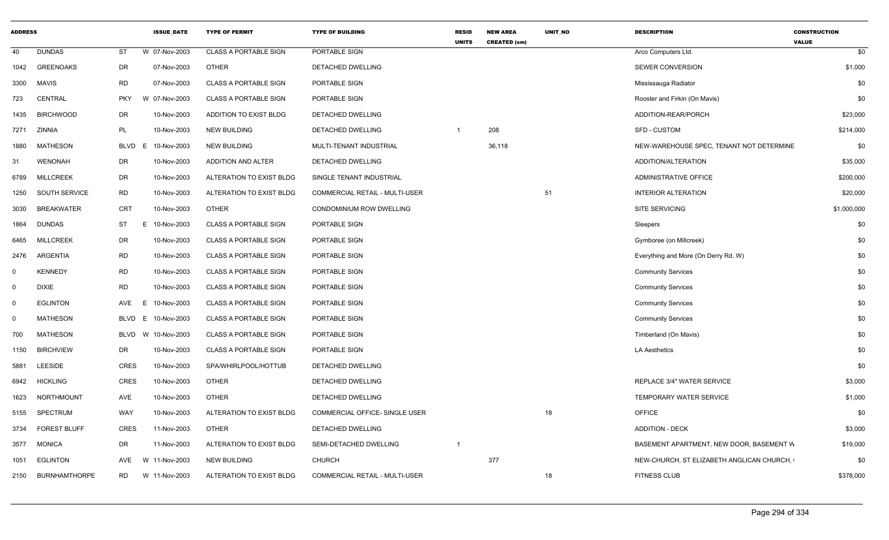| ADDRESS | | | | ISSUE_DATE | TYPE OF PERMIT | TYPE OF BUILDING | RESID UNITS | NEW AREA CREATED (sm) | UNIT_NO | DESCRIPTION | CONSTRUCTION VALUE |
|---|---|---|---|---|---|---|---|---|---|---|---|
| 40 | DUNDAS | ST | W | 07-Nov-2003 | CLASS A PORTABLE SIGN | PORTABLE SIGN | | | | Arco Computers Ltd. | $0 |
| 1042 | GREENOAKS | DR | | 07-Nov-2003 | OTHER | DETACHED DWELLING | | | | SEWER CONVERSION | $1,000 |
| 3300 | MAVIS | RD | | 07-Nov-2003 | CLASS A PORTABLE SIGN | PORTABLE SIGN | | | | Mississauga Radiator | $0 |
| 723 | CENTRAL | PKY | W | 07-Nov-2003 | CLASS A PORTABLE SIGN | PORTABLE SIGN | | | | Rooster and Firkin (On Mavis) | $0 |
| 1435 | BIRCHWOOD | DR | | 10-Nov-2003 | ADDITION TO EXIST BLDG | DETACHED DWELLING | | | | ADDITION-REAR/PORCH | $23,000 |
| 7271 | ZINNIA | PL | | 10-Nov-2003 | NEW BUILDING | DETACHED DWELLING | 1 | 208 | | SFD - CUSTOM | $214,000 |
| 1880 | MATHESON | BLVD | E | 10-Nov-2003 | NEW BUILDING | MULTI-TENANT INDUSTRIAL | | 36,118 | | NEW-WAREHOUSE SPEC, TENANT NOT DETERMINE | $0 |
| 31 | WENONAH | DR | | 10-Nov-2003 | ADDITION AND ALTER | DETACHED DWELLING | | | | ADDITION/ALTERATION | $35,000 |
| 6789 | MILLCREEK | DR | | 10-Nov-2003 | ALTERATION TO EXIST BLDG | SINGLE TENANT INDUSTRIAL | | | | ADMINISTRATIVE OFFICE | $200,000 |
| 1250 | SOUTH SERVICE | RD | | 10-Nov-2003 | ALTERATION TO EXIST BLDG | COMMERCIAL RETAIL - MULTI-USER | | | 51 | INTERIOR ALTERATION | $20,000 |
| 3030 | BREAKWATER | CRT | | 10-Nov-2003 | OTHER | CONDOMINIUM ROW DWELLING | | | | SITE SERVICING | $1,000,000 |
| 1864 | DUNDAS | ST | E | 10-Nov-2003 | CLASS A PORTABLE SIGN | PORTABLE SIGN | | | | Sleepers | $0 |
| 6465 | MILLCREEK | DR | | 10-Nov-2003 | CLASS A PORTABLE SIGN | PORTABLE SIGN | | | | Gymboree (on Millcreek) | $0 |
| 2476 | ARGENTIA | RD | | 10-Nov-2003 | CLASS A PORTABLE SIGN | PORTABLE SIGN | | | | Everything and More (On Derry Rd. W) | $0 |
| 0 | KENNEDY | RD | | 10-Nov-2003 | CLASS A PORTABLE SIGN | PORTABLE SIGN | | | | Community Services | $0 |
| 0 | DIXIE | RD | | 10-Nov-2003 | CLASS A PORTABLE SIGN | PORTABLE SIGN | | | | Community Services | $0 |
| 0 | EGLINTON | AVE | E | 10-Nov-2003 | CLASS A PORTABLE SIGN | PORTABLE SIGN | | | | Community Services | $0 |
| 0 | MATHESON | BLVD | E | 10-Nov-2003 | CLASS A PORTABLE SIGN | PORTABLE SIGN | | | | Community Services | $0 |
| 700 | MATHESON | BLVD | W | 10-Nov-2003 | CLASS A PORTABLE SIGN | PORTABLE SIGN | | | | Timberland (On Mavis) | $0 |
| 1150 | BIRCHVIEW | DR | | 10-Nov-2003 | CLASS A PORTABLE SIGN | PORTABLE SIGN | | | | LA Aesthetics | $0 |
| 5881 | LEESIDE | CRES | | 10-Nov-2003 | SPA/WHIRLPOOL/HOTTUB | DETACHED DWELLING | | | | | $0 |
| 6942 | HICKLING | CRES | | 10-Nov-2003 | OTHER | DETACHED DWELLING | | | | REPLACE 3/4" WATER SERVICE | $3,000 |
| 1623 | NORTHMOUNT | AVE | | 10-Nov-2003 | OTHER | DETACHED DWELLING | | | | TEMPORARY WATER SERVICE | $1,000 |
| 5155 | SPECTRUM | WAY | | 10-Nov-2003 | ALTERATION TO EXIST BLDG | COMMERCIAL OFFICE- SINGLE USER | | | 18 | OFFICE | $0 |
| 3734 | FOREST BLUFF | CRES | | 11-Nov-2003 | OTHER | DETACHED DWELLING | | | | ADDITION - DECK | $3,000 |
| 3577 | MONICA | DR | | 11-Nov-2003 | ALTERATION TO EXIST BLDG | SEMI-DETACHED DWELLING | 1 | | | BASEMENT APARTMENT, NEW DOOR, BASEMENT W | $19,000 |
| 1051 | EGLINTON | AVE | W | 11-Nov-2003 | NEW BUILDING | CHURCH | | 377 | | NEW-CHURCH, ST ELIZABETH ANGLICAN CHURCH, | $0 |
| 2150 | BURNHAMTHORPE | RD | W | 11-Nov-2003 | ALTERATION TO EXIST BLDG | COMMERCIAL RETAIL - MULTI-USER | | | 18 | FITNESS CLUB | $378,000 |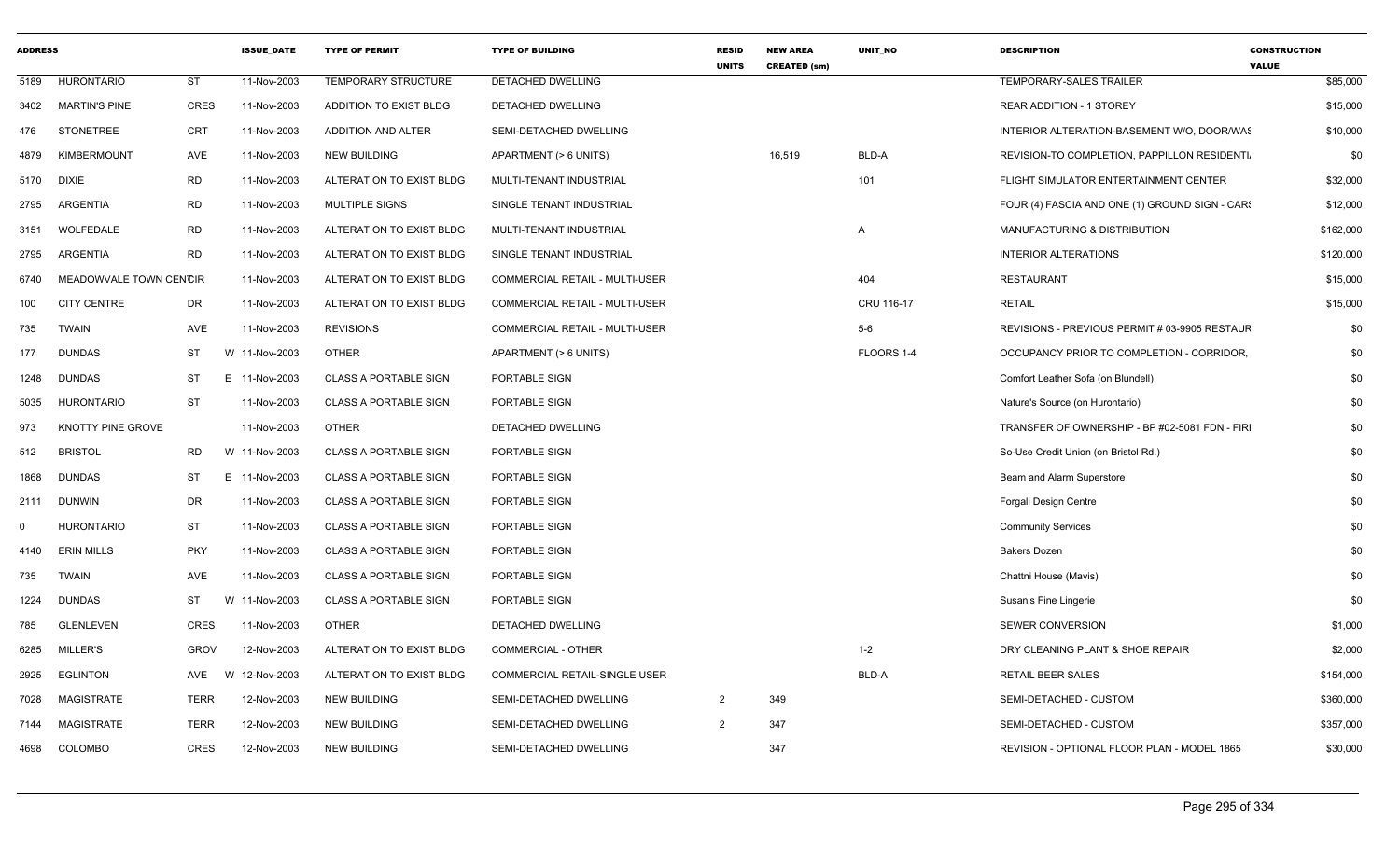| ADDRESS | | | ISSUE_DATE | TYPE OF PERMIT | TYPE OF BUILDING | RESID UNITS | NEW AREA CREATED (sm) | UNIT_NO | DESCRIPTION | CONSTRUCTION VALUE |
|---|---|---|---|---|---|---|---|---|---|---|
| 5189 | HURONTARIO | ST | 11-Nov-2003 | TEMPORARY STRUCTURE | DETACHED DWELLING | | | | TEMPORARY-SALES TRAILER | $85,000 |
| 3402 | MARTIN'S PINE | CRES | 11-Nov-2003 | ADDITION TO EXIST BLDG | DETACHED DWELLING | | | | REAR ADDITION - 1 STOREY | $15,000 |
| 476 | STONETREE | CRT | 11-Nov-2003 | ADDITION AND ALTER | SEMI-DETACHED DWELLING | | | | INTERIOR ALTERATION-BASEMENT W/O, DOOR/WAS | $10,000 |
| 4879 | KIMBERMOUNT | AVE | 11-Nov-2003 | NEW BUILDING | APARTMENT (> 6 UNITS) | | 16,519 | BLD-A | REVISION-TO COMPLETION, PAPPILLON RESIDENTI | $0 |
| 5170 | DIXIE | RD | 11-Nov-2003 | ALTERATION TO EXIST BLDG | MULTI-TENANT INDUSTRIAL | | | 101 | FLIGHT SIMULATOR ENTERTAINMENT CENTER | $32,000 |
| 2795 | ARGENTIA | RD | 11-Nov-2003 | MULTIPLE SIGNS | SINGLE TENANT INDUSTRIAL | | | | FOUR (4) FASCIA AND ONE (1) GROUND SIGN - CARS | $12,000 |
| 3151 | WOLFEDALE | RD | 11-Nov-2003 | ALTERATION TO EXIST BLDG | MULTI-TENANT INDUSTRIAL | | | A | MANUFACTURING & DISTRIBUTION | $162,000 |
| 2795 | ARGENTIA | RD | 11-Nov-2003 | ALTERATION TO EXIST BLDG | SINGLE TENANT INDUSTRIAL | | | | INTERIOR ALTERATIONS | $120,000 |
| 6740 | MEADOWVALE TOWN CENTRE | CIR | 11-Nov-2003 | ALTERATION TO EXIST BLDG | COMMERCIAL RETAIL - MULTI-USER | | | 404 | RESTAURANT | $15,000 |
| 100 | CITY CENTRE | DR | 11-Nov-2003 | ALTERATION TO EXIST BLDG | COMMERCIAL RETAIL - MULTI-USER | | | CRU 116-17 | RETAIL | $15,000 |
| 735 | TWAIN | AVE | 11-Nov-2003 | REVISIONS | COMMERCIAL RETAIL - MULTI-USER | | | 5-6 | REVISIONS - PREVIOUS PERMIT # 03-9905 RESTAUR | $0 |
| 177 | DUNDAS | ST W | 11-Nov-2003 | OTHER | APARTMENT (> 6 UNITS) | | | FLOORS 1-4 | OCCUPANCY PRIOR TO COMPLETION - CORRIDOR, | $0 |
| 1248 | DUNDAS | ST E | 11-Nov-2003 | CLASS A PORTABLE SIGN | PORTABLE SIGN | | | | Comfort Leather Sofa (on Blundell) | $0 |
| 5035 | HURONTARIO | ST | 11-Nov-2003 | CLASS A PORTABLE SIGN | PORTABLE SIGN | | | | Nature's Source (on Hurontario) | $0 |
| 973 | KNOTTY PINE GROVE | | 11-Nov-2003 | OTHER | DETACHED DWELLING | | | | TRANSFER OF OWNERSHIP - BP #02-5081 FDN - FIRI | $0 |
| 512 | BRISTOL | RD W | 11-Nov-2003 | CLASS A PORTABLE SIGN | PORTABLE SIGN | | | | So-Use Credit Union (on Bristol Rd.) | $0 |
| 1868 | DUNDAS | ST E | 11-Nov-2003 | CLASS A PORTABLE SIGN | PORTABLE SIGN | | | | Beam and Alarm Superstore | $0 |
| 2111 | DUNWIN | DR | 11-Nov-2003 | CLASS A PORTABLE SIGN | PORTABLE SIGN | | | | Forgali Design Centre | $0 |
| 0 | HURONTARIO | ST | 11-Nov-2003 | CLASS A PORTABLE SIGN | PORTABLE SIGN | | | | Community Services | $0 |
| 4140 | ERIN MILLS | PKY | 11-Nov-2003 | CLASS A PORTABLE SIGN | PORTABLE SIGN | | | | Bakers Dozen | $0 |
| 735 | TWAIN | AVE | 11-Nov-2003 | CLASS A PORTABLE SIGN | PORTABLE SIGN | | | | Chattni House (Mavis) | $0 |
| 1224 | DUNDAS | ST W | 11-Nov-2003 | CLASS A PORTABLE SIGN | PORTABLE SIGN | | | | Susan's Fine Lingerie | $0 |
| 785 | GLENLEVEN | CRES | 11-Nov-2003 | OTHER | DETACHED DWELLING | | | | SEWER CONVERSION | $1,000 |
| 6285 | MILLER'S | GROV | 12-Nov-2003 | ALTERATION TO EXIST BLDG | COMMERCIAL - OTHER | | | 1-2 | DRY CLEANING PLANT & SHOE REPAIR | $2,000 |
| 2925 | EGLINTON | AVE W | 12-Nov-2003 | ALTERATION TO EXIST BLDG | COMMERCIAL RETAIL-SINGLE USER | | | BLD-A | RETAIL BEER SALES | $154,000 |
| 7028 | MAGISTRATE | TERR | 12-Nov-2003 | NEW BUILDING | SEMI-DETACHED DWELLING | 2 | 349 | | SEMI-DETACHED - CUSTOM | $360,000 |
| 7144 | MAGISTRATE | TERR | 12-Nov-2003 | NEW BUILDING | SEMI-DETACHED DWELLING | 2 | 347 | | SEMI-DETACHED - CUSTOM | $357,000 |
| 4698 | COLOMBO | CRES | 12-Nov-2003 | NEW BUILDING | SEMI-DETACHED DWELLING | | 347 | | REVISION - OPTIONAL FLOOR PLAN - MODEL 1865 | $30,000 |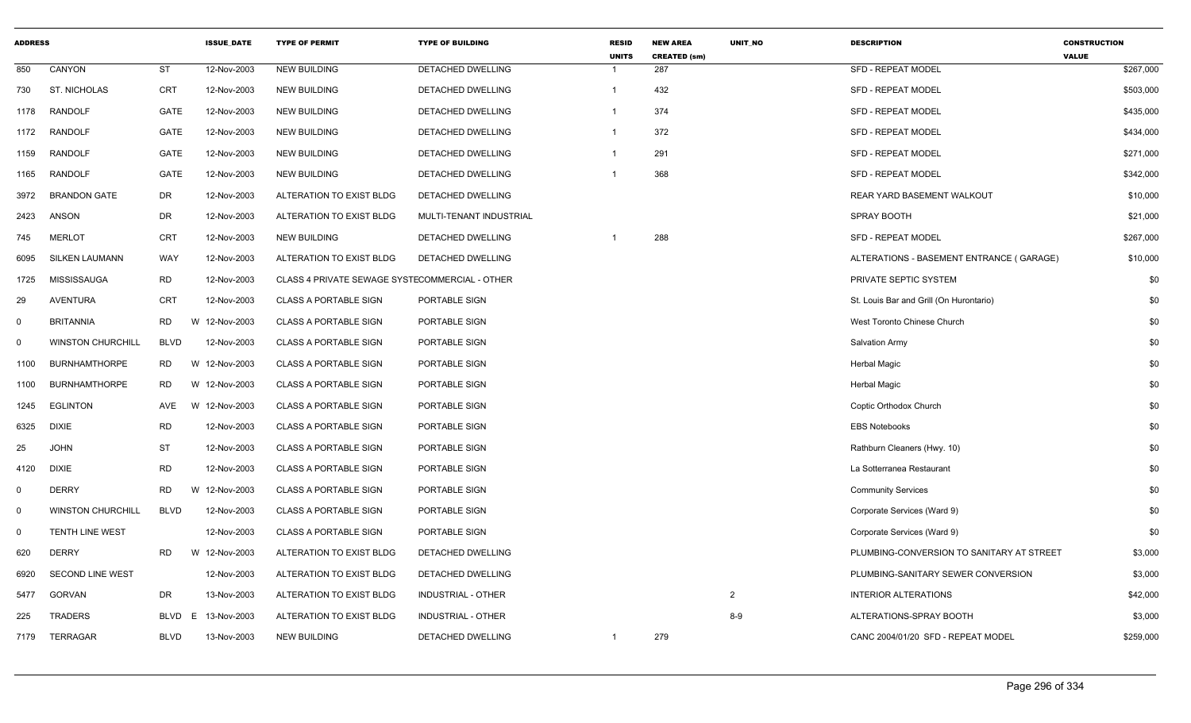| ADDRESS | | | ISSUE_DATE | TYPE OF PERMIT | TYPE OF BUILDING | RESID UNITS | NEW AREA CREATED (sm) | UNIT_NO | DESCRIPTION | CONSTRUCTION VALUE |
|---|---|---|---|---|---|---|---|---|---|---|
| 850 | CANYON | ST | 12-Nov-2003 | NEW BUILDING | DETACHED DWELLING | 1 | 287 | | SFD - REPEAT MODEL | $267,000 |
| 730 | ST. NICHOLAS | CRT | 12-Nov-2003 | NEW BUILDING | DETACHED DWELLING | 1 | 432 | | SFD - REPEAT MODEL | $503,000 |
| 1178 | RANDOLF | GATE | 12-Nov-2003 | NEW BUILDING | DETACHED DWELLING | 1 | 374 | | SFD - REPEAT MODEL | $435,000 |
| 1172 | RANDOLF | GATE | 12-Nov-2003 | NEW BUILDING | DETACHED DWELLING | 1 | 372 | | SFD - REPEAT MODEL | $434,000 |
| 1159 | RANDOLF | GATE | 12-Nov-2003 | NEW BUILDING | DETACHED DWELLING | 1 | 291 | | SFD - REPEAT MODEL | $271,000 |
| 1165 | RANDOLF | GATE | 12-Nov-2003 | NEW BUILDING | DETACHED DWELLING | 1 | 368 | | SFD - REPEAT MODEL | $342,000 |
| 3972 | BRANDON GATE | DR | 12-Nov-2003 | ALTERATION TO EXIST BLDG | DETACHED DWELLING | | | | REAR YARD BASEMENT WALKOUT | $10,000 |
| 2423 | ANSON | DR | 12-Nov-2003 | ALTERATION TO EXIST BLDG | MULTI-TENANT INDUSTRIAL | | | | SPRAY BOOTH | $21,000 |
| 745 | MERLOT | CRT | 12-Nov-2003 | NEW BUILDING | DETACHED DWELLING | 1 | 288 | | SFD - REPEAT MODEL | $267,000 |
| 6095 | SILKEN LAUMANN | WAY | 12-Nov-2003 | ALTERATION TO EXIST BLDG | DETACHED DWELLING | | | | ALTERATIONS - BASEMENT ENTRANCE ( GARAGE) | $10,000 |
| 1725 | MISSISSAUGA | RD | 12-Nov-2003 | CLASS 4 PRIVATE SEWAGE SYSTE | COMMERCIAL - OTHER | | | | PRIVATE SEPTIC SYSTEM | $0 |
| 29 | AVENTURA | CRT | 12-Nov-2003 | CLASS A PORTABLE SIGN | PORTABLE SIGN | | | | St. Louis Bar and Grill (On Hurontario) | $0 |
| 0 | BRITANNIA | RD | W 12-Nov-2003 | CLASS A PORTABLE SIGN | PORTABLE SIGN | | | | West Toronto Chinese Church | $0 |
| 0 | WINSTON CHURCHILL | BLVD | 12-Nov-2003 | CLASS A PORTABLE SIGN | PORTABLE SIGN | | | | Salvation Army | $0 |
| 1100 | BURNHAMTHORPE | RD | W 12-Nov-2003 | CLASS A PORTABLE SIGN | PORTABLE SIGN | | | | Herbal Magic | $0 |
| 1100 | BURNHAMTHORPE | RD | W 12-Nov-2003 | CLASS A PORTABLE SIGN | PORTABLE SIGN | | | | Herbal Magic | $0 |
| 1245 | EGLINTON | AVE | W 12-Nov-2003 | CLASS A PORTABLE SIGN | PORTABLE SIGN | | | | Coptic Orthodox Church | $0 |
| 6325 | DIXIE | RD | 12-Nov-2003 | CLASS A PORTABLE SIGN | PORTABLE SIGN | | | | EBS Notebooks | $0 |
| 25 | JOHN | ST | 12-Nov-2003 | CLASS A PORTABLE SIGN | PORTABLE SIGN | | | | Rathburn Cleaners (Hwy. 10) | $0 |
| 4120 | DIXIE | RD | 12-Nov-2003 | CLASS A PORTABLE SIGN | PORTABLE SIGN | | | | La Sotterranea Restaurant | $0 |
| 0 | DERRY | RD | W 12-Nov-2003 | CLASS A PORTABLE SIGN | PORTABLE SIGN | | | | Community Services | $0 |
| 0 | WINSTON CHURCHILL | BLVD | 12-Nov-2003 | CLASS A PORTABLE SIGN | PORTABLE SIGN | | | | Corporate Services (Ward 9) | $0 |
| 0 | TENTH LINE WEST | | 12-Nov-2003 | CLASS A PORTABLE SIGN | PORTABLE SIGN | | | | Corporate Services (Ward 9) | $0 |
| 620 | DERRY | RD | W 12-Nov-2003 | ALTERATION TO EXIST BLDG | DETACHED DWELLING | | | | PLUMBING-CONVERSION TO SANITARY AT STREET | $3,000 |
| 6920 | SECOND LINE WEST | | 12-Nov-2003 | ALTERATION TO EXIST BLDG | DETACHED DWELLING | | | | PLUMBING-SANITARY SEWER CONVERSION | $3,000 |
| 5477 | GORVAN | DR | 13-Nov-2003 | ALTERATION TO EXIST BLDG | INDUSTRIAL - OTHER | | | 2 | INTERIOR ALTERATIONS | $42,000 |
| 225 | TRADERS | BLVD | E 13-Nov-2003 | ALTERATION TO EXIST BLDG | INDUSTRIAL - OTHER | | | 8-9 | ALTERATIONS-SPRAY BOOTH | $3,000 |
| 7179 | TERRAGAR | BLVD | 13-Nov-2003 | NEW BUILDING | DETACHED DWELLING | 1 | 279 | | CANC 2004/01/20 SFD - REPEAT MODEL | $259,000 |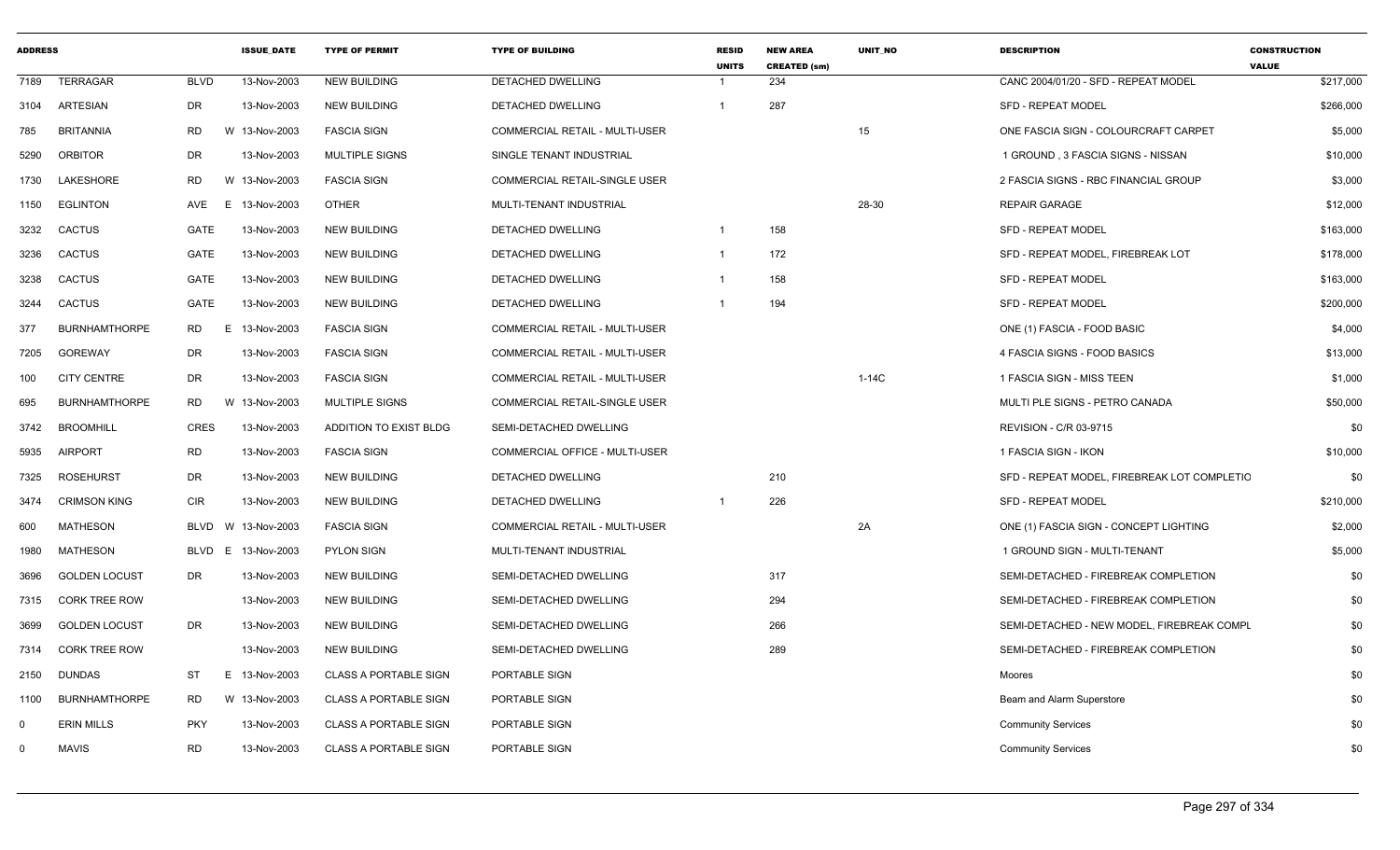| ADDRESS | | | ISSUE_DATE | TYPE OF PERMIT | TYPE OF BUILDING | RESID UNITS | NEW AREA CREATED (sm) | UNIT_NO | DESCRIPTION | CONSTRUCTION VALUE |
|---|---|---|---|---|---|---|---|---|---|---|
| 7189 | TERRAGAR | BLVD | 13-Nov-2003 | NEW BUILDING | DETACHED DWELLING | 1 | 234 | | CANC 2004/01/20 - SFD - REPEAT MODEL | $217,000 |
| 3104 | ARTESIAN | DR | 13-Nov-2003 | NEW BUILDING | DETACHED DWELLING | 1 | 287 | | SFD - REPEAT MODEL | $266,000 |
| 785 | BRITANNIA | RD | W 13-Nov-2003 | FASCIA SIGN | COMMERCIAL RETAIL - MULTI-USER | | | 15 | ONE FASCIA SIGN - COLOURCRAFT CARPET | $5,000 |
| 5290 | ORBITOR | DR | 13-Nov-2003 | MULTIPLE SIGNS | SINGLE TENANT INDUSTRIAL | | | | 1 GROUND , 3 FASCIA SIGNS - NISSAN | $10,000 |
| 1730 | LAKESHORE | RD | W 13-Nov-2003 | FASCIA SIGN | COMMERCIAL RETAIL-SINGLE USER | | | | 2 FASCIA SIGNS - RBC FINANCIAL GROUP | $3,000 |
| 1150 | EGLINTON | AVE | E 13-Nov-2003 | OTHER | MULTI-TENANT INDUSTRIAL | | | 28-30 | REPAIR GARAGE | $12,000 |
| 3232 | CACTUS | GATE | 13-Nov-2003 | NEW BUILDING | DETACHED DWELLING | 1 | 158 | | SFD - REPEAT MODEL | $163,000 |
| 3236 | CACTUS | GATE | 13-Nov-2003 | NEW BUILDING | DETACHED DWELLING | 1 | 172 | | SFD - REPEAT MODEL, FIREBREAK LOT | $178,000 |
| 3238 | CACTUS | GATE | 13-Nov-2003 | NEW BUILDING | DETACHED DWELLING | 1 | 158 | | SFD - REPEAT MODEL | $163,000 |
| 3244 | CACTUS | GATE | 13-Nov-2003 | NEW BUILDING | DETACHED DWELLING | 1 | 194 | | SFD - REPEAT MODEL | $200,000 |
| 377 | BURNHAMTHORPE | RD | E 13-Nov-2003 | FASCIA SIGN | COMMERCIAL RETAIL - MULTI-USER | | | | ONE (1) FASCIA - FOOD BASIC | $4,000 |
| 7205 | GOREWAY | DR | 13-Nov-2003 | FASCIA SIGN | COMMERCIAL RETAIL - MULTI-USER | | | | 4 FASCIA SIGNS - FOOD BASICS | $13,000 |
| 100 | CITY CENTRE | DR | 13-Nov-2003 | FASCIA SIGN | COMMERCIAL RETAIL - MULTI-USER | | | 1-14C | 1 FASCIA SIGN - MISS TEEN | $1,000 |
| 695 | BURNHAMTHORPE | RD | W 13-Nov-2003 | MULTIPLE SIGNS | COMMERCIAL RETAIL-SINGLE USER | | | | MULTI PLE SIGNS - PETRO CANADA | $50,000 |
| 3742 | BROOMHILL | CRES | 13-Nov-2003 | ADDITION TO EXIST BLDG | SEMI-DETACHED DWELLING | | | | REVISION - C/R 03-9715 | $0 |
| 5935 | AIRPORT | RD | 13-Nov-2003 | FASCIA SIGN | COMMERCIAL OFFICE - MULTI-USER | | | | 1 FASCIA SIGN - IKON | $10,000 |
| 7325 | ROSEHURST | DR | 13-Nov-2003 | NEW BUILDING | DETACHED DWELLING | | 210 | | SFD - REPEAT MODEL, FIREBREAK LOT COMPLETIO | $0 |
| 3474 | CRIMSON KING | CIR | 13-Nov-2003 | NEW BUILDING | DETACHED DWELLING | 1 | 226 | | SFD - REPEAT MODEL | $210,000 |
| 600 | MATHESON | BLVD | W 13-Nov-2003 | FASCIA SIGN | COMMERCIAL RETAIL - MULTI-USER | | | 2A | ONE (1) FASCIA SIGN - CONCEPT LIGHTING | $2,000 |
| 1980 | MATHESON | BLVD | E 13-Nov-2003 | PYLON SIGN | MULTI-TENANT INDUSTRIAL | | | | 1 GROUND SIGN - MULTI-TENANT | $5,000 |
| 3696 | GOLDEN LOCUST | DR | 13-Nov-2003 | NEW BUILDING | SEMI-DETACHED DWELLING | | 317 | | SEMI-DETACHED - FIREBREAK COMPLETION | $0 |
| 7315 | CORK TREE ROW | | 13-Nov-2003 | NEW BUILDING | SEMI-DETACHED DWELLING | | 294 | | SEMI-DETACHED - FIREBREAK COMPLETION | $0 |
| 3699 | GOLDEN LOCUST | DR | 13-Nov-2003 | NEW BUILDING | SEMI-DETACHED DWELLING | | 266 | | SEMI-DETACHED - NEW MODEL, FIREBREAK COMPL | $0 |
| 7314 | CORK TREE ROW | | 13-Nov-2003 | NEW BUILDING | SEMI-DETACHED DWELLING | | 289 | | SEMI-DETACHED - FIREBREAK COMPLETION | $0 |
| 2150 | DUNDAS | ST | E 13-Nov-2003 | CLASS A PORTABLE SIGN | PORTABLE SIGN | | | | Moores | $0 |
| 1100 | BURNHAMTHORPE | RD | W 13-Nov-2003 | CLASS A PORTABLE SIGN | PORTABLE SIGN | | | | Beam and Alarm Superstore | $0 |
| 0 | ERIN MILLS | PKY | 13-Nov-2003 | CLASS A PORTABLE SIGN | PORTABLE SIGN | | | | Community Services | $0 |
| 0 | MAVIS | RD | 13-Nov-2003 | CLASS A PORTABLE SIGN | PORTABLE SIGN | | | | Community Services | $0 |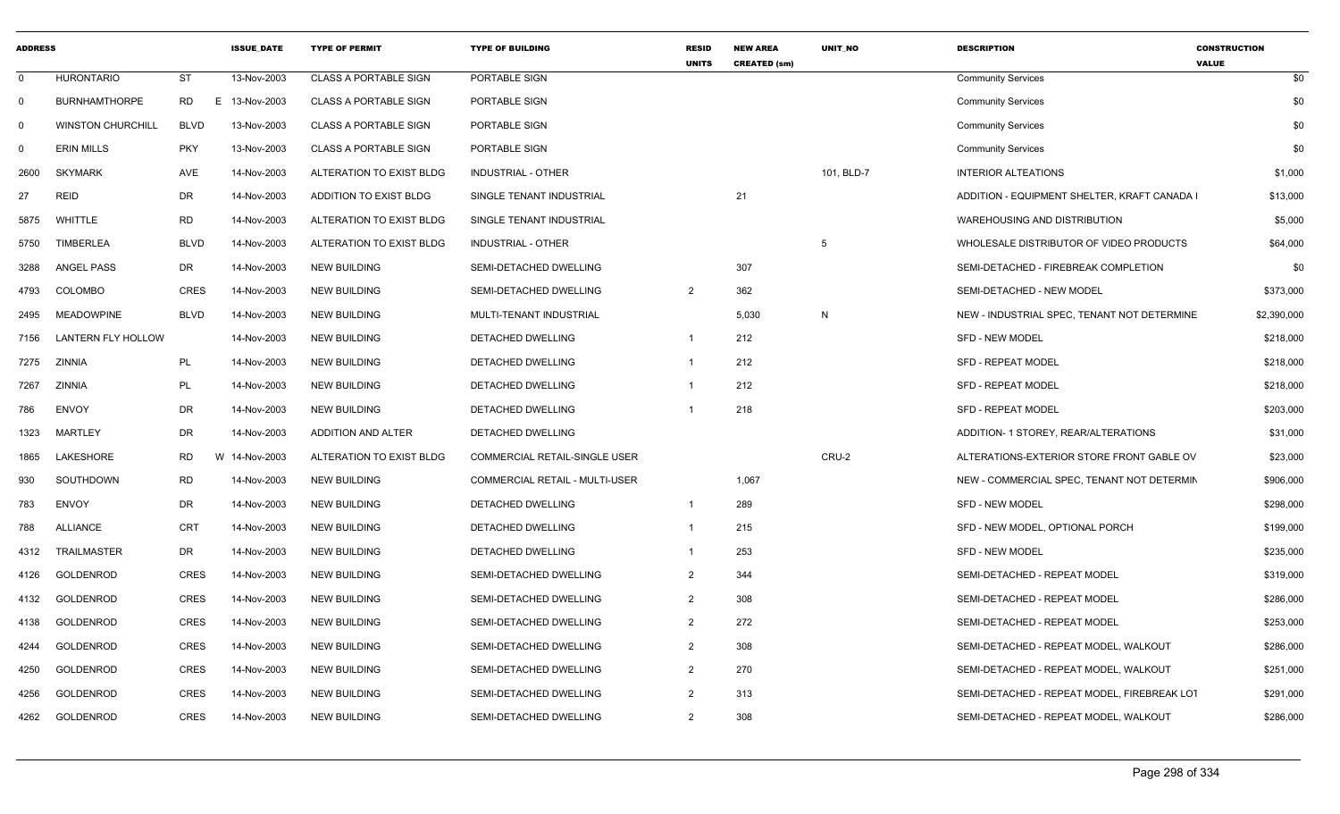| ADDRESS | | | ISSUE_DATE | TYPE OF PERMIT | TYPE OF BUILDING | RESID UNITS | NEW AREA CREATED (sm) | UNIT_NO | DESCRIPTION | CONSTRUCTION VALUE |
|---|---|---|---|---|---|---|---|---|---|---|
| 0 | HURONTARIO | ST | 13-Nov-2003 | CLASS A PORTABLE SIGN | PORTABLE SIGN | | | | Community Services | $0 |
| 0 | BURNHAMTHORPE | RD E | 13-Nov-2003 | CLASS A PORTABLE SIGN | PORTABLE SIGN | | | | Community Services | $0 |
| 0 | WINSTON CHURCHILL | BLVD | 13-Nov-2003 | CLASS A PORTABLE SIGN | PORTABLE SIGN | | | | Community Services | $0 |
| 0 | ERIN MILLS | PKY | 13-Nov-2003 | CLASS A PORTABLE SIGN | PORTABLE SIGN | | | | Community Services | $0 |
| 2600 | SKYMARK | AVE | 14-Nov-2003 | ALTERATION TO EXIST BLDG | INDUSTRIAL - OTHER | | | 101, BLD-7 | INTERIOR ALTEATIONS | $1,000 |
| 27 | REID | DR | 14-Nov-2003 | ADDITION TO EXIST BLDG | SINGLE TENANT INDUSTRIAL | | 21 | | ADDITION - EQUIPMENT SHELTER, KRAFT CANADA I | $13,000 |
| 5875 | WHITTLE | RD | 14-Nov-2003 | ALTERATION TO EXIST BLDG | SINGLE TENANT INDUSTRIAL | | | | WAREHOUSING AND DISTRIBUTION | $5,000 |
| 5750 | TIMBERLEA | BLVD | 14-Nov-2003 | ALTERATION TO EXIST BLDG | INDUSTRIAL - OTHER | | | 5 | WHOLESALE DISTRIBUTOR OF VIDEO PRODUCTS | $64,000 |
| 3288 | ANGEL PASS | DR | 14-Nov-2003 | NEW BUILDING | SEMI-DETACHED DWELLING | | 307 | | SEMI-DETACHED - FIREBREAK COMPLETION | $0 |
| 4793 | COLOMBO | CRES | 14-Nov-2003 | NEW BUILDING | SEMI-DETACHED DWELLING | 2 | 362 | | SEMI-DETACHED - NEW MODEL | $373,000 |
| 2495 | MEADOWPINE | BLVD | 14-Nov-2003 | NEW BUILDING | MULTI-TENANT INDUSTRIAL | | 5,030 | N | NEW - INDUSTRIAL SPEC, TENANT NOT DETERMINE | $2,390,000 |
| 7156 | LANTERN FLY HOLLOW | | 14-Nov-2003 | NEW BUILDING | DETACHED DWELLING | 1 | 212 | | SFD - NEW MODEL | $218,000 |
| 7275 | ZINNIA | PL | 14-Nov-2003 | NEW BUILDING | DETACHED DWELLING | 1 | 212 | | SFD - REPEAT MODEL | $218,000 |
| 7267 | ZINNIA | PL | 14-Nov-2003 | NEW BUILDING | DETACHED DWELLING | 1 | 212 | | SFD - REPEAT MODEL | $218,000 |
| 786 | ENVOY | DR | 14-Nov-2003 | NEW BUILDING | DETACHED DWELLING | 1 | 218 | | SFD - REPEAT MODEL | $203,000 |
| 1323 | MARTLEY | DR | 14-Nov-2003 | ADDITION AND ALTER | DETACHED DWELLING | | | | ADDITION- 1 STOREY, REAR/ALTERATIONS | $31,000 |
| 1865 | LAKESHORE | RD W | 14-Nov-2003 | ALTERATION TO EXIST BLDG | COMMERCIAL RETAIL-SINGLE USER | | | CRU-2 | ALTERATIONS-EXTERIOR STORE FRONT GABLE OV | $23,000 |
| 930 | SOUTHDOWN | RD | 14-Nov-2003 | NEW BUILDING | COMMERCIAL RETAIL - MULTI-USER | | 1,067 | | NEW - COMMERCIAL SPEC, TENANT NOT DETERMIN | $906,000 |
| 783 | ENVOY | DR | 14-Nov-2003 | NEW BUILDING | DETACHED DWELLING | 1 | 289 | | SFD - NEW MODEL | $298,000 |
| 788 | ALLIANCE | CRT | 14-Nov-2003 | NEW BUILDING | DETACHED DWELLING | 1 | 215 | | SFD - NEW MODEL, OPTIONAL PORCH | $199,000 |
| 4312 | TRAILMASTER | DR | 14-Nov-2003 | NEW BUILDING | DETACHED DWELLING | 1 | 253 | | SFD - NEW MODEL | $235,000 |
| 4126 | GOLDENROD | CRES | 14-Nov-2003 | NEW BUILDING | SEMI-DETACHED DWELLING | 2 | 344 | | SEMI-DETACHED - REPEAT MODEL | $319,000 |
| 4132 | GOLDENROD | CRES | 14-Nov-2003 | NEW BUILDING | SEMI-DETACHED DWELLING | 2 | 308 | | SEMI-DETACHED - REPEAT MODEL | $286,000 |
| 4138 | GOLDENROD | CRES | 14-Nov-2003 | NEW BUILDING | SEMI-DETACHED DWELLING | 2 | 272 | | SEMI-DETACHED - REPEAT MODEL | $253,000 |
| 4244 | GOLDENROD | CRES | 14-Nov-2003 | NEW BUILDING | SEMI-DETACHED DWELLING | 2 | 308 | | SEMI-DETACHED - REPEAT MODEL, WALKOUT | $286,000 |
| 4250 | GOLDENROD | CRES | 14-Nov-2003 | NEW BUILDING | SEMI-DETACHED DWELLING | 2 | 270 | | SEMI-DETACHED - REPEAT MODEL, WALKOUT | $251,000 |
| 4256 | GOLDENROD | CRES | 14-Nov-2003 | NEW BUILDING | SEMI-DETACHED DWELLING | 2 | 313 | | SEMI-DETACHED - REPEAT MODEL, FIREBREAK LOT | $291,000 |
| 4262 | GOLDENROD | CRES | 14-Nov-2003 | NEW BUILDING | SEMI-DETACHED DWELLING | 2 | 308 | | SEMI-DETACHED - REPEAT MODEL, WALKOUT | $286,000 |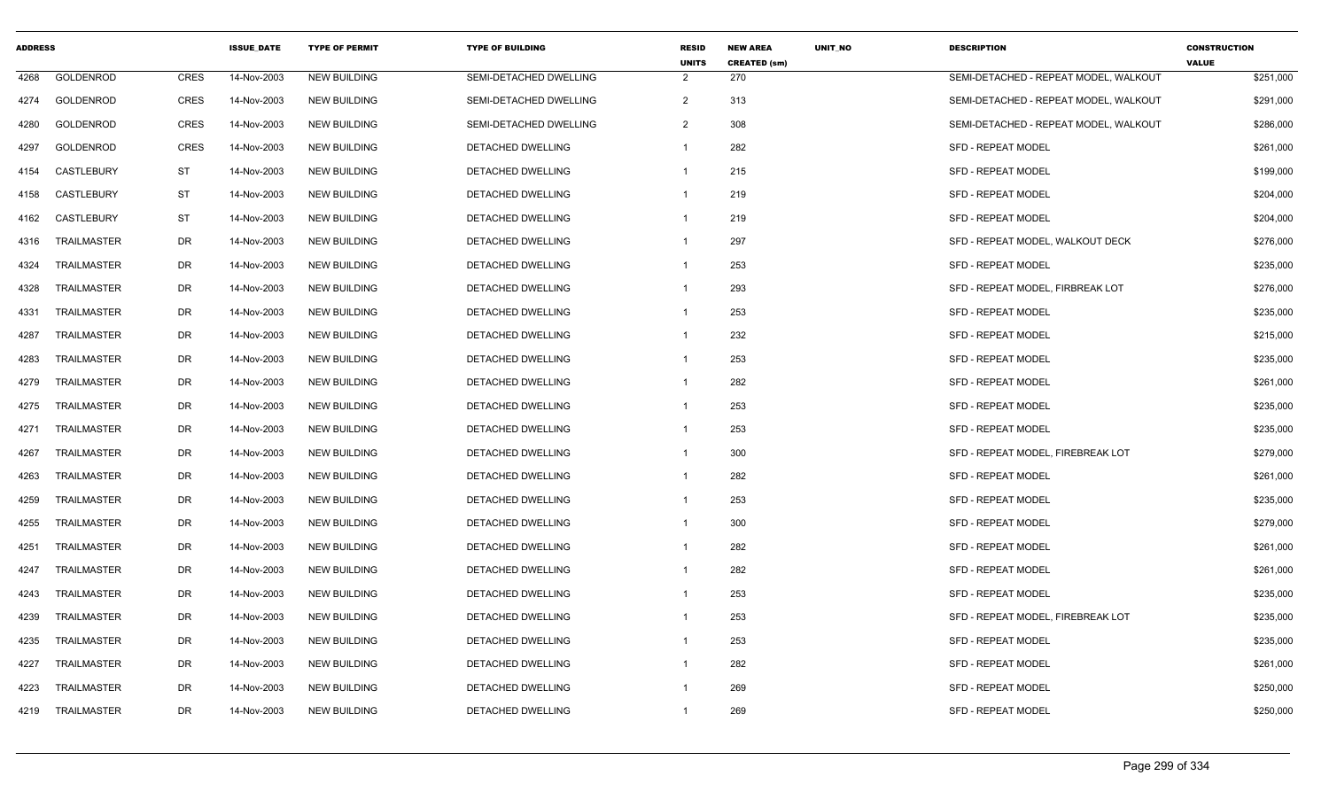| ADDRESS | | | ISSUE_DATE | TYPE OF PERMIT | TYPE OF BUILDING | RESID UNITS | NEW AREA CREATED (sm) | UNIT_NO | DESCRIPTION | CONSTRUCTION VALUE |
|---|---|---|---|---|---|---|---|---|---|---|
| 4268 | GOLDENROD | CRES | 14-Nov-2003 | NEW BUILDING | SEMI-DETACHED DWELLING | 2 | 270 | | SEMI-DETACHED - REPEAT MODEL, WALKOUT | $251,000 |
| 4274 | GOLDENROD | CRES | 14-Nov-2003 | NEW BUILDING | SEMI-DETACHED DWELLING | 2 | 313 | | SEMI-DETACHED - REPEAT MODEL, WALKOUT | $291,000 |
| 4280 | GOLDENROD | CRES | 14-Nov-2003 | NEW BUILDING | SEMI-DETACHED DWELLING | 2 | 308 | | SEMI-DETACHED - REPEAT MODEL, WALKOUT | $286,000 |
| 4297 | GOLDENROD | CRES | 14-Nov-2003 | NEW BUILDING | DETACHED DWELLING | 1 | 282 | | SFD - REPEAT MODEL | $261,000 |
| 4154 | CASTLEBURY | ST | 14-Nov-2003 | NEW BUILDING | DETACHED DWELLING | 1 | 215 | | SFD - REPEAT MODEL | $199,000 |
| 4158 | CASTLEBURY | ST | 14-Nov-2003 | NEW BUILDING | DETACHED DWELLING | 1 | 219 | | SFD - REPEAT MODEL | $204,000 |
| 4162 | CASTLEBURY | ST | 14-Nov-2003 | NEW BUILDING | DETACHED DWELLING | 1 | 219 | | SFD - REPEAT MODEL | $204,000 |
| 4316 | TRAILMASTER | DR | 14-Nov-2003 | NEW BUILDING | DETACHED DWELLING | 1 | 297 | | SFD - REPEAT MODEL, WALKOUT DECK | $276,000 |
| 4324 | TRAILMASTER | DR | 14-Nov-2003 | NEW BUILDING | DETACHED DWELLING | 1 | 253 | | SFD - REPEAT MODEL | $235,000 |
| 4328 | TRAILMASTER | DR | 14-Nov-2003 | NEW BUILDING | DETACHED DWELLING | 1 | 293 | | SFD - REPEAT MODEL, FIRBREAK LOT | $276,000 |
| 4331 | TRAILMASTER | DR | 14-Nov-2003 | NEW BUILDING | DETACHED DWELLING | 1 | 253 | | SFD - REPEAT MODEL | $235,000 |
| 4287 | TRAILMASTER | DR | 14-Nov-2003 | NEW BUILDING | DETACHED DWELLING | 1 | 232 | | SFD - REPEAT MODEL | $215,000 |
| 4283 | TRAILMASTER | DR | 14-Nov-2003 | NEW BUILDING | DETACHED DWELLING | 1 | 253 | | SFD - REPEAT MODEL | $235,000 |
| 4279 | TRAILMASTER | DR | 14-Nov-2003 | NEW BUILDING | DETACHED DWELLING | 1 | 282 | | SFD - REPEAT MODEL | $261,000 |
| 4275 | TRAILMASTER | DR | 14-Nov-2003 | NEW BUILDING | DETACHED DWELLING | 1 | 253 | | SFD - REPEAT MODEL | $235,000 |
| 4271 | TRAILMASTER | DR | 14-Nov-2003 | NEW BUILDING | DETACHED DWELLING | 1 | 253 | | SFD - REPEAT MODEL | $235,000 |
| 4267 | TRAILMASTER | DR | 14-Nov-2003 | NEW BUILDING | DETACHED DWELLING | 1 | 300 | | SFD - REPEAT MODEL, FIREBREAK LOT | $279,000 |
| 4263 | TRAILMASTER | DR | 14-Nov-2003 | NEW BUILDING | DETACHED DWELLING | 1 | 282 | | SFD - REPEAT MODEL | $261,000 |
| 4259 | TRAILMASTER | DR | 14-Nov-2003 | NEW BUILDING | DETACHED DWELLING | 1 | 253 | | SFD - REPEAT MODEL | $235,000 |
| 4255 | TRAILMASTER | DR | 14-Nov-2003 | NEW BUILDING | DETACHED DWELLING | 1 | 300 | | SFD - REPEAT MODEL | $279,000 |
| 4251 | TRAILMASTER | DR | 14-Nov-2003 | NEW BUILDING | DETACHED DWELLING | 1 | 282 | | SFD - REPEAT MODEL | $261,000 |
| 4247 | TRAILMASTER | DR | 14-Nov-2003 | NEW BUILDING | DETACHED DWELLING | 1 | 282 | | SFD - REPEAT MODEL | $261,000 |
| 4243 | TRAILMASTER | DR | 14-Nov-2003 | NEW BUILDING | DETACHED DWELLING | 1 | 253 | | SFD - REPEAT MODEL | $235,000 |
| 4239 | TRAILMASTER | DR | 14-Nov-2003 | NEW BUILDING | DETACHED DWELLING | 1 | 253 | | SFD - REPEAT MODEL, FIREBREAK LOT | $235,000 |
| 4235 | TRAILMASTER | DR | 14-Nov-2003 | NEW BUILDING | DETACHED DWELLING | 1 | 253 | | SFD - REPEAT MODEL | $235,000 |
| 4227 | TRAILMASTER | DR | 14-Nov-2003 | NEW BUILDING | DETACHED DWELLING | 1 | 282 | | SFD - REPEAT MODEL | $261,000 |
| 4223 | TRAILMASTER | DR | 14-Nov-2003 | NEW BUILDING | DETACHED DWELLING | 1 | 269 | | SFD - REPEAT MODEL | $250,000 |
| 4219 | TRAILMASTER | DR | 14-Nov-2003 | NEW BUILDING | DETACHED DWELLING | 1 | 269 | | SFD - REPEAT MODEL | $250,000 |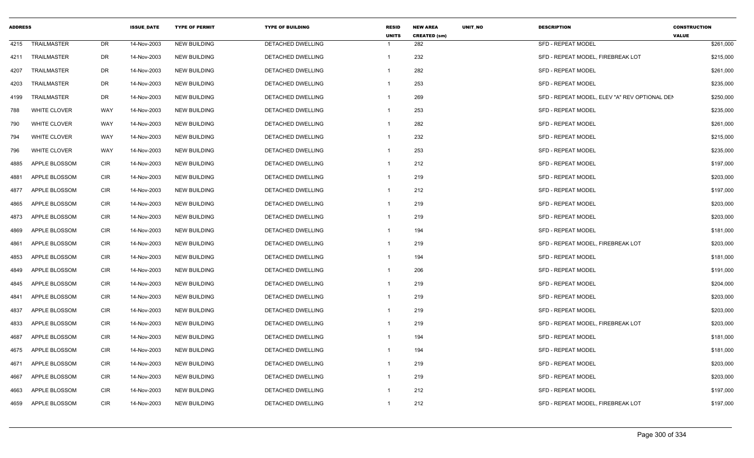| ADDRESS | | | ISSUE_DATE | TYPE OF PERMIT | TYPE OF BUILDING | RESID UNITS | NEW AREA CREATED (sm) | UNIT_NO | DESCRIPTION | CONSTRUCTION VALUE |
|---|---|---|---|---|---|---|---|---|---|---|
| 4215 | TRAILMASTER | DR | 14-Nov-2003 | NEW BUILDING | DETACHED DWELLING | 1 | 282 | | SFD - REPEAT MODEL | $261,000 |
| 4211 | TRAILMASTER | DR | 14-Nov-2003 | NEW BUILDING | DETACHED DWELLING | 1 | 232 | | SFD - REPEAT MODEL, FIREBREAK LOT | $215,000 |
| 4207 | TRAILMASTER | DR | 14-Nov-2003 | NEW BUILDING | DETACHED DWELLING | 1 | 282 | | SFD - REPEAT MODEL | $261,000 |
| 4203 | TRAILMASTER | DR | 14-Nov-2003 | NEW BUILDING | DETACHED DWELLING | 1 | 253 | | SFD - REPEAT MODEL | $235,000 |
| 4199 | TRAILMASTER | DR | 14-Nov-2003 | NEW BUILDING | DETACHED DWELLING | 1 | 269 | | SFD - REPEAT MODEL, ELEV "A" REV OPTIONAL DEN | $250,000 |
| 788 | WHITE CLOVER | WAY | 14-Nov-2003 | NEW BUILDING | DETACHED DWELLING | 1 | 253 | | SFD - REPEAT MODEL | $235,000 |
| 790 | WHITE CLOVER | WAY | 14-Nov-2003 | NEW BUILDING | DETACHED DWELLING | 1 | 282 | | SFD - REPEAT MODEL | $261,000 |
| 794 | WHITE CLOVER | WAY | 14-Nov-2003 | NEW BUILDING | DETACHED DWELLING | 1 | 232 | | SFD - REPEAT MODEL | $215,000 |
| 796 | WHITE CLOVER | WAY | 14-Nov-2003 | NEW BUILDING | DETACHED DWELLING | 1 | 253 | | SFD - REPEAT MODEL | $235,000 |
| 4885 | APPLE BLOSSOM | CIR | 14-Nov-2003 | NEW BUILDING | DETACHED DWELLING | 1 | 212 | | SFD - REPEAT MODEL | $197,000 |
| 4881 | APPLE BLOSSOM | CIR | 14-Nov-2003 | NEW BUILDING | DETACHED DWELLING | 1 | 219 | | SFD - REPEAT MODEL | $203,000 |
| 4877 | APPLE BLOSSOM | CIR | 14-Nov-2003 | NEW BUILDING | DETACHED DWELLING | 1 | 212 | | SFD - REPEAT MODEL | $197,000 |
| 4865 | APPLE BLOSSOM | CIR | 14-Nov-2003 | NEW BUILDING | DETACHED DWELLING | 1 | 219 | | SFD - REPEAT MODEL | $203,000 |
| 4873 | APPLE BLOSSOM | CIR | 14-Nov-2003 | NEW BUILDING | DETACHED DWELLING | 1 | 219 | | SFD - REPEAT MODEL | $203,000 |
| 4869 | APPLE BLOSSOM | CIR | 14-Nov-2003 | NEW BUILDING | DETACHED DWELLING | 1 | 194 | | SFD - REPEAT MODEL | $181,000 |
| 4861 | APPLE BLOSSOM | CIR | 14-Nov-2003 | NEW BUILDING | DETACHED DWELLING | 1 | 219 | | SFD - REPEAT MODEL, FIREBREAK LOT | $203,000 |
| 4853 | APPLE BLOSSOM | CIR | 14-Nov-2003 | NEW BUILDING | DETACHED DWELLING | 1 | 194 | | SFD - REPEAT MODEL | $181,000 |
| 4849 | APPLE BLOSSOM | CIR | 14-Nov-2003 | NEW BUILDING | DETACHED DWELLING | 1 | 206 | | SFD - REPEAT MODEL | $191,000 |
| 4845 | APPLE BLOSSOM | CIR | 14-Nov-2003 | NEW BUILDING | DETACHED DWELLING | 1 | 219 | | SFD - REPEAT MODEL | $204,000 |
| 4841 | APPLE BLOSSOM | CIR | 14-Nov-2003 | NEW BUILDING | DETACHED DWELLING | 1 | 219 | | SFD - REPEAT MODEL | $203,000 |
| 4837 | APPLE BLOSSOM | CIR | 14-Nov-2003 | NEW BUILDING | DETACHED DWELLING | 1 | 219 | | SFD - REPEAT MODEL | $203,000 |
| 4833 | APPLE BLOSSOM | CIR | 14-Nov-2003 | NEW BUILDING | DETACHED DWELLING | 1 | 219 | | SFD - REPEAT MODEL, FIREBREAK LOT | $203,000 |
| 4687 | APPLE BLOSSOM | CIR | 14-Nov-2003 | NEW BUILDING | DETACHED DWELLING | 1 | 194 | | SFD - REPEAT MODEL | $181,000 |
| 4675 | APPLE BLOSSOM | CIR | 14-Nov-2003 | NEW BUILDING | DETACHED DWELLING | 1 | 194 | | SFD - REPEAT MODEL | $181,000 |
| 4671 | APPLE BLOSSOM | CIR | 14-Nov-2003 | NEW BUILDING | DETACHED DWELLING | 1 | 219 | | SFD - REPEAT MODEL | $203,000 |
| 4667 | APPLE BLOSSOM | CIR | 14-Nov-2003 | NEW BUILDING | DETACHED DWELLING | 1 | 219 | | SFD - REPEAT MODEL | $203,000 |
| 4663 | APPLE BLOSSOM | CIR | 14-Nov-2003 | NEW BUILDING | DETACHED DWELLING | 1 | 212 | | SFD - REPEAT MODEL | $197,000 |
| 4659 | APPLE BLOSSOM | CIR | 14-Nov-2003 | NEW BUILDING | DETACHED DWELLING | 1 | 212 | | SFD - REPEAT MODEL, FIREBREAK LOT | $197,000 |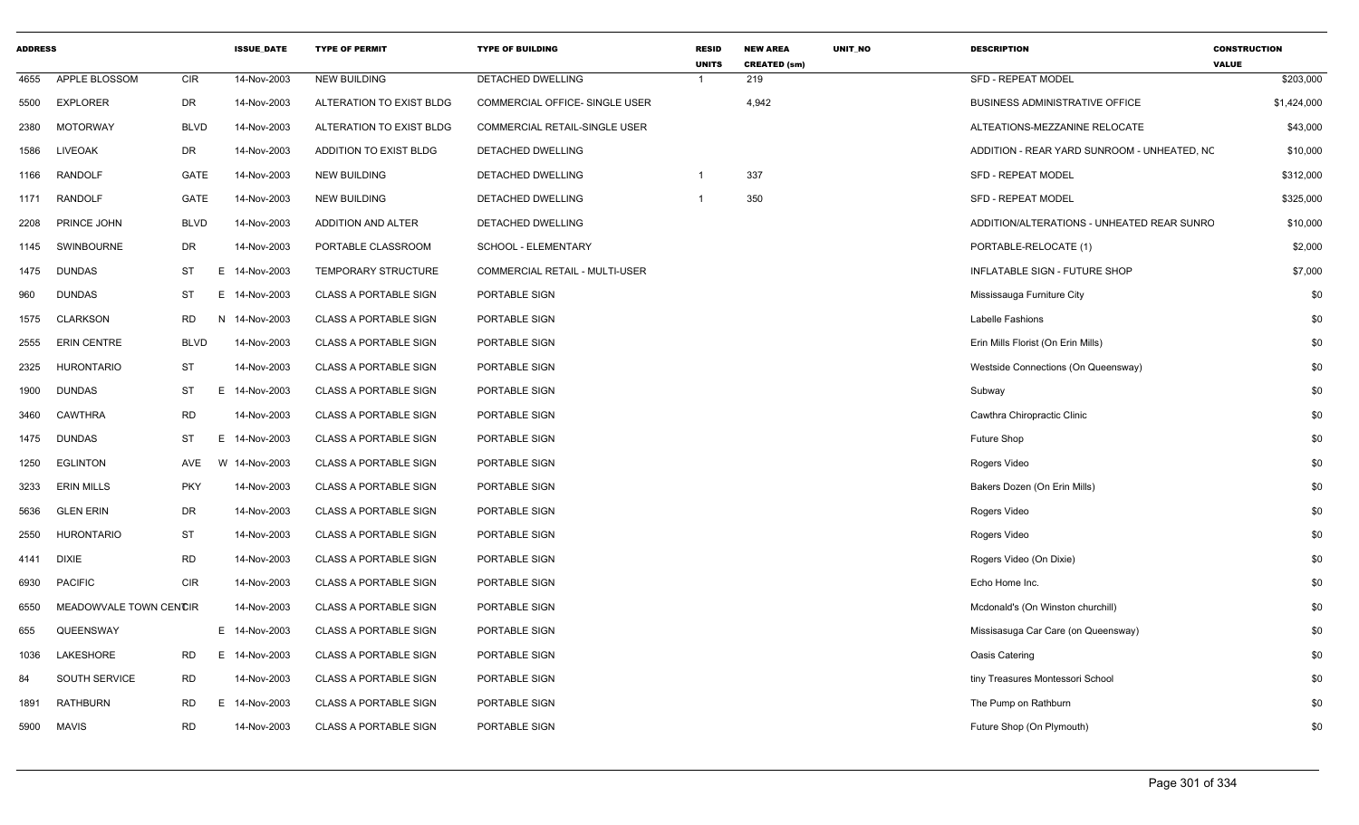| ADDRESS | | | ISSUE_DATE | TYPE OF PERMIT | TYPE OF BUILDING | RESID UNITS | NEW AREA CREATED (sm) | UNIT_NO | DESCRIPTION | CONSTRUCTION VALUE |
|---|---|---|---|---|---|---|---|---|---|---|
| 4655 | APPLE BLOSSOM | CIR | 14-Nov-2003 | NEW BUILDING | DETACHED DWELLING | 1 | 219 | | SFD - REPEAT MODEL | $203,000 |
| 5500 | EXPLORER | DR | 14-Nov-2003 | ALTERATION TO EXIST BLDG | COMMERCIAL OFFICE- SINGLE USER | | 4,942 | | BUSINESS ADMINISTRATIVE OFFICE | $1,424,000 |
| 2380 | MOTORWAY | BLVD | 14-Nov-2003 | ALTERATION TO EXIST BLDG | COMMERCIAL RETAIL-SINGLE USER | | | | ALTEATIONS-MEZZANINE RELOCATE | $43,000 |
| 1586 | LIVEOAK | DR | 14-Nov-2003 | ADDITION TO EXIST BLDG | DETACHED DWELLING | | | | ADDITION - REAR YARD SUNROOM - UNHEATED, NC | $10,000 |
| 1166 | RANDOLF | GATE | 14-Nov-2003 | NEW BUILDING | DETACHED DWELLING | 1 | 337 | | SFD - REPEAT MODEL | $312,000 |
| 1171 | RANDOLF | GATE | 14-Nov-2003 | NEW BUILDING | DETACHED DWELLING | 1 | 350 | | SFD - REPEAT MODEL | $325,000 |
| 2208 | PRINCE JOHN | BLVD | 14-Nov-2003 | ADDITION AND ALTER | DETACHED DWELLING | | | | ADDITION/ALTERATIONS - UNHEATED REAR SUNRO | $10,000 |
| 1145 | SWINBOURNE | DR | 14-Nov-2003 | PORTABLE CLASSROOM | SCHOOL - ELEMENTARY | | | | PORTABLE-RELOCATE (1) | $2,000 |
| 1475 | DUNDAS | ST | E 14-Nov-2003 | TEMPORARY STRUCTURE | COMMERCIAL RETAIL - MULTI-USER | | | | INFLATABLE SIGN - FUTURE SHOP | $7,000 |
| 960 | DUNDAS | ST | E 14-Nov-2003 | CLASS A PORTABLE SIGN | PORTABLE SIGN | | | | Mississauga Furniture City | $0 |
| 1575 | CLARKSON | RD | N 14-Nov-2003 | CLASS A PORTABLE SIGN | PORTABLE SIGN | | | | Labelle Fashions | $0 |
| 2555 | ERIN CENTRE | BLVD | 14-Nov-2003 | CLASS A PORTABLE SIGN | PORTABLE SIGN | | | | Erin Mills Florist (On Erin Mills) | $0 |
| 2325 | HURONTARIO | ST | 14-Nov-2003 | CLASS A PORTABLE SIGN | PORTABLE SIGN | | | | Westside Connections (On Queensway) | $0 |
| 1900 | DUNDAS | ST | E 14-Nov-2003 | CLASS A PORTABLE SIGN | PORTABLE SIGN | | | | Subway | $0 |
| 3460 | CAWTHRA | RD | 14-Nov-2003 | CLASS A PORTABLE SIGN | PORTABLE SIGN | | | | Cawthra Chiropractic Clinic | $0 |
| 1475 | DUNDAS | ST | E 14-Nov-2003 | CLASS A PORTABLE SIGN | PORTABLE SIGN | | | | Future Shop | $0 |
| 1250 | EGLINTON | AVE | W 14-Nov-2003 | CLASS A PORTABLE SIGN | PORTABLE SIGN | | | | Rogers Video | $0 |
| 3233 | ERIN MILLS | PKY | 14-Nov-2003 | CLASS A PORTABLE SIGN | PORTABLE SIGN | | | | Bakers Dozen (On Erin Mills) | $0 |
| 5636 | GLEN ERIN | DR | 14-Nov-2003 | CLASS A PORTABLE SIGN | PORTABLE SIGN | | | | Rogers Video | $0 |
| 2550 | HURONTARIO | ST | 14-Nov-2003 | CLASS A PORTABLE SIGN | PORTABLE SIGN | | | | Rogers Video | $0 |
| 4141 | DIXIE | RD | 14-Nov-2003 | CLASS A PORTABLE SIGN | PORTABLE SIGN | | | | Rogers Video (On Dixie) | $0 |
| 6930 | PACIFIC | CIR | 14-Nov-2003 | CLASS A PORTABLE SIGN | PORTABLE SIGN | | | | Echo Home Inc. | $0 |
| 6550 | MEADOWVALE TOWN CENTCIR | | 14-Nov-2003 | CLASS A PORTABLE SIGN | PORTABLE SIGN | | | | Mcdonald's (On Winston churchill) | $0 |
| 655 | QUEENSWAY | | E 14-Nov-2003 | CLASS A PORTABLE SIGN | PORTABLE SIGN | | | | Missisasuga Car Care (on Queensway) | $0 |
| 1036 | LAKESHORE | RD | E 14-Nov-2003 | CLASS A PORTABLE SIGN | PORTABLE SIGN | | | | Oasis Catering | $0 |
| 84 | SOUTH SERVICE | RD | 14-Nov-2003 | CLASS A PORTABLE SIGN | PORTABLE SIGN | | | | tiny Treasures Montessori School | $0 |
| 1891 | RATHBURN | RD | E 14-Nov-2003 | CLASS A PORTABLE SIGN | PORTABLE SIGN | | | | The Pump on Rathburn | $0 |
| 5900 | MAVIS | RD | 14-Nov-2003 | CLASS A PORTABLE SIGN | PORTABLE SIGN | | | | Future Shop (On Plymouth) | $0 |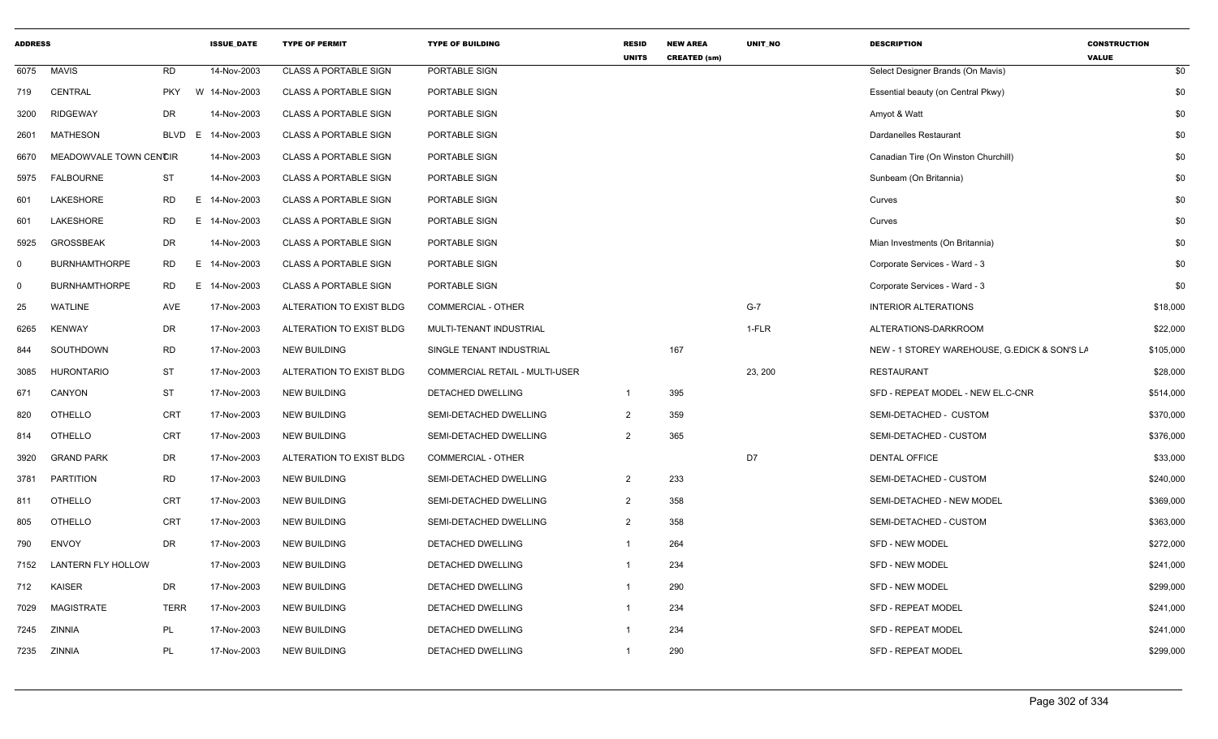| ADDRESS | | | ISSUE_DATE | TYPE OF PERMIT | TYPE OF BUILDING | RESID UNITS | NEW AREA CREATED (sm) | UNIT_NO | DESCRIPTION | CONSTRUCTION VALUE |
|---|---|---|---|---|---|---|---|---|---|---|
| 6075 | MAVIS | RD | 14-Nov-2003 | CLASS A PORTABLE SIGN | PORTABLE SIGN | | | | Select Designer Brands (On Mavis) | $0 |
| 719 | CENTRAL | PKY W | 14-Nov-2003 | CLASS A PORTABLE SIGN | PORTABLE SIGN | | | | Essential beauty (on Central Pkwy) | $0 |
| 3200 | RIDGEWAY | DR | 14-Nov-2003 | CLASS A PORTABLE SIGN | PORTABLE SIGN | | | | Amyot & Watt | $0 |
| 2601 | MATHESON | BLVD E | 14-Nov-2003 | CLASS A PORTABLE SIGN | PORTABLE SIGN | | | | Dardanelles Restaurant | $0 |
| 6670 | MEADOWVALE TOWN CENTCIR | | 14-Nov-2003 | CLASS A PORTABLE SIGN | PORTABLE SIGN | | | | Canadian Tire (On Winston Churchill) | $0 |
| 5975 | FALBOURNE | ST | 14-Nov-2003 | CLASS A PORTABLE SIGN | PORTABLE SIGN | | | | Sunbeam (On Britannia) | $0 |
| 601 | LAKESHORE | RD E | 14-Nov-2003 | CLASS A PORTABLE SIGN | PORTABLE SIGN | | | | Curves | $0 |
| 601 | LAKESHORE | RD E | 14-Nov-2003 | CLASS A PORTABLE SIGN | PORTABLE SIGN | | | | Curves | $0 |
| 5925 | GROSSBEAK | DR | 14-Nov-2003 | CLASS A PORTABLE SIGN | PORTABLE SIGN | | | | Mian Investments (On Britannia) | $0 |
| 0 | BURNHAMTHORPE | RD E | 14-Nov-2003 | CLASS A PORTABLE SIGN | PORTABLE SIGN | | | | Corporate Services - Ward - 3 | $0 |
| 0 | BURNHAMTHORPE | RD E | 14-Nov-2003 | CLASS A PORTABLE SIGN | PORTABLE SIGN | | | | Corporate Services - Ward - 3 | $0 |
| 25 | WATLINE | AVE | 17-Nov-2003 | ALTERATION TO EXIST BLDG | COMMERCIAL - OTHER | | | G-7 | INTERIOR ALTERATIONS | $18,000 |
| 6265 | KENWAY | DR | 17-Nov-2003 | ALTERATION TO EXIST BLDG | MULTI-TENANT INDUSTRIAL | | | 1-FLR | ALTERATIONS-DARKROOM | $22,000 |
| 844 | SOUTHDOWN | RD | 17-Nov-2003 | NEW BUILDING | SINGLE TENANT INDUSTRIAL | | 167 | | NEW - 1 STOREY WAREHOUSE, G.EDICK & SON'S LA | $105,000 |
| 3085 | HURONTARIO | ST | 17-Nov-2003 | ALTERATION TO EXIST BLDG | COMMERCIAL RETAIL - MULTI-USER | | | 23, 200 | RESTAURANT | $28,000 |
| 671 | CANYON | ST | 17-Nov-2003 | NEW BUILDING | DETACHED DWELLING | 1 | 395 | | SFD - REPEAT MODEL - NEW EL.C-CNR | $514,000 |
| 820 | OTHELLO | CRT | 17-Nov-2003 | NEW BUILDING | SEMI-DETACHED DWELLING | 2 | 359 | | SEMI-DETACHED - CUSTOM | $370,000 |
| 814 | OTHELLO | CRT | 17-Nov-2003 | NEW BUILDING | SEMI-DETACHED DWELLING | 2 | 365 | | SEMI-DETACHED - CUSTOM | $376,000 |
| 3920 | GRAND PARK | DR | 17-Nov-2003 | ALTERATION TO EXIST BLDG | COMMERCIAL - OTHER | | | D7 | DENTAL OFFICE | $33,000 |
| 3781 | PARTITION | RD | 17-Nov-2003 | NEW BUILDING | SEMI-DETACHED DWELLING | 2 | 233 | | SEMI-DETACHED - CUSTOM | $240,000 |
| 811 | OTHELLO | CRT | 17-Nov-2003 | NEW BUILDING | SEMI-DETACHED DWELLING | 2 | 358 | | SEMI-DETACHED - NEW MODEL | $369,000 |
| 805 | OTHELLO | CRT | 17-Nov-2003 | NEW BUILDING | SEMI-DETACHED DWELLING | 2 | 358 | | SEMI-DETACHED - CUSTOM | $363,000 |
| 790 | ENVOY | DR | 17-Nov-2003 | NEW BUILDING | DETACHED DWELLING | 1 | 264 | | SFD - NEW MODEL | $272,000 |
| 7152 | LANTERN FLY HOLLOW | | 17-Nov-2003 | NEW BUILDING | DETACHED DWELLING | 1 | 234 | | SFD - NEW MODEL | $241,000 |
| 712 | KAISER | DR | 17-Nov-2003 | NEW BUILDING | DETACHED DWELLING | 1 | 290 | | SFD - NEW MODEL | $299,000 |
| 7029 | MAGISTRATE | TERR | 17-Nov-2003 | NEW BUILDING | DETACHED DWELLING | 1 | 234 | | SFD - REPEAT MODEL | $241,000 |
| 7245 | ZINNIA | PL | 17-Nov-2003 | NEW BUILDING | DETACHED DWELLING | 1 | 234 | | SFD - REPEAT MODEL | $241,000 |
| 7235 | ZINNIA | PL | 17-Nov-2003 | NEW BUILDING | DETACHED DWELLING | 1 | 290 | | SFD - REPEAT MODEL | $299,000 |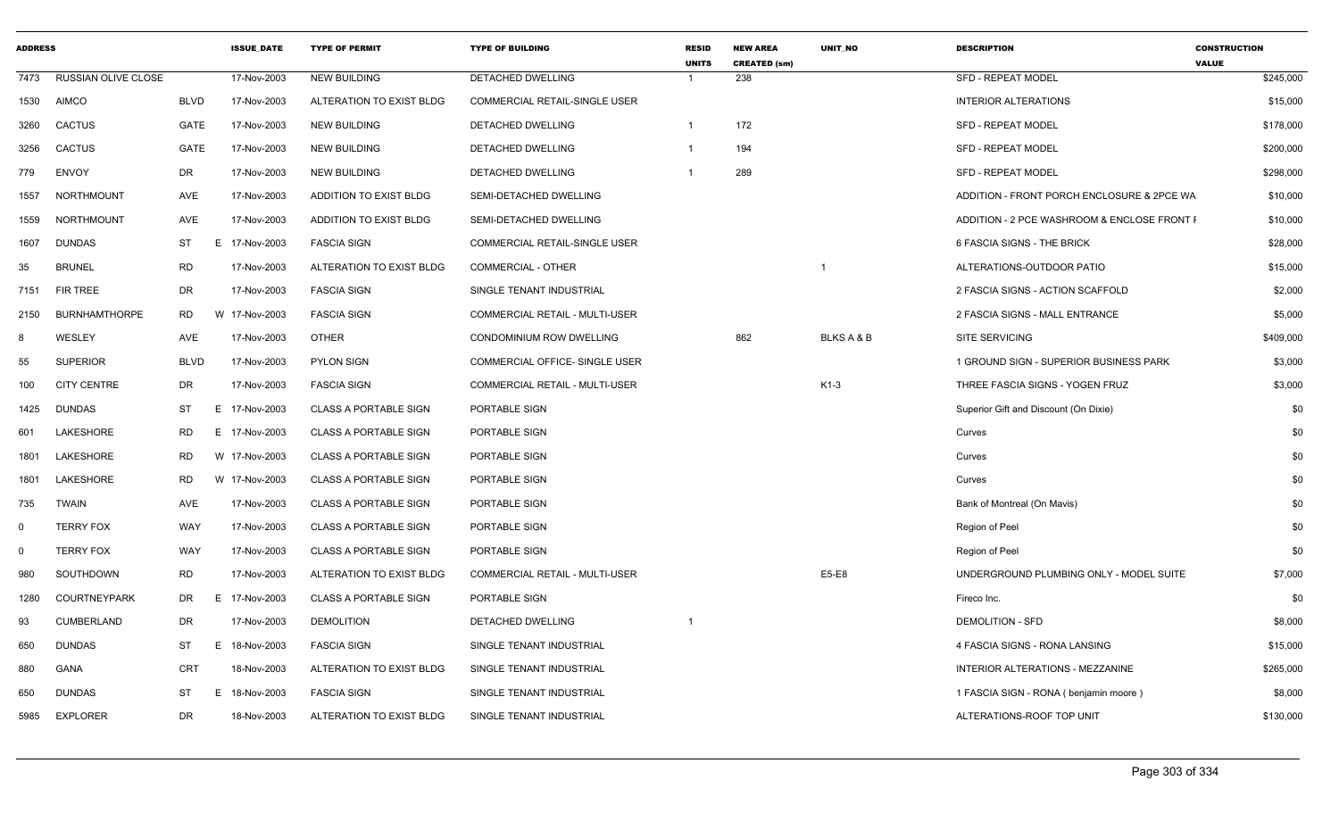| ADDRESS | | | ISSUE_DATE | TYPE OF PERMIT | TYPE OF BUILDING | RESID UNITS | NEW AREA CREATED (sm) | UNIT_NO | DESCRIPTION | CONSTRUCTION VALUE |
|---|---|---|---|---|---|---|---|---|---|---|
| 7473 | RUSSIAN OLIVE CLOSE | | 17-Nov-2003 | NEW BUILDING | DETACHED DWELLING | 1 | 238 | | SFD - REPEAT MODEL | $245,000 |
| 1530 | AIMCO | BLVD | 17-Nov-2003 | ALTERATION TO EXIST BLDG | COMMERCIAL RETAIL-SINGLE USER | | | | INTERIOR ALTERATIONS | $15,000 |
| 3260 | CACTUS | GATE | 17-Nov-2003 | NEW BUILDING | DETACHED DWELLING | 1 | 172 | | SFD - REPEAT MODEL | $178,000 |
| 3256 | CACTUS | GATE | 17-Nov-2003 | NEW BUILDING | DETACHED DWELLING | 1 | 194 | | SFD - REPEAT MODEL | $200,000 |
| 779 | ENVOY | DR | 17-Nov-2003 | NEW BUILDING | DETACHED DWELLING | 1 | 289 | | SFD - REPEAT MODEL | $298,000 |
| 1557 | NORTHMOUNT | AVE | 17-Nov-2003 | ADDITION TO EXIST BLDG | SEMI-DETACHED DWELLING | | | | ADDITION - FRONT PORCH ENCLOSURE & 2PCE WA | $10,000 |
| 1559 | NORTHMOUNT | AVE | 17-Nov-2003 | ADDITION TO EXIST BLDG | SEMI-DETACHED DWELLING | | | | ADDITION - 2 PCE WASHROOM & ENCLOSE FRONT I | $10,000 |
| 1607 | DUNDAS | ST | E 17-Nov-2003 | FASCIA SIGN | COMMERCIAL RETAIL-SINGLE USER | | | | 6 FASCIA SIGNS - THE BRICK | $28,000 |
| 35 | BRUNEL | RD | 17-Nov-2003 | ALTERATION TO EXIST BLDG | COMMERCIAL - OTHER | | | 1 | ALTERATIONS-OUTDOOR PATIO | $15,000 |
| 7151 | FIR TREE | DR | 17-Nov-2003 | FASCIA SIGN | SINGLE TENANT INDUSTRIAL | | | | 2 FASCIA SIGNS - ACTION SCAFFOLD | $2,000 |
| 2150 | BURNHAMTHORPE | RD | W 17-Nov-2003 | FASCIA SIGN | COMMERCIAL RETAIL - MULTI-USER | | | | 2 FASCIA SIGNS - MALL ENTRANCE | $5,000 |
| 8 | WESLEY | AVE | 17-Nov-2003 | OTHER | CONDOMINIUM ROW DWELLING | | 862 | BLKS A & B | SITE SERVICING | $409,000 |
| 55 | SUPERIOR | BLVD | 17-Nov-2003 | PYLON SIGN | COMMERCIAL OFFICE- SINGLE USER | | | | 1 GROUND SIGN - SUPERIOR BUSINESS PARK | $3,000 |
| 100 | CITY CENTRE | DR | 17-Nov-2003 | FASCIA SIGN | COMMERCIAL RETAIL - MULTI-USER | | | K1-3 | THREE FASCIA SIGNS - YOGEN FRUZ | $3,000 |
| 1425 | DUNDAS | ST | E 17-Nov-2003 | CLASS A PORTABLE SIGN | PORTABLE SIGN | | | | Superior Gift and Discount (On Dixie) | $0 |
| 601 | LAKESHORE | RD | E 17-Nov-2003 | CLASS A PORTABLE SIGN | PORTABLE SIGN | | | | Curves | $0 |
| 1801 | LAKESHORE | RD | W 17-Nov-2003 | CLASS A PORTABLE SIGN | PORTABLE SIGN | | | | Curves | $0 |
| 1801 | LAKESHORE | RD | W 17-Nov-2003 | CLASS A PORTABLE SIGN | PORTABLE SIGN | | | | Curves | $0 |
| 735 | TWAIN | AVE | 17-Nov-2003 | CLASS A PORTABLE SIGN | PORTABLE SIGN | | | | Bank of Montreal (On Mavis) | $0 |
| 0 | TERRY FOX | WAY | 17-Nov-2003 | CLASS A PORTABLE SIGN | PORTABLE SIGN | | | | Region of Peel | $0 |
| 0 | TERRY FOX | WAY | 17-Nov-2003 | CLASS A PORTABLE SIGN | PORTABLE SIGN | | | | Region of Peel | $0 |
| 980 | SOUTHDOWN | RD | 17-Nov-2003 | ALTERATION TO EXIST BLDG | COMMERCIAL RETAIL - MULTI-USER | | | E5-E8 | UNDERGROUND PLUMBING ONLY - MODEL SUITE | $7,000 |
| 1280 | COURTNEYPARK | DR | E 17-Nov-2003 | CLASS A PORTABLE SIGN | PORTABLE SIGN | | | | Fireco Inc. | $0 |
| 93 | CUMBERLAND | DR | 17-Nov-2003 | DEMOLITION | DETACHED DWELLING | 1 | | | DEMOLITION - SFD | $8,000 |
| 650 | DUNDAS | ST | E 18-Nov-2003 | FASCIA SIGN | SINGLE TENANT INDUSTRIAL | | | | 4 FASCIA SIGNS - RONA LANSING | $15,000 |
| 880 | GANA | CRT | 18-Nov-2003 | ALTERATION TO EXIST BLDG | SINGLE TENANT INDUSTRIAL | | | | INTERIOR ALTERATIONS - MEZZANINE | $265,000 |
| 650 | DUNDAS | ST | E 18-Nov-2003 | FASCIA SIGN | SINGLE TENANT INDUSTRIAL | | | | 1 FASCIA SIGN - RONA ( benjamin moore ) | $8,000 |
| 5985 | EXPLORER | DR | 18-Nov-2003 | ALTERATION TO EXIST BLDG | SINGLE TENANT INDUSTRIAL | | | | ALTERATIONS-ROOF TOP UNIT | $130,000 |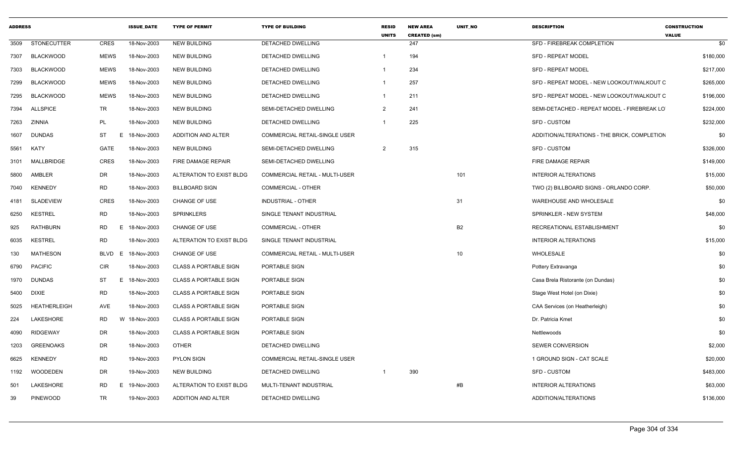| ADDRESS | | | | ISSUE_DATE | TYPE OF PERMIT | TYPE OF BUILDING | RESID UNITS | NEW AREA CREATED (sm) | UNIT_NO | DESCRIPTION | CONSTRUCTION VALUE |
|---|---|---|---|---|---|---|---|---|---|---|---|
| 3509 | STONECUTTER | CRES | | 18-Nov-2003 | NEW BUILDING | DETACHED DWELLING | | 247 | | SFD - FIREBREAK COMPLETION | $0 |
| 7307 | BLACKWOOD | MEWS | | 18-Nov-2003 | NEW BUILDING | DETACHED DWELLING | 1 | 194 | | SFD - REPEAT MODEL | $180,000 |
| 7303 | BLACKWOOD | MEWS | | 18-Nov-2003 | NEW BUILDING | DETACHED DWELLING | 1 | 234 | | SFD - REPEAT MODEL | $217,000 |
| 7299 | BLACKWOOD | MEWS | | 18-Nov-2003 | NEW BUILDING | DETACHED DWELLING | 1 | 257 | | SFD - REPEAT MODEL - NEW LOOKOUT/WALKOUT C | $265,000 |
| 7295 | BLACKWOOD | MEWS | | 18-Nov-2003 | NEW BUILDING | DETACHED DWELLING | 1 | 211 | | SFD - REPEAT MODEL - NEW LOOKOUT/WALKOUT C | $196,000 |
| 7394 | ALLSPICE | TR | | 18-Nov-2003 | NEW BUILDING | SEMI-DETACHED DWELLING | 2 | 241 | | SEMI-DETACHED - REPEAT MODEL - FIREBREAK LO | $224,000 |
| 7263 | ZINNIA | PL | | 18-Nov-2003 | NEW BUILDING | DETACHED DWELLING | 1 | 225 | | SFD - CUSTOM | $232,000 |
| 1607 | DUNDAS | ST | E | 18-Nov-2003 | ADDITION AND ALTER | COMMERCIAL RETAIL-SINGLE USER | | | | ADDITION/ALTERATIONS - THE BRICK, COMPLETION | $0 |
| 5561 | KATY | GATE | | 18-Nov-2003 | NEW BUILDING | SEMI-DETACHED DWELLING | 2 | 315 | | SFD - CUSTOM | $326,000 |
| 3101 | MALLBRIDGE | CRES | | 18-Nov-2003 | FIRE DAMAGE REPAIR | SEMI-DETACHED DWELLING | | | | FIRE DAMAGE REPAIR | $149,000 |
| 5800 | AMBLER | DR | | 18-Nov-2003 | ALTERATION TO EXIST BLDG | COMMERCIAL RETAIL - MULTI-USER | | | 101 | INTERIOR ALTERATIONS | $15,000 |
| 7040 | KENNEDY | RD | | 18-Nov-2003 | BILLBOARD SIGN | COMMERCIAL - OTHER | | | | TWO (2) BILLBOARD SIGNS - ORLANDO CORP. | $50,000 |
| 4181 | SLADEVIEW | CRES | | 18-Nov-2003 | CHANGE OF USE | INDUSTRIAL - OTHER | | | 31 | WAREHOUSE AND WHOLESALE | $0 |
| 6250 | KESTREL | RD | | 18-Nov-2003 | SPRINKLERS | SINGLE TENANT INDUSTRIAL | | | | SPRINKLER - NEW SYSTEM | $48,000 |
| 925 | RATHBURN | RD | E | 18-Nov-2003 | CHANGE OF USE | COMMERCIAL - OTHER | | | B2 | RECREATIONAL ESTABLISHMENT | $0 |
| 6035 | KESTREL | RD | | 18-Nov-2003 | ALTERATION TO EXIST BLDG | SINGLE TENANT INDUSTRIAL | | | | INTERIOR ALTERATIONS | $15,000 |
| 130 | MATHESON | BLVD | E | 18-Nov-2003 | CHANGE OF USE | COMMERCIAL RETAIL - MULTI-USER | | | 10 | WHOLESALE | $0 |
| 6790 | PACIFIC | CIR | | 18-Nov-2003 | CLASS A PORTABLE SIGN | PORTABLE SIGN | | | | Pottery Extravanga | $0 |
| 1970 | DUNDAS | ST | E | 18-Nov-2003 | CLASS A PORTABLE SIGN | PORTABLE SIGN | | | | Casa Brela Ristorante (on Dundas) | $0 |
| 5400 | DIXIE | RD | | 18-Nov-2003 | CLASS A PORTABLE SIGN | PORTABLE SIGN | | | | Stage West Hotel (on Dixie) | $0 |
| 5025 | HEATHERLEIGH | AVE | | 18-Nov-2003 | CLASS A PORTABLE SIGN | PORTABLE SIGN | | | | CAA Services (on Heatherleigh) | $0 |
| 224 | LAKESHORE | RD | W | 18-Nov-2003 | CLASS A PORTABLE SIGN | PORTABLE SIGN | | | | Dr. Patricia Kmet | $0 |
| 4090 | RIDGEWAY | DR | | 18-Nov-2003 | CLASS A PORTABLE SIGN | PORTABLE SIGN | | | | Nettlewoods | $0 |
| 1203 | GREENOAKS | DR | | 18-Nov-2003 | OTHER | DETACHED DWELLING | | | | SEWER CONVERSION | $2,000 |
| 6625 | KENNEDY | RD | | 19-Nov-2003 | PYLON SIGN | COMMERCIAL RETAIL-SINGLE USER | | | | 1 GROUND SIGN - CAT SCALE | $20,000 |
| 1192 | WOODEDEN | DR | | 19-Nov-2003 | NEW BUILDING | DETACHED DWELLING | 1 | 390 | | SFD - CUSTOM | $483,000 |
| 501 | LAKESHORE | RD | E | 19-Nov-2003 | ALTERATION TO EXIST BLDG | MULTI-TENANT INDUSTRIAL | | | #B | INTERIOR ALTERATIONS | $63,000 |
| 39 | PINEWOOD | TR | | 19-Nov-2003 | ADDITION AND ALTER | DETACHED DWELLING | | | | ADDITION/ALTERATIONS | $136,000 |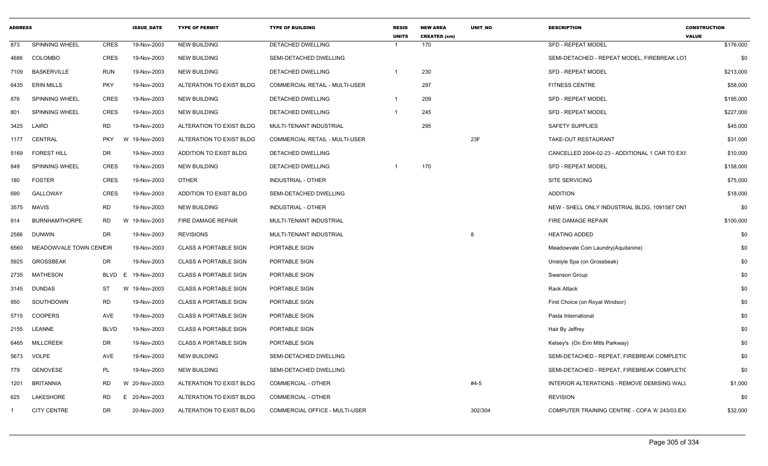| ADDRESS | | | ISSUE_DATE | TYPE OF PERMIT | TYPE OF BUILDING | RESID UNITS | NEW AREA CREATED (sm) | UNIT_NO | DESCRIPTION | CONSTRUCTION VALUE |
|---|---|---|---|---|---|---|---|---|---|---|
| 873 | SPINNING WHEEL | CRES | 19-Nov-2003 | NEW BUILDING | DETACHED DWELLING | 1 | 170 | | SFD - REPEAT MODEL | $176,000 |
| 4686 | COLOMBO | CRES | 19-Nov-2003 | NEW BUILDING | SEMI-DETACHED DWELLING | | | | SEMI-DETACHED - REPEAT MODEL, FIREBREAK LOT | $0 |
| 7109 | BASKERVILLE | RUN | 19-Nov-2003 | NEW BUILDING | DETACHED DWELLING | 1 | 230 | | SFD - REPEAT MODEL | $213,000 |
| 6435 | ERIN MILLS | PKY | 19-Nov-2003 | ALTERATION TO EXIST BLDG | COMMERCIAL RETAIL - MULTI-USER | | 297 | | FITNESS CENTRE | $58,000 |
| 876 | SPINNING WHEEL | CRES | 19-Nov-2003 | NEW BUILDING | DETACHED DWELLING | 1 | 209 | | SFD - REPEAT MODEL | $195,000 |
| 801 | SPINNING WHEEL | CRES | 19-Nov-2003 | NEW BUILDING | DETACHED DWELLING | 1 | 245 | | SFD - REPEAT MODEL | $227,000 |
| 3425 | LAIRD | RD | 19-Nov-2003 | ALTERATION TO EXIST BLDG | MULTI-TENANT INDUSTRIAL | | 295 | | SAFETY SUPPLIES | $45,000 |
| 1177 | CENTRAL | PKY | W 19-Nov-2003 | ALTERATION TO EXIST BLDG | COMMERCIAL RETAIL - MULTI-USER | | | 23F | TAKE-OUT RESTAURANT | $31,000 |
| 5169 | FOREST HILL | DR | 19-Nov-2003 | ADDITION TO EXIST BLDG | DETACHED DWELLING | | | | CANCELLED 2004-02-23 - ADDITIONAL 1 CAR TO EXI: | $10,000 |
| 849 | SPINNING WHEEL | CRES | 19-Nov-2003 | NEW BUILDING | DETACHED DWELLING | 1 | 170 | | SFD - REPEAT MODEL | $158,000 |
| 180 | FOSTER | CRES | 19-Nov-2003 | OTHER | INDUSTRIAL - OTHER | | | | SITE SERVICING | $75,000 |
| 690 | GALLOWAY | CRES | 19-Nov-2003 | ADDITION TO EXIST BLDG | SEMI-DETACHED DWELLING | | | | ADDITION | $18,000 |
| 3575 | MAVIS | RD | 19-Nov-2003 | NEW BUILDING | INDUSTRIAL - OTHER | | | | NEW - SHELL ONLY INDUSTRIAL BLDG, 1091587 ONT | $0 |
| 914 | BURNHAMTHORPE | RD | W 19-Nov-2003 | FIRE DAMAGE REPAIR | MULTI-TENANT INDUSTRIAL | | | | FIRE DAMAGE REPAIR | $100,000 |
| 2586 | DUNWIN | DR | 19-Nov-2003 | REVISIONS | MULTI-TENANT INDUSTRIAL | | | 8 | HEATING ADDED | $0 |
| 6560 | MEADOWVALE TOWN CENTCIR | | 19-Nov-2003 | CLASS A PORTABLE SIGN | PORTABLE SIGN | | | | Meadowvale Coin Laundry(Aquitanine) | $0 |
| 5925 | GROSSBEAK | DR | 19-Nov-2003 | CLASS A PORTABLE SIGN | PORTABLE SIGN | | | | Unistyle Spa (on Grossbeak) | $0 |
| 2735 | MATHESON | BLVD | E 19-Nov-2003 | CLASS A PORTABLE SIGN | PORTABLE SIGN | | | | Swanson Group | $0 |
| 3145 | DUNDAS | ST | W 19-Nov-2003 | CLASS A PORTABLE SIGN | PORTABLE SIGN | | | | Rack Attack | $0 |
| 950 | SOUTHDOWN | RD | 19-Nov-2003 | CLASS A PORTABLE SIGN | PORTABLE SIGN | | | | First Choice (on Royal Windsor) | $0 |
| 5715 | COOPERS | AVE | 19-Nov-2003 | CLASS A PORTABLE SIGN | PORTABLE SIGN | | | | Pasta International | $0 |
| 2155 | LEANNE | BLVD | 19-Nov-2003 | CLASS A PORTABLE SIGN | PORTABLE SIGN | | | | Hair By Jeffrey | $0 |
| 6465 | MILLCREEK | DR | 19-Nov-2003 | CLASS A PORTABLE SIGN | PORTABLE SIGN | | | | Kelsey's (On Erin Mills Parkway) | $0 |
| 5673 | VOLPE | AVE | 19-Nov-2003 | NEW BUILDING | SEMI-DETACHED DWELLING | | | | SEMI-DETACHED - REPEAT, FIREBREAK COMPLETIC | $0 |
| 779 | GENOVESE | PL | 19-Nov-2003 | NEW BUILDING | SEMI-DETACHED DWELLING | | | | SEMI-DETACHED - REPEAT, FIREBREAK COMPLETIC | $0 |
| 1201 | BRITANNIA | RD | W 20-Nov-2003 | ALTERATION TO EXIST BLDG | COMMERCIAL - OTHER | | | #4-5 | INTERIOR ALTERATIONS - REMOVE DEMISING WALL | $1,000 |
| 625 | LAKESHORE | RD | E 20-Nov-2003 | ALTERATION TO EXIST BLDG | COMMERCIAL - OTHER | | | | REVISION | $0 |
| 1 | CITY CENTRE | DR | 20-Nov-2003 | ALTERATION TO EXIST BLDG | COMMERCIAL OFFICE - MULTI-USER | | | 302/304 | COMPUTER TRAINING CENTRE - COFA 'A' 243/03 EXI | $32,000 |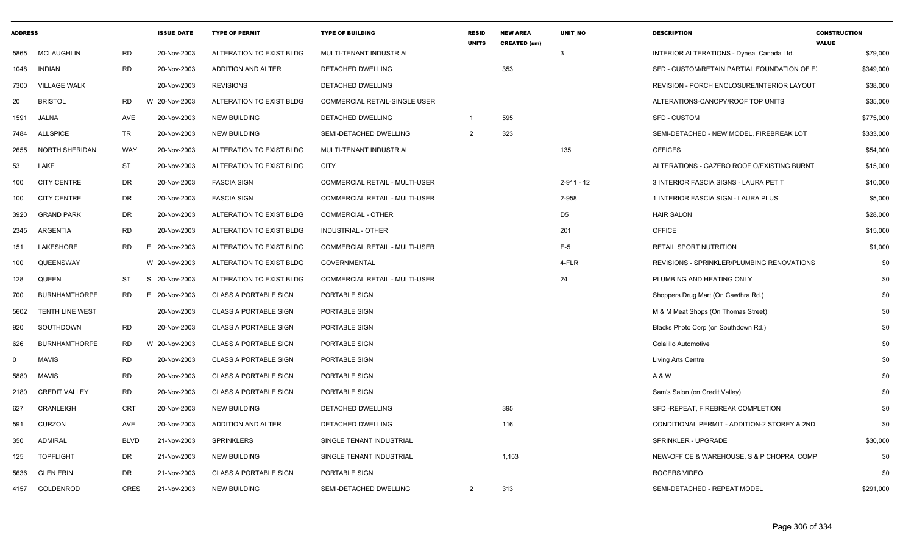| ADDRESS | | | ISSUE_DATE | TYPE OF PERMIT | TYPE OF BUILDING | RESID UNITS | NEW AREA CREATED (sm) | UNIT_NO | DESCRIPTION | CONSTRUCTION VALUE |
|---|---|---|---|---|---|---|---|---|---|---|
| 5865 | MCLAUGHLIN | RD | 20-Nov-2003 | ALTERATION TO EXIST BLDG | MULTI-TENANT INDUSTRIAL | | | 3 | INTERIOR ALTERATIONS - Dynea Canada Ltd. | $79,000 |
| 1048 | INDIAN | RD | 20-Nov-2003 | ADDITION AND ALTER | DETACHED DWELLING | | 353 | | SFD - CUSTOM/RETAIN PARTIAL FOUNDATION OF E. | $349,000 |
| 7300 | VILLAGE WALK | | 20-Nov-2003 | REVISIONS | DETACHED DWELLING | | | | REVISION - PORCH ENCLOSURE/INTERIOR LAYOUT | $38,000 |
| 20 | BRISTOL | RD | W 20-Nov-2003 | ALTERATION TO EXIST BLDG | COMMERCIAL RETAIL-SINGLE USER | | | | ALTERATIONS-CANOPY/ROOF TOP UNITS | $35,000 |
| 1591 | JALNA | AVE | 20-Nov-2003 | NEW BUILDING | DETACHED DWELLING | 1 | 595 | | SFD - CUSTOM | $775,000 |
| 7484 | ALLSPICE | TR | 20-Nov-2003 | NEW BUILDING | SEMI-DETACHED DWELLING | 2 | 323 | | SEMI-DETACHED - NEW MODEL, FIREBREAK LOT | $333,000 |
| 2655 | NORTH SHERIDAN | WAY | 20-Nov-2003 | ALTERATION TO EXIST BLDG | MULTI-TENANT INDUSTRIAL | | | 135 | OFFICES | $54,000 |
| 53 | LAKE | ST | 20-Nov-2003 | ALTERATION TO EXIST BLDG | CITY | | | | ALTERATIONS - GAZEBO ROOF O/EXISTING BURNT | $15,000 |
| 100 | CITY CENTRE | DR | 20-Nov-2003 | FASCIA SIGN | COMMERCIAL RETAIL - MULTI-USER | | | 2-911 - 12 | 3 INTERIOR FASCIA SIGNS - LAURA PETIT | $10,000 |
| 100 | CITY CENTRE | DR | 20-Nov-2003 | FASCIA SIGN | COMMERCIAL RETAIL - MULTI-USER | | | 2-958 | 1 INTERIOR FASCIA SIGN - LAURA PLUS | $5,000 |
| 3920 | GRAND PARK | DR | 20-Nov-2003 | ALTERATION TO EXIST BLDG | COMMERCIAL - OTHER | | | D5 | HAIR SALON | $28,000 |
| 2345 | ARGENTIA | RD | 20-Nov-2003 | ALTERATION TO EXIST BLDG | INDUSTRIAL - OTHER | | | 201 | OFFICE | $15,000 |
| 151 | LAKESHORE | RD | E 20-Nov-2003 | ALTERATION TO EXIST BLDG | COMMERCIAL RETAIL - MULTI-USER | | | E-5 | RETAIL SPORT NUTRITION | $1,000 |
| 100 | QUEENSWAY | | W 20-Nov-2003 | ALTERATION TO EXIST BLDG | GOVERNMENTAL | | | 4-FLR | REVISIONS - SPRINKLER/PLUMBING RENOVATIONS | $0 |
| 128 | QUEEN | ST | S 20-Nov-2003 | ALTERATION TO EXIST BLDG | COMMERCIAL RETAIL - MULTI-USER | | | 24 | PLUMBING AND HEATING ONLY | $0 |
| 700 | BURNHAMTHORPE | RD | E 20-Nov-2003 | CLASS A PORTABLE SIGN | PORTABLE SIGN | | | | Shoppers Drug Mart (On Cawthra Rd.) | $0 |
| 5602 | TENTH LINE WEST | | 20-Nov-2003 | CLASS A PORTABLE SIGN | PORTABLE SIGN | | | | M & M Meat Shops (On Thomas Street) | $0 |
| 920 | SOUTHDOWN | RD | 20-Nov-2003 | CLASS A PORTABLE SIGN | PORTABLE SIGN | | | | Blacks Photo Corp (on Southdown Rd.) | $0 |
| 626 | BURNHAMTHORPE | RD | W 20-Nov-2003 | CLASS A PORTABLE SIGN | PORTABLE SIGN | | | | Colalillo Automotive | $0 |
| 0 | MAVIS | RD | 20-Nov-2003 | CLASS A PORTABLE SIGN | PORTABLE SIGN | | | | Living Arts Centre | $0 |
| 5880 | MAVIS | RD | 20-Nov-2003 | CLASS A PORTABLE SIGN | PORTABLE SIGN | | | | A & W | $0 |
| 2180 | CREDIT VALLEY | RD | 20-Nov-2003 | CLASS A PORTABLE SIGN | PORTABLE SIGN | | | | Sam's Salon (on Credit Valley) | $0 |
| 627 | CRANLEIGH | CRT | 20-Nov-2003 | NEW BUILDING | DETACHED DWELLING | | 395 | | SFD -REPEAT, FIREBREAK COMPLETION | $0 |
| 591 | CURZON | AVE | 20-Nov-2003 | ADDITION AND ALTER | DETACHED DWELLING | | 116 | | CONDITIONAL PERMIT - ADDITION-2 STOREY & 2ND | $0 |
| 350 | ADMIRAL | BLVD | 21-Nov-2003 | SPRINKLERS | SINGLE TENANT INDUSTRIAL | | | | SPRINKLER - UPGRADE | $30,000 |
| 125 | TOPFLIGHT | DR | 21-Nov-2003 | NEW BUILDING | SINGLE TENANT INDUSTRIAL | | 1,153 | | NEW-OFFICE & WAREHOUSE, S & P CHOPRA, COMP | $0 |
| 5636 | GLEN ERIN | DR | 21-Nov-2003 | CLASS A PORTABLE SIGN | PORTABLE SIGN | | | | ROGERS VIDEO | $0 |
| 4157 | GOLDENROD | CRES | 21-Nov-2003 | NEW BUILDING | SEMI-DETACHED DWELLING | 2 | 313 | | SEMI-DETACHED - REPEAT MODEL | $291,000 |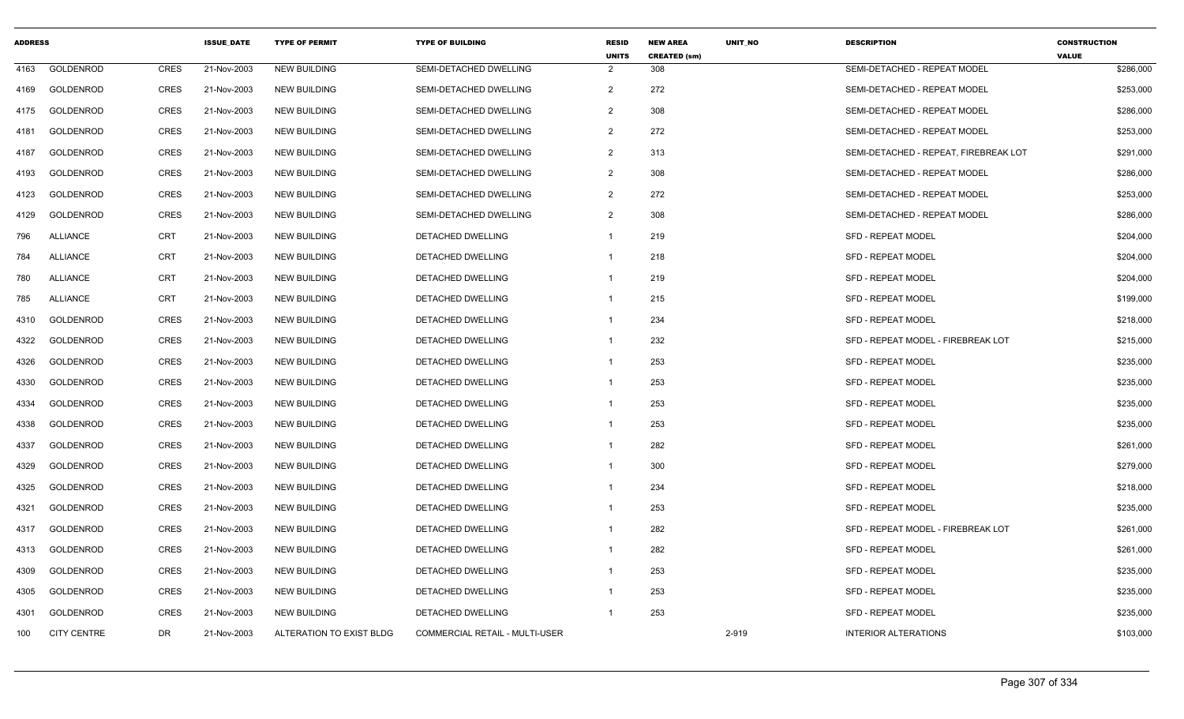| ADDRESS | | | ISSUE_DATE | TYPE OF PERMIT | TYPE OF BUILDING | RESID UNITS | NEW AREA CREATED (sm) | UNIT_NO | DESCRIPTION | CONSTRUCTION VALUE |
|---|---|---|---|---|---|---|---|---|---|---|
| 4163 | GOLDENROD | CRES | 21-Nov-2003 | NEW BUILDING | SEMI-DETACHED DWELLING | 2 | 308 | | SEMI-DETACHED - REPEAT MODEL | $286,000 |
| 4169 | GOLDENROD | CRES | 21-Nov-2003 | NEW BUILDING | SEMI-DETACHED DWELLING | 2 | 272 | | SEMI-DETACHED - REPEAT MODEL | $253,000 |
| 4175 | GOLDENROD | CRES | 21-Nov-2003 | NEW BUILDING | SEMI-DETACHED DWELLING | 2 | 308 | | SEMI-DETACHED - REPEAT MODEL | $286,000 |
| 4181 | GOLDENROD | CRES | 21-Nov-2003 | NEW BUILDING | SEMI-DETACHED DWELLING | 2 | 272 | | SEMI-DETACHED - REPEAT MODEL | $253,000 |
| 4187 | GOLDENROD | CRES | 21-Nov-2003 | NEW BUILDING | SEMI-DETACHED DWELLING | 2 | 313 | | SEMI-DETACHED - REPEAT, FIREBREAK LOT | $291,000 |
| 4193 | GOLDENROD | CRES | 21-Nov-2003 | NEW BUILDING | SEMI-DETACHED DWELLING | 2 | 308 | | SEMI-DETACHED - REPEAT MODEL | $286,000 |
| 4123 | GOLDENROD | CRES | 21-Nov-2003 | NEW BUILDING | SEMI-DETACHED DWELLING | 2 | 272 | | SEMI-DETACHED - REPEAT MODEL | $253,000 |
| 4129 | GOLDENROD | CRES | 21-Nov-2003 | NEW BUILDING | SEMI-DETACHED DWELLING | 2 | 308 | | SEMI-DETACHED - REPEAT MODEL | $286,000 |
| 796 | ALLIANCE | CRT | 21-Nov-2003 | NEW BUILDING | DETACHED DWELLING | 1 | 219 | | SFD - REPEAT MODEL | $204,000 |
| 784 | ALLIANCE | CRT | 21-Nov-2003 | NEW BUILDING | DETACHED DWELLING | 1 | 218 | | SFD - REPEAT MODEL | $204,000 |
| 780 | ALLIANCE | CRT | 21-Nov-2003 | NEW BUILDING | DETACHED DWELLING | 1 | 219 | | SFD - REPEAT MODEL | $204,000 |
| 785 | ALLIANCE | CRT | 21-Nov-2003 | NEW BUILDING | DETACHED DWELLING | 1 | 215 | | SFD - REPEAT MODEL | $199,000 |
| 4310 | GOLDENROD | CRES | 21-Nov-2003 | NEW BUILDING | DETACHED DWELLING | 1 | 234 | | SFD - REPEAT MODEL | $218,000 |
| 4322 | GOLDENROD | CRES | 21-Nov-2003 | NEW BUILDING | DETACHED DWELLING | 1 | 232 | | SFD - REPEAT MODEL - FIREBREAK LOT | $215,000 |
| 4326 | GOLDENROD | CRES | 21-Nov-2003 | NEW BUILDING | DETACHED DWELLING | 1 | 253 | | SFD - REPEAT MODEL | $235,000 |
| 4330 | GOLDENROD | CRES | 21-Nov-2003 | NEW BUILDING | DETACHED DWELLING | 1 | 253 | | SFD - REPEAT MODEL | $235,000 |
| 4334 | GOLDENROD | CRES | 21-Nov-2003 | NEW BUILDING | DETACHED DWELLING | 1 | 253 | | SFD - REPEAT MODEL | $235,000 |
| 4338 | GOLDENROD | CRES | 21-Nov-2003 | NEW BUILDING | DETACHED DWELLING | 1 | 253 | | SFD - REPEAT MODEL | $235,000 |
| 4337 | GOLDENROD | CRES | 21-Nov-2003 | NEW BUILDING | DETACHED DWELLING | 1 | 282 | | SFD - REPEAT MODEL | $261,000 |
| 4329 | GOLDENROD | CRES | 21-Nov-2003 | NEW BUILDING | DETACHED DWELLING | 1 | 300 | | SFD - REPEAT MODEL | $279,000 |
| 4325 | GOLDENROD | CRES | 21-Nov-2003 | NEW BUILDING | DETACHED DWELLING | 1 | 234 | | SFD - REPEAT MODEL | $218,000 |
| 4321 | GOLDENROD | CRES | 21-Nov-2003 | NEW BUILDING | DETACHED DWELLING | 1 | 253 | | SFD - REPEAT MODEL | $235,000 |
| 4317 | GOLDENROD | CRES | 21-Nov-2003 | NEW BUILDING | DETACHED DWELLING | 1 | 282 | | SFD - REPEAT MODEL - FIREBREAK LOT | $261,000 |
| 4313 | GOLDENROD | CRES | 21-Nov-2003 | NEW BUILDING | DETACHED DWELLING | 1 | 282 | | SFD - REPEAT MODEL | $261,000 |
| 4309 | GOLDENROD | CRES | 21-Nov-2003 | NEW BUILDING | DETACHED DWELLING | 1 | 253 | | SFD - REPEAT MODEL | $235,000 |
| 4305 | GOLDENROD | CRES | 21-Nov-2003 | NEW BUILDING | DETACHED DWELLING | 1 | 253 | | SFD - REPEAT MODEL | $235,000 |
| 4301 | GOLDENROD | CRES | 21-Nov-2003 | NEW BUILDING | DETACHED DWELLING | 1 | 253 | | SFD - REPEAT MODEL | $235,000 |
| 100 | CITY CENTRE | DR | 21-Nov-2003 | ALTERATION TO EXIST BLDG | COMMERCIAL RETAIL - MULTI-USER | | | 2-919 | INTERIOR ALTERATIONS | $103,000 |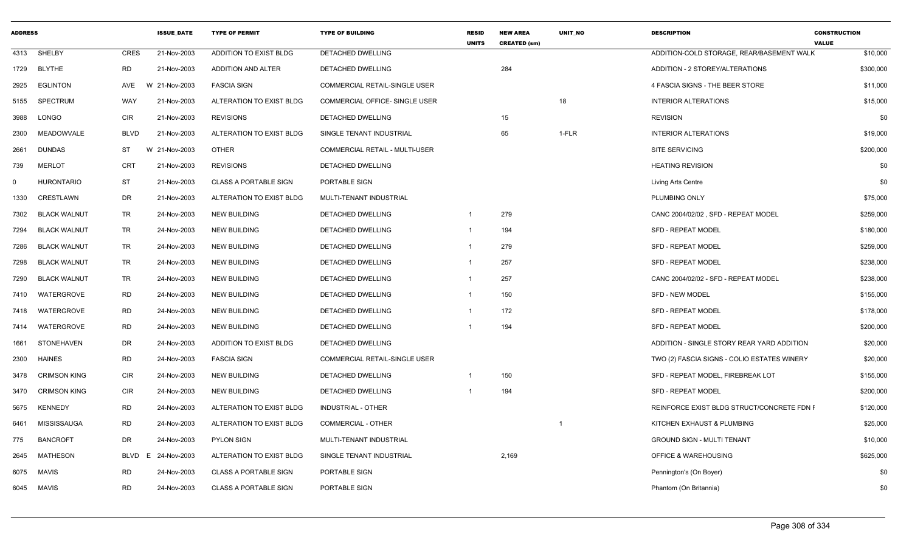| ADDRESS | | | ISSUE_DATE | TYPE OF PERMIT | TYPE OF BUILDING | RESID UNITS | NEW AREA CREATED (sm) | UNIT_NO | DESCRIPTION | CONSTRUCTION VALUE |
|---|---|---|---|---|---|---|---|---|---|---|
| 4313 | SHELBY | CRES | 21-Nov-2003 | ADDITION TO EXIST BLDG | DETACHED DWELLING | | | | ADDITION-COLD STORAGE, REAR/BASEMENT WALK | $10,000 |
| 1729 | BLYTHE | RD | 21-Nov-2003 | ADDITION AND ALTER | DETACHED DWELLING | | 284 | | ADDITION - 2 STOREY/ALTERATIONS | $300,000 |
| 2925 | EGLINTON | AVE W | 21-Nov-2003 | FASCIA SIGN | COMMERCIAL RETAIL-SINGLE USER | | | | 4 FASCIA SIGNS - THE BEER STORE | $11,000 |
| 5155 | SPECTRUM | WAY | 21-Nov-2003 | ALTERATION TO EXIST BLDG | COMMERCIAL OFFICE- SINGLE USER | | | 18 | INTERIOR ALTERATIONS | $15,000 |
| 3988 | LONGO | CIR | 21-Nov-2003 | REVISIONS | DETACHED DWELLING | | 15 | | REVISION | $0 |
| 2300 | MEADOWVALE | BLVD | 21-Nov-2003 | ALTERATION TO EXIST BLDG | SINGLE TENANT INDUSTRIAL | | 65 | 1-FLR | INTERIOR ALTERATIONS | $19,000 |
| 2661 | DUNDAS | ST W | 21-Nov-2003 | OTHER | COMMERCIAL RETAIL - MULTI-USER | | | | SITE SERVICING | $200,000 |
| 739 | MERLOT | CRT | 21-Nov-2003 | REVISIONS | DETACHED DWELLING | | | | HEATING REVISION | $0 |
| 0 | HURONTARIO | ST | 21-Nov-2003 | CLASS A PORTABLE SIGN | PORTABLE SIGN | | | | Living Arts Centre | $0 |
| 1330 | CRESTLAWN | DR | 21-Nov-2003 | ALTERATION TO EXIST BLDG | MULTI-TENANT INDUSTRIAL | | | | PLUMBING ONLY | $75,000 |
| 7302 | BLACK WALNUT | TR | 24-Nov-2003 | NEW BUILDING | DETACHED DWELLING | 1 | 279 | | CANC 2004/02/02 , SFD - REPEAT MODEL | $259,000 |
| 7294 | BLACK WALNUT | TR | 24-Nov-2003 | NEW BUILDING | DETACHED DWELLING | 1 | 194 | | SFD - REPEAT MODEL | $180,000 |
| 7286 | BLACK WALNUT | TR | 24-Nov-2003 | NEW BUILDING | DETACHED DWELLING | 1 | 279 | | SFD - REPEAT MODEL | $259,000 |
| 7298 | BLACK WALNUT | TR | 24-Nov-2003 | NEW BUILDING | DETACHED DWELLING | 1 | 257 | | SFD - REPEAT MODEL | $238,000 |
| 7290 | BLACK WALNUT | TR | 24-Nov-2003 | NEW BUILDING | DETACHED DWELLING | 1 | 257 | | CANC 2004/02/02 - SFD - REPEAT MODEL | $238,000 |
| 7410 | WATERGROVE | RD | 24-Nov-2003 | NEW BUILDING | DETACHED DWELLING | 1 | 150 | | SFD - NEW MODEL | $155,000 |
| 7418 | WATERGROVE | RD | 24-Nov-2003 | NEW BUILDING | DETACHED DWELLING | 1 | 172 | | SFD - REPEAT MODEL | $178,000 |
| 7414 | WATERGROVE | RD | 24-Nov-2003 | NEW BUILDING | DETACHED DWELLING | 1 | 194 | | SFD - REPEAT MODEL | $200,000 |
| 1661 | STONEHAVEN | DR | 24-Nov-2003 | ADDITION TO EXIST BLDG | DETACHED DWELLING | | | | ADDITION - SINGLE STORY REAR YARD ADDITION | $20,000 |
| 2300 | HAINES | RD | 24-Nov-2003 | FASCIA SIGN | COMMERCIAL RETAIL-SINGLE USER | | | | TWO (2) FASCIA SIGNS - COLIO ESTATES WINERY | $20,000 |
| 3478 | CRIMSON KING | CIR | 24-Nov-2003 | NEW BUILDING | DETACHED DWELLING | 1 | 150 | | SFD - REPEAT MODEL, FIREBREAK LOT | $155,000 |
| 3470 | CRIMSON KING | CIR | 24-Nov-2003 | NEW BUILDING | DETACHED DWELLING | 1 | 194 | | SFD - REPEAT MODEL | $200,000 |
| 5675 | KENNEDY | RD | 24-Nov-2003 | ALTERATION TO EXIST BLDG | INDUSTRIAL - OTHER | | | | REINFORCE EXIST BLDG STRUCT/CONCRETE FDN F | $120,000 |
| 6461 | MISSISSAUGA | RD | 24-Nov-2003 | ALTERATION TO EXIST BLDG | COMMERCIAL - OTHER | | | 1 | KITCHEN EXHAUST & PLUMBING | $25,000 |
| 775 | BANCROFT | DR | 24-Nov-2003 | PYLON SIGN | MULTI-TENANT INDUSTRIAL | | | | GROUND SIGN - MULTI TENANT | $10,000 |
| 2645 | MATHESON | BLVD E | 24-Nov-2003 | ALTERATION TO EXIST BLDG | SINGLE TENANT INDUSTRIAL | | 2,169 | | OFFICE & WAREHOUSING | $625,000 |
| 6075 | MAVIS | RD | 24-Nov-2003 | CLASS A PORTABLE SIGN | PORTABLE SIGN | | | | Pennington's (On Boyer) | $0 |
| 6045 | MAVIS | RD | 24-Nov-2003 | CLASS A PORTABLE SIGN | PORTABLE SIGN | | | | Phantom (On Britannia) | $0 |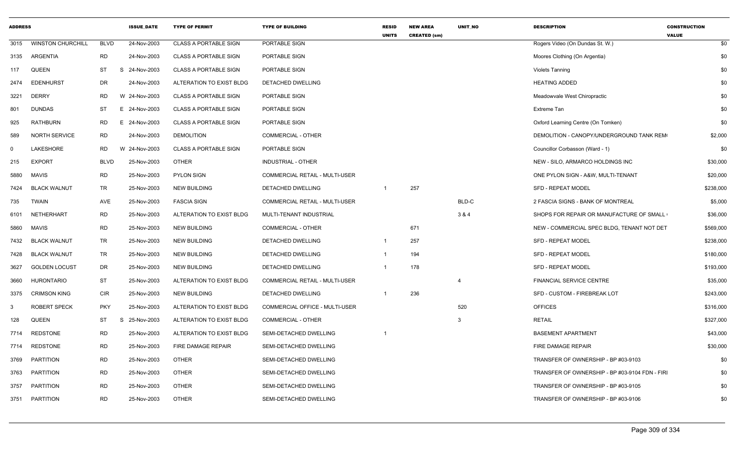| ADDRESS | | | ISSUE_DATE | TYPE OF PERMIT | TYPE OF BUILDING | RESID UNITS | NEW AREA CREATED (sm) | UNIT_NO | DESCRIPTION | CONSTRUCTION VALUE |
|---|---|---|---|---|---|---|---|---|---|---|
| 3015 | WINSTON CHURCHILL | BLVD | 24-Nov-2003 | CLASS A PORTABLE SIGN | PORTABLE SIGN | | | | Rogers Video (On Dundas St. W.) | $0 |
| 3135 | ARGENTIA | RD | 24-Nov-2003 | CLASS A PORTABLE SIGN | PORTABLE SIGN | | | | Moores Clothing (On Argentia) | $0 |
| 117 | QUEEN | ST S | 24-Nov-2003 | CLASS A PORTABLE SIGN | PORTABLE SIGN | | | | Violets Tanning | $0 |
| 2474 | EDENHURST | DR | 24-Nov-2003 | ALTERATION TO EXIST BLDG | DETACHED DWELLING | | | | HEATING ADDED | $0 |
| 3221 | DERRY | RD W | 24-Nov-2003 | CLASS A PORTABLE SIGN | PORTABLE SIGN | | | | Meadowvale West Chiropractic | $0 |
| 801 | DUNDAS | ST E | 24-Nov-2003 | CLASS A PORTABLE SIGN | PORTABLE SIGN | | | | Extreme Tan | $0 |
| 925 | RATHBURN | RD E | 24-Nov-2003 | CLASS A PORTABLE SIGN | PORTABLE SIGN | | | | Oxford Learning Centre (On Tomken) | $0 |
| 589 | NORTH SERVICE | RD | 24-Nov-2003 | DEMOLITION | COMMERCIAL - OTHER | | | | DEMOLITION - CANOPY/UNDERGROUND TANK REM | $2,000 |
| 0 | LAKESHORE | RD W | 24-Nov-2003 | CLASS A PORTABLE SIGN | PORTABLE SIGN | | | | Councillor Corbasson (Ward - 1) | $0 |
| 215 | EXPORT | BLVD | 25-Nov-2003 | OTHER | INDUSTRIAL - OTHER | | | | NEW - SILO, ARMARCO HOLDINGS INC | $30,000 |
| 5880 | MAVIS | RD | 25-Nov-2003 | PYLON SIGN | COMMERCIAL RETAIL - MULTI-USER | | | | ONE PYLON SIGN - A&W, MULTI-TENANT | $20,000 |
| 7424 | BLACK WALNUT | TR | 25-Nov-2003 | NEW BUILDING | DETACHED DWELLING | 1 | 257 | | SFD - REPEAT MODEL | $238,000 |
| 735 | TWAIN | AVE | 25-Nov-2003 | FASCIA SIGN | COMMERCIAL RETAIL - MULTI-USER | | | BLD-C | 2 FASCIA SIGNS - BANK OF MONTREAL | $5,000 |
| 6101 | NETHERHART | RD | 25-Nov-2003 | ALTERATION TO EXIST BLDG | MULTI-TENANT INDUSTRIAL | | | 3 & 4 | SHOPS FOR REPAIR OR MANUFACTURE OF SMALL | $36,000 |
| 5860 | MAVIS | RD | 25-Nov-2003 | NEW BUILDING | COMMERCIAL - OTHER | | 671 | | NEW - COMMERCIAL SPEC BLDG, TENANT NOT DET | $569,000 |
| 7432 | BLACK WALNUT | TR | 25-Nov-2003 | NEW BUILDING | DETACHED DWELLING | 1 | 257 | | SFD - REPEAT MODEL | $238,000 |
| 7428 | BLACK WALNUT | TR | 25-Nov-2003 | NEW BUILDING | DETACHED DWELLING | 1 | 194 | | SFD - REPEAT MODEL | $180,000 |
| 3627 | GOLDEN LOCUST | DR | 25-Nov-2003 | NEW BUILDING | DETACHED DWELLING | 1 | 178 | | SFD - REPEAT MODEL | $193,000 |
| 3660 | HURONTARIO | ST | 25-Nov-2003 | ALTERATION TO EXIST BLDG | COMMERCIAL RETAIL - MULTI-USER | | | 4 | FINANCIAL SERVICE CENTRE | $35,000 |
| 3375 | CRIMSON KING | CIR | 25-Nov-2003 | NEW BUILDING | DETACHED DWELLING | 1 | 236 | | SFD - CUSTOM - FIREBREAK LOT | $243,000 |
| 3 | ROBERT SPECK | PKY | 25-Nov-2003 | ALTERATION TO EXIST BLDG | COMMERCIAL OFFICE - MULTI-USER | | | 520 | OFFICES | $316,000 |
| 128 | QUEEN | ST S | 25-Nov-2003 | ALTERATION TO EXIST BLDG | COMMERCIAL - OTHER | | | 3 | RETAIL | $327,000 |
| 7714 | REDSTONE | RD | 25-Nov-2003 | ALTERATION TO EXIST BLDG | SEMI-DETACHED DWELLING | 1 | | | BASEMENT APARTMENT | $43,000 |
| 7714 | REDSTONE | RD | 25-Nov-2003 | FIRE DAMAGE REPAIR | SEMI-DETACHED DWELLING | | | | FIRE DAMAGE REPAIR | $30,000 |
| 3769 | PARTITION | RD | 25-Nov-2003 | OTHER | SEMI-DETACHED DWELLING | | | | TRANSFER OF OWNERSHIP - BP #03-9103 | $0 |
| 3763 | PARTITION | RD | 25-Nov-2003 | OTHER | SEMI-DETACHED DWELLING | | | | TRANSFER OF OWNERSHIP - BP #03-9104 FDN - FIRI | $0 |
| 3757 | PARTITION | RD | 25-Nov-2003 | OTHER | SEMI-DETACHED DWELLING | | | | TRANSFER OF OWNERSHIP - BP #03-9105 | $0 |
| 3751 | PARTITION | RD | 25-Nov-2003 | OTHER | SEMI-DETACHED DWELLING | | | | TRANSFER OF OWNERSHIP - BP #03-9106 | $0 |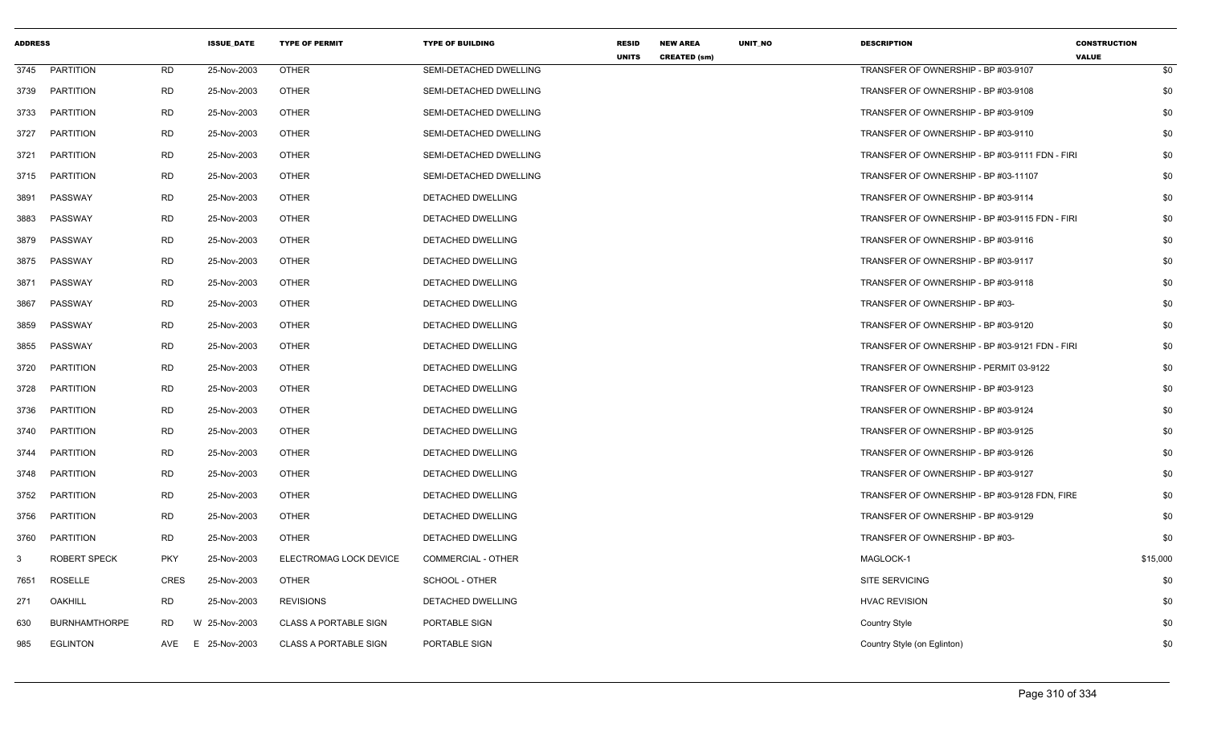| ADDRESS | | | ISSUE_DATE | TYPE OF PERMIT | TYPE OF BUILDING | RESID UNITS | NEW AREA CREATED (sm) | UNIT_NO | DESCRIPTION | CONSTRUCTION VALUE |
|---|---|---|---|---|---|---|---|---|---|---|
| 3745 | PARTITION | RD | 25-Nov-2003 | OTHER | SEMI-DETACHED DWELLING | | | | TRANSFER OF OWNERSHIP - BP #03-9107 | $0 |
| 3739 | PARTITION | RD | 25-Nov-2003 | OTHER | SEMI-DETACHED DWELLING | | | | TRANSFER OF OWNERSHIP - BP #03-9108 | $0 |
| 3733 | PARTITION | RD | 25-Nov-2003 | OTHER | SEMI-DETACHED DWELLING | | | | TRANSFER OF OWNERSHIP - BP #03-9109 | $0 |
| 3727 | PARTITION | RD | 25-Nov-2003 | OTHER | SEMI-DETACHED DWELLING | | | | TRANSFER OF OWNERSHIP - BP #03-9110 | $0 |
| 3721 | PARTITION | RD | 25-Nov-2003 | OTHER | SEMI-DETACHED DWELLING | | | | TRANSFER OF OWNERSHIP - BP #03-9111 FDN - FIRI | $0 |
| 3715 | PARTITION | RD | 25-Nov-2003 | OTHER | SEMI-DETACHED DWELLING | | | | TRANSFER OF OWNERSHIP - BP #03-11107 | $0 |
| 3891 | PASSWAY | RD | 25-Nov-2003 | OTHER | DETACHED DWELLING | | | | TRANSFER OF OWNERSHIP - BP #03-9114 | $0 |
| 3883 | PASSWAY | RD | 25-Nov-2003 | OTHER | DETACHED DWELLING | | | | TRANSFER OF OWNERSHIP - BP #03-9115 FDN - FIRI | $0 |
| 3879 | PASSWAY | RD | 25-Nov-2003 | OTHER | DETACHED DWELLING | | | | TRANSFER OF OWNERSHIP - BP #03-9116 | $0 |
| 3875 | PASSWAY | RD | 25-Nov-2003 | OTHER | DETACHED DWELLING | | | | TRANSFER OF OWNERSHIP - BP #03-9117 | $0 |
| 3871 | PASSWAY | RD | 25-Nov-2003 | OTHER | DETACHED DWELLING | | | | TRANSFER OF OWNERSHIP - BP #03-9118 | $0 |
| 3867 | PASSWAY | RD | 25-Nov-2003 | OTHER | DETACHED DWELLING | | | | TRANSFER OF OWNERSHIP - BP #03- | $0 |
| 3859 | PASSWAY | RD | 25-Nov-2003 | OTHER | DETACHED DWELLING | | | | TRANSFER OF OWNERSHIP - BP #03-9120 | $0 |
| 3855 | PASSWAY | RD | 25-Nov-2003 | OTHER | DETACHED DWELLING | | | | TRANSFER OF OWNERSHIP - BP #03-9121 FDN - FIRI | $0 |
| 3720 | PARTITION | RD | 25-Nov-2003 | OTHER | DETACHED DWELLING | | | | TRANSFER OF OWNERSHIP - PERMIT 03-9122 | $0 |
| 3728 | PARTITION | RD | 25-Nov-2003 | OTHER | DETACHED DWELLING | | | | TRANSFER OF OWNERSHIP - BP #03-9123 | $0 |
| 3736 | PARTITION | RD | 25-Nov-2003 | OTHER | DETACHED DWELLING | | | | TRANSFER OF OWNERSHIP - BP #03-9124 | $0 |
| 3740 | PARTITION | RD | 25-Nov-2003 | OTHER | DETACHED DWELLING | | | | TRANSFER OF OWNERSHIP - BP #03-9125 | $0 |
| 3744 | PARTITION | RD | 25-Nov-2003 | OTHER | DETACHED DWELLING | | | | TRANSFER OF OWNERSHIP - BP #03-9126 | $0 |
| 3748 | PARTITION | RD | 25-Nov-2003 | OTHER | DETACHED DWELLING | | | | TRANSFER OF OWNERSHIP - BP #03-9127 | $0 |
| 3752 | PARTITION | RD | 25-Nov-2003 | OTHER | DETACHED DWELLING | | | | TRANSFER OF OWNERSHIP - BP #03-9128 FDN, FIRE | $0 |
| 3756 | PARTITION | RD | 25-Nov-2003 | OTHER | DETACHED DWELLING | | | | TRANSFER OF OWNERSHIP - BP #03-9129 | $0 |
| 3760 | PARTITION | RD | 25-Nov-2003 | OTHER | DETACHED DWELLING | | | | TRANSFER OF OWNERSHIP - BP #03- | $0 |
| 3 | ROBERT SPECK | PKY | 25-Nov-2003 | ELECTROMAG LOCK DEVICE | COMMERCIAL - OTHER | | | | MAGLOCK-1 | $15,000 |
| 7651 | ROSELLE | CRES | 25-Nov-2003 | OTHER | SCHOOL - OTHER | | | | SITE SERVICING | $0 |
| 271 | OAKHILL | RD | 25-Nov-2003 | REVISIONS | DETACHED DWELLING | | | | HVAC REVISION | $0 |
| 630 | BURNHAMTHORPE | RD | W 25-Nov-2003 | CLASS A PORTABLE SIGN | PORTABLE SIGN | | | | Country Style | $0 |
| 985 | EGLINTON | AVE | E 25-Nov-2003 | CLASS A PORTABLE SIGN | PORTABLE SIGN | | | | Country Style (on Eglinton) | $0 |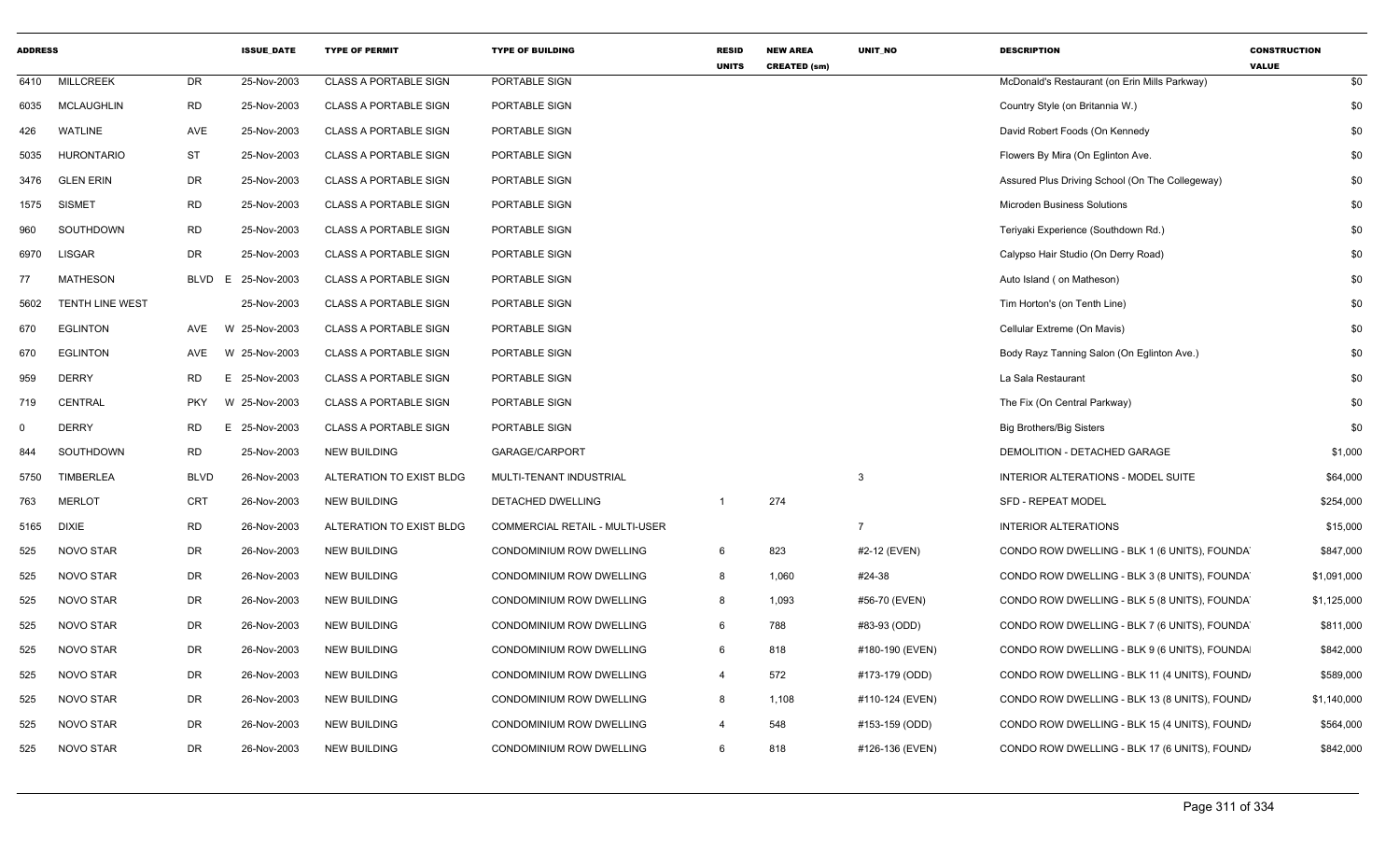| ADDRESS | | | ISSUE_DATE | TYPE OF PERMIT | TYPE OF BUILDING | RESID UNITS | NEW AREA CREATED (sm) | UNIT_NO | DESCRIPTION | CONSTRUCTION VALUE |
|---|---|---|---|---|---|---|---|---|---|---|
| 6410 | MILLCREEK | DR | 25-Nov-2003 | CLASS A PORTABLE SIGN | PORTABLE SIGN | | | | McDonald's Restaurant (on Erin Mills Parkway) | $0 |
| 6035 | MCLAUGHLIN | RD | 25-Nov-2003 | CLASS A PORTABLE SIGN | PORTABLE SIGN | | | | Country Style (on Britannia W.) | $0 |
| 426 | WATLINE | AVE | 25-Nov-2003 | CLASS A PORTABLE SIGN | PORTABLE SIGN | | | | David Robert Foods (On Kennedy | $0 |
| 5035 | HURONTARIO | ST | 25-Nov-2003 | CLASS A PORTABLE SIGN | PORTABLE SIGN | | | | Flowers By Mira (On Eglinton Ave. | $0 |
| 3476 | GLEN ERIN | DR | 25-Nov-2003 | CLASS A PORTABLE SIGN | PORTABLE SIGN | | | | Assured Plus Driving School (On The Collegeway) | $0 |
| 1575 | SISMET | RD | 25-Nov-2003 | CLASS A PORTABLE SIGN | PORTABLE SIGN | | | | Microden Business Solutions | $0 |
| 960 | SOUTHDOWN | RD | 25-Nov-2003 | CLASS A PORTABLE SIGN | PORTABLE SIGN | | | | Teriyaki Experience (Southdown Rd.) | $0 |
| 6970 | LISGAR | DR | 25-Nov-2003 | CLASS A PORTABLE SIGN | PORTABLE SIGN | | | | Calypso Hair Studio (On Derry Road) | $0 |
| 77 | MATHESON | BLVD E | 25-Nov-2003 | CLASS A PORTABLE SIGN | PORTABLE SIGN | | | | Auto Island ( on Matheson) | $0 |
| 5602 | TENTH LINE WEST | | 25-Nov-2003 | CLASS A PORTABLE SIGN | PORTABLE SIGN | | | | Tim Horton's (on Tenth Line) | $0 |
| 670 | EGLINTON | AVE W | 25-Nov-2003 | CLASS A PORTABLE SIGN | PORTABLE SIGN | | | | Cellular Extreme (On Mavis) | $0 |
| 670 | EGLINTON | AVE W | 25-Nov-2003 | CLASS A PORTABLE SIGN | PORTABLE SIGN | | | | Body Rayz Tanning Salon (On Eglinton Ave.) | $0 |
| 959 | DERRY | RD E | 25-Nov-2003 | CLASS A PORTABLE SIGN | PORTABLE SIGN | | | | La Sala Restaurant | $0 |
| 719 | CENTRAL | PKY W | 25-Nov-2003 | CLASS A PORTABLE SIGN | PORTABLE SIGN | | | | The Fix (On Central Parkway) | $0 |
| 0 | DERRY | RD E | 25-Nov-2003 | CLASS A PORTABLE SIGN | PORTABLE SIGN | | | | Big Brothers/Big Sisters | $0 |
| 844 | SOUTHDOWN | RD | 25-Nov-2003 | NEW BUILDING | GARAGE/CARPORT | | | | DEMOLITION - DETACHED GARAGE | $1,000 |
| 5750 | TIMBERLEA | BLVD | 26-Nov-2003 | ALTERATION TO EXIST BLDG | MULTI-TENANT INDUSTRIAL | | | 3 | INTERIOR ALTERATIONS - MODEL SUITE | $64,000 |
| 763 | MERLOT | CRT | 26-Nov-2003 | NEW BUILDING | DETACHED DWELLING | 1 | 274 | | SFD - REPEAT MODEL | $254,000 |
| 5165 | DIXIE | RD | 26-Nov-2003 | ALTERATION TO EXIST BLDG | COMMERCIAL RETAIL - MULTI-USER | | | 7 | INTERIOR ALTERATIONS | $15,000 |
| 525 | NOVO STAR | DR | 26-Nov-2003 | NEW BUILDING | CONDOMINIUM ROW DWELLING | 6 | 823 | #2-12 (EVEN) | CONDO ROW DWELLING - BLK 1 (6 UNITS), FOUNDA | $847,000 |
| 525 | NOVO STAR | DR | 26-Nov-2003 | NEW BUILDING | CONDOMINIUM ROW DWELLING | 8 | 1,060 | #24-38 | CONDO ROW DWELLING - BLK 3 (8 UNITS), FOUNDA | $1,091,000 |
| 525 | NOVO STAR | DR | 26-Nov-2003 | NEW BUILDING | CONDOMINIUM ROW DWELLING | 8 | 1,093 | #56-70 (EVEN) | CONDO ROW DWELLING - BLK 5 (8 UNITS), FOUNDA | $1,125,000 |
| 525 | NOVO STAR | DR | 26-Nov-2003 | NEW BUILDING | CONDOMINIUM ROW DWELLING | 6 | 788 | #83-93 (ODD) | CONDO ROW DWELLING - BLK 7 (6 UNITS), FOUNDA | $811,000 |
| 525 | NOVO STAR | DR | 26-Nov-2003 | NEW BUILDING | CONDOMINIUM ROW DWELLING | 6 | 818 | #180-190 (EVEN) | CONDO ROW DWELLING - BLK 9 (6 UNITS), FOUNDA | $842,000 |
| 525 | NOVO STAR | DR | 26-Nov-2003 | NEW BUILDING | CONDOMINIUM ROW DWELLING | 4 | 572 | #173-179 (ODD) | CONDO ROW DWELLING - BLK 11 (4 UNITS), FOUND | $589,000 |
| 525 | NOVO STAR | DR | 26-Nov-2003 | NEW BUILDING | CONDOMINIUM ROW DWELLING | 8 | 1,108 | #110-124 (EVEN) | CONDO ROW DWELLING - BLK 13 (8 UNITS), FOUND | $1,140,000 |
| 525 | NOVO STAR | DR | 26-Nov-2003 | NEW BUILDING | CONDOMINIUM ROW DWELLING | 4 | 548 | #153-159 (ODD) | CONDO ROW DWELLING - BLK 15 (4 UNITS), FOUND | $564,000 |
| 525 | NOVO STAR | DR | 26-Nov-2003 | NEW BUILDING | CONDOMINIUM ROW DWELLING | 6 | 818 | #126-136 (EVEN) | CONDO ROW DWELLING - BLK 17 (6 UNITS), FOUND | $842,000 |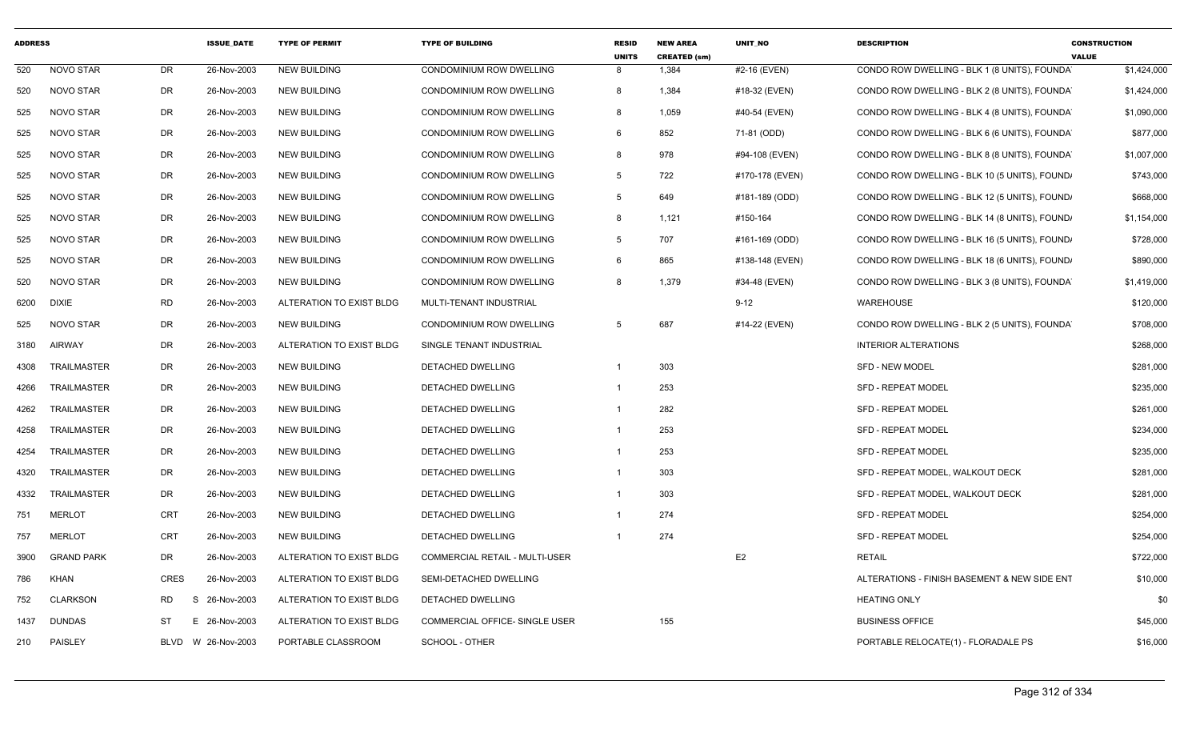| ADDRESS | | | ISSUE_DATE | TYPE OF PERMIT | TYPE OF BUILDING | RESID UNITS | NEW AREA CREATED (sm) | UNIT_NO | DESCRIPTION | CONSTRUCTION VALUE |
|---|---|---|---|---|---|---|---|---|---|---|
| 520 | NOVO STAR | DR | 26-Nov-2003 | NEW BUILDING | CONDOMINIUM ROW DWELLING | 8 | 1,384 | #2-16 (EVEN) | CONDO ROW DWELLING - BLK 1 (8 UNITS), FOUNDA | $1,424,000 |
| 520 | NOVO STAR | DR | 26-Nov-2003 | NEW BUILDING | CONDOMINIUM ROW DWELLING | 8 | 1,384 | #18-32 (EVEN) | CONDO ROW DWELLING - BLK 2 (8 UNITS), FOUNDA | $1,424,000 |
| 525 | NOVO STAR | DR | 26-Nov-2003 | NEW BUILDING | CONDOMINIUM ROW DWELLING | 8 | 1,059 | #40-54 (EVEN) | CONDO ROW DWELLING - BLK 4 (8 UNITS), FOUNDA | $1,090,000 |
| 525 | NOVO STAR | DR | 26-Nov-2003 | NEW BUILDING | CONDOMINIUM ROW DWELLING | 6 | 852 | 71-81 (ODD) | CONDO ROW DWELLING - BLK 6 (6 UNITS), FOUNDA | $877,000 |
| 525 | NOVO STAR | DR | 26-Nov-2003 | NEW BUILDING | CONDOMINIUM ROW DWELLING | 8 | 978 | #94-108 (EVEN) | CONDO ROW DWELLING - BLK 8 (8 UNITS), FOUNDA | $1,007,000 |
| 525 | NOVO STAR | DR | 26-Nov-2003 | NEW BUILDING | CONDOMINIUM ROW DWELLING | 5 | 722 | #170-178 (EVEN) | CONDO ROW DWELLING - BLK 10 (5 UNITS), FOUND/ | $743,000 |
| 525 | NOVO STAR | DR | 26-Nov-2003 | NEW BUILDING | CONDOMINIUM ROW DWELLING | 5 | 649 | #181-189 (ODD) | CONDO ROW DWELLING - BLK 12 (5 UNITS), FOUND/ | $668,000 |
| 525 | NOVO STAR | DR | 26-Nov-2003 | NEW BUILDING | CONDOMINIUM ROW DWELLING | 8 | 1,121 | #150-164 | CONDO ROW DWELLING - BLK 14 (8 UNITS), FOUND/ | $1,154,000 |
| 525 | NOVO STAR | DR | 26-Nov-2003 | NEW BUILDING | CONDOMINIUM ROW DWELLING | 5 | 707 | #161-169 (ODD) | CONDO ROW DWELLING - BLK 16 (5 UNITS), FOUND/ | $728,000 |
| 525 | NOVO STAR | DR | 26-Nov-2003 | NEW BUILDING | CONDOMINIUM ROW DWELLING | 6 | 865 | #138-148 (EVEN) | CONDO ROW DWELLING - BLK 18 (6 UNITS), FOUND/ | $890,000 |
| 520 | NOVO STAR | DR | 26-Nov-2003 | NEW BUILDING | CONDOMINIUM ROW DWELLING | 8 | 1,379 | #34-48 (EVEN) | CONDO ROW DWELLING - BLK 3 (8 UNITS), FOUNDA | $1,419,000 |
| 6200 | DIXIE | RD | 26-Nov-2003 | ALTERATION TO EXIST BLDG | MULTI-TENANT INDUSTRIAL | | | 9-12 | WAREHOUSE | $120,000 |
| 525 | NOVO STAR | DR | 26-Nov-2003 | NEW BUILDING | CONDOMINIUM ROW DWELLING | 5 | 687 | #14-22 (EVEN) | CONDO ROW DWELLING - BLK 2 (5 UNITS), FOUNDA | $708,000 |
| 3180 | AIRWAY | DR | 26-Nov-2003 | ALTERATION TO EXIST BLDG | SINGLE TENANT INDUSTRIAL | | | | INTERIOR ALTERATIONS | $268,000 |
| 4308 | TRAILMASTER | DR | 26-Nov-2003 | NEW BUILDING | DETACHED DWELLING | 1 | 303 | | SFD - NEW MODEL | $281,000 |
| 4266 | TRAILMASTER | DR | 26-Nov-2003 | NEW BUILDING | DETACHED DWELLING | 1 | 253 | | SFD - REPEAT MODEL | $235,000 |
| 4262 | TRAILMASTER | DR | 26-Nov-2003 | NEW BUILDING | DETACHED DWELLING | 1 | 282 | | SFD - REPEAT MODEL | $261,000 |
| 4258 | TRAILMASTER | DR | 26-Nov-2003 | NEW BUILDING | DETACHED DWELLING | 1 | 253 | | SFD - REPEAT MODEL | $234,000 |
| 4254 | TRAILMASTER | DR | 26-Nov-2003 | NEW BUILDING | DETACHED DWELLING | 1 | 253 | | SFD - REPEAT MODEL | $235,000 |
| 4320 | TRAILMASTER | DR | 26-Nov-2003 | NEW BUILDING | DETACHED DWELLING | 1 | 303 | | SFD - REPEAT MODEL, WALKOUT DECK | $281,000 |
| 4332 | TRAILMASTER | DR | 26-Nov-2003 | NEW BUILDING | DETACHED DWELLING | 1 | 303 | | SFD - REPEAT MODEL, WALKOUT DECK | $281,000 |
| 751 | MERLOT | CRT | 26-Nov-2003 | NEW BUILDING | DETACHED DWELLING | 1 | 274 | | SFD - REPEAT MODEL | $254,000 |
| 757 | MERLOT | CRT | 26-Nov-2003 | NEW BUILDING | DETACHED DWELLING | 1 | 274 | | SFD - REPEAT MODEL | $254,000 |
| 3900 | GRAND PARK | DR | 26-Nov-2003 | ALTERATION TO EXIST BLDG | COMMERCIAL RETAIL - MULTI-USER | | | E2 | RETAIL | $722,000 |
| 786 | KHAN | CRES | 26-Nov-2003 | ALTERATION TO EXIST BLDG | SEMI-DETACHED DWELLING | | | | ALTERATIONS - FINISH BASEMENT & NEW SIDE ENT | $10,000 |
| 752 | CLARKSON | RD | S 26-Nov-2003 | ALTERATION TO EXIST BLDG | DETACHED DWELLING | | | | HEATING ONLY | $0 |
| 1437 | DUNDAS | ST | E 26-Nov-2003 | ALTERATION TO EXIST BLDG | COMMERCIAL OFFICE- SINGLE USER | | 155 | | BUSINESS OFFICE | $45,000 |
| 210 | PAISLEY | BLVD | W 26-Nov-2003 | PORTABLE CLASSROOM | SCHOOL - OTHER | | | | PORTABLE RELOCATE(1) - FLORADALE PS | $16,000 |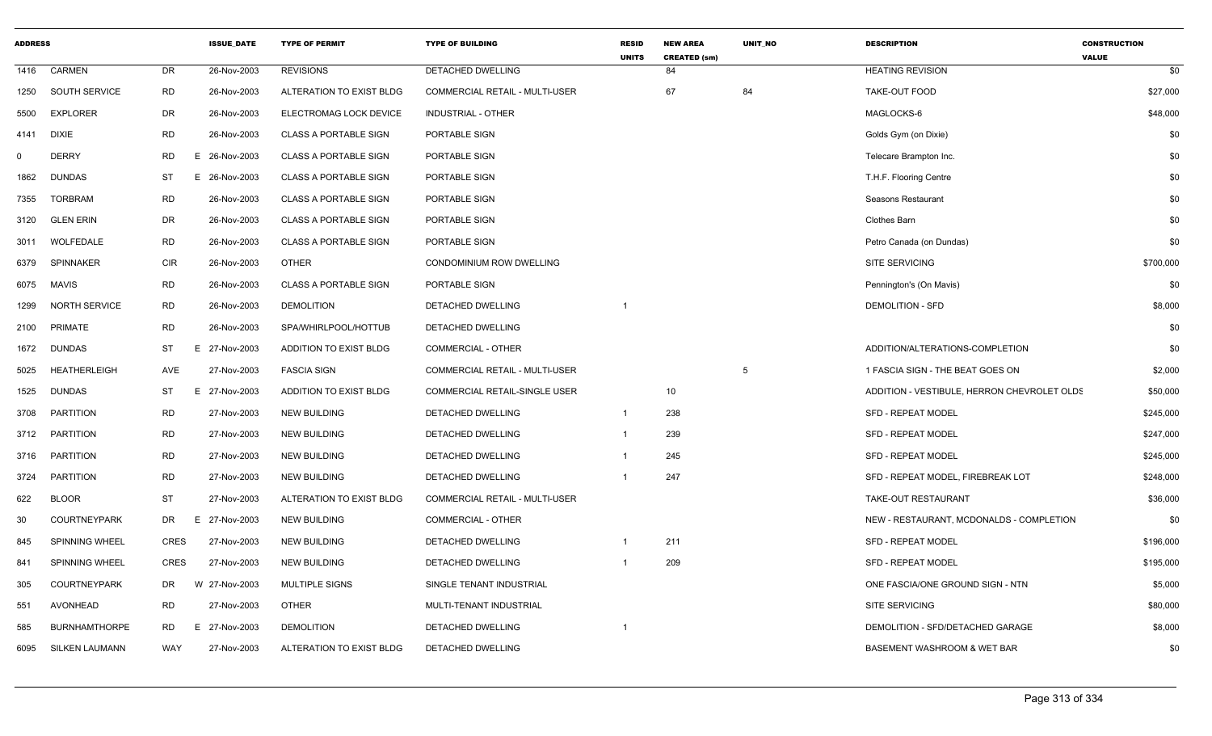| ADDRESS | | | ISSUE_DATE | TYPE OF PERMIT | TYPE OF BUILDING | RESID UNITS | NEW AREA CREATED (sm) | UNIT_NO | DESCRIPTION | CONSTRUCTION VALUE |
|---|---|---|---|---|---|---|---|---|---|---|
| 1416 | CARMEN | DR | 26-Nov-2003 | REVISIONS | DETACHED DWELLING | | 84 | | HEATING REVISION | $0 |
| 1250 | SOUTH SERVICE | RD | 26-Nov-2003 | ALTERATION TO EXIST BLDG | COMMERCIAL RETAIL - MULTI-USER | | 67 | 84 | TAKE-OUT FOOD | $27,000 |
| 5500 | EXPLORER | DR | 26-Nov-2003 | ELECTROMAG LOCK DEVICE | INDUSTRIAL - OTHER | | | | MAGLOCKS-6 | $48,000 |
| 4141 | DIXIE | RD | 26-Nov-2003 | CLASS A PORTABLE SIGN | PORTABLE SIGN | | | | Golds Gym (on Dixie) | $0 |
| 0 | DERRY | RD | E 26-Nov-2003 | CLASS A PORTABLE SIGN | PORTABLE SIGN | | | | Telecare Brampton Inc. | $0 |
| 1862 | DUNDAS | ST | E 26-Nov-2003 | CLASS A PORTABLE SIGN | PORTABLE SIGN | | | | T.H.F. Flooring Centre | $0 |
| 7355 | TORBRAM | RD | 26-Nov-2003 | CLASS A PORTABLE SIGN | PORTABLE SIGN | | | | Seasons Restaurant | $0 |
| 3120 | GLEN ERIN | DR | 26-Nov-2003 | CLASS A PORTABLE SIGN | PORTABLE SIGN | | | | Clothes Barn | $0 |
| 3011 | WOLFEDALE | RD | 26-Nov-2003 | CLASS A PORTABLE SIGN | PORTABLE SIGN | | | | Petro Canada (on Dundas) | $0 |
| 6379 | SPINNAKER | CIR | 26-Nov-2003 | OTHER | CONDOMINIUM ROW DWELLING | | | | SITE SERVICING | $700,000 |
| 6075 | MAVIS | RD | 26-Nov-2003 | CLASS A PORTABLE SIGN | PORTABLE SIGN | | | | Pennington's (On Mavis) | $0 |
| 1299 | NORTH SERVICE | RD | 26-Nov-2003 | DEMOLITION | DETACHED DWELLING | 1 | | | DEMOLITION - SFD | $8,000 |
| 2100 | PRIMATE | RD | 26-Nov-2003 | SPA/WHIRLPOOL/HOTTUB | DETACHED DWELLING | | | | | $0 |
| 1672 | DUNDAS | ST | E 27-Nov-2003 | ADDITION TO EXIST BLDG | COMMERCIAL - OTHER | | | | ADDITION/ALTERATIONS-COMPLETION | $0 |
| 5025 | HEATHERLEIGH | AVE | 27-Nov-2003 | FASCIA SIGN | COMMERCIAL RETAIL - MULTI-USER | | | 5 | 1 FASCIA SIGN - THE BEAT GOES ON | $2,000 |
| 1525 | DUNDAS | ST | E 27-Nov-2003 | ADDITION TO EXIST BLDG | COMMERCIAL RETAIL-SINGLE USER | | 10 | | ADDITION - VESTIBULE, HERRON CHEVROLET OLDS | $50,000 |
| 3708 | PARTITION | RD | 27-Nov-2003 | NEW BUILDING | DETACHED DWELLING | 1 | 238 | | SFD - REPEAT MODEL | $245,000 |
| 3712 | PARTITION | RD | 27-Nov-2003 | NEW BUILDING | DETACHED DWELLING | 1 | 239 | | SFD - REPEAT MODEL | $247,000 |
| 3716 | PARTITION | RD | 27-Nov-2003 | NEW BUILDING | DETACHED DWELLING | 1 | 245 | | SFD - REPEAT MODEL | $245,000 |
| 3724 | PARTITION | RD | 27-Nov-2003 | NEW BUILDING | DETACHED DWELLING | 1 | 247 | | SFD - REPEAT MODEL, FIREBREAK LOT | $248,000 |
| 622 | BLOOR | ST | 27-Nov-2003 | ALTERATION TO EXIST BLDG | COMMERCIAL RETAIL - MULTI-USER | | | | TAKE-OUT RESTAURANT | $36,000 |
| 30 | COURTNEYPARK | DR | E 27-Nov-2003 | NEW BUILDING | COMMERCIAL - OTHER | | | | NEW - RESTAURANT, MCDONALDS - COMPLETION | $0 |
| 845 | SPINNING WHEEL | CRES | 27-Nov-2003 | NEW BUILDING | DETACHED DWELLING | 1 | 211 | | SFD - REPEAT MODEL | $196,000 |
| 841 | SPINNING WHEEL | CRES | 27-Nov-2003 | NEW BUILDING | DETACHED DWELLING | 1 | 209 | | SFD - REPEAT MODEL | $195,000 |
| 305 | COURTNEYPARK | DR | W 27-Nov-2003 | MULTIPLE SIGNS | SINGLE TENANT INDUSTRIAL | | | | ONE FASCIA/ONE GROUND SIGN - NTN | $5,000 |
| 551 | AVONHEAD | RD | 27-Nov-2003 | OTHER | MULTI-TENANT INDUSTRIAL | | | | SITE SERVICING | $80,000 |
| 585 | BURNHAMTHORPE | RD | E 27-Nov-2003 | DEMOLITION | DETACHED DWELLING | 1 | | | DEMOLITION - SFD/DETACHED GARAGE | $8,000 |
| 6095 | SILKEN LAUMANN | WAY | 27-Nov-2003 | ALTERATION TO EXIST BLDG | DETACHED DWELLING | | | | BASEMENT WASHROOM & WET BAR | $0 |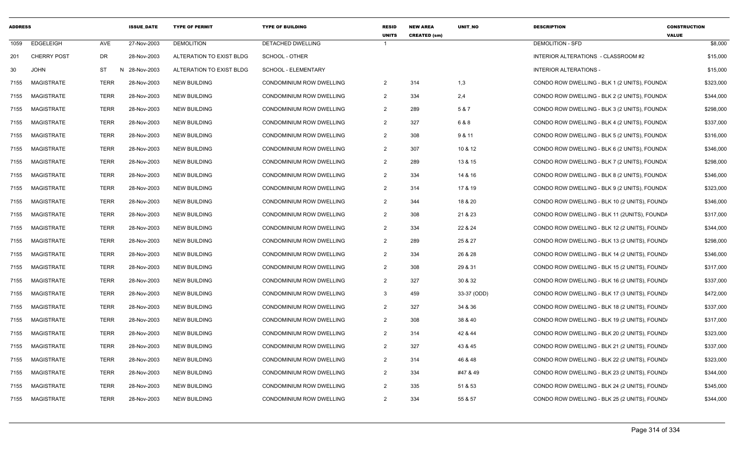| ADDRESS | | | ISSUE_DATE | TYPE OF PERMIT | TYPE OF BUILDING | RESID UNITS | NEW AREA CREATED (sm) | UNIT_NO | DESCRIPTION | CONSTRUCTION VALUE |
|---|---|---|---|---|---|---|---|---|---|---|
| 1059 | EDGELEIGH | AVE | 27-Nov-2003 | DEMOLITION | DETACHED DWELLING | 1 | | | DEMOLITION - SFD | $8,000 |
| 201 | CHERRY POST | DR | 28-Nov-2003 | ALTERATION TO EXIST BLDG | SCHOOL - OTHER | | | | INTERIOR ALTERATIONS - CLASSROOM #2 | $15,000 |
| 30 | JOHN | ST | N 28-Nov-2003 | ALTERATION TO EXIST BLDG | SCHOOL - ELEMENTARY | | | | INTERIOR ALTERATIONS - | $15,000 |
| 7155 | MAGISTRATE | TERR | 28-Nov-2003 | NEW BUILDING | CONDOMINIUM ROW DWELLING | 2 | 314 | 1,3 | CONDO ROW DWELLING - BLK 1 (2 UNITS), FOUNDA | $323,000 |
| 7155 | MAGISTRATE | TERR | 28-Nov-2003 | NEW BUILDING | CONDOMINIUM ROW DWELLING | 2 | 334 | 2,4 | CONDO ROW DWELLING - BLK 2 (2 UNITS), FOUNDA | $344,000 |
| 7155 | MAGISTRATE | TERR | 28-Nov-2003 | NEW BUILDING | CONDOMINIUM ROW DWELLING | 2 | 289 | 5 & 7 | CONDO ROW DWELLING - BLK 3 (2 UNITS), FOUNDA | $298,000 |
| 7155 | MAGISTRATE | TERR | 28-Nov-2003 | NEW BUILDING | CONDOMINIUM ROW DWELLING | 2 | 327 | 6 & 8 | CONDO ROW DWELLING - BLK 4 (2 UNITS), FOUNDA | $337,000 |
| 7155 | MAGISTRATE | TERR | 28-Nov-2003 | NEW BUILDING | CONDOMINIUM ROW DWELLING | 2 | 308 | 9 & 11 | CONDO ROW DWELLING - BLK 5 (2 UNITS), FOUNDA | $316,000 |
| 7155 | MAGISTRATE | TERR | 28-Nov-2003 | NEW BUILDING | CONDOMINIUM ROW DWELLING | 2 | 307 | 10 & 12 | CONDO ROW DWELLING - BLK 6 (2 UNITS), FOUNDA | $346,000 |
| 7155 | MAGISTRATE | TERR | 28-Nov-2003 | NEW BUILDING | CONDOMINIUM ROW DWELLING | 2 | 289 | 13 & 15 | CONDO ROW DWELLING - BLK 7 (2 UNITS), FOUNDA | $298,000 |
| 7155 | MAGISTRATE | TERR | 28-Nov-2003 | NEW BUILDING | CONDOMINIUM ROW DWELLING | 2 | 334 | 14 & 16 | CONDO ROW DWELLING - BLK 8 (2 UNITS), FOUNDA | $346,000 |
| 7155 | MAGISTRATE | TERR | 28-Nov-2003 | NEW BUILDING | CONDOMINIUM ROW DWELLING | 2 | 314 | 17 & 19 | CONDO ROW DWELLING - BLK 9 (2 UNITS), FOUNDA | $323,000 |
| 7155 | MAGISTRATE | TERR | 28-Nov-2003 | NEW BUILDING | CONDOMINIUM ROW DWELLING | 2 | 344 | 18 & 20 | CONDO ROW DWELLING - BLK 10 (2 UNITS), FOUND/ | $346,000 |
| 7155 | MAGISTRATE | TERR | 28-Nov-2003 | NEW BUILDING | CONDOMINIUM ROW DWELLING | 2 | 308 | 21 & 23 | CONDO ROW DWELLING - BLK 11 (2UNITS), FOUNDA | $317,000 |
| 7155 | MAGISTRATE | TERR | 28-Nov-2003 | NEW BUILDING | CONDOMINIUM ROW DWELLING | 2 | 334 | 22 & 24 | CONDO ROW DWELLING - BLK 12 (2 UNITS), FOUND/ | $344,000 |
| 7155 | MAGISTRATE | TERR | 28-Nov-2003 | NEW BUILDING | CONDOMINIUM ROW DWELLING | 2 | 289 | 25 & 27 | CONDO ROW DWELLING - BLK 13 (2 UNITS), FOUND/ | $298,000 |
| 7155 | MAGISTRATE | TERR | 28-Nov-2003 | NEW BUILDING | CONDOMINIUM ROW DWELLING | 2 | 334 | 26 & 28 | CONDO ROW DWELLING - BLK 14 (2 UNITS), FOUND/ | $346,000 |
| 7155 | MAGISTRATE | TERR | 28-Nov-2003 | NEW BUILDING | CONDOMINIUM ROW DWELLING | 2 | 308 | 29 & 31 | CONDO ROW DWELLING - BLK 15 (2 UNITS), FOUND/ | $317,000 |
| 7155 | MAGISTRATE | TERR | 28-Nov-2003 | NEW BUILDING | CONDOMINIUM ROW DWELLING | 2 | 327 | 30 & 32 | CONDO ROW DWELLING - BLK 16 (2 UNITS), FOUND/ | $337,000 |
| 7155 | MAGISTRATE | TERR | 28-Nov-2003 | NEW BUILDING | CONDOMINIUM ROW DWELLING | 3 | 459 | 33-37 (ODD) | CONDO ROW DWELLING - BLK 17 (3 UNITS), FOUND/ | $472,000 |
| 7155 | MAGISTRATE | TERR | 28-Nov-2003 | NEW BUILDING | CONDOMINIUM ROW DWELLING | 2 | 327 | 34 & 36 | CONDO ROW DWELLING - BLK 18 (2 UNITS), FOUND/ | $337,000 |
| 7155 | MAGISTRATE | TERR | 28-Nov-2003 | NEW BUILDING | CONDOMINIUM ROW DWELLING | 2 | 308 | 38 & 40 | CONDO ROW DWELLING - BLK 19 (2 UNITS), FOUND/ | $317,000 |
| 7155 | MAGISTRATE | TERR | 28-Nov-2003 | NEW BUILDING | CONDOMINIUM ROW DWELLING | 2 | 314 | 42 & 44 | CONDO ROW DWELLING - BLK 20 (2 UNITS), FOUND/ | $323,000 |
| 7155 | MAGISTRATE | TERR | 28-Nov-2003 | NEW BUILDING | CONDOMINIUM ROW DWELLING | 2 | 327 | 43 & 45 | CONDO ROW DWELLING - BLK 21 (2 UNITS), FOUND/ | $337,000 |
| 7155 | MAGISTRATE | TERR | 28-Nov-2003 | NEW BUILDING | CONDOMINIUM ROW DWELLING | 2 | 314 | 46 & 48 | CONDO ROW DWELLING - BLK 22 (2 UNITS), FOUND/ | $323,000 |
| 7155 | MAGISTRATE | TERR | 28-Nov-2003 | NEW BUILDING | CONDOMINIUM ROW DWELLING | 2 | 334 | #47 & 49 | CONDO ROW DWELLING - BLK 23 (2 UNITS), FOUND/ | $344,000 |
| 7155 | MAGISTRATE | TERR | 28-Nov-2003 | NEW BUILDING | CONDOMINIUM ROW DWELLING | 2 | 335 | 51 & 53 | CONDO ROW DWELLING - BLK 24 (2 UNITS), FOUND/ | $345,000 |
| 7155 | MAGISTRATE | TERR | 28-Nov-2003 | NEW BUILDING | CONDOMINIUM ROW DWELLING | 2 | 334 | 55 & 57 | CONDO ROW DWELLING - BLK 25 (2 UNITS), FOUND/ | $344,000 |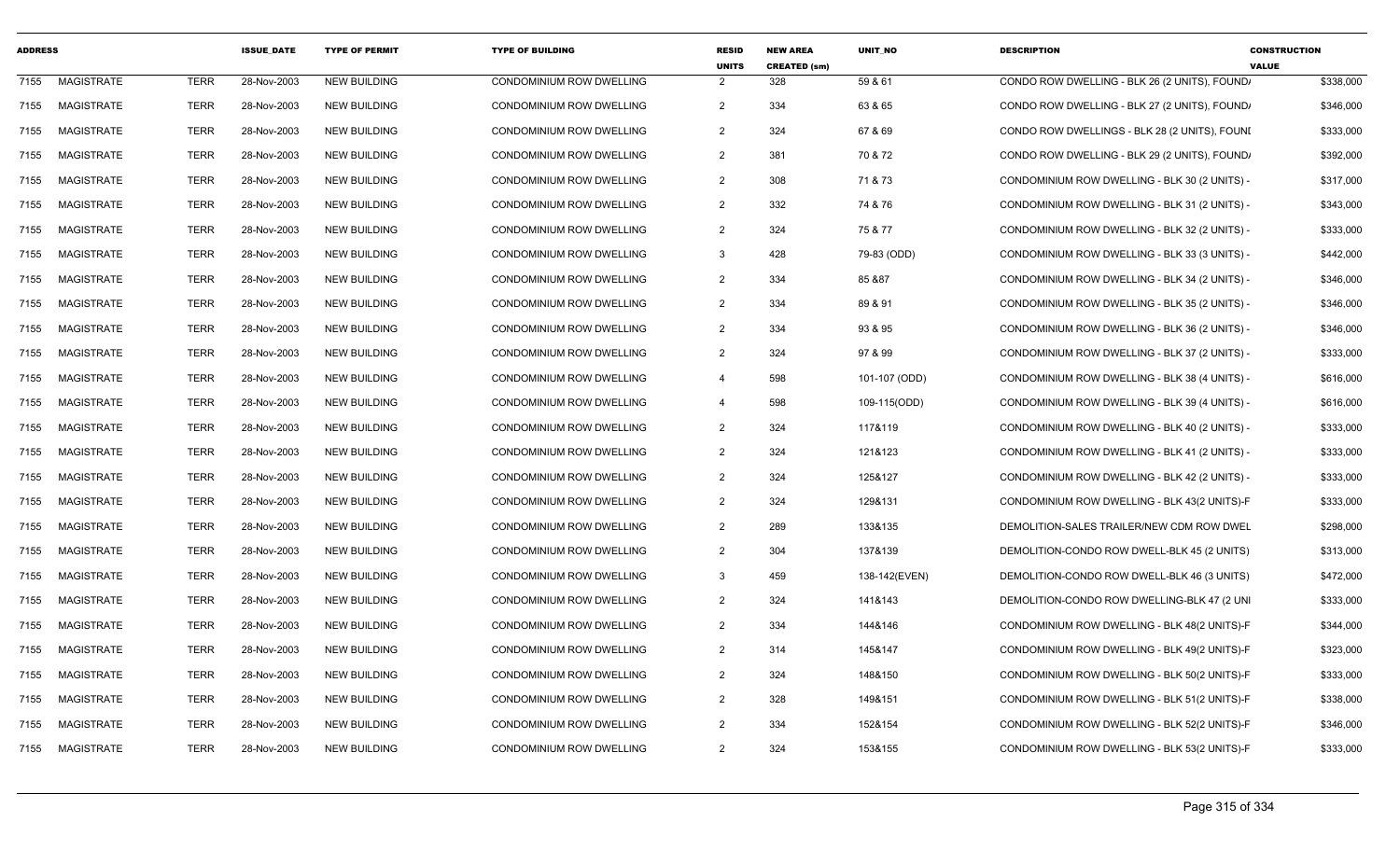| ADDRESS | | | ISSUE_DATE | TYPE OF PERMIT | TYPE OF BUILDING | RESID UNITS | NEW AREA CREATED (sm) | UNIT_NO | DESCRIPTION | CONSTRUCTION VALUE |
|---|---|---|---|---|---|---|---|---|---|---|
| 7155 | MAGISTRATE | TERR | 28-Nov-2003 | NEW BUILDING | CONDOMINIUM ROW DWELLING | 2 | 328 | 59 & 61 | CONDO ROW DWELLING - BLK 26 (2 UNITS), FOUND/ | $338,000 |
| 7155 | MAGISTRATE | TERR | 28-Nov-2003 | NEW BUILDING | CONDOMINIUM ROW DWELLING | 2 | 334 | 63 & 65 | CONDO ROW DWELLING - BLK 27 (2 UNITS), FOUND/ | $346,000 |
| 7155 | MAGISTRATE | TERR | 28-Nov-2003 | NEW BUILDING | CONDOMINIUM ROW DWELLING | 2 | 324 | 67 & 69 | CONDO ROW DWELLINGS - BLK 28 (2 UNITS), FOUNI | $333,000 |
| 7155 | MAGISTRATE | TERR | 28-Nov-2003 | NEW BUILDING | CONDOMINIUM ROW DWELLING | 2 | 381 | 70 & 72 | CONDO ROW DWELLING - BLK 29 (2 UNITS), FOUND/ | $392,000 |
| 7155 | MAGISTRATE | TERR | 28-Nov-2003 | NEW BUILDING | CONDOMINIUM ROW DWELLING | 2 | 308 | 71 & 73 | CONDOMINIUM ROW DWELLING - BLK 30 (2 UNITS) - | $317,000 |
| 7155 | MAGISTRATE | TERR | 28-Nov-2003 | NEW BUILDING | CONDOMINIUM ROW DWELLING | 2 | 332 | 74 & 76 | CONDOMINIUM ROW DWELLING - BLK 31 (2 UNITS) - | $343,000 |
| 7155 | MAGISTRATE | TERR | 28-Nov-2003 | NEW BUILDING | CONDOMINIUM ROW DWELLING | 2 | 324 | 75 & 77 | CONDOMINIUM ROW DWELLING - BLK 32 (2 UNITS) - | $333,000 |
| 7155 | MAGISTRATE | TERR | 28-Nov-2003 | NEW BUILDING | CONDOMINIUM ROW DWELLING | 3 | 428 | 79-83 (ODD) | CONDOMINIUM ROW DWELLING - BLK 33 (3 UNITS) - | $442,000 |
| 7155 | MAGISTRATE | TERR | 28-Nov-2003 | NEW BUILDING | CONDOMINIUM ROW DWELLING | 2 | 334 | 85 &87 | CONDOMINIUM ROW DWELLING - BLK 34 (2 UNITS) - | $346,000 |
| 7155 | MAGISTRATE | TERR | 28-Nov-2003 | NEW BUILDING | CONDOMINIUM ROW DWELLING | 2 | 334 | 89 & 91 | CONDOMINIUM ROW DWELLING - BLK 35 (2 UNITS) - | $346,000 |
| 7155 | MAGISTRATE | TERR | 28-Nov-2003 | NEW BUILDING | CONDOMINIUM ROW DWELLING | 2 | 334 | 93 & 95 | CONDOMINIUM ROW DWELLING - BLK 36 (2 UNITS) - | $346,000 |
| 7155 | MAGISTRATE | TERR | 28-Nov-2003 | NEW BUILDING | CONDOMINIUM ROW DWELLING | 2 | 324 | 97 & 99 | CONDOMINIUM ROW DWELLING - BLK 37 (2 UNITS) - | $333,000 |
| 7155 | MAGISTRATE | TERR | 28-Nov-2003 | NEW BUILDING | CONDOMINIUM ROW DWELLING | 4 | 598 | 101-107 (ODD) | CONDOMINIUM ROW DWELLING - BLK 38 (4 UNITS) - | $616,000 |
| 7155 | MAGISTRATE | TERR | 28-Nov-2003 | NEW BUILDING | CONDOMINIUM ROW DWELLING | 4 | 598 | 109-115(ODD) | CONDOMINIUM ROW DWELLING - BLK 39 (4 UNITS) - | $616,000 |
| 7155 | MAGISTRATE | TERR | 28-Nov-2003 | NEW BUILDING | CONDOMINIUM ROW DWELLING | 2 | 324 | 117&119 | CONDOMINIUM ROW DWELLING - BLK 40 (2 UNITS) - | $333,000 |
| 7155 | MAGISTRATE | TERR | 28-Nov-2003 | NEW BUILDING | CONDOMINIUM ROW DWELLING | 2 | 324 | 121&123 | CONDOMINIUM ROW DWELLING - BLK 41 (2 UNITS) - | $333,000 |
| 7155 | MAGISTRATE | TERR | 28-Nov-2003 | NEW BUILDING | CONDOMINIUM ROW DWELLING | 2 | 324 | 125&127 | CONDOMINIUM ROW DWELLING - BLK 42 (2 UNITS) - | $333,000 |
| 7155 | MAGISTRATE | TERR | 28-Nov-2003 | NEW BUILDING | CONDOMINIUM ROW DWELLING | 2 | 324 | 129&131 | CONDOMINIUM ROW DWELLING - BLK 43(2 UNITS)-F | $333,000 |
| 7155 | MAGISTRATE | TERR | 28-Nov-2003 | NEW BUILDING | CONDOMINIUM ROW DWELLING | 2 | 289 | 133&135 | DEMOLITION-SALES TRAILER/NEW CDM ROW DWEL | $298,000 |
| 7155 | MAGISTRATE | TERR | 28-Nov-2003 | NEW BUILDING | CONDOMINIUM ROW DWELLING | 2 | 304 | 137&139 | DEMOLITION-CONDO ROW DWELL-BLK 45 (2 UNITS) | $313,000 |
| 7155 | MAGISTRATE | TERR | 28-Nov-2003 | NEW BUILDING | CONDOMINIUM ROW DWELLING | 3 | 459 | 138-142(EVEN) | DEMOLITION-CONDO ROW DWELL-BLK 46 (3 UNITS) | $472,000 |
| 7155 | MAGISTRATE | TERR | 28-Nov-2003 | NEW BUILDING | CONDOMINIUM ROW DWELLING | 2 | 324 | 141&143 | DEMOLITION-CONDO ROW DWELLING-BLK 47 (2 UNI | $333,000 |
| 7155 | MAGISTRATE | TERR | 28-Nov-2003 | NEW BUILDING | CONDOMINIUM ROW DWELLING | 2 | 334 | 144&146 | CONDOMINIUM ROW DWELLING - BLK 48(2 UNITS)-F | $344,000 |
| 7155 | MAGISTRATE | TERR | 28-Nov-2003 | NEW BUILDING | CONDOMINIUM ROW DWELLING | 2 | 314 | 145&147 | CONDOMINIUM ROW DWELLING - BLK 49(2 UNITS)-F | $323,000 |
| 7155 | MAGISTRATE | TERR | 28-Nov-2003 | NEW BUILDING | CONDOMINIUM ROW DWELLING | 2 | 324 | 148&150 | CONDOMINIUM ROW DWELLING - BLK 50(2 UNITS)-F | $333,000 |
| 7155 | MAGISTRATE | TERR | 28-Nov-2003 | NEW BUILDING | CONDOMINIUM ROW DWELLING | 2 | 328 | 149&151 | CONDOMINIUM ROW DWELLING - BLK 51(2 UNITS)-F | $338,000 |
| 7155 | MAGISTRATE | TERR | 28-Nov-2003 | NEW BUILDING | CONDOMINIUM ROW DWELLING | 2 | 334 | 152&154 | CONDOMINIUM ROW DWELLING - BLK 52(2 UNITS)-F | $346,000 |
| 7155 | MAGISTRATE | TERR | 28-Nov-2003 | NEW BUILDING | CONDOMINIUM ROW DWELLING | 2 | 324 | 153&155 | CONDOMINIUM ROW DWELLING - BLK 53(2 UNITS)-F | $333,000 |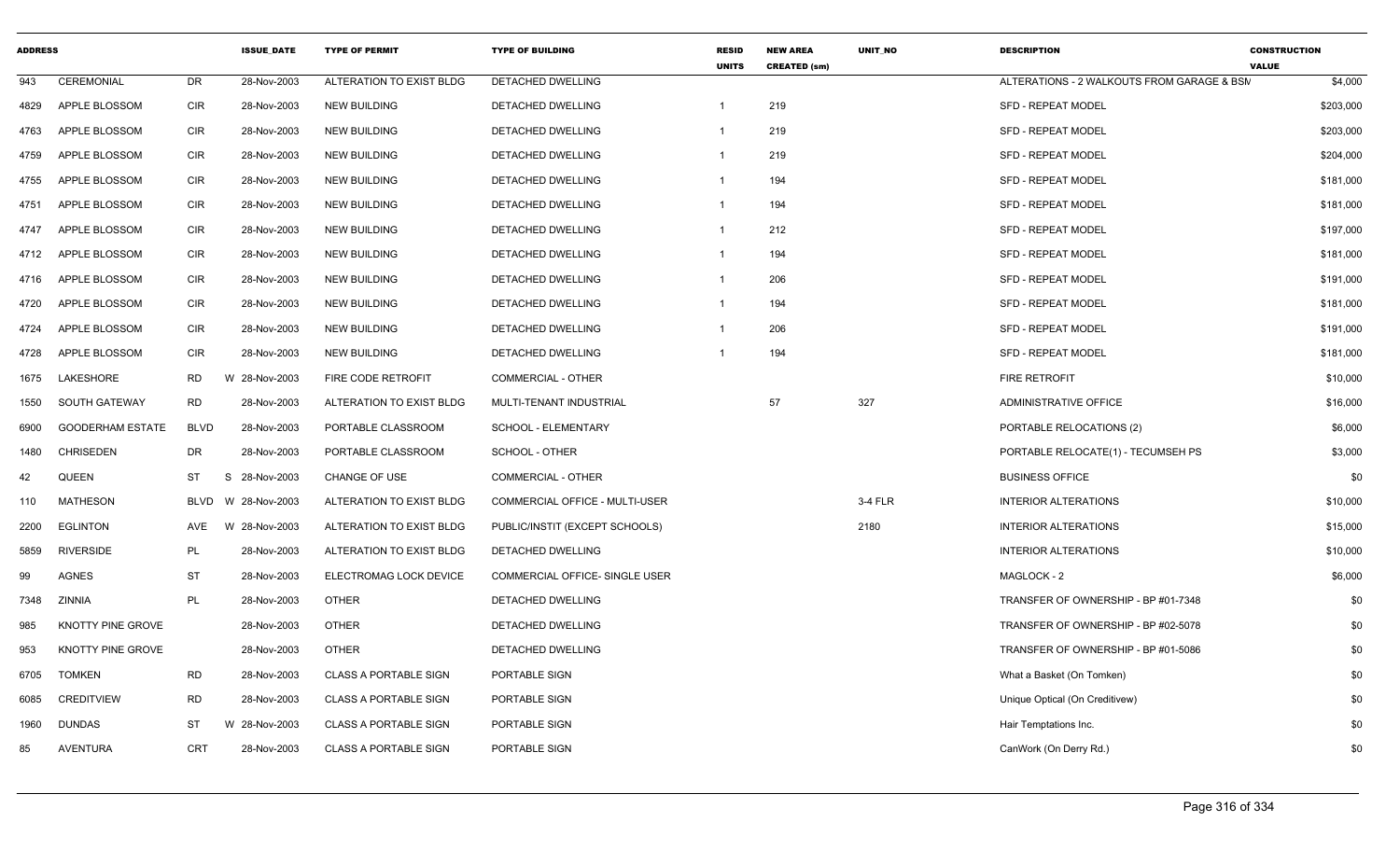| ADDRESS | | | ISSUE_DATE | TYPE OF PERMIT | TYPE OF BUILDING | RESID UNITS | NEW AREA CREATED (sm) | UNIT_NO | DESCRIPTION | CONSTRUCTION VALUE |
|---|---|---|---|---|---|---|---|---|---|---|
| 943 | CEREMONIAL | DR | 28-Nov-2003 | ALTERATION TO EXIST BLDG | DETACHED DWELLING | | | | ALTERATIONS - 2 WALKOUTS FROM GARAGE & BSM | $4,000 |
| 4829 | APPLE BLOSSOM | CIR | 28-Nov-2003 | NEW BUILDING | DETACHED DWELLING | 1 | 219 | | SFD - REPEAT MODEL | $203,000 |
| 4763 | APPLE BLOSSOM | CIR | 28-Nov-2003 | NEW BUILDING | DETACHED DWELLING | 1 | 219 | | SFD - REPEAT MODEL | $203,000 |
| 4759 | APPLE BLOSSOM | CIR | 28-Nov-2003 | NEW BUILDING | DETACHED DWELLING | 1 | 219 | | SFD - REPEAT MODEL | $204,000 |
| 4755 | APPLE BLOSSOM | CIR | 28-Nov-2003 | NEW BUILDING | DETACHED DWELLING | 1 | 194 | | SFD - REPEAT MODEL | $181,000 |
| 4751 | APPLE BLOSSOM | CIR | 28-Nov-2003 | NEW BUILDING | DETACHED DWELLING | 1 | 194 | | SFD - REPEAT MODEL | $181,000 |
| 4747 | APPLE BLOSSOM | CIR | 28-Nov-2003 | NEW BUILDING | DETACHED DWELLING | 1 | 212 | | SFD - REPEAT MODEL | $197,000 |
| 4712 | APPLE BLOSSOM | CIR | 28-Nov-2003 | NEW BUILDING | DETACHED DWELLING | 1 | 194 | | SFD - REPEAT MODEL | $181,000 |
| 4716 | APPLE BLOSSOM | CIR | 28-Nov-2003 | NEW BUILDING | DETACHED DWELLING | 1 | 206 | | SFD - REPEAT MODEL | $191,000 |
| 4720 | APPLE BLOSSOM | CIR | 28-Nov-2003 | NEW BUILDING | DETACHED DWELLING | 1 | 194 | | SFD - REPEAT MODEL | $181,000 |
| 4724 | APPLE BLOSSOM | CIR | 28-Nov-2003 | NEW BUILDING | DETACHED DWELLING | 1 | 206 | | SFD - REPEAT MODEL | $191,000 |
| 4728 | APPLE BLOSSOM | CIR | 28-Nov-2003 | NEW BUILDING | DETACHED DWELLING | 1 | 194 | | SFD - REPEAT MODEL | $181,000 |
| 1675 | LAKESHORE | RD | W 28-Nov-2003 | FIRE CODE RETROFIT | COMMERCIAL - OTHER | | | | FIRE RETROFIT | $10,000 |
| 1550 | SOUTH GATEWAY | RD | 28-Nov-2003 | ALTERATION TO EXIST BLDG | MULTI-TENANT INDUSTRIAL | | 57 | 327 | ADMINISTRATIVE OFFICE | $16,000 |
| 6900 | GOODERHAM ESTATE | BLVD | 28-Nov-2003 | PORTABLE CLASSROOM | SCHOOL - ELEMENTARY | | | | PORTABLE RELOCATIONS (2) | $6,000 |
| 1480 | CHRISEDEN | DR | 28-Nov-2003 | PORTABLE CLASSROOM | SCHOOL - OTHER | | | | PORTABLE RELOCATE(1) - TECUMSEH PS | $3,000 |
| 42 | QUEEN | ST | S 28-Nov-2003 | CHANGE OF USE | COMMERCIAL - OTHER | | | | BUSINESS OFFICE | $0 |
| 110 | MATHESON | BLVD | W 28-Nov-2003 | ALTERATION TO EXIST BLDG | COMMERCIAL OFFICE - MULTI-USER | | | 3-4 FLR | INTERIOR ALTERATIONS | $10,000 |
| 2200 | EGLINTON | AVE | W 28-Nov-2003 | ALTERATION TO EXIST BLDG | PUBLIC/INSTIT (EXCEPT SCHOOLS) | | | 2180 | INTERIOR ALTERATIONS | $15,000 |
| 5859 | RIVERSIDE | PL | 28-Nov-2003 | ALTERATION TO EXIST BLDG | DETACHED DWELLING | | | | INTERIOR ALTERATIONS | $10,000 |
| 99 | AGNES | ST | 28-Nov-2003 | ELECTROMAG LOCK DEVICE | COMMERCIAL OFFICE- SINGLE USER | | | | MAGLOCK - 2 | $6,000 |
| 7348 | ZINNIA | PL | 28-Nov-2003 | OTHER | DETACHED DWELLING | | | | TRANSFER OF OWNERSHIP - BP #01-7348 | $0 |
| 985 | KNOTTY PINE GROVE | | 28-Nov-2003 | OTHER | DETACHED DWELLING | | | | TRANSFER OF OWNERSHIP - BP #02-5078 | $0 |
| 953 | KNOTTY PINE GROVE | | 28-Nov-2003 | OTHER | DETACHED DWELLING | | | | TRANSFER OF OWNERSHIP - BP #01-5086 | $0 |
| 6705 | TOMKEN | RD | 28-Nov-2003 | CLASS A PORTABLE SIGN | PORTABLE SIGN | | | | What a Basket (On Tomken) | $0 |
| 6085 | CREDITVIEW | RD | 28-Nov-2003 | CLASS A PORTABLE SIGN | PORTABLE SIGN | | | | Unique Optical (On Creditivew) | $0 |
| 1960 | DUNDAS | ST | W 28-Nov-2003 | CLASS A PORTABLE SIGN | PORTABLE SIGN | | | | Hair Temptations Inc. | $0 |
| 85 | AVENTURA | CRT | 28-Nov-2003 | CLASS A PORTABLE SIGN | PORTABLE SIGN | | | | CanWork (On Derry Rd.) | $0 |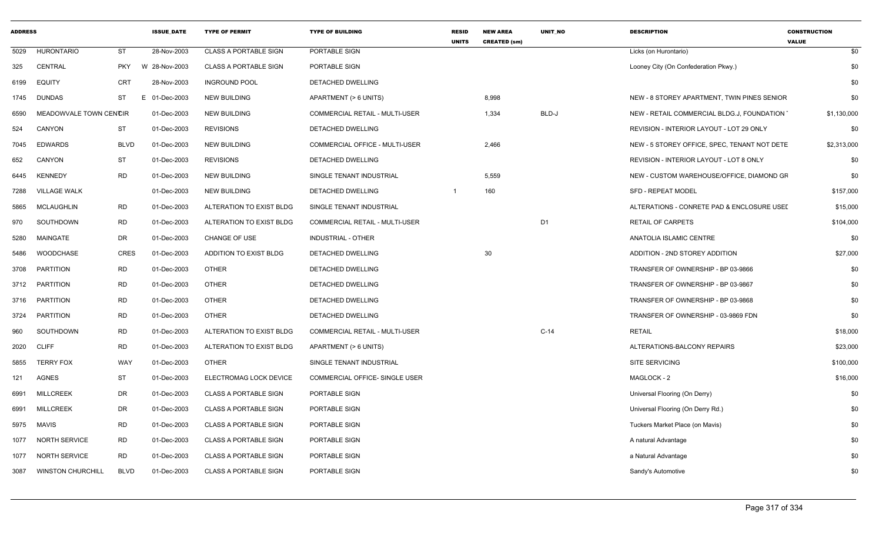| ADDRESS | | | ISSUE_DATE | TYPE OF PERMIT | TYPE OF BUILDING | RESID UNITS | NEW AREA CREATED (sm) | UNIT_NO | DESCRIPTION | CONSTRUCTION VALUE |
|---|---|---|---|---|---|---|---|---|---|---|
| 5029 | HURONTARIO | ST | 28-Nov-2003 | CLASS A PORTABLE SIGN | PORTABLE SIGN | | | | Licks (on Hurontario) | $0 |
| 325 | CENTRAL | PKY | W 28-Nov-2003 | CLASS A PORTABLE SIGN | PORTABLE SIGN | | | | Looney City (On Confederation Pkwy.) | $0 |
| 6199 | EQUITY | CRT | 28-Nov-2003 | INGROUND POOL | DETACHED DWELLING | | | | | $0 |
| 1745 | DUNDAS | ST | E 01-Dec-2003 | NEW BUILDING | APARTMENT (> 6 UNITS) | | 8,998 | | NEW - 8 STOREY APARTMENT, TWIN PINES SENIOR | $0 |
| 6590 | MEADOWVALE TOWN CENTCIR | | 01-Dec-2003 | NEW BUILDING | COMMERCIAL RETAIL - MULTI-USER | | 1,334 | BLD-J | NEW - RETAIL COMMERCIAL BLDG.J, FOUNDATION | $1,130,000 |
| 524 | CANYON | ST | 01-Dec-2003 | REVISIONS | DETACHED DWELLING | | | | REVISION - INTERIOR LAYOUT - LOT 29 ONLY | $0 |
| 7045 | EDWARDS | BLVD | 01-Dec-2003 | NEW BUILDING | COMMERCIAL OFFICE - MULTI-USER | | 2,466 | | NEW - 5 STOREY OFFICE, SPEC, TENANT NOT DETE | $2,313,000 |
| 652 | CANYON | ST | 01-Dec-2003 | REVISIONS | DETACHED DWELLING | | | | REVISION - INTERIOR LAYOUT - LOT 8 ONLY | $0 |
| 6445 | KENNEDY | RD | 01-Dec-2003 | NEW BUILDING | SINGLE TENANT INDUSTRIAL | | 5,559 | | NEW - CUSTOM WAREHOUSE/OFFICE, DIAMOND GR | $0 |
| 7288 | VILLAGE WALK | | 01-Dec-2003 | NEW BUILDING | DETACHED DWELLING | 1 | 160 | | SFD - REPEAT MODEL | $157,000 |
| 5865 | MCLAUGHLIN | RD | 01-Dec-2003 | ALTERATION TO EXIST BLDG | SINGLE TENANT INDUSTRIAL | | | | ALTERATIONS - CONRETE PAD & ENCLOSURE USEI | $15,000 |
| 970 | SOUTHDOWN | RD | 01-Dec-2003 | ALTERATION TO EXIST BLDG | COMMERCIAL RETAIL - MULTI-USER | | | D1 | RETAIL OF CARPETS | $104,000 |
| 5280 | MAINGATE | DR | 01-Dec-2003 | CHANGE OF USE | INDUSTRIAL - OTHER | | | | ANATOLIA ISLAMIC CENTRE | $0 |
| 5486 | WOODCHASE | CRES | 01-Dec-2003 | ADDITION TO EXIST BLDG | DETACHED DWELLING | | 30 | | ADDITION - 2ND STOREY ADDITION | $27,000 |
| 3708 | PARTITION | RD | 01-Dec-2003 | OTHER | DETACHED DWELLING | | | | TRANSFER OF OWNERSHIP - BP 03-9866 | $0 |
| 3712 | PARTITION | RD | 01-Dec-2003 | OTHER | DETACHED DWELLING | | | | TRANSFER OF OWNERSHIP - BP 03-9867 | $0 |
| 3716 | PARTITION | RD | 01-Dec-2003 | OTHER | DETACHED DWELLING | | | | TRANSFER OF OWNERSHIP - BP 03-9868 | $0 |
| 3724 | PARTITION | RD | 01-Dec-2003 | OTHER | DETACHED DWELLING | | | | TRANSFER OF OWNERSHIP - 03-9869 FDN | $0 |
| 960 | SOUTHDOWN | RD | 01-Dec-2003 | ALTERATION TO EXIST BLDG | COMMERCIAL RETAIL - MULTI-USER | | | C-14 | RETAIL | $18,000 |
| 2020 | CLIFF | RD | 01-Dec-2003 | ALTERATION TO EXIST BLDG | APARTMENT (> 6 UNITS) | | | | ALTERATIONS-BALCONY REPAIRS | $23,000 |
| 5855 | TERRY FOX | WAY | 01-Dec-2003 | OTHER | SINGLE TENANT INDUSTRIAL | | | | SITE SERVICING | $100,000 |
| 121 | AGNES | ST | 01-Dec-2003 | ELECTROMAG LOCK DEVICE | COMMERCIAL OFFICE- SINGLE USER | | | | MAGLOCK - 2 | $16,000 |
| 6991 | MILLCREEK | DR | 01-Dec-2003 | CLASS A PORTABLE SIGN | PORTABLE SIGN | | | | Universal Flooring (On Derry) | $0 |
| 6991 | MILLCREEK | DR | 01-Dec-2003 | CLASS A PORTABLE SIGN | PORTABLE SIGN | | | | Universal Flooring (On Derry Rd.) | $0 |
| 5975 | MAVIS | RD | 01-Dec-2003 | CLASS A PORTABLE SIGN | PORTABLE SIGN | | | | Tuckers Market Place (on Mavis) | $0 |
| 1077 | NORTH SERVICE | RD | 01-Dec-2003 | CLASS A PORTABLE SIGN | PORTABLE SIGN | | | | A natural Advantage | $0 |
| 1077 | NORTH SERVICE | RD | 01-Dec-2003 | CLASS A PORTABLE SIGN | PORTABLE SIGN | | | | a Natural Advantage | $0 |
| 3087 | WINSTON CHURCHILL | BLVD | 01-Dec-2003 | CLASS A PORTABLE SIGN | PORTABLE SIGN | | | | Sandy's Automotive | $0 |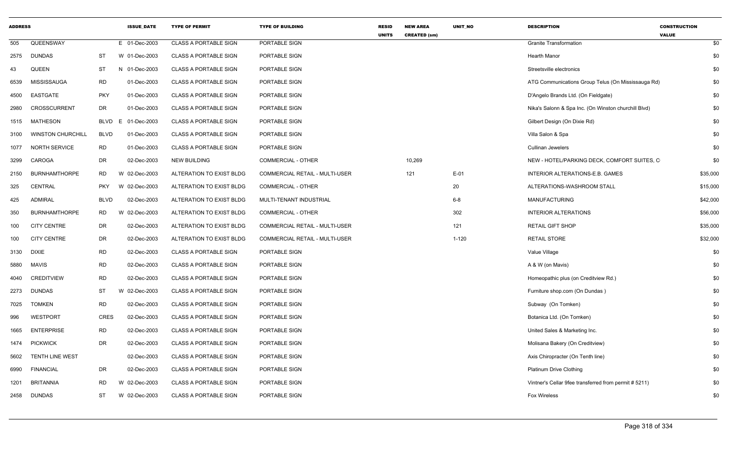| ADDRESS | | | ISSUE_DATE | TYPE OF PERMIT | TYPE OF BUILDING | RESID UNITS | NEW AREA CREATED (sm) | UNIT_NO | DESCRIPTION | CONSTRUCTION VALUE |
|---|---|---|---|---|---|---|---|---|---|---|
| 505 | QUEENSWAY | | E 01-Dec-2003 | CLASS A PORTABLE SIGN | PORTABLE SIGN | | | | Granite Transformation | $0 |
| 2575 | DUNDAS | ST | W 01-Dec-2003 | CLASS A PORTABLE SIGN | PORTABLE SIGN | | | | Hearth Manor | $0 |
| 43 | QUEEN | ST | N 01-Dec-2003 | CLASS A PORTABLE SIGN | PORTABLE SIGN | | | | Streetsville electronics | $0 |
| 6539 | MISSISSAUGA | RD | 01-Dec-2003 | CLASS A PORTABLE SIGN | PORTABLE SIGN | | | | ATG Communications Group Telus (On Mississauga Rd) | $0 |
| 4500 | EASTGATE | PKY | 01-Dec-2003 | CLASS A PORTABLE SIGN | PORTABLE SIGN | | | | D'Angelo Brands Ltd. (On Fieldgate) | $0 |
| 2980 | CROSSCURRENT | DR | 01-Dec-2003 | CLASS A PORTABLE SIGN | PORTABLE SIGN | | | | Nika's Salonn & Spa Inc. (On Winston churchill Blvd) | $0 |
| 1515 | MATHESON | BLVD | E 01-Dec-2003 | CLASS A PORTABLE SIGN | PORTABLE SIGN | | | | Gilbert Design (On Dixie Rd) | $0 |
| 3100 | WINSTON CHURCHILL | BLVD | 01-Dec-2003 | CLASS A PORTABLE SIGN | PORTABLE SIGN | | | | Villa Salon & Spa | $0 |
| 1077 | NORTH SERVICE | RD | 01-Dec-2003 | CLASS A PORTABLE SIGN | PORTABLE SIGN | | | | Cullinan Jewelers | $0 |
| 3299 | CAROGA | DR | 02-Dec-2003 | NEW BUILDING | COMMERCIAL - OTHER | | 10,269 | | NEW - HOTEL/PARKING DECK, COMFORT SUITES, C | $0 |
| 2150 | BURNHAMTHORPE | RD | W 02-Dec-2003 | ALTERATION TO EXIST BLDG | COMMERCIAL RETAIL - MULTI-USER | | 121 | E-01 | INTERIOR ALTERATIONS-E.B. GAMES | $35,000 |
| 325 | CENTRAL | PKY | W 02-Dec-2003 | ALTERATION TO EXIST BLDG | COMMERCIAL - OTHER | | | 20 | ALTERATIONS-WASHROOM STALL | $15,000 |
| 425 | ADMIRAL | BLVD | 02-Dec-2003 | ALTERATION TO EXIST BLDG | MULTI-TENANT INDUSTRIAL | | | 6-8 | MANUFACTURING | $42,000 |
| 350 | BURNHAMTHORPE | RD | W 02-Dec-2003 | ALTERATION TO EXIST BLDG | COMMERCIAL - OTHER | | | 302 | INTERIOR ALTERATIONS | $56,000 |
| 100 | CITY CENTRE | DR | 02-Dec-2003 | ALTERATION TO EXIST BLDG | COMMERCIAL RETAIL - MULTI-USER | | | 121 | RETAIL GIFT SHOP | $35,000 |
| 100 | CITY CENTRE | DR | 02-Dec-2003 | ALTERATION TO EXIST BLDG | COMMERCIAL RETAIL - MULTI-USER | | | 1-120 | RETAIL STORE | $32,000 |
| 3130 | DIXIE | RD | 02-Dec-2003 | CLASS A PORTABLE SIGN | PORTABLE SIGN | | | | Value Village | $0 |
| 5880 | MAVIS | RD | 02-Dec-2003 | CLASS A PORTABLE SIGN | PORTABLE SIGN | | | | A & W (on Mavis) | $0 |
| 4040 | CREDITVIEW | RD | 02-Dec-2003 | CLASS A PORTABLE SIGN | PORTABLE SIGN | | | | Homeopathic plus (on Creditview Rd.) | $0 |
| 2273 | DUNDAS | ST | W 02-Dec-2003 | CLASS A PORTABLE SIGN | PORTABLE SIGN | | | | Furniture shop.com (On Dundas ) | $0 |
| 7025 | TOMKEN | RD | 02-Dec-2003 | CLASS A PORTABLE SIGN | PORTABLE SIGN | | | | Subway (On Tomken) | $0 |
| 996 | WESTPORT | CRES | 02-Dec-2003 | CLASS A PORTABLE SIGN | PORTABLE SIGN | | | | Botanica Ltd. (On Tomken) | $0 |
| 1665 | ENTERPRISE | RD | 02-Dec-2003 | CLASS A PORTABLE SIGN | PORTABLE SIGN | | | | United Sales & Marketing Inc. | $0 |
| 1474 | PICKWICK | DR | 02-Dec-2003 | CLASS A PORTABLE SIGN | PORTABLE SIGN | | | | Molisana Bakery (On Creditview) | $0 |
| 5602 | TENTH LINE WEST | | 02-Dec-2003 | CLASS A PORTABLE SIGN | PORTABLE SIGN | | | | Axis Chiropracter (On Tenth line) | $0 |
| 6990 | FINANCIAL | DR | 02-Dec-2003 | CLASS A PORTABLE SIGN | PORTABLE SIGN | | | | Platinum Drive Clothing | $0 |
| 1201 | BRITANNIA | RD | W 02-Dec-2003 | CLASS A PORTABLE SIGN | PORTABLE SIGN | | | | Vintner's Cellar 9fee transferred from permit # 5211) | $0 |
| 2458 | DUNDAS | ST | W 02-Dec-2003 | CLASS A PORTABLE SIGN | PORTABLE SIGN | | | | Fox Wireless | $0 |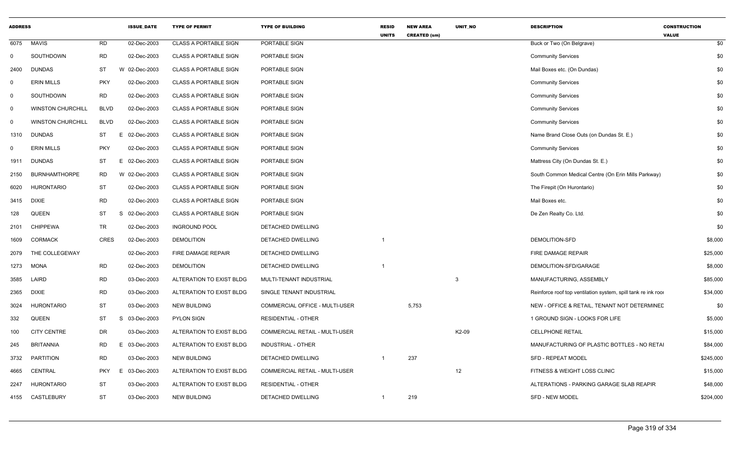| ADDRESS | | | ISSUE_DATE | TYPE OF PERMIT | TYPE OF BUILDING | RESID UNITS | NEW AREA CREATED (sm) | UNIT_NO | DESCRIPTION | CONSTRUCTION VALUE |
|---|---|---|---|---|---|---|---|---|---|---|
| 6075 | MAVIS | RD | 02-Dec-2003 | CLASS A PORTABLE SIGN | PORTABLE SIGN | | | | Buck or Two (On Belgrave) | $0 |
| 0 | SOUTHDOWN | RD | 02-Dec-2003 | CLASS A PORTABLE SIGN | PORTABLE SIGN | | | | Community Services | $0 |
| 2400 | DUNDAS | ST | W 02-Dec-2003 | CLASS A PORTABLE SIGN | PORTABLE SIGN | | | | Mail Boxes etc. (On Dundas) | $0 |
| 0 | ERIN MILLS | PKY | 02-Dec-2003 | CLASS A PORTABLE SIGN | PORTABLE SIGN | | | | Community Services | $0 |
| 0 | SOUTHDOWN | RD | 02-Dec-2003 | CLASS A PORTABLE SIGN | PORTABLE SIGN | | | | Community Services | $0 |
| 0 | WINSTON CHURCHILL | BLVD | 02-Dec-2003 | CLASS A PORTABLE SIGN | PORTABLE SIGN | | | | Community Services | $0 |
| 0 | WINSTON CHURCHILL | BLVD | 02-Dec-2003 | CLASS A PORTABLE SIGN | PORTABLE SIGN | | | | Community Services | $0 |
| 1310 | DUNDAS | ST | E 02-Dec-2003 | CLASS A PORTABLE SIGN | PORTABLE SIGN | | | | Name Brand Close Outs (on Dundas St. E.) | $0 |
| 0 | ERIN MILLS | PKY | 02-Dec-2003 | CLASS A PORTABLE SIGN | PORTABLE SIGN | | | | Community Services | $0 |
| 1911 | DUNDAS | ST | E 02-Dec-2003 | CLASS A PORTABLE SIGN | PORTABLE SIGN | | | | Mattress City (On Dundas St. E.) | $0 |
| 2150 | BURNHAMTHORPE | RD | W 02-Dec-2003 | CLASS A PORTABLE SIGN | PORTABLE SIGN | | | | South Common Medical Centre (On Erin Mills Parkway) | $0 |
| 6020 | HURONTARIO | ST | 02-Dec-2003 | CLASS A PORTABLE SIGN | PORTABLE SIGN | | | | The Firepit (On Hurontario) | $0 |
| 3415 | DIXIE | RD | 02-Dec-2003 | CLASS A PORTABLE SIGN | PORTABLE SIGN | | | | Mail Boxes etc. | $0 |
| 128 | QUEEN | ST | S 02-Dec-2003 | CLASS A PORTABLE SIGN | PORTABLE SIGN | | | | De Zen Realty Co. Ltd. | $0 |
| 2101 | CHIPPEWA | TR | 02-Dec-2003 | INGROUND POOL | DETACHED DWELLING | | | | | $0 |
| 1609 | CORMACK | CRES | 02-Dec-2003 | DEMOLITION | DETACHED DWELLING | 1 | | | DEMOLITION-SFD | $8,000 |
| 2079 | THE COLLEGEWAY | | 02-Dec-2003 | FIRE DAMAGE REPAIR | DETACHED DWELLING | | | | FIRE DAMAGE REPAIR | $25,000 |
| 1273 | MONA | RD | 02-Dec-2003 | DEMOLITION | DETACHED DWELLING | 1 | | | DEMOLITION-SFD/GARAGE | $8,000 |
| 3585 | LAIRD | RD | 03-Dec-2003 | ALTERATION TO EXIST BLDG | MULTI-TENANT INDUSTRIAL | | | 3 | MANUFACTURING, ASSEMBLY | $85,000 |
| 2365 | DIXIE | RD | 03-Dec-2003 | ALTERATION TO EXIST BLDG | SINGLE TENANT INDUSTRIAL | | | | Reinforce roof top ventilation system, spill tank re ink roo | $34,000 |
| 3024 | HURONTARIO | ST | 03-Dec-2003 | NEW BUILDING | COMMERCIAL OFFICE - MULTI-USER | | 5,753 | | NEW - OFFICE & RETAIL, TENANT NOT DETERMINED | $0 |
| 332 | QUEEN | ST | S 03-Dec-2003 | PYLON SIGN | RESIDENTIAL - OTHER | | | | 1 GROUND SIGN - LOOKS FOR LIFE | $5,000 |
| 100 | CITY CENTRE | DR | 03-Dec-2003 | ALTERATION TO EXIST BLDG | COMMERCIAL RETAIL - MULTI-USER | | | K2-09 | CELLPHONE RETAIL | $15,000 |
| 245 | BRITANNIA | RD | E 03-Dec-2003 | ALTERATION TO EXIST BLDG | INDUSTRIAL - OTHER | | | | MANUFACTURING OF PLASTIC BOTTLES - NO RETAI | $84,000 |
| 3732 | PARTITION | RD | 03-Dec-2003 | NEW BUILDING | DETACHED DWELLING | 1 | 237 | | SFD - REPEAT MODEL | $245,000 |
| 4665 | CENTRAL | PKY | E 03-Dec-2003 | ALTERATION TO EXIST BLDG | COMMERCIAL RETAIL - MULTI-USER | | | 12 | FITNESS & WEIGHT LOSS CLINIC | $15,000 |
| 2247 | HURONTARIO | ST | 03-Dec-2003 | ALTERATION TO EXIST BLDG | RESIDENTIAL - OTHER | | | | ALTERATIONS - PARKING GARAGE SLAB REAPIR | $48,000 |
| 4155 | CASTLEBURY | ST | 03-Dec-2003 | NEW BUILDING | DETACHED DWELLING | 1 | 219 | | SFD - NEW MODEL | $204,000 |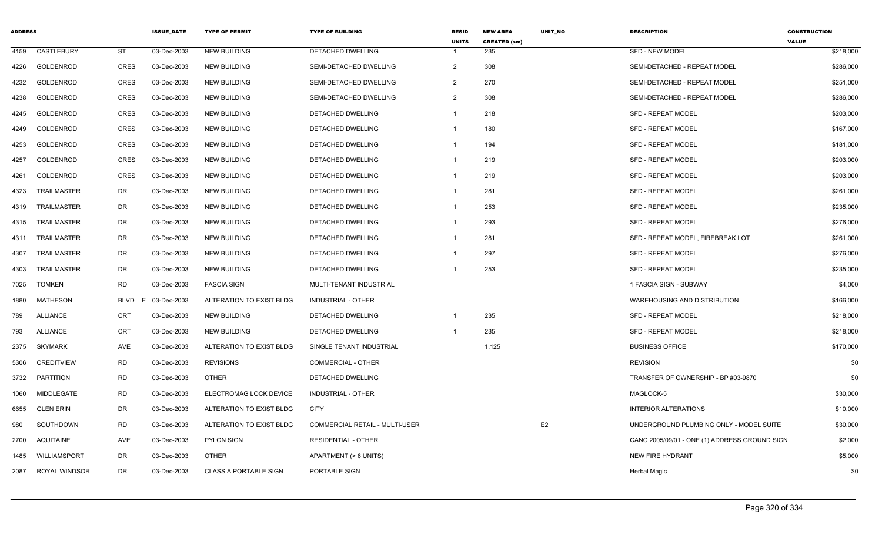| ADDRESS | | | ISSUE_DATE | TYPE OF PERMIT | TYPE OF BUILDING | RESID UNITS | NEW AREA CREATED (sm) | UNIT_NO | DESCRIPTION | CONSTRUCTION VALUE |
|---|---|---|---|---|---|---|---|---|---|---|
| 4159 | CASTLEBURY | ST | 03-Dec-2003 | NEW BUILDING | DETACHED DWELLING | 1 | 235 | | SFD - NEW MODEL | $218,000 |
| 4226 | GOLDENROD | CRES | 03-Dec-2003 | NEW BUILDING | SEMI-DETACHED DWELLING | 2 | 308 | | SEMI-DETACHED - REPEAT MODEL | $286,000 |
| 4232 | GOLDENROD | CRES | 03-Dec-2003 | NEW BUILDING | SEMI-DETACHED DWELLING | 2 | 270 | | SEMI-DETACHED - REPEAT MODEL | $251,000 |
| 4238 | GOLDENROD | CRES | 03-Dec-2003 | NEW BUILDING | SEMI-DETACHED DWELLING | 2 | 308 | | SEMI-DETACHED - REPEAT MODEL | $286,000 |
| 4245 | GOLDENROD | CRES | 03-Dec-2003 | NEW BUILDING | DETACHED DWELLING | 1 | 218 | | SFD - REPEAT MODEL | $203,000 |
| 4249 | GOLDENROD | CRES | 03-Dec-2003 | NEW BUILDING | DETACHED DWELLING | 1 | 180 | | SFD - REPEAT MODEL | $167,000 |
| 4253 | GOLDENROD | CRES | 03-Dec-2003 | NEW BUILDING | DETACHED DWELLING | 1 | 194 | | SFD - REPEAT MODEL | $181,000 |
| 4257 | GOLDENROD | CRES | 03-Dec-2003 | NEW BUILDING | DETACHED DWELLING | 1 | 219 | | SFD - REPEAT MODEL | $203,000 |
| 4261 | GOLDENROD | CRES | 03-Dec-2003 | NEW BUILDING | DETACHED DWELLING | 1 | 219 | | SFD - REPEAT MODEL | $203,000 |
| 4323 | TRAILMASTER | DR | 03-Dec-2003 | NEW BUILDING | DETACHED DWELLING | 1 | 281 | | SFD - REPEAT MODEL | $261,000 |
| 4319 | TRAILMASTER | DR | 03-Dec-2003 | NEW BUILDING | DETACHED DWELLING | 1 | 253 | | SFD - REPEAT MODEL | $235,000 |
| 4315 | TRAILMASTER | DR | 03-Dec-2003 | NEW BUILDING | DETACHED DWELLING | 1 | 293 | | SFD - REPEAT MODEL | $276,000 |
| 4311 | TRAILMASTER | DR | 03-Dec-2003 | NEW BUILDING | DETACHED DWELLING | 1 | 281 | | SFD - REPEAT MODEL, FIREBREAK LOT | $261,000 |
| 4307 | TRAILMASTER | DR | 03-Dec-2003 | NEW BUILDING | DETACHED DWELLING | 1 | 297 | | SFD - REPEAT MODEL | $276,000 |
| 4303 | TRAILMASTER | DR | 03-Dec-2003 | NEW BUILDING | DETACHED DWELLING | 1 | 253 | | SFD - REPEAT MODEL | $235,000 |
| 7025 | TOMKEN | RD | 03-Dec-2003 | FASCIA SIGN | MULTI-TENANT INDUSTRIAL | | | | 1 FASCIA SIGN - SUBWAY | $4,000 |
| 1880 | MATHESON | BLVD E | 03-Dec-2003 | ALTERATION TO EXIST BLDG | INDUSTRIAL - OTHER | | | | WAREHOUSING AND DISTRIBUTION | $166,000 |
| 789 | ALLIANCE | CRT | 03-Dec-2003 | NEW BUILDING | DETACHED DWELLING | 1 | 235 | | SFD - REPEAT MODEL | $218,000 |
| 793 | ALLIANCE | CRT | 03-Dec-2003 | NEW BUILDING | DETACHED DWELLING | 1 | 235 | | SFD - REPEAT MODEL | $218,000 |
| 2375 | SKYMARK | AVE | 03-Dec-2003 | ALTERATION TO EXIST BLDG | SINGLE TENANT INDUSTRIAL | | 1,125 | | BUSINESS OFFICE | $170,000 |
| 5306 | CREDITVIEW | RD | 03-Dec-2003 | REVISIONS | COMMERCIAL - OTHER | | | | REVISION | $0 |
| 3732 | PARTITION | RD | 03-Dec-2003 | OTHER | DETACHED DWELLING | | | | TRANSFER OF OWNERSHIP - BP #03-9870 | $0 |
| 1060 | MIDDLEGATE | RD | 03-Dec-2003 | ELECTROMAG LOCK DEVICE | INDUSTRIAL - OTHER | | | | MAGLOCK-5 | $30,000 |
| 6655 | GLEN ERIN | DR | 03-Dec-2003 | ALTERATION TO EXIST BLDG | CITY | | | | INTERIOR ALTERATIONS | $10,000 |
| 980 | SOUTHDOWN | RD | 03-Dec-2003 | ALTERATION TO EXIST BLDG | COMMERCIAL RETAIL - MULTI-USER | | | E2 | UNDERGROUND PLUMBING ONLY - MODEL SUITE | $30,000 |
| 2700 | AQUITAINE | AVE | 03-Dec-2003 | PYLON SIGN | RESIDENTIAL - OTHER | | | | CANC 2005/09/01 - ONE (1) ADDRESS GROUND SIGN | $2,000 |
| 1485 | WILLIAMSPORT | DR | 03-Dec-2003 | OTHER | APARTMENT (> 6 UNITS) | | | | NEW FIRE HYDRANT | $5,000 |
| 2087 | ROYAL WINDSOR | DR | 03-Dec-2003 | CLASS A PORTABLE SIGN | PORTABLE SIGN | | | | Herbal Magic | $0 |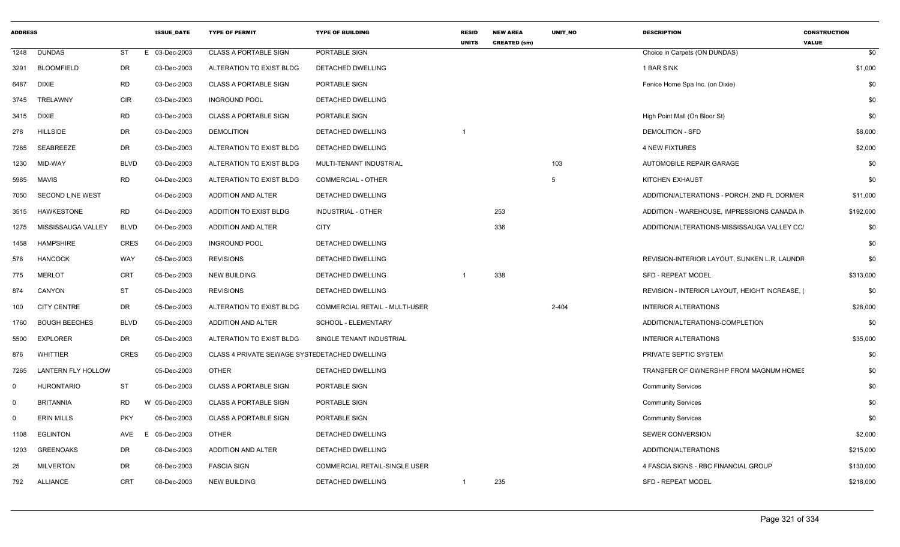| ADDRESS | | | | ISSUE_DATE | TYPE OF PERMIT | TYPE OF BUILDING | RESID UNITS | NEW AREA CREATED (sm) | UNIT_NO | DESCRIPTION | CONSTRUCTION VALUE |
|---|---|---|---|---|---|---|---|---|---|---|---|
| 1248 | DUNDAS | ST | E | 03-Dec-2003 | CLASS A PORTABLE SIGN | PORTABLE SIGN | | | | Choice in Carpets (ON DUNDAS) | $0 |
| 3291 | BLOOMFIELD | DR | | 03-Dec-2003 | ALTERATION TO EXIST BLDG | DETACHED DWELLING | | | | 1 BAR SINK | $1,000 |
| 6487 | DIXIE | RD | | 03-Dec-2003 | CLASS A PORTABLE SIGN | PORTABLE SIGN | | | | Fenice Home Spa Inc. (on Dixie) | $0 |
| 3745 | TRELAWNY | CIR | | 03-Dec-2003 | INGROUND POOL | DETACHED DWELLING | | | | | $0 |
| 3415 | DIXIE | RD | | 03-Dec-2003 | CLASS A PORTABLE SIGN | PORTABLE SIGN | | | | High Point Mall (On Bloor St) | $0 |
| 278 | HILLSIDE | DR | | 03-Dec-2003 | DEMOLITION | DETACHED DWELLING | 1 | | | DEMOLITION - SFD | $8,000 |
| 7265 | SEABREEZE | DR | | 03-Dec-2003 | ALTERATION TO EXIST BLDG | DETACHED DWELLING | | | | 4 NEW FIXTURES | $2,000 |
| 1230 | MID-WAY | BLVD | | 03-Dec-2003 | ALTERATION TO EXIST BLDG | MULTI-TENANT INDUSTRIAL | | | 103 | AUTOMOBILE REPAIR GARAGE | $0 |
| 5985 | MAVIS | RD | | 04-Dec-2003 | ALTERATION TO EXIST BLDG | COMMERCIAL - OTHER | | | 5 | KITCHEN EXHAUST | $0 |
| 7050 | SECOND LINE WEST | | | 04-Dec-2003 | ADDITION AND ALTER | DETACHED DWELLING | | | | ADDITION/ALTERATIONS - PORCH, 2ND FL DORMER | $11,000 |
| 3515 | HAWKESTONE | RD | | 04-Dec-2003 | ADDITION TO EXIST BLDG | INDUSTRIAL - OTHER | | 253 | | ADDITION - WAREHOUSE, IMPRESSIONS CANADA IN | $192,000 |
| 1275 | MISSISSAUGA VALLEY | BLVD | | 04-Dec-2003 | ADDITION AND ALTER | CITY | | 336 | | ADDITION/ALTERATIONS-MISSISSAUGA VALLEY CC/ | $0 |
| 1458 | HAMPSHIRE | CRES | | 04-Dec-2003 | INGROUND POOL | DETACHED DWELLING | | | | | $0 |
| 578 | HANCOCK | WAY | | 05-Dec-2003 | REVISIONS | DETACHED DWELLING | | | | REVISION-INTERIOR LAYOUT, SUNKEN L.R, LAUNDR | $0 |
| 775 | MERLOT | CRT | | 05-Dec-2003 | NEW BUILDING | DETACHED DWELLING | 1 | 338 | | SFD - REPEAT MODEL | $313,000 |
| 874 | CANYON | ST | | 05-Dec-2003 | REVISIONS | DETACHED DWELLING | | | | REVISION - INTERIOR LAYOUT, HEIGHT INCREASE, ( | $0 |
| 100 | CITY CENTRE | DR | | 05-Dec-2003 | ALTERATION TO EXIST BLDG | COMMERCIAL RETAIL - MULTI-USER | | | 2-404 | INTERIOR ALTERATIONS | $28,000 |
| 1760 | BOUGH BEECHES | BLVD | | 05-Dec-2003 | ADDITION AND ALTER | SCHOOL - ELEMENTARY | | | | ADDITION/ALTERATIONS-COMPLETION | $0 |
| 5500 | EXPLORER | DR | | 05-Dec-2003 | ALTERATION TO EXIST BLDG | SINGLE TENANT INDUSTRIAL | | | | INTERIOR ALTERATIONS | $35,000 |
| 876 | WHITTIER | CRES | | 05-Dec-2003 | CLASS 4 PRIVATE SEWAGE SYSTE | DETACHED DWELLING | | | | PRIVATE SEPTIC SYSTEM | $0 |
| 7265 | LANTERN FLY HOLLOW | | | 05-Dec-2003 | OTHER | DETACHED DWELLING | | | | TRANSFER OF OWNERSHIP FROM MAGNUM HOMES | $0 |
| 0 | HURONTARIO | ST | | 05-Dec-2003 | CLASS A PORTABLE SIGN | PORTABLE SIGN | | | | Community Services | $0 |
| 0 | BRITANNIA | RD | W | 05-Dec-2003 | CLASS A PORTABLE SIGN | PORTABLE SIGN | | | | Community Services | $0 |
| 0 | ERIN MILLS | PKY | | 05-Dec-2003 | CLASS A PORTABLE SIGN | PORTABLE SIGN | | | | Community Services | $0 |
| 1108 | EGLINTON | AVE | E | 05-Dec-2003 | OTHER | DETACHED DWELLING | | | | SEWER CONVERSION | $2,000 |
| 1203 | GREENOAKS | DR | | 08-Dec-2003 | ADDITION AND ALTER | DETACHED DWELLING | | | | ADDITION/ALTERATIONS | $215,000 |
| 25 | MILVERTON | DR | | 08-Dec-2003 | FASCIA SIGN | COMMERCIAL RETAIL-SINGLE USER | | | | 4 FASCIA SIGNS - RBC FINANCIAL GROUP | $130,000 |
| 792 | ALLIANCE | CRT | | 08-Dec-2003 | NEW BUILDING | DETACHED DWELLING | 1 | 235 | | SFD - REPEAT MODEL | $218,000 |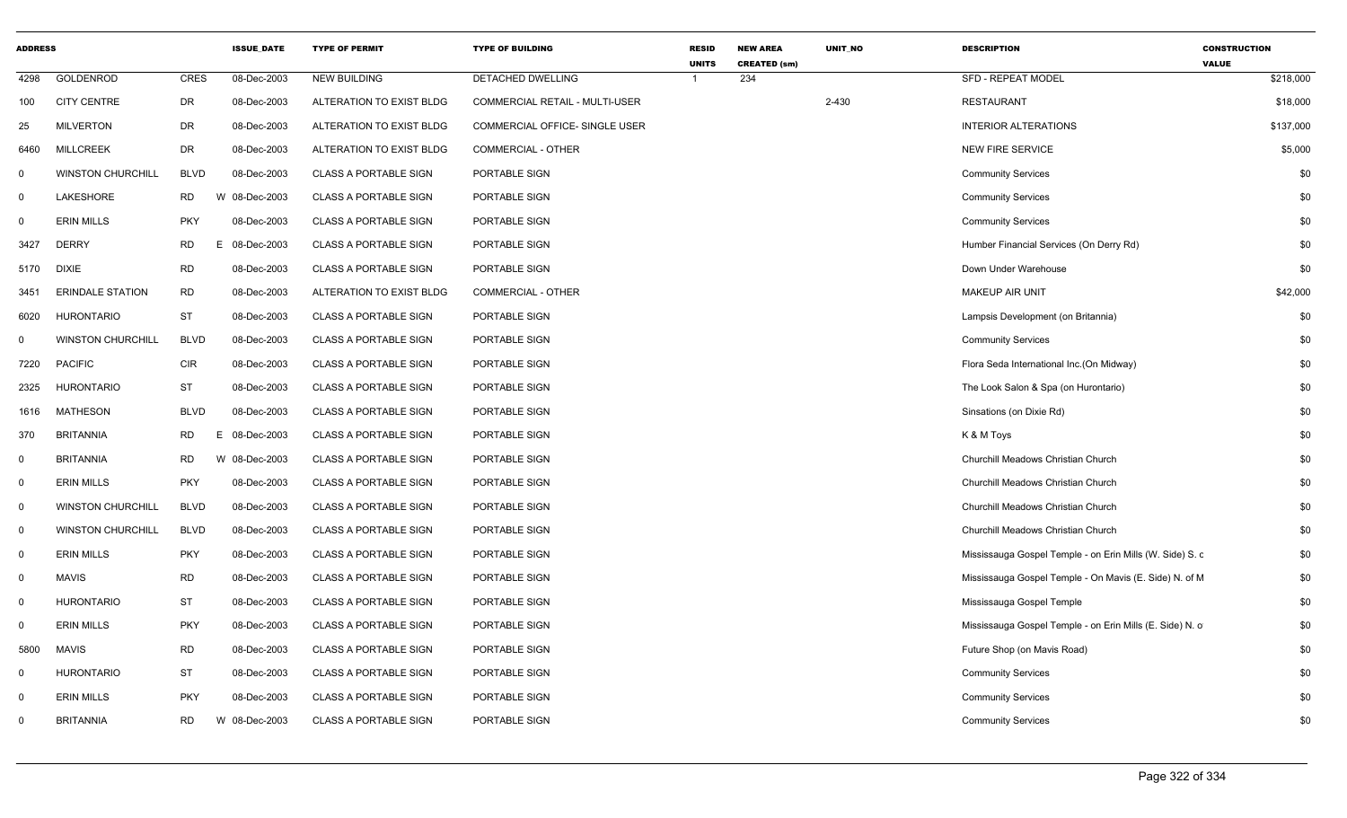| ADDRESS | | | ISSUE_DATE | TYPE OF PERMIT | TYPE OF BUILDING | RESID UNITS | NEW AREA CREATED (sm) | UNIT_NO | DESCRIPTION | CONSTRUCTION VALUE |
|---|---|---|---|---|---|---|---|---|---|---|
| 4298 | GOLDENROD | CRES | 08-Dec-2003 | NEW BUILDING | DETACHED DWELLING | 1 | 234 | | SFD - REPEAT MODEL | $218,000 |
| 100 | CITY CENTRE | DR | 08-Dec-2003 | ALTERATION TO EXIST BLDG | COMMERCIAL RETAIL - MULTI-USER | | | 2-430 | RESTAURANT | $18,000 |
| 25 | MILVERTON | DR | 08-Dec-2003 | ALTERATION TO EXIST BLDG | COMMERCIAL OFFICE- SINGLE USER | | | | INTERIOR ALTERATIONS | $137,000 |
| 6460 | MILLCREEK | DR | 08-Dec-2003 | ALTERATION TO EXIST BLDG | COMMERCIAL - OTHER | | | | NEW FIRE SERVICE | $5,000 |
| 0 | WINSTON CHURCHILL | BLVD | 08-Dec-2003 | CLASS A PORTABLE SIGN | PORTABLE SIGN | | | | Community Services | $0 |
| 0 | LAKESHORE | RD | W 08-Dec-2003 | CLASS A PORTABLE SIGN | PORTABLE SIGN | | | | Community Services | $0 |
| 0 | ERIN MILLS | PKY | 08-Dec-2003 | CLASS A PORTABLE SIGN | PORTABLE SIGN | | | | Community Services | $0 |
| 3427 | DERRY | RD | E 08-Dec-2003 | CLASS A PORTABLE SIGN | PORTABLE SIGN | | | | Humber Financial Services (On Derry Rd) | $0 |
| 5170 | DIXIE | RD | 08-Dec-2003 | CLASS A PORTABLE SIGN | PORTABLE SIGN | | | | Down Under Warehouse | $0 |
| 3451 | ERINDALE STATION | RD | 08-Dec-2003 | ALTERATION TO EXIST BLDG | COMMERCIAL - OTHER | | | | MAKEUP AIR UNIT | $42,000 |
| 6020 | HURONTARIO | ST | 08-Dec-2003 | CLASS A PORTABLE SIGN | PORTABLE SIGN | | | | Lampsis Development (on Britannia) | $0 |
| 0 | WINSTON CHURCHILL | BLVD | 08-Dec-2003 | CLASS A PORTABLE SIGN | PORTABLE SIGN | | | | Community Services | $0 |
| 7220 | PACIFIC | CIR | 08-Dec-2003 | CLASS A PORTABLE SIGN | PORTABLE SIGN | | | | Flora Seda International Inc.(On Midway) | $0 |
| 2325 | HURONTARIO | ST | 08-Dec-2003 | CLASS A PORTABLE SIGN | PORTABLE SIGN | | | | The Look Salon & Spa (on Hurontario) | $0 |
| 1616 | MATHESON | BLVD | 08-Dec-2003 | CLASS A PORTABLE SIGN | PORTABLE SIGN | | | | Sinsations (on Dixie Rd) | $0 |
| 370 | BRITANNIA | RD | E 08-Dec-2003 | CLASS A PORTABLE SIGN | PORTABLE SIGN | | | | K & M Toys | $0 |
| 0 | BRITANNIA | RD | W 08-Dec-2003 | CLASS A PORTABLE SIGN | PORTABLE SIGN | | | | Churchill Meadows Christian Church | $0 |
| 0 | ERIN MILLS | PKY | 08-Dec-2003 | CLASS A PORTABLE SIGN | PORTABLE SIGN | | | | Churchill Meadows Christian Church | $0 |
| 0 | WINSTON CHURCHILL | BLVD | 08-Dec-2003 | CLASS A PORTABLE SIGN | PORTABLE SIGN | | | | Churchill Meadows Christian Church | $0 |
| 0 | WINSTON CHURCHILL | BLVD | 08-Dec-2003 | CLASS A PORTABLE SIGN | PORTABLE SIGN | | | | Churchill Meadows Christian Church | $0 |
| 0 | ERIN MILLS | PKY | 08-Dec-2003 | CLASS A PORTABLE SIGN | PORTABLE SIGN | | | | Mississauga Gospel Temple - on Erin Mills (W. Side) S. c | $0 |
| 0 | MAVIS | RD | 08-Dec-2003 | CLASS A PORTABLE SIGN | PORTABLE SIGN | | | | Mississauga Gospel Temple - On Mavis (E. Side) N. of M | $0 |
| 0 | HURONTARIO | ST | 08-Dec-2003 | CLASS A PORTABLE SIGN | PORTABLE SIGN | | | | Mississauga Gospel Temple | $0 |
| 0 | ERIN MILLS | PKY | 08-Dec-2003 | CLASS A PORTABLE SIGN | PORTABLE SIGN | | | | Mississauga Gospel Temple - on Erin Mills (E. Side) N. o | $0 |
| 5800 | MAVIS | RD | 08-Dec-2003 | CLASS A PORTABLE SIGN | PORTABLE SIGN | | | | Future Shop (on Mavis Road) | $0 |
| 0 | HURONTARIO | ST | 08-Dec-2003 | CLASS A PORTABLE SIGN | PORTABLE SIGN | | | | Community Services | $0 |
| 0 | ERIN MILLS | PKY | 08-Dec-2003 | CLASS A PORTABLE SIGN | PORTABLE SIGN | | | | Community Services | $0 |
| 0 | BRITANNIA | RD | W 08-Dec-2003 | CLASS A PORTABLE SIGN | PORTABLE SIGN | | | | Community Services | $0 |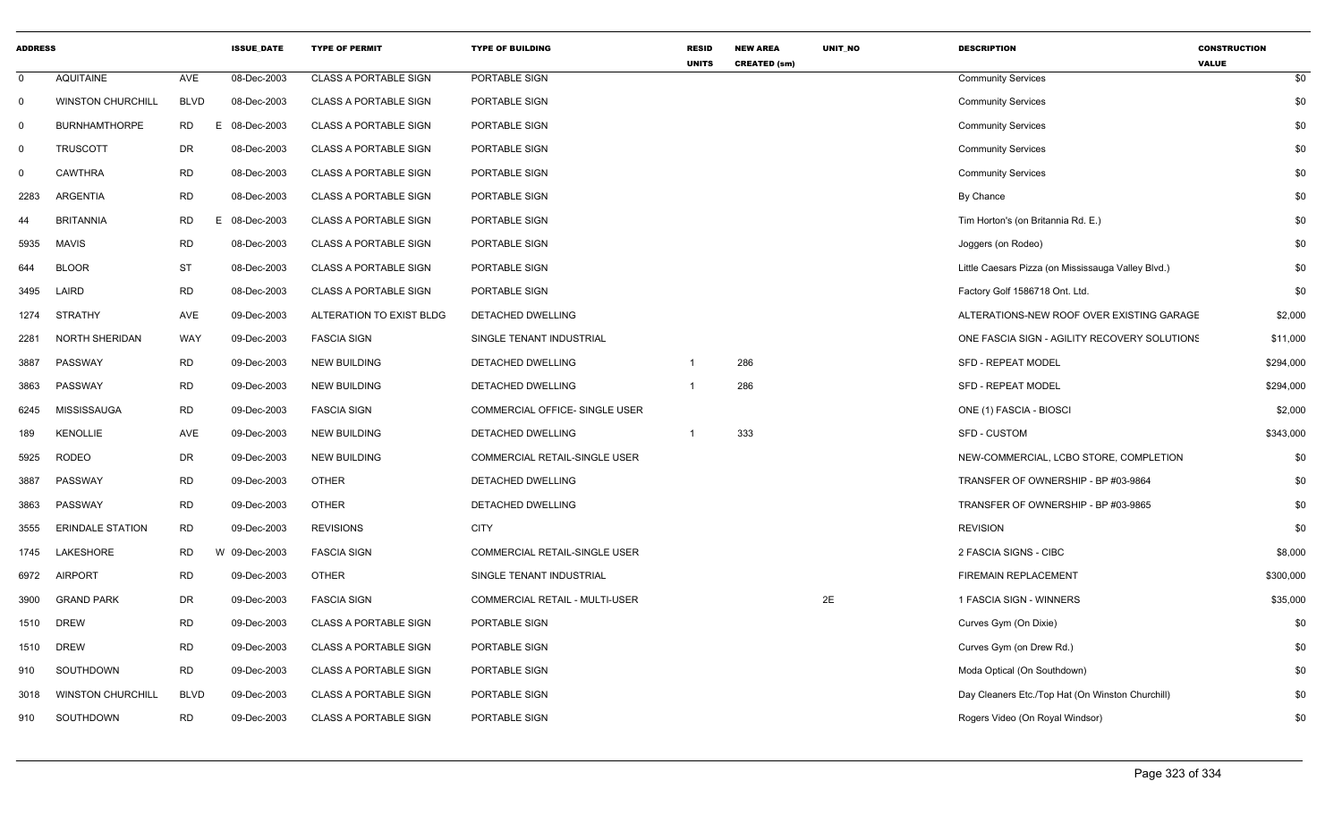| ADDRESS | | | ISSUE_DATE | TYPE OF PERMIT | TYPE OF BUILDING | RESID UNITS | NEW AREA CREATED (sm) | UNIT_NO | DESCRIPTION | CONSTRUCTION VALUE |
|---|---|---|---|---|---|---|---|---|---|---|
| 0 | AQUITAINE | AVE | 08-Dec-2003 | CLASS A PORTABLE SIGN | PORTABLE SIGN | | | | Community Services | $0 |
| 0 | WINSTON CHURCHILL | BLVD | 08-Dec-2003 | CLASS A PORTABLE SIGN | PORTABLE SIGN | | | | Community Services | $0 |
| 0 | BURNHAMTHORPE | RD E | 08-Dec-2003 | CLASS A PORTABLE SIGN | PORTABLE SIGN | | | | Community Services | $0 |
| 0 | TRUSCOTT | DR | 08-Dec-2003 | CLASS A PORTABLE SIGN | PORTABLE SIGN | | | | Community Services | $0 |
| 0 | CAWTHRA | RD | 08-Dec-2003 | CLASS A PORTABLE SIGN | PORTABLE SIGN | | | | Community Services | $0 |
| 2283 | ARGENTIA | RD | 08-Dec-2003 | CLASS A PORTABLE SIGN | PORTABLE SIGN | | | | By Chance | $0 |
| 44 | BRITANNIA | RD E | 08-Dec-2003 | CLASS A PORTABLE SIGN | PORTABLE SIGN | | | | Tim Horton's (on Britannia Rd. E.) | $0 |
| 5935 | MAVIS | RD | 08-Dec-2003 | CLASS A PORTABLE SIGN | PORTABLE SIGN | | | | Joggers (on Rodeo) | $0 |
| 644 | BLOOR | ST | 08-Dec-2003 | CLASS A PORTABLE SIGN | PORTABLE SIGN | | | | Little Caesars Pizza (on Mississauga Valley Blvd.) | $0 |
| 3495 | LAIRD | RD | 08-Dec-2003 | CLASS A PORTABLE SIGN | PORTABLE SIGN | | | | Factory Golf 1586718 Ont. Ltd. | $0 |
| 1274 | STRATHY | AVE | 09-Dec-2003 | ALTERATION TO EXIST BLDG | DETACHED DWELLING | | | | ALTERATIONS-NEW ROOF OVER EXISTING GARAGE | $2,000 |
| 2281 | NORTH SHERIDAN | WAY | 09-Dec-2003 | FASCIA SIGN | SINGLE TENANT INDUSTRIAL | | | | ONE FASCIA SIGN - AGILITY RECOVERY SOLUTIONS | $11,000 |
| 3887 | PASSWAY | RD | 09-Dec-2003 | NEW BUILDING | DETACHED DWELLING | 1 | 286 | | SFD - REPEAT MODEL | $294,000 |
| 3863 | PASSWAY | RD | 09-Dec-2003 | NEW BUILDING | DETACHED DWELLING | 1 | 286 | | SFD - REPEAT MODEL | $294,000 |
| 6245 | MISSISSAUGA | RD | 09-Dec-2003 | FASCIA SIGN | COMMERCIAL OFFICE- SINGLE USER | | | | ONE (1) FASCIA - BIOSCI | $2,000 |
| 189 | KENOLLIE | AVE | 09-Dec-2003 | NEW BUILDING | DETACHED DWELLING | 1 | 333 | | SFD - CUSTOM | $343,000 |
| 5925 | RODEO | DR | 09-Dec-2003 | NEW BUILDING | COMMERCIAL RETAIL-SINGLE USER | | | | NEW-COMMERCIAL, LCBO STORE, COMPLETION | $0 |
| 3887 | PASSWAY | RD | 09-Dec-2003 | OTHER | DETACHED DWELLING | | | | TRANSFER OF OWNERSHIP - BP #03-9864 | $0 |
| 3863 | PASSWAY | RD | 09-Dec-2003 | OTHER | DETACHED DWELLING | | | | TRANSFER OF OWNERSHIP - BP #03-9865 | $0 |
| 3555 | ERINDALE STATION | RD | 09-Dec-2003 | REVISIONS | CITY | | | | REVISION | $0 |
| 1745 | LAKESHORE | RD W | 09-Dec-2003 | FASCIA SIGN | COMMERCIAL RETAIL-SINGLE USER | | | | 2 FASCIA SIGNS - CIBC | $8,000 |
| 6972 | AIRPORT | RD | 09-Dec-2003 | OTHER | SINGLE TENANT INDUSTRIAL | | | | FIREMAIN REPLACEMENT | $300,000 |
| 3900 | GRAND PARK | DR | 09-Dec-2003 | FASCIA SIGN | COMMERCIAL RETAIL - MULTI-USER | | | 2E | 1 FASCIA SIGN - WINNERS | $35,000 |
| 1510 | DREW | RD | 09-Dec-2003 | CLASS A PORTABLE SIGN | PORTABLE SIGN | | | | Curves Gym (On Dixie) | $0 |
| 1510 | DREW | RD | 09-Dec-2003 | CLASS A PORTABLE SIGN | PORTABLE SIGN | | | | Curves Gym (on Drew Rd.) | $0 |
| 910 | SOUTHDOWN | RD | 09-Dec-2003 | CLASS A PORTABLE SIGN | PORTABLE SIGN | | | | Moda Optical (On Southdown) | $0 |
| 3018 | WINSTON CHURCHILL | BLVD | 09-Dec-2003 | CLASS A PORTABLE SIGN | PORTABLE SIGN | | | | Day Cleaners Etc./Top Hat (On Winston Churchill) | $0 |
| 910 | SOUTHDOWN | RD | 09-Dec-2003 | CLASS A PORTABLE SIGN | PORTABLE SIGN | | | | Rogers Video (On Royal Windsor) | $0 |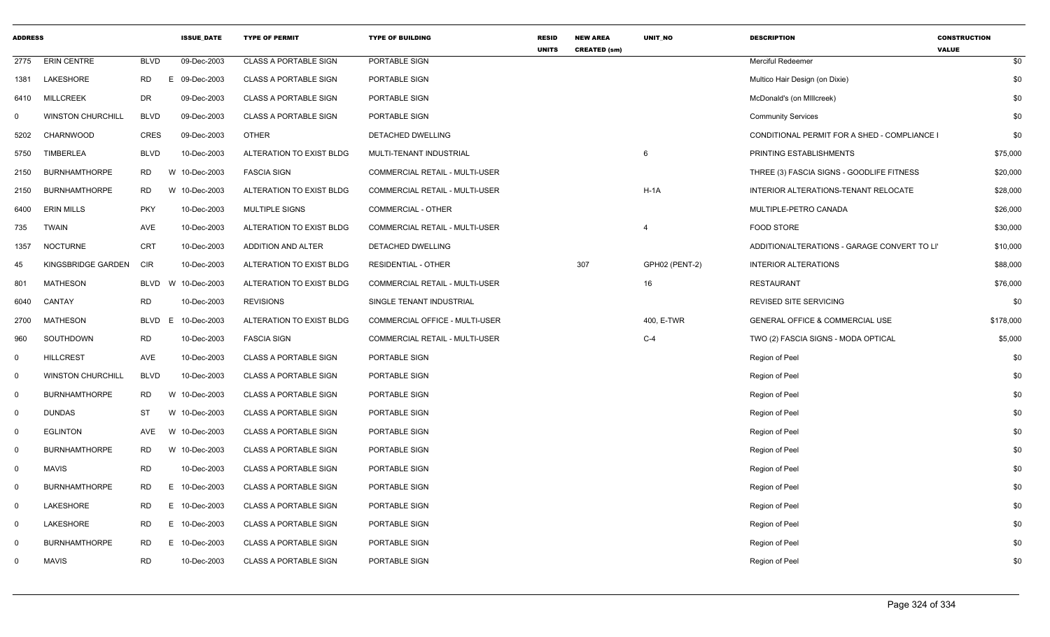| ADDRESS | | | ISSUE_DATE | TYPE OF PERMIT | TYPE OF BUILDING | RESID UNITS | NEW AREA CREATED (sm) | UNIT_NO | DESCRIPTION | CONSTRUCTION VALUE |
|---|---|---|---|---|---|---|---|---|---|---|
| 2775 | ERIN CENTRE | BLVD | 09-Dec-2003 | CLASS A PORTABLE SIGN | PORTABLE SIGN | | | | Merciful Redeemer | $0 |
| 1381 | LAKESHORE | RD | E 09-Dec-2003 | CLASS A PORTABLE SIGN | PORTABLE SIGN | | | | Multico Hair Design (on Dixie) | $0 |
| 6410 | MILLCREEK | DR | 09-Dec-2003 | CLASS A PORTABLE SIGN | PORTABLE SIGN | | | | McDonald's (on MIllcreek) | $0 |
| 0 | WINSTON CHURCHILL | BLVD | 09-Dec-2003 | CLASS A PORTABLE SIGN | PORTABLE SIGN | | | | Community Services | $0 |
| 5202 | CHARNWOOD | CRES | 09-Dec-2003 | OTHER | DETACHED DWELLING | | | | CONDITIONAL PERMIT FOR A SHED - COMPLIANCE I | $0 |
| 5750 | TIMBERLEA | BLVD | 10-Dec-2003 | ALTERATION TO EXIST BLDG | MULTI-TENANT INDUSTRIAL | | | 6 | PRINTING ESTABLISHMENTS | $75,000 |
| 2150 | BURNHAMTHORPE | RD | W 10-Dec-2003 | FASCIA SIGN | COMMERCIAL RETAIL - MULTI-USER | | | | THREE (3) FASCIA SIGNS - GOODLIFE FITNESS | $20,000 |
| 2150 | BURNHAMTHORPE | RD | W 10-Dec-2003 | ALTERATION TO EXIST BLDG | COMMERCIAL RETAIL - MULTI-USER | | | H-1A | INTERIOR ALTERATIONS-TENANT RELOCATE | $28,000 |
| 6400 | ERIN MILLS | PKY | 10-Dec-2003 | MULTIPLE SIGNS | COMMERCIAL - OTHER | | | | MULTIPLE-PETRO CANADA | $26,000 |
| 735 | TWAIN | AVE | 10-Dec-2003 | ALTERATION TO EXIST BLDG | COMMERCIAL RETAIL - MULTI-USER | | | 4 | FOOD STORE | $30,000 |
| 1357 | NOCTURNE | CRT | 10-Dec-2003 | ADDITION AND ALTER | DETACHED DWELLING | | | | ADDITION/ALTERATIONS - GARAGE CONVERT TO LI' | $10,000 |
| 45 | KINGSBRIDGE GARDEN | CIR | 10-Dec-2003 | ALTERATION TO EXIST BLDG | RESIDENTIAL - OTHER | | 307 | GPH02 (PENT-2) | INTERIOR ALTERATIONS | $88,000 |
| 801 | MATHESON | BLVD | W 10-Dec-2003 | ALTERATION TO EXIST BLDG | COMMERCIAL RETAIL - MULTI-USER | | | 16 | RESTAURANT | $76,000 |
| 6040 | CANTAY | RD | 10-Dec-2003 | REVISIONS | SINGLE TENANT INDUSTRIAL | | | | REVISED SITE SERVICING | $0 |
| 2700 | MATHESON | BLVD | E 10-Dec-2003 | ALTERATION TO EXIST BLDG | COMMERCIAL OFFICE - MULTI-USER | | | 400, E-TWR | GENERAL OFFICE & COMMERCIAL USE | $178,000 |
| 960 | SOUTHDOWN | RD | 10-Dec-2003 | FASCIA SIGN | COMMERCIAL RETAIL - MULTI-USER | | | C-4 | TWO (2) FASCIA SIGNS - MODA OPTICAL | $5,000 |
| 0 | HILLCREST | AVE | 10-Dec-2003 | CLASS A PORTABLE SIGN | PORTABLE SIGN | | | | Region of Peel | $0 |
| 0 | WINSTON CHURCHILL | BLVD | 10-Dec-2003 | CLASS A PORTABLE SIGN | PORTABLE SIGN | | | | Region of Peel | $0 |
| 0 | BURNHAMTHORPE | RD | W 10-Dec-2003 | CLASS A PORTABLE SIGN | PORTABLE SIGN | | | | Region of Peel | $0 |
| 0 | DUNDAS | ST | W 10-Dec-2003 | CLASS A PORTABLE SIGN | PORTABLE SIGN | | | | Region of Peel | $0 |
| 0 | EGLINTON | AVE | W 10-Dec-2003 | CLASS A PORTABLE SIGN | PORTABLE SIGN | | | | Region of Peel | $0 |
| 0 | BURNHAMTHORPE | RD | W 10-Dec-2003 | CLASS A PORTABLE SIGN | PORTABLE SIGN | | | | Region of Peel | $0 |
| 0 | MAVIS | RD | 10-Dec-2003 | CLASS A PORTABLE SIGN | PORTABLE SIGN | | | | Region of Peel | $0 |
| 0 | BURNHAMTHORPE | RD | E 10-Dec-2003 | CLASS A PORTABLE SIGN | PORTABLE SIGN | | | | Region of Peel | $0 |
| 0 | LAKESHORE | RD | E 10-Dec-2003 | CLASS A PORTABLE SIGN | PORTABLE SIGN | | | | Region of Peel | $0 |
| 0 | LAKESHORE | RD | E 10-Dec-2003 | CLASS A PORTABLE SIGN | PORTABLE SIGN | | | | Region of Peel | $0 |
| 0 | BURNHAMTHORPE | RD | E 10-Dec-2003 | CLASS A PORTABLE SIGN | PORTABLE SIGN | | | | Region of Peel | $0 |
| 0 | MAVIS | RD | 10-Dec-2003 | CLASS A PORTABLE SIGN | PORTABLE SIGN | | | | Region of Peel | $0 |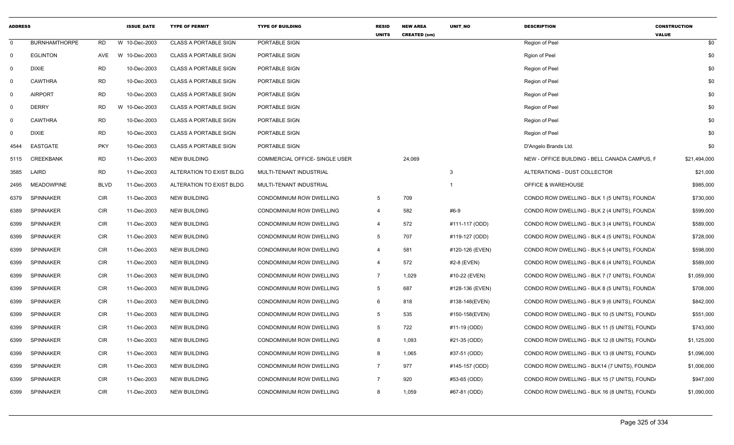| ADDRESS | | | ISSUE_DATE | TYPE OF PERMIT | TYPE OF BUILDING | RESID UNITS | NEW AREA CREATED (sm) | UNIT_NO | DESCRIPTION | CONSTRUCTION VALUE |
|---|---|---|---|---|---|---|---|---|---|---|
| 0 | BURNHAMTHORPE | RD | W 10-Dec-2003 | CLASS A PORTABLE SIGN | PORTABLE SIGN | | | | Region of Peel | $0 |
| 0 | EGLINTON | AVE | W 10-Dec-2003 | CLASS A PORTABLE SIGN | PORTABLE SIGN | | | | Rgion of Peel | $0 |
| 0 | DIXIE | RD | 10-Dec-2003 | CLASS A PORTABLE SIGN | PORTABLE SIGN | | | | Region of Peel | $0 |
| 0 | CAWTHRA | RD | 10-Dec-2003 | CLASS A PORTABLE SIGN | PORTABLE SIGN | | | | Region of Peel | $0 |
| 0 | AIRPORT | RD | 10-Dec-2003 | CLASS A PORTABLE SIGN | PORTABLE SIGN | | | | Region of Peel | $0 |
| 0 | DERRY | RD | W 10-Dec-2003 | CLASS A PORTABLE SIGN | PORTABLE SIGN | | | | Region of Peel | $0 |
| 0 | CAWTHRA | RD | 10-Dec-2003 | CLASS A PORTABLE SIGN | PORTABLE SIGN | | | | Region of Peel | $0 |
| 0 | DIXIE | RD | 10-Dec-2003 | CLASS A PORTABLE SIGN | PORTABLE SIGN | | | | Region of Peel | $0 |
| 4544 | EASTGATE | PKY | 10-Dec-2003 | CLASS A PORTABLE SIGN | PORTABLE SIGN | | | | D'Angelo Brands Ltd. | $0 |
| 5115 | CREEKBANK | RD | 11-Dec-2003 | NEW BUILDING | COMMERCIAL OFFICE- SINGLE USER | | 24,069 | | NEW - OFFICE BUILDING - BELL CANADA CAMPUS, F | $21,494,000 |
| 3585 | LAIRD | RD | 11-Dec-2003 | ALTERATION TO EXIST BLDG | MULTI-TENANT INDUSTRIAL | | | 3 | ALTERATIONS - DUST COLLECTOR | $21,000 |
| 2495 | MEADOWPINE | BLVD | 11-Dec-2003 | ALTERATION TO EXIST BLDG | MULTI-TENANT INDUSTRIAL | | | 1 | OFFICE & WAREHOUSE | $985,000 |
| 6379 | SPINNAKER | CIR | 11-Dec-2003 | NEW BUILDING | CONDOMINIUM ROW DWELLING | 5 | 709 | | CONDO ROW DWELLING - BLK 1 (5 UNITS), FOUNDA | $730,000 |
| 6389 | SPINNAKER | CIR | 11-Dec-2003 | NEW BUILDING | CONDOMINIUM ROW DWELLING | 4 | 582 | #6-9 | CONDO ROW DWELLING - BLK 2 (4 UNITS), FOUNDA | $599,000 |
| 6399 | SPINNAKER | CIR | 11-Dec-2003 | NEW BUILDING | CONDOMINIUM ROW DWELLING | 4 | 572 | #111-117 (ODD) | CONDO ROW DWELLING - BLK 3 (4 UNITS), FOUNDA | $589,000 |
| 6399 | SPINNAKER | CIR | 11-Dec-2003 | NEW BUILDING | CONDOMINIUM ROW DWELLING | 5 | 707 | #119-127 (ODD) | CONDO ROW DWELLING - BLK 4 (5 UNITS), FOUNDA | $728,000 |
| 6399 | SPINNAKER | CIR | 11-Dec-2003 | NEW BUILDING | CONDOMINIUM ROW DWELLING | 4 | 581 | #120-126 (EVEN) | CONDO ROW DWELLING - BLK 5 (4 UNITS), FOUNDA | $598,000 |
| 6399 | SPINNAKER | CIR | 11-Dec-2003 | NEW BUILDING | CONDOMINIUM ROW DWELLING | 4 | 572 | #2-8 (EVEN) | CONDO ROW DWELLING - BLK 6 (4 UNITS), FOUNDA | $589,000 |
| 6399 | SPINNAKER | CIR | 11-Dec-2003 | NEW BUILDING | CONDOMINIUM ROW DWELLING | 7 | 1,029 | #10-22 (EVEN) | CONDO ROW DWELLING - BLK 7 (7 UNITS), FOUNDA | $1,059,000 |
| 6399 | SPINNAKER | CIR | 11-Dec-2003 | NEW BUILDING | CONDOMINIUM ROW DWELLING | 5 | 687 | #128-136 (EVEN) | CONDO ROW DWELLING - BLK 8 (5 UNITS), FOUNDA | $708,000 |
| 6399 | SPINNAKER | CIR | 11-Dec-2003 | NEW BUILDING | CONDOMINIUM ROW DWELLING | 6 | 818 | #138-148(EVEN) | CONDO ROW DWELLING - BLK 9 (6 UNITS), FOUNDA | $842,000 |
| 6399 | SPINNAKER | CIR | 11-Dec-2003 | NEW BUILDING | CONDOMINIUM ROW DWELLING | 5 | 535 | #150-158(EVEN) | CONDO ROW DWELLING - BLK 10 (5 UNITS), FOUND/ | $551,000 |
| 6399 | SPINNAKER | CIR | 11-Dec-2003 | NEW BUILDING | CONDOMINIUM ROW DWELLING | 5 | 722 | #11-19 (ODD) | CONDO ROW DWELLING - BLK 11 (5 UNITS), FOUND/ | $743,000 |
| 6399 | SPINNAKER | CIR | 11-Dec-2003 | NEW BUILDING | CONDOMINIUM ROW DWELLING | 8 | 1,093 | #21-35 (ODD) | CONDO ROW DWELLING - BLK 12 (8 UNITS), FOUND/ | $1,125,000 |
| 6399 | SPINNAKER | CIR | 11-Dec-2003 | NEW BUILDING | CONDOMINIUM ROW DWELLING | 8 | 1,065 | #37-51 (ODD) | CONDO ROW DWELLING - BLK 13 (8 UNITS), FOUND/ | $1,096,000 |
| 6399 | SPINNAKER | CIR | 11-Dec-2003 | NEW BUILDING | CONDOMINIUM ROW DWELLING | 7 | 977 | #145-157 (ODD) | CONDO ROW DWELLING - BLK14 (7 UNITS), FOUNDA | $1,006,000 |
| 6399 | SPINNAKER | CIR | 11-Dec-2003 | NEW BUILDING | CONDOMINIUM ROW DWELLING | 7 | 920 | #53-65 (ODD) | CONDO ROW DWELLING - BLK 15 (7 UNITS), FOUND/ | $947,000 |
| 6399 | SPINNAKER | CIR | 11-Dec-2003 | NEW BUILDING | CONDOMINIUM ROW DWELLING | 8 | 1,059 | #67-81 (ODD) | CONDO ROW DWELLING - BLK 16 (8 UNITS), FOUND/ | $1,090,000 |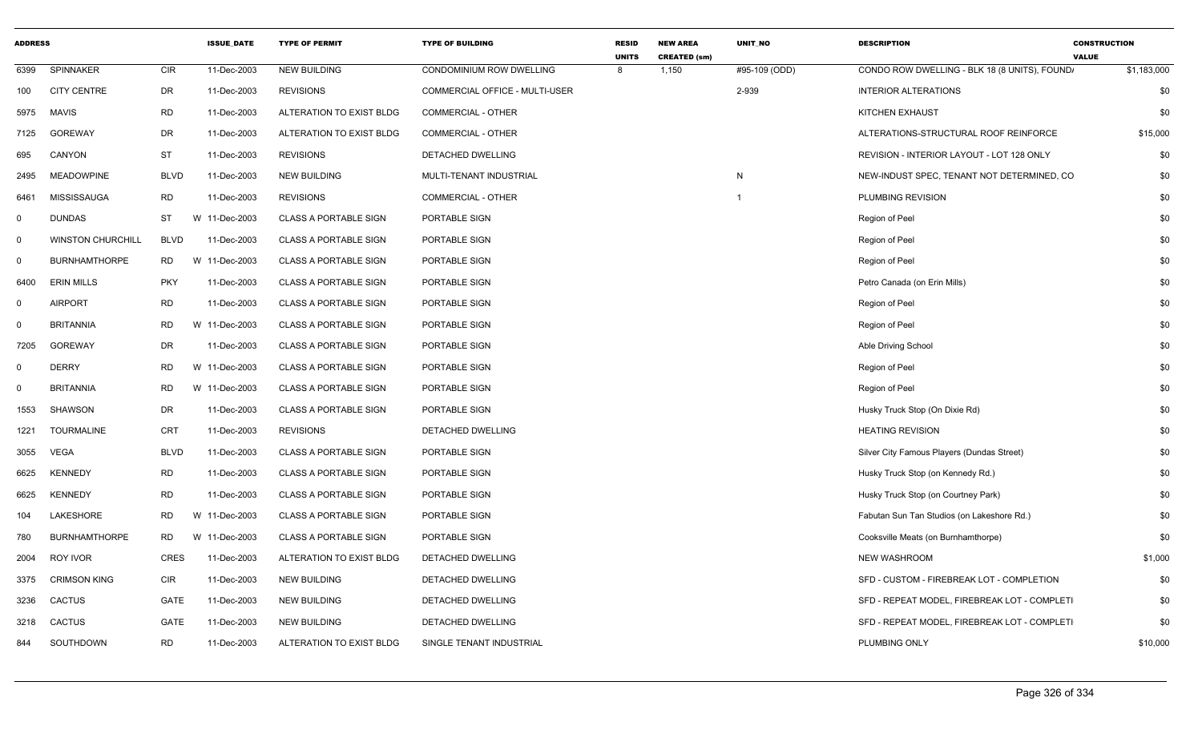| ADDRESS | | | ISSUE_DATE | TYPE OF PERMIT | TYPE OF BUILDING | RESID UNITS | NEW AREA CREATED (sm) | UNIT_NO | DESCRIPTION | CONSTRUCTION VALUE |
|---|---|---|---|---|---|---|---|---|---|---|
| 6399 | SPINNAKER | CIR | 11-Dec-2003 | NEW BUILDING | CONDOMINIUM ROW DWELLING | 8 | 1,150 | #95-109 (ODD) | CONDO ROW DWELLING - BLK 18 (8 UNITS), FOUND/ | $1,183,000 |
| 100 | CITY CENTRE | DR | 11-Dec-2003 | REVISIONS | COMMERCIAL OFFICE - MULTI-USER | | | 2-939 | INTERIOR ALTERATIONS | $0 |
| 5975 | MAVIS | RD | 11-Dec-2003 | ALTERATION TO EXIST BLDG | COMMERCIAL - OTHER | | | | KITCHEN EXHAUST | $0 |
| 7125 | GOREWAY | DR | 11-Dec-2003 | ALTERATION TO EXIST BLDG | COMMERCIAL - OTHER | | | | ALTERATIONS-STRUCTURAL ROOF REINFORCE | $15,000 |
| 695 | CANYON | ST | 11-Dec-2003 | REVISIONS | DETACHED DWELLING | | | | REVISION - INTERIOR LAYOUT - LOT 128 ONLY | $0 |
| 2495 | MEADOWPINE | BLVD | 11-Dec-2003 | NEW BUILDING | MULTI-TENANT INDUSTRIAL | | | N | NEW-INDUST SPEC, TENANT NOT DETERMINED, CO | $0 |
| 6461 | MISSISSAUGA | RD | 11-Dec-2003 | REVISIONS | COMMERCIAL - OTHER | | | 1 | PLUMBING REVISION | $0 |
| 0 | DUNDAS | ST | W 11-Dec-2003 | CLASS A PORTABLE SIGN | PORTABLE SIGN | | | | Region of Peel | $0 |
| 0 | WINSTON CHURCHILL | BLVD | 11-Dec-2003 | CLASS A PORTABLE SIGN | PORTABLE SIGN | | | | Region of Peel | $0 |
| 0 | BURNHAMTHORPE | RD | W 11-Dec-2003 | CLASS A PORTABLE SIGN | PORTABLE SIGN | | | | Region of Peel | $0 |
| 6400 | ERIN MILLS | PKY | 11-Dec-2003 | CLASS A PORTABLE SIGN | PORTABLE SIGN | | | | Petro Canada (on Erin Mills) | $0 |
| 0 | AIRPORT | RD | 11-Dec-2003 | CLASS A PORTABLE SIGN | PORTABLE SIGN | | | | Region of Peel | $0 |
| 0 | BRITANNIA | RD | W 11-Dec-2003 | CLASS A PORTABLE SIGN | PORTABLE SIGN | | | | Region of Peel | $0 |
| 7205 | GOREWAY | DR | 11-Dec-2003 | CLASS A PORTABLE SIGN | PORTABLE SIGN | | | | Able Driving School | $0 |
| 0 | DERRY | RD | W 11-Dec-2003 | CLASS A PORTABLE SIGN | PORTABLE SIGN | | | | Region of Peel | $0 |
| 0 | BRITANNIA | RD | W 11-Dec-2003 | CLASS A PORTABLE SIGN | PORTABLE SIGN | | | | Region of Peel | $0 |
| 1553 | SHAWSON | DR | 11-Dec-2003 | CLASS A PORTABLE SIGN | PORTABLE SIGN | | | | Husky Truck Stop (On Dixie Rd) | $0 |
| 1221 | TOURMALINE | CRT | 11-Dec-2003 | REVISIONS | DETACHED DWELLING | | | | HEATING REVISION | $0 |
| 3055 | VEGA | BLVD | 11-Dec-2003 | CLASS A PORTABLE SIGN | PORTABLE SIGN | | | | Silver City Famous Players (Dundas Street) | $0 |
| 6625 | KENNEDY | RD | 11-Dec-2003 | CLASS A PORTABLE SIGN | PORTABLE SIGN | | | | Husky Truck Stop (on Kennedy Rd.) | $0 |
| 6625 | KENNEDY | RD | 11-Dec-2003 | CLASS A PORTABLE SIGN | PORTABLE SIGN | | | | Husky Truck Stop (on Courtney Park) | $0 |
| 104 | LAKESHORE | RD | W 11-Dec-2003 | CLASS A PORTABLE SIGN | PORTABLE SIGN | | | | Fabutan Sun Tan Studios (on Lakeshore Rd.) | $0 |
| 780 | BURNHAMTHORPE | RD | W 11-Dec-2003 | CLASS A PORTABLE SIGN | PORTABLE SIGN | | | | Cooksville Meats (on Burnhamthorpe) | $0 |
| 2004 | ROY IVOR | CRES | 11-Dec-2003 | ALTERATION TO EXIST BLDG | DETACHED DWELLING | | | | NEW WASHROOM | $1,000 |
| 3375 | CRIMSON KING | CIR | 11-Dec-2003 | NEW BUILDING | DETACHED DWELLING | | | | SFD - CUSTOM - FIREBREAK LOT - COMPLETION | $0 |
| 3236 | CACTUS | GATE | 11-Dec-2003 | NEW BUILDING | DETACHED DWELLING | | | | SFD - REPEAT MODEL, FIREBREAK LOT - COMPLETI | $0 |
| 3218 | CACTUS | GATE | 11-Dec-2003 | NEW BUILDING | DETACHED DWELLING | | | | SFD - REPEAT MODEL, FIREBREAK LOT - COMPLETI | $0 |
| 844 | SOUTHDOWN | RD | 11-Dec-2003 | ALTERATION TO EXIST BLDG | SINGLE TENANT INDUSTRIAL | | | | PLUMBING ONLY | $10,000 |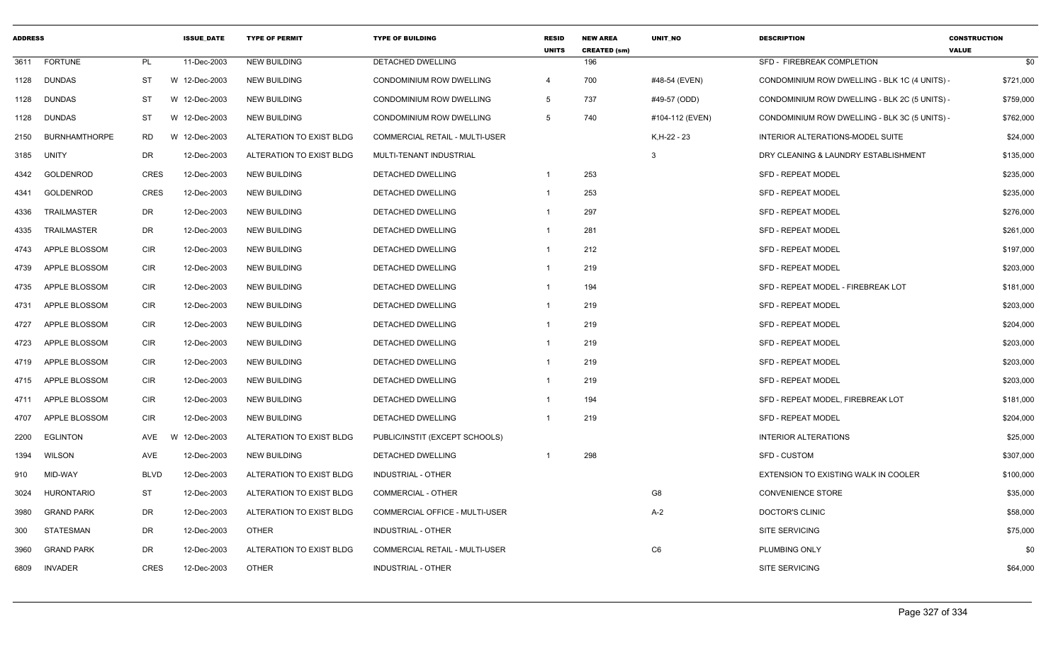| ADDRESS | | | ISSUE_DATE | TYPE OF PERMIT | TYPE OF BUILDING | RESID UNITS | NEW AREA CREATED (sm) | UNIT_NO | DESCRIPTION | CONSTRUCTION VALUE |
|---|---|---|---|---|---|---|---|---|---|---|
| 3611 | FORTUNE | PL | 11-Dec-2003 | NEW BUILDING | DETACHED DWELLING | | 196 | | SFD - FIREBREAK COMPLETION | $0 |
| 1128 | DUNDAS | ST | W 12-Dec-2003 | NEW BUILDING | CONDOMINIUM ROW DWELLING | 4 | 700 | #48-54 (EVEN) | CONDOMINIUM ROW DWELLING - BLK 1C (4 UNITS) - | $721,000 |
| 1128 | DUNDAS | ST | W 12-Dec-2003 | NEW BUILDING | CONDOMINIUM ROW DWELLING | 5 | 737 | #49-57 (ODD) | CONDOMINIUM ROW DWELLING - BLK 2C (5 UNITS) - | $759,000 |
| 1128 | DUNDAS | ST | W 12-Dec-2003 | NEW BUILDING | CONDOMINIUM ROW DWELLING | 5 | 740 | #104-112 (EVEN) | CONDOMINIUM ROW DWELLING - BLK 3C (5 UNITS) - | $762,000 |
| 2150 | BURNHAMTHORPE | RD | W 12-Dec-2003 | ALTERATION TO EXIST BLDG | COMMERCIAL RETAIL - MULTI-USER | | | K,H-22 - 23 | INTERIOR ALTERATIONS-MODEL SUITE | $24,000 |
| 3185 | UNITY | DR | 12-Dec-2003 | ALTERATION TO EXIST BLDG | MULTI-TENANT INDUSTRIAL | | | 3 | DRY CLEANING & LAUNDRY ESTABLISHMENT | $135,000 |
| 4342 | GOLDENROD | CRES | 12-Dec-2003 | NEW BUILDING | DETACHED DWELLING | 1 | 253 | | SFD - REPEAT MODEL | $235,000 |
| 4341 | GOLDENROD | CRES | 12-Dec-2003 | NEW BUILDING | DETACHED DWELLING | 1 | 253 | | SFD - REPEAT MODEL | $235,000 |
| 4336 | TRAILMASTER | DR | 12-Dec-2003 | NEW BUILDING | DETACHED DWELLING | 1 | 297 | | SFD - REPEAT MODEL | $276,000 |
| 4335 | TRAILMASTER | DR | 12-Dec-2003 | NEW BUILDING | DETACHED DWELLING | 1 | 281 | | SFD - REPEAT MODEL | $261,000 |
| 4743 | APPLE BLOSSOM | CIR | 12-Dec-2003 | NEW BUILDING | DETACHED DWELLING | 1 | 212 | | SFD - REPEAT MODEL | $197,000 |
| 4739 | APPLE BLOSSOM | CIR | 12-Dec-2003 | NEW BUILDING | DETACHED DWELLING | 1 | 219 | | SFD - REPEAT MODEL | $203,000 |
| 4735 | APPLE BLOSSOM | CIR | 12-Dec-2003 | NEW BUILDING | DETACHED DWELLING | 1 | 194 | | SFD - REPEAT MODEL - FIREBREAK LOT | $181,000 |
| 4731 | APPLE BLOSSOM | CIR | 12-Dec-2003 | NEW BUILDING | DETACHED DWELLING | 1 | 219 | | SFD - REPEAT MODEL | $203,000 |
| 4727 | APPLE BLOSSOM | CIR | 12-Dec-2003 | NEW BUILDING | DETACHED DWELLING | 1 | 219 | | SFD - REPEAT MODEL | $204,000 |
| 4723 | APPLE BLOSSOM | CIR | 12-Dec-2003 | NEW BUILDING | DETACHED DWELLING | 1 | 219 | | SFD - REPEAT MODEL | $203,000 |
| 4719 | APPLE BLOSSOM | CIR | 12-Dec-2003 | NEW BUILDING | DETACHED DWELLING | 1 | 219 | | SFD - REPEAT MODEL | $203,000 |
| 4715 | APPLE BLOSSOM | CIR | 12-Dec-2003 | NEW BUILDING | DETACHED DWELLING | 1 | 219 | | SFD - REPEAT MODEL | $203,000 |
| 4711 | APPLE BLOSSOM | CIR | 12-Dec-2003 | NEW BUILDING | DETACHED DWELLING | 1 | 194 | | SFD - REPEAT MODEL, FIREBREAK LOT | $181,000 |
| 4707 | APPLE BLOSSOM | CIR | 12-Dec-2003 | NEW BUILDING | DETACHED DWELLING | 1 | 219 | | SFD - REPEAT MODEL | $204,000 |
| 2200 | EGLINTON | AVE | W 12-Dec-2003 | ALTERATION TO EXIST BLDG | PUBLIC/INSTIT (EXCEPT SCHOOLS) | | | | INTERIOR ALTERATIONS | $25,000 |
| 1394 | WILSON | AVE | 12-Dec-2003 | NEW BUILDING | DETACHED DWELLING | 1 | 298 | | SFD - CUSTOM | $307,000 |
| 910 | MID-WAY | BLVD | 12-Dec-2003 | ALTERATION TO EXIST BLDG | INDUSTRIAL - OTHER | | | | EXTENSION TO EXISTING WALK IN COOLER | $100,000 |
| 3024 | HURONTARIO | ST | 12-Dec-2003 | ALTERATION TO EXIST BLDG | COMMERCIAL - OTHER | | | G8 | CONVENIENCE STORE | $35,000 |
| 3980 | GRAND PARK | DR | 12-Dec-2003 | ALTERATION TO EXIST BLDG | COMMERCIAL OFFICE - MULTI-USER | | | A-2 | DOCTOR'S CLINIC | $58,000 |
| 300 | STATESMAN | DR | 12-Dec-2003 | OTHER | INDUSTRIAL - OTHER | | | | SITE SERVICING | $75,000 |
| 3960 | GRAND PARK | DR | 12-Dec-2003 | ALTERATION TO EXIST BLDG | COMMERCIAL RETAIL - MULTI-USER | | | C6 | PLUMBING ONLY | $0 |
| 6809 | INVADER | CRES | 12-Dec-2003 | OTHER | INDUSTRIAL - OTHER | | | | SITE SERVICING | $64,000 |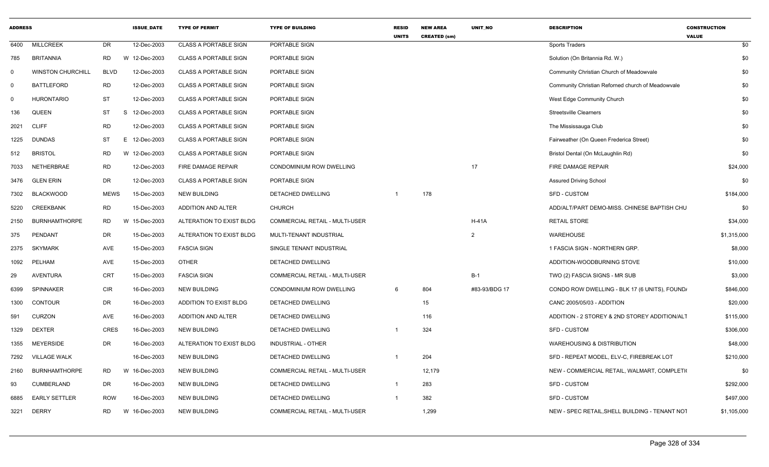| ADDRESS | | | ISSUE_DATE | TYPE OF PERMIT | TYPE OF BUILDING | RESID UNITS | NEW AREA CREATED (sm) | UNIT_NO | DESCRIPTION | CONSTRUCTION VALUE |
|---|---|---|---|---|---|---|---|---|---|---|
| 6400 | MILLCREEK | DR | 12-Dec-2003 | CLASS A PORTABLE SIGN | PORTABLE SIGN | | | | Sports Traders | $0 |
| 785 | BRITANNIA | RD | W 12-Dec-2003 | CLASS A PORTABLE SIGN | PORTABLE SIGN | | | | Solution (On Britannia Rd. W.) | $0 |
| 0 | WINSTON CHURCHILL | BLVD | 12-Dec-2003 | CLASS A PORTABLE SIGN | PORTABLE SIGN | | | | Community Christian Church of Meadowvale | $0 |
| 0 | BATTLEFORD | RD | 12-Dec-2003 | CLASS A PORTABLE SIGN | PORTABLE SIGN | | | | Community Christian Reforned church of Meadowvale | $0 |
| 0 | HURONTARIO | ST | 12-Dec-2003 | CLASS A PORTABLE SIGN | PORTABLE SIGN | | | | West Edge Community Church | $0 |
| 136 | QUEEN | ST | S 12-Dec-2003 | CLASS A PORTABLE SIGN | PORTABLE SIGN | | | | Streetsville Clearners | $0 |
| 2021 | CLIFF | RD | 12-Dec-2003 | CLASS A PORTABLE SIGN | PORTABLE SIGN | | | | The Mississauga Club | $0 |
| 1225 | DUNDAS | ST | E 12-Dec-2003 | CLASS A PORTABLE SIGN | PORTABLE SIGN | | | | Fairweather (On Queen Frederica Street) | $0 |
| 512 | BRISTOL | RD | W 12-Dec-2003 | CLASS A PORTABLE SIGN | PORTABLE SIGN | | | | Bristol Dental (On McLaughlin Rd) | $0 |
| 7033 | NETHERBRAE | RD | 12-Dec-2003 | FIRE DAMAGE REPAIR | CONDOMINIUM ROW DWELLING | | | 17 | FIRE DAMAGE REPAIR | $24,000 |
| 3476 | GLEN ERIN | DR | 12-Dec-2003 | CLASS A PORTABLE SIGN | PORTABLE SIGN | | | | Assured Driving School | $0 |
| 7302 | BLACKWOOD | MEWS | 15-Dec-2003 | NEW BUILDING | DETACHED DWELLING | 1 | 178 | | SFD - CUSTOM | $184,000 |
| 5220 | CREEKBANK | RD | 15-Dec-2003 | ADDITION AND ALTER | CHURCH | | | | ADD/ALT/PART DEMO-MISS. CHINESE BAPTISH CHU | $0 |
| 2150 | BURNHAMTHORPE | RD | W 15-Dec-2003 | ALTERATION TO EXIST BLDG | COMMERCIAL RETAIL - MULTI-USER | | | H-41A | RETAIL STORE | $34,000 |
| 375 | PENDANT | DR | 15-Dec-2003 | ALTERATION TO EXIST BLDG | MULTI-TENANT INDUSTRIAL | | | 2 | WAREHOUSE | $1,315,000 |
| 2375 | SKYMARK | AVE | 15-Dec-2003 | FASCIA SIGN | SINGLE TENANT INDUSTRIAL | | | | 1 FASCIA SIGN - NORTHERN GRP. | $8,000 |
| 1092 | PELHAM | AVE | 15-Dec-2003 | OTHER | DETACHED DWELLING | | | | ADDITION-WOODBURNING STOVE | $10,000 |
| 29 | AVENTURA | CRT | 15-Dec-2003 | FASCIA SIGN | COMMERCIAL RETAIL - MULTI-USER | | | B-1 | TWO (2) FASCIA SIGNS - MR SUB | $3,000 |
| 6399 | SPINNAKER | CIR | 16-Dec-2003 | NEW BUILDING | CONDOMINIUM ROW DWELLING | 6 | 804 | #83-93/BDG 17 | CONDO ROW DWELLING - BLK 17 (6 UNITS), FOUND/ | $846,000 |
| 1300 | CONTOUR | DR | 16-Dec-2003 | ADDITION TO EXIST BLDG | DETACHED DWELLING | | 15 | | CANC 2005/05/03 - ADDITION | $20,000 |
| 591 | CURZON | AVE | 16-Dec-2003 | ADDITION AND ALTER | DETACHED DWELLING | | 116 | | ADDITION - 2 STOREY & 2ND STOREY ADDITION/ALT | $115,000 |
| 1329 | DEXTER | CRES | 16-Dec-2003 | NEW BUILDING | DETACHED DWELLING | 1 | 324 | | SFD - CUSTOM | $306,000 |
| 1355 | MEYERSIDE | DR | 16-Dec-2003 | ALTERATION TO EXIST BLDG | INDUSTRIAL - OTHER | | | | WAREHOUSING & DISTRIBUTION | $48,000 |
| 7292 | VILLAGE WALK | | 16-Dec-2003 | NEW BUILDING | DETACHED DWELLING | 1 | 204 | | SFD - REPEAT MODEL, ELV-C, FIREBREAK LOT | $210,000 |
| 2160 | BURNHAMTHORPE | RD | W 16-Dec-2003 | NEW BUILDING | COMMERCIAL RETAIL - MULTI-USER | | 12,179 | | NEW - COMMERCIAL RETAIL, WALMART, COMPLETI( | $0 |
| 93 | CUMBERLAND | DR | 16-Dec-2003 | NEW BUILDING | DETACHED DWELLING | 1 | 283 | | SFD - CUSTOM | $292,000 |
| 6885 | EARLY SETTLER | ROW | 16-Dec-2003 | NEW BUILDING | DETACHED DWELLING | 1 | 382 | | SFD - CUSTOM | $497,000 |
| 3221 | DERRY | RD | W 16-Dec-2003 | NEW BUILDING | COMMERCIAL RETAIL - MULTI-USER | | 1,299 | | NEW - SPEC RETAIL,SHELL BUILDING - TENANT NOT | $1,105,000 |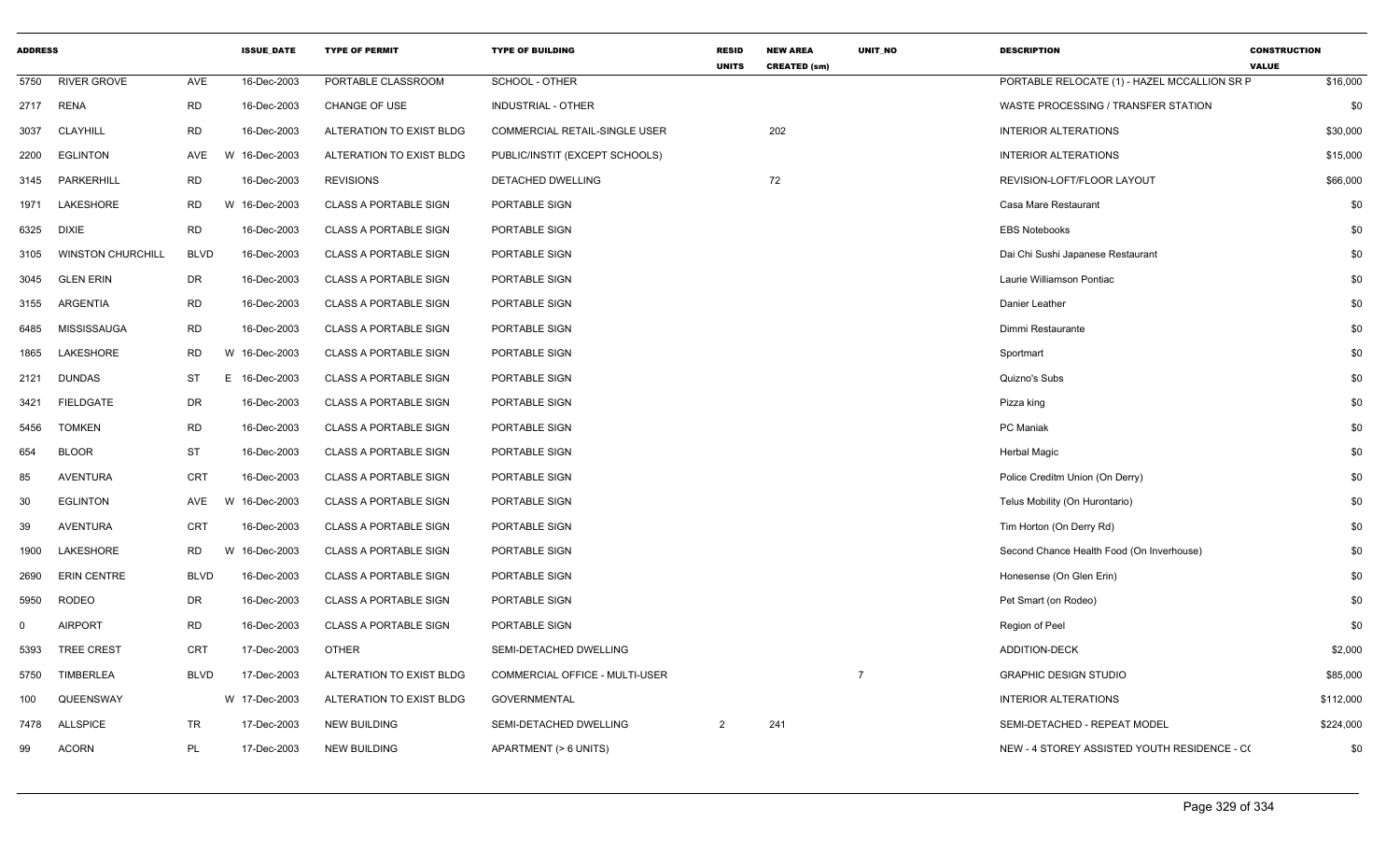| ADDRESS | | | ISSUE_DATE | TYPE OF PERMIT | TYPE OF BUILDING | RESID UNITS | NEW AREA CREATED (sm) | UNIT_NO | DESCRIPTION | CONSTRUCTION VALUE |
|---|---|---|---|---|---|---|---|---|---|---|
| 5750 | RIVER GROVE | AVE | 16-Dec-2003 | PORTABLE CLASSROOM | SCHOOL - OTHER | | | | PORTABLE RELOCATE (1) - HAZEL MCCALLION SR P | $16,000 |
| 2717 | RENA | RD | 16-Dec-2003 | CHANGE OF USE | INDUSTRIAL - OTHER | | | | WASTE PROCESSING / TRANSFER STATION | $0 |
| 3037 | CLAYHILL | RD | 16-Dec-2003 | ALTERATION TO EXIST BLDG | COMMERCIAL RETAIL-SINGLE USER | | 202 | | INTERIOR ALTERATIONS | $30,000 |
| 2200 | EGLINTON | AVE | W 16-Dec-2003 | ALTERATION TO EXIST BLDG | PUBLIC/INSTIT (EXCEPT SCHOOLS) | | | | INTERIOR ALTERATIONS | $15,000 |
| 3145 | PARKERHILL | RD | 16-Dec-2003 | REVISIONS | DETACHED DWELLING | | 72 | | REVISION-LOFT/FLOOR LAYOUT | $66,000 |
| 1971 | LAKESHORE | RD | W 16-Dec-2003 | CLASS A PORTABLE SIGN | PORTABLE SIGN | | | | Casa Mare Restaurant | $0 |
| 6325 | DIXIE | RD | 16-Dec-2003 | CLASS A PORTABLE SIGN | PORTABLE SIGN | | | | EBS Notebooks | $0 |
| 3105 | WINSTON CHURCHILL | BLVD | 16-Dec-2003 | CLASS A PORTABLE SIGN | PORTABLE SIGN | | | | Dai Chi Sushi Japanese Restaurant | $0 |
| 3045 | GLEN ERIN | DR | 16-Dec-2003 | CLASS A PORTABLE SIGN | PORTABLE SIGN | | | | Laurie Williamson Pontiac | $0 |
| 3155 | ARGENTIA | RD | 16-Dec-2003 | CLASS A PORTABLE SIGN | PORTABLE SIGN | | | | Danier Leather | $0 |
| 6485 | MISSISSAUGA | RD | 16-Dec-2003 | CLASS A PORTABLE SIGN | PORTABLE SIGN | | | | Dimmi Restaurante | $0 |
| 1865 | LAKESHORE | RD | W 16-Dec-2003 | CLASS A PORTABLE SIGN | PORTABLE SIGN | | | | Sportmart | $0 |
| 2121 | DUNDAS | ST | E 16-Dec-2003 | CLASS A PORTABLE SIGN | PORTABLE SIGN | | | | Quizno's Subs | $0 |
| 3421 | FIELDGATE | DR | 16-Dec-2003 | CLASS A PORTABLE SIGN | PORTABLE SIGN | | | | Pizza king | $0 |
| 5456 | TOMKEN | RD | 16-Dec-2003 | CLASS A PORTABLE SIGN | PORTABLE SIGN | | | | PC Maniak | $0 |
| 654 | BLOOR | ST | 16-Dec-2003 | CLASS A PORTABLE SIGN | PORTABLE SIGN | | | | Herbal Magic | $0 |
| 85 | AVENTURA | CRT | 16-Dec-2003 | CLASS A PORTABLE SIGN | PORTABLE SIGN | | | | Police Creditm Union (On Derry) | $0 |
| 30 | EGLINTON | AVE | W 16-Dec-2003 | CLASS A PORTABLE SIGN | PORTABLE SIGN | | | | Telus Mobility (On Hurontario) | $0 |
| 39 | AVENTURA | CRT | 16-Dec-2003 | CLASS A PORTABLE SIGN | PORTABLE SIGN | | | | Tim Horton (On Derry Rd) | $0 |
| 1900 | LAKESHORE | RD | W 16-Dec-2003 | CLASS A PORTABLE SIGN | PORTABLE SIGN | | | | Second Chance Health Food (On Inverhouse) | $0 |
| 2690 | ERIN CENTRE | BLVD | 16-Dec-2003 | CLASS A PORTABLE SIGN | PORTABLE SIGN | | | | Honesense (On Glen Erin) | $0 |
| 5950 | RODEO | DR | 16-Dec-2003 | CLASS A PORTABLE SIGN | PORTABLE SIGN | | | | Pet Smart (on Rodeo) | $0 |
| 0 | AIRPORT | RD | 16-Dec-2003 | CLASS A PORTABLE SIGN | PORTABLE SIGN | | | | Region of Peel | $0 |
| 5393 | TREE CREST | CRT | 17-Dec-2003 | OTHER | SEMI-DETACHED DWELLING | | | | ADDITION-DECK | $2,000 |
| 5750 | TIMBERLEA | BLVD | 17-Dec-2003 | ALTERATION TO EXIST BLDG | COMMERCIAL OFFICE - MULTI-USER | | | 7 | GRAPHIC DESIGN STUDIO | $85,000 |
| 100 | QUEENSWAY | | W 17-Dec-2003 | ALTERATION TO EXIST BLDG | GOVERNMENTAL | | | | INTERIOR ALTERATIONS | $112,000 |
| 7478 | ALLSPICE | TR | 17-Dec-2003 | NEW BUILDING | SEMI-DETACHED DWELLING | 2 | 241 | | SEMI-DETACHED - REPEAT MODEL | $224,000 |
| 99 | ACORN | PL | 17-Dec-2003 | NEW BUILDING | APARTMENT (> 6 UNITS) | | | | NEW - 4 STOREY ASSISTED YOUTH RESIDENCE - C( | $0 |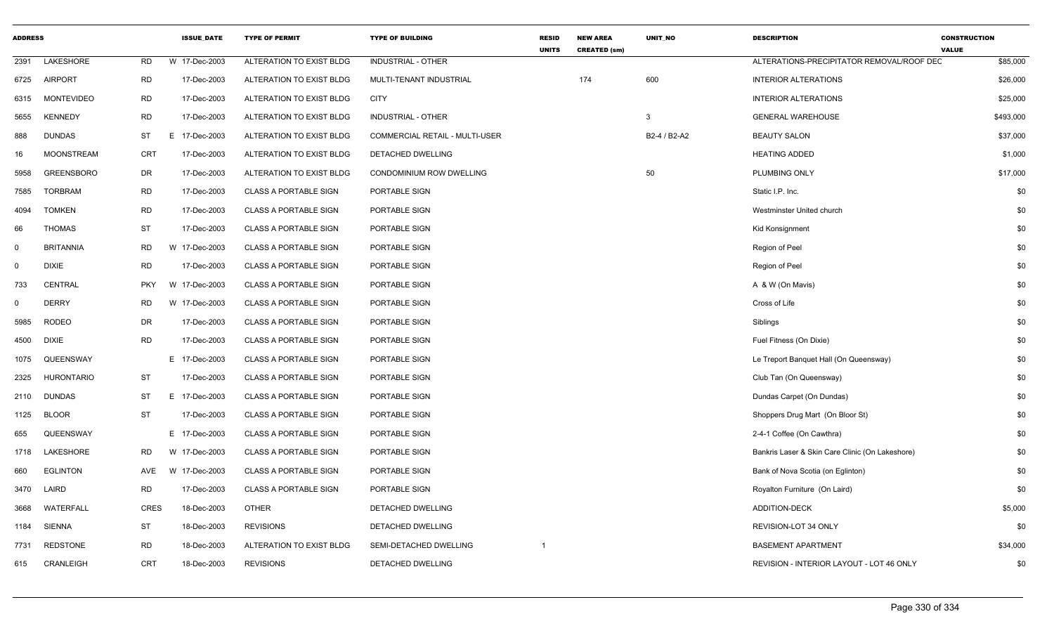| ADDRESS | | | | ISSUE_DATE | TYPE OF PERMIT | TYPE OF BUILDING | RESID UNITS | NEW AREA CREATED (sm) | UNIT_NO | DESCRIPTION | CONSTRUCTION VALUE |
|---|---|---|---|---|---|---|---|---|---|---|---|
| 2391 | LAKESHORE | RD | W | 17-Dec-2003 | ALTERATION TO EXIST BLDG | INDUSTRIAL - OTHER | | | | ALTERATIONS-PRECIPITATOR REMOVAL/ROOF DEC | $85,000 |
| 6725 | AIRPORT | RD | | 17-Dec-2003 | ALTERATION TO EXIST BLDG | MULTI-TENANT INDUSTRIAL | | 174 | 600 | INTERIOR ALTERATIONS | $26,000 |
| 6315 | MONTEVIDEO | RD | | 17-Dec-2003 | ALTERATION TO EXIST BLDG | CITY | | | | INTERIOR ALTERATIONS | $25,000 |
| 5655 | KENNEDY | RD | | 17-Dec-2003 | ALTERATION TO EXIST BLDG | INDUSTRIAL - OTHER | | | 3 | GENERAL WAREHOUSE | $493,000 |
| 888 | DUNDAS | ST | E | 17-Dec-2003 | ALTERATION TO EXIST BLDG | COMMERCIAL RETAIL - MULTI-USER | | | B2-4 / B2-A2 | BEAUTY SALON | $37,000 |
| 16 | MOONSTREAM | CRT | | 17-Dec-2003 | ALTERATION TO EXIST BLDG | DETACHED DWELLING | | | | HEATING ADDED | $1,000 |
| 5958 | GREENSBORO | DR | | 17-Dec-2003 | ALTERATION TO EXIST BLDG | CONDOMINIUM ROW DWELLING | | | 50 | PLUMBING ONLY | $17,000 |
| 7585 | TORBRAM | RD | | 17-Dec-2003 | CLASS A PORTABLE SIGN | PORTABLE SIGN | | | | Static I.P. Inc. | $0 |
| 4094 | TOMKEN | RD | | 17-Dec-2003 | CLASS A PORTABLE SIGN | PORTABLE SIGN | | | | Westminster United church | $0 |
| 66 | THOMAS | ST | | 17-Dec-2003 | CLASS A PORTABLE SIGN | PORTABLE SIGN | | | | Kid Konsignment | $0 |
| 0 | BRITANNIA | RD | W | 17-Dec-2003 | CLASS A PORTABLE SIGN | PORTABLE SIGN | | | | Region of Peel | $0 |
| 0 | DIXIE | RD | | 17-Dec-2003 | CLASS A PORTABLE SIGN | PORTABLE SIGN | | | | Region of Peel | $0 |
| 733 | CENTRAL | PKY | W | 17-Dec-2003 | CLASS A PORTABLE SIGN | PORTABLE SIGN | | | | A & W (On Mavis) | $0 |
| 0 | DERRY | RD | W | 17-Dec-2003 | CLASS A PORTABLE SIGN | PORTABLE SIGN | | | | Cross of Life | $0 |
| 5985 | RODEO | DR | | 17-Dec-2003 | CLASS A PORTABLE SIGN | PORTABLE SIGN | | | | Siblings | $0 |
| 4500 | DIXIE | RD | | 17-Dec-2003 | CLASS A PORTABLE SIGN | PORTABLE SIGN | | | | Fuel Fitness (On Dixie) | $0 |
| 1075 | QUEENSWAY | | E | 17-Dec-2003 | CLASS A PORTABLE SIGN | PORTABLE SIGN | | | | Le Treport Banquet Hall (On Queensway) | $0 |
| 2325 | HURONTARIO | ST | | 17-Dec-2003 | CLASS A PORTABLE SIGN | PORTABLE SIGN | | | | Club Tan (On Queensway) | $0 |
| 2110 | DUNDAS | ST | E | 17-Dec-2003 | CLASS A PORTABLE SIGN | PORTABLE SIGN | | | | Dundas Carpet (On Dundas) | $0 |
| 1125 | BLOOR | ST | | 17-Dec-2003 | CLASS A PORTABLE SIGN | PORTABLE SIGN | | | | Shoppers Drug Mart (On Bloor St) | $0 |
| 655 | QUEENSWAY | | E | 17-Dec-2003 | CLASS A PORTABLE SIGN | PORTABLE SIGN | | | | 2-4-1 Coffee (On Cawthra) | $0 |
| 1718 | LAKESHORE | RD | W | 17-Dec-2003 | CLASS A PORTABLE SIGN | PORTABLE SIGN | | | | Bankris Laser & Skin Care Clinic (On Lakeshore) | $0 |
| 660 | EGLINTON | AVE | W | 17-Dec-2003 | CLASS A PORTABLE SIGN | PORTABLE SIGN | | | | Bank of Nova Scotia (on Eglinton) | $0 |
| 3470 | LAIRD | RD | | 17-Dec-2003 | CLASS A PORTABLE SIGN | PORTABLE SIGN | | | | Royalton Furniture (On Laird) | $0 |
| 3668 | WATERFALL | CRES | | 18-Dec-2003 | OTHER | DETACHED DWELLING | | | | ADDITION-DECK | $5,000 |
| 1184 | SIENNA | ST | | 18-Dec-2003 | REVISIONS | DETACHED DWELLING | | | | REVISION-LOT 34 ONLY | $0 |
| 7731 | REDSTONE | RD | | 18-Dec-2003 | ALTERATION TO EXIST BLDG | SEMI-DETACHED DWELLING | 1 | | | BASEMENT APARTMENT | $34,000 |
| 615 | CRANLEIGH | CRT | | 18-Dec-2003 | REVISIONS | DETACHED DWELLING | | | | REVISION - INTERIOR LAYOUT - LOT 46 ONLY | $0 |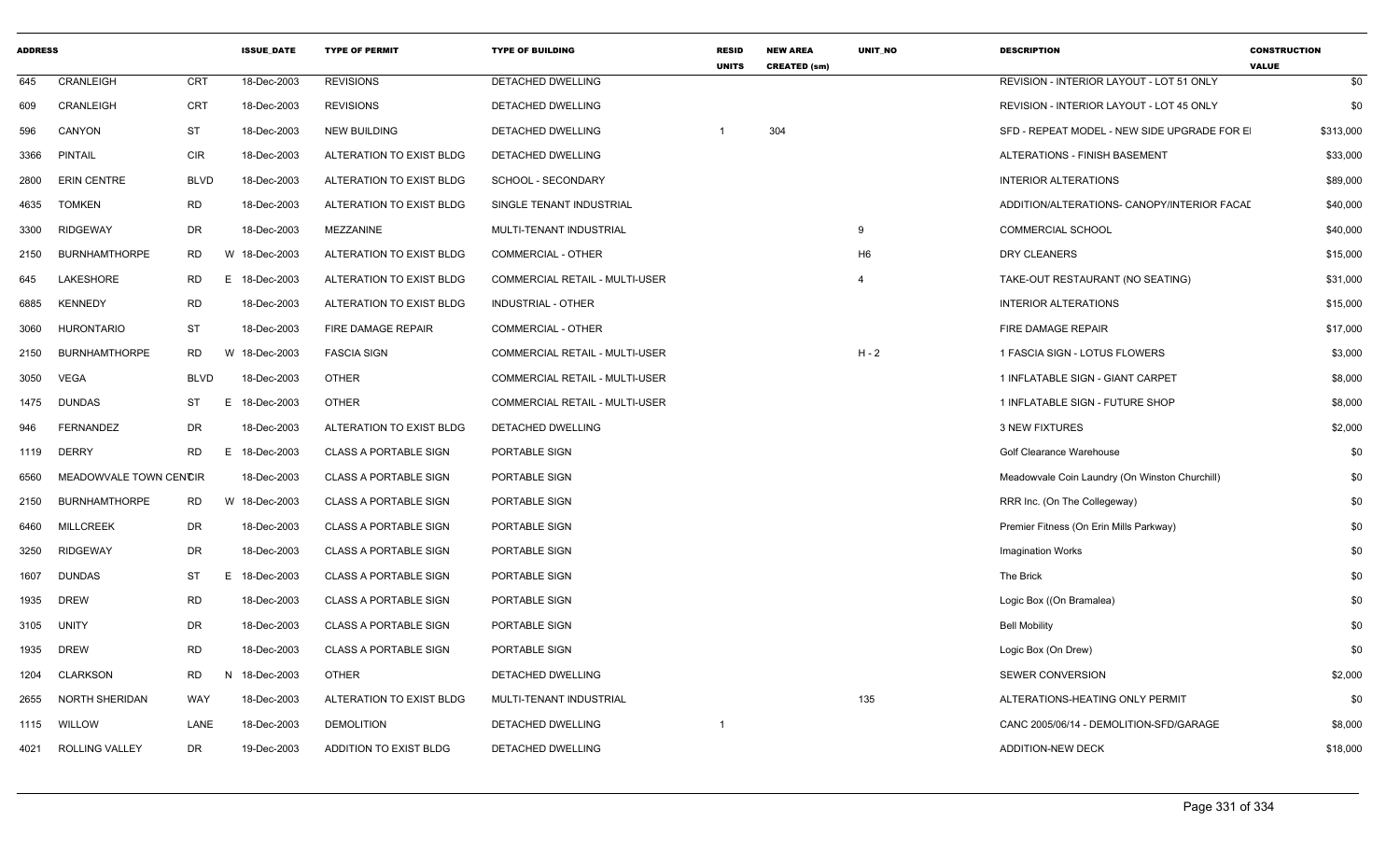| ADDRESS | | | ISSUE_DATE | TYPE OF PERMIT | TYPE OF BUILDING | RESID UNITS | NEW AREA CREATED (sm) | UNIT_NO | DESCRIPTION | CONSTRUCTION VALUE |
|---|---|---|---|---|---|---|---|---|---|---|
| 645 | CRANLEIGH | CRT | 18-Dec-2003 | REVISIONS | DETACHED DWELLING | | | | REVISION - INTERIOR LAYOUT - LOT 51 ONLY | $0 |
| 609 | CRANLEIGH | CRT | 18-Dec-2003 | REVISIONS | DETACHED DWELLING | | | | REVISION - INTERIOR LAYOUT - LOT 45 ONLY | $0 |
| 596 | CANYON | ST | 18-Dec-2003 | NEW BUILDING | DETACHED DWELLING | 1 | 304 | | SFD - REPEAT MODEL - NEW SIDE UPGRADE FOR EI | $313,000 |
| 3366 | PINTAIL | CIR | 18-Dec-2003 | ALTERATION TO EXIST BLDG | DETACHED DWELLING | | | | ALTERATIONS - FINISH BASEMENT | $33,000 |
| 2800 | ERIN CENTRE | BLVD | 18-Dec-2003 | ALTERATION TO EXIST BLDG | SCHOOL - SECONDARY | | | | INTERIOR ALTERATIONS | $89,000 |
| 4635 | TOMKEN | RD | 18-Dec-2003 | ALTERATION TO EXIST BLDG | SINGLE TENANT INDUSTRIAL | | | | ADDITION/ALTERATIONS- CANOPY/INTERIOR FACAL | $40,000 |
| 3300 | RIDGEWAY | DR | 18-Dec-2003 | MEZZANINE | MULTI-TENANT INDUSTRIAL | | | 9 | COMMERCIAL SCHOOL | $40,000 |
| 2150 | BURNHAMTHORPE | RD | W 18-Dec-2003 | ALTERATION TO EXIST BLDG | COMMERCIAL - OTHER | | | H6 | DRY CLEANERS | $15,000 |
| 645 | LAKESHORE | RD | E 18-Dec-2003 | ALTERATION TO EXIST BLDG | COMMERCIAL RETAIL - MULTI-USER | | | 4 | TAKE-OUT RESTAURANT (NO SEATING) | $31,000 |
| 6885 | KENNEDY | RD | 18-Dec-2003 | ALTERATION TO EXIST BLDG | INDUSTRIAL - OTHER | | | | INTERIOR ALTERATIONS | $15,000 |
| 3060 | HURONTARIO | ST | 18-Dec-2003 | FIRE DAMAGE REPAIR | COMMERCIAL - OTHER | | | | FIRE DAMAGE REPAIR | $17,000 |
| 2150 | BURNHAMTHORPE | RD | W 18-Dec-2003 | FASCIA SIGN | COMMERCIAL RETAIL - MULTI-USER | | | H - 2 | 1 FASCIA SIGN - LOTUS FLOWERS | $3,000 |
| 3050 | VEGA | BLVD | 18-Dec-2003 | OTHER | COMMERCIAL RETAIL - MULTI-USER | | | | 1 INFLATABLE SIGN - GIANT CARPET | $8,000 |
| 1475 | DUNDAS | ST | E 18-Dec-2003 | OTHER | COMMERCIAL RETAIL - MULTI-USER | | | | 1 INFLATABLE SIGN - FUTURE SHOP | $8,000 |
| 946 | FERNANDEZ | DR | 18-Dec-2003 | ALTERATION TO EXIST BLDG | DETACHED DWELLING | | | | 3 NEW FIXTURES | $2,000 |
| 1119 | DERRY | RD | E 18-Dec-2003 | CLASS A PORTABLE SIGN | PORTABLE SIGN | | | | Golf Clearance Warehouse | $0 |
| 6560 | MEADOWVALE TOWN CENTRE | CIR | 18-Dec-2003 | CLASS A PORTABLE SIGN | PORTABLE SIGN | | | | Meadowvale Coin Laundry (On Winston Churchill) | $0 |
| 2150 | BURNHAMTHORPE | RD | W 18-Dec-2003 | CLASS A PORTABLE SIGN | PORTABLE SIGN | | | | RRR Inc. (On The Collegeway) | $0 |
| 6460 | MILLCREEK | DR | 18-Dec-2003 | CLASS A PORTABLE SIGN | PORTABLE SIGN | | | | Premier Fitness (On Erin Mills Parkway) | $0 |
| 3250 | RIDGEWAY | DR | 18-Dec-2003 | CLASS A PORTABLE SIGN | PORTABLE SIGN | | | | Imagination Works | $0 |
| 1607 | DUNDAS | ST | E 18-Dec-2003 | CLASS A PORTABLE SIGN | PORTABLE SIGN | | | | The Brick | $0 |
| 1935 | DREW | RD | 18-Dec-2003 | CLASS A PORTABLE SIGN | PORTABLE SIGN | | | | Logic Box ((On Bramalea) | $0 |
| 3105 | UNITY | DR | 18-Dec-2003 | CLASS A PORTABLE SIGN | PORTABLE SIGN | | | | Bell Mobility | $0 |
| 1935 | DREW | RD | 18-Dec-2003 | CLASS A PORTABLE SIGN | PORTABLE SIGN | | | | Logic Box (On Drew) | $0 |
| 1204 | CLARKSON | RD | N 18-Dec-2003 | OTHER | DETACHED DWELLING | | | | SEWER CONVERSION | $2,000 |
| 2655 | NORTH SHERIDAN | WAY | 18-Dec-2003 | ALTERATION TO EXIST BLDG | MULTI-TENANT INDUSTRIAL | | | 135 | ALTERATIONS-HEATING ONLY PERMIT | $0 |
| 1115 | WILLOW | LANE | 18-Dec-2003 | DEMOLITION | DETACHED DWELLING | 1 | | | CANC 2005/06/14 - DEMOLITION-SFD/GARAGE | $8,000 |
| 4021 | ROLLING VALLEY | DR | 19-Dec-2003 | ADDITION TO EXIST BLDG | DETACHED DWELLING | | | | ADDITION-NEW DECK | $18,000 |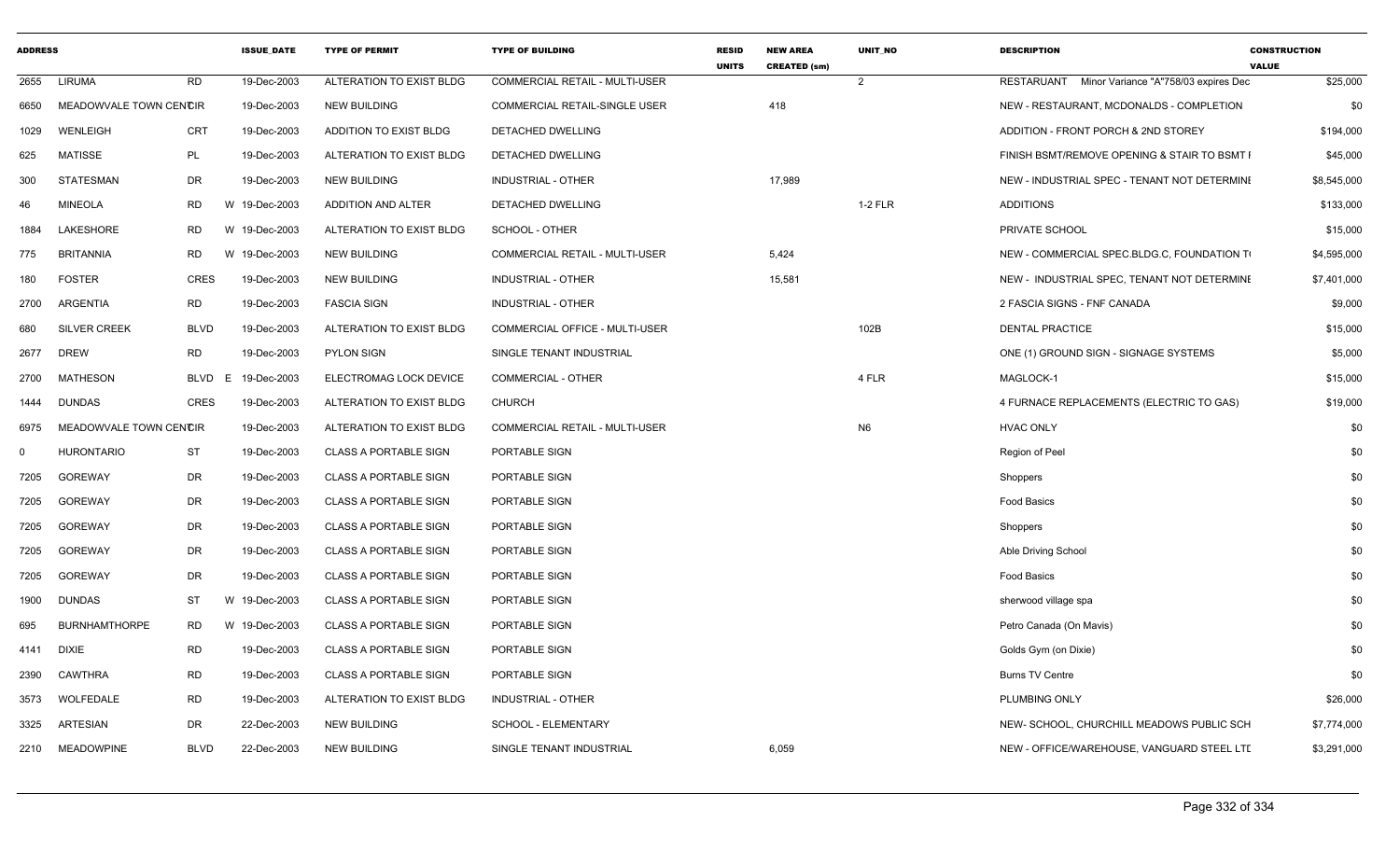| ADDRESS | | | | ISSUE_DATE | TYPE OF PERMIT | TYPE OF BUILDING | RESID UNITS | NEW AREA CREATED (sm) | UNIT_NO | DESCRIPTION | CONSTRUCTION VALUE |
|---|---|---|---|---|---|---|---|---|---|---|---|
| 2655 | LIRUMA | RD | | 19-Dec-2003 | ALTERATION TO EXIST BLDG | COMMERCIAL RETAIL - MULTI-USER | | | 2 | RESTARUANT Minor Variance "A"758/03 expires Dec | $25,000 |
| 6650 | MEADOWVALE TOWN CENTCIR | | | 19-Dec-2003 | NEW BUILDING | COMMERCIAL RETAIL-SINGLE USER | | 418 | | NEW - RESTAURANT, MCDONALDS - COMPLETION | $0 |
| 1029 | WENLEIGH | CRT | | 19-Dec-2003 | ADDITION TO EXIST BLDG | DETACHED DWELLING | | | | ADDITION - FRONT PORCH & 2ND STOREY | $194,000 |
| 625 | MATISSE | PL | | 19-Dec-2003 | ALTERATION TO EXIST BLDG | DETACHED DWELLING | | | | FINISH BSMT/REMOVE OPENING & STAIR TO BSMT I | $45,000 |
| 300 | STATESMAN | DR | | 19-Dec-2003 | NEW BUILDING | INDUSTRIAL - OTHER | | 17,989 | | NEW - INDUSTRIAL SPEC - TENANT NOT DETERMINI | $8,545,000 |
| 46 | MINEOLA | RD | W | 19-Dec-2003 | ADDITION AND ALTER | DETACHED DWELLING | | | 1-2 FLR | ADDITIONS | $133,000 |
| 1884 | LAKESHORE | RD | W | 19-Dec-2003 | ALTERATION TO EXIST BLDG | SCHOOL - OTHER | | | | PRIVATE SCHOOL | $15,000 |
| 775 | BRITANNIA | RD | W | 19-Dec-2003 | NEW BUILDING | COMMERCIAL RETAIL - MULTI-USER | | 5,424 | | NEW - COMMERCIAL SPEC.BLDG.C, FOUNDATION T( | $4,595,000 |
| 180 | FOSTER | CRES | | 19-Dec-2003 | NEW BUILDING | INDUSTRIAL - OTHER | | 15,581 | | NEW - INDUSTRIAL SPEC, TENANT NOT DETERMINE | $7,401,000 |
| 2700 | ARGENTIA | RD | | 19-Dec-2003 | FASCIA SIGN | INDUSTRIAL - OTHER | | | | 2 FASCIA SIGNS - FNF CANADA | $9,000 |
| 680 | SILVER CREEK | BLVD | | 19-Dec-2003 | ALTERATION TO EXIST BLDG | COMMERCIAL OFFICE - MULTI-USER | | | 102B | DENTAL PRACTICE | $15,000 |
| 2677 | DREW | RD | | 19-Dec-2003 | PYLON SIGN | SINGLE TENANT INDUSTRIAL | | | | ONE (1) GROUND SIGN - SIGNAGE SYSTEMS | $5,000 |
| 2700 | MATHESON | BLVD | E | 19-Dec-2003 | ELECTROMAG LOCK DEVICE | COMMERCIAL - OTHER | | | 4 FLR | MAGLOCK-1 | $15,000 |
| 1444 | DUNDAS | CRES | | 19-Dec-2003 | ALTERATION TO EXIST BLDG | CHURCH | | | | 4 FURNACE REPLACEMENTS (ELECTRIC TO GAS) | $19,000 |
| 6975 | MEADOWVALE TOWN CENTCIR | | | 19-Dec-2003 | ALTERATION TO EXIST BLDG | COMMERCIAL RETAIL - MULTI-USER | | | N6 | HVAC ONLY | $0 |
| 0 | HURONTARIO | ST | | 19-Dec-2003 | CLASS A PORTABLE SIGN | PORTABLE SIGN | | | | Region of Peel | $0 |
| 7205 | GOREWAY | DR | | 19-Dec-2003 | CLASS A PORTABLE SIGN | PORTABLE SIGN | | | | Shoppers | $0 |
| 7205 | GOREWAY | DR | | 19-Dec-2003 | CLASS A PORTABLE SIGN | PORTABLE SIGN | | | | Food Basics | $0 |
| 7205 | GOREWAY | DR | | 19-Dec-2003 | CLASS A PORTABLE SIGN | PORTABLE SIGN | | | | Shoppers | $0 |
| 7205 | GOREWAY | DR | | 19-Dec-2003 | CLASS A PORTABLE SIGN | PORTABLE SIGN | | | | Able Driving School | $0 |
| 7205 | GOREWAY | DR | | 19-Dec-2003 | CLASS A PORTABLE SIGN | PORTABLE SIGN | | | | Food Basics | $0 |
| 1900 | DUNDAS | ST | W | 19-Dec-2003 | CLASS A PORTABLE SIGN | PORTABLE SIGN | | | | sherwood village spa | $0 |
| 695 | BURNHAMTHORPE | RD | W | 19-Dec-2003 | CLASS A PORTABLE SIGN | PORTABLE SIGN | | | | Petro Canada (On Mavis) | $0 |
| 4141 | DIXIE | RD | | 19-Dec-2003 | CLASS A PORTABLE SIGN | PORTABLE SIGN | | | | Golds Gym (on Dixie) | $0 |
| 2390 | CAWTHRA | RD | | 19-Dec-2003 | CLASS A PORTABLE SIGN | PORTABLE SIGN | | | | Burns TV Centre | $0 |
| 3573 | WOLFEDALE | RD | | 19-Dec-2003 | ALTERATION TO EXIST BLDG | INDUSTRIAL - OTHER | | | | PLUMBING ONLY | $26,000 |
| 3325 | ARTESIAN | DR | | 22-Dec-2003 | NEW BUILDING | SCHOOL - ELEMENTARY | | | | NEW- SCHOOL, CHURCHILL MEADOWS PUBLIC SCH | $7,774,000 |
| 2210 | MEADOWPINE | BLVD | | 22-Dec-2003 | NEW BUILDING | SINGLE TENANT INDUSTRIAL | | 6,059 | | NEW - OFFICE/WAREHOUSE, VANGUARD STEEL LTI | $3,291,000 |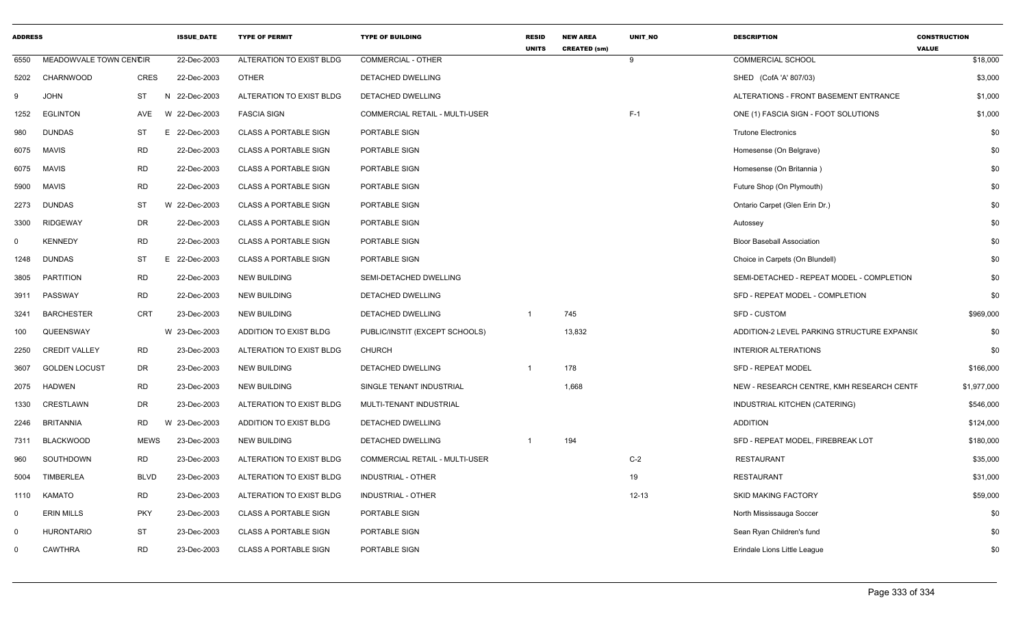| ADDRESS | | | ISSUE_DATE | TYPE OF PERMIT | TYPE OF BUILDING | RESID UNITS | NEW AREA CREATED (sm) | UNIT_NO | DESCRIPTION | CONSTRUCTION VALUE |
|---|---|---|---|---|---|---|---|---|---|---|
| 6550 | MEADOWVALE TOWN CENTCIR | | 22-Dec-2003 | ALTERATION TO EXIST BLDG | COMMERCIAL - OTHER | | | 9 | COMMERCIAL SCHOOL | $18,000 |
| 5202 | CHARNWOOD | CRES | 22-Dec-2003 | OTHER | DETACHED DWELLING | | | | SHED (CofA 'A' 807/03) | $3,000 |
| 9 | JOHN | ST | N 22-Dec-2003 | ALTERATION TO EXIST BLDG | DETACHED DWELLING | | | | ALTERATIONS - FRONT BASEMENT ENTRANCE | $1,000 |
| 1252 | EGLINTON | AVE | W 22-Dec-2003 | FASCIA SIGN | COMMERCIAL RETAIL - MULTI-USER | | | F-1 | ONE (1) FASCIA SIGN - FOOT SOLUTIONS | $1,000 |
| 980 | DUNDAS | ST | E 22-Dec-2003 | CLASS A PORTABLE SIGN | PORTABLE SIGN | | | | Trutone Electronics | $0 |
| 6075 | MAVIS | RD | 22-Dec-2003 | CLASS A PORTABLE SIGN | PORTABLE SIGN | | | | Homesense (On Belgrave) | $0 |
| 6075 | MAVIS | RD | 22-Dec-2003 | CLASS A PORTABLE SIGN | PORTABLE SIGN | | | | Homesense (On Britannia ) | $0 |
| 5900 | MAVIS | RD | 22-Dec-2003 | CLASS A PORTABLE SIGN | PORTABLE SIGN | | | | Future Shop (On Plymouth) | $0 |
| 2273 | DUNDAS | ST | W 22-Dec-2003 | CLASS A PORTABLE SIGN | PORTABLE SIGN | | | | Ontario Carpet (Glen Erin Dr.) | $0 |
| 3300 | RIDGEWAY | DR | 22-Dec-2003 | CLASS A PORTABLE SIGN | PORTABLE SIGN | | | | Autossey | $0 |
| 0 | KENNEDY | RD | 22-Dec-2003 | CLASS A PORTABLE SIGN | PORTABLE SIGN | | | | Bloor Baseball Association | $0 |
| 1248 | DUNDAS | ST | E 22-Dec-2003 | CLASS A PORTABLE SIGN | PORTABLE SIGN | | | | Choice in Carpets (On Blundell) | $0 |
| 3805 | PARTITION | RD | 22-Dec-2003 | NEW BUILDING | SEMI-DETACHED DWELLING | | | | SEMI-DETACHED - REPEAT MODEL - COMPLETION | $0 |
| 3911 | PASSWAY | RD | 22-Dec-2003 | NEW BUILDING | DETACHED DWELLING | | | | SFD - REPEAT MODEL - COMPLETION | $0 |
| 3241 | BARCHESTER | CRT | 23-Dec-2003 | NEW BUILDING | DETACHED DWELLING | 1 | 745 | | SFD - CUSTOM | $969,000 |
| 100 | QUEENSWAY | | W 23-Dec-2003 | ADDITION TO EXIST BLDG | PUBLIC/INSTIT (EXCEPT SCHOOLS) | | 13,832 | | ADDITION-2 LEVEL PARKING STRUCTURE EXPANSI( | $0 |
| 2250 | CREDIT VALLEY | RD | 23-Dec-2003 | ALTERATION TO EXIST BLDG | CHURCH | | | | INTERIOR ALTERATIONS | $0 |
| 3607 | GOLDEN LOCUST | DR | 23-Dec-2003 | NEW BUILDING | DETACHED DWELLING | 1 | 178 | | SFD - REPEAT MODEL | $166,000 |
| 2075 | HADWEN | RD | 23-Dec-2003 | NEW BUILDING | SINGLE TENANT INDUSTRIAL | | 1,668 | | NEW - RESEARCH CENTRE, KMH RESEARCH CENTF | $1,977,000 |
| 1330 | CRESTLAWN | DR | 23-Dec-2003 | ALTERATION TO EXIST BLDG | MULTI-TENANT INDUSTRIAL | | | | INDUSTRIAL KITCHEN (CATERING) | $546,000 |
| 2246 | BRITANNIA | RD | W 23-Dec-2003 | ADDITION TO EXIST BLDG | DETACHED DWELLING | | | | ADDITION | $124,000 |
| 7311 | BLACKWOOD | MEWS | 23-Dec-2003 | NEW BUILDING | DETACHED DWELLING | 1 | 194 | | SFD - REPEAT MODEL, FIREBREAK LOT | $180,000 |
| 960 | SOUTHDOWN | RD | 23-Dec-2003 | ALTERATION TO EXIST BLDG | COMMERCIAL RETAIL - MULTI-USER | | | C-2 | RESTAURANT | $35,000 |
| 5004 | TIMBERLEA | BLVD | 23-Dec-2003 | ALTERATION TO EXIST BLDG | INDUSTRIAL - OTHER | | | 19 | RESTAURANT | $31,000 |
| 1110 | KAMATO | RD | 23-Dec-2003 | ALTERATION TO EXIST BLDG | INDUSTRIAL - OTHER | | | 12-13 | SKID MAKING FACTORY | $59,000 |
| 0 | ERIN MILLS | PKY | 23-Dec-2003 | CLASS A PORTABLE SIGN | PORTABLE SIGN | | | | North Mississauga Soccer | $0 |
| 0 | HURONTARIO | ST | 23-Dec-2003 | CLASS A PORTABLE SIGN | PORTABLE SIGN | | | | Sean Ryan Children's fund | $0 |
| 0 | CAWTHRA | RD | 23-Dec-2003 | CLASS A PORTABLE SIGN | PORTABLE SIGN | | | | Erindale Lions Little League | $0 |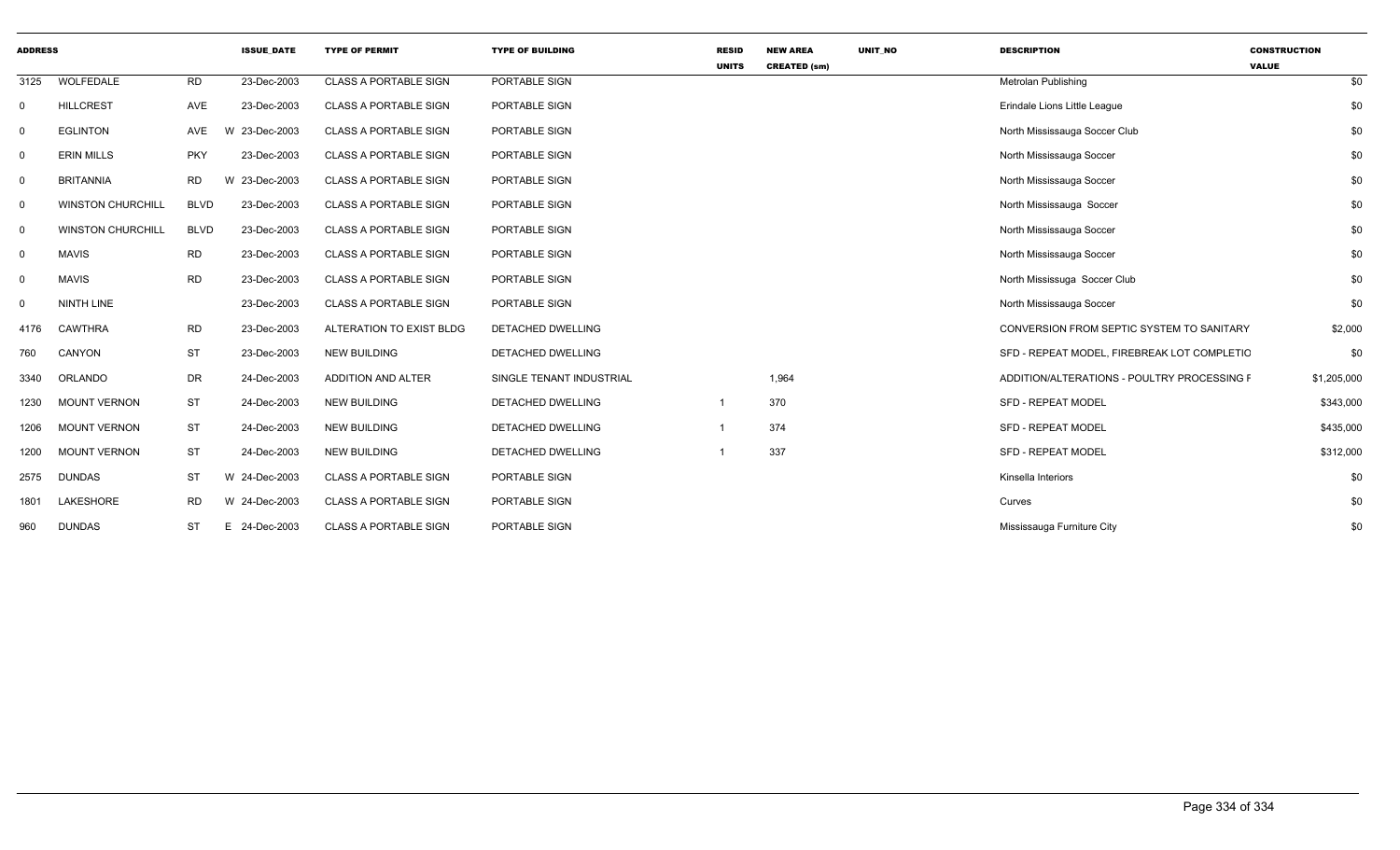| ADDRESS | | | ISSUE_DATE | TYPE OF PERMIT | TYPE OF BUILDING | RESID UNITS | NEW AREA CREATED (sm) | UNIT_NO | DESCRIPTION | CONSTRUCTION VALUE |
|---|---|---|---|---|---|---|---|---|---|---|
| 3125 | WOLFEDALE | RD | 23-Dec-2003 | CLASS A PORTABLE SIGN | PORTABLE SIGN | | | | Metrolan Publishing | $0 |
| 0 | HILLCREST | AVE | 23-Dec-2003 | CLASS A PORTABLE SIGN | PORTABLE SIGN | | | | Erindale Lions Little League | $0 |
| 0 | EGLINTON | AVE W | 23-Dec-2003 | CLASS A PORTABLE SIGN | PORTABLE SIGN | | | | North Mississauga Soccer Club | $0 |
| 0 | ERIN MILLS | PKY | 23-Dec-2003 | CLASS A PORTABLE SIGN | PORTABLE SIGN | | | | North Mississauga Soccer | $0 |
| 0 | BRITANNIA | RD W | 23-Dec-2003 | CLASS A PORTABLE SIGN | PORTABLE SIGN | | | | North Mississauga Soccer | $0 |
| 0 | WINSTON CHURCHILL | BLVD | 23-Dec-2003 | CLASS A PORTABLE SIGN | PORTABLE SIGN | | | | North Mississauga Soccer | $0 |
| 0 | WINSTON CHURCHILL | BLVD | 23-Dec-2003 | CLASS A PORTABLE SIGN | PORTABLE SIGN | | | | North Mississauga Soccer | $0 |
| 0 | MAVIS | RD | 23-Dec-2003 | CLASS A PORTABLE SIGN | PORTABLE SIGN | | | | North Mississauga Soccer | $0 |
| 0 | MAVIS | RD | 23-Dec-2003 | CLASS A PORTABLE SIGN | PORTABLE SIGN | | | | North Mississsuga Soccer Club | $0 |
| 0 | NINTH LINE | | 23-Dec-2003 | CLASS A PORTABLE SIGN | PORTABLE SIGN | | | | North Mississauga Soccer | $0 |
| 4176 | CAWTHRA | RD | 23-Dec-2003 | ALTERATION TO EXIST BLDG | DETACHED DWELLING | | | | CONVERSION FROM SEPTIC SYSTEM TO SANITARY | $2,000 |
| 760 | CANYON | ST | 23-Dec-2003 | NEW BUILDING | DETACHED DWELLING | | | | SFD - REPEAT MODEL, FIREBREAK LOT COMPLETIO | $0 |
| 3340 | ORLANDO | DR | 24-Dec-2003 | ADDITION AND ALTER | SINGLE TENANT INDUSTRIAL | | 1,964 | | ADDITION/ALTERATIONS - POULTRY PROCESSING F | $1,205,000 |
| 1230 | MOUNT VERNON | ST | 24-Dec-2003 | NEW BUILDING | DETACHED DWELLING | 1 | 370 | | SFD - REPEAT MODEL | $343,000 |
| 1206 | MOUNT VERNON | ST | 24-Dec-2003 | NEW BUILDING | DETACHED DWELLING | 1 | 374 | | SFD - REPEAT MODEL | $435,000 |
| 1200 | MOUNT VERNON | ST | 24-Dec-2003 | NEW BUILDING | DETACHED DWELLING | 1 | 337 | | SFD - REPEAT MODEL | $312,000 |
| 2575 | DUNDAS | ST W | 24-Dec-2003 | CLASS A PORTABLE SIGN | PORTABLE SIGN | | | | Kinsella Interiors | $0 |
| 1801 | LAKESHORE | RD W | 24-Dec-2003 | CLASS A PORTABLE SIGN | PORTABLE SIGN | | | | Curves | $0 |
| 960 | DUNDAS | ST E | 24-Dec-2003 | CLASS A PORTABLE SIGN | PORTABLE SIGN | | | | Mississauga Furniture City | $0 |